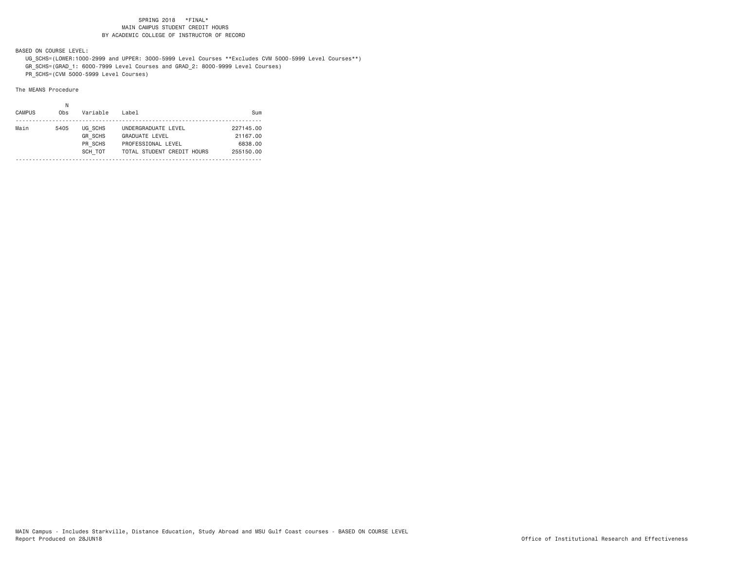SPRING 2018 *FINAL*
MAIN CAMPUS STUDENT CREDIT HOURS
BY ACADEMIC COLLEGE OF INSTRUCTOR OF RECORD

BASED ON COURSE LEVEL:

UG_SCHS=(LOWER:1000-2999 and UPPER: 3000-5999 Level Courses **Excludes CVM 5000-5999 Level Courses**)
GR_SCHS=(GRAD_1: 6000-7999 Level Courses and GRAD_2: 8000-9999 Level Courses)
PR_SCHS=(CVM 5000-5999 Level Courses)

The MEANS Procedure

| CAMPUS | N Obs | Variable | Label | Sum |
|---|---|---|---|---|
| Main | 5405 | UG_SCHS | UNDERGRADUATE LEVEL | 227145.00 |
| | | GR_SCHS | GRADUATE LEVEL | 21167.00 |
| | | PR_SCHS | PROFESSIONAL LEVEL | 6838.00 |
| | | SCH_TOT | TOTAL STUDENT CREDIT HOURS | 255150.00 |

MAIN Campus - Includes Starkville, Distance Education, Study Abroad and MSU Gulf Coast courses - BASED ON COURSE LEVEL
Report Produced on 28JUN18

Office of Institutional Research and Effectiveness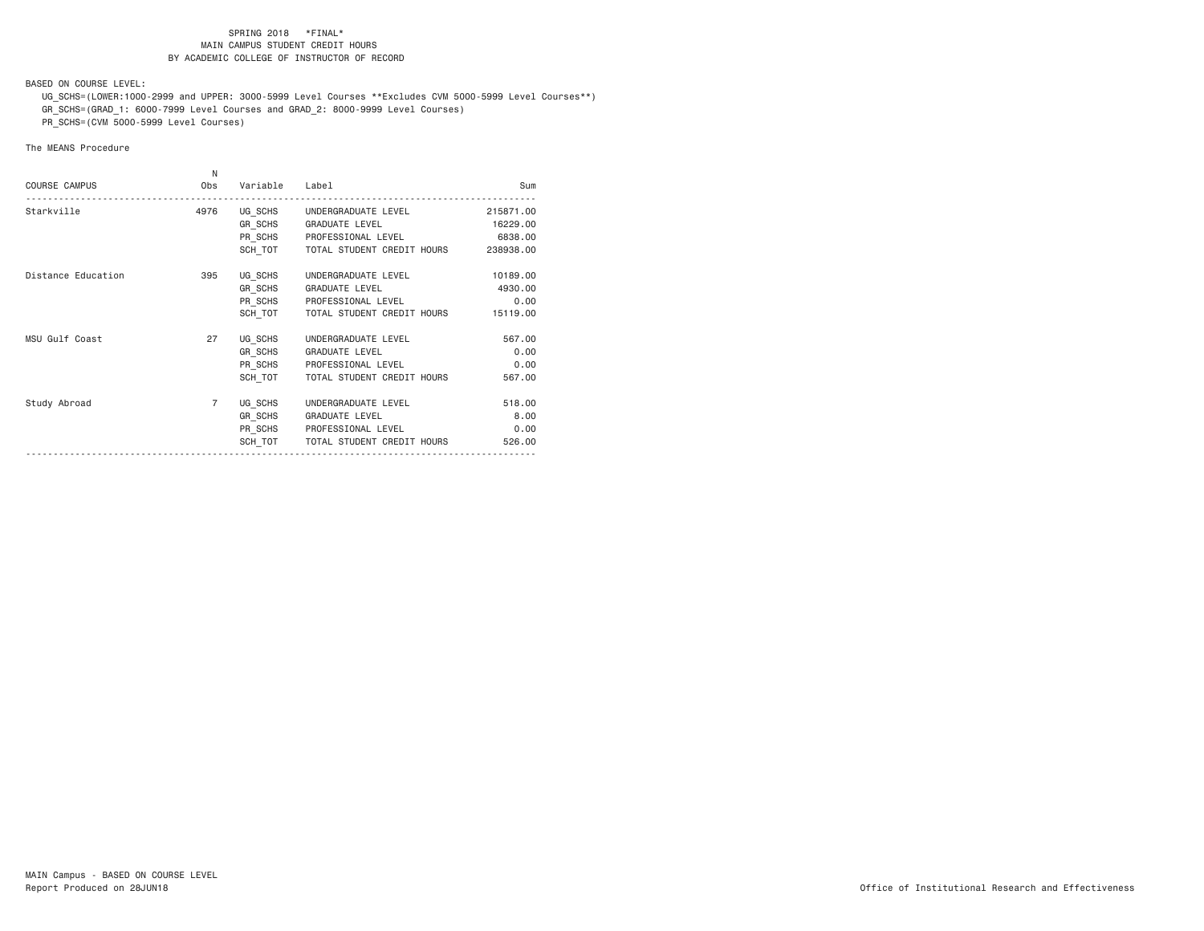SPRING 2018 \*FINAL\*
MAIN CAMPUS STUDENT CREDIT HOURS
BY ACADEMIC COLLEGE OF INSTRUCTOR OF RECORD

BASED ON COURSE LEVEL:

UG_SCHS=(LOWER:1000-2999 and UPPER: 3000-5999 Level Courses **Excludes CVM 5000-5999 Level Courses**)
GR_SCHS=(GRAD_1: 6000-7999 Level Courses and GRAD_2: 8000-9999 Level Courses)
PR_SCHS=(CVM 5000-5999 Level Courses)

The MEANS Procedure

| COURSE CAMPUS | N Obs | Variable | Label | Sum |
|---|---|---|---|---|
| Starkville | 4976 | UG_SCHS | UNDERGRADUATE LEVEL | 215871.00 |
| | | GR_SCHS | GRADUATE LEVEL | 16229.00 |
| | | PR_SCHS | PROFESSIONAL LEVEL | 6838.00 |
| | | SCH_TOT | TOTAL STUDENT CREDIT HOURS | 238938.00 |
| Distance Education | 395 | UG_SCHS | UNDERGRADUATE LEVEL | 10189.00 |
| | | GR_SCHS | GRADUATE LEVEL | 4930.00 |
| | | PR_SCHS | PROFESSIONAL LEVEL | 0.00 |
| | | SCH_TOT | TOTAL STUDENT CREDIT HOURS | 15119.00 |
| MSU Gulf Coast | 27 | UG_SCHS | UNDERGRADUATE LEVEL | 567.00 |
| | | GR_SCHS | GRADUATE LEVEL | 0.00 |
| | | PR_SCHS | PROFESSIONAL LEVEL | 0.00 |
| | | SCH_TOT | TOTAL STUDENT CREDIT HOURS | 567.00 |
| Study Abroad | 7 | UG_SCHS | UNDERGRADUATE LEVEL | 518.00 |
| | | GR_SCHS | GRADUATE LEVEL | 8.00 |
| | | PR_SCHS | PROFESSIONAL LEVEL | 0.00 |
| | | SCH_TOT | TOTAL STUDENT CREDIT HOURS | 526.00 |

MAIN Campus - BASED ON COURSE LEVEL
Report Produced on 28JUN18

Office of Institutional Research and Effectiveness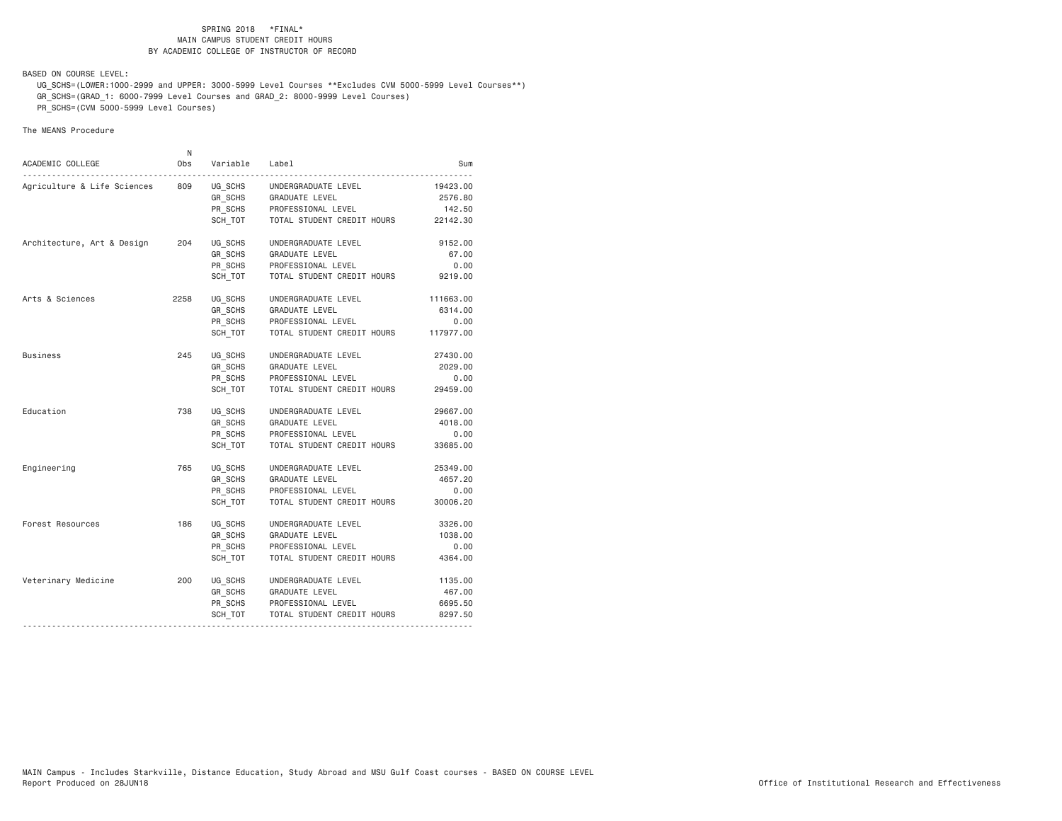SPRING 2018 \*FINAL\*
MAIN CAMPUS STUDENT CREDIT HOURS
BY ACADEMIC COLLEGE OF INSTRUCTOR OF RECORD

BASED ON COURSE LEVEL:

UG_SCHS=(LOWER:1000-2999 and UPPER: 3000-5999 Level Courses **Excludes CVM 5000-5999 Level Courses**)
GR_SCHS=(GRAD_1: 6000-7999 Level Courses and GRAD_2: 8000-9999 Level Courses)
PR_SCHS=(CVM 5000-5999 Level Courses)

The MEANS Procedure

| ACADEMIC COLLEGE | N Obs | Variable | Label | Sum |
|---|---|---|---|---|
| Agriculture & Life Sciences | 809 | UG_SCHS | UNDERGRADUATE LEVEL | 19423.00 |
| | | GR_SCHS | GRADUATE LEVEL | 2576.80 |
| | | PR_SCHS | PROFESSIONAL LEVEL | 142.50 |
| | | SCH_TOT | TOTAL STUDENT CREDIT HOURS | 22142.30 |
| Architecture, Art & Design | 204 | UG_SCHS | UNDERGRADUATE LEVEL | 9152.00 |
| | | GR_SCHS | GRADUATE LEVEL | 67.00 |
| | | PR_SCHS | PROFESSIONAL LEVEL | 0.00 |
| | | SCH_TOT | TOTAL STUDENT CREDIT HOURS | 9219.00 |
| Arts & Sciences | 2258 | UG_SCHS | UNDERGRADUATE LEVEL | 111663.00 |
| | | GR_SCHS | GRADUATE LEVEL | 6314.00 |
| | | PR_SCHS | PROFESSIONAL LEVEL | 0.00 |
| | | SCH_TOT | TOTAL STUDENT CREDIT HOURS | 117977.00 |
| Business | 245 | UG_SCHS | UNDERGRADUATE LEVEL | 27430.00 |
| | | GR_SCHS | GRADUATE LEVEL | 2029.00 |
| | | PR_SCHS | PROFESSIONAL LEVEL | 0.00 |
| | | SCH_TOT | TOTAL STUDENT CREDIT HOURS | 29459.00 |
| Education | 738 | UG_SCHS | UNDERGRADUATE LEVEL | 29667.00 |
| | | GR_SCHS | GRADUATE LEVEL | 4018.00 |
| | | PR_SCHS | PROFESSIONAL LEVEL | 0.00 |
| | | SCH_TOT | TOTAL STUDENT CREDIT HOURS | 33685.00 |
| Engineering | 765 | UG_SCHS | UNDERGRADUATE LEVEL | 25349.00 |
| | | GR_SCHS | GRADUATE LEVEL | 4657.20 |
| | | PR_SCHS | PROFESSIONAL LEVEL | 0.00 |
| | | SCH_TOT | TOTAL STUDENT CREDIT HOURS | 30006.20 |
| Forest Resources | 186 | UG_SCHS | UNDERGRADUATE LEVEL | 3326.00 |
| | | GR_SCHS | GRADUATE LEVEL | 1038.00 |
| | | PR_SCHS | PROFESSIONAL LEVEL | 0.00 |
| | | SCH_TOT | TOTAL STUDENT CREDIT HOURS | 4364.00 |
| Veterinary Medicine | 200 | UG_SCHS | UNDERGRADUATE LEVEL | 1135.00 |
| | | GR_SCHS | GRADUATE LEVEL | 467.00 |
| | | PR_SCHS | PROFESSIONAL LEVEL | 6695.50 |
| | | SCH_TOT | TOTAL STUDENT CREDIT HOURS | 8297.50 |

MAIN Campus - Includes Starkville, Distance Education, Study Abroad and MSU Gulf Coast courses - BASED ON COURSE LEVEL
Report Produced on 28JUN18

Office of Institutional Research and Effectiveness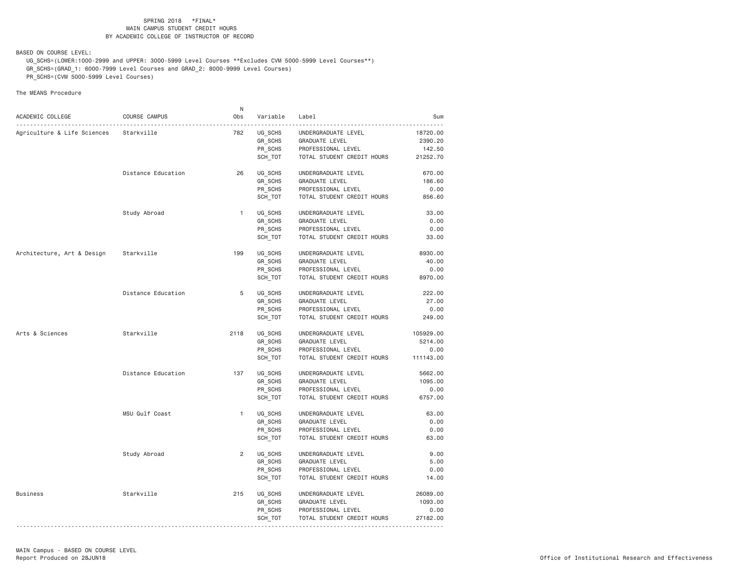SPRING 2018 \*FINAL\*

MAIN CAMPUS STUDENT CREDIT HOURS

BY ACADEMIC COLLEGE OF INSTRUCTOR OF RECORD

BASED ON COURSE LEVEL:

UG_SCHS=(LOWER:1000-2999 and UPPER: 3000-5999 Level Courses **Excludes CVM 5000-5999 Level Courses**)

GR_SCHS=(GRAD_1: 6000-7999 Level Courses and GRAD_2: 8000-9999 Level Courses)

PR_SCHS=(CVM 5000-5999 Level Courses)

The MEANS Procedure

| ACADEMIC COLLEGE | COURSE CAMPUS | N Obs | Variable | Label | Sum |
|---|---|---|---|---|---|
| Agriculture & Life Sciences | Starkville | 782 | UG_SCHS | UNDERGRADUATE LEVEL | 18720.00 |
| | | | GR_SCHS | GRADUATE LEVEL | 2390.20 |
| | | | PR_SCHS | PROFESSIONAL LEVEL | 142.50 |
| | | | SCH_TOT | TOTAL STUDENT CREDIT HOURS | 21252.70 |
| | Distance Education | 26 | UG_SCHS | UNDERGRADUATE LEVEL | 670.00 |
| | | | GR_SCHS | GRADUATE LEVEL | 186.60 |
| | | | PR_SCHS | PROFESSIONAL LEVEL | 0.00 |
| | | | SCH_TOT | TOTAL STUDENT CREDIT HOURS | 856.60 |
| | Study Abroad | 1 | UG_SCHS | UNDERGRADUATE LEVEL | 33.00 |
| | | | GR_SCHS | GRADUATE LEVEL | 0.00 |
| | | | PR_SCHS | PROFESSIONAL LEVEL | 0.00 |
| | | | SCH_TOT | TOTAL STUDENT CREDIT HOURS | 33.00 |
| Architecture, Art & Design | Starkville | 199 | UG_SCHS | UNDERGRADUATE LEVEL | 8930.00 |
| | | | GR_SCHS | GRADUATE LEVEL | 40.00 |
| | | | PR_SCHS | PROFESSIONAL LEVEL | 0.00 |
| | | | SCH_TOT | TOTAL STUDENT CREDIT HOURS | 8970.00 |
| | Distance Education | 5 | UG_SCHS | UNDERGRADUATE LEVEL | 222.00 |
| | | | GR_SCHS | GRADUATE LEVEL | 27.00 |
| | | | PR_SCHS | PROFESSIONAL LEVEL | 0.00 |
| | | | SCH_TOT | TOTAL STUDENT CREDIT HOURS | 249.00 |
| Arts & Sciences | Starkville | 2118 | UG_SCHS | UNDERGRADUATE LEVEL | 105929.00 |
| | | | GR_SCHS | GRADUATE LEVEL | 5214.00 |
| | | | PR_SCHS | PROFESSIONAL LEVEL | 0.00 |
| | | | SCH_TOT | TOTAL STUDENT CREDIT HOURS | 111143.00 |
| | Distance Education | 137 | UG_SCHS | UNDERGRADUATE LEVEL | 5662.00 |
| | | | GR_SCHS | GRADUATE LEVEL | 1095.00 |
| | | | PR_SCHS | PROFESSIONAL LEVEL | 0.00 |
| | | | SCH_TOT | TOTAL STUDENT CREDIT HOURS | 6757.00 |
| | MSU Gulf Coast | 1 | UG_SCHS | UNDERGRADUATE LEVEL | 63.00 |
| | | | GR_SCHS | GRADUATE LEVEL | 0.00 |
| | | | PR_SCHS | PROFESSIONAL LEVEL | 0.00 |
| | | | SCH_TOT | TOTAL STUDENT CREDIT HOURS | 63.00 |
| | Study Abroad | 2 | UG_SCHS | UNDERGRADUATE LEVEL | 9.00 |
| | | | GR_SCHS | GRADUATE LEVEL | 5.00 |
| | | | PR_SCHS | PROFESSIONAL LEVEL | 0.00 |
| | | | SCH_TOT | TOTAL STUDENT CREDIT HOURS | 14.00 |
| Business | Starkville | 215 | UG_SCHS | UNDERGRADUATE LEVEL | 26089.00 |
| | | | GR_SCHS | GRADUATE LEVEL | 1093.00 |
| | | | PR_SCHS | PROFESSIONAL LEVEL | 0.00 |
| | | | SCH_TOT | TOTAL STUDENT CREDIT HOURS | 27182.00 |

MAIN Campus - BASED ON COURSE LEVEL

Report Produced on 28JUN18

Office of Institutional Research and Effectiveness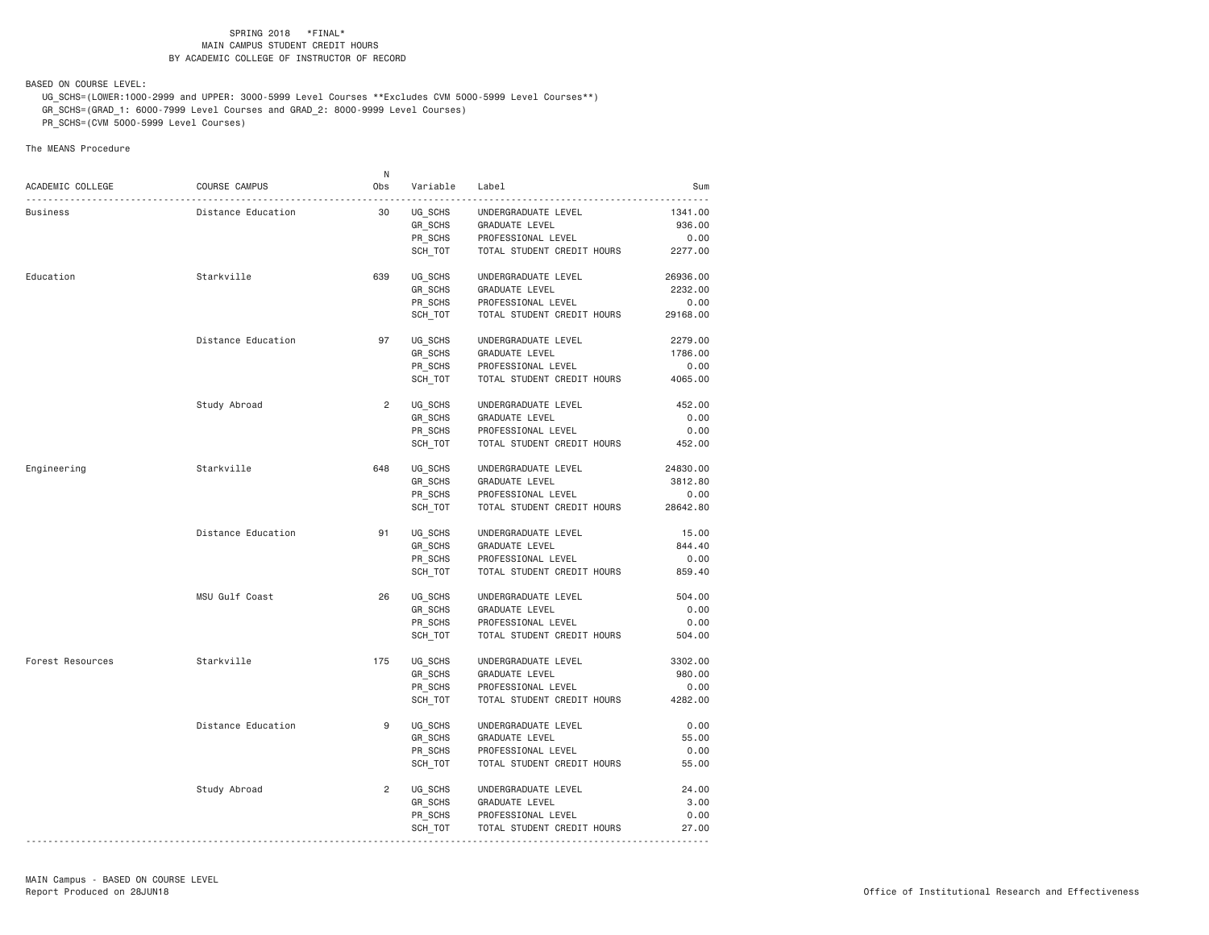SPRING 2018 *FINAL*
MAIN CAMPUS STUDENT CREDIT HOURS
BY ACADEMIC COLLEGE OF INSTRUCTOR OF RECORD

BASED ON COURSE LEVEL:
UG_SCHS=(LOWER:1000-2999 and UPPER: 3000-5999 Level Courses **Excludes CVM 5000-5999 Level Courses**)
GR_SCHS=(GRAD_1: 6000-7999 Level Courses and GRAD_2: 8000-9999 Level Courses)
PR_SCHS=(CVM 5000-5999 Level Courses)

The MEANS Procedure

| ACADEMIC COLLEGE | COURSE CAMPUS | N Obs | Variable | Label | Sum |
|---|---|---|---|---|---|
| Business | Distance Education | 30 | UG_SCHS | UNDERGRADUATE LEVEL | 1341.00 |
| | | | GR_SCHS | GRADUATE LEVEL | 936.00 |
| | | | PR_SCHS | PROFESSIONAL LEVEL | 0.00 |
| | | | SCH_TOT | TOTAL STUDENT CREDIT HOURS | 2277.00 |
| Education | Starkville | 639 | UG_SCHS | UNDERGRADUATE LEVEL | 26936.00 |
| | | | GR_SCHS | GRADUATE LEVEL | 2232.00 |
| | | | PR_SCHS | PROFESSIONAL LEVEL | 0.00 |
| | | | SCH_TOT | TOTAL STUDENT CREDIT HOURS | 29168.00 |
| | Distance Education | 97 | UG_SCHS | UNDERGRADUATE LEVEL | 2279.00 |
| | | | GR_SCHS | GRADUATE LEVEL | 1786.00 |
| | | | PR_SCHS | PROFESSIONAL LEVEL | 0.00 |
| | | | SCH_TOT | TOTAL STUDENT CREDIT HOURS | 4065.00 |
| | Study Abroad | 2 | UG_SCHS | UNDERGRADUATE LEVEL | 452.00 |
| | | | GR_SCHS | GRADUATE LEVEL | 0.00 |
| | | | PR_SCHS | PROFESSIONAL LEVEL | 0.00 |
| | | | SCH_TOT | TOTAL STUDENT CREDIT HOURS | 452.00 |
| Engineering | Starkville | 648 | UG_SCHS | UNDERGRADUATE LEVEL | 24830.00 |
| | | | GR_SCHS | GRADUATE LEVEL | 3812.80 |
| | | | PR_SCHS | PROFESSIONAL LEVEL | 0.00 |
| | | | SCH_TOT | TOTAL STUDENT CREDIT HOURS | 28642.80 |
| | Distance Education | 91 | UG_SCHS | UNDERGRADUATE LEVEL | 15.00 |
| | | | GR_SCHS | GRADUATE LEVEL | 844.40 |
| | | | PR_SCHS | PROFESSIONAL LEVEL | 0.00 |
| | | | SCH_TOT | TOTAL STUDENT CREDIT HOURS | 859.40 |
| | MSU Gulf Coast | 26 | UG_SCHS | UNDERGRADUATE LEVEL | 504.00 |
| | | | GR_SCHS | GRADUATE LEVEL | 0.00 |
| | | | PR_SCHS | PROFESSIONAL LEVEL | 0.00 |
| | | | SCH_TOT | TOTAL STUDENT CREDIT HOURS | 504.00 |
| Forest Resources | Starkville | 175 | UG_SCHS | UNDERGRADUATE LEVEL | 3302.00 |
| | | | GR_SCHS | GRADUATE LEVEL | 980.00 |
| | | | PR_SCHS | PROFESSIONAL LEVEL | 0.00 |
| | | | SCH_TOT | TOTAL STUDENT CREDIT HOURS | 4282.00 |
| | Distance Education | 9 | UG_SCHS | UNDERGRADUATE LEVEL | 0.00 |
| | | | GR_SCHS | GRADUATE LEVEL | 55.00 |
| | | | PR_SCHS | PROFESSIONAL LEVEL | 0.00 |
| | | | SCH_TOT | TOTAL STUDENT CREDIT HOURS | 55.00 |
| | Study Abroad | 2 | UG_SCHS | UNDERGRADUATE LEVEL | 24.00 |
| | | | GR_SCHS | GRADUATE LEVEL | 3.00 |
| | | | PR_SCHS | PROFESSIONAL LEVEL | 0.00 |
| | | | SCH_TOT | TOTAL STUDENT CREDIT HOURS | 27.00 |

MAIN Campus - BASED ON COURSE LEVEL
Report Produced on 28JUN18

Office of Institutional Research and Effectiveness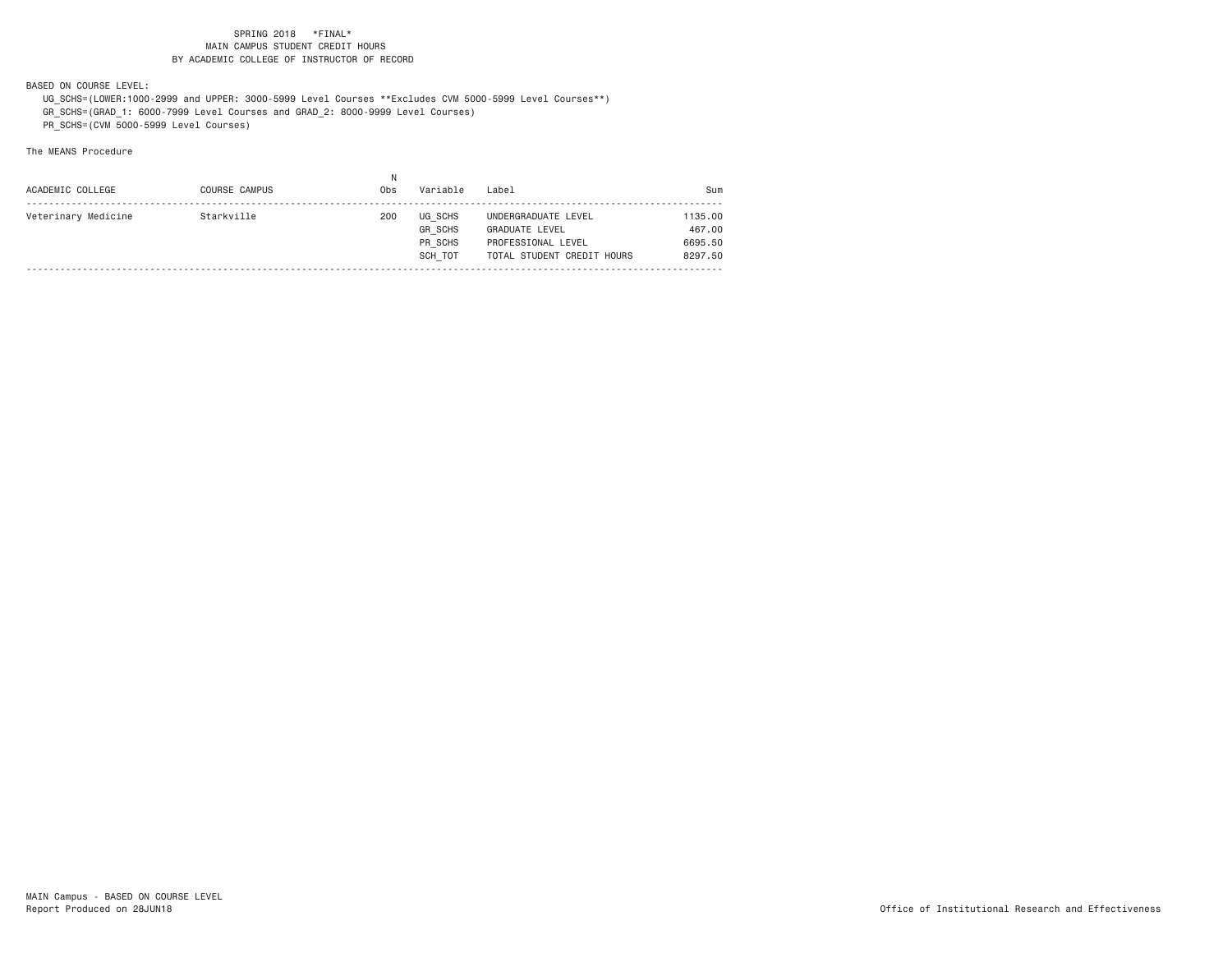SPRING 2018 *FINAL*
MAIN CAMPUS STUDENT CREDIT HOURS
BY ACADEMIC COLLEGE OF INSTRUCTOR OF RECORD

BASED ON COURSE LEVEL:

UG_SCHS=(LOWER:1000-2999 and UPPER: 3000-5999 Level Courses **Excludes CVM 5000-5999 Level Courses**)
GR_SCHS=(GRAD_1: 6000-7999 Level Courses and GRAD_2: 8000-9999 Level Courses)
PR_SCHS=(CVM 5000-5999 Level Courses)

The MEANS Procedure

| ACADEMIC COLLEGE | COURSE CAMPUS | N Obs | Variable | Label | Sum |
|---|---|---|---|---|---|
| Veterinary Medicine | Starkville | 200 | UG_SCHS | UNDERGRADUATE LEVEL | 1135.00 |
| | | | GR_SCHS | GRADUATE LEVEL | 467.00 |
| | | | PR_SCHS | PROFESSIONAL LEVEL | 6695.50 |
| | | | SCH_TOT | TOTAL STUDENT CREDIT HOURS | 8297.50 |

MAIN Campus - BASED ON COURSE LEVEL
Report Produced on 28JUN18

Office of Institutional Research and Effectiveness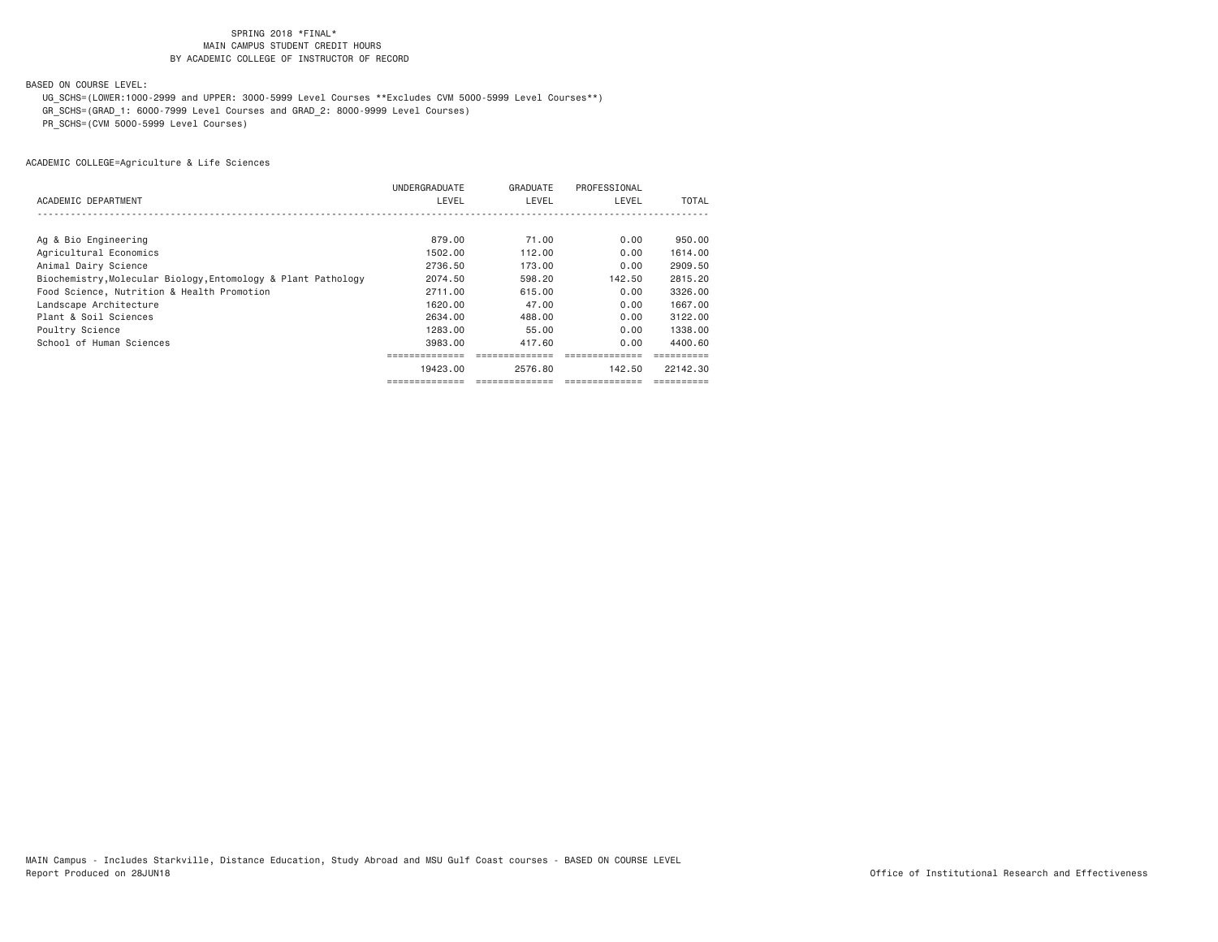SPRING 2018 *FINAL*
MAIN CAMPUS STUDENT CREDIT HOURS
BY ACADEMIC COLLEGE OF INSTRUCTOR OF RECORD

BASED ON COURSE LEVEL:

UG_SCHS=(LOWER:1000-2999 and UPPER: 3000-5999 Level Courses **Excludes CVM 5000-5999 Level Courses**)
GR_SCHS=(GRAD_1: 6000-7999 Level Courses and GRAD_2: 8000-9999 Level Courses)
PR_SCHS=(CVM 5000-5999 Level Courses)

ACADEMIC COLLEGE=Agriculture & Life Sciences

| ACADEMIC DEPARTMENT | UNDERGRADUATE LEVEL | GRADUATE LEVEL | PROFESSIONAL LEVEL | TOTAL |
|---|---|---|---|---|
| Ag & Bio Engineering | 879.00 | 71.00 | 0.00 | 950.00 |
| Agricultural Economics | 1502.00 | 112.00 | 0.00 | 1614.00 |
| Animal Dairy Science | 2736.50 | 173.00 | 0.00 | 2909.50 |
| Biochemistry,Molecular Biology,Entomology & Plant Pathology | 2074.50 | 598.20 | 142.50 | 2815.20 |
| Food Science, Nutrition & Health Promotion | 2711.00 | 615.00 | 0.00 | 3326.00 |
| Landscape Architecture | 1620.00 | 47.00 | 0.00 | 1667.00 |
| Plant & Soil Sciences | 2634.00 | 488.00 | 0.00 | 3122.00 |
| Poultry Science | 1283.00 | 55.00 | 0.00 | 1338.00 |
| School of Human Sciences | 3983.00 | 417.60 | 0.00 | 4400.60 |
| | 19423.00 | 2576.80 | 142.50 | 22142.30 |

MAIN Campus - Includes Starkville, Distance Education, Study Abroad and MSU Gulf Coast courses - BASED ON COURSE LEVEL
Report Produced on 28JUN18

Office of Institutional Research and Effectiveness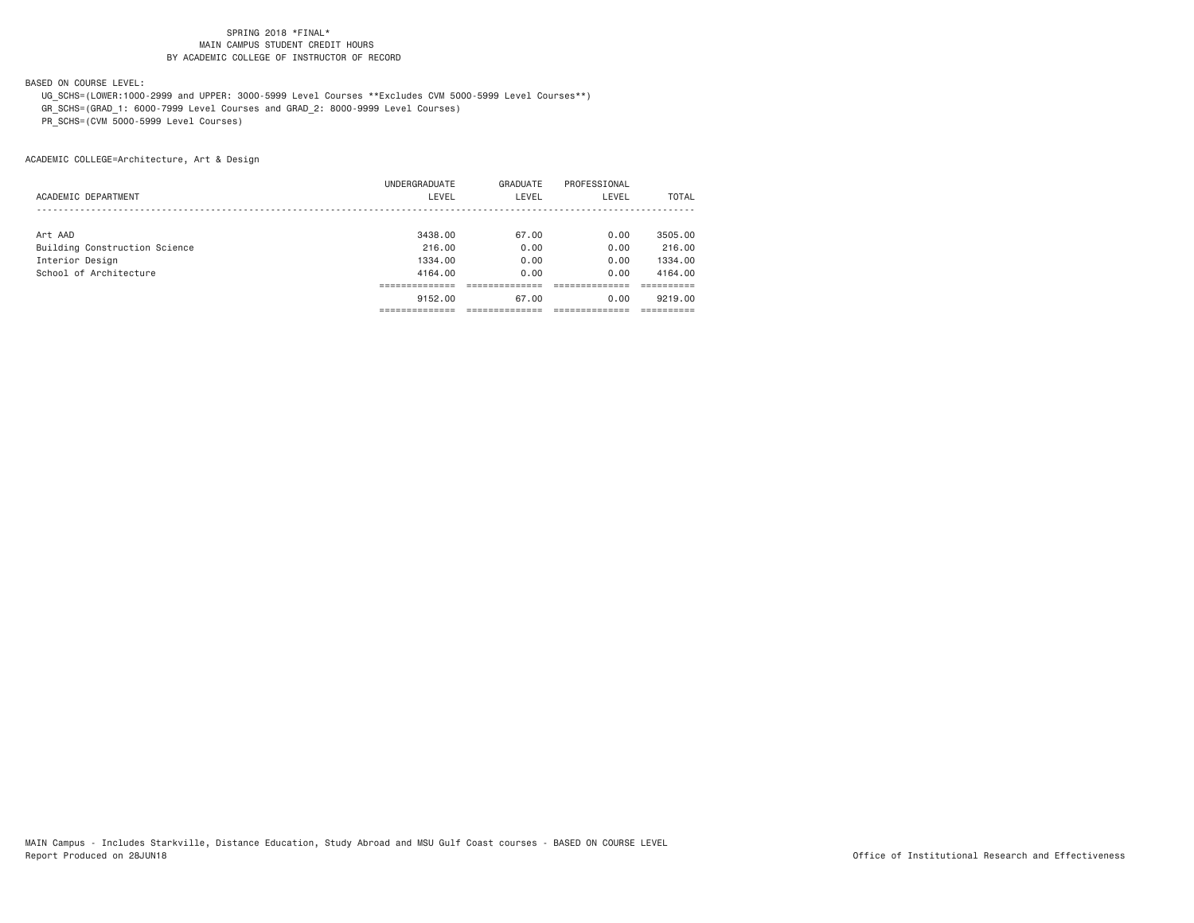SPRING 2018 *FINAL*
MAIN CAMPUS STUDENT CREDIT HOURS
BY ACADEMIC COLLEGE OF INSTRUCTOR OF RECORD

BASED ON COURSE LEVEL:

UG_SCHS=(LOWER:1000-2999 and UPPER: 3000-5999 Level Courses **Excludes CVM 5000-5999 Level Courses**)
GR_SCHS=(GRAD_1: 6000-7999 Level Courses and GRAD_2: 8000-9999 Level Courses)
PR_SCHS=(CVM 5000-5999 Level Courses)

ACADEMIC COLLEGE=Architecture, Art & Design

| ACADEMIC DEPARTMENT | UNDERGRADUATE LEVEL | GRADUATE LEVEL | PROFESSIONAL LEVEL | TOTAL |
|---|---|---|---|---|
| Art AAD | 3438.00 | 67.00 | 0.00 | 3505.00 |
| Building Construction Science | 216.00 | 0.00 | 0.00 | 216.00 |
| Interior Design | 1334.00 | 0.00 | 0.00 | 1334.00 |
| School of Architecture | 4164.00 | 0.00 | 0.00 | 4164.00 |
| | 9152.00 | 67.00 | 0.00 | 9219.00 |

MAIN Campus - Includes Starkville, Distance Education, Study Abroad and MSU Gulf Coast courses - BASED ON COURSE LEVEL
Report Produced on 28JUN18

Office of Institutional Research and Effectiveness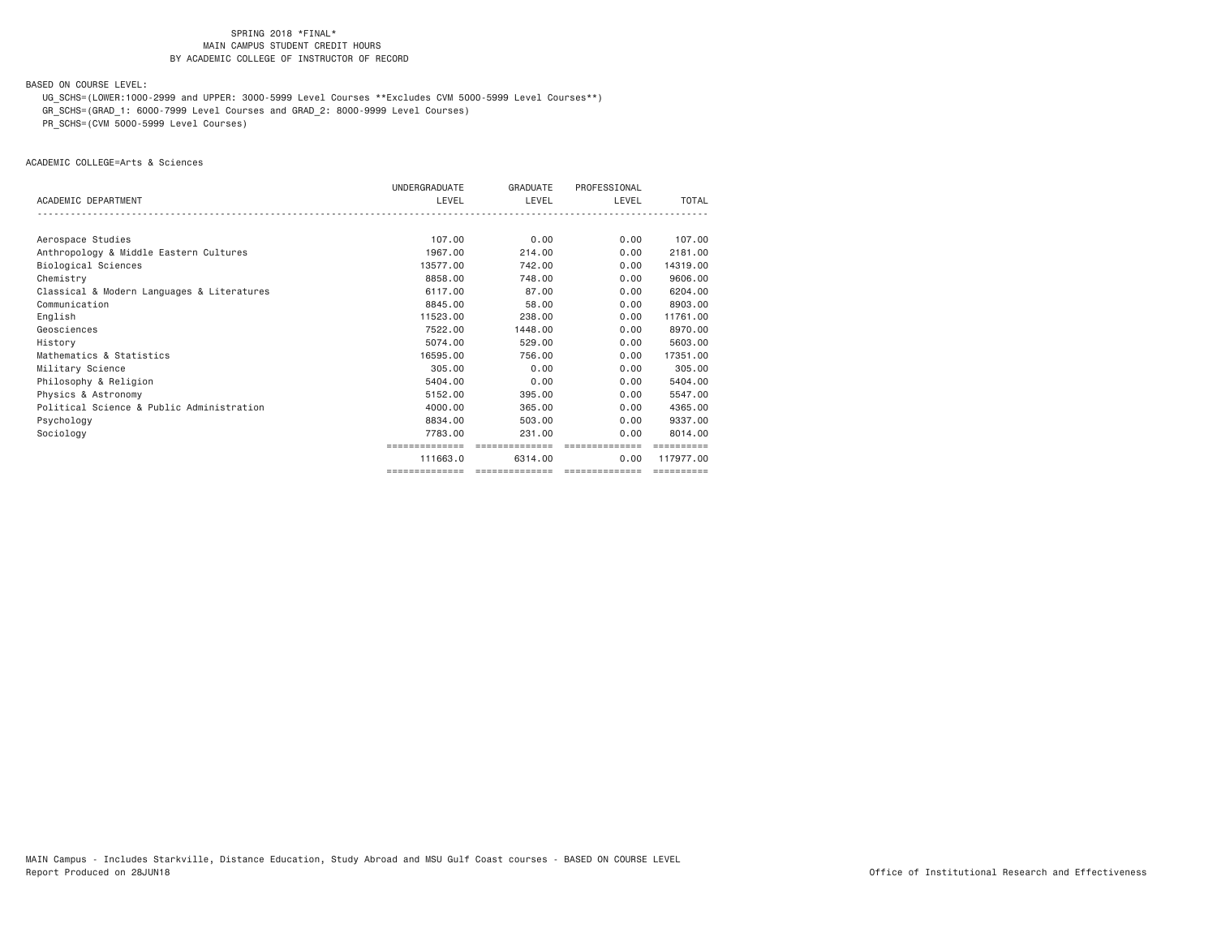SPRING 2018 *FINAL*
MAIN CAMPUS STUDENT CREDIT HOURS
BY ACADEMIC COLLEGE OF INSTRUCTOR OF RECORD

BASED ON COURSE LEVEL:
UG_SCHS=(LOWER:1000-2999 and UPPER: 3000-5999 Level Courses **Excludes CVM 5000-5999 Level Courses**)
GR_SCHS=(GRAD_1: 6000-7999 Level Courses and GRAD_2: 8000-9999 Level Courses)
PR_SCHS=(CVM 5000-5999 Level Courses)

ACADEMIC COLLEGE=Arts & Sciences

| ACADEMIC DEPARTMENT | UNDERGRADUATE LEVEL | GRADUATE LEVEL | PROFESSIONAL LEVEL | TOTAL |
|---|---|---|---|---|
| Aerospace Studies | 107.00 | 0.00 | 0.00 | 107.00 |
| Anthropology & Middle Eastern Cultures | 1967.00 | 214.00 | 0.00 | 2181.00 |
| Biological Sciences | 13577.00 | 742.00 | 0.00 | 14319.00 |
| Chemistry | 8858.00 | 748.00 | 0.00 | 9606.00 |
| Classical & Modern Languages & Literatures | 6117.00 | 87.00 | 0.00 | 6204.00 |
| Communication | 8845.00 | 58.00 | 0.00 | 8903.00 |
| English | 11523.00 | 238.00 | 0.00 | 11761.00 |
| Geosciences | 7522.00 | 1448.00 | 0.00 | 8970.00 |
| History | 5074.00 | 529.00 | 0.00 | 5603.00 |
| Mathematics & Statistics | 16595.00 | 756.00 | 0.00 | 17351.00 |
| Military Science | 305.00 | 0.00 | 0.00 | 305.00 |
| Philosophy & Religion | 5404.00 | 0.00 | 0.00 | 5404.00 |
| Physics & Astronomy | 5152.00 | 395.00 | 0.00 | 5547.00 |
| Political Science & Public Administration | 4000.00 | 365.00 | 0.00 | 4365.00 |
| Psychology | 8834.00 | 503.00 | 0.00 | 9337.00 |
| Sociology | 7783.00 | 231.00 | 0.00 | 8014.00 |
| | 111663.0 | 6314.00 | 0.00 | 117977.00 |

MAIN Campus - Includes Starkville, Distance Education, Study Abroad and MSU Gulf Coast courses - BASED ON COURSE LEVEL
Report Produced on 28JUN18

Office of Institutional Research and Effectiveness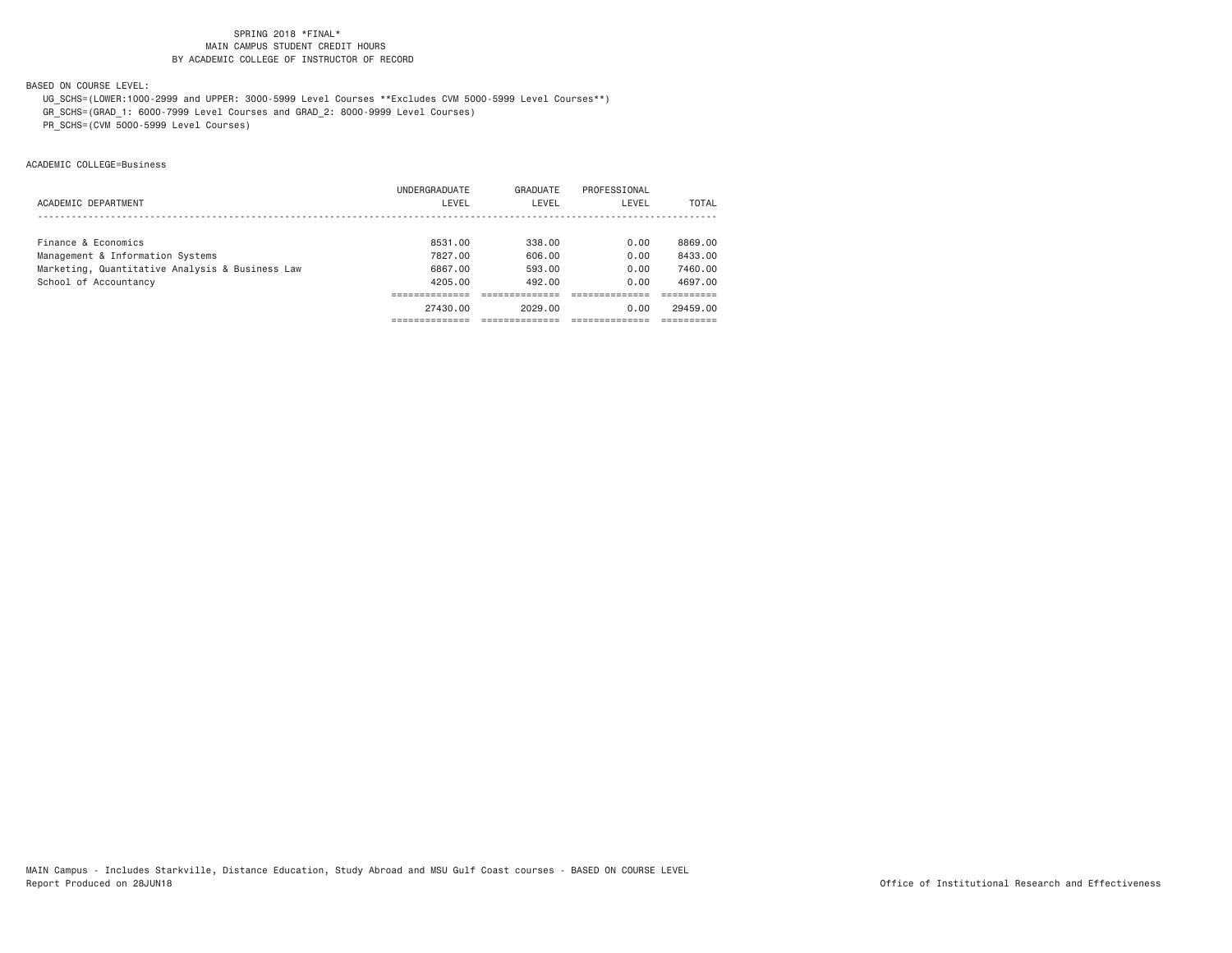SPRING 2018 *FINAL*
MAIN CAMPUS STUDENT CREDIT HOURS
BY ACADEMIC COLLEGE OF INSTRUCTOR OF RECORD

BASED ON COURSE LEVEL:
UG_SCHS=(LOWER:1000-2999 and UPPER: 3000-5999 Level Courses **Excludes CVM 5000-5999 Level Courses**)
GR_SCHS=(GRAD_1: 6000-7999 Level Courses and GRAD_2: 8000-9999 Level Courses)
PR_SCHS=(CVM 5000-5999 Level Courses)

ACADEMIC COLLEGE=Business

| ACADEMIC DEPARTMENT | UNDERGRADUATE LEVEL | GRADUATE LEVEL | PROFESSIONAL LEVEL | TOTAL |
|---|---|---|---|---|
| Finance & Economics | 8531.00 | 338.00 | 0.00 | 8869.00 |
| Management & Information Systems | 7827.00 | 606.00 | 0.00 | 8433.00 |
| Marketing, Quantitative Analysis & Business Law | 6867.00 | 593.00 | 0.00 | 7460.00 |
| School of Accountancy | 4205.00 | 492.00 | 0.00 | 4697.00 |
| | 27430.00 | 2029.00 | 0.00 | 29459.00 |

MAIN Campus - Includes Starkville, Distance Education, Study Abroad and MSU Gulf Coast courses - BASED ON COURSE LEVEL
Report Produced on 28JUN18

Office of Institutional Research and Effectiveness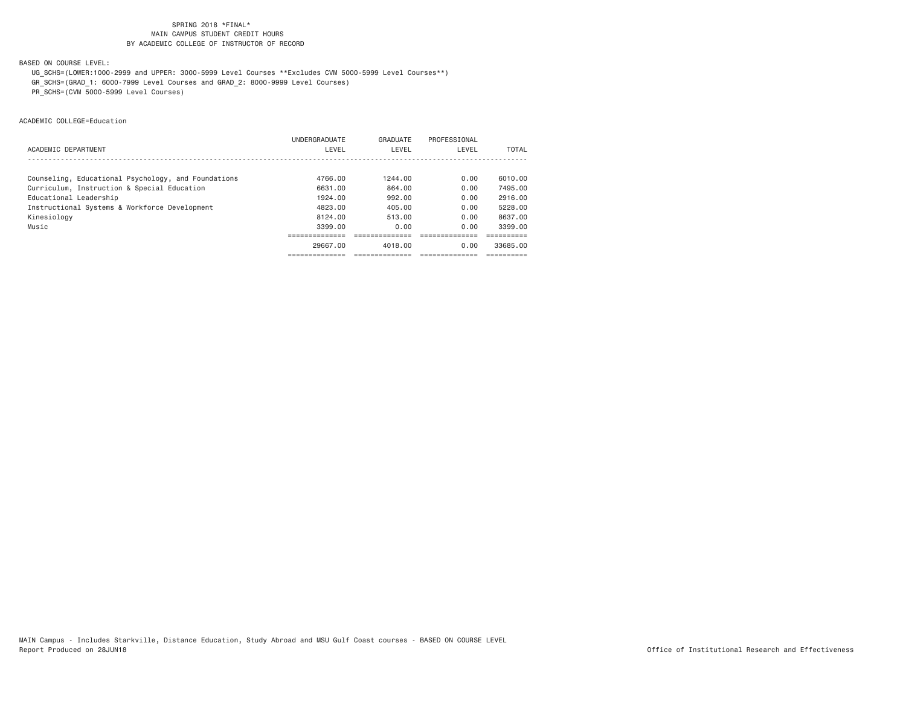SPRING 2018 *FINAL*
MAIN CAMPUS STUDENT CREDIT HOURS
BY ACADEMIC COLLEGE OF INSTRUCTOR OF RECORD

BASED ON COURSE LEVEL:
UG_SCHS=(LOWER:1000-2999 and UPPER: 3000-5999 Level Courses **Excludes CVM 5000-5999 Level Courses**)
GR_SCHS=(GRAD_1: 6000-7999 Level Courses and GRAD_2: 8000-9999 Level Courses)
PR_SCHS=(CVM 5000-5999 Level Courses)

ACADEMIC COLLEGE=Education

| ACADEMIC DEPARTMENT | UNDERGRADUATE LEVEL | GRADUATE LEVEL | PROFESSIONAL LEVEL | TOTAL |
|---|---|---|---|---|
| Counseling, Educational Psychology, and Foundations | 4766.00 | 1244.00 | 0.00 | 6010.00 |
| Curriculum, Instruction & Special Education | 6631.00 | 864.00 | 0.00 | 7495.00 |
| Educational Leadership | 1924.00 | 992.00 | 0.00 | 2916.00 |
| Instructional Systems & Workforce Development | 4823.00 | 405.00 | 0.00 | 5228.00 |
| Kinesiology | 8124.00 | 513.00 | 0.00 | 8637.00 |
| Music | 3399.00 | 0.00 | 0.00 | 3399.00 |
| | 29667.00 | 4018.00 | 0.00 | 33685.00 |

MAIN Campus - Includes Starkville, Distance Education, Study Abroad and MSU Gulf Coast courses - BASED ON COURSE LEVEL
Report Produced on 28JUN18

Office of Institutional Research and Effectiveness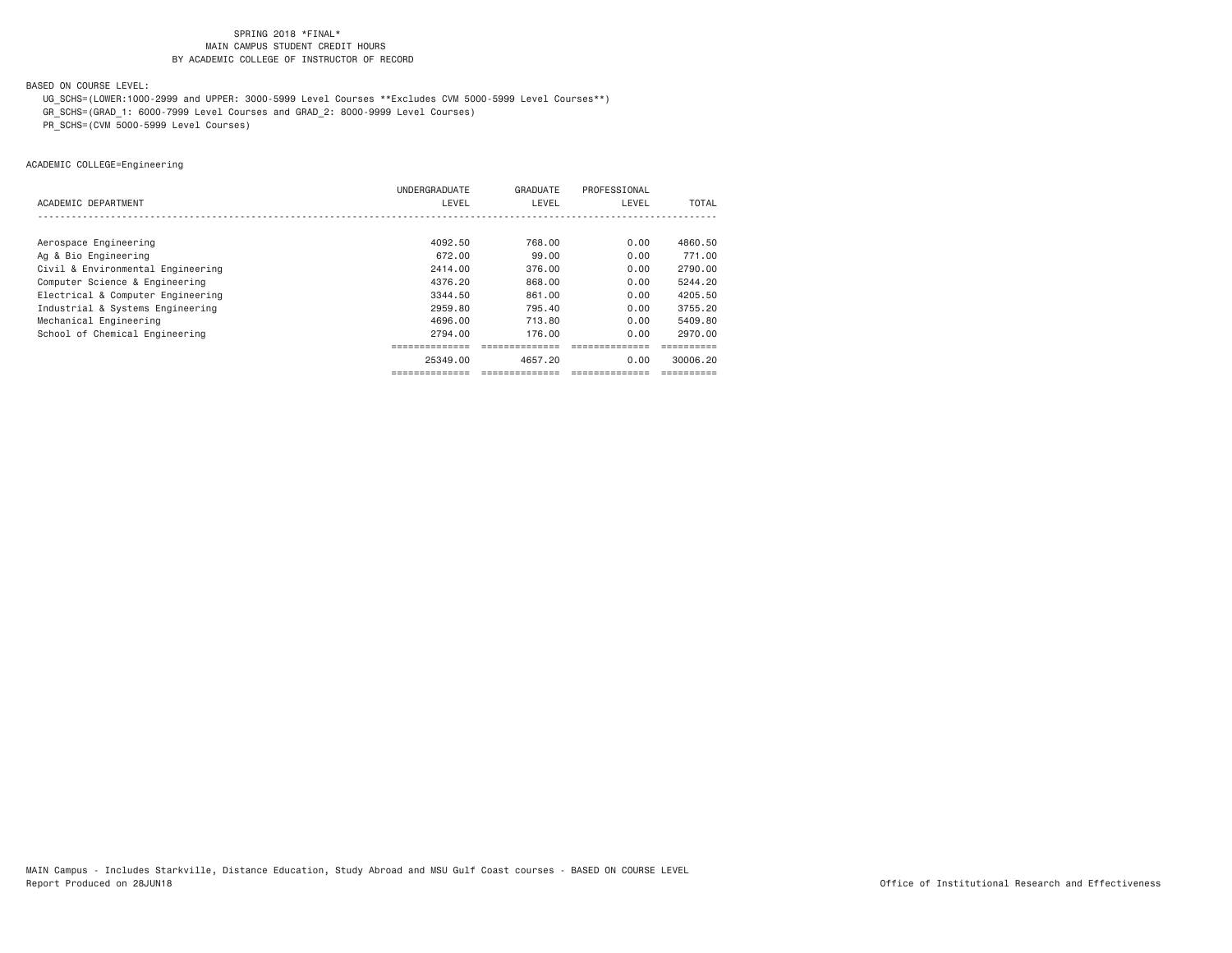SPRING 2018 *FINAL*
MAIN CAMPUS STUDENT CREDIT HOURS
BY ACADEMIC COLLEGE OF INSTRUCTOR OF RECORD

BASED ON COURSE LEVEL:
UG_SCHS=(LOWER:1000-2999 and UPPER: 3000-5999 Level Courses **Excludes CVM 5000-5999 Level Courses**)
GR_SCHS=(GRAD_1: 6000-7999 Level Courses and GRAD_2: 8000-9999 Level Courses)
PR_SCHS=(CVM 5000-5999 Level Courses)

ACADEMIC COLLEGE=Engineering

| ACADEMIC DEPARTMENT | UNDERGRADUATE LEVEL | GRADUATE LEVEL | PROFESSIONAL LEVEL | TOTAL |
|---|---|---|---|---|
| Aerospace Engineering | 4092.50 | 768.00 | 0.00 | 4860.50 |
| Ag & Bio Engineering | 672.00 | 99.00 | 0.00 | 771.00 |
| Civil & Environmental Engineering | 2414.00 | 376.00 | 0.00 | 2790.00 |
| Computer Science & Engineering | 4376.20 | 868.00 | 0.00 | 5244.20 |
| Electrical & Computer Engineering | 3344.50 | 861.00 | 0.00 | 4205.50 |
| Industrial & Systems Engineering | 2959.80 | 795.40 | 0.00 | 3755.20 |
| Mechanical Engineering | 4696.00 | 713.80 | 0.00 | 5409.80 |
| School of Chemical Engineering | 2794.00 | 176.00 | 0.00 | 2970.00 |
| | 25349.00 | 4657.20 | 0.00 | 30006.20 |

MAIN Campus - Includes Starkville, Distance Education, Study Abroad and MSU Gulf Coast courses - BASED ON COURSE LEVEL
Report Produced on 28JUN18

Office of Institutional Research and Effectiveness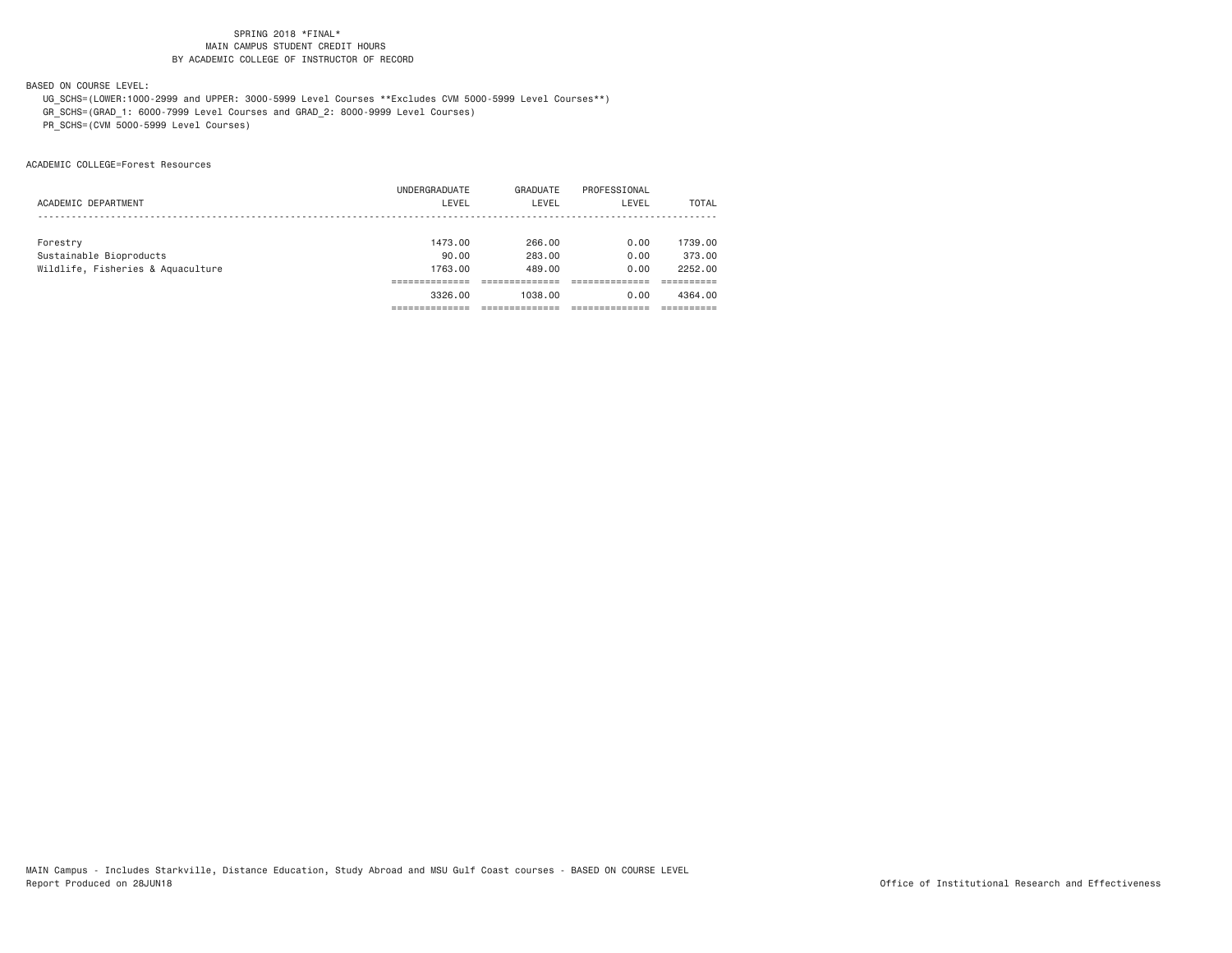SPRING 2018 *FINAL*
MAIN CAMPUS STUDENT CREDIT HOURS
BY ACADEMIC COLLEGE OF INSTRUCTOR OF RECORD

BASED ON COURSE LEVEL:

UG_SCHS=(LOWER:1000-2999 and UPPER: 3000-5999 Level Courses **Excludes CVM 5000-5999 Level Courses**)
GR_SCHS=(GRAD_1: 6000-7999 Level Courses and GRAD_2: 8000-9999 Level Courses)
PR_SCHS=(CVM 5000-5999 Level Courses)

ACADEMIC COLLEGE=Forest Resources

| ACADEMIC DEPARTMENT | UNDERGRADUATE LEVEL | GRADUATE LEVEL | PROFESSIONAL LEVEL | TOTAL |
|---|---|---|---|---|
| Forestry | 1473.00 | 266.00 | 0.00 | 1739.00 |
| Sustainable Bioproducts | 90.00 | 283.00 | 0.00 | 373.00 |
| Wildlife, Fisheries & Aquaculture | 1763.00 | 489.00 | 0.00 | 2252.00 |
| | 3326.00 | 1038.00 | 0.00 | 4364.00 |

MAIN Campus - Includes Starkville, Distance Education, Study Abroad and MSU Gulf Coast courses - BASED ON COURSE LEVEL
Report Produced on 28JUN18

Office of Institutional Research and Effectiveness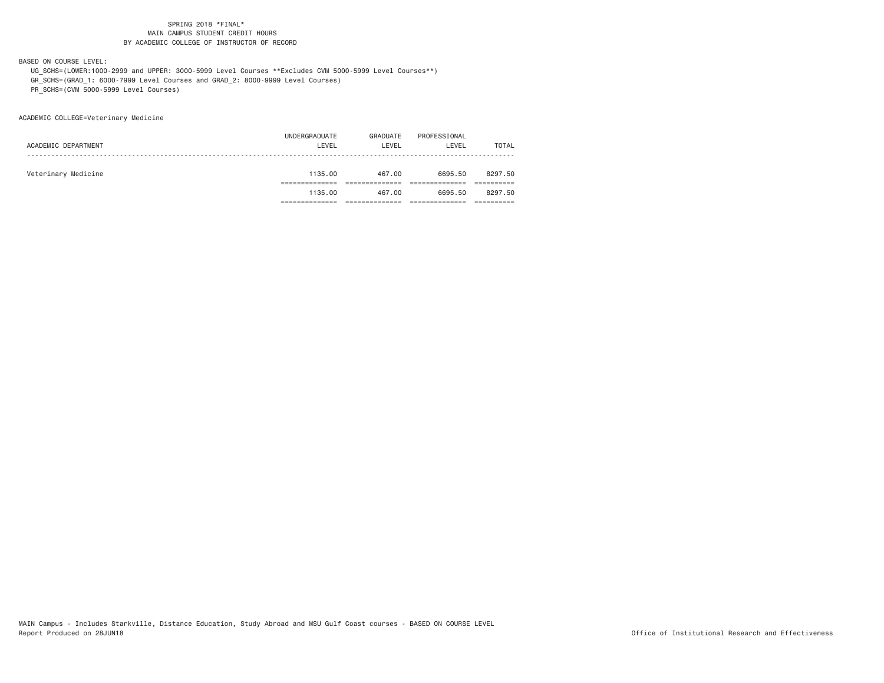SPRING 2018 *FINAL*
MAIN CAMPUS STUDENT CREDIT HOURS
BY ACADEMIC COLLEGE OF INSTRUCTOR OF RECORD

BASED ON COURSE LEVEL:

UG_SCHS=(LOWER:1000-2999 and UPPER: 3000-5999 Level Courses **Excludes CVM 5000-5999 Level Courses**)
GR_SCHS=(GRAD_1: 6000-7999 Level Courses and GRAD_2: 8000-9999 Level Courses)
PR_SCHS=(CVM 5000-5999 Level Courses)

ACADEMIC COLLEGE=Veterinary Medicine

| ACADEMIC DEPARTMENT | UNDERGRADUATE LEVEL | GRADUATE LEVEL | PROFESSIONAL LEVEL | TOTAL |
|---|---|---|---|---|
| Veterinary Medicine | 1135.00 | 467.00 | 6695.50 | 8297.50 |
| | 1135.00 | 467.00 | 6695.50 | 8297.50 |

MAIN Campus - Includes Starkville, Distance Education, Study Abroad and MSU Gulf Coast courses - BASED ON COURSE LEVEL
Report Produced on 28JUN18

Office of Institutional Research and Effectiveness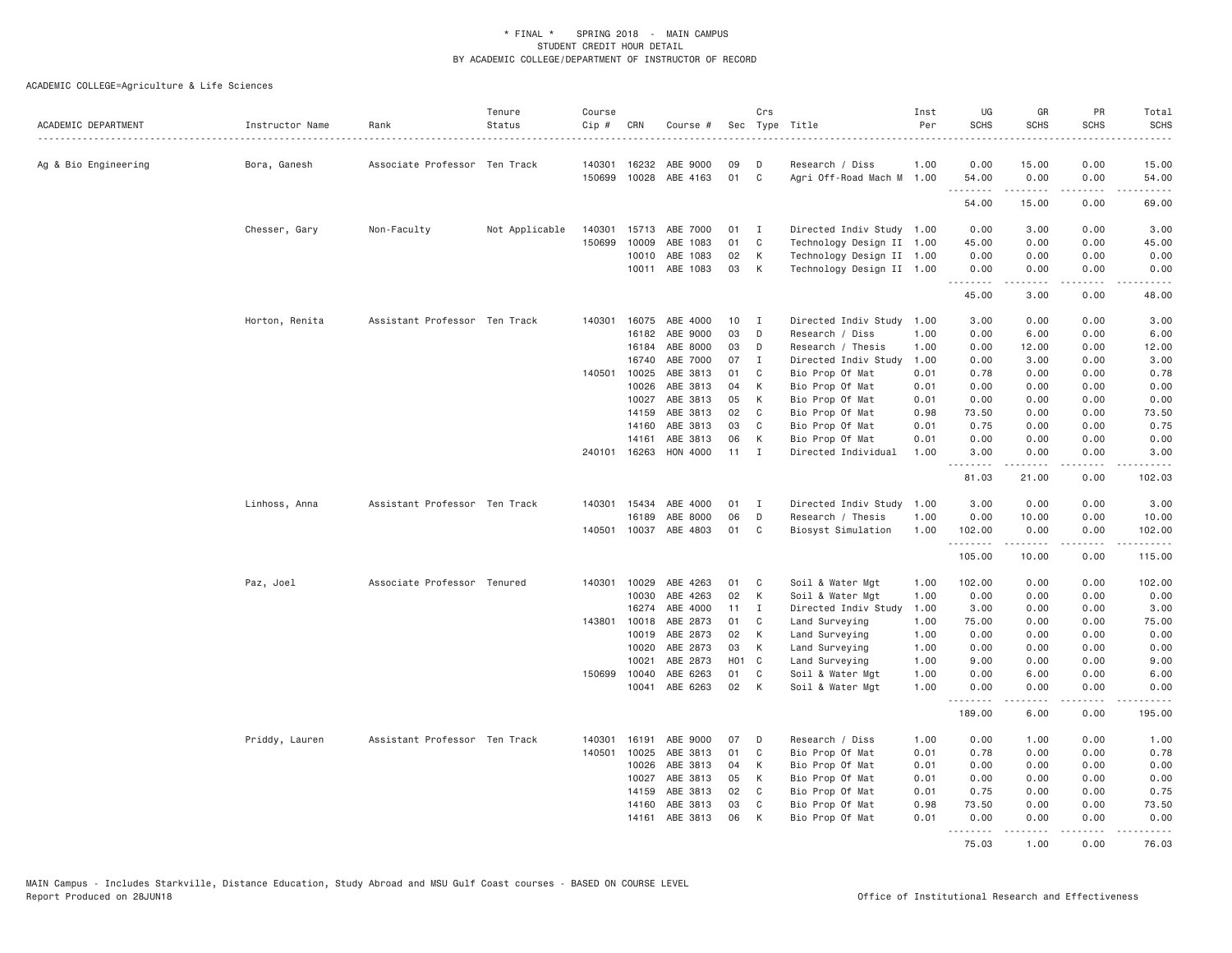\* FINAL \* SPRING 2018 - MAIN CAMPUS
STUDENT CREDIT HOUR DETAIL
BY ACADEMIC COLLEGE/DEPARTMENT OF INSTRUCTOR OF RECORD

ACADEMIC COLLEGE=Agriculture & Life Sciences

| ACADEMIC DEPARTMENT | Instructor Name | Rank | Tenure Status | Course Cip # | CRN | Course # | Sec | Crs Type | Title | Inst Per | UG SCHS | GR SCHS | PR SCHS | Total SCHS |
|---|---|---|---|---|---|---|---|---|---|---|---|---|---|---|
| Ag & Bio Engineering | Bora, Ganesh | Associate Professor | Ten Track | 140301 | 16232 | ABE 9000 | 09 | D | Research / Diss | 1.00 | 0.00 | 15.00 | 0.00 | 15.00 |
| | | | | 150699 | 10028 | ABE 4163 | 01 | C | Agri Off-Road Mach M | 1.00 | 54.00 | 0.00 | 0.00 | 54.00 |
| | | | | | | | | | | | 54.00 | 15.00 | 0.00 | 69.00 |
| | Chesser, Gary | Non-Faculty | Not Applicable | 140301 | 15713 | ABE 7000 | 01 | I | Directed Indiv Study | 1.00 | 0.00 | 3.00 | 0.00 | 3.00 |
| | | | | 150699 | 10009 | ABE 1083 | 01 | C | Technology Design II | 1.00 | 45.00 | 0.00 | 0.00 | 45.00 |
| | | | | | 10010 | ABE 1083 | 02 | K | Technology Design II | 1.00 | 0.00 | 0.00 | 0.00 | 0.00 |
| | | | | | 10011 | ABE 1083 | 03 | K | Technology Design II | 1.00 | 0.00 | 0.00 | 0.00 | 0.00 |
| | | | | | | | | | | | 45.00 | 3.00 | 0.00 | 48.00 |
| | Horton, Renita | Assistant Professor | Ten Track | 140301 | 16075 | ABE 4000 | 10 | I | Directed Indiv Study | 1.00 | 3.00 | 0.00 | 0.00 | 3.00 |
| | | | | | 16182 | ABE 9000 | 03 | D | Research / Diss | 1.00 | 0.00 | 6.00 | 0.00 | 6.00 |
| | | | | | 16184 | ABE 8000 | 03 | D | Research / Thesis | 1.00 | 0.00 | 12.00 | 0.00 | 12.00 |
| | | | | | 16740 | ABE 7000 | 07 | I | Directed Indiv Study | 1.00 | 0.00 | 3.00 | 0.00 | 3.00 |
| | | | | 140501 | 10025 | ABE 3813 | 01 | C | Bio Prop Of Mat | 0.01 | 0.78 | 0.00 | 0.00 | 0.78 |
| | | | | | 10026 | ABE 3813 | 04 | K | Bio Prop Of Mat | 0.01 | 0.00 | 0.00 | 0.00 | 0.00 |
| | | | | | 10027 | ABE 3813 | 05 | K | Bio Prop Of Mat | 0.01 | 0.00 | 0.00 | 0.00 | 0.00 |
| | | | | | 14159 | ABE 3813 | 02 | C | Bio Prop Of Mat | 0.98 | 73.50 | 0.00 | 0.00 | 73.50 |
| | | | | | 14160 | ABE 3813 | 03 | C | Bio Prop Of Mat | 0.01 | 0.75 | 0.00 | 0.00 | 0.75 |
| | | | | | 14161 | ABE 3813 | 06 | K | Bio Prop Of Mat | 0.01 | 0.00 | 0.00 | 0.00 | 0.00 |
| | | | | 240101 | 16263 | HON 4000 | 11 | I | Directed Individual | 1.00 | 3.00 | 0.00 | 0.00 | 3.00 |
| | | | | | | | | | | | 81.03 | 21.00 | 0.00 | 102.03 |
| | Linhoss, Anna | Assistant Professor | Ten Track | 140301 | 15434 | ABE 4000 | 01 | I | Directed Indiv Study | 1.00 | 3.00 | 0.00 | 0.00 | 3.00 |
| | | | | | 16189 | ABE 8000 | 06 | D | Research / Thesis | 1.00 | 0.00 | 10.00 | 0.00 | 10.00 |
| | | | | 140501 | 10037 | ABE 4803 | 01 | C | Biosyst Simulation | 1.00 | 102.00 | 0.00 | 0.00 | 102.00 |
| | | | | | | | | | | | 105.00 | 10.00 | 0.00 | 115.00 |
| | Paz, Joel | Associate Professor | Tenured | 140301 | 10029 | ABE 4263 | 01 | C | Soil & Water Mgt | 1.00 | 102.00 | 0.00 | 0.00 | 102.00 |
| | | | | | 10030 | ABE 4263 | 02 | K | Soil & Water Mgt | 1.00 | 0.00 | 0.00 | 0.00 | 0.00 |
| | | | | | 16274 | ABE 4000 | 11 | I | Directed Indiv Study | 1.00 | 3.00 | 0.00 | 0.00 | 3.00 |
| | | | | 143801 | 10018 | ABE 2873 | 01 | C | Land Surveying | 1.00 | 75.00 | 0.00 | 0.00 | 75.00 |
| | | | | | 10019 | ABE 2873 | 02 | K | Land Surveying | 1.00 | 0.00 | 0.00 | 0.00 | 0.00 |
| | | | | | 10020 | ABE 2873 | 03 | K | Land Surveying | 1.00 | 0.00 | 0.00 | 0.00 | 0.00 |
| | | | | | 10021 | ABE 2873 | H01 | C | Land Surveying | 1.00 | 9.00 | 0.00 | 0.00 | 9.00 |
| | | | | 150699 | 10040 | ABE 6263 | 01 | C | Soil & Water Mgt | 1.00 | 0.00 | 6.00 | 0.00 | 6.00 |
| | | | | | 10041 | ABE 6263 | 02 | K | Soil & Water Mgt | 1.00 | 0.00 | 0.00 | 0.00 | 0.00 |
| | | | | | | | | | | | 189.00 | 6.00 | 0.00 | 195.00 |
| | Priddy, Lauren | Assistant Professor | Ten Track | 140301 | 16191 | ABE 9000 | 07 | D | Research / Diss | 1.00 | 0.00 | 1.00 | 0.00 | 1.00 |
| | | | | 140501 | 10025 | ABE 3813 | 01 | C | Bio Prop Of Mat | 0.01 | 0.78 | 0.00 | 0.00 | 0.78 |
| | | | | | 10026 | ABE 3813 | 04 | K | Bio Prop Of Mat | 0.01 | 0.00 | 0.00 | 0.00 | 0.00 |
| | | | | | 10027 | ABE 3813 | 05 | K | Bio Prop Of Mat | 0.01 | 0.00 | 0.00 | 0.00 | 0.00 |
| | | | | | 14159 | ABE 3813 | 02 | C | Bio Prop Of Mat | 0.01 | 0.75 | 0.00 | 0.00 | 0.75 |
| | | | | | 14160 | ABE 3813 | 03 | C | Bio Prop Of Mat | 0.98 | 73.50 | 0.00 | 0.00 | 73.50 |
| | | | | | 14161 | ABE 3813 | 06 | K | Bio Prop Of Mat | 0.01 | 0.00 | 0.00 | 0.00 | 0.00 |
| | | | | | | | | | | | 75.03 | 1.00 | 0.00 | 76.03 |

MAIN Campus - Includes Starkville, Distance Education, Study Abroad and MSU Gulf Coast courses - BASED ON COURSE LEVEL
Report Produced on 28JUN18 Office of Institutional Research and Effectiveness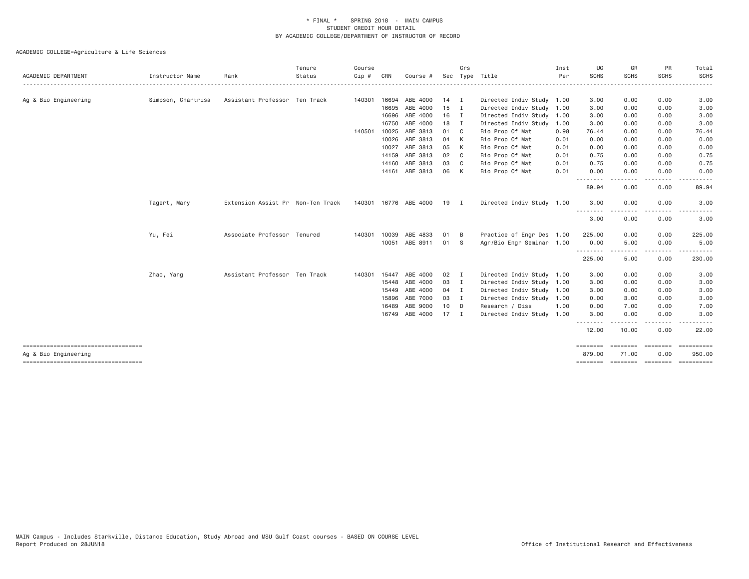\* FINAL \*   SPRING 2018 - MAIN CAMPUS
STUDENT CREDIT HOUR DETAIL
BY ACADEMIC COLLEGE/DEPARTMENT OF INSTRUCTOR OF RECORD

ACADEMIC COLLEGE=Agriculture & Life Sciences

| ACADEMIC DEPARTMENT | Instructor Name | Rank | Tenure Status | Course Cip # | CRN | Course # | Sec | Crs Type | Title | Inst Per | UG SCHS | GR SCHS | PR SCHS | Total SCHS |
|---|---|---|---|---|---|---|---|---|---|---|---|---|---|---|
| Ag & Bio Engineering | Simpson, Chartrisa | Assistant Professor | Ten Track | 140301 | 16694 | ABE 4000 | 14 | I | Directed Indiv Study | 1.00 | 3.00 | 0.00 | 0.00 | 3.00 |
| | | | | | 16695 | ABE 4000 | 15 | I | Directed Indiv Study | 1.00 | 3.00 | 0.00 | 0.00 | 3.00 |
| | | | | | 16696 | ABE 4000 | 16 | I | Directed Indiv Study | 1.00 | 3.00 | 0.00 | 0.00 | 3.00 |
| | | | | | 16750 | ABE 4000 | 18 | I | Directed Indiv Study | 1.00 | 3.00 | 0.00 | 0.00 | 3.00 |
| | | | | 140501 | 10025 | ABE 3813 | 01 | C | Bio Prop Of Mat | 0.98 | 76.44 | 0.00 | 0.00 | 76.44 |
| | | | | | 10026 | ABE 3813 | 04 | K | Bio Prop Of Mat | 0.01 | 0.00 | 0.00 | 0.00 | 0.00 |
| | | | | | 10027 | ABE 3813 | 05 | K | Bio Prop Of Mat | 0.01 | 0.00 | 0.00 | 0.00 | 0.00 |
| | | | | | 14159 | ABE 3813 | 02 | C | Bio Prop Of Mat | 0.01 | 0.75 | 0.00 | 0.00 | 0.75 |
| | | | | | 14160 | ABE 3813 | 03 | C | Bio Prop Of Mat | 0.01 | 0.75 | 0.00 | 0.00 | 0.75 |
| | | | | | 14161 | ABE 3813 | 06 | K | Bio Prop Of Mat | 0.01 | 0.00 | 0.00 | 0.00 | 0.00 |
| | | | | | | | | | | | 89.94 | 0.00 | 0.00 | 89.94 |
| | Tagert, Mary | Extension Assist Pr | Non-Ten Track | 140301 | 16776 | ABE 4000 | 19 | I | Directed Indiv Study | 1.00 | 3.00 | 0.00 | 0.00 | 3.00 |
| | | | | | | | | | | | 3.00 | 0.00 | 0.00 | 3.00 |
| | Yu, Fei | Associate Professor | Tenured | 140301 | 10039 | ABE 4833 | 01 | B | Practice of Engr Des | 1.00 | 225.00 | 0.00 | 0.00 | 225.00 |
| | | | | | 10051 | ABE 8911 | 01 | S | Agr/Bio Engr Seminar | 1.00 | 0.00 | 5.00 | 0.00 | 5.00 |
| | | | | | | | | | | | 225.00 | 5.00 | 0.00 | 230.00 |
| | Zhao, Yang | Assistant Professor | Ten Track | 140301 | 15447 | ABE 4000 | 02 | I | Directed Indiv Study | 1.00 | 3.00 | 0.00 | 0.00 | 3.00 |
| | | | | | 15448 | ABE 4000 | 03 | I | Directed Indiv Study | 1.00 | 3.00 | 0.00 | 0.00 | 3.00 |
| | | | | | 15449 | ABE 4000 | 04 | I | Directed Indiv Study | 1.00 | 3.00 | 0.00 | 0.00 | 3.00 |
| | | | | | 15896 | ABE 7000 | 03 | I | Directed Indiv Study | 1.00 | 0.00 | 3.00 | 0.00 | 3.00 |
| | | | | | 16489 | ABE 9000 | 10 | D | Research / Diss | 1.00 | 0.00 | 7.00 | 0.00 | 7.00 |
| | | | | | 16749 | ABE 4000 | 17 | I | Directed Indiv Study | 1.00 | 3.00 | 0.00 | 0.00 | 3.00 |
| | | | | | | | | | | | 12.00 | 10.00 | 0.00 | 22.00 |
| Ag & Bio Engineering | | | | | | | | | | | 879.00 | 71.00 | 0.00 | 950.00 |

MAIN Campus - Includes Starkville, Distance Education, Study Abroad and MSU Gulf Coast courses - BASED ON COURSE LEVEL
Report Produced on 28JUN18    Office of Institutional Research and Effectiveness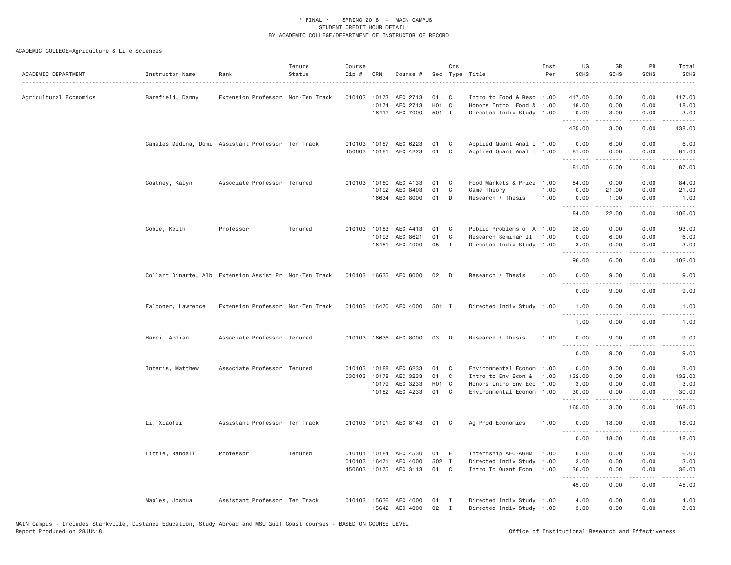\* FINAL \* SPRING 2018 - MAIN CAMPUS
STUDENT CREDIT HOUR DETAIL
BY ACADEMIC COLLEGE/DEPARTMENT OF INSTRUCTOR OF RECORD

ACADEMIC COLLEGE=Agriculture & Life Sciences

| ACADEMIC DEPARTMENT | Instructor Name | Rank | Tenure Status | Course Cip # | CRN | Course # | Sec | Crs Type | Title | Inst Per | UG SCHS | GR SCHS | PR SCHS | Total SCHS |
|---|---|---|---|---|---|---|---|---|---|---|---|---|---|---|
| Agricultural Economics | Barefield, Danny | Extension Professor | Non-Ten Track | 010103 | 10173 | AEC 2713 | 01 | C | Intro to Food & Reso | 1.00 | 417.00 | 0.00 | 0.00 | 417.00 |
| | | | | | 10174 | AEC 2713 | H01 | C | Honors Intro Food & | 1.00 | 18.00 | 0.00 | 0.00 | 18.00 |
| | | | | | 16412 | AEC 7000 | 501 | I | Directed Indiv Study | 1.00 | 0.00 | 3.00 | 0.00 | 3.00 |
| | | | | | | | | | | | 435.00 | 3.00 | 0.00 | 438.00 |
| | Canales Medina, Domi | Assistant Professor | Ten Track | 010103 | 10187 | AEC 6223 | 01 | C | Applied Quant Anal I | 1.00 | 0.00 | 6.00 | 0.00 | 6.00 |
| | | | | 450603 | 10181 | AEC 4223 | 01 | C | Applied Quant Anal i | 1.00 | 81.00 | 0.00 | 0.00 | 81.00 |
| | | | | | | | | | | | 81.00 | 6.00 | 0.00 | 87.00 |
| | Coatney, Kalyn | Associate Professor | Tenured | 010103 | 10180 | AEC 4133 | 01 | C | Food Markets & Price | 1.00 | 84.00 | 0.00 | 0.00 | 84.00 |
| | | | | | 10192 | AEC 8403 | 01 | C | Game Theory | 1.00 | 0.00 | 21.00 | 0.00 | 21.00 |
| | | | | | 16634 | AEC 8000 | 01 | D | Research / Thesis | 1.00 | 0.00 | 1.00 | 0.00 | 1.00 |
| | | | | | | | | | | | 84.00 | 22.00 | 0.00 | 106.00 |
| | Coble, Keith | Professor | Tenured | 010103 | 10183 | AEC 4413 | 01 | C | Public Problems of A | 1.00 | 93.00 | 0.00 | 0.00 | 93.00 |
| | | | | | 10193 | AEC 8621 | 01 | C | Research Seminar II | 1.00 | 0.00 | 6.00 | 0.00 | 6.00 |
| | | | | | 16451 | AEC 4000 | 05 | I | Directed Indiv Study | 1.00 | 3.00 | 0.00 | 0.00 | 3.00 |
| | | | | | | | | | | | 96.00 | 6.00 | 0.00 | 102.00 |
| | Collart Dinarte, Alb | Extension Assist Pr | Non-Ten Track | 010103 | 16635 | AEC 8000 | 02 | D | Research / Thesis | 1.00 | 0.00 | 9.00 | 0.00 | 9.00 |
| | | | | | | | | | | | 0.00 | 9.00 | 0.00 | 9.00 |
| | Falconer, Lawrence | Extension Professor | Non-Ten Track | 010103 | 16470 | AEC 4000 | 501 | I | Directed Indiv Study | 1.00 | 1.00 | 0.00 | 0.00 | 1.00 |
| | | | | | | | | | | | 1.00 | 0.00 | 0.00 | 1.00 |
| | Harri, Ardian | Associate Professor | Tenured | 010103 | 16636 | AEC 8000 | 03 | D | Research / Thesis | 1.00 | 0.00 | 9.00 | 0.00 | 9.00 |
| | | | | | | | | | | | 0.00 | 9.00 | 0.00 | 9.00 |
| | Interis, Matthew | Associate Professor | Tenured | 010103 | 10188 | AEC 6233 | 01 | C | Environmental Econom | 1.00 | 0.00 | 3.00 | 0.00 | 3.00 |
| | | | | 030103 | 10178 | AEC 3233 | 01 | C | Intro to Env Econ & | 1.00 | 132.00 | 0.00 | 0.00 | 132.00 |
| | | | | | 10179 | AEC 3233 | H01 | C | Honors Intro Env Eco | 1.00 | 3.00 | 0.00 | 0.00 | 3.00 |
| | | | | | 10182 | AEC 4233 | 01 | C | Environmental Econom | 1.00 | 30.00 | 0.00 | 0.00 | 30.00 |
| | | | | | | | | | | | 165.00 | 3.00 | 0.00 | 168.00 |
| | Li, Xiaofei | Assistant Professor | Ten Track | 010103 | 10191 | AEC 8143 | 01 | C | Ag Prod Economics | 1.00 | 0.00 | 18.00 | 0.00 | 18.00 |
| | | | | | | | | | | | 0.00 | 18.00 | 0.00 | 18.00 |
| | Little, Randall | Professor | Tenured | 010101 | 10184 | AEC 4530 | 01 | E | Internship AEC-AGBM | 1.00 | 6.00 | 0.00 | 0.00 | 6.00 |
| | | | | 010103 | 16471 | AEC 4000 | 502 | I | Directed Indiv Study | 1.00 | 3.00 | 0.00 | 0.00 | 3.00 |
| | | | | 450603 | 10175 | AEC 3113 | 01 | C | Intro To Quant Econ | 1.00 | 36.00 | 0.00 | 0.00 | 36.00 |
| | | | | | | | | | | | 45.00 | 0.00 | 0.00 | 45.00 |
| | Maples, Joshua | Assistant Professor | Ten Track | 010103 | 15636 | AEC 4000 | 01 | I | Directed Indiv Study | 1.00 | 4.00 | 0.00 | 0.00 | 4.00 |
| | | | | | 15642 | AEC 4000 | 02 | I | Directed Indiv Study | 1.00 | 3.00 | 0.00 | 0.00 | 3.00 |

MAIN Campus - Includes Starkville, Distance Education, Study Abroad and MSU Gulf Coast courses - BASED ON COURSE LEVEL
Report Produced on 28JUN18 Office of Institutional Research and Effectiveness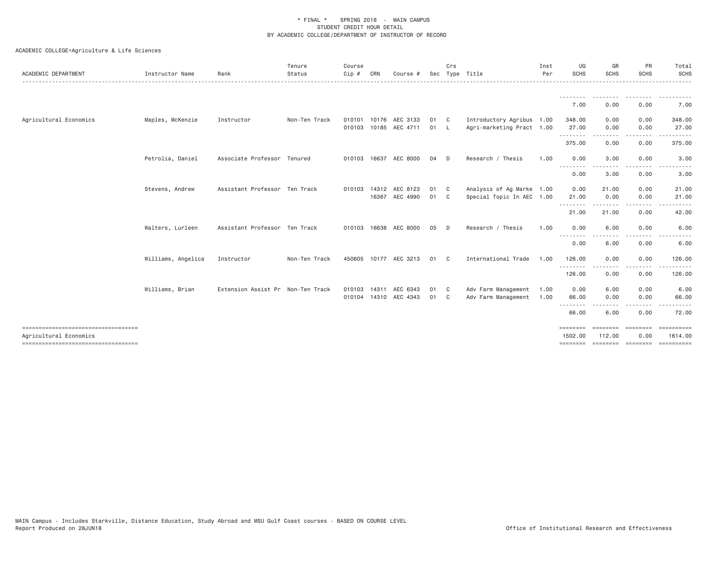\* FINAL \* SPRING 2018 - MAIN CAMPUS
STUDENT CREDIT HOUR DETAIL
BY ACADEMIC COLLEGE/DEPARTMENT OF INSTRUCTOR OF RECORD

ACADEMIC COLLEGE=Agriculture & Life Sciences

| ACADEMIC DEPARTMENT | Instructor Name | Rank | Tenure Status | Course Cip # | CRN | Course # | Sec | Crs Type | Title | Inst Per | UG SCHS | GR SCHS | PR SCHS | Total SCHS |
|---|---|---|---|---|---|---|---|---|---|---|---|---|---|---|
| | | | | | | | | | | | 7.00 | 0.00 | 0.00 | 7.00 |
| Agricultural Economics | Maples, McKenzie | Instructor | Non-Ten Track | 010101 | 10176 | AEC 3133 | 01 | C | Introductory Agribus | 1.00 | 348.00 | 0.00 | 0.00 | 348.00 |
| | | | | 010103 | 10185 | AEC 4711 | 01 | L | Agri-marketing Pract | 1.00 | 27.00 | 0.00 | 0.00 | 27.00 |
| | | | | | | | | | | | 375.00 | 0.00 | 0.00 | 375.00 |
| | Petrolia, Daniel | Associate Professor | Tenured | 010103 | 16637 | AEC 8000 | 04 | D | Research / Thesis | 1.00 | 0.00 | 3.00 | 0.00 | 3.00 |
| | | | | | | | | | | | 0.00 | 3.00 | 0.00 | 3.00 |
| | Stevens, Andrew | Assistant Professor | Ten Track | 010103 | 14312 | AEC 8123 | 01 | C | Analysis of Ag Marke | 1.00 | 0.00 | 21.00 | 0.00 | 21.00 |
| | | | | | 16367 | AEC 4990 | 01 | C | Special Topic In AEC | 1.00 | 21.00 | 0.00 | 0.00 | 21.00 |
| | | | | | | | | | | | 21.00 | 21.00 | 0.00 | 42.00 |
| | Walters, Lurleen | Assistant Professor | Ten Track | 010103 | 16638 | AEC 8000 | 05 | D | Research / Thesis | 1.00 | 0.00 | 6.00 | 0.00 | 6.00 |
| | | | | | | | | | | | 0.00 | 6.00 | 0.00 | 6.00 |
| | Williams, Angelica | Instructor | Non-Ten Track | 450605 | 10177 | AEC 3213 | 01 | C | International Trade | 1.00 | 126.00 | 0.00 | 0.00 | 126.00 |
| | | | | | | | | | | | 126.00 | 0.00 | 0.00 | 126.00 |
| | Williams, Brian | Extension Assist Pr | Non-Ten Track | 010103 | 14311 | AEC 6343 | 01 | C | Adv Farm Management | 1.00 | 0.00 | 6.00 | 0.00 | 6.00 |
| | | | | 010104 | 14310 | AEC 4343 | 01 | C | Adv Farm Management | 1.00 | 66.00 | 0.00 | 0.00 | 66.00 |
| | | | | | | | | | | | 66.00 | 6.00 | 0.00 | 72.00 |
| Agricultural Economics | | | | | | | | | | | 1502.00 | 112.00 | 0.00 | 1614.00 |

MAIN Campus - Includes Starkville, Distance Education, Study Abroad and MSU Gulf Coast courses - BASED ON COURSE LEVEL
Report Produced on 28JUN18

Office of Institutional Research and Effectiveness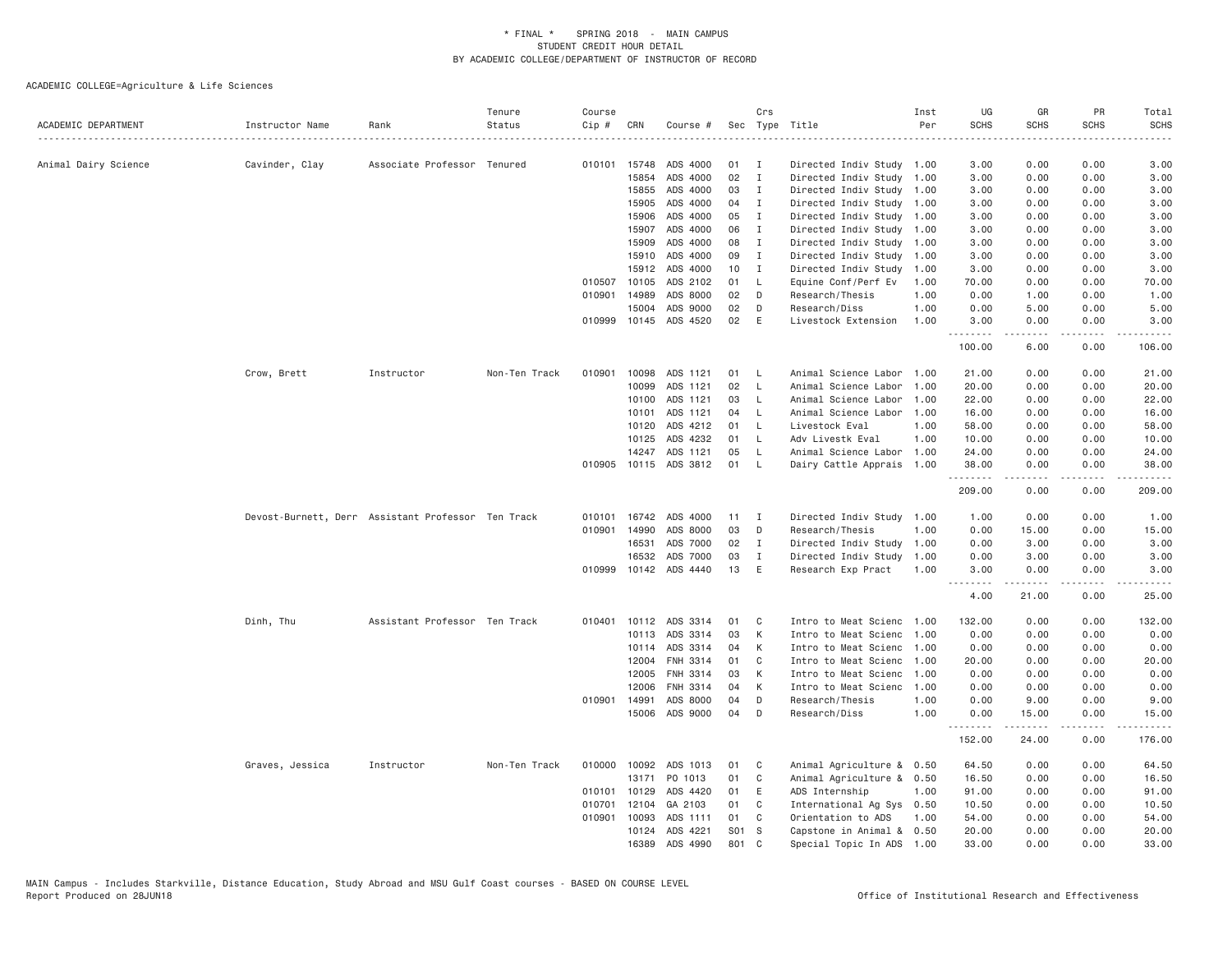\* FINAL \*   SPRING 2018 - MAIN CAMPUS
STUDENT CREDIT HOUR DETAIL
BY ACADEMIC COLLEGE/DEPARTMENT OF INSTRUCTOR OF RECORD

ACADEMIC COLLEGE=Agriculture & Life Sciences

| ACADEMIC DEPARTMENT | Instructor Name | Rank | Tenure Status | Course Cip # | CRN | Course # | Sec | Crs Type | Title | Inst Per | UG SCHS | GR SCHS | PR SCHS | Total SCHS |
|---|---|---|---|---|---|---|---|---|---|---|---|---|---|---|
| Animal Dairy Science | Cavinder, Clay | Associate Professor | Tenured | 010101 | 15748 | ADS 4000 | 01 | I | Directed Indiv Study | 1.00 | 3.00 | 0.00 | 0.00 | 3.00 |
| | | | | | 15854 | ADS 4000 | 02 | I | Directed Indiv Study | 1.00 | 3.00 | 0.00 | 0.00 | 3.00 |
| | | | | | 15855 | ADS 4000 | 03 | I | Directed Indiv Study | 1.00 | 3.00 | 0.00 | 0.00 | 3.00 |
| | | | | | 15905 | ADS 4000 | 04 | I | Directed Indiv Study | 1.00 | 3.00 | 0.00 | 0.00 | 3.00 |
| | | | | | 15906 | ADS 4000 | 05 | I | Directed Indiv Study | 1.00 | 3.00 | 0.00 | 0.00 | 3.00 |
| | | | | | 15907 | ADS 4000 | 06 | I | Directed Indiv Study | 1.00 | 3.00 | 0.00 | 0.00 | 3.00 |
| | | | | | 15909 | ADS 4000 | 08 | I | Directed Indiv Study | 1.00 | 3.00 | 0.00 | 0.00 | 3.00 |
| | | | | | 15910 | ADS 4000 | 09 | I | Directed Indiv Study | 1.00 | 3.00 | 0.00 | 0.00 | 3.00 |
| | | | | | 15912 | ADS 4000 | 10 | I | Directed Indiv Study | 1.00 | 3.00 | 0.00 | 0.00 | 3.00 |
| | | | | 010507 | 10105 | ADS 2102 | 01 | L | Equine Conf/Perf Ev | 1.00 | 70.00 | 0.00 | 0.00 | 70.00 |
| | | | | 010901 | 14989 | ADS 8000 | 02 | D | Research/Thesis | 1.00 | 0.00 | 1.00 | 0.00 | 1.00 |
| | | | | | 15004 | ADS 9000 | 02 | D | Research/Diss | 1.00 | 0.00 | 5.00 | 0.00 | 5.00 |
| | | | | 010999 | 10145 | ADS 4520 | 02 | E | Livestock Extension | 1.00 | 3.00 | 0.00 | 0.00 | 3.00 |
| | | | | | | | | | | | 100.00 | 6.00 | 0.00 | 106.00 |
| | Crow, Brett | Instructor | Non-Ten Track | 010901 | 10098 | ADS 1121 | 01 | L | Animal Science Labor | 1.00 | 21.00 | 0.00 | 0.00 | 21.00 |
| | | | | | 10099 | ADS 1121 | 02 | L | Animal Science Labor | 1.00 | 20.00 | 0.00 | 0.00 | 20.00 |
| | | | | | 10100 | ADS 1121 | 03 | L | Animal Science Labor | 1.00 | 22.00 | 0.00 | 0.00 | 22.00 |
| | | | | | 10101 | ADS 1121 | 04 | L | Animal Science Labor | 1.00 | 16.00 | 0.00 | 0.00 | 16.00 |
| | | | | | 10120 | ADS 4212 | 01 | L | Livestock Eval | 1.00 | 58.00 | 0.00 | 0.00 | 58.00 |
| | | | | | 10125 | ADS 4232 | 01 | L | Adv Livestk Eval | 1.00 | 10.00 | 0.00 | 0.00 | 10.00 |
| | | | | | 14247 | ADS 1121 | 05 | L | Animal Science Labor | 1.00 | 24.00 | 0.00 | 0.00 | 24.00 |
| | | | | 010905 | 10115 | ADS 3812 | 01 | L | Dairy Cattle Apprais | 1.00 | 38.00 | 0.00 | 0.00 | 38.00 |
| | | | | | | | | | | | 209.00 | 0.00 | 0.00 | 209.00 |
| | Devost-Burnett, Derr | Assistant Professor | Ten Track | 010101 | 16742 | ADS 4000 | 11 | I | Directed Indiv Study | 1.00 | 1.00 | 0.00 | 0.00 | 1.00 |
| | | | | 010901 | 14990 | ADS 8000 | 03 | D | Research/Thesis | 1.00 | 0.00 | 15.00 | 0.00 | 15.00 |
| | | | | | 16531 | ADS 7000 | 02 | I | Directed Indiv Study | 1.00 | 0.00 | 3.00 | 0.00 | 3.00 |
| | | | | | 16532 | ADS 7000 | 03 | I | Directed Indiv Study | 1.00 | 0.00 | 3.00 | 0.00 | 3.00 |
| | | | | 010999 | 10142 | ADS 4440 | 13 | E | Research Exp Pract | 1.00 | 3.00 | 0.00 | 0.00 | 3.00 |
| | | | | | | | | | | | 4.00 | 21.00 | 0.00 | 25.00 |
| | Dinh, Thu | Assistant Professor | Ten Track | 010401 | 10112 | ADS 3314 | 01 | C | Intro to Meat Scienc | 1.00 | 132.00 | 0.00 | 0.00 | 132.00 |
| | | | | | 10113 | ADS 3314 | 03 | K | Intro to Meat Scienc | 1.00 | 0.00 | 0.00 | 0.00 | 0.00 |
| | | | | | 10114 | ADS 3314 | 04 | K | Intro to Meat Scienc | 1.00 | 0.00 | 0.00 | 0.00 | 0.00 |
| | | | | | 12004 | FNH 3314 | 01 | C | Intro to Meat Scienc | 1.00 | 20.00 | 0.00 | 0.00 | 20.00 |
| | | | | | 12005 | FNH 3314 | 03 | K | Intro to Meat Scienc | 1.00 | 0.00 | 0.00 | 0.00 | 0.00 |
| | | | | | 12006 | FNH 3314 | 04 | K | Intro to Meat Scienc | 1.00 | 0.00 | 0.00 | 0.00 | 0.00 |
| | | | | 010901 | 14991 | ADS 8000 | 04 | D | Research/Thesis | 1.00 | 0.00 | 9.00 | 0.00 | 9.00 |
| | | | | | 15006 | ADS 9000 | 04 | D | Research/Diss | 1.00 | 0.00 | 15.00 | 0.00 | 15.00 |
| | | | | | | | | | | | 152.00 | 24.00 | 0.00 | 176.00 |
| | Graves, Jessica | Instructor | Non-Ten Track | 010000 | 10092 | ADS 1013 | 01 | C | Animal Agriculture & | 0.50 | 64.50 | 0.00 | 0.00 | 64.50 |
| | | | | | 13171 | PO 1013 | 01 | C | Animal Agriculture & | 0.50 | 16.50 | 0.00 | 0.00 | 16.50 |
| | | | | 010101 | 10129 | ADS 4420 | 01 | E | ADS Internship | 1.00 | 91.00 | 0.00 | 0.00 | 91.00 |
| | | | | 010701 | 12104 | GA 2103 | 01 | C | International Ag Sys | 0.50 | 10.50 | 0.00 | 0.00 | 10.50 |
| | | | | 010901 | 10093 | ADS 1111 | 01 | C | Orientation to ADS | 1.00 | 54.00 | 0.00 | 0.00 | 54.00 |
| | | | | | 10124 | ADS 4221 | S01 | S | Capstone in Animal & | 0.50 | 20.00 | 0.00 | 0.00 | 20.00 |
| | | | | | 16389 | ADS 4990 | 801 | C | Special Topic In ADS | 1.00 | 33.00 | 0.00 | 0.00 | 33.00 |

MAIN Campus - Includes Starkville, Distance Education, Study Abroad and MSU Gulf Coast courses - BASED ON COURSE LEVEL
Report Produced on 28JUN18 — Office of Institutional Research and Effectiveness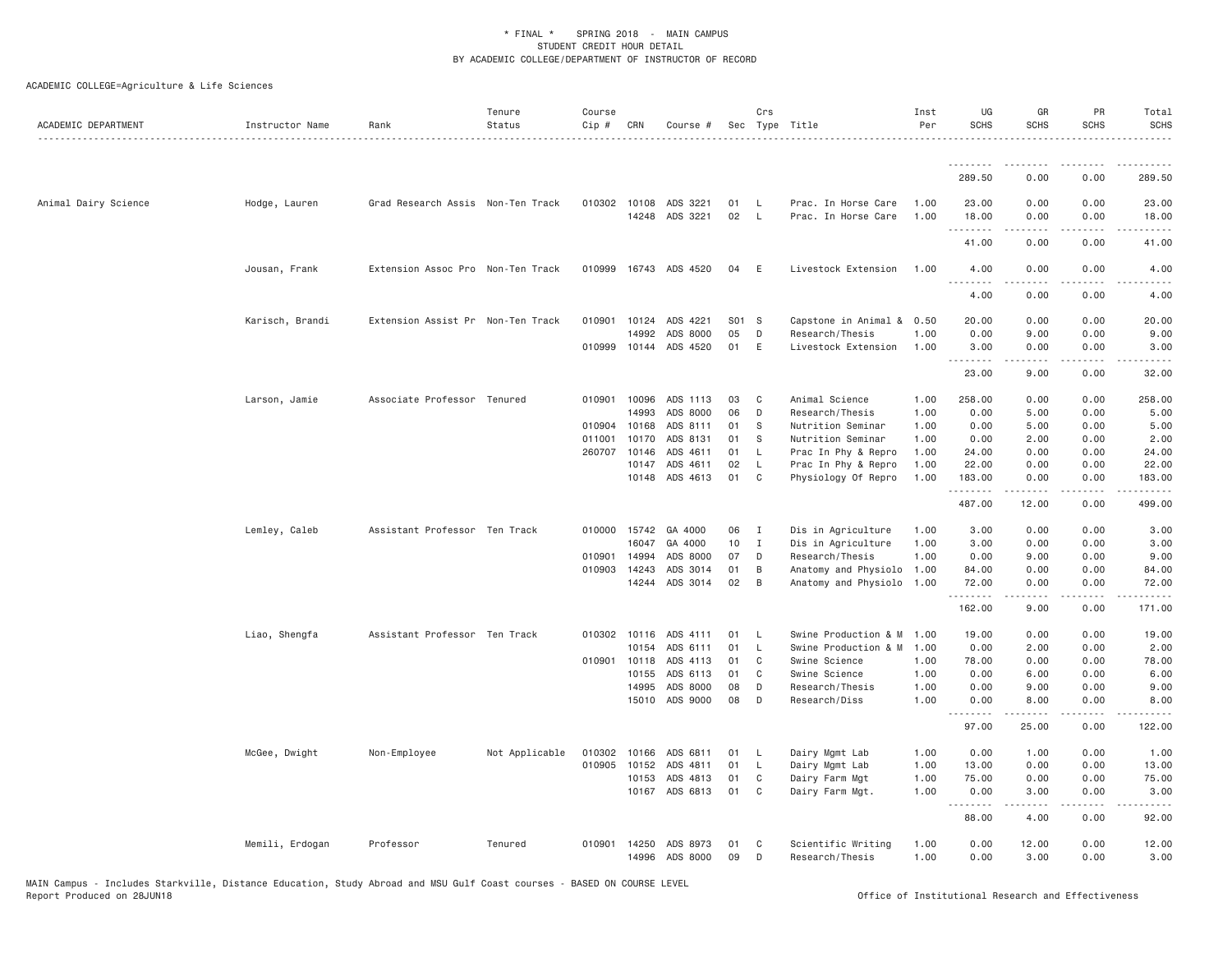\* FINAL \* SPRING 2018 - MAIN CAMPUS
STUDENT CREDIT HOUR DETAIL
BY ACADEMIC COLLEGE/DEPARTMENT OF INSTRUCTOR OF RECORD

ACADEMIC COLLEGE=Agriculture & Life Sciences

| ACADEMIC DEPARTMENT | Instructor Name | Rank | Tenure Status | Course Cip # | CRN | Course # | Sec | Crs Type | Title | Inst Per | UG SCHS | GR SCHS | PR SCHS | Total SCHS |
|---|---|---|---|---|---|---|---|---|---|---|---|---|---|---|
| | | | | | | | | | | | 289.50 | 0.00 | 0.00 | 289.50 |
| Animal Dairy Science | Hodge, Lauren | Grad Research Assis | Non-Ten Track | 010302 | 10108 | ADS 3221 | 01 | L | Prac. In Horse Care | 1.00 | 23.00 | 0.00 | 0.00 | 23.00 |
| | | | | | 14248 | ADS 3221 | 02 | L | Prac. In Horse Care | 1.00 | 18.00 | 0.00 | 0.00 | 18.00 |
| | | | | | | | | | | | 41.00 | 0.00 | 0.00 | 41.00 |
| | Jousan, Frank | Extension Assoc Pro | Non-Ten Track | 010999 | 16743 | ADS 4520 | 04 | E | Livestock Extension | 1.00 | 4.00 | 0.00 | 0.00 | 4.00 |
| | | | | | | | | | | | 4.00 | 0.00 | 0.00 | 4.00 |
| | Karisch, Brandi | Extension Assist Pr | Non-Ten Track | 010901 | 10124 | ADS 4221 | S01 | S | Capstone in Animal & | 0.50 | 20.00 | 0.00 | 0.00 | 20.00 |
| | | | | | 14992 | ADS 8000 | 05 | D | Research/Thesis | 1.00 | 0.00 | 9.00 | 0.00 | 9.00 |
| | | | | 010999 | 10144 | ADS 4520 | 01 | E | Livestock Extension | 1.00 | 3.00 | 0.00 | 0.00 | 3.00 |
| | | | | | | | | | | | 23.00 | 9.00 | 0.00 | 32.00 |
| | Larson, Jamie | Associate Professor | Tenured | 010901 | 10096 | ADS 1113 | 03 | C | Animal Science | 1.00 | 258.00 | 0.00 | 0.00 | 258.00 |
| | | | | | 14993 | ADS 8000 | 06 | D | Research/Thesis | 1.00 | 0.00 | 5.00 | 0.00 | 5.00 |
| | | | | 010904 | 10168 | ADS 8111 | 01 | S | Nutrition Seminar | 1.00 | 0.00 | 5.00 | 0.00 | 5.00 |
| | | | | 011001 | 10170 | ADS 8131 | 01 | S | Nutrition Seminar | 1.00 | 0.00 | 2.00 | 0.00 | 2.00 |
| | | | | 260707 | 10146 | ADS 4611 | 01 | L | Prac In Phy & Repro | 1.00 | 24.00 | 0.00 | 0.00 | 24.00 |
| | | | | | 10147 | ADS 4611 | 02 | L | Prac In Phy & Repro | 1.00 | 22.00 | 0.00 | 0.00 | 22.00 |
| | | | | | 10148 | ADS 4613 | 01 | C | Physiology Of Repro | 1.00 | 183.00 | 0.00 | 0.00 | 183.00 |
| | | | | | | | | | | | 487.00 | 12.00 | 0.00 | 499.00 |
| | Lemley, Caleb | Assistant Professor | Ten Track | 010000 | 15742 | GA 4000 | 06 | I | Dis in Agriculture | 1.00 | 3.00 | 0.00 | 0.00 | 3.00 |
| | | | | | 16047 | GA 4000 | 10 | I | Dis in Agriculture | 1.00 | 3.00 | 0.00 | 0.00 | 3.00 |
| | | | | 010901 | 14994 | ADS 8000 | 07 | D | Research/Thesis | 1.00 | 0.00 | 9.00 | 0.00 | 9.00 |
| | | | | 010903 | 14243 | ADS 3014 | 01 | B | Anatomy and Physiolo | 1.00 | 84.00 | 0.00 | 0.00 | 84.00 |
| | | | | | 14244 | ADS 3014 | 02 | B | Anatomy and Physiolo | 1.00 | 72.00 | 0.00 | 0.00 | 72.00 |
| | | | | | | | | | | | 162.00 | 9.00 | 0.00 | 171.00 |
| | Liao, Shengfa | Assistant Professor | Ten Track | 010302 | 10116 | ADS 4111 | 01 | L | Swine Production & M | 1.00 | 19.00 | 0.00 | 0.00 | 19.00 |
| | | | | | 10154 | ADS 6111 | 01 | L | Swine Production & M | 1.00 | 0.00 | 2.00 | 0.00 | 2.00 |
| | | | | 010901 | 10118 | ADS 4113 | 01 | C | Swine Science | 1.00 | 78.00 | 0.00 | 0.00 | 78.00 |
| | | | | | 10155 | ADS 6113 | 01 | C | Swine Science | 1.00 | 0.00 | 6.00 | 0.00 | 6.00 |
| | | | | | 14995 | ADS 8000 | 08 | D | Research/Thesis | 1.00 | 0.00 | 9.00 | 0.00 | 9.00 |
| | | | | | 15010 | ADS 9000 | 08 | D | Research/Diss | 1.00 | 0.00 | 8.00 | 0.00 | 8.00 |
| | | | | | | | | | | | 97.00 | 25.00 | 0.00 | 122.00 |
| | McGee, Dwight | Non-Employee | Not Applicable | 010302 | 10166 | ADS 6811 | 01 | L | Dairy Mgmt Lab | 1.00 | 0.00 | 1.00 | 0.00 | 1.00 |
| | | | | 010905 | 10152 | ADS 4811 | 01 | L | Dairy Mgmt Lab | 1.00 | 13.00 | 0.00 | 0.00 | 13.00 |
| | | | | | 10153 | ADS 4813 | 01 | C | Dairy Farm Mgt | 1.00 | 75.00 | 0.00 | 0.00 | 75.00 |
| | | | | | 10167 | ADS 6813 | 01 | C | Dairy Farm Mgt. | 1.00 | 0.00 | 3.00 | 0.00 | 3.00 |
| | | | | | | | | | | | 88.00 | 4.00 | 0.00 | 92.00 |
| | Memili, Erdogan | Professor | Tenured | 010901 | 14250 | ADS 8973 | 01 | C | Scientific Writing | 1.00 | 0.00 | 12.00 | 0.00 | 12.00 |
| | | | | | 14996 | ADS 8000 | 09 | D | Research/Thesis | 1.00 | 0.00 | 3.00 | 0.00 | 3.00 |

MAIN Campus - Includes Starkville, Distance Education, Study Abroad and MSU Gulf Coast courses - BASED ON COURSE LEVEL
Report Produced on 28JUN18 Office of Institutional Research and Effectiveness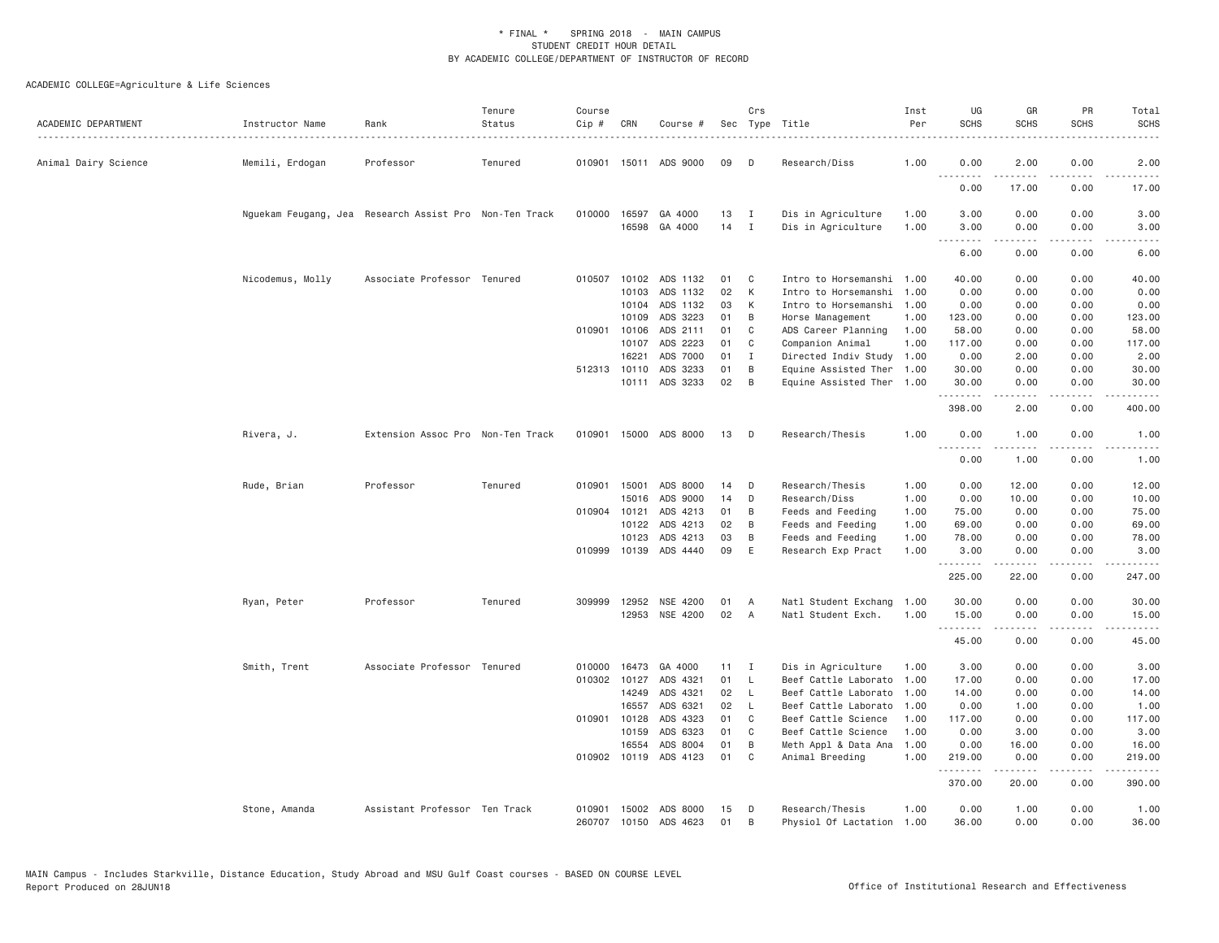\* FINAL \* SPRING 2018 - MAIN CAMPUS
STUDENT CREDIT HOUR DETAIL
BY ACADEMIC COLLEGE/DEPARTMENT OF INSTRUCTOR OF RECORD

ACADEMIC COLLEGE=Agriculture & Life Sciences

| ACADEMIC DEPARTMENT | Instructor Name | Rank | Tenure Status | Course Cip # | CRN | Course # | Sec | Crs Type | Title | Inst Per | UG SCHS | GR SCHS | PR SCHS | Total SCHS |
|---|---|---|---|---|---|---|---|---|---|---|---|---|---|---|
| Animal Dairy Science | Memili, Erdogan | Professor | Tenured | 010901 | 15011 | ADS 9000 | 09 | D | Research/Diss | 1.00 | 0.00 | 2.00 | 0.00 | 2.00 |
| | | | | | | | | | | | 0.00 | 17.00 | 0.00 | 17.00 |
| | Nguekam Feugang, Jea | Research Assist Pro | Non-Ten Track | 010000 | 16597 | GA 4000 | 13 | I | Dis in Agriculture | 1.00 | 3.00 | 0.00 | 0.00 | 3.00 |
| | | | | | 16598 | GA 4000 | 14 | I | Dis in Agriculture | 1.00 | 3.00 | 0.00 | 0.00 | 3.00 |
| | | | | | | | | | | | 6.00 | 0.00 | 0.00 | 6.00 |
| | Nicodemus, Molly | Associate Professor | Tenured | 010507 | 10102 | ADS 1132 | 01 | C | Intro to Horsemanshi | 1.00 | 40.00 | 0.00 | 0.00 | 40.00 |
| | | | | | 10103 | ADS 1132 | 02 | K | Intro to Horsemanshi | 1.00 | 0.00 | 0.00 | 0.00 | 0.00 |
| | | | | | 10104 | ADS 1132 | 03 | K | Intro to Horsemanshi | 1.00 | 0.00 | 0.00 | 0.00 | 0.00 |
| | | | | | 10109 | ADS 3223 | 01 | B | Horse Management | 1.00 | 123.00 | 0.00 | 0.00 | 123.00 |
| | | | | 010901 | 10106 | ADS 2111 | 01 | C | ADS Career Planning | 1.00 | 58.00 | 0.00 | 0.00 | 58.00 |
| | | | | | 10107 | ADS 2223 | 01 | C | Companion Animal | 1.00 | 117.00 | 0.00 | 0.00 | 117.00 |
| | | | | | 16221 | ADS 7000 | 01 | I | Directed Indiv Study | 1.00 | 0.00 | 2.00 | 0.00 | 2.00 |
| | | | | 512313 | 10110 | ADS 3233 | 01 | B | Equine Assisted Ther | 1.00 | 30.00 | 0.00 | 0.00 | 30.00 |
| | | | | | 10111 | ADS 3233 | 02 | B | Equine Assisted Ther | 1.00 | 30.00 | 0.00 | 0.00 | 30.00 |
| | | | | | | | | | | | 398.00 | 2.00 | 0.00 | 400.00 |
| | Rivera, J. | Extension Assoc Pro | Non-Ten Track | 010901 | 15000 | ADS 8000 | 13 | D | Research/Thesis | 1.00 | 0.00 | 1.00 | 0.00 | 1.00 |
| | | | | | | | | | | | 0.00 | 1.00 | 0.00 | 1.00 |
| | Rude, Brian | Professor | Tenured | 010901 | 15001 | ADS 8000 | 14 | D | Research/Thesis | 1.00 | 0.00 | 12.00 | 0.00 | 12.00 |
| | | | | | 15016 | ADS 9000 | 14 | D | Research/Diss | 1.00 | 0.00 | 10.00 | 0.00 | 10.00 |
| | | | | 010904 | 10121 | ADS 4213 | 01 | B | Feeds and Feeding | 1.00 | 75.00 | 0.00 | 0.00 | 75.00 |
| | | | | | 10122 | ADS 4213 | 02 | B | Feeds and Feeding | 1.00 | 69.00 | 0.00 | 0.00 | 69.00 |
| | | | | | 10123 | ADS 4213 | 03 | B | Feeds and Feeding | 1.00 | 78.00 | 0.00 | 0.00 | 78.00 |
| | | | | 010999 | 10139 | ADS 4440 | 09 | E | Research Exp Pract | 1.00 | 3.00 | 0.00 | 0.00 | 3.00 |
| | | | | | | | | | | | 225.00 | 22.00 | 0.00 | 247.00 |
| | Ryan, Peter | Professor | Tenured | 309999 | 12952 | NSE 4200 | 01 | A | Natl Student Exchang | 1.00 | 30.00 | 0.00 | 0.00 | 30.00 |
| | | | | | 12953 | NSE 4200 | 02 | A | Natl Student Exch. | 1.00 | 15.00 | 0.00 | 0.00 | 15.00 |
| | | | | | | | | | | | 45.00 | 0.00 | 0.00 | 45.00 |
| | Smith, Trent | Associate Professor | Tenured | 010000 | 16473 | GA 4000 | 11 | I | Dis in Agriculture | 1.00 | 3.00 | 0.00 | 0.00 | 3.00 |
| | | | | 010302 | 10127 | ADS 4321 | 01 | L | Beef Cattle Laborato | 1.00 | 17.00 | 0.00 | 0.00 | 17.00 |
| | | | | | 14249 | ADS 4321 | 02 | L | Beef Cattle Laborato | 1.00 | 14.00 | 0.00 | 0.00 | 14.00 |
| | | | | | 16557 | ADS 6321 | 02 | L | Beef Cattle Laborato | 1.00 | 0.00 | 1.00 | 0.00 | 1.00 |
| | | | | 010901 | 10128 | ADS 4323 | 01 | C | Beef Cattle Science | 1.00 | 117.00 | 0.00 | 0.00 | 117.00 |
| | | | | | 10159 | ADS 6323 | 01 | C | Beef Cattle Science | 1.00 | 0.00 | 3.00 | 0.00 | 3.00 |
| | | | | | 16554 | ADS 8004 | 01 | B | Meth Appl & Data Ana | 1.00 | 0.00 | 16.00 | 0.00 | 16.00 |
| | | | | 010902 | 10119 | ADS 4123 | 01 | C | Animal Breeding | 1.00 | 219.00 | 0.00 | 0.00 | 219.00 |
| | | | | | | | | | | | 370.00 | 20.00 | 0.00 | 390.00 |
| | Stone, Amanda | Assistant Professor | Ten Track | 010901 | 15002 | ADS 8000 | 15 | D | Research/Thesis | 1.00 | 0.00 | 1.00 | 0.00 | 1.00 |
| | | | | 260707 | 10150 | ADS 4623 | 01 | B | Physiol Of Lactation | 1.00 | 36.00 | 0.00 | 0.00 | 36.00 |

MAIN Campus - Includes Starkville, Distance Education, Study Abroad and MSU Gulf Coast courses - BASED ON COURSE LEVEL
Report Produced on 28JUN18

Office of Institutional Research and Effectiveness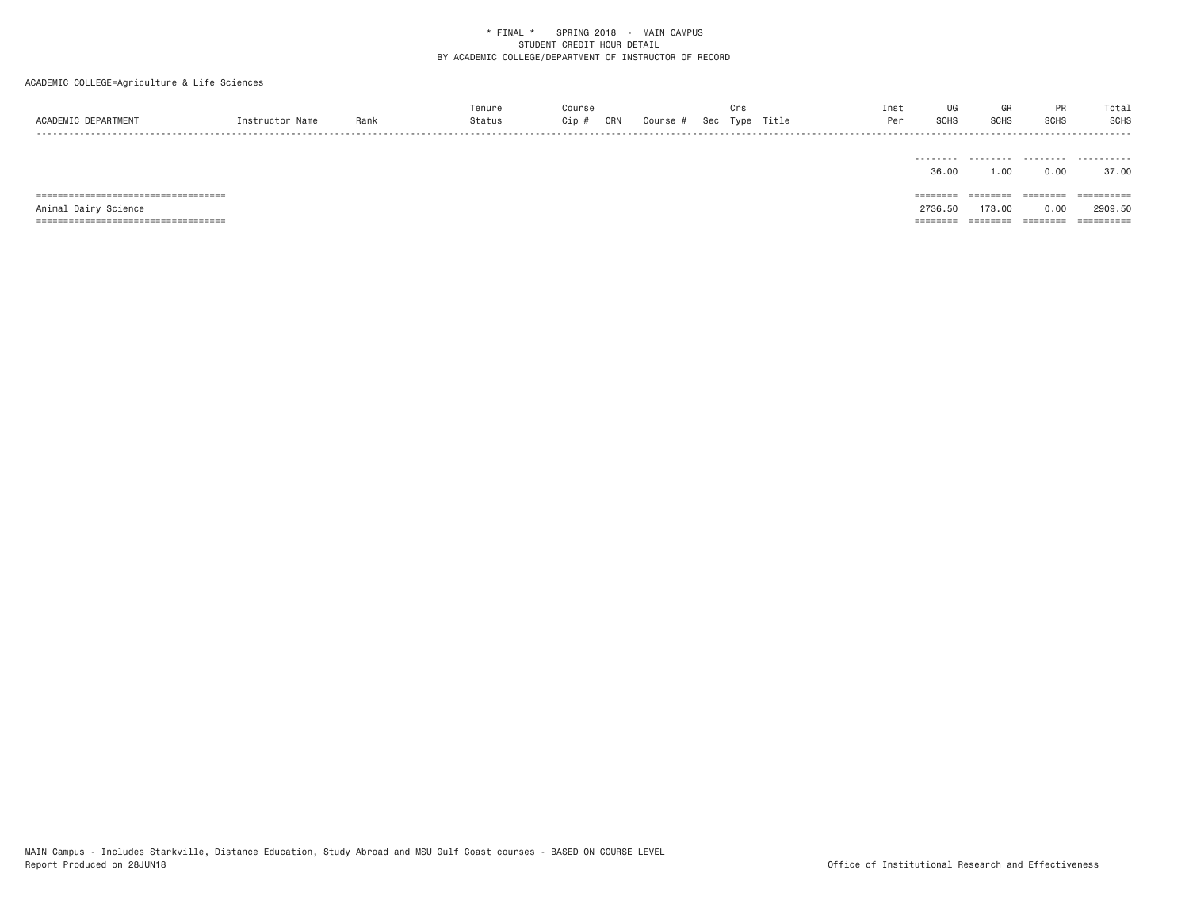ACADEMIC COLLEGE=Agriculture & Life Sciences

| ACADEMIC DEPARTMENT | Instructor Name | Rank | Tenure Status | Course Cip # | CRN | Course # | Sec | Crs Type | Title | Inst Per | UG SCHS | GR SCHS | PR SCHS | Total SCHS |
|---|---|---|---|---|---|---|---|---|---|---|---|---|---|---|
| | | | | | | | | | | | 36.00 | 1.00 | 0.00 | 37.00 |
| Animal Dairy Science | | | | | | | | | | | 2736.50 | 173.00 | 0.00 | 2909.50 |

MAIN Campus - Includes Starkville, Distance Education, Study Abroad and MSU Gulf Coast courses - BASED ON COURSE LEVEL
Report Produced on 28JUN18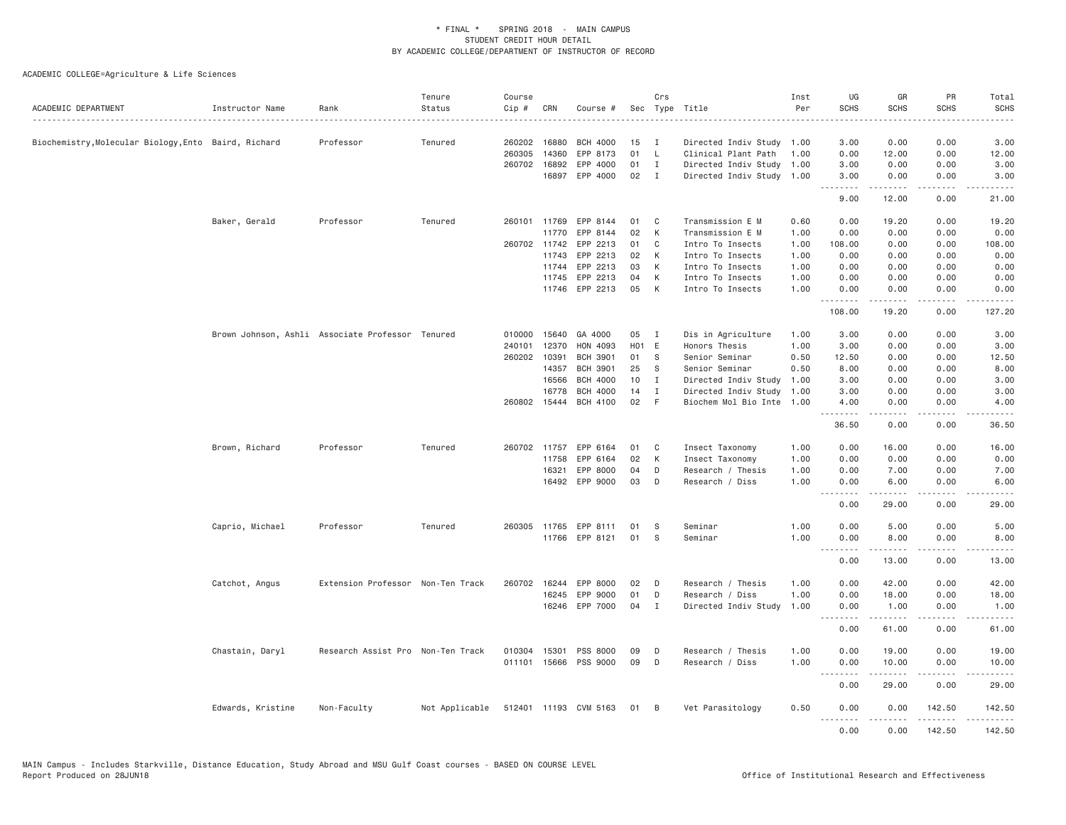\* FINAL \* SPRING 2018 - MAIN CAMPUS
STUDENT CREDIT HOUR DETAIL
BY ACADEMIC COLLEGE/DEPARTMENT OF INSTRUCTOR OF RECORD

ACADEMIC COLLEGE=Agriculture & Life Sciences

| ACADEMIC DEPARTMENT | Instructor Name | Rank | Tenure Status | Course Cip # | CRN | Course # | Sec | Crs Type | Title | Inst Per | UG SCHS | GR SCHS | PR SCHS | Total SCHS |
|---|---|---|---|---|---|---|---|---|---|---|---|---|---|---|
| Biochemistry,Molecular Biology,Ento | Baird, Richard | Professor | Tenured | 260202 | 16880 | BCH 4000 | 15 | I | Directed Indiv Study | 1.00 | 3.00 | 0.00 | 0.00 | 3.00 |
| | | | | 260305 | 14360 | EPP 8173 | 01 | L | Clinical Plant Path | 1.00 | 0.00 | 12.00 | 0.00 | 12.00 |
| | | | | 260702 | 16892 | EPP 4000 | 01 | I | Directed Indiv Study | 1.00 | 3.00 | 0.00 | 0.00 | 3.00 |
| | | | | | 16897 | EPP 4000 | 02 | I | Directed Indiv Study | 1.00 | 3.00 | 0.00 | 0.00 | 3.00 |
| | | | | | | | | | | | 9.00 | 12.00 | 0.00 | 21.00 |
| | Baker, Gerald | Professor | Tenured | 260101 | 11769 | EPP 8144 | 01 | C | Transmission E M | 0.60 | 0.00 | 19.20 | 0.00 | 19.20 |
| | | | | | 11770 | EPP 8144 | 02 | K | Transmission E M | 1.00 | 0.00 | 0.00 | 0.00 | 0.00 |
| | | | | 260702 | 11742 | EPP 2213 | 01 | C | Intro To Insects | 1.00 | 108.00 | 0.00 | 0.00 | 108.00 |
| | | | | | 11743 | EPP 2213 | 02 | K | Intro To Insects | 1.00 | 0.00 | 0.00 | 0.00 | 0.00 |
| | | | | | 11744 | EPP 2213 | 03 | K | Intro To Insects | 1.00 | 0.00 | 0.00 | 0.00 | 0.00 |
| | | | | | 11745 | EPP 2213 | 04 | K | Intro To Insects | 1.00 | 0.00 | 0.00 | 0.00 | 0.00 |
| | | | | | 11746 | EPP 2213 | 05 | K | Intro To Insects | 1.00 | 0.00 | 0.00 | 0.00 | 0.00 |
| | | | | | | | | | | | 108.00 | 19.20 | 0.00 | 127.20 |
| | Brown Johnson, Ashli | Associate Professor | Tenured | 010000 | 15640 | GA 4000 | 05 | I | Dis in Agriculture | 1.00 | 3.00 | 0.00 | 0.00 | 3.00 |
| | | | | 240101 | 12370 | HON 4093 | H01 | E | Honors Thesis | 1.00 | 3.00 | 0.00 | 0.00 | 3.00 |
| | | | | 260202 | 10391 | BCH 3901 | 01 | S | Senior Seminar | 0.50 | 12.50 | 0.00 | 0.00 | 12.50 |
| | | | | | 14357 | BCH 3901 | 25 | S | Senior Seminar | 0.50 | 8.00 | 0.00 | 0.00 | 8.00 |
| | | | | | 16566 | BCH 4000 | 10 | I | Directed Indiv Study | 1.00 | 3.00 | 0.00 | 0.00 | 3.00 |
| | | | | | 16778 | BCH 4000 | 14 | I | Directed Indiv Study | 1.00 | 3.00 | 0.00 | 0.00 | 3.00 |
| | | | | 260802 | 15444 | BCH 4100 | 02 | F | Biochem Mol Bio Inte | 1.00 | 4.00 | 0.00 | 0.00 | 4.00 |
| | | | | | | | | | | | 36.50 | 0.00 | 0.00 | 36.50 |
| | Brown, Richard | Professor | Tenured | 260702 | 11757 | EPP 6164 | 01 | C | Insect Taxonomy | 1.00 | 0.00 | 16.00 | 0.00 | 16.00 |
| | | | | | 11758 | EPP 6164 | 02 | K | Insect Taxonomy | 1.00 | 0.00 | 0.00 | 0.00 | 0.00 |
| | | | | | 16321 | EPP 8000 | 04 | D | Research / Thesis | 1.00 | 0.00 | 7.00 | 0.00 | 7.00 |
| | | | | | 16492 | EPP 9000 | 03 | D | Research / Diss | 1.00 | 0.00 | 6.00 | 0.00 | 6.00 |
| | | | | | | | | | | | 0.00 | 29.00 | 0.00 | 29.00 |
| | Caprio, Michael | Professor | Tenured | 260305 | 11765 | EPP 8111 | 01 | S | Seminar | 1.00 | 0.00 | 5.00 | 0.00 | 5.00 |
| | | | | | 11766 | EPP 8121 | 01 | S | Seminar | 1.00 | 0.00 | 8.00 | 0.00 | 8.00 |
| | | | | | | | | | | | 0.00 | 13.00 | 0.00 | 13.00 |
| | Catchot, Angus | Extension Professor | Non-Ten Track | 260702 | 16244 | EPP 8000 | 02 | D | Research / Thesis | 1.00 | 0.00 | 42.00 | 0.00 | 42.00 |
| | | | | | 16245 | EPP 9000 | 01 | D | Research / Diss | 1.00 | 0.00 | 18.00 | 0.00 | 18.00 |
| | | | | | 16246 | EPP 7000 | 04 | I | Directed Indiv Study | 1.00 | 0.00 | 1.00 | 0.00 | 1.00 |
| | | | | | | | | | | | 0.00 | 61.00 | 0.00 | 61.00 |
| | Chastain, Daryl | Research Assist Pro | Non-Ten Track | 010304 | 15301 | PSS 8000 | 09 | D | Research / Thesis | 1.00 | 0.00 | 19.00 | 0.00 | 19.00 |
| | | | | 011101 | 15666 | PSS 9000 | 09 | D | Research / Diss | 1.00 | 0.00 | 10.00 | 0.00 | 10.00 |
| | | | | | | | | | | | 0.00 | 29.00 | 0.00 | 29.00 |
| | Edwards, Kristine | Non-Faculty | Not Applicable | 512401 | 11193 | CVM 5163 | 01 | B | Vet Parasitology | 0.50 | 0.00 | 0.00 | 142.50 | 142.50 |
| | | | | | | | | | | | 0.00 | 0.00 | 142.50 | 142.50 |

MAIN Campus - Includes Starkville, Distance Education, Study Abroad and MSU Gulf Coast courses - BASED ON COURSE LEVEL
Report Produced on 28JUN18 Office of Institutional Research and Effectiveness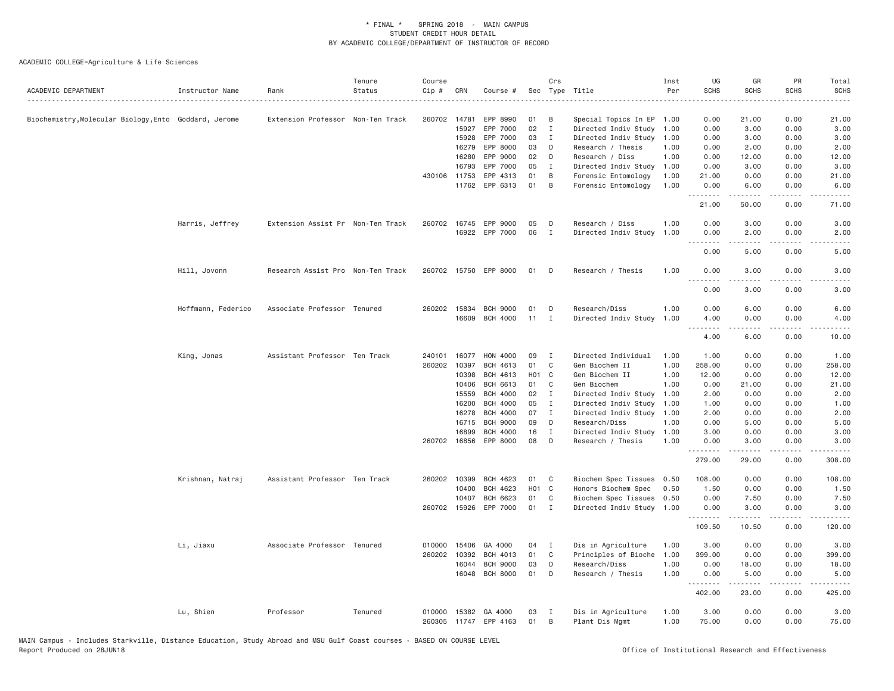* FINAL * SPRING 2018 - MAIN CAMPUS
STUDENT CREDIT HOUR DETAIL
BY ACADEMIC COLLEGE/DEPARTMENT OF INSTRUCTOR OF RECORD

ACADEMIC COLLEGE=Agriculture & Life Sciences

| ACADEMIC DEPARTMENT | Instructor Name | Rank | Tenure Status | Course Cip # | CRN | Course # | Sec | Crs Type | Title | Inst Per | UG SCHS | GR SCHS | PR SCHS | Total SCHS |
|---|---|---|---|---|---|---|---|---|---|---|---|---|---|---|
| Biochemistry,Molecular Biology,Ento | Goddard, Jerome | Extension Professor | Non-Ten Track | 260702 | 14781 | EPP 8990 | 01 | B | Special Topics In EP | 1.00 | 0.00 | 21.00 | 0.00 | 21.00 |
| | | | | | 15927 | EPP 7000 | 02 | I | Directed Indiv Study | 1.00 | 0.00 | 3.00 | 0.00 | 3.00 |
| | | | | | 15928 | EPP 7000 | 03 | I | Directed Indiv Study | 1.00 | 0.00 | 3.00 | 0.00 | 3.00 |
| | | | | | 16279 | EPP 8000 | 03 | D | Research / Thesis | 1.00 | 0.00 | 2.00 | 0.00 | 2.00 |
| | | | | | 16280 | EPP 9000 | 02 | D | Research / Diss | 1.00 | 0.00 | 12.00 | 0.00 | 12.00 |
| | | | | | 16793 | EPP 7000 | 05 | I | Directed Indiv Study | 1.00 | 0.00 | 3.00 | 0.00 | 3.00 |
| | | | | 430106 | 11753 | EPP 4313 | 01 | B | Forensic Entomology | 1.00 | 21.00 | 0.00 | 0.00 | 21.00 |
| | | | | | 11762 | EPP 6313 | 01 | B | Forensic Entomology | 1.00 | 0.00 | 6.00 | 0.00 | 6.00 |
| | | | | | | | | | | | 21.00 | 50.00 | 0.00 | 71.00 |
| | Harris, Jeffrey | Extension Assist Pr | Non-Ten Track | 260702 | 16745 | EPP 9000 | 05 | D | Research / Diss | 1.00 | 0.00 | 3.00 | 0.00 | 3.00 |
| | | | | | 16922 | EPP 7000 | 06 | I | Directed Indiv Study | 1.00 | 0.00 | 2.00 | 0.00 | 2.00 |
| | | | | | | | | | | | 0.00 | 5.00 | 0.00 | 5.00 |
| | Hill, Jovonn | Research Assist Pro | Non-Ten Track | 260702 | 15750 | EPP 8000 | 01 | D | Research / Thesis | 1.00 | 0.00 | 3.00 | 0.00 | 3.00 |
| | | | | | | | | | | | 0.00 | 3.00 | 0.00 | 3.00 |
| | Hoffmann, Federico | Associate Professor | Tenured | 260202 | 15834 | BCH 9000 | 01 | D | Research/Diss | 1.00 | 0.00 | 6.00 | 0.00 | 6.00 |
| | | | | | 16609 | BCH 4000 | 11 | I | Directed Indiv Study | 1.00 | 4.00 | 0.00 | 0.00 | 4.00 |
| | | | | | | | | | | | 4.00 | 6.00 | 0.00 | 10.00 |
| | King, Jonas | Assistant Professor | Ten Track | 240101 | 16077 | HON 4000 | 09 | I | Directed Individual | 1.00 | 1.00 | 0.00 | 0.00 | 1.00 |
| | | | | 260202 | 10397 | BCH 4613 | 01 | C | Gen Biochem II | 1.00 | 258.00 | 0.00 | 0.00 | 258.00 |
| | | | | | 10398 | BCH 4613 | H01 | C | Gen Biochem II | 1.00 | 12.00 | 0.00 | 0.00 | 12.00 |
| | | | | | 10406 | BCH 6613 | 01 | C | Gen Biochem | 1.00 | 0.00 | 21.00 | 0.00 | 21.00 |
| | | | | | 15559 | BCH 4000 | 02 | I | Directed Indiv Study | 1.00 | 2.00 | 0.00 | 0.00 | 2.00 |
| | | | | | 16200 | BCH 4000 | 05 | I | Directed Indiv Study | 1.00 | 1.00 | 0.00 | 0.00 | 1.00 |
| | | | | | 16278 | BCH 4000 | 07 | I | Directed Indiv Study | 1.00 | 2.00 | 0.00 | 0.00 | 2.00 |
| | | | | | 16715 | BCH 9000 | 09 | D | Research/Diss | 1.00 | 0.00 | 5.00 | 0.00 | 5.00 |
| | | | | | 16899 | BCH 4000 | 16 | I | Directed Indiv Study | 1.00 | 3.00 | 0.00 | 0.00 | 3.00 |
| | | | | 260702 | 16856 | EPP 8000 | 08 | D | Research / Thesis | 1.00 | 0.00 | 3.00 | 0.00 | 3.00 |
| | | | | | | | | | | | 279.00 | 29.00 | 0.00 | 308.00 |
| | Krishnan, Natraj | Assistant Professor | Ten Track | 260202 | 10399 | BCH 4623 | 01 | C | Biochem Spec Tissues | 0.50 | 108.00 | 0.00 | 0.00 | 108.00 |
| | | | | | 10400 | BCH 4623 | H01 | C | Honors Biochem Spec | 0.50 | 1.50 | 0.00 | 0.00 | 1.50 |
| | | | | | 10407 | BCH 6623 | 01 | C | Biochem Spec Tissues | 0.50 | 0.00 | 7.50 | 0.00 | 7.50 |
| | | | | 260702 | 15926 | EPP 7000 | 01 | I | Directed Indiv Study | 1.00 | 0.00 | 3.00 | 0.00 | 3.00 |
| | | | | | | | | | | | 109.50 | 10.50 | 0.00 | 120.00 |
| | Li, Jiaxu | Associate Professor | Tenured | 010000 | 15406 | GA 4000 | 04 | I | Dis in Agriculture | 1.00 | 3.00 | 0.00 | 0.00 | 3.00 |
| | | | | 260202 | 10392 | BCH 4013 | 01 | C | Principles of Bioche | 1.00 | 399.00 | 0.00 | 0.00 | 399.00 |
| | | | | | 16044 | BCH 9000 | 03 | D | Research/Diss | 1.00 | 0.00 | 18.00 | 0.00 | 18.00 |
| | | | | | 16048 | BCH 8000 | 01 | D | Research / Thesis | 1.00 | 0.00 | 5.00 | 0.00 | 5.00 |
| | | | | | | | | | | | 402.00 | 23.00 | 0.00 | 425.00 |
| | Lu, Shien | Professor | Tenured | 010000 | 15382 | GA 4000 | 03 | I | Dis in Agriculture | 1.00 | 3.00 | 0.00 | 0.00 | 3.00 |
| | | | | 260305 | 11747 | EPP 4163 | 01 | B | Plant Dis Mgmt | 1.00 | 75.00 | 0.00 | 0.00 | 75.00 |

MAIN Campus - Includes Starkville, Distance Education, Study Abroad and MSU Gulf Coast courses - BASED ON COURSE LEVEL
Report Produced on 28JUN18

Office of Institutional Research and Effectiveness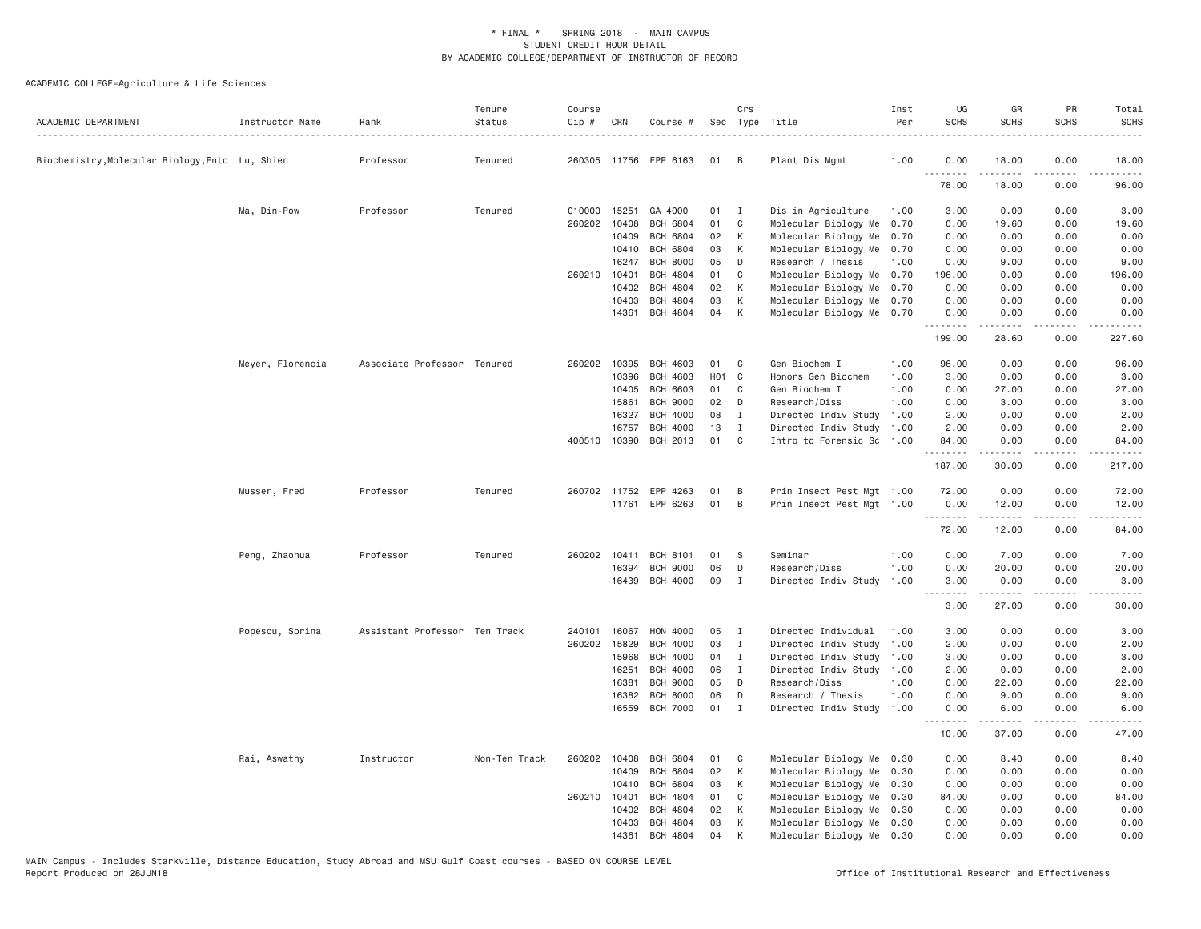\* FINAL \* SPRING 2018 - MAIN CAMPUS
STUDENT CREDIT HOUR DETAIL
BY ACADEMIC COLLEGE/DEPARTMENT OF INSTRUCTOR OF RECORD

ACADEMIC COLLEGE=Agriculture & Life Sciences

| ACADEMIC DEPARTMENT | Instructor Name | Rank | Tenure Status | Course Cip # | CRN | Course # | Sec | Crs Type | Title | Inst Per | UG SCHS | GR SCHS | PR SCHS | Total SCHS |
|---|---|---|---|---|---|---|---|---|---|---|---|---|---|---|
| Biochemistry,Molecular Biology,Ento | Lu, Shien | Professor | Tenured | 260305 | 11756 | EPP 6163 | 01 | B | Plant Dis Mgmt | 1.00 | 0.00 | 18.00 | 0.00 | 18.00 |
| | | | | | | | | | | | 78.00 | 18.00 | 0.00 | 96.00 |
| | Ma, Din-Pow | Professor | Tenured | 010000 | 15251 | GA 4000 | 01 | I | Dis in Agriculture | 1.00 | 3.00 | 0.00 | 0.00 | 3.00 |
| | | | | 260202 | 10408 | BCH 6804 | 01 | C | Molecular Biology Me | 0.70 | 0.00 | 19.60 | 0.00 | 19.60 |
| | | | | | 10409 | BCH 6804 | 02 | K | Molecular Biology Me | 0.70 | 0.00 | 0.00 | 0.00 | 0.00 |
| | | | | | 10410 | BCH 6804 | 03 | K | Molecular Biology Me | 0.70 | 0.00 | 0.00 | 0.00 | 0.00 |
| | | | | | 16247 | BCH 8000 | 05 | D | Research / Thesis | 1.00 | 0.00 | 9.00 | 0.00 | 9.00 |
| | | | | 260210 | 10401 | BCH 4804 | 01 | C | Molecular Biology Me | 0.70 | 196.00 | 0.00 | 0.00 | 196.00 |
| | | | | | 10402 | BCH 4804 | 02 | K | Molecular Biology Me | 0.70 | 0.00 | 0.00 | 0.00 | 0.00 |
| | | | | | 10403 | BCH 4804 | 03 | K | Molecular Biology Me | 0.70 | 0.00 | 0.00 | 0.00 | 0.00 |
| | | | | | 14361 | BCH 4804 | 04 | K | Molecular Biology Me | 0.70 | 0.00 | 0.00 | 0.00 | 0.00 |
| | | | | | | | | | | | 199.00 | 28.60 | 0.00 | 227.60 |
| | Meyer, Florencia | Associate Professor | Tenured | 260202 | 10395 | BCH 4603 | 01 | C | Gen Biochem I | 1.00 | 96.00 | 0.00 | 0.00 | 96.00 |
| | | | | | 10396 | BCH 4603 | H01 | C | Honors Gen Biochem | 1.00 | 3.00 | 0.00 | 0.00 | 3.00 |
| | | | | | 10405 | BCH 6603 | 01 | C | Gen Biochem I | 1.00 | 0.00 | 27.00 | 0.00 | 27.00 |
| | | | | | 15861 | BCH 9000 | 02 | D | Research/Diss | 1.00 | 0.00 | 3.00 | 0.00 | 3.00 |
| | | | | | 16327 | BCH 4000 | 08 | I | Directed Indiv Study | 1.00 | 2.00 | 0.00 | 0.00 | 2.00 |
| | | | | | 16757 | BCH 4000 | 13 | I | Directed Indiv Study | 1.00 | 2.00 | 0.00 | 0.00 | 2.00 |
| | | | | 400510 | 10390 | BCH 2013 | 01 | C | Intro to Forensic Sc | 1.00 | 84.00 | 0.00 | 0.00 | 84.00 |
| | | | | | | | | | | | 187.00 | 30.00 | 0.00 | 217.00 |
| | Musser, Fred | Professor | Tenured | 260702 | 11752 | EPP 4263 | 01 | B | Prin Insect Pest Mgt | 1.00 | 72.00 | 0.00 | 0.00 | 72.00 |
| | | | | | 11761 | EPP 6263 | 01 | B | Prin Insect Pest Mgt | 1.00 | 0.00 | 12.00 | 0.00 | 12.00 |
| | | | | | | | | | | | 72.00 | 12.00 | 0.00 | 84.00 |
| | Peng, Zhaohua | Professor | Tenured | 260202 | 10411 | BCH 8101 | 01 | S | Seminar | 1.00 | 0.00 | 7.00 | 0.00 | 7.00 |
| | | | | | 16394 | BCH 9000 | 06 | D | Research/Diss | 1.00 | 0.00 | 20.00 | 0.00 | 20.00 |
| | | | | | 16439 | BCH 4000 | 09 | I | Directed Indiv Study | 1.00 | 3.00 | 0.00 | 0.00 | 3.00 |
| | | | | | | | | | | | 3.00 | 27.00 | 0.00 | 30.00 |
| | Popescu, Sorina | Assistant Professor | Ten Track | 240101 | 16067 | HON 4000 | 05 | I | Directed Individual | 1.00 | 3.00 | 0.00 | 0.00 | 3.00 |
| | | | | 260202 | 15829 | BCH 4000 | 03 | I | Directed Indiv Study | 1.00 | 2.00 | 0.00 | 0.00 | 2.00 |
| | | | | | 15968 | BCH 4000 | 04 | I | Directed Indiv Study | 1.00 | 3.00 | 0.00 | 0.00 | 3.00 |
| | | | | | 16251 | BCH 4000 | 06 | I | Directed Indiv Study | 1.00 | 2.00 | 0.00 | 0.00 | 2.00 |
| | | | | | 16381 | BCH 9000 | 05 | D | Research/Diss | 1.00 | 0.00 | 22.00 | 0.00 | 22.00 |
| | | | | | 16382 | BCH 8000 | 06 | D | Research / Thesis | 1.00 | 0.00 | 9.00 | 0.00 | 9.00 |
| | | | | | 16559 | BCH 7000 | 01 | I | Directed Indiv Study | 1.00 | 0.00 | 6.00 | 0.00 | 6.00 |
| | | | | | | | | | | | 10.00 | 37.00 | 0.00 | 47.00 |
| | Rai, Aswathy | Instructor | Non-Ten Track | 260202 | 10408 | BCH 6804 | 01 | C | Molecular Biology Me | 0.30 | 0.00 | 8.40 | 0.00 | 8.40 |
| | | | | | 10409 | BCH 6804 | 02 | K | Molecular Biology Me | 0.30 | 0.00 | 0.00 | 0.00 | 0.00 |
| | | | | | 10410 | BCH 6804 | 03 | K | Molecular Biology Me | 0.30 | 0.00 | 0.00 | 0.00 | 0.00 |
| | | | | 260210 | 10401 | BCH 4804 | 01 | C | Molecular Biology Me | 0.30 | 84.00 | 0.00 | 0.00 | 84.00 |
| | | | | | 10402 | BCH 4804 | 02 | K | Molecular Biology Me | 0.30 | 0.00 | 0.00 | 0.00 | 0.00 |
| | | | | | 10403 | BCH 4804 | 03 | K | Molecular Biology Me | 0.30 | 0.00 | 0.00 | 0.00 | 0.00 |
| | | | | | 14361 | BCH 4804 | 04 | K | Molecular Biology Me | 0.30 | 0.00 | 0.00 | 0.00 | 0.00 |

MAIN Campus - Includes Starkville, Distance Education, Study Abroad and MSU Gulf Coast courses - BASED ON COURSE LEVEL
Report Produced on 28JUN18 — Office of Institutional Research and Effectiveness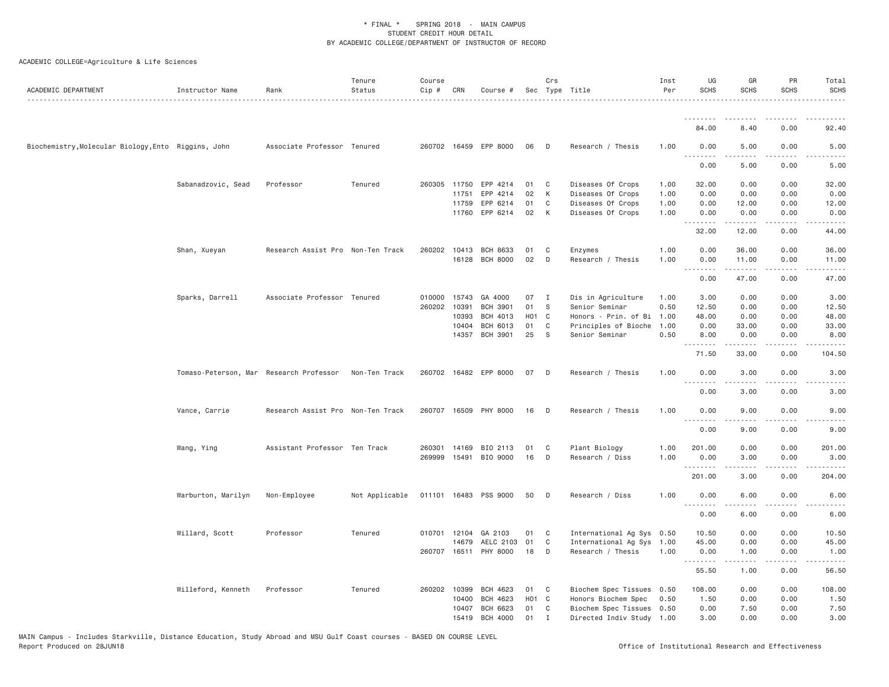\* FINAL \*   SPRING 2018  -  MAIN CAMPUS
STUDENT CREDIT HOUR DETAIL
BY ACADEMIC COLLEGE/DEPARTMENT OF INSTRUCTOR OF RECORD

ACADEMIC COLLEGE=Agriculture & Life Sciences

| ACADEMIC DEPARTMENT | Instructor Name | Rank | Tenure Status | Course Cip # | CRN | Course # | Sec | Crs Type | Title | Inst Per | UG SCHS | GR SCHS | PR SCHS | Total SCHS |
|---|---|---|---|---|---|---|---|---|---|---|---|---|---|---|
| | | | | | | | | | | | 84.00 | 8.40 | 0.00 | 92.40 |
| Biochemistry,Molecular Biology,Ento | Riggins, John | Associate Professor | Tenured | 260702 | 16459 | EPP 8000 | 06 | D | Research / Thesis | 1.00 | 0.00 | 5.00 | 0.00 | 5.00 |
| | | | | | | | | | | | 0.00 | 5.00 | 0.00 | 5.00 |
| | Sabanadzovic, Sead | Professor | Tenured | 260305 | 11750 | EPP 4214 | 01 | C | Diseases Of Crops | 1.00 | 32.00 | 0.00 | 0.00 | 32.00 |
| | | | | | 11751 | EPP 4214 | 02 | K | Diseases Of Crops | 1.00 | 0.00 | 0.00 | 0.00 | 0.00 |
| | | | | | 11759 | EPP 6214 | 01 | C | Diseases Of Crops | 1.00 | 0.00 | 12.00 | 0.00 | 12.00 |
| | | | | | 11760 | EPP 6214 | 02 | K | Diseases Of Crops | 1.00 | 0.00 | 0.00 | 0.00 | 0.00 |
| | | | | | | | | | | | 32.00 | 12.00 | 0.00 | 44.00 |
| | Shan, Xueyan | Research Assist Pro | Non-Ten Track | 260202 | 10413 | BCH 8633 | 01 | C | Enzymes | 1.00 | 0.00 | 36.00 | 0.00 | 36.00 |
| | | | | | 16128 | BCH 8000 | 02 | D | Research / Thesis | 1.00 | 0.00 | 11.00 | 0.00 | 11.00 |
| | | | | | | | | | | | 0.00 | 47.00 | 0.00 | 47.00 |
| | Sparks, Darrell | Associate Professor | Tenured | 010000 | 15743 | GA 4000 | 07 | I | Dis in Agriculture | 1.00 | 3.00 | 0.00 | 0.00 | 3.00 |
| | | | | 260202 | 10391 | BCH 3901 | 01 | S | Senior Seminar | 0.50 | 12.50 | 0.00 | 0.00 | 12.50 |
| | | | | | 10393 | BCH 4013 | H01 | C | Honors - Prin. of Bi | 1.00 | 48.00 | 0.00 | 0.00 | 48.00 |
| | | | | | 10404 | BCH 6013 | 01 | C | Principles of Bioche | 1.00 | 0.00 | 33.00 | 0.00 | 33.00 |
| | | | | | 14357 | BCH 3901 | 25 | S | Senior Seminar | 0.50 | 8.00 | 0.00 | 0.00 | 8.00 |
| | | | | | | | | | | | 71.50 | 33.00 | 0.00 | 104.50 |
| | Tomaso-Peterson, Mar | Research Professor | Non-Ten Track | 260702 | 16482 | EPP 8000 | 07 | D | Research / Thesis | 1.00 | 0.00 | 3.00 | 0.00 | 3.00 |
| | | | | | | | | | | | 0.00 | 3.00 | 0.00 | 3.00 |
| | Vance, Carrie | Research Assist Pro | Non-Ten Track | 260707 | 16509 | PHY 8000 | 16 | D | Research / Thesis | 1.00 | 0.00 | 9.00 | 0.00 | 9.00 |
| | | | | | | | | | | | 0.00 | 9.00 | 0.00 | 9.00 |
| | Wang, Ying | Assistant Professor | Ten Track | 260301 | 14169 | BIO 2113 | 01 | C | Plant Biology | 1.00 | 201.00 | 0.00 | 0.00 | 201.00 |
| | | | | 269999 | 15491 | BIO 9000 | 16 | D | Research / Diss | 1.00 | 0.00 | 3.00 | 0.00 | 3.00 |
| | | | | | | | | | | | 201.00 | 3.00 | 0.00 | 204.00 |
| | Warburton, Marilyn | Non-Employee | Not Applicable | 011101 | 16483 | PSS 9000 | 50 | D | Research / Diss | 1.00 | 0.00 | 6.00 | 0.00 | 6.00 |
| | | | | | | | | | | | 0.00 | 6.00 | 0.00 | 6.00 |
| | Willard, Scott | Professor | Tenured | 010701 | 12104 | GA 2103 | 01 | C | International Ag Sys | 0.50 | 10.50 | 0.00 | 0.00 | 10.50 |
| | | | | | 14679 | AELC 2103 | 01 | C | International Ag Sys | 1.00 | 45.00 | 0.00 | 0.00 | 45.00 |
| | | | | 260707 | 16511 | PHY 8000 | 18 | D | Research / Thesis | 1.00 | 0.00 | 1.00 | 0.00 | 1.00 |
| | | | | | | | | | | | 55.50 | 1.00 | 0.00 | 56.50 |
| | Willeford, Kenneth | Professor | Tenured | 260202 | 10399 | BCH 4623 | 01 | C | Biochem Spec Tissues | 0.50 | 108.00 | 0.00 | 0.00 | 108.00 |
| | | | | | 10400 | BCH 4623 | H01 | C | Honors Biochem Spec | 0.50 | 1.50 | 0.00 | 0.00 | 1.50 |
| | | | | | 10407 | BCH 6623 | 01 | C | Biochem Spec Tissues | 0.50 | 0.00 | 7.50 | 0.00 | 7.50 |
| | | | | | 15419 | BCH 4000 | 01 | I | Directed Indiv Study | 1.00 | 3.00 | 0.00 | 0.00 | 3.00 |

MAIN Campus - Includes Starkville, Distance Education, Study Abroad and MSU Gulf Coast courses - BASED ON COURSE LEVEL
Report Produced on 28JUN18

Office of Institutional Research and Effectiveness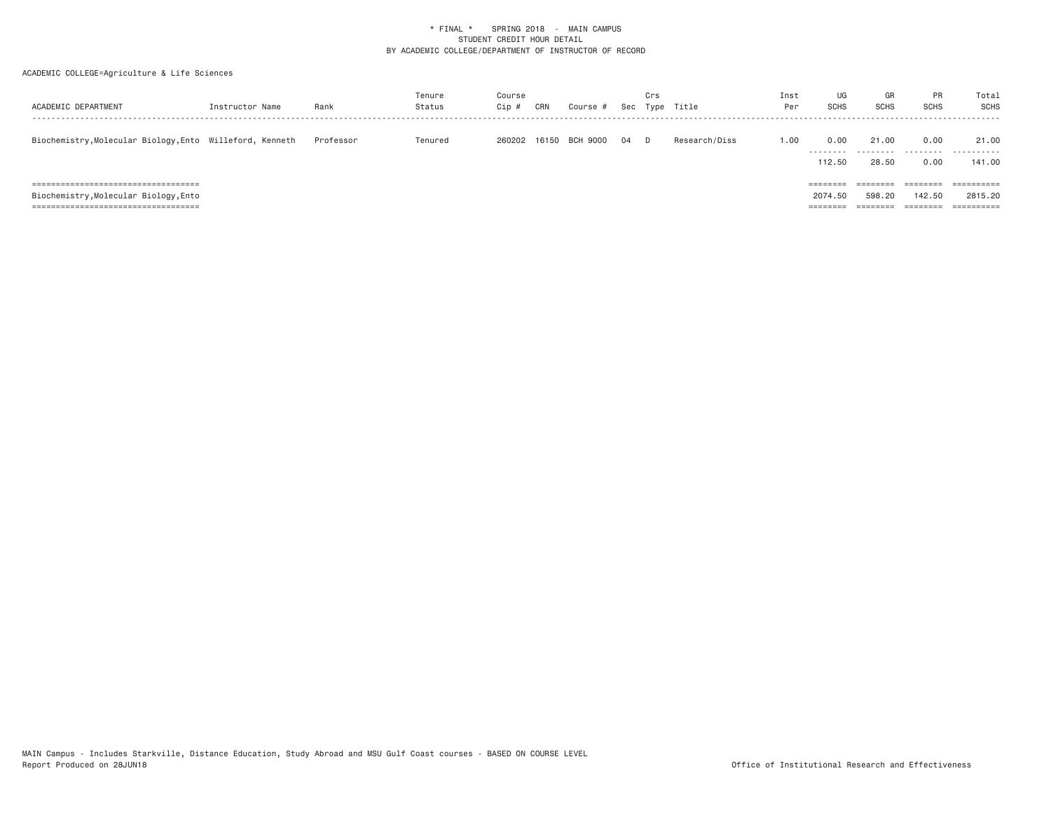\* FINAL \* SPRING 2018 - MAIN CAMPUS
STUDENT CREDIT HOUR DETAIL
BY ACADEMIC COLLEGE/DEPARTMENT OF INSTRUCTOR OF RECORD

ACADEMIC COLLEGE=Agriculture & Life Sciences

| ACADEMIC DEPARTMENT | Instructor Name | Rank | Tenure Status | Course Cip # | CRN | Course # | Sec | Crs Type | Title | Inst Per | UG SCHS | GR SCHS | PR SCHS | Total SCHS |
|---|---|---|---|---|---|---|---|---|---|---|---|---|---|---|
| Biochemistry,Molecular Biology,Ento | Willeford, Kenneth | Professor | Tenured | 260202 | 16150 | BCH 9000 | 04 | D | Research/Diss | 1.00 | 0.00 | 21.00 | 0.00 | 21.00 |
| | | | | | | | | | | | 112.50 | 28.50 | 0.00 | 141.00 |
| Biochemistry,Molecular Biology,Ento | | | | | | | | | | | 2074.50 | 598.20 | 142.50 | 2815.20 |

MAIN Campus - Includes Starkville, Distance Education, Study Abroad and MSU Gulf Coast courses - BASED ON COURSE LEVEL
Report Produced on 28JUN18

Office of Institutional Research and Effectiveness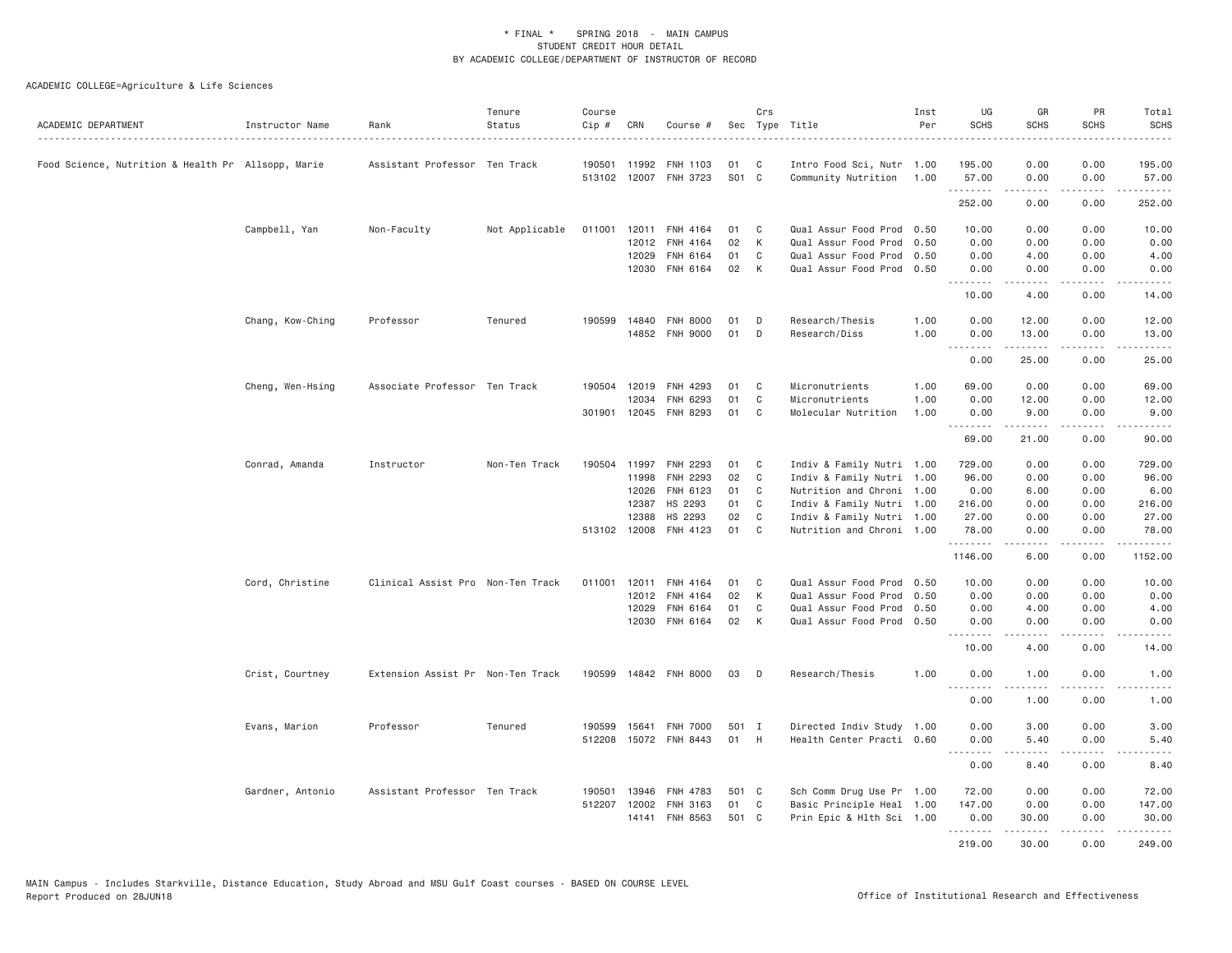* FINAL * SPRING 2018 - MAIN CAMPUS
STUDENT CREDIT HOUR DETAIL
BY ACADEMIC COLLEGE/DEPARTMENT OF INSTRUCTOR OF RECORD

ACADEMIC COLLEGE=Agriculture & Life Sciences

| ACADEMIC DEPARTMENT | Instructor Name | Rank | Tenure Status | Course Cip # | CRN | Course # | Sec | Crs Type | Title | Inst Per | UG SCHS | GR SCHS | PR SCHS | Total SCHS |
|---|---|---|---|---|---|---|---|---|---|---|---|---|---|---|
| Food Science, Nutrition & Health Pr | Allsopp, Marie | Assistant Professor | Ten Track | 190501 | 11992 | FNH 1103 | 01 | C | Intro Food Sci, Nutr | 1.00 | 195.00 | 0.00 | 0.00 | 195.00 |
| | | | | 513102 | 12007 | FNH 3723 | S01 | C | Community Nutrition | 1.00 | 57.00 | 0.00 | 0.00 | 57.00 |
| | | | | | | | | | | | 252.00 | 0.00 | 0.00 | 252.00 |
| | Campbell, Yan | Non-Faculty | Not Applicable | 011001 | 12011 | FNH 4164 | 01 | C | Qual Assur Food Prod | 0.50 | 10.00 | 0.00 | 0.00 | 10.00 |
| | | | | | 12012 | FNH 4164 | 02 | K | Qual Assur Food Prod | 0.50 | 0.00 | 0.00 | 0.00 | 0.00 |
| | | | | | 12029 | FNH 6164 | 01 | C | Qual Assur Food Prod | 0.50 | 0.00 | 4.00 | 0.00 | 4.00 |
| | | | | | 12030 | FNH 6164 | 02 | K | Qual Assur Food Prod | 0.50 | 0.00 | 0.00 | 0.00 | 0.00 |
| | | | | | | | | | | | 10.00 | 4.00 | 0.00 | 14.00 |
| | Chang, Kow-Ching | Professor | Tenured | 190599 | 14840 | FNH 8000 | 01 | D | Research/Thesis | 1.00 | 0.00 | 12.00 | 0.00 | 12.00 |
| | | | | | 14852 | FNH 9000 | 01 | D | Research/Diss | 1.00 | 0.00 | 13.00 | 0.00 | 13.00 |
| | | | | | | | | | | | 0.00 | 25.00 | 0.00 | 25.00 |
| | Cheng, Wen-Hsing | Associate Professor | Ten Track | 190504 | 12019 | FNH 4293 | 01 | C | Micronutrients | 1.00 | 69.00 | 0.00 | 0.00 | 69.00 |
| | | | | | 12034 | FNH 6293 | 01 | C | Micronutrients | 1.00 | 0.00 | 12.00 | 0.00 | 12.00 |
| | | | | 301901 | 12045 | FNH 8293 | 01 | C | Molecular Nutrition | 1.00 | 0.00 | 9.00 | 0.00 | 9.00 |
| | | | | | | | | | | | 69.00 | 21.00 | 0.00 | 90.00 |
| | Conrad, Amanda | Instructor | Non-Ten Track | 190504 | 11997 | FNH 2293 | 01 | C | Indiv & Family Nutri | 1.00 | 729.00 | 0.00 | 0.00 | 729.00 |
| | | | | | 11998 | FNH 2293 | 02 | C | Indiv & Family Nutri | 1.00 | 96.00 | 0.00 | 0.00 | 96.00 |
| | | | | | 12026 | FNH 6123 | 01 | C | Nutrition and Chroni | 1.00 | 0.00 | 6.00 | 0.00 | 6.00 |
| | | | | | 12387 | HS 2293 | 01 | C | Indiv & Family Nutri | 1.00 | 216.00 | 0.00 | 0.00 | 216.00 |
| | | | | | 12388 | HS 2293 | 02 | C | Indiv & Family Nutri | 1.00 | 27.00 | 0.00 | 0.00 | 27.00 |
| | | | | 513102 | 12008 | FNH 4123 | 01 | C | Nutrition and Chroni | 1.00 | 78.00 | 0.00 | 0.00 | 78.00 |
| | | | | | | | | | | | 1146.00 | 6.00 | 0.00 | 1152.00 |
| | Cord, Christine | Clinical Assist Pro | Non-Ten Track | 011001 | 12011 | FNH 4164 | 01 | C | Qual Assur Food Prod | 0.50 | 10.00 | 0.00 | 0.00 | 10.00 |
| | | | | | 12012 | FNH 4164 | 02 | K | Qual Assur Food Prod | 0.50 | 0.00 | 0.00 | 0.00 | 0.00 |
| | | | | | 12029 | FNH 6164 | 01 | C | Qual Assur Food Prod | 0.50 | 0.00 | 4.00 | 0.00 | 4.00 |
| | | | | | 12030 | FNH 6164 | 02 | K | Qual Assur Food Prod | 0.50 | 0.00 | 0.00 | 0.00 | 0.00 |
| | | | | | | | | | | | 10.00 | 4.00 | 0.00 | 14.00 |
| | Crist, Courtney | Extension Assist Pr | Non-Ten Track | 190599 | 14842 | FNH 8000 | 03 | D | Research/Thesis | 1.00 | 0.00 | 1.00 | 0.00 | 1.00 |
| | | | | | | | | | | | 0.00 | 1.00 | 0.00 | 1.00 |
| | Evans, Marion | Professor | Tenured | 190599 | 15641 | FNH 7000 | 501 | I | Directed Indiv Study | 1.00 | 0.00 | 3.00 | 0.00 | 3.00 |
| | | | | 512208 | 15072 | FNH 8443 | 01 | H | Health Center Practi | 0.60 | 0.00 | 5.40 | 0.00 | 5.40 |
| | | | | | | | | | | | 0.00 | 8.40 | 0.00 | 8.40 |
| | Gardner, Antonio | Assistant Professor | Ten Track | 190501 | 13946 | FNH 4783 | 501 | C | Sch Comm Drug Use Pr | 1.00 | 72.00 | 0.00 | 0.00 | 72.00 |
| | | | | 512207 | 12002 | FNH 3163 | 01 | C | Basic Principle Heal | 1.00 | 147.00 | 0.00 | 0.00 | 147.00 |
| | | | | | 14141 | FNH 8563 | 501 | C | Prin Epic & Hlth Sci | 1.00 | 0.00 | 30.00 | 0.00 | 30.00 |
| | | | | | | | | | | | 219.00 | 30.00 | 0.00 | 249.00 |

MAIN Campus - Includes Starkville, Distance Education, Study Abroad and MSU Gulf Coast courses - BASED ON COURSE LEVEL
Report Produced on 28JUN18
Office of Institutional Research and Effectiveness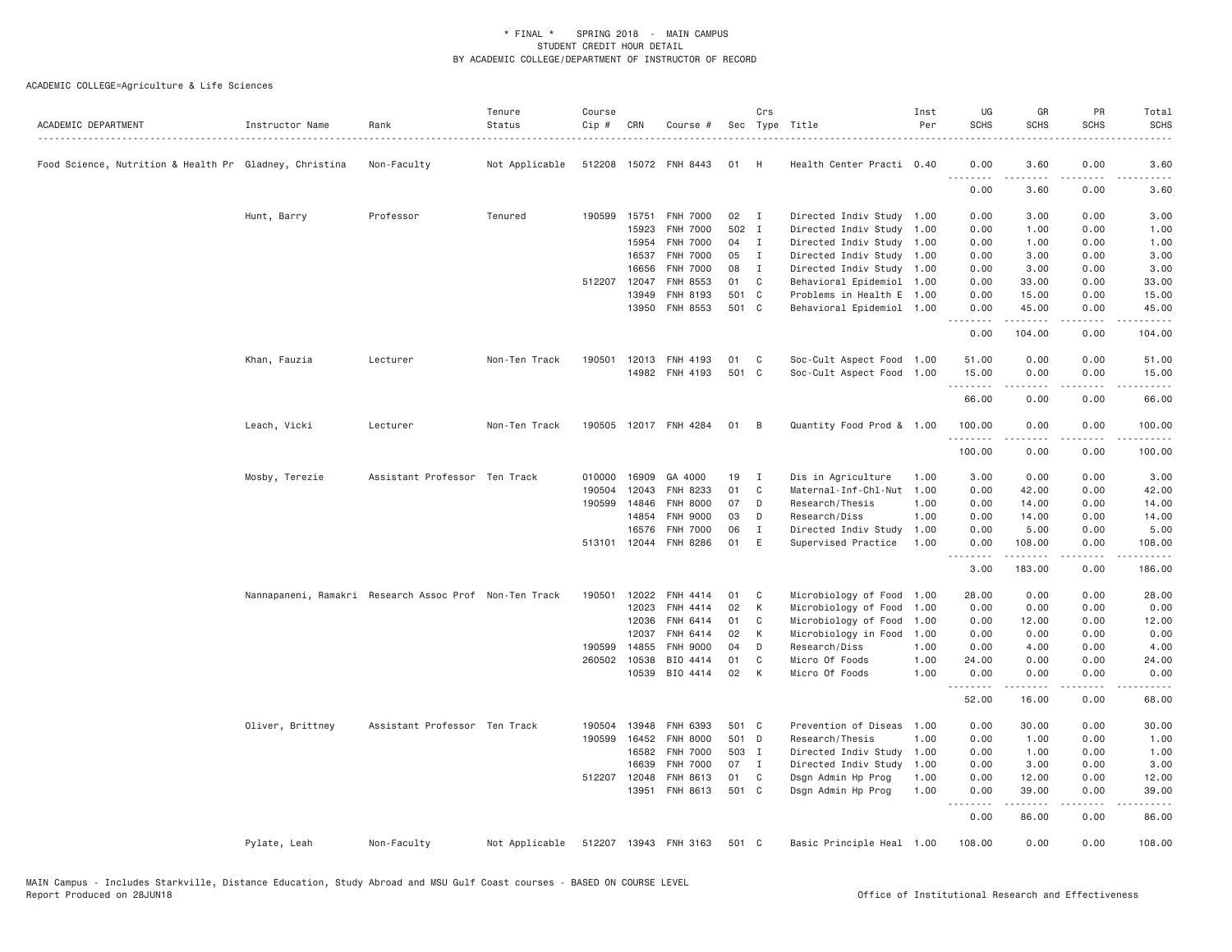\* FINAL \* SPRING 2018 - MAIN CAMPUS
STUDENT CREDIT HOUR DETAIL
BY ACADEMIC COLLEGE/DEPARTMENT OF INSTRUCTOR OF RECORD

ACADEMIC COLLEGE=Agriculture & Life Sciences

| ACADEMIC DEPARTMENT | Instructor Name | Rank | Tenure Status | Course Cip # | CRN | Course # | Sec | Crs Type | Title | Inst Per | UG SCHS | GR SCHS | PR SCHS | Total SCHS |
|---|---|---|---|---|---|---|---|---|---|---|---|---|---|---|
| Food Science, Nutrition & Health Pr | Gladney, Christina | Non-Faculty | Not Applicable | 512208 | 15072 | FNH 8443 | 01 | H | Health Center Practi | 0.40 | 0.00 | 3.60 | 0.00 | 3.60 |
| | | | | | | | | | | | 0.00 | 3.60 | 0.00 | 3.60 |
| | Hunt, Barry | Professor | Tenured | 190599 | 15751 | FNH 7000 | 02 | I | Directed Indiv Study | 1.00 | 0.00 | 3.00 | 0.00 | 3.00 |
| | | | | | 15923 | FNH 7000 | 502 | I | Directed Indiv Study | 1.00 | 0.00 | 1.00 | 0.00 | 1.00 |
| | | | | | 15954 | FNH 7000 | 04 | I | Directed Indiv Study | 1.00 | 0.00 | 1.00 | 0.00 | 1.00 |
| | | | | | 16537 | FNH 7000 | 05 | I | Directed Indiv Study | 1.00 | 0.00 | 3.00 | 0.00 | 3.00 |
| | | | | | 16656 | FNH 7000 | 08 | I | Directed Indiv Study | 1.00 | 0.00 | 3.00 | 0.00 | 3.00 |
| | | | | 512207 | 12047 | FNH 8553 | 01 | C | Behavioral Epidemiol | 1.00 | 0.00 | 33.00 | 0.00 | 33.00 |
| | | | | | 13949 | FNH 8193 | 501 | C | Problems in Health E | 1.00 | 0.00 | 15.00 | 0.00 | 15.00 |
| | | | | | 13950 | FNH 8553 | 501 | C | Behavioral Epidemiol | 1.00 | 0.00 | 45.00 | 0.00 | 45.00 |
| | | | | | | | | | | | 0.00 | 104.00 | 0.00 | 104.00 |
| | Khan, Fauzia | Lecturer | Non-Ten Track | 190501 | 12013 | FNH 4193 | 01 | C | Soc-Cult Aspect Food | 1.00 | 51.00 | 0.00 | 0.00 | 51.00 |
| | | | | | 14982 | FNH 4193 | 501 | C | Soc-Cult Aspect Food | 1.00 | 15.00 | 0.00 | 0.00 | 15.00 |
| | | | | | | | | | | | 66.00 | 0.00 | 0.00 | 66.00 |
| | Leach, Vicki | Lecturer | Non-Ten Track | 190505 | 12017 | FNH 4284 | 01 | B | Quantity Food Prod & | 1.00 | 100.00 | 0.00 | 0.00 | 100.00 |
| | | | | | | | | | | | 100.00 | 0.00 | 0.00 | 100.00 |
| | Mosby, Terezie | Assistant Professor | Ten Track | 010000 | 16909 | GA 4000 | 19 | I | Dis in Agriculture | 1.00 | 3.00 | 0.00 | 0.00 | 3.00 |
| | | | | 190504 | 12043 | FNH 8233 | 01 | C | Maternal-Inf-Chl-Nut | 1.00 | 0.00 | 42.00 | 0.00 | 42.00 |
| | | | | 190599 | 14846 | FNH 8000 | 07 | D | Research/Thesis | 1.00 | 0.00 | 14.00 | 0.00 | 14.00 |
| | | | | | 14854 | FNH 9000 | 03 | D | Research/Diss | 1.00 | 0.00 | 14.00 | 0.00 | 14.00 |
| | | | | | 16576 | FNH 7000 | 06 | I | Directed Indiv Study | 1.00 | 0.00 | 5.00 | 0.00 | 5.00 |
| | | | | 513101 | 12044 | FNH 8286 | 01 | E | Supervised Practice | 1.00 | 0.00 | 108.00 | 0.00 | 108.00 |
| | | | | | | | | | | | 3.00 | 183.00 | 0.00 | 186.00 |
| | Nannapaneni, Ramakri | Research Assoc Prof | Non-Ten Track | 190501 | 12022 | FNH 4414 | 01 | C | Microbiology of Food | 1.00 | 28.00 | 0.00 | 0.00 | 28.00 |
| | | | | | 12023 | FNH 4414 | 02 | K | Microbiology of Food | 1.00 | 0.00 | 0.00 | 0.00 | 0.00 |
| | | | | | 12036 | FNH 6414 | 01 | C | Microbiology of Food | 1.00 | 0.00 | 12.00 | 0.00 | 12.00 |
| | | | | | 12037 | FNH 6414 | 02 | K | Microbiology in Food | 1.00 | 0.00 | 0.00 | 0.00 | 0.00 |
| | | | | 190599 | 14855 | FNH 9000 | 04 | D | Research/Diss | 1.00 | 0.00 | 4.00 | 0.00 | 4.00 |
| | | | | 260502 | 10538 | BIO 4414 | 01 | C | Micro Of Foods | 1.00 | 24.00 | 0.00 | 0.00 | 24.00 |
| | | | | | 10539 | BIO 4414 | 02 | K | Micro Of Foods | 1.00 | 0.00 | 0.00 | 0.00 | 0.00 |
| | | | | | | | | | | | 52.00 | 16.00 | 0.00 | 68.00 |
| | Oliver, Brittney | Assistant Professor | Ten Track | 190504 | 13948 | FNH 6393 | 501 | C | Prevention of Diseas | 1.00 | 0.00 | 30.00 | 0.00 | 30.00 |
| | | | | 190599 | 16452 | FNH 8000 | 501 | D | Research/Thesis | 1.00 | 0.00 | 1.00 | 0.00 | 1.00 |
| | | | | | 16582 | FNH 7000 | 503 | I | Directed Indiv Study | 1.00 | 0.00 | 1.00 | 0.00 | 1.00 |
| | | | | | 16639 | FNH 7000 | 07 | I | Directed Indiv Study | 1.00 | 0.00 | 3.00 | 0.00 | 3.00 |
| | | | | 512207 | 12048 | FNH 8613 | 01 | C | Dsgn Admin Hp Prog | 1.00 | 0.00 | 12.00 | 0.00 | 12.00 |
| | | | | | 13951 | FNH 8613 | 501 | C | Dsgn Admin Hp Prog | 1.00 | 0.00 | 39.00 | 0.00 | 39.00 |
| | | | | | | | | | | | 0.00 | 86.00 | 0.00 | 86.00 |
| | Pylate, Leah | Non-Faculty | Not Applicable | 512207 | 13943 | FNH 3163 | 501 | C | Basic Principle Heal | 1.00 | 108.00 | 0.00 | 0.00 | 108.00 |

MAIN Campus - Includes Starkville, Distance Education, Study Abroad and MSU Gulf Coast courses - BASED ON COURSE LEVEL
Report Produced on 28JUN18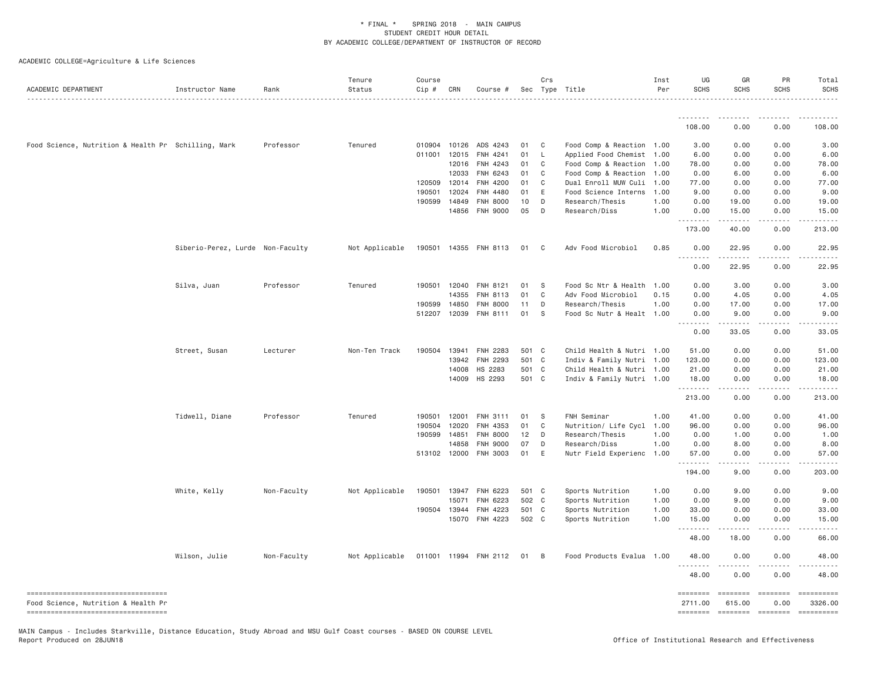\* FINAL \*   SPRING 2018 - MAIN CAMPUS
STUDENT CREDIT HOUR DETAIL
BY ACADEMIC COLLEGE/DEPARTMENT OF INSTRUCTOR OF RECORD

ACADEMIC COLLEGE=Agriculture & Life Sciences

| ACADEMIC DEPARTMENT | Instructor Name | Rank | Tenure Status | Course Cip # | CRN | Course # | Sec | Crs Type | Title | Inst Per | UG SCHS | GR SCHS | PR SCHS | Total SCHS |
|---|---|---|---|---|---|---|---|---|---|---|---|---|---|---|
| | | | | | | | | | | | 108.00 | 0.00 | 0.00 | 108.00 |
| Food Science, Nutrition & Health Pr | Schilling, Mark | Professor | Tenured | 010904 | 10126 | ADS 4243 | 01 | C | Food Comp & Reaction | 1.00 | 3.00 | 0.00 | 0.00 | 3.00 |
| | | | | 011001 | 12015 | FNH 4241 | 01 | L | Applied Food Chemist | 1.00 | 6.00 | 0.00 | 0.00 | 6.00 |
| | | | | | 12016 | FNH 4243 | 01 | C | Food Comp & Reaction | 1.00 | 78.00 | 0.00 | 0.00 | 78.00 |
| | | | | | 12033 | FNH 6243 | 01 | C | Food Comp & Reaction | 1.00 | 0.00 | 6.00 | 0.00 | 6.00 |
| | | | | 120509 | 12014 | FNH 4200 | 01 | C | Dual Enroll MUW Culi | 1.00 | 77.00 | 0.00 | 0.00 | 77.00 |
| | | | | 190501 | 12024 | FNH 4480 | 01 | E | Food Science Interns | 1.00 | 9.00 | 0.00 | 0.00 | 9.00 |
| | | | | 190599 | 14849 | FNH 8000 | 10 | D | Research/Thesis | 1.00 | 0.00 | 19.00 | 0.00 | 19.00 |
| | | | | | 14856 | FNH 9000 | 05 | D | Research/Diss | 1.00 | 0.00 | 15.00 | 0.00 | 15.00 |
| | | | | | | | | | | | 173.00 | 40.00 | 0.00 | 213.00 |
| | Siberio-Perez, Lurde | Non-Faculty | Not Applicable | 190501 | 14355 | FNH 8113 | 01 | C | Adv Food Microbiol | 0.85 | 0.00 | 22.95 | 0.00 | 22.95 |
| | | | | | | | | | | | 0.00 | 22.95 | 0.00 | 22.95 |
| | Silva, Juan | Professor | Tenured | 190501 | 12040 | FNH 8121 | 01 | S | Food Sc Ntr & Health | 1.00 | 0.00 | 3.00 | 0.00 | 3.00 |
| | | | | | 14355 | FNH 8113 | 01 | C | Adv Food Microbiol | 0.15 | 0.00 | 4.05 | 0.00 | 4.05 |
| | | | | 190599 | 14850 | FNH 8000 | 11 | D | Research/Thesis | 1.00 | 0.00 | 17.00 | 0.00 | 17.00 |
| | | | | 512207 | 12039 | FNH 8111 | 01 | S | Food Sc Nutr & Healt | 1.00 | 0.00 | 9.00 | 0.00 | 9.00 |
| | | | | | | | | | | | 0.00 | 33.05 | 0.00 | 33.05 |
| | Street, Susan | Lecturer | Non-Ten Track | 190504 | 13941 | FNH 2283 | 501 | C | Child Health & Nutri | 1.00 | 51.00 | 0.00 | 0.00 | 51.00 |
| | | | | | 13942 | FNH 2293 | 501 | C | Indiv & Family Nutri | 1.00 | 123.00 | 0.00 | 0.00 | 123.00 |
| | | | | | 14008 | HS 2283 | 501 | C | Child Health & Nutri | 1.00 | 21.00 | 0.00 | 0.00 | 21.00 |
| | | | | | 14009 | HS 2293 | 501 | C | Indiv & Family Nutri | 1.00 | 18.00 | 0.00 | 0.00 | 18.00 |
| | | | | | | | | | | | 213.00 | 0.00 | 0.00 | 213.00 |
| | Tidwell, Diane | Professor | Tenured | 190501 | 12001 | FNH 3111 | 01 | S | FNH Seminar | 1.00 | 41.00 | 0.00 | 0.00 | 41.00 |
| | | | | 190504 | 12020 | FNH 4353 | 01 | C | Nutrition/ Life Cycl | 1.00 | 96.00 | 0.00 | 0.00 | 96.00 |
| | | | | 190599 | 14851 | FNH 8000 | 12 | D | Research/Thesis | 1.00 | 0.00 | 1.00 | 0.00 | 1.00 |
| | | | | | 14858 | FNH 9000 | 07 | D | Research/Diss | 1.00 | 0.00 | 8.00 | 0.00 | 8.00 |
| | | | | 513102 | 12000 | FNH 3003 | 01 | E | Nutr Field Experienc | 1.00 | 57.00 | 0.00 | 0.00 | 57.00 |
| | | | | | | | | | | | 194.00 | 9.00 | 0.00 | 203.00 |
| | White, Kelly | Non-Faculty | Not Applicable | 190501 | 13947 | FNH 6223 | 501 | C | Sports Nutrition | 1.00 | 0.00 | 9.00 | 0.00 | 9.00 |
| | | | | | 15071 | FNH 6223 | 502 | C | Sports Nutrition | 1.00 | 0.00 | 9.00 | 0.00 | 9.00 |
| | | | | 190504 | 13944 | FNH 4223 | 501 | C | Sports Nutrition | 1.00 | 33.00 | 0.00 | 0.00 | 33.00 |
| | | | | | 15070 | FNH 4223 | 502 | C | Sports Nutrition | 1.00 | 15.00 | 0.00 | 0.00 | 15.00 |
| | | | | | | | | | | | 48.00 | 18.00 | 0.00 | 66.00 |
| | Wilson, Julie | Non-Faculty | Not Applicable | 011001 | 11994 | FNH 2112 | 01 | B | Food Products Evalua | 1.00 | 48.00 | 0.00 | 0.00 | 48.00 |
| | | | | | | | | | | | 48.00 | 0.00 | 0.00 | 48.00 |
| Food Science, Nutrition & Health Pr | | | | | | | | | | | 2711.00 | 615.00 | 0.00 | 3326.00 |

MAIN Campus - Includes Starkville, Distance Education, Study Abroad and MSU Gulf Coast courses - BASED ON COURSE LEVEL
Report Produced on 28JUN18

Office of Institutional Research and Effectiveness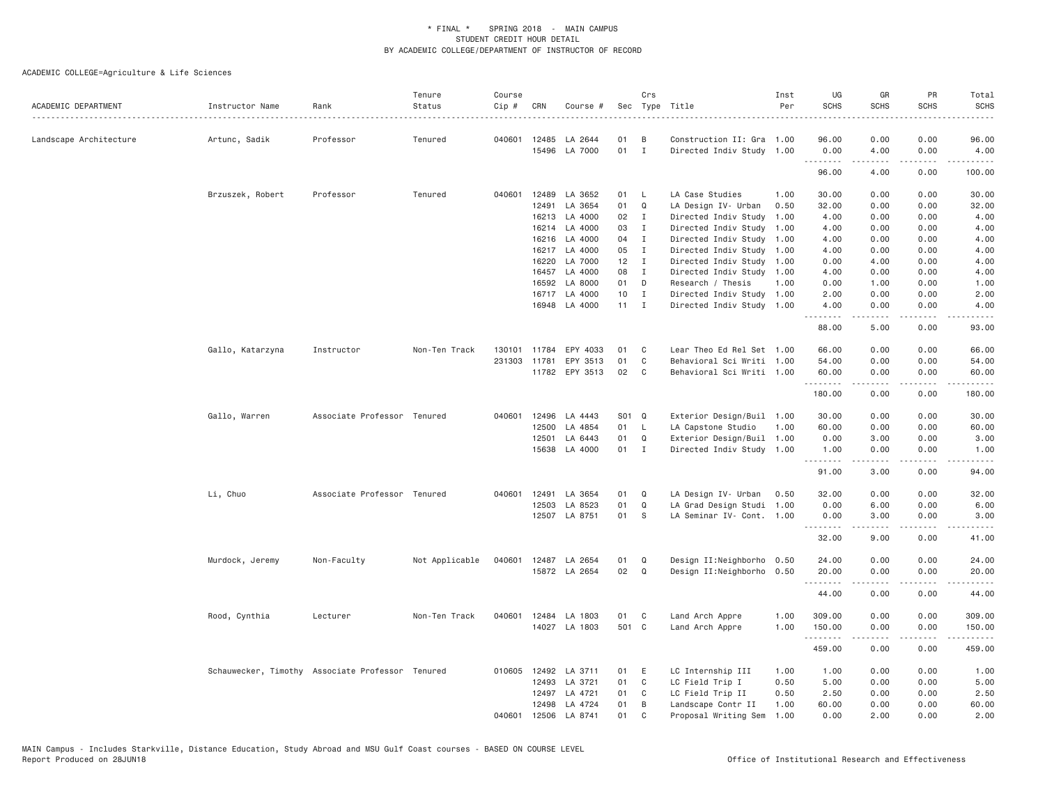ACADEMIC COLLEGE=Agriculture & Life Sciences

| ACADEMIC DEPARTMENT | Instructor Name | Rank | Tenure Status | Course Cip # | CRN | Course # | Sec | Crs Type | Title | Inst Per | UG SCHS | GR SCHS | PR SCHS | Total SCHS |
|---|---|---|---|---|---|---|---|---|---|---|---|---|---|---|
| Landscape Architecture | Artunc, Sadik | Professor | Tenured | 040601 | 12485 | LA 2644 | 01 | B | Construction II: Gra | 1.00 | 96.00 | 0.00 | 0.00 | 96.00 |
| | | | | | 15496 | LA 7000 | 01 | I | Directed Indiv Study | 1.00 | 0.00 | 4.00 | 0.00 | 4.00 |
| | | | | | | | | | | | 96.00 | 4.00 | 0.00 | 100.00 |
| | Brzuszek, Robert | Professor | Tenured | 040601 | 12489 | LA 3652 | 01 | L | LA Case Studies | 1.00 | 30.00 | 0.00 | 0.00 | 30.00 |
| | | | | | 12491 | LA 3654 | 01 | Q | LA Design IV- Urban | 0.50 | 32.00 | 0.00 | 0.00 | 32.00 |
| | | | | | 16213 | LA 4000 | 02 | I | Directed Indiv Study | 1.00 | 4.00 | 0.00 | 0.00 | 4.00 |
| | | | | | 16214 | LA 4000 | 03 | I | Directed Indiv Study | 1.00 | 4.00 | 0.00 | 0.00 | 4.00 |
| | | | | | 16216 | LA 4000 | 04 | I | Directed Indiv Study | 1.00 | 4.00 | 0.00 | 0.00 | 4.00 |
| | | | | | 16217 | LA 4000 | 05 | I | Directed Indiv Study | 1.00 | 4.00 | 0.00 | 0.00 | 4.00 |
| | | | | | 16220 | LA 7000 | 12 | I | Directed Indiv Study | 1.00 | 0.00 | 4.00 | 0.00 | 4.00 |
| | | | | | 16457 | LA 4000 | 08 | I | Directed Indiv Study | 1.00 | 4.00 | 0.00 | 0.00 | 4.00 |
| | | | | | 16592 | LA 8000 | 01 | D | Research / Thesis | 1.00 | 0.00 | 1.00 | 0.00 | 1.00 |
| | | | | | 16717 | LA 4000 | 10 | I | Directed Indiv Study | 1.00 | 2.00 | 0.00 | 0.00 | 2.00 |
| | | | | | 16948 | LA 4000 | 11 | I | Directed Indiv Study | 1.00 | 4.00 | 0.00 | 0.00 | 4.00 |
| | | | | | | | | | | | 88.00 | 5.00 | 0.00 | 93.00 |
| | Gallo, Katarzyna | Instructor | Non-Ten Track | 130101 | 11784 | EPY 4033 | 01 | C | Lear Theo Ed Rel Set | 1.00 | 66.00 | 0.00 | 0.00 | 66.00 |
| | | | | 231303 | 11781 | EPY 3513 | 01 | C | Behavioral Sci Writi | 1.00 | 54.00 | 0.00 | 0.00 | 54.00 |
| | | | | | 11782 | EPY 3513 | 02 | C | Behavioral Sci Writi | 1.00 | 60.00 | 0.00 | 0.00 | 60.00 |
| | | | | | | | | | | | 180.00 | 0.00 | 0.00 | 180.00 |
| | Gallo, Warren | Associate Professor | Tenured | 040601 | 12496 | LA 4443 | S01 | Q | Exterior Design/Buil | 1.00 | 30.00 | 0.00 | 0.00 | 30.00 |
| | | | | | 12500 | LA 4854 | 01 | L | LA Capstone Studio | 1.00 | 60.00 | 0.00 | 0.00 | 60.00 |
| | | | | | 12501 | LA 6443 | 01 | Q | Exterior Design/Buil | 1.00 | 0.00 | 3.00 | 0.00 | 3.00 |
| | | | | | 15638 | LA 4000 | 01 | I | Directed Indiv Study | 1.00 | 1.00 | 0.00 | 0.00 | 1.00 |
| | | | | | | | | | | | 91.00 | 3.00 | 0.00 | 94.00 |
| | Li, Chuo | Associate Professor | Tenured | 040601 | 12491 | LA 3654 | 01 | Q | LA Design IV- Urban | 0.50 | 32.00 | 0.00 | 0.00 | 32.00 |
| | | | | | 12503 | LA 8523 | 01 | Q | LA Grad Design Studi | 1.00 | 0.00 | 6.00 | 0.00 | 6.00 |
| | | | | | 12507 | LA 8751 | 01 | S | LA Seminar IV- Cont. | 1.00 | 0.00 | 3.00 | 0.00 | 3.00 |
| | | | | | | | | | | | 32.00 | 9.00 | 0.00 | 41.00 |
| | Murdock, Jeremy | Non-Faculty | Not Applicable | 040601 | 12487 | LA 2654 | 01 | Q | Design II:Neighborho | 0.50 | 24.00 | 0.00 | 0.00 | 24.00 |
| | | | | | 15872 | LA 2654 | 02 | Q | Design II:Neighborho | 0.50 | 20.00 | 0.00 | 0.00 | 20.00 |
| | | | | | | | | | | | 44.00 | 0.00 | 0.00 | 44.00 |
| | Rood, Cynthia | Lecturer | Non-Ten Track | 040601 | 12484 | LA 1803 | 01 | C | Land Arch Appre | 1.00 | 309.00 | 0.00 | 0.00 | 309.00 |
| | | | | | 14027 | LA 1803 | 501 | C | Land Arch Appre | 1.00 | 150.00 | 0.00 | 0.00 | 150.00 |
| | | | | | | | | | | | 459.00 | 0.00 | 0.00 | 459.00 |
| | Schauwecker, Timothy | Associate Professor | Tenured | 010605 | 12492 | LA 3711 | 01 | E | LC Internship III | 1.00 | 1.00 | 0.00 | 0.00 | 1.00 |
| | | | | | 12493 | LA 3721 | 01 | C | LC Field Trip I | 0.50 | 5.00 | 0.00 | 0.00 | 5.00 |
| | | | | | 12497 | LA 4721 | 01 | C | LC Field Trip II | 0.50 | 2.50 | 0.00 | 0.00 | 2.50 |
| | | | | | 12498 | LA 4724 | 01 | B | Landscape Contr II | 1.00 | 60.00 | 0.00 | 0.00 | 60.00 |
| | | | | 040601 | 12506 | LA 8741 | 01 | C | Proposal Writing Sem | 1.00 | 0.00 | 2.00 | 0.00 | 2.00 |

MAIN Campus - Includes Starkville, Distance Education, Study Abroad and MSU Gulf Coast courses - BASED ON COURSE LEVEL
Report Produced on 28JUN18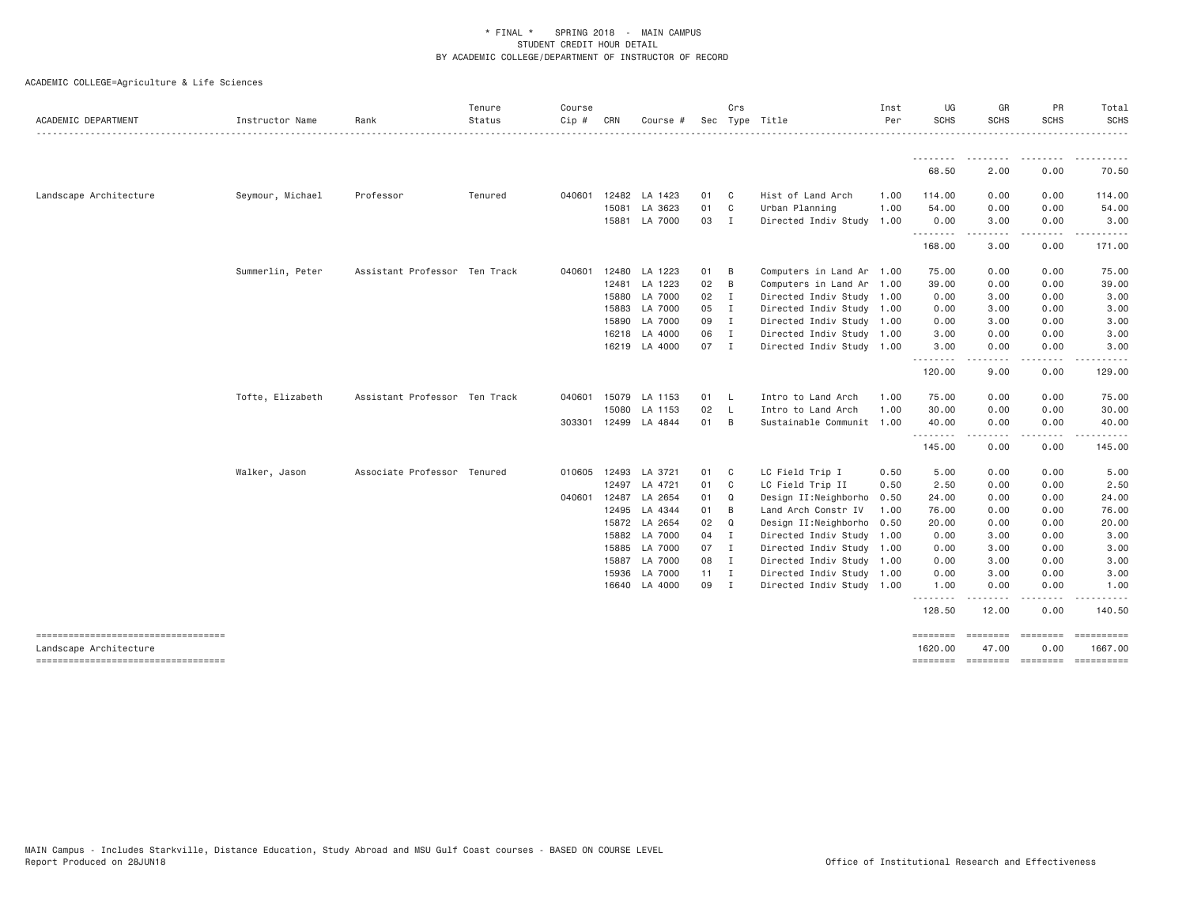\* FINAL \* SPRING 2018 - MAIN CAMPUS
STUDENT CREDIT HOUR DETAIL
BY ACADEMIC COLLEGE/DEPARTMENT OF INSTRUCTOR OF RECORD

ACADEMIC COLLEGE=Agriculture & Life Sciences

| ACADEMIC DEPARTMENT | Instructor Name | Rank | Tenure Status | Course Cip # | CRN | Course # | Sec | Crs Type | Title | Inst Per | UG SCHS | GR SCHS | PR SCHS | Total SCHS |
|---|---|---|---|---|---|---|---|---|---|---|---|---|---|---|
| | | | | | | | | | | | 68.50 | 2.00 | 0.00 | 70.50 |
| Landscape Architecture | Seymour, Michael | Professor | Tenured | 040601 | 12482 | LA 1423 | 01 | C | Hist of Land Arch | 1.00 | 114.00 | 0.00 | 0.00 | 114.00 |
| | | | | | 15081 | LA 3623 | 01 | C | Urban Planning | 1.00 | 54.00 | 0.00 | 0.00 | 54.00 |
| | | | | | 15881 | LA 7000 | 03 | I | Directed Indiv Study | 1.00 | 0.00 | 3.00 | 0.00 | 3.00 |
| | | | | | | | | | | | 168.00 | 3.00 | 0.00 | 171.00 |
| | Summerlin, Peter | Assistant Professor | Ten Track | 040601 | 12480 | LA 1223 | 01 | B | Computers in Land Ar | 1.00 | 75.00 | 0.00 | 0.00 | 75.00 |
| | | | | | 12481 | LA 1223 | 02 | B | Computers in Land Ar | 1.00 | 39.00 | 0.00 | 0.00 | 39.00 |
| | | | | | 15880 | LA 7000 | 02 | I | Directed Indiv Study | 1.00 | 0.00 | 3.00 | 0.00 | 3.00 |
| | | | | | 15883 | LA 7000 | 05 | I | Directed Indiv Study | 1.00 | 0.00 | 3.00 | 0.00 | 3.00 |
| | | | | | 15890 | LA 7000 | 09 | I | Directed Indiv Study | 1.00 | 0.00 | 3.00 | 0.00 | 3.00 |
| | | | | | 16218 | LA 4000 | 06 | I | Directed Indiv Study | 1.00 | 3.00 | 0.00 | 0.00 | 3.00 |
| | | | | | 16219 | LA 4000 | 07 | I | Directed Indiv Study | 1.00 | 3.00 | 0.00 | 0.00 | 3.00 |
| | | | | | | | | | | | 120.00 | 9.00 | 0.00 | 129.00 |
| | Tofte, Elizabeth | Assistant Professor | Ten Track | 040601 | 15079 | LA 1153 | 01 | L | Intro to Land Arch | 1.00 | 75.00 | 0.00 | 0.00 | 75.00 |
| | | | | | 15080 | LA 1153 | 02 | L | Intro to Land Arch | 1.00 | 30.00 | 0.00 | 0.00 | 30.00 |
| | | | | 303301 | 12499 | LA 4844 | 01 | B | Sustainable Communit | 1.00 | 40.00 | 0.00 | 0.00 | 40.00 |
| | | | | | | | | | | | 145.00 | 0.00 | 0.00 | 145.00 |
| | Walker, Jason | Associate Professor | Tenured | 010605 | 12493 | LA 3721 | 01 | C | LC Field Trip I | 0.50 | 5.00 | 0.00 | 0.00 | 5.00 |
| | | | | | 12497 | LA 4721 | 01 | C | LC Field Trip II | 0.50 | 2.50 | 0.00 | 0.00 | 2.50 |
| | | | | 040601 | 12487 | LA 2654 | 01 | Q | Design II:Neighborho | 0.50 | 24.00 | 0.00 | 0.00 | 24.00 |
| | | | | | 12495 | LA 4344 | 01 | B | Land Arch Constr IV | 1.00 | 76.00 | 0.00 | 0.00 | 76.00 |
| | | | | | 15872 | LA 2654 | 02 | Q | Design II:Neighborho | 0.50 | 20.00 | 0.00 | 0.00 | 20.00 |
| | | | | | 15882 | LA 7000 | 04 | I | Directed Indiv Study | 1.00 | 0.00 | 3.00 | 0.00 | 3.00 |
| | | | | | 15885 | LA 7000 | 07 | I | Directed Indiv Study | 1.00 | 0.00 | 3.00 | 0.00 | 3.00 |
| | | | | | 15887 | LA 7000 | 08 | I | Directed Indiv Study | 1.00 | 0.00 | 3.00 | 0.00 | 3.00 |
| | | | | | 15936 | LA 7000 | 11 | I | Directed Indiv Study | 1.00 | 0.00 | 3.00 | 0.00 | 3.00 |
| | | | | | 16640 | LA 4000 | 09 | I | Directed Indiv Study | 1.00 | 1.00 | 0.00 | 0.00 | 1.00 |
| | | | | | | | | | | | 128.50 | 12.00 | 0.00 | 140.50 |
| Landscape Architecture | | | | | | | | | | | 1620.00 | 47.00 | 0.00 | 1667.00 |

MAIN Campus - Includes Starkville, Distance Education, Study Abroad and MSU Gulf Coast courses - BASED ON COURSE LEVEL
Report Produced on 28JUN18 Office of Institutional Research and Effectiveness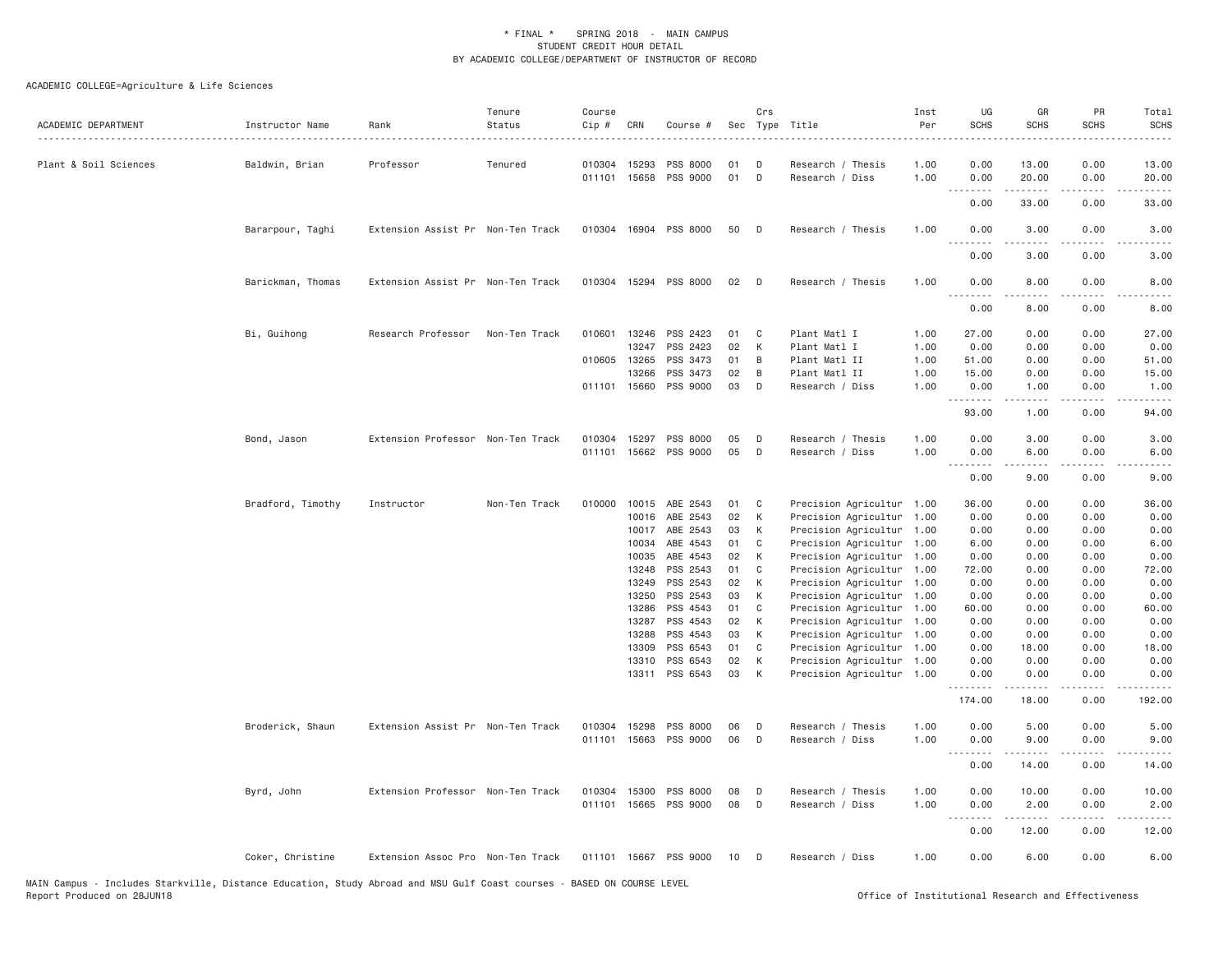\* FINAL \* SPRING 2018 - MAIN CAMPUS
STUDENT CREDIT HOUR DETAIL
BY ACADEMIC COLLEGE/DEPARTMENT OF INSTRUCTOR OF RECORD

ACADEMIC COLLEGE=Agriculture & Life Sciences

| ACADEMIC DEPARTMENT | Instructor Name | Rank | Tenure Status | Course Cip # | CRN | Course # | Sec | Crs Type | Title | Inst Per | UG SCHS | GR SCHS | PR SCHS | Total SCHS |
|---|---|---|---|---|---|---|---|---|---|---|---|---|---|---|
| Plant & Soil Sciences | Baldwin, Brian | Professor | Tenured | 010304 | 15293 | PSS 8000 | 01 | D | Research / Thesis | 1.00 | 0.00 | 13.00 | 0.00 | 13.00 |
| | | | | 011101 | 15658 | PSS 9000 | 01 | D | Research / Diss | 1.00 | 0.00 | 20.00 | 0.00 | 20.00 |
| | | | | | | | | | | | 0.00 | 33.00 | 0.00 | 33.00 |
| | Bararpour, Taghi | Extension Assist Pr | Non-Ten Track | 010304 | 16904 | PSS 8000 | 50 | D | Research / Thesis | 1.00 | 0.00 | 3.00 | 0.00 | 3.00 |
| | | | | | | | | | | | 0.00 | 3.00 | 0.00 | 3.00 |
| | Barickman, Thomas | Extension Assist Pr | Non-Ten Track | 010304 | 15294 | PSS 8000 | 02 | D | Research / Thesis | 1.00 | 0.00 | 8.00 | 0.00 | 8.00 |
| | | | | | | | | | | | 0.00 | 8.00 | 0.00 | 8.00 |
| | Bi, Guihong | Research Professor | Non-Ten Track | 010601 | 13246 | PSS 2423 | 01 | C | Plant Matl I | 1.00 | 27.00 | 0.00 | 0.00 | 27.00 |
| | | | | | 13247 | PSS 2423 | 02 | K | Plant Matl I | 1.00 | 0.00 | 0.00 | 0.00 | 0.00 |
| | | | | 010605 | 13265 | PSS 3473 | 01 | B | Plant Matl II | 1.00 | 51.00 | 0.00 | 0.00 | 51.00 |
| | | | | | 13266 | PSS 3473 | 02 | B | Plant Matl II | 1.00 | 15.00 | 0.00 | 0.00 | 15.00 |
| | | | | 011101 | 15660 | PSS 9000 | 03 | D | Research / Diss | 1.00 | 0.00 | 1.00 | 0.00 | 1.00 |
| | | | | | | | | | | | 93.00 | 1.00 | 0.00 | 94.00 |
| | Bond, Jason | Extension Professor | Non-Ten Track | 010304 | 15297 | PSS 8000 | 05 | D | Research / Thesis | 1.00 | 0.00 | 3.00 | 0.00 | 3.00 |
| | | | | 011101 | 15662 | PSS 9000 | 05 | D | Research / Diss | 1.00 | 0.00 | 6.00 | 0.00 | 6.00 |
| | | | | | | | | | | | 0.00 | 9.00 | 0.00 | 9.00 |
| | Bradford, Timothy | Instructor | Non-Ten Track | 010000 | 10015 | ABE 2543 | 01 | C | Precision Agricultur | 1.00 | 36.00 | 0.00 | 0.00 | 36.00 |
| | | | | | 10016 | ABE 2543 | 02 | K | Precision Agricultur | 1.00 | 0.00 | 0.00 | 0.00 | 0.00 |
| | | | | | 10017 | ABE 2543 | 03 | K | Precision Agricultur | 1.00 | 0.00 | 0.00 | 0.00 | 0.00 |
| | | | | | 10034 | ABE 4543 | 01 | C | Precision Agricultur | 1.00 | 6.00 | 0.00 | 0.00 | 6.00 |
| | | | | | 10035 | ABE 4543 | 02 | K | Precision Agricultur | 1.00 | 0.00 | 0.00 | 0.00 | 0.00 |
| | | | | | 13248 | PSS 2543 | 01 | C | Precision Agricultur | 1.00 | 72.00 | 0.00 | 0.00 | 72.00 |
| | | | | | 13249 | PSS 2543 | 02 | K | Precision Agricultur | 1.00 | 0.00 | 0.00 | 0.00 | 0.00 |
| | | | | | 13250 | PSS 2543 | 03 | K | Precision Agricultur | 1.00 | 0.00 | 0.00 | 0.00 | 0.00 |
| | | | | | 13286 | PSS 4543 | 01 | C | Precision Agricultur | 1.00 | 60.00 | 0.00 | 0.00 | 60.00 |
| | | | | | 13287 | PSS 4543 | 02 | K | Precision Agricultur | 1.00 | 0.00 | 0.00 | 0.00 | 0.00 |
| | | | | | 13288 | PSS 4543 | 03 | K | Precision Agricultur | 1.00 | 0.00 | 0.00 | 0.00 | 0.00 |
| | | | | | 13309 | PSS 6543 | 01 | C | Precision Agricultur | 1.00 | 0.00 | 18.00 | 0.00 | 18.00 |
| | | | | | 13310 | PSS 6543 | 02 | K | Precision Agricultur | 1.00 | 0.00 | 0.00 | 0.00 | 0.00 |
| | | | | | 13311 | PSS 6543 | 03 | K | Precision Agricultur | 1.00 | 0.00 | 0.00 | 0.00 | 0.00 |
| | | | | | | | | | | | 174.00 | 18.00 | 0.00 | 192.00 |
| | Broderick, Shaun | Extension Assist Pr | Non-Ten Track | 010304 | 15298 | PSS 8000 | 06 | D | Research / Thesis | 1.00 | 0.00 | 5.00 | 0.00 | 5.00 |
| | | | | 011101 | 15663 | PSS 9000 | 06 | D | Research / Diss | 1.00 | 0.00 | 9.00 | 0.00 | 9.00 |
| | | | | | | | | | | | 0.00 | 14.00 | 0.00 | 14.00 |
| | Byrd, John | Extension Professor | Non-Ten Track | 010304 | 15300 | PSS 8000 | 08 | D | Research / Thesis | 1.00 | 0.00 | 10.00 | 0.00 | 10.00 |
| | | | | 011101 | 15665 | PSS 9000 | 08 | D | Research / Diss | 1.00 | 0.00 | 2.00 | 0.00 | 2.00 |
| | | | | | | | | | | | 0.00 | 12.00 | 0.00 | 12.00 |
| | Coker, Christine | Extension Assoc Pro | Non-Ten Track | 011101 | 15667 | PSS 9000 | 10 | D | Research / Diss | 1.00 | 0.00 | 6.00 | 0.00 | 6.00 |

MAIN Campus - Includes Starkville, Distance Education, Study Abroad and MSU Gulf Coast courses - BASED ON COURSE LEVEL
Report Produced on 28JUN18 Office of Institutional Research and Effectiveness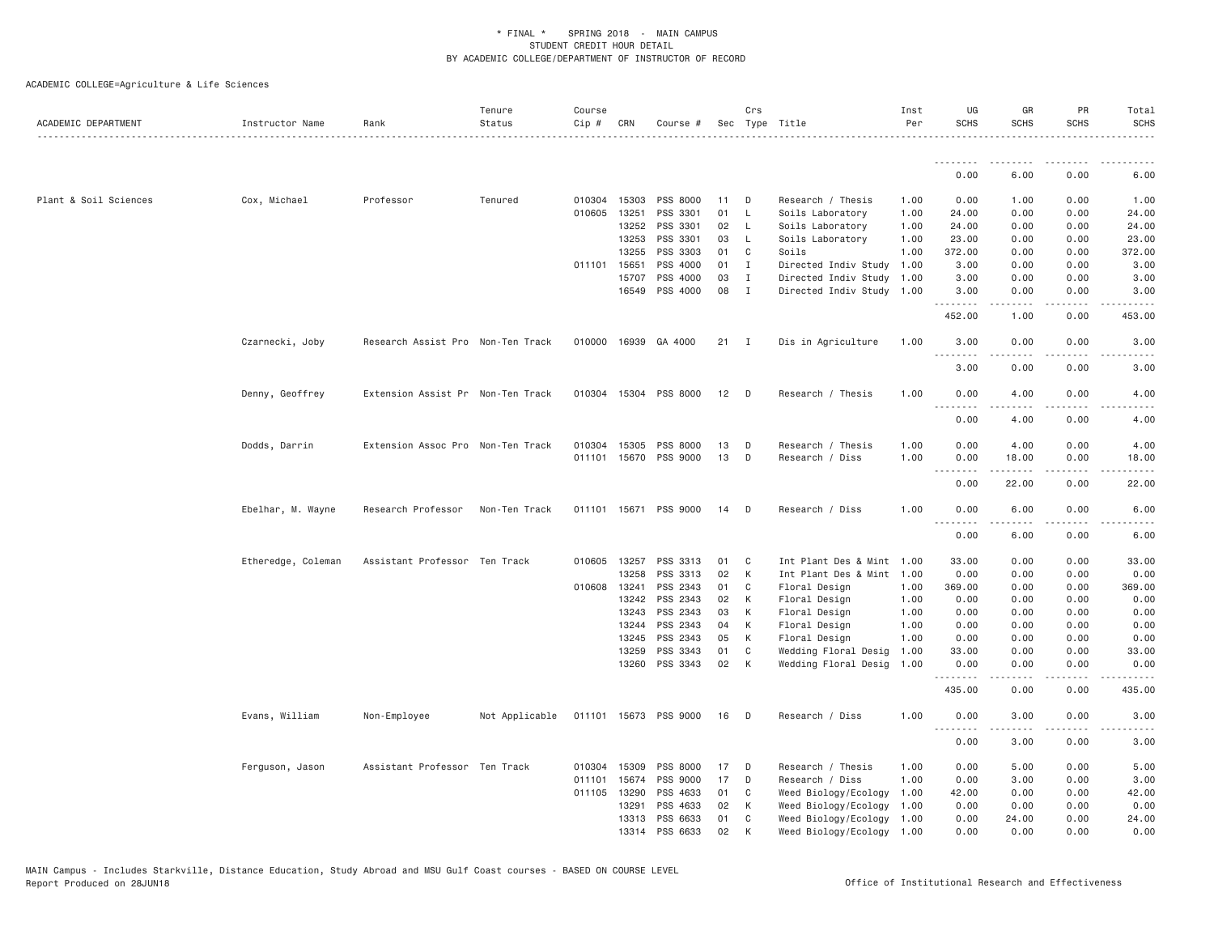\* FINAL \*    SPRING 2018  -  MAIN CAMPUS
STUDENT CREDIT HOUR DETAIL
BY ACADEMIC COLLEGE/DEPARTMENT OF INSTRUCTOR OF RECORD

ACADEMIC COLLEGE=Agriculture & Life Sciences

| ACADEMIC DEPARTMENT | Instructor Name | Rank | Tenure Status | Course Cip # | CRN | Course # | Sec | Crs Type | Title | Inst Per | UG SCHS | GR SCHS | PR SCHS | Total SCHS |
|---|---|---|---|---|---|---|---|---|---|---|---|---|---|---|
| | | | | | | | | | | | 0.00 | 6.00 | 0.00 | 6.00 |
| Plant & Soil Sciences | Cox, Michael | Professor | Tenured | 010304 | 15303 | PSS 8000 | 11 | D | Research / Thesis | 1.00 | 0.00 | 1.00 | 0.00 | 1.00 |
| | | | | 010605 | 13251 | PSS 3301 | 01 | L | Soils Laboratory | 1.00 | 24.00 | 0.00 | 0.00 | 24.00 |
| | | | | | 13252 | PSS 3301 | 02 | L | Soils Laboratory | 1.00 | 24.00 | 0.00 | 0.00 | 24.00 |
| | | | | | 13253 | PSS 3301 | 03 | L | Soils Laboratory | 1.00 | 23.00 | 0.00 | 0.00 | 23.00 |
| | | | | | 13255 | PSS 3303 | 01 | C | Soils | 1.00 | 372.00 | 0.00 | 0.00 | 372.00 |
| | | | | 011101 | 15651 | PSS 4000 | 01 | I | Directed Indiv Study | 1.00 | 3.00 | 0.00 | 0.00 | 3.00 |
| | | | | | 15707 | PSS 4000 | 03 | I | Directed Indiv Study | 1.00 | 3.00 | 0.00 | 0.00 | 3.00 |
| | | | | | 16549 | PSS 4000 | 08 | I | Directed Indiv Study | 1.00 | 3.00 | 0.00 | 0.00 | 3.00 |
| | | | | | | | | | | | 452.00 | 1.00 | 0.00 | 453.00 |
| | Czarnecki, Joby | Research Assist Pro | Non-Ten Track | 010000 | 16939 | GA 4000 | 21 | I | Dis in Agriculture | 1.00 | 3.00 | 0.00 | 0.00 | 3.00 |
| | | | | | | | | | | | 3.00 | 0.00 | 0.00 | 3.00 |
| | Denny, Geoffrey | Extension Assist Pr | Non-Ten Track | 010304 | 15304 | PSS 8000 | 12 | D | Research / Thesis | 1.00 | 0.00 | 4.00 | 0.00 | 4.00 |
| | | | | | | | | | | | 0.00 | 4.00 | 0.00 | 4.00 |
| | Dodds, Darrin | Extension Assoc Pro | Non-Ten Track | 010304 | 15305 | PSS 8000 | 13 | D | Research / Thesis | 1.00 | 0.00 | 4.00 | 0.00 | 4.00 |
| | | | | 011101 | 15670 | PSS 9000 | 13 | D | Research / Diss | 1.00 | 0.00 | 18.00 | 0.00 | 18.00 |
| | | | | | | | | | | | 0.00 | 22.00 | 0.00 | 22.00 |
| | Ebelhar, M. Wayne | Research Professor | Non-Ten Track | 011101 | 15671 | PSS 9000 | 14 | D | Research / Diss | 1.00 | 0.00 | 6.00 | 0.00 | 6.00 |
| | | | | | | | | | | | 0.00 | 6.00 | 0.00 | 6.00 |
| | Etheredge, Coleman | Assistant Professor | Ten Track | 010605 | 13257 | PSS 3313 | 01 | C | Int Plant Des & Mint | 1.00 | 33.00 | 0.00 | 0.00 | 33.00 |
| | | | | | 13258 | PSS 3313 | 02 | K | Int Plant Des & Mint | 1.00 | 0.00 | 0.00 | 0.00 | 0.00 |
| | | | | 010608 | 13241 | PSS 2343 | 01 | C | Floral Design | 1.00 | 369.00 | 0.00 | 0.00 | 369.00 |
| | | | | | 13242 | PSS 2343 | 02 | K | Floral Design | 1.00 | 0.00 | 0.00 | 0.00 | 0.00 |
| | | | | | 13243 | PSS 2343 | 03 | K | Floral Design | 1.00 | 0.00 | 0.00 | 0.00 | 0.00 |
| | | | | | 13244 | PSS 2343 | 04 | K | Floral Design | 1.00 | 0.00 | 0.00 | 0.00 | 0.00 |
| | | | | | 13245 | PSS 2343 | 05 | K | Floral Design | 1.00 | 0.00 | 0.00 | 0.00 | 0.00 |
| | | | | | 13259 | PSS 3343 | 01 | C | Wedding Floral Desig | 1.00 | 33.00 | 0.00 | 0.00 | 33.00 |
| | | | | | 13260 | PSS 3343 | 02 | K | Wedding Floral Desig | 1.00 | 0.00 | 0.00 | 0.00 | 0.00 |
| | | | | | | | | | | | 435.00 | 0.00 | 0.00 | 435.00 |
| | Evans, William | Non-Employee | Not Applicable | 011101 | 15673 | PSS 9000 | 16 | D | Research / Diss | 1.00 | 0.00 | 3.00 | 0.00 | 3.00 |
| | | | | | | | | | | | 0.00 | 3.00 | 0.00 | 3.00 |
| | Ferguson, Jason | Assistant Professor | Ten Track | 010304 | 15309 | PSS 8000 | 17 | D | Research / Thesis | 1.00 | 0.00 | 5.00 | 0.00 | 5.00 |
| | | | | 011101 | 15674 | PSS 9000 | 17 | D | Research / Diss | 1.00 | 0.00 | 3.00 | 0.00 | 3.00 |
| | | | | 011105 | 13290 | PSS 4633 | 01 | C | Weed Biology/Ecology | 1.00 | 42.00 | 0.00 | 0.00 | 42.00 |
| | | | | | 13291 | PSS 4633 | 02 | K | Weed Biology/Ecology | 1.00 | 0.00 | 0.00 | 0.00 | 0.00 |
| | | | | | 13313 | PSS 6633 | 01 | C | Weed Biology/Ecology | 1.00 | 0.00 | 24.00 | 0.00 | 24.00 |
| | | | | | 13314 | PSS 6633 | 02 | K | Weed Biology/Ecology | 1.00 | 0.00 | 0.00 | 0.00 | 0.00 |

MAIN Campus - Includes Starkville, Distance Education, Study Abroad and MSU Gulf Coast courses - BASED ON COURSE LEVEL
Report Produced on 28JUN18    Office of Institutional Research and Effectiveness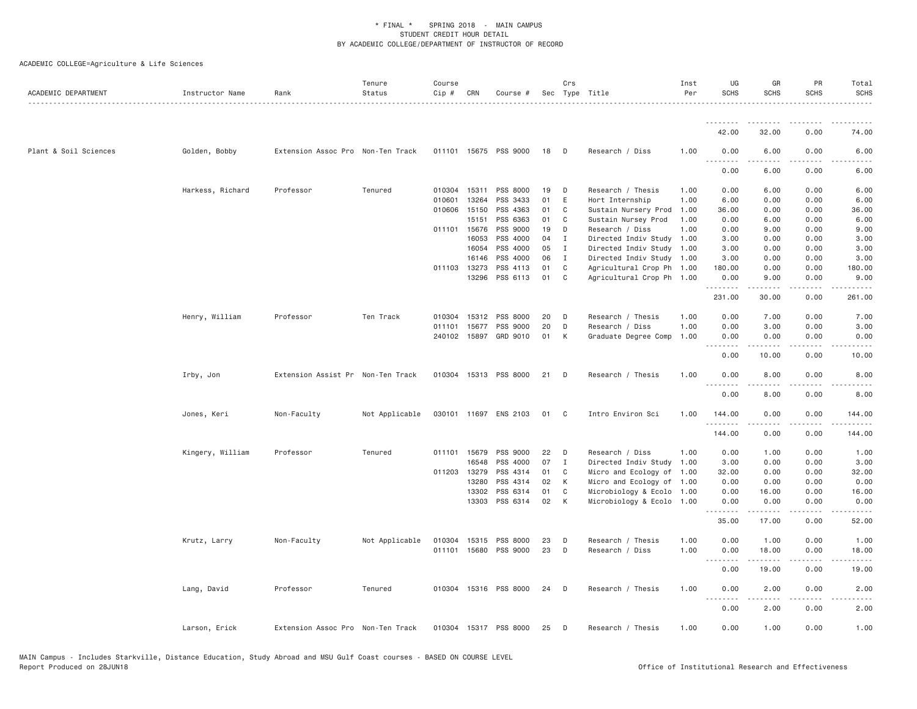\* FINAL \* SPRING 2018 - MAIN CAMPUS
STUDENT CREDIT HOUR DETAIL
BY ACADEMIC COLLEGE/DEPARTMENT OF INSTRUCTOR OF RECORD

ACADEMIC COLLEGE=Agriculture & Life Sciences

| ACADEMIC DEPARTMENT | Instructor Name | Rank | Tenure Status | Course Cip # | CRN | Course # | Sec | Crs Type | Title | Inst Per | UG SCHS | GR SCHS | PR SCHS | Total SCHS |
|---|---|---|---|---|---|---|---|---|---|---|---|---|---|---|
| | | | | | | | | | | | 42.00 | 32.00 | 0.00 | 74.00 |
| Plant & Soil Sciences | Golden, Bobby | Extension Assoc Pro | Non-Ten Track | 011101 | 15675 | PSS 9000 | 18 | D | Research / Diss | 1.00 | 0.00 | 6.00 | 0.00 | 6.00 |
| | | | | | | | | | | | 0.00 | 6.00 | 0.00 | 6.00 |
| | Harkess, Richard | Professor | Tenured | 010304 | 15311 | PSS 8000 | 19 | D | Research / Thesis | 1.00 | 0.00 | 6.00 | 0.00 | 6.00 |
| | | | | 010601 | 13264 | PSS 3433 | 01 | E | Hort Internship | 1.00 | 6.00 | 0.00 | 0.00 | 6.00 |
| | | | | 010606 | 15150 | PSS 4363 | 01 | C | Sustain Nursery Prod | 1.00 | 36.00 | 0.00 | 0.00 | 36.00 |
| | | | | | 15151 | PSS 6363 | 01 | C | Sustain Nursey Prod | 1.00 | 0.00 | 6.00 | 0.00 | 6.00 |
| | | | | 011101 | 15676 | PSS 9000 | 19 | D | Research / Diss | 1.00 | 0.00 | 9.00 | 0.00 | 9.00 |
| | | | | | 16053 | PSS 4000 | 04 | I | Directed Indiv Study | 1.00 | 3.00 | 0.00 | 0.00 | 3.00 |
| | | | | | 16054 | PSS 4000 | 05 | I | Directed Indiv Study | 1.00 | 3.00 | 0.00 | 0.00 | 3.00 |
| | | | | | 16146 | PSS 4000 | 06 | I | Directed Indiv Study | 1.00 | 3.00 | 0.00 | 0.00 | 3.00 |
| | | | | 011103 | 13273 | PSS 4113 | 01 | C | Agricultural Crop Ph | 1.00 | 180.00 | 0.00 | 0.00 | 180.00 |
| | | | | | 13296 | PSS 6113 | 01 | C | Agricultural Crop Ph | 1.00 | 0.00 | 9.00 | 0.00 | 9.00 |
| | | | | | | | | | | | 231.00 | 30.00 | 0.00 | 261.00 |
| | Henry, William | Professor | Ten Track | 010304 | 15312 | PSS 8000 | 20 | D | Research / Thesis | 1.00 | 0.00 | 7.00 | 0.00 | 7.00 |
| | | | | 011101 | 15677 | PSS 9000 | 20 | D | Research / Diss | 1.00 | 0.00 | 3.00 | 0.00 | 3.00 |
| | | | | 240102 | 15897 | GRD 9010 | 01 | K | Graduate Degree Comp | 1.00 | 0.00 | 0.00 | 0.00 | 0.00 |
| | | | | | | | | | | | 0.00 | 10.00 | 0.00 | 10.00 |
| | Irby, Jon | Extension Assist Pr | Non-Ten Track | 010304 | 15313 | PSS 8000 | 21 | D | Research / Thesis | 1.00 | 0.00 | 8.00 | 0.00 | 8.00 |
| | | | | | | | | | | | 0.00 | 8.00 | 0.00 | 8.00 |
| | Jones, Keri | Non-Faculty | Not Applicable | 030101 | 11697 | ENS 2103 | 01 | C | Intro Environ Sci | 1.00 | 144.00 | 0.00 | 0.00 | 144.00 |
| | | | | | | | | | | | 144.00 | 0.00 | 0.00 | 144.00 |
| | Kingery, William | Professor | Tenured | 011101 | 15679 | PSS 9000 | 22 | D | Research / Diss | 1.00 | 0.00 | 1.00 | 0.00 | 1.00 |
| | | | | | 16548 | PSS 4000 | 07 | I | Directed Indiv Study | 1.00 | 3.00 | 0.00 | 0.00 | 3.00 |
| | | | | 011203 | 13279 | PSS 4314 | 01 | C | Micro and Ecology of | 1.00 | 32.00 | 0.00 | 0.00 | 32.00 |
| | | | | | 13280 | PSS 4314 | 02 | K | Micro and Ecology of | 1.00 | 0.00 | 0.00 | 0.00 | 0.00 |
| | | | | | 13302 | PSS 6314 | 01 | C | Microbiology & Ecolo | 1.00 | 0.00 | 16.00 | 0.00 | 16.00 |
| | | | | | 13303 | PSS 6314 | 02 | K | Microbiology & Ecolo | 1.00 | 0.00 | 0.00 | 0.00 | 0.00 |
| | | | | | | | | | | | 35.00 | 17.00 | 0.00 | 52.00 |
| | Krutz, Larry | Non-Faculty | Not Applicable | 010304 | 15315 | PSS 8000 | 23 | D | Research / Thesis | 1.00 | 0.00 | 1.00 | 0.00 | 1.00 |
| | | | | 011101 | 15680 | PSS 9000 | 23 | D | Research / Diss | 1.00 | 0.00 | 18.00 | 0.00 | 18.00 |
| | | | | | | | | | | | 0.00 | 19.00 | 0.00 | 19.00 |
| | Lang, David | Professor | Tenured | 010304 | 15316 | PSS 8000 | 24 | D | Research / Thesis | 1.00 | 0.00 | 2.00 | 0.00 | 2.00 |
| | | | | | | | | | | | 0.00 | 2.00 | 0.00 | 2.00 |
| | Larson, Erick | Extension Assoc Pro | Non-Ten Track | 010304 | 15317 | PSS 8000 | 25 | D | Research / Thesis | 1.00 | 0.00 | 1.00 | 0.00 | 1.00 |

MAIN Campus - Includes Starkville, Distance Education, Study Abroad and MSU Gulf Coast courses - BASED ON COURSE LEVEL
Report Produced on 28JUN18 Office of Institutional Research and Effectiveness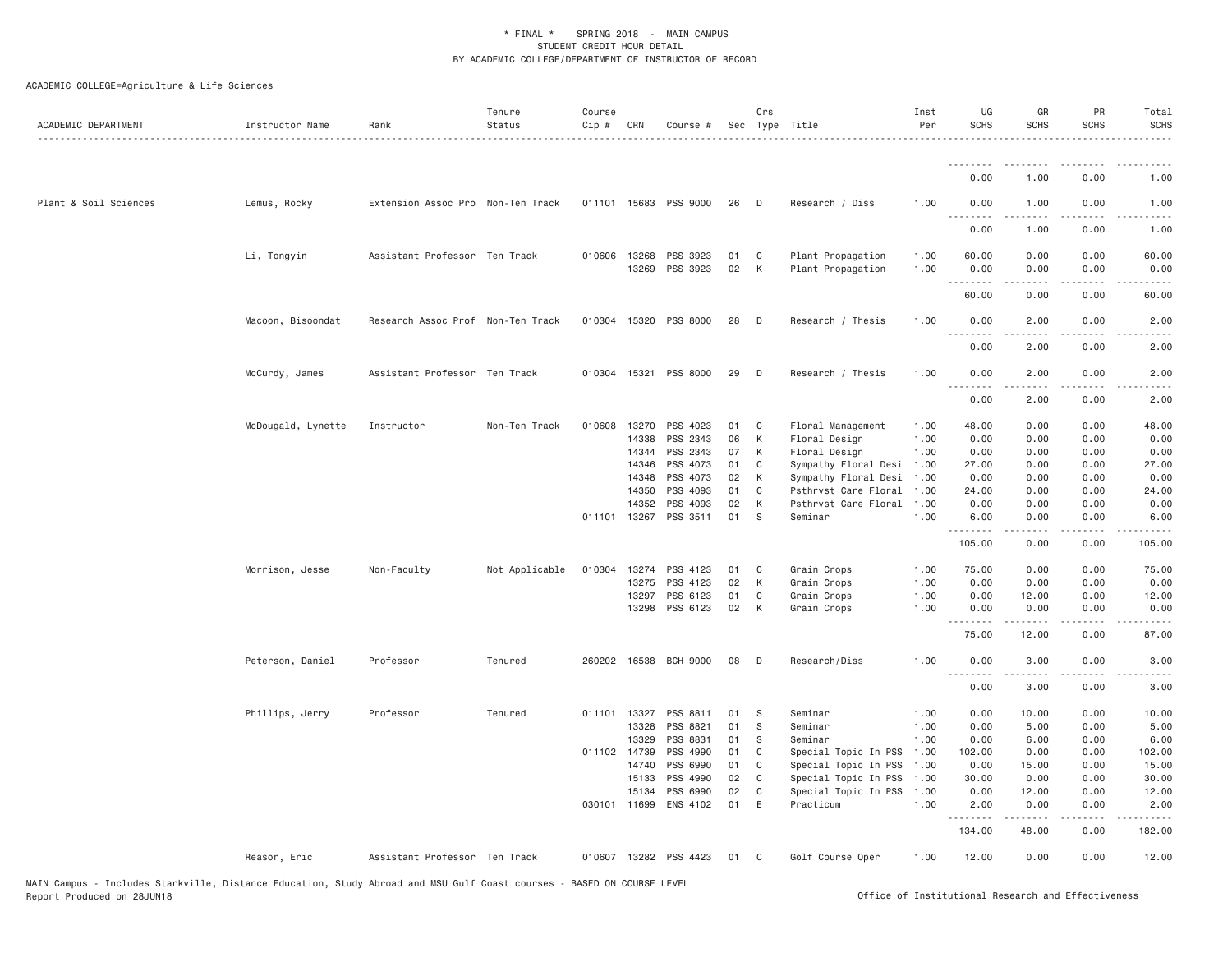* FINAL * SPRING 2018 - MAIN CAMPUS
STUDENT CREDIT HOUR DETAIL
BY ACADEMIC COLLEGE/DEPARTMENT OF INSTRUCTOR OF RECORD

ACADEMIC COLLEGE=Agriculture & Life Sciences

| ACADEMIC DEPARTMENT | Instructor Name | Rank | Tenure Status | Course Cip # | CRN | Course # | Sec | Crs Type | Title | Inst Per | UG SCHS | GR SCHS | PR SCHS | Total SCHS |
|---|---|---|---|---|---|---|---|---|---|---|---|---|---|---|
| | | | | | | | | | | | 0.00 | 1.00 | 0.00 | 1.00 |
| Plant & Soil Sciences | Lemus, Rocky | Extension Assoc Pro | Non-Ten Track | 011101 | 15683 | PSS 9000 | 26 | D | Research / Diss | 1.00 | 0.00 | 1.00 | 0.00 | 1.00 |
| | | | | | | | | | | | 0.00 | 1.00 | 0.00 | 1.00 |
| | Li, Tongyin | Assistant Professor | Ten Track | 010606 | 13268 | PSS 3923 | 01 | C | Plant Propagation | 1.00 | 60.00 | 0.00 | 0.00 | 60.00 |
| | | | | | 13269 | PSS 3923 | 02 | K | Plant Propagation | 1.00 | 0.00 | 0.00 | 0.00 | 0.00 |
| | | | | | | | | | | | 60.00 | 0.00 | 0.00 | 60.00 |
| | Macoon, Bisoondat | Research Assoc Prof | Non-Ten Track | 010304 | 15320 | PSS 8000 | 28 | D | Research / Thesis | 1.00 | 0.00 | 2.00 | 0.00 | 2.00 |
| | | | | | | | | | | | 0.00 | 2.00 | 0.00 | 2.00 |
| | McCurdy, James | Assistant Professor | Ten Track | 010304 | 15321 | PSS 8000 | 29 | D | Research / Thesis | 1.00 | 0.00 | 2.00 | 0.00 | 2.00 |
| | | | | | | | | | | | 0.00 | 2.00 | 0.00 | 2.00 |
| | McDougald, Lynette | Instructor | Non-Ten Track | 010608 | 13270 | PSS 4023 | 01 | C | Floral Management | 1.00 | 48.00 | 0.00 | 0.00 | 48.00 |
| | | | | | 14338 | PSS 2343 | 06 | K | Floral Design | 1.00 | 0.00 | 0.00 | 0.00 | 0.00 |
| | | | | | 14344 | PSS 2343 | 07 | K | Floral Design | 1.00 | 0.00 | 0.00 | 0.00 | 0.00 |
| | | | | | 14346 | PSS 4073 | 01 | C | Sympathy Floral Desi | 1.00 | 27.00 | 0.00 | 0.00 | 27.00 |
| | | | | | 14348 | PSS 4073 | 02 | K | Sympathy Floral Desi | 1.00 | 0.00 | 0.00 | 0.00 | 0.00 |
| | | | | | 14350 | PSS 4093 | 01 | C | Psthrvst Care Floral | 1.00 | 24.00 | 0.00 | 0.00 | 24.00 |
| | | | | | 14352 | PSS 4093 | 02 | K | Psthrvst Care Floral | 1.00 | 0.00 | 0.00 | 0.00 | 0.00 |
| | | | | 011101 | 13267 | PSS 3511 | 01 | S | Seminar | 1.00 | 6.00 | 0.00 | 0.00 | 6.00 |
| | | | | | | | | | | | 105.00 | 0.00 | 0.00 | 105.00 |
| | Morrison, Jesse | Non-Faculty | Not Applicable | 010304 | 13274 | PSS 4123 | 01 | C | Grain Crops | 1.00 | 75.00 | 0.00 | 0.00 | 75.00 |
| | | | | | 13275 | PSS 4123 | 02 | K | Grain Crops | 1.00 | 0.00 | 0.00 | 0.00 | 0.00 |
| | | | | | 13297 | PSS 6123 | 01 | C | Grain Crops | 1.00 | 0.00 | 12.00 | 0.00 | 12.00 |
| | | | | | 13298 | PSS 6123 | 02 | K | Grain Crops | 1.00 | 0.00 | 0.00 | 0.00 | 0.00 |
| | | | | | | | | | | | 75.00 | 12.00 | 0.00 | 87.00 |
| | Peterson, Daniel | Professor | Tenured | 260202 | 16538 | BCH 9000 | 08 | D | Research/Diss | 1.00 | 0.00 | 3.00 | 0.00 | 3.00 |
| | | | | | | | | | | | 0.00 | 3.00 | 0.00 | 3.00 |
| | Phillips, Jerry | Professor | Tenured | 011101 | 13327 | PSS 8811 | 01 | S | Seminar | 1.00 | 0.00 | 10.00 | 0.00 | 10.00 |
| | | | | | 13328 | PSS 8821 | 01 | S | Seminar | 1.00 | 0.00 | 5.00 | 0.00 | 5.00 |
| | | | | | 13329 | PSS 8831 | 01 | S | Seminar | 1.00 | 0.00 | 6.00 | 0.00 | 6.00 |
| | | | | 011102 | 14739 | PSS 4990 | 01 | C | Special Topic In PSS | 1.00 | 102.00 | 0.00 | 0.00 | 102.00 |
| | | | | | 14740 | PSS 6990 | 01 | C | Special Topic In PSS | 1.00 | 0.00 | 15.00 | 0.00 | 15.00 |
| | | | | | 15133 | PSS 4990 | 02 | C | Special Topic In PSS | 1.00 | 30.00 | 0.00 | 0.00 | 30.00 |
| | | | | | 15134 | PSS 6990 | 02 | C | Special Topic In PSS | 1.00 | 0.00 | 12.00 | 0.00 | 12.00 |
| | | | | 030101 | 11699 | ENS 4102 | 01 | E | Practicum | 1.00 | 2.00 | 0.00 | 0.00 | 2.00 |
| | | | | | | | | | | | 134.00 | 48.00 | 0.00 | 182.00 |
| | Reasor, Eric | Assistant Professor | Ten Track | 010607 | 13282 | PSS 4423 | 01 | C | Golf Course Oper | 1.00 | 12.00 | 0.00 | 0.00 | 12.00 |

MAIN Campus - Includes Starkville, Distance Education, Study Abroad and MSU Gulf Coast courses - BASED ON COURSE LEVEL
Report Produced on 28JUN18 Office of Institutional Research and Effectiveness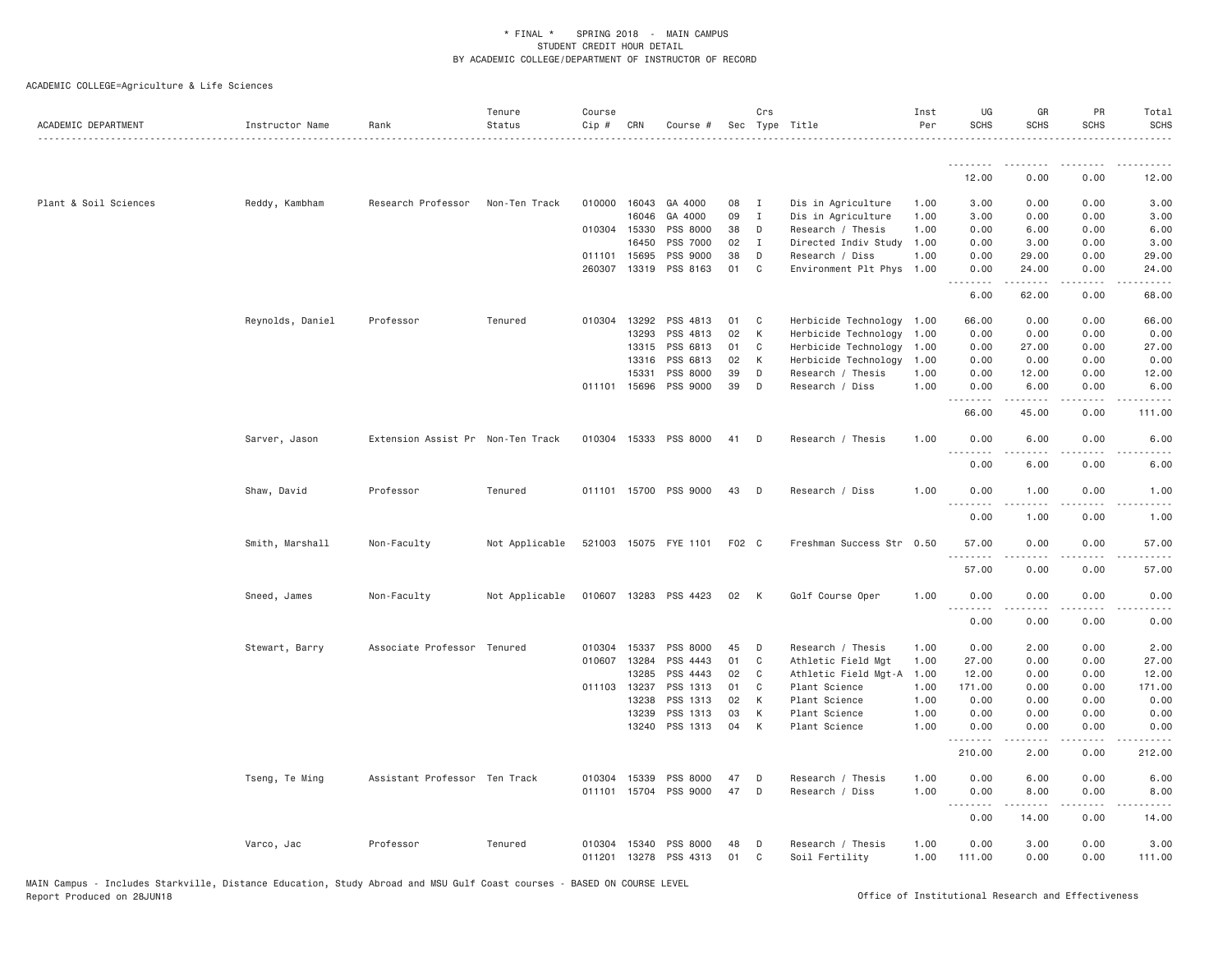ACADEMIC COLLEGE=Agriculture & Life Sciences

| ACADEMIC DEPARTMENT | Instructor Name | Rank | Tenure Status | Course Cip # | CRN | Course # | Sec | Crs Type | Title | Inst Per | UG SCHS | GR SCHS | PR SCHS | Total SCHS |
|---|---|---|---|---|---|---|---|---|---|---|---|---|---|---|
| | | | | | | | | | | | 12.00 | 0.00 | 0.00 | 12.00 |
| Plant & Soil Sciences | Reddy, Kambham | Research Professor | Non-Ten Track | 010000 | 16043 | GA 4000 | 08 | I | Dis in Agriculture | 1.00 | 3.00 | 0.00 | 0.00 | 3.00 |
| | | | | | 16046 | GA 4000 | 09 | I | Dis in Agriculture | 1.00 | 3.00 | 0.00 | 0.00 | 3.00 |
| | | | | 010304 | 15330 | PSS 8000 | 38 | D | Research / Thesis | 1.00 | 0.00 | 6.00 | 0.00 | 6.00 |
| | | | | | 16450 | PSS 7000 | 02 | I | Directed Indiv Study | 1.00 | 0.00 | 3.00 | 0.00 | 3.00 |
| | | | | 011101 | 15695 | PSS 9000 | 38 | D | Research / Diss | 1.00 | 0.00 | 29.00 | 0.00 | 29.00 |
| | | | | 260307 | 13319 | PSS 8163 | 01 | C | Environment Plt Phys | 1.00 | 0.00 | 24.00 | 0.00 | 24.00 |
| | | | | | | | | | | | 6.00 | 62.00 | 0.00 | 68.00 |
| | Reynolds, Daniel | Professor | Tenured | 010304 | 13292 | PSS 4813 | 01 | C | Herbicide Technology | 1.00 | 66.00 | 0.00 | 0.00 | 66.00 |
| | | | | | 13293 | PSS 4813 | 02 | K | Herbicide Technology | 1.00 | 0.00 | 0.00 | 0.00 | 0.00 |
| | | | | | 13315 | PSS 6813 | 01 | C | Herbicide Technology | 1.00 | 0.00 | 27.00 | 0.00 | 27.00 |
| | | | | | 13316 | PSS 6813 | 02 | K | Herbicide Technology | 1.00 | 0.00 | 0.00 | 0.00 | 0.00 |
| | | | | | 15331 | PSS 8000 | 39 | D | Research / Thesis | 1.00 | 0.00 | 12.00 | 0.00 | 12.00 |
| | | | | 011101 | 15696 | PSS 9000 | 39 | D | Research / Diss | 1.00 | 0.00 | 6.00 | 0.00 | 6.00 |
| | | | | | | | | | | | 66.00 | 45.00 | 0.00 | 111.00 |
| | Sarver, Jason | Extension Assist Pr | Non-Ten Track | 010304 | 15333 | PSS 8000 | 41 | D | Research / Thesis | 1.00 | 0.00 | 6.00 | 0.00 | 6.00 |
| | | | | | | | | | | | 0.00 | 6.00 | 0.00 | 6.00 |
| | Shaw, David | Professor | Tenured | 011101 | 15700 | PSS 9000 | 43 | D | Research / Diss | 1.00 | 0.00 | 1.00 | 0.00 | 1.00 |
| | | | | | | | | | | | 0.00 | 1.00 | 0.00 | 1.00 |
| | Smith, Marshall | Non-Faculty | Not Applicable | 521003 | 15075 | FYE 1101 | F02 | C | Freshman Success Str | 0.50 | 57.00 | 0.00 | 0.00 | 57.00 |
| | | | | | | | | | | | 57.00 | 0.00 | 0.00 | 57.00 |
| | Sneed, James | Non-Faculty | Not Applicable | 010607 | 13283 | PSS 4423 | 02 | K | Golf Course Oper | 1.00 | 0.00 | 0.00 | 0.00 | 0.00 |
| | | | | | | | | | | | 0.00 | 0.00 | 0.00 | 0.00 |
| | Stewart, Barry | Associate Professor | Tenured | 010304 | 15337 | PSS 8000 | 45 | D | Research / Thesis | 1.00 | 0.00 | 2.00 | 0.00 | 2.00 |
| | | | | 010607 | 13284 | PSS 4443 | 01 | C | Athletic Field Mgt | 1.00 | 27.00 | 0.00 | 0.00 | 27.00 |
| | | | | | 13285 | PSS 4443 | 02 | C | Athletic Field Mgt-A | 1.00 | 12.00 | 0.00 | 0.00 | 12.00 |
| | | | | 011103 | 13237 | PSS 1313 | 01 | C | Plant Science | 1.00 | 171.00 | 0.00 | 0.00 | 171.00 |
| | | | | | 13238 | PSS 1313 | 02 | K | Plant Science | 1.00 | 0.00 | 0.00 | 0.00 | 0.00 |
| | | | | | 13239 | PSS 1313 | 03 | K | Plant Science | 1.00 | 0.00 | 0.00 | 0.00 | 0.00 |
| | | | | | 13240 | PSS 1313 | 04 | K | Plant Science | 1.00 | 0.00 | 0.00 | 0.00 | 0.00 |
| | | | | | | | | | | | 210.00 | 2.00 | 0.00 | 212.00 |
| | Tseng, Te Ming | Assistant Professor | Ten Track | 010304 | 15339 | PSS 8000 | 47 | D | Research / Thesis | 1.00 | 0.00 | 6.00 | 0.00 | 6.00 |
| | | | | 011101 | 15704 | PSS 9000 | 47 | D | Research / Diss | 1.00 | 0.00 | 8.00 | 0.00 | 8.00 |
| | | | | | | | | | | | 0.00 | 14.00 | 0.00 | 14.00 |
| | Varco, Jac | Professor | Tenured | 010304 | 15340 | PSS 8000 | 48 | D | Research / Thesis | 1.00 | 0.00 | 3.00 | 0.00 | 3.00 |
| | | | | 011201 | 13278 | PSS 4313 | 01 | C | Soil Fertility | 1.00 | 111.00 | 0.00 | 0.00 | 111.00 |

MAIN Campus - Includes Starkville, Distance Education, Study Abroad and MSU Gulf Coast courses - BASED ON COURSE LEVEL
Report Produced on 28JUN18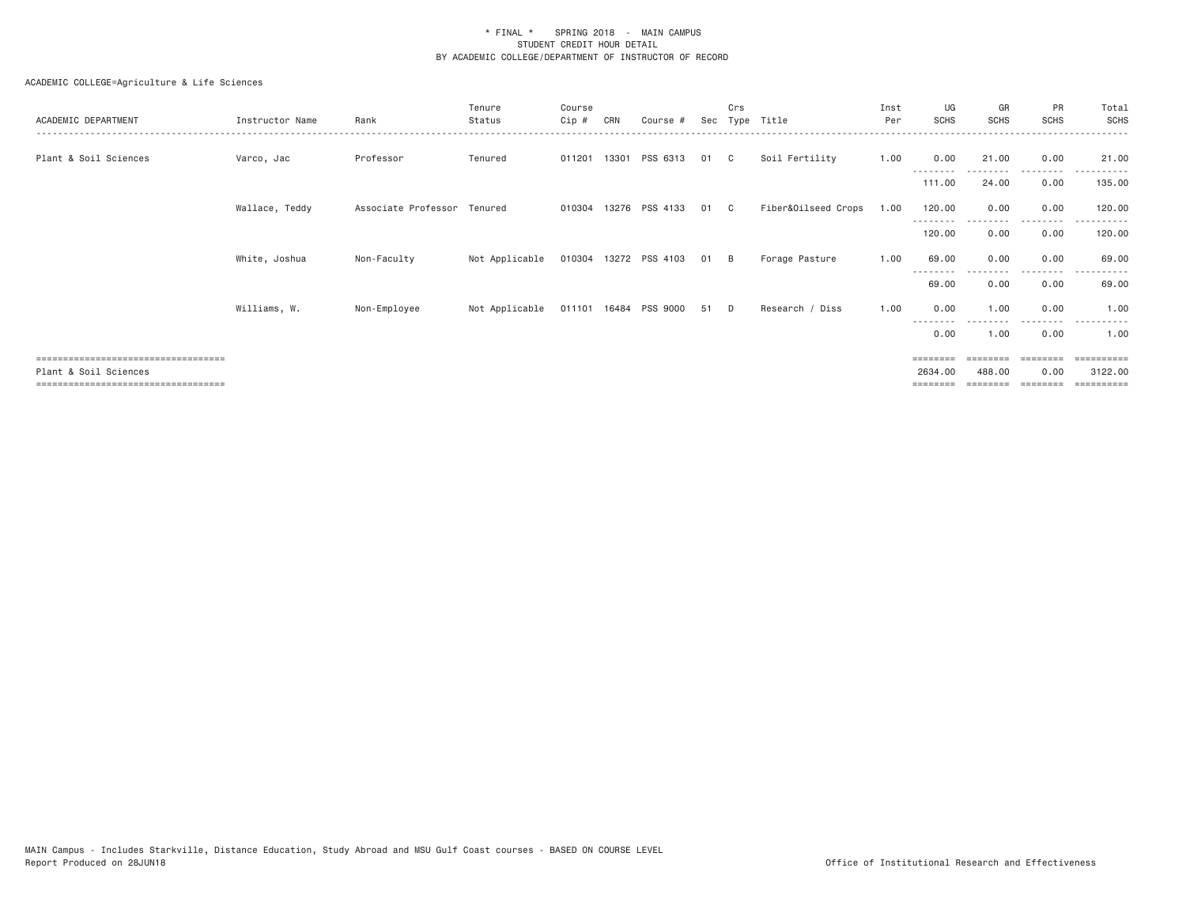\* FINAL \*    SPRING 2018  -  MAIN CAMPUS
STUDENT CREDIT HOUR DETAIL
BY ACADEMIC COLLEGE/DEPARTMENT OF INSTRUCTOR OF RECORD

ACADEMIC COLLEGE=Agriculture & Life Sciences

| ACADEMIC DEPARTMENT | Instructor Name | Rank | Tenure Status | Course Cip # | CRN | Course # | Sec | Crs Type | Title | Inst Per | UG SCHS | GR SCHS | PR SCHS | Total SCHS |
|---|---|---|---|---|---|---|---|---|---|---|---|---|---|---|
| Plant & Soil Sciences | Varco, Jac | Professor | Tenured | 011201 | 13301 | PSS 6313 | 01 | C | Soil Fertility | 1.00 | 0.00 | 21.00 | 0.00 | 21.00 |
| | | | | | | | | | | | 111.00 | 24.00 | 0.00 | 135.00 |
| | Wallace, Teddy | Associate Professor | Tenured | 010304 | 13276 | PSS 4133 | 01 | C | Fiber&Oilseed Crops | 1.00 | 120.00 | 0.00 | 0.00 | 120.00 |
| | | | | | | | | | | | 120.00 | 0.00 | 0.00 | 120.00 |
| | White, Joshua | Non-Faculty | Not Applicable | 010304 | 13272 | PSS 4103 | 01 | B | Forage Pasture | 1.00 | 69.00 | 0.00 | 0.00 | 69.00 |
| | | | | | | | | | | | 69.00 | 0.00 | 0.00 | 69.00 |
| | Williams, W. | Non-Employee | Not Applicable | 011101 | 16484 | PSS 9000 | 51 | D | Research / Diss | 1.00 | 0.00 | 1.00 | 0.00 | 1.00 |
| | | | | | | | | | | | 0.00 | 1.00 | 0.00 | 1.00 |
| Plant & Soil Sciences | | | | | | | | | | | 2634.00 | 488.00 | 0.00 | 3122.00 |

MAIN Campus - Includes Starkville, Distance Education, Study Abroad and MSU Gulf Coast courses - BASED ON COURSE LEVEL
Report Produced on 28JUN18    Office of Institutional Research and Effectiveness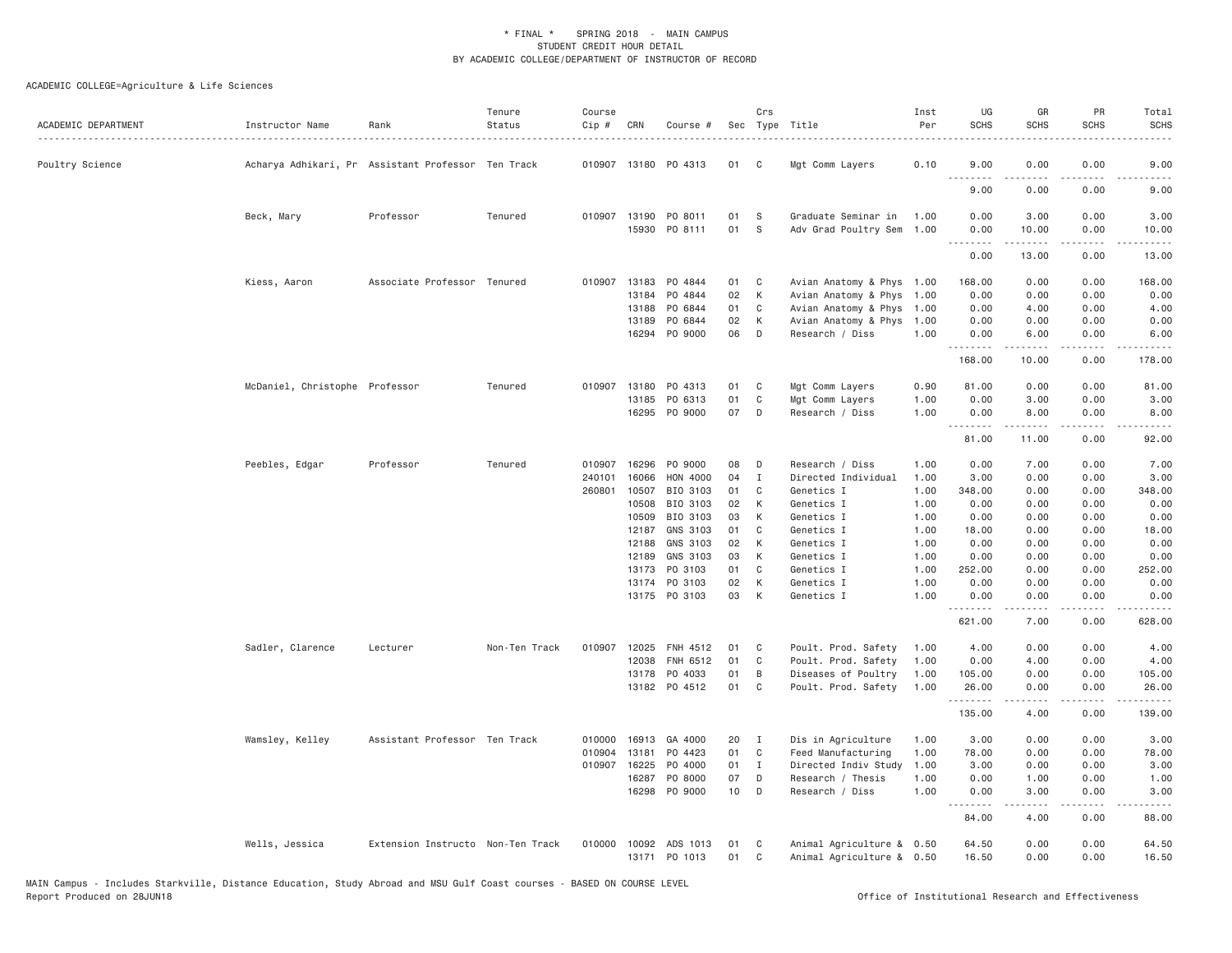\* FINAL \* SPRING 2018 - MAIN CAMPUS
STUDENT CREDIT HOUR DETAIL
BY ACADEMIC COLLEGE/DEPARTMENT OF INSTRUCTOR OF RECORD

ACADEMIC COLLEGE=Agriculture & Life Sciences

| ACADEMIC DEPARTMENT | Instructor Name | Rank | Tenure Status | Course Cip # | CRN | Course # | Sec | Crs Type | Title | Inst Per | UG SCHS | GR SCHS | PR SCHS | Total SCHS |
|---|---|---|---|---|---|---|---|---|---|---|---|---|---|---|
| Poultry Science | Acharya Adhikari, Pr | Assistant Professor | Ten Track | 010907 | 13180 | PO 4313 | 01 | C | Mgt Comm Layers | 0.10 | 9.00 | 0.00 | 0.00 | 9.00 |
| | | | | | | | | | | | 9.00 | 0.00 | 0.00 | 9.00 |
| | Beck, Mary | Professor | Tenured | 010907 | 13190 | PO 8011 | 01 | S | Graduate Seminar in | 1.00 | 0.00 | 3.00 | 0.00 | 3.00 |
| | | | | | 15930 | PO 8111 | 01 | S | Adv Grad Poultry Sem | 1.00 | 0.00 | 10.00 | 0.00 | 10.00 |
| | | | | | | | | | | | 0.00 | 13.00 | 0.00 | 13.00 |
| | Kiess, Aaron | Associate Professor | Tenured | 010907 | 13183 | PO 4844 | 01 | C | Avian Anatomy & Phys | 1.00 | 168.00 | 0.00 | 0.00 | 168.00 |
| | | | | | 13184 | PO 4844 | 02 | K | Avian Anatomy & Phys | 1.00 | 0.00 | 0.00 | 0.00 | 0.00 |
| | | | | | 13188 | PO 6844 | 01 | C | Avian Anatomy & Phys | 1.00 | 0.00 | 4.00 | 0.00 | 4.00 |
| | | | | | 13189 | PO 6844 | 02 | K | Avian Anatomy & Phys | 1.00 | 0.00 | 0.00 | 0.00 | 0.00 |
| | | | | | 16294 | PO 9000 | 06 | D | Research / Diss | 1.00 | 0.00 | 6.00 | 0.00 | 6.00 |
| | | | | | | | | | | | 168.00 | 10.00 | 0.00 | 178.00 |
| | McDaniel, Christophe | Professor | Tenured | 010907 | 13180 | PO 4313 | 01 | C | Mgt Comm Layers | 0.90 | 81.00 | 0.00 | 0.00 | 81.00 |
| | | | | | 13185 | PO 6313 | 01 | C | Mgt Comm Layers | 1.00 | 0.00 | 3.00 | 0.00 | 3.00 |
| | | | | | 16295 | PO 9000 | 07 | D | Research / Diss | 1.00 | 0.00 | 8.00 | 0.00 | 8.00 |
| | | | | | | | | | | | 81.00 | 11.00 | 0.00 | 92.00 |
| | Peebles, Edgar | Professor | Tenured | 010907 | 16296 | PO 9000 | 08 | D | Research / Diss | 1.00 | 0.00 | 7.00 | 0.00 | 7.00 |
| | | | | 240101 | 16066 | HON 4000 | 04 | I | Directed Individual | 1.00 | 3.00 | 0.00 | 0.00 | 3.00 |
| | | | | 260801 | 10507 | BIO 3103 | 01 | C | Genetics I | 1.00 | 348.00 | 0.00 | 0.00 | 348.00 |
| | | | | | 10508 | BIO 3103 | 02 | K | Genetics I | 1.00 | 0.00 | 0.00 | 0.00 | 0.00 |
| | | | | | 10509 | BIO 3103 | 03 | K | Genetics I | 1.00 | 0.00 | 0.00 | 0.00 | 0.00 |
| | | | | | 12187 | GNS 3103 | 01 | C | Genetics I | 1.00 | 18.00 | 0.00 | 0.00 | 18.00 |
| | | | | | 12188 | GNS 3103 | 02 | K | Genetics I | 1.00 | 0.00 | 0.00 | 0.00 | 0.00 |
| | | | | | 12189 | GNS 3103 | 03 | K | Genetics I | 1.00 | 0.00 | 0.00 | 0.00 | 0.00 |
| | | | | | 13173 | PO 3103 | 01 | C | Genetics I | 1.00 | 252.00 | 0.00 | 0.00 | 252.00 |
| | | | | | 13174 | PO 3103 | 02 | K | Genetics I | 1.00 | 0.00 | 0.00 | 0.00 | 0.00 |
| | | | | | 13175 | PO 3103 | 03 | K | Genetics I | 1.00 | 0.00 | 0.00 | 0.00 | 0.00 |
| | | | | | | | | | | | 621.00 | 7.00 | 0.00 | 628.00 |
| | Sadler, Clarence | Lecturer | Non-Ten Track | 010907 | 12025 | FNH 4512 | 01 | C | Poult. Prod. Safety | 1.00 | 4.00 | 0.00 | 0.00 | 4.00 |
| | | | | | 12038 | FNH 6512 | 01 | C | Poult. Prod. Safety | 1.00 | 0.00 | 4.00 | 0.00 | 4.00 |
| | | | | | 13178 | PO 4033 | 01 | B | Diseases of Poultry | 1.00 | 105.00 | 0.00 | 0.00 | 105.00 |
| | | | | | 13182 | PO 4512 | 01 | C | Poult. Prod. Safety | 1.00 | 26.00 | 0.00 | 0.00 | 26.00 |
| | | | | | | | | | | | 135.00 | 4.00 | 0.00 | 139.00 |
| | Wamsley, Kelley | Assistant Professor | Ten Track | 010000 | 16913 | GA 4000 | 20 | I | Dis in Agriculture | 1.00 | 3.00 | 0.00 | 0.00 | 3.00 |
| | | | | 010904 | 13181 | PO 4423 | 01 | C | Feed Manufacturing | 1.00 | 78.00 | 0.00 | 0.00 | 78.00 |
| | | | | 010907 | 16225 | PO 4000 | 01 | I | Directed Indiv Study | 1.00 | 3.00 | 0.00 | 0.00 | 3.00 |
| | | | | | 16287 | PO 8000 | 07 | D | Research / Thesis | 1.00 | 0.00 | 1.00 | 0.00 | 1.00 |
| | | | | | 16298 | PO 9000 | 10 | D | Research / Diss | 1.00 | 0.00 | 3.00 | 0.00 | 3.00 |
| | | | | | | | | | | | 84.00 | 4.00 | 0.00 | 88.00 |
| | Wells, Jessica | Extension Instructo | Non-Ten Track | 010000 | 10092 | ADS 1013 | 01 | C | Animal Agriculture & | 0.50 | 64.50 | 0.00 | 0.00 | 64.50 |
| | | | | | 13171 | PO 1013 | 01 | C | Animal Agriculture & | 0.50 | 16.50 | 0.00 | 0.00 | 16.50 |

MAIN Campus - Includes Starkville, Distance Education, Study Abroad and MSU Gulf Coast courses - BASED ON COURSE LEVEL
Report Produced on 28JUN18

Office of Institutional Research and Effectiveness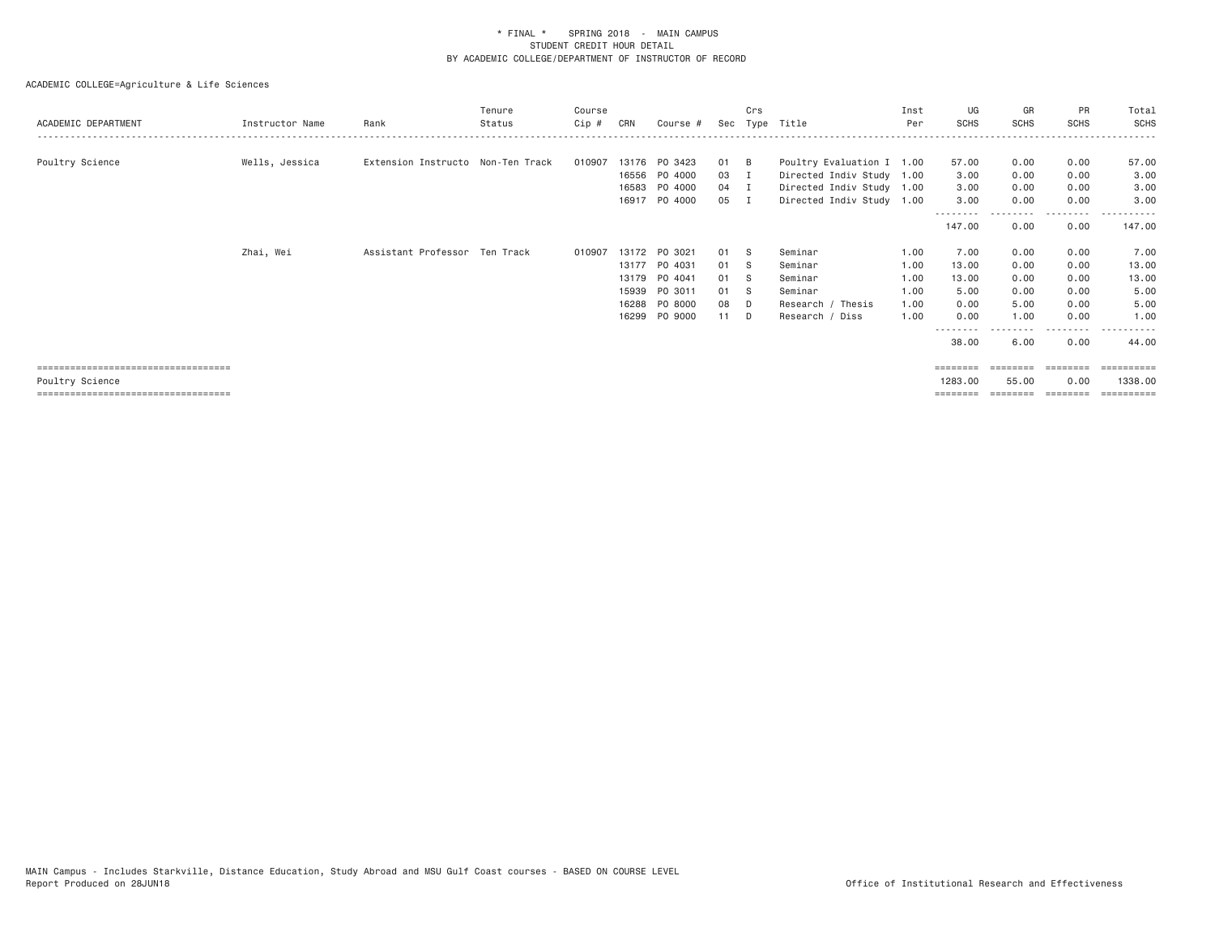* FINAL * SPRING 2018 - MAIN CAMPUS
STUDENT CREDIT HOUR DETAIL
BY ACADEMIC COLLEGE/DEPARTMENT OF INSTRUCTOR OF RECORD

ACADEMIC COLLEGE=Agriculture & Life Sciences

| ACADEMIC DEPARTMENT | Instructor Name | Rank | Tenure Status | Course Cip # | CRN | Course # | Sec | Crs Type | Title | Inst Per | UG SCHS | GR SCHS | PR SCHS | Total SCHS |
|---|---|---|---|---|---|---|---|---|---|---|---|---|---|---|
| Poultry Science | Wells, Jessica | Extension Instructo | Non-Ten Track | 010907 | 13176 | PO 3423 | 01 | B | Poultry Evaluation I | 1.00 | 57.00 | 0.00 | 0.00 | 57.00 |
| | | | | | 16556 | PO 4000 | 03 | I | Directed Indiv Study | 1.00 | 3.00 | 0.00 | 0.00 | 3.00 |
| | | | | | 16583 | PO 4000 | 04 | I | Directed Indiv Study | 1.00 | 3.00 | 0.00 | 0.00 | 3.00 |
| | | | | | 16917 | PO 4000 | 05 | I | Directed Indiv Study | 1.00 | 3.00 | 0.00 | 0.00 | 3.00 |
| | | | | | | | | | | | 147.00 | 0.00 | 0.00 | 147.00 |
| | Zhai, Wei | Assistant Professor | Ten Track | 010907 | 13172 | PO 3021 | 01 | S | Seminar | 1.00 | 7.00 | 0.00 | 0.00 | 7.00 |
| | | | | | 13177 | PO 4031 | 01 | S | Seminar | 1.00 | 13.00 | 0.00 | 0.00 | 13.00 |
| | | | | | 13179 | PO 4041 | 01 | S | Seminar | 1.00 | 13.00 | 0.00 | 0.00 | 13.00 |
| | | | | | 15939 | PO 3011 | 01 | S | Seminar | 1.00 | 5.00 | 0.00 | 0.00 | 5.00 |
| | | | | | 16288 | PO 8000 | 08 | D | Research / Thesis | 1.00 | 0.00 | 5.00 | 0.00 | 5.00 |
| | | | | | 16299 | PO 9000 | 11 | D | Research / Diss | 1.00 | 0.00 | 1.00 | 0.00 | 1.00 |
| | | | | | | | | | | | 38.00 | 6.00 | 0.00 | 44.00 |
| Poultry Science | | | | | | | | | | | 1283.00 | 55.00 | 0.00 | 1338.00 |

MAIN Campus - Includes Starkville, Distance Education, Study Abroad and MSU Gulf Coast courses - BASED ON COURSE LEVEL
Report Produced on 28JUN18 Office of Institutional Research and Effectiveness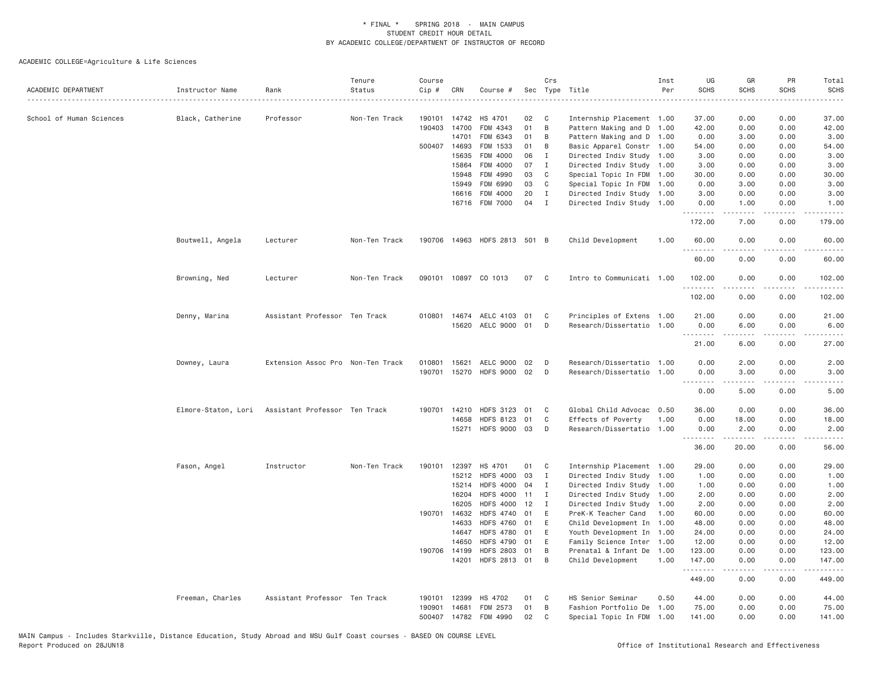\* FINAL \* SPRING 2018 - MAIN CAMPUS
STUDENT CREDIT HOUR DETAIL
BY ACADEMIC COLLEGE/DEPARTMENT OF INSTRUCTOR OF RECORD

ACADEMIC COLLEGE=Agriculture & Life Sciences

| ACADEMIC DEPARTMENT | Instructor Name | Rank | Tenure Status | Course Cip # | CRN | Course # | Sec | Crs Type | Title | Inst Per | UG SCHS | GR SCHS | PR SCHS | Total SCHS |
|---|---|---|---|---|---|---|---|---|---|---|---|---|---|---|
| School of Human Sciences | Black, Catherine | Professor | Non-Ten Track | 190101 | 14742 | HS 4701 | 02 | C | Internship Placement | 1.00 | 37.00 | 0.00 | 0.00 | 37.00 |
| | | | | 190403 | 14700 | FDM 4343 | 01 | B | Pattern Making and D | 1.00 | 42.00 | 0.00 | 0.00 | 42.00 |
| | | | | | 14701 | FDM 6343 | 01 | B | Pattern Making and D | 1.00 | 0.00 | 3.00 | 0.00 | 3.00 |
| | | | | 500407 | 14693 | FDM 1533 | 01 | B | Basic Apparel Constr | 1.00 | 54.00 | 0.00 | 0.00 | 54.00 |
| | | | | | 15635 | FDM 4000 | 06 | I | Directed Indiv Study | 1.00 | 3.00 | 0.00 | 0.00 | 3.00 |
| | | | | | 15864 | FDM 4000 | 07 | I | Directed Indiv Study | 1.00 | 3.00 | 0.00 | 0.00 | 3.00 |
| | | | | | 15948 | FDM 4990 | 03 | C | Special Topic In FDM | 1.00 | 30.00 | 0.00 | 0.00 | 30.00 |
| | | | | | 15949 | FDM 6990 | 03 | C | Special Topic In FDM | 1.00 | 0.00 | 3.00 | 0.00 | 3.00 |
| | | | | | 16616 | FDM 4000 | 20 | I | Directed Indiv Study | 1.00 | 3.00 | 0.00 | 0.00 | 3.00 |
| | | | | | 16716 | FDM 7000 | 04 | I | Directed Indiv Study | 1.00 | 0.00 | 1.00 | 0.00 | 1.00 |
| | | | | | | | | | | | 172.00 | 7.00 | 0.00 | 179.00 |
| | Boutwell, Angela | Lecturer | Non-Ten Track | 190706 | 14963 | HDFS 2813 | 501 | B | Child Development | 1.00 | 60.00 | 0.00 | 0.00 | 60.00 |
| | | | | | | | | | | | 60.00 | 0.00 | 0.00 | 60.00 |
| | Browning, Ned | Lecturer | Non-Ten Track | 090101 | 10897 | CO 1013 | 07 | C | Intro to Communicati | 1.00 | 102.00 | 0.00 | 0.00 | 102.00 |
| | | | | | | | | | | | 102.00 | 0.00 | 0.00 | 102.00 |
| | Denny, Marina | Assistant Professor | Ten Track | 010801 | 14674 | AELC 4103 | 01 | C | Principles of Extens | 1.00 | 21.00 | 0.00 | 0.00 | 21.00 |
| | | | | | 15620 | AELC 9000 | 01 | D | Research/Dissertatio | 1.00 | 0.00 | 6.00 | 0.00 | 6.00 |
| | | | | | | | | | | | 21.00 | 6.00 | 0.00 | 27.00 |
| | Downey, Laura | Extension Assoc Pro | Non-Ten Track | 010801 | 15621 | AELC 9000 | 02 | D | Research/Dissertatio | 1.00 | 0.00 | 2.00 | 0.00 | 2.00 |
| | | | | 190701 | 15270 | HDFS 9000 | 02 | D | Research/Dissertatio | 1.00 | 0.00 | 3.00 | 0.00 | 3.00 |
| | | | | | | | | | | | 0.00 | 5.00 | 0.00 | 5.00 |
| | Elmore-Staton, Lori | Assistant Professor | Ten Track | 190701 | 14210 | HDFS 3123 | 01 | C | Global Child Advocac | 0.50 | 36.00 | 0.00 | 0.00 | 36.00 |
| | | | | | 14658 | HDFS 8123 | 01 | C | Effects of Poverty | 1.00 | 0.00 | 18.00 | 0.00 | 18.00 |
| | | | | | 15271 | HDFS 9000 | 03 | D | Research/Dissertatio | 1.00 | 0.00 | 2.00 | 0.00 | 2.00 |
| | | | | | | | | | | | 36.00 | 20.00 | 0.00 | 56.00 |
| | Fason, Angel | Instructor | Non-Ten Track | 190101 | 12397 | HS 4701 | 01 | C | Internship Placement | 1.00 | 29.00 | 0.00 | 0.00 | 29.00 |
| | | | | | 15212 | HDFS 4000 | 03 | I | Directed Indiv Study | 1.00 | 1.00 | 0.00 | 0.00 | 1.00 |
| | | | | | 15214 | HDFS 4000 | 04 | I | Directed Indiv Study | 1.00 | 1.00 | 0.00 | 0.00 | 1.00 |
| | | | | | 16204 | HDFS 4000 | 11 | I | Directed Indiv Study | 1.00 | 2.00 | 0.00 | 0.00 | 2.00 |
| | | | | | 16205 | HDFS 4000 | 12 | I | Directed Indiv Study | 1.00 | 2.00 | 0.00 | 0.00 | 2.00 |
| | | | | 190701 | 14632 | HDFS 4740 | 01 | E | PreK-K Teacher Cand | 1.00 | 60.00 | 0.00 | 0.00 | 60.00 |
| | | | | | 14633 | HDFS 4760 | 01 | E | Child Development In | 1.00 | 48.00 | 0.00 | 0.00 | 48.00 |
| | | | | | 14647 | HDFS 4780 | 01 | E | Youth Development In | 1.00 | 24.00 | 0.00 | 0.00 | 24.00 |
| | | | | | 14650 | HDFS 4790 | 01 | E | Family Science Inter | 1.00 | 12.00 | 0.00 | 0.00 | 12.00 |
| | | | | 190706 | 14199 | HDFS 2803 | 01 | B | Prenatal & Infant De | 1.00 | 123.00 | 0.00 | 0.00 | 123.00 |
| | | | | | 14201 | HDFS 2813 | 01 | B | Child Development | 1.00 | 147.00 | 0.00 | 0.00 | 147.00 |
| | | | | | | | | | | | 449.00 | 0.00 | 0.00 | 449.00 |
| | Freeman, Charles | Assistant Professor | Ten Track | 190101 | 12399 | HS 4702 | 01 | C | HS Senior Seminar | 0.50 | 44.00 | 0.00 | 0.00 | 44.00 |
| | | | | 190901 | 14681 | FDM 2573 | 01 | B | Fashion Portfolio De | 1.00 | 75.00 | 0.00 | 0.00 | 75.00 |
| | | | | 500407 | 14782 | FDM 4990 | 02 | C | Special Topic In FDM | 1.00 | 141.00 | 0.00 | 0.00 | 141.00 |

MAIN Campus - Includes Starkville, Distance Education, Study Abroad and MSU Gulf Coast courses - BASED ON COURSE LEVEL
Report Produced on 28JUN18 Office of Institutional Research and Effectiveness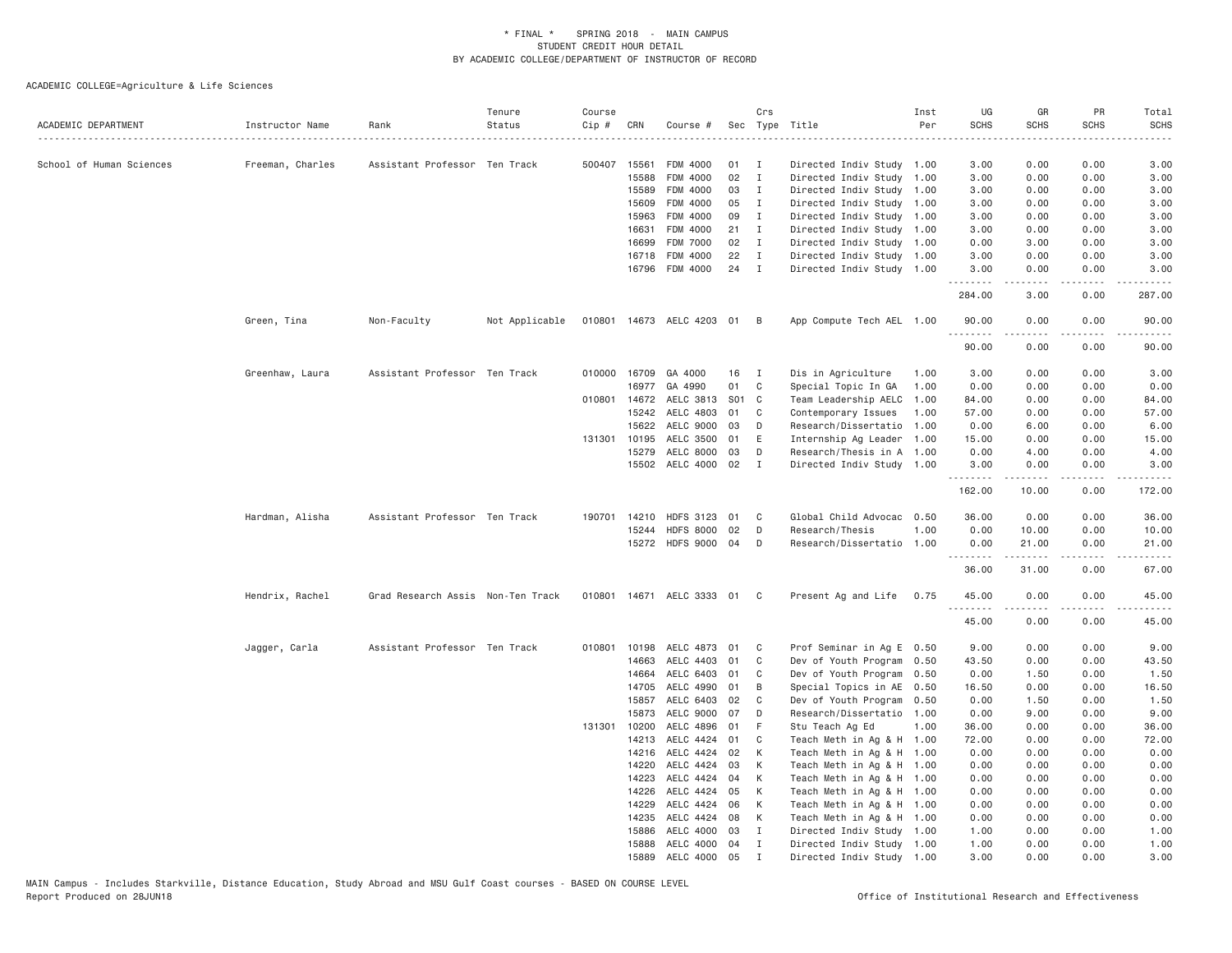# * FINAL * SPRING 2018 - MAIN CAMPUS
## STUDENT CREDIT HOUR DETAIL
## BY ACADEMIC COLLEGE/DEPARTMENT OF INSTRUCTOR OF RECORD

ACADEMIC COLLEGE=Agriculture & Life Sciences

| ACADEMIC DEPARTMENT | Instructor Name | Rank | Tenure Status | Course Cip # | CRN | Course # | Sec | Crs Type | Title | Inst Per | UG SCHS | GR SCHS | PR SCHS | Total SCHS |
|---|---|---|---|---|---|---|---|---|---|---|---|---|---|---|
| School of Human Sciences | Freeman, Charles | Assistant Professor | Ten Track | 500407 | 15561 | FDM 4000 | 01 | I | Directed Indiv Study | 1.00 | 3.00 | 0.00 | 0.00 | 3.00 |
| | | | | | 15588 | FDM 4000 | 02 | I | Directed Indiv Study | 1.00 | 3.00 | 0.00 | 0.00 | 3.00 |
| | | | | | 15589 | FDM 4000 | 03 | I | Directed Indiv Study | 1.00 | 3.00 | 0.00 | 0.00 | 3.00 |
| | | | | | 15609 | FDM 4000 | 05 | I | Directed Indiv Study | 1.00 | 3.00 | 0.00 | 0.00 | 3.00 |
| | | | | | 15963 | FDM 4000 | 09 | I | Directed Indiv Study | 1.00 | 3.00 | 0.00 | 0.00 | 3.00 |
| | | | | | 16631 | FDM 4000 | 21 | I | Directed Indiv Study | 1.00 | 3.00 | 0.00 | 0.00 | 3.00 |
| | | | | | 16699 | FDM 7000 | 02 | I | Directed Indiv Study | 1.00 | 0.00 | 3.00 | 0.00 | 3.00 |
| | | | | | 16718 | FDM 4000 | 22 | I | Directed Indiv Study | 1.00 | 3.00 | 0.00 | 0.00 | 3.00 |
| | | | | | 16796 | FDM 4000 | 24 | I | Directed Indiv Study | 1.00 | 3.00 | 0.00 | 0.00 | 3.00 |
| | | | | | | | | | | | 284.00 | 3.00 | 0.00 | 287.00 |
| | Green, Tina | Non-Faculty | Not Applicable | 010801 | 14673 | AELC 4203 | 01 | B | App Compute Tech AEL | 1.00 | 90.00 | 0.00 | 0.00 | 90.00 |
| | | | | | | | | | | | 90.00 | 0.00 | 0.00 | 90.00 |
| | Greenhaw, Laura | Assistant Professor | Ten Track | 010000 | 16709 | GA 4000 | 16 | I | Dis in Agriculture | 1.00 | 3.00 | 0.00 | 0.00 | 3.00 |
| | | | | | 16977 | GA 4990 | 01 | C | Special Topic In GA | 1.00 | 0.00 | 0.00 | 0.00 | 0.00 |
| | | | | 010801 | 14672 | AELC 3813 | S01 | C | Team Leadership AELC | 1.00 | 84.00 | 0.00 | 0.00 | 84.00 |
| | | | | | 15242 | AELC 4803 | 01 | C | Contemporary Issues | 1.00 | 57.00 | 0.00 | 0.00 | 57.00 |
| | | | | | 15622 | AELC 9000 | 03 | D | Research/Dissertatio | 1.00 | 0.00 | 6.00 | 0.00 | 6.00 |
| | | | | 131301 | 10195 | AELC 3500 | 01 | E | Internship Ag Leader | 1.00 | 15.00 | 0.00 | 0.00 | 15.00 |
| | | | | | 15279 | AELC 8000 | 03 | D | Research/Thesis in A | 1.00 | 0.00 | 4.00 | 0.00 | 4.00 |
| | | | | | 15502 | AELC 4000 | 02 | I | Directed Indiv Study | 1.00 | 3.00 | 0.00 | 0.00 | 3.00 |
| | | | | | | | | | | | 162.00 | 10.00 | 0.00 | 172.00 |
| | Hardman, Alisha | Assistant Professor | Ten Track | 190701 | 14210 | HDFS 3123 | 01 | C | Global Child Advocac | 0.50 | 36.00 | 0.00 | 0.00 | 36.00 |
| | | | | | 15244 | HDFS 8000 | 02 | D | Research/Thesis | 1.00 | 0.00 | 10.00 | 0.00 | 10.00 |
| | | | | | 15272 | HDFS 9000 | 04 | D | Research/Dissertatio | 1.00 | 0.00 | 21.00 | 0.00 | 21.00 |
| | | | | | | | | | | | 36.00 | 31.00 | 0.00 | 67.00 |
| | Hendrix, Rachel | Grad Research Assis | Non-Ten Track | 010801 | 14671 | AELC 3333 | 01 | C | Present Ag and Life | 0.75 | 45.00 | 0.00 | 0.00 | 45.00 |
| | | | | | | | | | | | 45.00 | 0.00 | 0.00 | 45.00 |
| | Jagger, Carla | Assistant Professor | Ten Track | 010801 | 10198 | AELC 4873 | 01 | C | Prof Seminar in Ag E | 0.50 | 9.00 | 0.00 | 0.00 | 9.00 |
| | | | | | 14663 | AELC 4403 | 01 | C | Dev of Youth Program | 0.50 | 43.50 | 0.00 | 0.00 | 43.50 |
| | | | | | 14664 | AELC 6403 | 01 | C | Dev of Youth Program | 0.50 | 0.00 | 1.50 | 0.00 | 1.50 |
| | | | | | 14705 | AELC 4990 | 01 | B | Special Topics in AE | 0.50 | 16.50 | 0.00 | 0.00 | 16.50 |
| | | | | | 15857 | AELC 6403 | 02 | C | Dev of Youth Program | 0.50 | 0.00 | 1.50 | 0.00 | 1.50 |
| | | | | | 15873 | AELC 9000 | 07 | D | Research/Dissertatio | 1.00 | 0.00 | 9.00 | 0.00 | 9.00 |
| | | | | 131301 | 10200 | AELC 4896 | 01 | F | Stu Teach Ag Ed | 1.00 | 36.00 | 0.00 | 0.00 | 36.00 |
| | | | | | 14213 | AELC 4424 | 01 | C | Teach Meth in Ag & H | 1.00 | 72.00 | 0.00 | 0.00 | 72.00 |
| | | | | | 14216 | AELC 4424 | 02 | K | Teach Meth in Ag & H | 1.00 | 0.00 | 0.00 | 0.00 | 0.00 |
| | | | | | 14220 | AELC 4424 | 03 | K | Teach Meth in Ag & H | 1.00 | 0.00 | 0.00 | 0.00 | 0.00 |
| | | | | | 14223 | AELC 4424 | 04 | K | Teach Meth in Ag & H | 1.00 | 0.00 | 0.00 | 0.00 | 0.00 |
| | | | | | 14226 | AELC 4424 | 05 | K | Teach Meth in Ag & H | 1.00 | 0.00 | 0.00 | 0.00 | 0.00 |
| | | | | | 14229 | AELC 4424 | 06 | K | Teach Meth in Ag & H | 1.00 | 0.00 | 0.00 | 0.00 | 0.00 |
| | | | | | 14235 | AELC 4424 | 08 | K | Teach Meth in Ag & H | 1.00 | 0.00 | 0.00 | 0.00 | 0.00 |
| | | | | | 15886 | AELC 4000 | 03 | I | Directed Indiv Study | 1.00 | 1.00 | 0.00 | 0.00 | 1.00 |
| | | | | | 15888 | AELC 4000 | 04 | I | Directed Indiv Study | 1.00 | 1.00 | 0.00 | 0.00 | 1.00 |
| | | | | | 15889 | AELC 4000 | 05 | I | Directed Indiv Study | 1.00 | 3.00 | 0.00 | 0.00 | 3.00 |

MAIN Campus - Includes Starkville, Distance Education, Study Abroad and MSU Gulf Coast courses - BASED ON COURSE LEVEL
Report Produced on 28JUN18 Office of Institutional Research and Effectiveness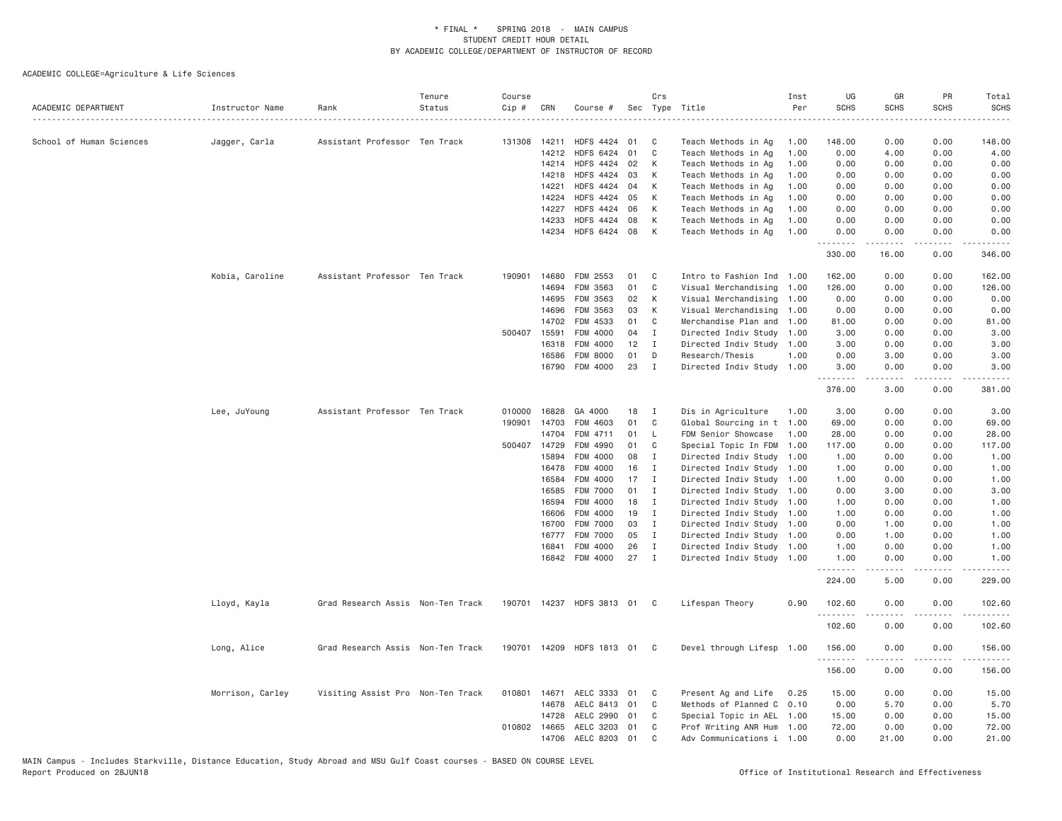# * FINAL * SPRING 2018 - MAIN CAMPUS
## STUDENT CREDIT HOUR DETAIL
## BY ACADEMIC COLLEGE/DEPARTMENT OF INSTRUCTOR OF RECORD

ACADEMIC COLLEGE=Agriculture & Life Sciences

| ACADEMIC DEPARTMENT | Instructor Name | Rank | Tenure Status | Course Cip # | CRN | Course # | Sec | Crs Type | Title | Inst Per | UG SCHS | GR SCHS | PR SCHS | Total SCHS |
|---|---|---|---|---|---|---|---|---|---|---|---|---|---|---|
| School of Human Sciences | Jagger, Carla | Assistant Professor | Ten Track | 131308 | 14211 | HDFS 4424 | 01 | C | Teach Methods in Ag | 1.00 | 148.00 | 0.00 | 0.00 | 148.00 |
| | | | | | 14212 | HDFS 6424 | 01 | C | Teach Methods in Ag | 1.00 | 0.00 | 4.00 | 0.00 | 4.00 |
| | | | | | 14214 | HDFS 4424 | 02 | K | Teach Methods in Ag | 1.00 | 0.00 | 0.00 | 0.00 | 0.00 |
| | | | | | 14218 | HDFS 4424 | 03 | K | Teach Methods in Ag | 1.00 | 0.00 | 0.00 | 0.00 | 0.00 |
| | | | | | 14221 | HDFS 4424 | 04 | K | Teach Methods in Ag | 1.00 | 0.00 | 0.00 | 0.00 | 0.00 |
| | | | | | 14224 | HDFS 4424 | 05 | K | Teach Methods in Ag | 1.00 | 0.00 | 0.00 | 0.00 | 0.00 |
| | | | | | 14227 | HDFS 4424 | 06 | K | Teach Methods in Ag | 1.00 | 0.00 | 0.00 | 0.00 | 0.00 |
| | | | | | 14233 | HDFS 4424 | 08 | K | Teach Methods in Ag | 1.00 | 0.00 | 0.00 | 0.00 | 0.00 |
| | | | | | 14234 | HDFS 6424 | 08 | K | Teach Methods in Ag | 1.00 | 0.00 | 0.00 | 0.00 | 0.00 |
| | | | | | | | | | | | 330.00 | 16.00 | 0.00 | 346.00 |
| | Kobia, Caroline | Assistant Professor | Ten Track | 190901 | 14680 | FDM 2553 | 01 | C | Intro to Fashion Ind | 1.00 | 162.00 | 0.00 | 0.00 | 162.00 |
| | | | | | 14694 | FDM 3563 | 01 | C | Visual Merchandising | 1.00 | 126.00 | 0.00 | 0.00 | 126.00 |
| | | | | | 14695 | FDM 3563 | 02 | K | Visual Merchandising | 1.00 | 0.00 | 0.00 | 0.00 | 0.00 |
| | | | | | 14696 | FDM 3563 | 03 | K | Visual Merchandising | 1.00 | 0.00 | 0.00 | 0.00 | 0.00 |
| | | | | | 14702 | FDM 4533 | 01 | C | Merchandise Plan and | 1.00 | 81.00 | 0.00 | 0.00 | 81.00 |
| | | | | 500407 | 15591 | FDM 4000 | 04 | I | Directed Indiv Study | 1.00 | 3.00 | 0.00 | 0.00 | 3.00 |
| | | | | | 16318 | FDM 4000 | 12 | I | Directed Indiv Study | 1.00 | 3.00 | 0.00 | 0.00 | 3.00 |
| | | | | | 16586 | FDM 8000 | 01 | D | Research/Thesis | 1.00 | 0.00 | 3.00 | 0.00 | 3.00 |
| | | | | | 16790 | FDM 4000 | 23 | I | Directed Indiv Study | 1.00 | 3.00 | 0.00 | 0.00 | 3.00 |
| | | | | | | | | | | | 378.00 | 3.00 | 0.00 | 381.00 |
| | Lee, JuYoung | Assistant Professor | Ten Track | 010000 | 16828 | GA 4000 | 18 | I | Dis in Agriculture | 1.00 | 3.00 | 0.00 | 0.00 | 3.00 |
| | | | | 190901 | 14703 | FDM 4603 | 01 | C | Global Sourcing in t | 1.00 | 69.00 | 0.00 | 0.00 | 69.00 |
| | | | | | 14704 | FDM 4711 | 01 | L | FDM Senior Showcase | 1.00 | 28.00 | 0.00 | 0.00 | 28.00 |
| | | | | 500407 | 14729 | FDM 4990 | 01 | C | Special Topic In FDM | 1.00 | 117.00 | 0.00 | 0.00 | 117.00 |
| | | | | | 15894 | FDM 4000 | 08 | I | Directed Indiv Study | 1.00 | 1.00 | 0.00 | 0.00 | 1.00 |
| | | | | | 16478 | FDM 4000 | 16 | I | Directed Indiv Study | 1.00 | 1.00 | 0.00 | 0.00 | 1.00 |
| | | | | | 16584 | FDM 4000 | 17 | I | Directed Indiv Study | 1.00 | 1.00 | 0.00 | 0.00 | 1.00 |
| | | | | | 16585 | FDM 7000 | 01 | I | Directed Indiv Study | 1.00 | 0.00 | 3.00 | 0.00 | 3.00 |
| | | | | | 16594 | FDM 4000 | 18 | I | Directed Indiv Study | 1.00 | 1.00 | 0.00 | 0.00 | 1.00 |
| | | | | | 16606 | FDM 4000 | 19 | I | Directed Indiv Study | 1.00 | 1.00 | 0.00 | 0.00 | 1.00 |
| | | | | | 16700 | FDM 7000 | 03 | I | Directed Indiv Study | 1.00 | 0.00 | 1.00 | 0.00 | 1.00 |
| | | | | | 16777 | FDM 7000 | 05 | I | Directed Indiv Study | 1.00 | 0.00 | 1.00 | 0.00 | 1.00 |
| | | | | | 16841 | FDM 4000 | 26 | I | Directed Indiv Study | 1.00 | 1.00 | 0.00 | 0.00 | 1.00 |
| | | | | | 16842 | FDM 4000 | 27 | I | Directed Indiv Study | 1.00 | 1.00 | 0.00 | 0.00 | 1.00 |
| | | | | | | | | | | | 224.00 | 5.00 | 0.00 | 229.00 |
| | Lloyd, Kayla | Grad Research Assis | Non-Ten Track | 190701 | 14237 | HDFS 3813 | 01 | C | Lifespan Theory | 0.90 | 102.60 | 0.00 | 0.00 | 102.60 |
| | | | | | | | | | | | 102.60 | 0.00 | 0.00 | 102.60 |
| | Long, Alice | Grad Research Assis | Non-Ten Track | 190701 | 14209 | HDFS 1813 | 01 | C | Devel through Lifesp | 1.00 | 156.00 | 0.00 | 0.00 | 156.00 |
| | | | | | | | | | | | 156.00 | 0.00 | 0.00 | 156.00 |
| | Morrison, Carley | Visiting Assist Pro | Non-Ten Track | 010801 | 14671 | AELC 3333 | 01 | C | Present Ag and Life | 0.25 | 15.00 | 0.00 | 0.00 | 15.00 |
| | | | | | 14678 | AELC 8413 | 01 | C | Methods of Planned C | 0.10 | 0.00 | 5.70 | 0.00 | 5.70 |
| | | | | | 14728 | AELC 2990 | 01 | C | Special Topic in AEL | 1.00 | 15.00 | 0.00 | 0.00 | 15.00 |
| | | | | 010802 | 14665 | AELC 3203 | 01 | C | Prof Writing ANR Hum | 1.00 | 72.00 | 0.00 | 0.00 | 72.00 |
| | | | | | 14706 | AELC 8203 | 01 | C | Adv Communications i | 1.00 | 0.00 | 21.00 | 0.00 | 21.00 |

MAIN Campus - Includes Starkville, Distance Education, Study Abroad and MSU Gulf Coast courses - BASED ON COURSE LEVEL
Report Produced on 28JUN18 Office of Institutional Research and Effectiveness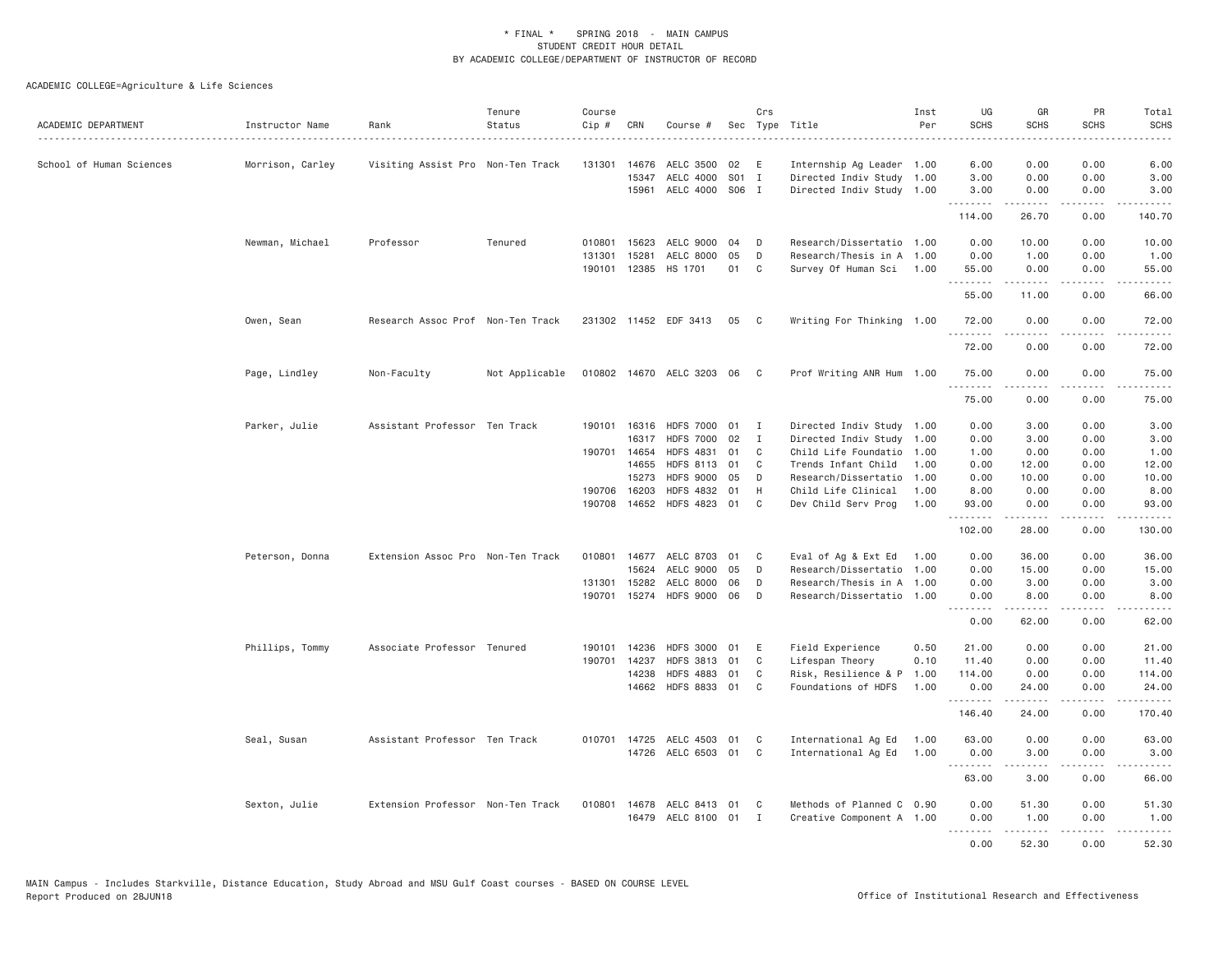\* FINAL \* SPRING 2018 - MAIN CAMPUS
STUDENT CREDIT HOUR DETAIL
BY ACADEMIC COLLEGE/DEPARTMENT OF INSTRUCTOR OF RECORD

ACADEMIC COLLEGE=Agriculture & Life Sciences

| ACADEMIC DEPARTMENT | Instructor Name | Rank | Tenure Status | Course Cip # | CRN | Course # | Sec | Crs Type | Title | Inst Per | UG SCHS | GR SCHS | PR SCHS | Total SCHS |
|---|---|---|---|---|---|---|---|---|---|---|---|---|---|---|
| School of Human Sciences | Morrison, Carley | Visiting Assist Pro | Non-Ten Track | 131301 | 14676 | AELC 3500 | 02 | E | Internship Ag Leader | 1.00 | 6.00 | 0.00 | 0.00 | 6.00 |
| | | | | | 15347 | AELC 4000 | S01 | I | Directed Indiv Study | 1.00 | 3.00 | 0.00 | 0.00 | 3.00 |
| | | | | | 15961 | AELC 4000 | S06 | I | Directed Indiv Study | 1.00 | 3.00 | 0.00 | 0.00 | 3.00 |
| | | | | | | | | | | | 114.00 | 26.70 | 0.00 | 140.70 |
| | Newman, Michael | Professor | Tenured | 010801 | 15623 | AELC 9000 | 04 | D | Research/Dissertatio | 1.00 | 0.00 | 10.00 | 0.00 | 10.00 |
| | | | | 131301 | 15281 | AELC 8000 | 05 | D | Research/Thesis in A | 1.00 | 0.00 | 1.00 | 0.00 | 1.00 |
| | | | | 190101 | 12385 | HS 1701 | 01 | C | Survey Of Human Sci | 1.00 | 55.00 | 0.00 | 0.00 | 55.00 |
| | | | | | | | | | | | 55.00 | 11.00 | 0.00 | 66.00 |
| | Owen, Sean | Research Assoc Prof | Non-Ten Track | 231302 | 11452 | EDF 3413 | 05 | C | Writing For Thinking | 1.00 | 72.00 | 0.00 | 0.00 | 72.00 |
| | | | | | | | | | | | 72.00 | 0.00 | 0.00 | 72.00 |
| | Page, Lindley | Non-Faculty | Not Applicable | 010802 | 14670 | AELC 3203 | 06 | C | Prof Writing ANR Hum | 1.00 | 75.00 | 0.00 | 0.00 | 75.00 |
| | | | | | | | | | | | 75.00 | 0.00 | 0.00 | 75.00 |
| | Parker, Julie | Assistant Professor | Ten Track | 190101 | 16316 | HDFS 7000 | 01 | I | Directed Indiv Study | 1.00 | 0.00 | 3.00 | 0.00 | 3.00 |
| | | | | | 16317 | HDFS 7000 | 02 | I | Directed Indiv Study | 1.00 | 0.00 | 3.00 | 0.00 | 3.00 |
| | | | | 190701 | 14654 | HDFS 4831 | 01 | C | Child Life Foundatio | 1.00 | 1.00 | 0.00 | 0.00 | 1.00 |
| | | | | | 14655 | HDFS 8113 | 01 | C | Trends Infant Child | 1.00 | 0.00 | 12.00 | 0.00 | 12.00 |
| | | | | | 15273 | HDFS 9000 | 05 | D | Research/Dissertatio | 1.00 | 0.00 | 10.00 | 0.00 | 10.00 |
| | | | | 190706 | 16203 | HDFS 4832 | 01 | H | Child Life Clinical | 1.00 | 8.00 | 0.00 | 0.00 | 8.00 |
| | | | | 190708 | 14652 | HDFS 4823 | 01 | C | Dev Child Serv Prog | 1.00 | 93.00 | 0.00 | 0.00 | 93.00 |
| | | | | | | | | | | | 102.00 | 28.00 | 0.00 | 130.00 |
| | Peterson, Donna | Extension Assoc Pro | Non-Ten Track | 010801 | 14677 | AELC 8703 | 01 | C | Eval of Ag & Ext Ed | 1.00 | 0.00 | 36.00 | 0.00 | 36.00 |
| | | | | | 15624 | AELC 9000 | 05 | D | Research/Dissertatio | 1.00 | 0.00 | 15.00 | 0.00 | 15.00 |
| | | | | 131301 | 15282 | AELC 8000 | 06 | D | Research/Thesis in A | 1.00 | 0.00 | 3.00 | 0.00 | 3.00 |
| | | | | 190701 | 15274 | HDFS 9000 | 06 | D | Research/Dissertatio | 1.00 | 0.00 | 8.00 | 0.00 | 8.00 |
| | | | | | | | | | | | 0.00 | 62.00 | 0.00 | 62.00 |
| | Phillips, Tommy | Associate Professor | Tenured | 190101 | 14236 | HDFS 3000 | 01 | E | Field Experience | 0.50 | 21.00 | 0.00 | 0.00 | 21.00 |
| | | | | 190701 | 14237 | HDFS 3813 | 01 | C | Lifespan Theory | 0.10 | 11.40 | 0.00 | 0.00 | 11.40 |
| | | | | | 14238 | HDFS 4883 | 01 | C | Risk, Resilience & P | 1.00 | 114.00 | 0.00 | 0.00 | 114.00 |
| | | | | | 14662 | HDFS 8833 | 01 | C | Foundations of HDFS | 1.00 | 0.00 | 24.00 | 0.00 | 24.00 |
| | | | | | | | | | | | 146.40 | 24.00 | 0.00 | 170.40 |
| | Seal, Susan | Assistant Professor | Ten Track | 010701 | 14725 | AELC 4503 | 01 | C | International Ag Ed | 1.00 | 63.00 | 0.00 | 0.00 | 63.00 |
| | | | | | 14726 | AELC 6503 | 01 | C | International Ag Ed | 1.00 | 0.00 | 3.00 | 0.00 | 3.00 |
| | | | | | | | | | | | 63.00 | 3.00 | 0.00 | 66.00 |
| | Sexton, Julie | Extension Professor | Non-Ten Track | 010801 | 14678 | AELC 8413 | 01 | C | Methods of Planned C | 0.90 | 0.00 | 51.30 | 0.00 | 51.30 |
| | | | | | 16479 | AELC 8100 | 01 | I | Creative Component A | 1.00 | 0.00 | 1.00 | 0.00 | 1.00 |
| | | | | | | | | | | | 0.00 | 52.30 | 0.00 | 52.30 |

MAIN Campus - Includes Starkville, Distance Education, Study Abroad and MSU Gulf Coast courses - BASED ON COURSE LEVEL
Report Produced on 28JUN18 Office of Institutional Research and Effectiveness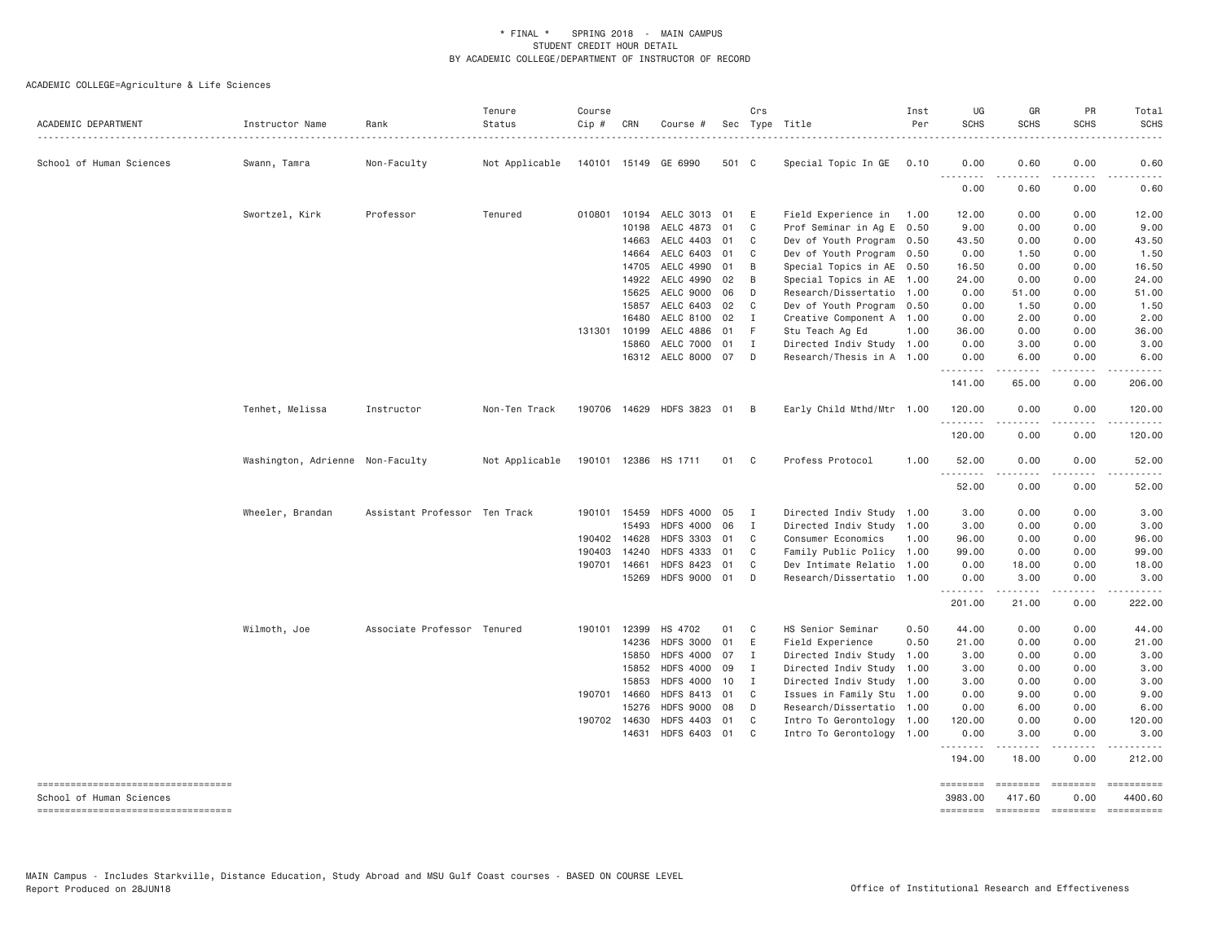\* FINAL \* SPRING 2018 - MAIN CAMPUS
STUDENT CREDIT HOUR DETAIL
BY ACADEMIC COLLEGE/DEPARTMENT OF INSTRUCTOR OF RECORD

ACADEMIC COLLEGE=Agriculture & Life Sciences

| ACADEMIC DEPARTMENT | Instructor Name | Rank | Tenure Status | Course Cip # | CRN | Course # | Sec | Crs Type | Title | Inst Per | UG SCHS | GR SCHS | PR SCHS | Total SCHS |
|---|---|---|---|---|---|---|---|---|---|---|---|---|---|---|
| School of Human Sciences | Swann, Tamra | Non-Faculty | Not Applicable | 140101 | 15149 | GE 6990 | 501 | C | Special Topic In GE | 0.10 | 0.00 | 0.60 | 0.00 | 0.60 |
| | | | | | | | | | | | 0.00 | 0.60 | 0.00 | 0.60 |
| | Swortzel, Kirk | Professor | Tenured | 010801 | 10194 | AELC 3013 | 01 | E | Field Experience in | 1.00 | 12.00 | 0.00 | 0.00 | 12.00 |
| | | | | | 10198 | AELC 4873 | 01 | C | Prof Seminar in Ag E | 0.50 | 9.00 | 0.00 | 0.00 | 9.00 |
| | | | | | 14663 | AELC 4403 | 01 | C | Dev of Youth Program | 0.50 | 43.50 | 0.00 | 0.00 | 43.50 |
| | | | | | 14664 | AELC 6403 | 01 | C | Dev of Youth Program | 0.50 | 0.00 | 1.50 | 0.00 | 1.50 |
| | | | | | 14705 | AELC 4990 | 01 | B | Special Topics in AE | 0.50 | 16.50 | 0.00 | 0.00 | 16.50 |
| | | | | | 14922 | AELC 4990 | 02 | B | Special Topics in AE | 1.00 | 24.00 | 0.00 | 0.00 | 24.00 |
| | | | | | 15625 | AELC 9000 | 06 | D | Research/Dissertatio | 1.00 | 0.00 | 51.00 | 0.00 | 51.00 |
| | | | | | 15857 | AELC 6403 | 02 | C | Dev of Youth Program | 0.50 | 0.00 | 1.50 | 0.00 | 1.50 |
| | | | | | 16480 | AELC 8100 | 02 | I | Creative Component A | 1.00 | 0.00 | 2.00 | 0.00 | 2.00 |
| | | | | 131301 | 10199 | AELC 4886 | 01 | F | Stu Teach Ag Ed | 1.00 | 36.00 | 0.00 | 0.00 | 36.00 |
| | | | | | 15860 | AELC 7000 | 01 | I | Directed Indiv Study | 1.00 | 0.00 | 3.00 | 0.00 | 3.00 |
| | | | | | 16312 | AELC 8000 | 07 | D | Research/Thesis in A | 1.00 | 0.00 | 6.00 | 0.00 | 6.00 |
| | | | | | | | | | | | 141.00 | 65.00 | 0.00 | 206.00 |
| | Tenhet, Melissa | Instructor | Non-Ten Track | 190706 | 14629 | HDFS 3823 | 01 | B | Early Child Mthd/Mtr | 1.00 | 120.00 | 0.00 | 0.00 | 120.00 |
| | | | | | | | | | | | 120.00 | 0.00 | 0.00 | 120.00 |
| | Washington, Adrienne | Non-Faculty | Not Applicable | 190101 | 12386 | HS 1711 | 01 | C | Profess Protocol | 1.00 | 52.00 | 0.00 | 0.00 | 52.00 |
| | | | | | | | | | | | 52.00 | 0.00 | 0.00 | 52.00 |
| | Wheeler, Brandan | Assistant Professor | Ten Track | 190101 | 15459 | HDFS 4000 | 05 | I | Directed Indiv Study | 1.00 | 3.00 | 0.00 | 0.00 | 3.00 |
| | | | | | 15493 | HDFS 4000 | 06 | I | Directed Indiv Study | 1.00 | 3.00 | 0.00 | 0.00 | 3.00 |
| | | | | 190402 | 14628 | HDFS 3303 | 01 | C | Consumer Economics | 1.00 | 96.00 | 0.00 | 0.00 | 96.00 |
| | | | | 190403 | 14240 | HDFS 4333 | 01 | C | Family Public Policy | 1.00 | 99.00 | 0.00 | 0.00 | 99.00 |
| | | | | 190701 | 14661 | HDFS 8423 | 01 | C | Dev Intimate Relatio | 1.00 | 0.00 | 18.00 | 0.00 | 18.00 |
| | | | | | 15269 | HDFS 9000 | 01 | D | Research/Dissertatio | 1.00 | 0.00 | 3.00 | 0.00 | 3.00 |
| | | | | | | | | | | | 201.00 | 21.00 | 0.00 | 222.00 |
| | Wilmoth, Joe | Associate Professor | Tenured | 190101 | 12399 | HS 4702 | 01 | C | HS Senior Seminar | 0.50 | 44.00 | 0.00 | 0.00 | 44.00 |
| | | | | | 14236 | HDFS 3000 | 01 | E | Field Experience | 0.50 | 21.00 | 0.00 | 0.00 | 21.00 |
| | | | | | 15850 | HDFS 4000 | 07 | I | Directed Indiv Study | 1.00 | 3.00 | 0.00 | 0.00 | 3.00 |
| | | | | | 15852 | HDFS 4000 | 09 | I | Directed Indiv Study | 1.00 | 3.00 | 0.00 | 0.00 | 3.00 |
| | | | | | 15853 | HDFS 4000 | 10 | I | Directed Indiv Study | 1.00 | 3.00 | 0.00 | 0.00 | 3.00 |
| | | | | 190701 | 14660 | HDFS 8413 | 01 | C | Issues in Family Stu | 1.00 | 0.00 | 9.00 | 0.00 | 9.00 |
| | | | | | 15276 | HDFS 9000 | 08 | D | Research/Dissertatio | 1.00 | 0.00 | 6.00 | 0.00 | 6.00 |
| | | | | 190702 | 14630 | HDFS 4403 | 01 | C | Intro To Gerontology | 1.00 | 120.00 | 0.00 | 0.00 | 120.00 |
| | | | | | 14631 | HDFS 6403 | 01 | C | Intro To Gerontology | 1.00 | 0.00 | 3.00 | 0.00 | 3.00 |
| | | | | | | | | | | | 194.00 | 18.00 | 0.00 | 212.00 |
| School of Human Sciences | | | | | | | | | | | 3983.00 | 417.60 | 0.00 | 4400.60 |

MAIN Campus - Includes Starkville, Distance Education, Study Abroad and MSU Gulf Coast courses - BASED ON COURSE LEVEL
Report Produced on 28JUN18 Office of Institutional Research and Effectiveness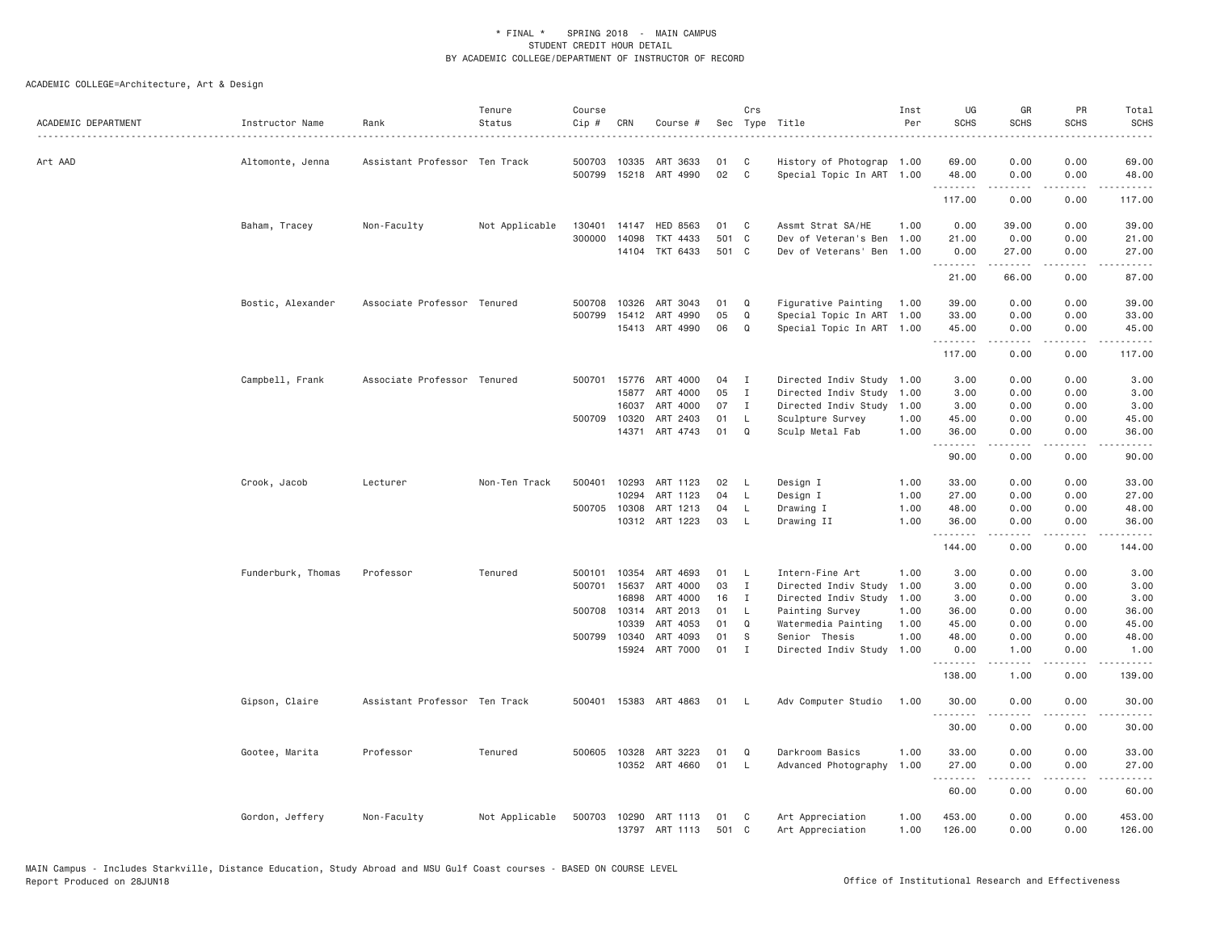# * FINAL * SPRING 2018 - MAIN CAMPUS
## STUDENT CREDIT HOUR DETAIL
## BY ACADEMIC COLLEGE/DEPARTMENT OF INSTRUCTOR OF RECORD

ACADEMIC COLLEGE=Architecture, Art & Design

| ACADEMIC DEPARTMENT | Instructor Name | Rank | Tenure Status | Course Cip # | CRN | Course # | Sec | Crs Type | Title | Inst Per | UG SCHS | GR SCHS | PR SCHS | Total SCHS |
|---|---|---|---|---|---|---|---|---|---|---|---|---|---|---|
| Art AAD | Altomonte, Jenna | Assistant Professor | Ten Track | 500703 | 10335 | ART 3633 | 01 | C | History of Photograp | 1.00 | 69.00 | 0.00 | 0.00 | 69.00 |
| | | | | 500799 | 15218 | ART 4990 | 02 | C | Special Topic In ART | 1.00 | 48.00 | 0.00 | 0.00 | 48.00 |
| | | | | | | | | | | | 117.00 | 0.00 | 0.00 | 117.00 |
| | Baham, Tracey | Non-Faculty | Not Applicable | 130401 | 14147 | HED 8563 | 01 | C | Assmt Strat SA/HE | 1.00 | 0.00 | 39.00 | 0.00 | 39.00 |
| | | | | 300000 | 14098 | TKT 4433 | 501 | C | Dev of Veteran's Ben | 1.00 | 21.00 | 0.00 | 0.00 | 21.00 |
| | | | | | 14104 | TKT 6433 | 501 | C | Dev of Veterans' Ben | 1.00 | 0.00 | 27.00 | 0.00 | 27.00 |
| | | | | | | | | | | | 21.00 | 66.00 | 0.00 | 87.00 |
| | Bostic, Alexander | Associate Professor | Tenured | 500708 | 10326 | ART 3043 | 01 | Q | Figurative Painting | 1.00 | 39.00 | 0.00 | 0.00 | 39.00 |
| | | | | 500799 | 15412 | ART 4990 | 05 | Q | Special Topic In ART | 1.00 | 33.00 | 0.00 | 0.00 | 33.00 |
| | | | | | 15413 | ART 4990 | 06 | Q | Special Topic In ART | 1.00 | 45.00 | 0.00 | 0.00 | 45.00 |
| | | | | | | | | | | | 117.00 | 0.00 | 0.00 | 117.00 |
| | Campbell, Frank | Associate Professor | Tenured | 500701 | 15776 | ART 4000 | 04 | I | Directed Indiv Study | 1.00 | 3.00 | 0.00 | 0.00 | 3.00 |
| | | | | | 15877 | ART 4000 | 05 | I | Directed Indiv Study | 1.00 | 3.00 | 0.00 | 0.00 | 3.00 |
| | | | | | 16037 | ART 4000 | 07 | I | Directed Indiv Study | 1.00 | 3.00 | 0.00 | 0.00 | 3.00 |
| | | | | 500709 | 10320 | ART 2403 | 01 | L | Sculpture Survey | 1.00 | 45.00 | 0.00 | 0.00 | 45.00 |
| | | | | | 14371 | ART 4743 | 01 | Q | Sculp Metal Fab | 1.00 | 36.00 | 0.00 | 0.00 | 36.00 |
| | | | | | | | | | | | 90.00 | 0.00 | 0.00 | 90.00 |
| | Crook, Jacob | Lecturer | Non-Ten Track | 500401 | 10293 | ART 1123 | 02 | L | Design I | 1.00 | 33.00 | 0.00 | 0.00 | 33.00 |
| | | | | | 10294 | ART 1123 | 04 | L | Design I | 1.00 | 27.00 | 0.00 | 0.00 | 27.00 |
| | | | | 500705 | 10308 | ART 1213 | 04 | L | Drawing I | 1.00 | 48.00 | 0.00 | 0.00 | 48.00 |
| | | | | | 10312 | ART 1223 | 03 | L | Drawing II | 1.00 | 36.00 | 0.00 | 0.00 | 36.00 |
| | | | | | | | | | | | 144.00 | 0.00 | 0.00 | 144.00 |
| | Funderburk, Thomas | Professor | Tenured | 500101 | 10354 | ART 4693 | 01 | L | Intern-Fine Art | 1.00 | 3.00 | 0.00 | 0.00 | 3.00 |
| | | | | 500701 | 15637 | ART 4000 | 03 | I | Directed Indiv Study | 1.00 | 3.00 | 0.00 | 0.00 | 3.00 |
| | | | | | 16898 | ART 4000 | 16 | I | Directed Indiv Study | 1.00 | 3.00 | 0.00 | 0.00 | 3.00 |
| | | | | 500708 | 10314 | ART 2013 | 01 | L | Painting Survey | 1.00 | 36.00 | 0.00 | 0.00 | 36.00 |
| | | | | | 10339 | ART 4053 | 01 | Q | Watermedia Painting | 1.00 | 45.00 | 0.00 | 0.00 | 45.00 |
| | | | | 500799 | 10340 | ART 4093 | 01 | S | Senior Thesis | 1.00 | 48.00 | 0.00 | 0.00 | 48.00 |
| | | | | | 15924 | ART 7000 | 01 | I | Directed Indiv Study | 1.00 | 0.00 | 1.00 | 0.00 | 1.00 |
| | | | | | | | | | | | 138.00 | 1.00 | 0.00 | 139.00 |
| | Gipson, Claire | Assistant Professor | Ten Track | 500401 | 15383 | ART 4863 | 01 | L | Adv Computer Studio | 1.00 | 30.00 | 0.00 | 0.00 | 30.00 |
| | | | | | | | | | | | 30.00 | 0.00 | 0.00 | 30.00 |
| | Gootee, Marita | Professor | Tenured | 500605 | 10328 | ART 3223 | 01 | Q | Darkroom Basics | 1.00 | 33.00 | 0.00 | 0.00 | 33.00 |
| | | | | | 10352 | ART 4660 | 01 | L | Advanced Photography | 1.00 | 27.00 | 0.00 | 0.00 | 27.00 |
| | | | | | | | | | | | 60.00 | 0.00 | 0.00 | 60.00 |
| | Gordon, Jeffery | Non-Faculty | Not Applicable | 500703 | 10290 | ART 1113 | 01 | C | Art Appreciation | 1.00 | 453.00 | 0.00 | 0.00 | 453.00 |
| | | | | | 13797 | ART 1113 | 501 | C | Art Appreciation | 1.00 | 126.00 | 0.00 | 0.00 | 126.00 |

MAIN Campus - Includes Starkville, Distance Education, Study Abroad and MSU Gulf Coast courses - BASED ON COURSE LEVEL
Report Produced on 28JUN18

Office of Institutional Research and Effectiveness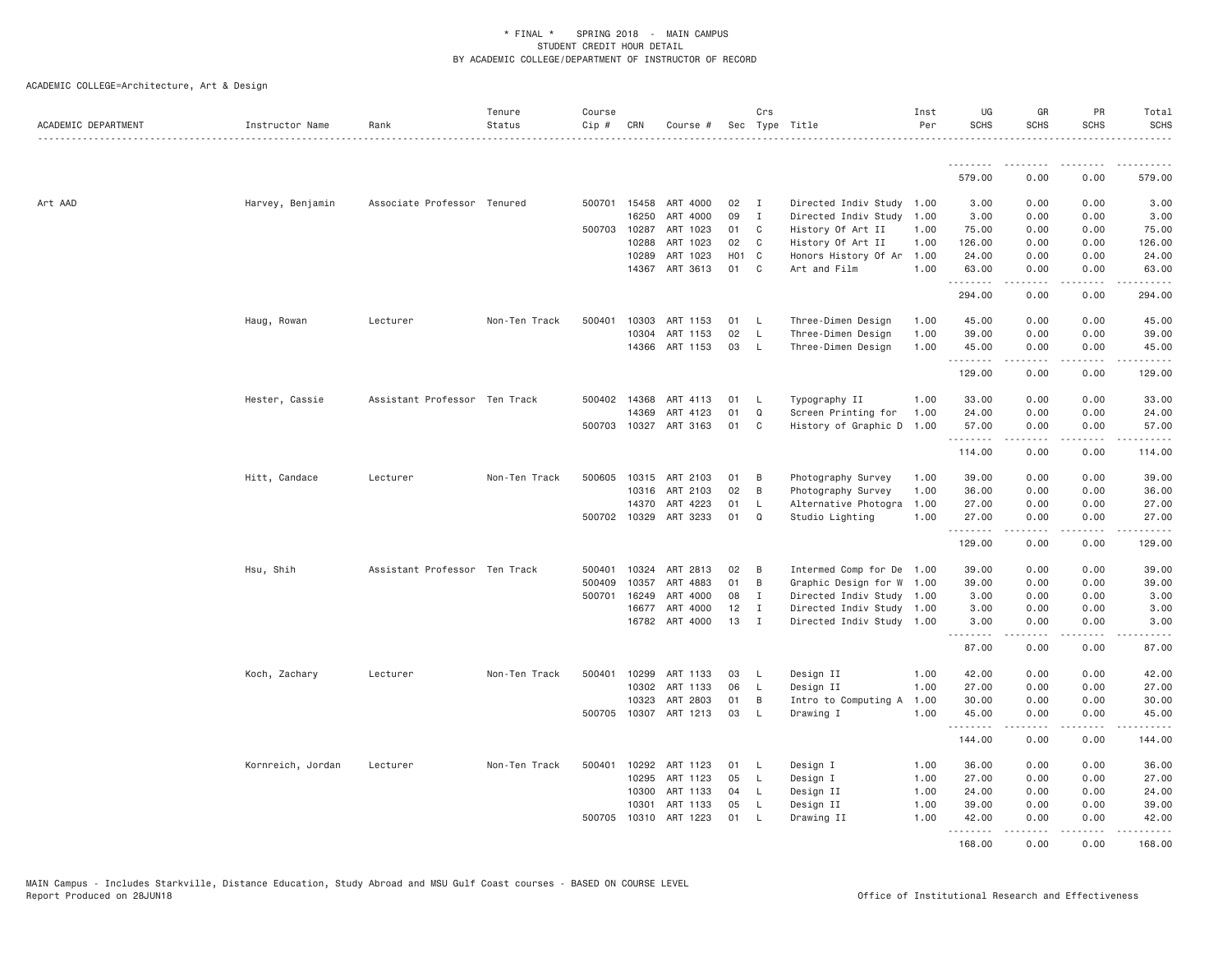* FINAL * SPRING 2018 - MAIN CAMPUS
STUDENT CREDIT HOUR DETAIL
BY ACADEMIC COLLEGE/DEPARTMENT OF INSTRUCTOR OF RECORD

ACADEMIC COLLEGE=Architecture, Art & Design

| ACADEMIC DEPARTMENT | Instructor Name | Rank | Tenure Status | Course Cip # | CRN | Course # | Sec | Crs Type | Title | Inst Per | UG SCHS | GR SCHS | PR SCHS | Total SCHS |
|---|---|---|---|---|---|---|---|---|---|---|---|---|---|---|
| | | | | | | | | | | | 579.00 | 0.00 | 0.00 | 579.00 |
| Art AAD | Harvey, Benjamin | Associate Professor | Tenured | 500701 | 15458 | ART 4000 | 02 | I | Directed Indiv Study | 1.00 | 3.00 | 0.00 | 0.00 | 3.00 |
| | | | | | 16250 | ART 4000 | 09 | I | Directed Indiv Study | 1.00 | 3.00 | 0.00 | 0.00 | 3.00 |
| | | | | 500703 | 10287 | ART 1023 | 01 | C | History Of Art II | 1.00 | 75.00 | 0.00 | 0.00 | 75.00 |
| | | | | | 10288 | ART 1023 | 02 | C | History Of Art II | 1.00 | 126.00 | 0.00 | 0.00 | 126.00 |
| | | | | | 10289 | ART 1023 | H01 | C | Honors History Of Ar | 1.00 | 24.00 | 0.00 | 0.00 | 24.00 |
| | | | | | 14367 | ART 3613 | 01 | C | Art and Film | 1.00 | 63.00 | 0.00 | 0.00 | 63.00 |
| | | | | | | | | | | | 294.00 | 0.00 | 0.00 | 294.00 |
| | Haug, Rowan | Lecturer | Non-Ten Track | 500401 | 10303 | ART 1153 | 01 | L | Three-Dimen Design | 1.00 | 45.00 | 0.00 | 0.00 | 45.00 |
| | | | | | 10304 | ART 1153 | 02 | L | Three-Dimen Design | 1.00 | 39.00 | 0.00 | 0.00 | 39.00 |
| | | | | | 14366 | ART 1153 | 03 | L | Three-Dimen Design | 1.00 | 45.00 | 0.00 | 0.00 | 45.00 |
| | | | | | | | | | | | 129.00 | 0.00 | 0.00 | 129.00 |
| | Hester, Cassie | Assistant Professor | Ten Track | 500402 | 14368 | ART 4113 | 01 | L | Typography II | 1.00 | 33.00 | 0.00 | 0.00 | 33.00 |
| | | | | | 14369 | ART 4123 | 01 | Q | Screen Printing for | 1.00 | 24.00 | 0.00 | 0.00 | 24.00 |
| | | | | 500703 | 10327 | ART 3163 | 01 | C | History of Graphic D | 1.00 | 57.00 | 0.00 | 0.00 | 57.00 |
| | | | | | | | | | | | 114.00 | 0.00 | 0.00 | 114.00 |
| | Hitt, Candace | Lecturer | Non-Ten Track | 500605 | 10315 | ART 2103 | 01 | B | Photography Survey | 1.00 | 39.00 | 0.00 | 0.00 | 39.00 |
| | | | | | 10316 | ART 2103 | 02 | B | Photography Survey | 1.00 | 36.00 | 0.00 | 0.00 | 36.00 |
| | | | | | 14370 | ART 4223 | 01 | L | Alternative Photogra | 1.00 | 27.00 | 0.00 | 0.00 | 27.00 |
| | | | | 500702 | 10329 | ART 3233 | 01 | Q | Studio Lighting | 1.00 | 27.00 | 0.00 | 0.00 | 27.00 |
| | | | | | | | | | | | 129.00 | 0.00 | 0.00 | 129.00 |
| | Hsu, Shih | Assistant Professor | Ten Track | 500401 | 10324 | ART 2813 | 02 | B | Intermed Comp for De | 1.00 | 39.00 | 0.00 | 0.00 | 39.00 |
| | | | | 500409 | 10357 | ART 4883 | 01 | B | Graphic Design for W | 1.00 | 39.00 | 0.00 | 0.00 | 39.00 |
| | | | | 500701 | 16249 | ART 4000 | 08 | I | Directed Indiv Study | 1.00 | 3.00 | 0.00 | 0.00 | 3.00 |
| | | | | | 16677 | ART 4000 | 12 | I | Directed Indiv Study | 1.00 | 3.00 | 0.00 | 0.00 | 3.00 |
| | | | | | 16782 | ART 4000 | 13 | I | Directed Indiv Study | 1.00 | 3.00 | 0.00 | 0.00 | 3.00 |
| | | | | | | | | | | | 87.00 | 0.00 | 0.00 | 87.00 |
| | Koch, Zachary | Lecturer | Non-Ten Track | 500401 | 10299 | ART 1133 | 03 | L | Design II | 1.00 | 42.00 | 0.00 | 0.00 | 42.00 |
| | | | | | 10302 | ART 1133 | 06 | L | Design II | 1.00 | 27.00 | 0.00 | 0.00 | 27.00 |
| | | | | | 10323 | ART 2803 | 01 | B | Intro to Computing A | 1.00 | 30.00 | 0.00 | 0.00 | 30.00 |
| | | | | 500705 | 10307 | ART 1213 | 03 | L | Drawing I | 1.00 | 45.00 | 0.00 | 0.00 | 45.00 |
| | | | | | | | | | | | 144.00 | 0.00 | 0.00 | 144.00 |
| | Kornreich, Jordan | Lecturer | Non-Ten Track | 500401 | 10292 | ART 1123 | 01 | L | Design I | 1.00 | 36.00 | 0.00 | 0.00 | 36.00 |
| | | | | | 10295 | ART 1123 | 05 | L | Design I | 1.00 | 27.00 | 0.00 | 0.00 | 27.00 |
| | | | | | 10300 | ART 1133 | 04 | L | Design II | 1.00 | 24.00 | 0.00 | 0.00 | 24.00 |
| | | | | | 10301 | ART 1133 | 05 | L | Design II | 1.00 | 39.00 | 0.00 | 0.00 | 39.00 |
| | | | | 500705 | 10310 | ART 1223 | 01 | L | Drawing II | 1.00 | 42.00 | 0.00 | 0.00 | 42.00 |
| | | | | | | | | | | | 168.00 | 0.00 | 0.00 | 168.00 |

MAIN Campus - Includes Starkville, Distance Education, Study Abroad and MSU Gulf Coast courses - BASED ON COURSE LEVEL
Report Produced on 28JUN18 Office of Institutional Research and Effectiveness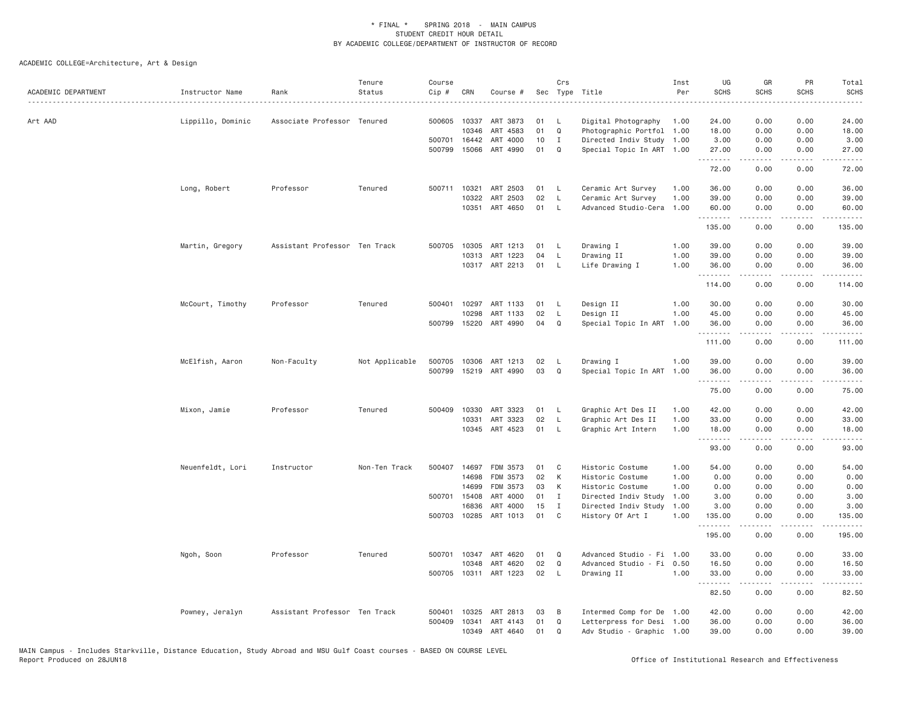\* FINAL \* SPRING 2018 - MAIN CAMPUS
STUDENT CREDIT HOUR DETAIL
BY ACADEMIC COLLEGE/DEPARTMENT OF INSTRUCTOR OF RECORD

ACADEMIC COLLEGE=Architecture, Art & Design

| ACADEMIC DEPARTMENT | Instructor Name | Rank | Tenure Status | Course Cip # | CRN | Course # | Sec | Crs Type | Title | Inst Per | UG SCHS | GR SCHS | PR SCHS | Total SCHS |
|---|---|---|---|---|---|---|---|---|---|---|---|---|---|---|
| Art AAD | Lippillo, Dominic | Associate Professor | Tenured | 500605 | 10337 | ART 3873 | 01 | L | Digital Photography | 1.00 | 24.00 | 0.00 | 0.00 | 24.00 |
| | | | | | 10346 | ART 4583 | 01 | Q | Photographic Portfol | 1.00 | 18.00 | 0.00 | 0.00 | 18.00 |
| | | | | 500701 | 16442 | ART 4000 | 10 | I | Directed Indiv Study | 1.00 | 3.00 | 0.00 | 0.00 | 3.00 |
| | | | | 500799 | 15066 | ART 4990 | 01 | Q | Special Topic In ART | 1.00 | 27.00 | 0.00 | 0.00 | 27.00 |
| | | | | | | | | | | | 72.00 | 0.00 | 0.00 | 72.00 |
| | Long, Robert | Professor | Tenured | 500711 | 10321 | ART 2503 | 01 | L | Ceramic Art Survey | 1.00 | 36.00 | 0.00 | 0.00 | 36.00 |
| | | | | | 10322 | ART 2503 | 02 | L | Ceramic Art Survey | 1.00 | 39.00 | 0.00 | 0.00 | 39.00 |
| | | | | | 10351 | ART 4650 | 01 | L | Advanced Studio-Cera | 1.00 | 60.00 | 0.00 | 0.00 | 60.00 |
| | | | | | | | | | | | 135.00 | 0.00 | 0.00 | 135.00 |
| | Martin, Gregory | Assistant Professor | Ten Track | 500705 | 10305 | ART 1213 | 01 | L | Drawing I | 1.00 | 39.00 | 0.00 | 0.00 | 39.00 |
| | | | | | 10313 | ART 1223 | 04 | L | Drawing II | 1.00 | 39.00 | 0.00 | 0.00 | 39.00 |
| | | | | | 10317 | ART 2213 | 01 | L | Life Drawing I | 1.00 | 36.00 | 0.00 | 0.00 | 36.00 |
| | | | | | | | | | | | 114.00 | 0.00 | 0.00 | 114.00 |
| | McCourt, Timothy | Professor | Tenured | 500401 | 10297 | ART 1133 | 01 | L | Design II | 1.00 | 30.00 | 0.00 | 0.00 | 30.00 |
| | | | | | 10298 | ART 1133 | 02 | L | Design II | 1.00 | 45.00 | 0.00 | 0.00 | 45.00 |
| | | | | 500799 | 15220 | ART 4990 | 04 | Q | Special Topic In ART | 1.00 | 36.00 | 0.00 | 0.00 | 36.00 |
| | | | | | | | | | | | 111.00 | 0.00 | 0.00 | 111.00 |
| | McElfish, Aaron | Non-Faculty | Not Applicable | 500705 | 10306 | ART 1213 | 02 | L | Drawing I | 1.00 | 39.00 | 0.00 | 0.00 | 39.00 |
| | | | | 500799 | 15219 | ART 4990 | 03 | Q | Special Topic In ART | 1.00 | 36.00 | 0.00 | 0.00 | 36.00 |
| | | | | | | | | | | | 75.00 | 0.00 | 0.00 | 75.00 |
| | Mixon, Jamie | Professor | Tenured | 500409 | 10330 | ART 3323 | 01 | L | Graphic Art Des II | 1.00 | 42.00 | 0.00 | 0.00 | 42.00 |
| | | | | | 10331 | ART 3323 | 02 | L | Graphic Art Des II | 1.00 | 33.00 | 0.00 | 0.00 | 33.00 |
| | | | | | 10345 | ART 4523 | 01 | L | Graphic Art Intern | 1.00 | 18.00 | 0.00 | 0.00 | 18.00 |
| | | | | | | | | | | | 93.00 | 0.00 | 0.00 | 93.00 |
| | Neuenfeldt, Lori | Instructor | Non-Ten Track | 500407 | 14697 | FDM 3573 | 01 | C | Historic Costume | 1.00 | 54.00 | 0.00 | 0.00 | 54.00 |
| | | | | | 14698 | FDM 3573 | 02 | K | Historic Costume | 1.00 | 0.00 | 0.00 | 0.00 | 0.00 |
| | | | | | 14699 | FDM 3573 | 03 | K | Historic Costume | 1.00 | 0.00 | 0.00 | 0.00 | 0.00 |
| | | | | 500701 | 15408 | ART 4000 | 01 | I | Directed Indiv Study | 1.00 | 3.00 | 0.00 | 0.00 | 3.00 |
| | | | | | 16836 | ART 4000 | 15 | I | Directed Indiv Study | 1.00 | 3.00 | 0.00 | 0.00 | 3.00 |
| | | | | 500703 | 10285 | ART 1013 | 01 | C | History Of Art I | 1.00 | 135.00 | 0.00 | 0.00 | 135.00 |
| | | | | | | | | | | | 195.00 | 0.00 | 0.00 | 195.00 |
| | Ngoh, Soon | Professor | Tenured | 500701 | 10347 | ART 4620 | 01 | Q | Advanced Studio - Fi | 1.00 | 33.00 | 0.00 | 0.00 | 33.00 |
| | | | | | 10348 | ART 4620 | 02 | Q | Advanced Studio - Fi | 0.50 | 16.50 | 0.00 | 0.00 | 16.50 |
| | | | | 500705 | 10311 | ART 1223 | 02 | L | Drawing II | 1.00 | 33.00 | 0.00 | 0.00 | 33.00 |
| | | | | | | | | | | | 82.50 | 0.00 | 0.00 | 82.50 |
| | Powney, Jeralyn | Assistant Professor | Ten Track | 500401 | 10325 | ART 2813 | 03 | B | Intermed Comp for De | 1.00 | 42.00 | 0.00 | 0.00 | 42.00 |
| | | | | 500409 | 10341 | ART 4143 | 01 | Q | Letterpress for Desi | 1.00 | 36.00 | 0.00 | 0.00 | 36.00 |
| | | | | | 10349 | ART 4640 | 01 | Q | Adv Studio - Graphic | 1.00 | 39.00 | 0.00 | 0.00 | 39.00 |

MAIN Campus - Includes Starkville, Distance Education, Study Abroad and MSU Gulf Coast courses - BASED ON COURSE LEVEL
Report Produced on 28JUN18

Office of Institutional Research and Effectiveness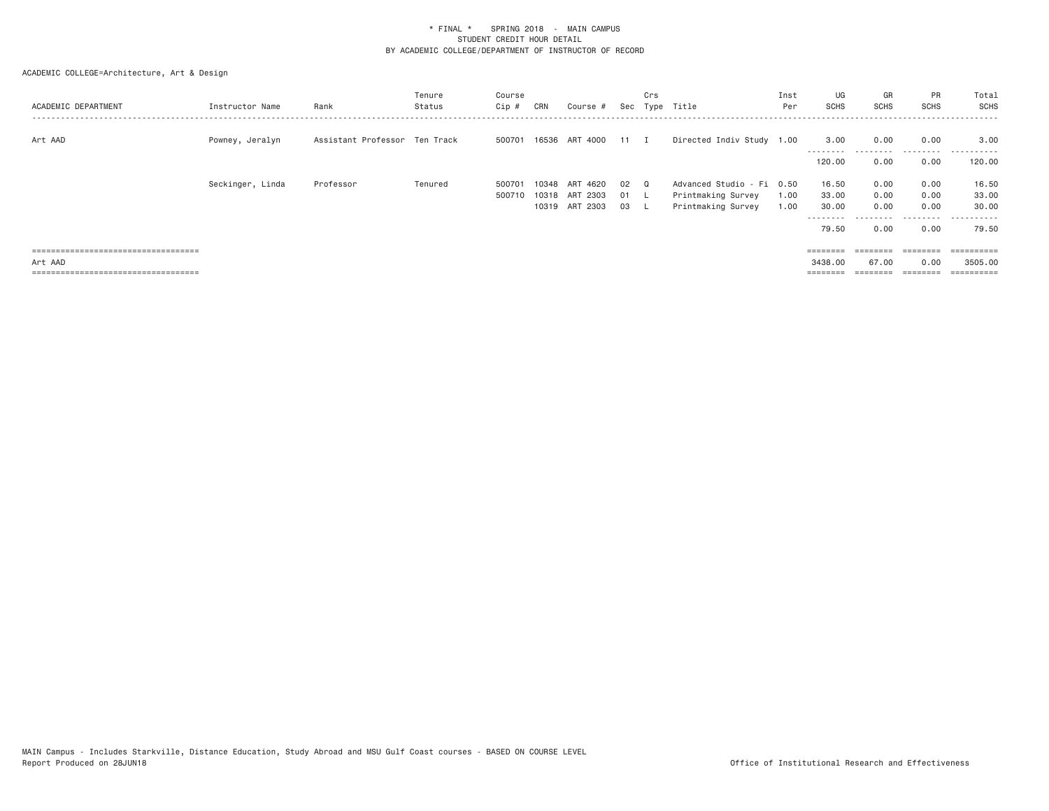\* FINAL \*    SPRING 2018 - MAIN CAMPUS
STUDENT CREDIT HOUR DETAIL
BY ACADEMIC COLLEGE/DEPARTMENT OF INSTRUCTOR OF RECORD

ACADEMIC COLLEGE=Architecture, Art & Design

| ACADEMIC DEPARTMENT | Instructor Name | Rank | Tenure Status | Course Cip # | CRN | Course # | Sec | Crs Type | Title | Inst Per | UG SCHS | GR SCHS | PR SCHS | Total SCHS |
|---|---|---|---|---|---|---|---|---|---|---|---|---|---|---|
| Art AAD | Powney, Jeralyn | Assistant Professor | Ten Track | 500701 | 16536 | ART 4000 | 11 | I | Directed Indiv Study | 1.00 | 3.00 | 0.00 | 0.00 | 3.00 |
| | | | | | | | | | | | 120.00 | 0.00 | 0.00 | 120.00 |
| | Seckinger, Linda | Professor | Tenured | 500701 | 10348 | ART 4620 | 02 | Q | Advanced Studio - Fi | 0.50 | 16.50 | 0.00 | 0.00 | 16.50 |
| | | | | 500710 | 10318 | ART 2303 | 01 | L | Printmaking Survey | 1.00 | 33.00 | 0.00 | 0.00 | 33.00 |
| | | | | | 10319 | ART 2303 | 03 | L | Printmaking Survey | 1.00 | 30.00 | 0.00 | 0.00 | 30.00 |
| | | | | | | | | | | | 79.50 | 0.00 | 0.00 | 79.50 |
| Art AAD | | | | | | | | | | | 3438.00 | 67.00 | 0.00 | 3505.00 |

MAIN Campus - Includes Starkville, Distance Education, Study Abroad and MSU Gulf Coast courses - BASED ON COURSE LEVEL
Report Produced on 28JUN18    Office of Institutional Research and Effectiveness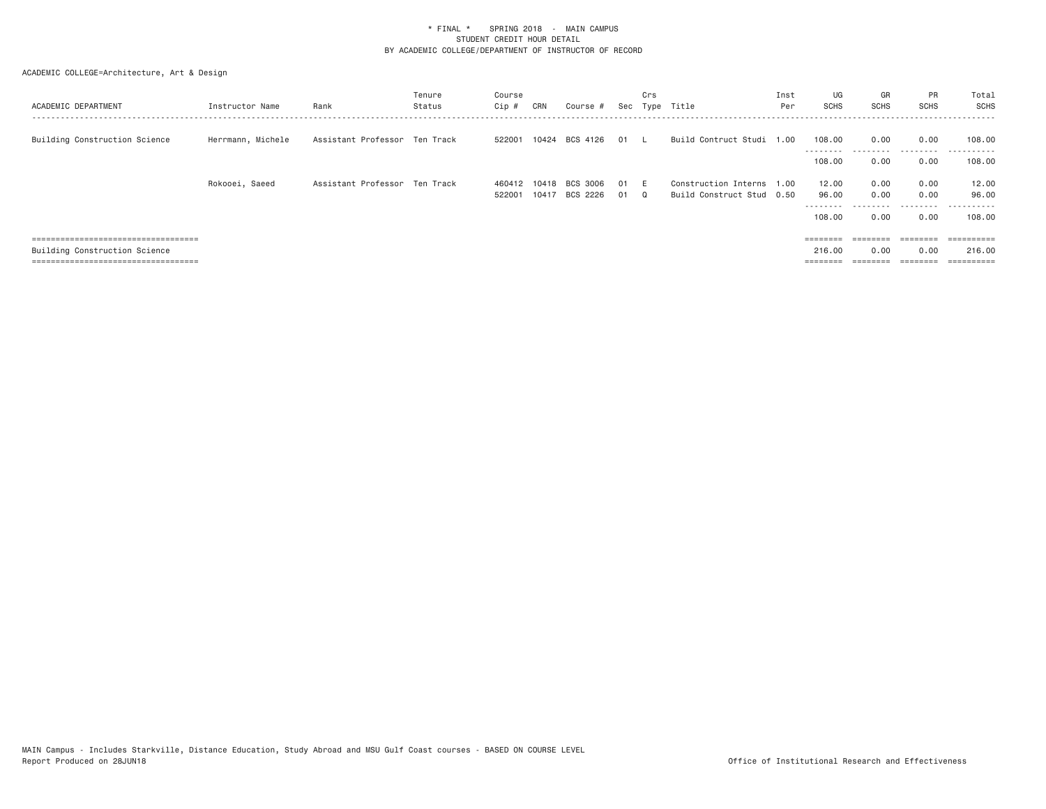\* FINAL \*   SPRING 2018 - MAIN CAMPUS
STUDENT CREDIT HOUR DETAIL
BY ACADEMIC COLLEGE/DEPARTMENT OF INSTRUCTOR OF RECORD

ACADEMIC COLLEGE=Architecture, Art & Design

| ACADEMIC DEPARTMENT | Instructor Name | Rank | Tenure Status | Course Cip # | CRN | Course # | Sec | Crs Type | Title | Inst Per | UG SCHS | GR SCHS | PR SCHS | Total SCHS |
|---|---|---|---|---|---|---|---|---|---|---|---|---|---|---|
| Building Construction Science | Herrmann, Michele | Assistant Professor | Ten Track | 522001 | 10424 | BCS 4126 | 01 | L | Build Contruct Studi | 1.00 | 108.00 | 0.00 | 0.00 | 108.00 |
| | | | | | | | | | | | 108.00 | 0.00 | 0.00 | 108.00 |
| | Rokooei, Saeed | Assistant Professor | Ten Track | 460412 | 10418 | BCS 3006 | 01 | E | Construction Interns | 1.00 | 12.00 | 0.00 | 0.00 | 12.00 |
| | | | | 522001 | 10417 | BCS 2226 | 01 | Q | Build Construct Stud | 0.50 | 96.00 | 0.00 | 0.00 | 96.00 |
| | | | | | | | | | | | 108.00 | 0.00 | 0.00 | 108.00 |
| Building Construction Science | | | | | | | | | | | 216.00 | 0.00 | 0.00 | 216.00 |

MAIN Campus - Includes Starkville, Distance Education, Study Abroad and MSU Gulf Coast courses - BASED ON COURSE LEVEL
Report Produced on 28JUN18

Office of Institutional Research and Effectiveness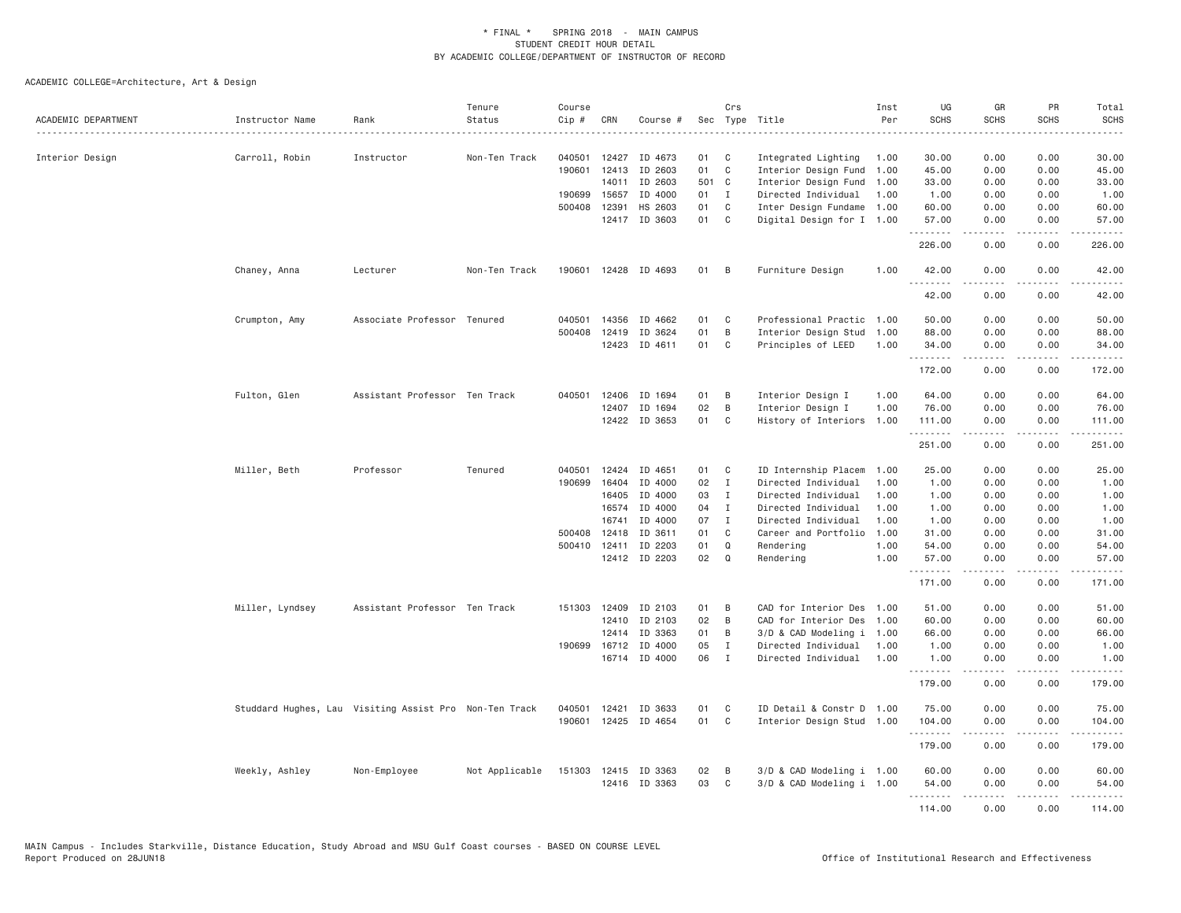\* FINAL \* SPRING 2018 - MAIN CAMPUS
STUDENT CREDIT HOUR DETAIL
BY ACADEMIC COLLEGE/DEPARTMENT OF INSTRUCTOR OF RECORD

ACADEMIC COLLEGE=Architecture, Art & Design

| ACADEMIC DEPARTMENT | Instructor Name | Rank | Tenure Status | Course Cip # | CRN | Course # | Sec | Crs Type | Title | Inst Per | UG SCHS | GR SCHS | PR SCHS | Total SCHS |
|---|---|---|---|---|---|---|---|---|---|---|---|---|---|---|
| Interior Design | Carroll, Robin | Instructor | Non-Ten Track | 040501 | 12427 | ID 4673 | 01 | C | Integrated Lighting | 1.00 | 30.00 | 0.00 | 0.00 | 30.00 |
| | | | | 190601 | 12413 | ID 2603 | 01 | C | Interior Design Fund | 1.00 | 45.00 | 0.00 | 0.00 | 45.00 |
| | | | | | 14011 | ID 2603 | 501 | C | Interior Design Fund | 1.00 | 33.00 | 0.00 | 0.00 | 33.00 |
| | | | | 190699 | 15657 | ID 4000 | 01 | I | Directed Individual | 1.00 | 1.00 | 0.00 | 0.00 | 1.00 |
| | | | | 500408 | 12391 | HS 2603 | 01 | C | Inter Design Fundame | 1.00 | 60.00 | 0.00 | 0.00 | 60.00 |
| | | | | | 12417 | ID 3603 | 01 | C | Digital Design for I | 1.00 | 57.00 | 0.00 | 0.00 | 57.00 |
| | | | | | | | | | | | 226.00 | 0.00 | 0.00 | 226.00 |
| | Chaney, Anna | Lecturer | Non-Ten Track | 190601 | 12428 | ID 4693 | 01 | B | Furniture Design | 1.00 | 42.00 | 0.00 | 0.00 | 42.00 |
| | | | | | | | | | | | 42.00 | 0.00 | 0.00 | 42.00 |
| | Crumpton, Amy | Associate Professor | Tenured | 040501 | 14356 | ID 4662 | 01 | C | Professional Practic | 1.00 | 50.00 | 0.00 | 0.00 | 50.00 |
| | | | | 500408 | 12419 | ID 3624 | 01 | B | Interior Design Stud | 1.00 | 88.00 | 0.00 | 0.00 | 88.00 |
| | | | | | 12423 | ID 4611 | 01 | C | Principles of LEED | 1.00 | 34.00 | 0.00 | 0.00 | 34.00 |
| | | | | | | | | | | | 172.00 | 0.00 | 0.00 | 172.00 |
| | Fulton, Glen | Assistant Professor | Ten Track | 040501 | 12406 | ID 1694 | 01 | B | Interior Design I | 1.00 | 64.00 | 0.00 | 0.00 | 64.00 |
| | | | | | 12407 | ID 1694 | 02 | B | Interior Design I | 1.00 | 76.00 | 0.00 | 0.00 | 76.00 |
| | | | | | 12422 | ID 3653 | 01 | C | History of Interiors | 1.00 | 111.00 | 0.00 | 0.00 | 111.00 |
| | | | | | | | | | | | 251.00 | 0.00 | 0.00 | 251.00 |
| | Miller, Beth | Professor | Tenured | 040501 | 12424 | ID 4651 | 01 | C | ID Internship Placem | 1.00 | 25.00 | 0.00 | 0.00 | 25.00 |
| | | | | 190699 | 16404 | ID 4000 | 02 | I | Directed Individual | 1.00 | 1.00 | 0.00 | 0.00 | 1.00 |
| | | | | | 16405 | ID 4000 | 03 | I | Directed Individual | 1.00 | 1.00 | 0.00 | 0.00 | 1.00 |
| | | | | | 16574 | ID 4000 | 04 | I | Directed Individual | 1.00 | 1.00 | 0.00 | 0.00 | 1.00 |
| | | | | | 16741 | ID 4000 | 07 | I | Directed Individual | 1.00 | 1.00 | 0.00 | 0.00 | 1.00 |
| | | | | 500408 | 12418 | ID 3611 | 01 | C | Career and Portfolio | 1.00 | 31.00 | 0.00 | 0.00 | 31.00 |
| | | | | 500410 | 12411 | ID 2203 | 01 | Q | Rendering | 1.00 | 54.00 | 0.00 | 0.00 | 54.00 |
| | | | | | 12412 | ID 2203 | 02 | Q | Rendering | 1.00 | 57.00 | 0.00 | 0.00 | 57.00 |
| | | | | | | | | | | | 171.00 | 0.00 | 0.00 | 171.00 |
| | Miller, Lyndsey | Assistant Professor | Ten Track | 151303 | 12409 | ID 2103 | 01 | B | CAD for Interior Des | 1.00 | 51.00 | 0.00 | 0.00 | 51.00 |
| | | | | | 12410 | ID 2103 | 02 | B | CAD for Interior Des | 1.00 | 60.00 | 0.00 | 0.00 | 60.00 |
| | | | | | 12414 | ID 3363 | 01 | B | 3/D & CAD Modeling i | 1.00 | 66.00 | 0.00 | 0.00 | 66.00 |
| | | | | 190699 | 16712 | ID 4000 | 05 | I | Directed Individual | 1.00 | 1.00 | 0.00 | 0.00 | 1.00 |
| | | | | | 16714 | ID 4000 | 06 | I | Directed Individual | 1.00 | 1.00 | 0.00 | 0.00 | 1.00 |
| | | | | | | | | | | | 179.00 | 0.00 | 0.00 | 179.00 |
| | Studdard Hughes, Lau | Visiting Assist Pro | Non-Ten Track | 040501 | 12421 | ID 3633 | 01 | C | ID Detail & Constr D | 1.00 | 75.00 | 0.00 | 0.00 | 75.00 |
| | | | | 190601 | 12425 | ID 4654 | 01 | C | Interior Design Stud | 1.00 | 104.00 | 0.00 | 0.00 | 104.00 |
| | | | | | | | | | | | 179.00 | 0.00 | 0.00 | 179.00 |
| | Weekly, Ashley | Non-Employee | Not Applicable | 151303 | 12415 | ID 3363 | 02 | B | 3/D & CAD Modeling i | 1.00 | 60.00 | 0.00 | 0.00 | 60.00 |
| | | | | | 12416 | ID 3363 | 03 | C | 3/D & CAD Modeling i | 1.00 | 54.00 | 0.00 | 0.00 | 54.00 |
| | | | | | | | | | | | 114.00 | 0.00 | 0.00 | 114.00 |

MAIN Campus - Includes Starkville, Distance Education, Study Abroad and MSU Gulf Coast courses - BASED ON COURSE LEVEL
Report Produced on 28JUN18 Office of Institutional Research and Effectiveness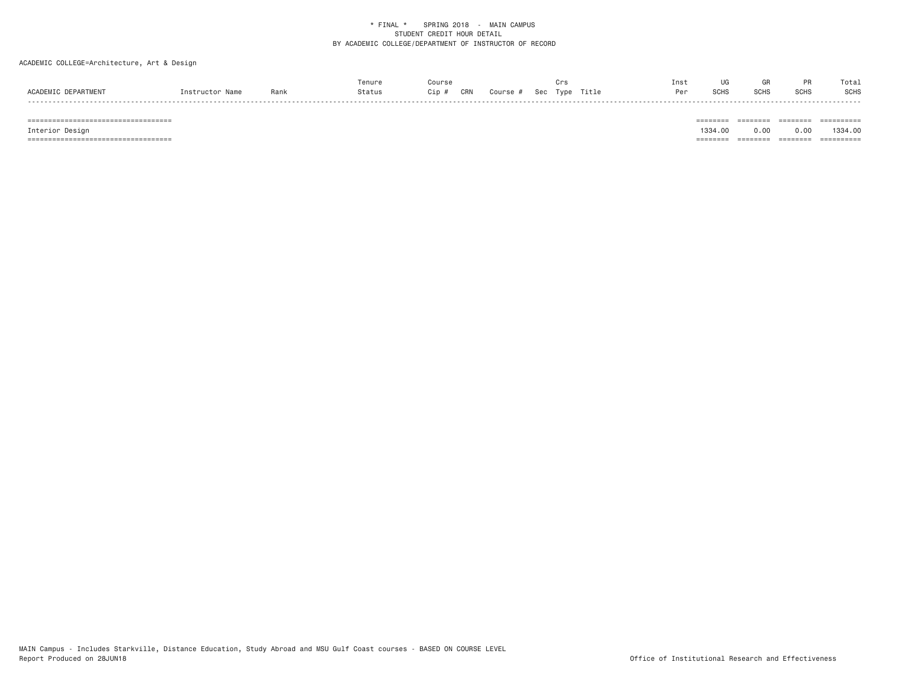\* FINAL \*    SPRING 2018  -  MAIN CAMPUS
STUDENT CREDIT HOUR DETAIL
BY ACADEMIC COLLEGE/DEPARTMENT OF INSTRUCTOR OF RECORD

ACADEMIC COLLEGE=Architecture, Art & Design

| ACADEMIC DEPARTMENT | Instructor Name | Rank | Tenure Status | Course Cip # | CRN | Course # | Sec | Crs Type | Title | Inst Per | UG SCHS | GR SCHS | PR SCHS | Total SCHS |
|---|---|---|---|---|---|---|---|---|---|---|---|---|---|---|
| Interior Design | | | | | | | | | | | 1334.00 | 0.00 | 0.00 | 1334.00 |

MAIN Campus - Includes Starkville, Distance Education, Study Abroad and MSU Gulf Coast courses - BASED ON COURSE LEVEL
Report Produced on 28JUN18

Office of Institutional Research and Effectiveness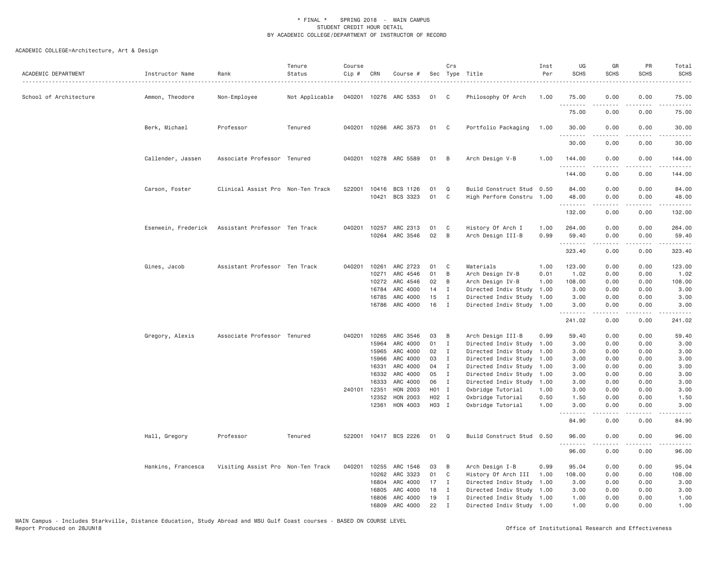* FINAL * SPRING 2018 - MAIN CAMPUS
STUDENT CREDIT HOUR DETAIL
BY ACADEMIC COLLEGE/DEPARTMENT OF INSTRUCTOR OF RECORD

ACADEMIC COLLEGE=Architecture, Art & Design

| ACADEMIC DEPARTMENT | Instructor Name | Rank | Tenure Status | Course Cip # | CRN | Course # | Sec | Crs Type | Title | Inst Per | UG SCHS | GR SCHS | PR SCHS | Total SCHS |
|---|---|---|---|---|---|---|---|---|---|---|---|---|---|---|
| School of Architecture | Ammon, Theodore | Non-Employee | Not Applicable | 040201 | 10276 | ARC 5353 | 01 | C | Philosophy Of Arch | 1.00 | 75.00 | 0.00 | 0.00 | 75.00 |
| | | | | | | | | | | | 75.00 | 0.00 | 0.00 | 75.00 |
| | Berk, Michael | Professor | Tenured | 040201 | 10266 | ARC 3573 | 01 | C | Portfolio Packaging | 1.00 | 30.00 | 0.00 | 0.00 | 30.00 |
| | | | | | | | | | | | 30.00 | 0.00 | 0.00 | 30.00 |
| | Callender, Jassen | Associate Professor | Tenured | 040201 | 10278 | ARC 5589 | 01 | B | Arch Design V-B | 1.00 | 144.00 | 0.00 | 0.00 | 144.00 |
| | | | | | | | | | | | 144.00 | 0.00 | 0.00 | 144.00 |
| | Carson, Foster | Clinical Assist Pro | Non-Ten Track | 522001 | 10416 | BCS 1126 | 01 | Q | Build Construct Stud | 0.50 | 84.00 | 0.00 | 0.00 | 84.00 |
| | | | | | 10421 | BCS 3323 | 01 | C | High Perform Constru | 1.00 | 48.00 | 0.00 | 0.00 | 48.00 |
| | | | | | | | | | | | 132.00 | 0.00 | 0.00 | 132.00 |
| | Esenwein, Frederick | Assistant Professor | Ten Track | 040201 | 10257 | ARC 2313 | 01 | C | History Of Arch I | 1.00 | 264.00 | 0.00 | 0.00 | 264.00 |
| | | | | | 10264 | ARC 3546 | 02 | B | Arch Design III-B | 0.99 | 59.40 | 0.00 | 0.00 | 59.40 |
| | | | | | | | | | | | 323.40 | 0.00 | 0.00 | 323.40 |
| | Gines, Jacob | Assistant Professor | Ten Track | 040201 | 10261 | ARC 2723 | 01 | C | Materials | 1.00 | 123.00 | 0.00 | 0.00 | 123.00 |
| | | | | | 10271 | ARC 4546 | 01 | B | Arch Design IV-B | 0.01 | 1.02 | 0.00 | 0.00 | 1.02 |
| | | | | | 10272 | ARC 4546 | 02 | B | Arch Design IV-B | 1.00 | 108.00 | 0.00 | 0.00 | 108.00 |
| | | | | | 16784 | ARC 4000 | 14 | I | Directed Indiv Study | 1.00 | 3.00 | 0.00 | 0.00 | 3.00 |
| | | | | | 16785 | ARC 4000 | 15 | I | Directed Indiv Study | 1.00 | 3.00 | 0.00 | 0.00 | 3.00 |
| | | | | | 16786 | ARC 4000 | 16 | I | Directed Indiv Study | 1.00 | 3.00 | 0.00 | 0.00 | 3.00 |
| | | | | | | | | | | | 241.02 | 0.00 | 0.00 | 241.02 |
| | Gregory, Alexis | Associate Professor | Tenured | 040201 | 10265 | ARC 3546 | 03 | B | Arch Design III-B | 0.99 | 59.40 | 0.00 | 0.00 | 59.40 |
| | | | | | 15964 | ARC 4000 | 01 | I | Directed Indiv Study | 1.00 | 3.00 | 0.00 | 0.00 | 3.00 |
| | | | | | 15965 | ARC 4000 | 02 | I | Directed Indiv Study | 1.00 | 3.00 | 0.00 | 0.00 | 3.00 |
| | | | | | 15966 | ARC 4000 | 03 | I | Directed Indiv Study | 1.00 | 3.00 | 0.00 | 0.00 | 3.00 |
| | | | | | 16331 | ARC 4000 | 04 | I | Directed Indiv Study | 1.00 | 3.00 | 0.00 | 0.00 | 3.00 |
| | | | | | 16332 | ARC 4000 | 05 | I | Directed Indiv Study | 1.00 | 3.00 | 0.00 | 0.00 | 3.00 |
| | | | | | 16333 | ARC 4000 | 06 | I | Directed Indiv Study | 1.00 | 3.00 | 0.00 | 0.00 | 3.00 |
| | | | | 240101 | 12351 | HON 2003 | H01 | I | Oxbridge Tutorial | 1.00 | 3.00 | 0.00 | 0.00 | 3.00 |
| | | | | | 12352 | HON 2003 | H02 | I | Oxbridge Tutorial | 0.50 | 1.50 | 0.00 | 0.00 | 1.50 |
| | | | | | 12361 | HON 4003 | H03 | I | Oxbridge Tutorial | 1.00 | 3.00 | 0.00 | 0.00 | 3.00 |
| | | | | | | | | | | | 84.90 | 0.00 | 0.00 | 84.90 |
| | Hall, Gregory | Professor | Tenured | 522001 | 10417 | BCS 2226 | 01 | Q | Build Construct Stud | 0.50 | 96.00 | 0.00 | 0.00 | 96.00 |
| | | | | | | | | | | | 96.00 | 0.00 | 0.00 | 96.00 |
| | Hankins, Francesca | Visiting Assist Pro | Non-Ten Track | 040201 | 10255 | ARC 1546 | 03 | B | Arch Design I-B | 0.99 | 95.04 | 0.00 | 0.00 | 95.04 |
| | | | | | 10262 | ARC 3323 | 01 | C | History Of Arch III | 1.00 | 108.00 | 0.00 | 0.00 | 108.00 |
| | | | | | 16804 | ARC 4000 | 17 | I | Directed Indiv Study | 1.00 | 3.00 | 0.00 | 0.00 | 3.00 |
| | | | | | 16805 | ARC 4000 | 18 | I | Directed Indiv Study | 1.00 | 3.00 | 0.00 | 0.00 | 3.00 |
| | | | | | 16806 | ARC 4000 | 19 | I | Directed Indiv Study | 1.00 | 1.00 | 0.00 | 0.00 | 1.00 |
| | | | | | 16809 | ARC 4000 | 22 | I | Directed Indiv Study | 1.00 | 1.00 | 0.00 | 0.00 | 1.00 |

MAIN Campus - Includes Starkville, Distance Education, Study Abroad and MSU Gulf Coast courses - BASED ON COURSE LEVEL
Report Produced on 28JUN18

Office of Institutional Research and Effectiveness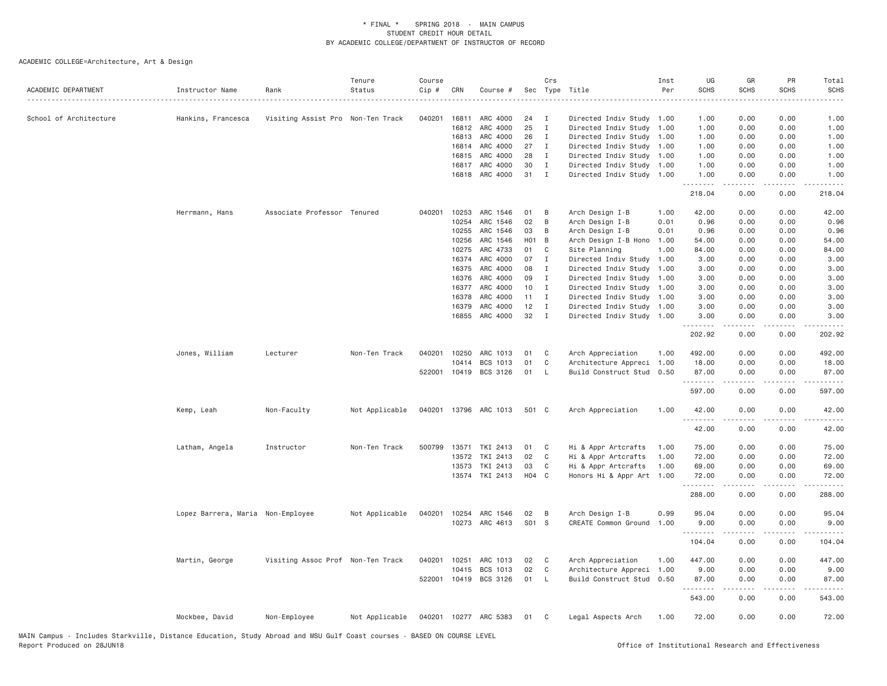# * FINAL * SPRING 2018 - MAIN CAMPUS
## STUDENT CREDIT HOUR DETAIL
## BY ACADEMIC COLLEGE/DEPARTMENT OF INSTRUCTOR OF RECORD

ACADEMIC COLLEGE=Architecture, Art & Design

| ACADEMIC DEPARTMENT | Instructor Name | Rank | Tenure Status | Course Cip # | CRN | Course # | Sec | Crs Type | Title | Inst Per | UG SCHS | GR SCHS | PR SCHS | Total SCHS |
|---|---|---|---|---|---|---|---|---|---|---|---|---|---|---|
| School of Architecture | Hankins, Francesca | Visiting Assist Pro | Non-Ten Track | 040201 | 16811 | ARC 4000 | 24 | I | Directed Indiv Study | 1.00 | 1.00 | 0.00 | 0.00 | 1.00 |
| | | | | | 16812 | ARC 4000 | 25 | I | Directed Indiv Study | 1.00 | 1.00 | 0.00 | 0.00 | 1.00 |
| | | | | | 16813 | ARC 4000 | 26 | I | Directed Indiv Study | 1.00 | 1.00 | 0.00 | 0.00 | 1.00 |
| | | | | | 16814 | ARC 4000 | 27 | I | Directed Indiv Study | 1.00 | 1.00 | 0.00 | 0.00 | 1.00 |
| | | | | | 16815 | ARC 4000 | 28 | I | Directed Indiv Study | 1.00 | 1.00 | 0.00 | 0.00 | 1.00 |
| | | | | | 16817 | ARC 4000 | 30 | I | Directed Indiv Study | 1.00 | 1.00 | 0.00 | 0.00 | 1.00 |
| | | | | | 16818 | ARC 4000 | 31 | I | Directed Indiv Study | 1.00 | 1.00 | 0.00 | 0.00 | 1.00 |
| | | | | | | | | | | | 218.04 | 0.00 | 0.00 | 218.04 |
| | Herrmann, Hans | Associate Professor | Tenured | 040201 | 10253 | ARC 1546 | 01 | B | Arch Design I-B | 1.00 | 42.00 | 0.00 | 0.00 | 42.00 |
| | | | | | 10254 | ARC 1546 | 02 | B | Arch Design I-B | 0.01 | 0.96 | 0.00 | 0.00 | 0.96 |
| | | | | | 10255 | ARC 1546 | 03 | B | Arch Design I-B | 0.01 | 0.96 | 0.00 | 0.00 | 0.96 |
| | | | | | 10256 | ARC 1546 | H01 | B | Arch Design I-B Hono | 1.00 | 54.00 | 0.00 | 0.00 | 54.00 |
| | | | | | 10275 | ARC 4733 | 01 | C | Site Planning | 1.00 | 84.00 | 0.00 | 0.00 | 84.00 |
| | | | | | 16374 | ARC 4000 | 07 | I | Directed Indiv Study | 1.00 | 3.00 | 0.00 | 0.00 | 3.00 |
| | | | | | 16375 | ARC 4000 | 08 | I | Directed Indiv Study | 1.00 | 3.00 | 0.00 | 0.00 | 3.00 |
| | | | | | 16376 | ARC 4000 | 09 | I | Directed Indiv Study | 1.00 | 3.00 | 0.00 | 0.00 | 3.00 |
| | | | | | 16377 | ARC 4000 | 10 | I | Directed Indiv Study | 1.00 | 3.00 | 0.00 | 0.00 | 3.00 |
| | | | | | 16378 | ARC 4000 | 11 | I | Directed Indiv Study | 1.00 | 3.00 | 0.00 | 0.00 | 3.00 |
| | | | | | 16379 | ARC 4000 | 12 | I | Directed Indiv Study | 1.00 | 3.00 | 0.00 | 0.00 | 3.00 |
| | | | | | 16855 | ARC 4000 | 32 | I | Directed Indiv Study | 1.00 | 3.00 | 0.00 | 0.00 | 3.00 |
| | | | | | | | | | | | 202.92 | 0.00 | 0.00 | 202.92 |
| | Jones, William | Lecturer | Non-Ten Track | 040201 | 10250 | ARC 1013 | 01 | C | Arch Appreciation | 1.00 | 492.00 | 0.00 | 0.00 | 492.00 |
| | | | | | 10414 | BCS 1013 | 01 | C | Architecture Appreci | 1.00 | 18.00 | 0.00 | 0.00 | 18.00 |
| | | | | 522001 | 10419 | BCS 3126 | 01 | L | Build Construct Stud | 0.50 | 87.00 | 0.00 | 0.00 | 87.00 |
| | | | | | | | | | | | 597.00 | 0.00 | 0.00 | 597.00 |
| | Kemp, Leah | Non-Faculty | Not Applicable | 040201 | 13796 | ARC 1013 | 501 | C | Arch Appreciation | 1.00 | 42.00 | 0.00 | 0.00 | 42.00 |
| | | | | | | | | | | | 42.00 | 0.00 | 0.00 | 42.00 |
| | Latham, Angela | Instructor | Non-Ten Track | 500799 | 13571 | TKI 2413 | 01 | C | Hi & Appr Artcrafts | 1.00 | 75.00 | 0.00 | 0.00 | 75.00 |
| | | | | | 13572 | TKI 2413 | 02 | C | Hi & Appr Artcrafts | 1.00 | 72.00 | 0.00 | 0.00 | 72.00 |
| | | | | | 13573 | TKI 2413 | 03 | C | Hi & Appr Artcrafts | 1.00 | 69.00 | 0.00 | 0.00 | 69.00 |
| | | | | | 13574 | TKI 2413 | H04 | C | Honors Hi & Appr Art | 1.00 | 72.00 | 0.00 | 0.00 | 72.00 |
| | | | | | | | | | | | 288.00 | 0.00 | 0.00 | 288.00 |
| | Lopez Barrera, Maria | Non-Employee | Not Applicable | 040201 | 10254 | ARC 1546 | 02 | B | Arch Design I-B | 0.99 | 95.04 | 0.00 | 0.00 | 95.04 |
| | | | | | 10273 | ARC 4613 | S01 | S | CREATE Common Ground | 1.00 | 9.00 | 0.00 | 0.00 | 9.00 |
| | | | | | | | | | | | 104.04 | 0.00 | 0.00 | 104.04 |
| | Martin, George | Visiting Assoc Prof | Non-Ten Track | 040201 | 10251 | ARC 1013 | 02 | C | Arch Appreciation | 1.00 | 447.00 | 0.00 | 0.00 | 447.00 |
| | | | | | 10415 | BCS 1013 | 02 | C | Architecture Appreci | 1.00 | 9.00 | 0.00 | 0.00 | 9.00 |
| | | | | 522001 | 10419 | BCS 3126 | 01 | L | Build Construct Stud | 0.50 | 87.00 | 0.00 | 0.00 | 87.00 |
| | | | | | | | | | | | 543.00 | 0.00 | 0.00 | 543.00 |
| | Mockbee, David | Non-Employee | Not Applicable | 040201 | 10277 | ARC 5383 | 01 | C | Legal Aspects Arch | 1.00 | 72.00 | 0.00 | 0.00 | 72.00 |

MAIN Campus - Includes Starkville, Distance Education, Study Abroad and MSU Gulf Coast courses - BASED ON COURSE LEVEL
Report Produced on 28JUN18 Office of Institutional Research and Effectiveness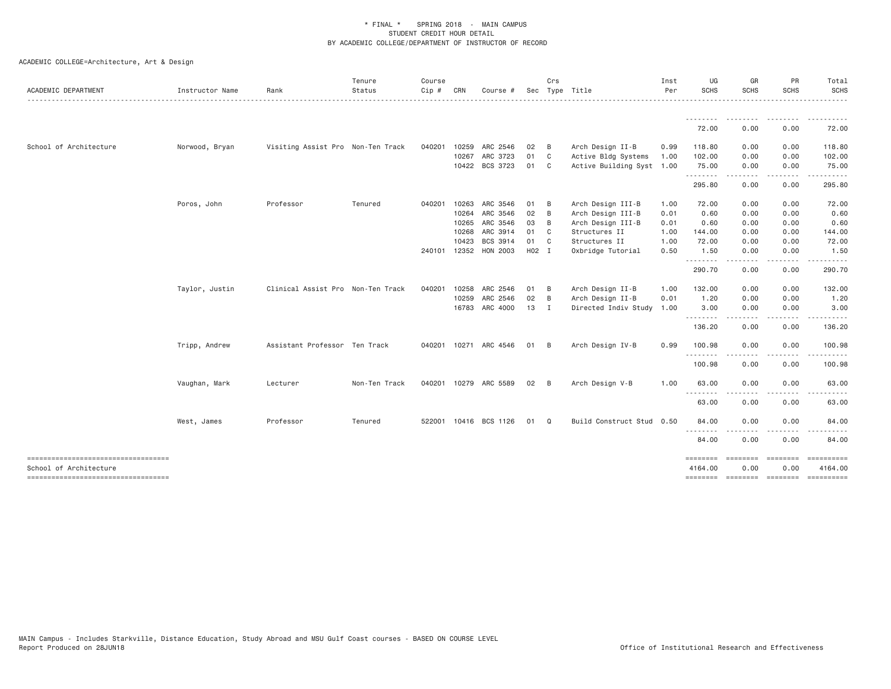\* FINAL \*   SPRING 2018 - MAIN CAMPUS
STUDENT CREDIT HOUR DETAIL
BY ACADEMIC COLLEGE/DEPARTMENT OF INSTRUCTOR OF RECORD

ACADEMIC COLLEGE=Architecture, Art & Design

| ACADEMIC DEPARTMENT | Instructor Name | Rank | Tenure Status | Course Cip # | CRN | Course # | Sec | Crs Type | Title | Inst Per | UG SCHS | GR SCHS | PR SCHS | Total SCHS |
|---|---|---|---|---|---|---|---|---|---|---|---|---|---|---|
| | | | | | | | | | | | 72.00 | 0.00 | 0.00 | 72.00 |
| School of Architecture | Norwood, Bryan | Visiting Assist Pro | Non-Ten Track | 040201 | 10259 | ARC 2546 | 02 | B | Arch Design II-B | 0.99 | 118.80 | 0.00 | 0.00 | 118.80 |
| | | | | | 10267 | ARC 3723 | 01 | C | Active Bldg Systems | 1.00 | 102.00 | 0.00 | 0.00 | 102.00 |
| | | | | | 10422 | BCS 3723 | 01 | C | Active Building Syst | 1.00 | 75.00 | 0.00 | 0.00 | 75.00 |
| | | | | | | | | | | | 295.80 | 0.00 | 0.00 | 295.80 |
| | Poros, John | Professor | Tenured | 040201 | 10263 | ARC 3546 | 01 | B | Arch Design III-B | 1.00 | 72.00 | 0.00 | 0.00 | 72.00 |
| | | | | | 10264 | ARC 3546 | 02 | B | Arch Design III-B | 0.01 | 0.60 | 0.00 | 0.00 | 0.60 |
| | | | | | 10265 | ARC 3546 | 03 | B | Arch Design III-B | 0.01 | 0.60 | 0.00 | 0.00 | 0.60 |
| | | | | | 10268 | ARC 3914 | 01 | C | Structures II | 1.00 | 144.00 | 0.00 | 0.00 | 144.00 |
| | | | | | 10423 | BCS 3914 | 01 | C | Structures II | 1.00 | 72.00 | 0.00 | 0.00 | 72.00 |
| | | | | 240101 | 12352 | HON 2003 | H02 | I | Oxbridge Tutorial | 0.50 | 1.50 | 0.00 | 0.00 | 1.50 |
| | | | | | | | | | | | 290.70 | 0.00 | 0.00 | 290.70 |
| | Taylor, Justin | Clinical Assist Pro | Non-Ten Track | 040201 | 10258 | ARC 2546 | 01 | B | Arch Design II-B | 1.00 | 132.00 | 0.00 | 0.00 | 132.00 |
| | | | | | 10259 | ARC 2546 | 02 | B | Arch Design II-B | 0.01 | 1.20 | 0.00 | 0.00 | 1.20 |
| | | | | | 16783 | ARC 4000 | 13 | I | Directed Indiv Study | 1.00 | 3.00 | 0.00 | 0.00 | 3.00 |
| | | | | | | | | | | | 136.20 | 0.00 | 0.00 | 136.20 |
| | Tripp, Andrew | Assistant Professor | Ten Track | 040201 | 10271 | ARC 4546 | 01 | B | Arch Design IV-B | 0.99 | 100.98 | 0.00 | 0.00 | 100.98 |
| | | | | | | | | | | | 100.98 | 0.00 | 0.00 | 100.98 |
| | Vaughan, Mark | Lecturer | Non-Ten Track | 040201 | 10279 | ARC 5589 | 02 | B | Arch Design V-B | 1.00 | 63.00 | 0.00 | 0.00 | 63.00 |
| | | | | | | | | | | | 63.00 | 0.00 | 0.00 | 63.00 |
| | West, James | Professor | Tenured | 522001 | 10416 | BCS 1126 | 01 | Q | Build Construct Stud | 0.50 | 84.00 | 0.00 | 0.00 | 84.00 |
| | | | | | | | | | | | 84.00 | 0.00 | 0.00 | 84.00 |
| School of Architecture | | | | | | | | | | | 4164.00 | 0.00 | 0.00 | 4164.00 |

MAIN Campus - Includes Starkville, Distance Education, Study Abroad and MSU Gulf Coast courses - BASED ON COURSE LEVEL
Report Produced on 28JUN18
Office of Institutional Research and Effectiveness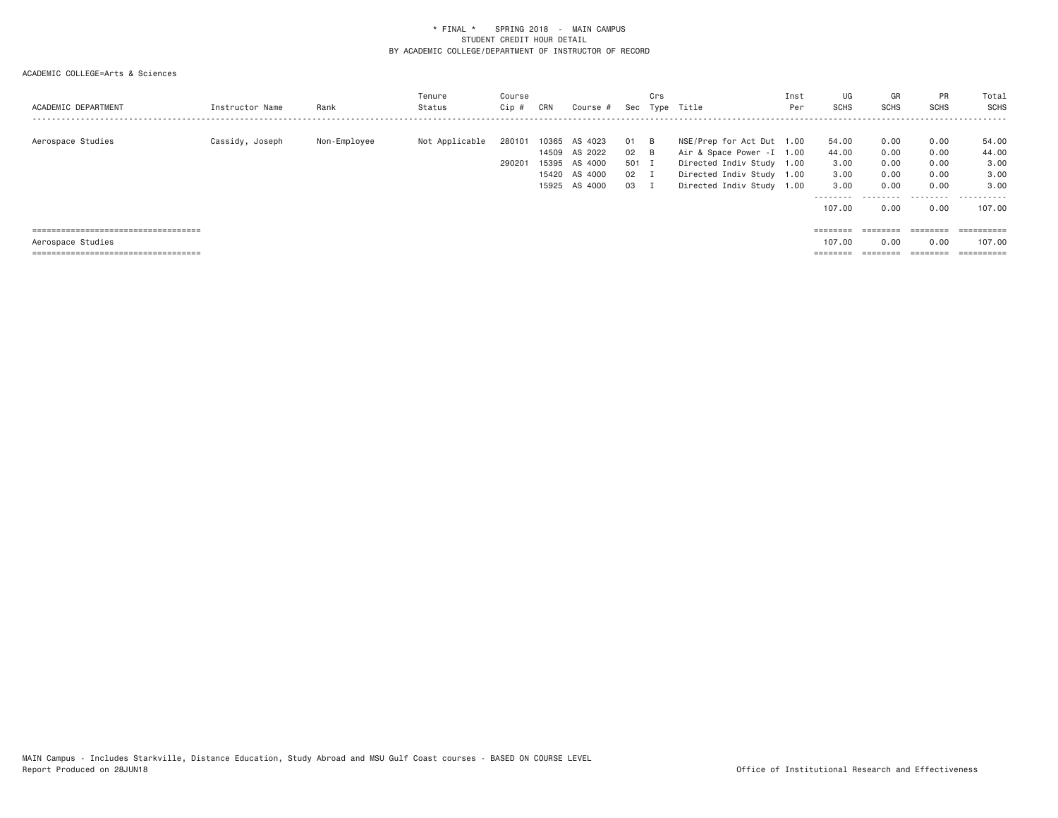\* FINAL \* SPRING 2018 - MAIN CAMPUS
STUDENT CREDIT HOUR DETAIL
BY ACADEMIC COLLEGE/DEPARTMENT OF INSTRUCTOR OF RECORD

ACADEMIC COLLEGE=Arts & Sciences

| ACADEMIC DEPARTMENT | Instructor Name | Rank | Tenure Status | Course Cip # | CRN | Course # | Sec | Crs Type | Title | Inst Per | UG SCHS | GR SCHS | PR SCHS | Total SCHS |
|---|---|---|---|---|---|---|---|---|---|---|---|---|---|---|
| Aerospace Studies | Cassidy, Joseph | Non-Employee | Not Applicable | 280101 | 10365 | AS 4023 | 01 | B | NSE/Prep for Act Dut | 1.00 | 54.00 | 0.00 | 0.00 | 54.00 |
| | | | | | 14509 | AS 2022 | 02 | B | Air & Space Power -I | 1.00 | 44.00 | 0.00 | 0.00 | 44.00 |
| | | | | 290201 | 15395 | AS 4000 | 501 | I | Directed Indiv Study | 1.00 | 3.00 | 0.00 | 0.00 | 3.00 |
| | | | | | 15420 | AS 4000 | 02 | I | Directed Indiv Study | 1.00 | 3.00 | 0.00 | 0.00 | 3.00 |
| | | | | | 15925 | AS 4000 | 03 | I | Directed Indiv Study | 1.00 | 3.00 | 0.00 | 0.00 | 3.00 |
| | | | | | | | | | | | 107.00 | 0.00 | 0.00 | 107.00 |
| Aerospace Studies | | | | | | | | | | | 107.00 | 0.00 | 0.00 | 107.00 |

MAIN Campus - Includes Starkville, Distance Education, Study Abroad and MSU Gulf Coast courses - BASED ON COURSE LEVEL
Report Produced on 28JUN18

Office of Institutional Research and Effectiveness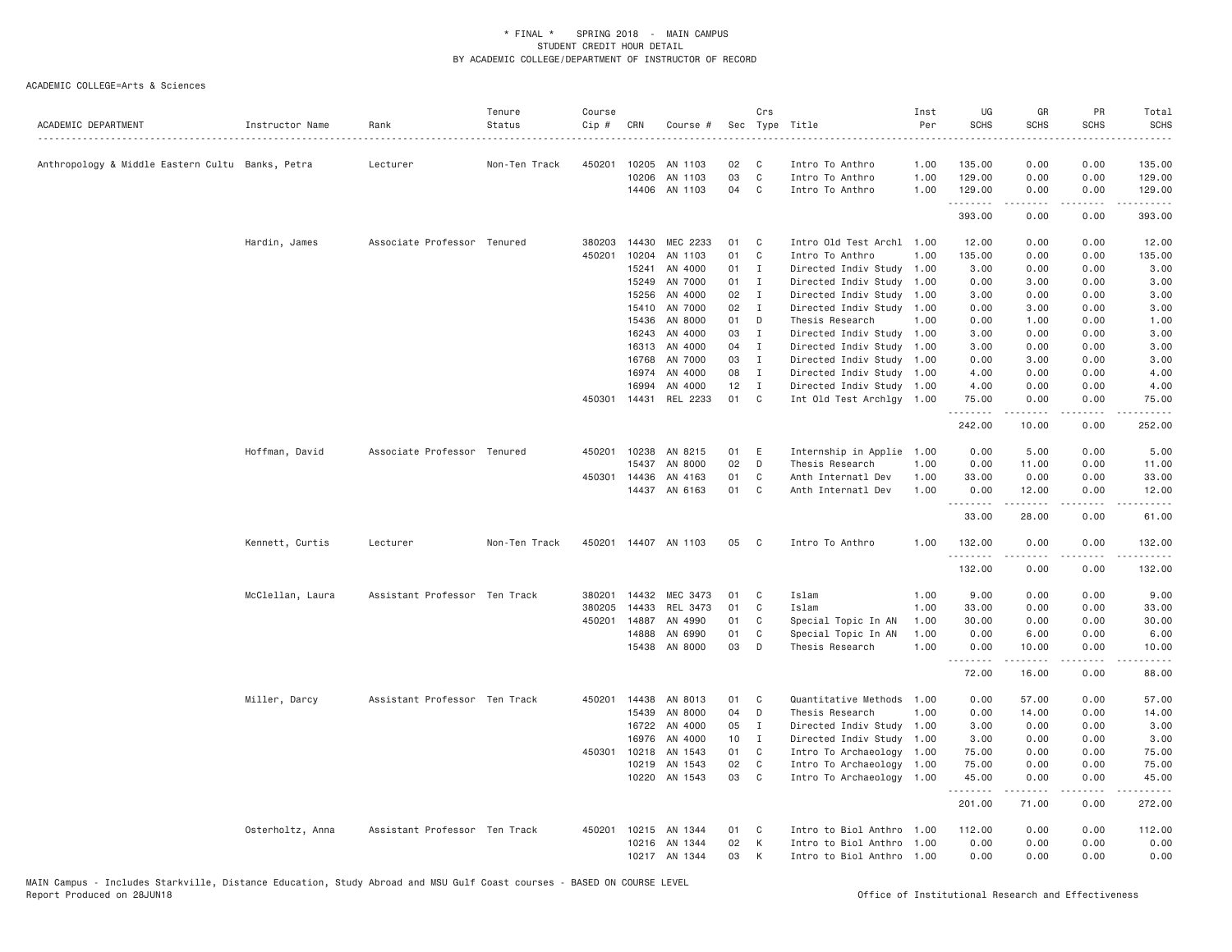\* FINAL \* SPRING 2018 - MAIN CAMPUS
STUDENT CREDIT HOUR DETAIL
BY ACADEMIC COLLEGE/DEPARTMENT OF INSTRUCTOR OF RECORD

ACADEMIC COLLEGE=Arts & Sciences

| ACADEMIC DEPARTMENT | Instructor Name | Rank | Tenure Status | Course Cip # | CRN | Course # | Sec | Crs Type | Title | Inst Per | UG SCHS | GR SCHS | PR SCHS | Total SCHS |
|---|---|---|---|---|---|---|---|---|---|---|---|---|---|---|
| Anthropology & Middle Eastern Cultu | Banks, Petra | Lecturer | Non-Ten Track | 450201 | 10205 | AN 1103 | 02 | C | Intro To Anthro | 1.00 | 135.00 | 0.00 | 0.00 | 135.00 |
| | | | | | 10206 | AN 1103 | 03 | C | Intro To Anthro | 1.00 | 129.00 | 0.00 | 0.00 | 129.00 |
| | | | | | 14406 | AN 1103 | 04 | C | Intro To Anthro | 1.00 | 129.00 | 0.00 | 0.00 | 129.00 |
| | | | | | | | | | | | 393.00 | 0.00 | 0.00 | 393.00 |
| | Hardin, James | Associate Professor | Tenured | 380203 | 14430 | MEC 2233 | 01 | C | Intro Old Test Archl | 1.00 | 12.00 | 0.00 | 0.00 | 12.00 |
| | | | | 450201 | 10204 | AN 1103 | 01 | C | Intro To Anthro | 1.00 | 135.00 | 0.00 | 0.00 | 135.00 |
| | | | | | 15241 | AN 4000 | 01 | I | Directed Indiv Study | 1.00 | 3.00 | 0.00 | 0.00 | 3.00 |
| | | | | | 15249 | AN 7000 | 01 | I | Directed Indiv Study | 1.00 | 0.00 | 3.00 | 0.00 | 3.00 |
| | | | | | 15256 | AN 4000 | 02 | I | Directed Indiv Study | 1.00 | 3.00 | 0.00 | 0.00 | 3.00 |
| | | | | | 15410 | AN 7000 | 02 | I | Directed Indiv Study | 1.00 | 0.00 | 3.00 | 0.00 | 3.00 |
| | | | | | 15436 | AN 8000 | 01 | D | Thesis Research | 1.00 | 0.00 | 1.00 | 0.00 | 1.00 |
| | | | | | 16243 | AN 4000 | 03 | I | Directed Indiv Study | 1.00 | 3.00 | 0.00 | 0.00 | 3.00 |
| | | | | | 16313 | AN 4000 | 04 | I | Directed Indiv Study | 1.00 | 3.00 | 0.00 | 0.00 | 3.00 |
| | | | | | 16768 | AN 7000 | 03 | I | Directed Indiv Study | 1.00 | 0.00 | 3.00 | 0.00 | 3.00 |
| | | | | | 16974 | AN 4000 | 08 | I | Directed Indiv Study | 1.00 | 4.00 | 0.00 | 0.00 | 4.00 |
| | | | | | 16994 | AN 4000 | 12 | I | Directed Indiv Study | 1.00 | 4.00 | 0.00 | 0.00 | 4.00 |
| | | | | 450301 | 14431 | REL 2233 | 01 | C | Int Old Test Archlgy | 1.00 | 75.00 | 0.00 | 0.00 | 75.00 |
| | | | | | | | | | | | 242.00 | 10.00 | 0.00 | 252.00 |
| | Hoffman, David | Associate Professor | Tenured | 450201 | 10238 | AN 8215 | 01 | E | Internship in Applie | 1.00 | 0.00 | 5.00 | 0.00 | 5.00 |
| | | | | | 15437 | AN 8000 | 02 | D | Thesis Research | 1.00 | 0.00 | 11.00 | 0.00 | 11.00 |
| | | | | 450301 | 14436 | AN 4163 | 01 | C | Anth Internatl Dev | 1.00 | 33.00 | 0.00 | 0.00 | 33.00 |
| | | | | | 14437 | AN 6163 | 01 | C | Anth Internatl Dev | 1.00 | 0.00 | 12.00 | 0.00 | 12.00 |
| | | | | | | | | | | | 33.00 | 28.00 | 0.00 | 61.00 |
| | Kennett, Curtis | Lecturer | Non-Ten Track | 450201 | 14407 | AN 1103 | 05 | C | Intro To Anthro | 1.00 | 132.00 | 0.00 | 0.00 | 132.00 |
| | | | | | | | | | | | 132.00 | 0.00 | 0.00 | 132.00 |
| | McClellan, Laura | Assistant Professor | Ten Track | 380201 | 14432 | MEC 3473 | 01 | C | Islam | 1.00 | 9.00 | 0.00 | 0.00 | 9.00 |
| | | | | 380205 | 14433 | REL 3473 | 01 | C | Islam | 1.00 | 33.00 | 0.00 | 0.00 | 33.00 |
| | | | | 450201 | 14887 | AN 4990 | 01 | C | Special Topic In AN | 1.00 | 30.00 | 0.00 | 0.00 | 30.00 |
| | | | | | 14888 | AN 6990 | 01 | C | Special Topic In AN | 1.00 | 0.00 | 6.00 | 0.00 | 6.00 |
| | | | | | 15438 | AN 8000 | 03 | D | Thesis Research | 1.00 | 0.00 | 10.00 | 0.00 | 10.00 |
| | | | | | | | | | | | 72.00 | 16.00 | 0.00 | 88.00 |
| | Miller, Darcy | Assistant Professor | Ten Track | 450201 | 14438 | AN 8013 | 01 | C | Quantitative Methods | 1.00 | 0.00 | 57.00 | 0.00 | 57.00 |
| | | | | | 15439 | AN 8000 | 04 | D | Thesis Research | 1.00 | 0.00 | 14.00 | 0.00 | 14.00 |
| | | | | | 16722 | AN 4000 | 05 | I | Directed Indiv Study | 1.00 | 3.00 | 0.00 | 0.00 | 3.00 |
| | | | | | 16976 | AN 4000 | 10 | I | Directed Indiv Study | 1.00 | 3.00 | 0.00 | 0.00 | 3.00 |
| | | | | 450301 | 10218 | AN 1543 | 01 | C | Intro To Archaeology | 1.00 | 75.00 | 0.00 | 0.00 | 75.00 |
| | | | | | 10219 | AN 1543 | 02 | C | Intro To Archaeology | 1.00 | 75.00 | 0.00 | 0.00 | 75.00 |
| | | | | | 10220 | AN 1543 | 03 | C | Intro To Archaeology | 1.00 | 45.00 | 0.00 | 0.00 | 45.00 |
| | | | | | | | | | | | 201.00 | 71.00 | 0.00 | 272.00 |
| | Osterholtz, Anna | Assistant Professor | Ten Track | 450201 | 10215 | AN 1344 | 01 | C | Intro to Biol Anthro | 1.00 | 112.00 | 0.00 | 0.00 | 112.00 |
| | | | | | 10216 | AN 1344 | 02 | K | Intro to Biol Anthro | 1.00 | 0.00 | 0.00 | 0.00 | 0.00 |
| | | | | | 10217 | AN 1344 | 03 | K | Intro to Biol Anthro | 1.00 | 0.00 | 0.00 | 0.00 | 0.00 |

MAIN Campus - Includes Starkville, Distance Education, Study Abroad and MSU Gulf Coast courses - BASED ON COURSE LEVEL
Report Produced on 28JUN18 — Office of Institutional Research and Effectiveness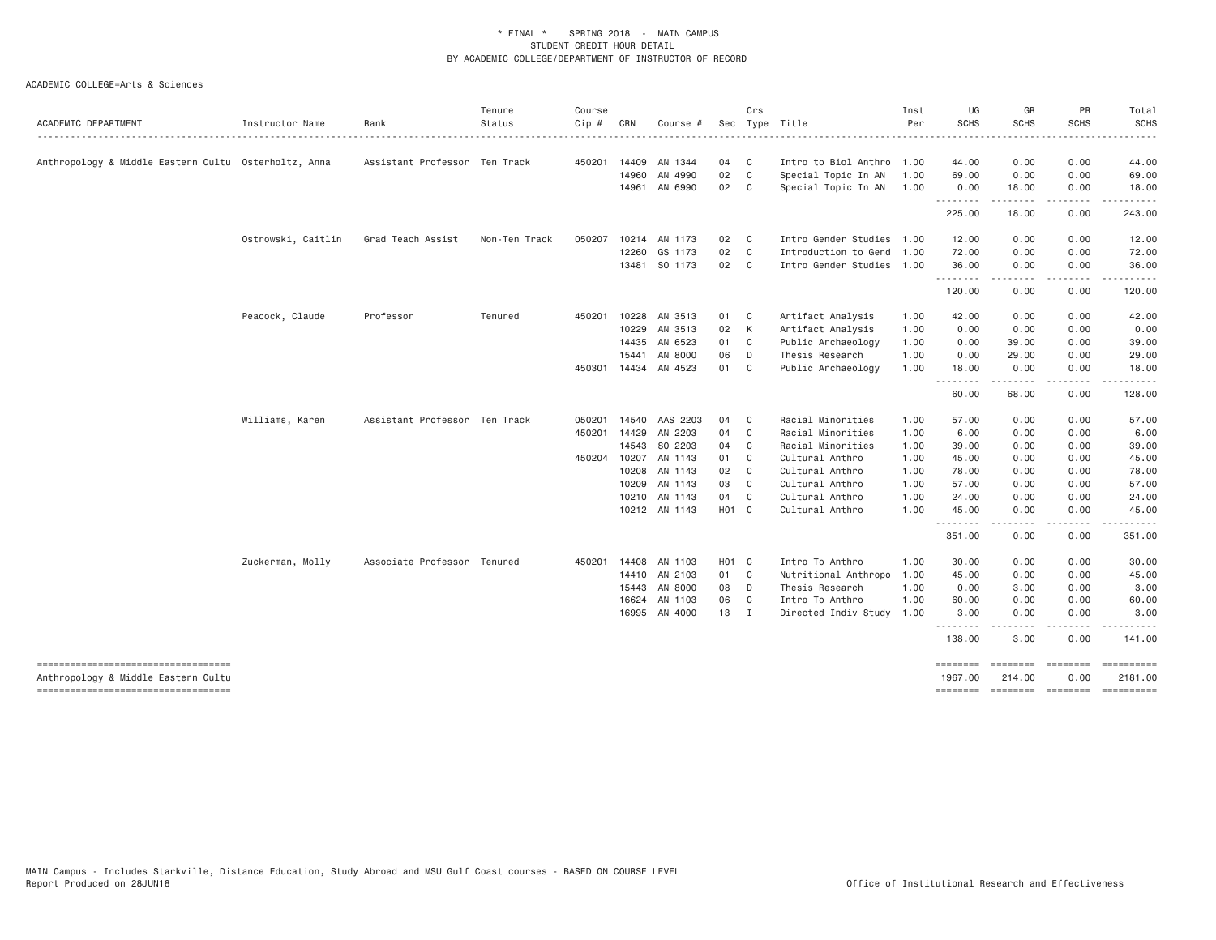\* FINAL \* SPRING 2018 - MAIN CAMPUS
STUDENT CREDIT HOUR DETAIL
BY ACADEMIC COLLEGE/DEPARTMENT OF INSTRUCTOR OF RECORD

ACADEMIC COLLEGE=Arts & Sciences

| ACADEMIC DEPARTMENT | Instructor Name | Rank | Tenure Status | Course Cip # | CRN | Course # | Sec | Crs Type | Title | Inst Per | UG SCHS | GR SCHS | PR SCHS | Total SCHS |
|---|---|---|---|---|---|---|---|---|---|---|---|---|---|---|
| Anthropology & Middle Eastern Cultu | Osterholtz, Anna | Assistant Professor | Ten Track | 450201 | 14409 | AN 1344 | 04 | C | Intro to Biol Anthro | 1.00 | 44.00 | 0.00 | 0.00 | 44.00 |
| | | | | | 14960 | AN 4990 | 02 | C | Special Topic In AN | 1.00 | 69.00 | 0.00 | 0.00 | 69.00 |
| | | | | | 14961 | AN 6990 | 02 | C | Special Topic In AN | 1.00 | 0.00 | 18.00 | 0.00 | 18.00 |
| | | | | | | | | | | | 225.00 | 18.00 | 0.00 | 243.00 |
| | Ostrowski, Caitlin | Grad Teach Assist | Non-Ten Track | 050207 | 10214 | AN 1173 | 02 | C | Intro Gender Studies | 1.00 | 12.00 | 0.00 | 0.00 | 12.00 |
| | | | | | 12260 | GS 1173 | 02 | C | Introduction to Gend | 1.00 | 72.00 | 0.00 | 0.00 | 72.00 |
| | | | | | 13481 | SO 1173 | 02 | C | Intro Gender Studies | 1.00 | 36.00 | 0.00 | 0.00 | 36.00 |
| | | | | | | | | | | | 120.00 | 0.00 | 0.00 | 120.00 |
| | Peacock, Claude | Professor | Tenured | 450201 | 10228 | AN 3513 | 01 | C | Artifact Analysis | 1.00 | 42.00 | 0.00 | 0.00 | 42.00 |
| | | | | | 10229 | AN 3513 | 02 | K | Artifact Analysis | 1.00 | 0.00 | 0.00 | 0.00 | 0.00 |
| | | | | | 14435 | AN 6523 | 01 | C | Public Archaeology | 1.00 | 0.00 | 39.00 | 0.00 | 39.00 |
| | | | | | 15441 | AN 8000 | 06 | D | Thesis Research | 1.00 | 0.00 | 29.00 | 0.00 | 29.00 |
| | | | | 450301 | 14434 | AN 4523 | 01 | C | Public Archaeology | 1.00 | 18.00 | 0.00 | 0.00 | 18.00 |
| | | | | | | | | | | | 60.00 | 68.00 | 0.00 | 128.00 |
| | Williams, Karen | Assistant Professor | Ten Track | 050201 | 14540 | AAS 2203 | 04 | C | Racial Minorities | 1.00 | 57.00 | 0.00 | 0.00 | 57.00 |
| | | | | 450201 | 14429 | AN 2203 | 04 | C | Racial Minorities | 1.00 | 6.00 | 0.00 | 0.00 | 6.00 |
| | | | | | 14543 | SO 2203 | 04 | C | Racial Minorities | 1.00 | 39.00 | 0.00 | 0.00 | 39.00 |
| | | | | 450204 | 10207 | AN 1143 | 01 | C | Cultural Anthro | 1.00 | 45.00 | 0.00 | 0.00 | 45.00 |
| | | | | | 10208 | AN 1143 | 02 | C | Cultural Anthro | 1.00 | 78.00 | 0.00 | 0.00 | 78.00 |
| | | | | | 10209 | AN 1143 | 03 | C | Cultural Anthro | 1.00 | 57.00 | 0.00 | 0.00 | 57.00 |
| | | | | | 10210 | AN 1143 | 04 | C | Cultural Anthro | 1.00 | 24.00 | 0.00 | 0.00 | 24.00 |
| | | | | | 10212 | AN 1143 | H01 | C | Cultural Anthro | 1.00 | 45.00 | 0.00 | 0.00 | 45.00 |
| | | | | | | | | | | | 351.00 | 0.00 | 0.00 | 351.00 |
| | Zuckerman, Molly | Associate Professor | Tenured | 450201 | 14408 | AN 1103 | H01 | C | Intro To Anthro | 1.00 | 30.00 | 0.00 | 0.00 | 30.00 |
| | | | | | 14410 | AN 2103 | 01 | C | Nutritional Anthropo | 1.00 | 45.00 | 0.00 | 0.00 | 45.00 |
| | | | | | 15443 | AN 8000 | 08 | D | Thesis Research | 1.00 | 0.00 | 3.00 | 0.00 | 3.00 |
| | | | | | 16624 | AN 1103 | 06 | C | Intro To Anthro | 1.00 | 60.00 | 0.00 | 0.00 | 60.00 |
| | | | | | 16995 | AN 4000 | 13 | I | Directed Indiv Study | 1.00 | 3.00 | 0.00 | 0.00 | 3.00 |
| | | | | | | | | | | | 138.00 | 3.00 | 0.00 | 141.00 |
| Anthropology & Middle Eastern Cultu | | | | | | | | | | | 1967.00 | 214.00 | 0.00 | 2181.00 |

MAIN Campus - Includes Starkville, Distance Education, Study Abroad and MSU Gulf Coast courses - BASED ON COURSE LEVEL
Report Produced on 28JUN18

Office of Institutional Research and Effectiveness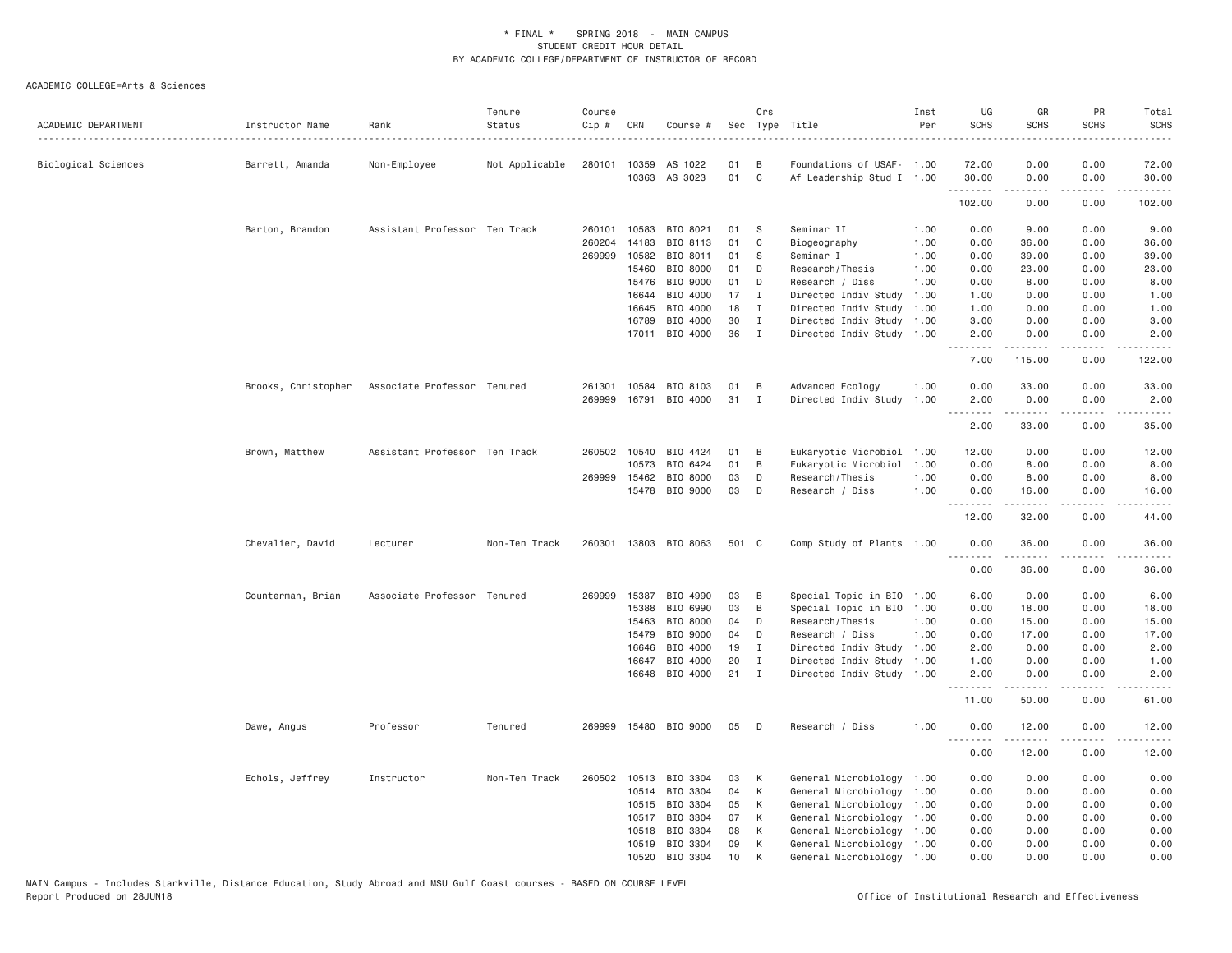# * FINAL * SPRING 2018 - MAIN CAMPUS
## STUDENT CREDIT HOUR DETAIL
## BY ACADEMIC COLLEGE/DEPARTMENT OF INSTRUCTOR OF RECORD

ACADEMIC COLLEGE=Arts & Sciences

| ACADEMIC DEPARTMENT | Instructor Name | Rank | Tenure Status | Course Cip # | CRN | Course # | Sec | Crs Type | Title | Inst Per | UG SCHS | GR SCHS | PR SCHS | Total SCHS |
|---|---|---|---|---|---|---|---|---|---|---|---|---|---|---|
| Biological Sciences | Barrett, Amanda | Non-Employee | Not Applicable | 280101 | 10359 | AS 1022 | 01 | B | Foundations of USAF- | 1.00 | 72.00 | 0.00 | 0.00 | 72.00 |
| | | | | | 10363 | AS 3023 | 01 | C | Af Leadership Stud I | 1.00 | 30.00 | 0.00 | 0.00 | 30.00 |
| | | | | | | | | | | | 102.00 | 0.00 | 0.00 | 102.00 |
| | Barton, Brandon | Assistant Professor | Ten Track | 260101 | 10583 | BIO 8021 | 01 | S | Seminar II | 1.00 | 0.00 | 9.00 | 0.00 | 9.00 |
| | | | | 260204 | 14183 | BIO 8113 | 01 | C | Biogeography | 1.00 | 0.00 | 36.00 | 0.00 | 36.00 |
| | | | | 269999 | 10582 | BIO 8011 | 01 | S | Seminar I | 1.00 | 0.00 | 39.00 | 0.00 | 39.00 |
| | | | | | 15460 | BIO 8000 | 01 | D | Research/Thesis | 1.00 | 0.00 | 23.00 | 0.00 | 23.00 |
| | | | | | 15476 | BIO 9000 | 01 | D | Research / Diss | 1.00 | 0.00 | 8.00 | 0.00 | 8.00 |
| | | | | | 16644 | BIO 4000 | 17 | I | Directed Indiv Study | 1.00 | 1.00 | 0.00 | 0.00 | 1.00 |
| | | | | | 16645 | BIO 4000 | 18 | I | Directed Indiv Study | 1.00 | 1.00 | 0.00 | 0.00 | 1.00 |
| | | | | | 16789 | BIO 4000 | 30 | I | Directed Indiv Study | 1.00 | 3.00 | 0.00 | 0.00 | 3.00 |
| | | | | | 17011 | BIO 4000 | 36 | I | Directed Indiv Study | 1.00 | 2.00 | 0.00 | 0.00 | 2.00 |
| | | | | | | | | | | | 7.00 | 115.00 | 0.00 | 122.00 |
| | Brooks, Christopher | Associate Professor | Tenured | 261301 | 10584 | BIO 8103 | 01 | B | Advanced Ecology | 1.00 | 0.00 | 33.00 | 0.00 | 33.00 |
| | | | | 269999 | 16791 | BIO 4000 | 31 | I | Directed Indiv Study | 1.00 | 2.00 | 0.00 | 0.00 | 2.00 |
| | | | | | | | | | | | 2.00 | 33.00 | 0.00 | 35.00 |
| | Brown, Matthew | Assistant Professor | Ten Track | 260502 | 10540 | BIO 4424 | 01 | B | Eukaryotic Microbiol | 1.00 | 12.00 | 0.00 | 0.00 | 12.00 |
| | | | | | 10573 | BIO 6424 | 01 | B | Eukaryotic Microbiol | 1.00 | 0.00 | 8.00 | 0.00 | 8.00 |
| | | | | 269999 | 15462 | BIO 8000 | 03 | D | Research/Thesis | 1.00 | 0.00 | 8.00 | 0.00 | 8.00 |
| | | | | | 15478 | BIO 9000 | 03 | D | Research / Diss | 1.00 | 0.00 | 16.00 | 0.00 | 16.00 |
| | | | | | | | | | | | 12.00 | 32.00 | 0.00 | 44.00 |
| | Chevalier, David | Lecturer | Non-Ten Track | 260301 | 13803 | BIO 8063 | 501 | C | Comp Study of Plants | 1.00 | 0.00 | 36.00 | 0.00 | 36.00 |
| | | | | | | | | | | | 0.00 | 36.00 | 0.00 | 36.00 |
| | Counterman, Brian | Associate Professor | Tenured | 269999 | 15387 | BIO 4990 | 03 | B | Special Topic in BIO | 1.00 | 6.00 | 0.00 | 0.00 | 6.00 |
| | | | | | 15388 | BIO 6990 | 03 | B | Special Topic in BIO | 1.00 | 0.00 | 18.00 | 0.00 | 18.00 |
| | | | | | 15463 | BIO 8000 | 04 | D | Research/Thesis | 1.00 | 0.00 | 15.00 | 0.00 | 15.00 |
| | | | | | 15479 | BIO 9000 | 04 | D | Research / Diss | 1.00 | 0.00 | 17.00 | 0.00 | 17.00 |
| | | | | | 16646 | BIO 4000 | 19 | I | Directed Indiv Study | 1.00 | 2.00 | 0.00 | 0.00 | 2.00 |
| | | | | | 16647 | BIO 4000 | 20 | I | Directed Indiv Study | 1.00 | 1.00 | 0.00 | 0.00 | 1.00 |
| | | | | | 16648 | BIO 4000 | 21 | I | Directed Indiv Study | 1.00 | 2.00 | 0.00 | 0.00 | 2.00 |
| | | | | | | | | | | | 11.00 | 50.00 | 0.00 | 61.00 |
| | Dawe, Angus | Professor | Tenured | 269999 | 15480 | BIO 9000 | 05 | D | Research / Diss | 1.00 | 0.00 | 12.00 | 0.00 | 12.00 |
| | | | | | | | | | | | 0.00 | 12.00 | 0.00 | 12.00 |
| | Echols, Jeffrey | Instructor | Non-Ten Track | 260502 | 10513 | BIO 3304 | 03 | K | General Microbiology | 1.00 | 0.00 | 0.00 | 0.00 | 0.00 |
| | | | | | 10514 | BIO 3304 | 04 | K | General Microbiology | 1.00 | 0.00 | 0.00 | 0.00 | 0.00 |
| | | | | | 10515 | BIO 3304 | 05 | K | General Microbiology | 1.00 | 0.00 | 0.00 | 0.00 | 0.00 |
| | | | | | 10517 | BIO 3304 | 07 | K | General Microbiology | 1.00 | 0.00 | 0.00 | 0.00 | 0.00 |
| | | | | | 10518 | BIO 3304 | 08 | K | General Microbiology | 1.00 | 0.00 | 0.00 | 0.00 | 0.00 |
| | | | | | 10519 | BIO 3304 | 09 | K | General Microbiology | 1.00 | 0.00 | 0.00 | 0.00 | 0.00 |
| | | | | | 10520 | BIO 3304 | 10 | K | General Microbiology | 1.00 | 0.00 | 0.00 | 0.00 | 0.00 |

MAIN Campus - Includes Starkville, Distance Education, Study Abroad and MSU Gulf Coast courses - BASED ON COURSE LEVEL
Report Produced on 28JUN18 Office of Institutional Research and Effectiveness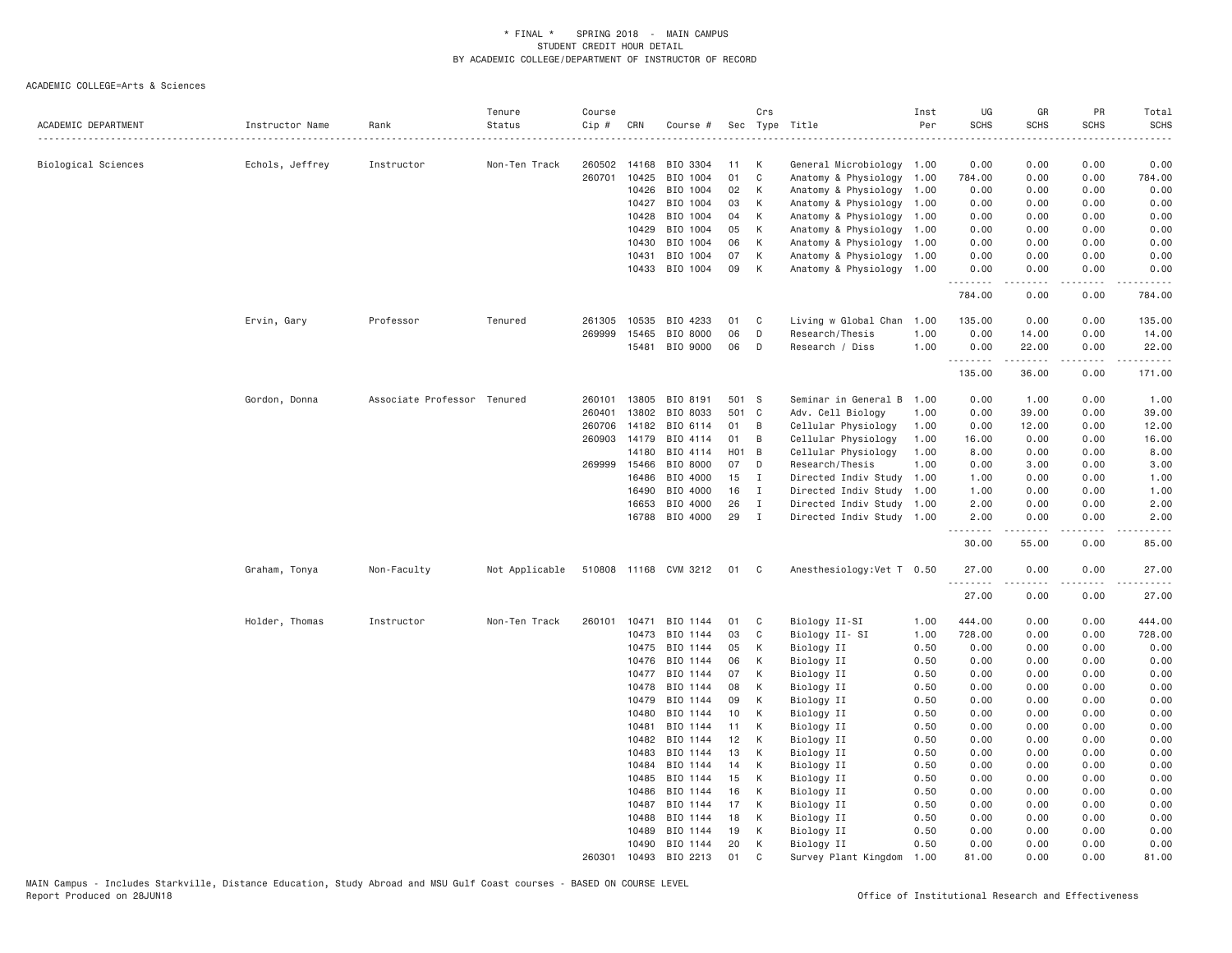* FINAL * SPRING 2018 - MAIN CAMPUS
STUDENT CREDIT HOUR DETAIL
BY ACADEMIC COLLEGE/DEPARTMENT OF INSTRUCTOR OF RECORD

ACADEMIC COLLEGE=Arts & Sciences

| ACADEMIC DEPARTMENT | Instructor Name | Rank | Tenure Status | Course Cip # | CRN | Course # | Sec | Crs Type | Title | Inst Per | UG SCHS | GR SCHS | PR SCHS | Total SCHS |
|---|---|---|---|---|---|---|---|---|---|---|---|---|---|---|
| Biological Sciences | Echols, Jeffrey | Instructor | Non-Ten Track | 260502 | 14168 | BIO 3304 | 11 | K | General Microbiology | 1.00 | 0.00 | 0.00 | 0.00 | 0.00 |
| | | | | 260701 | 10425 | BIO 1004 | 01 | C | Anatomy & Physiology | 1.00 | 784.00 | 0.00 | 0.00 | 784.00 |
| | | | | | 10426 | BIO 1004 | 02 | K | Anatomy & Physiology | 1.00 | 0.00 | 0.00 | 0.00 | 0.00 |
| | | | | | 10427 | BIO 1004 | 03 | K | Anatomy & Physiology | 1.00 | 0.00 | 0.00 | 0.00 | 0.00 |
| | | | | | 10428 | BIO 1004 | 04 | K | Anatomy & Physiology | 1.00 | 0.00 | 0.00 | 0.00 | 0.00 |
| | | | | | 10429 | BIO 1004 | 05 | K | Anatomy & Physiology | 1.00 | 0.00 | 0.00 | 0.00 | 0.00 |
| | | | | | 10430 | BIO 1004 | 06 | K | Anatomy & Physiology | 1.00 | 0.00 | 0.00 | 0.00 | 0.00 |
| | | | | | 10431 | BIO 1004 | 07 | K | Anatomy & Physiology | 1.00 | 0.00 | 0.00 | 0.00 | 0.00 |
| | | | | | 10433 | BIO 1004 | 09 | K | Anatomy & Physiology | 1.00 | 0.00 | 0.00 | 0.00 | 0.00 |
| | | | | | | | | | | | 784.00 | 0.00 | 0.00 | 784.00 |
| | Ervin, Gary | Professor | Tenured | 261305 | 10535 | BIO 4233 | 01 | C | Living w Global Chan | 1.00 | 135.00 | 0.00 | 0.00 | 135.00 |
| | | | | 269999 | 15465 | BIO 8000 | 06 | D | Research/Thesis | 1.00 | 0.00 | 14.00 | 0.00 | 14.00 |
| | | | | | 15481 | BIO 9000 | 06 | D | Research / Diss | 1.00 | 0.00 | 22.00 | 0.00 | 22.00 |
| | | | | | | | | | | | 135.00 | 36.00 | 0.00 | 171.00 |
| | Gordon, Donna | Associate Professor | Tenured | 260101 | 13805 | BIO 8191 | 501 | S | Seminar in General B | 1.00 | 0.00 | 1.00 | 0.00 | 1.00 |
| | | | | 260401 | 13802 | BIO 8033 | 501 | C | Adv. Cell Biology | 1.00 | 0.00 | 39.00 | 0.00 | 39.00 |
| | | | | 260706 | 14182 | BIO 6114 | 01 | B | Cellular Physiology | 1.00 | 0.00 | 12.00 | 0.00 | 12.00 |
| | | | | 260903 | 14179 | BIO 4114 | 01 | B | Cellular Physiology | 1.00 | 16.00 | 0.00 | 0.00 | 16.00 |
| | | | | | 14180 | BIO 4114 | H01 | B | Cellular Physiology | 1.00 | 8.00 | 0.00 | 0.00 | 8.00 |
| | | | | 269999 | 15466 | BIO 8000 | 07 | D | Research/Thesis | 1.00 | 0.00 | 3.00 | 0.00 | 3.00 |
| | | | | | 16486 | BIO 4000 | 15 | I | Directed Indiv Study | 1.00 | 1.00 | 0.00 | 0.00 | 1.00 |
| | | | | | 16490 | BIO 4000 | 16 | I | Directed Indiv Study | 1.00 | 1.00 | 0.00 | 0.00 | 1.00 |
| | | | | | 16653 | BIO 4000 | 26 | I | Directed Indiv Study | 1.00 | 2.00 | 0.00 | 0.00 | 2.00 |
| | | | | | 16788 | BIO 4000 | 29 | I | Directed Indiv Study | 1.00 | 2.00 | 0.00 | 0.00 | 2.00 |
| | | | | | | | | | | | 30.00 | 55.00 | 0.00 | 85.00 |
| | Graham, Tonya | Non-Faculty | Not Applicable | 510808 | 11168 | CVM 3212 | 01 | C | Anesthesiology:Vet T | 0.50 | 27.00 | 0.00 | 0.00 | 27.00 |
| | | | | | | | | | | | 27.00 | 0.00 | 0.00 | 27.00 |
| | Holder, Thomas | Instructor | Non-Ten Track | 260101 | 10471 | BIO 1144 | 01 | C | Biology II-SI | 1.00 | 444.00 | 0.00 | 0.00 | 444.00 |
| | | | | | 10473 | BIO 1144 | 03 | C | Biology II- SI | 1.00 | 728.00 | 0.00 | 0.00 | 728.00 |
| | | | | | 10475 | BIO 1144 | 05 | K | Biology II | 0.50 | 0.00 | 0.00 | 0.00 | 0.00 |
| | | | | | 10476 | BIO 1144 | 06 | K | Biology II | 0.50 | 0.00 | 0.00 | 0.00 | 0.00 |
| | | | | | 10477 | BIO 1144 | 07 | K | Biology II | 0.50 | 0.00 | 0.00 | 0.00 | 0.00 |
| | | | | | 10478 | BIO 1144 | 08 | K | Biology II | 0.50 | 0.00 | 0.00 | 0.00 | 0.00 |
| | | | | | 10479 | BIO 1144 | 09 | K | Biology II | 0.50 | 0.00 | 0.00 | 0.00 | 0.00 |
| | | | | | 10480 | BIO 1144 | 10 | K | Biology II | 0.50 | 0.00 | 0.00 | 0.00 | 0.00 |
| | | | | | 10481 | BIO 1144 | 11 | K | Biology II | 0.50 | 0.00 | 0.00 | 0.00 | 0.00 |
| | | | | | 10482 | BIO 1144 | 12 | K | Biology II | 0.50 | 0.00 | 0.00 | 0.00 | 0.00 |
| | | | | | 10483 | BIO 1144 | 13 | K | Biology II | 0.50 | 0.00 | 0.00 | 0.00 | 0.00 |
| | | | | | 10484 | BIO 1144 | 14 | K | Biology II | 0.50 | 0.00 | 0.00 | 0.00 | 0.00 |
| | | | | | 10485 | BIO 1144 | 15 | K | Biology II | 0.50 | 0.00 | 0.00 | 0.00 | 0.00 |
| | | | | | 10486 | BIO 1144 | 16 | K | Biology II | 0.50 | 0.00 | 0.00 | 0.00 | 0.00 |
| | | | | | 10487 | BIO 1144 | 17 | K | Biology II | 0.50 | 0.00 | 0.00 | 0.00 | 0.00 |
| | | | | | 10488 | BIO 1144 | 18 | K | Biology II | 0.50 | 0.00 | 0.00 | 0.00 | 0.00 |
| | | | | | 10489 | BIO 1144 | 19 | K | Biology II | 0.50 | 0.00 | 0.00 | 0.00 | 0.00 |
| | | | | | 10490 | BIO 1144 | 20 | K | Biology II | 0.50 | 0.00 | 0.00 | 0.00 | 0.00 |
| | | | | 260301 | 10493 | BIO 2213 | 01 | C | Survey Plant Kingdom | 1.00 | 81.00 | 0.00 | 0.00 | 81.00 |

MAIN Campus - Includes Starkville, Distance Education, Study Abroad and MSU Gulf Coast courses - BASED ON COURSE LEVEL
Report Produced on 28JUN18

Office of Institutional Research and Effectiveness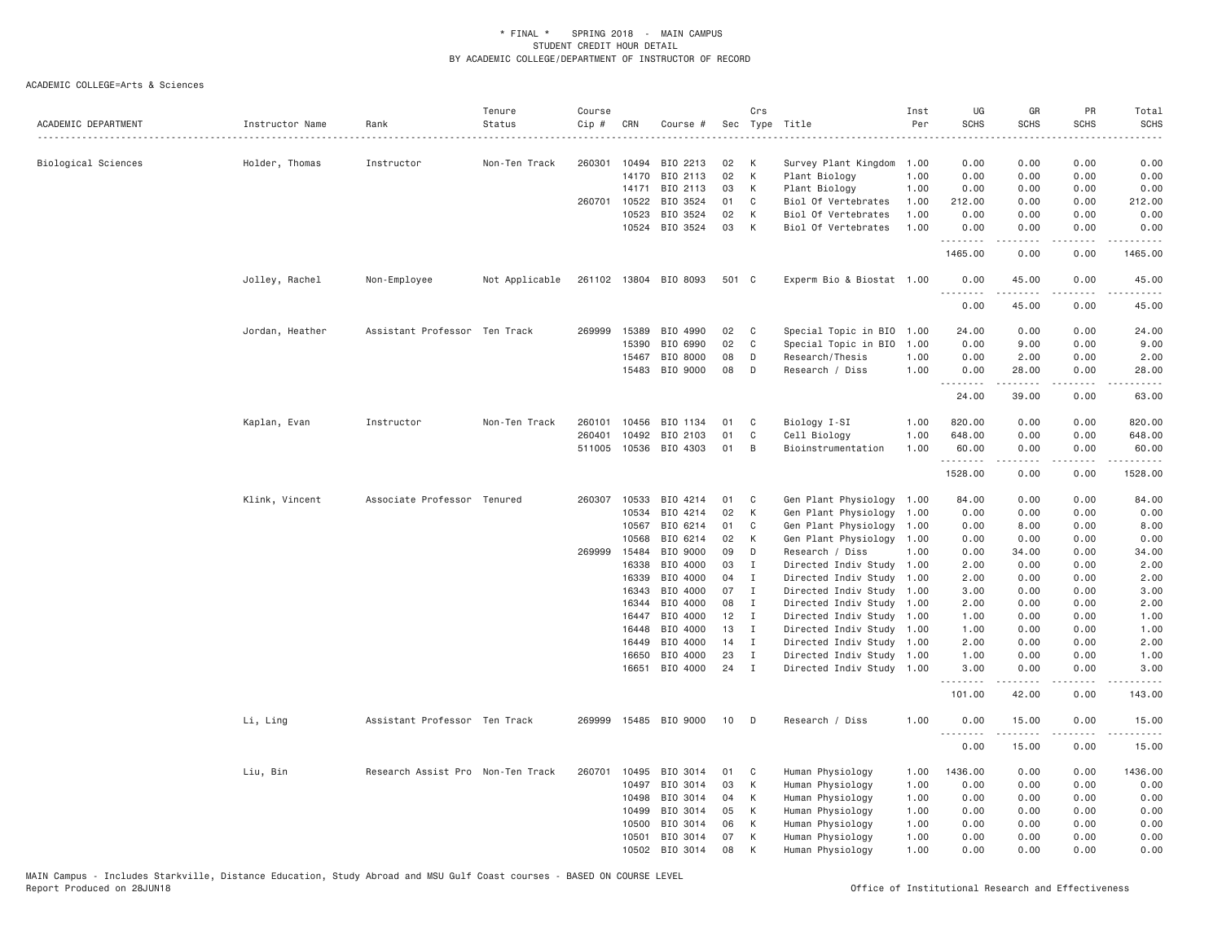\* FINAL \* SPRING 2018 - MAIN CAMPUS
STUDENT CREDIT HOUR DETAIL
BY ACADEMIC COLLEGE/DEPARTMENT OF INSTRUCTOR OF RECORD

ACADEMIC COLLEGE=Arts & Sciences

| ACADEMIC DEPARTMENT | Instructor Name | Rank | Tenure Status | Course Cip # | CRN | Course # | Sec | Crs Type | Title | Inst Per | UG SCHS | GR SCHS | PR SCHS | Total SCHS |
|---|---|---|---|---|---|---|---|---|---|---|---|---|---|---|
| Biological Sciences | Holder, Thomas | Instructor | Non-Ten Track | 260301 | 10494 | BIO 2213 | 02 | K | Survey Plant Kingdom | 1.00 | 0.00 | 0.00 | 0.00 | 0.00 |
| | | | | | 14170 | BIO 2113 | 02 | K | Plant Biology | 1.00 | 0.00 | 0.00 | 0.00 | 0.00 |
| | | | | | 14171 | BIO 2113 | 03 | K | Plant Biology | 1.00 | 0.00 | 0.00 | 0.00 | 0.00 |
| | | | | 260701 | 10522 | BIO 3524 | 01 | C | Biol Of Vertebrates | 1.00 | 212.00 | 0.00 | 0.00 | 212.00 |
| | | | | | 10523 | BIO 3524 | 02 | K | Biol Of Vertebrates | 1.00 | 0.00 | 0.00 | 0.00 | 0.00 |
| | | | | | 10524 | BIO 3524 | 03 | K | Biol Of Vertebrates | 1.00 | 0.00 | 0.00 | 0.00 | 0.00 |
| | | | | | | | | | | | 1465.00 | 0.00 | 0.00 | 1465.00 |
| | Jolley, Rachel | Non-Employee | Not Applicable | 261102 | 13804 | BIO 8093 | 501 | C | Experm Bio & Biostat | 1.00 | 0.00 | 45.00 | 0.00 | 45.00 |
| | | | | | | | | | | | 0.00 | 45.00 | 0.00 | 45.00 |
| | Jordan, Heather | Assistant Professor | Ten Track | 269999 | 15389 | BIO 4990 | 02 | C | Special Topic in BIO | 1.00 | 24.00 | 0.00 | 0.00 | 24.00 |
| | | | | | 15390 | BIO 6990 | 02 | C | Special Topic in BIO | 1.00 | 0.00 | 9.00 | 0.00 | 9.00 |
| | | | | | 15467 | BIO 8000 | 08 | D | Research/Thesis | 1.00 | 0.00 | 2.00 | 0.00 | 2.00 |
| | | | | | 15483 | BIO 9000 | 08 | D | Research / Diss | 1.00 | 0.00 | 28.00 | 0.00 | 28.00 |
| | | | | | | | | | | | 24.00 | 39.00 | 0.00 | 63.00 |
| | Kaplan, Evan | Instructor | Non-Ten Track | 260101 | 10456 | BIO 1134 | 01 | C | Biology I-SI | 1.00 | 820.00 | 0.00 | 0.00 | 820.00 |
| | | | | 260401 | 10492 | BIO 2103 | 01 | C | Cell Biology | 1.00 | 648.00 | 0.00 | 0.00 | 648.00 |
| | | | | 511005 | 10536 | BIO 4303 | 01 | B | Bioinstrumentation | 1.00 | 60.00 | 0.00 | 0.00 | 60.00 |
| | | | | | | | | | | | 1528.00 | 0.00 | 0.00 | 1528.00 |
| | Klink, Vincent | Associate Professor | Tenured | 260307 | 10533 | BIO 4214 | 01 | C | Gen Plant Physiology | 1.00 | 84.00 | 0.00 | 0.00 | 84.00 |
| | | | | | 10534 | BIO 4214 | 02 | K | Gen Plant Physiology | 1.00 | 0.00 | 0.00 | 0.00 | 0.00 |
| | | | | | 10567 | BIO 6214 | 01 | C | Gen Plant Physiology | 1.00 | 0.00 | 8.00 | 0.00 | 8.00 |
| | | | | | 10568 | BIO 6214 | 02 | K | Gen Plant Physiology | 1.00 | 0.00 | 0.00 | 0.00 | 0.00 |
| | | | | 269999 | 15484 | BIO 9000 | 09 | D | Research / Diss | 1.00 | 0.00 | 34.00 | 0.00 | 34.00 |
| | | | | | 16338 | BIO 4000 | 03 | I | Directed Indiv Study | 1.00 | 2.00 | 0.00 | 0.00 | 2.00 |
| | | | | | 16339 | BIO 4000 | 04 | I | Directed Indiv Study | 1.00 | 2.00 | 0.00 | 0.00 | 2.00 |
| | | | | | 16343 | BIO 4000 | 07 | I | Directed Indiv Study | 1.00 | 3.00 | 0.00 | 0.00 | 3.00 |
| | | | | | 16344 | BIO 4000 | 08 | I | Directed Indiv Study | 1.00 | 2.00 | 0.00 | 0.00 | 2.00 |
| | | | | | 16447 | BIO 4000 | 12 | I | Directed Indiv Study | 1.00 | 1.00 | 0.00 | 0.00 | 1.00 |
| | | | | | 16448 | BIO 4000 | 13 | I | Directed Indiv Study | 1.00 | 1.00 | 0.00 | 0.00 | 1.00 |
| | | | | | 16449 | BIO 4000 | 14 | I | Directed Indiv Study | 1.00 | 2.00 | 0.00 | 0.00 | 2.00 |
| | | | | | 16650 | BIO 4000 | 23 | I | Directed Indiv Study | 1.00 | 1.00 | 0.00 | 0.00 | 1.00 |
| | | | | | 16651 | BIO 4000 | 24 | I | Directed Indiv Study | 1.00 | 3.00 | 0.00 | 0.00 | 3.00 |
| | | | | | | | | | | | 101.00 | 42.00 | 0.00 | 143.00 |
| | Li, Ling | Assistant Professor | Ten Track | 269999 | 15485 | BIO 9000 | 10 | D | Research / Diss | 1.00 | 0.00 | 15.00 | 0.00 | 15.00 |
| | | | | | | | | | | | 0.00 | 15.00 | 0.00 | 15.00 |
| | Liu, Bin | Research Assist Pro | Non-Ten Track | 260701 | 10495 | BIO 3014 | 01 | C | Human Physiology | 1.00 | 1436.00 | 0.00 | 0.00 | 1436.00 |
| | | | | | 10497 | BIO 3014 | 03 | K | Human Physiology | 1.00 | 0.00 | 0.00 | 0.00 | 0.00 |
| | | | | | 10498 | BIO 3014 | 04 | K | Human Physiology | 1.00 | 0.00 | 0.00 | 0.00 | 0.00 |
| | | | | | 10499 | BIO 3014 | 05 | K | Human Physiology | 1.00 | 0.00 | 0.00 | 0.00 | 0.00 |
| | | | | | 10500 | BIO 3014 | 06 | K | Human Physiology | 1.00 | 0.00 | 0.00 | 0.00 | 0.00 |
| | | | | | 10501 | BIO 3014 | 07 | K | Human Physiology | 1.00 | 0.00 | 0.00 | 0.00 | 0.00 |
| | | | | | 10502 | BIO 3014 | 08 | K | Human Physiology | 1.00 | 0.00 | 0.00 | 0.00 | 0.00 |

MAIN Campus - Includes Starkville, Distance Education, Study Abroad and MSU Gulf Coast courses - BASED ON COURSE LEVEL
Report Produced on 28JUN18

Office of Institutional Research and Effectiveness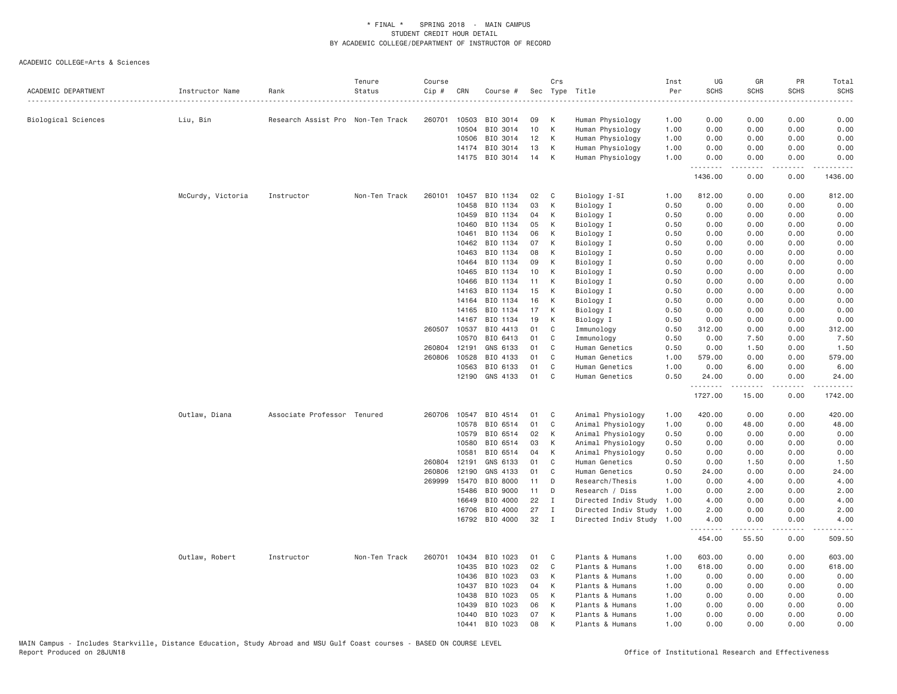\* FINAL \* SPRING 2018 - MAIN CAMPUS
STUDENT CREDIT HOUR DETAIL
BY ACADEMIC COLLEGE/DEPARTMENT OF INSTRUCTOR OF RECORD

ACADEMIC COLLEGE=Arts & Sciences

| ACADEMIC DEPARTMENT | Instructor Name | Rank | Tenure Status | Course Cip # | CRN | Course # | Sec | Crs Type | Title | Inst Per | UG SCHS | GR SCHS | PR SCHS | Total SCHS |
|---|---|---|---|---|---|---|---|---|---|---|---|---|---|---|
| Biological Sciences | Liu, Bin | Research Assist Pro | Non-Ten Track | 260701 | 10503 | BIO 3014 | 09 | K | Human Physiology | 1.00 | 0.00 | 0.00 | 0.00 | 0.00 |
| | | | | | 10504 | BIO 3014 | 10 | K | Human Physiology | 1.00 | 0.00 | 0.00 | 0.00 | 0.00 |
| | | | | | 10506 | BIO 3014 | 12 | K | Human Physiology | 1.00 | 0.00 | 0.00 | 0.00 | 0.00 |
| | | | | | 14174 | BIO 3014 | 13 | K | Human Physiology | 1.00 | 0.00 | 0.00 | 0.00 | 0.00 |
| | | | | | 14175 | BIO 3014 | 14 | K | Human Physiology | 1.00 | 0.00 | 0.00 | 0.00 | 0.00 |
| | | | | | | | | | | | 1436.00 | 0.00 | 0.00 | 1436.00 |
| | McCurdy, Victoria | Instructor | Non-Ten Track | 260101 | 10457 | BIO 1134 | 02 | C | Biology I-SI | 1.00 | 812.00 | 0.00 | 0.00 | 812.00 |
| | | | | | 10458 | BIO 1134 | 03 | K | Biology I | 0.50 | 0.00 | 0.00 | 0.00 | 0.00 |
| | | | | | 10459 | BIO 1134 | 04 | K | Biology I | 0.50 | 0.00 | 0.00 | 0.00 | 0.00 |
| | | | | | 10460 | BIO 1134 | 05 | K | Biology I | 0.50 | 0.00 | 0.00 | 0.00 | 0.00 |
| | | | | | 10461 | BIO 1134 | 06 | K | Biology I | 0.50 | 0.00 | 0.00 | 0.00 | 0.00 |
| | | | | | 10462 | BIO 1134 | 07 | K | Biology I | 0.50 | 0.00 | 0.00 | 0.00 | 0.00 |
| | | | | | 10463 | BIO 1134 | 08 | K | Biology I | 0.50 | 0.00 | 0.00 | 0.00 | 0.00 |
| | | | | | 10464 | BIO 1134 | 09 | K | Biology I | 0.50 | 0.00 | 0.00 | 0.00 | 0.00 |
| | | | | | 10465 | BIO 1134 | 10 | K | Biology I | 0.50 | 0.00 | 0.00 | 0.00 | 0.00 |
| | | | | | 10466 | BIO 1134 | 11 | K | Biology I | 0.50 | 0.00 | 0.00 | 0.00 | 0.00 |
| | | | | | 14163 | BIO 1134 | 15 | K | Biology I | 0.50 | 0.00 | 0.00 | 0.00 | 0.00 |
| | | | | | 14164 | BIO 1134 | 16 | K | Biology I | 0.50 | 0.00 | 0.00 | 0.00 | 0.00 |
| | | | | | 14165 | BIO 1134 | 17 | K | Biology I | 0.50 | 0.00 | 0.00 | 0.00 | 0.00 |
| | | | | | 14167 | BIO 1134 | 19 | K | Biology I | 0.50 | 0.00 | 0.00 | 0.00 | 0.00 |
| | | | | 260507 | 10537 | BIO 4413 | 01 | C | Immunology | 0.50 | 312.00 | 0.00 | 0.00 | 312.00 |
| | | | | | 10570 | BIO 6413 | 01 | C | Immunology | 0.50 | 0.00 | 7.50 | 0.00 | 7.50 |
| | | | | 260804 | 12191 | GNS 6133 | 01 | C | Human Genetics | 0.50 | 0.00 | 1.50 | 0.00 | 1.50 |
| | | | | 260806 | 10528 | BIO 4133 | 01 | C | Human Genetics | 1.00 | 579.00 | 0.00 | 0.00 | 579.00 |
| | | | | | 10563 | BIO 6133 | 01 | C | Human Genetics | 1.00 | 0.00 | 6.00 | 0.00 | 6.00 |
| | | | | | 12190 | GNS 4133 | 01 | C | Human Genetics | 0.50 | 24.00 | 0.00 | 0.00 | 24.00 |
| | | | | | | | | | | | 1727.00 | 15.00 | 0.00 | 1742.00 |
| | Outlaw, Diana | Associate Professor | Tenured | 260706 | 10547 | BIO 4514 | 01 | C | Animal Physiology | 1.00 | 420.00 | 0.00 | 0.00 | 420.00 |
| | | | | | 10578 | BIO 6514 | 01 | C | Animal Physiology | 1.00 | 0.00 | 48.00 | 0.00 | 48.00 |
| | | | | | 10579 | BIO 6514 | 02 | K | Animal Physiology | 0.50 | 0.00 | 0.00 | 0.00 | 0.00 |
| | | | | | 10580 | BIO 6514 | 03 | K | Animal Physiology | 0.50 | 0.00 | 0.00 | 0.00 | 0.00 |
| | | | | | 10581 | BIO 6514 | 04 | K | Animal Physiology | 0.50 | 0.00 | 0.00 | 0.00 | 0.00 |
| | | | | 260804 | 12191 | GNS 6133 | 01 | C | Human Genetics | 0.50 | 0.00 | 1.50 | 0.00 | 1.50 |
| | | | | 260806 | 12190 | GNS 4133 | 01 | C | Human Genetics | 0.50 | 24.00 | 0.00 | 0.00 | 24.00 |
| | | | | 269999 | 15470 | BIO 8000 | 11 | D | Research/Thesis | 1.00 | 0.00 | 4.00 | 0.00 | 4.00 |
| | | | | | 15486 | BIO 9000 | 11 | D | Research / Diss | 1.00 | 0.00 | 2.00 | 0.00 | 2.00 |
| | | | | | 16649 | BIO 4000 | 22 | I | Directed Indiv Study | 1.00 | 4.00 | 0.00 | 0.00 | 4.00 |
| | | | | | 16706 | BIO 4000 | 27 | I | Directed Indiv Study | 1.00 | 2.00 | 0.00 | 0.00 | 2.00 |
| | | | | | 16792 | BIO 4000 | 32 | I | Directed Indiv Study | 1.00 | 4.00 | 0.00 | 0.00 | 4.00 |
| | | | | | | | | | | | 454.00 | 55.50 | 0.00 | 509.50 |
| | Outlaw, Robert | Instructor | Non-Ten Track | 260701 | 10434 | BIO 1023 | 01 | C | Plants & Humans | 1.00 | 603.00 | 0.00 | 0.00 | 603.00 |
| | | | | | 10435 | BIO 1023 | 02 | C | Plants & Humans | 1.00 | 618.00 | 0.00 | 0.00 | 618.00 |
| | | | | | 10436 | BIO 1023 | 03 | K | Plants & Humans | 1.00 | 0.00 | 0.00 | 0.00 | 0.00 |
| | | | | | 10437 | BIO 1023 | 04 | K | Plants & Humans | 1.00 | 0.00 | 0.00 | 0.00 | 0.00 |
| | | | | | 10438 | BIO 1023 | 05 | K | Plants & Humans | 1.00 | 0.00 | 0.00 | 0.00 | 0.00 |
| | | | | | 10439 | BIO 1023 | 06 | K | Plants & Humans | 1.00 | 0.00 | 0.00 | 0.00 | 0.00 |
| | | | | | 10440 | BIO 1023 | 07 | K | Plants & Humans | 1.00 | 0.00 | 0.00 | 0.00 | 0.00 |
| | | | | | 10441 | BIO 1023 | 08 | K | Plants & Humans | 1.00 | 0.00 | 0.00 | 0.00 | 0.00 |

MAIN Campus - Includes Starkville, Distance Education, Study Abroad and MSU Gulf Coast courses - BASED ON COURSE LEVEL
Report Produced on 28JUN18 Office of Institutional Research and Effectiveness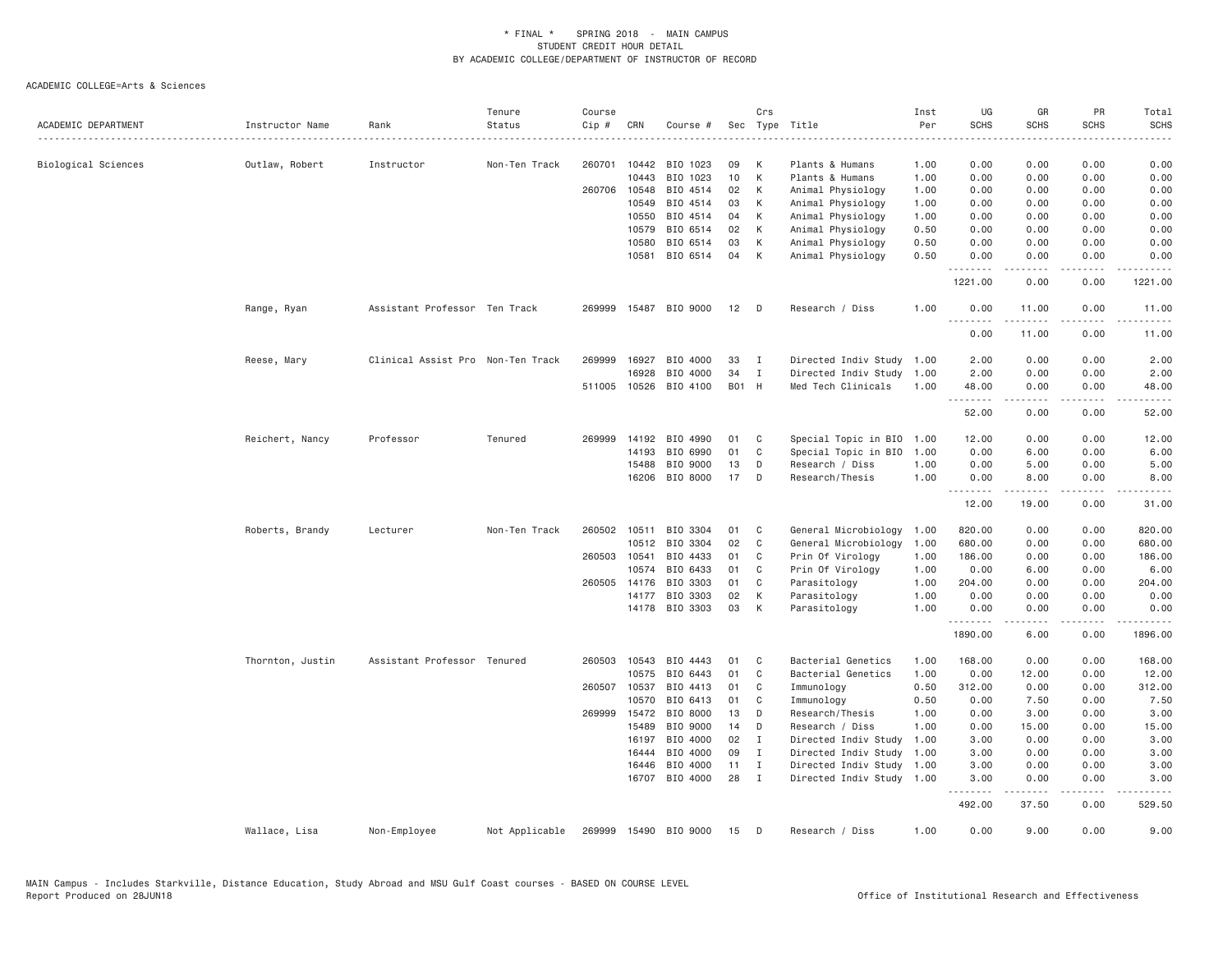\* FINAL \* SPRING 2018 - MAIN CAMPUS
STUDENT CREDIT HOUR DETAIL
BY ACADEMIC COLLEGE/DEPARTMENT OF INSTRUCTOR OF RECORD

ACADEMIC COLLEGE=Arts & Sciences

| ACADEMIC DEPARTMENT | Instructor Name | Rank | Tenure Status | Course Cip # | CRN | Course # | Sec | Crs Type | Title | Inst Per | UG SCHS | GR SCHS | PR SCHS | Total SCHS |
|---|---|---|---|---|---|---|---|---|---|---|---|---|---|---|
| Biological Sciences | Outlaw, Robert | Instructor | Non-Ten Track | 260701 | 10442 | BIO 1023 | 09 | K | Plants & Humans | 1.00 | 0.00 | 0.00 | 0.00 | 0.00 |
| | | | | | 10443 | BIO 1023 | 10 | K | Plants & Humans | 1.00 | 0.00 | 0.00 | 0.00 | 0.00 |
| | | | | 260706 | 10548 | BIO 4514 | 02 | K | Animal Physiology | 1.00 | 0.00 | 0.00 | 0.00 | 0.00 |
| | | | | | 10549 | BIO 4514 | 03 | K | Animal Physiology | 1.00 | 0.00 | 0.00 | 0.00 | 0.00 |
| | | | | | 10550 | BIO 4514 | 04 | K | Animal Physiology | 1.00 | 0.00 | 0.00 | 0.00 | 0.00 |
| | | | | | 10579 | BIO 6514 | 02 | K | Animal Physiology | 0.50 | 0.00 | 0.00 | 0.00 | 0.00 |
| | | | | | 10580 | BIO 6514 | 03 | K | Animal Physiology | 0.50 | 0.00 | 0.00 | 0.00 | 0.00 |
| | | | | | 10581 | BIO 6514 | 04 | K | Animal Physiology | 0.50 | 0.00 | 0.00 | 0.00 | 0.00 |
| | | | | | | | | | | | 1221.00 | 0.00 | 0.00 | 1221.00 |
| | Range, Ryan | Assistant Professor | Ten Track | 269999 | 15487 | BIO 9000 | 12 | D | Research / Diss | 1.00 | 0.00 | 11.00 | 0.00 | 11.00 |
| | | | | | | | | | | | 0.00 | 11.00 | 0.00 | 11.00 |
| | Reese, Mary | Clinical Assist Pro | Non-Ten Track | 269999 | 16927 | BIO 4000 | 33 | I | Directed Indiv Study | 1.00 | 2.00 | 0.00 | 0.00 | 2.00 |
| | | | | | 16928 | BIO 4000 | 34 | I | Directed Indiv Study | 1.00 | 2.00 | 0.00 | 0.00 | 2.00 |
| | | | | 511005 | 10526 | BIO 4100 | B01 | H | Med Tech Clinicals | 1.00 | 48.00 | 0.00 | 0.00 | 48.00 |
| | | | | | | | | | | | 52.00 | 0.00 | 0.00 | 52.00 |
| | Reichert, Nancy | Professor | Tenured | 269999 | 14192 | BIO 4990 | 01 | C | Special Topic in BIO | 1.00 | 12.00 | 0.00 | 0.00 | 12.00 |
| | | | | | 14193 | BIO 6990 | 01 | C | Special Topic in BIO | 1.00 | 0.00 | 6.00 | 0.00 | 6.00 |
| | | | | | 15488 | BIO 9000 | 13 | D | Research / Diss | 1.00 | 0.00 | 5.00 | 0.00 | 5.00 |
| | | | | | 16206 | BIO 8000 | 17 | D | Research/Thesis | 1.00 | 0.00 | 8.00 | 0.00 | 8.00 |
| | | | | | | | | | | | 12.00 | 19.00 | 0.00 | 31.00 |
| | Roberts, Brandy | Lecturer | Non-Ten Track | 260502 | 10511 | BIO 3304 | 01 | C | General Microbiology | 1.00 | 820.00 | 0.00 | 0.00 | 820.00 |
| | | | | | 10512 | BIO 3304 | 02 | C | General Microbiology | 1.00 | 680.00 | 0.00 | 0.00 | 680.00 |
| | | | | 260503 | 10541 | BIO 4433 | 01 | C | Prin Of Virology | 1.00 | 186.00 | 0.00 | 0.00 | 186.00 |
| | | | | | 10574 | BIO 6433 | 01 | C | Prin Of Virology | 1.00 | 0.00 | 6.00 | 0.00 | 6.00 |
| | | | | 260505 | 14176 | BIO 3303 | 01 | C | Parasitology | 1.00 | 204.00 | 0.00 | 0.00 | 204.00 |
| | | | | | 14177 | BIO 3303 | 02 | K | Parasitology | 1.00 | 0.00 | 0.00 | 0.00 | 0.00 |
| | | | | | 14178 | BIO 3303 | 03 | K | Parasitology | 1.00 | 0.00 | 0.00 | 0.00 | 0.00 |
| | | | | | | | | | | | 1890.00 | 6.00 | 0.00 | 1896.00 |
| | Thornton, Justin | Assistant Professor | Tenured | 260503 | 10543 | BIO 4443 | 01 | C | Bacterial Genetics | 1.00 | 168.00 | 0.00 | 0.00 | 168.00 |
| | | | | | 10575 | BIO 6443 | 01 | C | Bacterial Genetics | 1.00 | 0.00 | 12.00 | 0.00 | 12.00 |
| | | | | 260507 | 10537 | BIO 4413 | 01 | C | Immunology | 0.50 | 312.00 | 0.00 | 0.00 | 312.00 |
| | | | | | 10570 | BIO 6413 | 01 | C | Immunology | 0.50 | 0.00 | 7.50 | 0.00 | 7.50 |
| | | | | 269999 | 15472 | BIO 8000 | 13 | D | Research/Thesis | 1.00 | 0.00 | 3.00 | 0.00 | 3.00 |
| | | | | | 15489 | BIO 9000 | 14 | D | Research / Diss | 1.00 | 0.00 | 15.00 | 0.00 | 15.00 |
| | | | | | 16197 | BIO 4000 | 02 | I | Directed Indiv Study | 1.00 | 3.00 | 0.00 | 0.00 | 3.00 |
| | | | | | 16444 | BIO 4000 | 09 | I | Directed Indiv Study | 1.00 | 3.00 | 0.00 | 0.00 | 3.00 |
| | | | | | 16446 | BIO 4000 | 11 | I | Directed Indiv Study | 1.00 | 3.00 | 0.00 | 0.00 | 3.00 |
| | | | | | 16707 | BIO 4000 | 28 | I | Directed Indiv Study | 1.00 | 3.00 | 0.00 | 0.00 | 3.00 |
| | | | | | | | | | | | 492.00 | 37.50 | 0.00 | 529.50 |
| | Wallace, Lisa | Non-Employee | Not Applicable | 269999 | 15490 | BIO 9000 | 15 | D | Research / Diss | 1.00 | 0.00 | 9.00 | 0.00 | 9.00 |

MAIN Campus - Includes Starkville, Distance Education, Study Abroad and MSU Gulf Coast courses - BASED ON COURSE LEVEL
Report Produced on 28JUN18 Office of Institutional Research and Effectiveness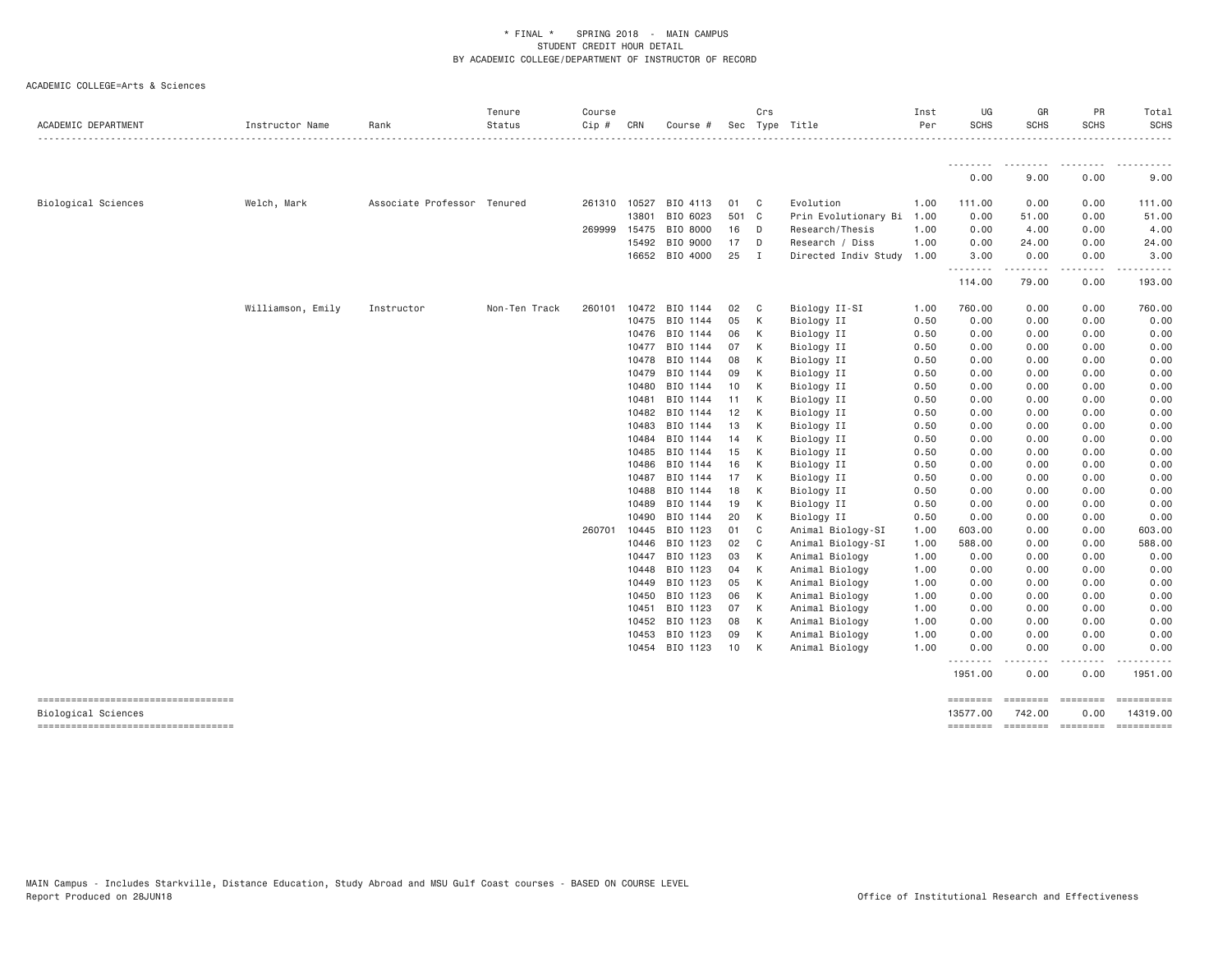\* FINAL \* SPRING 2018 - MAIN CAMPUS
STUDENT CREDIT HOUR DETAIL
BY ACADEMIC COLLEGE/DEPARTMENT OF INSTRUCTOR OF RECORD

ACADEMIC COLLEGE=Arts & Sciences

| ACADEMIC DEPARTMENT | Instructor Name | Rank | Tenure Status | Course Cip # | CRN | Course # | Sec | Crs Type | Title | Inst Per | UG SCHS | GR SCHS | PR SCHS | Total SCHS |
|---|---|---|---|---|---|---|---|---|---|---|---|---|---|---|
| | | | | | | | | | | | 0.00 | 9.00 | 0.00 | 9.00 |
| Biological Sciences | Welch, Mark | Associate Professor | Tenured | 261310 | 10527 | BIO 4113 | 01 | C | Evolution | 1.00 | 111.00 | 0.00 | 0.00 | 111.00 |
| | | | | | 13801 | BIO 6023 | 501 | C | Prin Evolutionary Bi | 1.00 | 0.00 | 51.00 | 0.00 | 51.00 |
| | | | | 269999 | 15475 | BIO 8000 | 16 | D | Research/Thesis | 1.00 | 0.00 | 4.00 | 0.00 | 4.00 |
| | | | | | 15492 | BIO 9000 | 17 | D | Research / Diss | 1.00 | 0.00 | 24.00 | 0.00 | 24.00 |
| | | | | | 16652 | BIO 4000 | 25 | I | Directed Indiv Study | 1.00 | 3.00 | 0.00 | 0.00 | 3.00 |
| | | | | | | | | | | | 114.00 | 79.00 | 0.00 | 193.00 |
| | Williamson, Emily | Instructor | Non-Ten Track | 260101 | 10472 | BIO 1144 | 02 | C | Biology II-SI | 1.00 | 760.00 | 0.00 | 0.00 | 760.00 |
| | | | | | 10475 | BIO 1144 | 05 | K | Biology II | 0.50 | 0.00 | 0.00 | 0.00 | 0.00 |
| | | | | | 10476 | BIO 1144 | 06 | K | Biology II | 0.50 | 0.00 | 0.00 | 0.00 | 0.00 |
| | | | | | 10477 | BIO 1144 | 07 | K | Biology II | 0.50 | 0.00 | 0.00 | 0.00 | 0.00 |
| | | | | | 10478 | BIO 1144 | 08 | K | Biology II | 0.50 | 0.00 | 0.00 | 0.00 | 0.00 |
| | | | | | 10479 | BIO 1144 | 09 | K | Biology II | 0.50 | 0.00 | 0.00 | 0.00 | 0.00 |
| | | | | | 10480 | BIO 1144 | 10 | K | Biology II | 0.50 | 0.00 | 0.00 | 0.00 | 0.00 |
| | | | | | 10481 | BIO 1144 | 11 | K | Biology II | 0.50 | 0.00 | 0.00 | 0.00 | 0.00 |
| | | | | | 10482 | BIO 1144 | 12 | K | Biology II | 0.50 | 0.00 | 0.00 | 0.00 | 0.00 |
| | | | | | 10483 | BIO 1144 | 13 | K | Biology II | 0.50 | 0.00 | 0.00 | 0.00 | 0.00 |
| | | | | | 10484 | BIO 1144 | 14 | K | Biology II | 0.50 | 0.00 | 0.00 | 0.00 | 0.00 |
| | | | | | 10485 | BIO 1144 | 15 | K | Biology II | 0.50 | 0.00 | 0.00 | 0.00 | 0.00 |
| | | | | | 10486 | BIO 1144 | 16 | K | Biology II | 0.50 | 0.00 | 0.00 | 0.00 | 0.00 |
| | | | | | 10487 | BIO 1144 | 17 | K | Biology II | 0.50 | 0.00 | 0.00 | 0.00 | 0.00 |
| | | | | | 10488 | BIO 1144 | 18 | K | Biology II | 0.50 | 0.00 | 0.00 | 0.00 | 0.00 |
| | | | | | 10489 | BIO 1144 | 19 | K | Biology II | 0.50 | 0.00 | 0.00 | 0.00 | 0.00 |
| | | | | | 10490 | BIO 1144 | 20 | K | Biology II | 0.50 | 0.00 | 0.00 | 0.00 | 0.00 |
| | | | | 260701 | 10445 | BIO 1123 | 01 | C | Animal Biology-SI | 1.00 | 603.00 | 0.00 | 0.00 | 603.00 |
| | | | | | 10446 | BIO 1123 | 02 | C | Animal Biology-SI | 1.00 | 588.00 | 0.00 | 0.00 | 588.00 |
| | | | | | 10447 | BIO 1123 | 03 | K | Animal Biology | 1.00 | 0.00 | 0.00 | 0.00 | 0.00 |
| | | | | | 10448 | BIO 1123 | 04 | K | Animal Biology | 1.00 | 0.00 | 0.00 | 0.00 | 0.00 |
| | | | | | 10449 | BIO 1123 | 05 | K | Animal Biology | 1.00 | 0.00 | 0.00 | 0.00 | 0.00 |
| | | | | | 10450 | BIO 1123 | 06 | K | Animal Biology | 1.00 | 0.00 | 0.00 | 0.00 | 0.00 |
| | | | | | 10451 | BIO 1123 | 07 | K | Animal Biology | 1.00 | 0.00 | 0.00 | 0.00 | 0.00 |
| | | | | | 10452 | BIO 1123 | 08 | K | Animal Biology | 1.00 | 0.00 | 0.00 | 0.00 | 0.00 |
| | | | | | 10453 | BIO 1123 | 09 | K | Animal Biology | 1.00 | 0.00 | 0.00 | 0.00 | 0.00 |
| | | | | | 10454 | BIO 1123 | 10 | K | Animal Biology | 1.00 | 0.00 | 0.00 | 0.00 | 0.00 |
| | | | | | | | | | | | 1951.00 | 0.00 | 0.00 | 1951.00 |
| Biological Sciences | | | | | | | | | | | 13577.00 | 742.00 | 0.00 | 14319.00 |

MAIN Campus - Includes Starkville, Distance Education, Study Abroad and MSU Gulf Coast courses - BASED ON COURSE LEVEL
Report Produced on 28JUN18 Office of Institutional Research and Effectiveness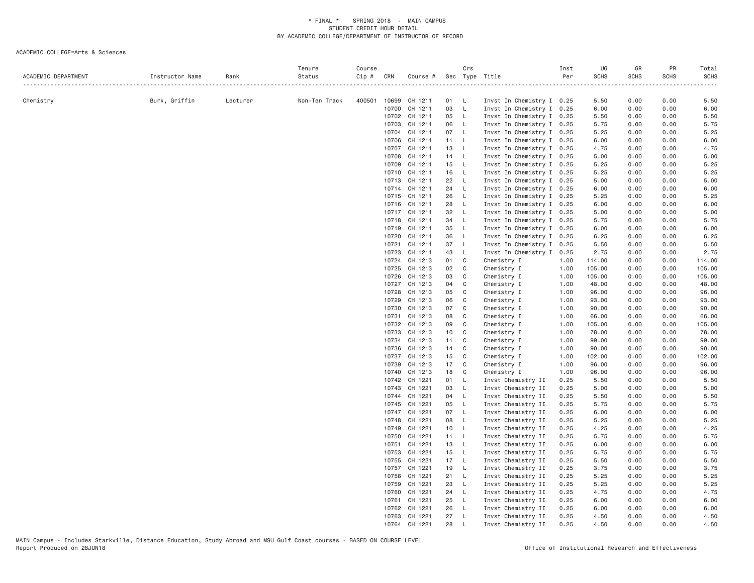\* FINAL \* SPRING 2018 - MAIN CAMPUS
STUDENT CREDIT HOUR DETAIL
BY ACADEMIC COLLEGE/DEPARTMENT OF INSTRUCTOR OF RECORD

ACADEMIC COLLEGE=Arts & Sciences

| ACADEMIC DEPARTMENT | Instructor Name | Rank | Tenure Status | Course Cip # | CRN | Course # | Sec | Crs Type | Title | Inst Per | UG SCHS | GR SCHS | PR SCHS | Total SCHS |
|---|---|---|---|---|---|---|---|---|---|---|---|---|---|---|
| Chemistry | Burk, Griffin | Lecturer | Non-Ten Track | 400501 | 10699 | CH 1211 | 01 | L | Invst In Chemistry I | 0.25 | 5.50 | 0.00 | 0.00 | 5.50 |
| | | | | | 10700 | CH 1211 | 03 | L | Invst In Chemistry I | 0.25 | 6.00 | 0.00 | 0.00 | 6.00 |
| | | | | | 10702 | CH 1211 | 05 | L | Invst In Chemistry I | 0.25 | 5.50 | 0.00 | 0.00 | 5.50 |
| | | | | | 10703 | CH 1211 | 06 | L | Invst In Chemistry I | 0.25 | 5.75 | 0.00 | 0.00 | 5.75 |
| | | | | | 10704 | CH 1211 | 07 | L | Invst In Chemistry I | 0.25 | 5.25 | 0.00 | 0.00 | 5.25 |
| | | | | | 10706 | CH 1211 | 11 | L | Invst In Chemistry I | 0.25 | 6.00 | 0.00 | 0.00 | 6.00 |
| | | | | | 10707 | CH 1211 | 13 | L | Invst In Chemistry I | 0.25 | 4.75 | 0.00 | 0.00 | 4.75 |
| | | | | | 10708 | CH 1211 | 14 | L | Invst In Chemistry I | 0.25 | 5.00 | 0.00 | 0.00 | 5.00 |
| | | | | | 10709 | CH 1211 | 15 | L | Invst In Chemistry I | 0.25 | 5.25 | 0.00 | 0.00 | 5.25 |
| | | | | | 10710 | CH 1211 | 16 | L | Invst In Chemistry I | 0.25 | 5.25 | 0.00 | 0.00 | 5.25 |
| | | | | | 10713 | CH 1211 | 22 | L | Invst In Chemistry I | 0.25 | 5.00 | 0.00 | 0.00 | 5.00 |
| | | | | | 10714 | CH 1211 | 24 | L | Invst In Chemistry I | 0.25 | 6.00 | 0.00 | 0.00 | 6.00 |
| | | | | | 10715 | CH 1211 | 26 | L | Invst In Chemistry I | 0.25 | 5.25 | 0.00 | 0.00 | 5.25 |
| | | | | | 10716 | CH 1211 | 28 | L | Invst In Chemistry I | 0.25 | 6.00 | 0.00 | 0.00 | 6.00 |
| | | | | | 10717 | CH 1211 | 32 | L | Invst In Chemistry I | 0.25 | 5.00 | 0.00 | 0.00 | 5.00 |
| | | | | | 10718 | CH 1211 | 34 | L | Invst In Chemistry I | 0.25 | 5.75 | 0.00 | 0.00 | 5.75 |
| | | | | | 10719 | CH 1211 | 35 | L | Invst In Chemistry I | 0.25 | 6.00 | 0.00 | 0.00 | 6.00 |
| | | | | | 10720 | CH 1211 | 36 | L | Invst In Chemistry I | 0.25 | 6.25 | 0.00 | 0.00 | 6.25 |
| | | | | | 10721 | CH 1211 | 37 | L | Invst In Chemistry I | 0.25 | 5.50 | 0.00 | 0.00 | 5.50 |
| | | | | | 10723 | CH 1211 | 43 | L | Invst In Chemistry I | 0.25 | 2.75 | 0.00 | 0.00 | 2.75 |
| | | | | | 10724 | CH 1213 | 01 | C | Chemistry I | 1.00 | 114.00 | 0.00 | 0.00 | 114.00 |
| | | | | | 10725 | CH 1213 | 02 | C | Chemistry I | 1.00 | 105.00 | 0.00 | 0.00 | 105.00 |
| | | | | | 10726 | CH 1213 | 03 | C | Chemistry I | 1.00 | 105.00 | 0.00 | 0.00 | 105.00 |
| | | | | | 10727 | CH 1213 | 04 | C | Chemistry I | 1.00 | 48.00 | 0.00 | 0.00 | 48.00 |
| | | | | | 10728 | CH 1213 | 05 | C | Chemistry I | 1.00 | 96.00 | 0.00 | 0.00 | 96.00 |
| | | | | | 10729 | CH 1213 | 06 | C | Chemistry I | 1.00 | 93.00 | 0.00 | 0.00 | 93.00 |
| | | | | | 10730 | CH 1213 | 07 | C | Chemistry I | 1.00 | 90.00 | 0.00 | 0.00 | 90.00 |
| | | | | | 10731 | CH 1213 | 08 | C | Chemistry I | 1.00 | 66.00 | 0.00 | 0.00 | 66.00 |
| | | | | | 10732 | CH 1213 | 09 | C | Chemistry I | 1.00 | 105.00 | 0.00 | 0.00 | 105.00 |
| | | | | | 10733 | CH 1213 | 10 | C | Chemistry I | 1.00 | 78.00 | 0.00 | 0.00 | 78.00 |
| | | | | | 10734 | CH 1213 | 11 | C | Chemistry I | 1.00 | 99.00 | 0.00 | 0.00 | 99.00 |
| | | | | | 10736 | CH 1213 | 14 | C | Chemistry I | 1.00 | 90.00 | 0.00 | 0.00 | 90.00 |
| | | | | | 10737 | CH 1213 | 15 | C | Chemistry I | 1.00 | 102.00 | 0.00 | 0.00 | 102.00 |
| | | | | | 10739 | CH 1213 | 17 | C | Chemistry I | 1.00 | 96.00 | 0.00 | 0.00 | 96.00 |
| | | | | | 10740 | CH 1213 | 18 | C | Chemistry I | 1.00 | 96.00 | 0.00 | 0.00 | 96.00 |
| | | | | | 10742 | CH 1221 | 01 | L | Invst Chemistry II | 0.25 | 5.50 | 0.00 | 0.00 | 5.50 |
| | | | | | 10743 | CH 1221 | 03 | L | Invst Chemistry II | 0.25 | 5.00 | 0.00 | 0.00 | 5.00 |
| | | | | | 10744 | CH 1221 | 04 | L | Invst Chemistry II | 0.25 | 5.50 | 0.00 | 0.00 | 5.50 |
| | | | | | 10745 | CH 1221 | 05 | L | Invst Chemistry II | 0.25 | 5.75 | 0.00 | 0.00 | 5.75 |
| | | | | | 10747 | CH 1221 | 07 | L | Invst Chemistry II | 0.25 | 6.00 | 0.00 | 0.00 | 6.00 |
| | | | | | 10748 | CH 1221 | 08 | L | Invst Chemistry II | 0.25 | 5.25 | 0.00 | 0.00 | 5.25 |
| | | | | | 10749 | CH 1221 | 10 | L | Invst Chemistry II | 0.25 | 4.25 | 0.00 | 0.00 | 4.25 |
| | | | | | 10750 | CH 1221 | 11 | L | Invst Chemistry II | 0.25 | 5.75 | 0.00 | 0.00 | 5.75 |
| | | | | | 10751 | CH 1221 | 13 | L | Invst Chemistry II | 0.25 | 6.00 | 0.00 | 0.00 | 6.00 |
| | | | | | 10753 | CH 1221 | 15 | L | Invst Chemistry II | 0.25 | 5.75 | 0.00 | 0.00 | 5.75 |
| | | | | | 10755 | CH 1221 | 17 | L | Invst Chemistry II | 0.25 | 5.50 | 0.00 | 0.00 | 5.50 |
| | | | | | 10757 | CH 1221 | 19 | L | Invst Chemistry II | 0.25 | 3.75 | 0.00 | 0.00 | 3.75 |
| | | | | | 10758 | CH 1221 | 21 | L | Invst Chemistry II | 0.25 | 5.25 | 0.00 | 0.00 | 5.25 |
| | | | | | 10759 | CH 1221 | 23 | L | Invst Chemistry II | 0.25 | 5.25 | 0.00 | 0.00 | 5.25 |
| | | | | | 10760 | CH 1221 | 24 | L | Invst Chemistry II | 0.25 | 4.75 | 0.00 | 0.00 | 4.75 |
| | | | | | 10761 | CH 1221 | 25 | L | Invst Chemistry II | 0.25 | 6.00 | 0.00 | 0.00 | 6.00 |
| | | | | | 10762 | CH 1221 | 26 | L | Invst Chemistry II | 0.25 | 6.00 | 0.00 | 0.00 | 6.00 |
| | | | | | 10763 | CH 1221 | 27 | L | Invst Chemistry II | 0.25 | 4.50 | 0.00 | 0.00 | 4.50 |
| | | | | | 10764 | CH 1221 | 28 | L | Invst Chemistry II | 0.25 | 4.50 | 0.00 | 0.00 | 4.50 |

MAIN Campus - Includes Starkville, Distance Education, Study Abroad and MSU Gulf Coast courses - BASED ON COURSE LEVEL
Report Produced on 28JUN18 — Office of Institutional Research and Effectiveness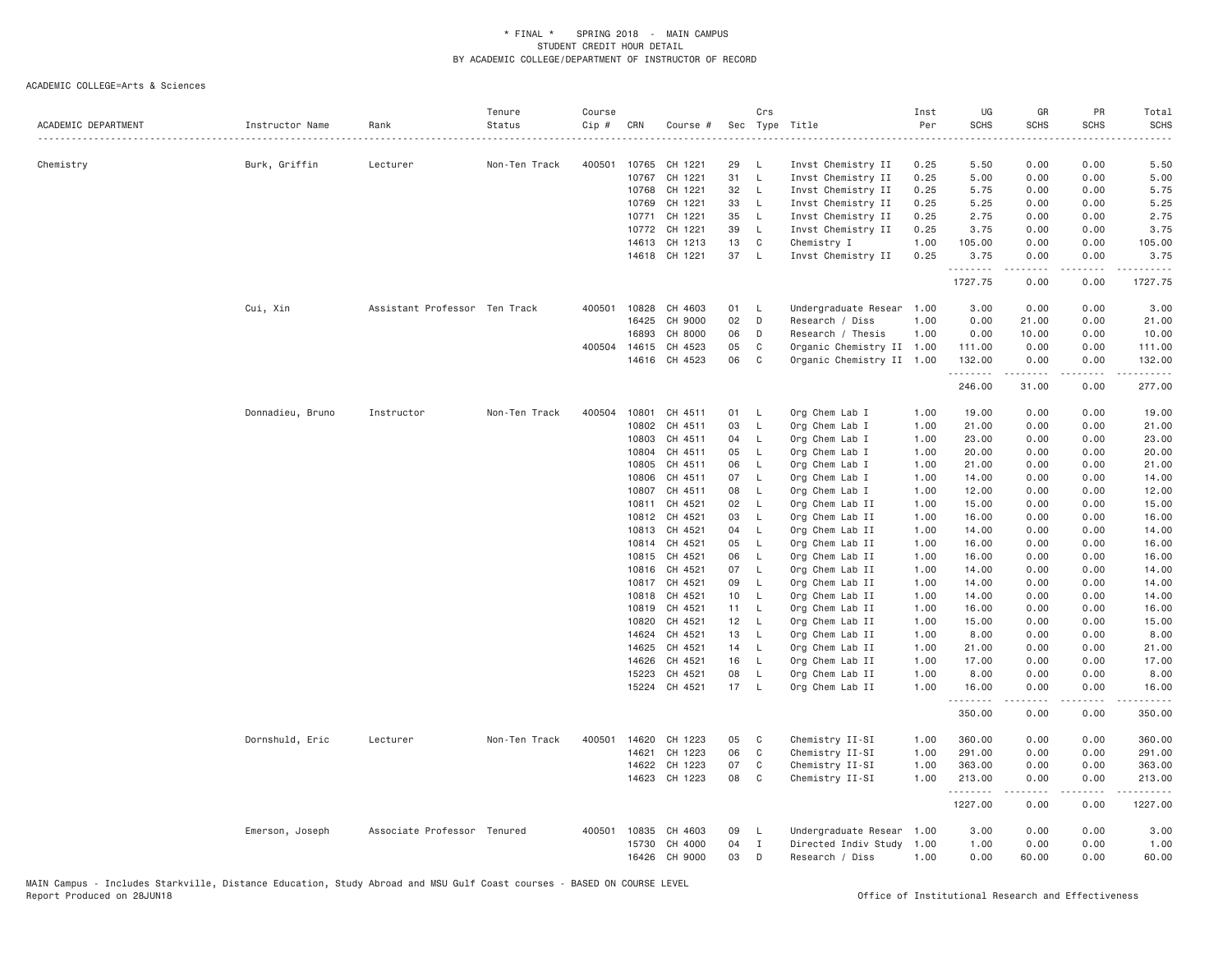\* FINAL \* SPRING 2018 - MAIN CAMPUS
STUDENT CREDIT HOUR DETAIL
BY ACADEMIC COLLEGE/DEPARTMENT OF INSTRUCTOR OF RECORD

ACADEMIC COLLEGE=Arts & Sciences

| ACADEMIC DEPARTMENT | Instructor Name | Rank | Tenure Status | Course Cip # | CRN | Course # | Sec | Crs Type | Title | Inst Per | UG SCHS | GR SCHS | PR SCHS | Total SCHS |
|---|---|---|---|---|---|---|---|---|---|---|---|---|---|---|
| Chemistry | Burk, Griffin | Lecturer | Non-Ten Track | 400501 | 10765 | CH 1221 | 29 | L | Invst Chemistry II | 0.25 | 5.50 | 0.00 | 0.00 | 5.50 |
| | | | | | 10767 | CH 1221 | 31 | L | Invst Chemistry II | 0.25 | 5.00 | 0.00 | 0.00 | 5.00 |
| | | | | | 10768 | CH 1221 | 32 | L | Invst Chemistry II | 0.25 | 5.75 | 0.00 | 0.00 | 5.75 |
| | | | | | 10769 | CH 1221 | 33 | L | Invst Chemistry II | 0.25 | 5.25 | 0.00 | 0.00 | 5.25 |
| | | | | | 10771 | CH 1221 | 35 | L | Invst Chemistry II | 0.25 | 2.75 | 0.00 | 0.00 | 2.75 |
| | | | | | 10772 | CH 1221 | 39 | L | Invst Chemistry II | 0.25 | 3.75 | 0.00 | 0.00 | 3.75 |
| | | | | | 14613 | CH 1213 | 13 | C | Chemistry I | 1.00 | 105.00 | 0.00 | 0.00 | 105.00 |
| | | | | | 14618 | CH 1221 | 37 | L | Invst Chemistry II | 0.25 | 3.75 | 0.00 | 0.00 | 3.75 |
| | | | | | | | | | | | 1727.75 | 0.00 | 0.00 | 1727.75 |
| | Cui, Xin | Assistant Professor | Ten Track | 400501 | 10828 | CH 4603 | 01 | L | Undergraduate Resear | 1.00 | 3.00 | 0.00 | 0.00 | 3.00 |
| | | | | | 16425 | CH 9000 | 02 | D | Research / Diss | 1.00 | 0.00 | 21.00 | 0.00 | 21.00 |
| | | | | | 16893 | CH 8000 | 06 | D | Research / Thesis | 1.00 | 0.00 | 10.00 | 0.00 | 10.00 |
| | | | | 400504 | 14615 | CH 4523 | 05 | C | Organic Chemistry II | 1.00 | 111.00 | 0.00 | 0.00 | 111.00 |
| | | | | | 14616 | CH 4523 | 06 | C | Organic Chemistry II | 1.00 | 132.00 | 0.00 | 0.00 | 132.00 |
| | | | | | | | | | | | 246.00 | 31.00 | 0.00 | 277.00 |
| | Donnadieu, Bruno | Instructor | Non-Ten Track | 400504 | 10801 | CH 4511 | 01 | L | Org Chem Lab I | 1.00 | 19.00 | 0.00 | 0.00 | 19.00 |
| | | | | | 10802 | CH 4511 | 03 | L | Org Chem Lab I | 1.00 | 21.00 | 0.00 | 0.00 | 21.00 |
| | | | | | 10803 | CH 4511 | 04 | L | Org Chem Lab I | 1.00 | 23.00 | 0.00 | 0.00 | 23.00 |
| | | | | | 10804 | CH 4511 | 05 | L | Org Chem Lab I | 1.00 | 20.00 | 0.00 | 0.00 | 20.00 |
| | | | | | 10805 | CH 4511 | 06 | L | Org Chem Lab I | 1.00 | 21.00 | 0.00 | 0.00 | 21.00 |
| | | | | | 10806 | CH 4511 | 07 | L | Org Chem Lab I | 1.00 | 14.00 | 0.00 | 0.00 | 14.00 |
| | | | | | 10807 | CH 4511 | 08 | L | Org Chem Lab I | 1.00 | 12.00 | 0.00 | 0.00 | 12.00 |
| | | | | | 10811 | CH 4521 | 02 | L | Org Chem Lab II | 1.00 | 15.00 | 0.00 | 0.00 | 15.00 |
| | | | | | 10812 | CH 4521 | 03 | L | Org Chem Lab II | 1.00 | 16.00 | 0.00 | 0.00 | 16.00 |
| | | | | | 10813 | CH 4521 | 04 | L | Org Chem Lab II | 1.00 | 14.00 | 0.00 | 0.00 | 14.00 |
| | | | | | 10814 | CH 4521 | 05 | L | Org Chem Lab II | 1.00 | 16.00 | 0.00 | 0.00 | 16.00 |
| | | | | | 10815 | CH 4521 | 06 | L | Org Chem Lab II | 1.00 | 16.00 | 0.00 | 0.00 | 16.00 |
| | | | | | 10816 | CH 4521 | 07 | L | Org Chem Lab II | 1.00 | 14.00 | 0.00 | 0.00 | 14.00 |
| | | | | | 10817 | CH 4521 | 09 | L | Org Chem Lab II | 1.00 | 14.00 | 0.00 | 0.00 | 14.00 |
| | | | | | 10818 | CH 4521 | 10 | L | Org Chem Lab II | 1.00 | 14.00 | 0.00 | 0.00 | 14.00 |
| | | | | | 10819 | CH 4521 | 11 | L | Org Chem Lab II | 1.00 | 16.00 | 0.00 | 0.00 | 16.00 |
| | | | | | 10820 | CH 4521 | 12 | L | Org Chem Lab II | 1.00 | 15.00 | 0.00 | 0.00 | 15.00 |
| | | | | | 14624 | CH 4521 | 13 | L | Org Chem Lab II | 1.00 | 8.00 | 0.00 | 0.00 | 8.00 |
| | | | | | 14625 | CH 4521 | 14 | L | Org Chem Lab II | 1.00 | 21.00 | 0.00 | 0.00 | 21.00 |
| | | | | | 14626 | CH 4521 | 16 | L | Org Chem Lab II | 1.00 | 17.00 | 0.00 | 0.00 | 17.00 |
| | | | | | 15223 | CH 4521 | 08 | L | Org Chem Lab II | 1.00 | 8.00 | 0.00 | 0.00 | 8.00 |
| | | | | | 15224 | CH 4521 | 17 | L | Org Chem Lab II | 1.00 | 16.00 | 0.00 | 0.00 | 16.00 |
| | | | | | | | | | | | 350.00 | 0.00 | 0.00 | 350.00 |
| | Dornshuld, Eric | Lecturer | Non-Ten Track | 400501 | 14620 | CH 1223 | 05 | C | Chemistry II-SI | 1.00 | 360.00 | 0.00 | 0.00 | 360.00 |
| | | | | | 14621 | CH 1223 | 06 | C | Chemistry II-SI | 1.00 | 291.00 | 0.00 | 0.00 | 291.00 |
| | | | | | 14622 | CH 1223 | 07 | C | Chemistry II-SI | 1.00 | 363.00 | 0.00 | 0.00 | 363.00 |
| | | | | | 14623 | CH 1223 | 08 | C | Chemistry II-SI | 1.00 | 213.00 | 0.00 | 0.00 | 213.00 |
| | | | | | | | | | | | 1227.00 | 0.00 | 0.00 | 1227.00 |
| | Emerson, Joseph | Associate Professor | Tenured | 400501 | 10835 | CH 4603 | 09 | L | Undergraduate Resear | 1.00 | 3.00 | 0.00 | 0.00 | 3.00 |
| | | | | | 15730 | CH 4000 | 04 | I | Directed Indiv Study | 1.00 | 1.00 | 0.00 | 0.00 | 1.00 |
| | | | | | 16426 | CH 9000 | 03 | D | Research / Diss | 1.00 | 0.00 | 60.00 | 0.00 | 60.00 |

MAIN Campus - Includes Starkville, Distance Education, Study Abroad and MSU Gulf Coast courses - BASED ON COURSE LEVEL
Report Produced on 28JUN18

Office of Institutional Research and Effectiveness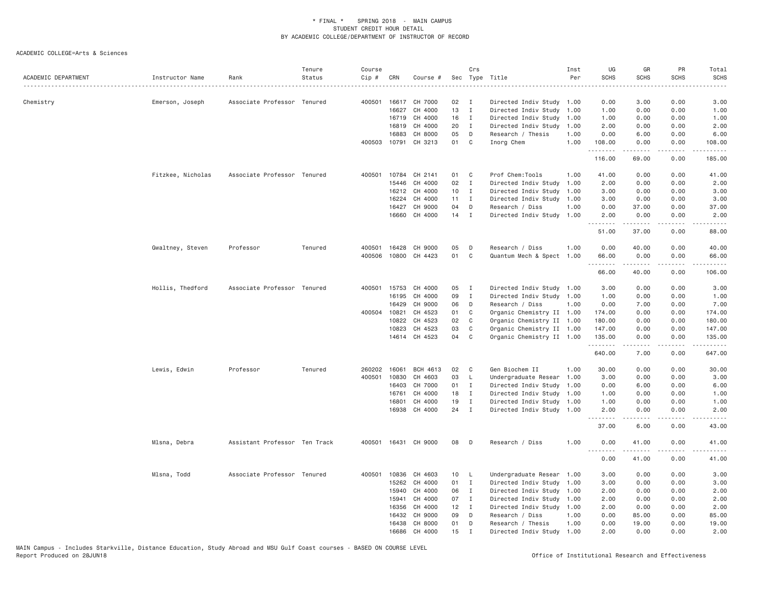ACADEMIC COLLEGE=Arts & Sciences

| ACADEMIC DEPARTMENT | Instructor Name | Rank | Tenure Status | Course Cip # | CRN | Course # | Sec | Crs Type | Title | Inst Per | UG SCHS | GR SCHS | PR SCHS | Total SCHS |
|---|---|---|---|---|---|---|---|---|---|---|---|---|---|---|
| Chemistry | Emerson, Joseph | Associate Professor | Tenured | 400501 | 16617 | CH 7000 | 02 | I | Directed Indiv Study | 1.00 | 0.00 | 3.00 | 0.00 | 3.00 |
| | | | | | 16627 | CH 4000 | 13 | I | Directed Indiv Study | 1.00 | 1.00 | 0.00 | 0.00 | 1.00 |
| | | | | | 16719 | CH 4000 | 16 | I | Directed Indiv Study | 1.00 | 1.00 | 0.00 | 0.00 | 1.00 |
| | | | | | 16819 | CH 4000 | 20 | I | Directed Indiv Study | 1.00 | 2.00 | 0.00 | 0.00 | 2.00 |
| | | | | | 16883 | CH 8000 | 05 | D | Research / Thesis | 1.00 | 0.00 | 6.00 | 0.00 | 6.00 |
| | | | | 400503 | 10791 | CH 3213 | 01 | C | Inorg Chem | 1.00 | 108.00 | 0.00 | 0.00 | 108.00 |
| | | | | | | | | | | | 116.00 | 69.00 | 0.00 | 185.00 |
| | Fitzkee, Nicholas | Associate Professor | Tenured | 400501 | 10784 | CH 2141 | 01 | C | Prof Chem:Tools | 1.00 | 41.00 | 0.00 | 0.00 | 41.00 |
| | | | | | 15446 | CH 4000 | 02 | I | Directed Indiv Study | 1.00 | 2.00 | 0.00 | 0.00 | 2.00 |
| | | | | | 16212 | CH 4000 | 10 | I | Directed Indiv Study | 1.00 | 3.00 | 0.00 | 0.00 | 3.00 |
| | | | | | 16224 | CH 4000 | 11 | I | Directed Indiv Study | 1.00 | 3.00 | 0.00 | 0.00 | 3.00 |
| | | | | | 16427 | CH 9000 | 04 | D | Research / Diss | 1.00 | 0.00 | 37.00 | 0.00 | 37.00 |
| | | | | | 16660 | CH 4000 | 14 | I | Directed Indiv Study | 1.00 | 2.00 | 0.00 | 0.00 | 2.00 |
| | | | | | | | | | | | 51.00 | 37.00 | 0.00 | 88.00 |
| | Gwaltney, Steven | Professor | Tenured | 400501 | 16428 | CH 9000 | 05 | D | Research / Diss | 1.00 | 0.00 | 40.00 | 0.00 | 40.00 |
| | | | | 400506 | 10800 | CH 4423 | 01 | C | Quantum Mech & Spect | 1.00 | 66.00 | 0.00 | 0.00 | 66.00 |
| | | | | | | | | | | | 66.00 | 40.00 | 0.00 | 106.00 |
| | Hollis, Thedford | Associate Professor | Tenured | 400501 | 15753 | CH 4000 | 05 | I | Directed Indiv Study | 1.00 | 3.00 | 0.00 | 0.00 | 3.00 |
| | | | | | 16195 | CH 4000 | 09 | I | Directed Indiv Study | 1.00 | 1.00 | 0.00 | 0.00 | 1.00 |
| | | | | | 16429 | CH 9000 | 06 | D | Research / Diss | 1.00 | 0.00 | 7.00 | 0.00 | 7.00 |
| | | | | 400504 | 10821 | CH 4523 | 01 | C | Organic Chemistry II | 1.00 | 174.00 | 0.00 | 0.00 | 174.00 |
| | | | | | 10822 | CH 4523 | 02 | C | Organic Chemistry II | 1.00 | 180.00 | 0.00 | 0.00 | 180.00 |
| | | | | | 10823 | CH 4523 | 03 | C | Organic Chemistry II | 1.00 | 147.00 | 0.00 | 0.00 | 147.00 |
| | | | | | 14614 | CH 4523 | 04 | C | Organic Chemistry II | 1.00 | 135.00 | 0.00 | 0.00 | 135.00 |
| | | | | | | | | | | | 640.00 | 7.00 | 0.00 | 647.00 |
| | Lewis, Edwin | Professor | Tenured | 260202 | 16061 | BCH 4613 | 02 | C | Gen Biochem II | 1.00 | 30.00 | 0.00 | 0.00 | 30.00 |
| | | | | 400501 | 10830 | CH 4603 | 03 | L | Undergraduate Resear | 1.00 | 3.00 | 0.00 | 0.00 | 3.00 |
| | | | | | 16403 | CH 7000 | 01 | I | Directed Indiv Study | 1.00 | 0.00 | 6.00 | 0.00 | 6.00 |
| | | | | | 16761 | CH 4000 | 18 | I | Directed Indiv Study | 1.00 | 1.00 | 0.00 | 0.00 | 1.00 |
| | | | | | 16801 | CH 4000 | 19 | I | Directed Indiv Study | 1.00 | 1.00 | 0.00 | 0.00 | 1.00 |
| | | | | | 16938 | CH 4000 | 24 | I | Directed Indiv Study | 1.00 | 2.00 | 0.00 | 0.00 | 2.00 |
| | | | | | | | | | | | 37.00 | 6.00 | 0.00 | 43.00 |
| | Mlsna, Debra | Assistant Professor | Ten Track | 400501 | 16431 | CH 9000 | 08 | D | Research / Diss | 1.00 | 0.00 | 41.00 | 0.00 | 41.00 |
| | | | | | | | | | | | 0.00 | 41.00 | 0.00 | 41.00 |
| | Mlsna, Todd | Associate Professor | Tenured | 400501 | 10836 | CH 4603 | 10 | L | Undergraduate Resear | 1.00 | 3.00 | 0.00 | 0.00 | 3.00 |
| | | | | | 15262 | CH 4000 | 01 | I | Directed Indiv Study | 1.00 | 3.00 | 0.00 | 0.00 | 3.00 |
| | | | | | 15940 | CH 4000 | 06 | I | Directed Indiv Study | 1.00 | 2.00 | 0.00 | 0.00 | 2.00 |
| | | | | | 15941 | CH 4000 | 07 | I | Directed Indiv Study | 1.00 | 2.00 | 0.00 | 0.00 | 2.00 |
| | | | | | 16356 | CH 4000 | 12 | I | Directed Indiv Study | 1.00 | 2.00 | 0.00 | 0.00 | 2.00 |
| | | | | | 16432 | CH 9000 | 09 | D | Research / Diss | 1.00 | 0.00 | 85.00 | 0.00 | 85.00 |
| | | | | | 16438 | CH 8000 | 01 | D | Research / Thesis | 1.00 | 0.00 | 19.00 | 0.00 | 19.00 |
| | | | | | 16686 | CH 4000 | 15 | I | Directed Indiv Study | 1.00 | 2.00 | 0.00 | 0.00 | 2.00 |

MAIN Campus - Includes Starkville, Distance Education, Study Abroad and MSU Gulf Coast courses - BASED ON COURSE LEVEL
Report Produced on 28JUN18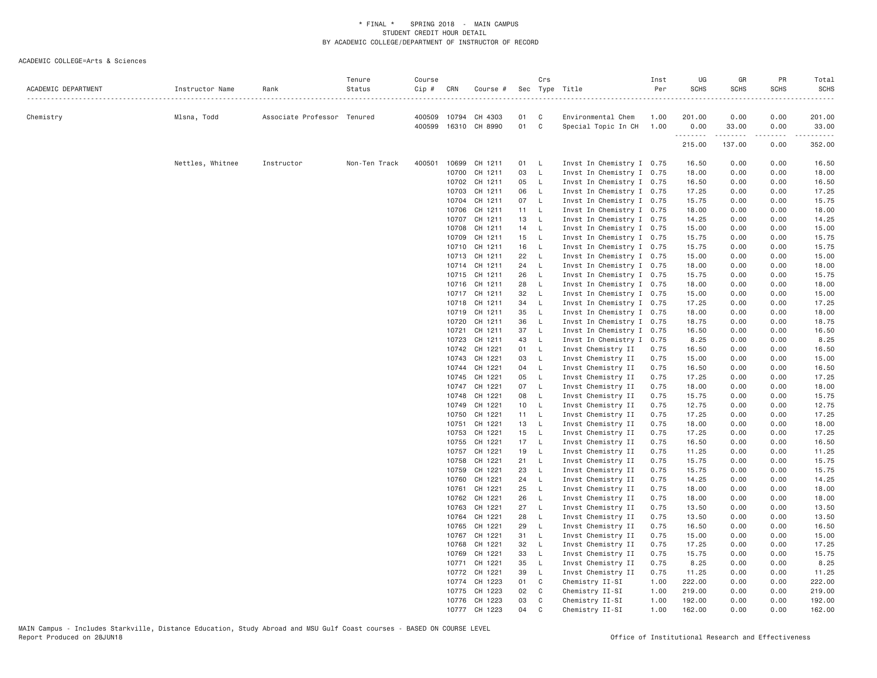* FINAL * SPRING 2018 - MAIN CAMPUS
STUDENT CREDIT HOUR DETAIL
BY ACADEMIC COLLEGE/DEPARTMENT OF INSTRUCTOR OF RECORD

ACADEMIC COLLEGE=Arts & Sciences

| ACADEMIC DEPARTMENT | Instructor Name | Rank | Tenure Status | Course Cip # | CRN | Course # | Sec | Crs Type | Title | Inst Per | UG SCHS | GR SCHS | PR SCHS | Total SCHS |
|---|---|---|---|---|---|---|---|---|---|---|---|---|---|---|
| Chemistry | Mlsna, Todd | Associate Professor | Tenured | 400509 | 10794 | CH 4303 | 01 | C | Environmental Chem | 1.00 | 201.00 | 0.00 | 0.00 | 201.00 |
| | | | | 400599 | 16310 | CH 8990 | 01 | C | Special Topic In CH | 1.00 | 0.00 | 33.00 | 0.00 | 33.00 |
| | | | | | | | | | | | 215.00 | 137.00 | 0.00 | 352.00 |
| | Nettles, Whitnee | Instructor | Non-Ten Track | 400501 | 10699 | CH 1211 | 01 | L | Invst In Chemistry I | 0.75 | 16.50 | 0.00 | 0.00 | 16.50 |
| | | | | | 10700 | CH 1211 | 03 | L | Invst In Chemistry I | 0.75 | 18.00 | 0.00 | 0.00 | 18.00 |
| | | | | | 10702 | CH 1211 | 05 | L | Invst In Chemistry I | 0.75 | 16.50 | 0.00 | 0.00 | 16.50 |
| | | | | | 10703 | CH 1211 | 06 | L | Invst In Chemistry I | 0.75 | 17.25 | 0.00 | 0.00 | 17.25 |
| | | | | | 10704 | CH 1211 | 07 | L | Invst In Chemistry I | 0.75 | 15.75 | 0.00 | 0.00 | 15.75 |
| | | | | | 10706 | CH 1211 | 11 | L | Invst In Chemistry I | 0.75 | 18.00 | 0.00 | 0.00 | 18.00 |
| | | | | | 10707 | CH 1211 | 13 | L | Invst In Chemistry I | 0.75 | 14.25 | 0.00 | 0.00 | 14.25 |
| | | | | | 10708 | CH 1211 | 14 | L | Invst In Chemistry I | 0.75 | 15.00 | 0.00 | 0.00 | 15.00 |
| | | | | | 10709 | CH 1211 | 15 | L | Invst In Chemistry I | 0.75 | 15.75 | 0.00 | 0.00 | 15.75 |
| | | | | | 10710 | CH 1211 | 16 | L | Invst In Chemistry I | 0.75 | 15.75 | 0.00 | 0.00 | 15.75 |
| | | | | | 10713 | CH 1211 | 22 | L | Invst In Chemistry I | 0.75 | 15.00 | 0.00 | 0.00 | 15.00 |
| | | | | | 10714 | CH 1211 | 24 | L | Invst In Chemistry I | 0.75 | 18.00 | 0.00 | 0.00 | 18.00 |
| | | | | | 10715 | CH 1211 | 26 | L | Invst In Chemistry I | 0.75 | 15.75 | 0.00 | 0.00 | 15.75 |
| | | | | | 10716 | CH 1211 | 28 | L | Invst In Chemistry I | 0.75 | 18.00 | 0.00 | 0.00 | 18.00 |
| | | | | | 10717 | CH 1211 | 32 | L | Invst In Chemistry I | 0.75 | 15.00 | 0.00 | 0.00 | 15.00 |
| | | | | | 10718 | CH 1211 | 34 | L | Invst In Chemistry I | 0.75 | 17.25 | 0.00 | 0.00 | 17.25 |
| | | | | | 10719 | CH 1211 | 35 | L | Invst In Chemistry I | 0.75 | 18.00 | 0.00 | 0.00 | 18.00 |
| | | | | | 10720 | CH 1211 | 36 | L | Invst In Chemistry I | 0.75 | 18.75 | 0.00 | 0.00 | 18.75 |
| | | | | | 10721 | CH 1211 | 37 | L | Invst In Chemistry I | 0.75 | 16.50 | 0.00 | 0.00 | 16.50 |
| | | | | | 10723 | CH 1211 | 43 | L | Invst In Chemistry I | 0.75 | 8.25 | 0.00 | 0.00 | 8.25 |
| | | | | | 10742 | CH 1221 | 01 | L | Invst Chemistry II | 0.75 | 16.50 | 0.00 | 0.00 | 16.50 |
| | | | | | 10743 | CH 1221 | 03 | L | Invst Chemistry II | 0.75 | 15.00 | 0.00 | 0.00 | 15.00 |
| | | | | | 10744 | CH 1221 | 04 | L | Invst Chemistry II | 0.75 | 16.50 | 0.00 | 0.00 | 16.50 |
| | | | | | 10745 | CH 1221 | 05 | L | Invst Chemistry II | 0.75 | 17.25 | 0.00 | 0.00 | 17.25 |
| | | | | | 10747 | CH 1221 | 07 | L | Invst Chemistry II | 0.75 | 18.00 | 0.00 | 0.00 | 18.00 |
| | | | | | 10748 | CH 1221 | 08 | L | Invst Chemistry II | 0.75 | 15.75 | 0.00 | 0.00 | 15.75 |
| | | | | | 10749 | CH 1221 | 10 | L | Invst Chemistry II | 0.75 | 12.75 | 0.00 | 0.00 | 12.75 |
| | | | | | 10750 | CH 1221 | 11 | L | Invst Chemistry II | 0.75 | 17.25 | 0.00 | 0.00 | 17.25 |
| | | | | | 10751 | CH 1221 | 13 | L | Invst Chemistry II | 0.75 | 18.00 | 0.00 | 0.00 | 18.00 |
| | | | | | 10753 | CH 1221 | 15 | L | Invst Chemistry II | 0.75 | 17.25 | 0.00 | 0.00 | 17.25 |
| | | | | | 10755 | CH 1221 | 17 | L | Invst Chemistry II | 0.75 | 16.50 | 0.00 | 0.00 | 16.50 |
| | | | | | 10757 | CH 1221 | 19 | L | Invst Chemistry II | 0.75 | 11.25 | 0.00 | 0.00 | 11.25 |
| | | | | | 10758 | CH 1221 | 21 | L | Invst Chemistry II | 0.75 | 15.75 | 0.00 | 0.00 | 15.75 |
| | | | | | 10759 | CH 1221 | 23 | L | Invst Chemistry II | 0.75 | 15.75 | 0.00 | 0.00 | 15.75 |
| | | | | | 10760 | CH 1221 | 24 | L | Invst Chemistry II | 0.75 | 14.25 | 0.00 | 0.00 | 14.25 |
| | | | | | 10761 | CH 1221 | 25 | L | Invst Chemistry II | 0.75 | 18.00 | 0.00 | 0.00 | 18.00 |
| | | | | | 10762 | CH 1221 | 26 | L | Invst Chemistry II | 0.75 | 18.00 | 0.00 | 0.00 | 18.00 |
| | | | | | 10763 | CH 1221 | 27 | L | Invst Chemistry II | 0.75 | 13.50 | 0.00 | 0.00 | 13.50 |
| | | | | | 10764 | CH 1221 | 28 | L | Invst Chemistry II | 0.75 | 13.50 | 0.00 | 0.00 | 13.50 |
| | | | | | 10765 | CH 1221 | 29 | L | Invst Chemistry II | 0.75 | 16.50 | 0.00 | 0.00 | 16.50 |
| | | | | | 10767 | CH 1221 | 31 | L | Invst Chemistry II | 0.75 | 15.00 | 0.00 | 0.00 | 15.00 |
| | | | | | 10768 | CH 1221 | 32 | L | Invst Chemistry II | 0.75 | 17.25 | 0.00 | 0.00 | 17.25 |
| | | | | | 10769 | CH 1221 | 33 | L | Invst Chemistry II | 0.75 | 15.75 | 0.00 | 0.00 | 15.75 |
| | | | | | 10771 | CH 1221 | 35 | L | Invst Chemistry II | 0.75 | 8.25 | 0.00 | 0.00 | 8.25 |
| | | | | | 10772 | CH 1221 | 39 | L | Invst Chemistry II | 0.75 | 11.25 | 0.00 | 0.00 | 11.25 |
| | | | | | 10774 | CH 1223 | 01 | C | Chemistry II-SI | 1.00 | 222.00 | 0.00 | 0.00 | 222.00 |
| | | | | | 10775 | CH 1223 | 02 | C | Chemistry II-SI | 1.00 | 219.00 | 0.00 | 0.00 | 219.00 |
| | | | | | 10776 | CH 1223 | 03 | C | Chemistry II-SI | 1.00 | 192.00 | 0.00 | 0.00 | 192.00 |
| | | | | | 10777 | CH 1223 | 04 | C | Chemistry II-SI | 1.00 | 162.00 | 0.00 | 0.00 | 162.00 |

MAIN Campus - Includes Starkville, Distance Education, Study Abroad and MSU Gulf Coast courses - BASED ON COURSE LEVEL
Report Produced on 28JUN18 — Office of Institutional Research and Effectiveness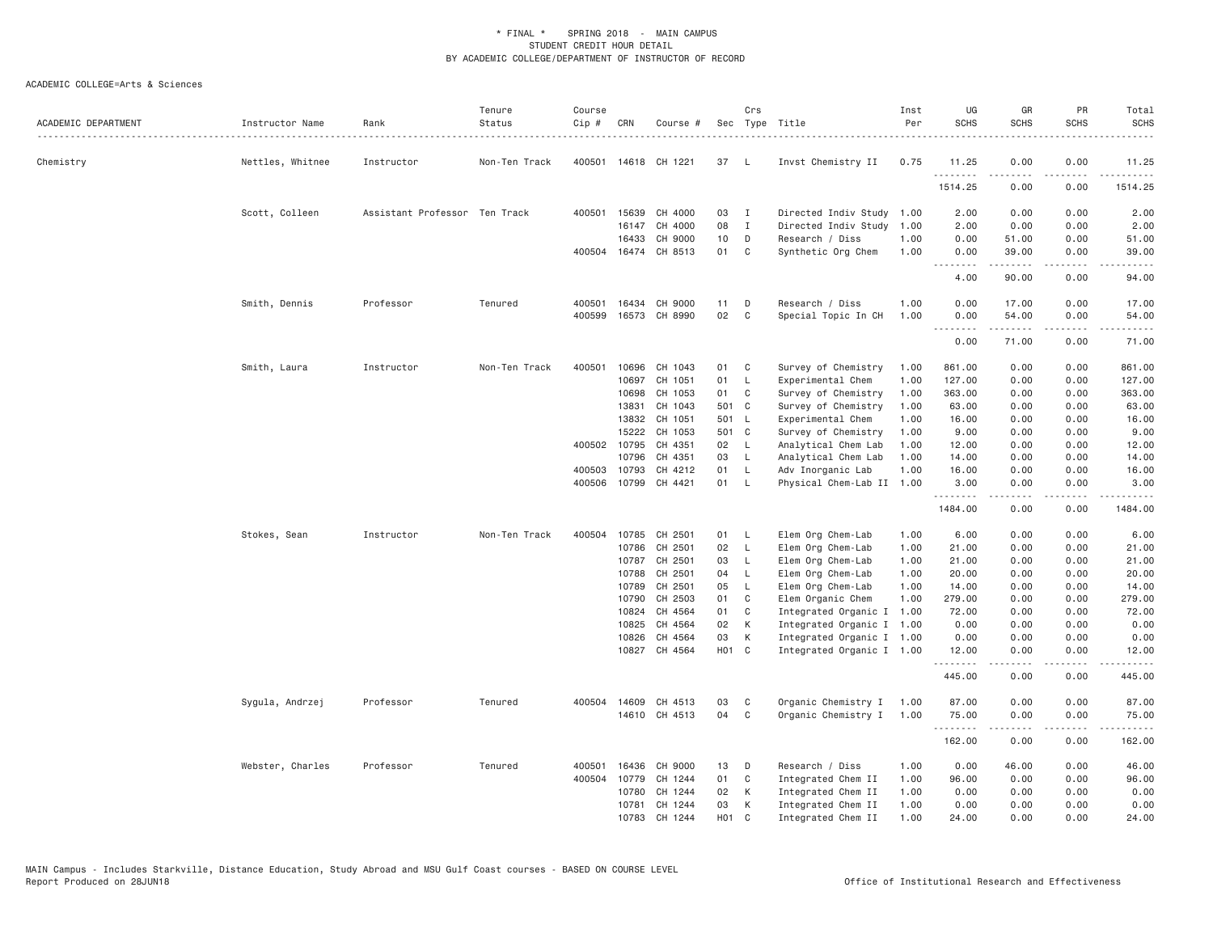\* FINAL \* SPRING 2018 - MAIN CAMPUS
STUDENT CREDIT HOUR DETAIL
BY ACADEMIC COLLEGE/DEPARTMENT OF INSTRUCTOR OF RECORD

ACADEMIC COLLEGE=Arts & Sciences

| ACADEMIC DEPARTMENT | Instructor Name | Rank | Tenure Status | Course Cip # | CRN | Course # | Sec | Crs Type | Title | Inst Per | UG SCHS | GR SCHS | PR SCHS | Total SCHS |
|---|---|---|---|---|---|---|---|---|---|---|---|---|---|---|
| Chemistry | Nettles, Whitnee | Instructor | Non-Ten Track | 400501 | 14618 | CH 1221 | 37 | L | Invst Chemistry II | 0.75 | 11.25 | 0.00 | 0.00 | 11.25 |
| | | | | | | | | | | | 1514.25 | 0.00 | 0.00 | 1514.25 |
| | Scott, Colleen | Assistant Professor | Ten Track | 400501 | 15639 | CH 4000 | 03 | I | Directed Indiv Study | 1.00 | 2.00 | 0.00 | 0.00 | 2.00 |
| | | | | | 16147 | CH 4000 | 08 | I | Directed Indiv Study | 1.00 | 2.00 | 0.00 | 0.00 | 2.00 |
| | | | | | 16433 | CH 9000 | 10 | D | Research / Diss | 1.00 | 0.00 | 51.00 | 0.00 | 51.00 |
| | | | | 400504 | 16474 | CH 8513 | 01 | C | Synthetic Org Chem | 1.00 | 0.00 | 39.00 | 0.00 | 39.00 |
| | | | | | | | | | | | 4.00 | 90.00 | 0.00 | 94.00 |
| | Smith, Dennis | Professor | Tenured | 400501 | 16434 | CH 9000 | 11 | D | Research / Diss | 1.00 | 0.00 | 17.00 | 0.00 | 17.00 |
| | | | | 400599 | 16573 | CH 8990 | 02 | C | Special Topic In CH | 1.00 | 0.00 | 54.00 | 0.00 | 54.00 |
| | | | | | | | | | | | 0.00 | 71.00 | 0.00 | 71.00 |
| | Smith, Laura | Instructor | Non-Ten Track | 400501 | 10696 | CH 1043 | 01 | C | Survey of Chemistry | 1.00 | 861.00 | 0.00 | 0.00 | 861.00 |
| | | | | | 10697 | CH 1051 | 01 | L | Experimental Chem | 1.00 | 127.00 | 0.00 | 0.00 | 127.00 |
| | | | | | 10698 | CH 1053 | 01 | C | Survey of Chemistry | 1.00 | 363.00 | 0.00 | 0.00 | 363.00 |
| | | | | | 13831 | CH 1043 | 501 | C | Survey of Chemistry | 1.00 | 63.00 | 0.00 | 0.00 | 63.00 |
| | | | | | 13832 | CH 1051 | 501 | L | Experimental Chem | 1.00 | 16.00 | 0.00 | 0.00 | 16.00 |
| | | | | | 15222 | CH 1053 | 501 | C | Survey of Chemistry | 1.00 | 9.00 | 0.00 | 0.00 | 9.00 |
| | | | | 400502 | 10795 | CH 4351 | 02 | L | Analytical Chem Lab | 1.00 | 12.00 | 0.00 | 0.00 | 12.00 |
| | | | | | 10796 | CH 4351 | 03 | L | Analytical Chem Lab | 1.00 | 14.00 | 0.00 | 0.00 | 14.00 |
| | | | | 400503 | 10793 | CH 4212 | 01 | L | Adv Inorganic Lab | 1.00 | 16.00 | 0.00 | 0.00 | 16.00 |
| | | | | 400506 | 10799 | CH 4421 | 01 | L | Physical Chem-Lab II | 1.00 | 3.00 | 0.00 | 0.00 | 3.00 |
| | | | | | | | | | | | 1484.00 | 0.00 | 0.00 | 1484.00 |
| | Stokes, Sean | Instructor | Non-Ten Track | 400504 | 10785 | CH 2501 | 01 | L | Elem Org Chem-Lab | 1.00 | 6.00 | 0.00 | 0.00 | 6.00 |
| | | | | | 10786 | CH 2501 | 02 | L | Elem Org Chem-Lab | 1.00 | 21.00 | 0.00 | 0.00 | 21.00 |
| | | | | | 10787 | CH 2501 | 03 | L | Elem Org Chem-Lab | 1.00 | 21.00 | 0.00 | 0.00 | 21.00 |
| | | | | | 10788 | CH 2501 | 04 | L | Elem Org Chem-Lab | 1.00 | 20.00 | 0.00 | 0.00 | 20.00 |
| | | | | | 10789 | CH 2501 | 05 | L | Elem Org Chem-Lab | 1.00 | 14.00 | 0.00 | 0.00 | 14.00 |
| | | | | | 10790 | CH 2503 | 01 | C | Elem Organic Chem | 1.00 | 279.00 | 0.00 | 0.00 | 279.00 |
| | | | | | 10824 | CH 4564 | 01 | C | Integrated Organic I | 1.00 | 72.00 | 0.00 | 0.00 | 72.00 |
| | | | | | 10825 | CH 4564 | 02 | K | Integrated Organic I | 1.00 | 0.00 | 0.00 | 0.00 | 0.00 |
| | | | | | 10826 | CH 4564 | 03 | K | Integrated Organic I | 1.00 | 0.00 | 0.00 | 0.00 | 0.00 |
| | | | | | 10827 | CH 4564 | H01 | C | Integrated Organic I | 1.00 | 12.00 | 0.00 | 0.00 | 12.00 |
| | | | | | | | | | | | 445.00 | 0.00 | 0.00 | 445.00 |
| | Sygula, Andrzej | Professor | Tenured | 400504 | 14609 | CH 4513 | 03 | C | Organic Chemistry I | 1.00 | 87.00 | 0.00 | 0.00 | 87.00 |
| | | | | | 14610 | CH 4513 | 04 | C | Organic Chemistry I | 1.00 | 75.00 | 0.00 | 0.00 | 75.00 |
| | | | | | | | | | | | 162.00 | 0.00 | 0.00 | 162.00 |
| | Webster, Charles | Professor | Tenured | 400501 | 16436 | CH 9000 | 13 | D | Research / Diss | 1.00 | 0.00 | 46.00 | 0.00 | 46.00 |
| | | | | 400504 | 10779 | CH 1244 | 01 | C | Integrated Chem II | 1.00 | 96.00 | 0.00 | 0.00 | 96.00 |
| | | | | | 10780 | CH 1244 | 02 | K | Integrated Chem II | 1.00 | 0.00 | 0.00 | 0.00 | 0.00 |
| | | | | | 10781 | CH 1244 | 03 | K | Integrated Chem II | 1.00 | 0.00 | 0.00 | 0.00 | 0.00 |
| | | | | | 10783 | CH 1244 | H01 | C | Integrated Chem II | 1.00 | 24.00 | 0.00 | 0.00 | 24.00 |

MAIN Campus - Includes Starkville, Distance Education, Study Abroad and MSU Gulf Coast courses - BASED ON COURSE LEVEL
Report Produced on 28JUN18 Office of Institutional Research and Effectiveness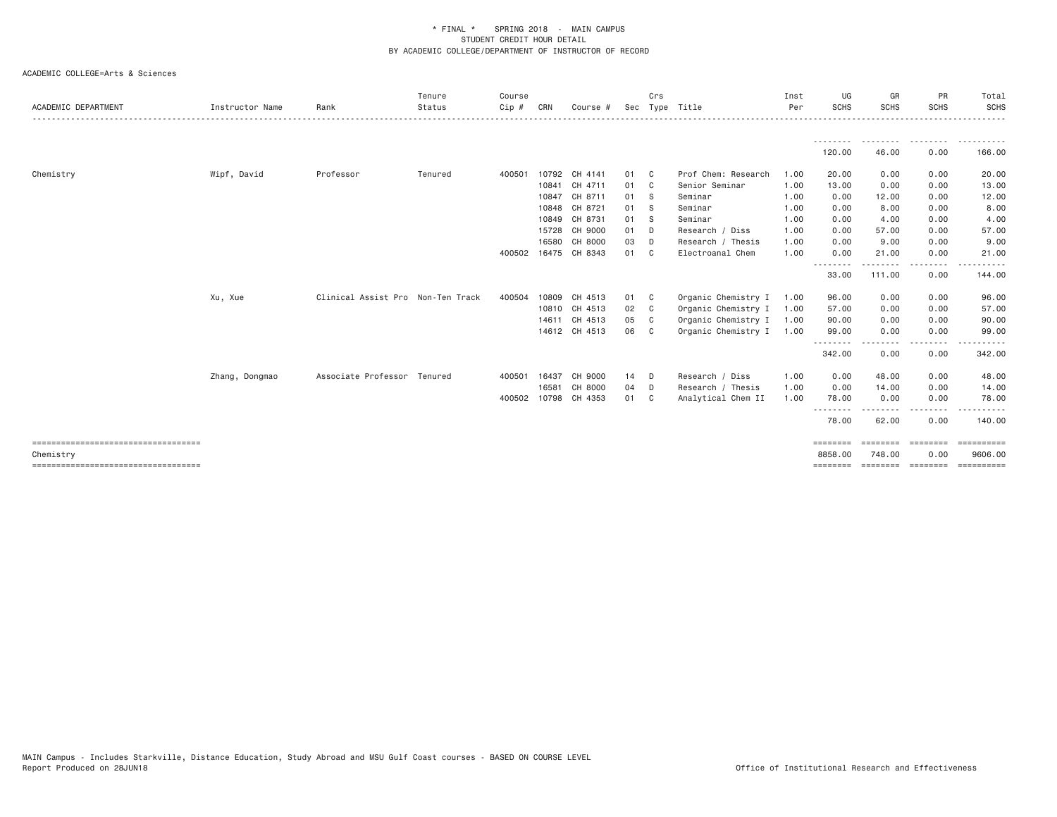\* FINAL \* SPRING 2018 - MAIN CAMPUS
STUDENT CREDIT HOUR DETAIL
BY ACADEMIC COLLEGE/DEPARTMENT OF INSTRUCTOR OF RECORD

ACADEMIC COLLEGE=Arts & Sciences

| ACADEMIC DEPARTMENT | Instructor Name | Rank | Tenure Status | Course Cip # | CRN | Course # | Sec | Crs Type | Title | Inst Per | UG SCHS | GR SCHS | PR SCHS | Total SCHS |
|---|---|---|---|---|---|---|---|---|---|---|---|---|---|---|
| | | | | | | | | | | | 120.00 | 46.00 | 0.00 | 166.00 |
| Chemistry | Wipf, David | Professor | Tenured | 400501 | 10792 | CH 4141 | 01 | C | Prof Chem: Research | 1.00 | 20.00 | 0.00 | 0.00 | 20.00 |
| | | | | | 10841 | CH 4711 | 01 | C | Senior Seminar | 1.00 | 13.00 | 0.00 | 0.00 | 13.00 |
| | | | | | 10847 | CH 8711 | 01 | S | Seminar | 1.00 | 0.00 | 12.00 | 0.00 | 12.00 |
| | | | | | 10848 | CH 8721 | 01 | S | Seminar | 1.00 | 0.00 | 8.00 | 0.00 | 8.00 |
| | | | | | 10849 | CH 8731 | 01 | S | Seminar | 1.00 | 0.00 | 4.00 | 0.00 | 4.00 |
| | | | | | 15728 | CH 9000 | 01 | D | Research / Diss | 1.00 | 0.00 | 57.00 | 0.00 | 57.00 |
| | | | | | 16580 | CH 8000 | 03 | D | Research / Thesis | 1.00 | 0.00 | 9.00 | 0.00 | 9.00 |
| | | | | 400502 | 16475 | CH 8343 | 01 | C | Electroanal Chem | 1.00 | 0.00 | 21.00 | 0.00 | 21.00 |
| | | | | | | | | | | | 33.00 | 111.00 | 0.00 | 144.00 |
| | Xu, Xue | Clinical Assist Pro | Non-Ten Track | 400504 | 10809 | CH 4513 | 01 | C | Organic Chemistry I | 1.00 | 96.00 | 0.00 | 0.00 | 96.00 |
| | | | | | 10810 | CH 4513 | 02 | C | Organic Chemistry I | 1.00 | 57.00 | 0.00 | 0.00 | 57.00 |
| | | | | | 14611 | CH 4513 | 05 | C | Organic Chemistry I | 1.00 | 90.00 | 0.00 | 0.00 | 90.00 |
| | | | | | 14612 | CH 4513 | 06 | C | Organic Chemistry I | 1.00 | 99.00 | 0.00 | 0.00 | 99.00 |
| | | | | | | | | | | | 342.00 | 0.00 | 0.00 | 342.00 |
| | Zhang, Dongmao | Associate Professor | Tenured | 400501 | 16437 | CH 9000 | 14 | D | Research / Diss | 1.00 | 0.00 | 48.00 | 0.00 | 48.00 |
| | | | | | 16581 | CH 8000 | 04 | D | Research / Thesis | 1.00 | 0.00 | 14.00 | 0.00 | 14.00 |
| | | | | 400502 | 10798 | CH 4353 | 01 | C | Analytical Chem II | 1.00 | 78.00 | 0.00 | 0.00 | 78.00 |
| | | | | | | | | | | | 78.00 | 62.00 | 0.00 | 140.00 |
| Chemistry | | | | | | | | | | | 8858.00 | 748.00 | 0.00 | 9606.00 |

MAIN Campus - Includes Starkville, Distance Education, Study Abroad and MSU Gulf Coast courses - BASED ON COURSE LEVEL
Report Produced on 28JUN18

Office of Institutional Research and Effectiveness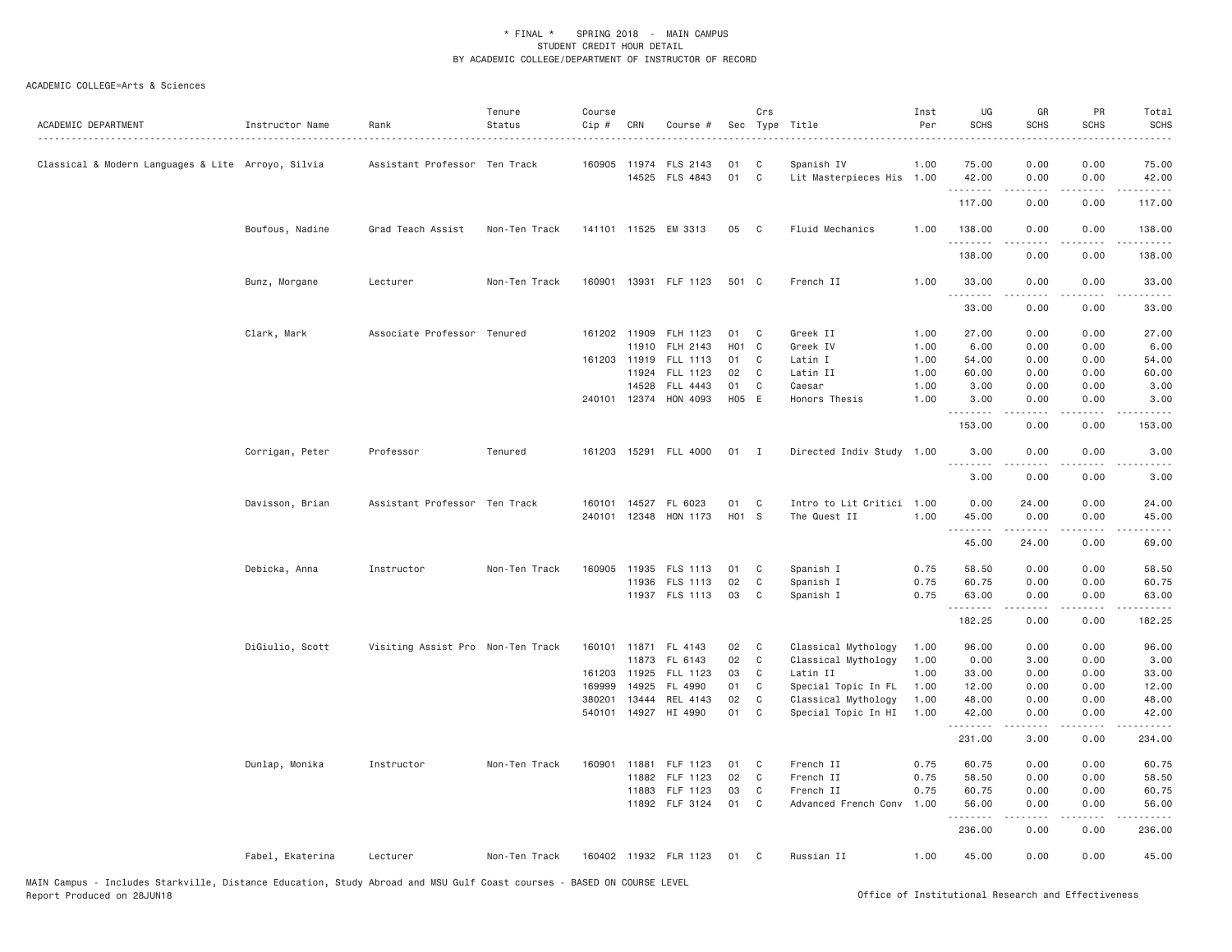\* FINAL \* SPRING 2018 - MAIN CAMPUS
STUDENT CREDIT HOUR DETAIL
BY ACADEMIC COLLEGE/DEPARTMENT OF INSTRUCTOR OF RECORD

ACADEMIC COLLEGE=Arts & Sciences

| ACADEMIC DEPARTMENT | Instructor Name | Rank | Tenure Status | Course Cip # | CRN | Course # | Sec | Crs Type | Title | Inst Per | UG SCHS | GR SCHS | PR SCHS | Total SCHS |
|---|---|---|---|---|---|---|---|---|---|---|---|---|---|---|
| Classical & Modern Languages & Lite | Arroyo, Silvia | Assistant Professor | Ten Track | 160905 | 11974 | FLS 2143 | 01 | C | Spanish IV | 1.00 | 75.00 | 0.00 | 0.00 | 75.00 |
| | | | | | 14525 | FLS 4843 | 01 | C | Lit Masterpieces His | 1.00 | 42.00 | 0.00 | 0.00 | 42.00 |
| | | | | | | | | | | | 117.00 | 0.00 | 0.00 | 117.00 |
| | Boufous, Nadine | Grad Teach Assist | Non-Ten Track | 141101 | 11525 | EM 3313 | 05 | C | Fluid Mechanics | 1.00 | 138.00 | 0.00 | 0.00 | 138.00 |
| | | | | | | | | | | | 138.00 | 0.00 | 0.00 | 138.00 |
| | Bunz, Morgane | Lecturer | Non-Ten Track | 160901 | 13931 | FLF 1123 | 501 | C | French II | 1.00 | 33.00 | 0.00 | 0.00 | 33.00 |
| | | | | | | | | | | | 33.00 | 0.00 | 0.00 | 33.00 |
| | Clark, Mark | Associate Professor | Tenured | 161202 | 11909 | FLH 1123 | 01 | C | Greek II | 1.00 | 27.00 | 0.00 | 0.00 | 27.00 |
| | | | | | 11910 | FLH 2143 | H01 | C | Greek IV | 1.00 | 6.00 | 0.00 | 0.00 | 6.00 |
| | | | | 161203 | 11919 | FLL 1113 | 01 | C | Latin I | 1.00 | 54.00 | 0.00 | 0.00 | 54.00 |
| | | | | | 11924 | FLL 1123 | 02 | C | Latin II | 1.00 | 60.00 | 0.00 | 0.00 | 60.00 |
| | | | | | 14528 | FLL 4443 | 01 | C | Caesar | 1.00 | 3.00 | 0.00 | 0.00 | 3.00 |
| | | | | 240101 | 12374 | HON 4093 | H05 | E | Honors Thesis | 1.00 | 3.00 | 0.00 | 0.00 | 3.00 |
| | | | | | | | | | | | 153.00 | 0.00 | 0.00 | 153.00 |
| | Corrigan, Peter | Professor | Tenured | 161203 | 15291 | FLL 4000 | 01 | I | Directed Indiv Study | 1.00 | 3.00 | 0.00 | 0.00 | 3.00 |
| | | | | | | | | | | | 3.00 | 0.00 | 0.00 | 3.00 |
| | Davisson, Brian | Assistant Professor | Ten Track | 160101 | 14527 | FL 6023 | 01 | C | Intro to Lit Critici | 1.00 | 0.00 | 24.00 | 0.00 | 24.00 |
| | | | | 240101 | 12348 | HON 1173 | H01 | S | The Quest II | 1.00 | 45.00 | 0.00 | 0.00 | 45.00 |
| | | | | | | | | | | | 45.00 | 24.00 | 0.00 | 69.00 |
| | Debicka, Anna | Instructor | Non-Ten Track | 160905 | 11935 | FLS 1113 | 01 | C | Spanish I | 0.75 | 58.50 | 0.00 | 0.00 | 58.50 |
| | | | | | 11936 | FLS 1113 | 02 | C | Spanish I | 0.75 | 60.75 | 0.00 | 0.00 | 60.75 |
| | | | | | 11937 | FLS 1113 | 03 | C | Spanish I | 0.75 | 63.00 | 0.00 | 0.00 | 63.00 |
| | | | | | | | | | | | 182.25 | 0.00 | 0.00 | 182.25 |
| | DiGiulio, Scott | Visiting Assist Pro | Non-Ten Track | 160101 | 11871 | FL 4143 | 02 | C | Classical Mythology | 1.00 | 96.00 | 0.00 | 0.00 | 96.00 |
| | | | | | 11873 | FL 6143 | 02 | C | Classical Mythology | 1.00 | 0.00 | 3.00 | 0.00 | 3.00 |
| | | | | 161203 | 11925 | FLL 1123 | 03 | C | Latin II | 1.00 | 33.00 | 0.00 | 0.00 | 33.00 |
| | | | | 169999 | 14925 | FL 4990 | 01 | C | Special Topic In FL | 1.00 | 12.00 | 0.00 | 0.00 | 12.00 |
| | | | | 380201 | 13444 | REL 4143 | 02 | C | Classical Mythology | 1.00 | 48.00 | 0.00 | 0.00 | 48.00 |
| | | | | 540101 | 14927 | HI 4990 | 01 | C | Special Topic In HI | 1.00 | 42.00 | 0.00 | 0.00 | 42.00 |
| | | | | | | | | | | | 231.00 | 3.00 | 0.00 | 234.00 |
| | Dunlap, Monika | Instructor | Non-Ten Track | 160901 | 11881 | FLF 1123 | 01 | C | French II | 0.75 | 60.75 | 0.00 | 0.00 | 60.75 |
| | | | | | 11882 | FLF 1123 | 02 | C | French II | 0.75 | 58.50 | 0.00 | 0.00 | 58.50 |
| | | | | | 11883 | FLF 1123 | 03 | C | French II | 0.75 | 60.75 | 0.00 | 0.00 | 60.75 |
| | | | | | 11892 | FLF 3124 | 01 | C | Advanced French Conv | 1.00 | 56.00 | 0.00 | 0.00 | 56.00 |
| | | | | | | | | | | | 236.00 | 0.00 | 0.00 | 236.00 |
| | Fabel, Ekaterina | Lecturer | Non-Ten Track | 160402 | 11932 | FLR 1123 | 01 | C | Russian II | 1.00 | 45.00 | 0.00 | 0.00 | 45.00 |

MAIN Campus - Includes Starkville, Distance Education, Study Abroad and MSU Gulf Coast courses - BASED ON COURSE LEVEL
Report Produced on 28JUN18 Office of Institutional Research and Effectiveness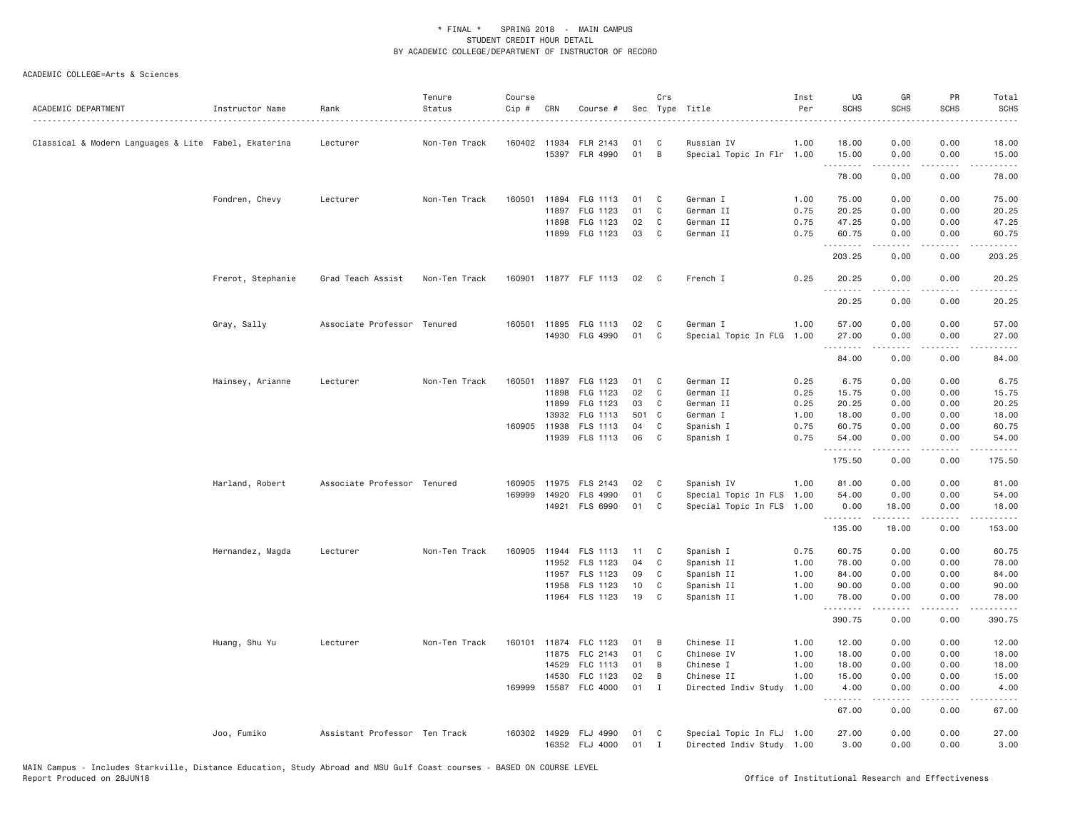\* FINAL \* SPRING 2018 - MAIN CAMPUS
STUDENT CREDIT HOUR DETAIL
BY ACADEMIC COLLEGE/DEPARTMENT OF INSTRUCTOR OF RECORD

ACADEMIC COLLEGE=Arts & Sciences

| ACADEMIC DEPARTMENT | Instructor Name | Rank | Tenure Status | Course Cip # | CRN | Course # | Sec | Crs Type | Title | Inst Per | UG SCHS | GR SCHS | PR SCHS | Total SCHS |
|---|---|---|---|---|---|---|---|---|---|---|---|---|---|---|
| Classical & Modern Languages & Lite | Fabel, Ekaterina | Lecturer | Non-Ten Track | 160402 | 11934 | FLR 2143 | 01 | C | Russian IV | 1.00 | 18.00 | 0.00 | 0.00 | 18.00 |
| | | | | | 15397 | FLR 4990 | 01 | B | Special Topic In Flr | 1.00 | 15.00 | 0.00 | 0.00 | 15.00 |
| | | | | | | | | | | | 78.00 | 0.00 | 0.00 | 78.00 |
| | Fondren, Chevy | Lecturer | Non-Ten Track | 160501 | 11894 | FLG 1113 | 01 | C | German I | 1.00 | 75.00 | 0.00 | 0.00 | 75.00 |
| | | | | | 11897 | FLG 1123 | 01 | C | German II | 0.75 | 20.25 | 0.00 | 0.00 | 20.25 |
| | | | | | 11898 | FLG 1123 | 02 | C | German II | 0.75 | 47.25 | 0.00 | 0.00 | 47.25 |
| | | | | | 11899 | FLG 1123 | 03 | C | German II | 0.75 | 60.75 | 0.00 | 0.00 | 60.75 |
| | | | | | | | | | | | 203.25 | 0.00 | 0.00 | 203.25 |
| | Frerot, Stephanie | Grad Teach Assist | Non-Ten Track | 160901 | 11877 | FLF 1113 | 02 | C | French I | 0.25 | 20.25 | 0.00 | 0.00 | 20.25 |
| | | | | | | | | | | | 20.25 | 0.00 | 0.00 | 20.25 |
| | Gray, Sally | Associate Professor | Tenured | 160501 | 11895 | FLG 1113 | 02 | C | German I | 1.00 | 57.00 | 0.00 | 0.00 | 57.00 |
| | | | | | 14930 | FLG 4990 | 01 | C | Special Topic In FLG | 1.00 | 27.00 | 0.00 | 0.00 | 27.00 |
| | | | | | | | | | | | 84.00 | 0.00 | 0.00 | 84.00 |
| | Hainsey, Arianne | Lecturer | Non-Ten Track | 160501 | 11897 | FLG 1123 | 01 | C | German II | 0.25 | 6.75 | 0.00 | 0.00 | 6.75 |
| | | | | | 11898 | FLG 1123 | 02 | C | German II | 0.25 | 15.75 | 0.00 | 0.00 | 15.75 |
| | | | | | 11899 | FLG 1123 | 03 | C | German II | 0.25 | 20.25 | 0.00 | 0.00 | 20.25 |
| | | | | | 13932 | FLG 1113 | 501 | C | German I | 1.00 | 18.00 | 0.00 | 0.00 | 18.00 |
| | | | | 160905 | 11938 | FLS 1113 | 04 | C | Spanish I | 0.75 | 60.75 | 0.00 | 0.00 | 60.75 |
| | | | | | 11939 | FLS 1113 | 06 | C | Spanish I | 0.75 | 54.00 | 0.00 | 0.00 | 54.00 |
| | | | | | | | | | | | 175.50 | 0.00 | 0.00 | 175.50 |
| | Harland, Robert | Associate Professor | Tenured | 160905 | 11975 | FLS 2143 | 02 | C | Spanish IV | 1.00 | 81.00 | 0.00 | 0.00 | 81.00 |
| | | | | 169999 | 14920 | FLS 4990 | 01 | C | Special Topic In FLS | 1.00 | 54.00 | 0.00 | 0.00 | 54.00 |
| | | | | | 14921 | FLS 6990 | 01 | C | Special Topic In FLS | 1.00 | 0.00 | 18.00 | 0.00 | 18.00 |
| | | | | | | | | | | | 135.00 | 18.00 | 0.00 | 153.00 |
| | Hernandez, Magda | Lecturer | Non-Ten Track | 160905 | 11944 | FLS 1113 | 11 | C | Spanish I | 0.75 | 60.75 | 0.00 | 0.00 | 60.75 |
| | | | | | 11952 | FLS 1123 | 04 | C | Spanish II | 1.00 | 78.00 | 0.00 | 0.00 | 78.00 |
| | | | | | 11957 | FLS 1123 | 09 | C | Spanish II | 1.00 | 84.00 | 0.00 | 0.00 | 84.00 |
| | | | | | 11958 | FLS 1123 | 10 | C | Spanish II | 1.00 | 90.00 | 0.00 | 0.00 | 90.00 |
| | | | | | 11964 | FLS 1123 | 19 | C | Spanish II | 1.00 | 78.00 | 0.00 | 0.00 | 78.00 |
| | | | | | | | | | | | 390.75 | 0.00 | 0.00 | 390.75 |
| | Huang, Shu Yu | Lecturer | Non-Ten Track | 160101 | 11874 | FLC 1123 | 01 | B | Chinese II | 1.00 | 12.00 | 0.00 | 0.00 | 12.00 |
| | | | | | 11875 | FLC 2143 | 01 | C | Chinese IV | 1.00 | 18.00 | 0.00 | 0.00 | 18.00 |
| | | | | | 14529 | FLC 1113 | 01 | B | Chinese I | 1.00 | 18.00 | 0.00 | 0.00 | 18.00 |
| | | | | | 14530 | FLC 1123 | 02 | B | Chinese II | 1.00 | 15.00 | 0.00 | 0.00 | 15.00 |
| | | | | 169999 | 15587 | FLC 4000 | 01 | I | Directed Indiv Study | 1.00 | 4.00 | 0.00 | 0.00 | 4.00 |
| | | | | | | | | | | | 67.00 | 0.00 | 0.00 | 67.00 |
| | Joo, Fumiko | Assistant Professor | Ten Track | 160302 | 14929 | FLJ 4990 | 01 | C | Special Topic In FLJ | 1.00 | 27.00 | 0.00 | 0.00 | 27.00 |
| | | | | | 16352 | FLJ 4000 | 01 | I | Directed Indiv Study | 1.00 | 3.00 | 0.00 | 0.00 | 3.00 |

MAIN Campus - Includes Starkville, Distance Education, Study Abroad and MSU Gulf Coast courses - BASED ON COURSE LEVEL
Report Produced on 28JUN18 Office of Institutional Research and Effectiveness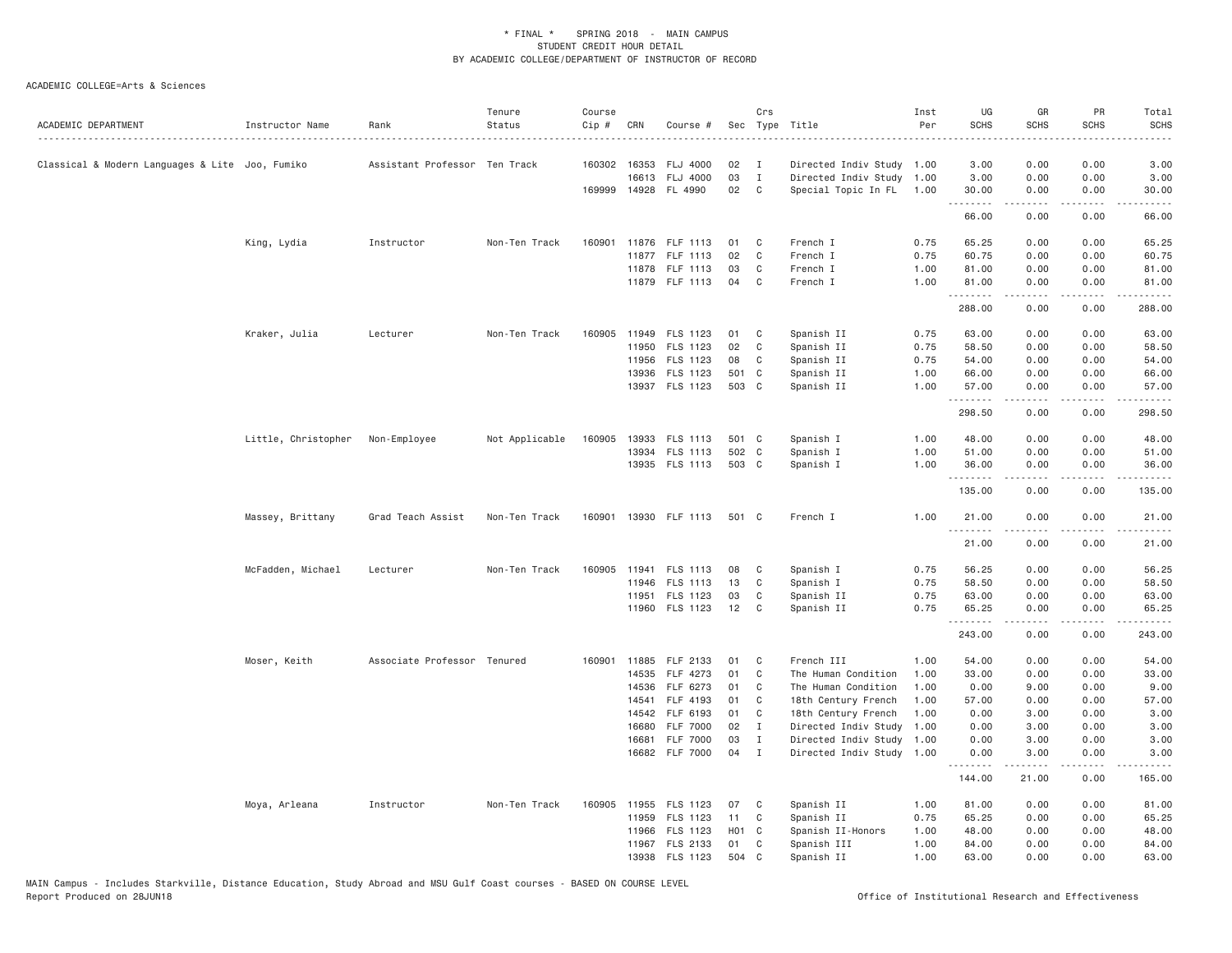\* FINAL \*  SPRING 2018 - MAIN CAMPUS
STUDENT CREDIT HOUR DETAIL
BY ACADEMIC COLLEGE/DEPARTMENT OF INSTRUCTOR OF RECORD

ACADEMIC COLLEGE=Arts & Sciences

| ACADEMIC DEPARTMENT | Instructor Name | Rank | Tenure Status | Course Cip # | CRN | Course # | Sec | Crs Type | Title | Inst Per | UG SCHS | GR SCHS | PR SCHS | Total SCHS |
|---|---|---|---|---|---|---|---|---|---|---|---|---|---|---|
| Classical & Modern Languages & Lite | Joo, Fumiko | Assistant Professor | Ten Track | 160302 | 16353 | FLJ 4000 | 02 | I | Directed Indiv Study | 1.00 | 3.00 | 0.00 | 0.00 | 3.00 |
| | | | | | 16613 | FLJ 4000 | 03 | I | Directed Indiv Study | 1.00 | 3.00 | 0.00 | 0.00 | 3.00 |
| | | | | 169999 | 14928 | FL 4990 | 02 | C | Special Topic In FL | 1.00 | 30.00 | 0.00 | 0.00 | 30.00 |
| | | | | | | | | | | | 66.00 | 0.00 | 0.00 | 66.00 |
| | King, Lydia | Instructor | Non-Ten Track | 160901 | 11876 | FLF 1113 | 01 | C | French I | 0.75 | 65.25 | 0.00 | 0.00 | 65.25 |
| | | | | | 11877 | FLF 1113 | 02 | C | French I | 0.75 | 60.75 | 0.00 | 0.00 | 60.75 |
| | | | | | 11878 | FLF 1113 | 03 | C | French I | 1.00 | 81.00 | 0.00 | 0.00 | 81.00 |
| | | | | | 11879 | FLF 1113 | 04 | C | French I | 1.00 | 81.00 | 0.00 | 0.00 | 81.00 |
| | | | | | | | | | | | 288.00 | 0.00 | 0.00 | 288.00 |
| | Kraker, Julia | Lecturer | Non-Ten Track | 160905 | 11949 | FLS 1123 | 01 | C | Spanish II | 0.75 | 63.00 | 0.00 | 0.00 | 63.00 |
| | | | | | 11950 | FLS 1123 | 02 | C | Spanish II | 0.75 | 58.50 | 0.00 | 0.00 | 58.50 |
| | | | | | 11956 | FLS 1123 | 08 | C | Spanish II | 0.75 | 54.00 | 0.00 | 0.00 | 54.00 |
| | | | | | 13936 | FLS 1123 | 501 | C | Spanish II | 1.00 | 66.00 | 0.00 | 0.00 | 66.00 |
| | | | | | 13937 | FLS 1123 | 503 | C | Spanish II | 1.00 | 57.00 | 0.00 | 0.00 | 57.00 |
| | | | | | | | | | | | 298.50 | 0.00 | 0.00 | 298.50 |
| | Little, Christopher | Non-Employee | Not Applicable | 160905 | 13933 | FLS 1113 | 501 | C | Spanish I | 1.00 | 48.00 | 0.00 | 0.00 | 48.00 |
| | | | | | 13934 | FLS 1113 | 502 | C | Spanish I | 1.00 | 51.00 | 0.00 | 0.00 | 51.00 |
| | | | | | 13935 | FLS 1113 | 503 | C | Spanish I | 1.00 | 36.00 | 0.00 | 0.00 | 36.00 |
| | | | | | | | | | | | 135.00 | 0.00 | 0.00 | 135.00 |
| | Massey, Brittany | Grad Teach Assist | Non-Ten Track | 160901 | 13930 | FLF 1113 | 501 | C | French I | 1.00 | 21.00 | 0.00 | 0.00 | 21.00 |
| | | | | | | | | | | | 21.00 | 0.00 | 0.00 | 21.00 |
| | McFadden, Michael | Lecturer | Non-Ten Track | 160905 | 11941 | FLS 1113 | 08 | C | Spanish I | 0.75 | 56.25 | 0.00 | 0.00 | 56.25 |
| | | | | | 11946 | FLS 1113 | 13 | C | Spanish I | 0.75 | 58.50 | 0.00 | 0.00 | 58.50 |
| | | | | | 11951 | FLS 1123 | 03 | C | Spanish II | 0.75 | 63.00 | 0.00 | 0.00 | 63.00 |
| | | | | | 11960 | FLS 1123 | 12 | C | Spanish II | 0.75 | 65.25 | 0.00 | 0.00 | 65.25 |
| | | | | | | | | | | | 243.00 | 0.00 | 0.00 | 243.00 |
| | Moser, Keith | Associate Professor | Tenured | 160901 | 11885 | FLF 2133 | 01 | C | French III | 1.00 | 54.00 | 0.00 | 0.00 | 54.00 |
| | | | | | 14535 | FLF 4273 | 01 | C | The Human Condition | 1.00 | 33.00 | 0.00 | 0.00 | 33.00 |
| | | | | | 14536 | FLF 6273 | 01 | C | The Human Condition | 1.00 | 0.00 | 9.00 | 0.00 | 9.00 |
| | | | | | 14541 | FLF 4193 | 01 | C | 18th Century French | 1.00 | 57.00 | 0.00 | 0.00 | 57.00 |
| | | | | | 14542 | FLF 6193 | 01 | C | 18th Century French | 1.00 | 0.00 | 3.00 | 0.00 | 3.00 |
| | | | | | 16680 | FLF 7000 | 02 | I | Directed Indiv Study | 1.00 | 0.00 | 3.00 | 0.00 | 3.00 |
| | | | | | 16681 | FLF 7000 | 03 | I | Directed Indiv Study | 1.00 | 0.00 | 3.00 | 0.00 | 3.00 |
| | | | | | 16682 | FLF 7000 | 04 | I | Directed Indiv Study | 1.00 | 0.00 | 3.00 | 0.00 | 3.00 |
| | | | | | | | | | | | 144.00 | 21.00 | 0.00 | 165.00 |
| | Moya, Arleana | Instructor | Non-Ten Track | 160905 | 11955 | FLS 1123 | 07 | C | Spanish II | 1.00 | 81.00 | 0.00 | 0.00 | 81.00 |
| | | | | | 11959 | FLS 1123 | 11 | C | Spanish II | 0.75 | 65.25 | 0.00 | 0.00 | 65.25 |
| | | | | | 11966 | FLS 1123 | H01 | C | Spanish II-Honors | 1.00 | 48.00 | 0.00 | 0.00 | 48.00 |
| | | | | | 11967 | FLS 2133 | 01 | C | Spanish III | 1.00 | 84.00 | 0.00 | 0.00 | 84.00 |
| | | | | | 13938 | FLS 1123 | 504 | C | Spanish II | 1.00 | 63.00 | 0.00 | 0.00 | 63.00 |

MAIN Campus - Includes Starkville, Distance Education, Study Abroad and MSU Gulf Coast courses - BASED ON COURSE LEVEL
Report Produced on 28JUN18 Office of Institutional Research and Effectiveness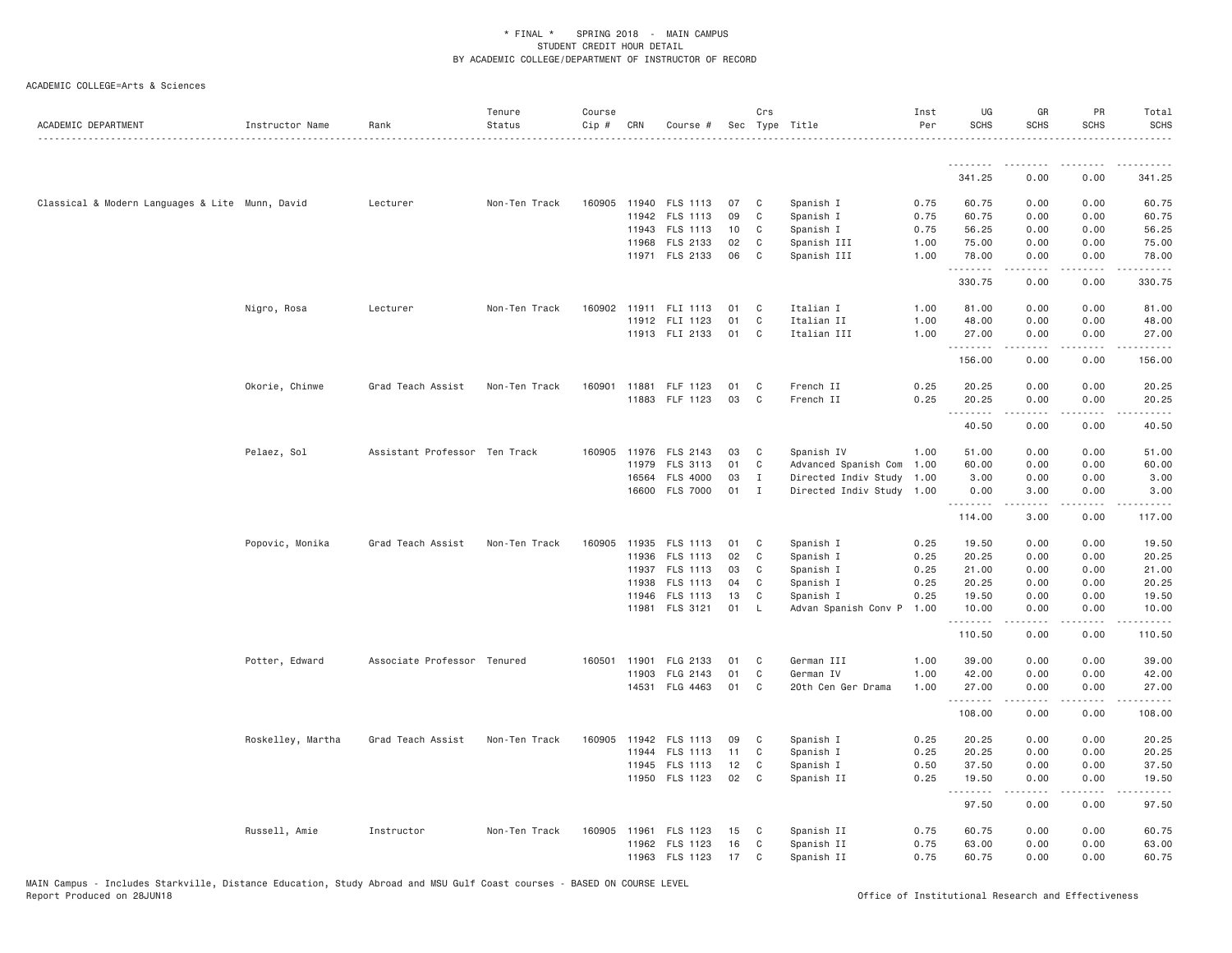* FINAL * SPRING 2018 - MAIN CAMPUS
STUDENT CREDIT HOUR DETAIL
BY ACADEMIC COLLEGE/DEPARTMENT OF INSTRUCTOR OF RECORD

ACADEMIC COLLEGE=Arts & Sciences

| ACADEMIC DEPARTMENT | Instructor Name | Rank | Tenure Status | Course Cip # | CRN | Course # | Sec | Crs Type | Title | Inst Per | UG SCHS | GR SCHS | PR SCHS | Total SCHS |
|---|---|---|---|---|---|---|---|---|---|---|---|---|---|---|
| | | | | | | | | | | | 341.25 | 0.00 | 0.00 | 341.25 |
| Classical & Modern Languages & Lite | Munn, David | Lecturer | Non-Ten Track | 160905 | 11940 | FLS 1113 | 07 | C | Spanish I | 0.75 | 60.75 | 0.00 | 0.00 | 60.75 |
| | | | | | 11942 | FLS 1113 | 09 | C | Spanish I | 0.75 | 60.75 | 0.00 | 0.00 | 60.75 |
| | | | | | 11943 | FLS 1113 | 10 | C | Spanish I | 0.75 | 56.25 | 0.00 | 0.00 | 56.25 |
| | | | | | 11968 | FLS 2133 | 02 | C | Spanish III | 1.00 | 75.00 | 0.00 | 0.00 | 75.00 |
| | | | | | 11971 | FLS 2133 | 06 | C | Spanish III | 1.00 | 78.00 | 0.00 | 0.00 | 78.00 |
| | | | | | | | | | | | 330.75 | 0.00 | 0.00 | 330.75 |
| | Nigro, Rosa | Lecturer | Non-Ten Track | 160902 | 11911 | FLI 1113 | 01 | C | Italian I | 1.00 | 81.00 | 0.00 | 0.00 | 81.00 |
| | | | | | 11912 | FLI 1123 | 01 | C | Italian II | 1.00 | 48.00 | 0.00 | 0.00 | 48.00 |
| | | | | | 11913 | FLI 2133 | 01 | C | Italian III | 1.00 | 27.00 | 0.00 | 0.00 | 27.00 |
| | | | | | | | | | | | 156.00 | 0.00 | 0.00 | 156.00 |
| | Okorie, Chinwe | Grad Teach Assist | Non-Ten Track | 160901 | 11881 | FLF 1123 | 01 | C | French II | 0.25 | 20.25 | 0.00 | 0.00 | 20.25 |
| | | | | | 11883 | FLF 1123 | 03 | C | French II | 0.25 | 20.25 | 0.00 | 0.00 | 20.25 |
| | | | | | | | | | | | 40.50 | 0.00 | 0.00 | 40.50 |
| | Pelaez, Sol | Assistant Professor | Ten Track | 160905 | 11976 | FLS 2143 | 03 | C | Spanish IV | 1.00 | 51.00 | 0.00 | 0.00 | 51.00 |
| | | | | | 11979 | FLS 3113 | 01 | C | Advanced Spanish Com | 1.00 | 60.00 | 0.00 | 0.00 | 60.00 |
| | | | | | 16564 | FLS 4000 | 03 | I | Directed Indiv Study | 1.00 | 3.00 | 0.00 | 0.00 | 3.00 |
| | | | | | 16600 | FLS 7000 | 01 | I | Directed Indiv Study | 1.00 | 0.00 | 3.00 | 0.00 | 3.00 |
| | | | | | | | | | | | 114.00 | 3.00 | 0.00 | 117.00 |
| | Popovic, Monika | Grad Teach Assist | Non-Ten Track | 160905 | 11935 | FLS 1113 | 01 | C | Spanish I | 0.25 | 19.50 | 0.00 | 0.00 | 19.50 |
| | | | | | 11936 | FLS 1113 | 02 | C | Spanish I | 0.25 | 20.25 | 0.00 | 0.00 | 20.25 |
| | | | | | 11937 | FLS 1113 | 03 | C | Spanish I | 0.25 | 21.00 | 0.00 | 0.00 | 21.00 |
| | | | | | 11938 | FLS 1113 | 04 | C | Spanish I | 0.25 | 20.25 | 0.00 | 0.00 | 20.25 |
| | | | | | 11946 | FLS 1113 | 13 | C | Spanish I | 0.25 | 19.50 | 0.00 | 0.00 | 19.50 |
| | | | | | 11981 | FLS 3121 | 01 | L | Advan Spanish Conv P | 1.00 | 10.00 | 0.00 | 0.00 | 10.00 |
| | | | | | | | | | | | 110.50 | 0.00 | 0.00 | 110.50 |
| | Potter, Edward | Associate Professor | Tenured | 160501 | 11901 | FLG 2133 | 01 | C | German III | 1.00 | 39.00 | 0.00 | 0.00 | 39.00 |
| | | | | | 11903 | FLG 2143 | 01 | C | German IV | 1.00 | 42.00 | 0.00 | 0.00 | 42.00 |
| | | | | | 14531 | FLG 4463 | 01 | C | 20th Cen Ger Drama | 1.00 | 27.00 | 0.00 | 0.00 | 27.00 |
| | | | | | | | | | | | 108.00 | 0.00 | 0.00 | 108.00 |
| | Roskelley, Martha | Grad Teach Assist | Non-Ten Track | 160905 | 11942 | FLS 1113 | 09 | C | Spanish I | 0.25 | 20.25 | 0.00 | 0.00 | 20.25 |
| | | | | | 11944 | FLS 1113 | 11 | C | Spanish I | 0.25 | 20.25 | 0.00 | 0.00 | 20.25 |
| | | | | | 11945 | FLS 1113 | 12 | C | Spanish I | 0.50 | 37.50 | 0.00 | 0.00 | 37.50 |
| | | | | | 11950 | FLS 1123 | 02 | C | Spanish II | 0.25 | 19.50 | 0.00 | 0.00 | 19.50 |
| | | | | | | | | | | | 97.50 | 0.00 | 0.00 | 97.50 |
| | Russell, Amie | Instructor | Non-Ten Track | 160905 | 11961 | FLS 1123 | 15 | C | Spanish II | 0.75 | 60.75 | 0.00 | 0.00 | 60.75 |
| | | | | | 11962 | FLS 1123 | 16 | C | Spanish II | 0.75 | 63.00 | 0.00 | 0.00 | 63.00 |
| | | | | | 11963 | FLS 1123 | 17 | C | Spanish II | 0.75 | 60.75 | 0.00 | 0.00 | 60.75 |

MAIN Campus - Includes Starkville, Distance Education, Study Abroad and MSU Gulf Coast courses - BASED ON COURSE LEVEL
Report Produced on 28JUN18 Office of Institutional Research and Effectiveness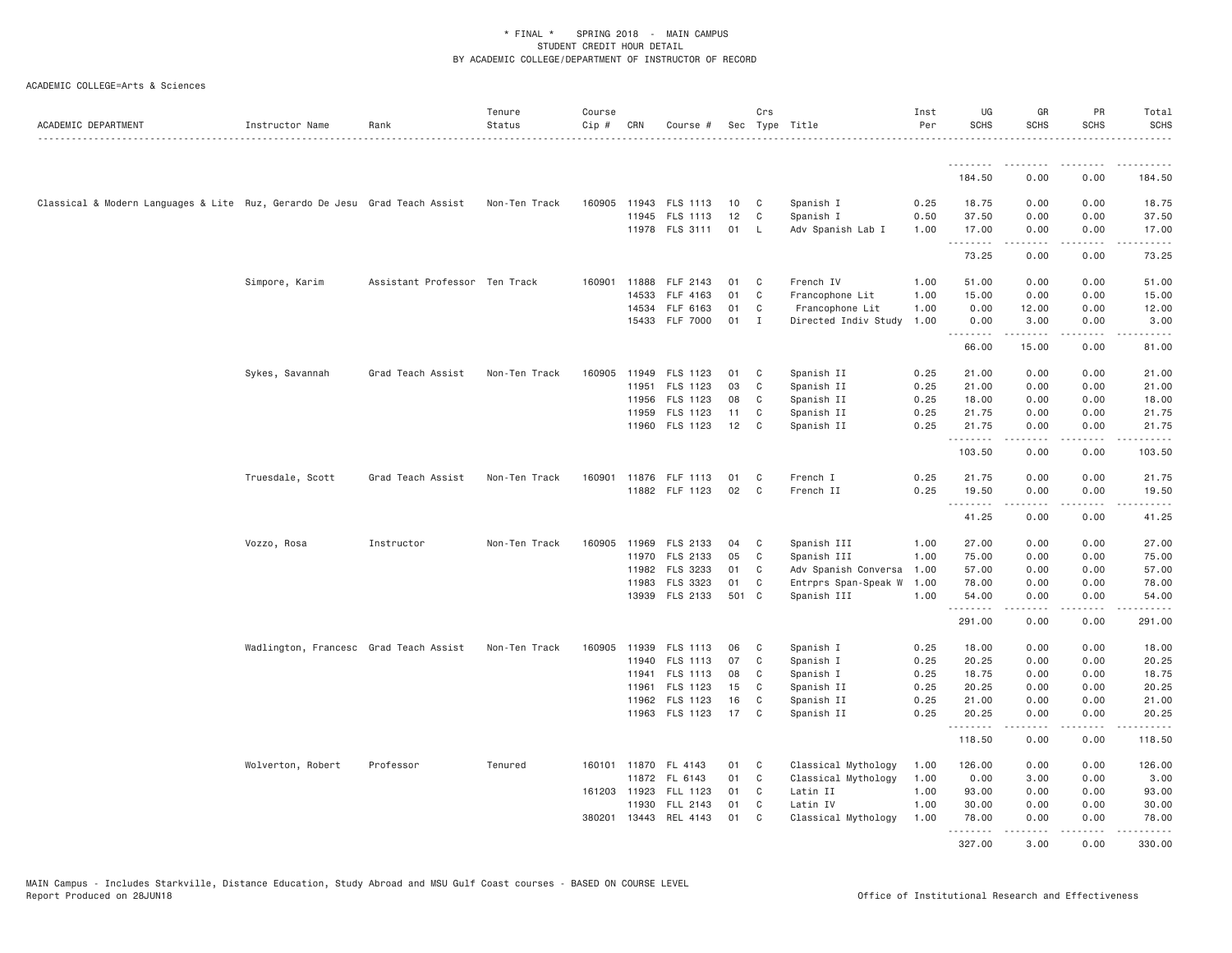\* FINAL \* SPRING 2018 - MAIN CAMPUS
STUDENT CREDIT HOUR DETAIL
BY ACADEMIC COLLEGE/DEPARTMENT OF INSTRUCTOR OF RECORD

ACADEMIC COLLEGE=Arts & Sciences

| ACADEMIC DEPARTMENT | Instructor Name | Rank | Tenure Status | Course Cip # | CRN | Course # | Sec | Crs Type | Title | Inst Per | UG SCHS | GR SCHS | PR SCHS | Total SCHS |
|---|---|---|---|---|---|---|---|---|---|---|---|---|---|---|
| | | | | | | | | | | | 184.50 | 0.00 | 0.00 | 184.50 |
| Classical & Modern Languages & Lite | Ruz, Gerardo De Jesu | Grad Teach Assist | Non-Ten Track | 160905 | 11943 | FLS 1113 | 10 | C | Spanish I | 0.25 | 18.75 | 0.00 | 0.00 | 18.75 |
| | | | | | 11945 | FLS 1113 | 12 | C | Spanish I | 0.50 | 37.50 | 0.00 | 0.00 | 37.50 |
| | | | | | 11978 | FLS 3111 | 01 | L | Adv Spanish Lab I | 1.00 | 17.00 | 0.00 | 0.00 | 17.00 |
| | | | | | | | | | | | 73.25 | 0.00 | 0.00 | 73.25 |
| | Simpore, Karim | Assistant Professor | Ten Track | 160901 | 11888 | FLF 2143 | 01 | C | French IV | 1.00 | 51.00 | 0.00 | 0.00 | 51.00 |
| | | | | | 14533 | FLF 4163 | 01 | C | Francophone Lit | 1.00 | 15.00 | 0.00 | 0.00 | 15.00 |
| | | | | | 14534 | FLF 6163 | 01 | C | Francophone Lit | 1.00 | 0.00 | 12.00 | 0.00 | 12.00 |
| | | | | | 15433 | FLF 7000 | 01 | I | Directed Indiv Study | 1.00 | 0.00 | 3.00 | 0.00 | 3.00 |
| | | | | | | | | | | | 66.00 | 15.00 | 0.00 | 81.00 |
| | Sykes, Savannah | Grad Teach Assist | Non-Ten Track | 160905 | 11949 | FLS 1123 | 01 | C | Spanish II | 0.25 | 21.00 | 0.00 | 0.00 | 21.00 |
| | | | | | 11951 | FLS 1123 | 03 | C | Spanish II | 0.25 | 21.00 | 0.00 | 0.00 | 21.00 |
| | | | | | 11956 | FLS 1123 | 08 | C | Spanish II | 0.25 | 18.00 | 0.00 | 0.00 | 18.00 |
| | | | | | 11959 | FLS 1123 | 11 | C | Spanish II | 0.25 | 21.75 | 0.00 | 0.00 | 21.75 |
| | | | | | 11960 | FLS 1123 | 12 | C | Spanish II | 0.25 | 21.75 | 0.00 | 0.00 | 21.75 |
| | | | | | | | | | | | 103.50 | 0.00 | 0.00 | 103.50 |
| | Truesdale, Scott | Grad Teach Assist | Non-Ten Track | 160901 | 11876 | FLF 1113 | 01 | C | French I | 0.25 | 21.75 | 0.00 | 0.00 | 21.75 |
| | | | | | 11882 | FLF 1123 | 02 | C | French II | 0.25 | 19.50 | 0.00 | 0.00 | 19.50 |
| | | | | | | | | | | | 41.25 | 0.00 | 0.00 | 41.25 |
| | Vozzo, Rosa | Instructor | Non-Ten Track | 160905 | 11969 | FLS 2133 | 04 | C | Spanish III | 1.00 | 27.00 | 0.00 | 0.00 | 27.00 |
| | | | | | 11970 | FLS 2133 | 05 | C | Spanish III | 1.00 | 75.00 | 0.00 | 0.00 | 75.00 |
| | | | | | 11982 | FLS 3233 | 01 | C | Adv Spanish Conversa | 1.00 | 57.00 | 0.00 | 0.00 | 57.00 |
| | | | | | 11983 | FLS 3323 | 01 | C | Entrprs Span-Speak W | 1.00 | 78.00 | 0.00 | 0.00 | 78.00 |
| | | | | | 13939 | FLS 2133 | 501 | C | Spanish III | 1.00 | 54.00 | 0.00 | 0.00 | 54.00 |
| | | | | | | | | | | | 291.00 | 0.00 | 0.00 | 291.00 |
| | Wadlington, Francesc | Grad Teach Assist | Non-Ten Track | 160905 | 11939 | FLS 1113 | 06 | C | Spanish I | 0.25 | 18.00 | 0.00 | 0.00 | 18.00 |
| | | | | | 11940 | FLS 1113 | 07 | C | Spanish I | 0.25 | 20.25 | 0.00 | 0.00 | 20.25 |
| | | | | | 11941 | FLS 1113 | 08 | C | Spanish I | 0.25 | 18.75 | 0.00 | 0.00 | 18.75 |
| | | | | | 11961 | FLS 1123 | 15 | C | Spanish II | 0.25 | 20.25 | 0.00 | 0.00 | 20.25 |
| | | | | | 11962 | FLS 1123 | 16 | C | Spanish II | 0.25 | 21.00 | 0.00 | 0.00 | 21.00 |
| | | | | | 11963 | FLS 1123 | 17 | C | Spanish II | 0.25 | 20.25 | 0.00 | 0.00 | 20.25 |
| | | | | | | | | | | | 118.50 | 0.00 | 0.00 | 118.50 |
| | Wolverton, Robert | Professor | Tenured | 160101 | 11870 | FL 4143 | 01 | C | Classical Mythology | 1.00 | 126.00 | 0.00 | 0.00 | 126.00 |
| | | | | | 11872 | FL 6143 | 01 | C | Classical Mythology | 1.00 | 0.00 | 3.00 | 0.00 | 3.00 |
| | | | | 161203 | 11923 | FLL 1123 | 01 | C | Latin II | 1.00 | 93.00 | 0.00 | 0.00 | 93.00 |
| | | | | | 11930 | FLL 2143 | 01 | C | Latin IV | 1.00 | 30.00 | 0.00 | 0.00 | 30.00 |
| | | | | 380201 | 13443 | REL 4143 | 01 | C | Classical Mythology | 1.00 | 78.00 | 0.00 | 0.00 | 78.00 |
| | | | | | | | | | | | 327.00 | 3.00 | 0.00 | 330.00 |

MAIN Campus - Includes Starkville, Distance Education, Study Abroad and MSU Gulf Coast courses - BASED ON COURSE LEVEL
Report Produced on 28JUN18 Office of Institutional Research and Effectiveness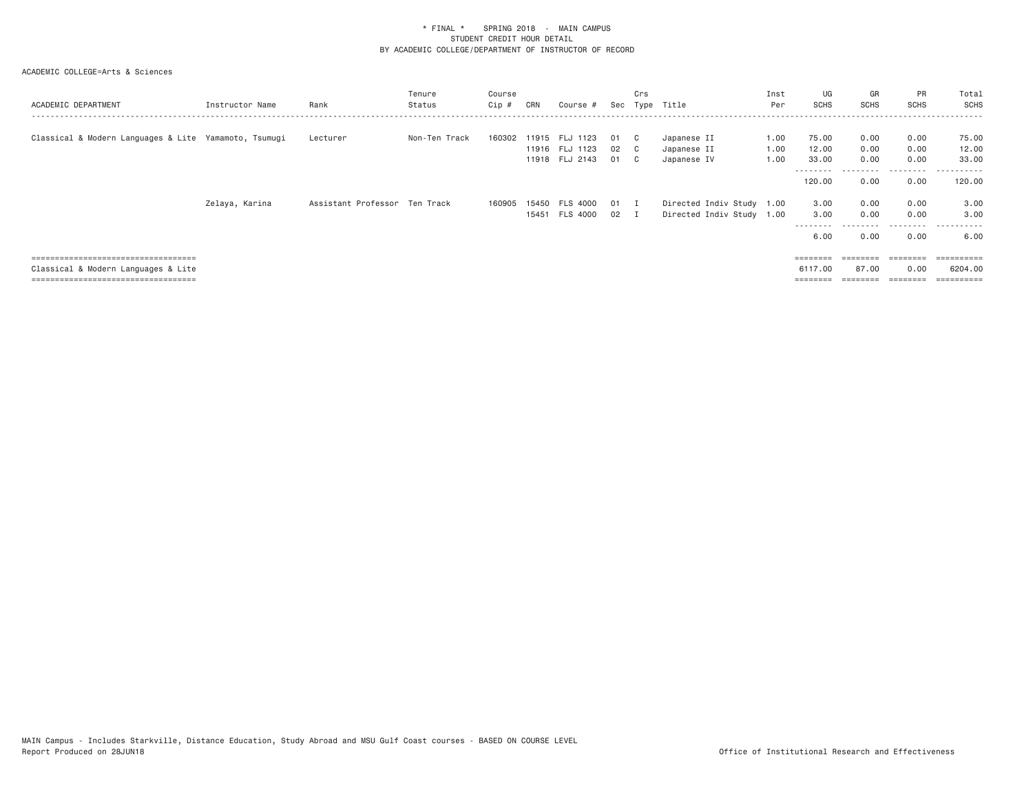\* FINAL \* SPRING 2018 - MAIN CAMPUS
STUDENT CREDIT HOUR DETAIL
BY ACADEMIC COLLEGE/DEPARTMENT OF INSTRUCTOR OF RECORD

ACADEMIC COLLEGE=Arts & Sciences

| ACADEMIC DEPARTMENT | Instructor Name | Rank | Tenure Status | Course Cip # | CRN | Course # | Sec | Crs Type | Title | Inst Per | UG SCHS | GR SCHS | PR SCHS | Total SCHS |
|---|---|---|---|---|---|---|---|---|---|---|---|---|---|---|
| Classical & Modern Languages & Lite | Yamamoto, Tsumugi | Lecturer | Non-Ten Track | 160302 | 11915 | FLJ 1123 | 01 | C | Japanese II | 1.00 | 75.00 | 0.00 | 0.00 | 75.00 |
| | | | | | 11916 | FLJ 1123 | 02 | C | Japanese II | 1.00 | 12.00 | 0.00 | 0.00 | 12.00 |
| | | | | | 11918 | FLJ 2143 | 01 | C | Japanese IV | 1.00 | 33.00 | 0.00 | 0.00 | 33.00 |
| | | | | | | | | | | | 120.00 | 0.00 | 0.00 | 120.00 |
| | Zelaya, Karina | Assistant Professor | Ten Track | 160905 | 15450 | FLS 4000 | 01 | I | Directed Indiv Study | 1.00 | 3.00 | 0.00 | 0.00 | 3.00 |
| | | | | | 15451 | FLS 4000 | 02 | I | Directed Indiv Study | 1.00 | 3.00 | 0.00 | 0.00 | 3.00 |
| | | | | | | | | | | | 6.00 | 0.00 | 0.00 | 6.00 |
| Classical & Modern Languages & Lite | | | | | | | | | | | 6117.00 | 87.00 | 0.00 | 6204.00 |

MAIN Campus - Includes Starkville, Distance Education, Study Abroad and MSU Gulf Coast courses - BASED ON COURSE LEVEL
Report Produced on 28JUN18

Office of Institutional Research and Effectiveness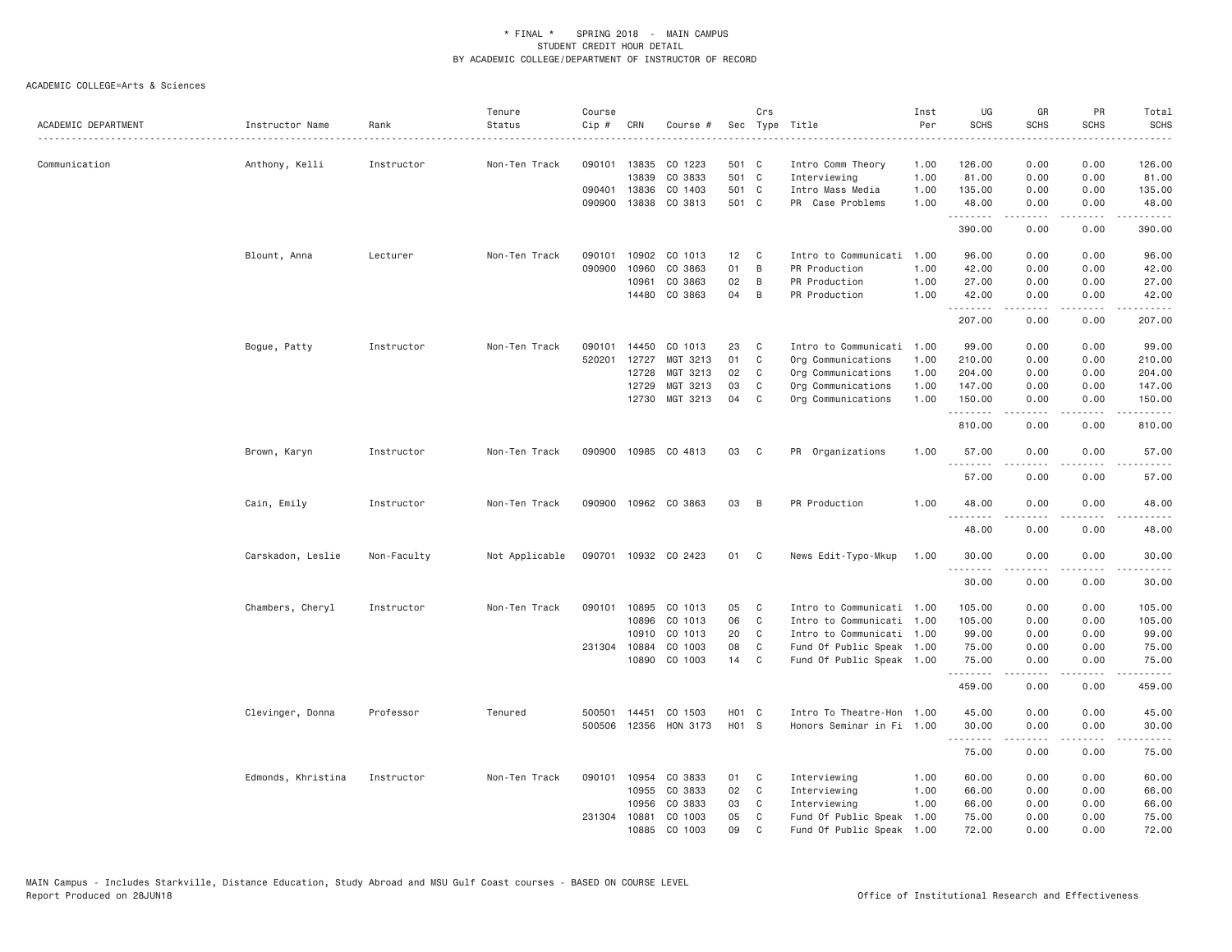\* FINAL \* SPRING 2018 - MAIN CAMPUS
STUDENT CREDIT HOUR DETAIL
BY ACADEMIC COLLEGE/DEPARTMENT OF INSTRUCTOR OF RECORD

ACADEMIC COLLEGE=Arts & Sciences

| ACADEMIC DEPARTMENT | Instructor Name | Rank | Tenure Status | Course Cip # | CRN | Course # | Sec | Crs Type | Title | Inst Per | UG SCHS | GR SCHS | PR SCHS | Total SCHS |
|---|---|---|---|---|---|---|---|---|---|---|---|---|---|---|
| Communication | Anthony, Kelli | Instructor | Non-Ten Track | 090101 | 13835 | CO 1223 | 501 | C | Intro Comm Theory | 1.00 | 126.00 | 0.00 | 0.00 | 126.00 |
| | | | | | 13839 | CO 3833 | 501 | C | Interviewing | 1.00 | 81.00 | 0.00 | 0.00 | 81.00 |
| | | | | 090401 | 13836 | CO 1403 | 501 | C | Intro Mass Media | 1.00 | 135.00 | 0.00 | 0.00 | 135.00 |
| | | | | 090900 | 13838 | CO 3813 | 501 | C | PR Case Problems | 1.00 | 48.00 | 0.00 | 0.00 | 48.00 |
| | | | | | | | | | | | 390.00 | 0.00 | 0.00 | 390.00 |
| | Blount, Anna | Lecturer | Non-Ten Track | 090101 | 10902 | CO 1013 | 12 | C | Intro to Communicati | 1.00 | 96.00 | 0.00 | 0.00 | 96.00 |
| | | | | 090900 | 10960 | CO 3863 | 01 | B | PR Production | 1.00 | 42.00 | 0.00 | 0.00 | 42.00 |
| | | | | | 10961 | CO 3863 | 02 | B | PR Production | 1.00 | 27.00 | 0.00 | 0.00 | 27.00 |
| | | | | | 14480 | CO 3863 | 04 | B | PR Production | 1.00 | 42.00 | 0.00 | 0.00 | 42.00 |
| | | | | | | | | | | | 207.00 | 0.00 | 0.00 | 207.00 |
| | Bogue, Patty | Instructor | Non-Ten Track | 090101 | 14450 | CO 1013 | 23 | C | Intro to Communicati | 1.00 | 99.00 | 0.00 | 0.00 | 99.00 |
| | | | | 520201 | 12727 | MGT 3213 | 01 | C | Org Communications | 1.00 | 210.00 | 0.00 | 0.00 | 210.00 |
| | | | | | 12728 | MGT 3213 | 02 | C | Org Communications | 1.00 | 204.00 | 0.00 | 0.00 | 204.00 |
| | | | | | 12729 | MGT 3213 | 03 | C | Org Communications | 1.00 | 147.00 | 0.00 | 0.00 | 147.00 |
| | | | | | 12730 | MGT 3213 | 04 | C | Org Communications | 1.00 | 150.00 | 0.00 | 0.00 | 150.00 |
| | | | | | | | | | | | 810.00 | 0.00 | 0.00 | 810.00 |
| | Brown, Karyn | Instructor | Non-Ten Track | 090900 | 10985 | CO 4813 | 03 | C | PR Organizations | 1.00 | 57.00 | 0.00 | 0.00 | 57.00 |
| | | | | | | | | | | | 57.00 | 0.00 | 0.00 | 57.00 |
| | Cain, Emily | Instructor | Non-Ten Track | 090900 | 10962 | CO 3863 | 03 | B | PR Production | 1.00 | 48.00 | 0.00 | 0.00 | 48.00 |
| | | | | | | | | | | | 48.00 | 0.00 | 0.00 | 48.00 |
| | Carskadon, Leslie | Non-Faculty | Not Applicable | 090701 | 10932 | CO 2423 | 01 | C | News Edit-Typo-Mkup | 1.00 | 30.00 | 0.00 | 0.00 | 30.00 |
| | | | | | | | | | | | 30.00 | 0.00 | 0.00 | 30.00 |
| | Chambers, Cheryl | Instructor | Non-Ten Track | 090101 | 10895 | CO 1013 | 05 | C | Intro to Communicati | 1.00 | 105.00 | 0.00 | 0.00 | 105.00 |
| | | | | | 10896 | CO 1013 | 06 | C | Intro to Communicati | 1.00 | 105.00 | 0.00 | 0.00 | 105.00 |
| | | | | | 10910 | CO 1013 | 20 | C | Intro to Communicati | 1.00 | 99.00 | 0.00 | 0.00 | 99.00 |
| | | | | 231304 | 10884 | CO 1003 | 08 | C | Fund Of Public Speak | 1.00 | 75.00 | 0.00 | 0.00 | 75.00 |
| | | | | | 10890 | CO 1003 | 14 | C | Fund Of Public Speak | 1.00 | 75.00 | 0.00 | 0.00 | 75.00 |
| | | | | | | | | | | | 459.00 | 0.00 | 0.00 | 459.00 |
| | Clevinger, Donna | Professor | Tenured | 500501 | 14451 | CO 1503 | H01 | C | Intro To Theatre-Hon | 1.00 | 45.00 | 0.00 | 0.00 | 45.00 |
| | | | | 500506 | 12356 | HON 3173 | H01 | S | Honors Seminar in Fi | 1.00 | 30.00 | 0.00 | 0.00 | 30.00 |
| | | | | | | | | | | | 75.00 | 0.00 | 0.00 | 75.00 |
| | Edmonds, Khristina | Instructor | Non-Ten Track | 090101 | 10954 | CO 3833 | 01 | C | Interviewing | 1.00 | 60.00 | 0.00 | 0.00 | 60.00 |
| | | | | | 10955 | CO 3833 | 02 | C | Interviewing | 1.00 | 66.00 | 0.00 | 0.00 | 66.00 |
| | | | | | 10956 | CO 3833 | 03 | C | Interviewing | 1.00 | 66.00 | 0.00 | 0.00 | 66.00 |
| | | | | 231304 | 10881 | CO 1003 | 05 | C | Fund Of Public Speak | 1.00 | 75.00 | 0.00 | 0.00 | 75.00 |
| | | | | | 10885 | CO 1003 | 09 | C | Fund Of Public Speak | 1.00 | 72.00 | 0.00 | 0.00 | 72.00 |

MAIN Campus - Includes Starkville, Distance Education, Study Abroad and MSU Gulf Coast courses - BASED ON COURSE LEVEL
Report Produced on 28JUN18 | Office of Institutional Research and Effectiveness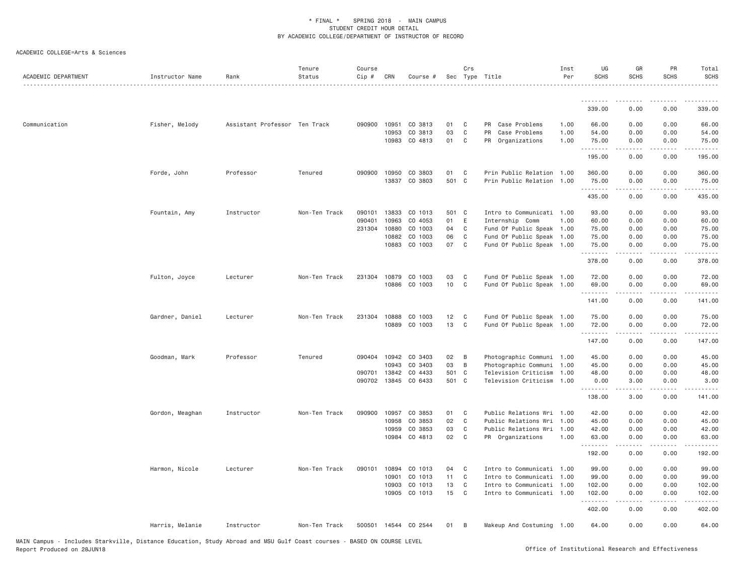* FINAL * SPRING 2018 - MAIN CAMPUS
STUDENT CREDIT HOUR DETAIL
BY ACADEMIC COLLEGE/DEPARTMENT OF INSTRUCTOR OF RECORD

ACADEMIC COLLEGE=Arts & Sciences

| ACADEMIC DEPARTMENT | Instructor Name | Rank | Tenure Status | Course Cip # | CRN | Course # | Sec | Crs Type | Title | Inst Per | UG SCHS | GR SCHS | PR SCHS | Total SCHS |
|---|---|---|---|---|---|---|---|---|---|---|---|---|---|---|
| | | | | | | | | | | | 339.00 | 0.00 | 0.00 | 339.00 |
| Communication | Fisher, Melody | Assistant Professor | Ten Track | 090900 | 10951 | CO 3813 | 01 | C | PR Case Problems | 1.00 | 66.00 | 0.00 | 0.00 | 66.00 |
| | | | | | 10953 | CO 3813 | 03 | C | PR Case Problems | 1.00 | 54.00 | 0.00 | 0.00 | 54.00 |
| | | | | | 10983 | CO 4813 | 01 | C | PR Organizations | 1.00 | 75.00 | 0.00 | 0.00 | 75.00 |
| | | | | | | | | | | | 195.00 | 0.00 | 0.00 | 195.00 |
| | Forde, John | Professor | Tenured | 090900 | 10950 | CO 3803 | 01 | C | Prin Public Relation | 1.00 | 360.00 | 0.00 | 0.00 | 360.00 |
| | | | | | 13837 | CO 3803 | 501 | C | Prin Public Relation | 1.00 | 75.00 | 0.00 | 0.00 | 75.00 |
| | | | | | | | | | | | 435.00 | 0.00 | 0.00 | 435.00 |
| | Fountain, Amy | Instructor | Non-Ten Track | 090101 | 13833 | CO 1013 | 501 | C | Intro to Communicati | 1.00 | 93.00 | 0.00 | 0.00 | 93.00 |
| | | | | 090401 | 10963 | CO 4053 | 01 | E | Internship Comm | 1.00 | 60.00 | 0.00 | 0.00 | 60.00 |
| | | | | 231304 | 10880 | CO 1003 | 04 | C | Fund Of Public Speak | 1.00 | 75.00 | 0.00 | 0.00 | 75.00 |
| | | | | | 10882 | CO 1003 | 06 | C | Fund Of Public Speak | 1.00 | 75.00 | 0.00 | 0.00 | 75.00 |
| | | | | | 10883 | CO 1003 | 07 | C | Fund Of Public Speak | 1.00 | 75.00 | 0.00 | 0.00 | 75.00 |
| | | | | | | | | | | | 378.00 | 0.00 | 0.00 | 378.00 |
| | Fulton, Joyce | Lecturer | Non-Ten Track | 231304 | 10879 | CO 1003 | 03 | C | Fund Of Public Speak | 1.00 | 72.00 | 0.00 | 0.00 | 72.00 |
| | | | | | 10886 | CO 1003 | 10 | C | Fund Of Public Speak | 1.00 | 69.00 | 0.00 | 0.00 | 69.00 |
| | | | | | | | | | | | 141.00 | 0.00 | 0.00 | 141.00 |
| | Gardner, Daniel | Lecturer | Non-Ten Track | 231304 | 10888 | CO 1003 | 12 | C | Fund Of Public Speak | 1.00 | 75.00 | 0.00 | 0.00 | 75.00 |
| | | | | | 10889 | CO 1003 | 13 | C | Fund Of Public Speak | 1.00 | 72.00 | 0.00 | 0.00 | 72.00 |
| | | | | | | | | | | | 147.00 | 0.00 | 0.00 | 147.00 |
| | Goodman, Mark | Professor | Tenured | 090404 | 10942 | CO 3403 | 02 | B | Photographic Communi | 1.00 | 45.00 | 0.00 | 0.00 | 45.00 |
| | | | | | 10943 | CO 3403 | 03 | B | Photographic Communi | 1.00 | 45.00 | 0.00 | 0.00 | 45.00 |
| | | | | 090701 | 13842 | CO 4433 | 501 | C | Television Criticism | 1.00 | 48.00 | 0.00 | 0.00 | 48.00 |
| | | | | 090702 | 13845 | CO 6433 | 501 | C | Television Criticism | 1.00 | 0.00 | 3.00 | 0.00 | 3.00 |
| | | | | | | | | | | | 138.00 | 3.00 | 0.00 | 141.00 |
| | Gordon, Meaghan | Instructor | Non-Ten Track | 090900 | 10957 | CO 3853 | 01 | C | Public Relations Wri | 1.00 | 42.00 | 0.00 | 0.00 | 42.00 |
| | | | | | 10958 | CO 3853 | 02 | C | Public Relations Wri | 1.00 | 45.00 | 0.00 | 0.00 | 45.00 |
| | | | | | 10959 | CO 3853 | 03 | C | Public Relations Wri | 1.00 | 42.00 | 0.00 | 0.00 | 42.00 |
| | | | | | 10984 | CO 4813 | 02 | C | PR Organizations | 1.00 | 63.00 | 0.00 | 0.00 | 63.00 |
| | | | | | | | | | | | 192.00 | 0.00 | 0.00 | 192.00 |
| | Harmon, Nicole | Lecturer | Non-Ten Track | 090101 | 10894 | CO 1013 | 04 | C | Intro to Communicati | 1.00 | 99.00 | 0.00 | 0.00 | 99.00 |
| | | | | | 10901 | CO 1013 | 11 | C | Intro to Communicati | 1.00 | 99.00 | 0.00 | 0.00 | 99.00 |
| | | | | | 10903 | CO 1013 | 13 | C | Intro to Communicati | 1.00 | 102.00 | 0.00 | 0.00 | 102.00 |
| | | | | | 10905 | CO 1013 | 15 | C | Intro to Communicati | 1.00 | 102.00 | 0.00 | 0.00 | 102.00 |
| | | | | | | | | | | | 402.00 | 0.00 | 0.00 | 402.00 |
| | Harris, Melanie | Instructor | Non-Ten Track | 500501 | 14544 | CO 2544 | 01 | B | Makeup And Costuming | 1.00 | 64.00 | 0.00 | 0.00 | 64.00 |

MAIN Campus - Includes Starkville, Distance Education, Study Abroad and MSU Gulf Coast courses - BASED ON COURSE LEVEL
Report Produced on 28JUN18 Office of Institutional Research and Effectiveness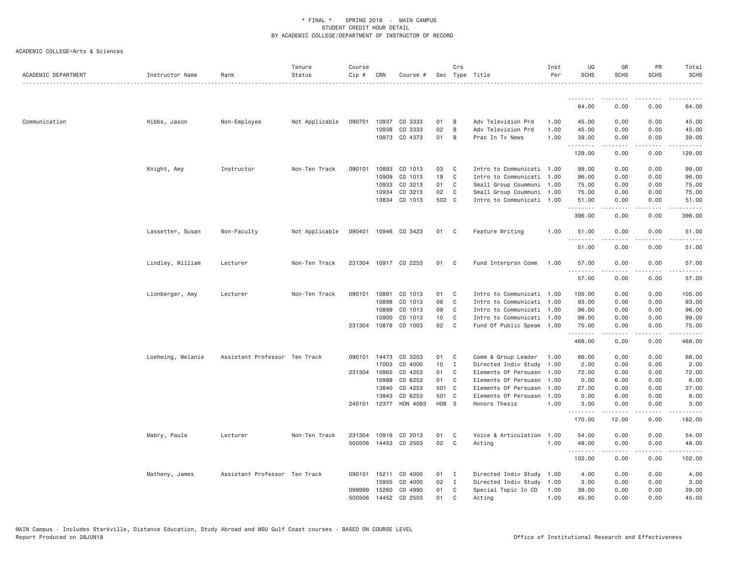\* FINAL \* SPRING 2018 - MAIN CAMPUS
STUDENT CREDIT HOUR DETAIL
BY ACADEMIC COLLEGE/DEPARTMENT OF INSTRUCTOR OF RECORD

ACADEMIC COLLEGE=Arts & Sciences

| ACADEMIC DEPARTMENT | Instructor Name | Rank | Tenure Status | Course Cip # | CRN | Course # | Sec | Crs Type | Title | Inst Per | UG SCHS | GR SCHS | PR SCHS | Total SCHS |
|---|---|---|---|---|---|---|---|---|---|---|---|---|---|---|
| | | | | | | | | | | | 64.00 | 0.00 | 0.00 | 64.00 |
| Communication | Hibbs, Jason | Non-Employee | Not Applicable | 090701 | 10937 | CO 3333 | 01 | B | Adv Television Prd | 1.00 | 45.00 | 0.00 | 0.00 | 45.00 |
| | | | | | 10938 | CO 3333 | 02 | B | Adv Television Prd | 1.00 | 45.00 | 0.00 | 0.00 | 45.00 |
| | | | | | 10973 | CO 4373 | 01 | B | Prac In Tv News | 1.00 | 39.00 | 0.00 | 0.00 | 39.00 |
| | | | | | | | | | | | 129.00 | 0.00 | 0.00 | 129.00 |
| | Knight, Amy | Instructor | Non-Ten Track | 090101 | 10893 | CO 1013 | 03 | C | Intro to Communicati | 1.00 | 99.00 | 0.00 | 0.00 | 99.00 |
| | | | | | 10909 | CO 1013 | 19 | C | Intro to Communicati | 1.00 | 96.00 | 0.00 | 0.00 | 96.00 |
| | | | | | 10933 | CO 3213 | 01 | C | Small Group Coummuni | 1.00 | 75.00 | 0.00 | 0.00 | 75.00 |
| | | | | | 10934 | CO 3213 | 02 | C | Small Group Coummuni | 1.00 | 75.00 | 0.00 | 0.00 | 75.00 |
| | | | | | 13834 | CO 1013 | 502 | C | Intro to Communicati | 1.00 | 51.00 | 0.00 | 0.00 | 51.00 |
| | | | | | | | | | | | 396.00 | 0.00 | 0.00 | 396.00 |
| | Lassetter, Susan | Non-Faculty | Not Applicable | 090401 | 10946 | CO 3423 | 01 | C | Feature Writing | 1.00 | 51.00 | 0.00 | 0.00 | 51.00 |
| | | | | | | | | | | | 51.00 | 0.00 | 0.00 | 51.00 |
| | Lindley, William | Lecturer | Non-Ten Track | 231304 | 10917 | CO 2253 | 01 | C | Fund Interprsn Comm | 1.00 | 57.00 | 0.00 | 0.00 | 57.00 |
| | | | | | | | | | | | 57.00 | 0.00 | 0.00 | 57.00 |
| | Lionberger, Amy | Lecturer | Non-Ten Track | 090101 | 10891 | CO 1013 | 01 | C | Intro to Communicati | 1.00 | 105.00 | 0.00 | 0.00 | 105.00 |
| | | | | | 10898 | CO 1013 | 08 | C | Intro to Communicati | 1.00 | 93.00 | 0.00 | 0.00 | 93.00 |
| | | | | | 10899 | CO 1013 | 09 | C | Intro to Communicati | 1.00 | 96.00 | 0.00 | 0.00 | 96.00 |
| | | | | | 10900 | CO 1013 | 10 | C | Intro to Communicati | 1.00 | 99.00 | 0.00 | 0.00 | 99.00 |
| | | | | 231304 | 10878 | CO 1003 | 02 | C | Fund Of Public Speak | 1.00 | 75.00 | 0.00 | 0.00 | 75.00 |
| | | | | | | | | | | | 468.00 | 0.00 | 0.00 | 468.00 |
| | Loehwing, Melanie | Assistant Professor | Ten Track | 090101 | 14473 | CO 3203 | 01 | C | Comm & Group Leader | 1.00 | 66.00 | 0.00 | 0.00 | 66.00 |
| | | | | | 17003 | CO 4000 | 10 | I | Directed Indiv Study | 1.00 | 2.00 | 0.00 | 0.00 | 2.00 |
| | | | | 231304 | 10965 | CO 4253 | 01 | C | Elements Of Persuasn | 1.00 | 72.00 | 0.00 | 0.00 | 72.00 |
| | | | | | 10988 | CO 6253 | 01 | C | Elements Of Persuasn | 1.00 | 0.00 | 6.00 | 0.00 | 6.00 |
| | | | | | 13840 | CO 4253 | 501 | C | Elements Of Persuasn | 1.00 | 27.00 | 0.00 | 0.00 | 27.00 |
| | | | | | 13843 | CO 6253 | 501 | C | Elements Of Persuasn | 1.00 | 0.00 | 6.00 | 0.00 | 6.00 |
| | | | | 240101 | 12377 | HON 4093 | H08 | S | Honors Thesis | 1.00 | 3.00 | 0.00 | 0.00 | 3.00 |
| | | | | | | | | | | | 170.00 | 12.00 | 0.00 | 182.00 |
| | Mabry, Paula | Lecturer | Non-Ten Track | 231304 | 10916 | CO 2013 | 01 | C | Voice & Articulation | 1.00 | 54.00 | 0.00 | 0.00 | 54.00 |
| | | | | 500506 | 14453 | CO 2503 | 02 | C | Acting | 1.00 | 48.00 | 0.00 | 0.00 | 48.00 |
| | | | | | | | | | | | 102.00 | 0.00 | 0.00 | 102.00 |
| | Matheny, James | Assistant Professor | Ten Track | 090101 | 15211 | CO 4000 | 01 | I | Directed Indiv Study | 1.00 | 4.00 | 0.00 | 0.00 | 4.00 |
| | | | | | 15955 | CO 4000 | 02 | I | Directed Indiv Study | 1.00 | 3.00 | 0.00 | 0.00 | 3.00 |
| | | | | 099999 | 15260 | CO 4990 | 01 | C | Special Topic In CO | 1.00 | 39.00 | 0.00 | 0.00 | 39.00 |
| | | | | 500506 | 14452 | CO 2503 | 01 | C | Acting | 1.00 | 45.00 | 0.00 | 0.00 | 45.00 |

MAIN Campus - Includes Starkville, Distance Education, Study Abroad and MSU Gulf Coast courses - BASED ON COURSE LEVEL
Report Produced on 28JUN18 Office of Institutional Research and Effectiveness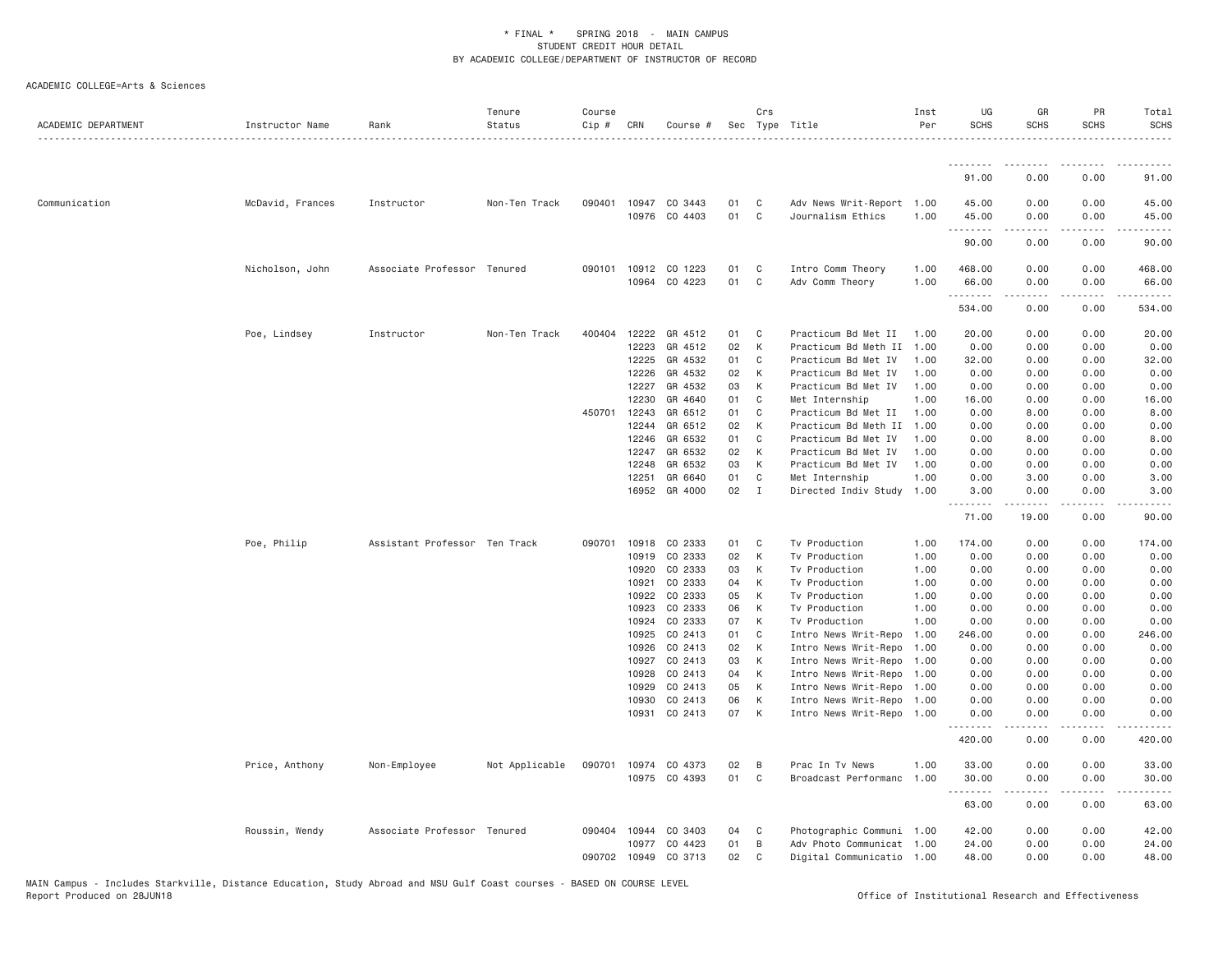* FINAL * SPRING 2018 - MAIN CAMPUS
STUDENT CREDIT HOUR DETAIL
BY ACADEMIC COLLEGE/DEPARTMENT OF INSTRUCTOR OF RECORD

ACADEMIC COLLEGE=Arts & Sciences

| ACADEMIC DEPARTMENT | Instructor Name | Rank | Tenure Status | Course Cip # | CRN | Course # | Sec | Crs Type | Title | Inst Per | UG SCHS | GR SCHS | PR SCHS | Total SCHS |
|---|---|---|---|---|---|---|---|---|---|---|---|---|---|---|
| | | | | | | | | | | | 91.00 | 0.00 | 0.00 | 91.00 |
| Communication | McDavid, Frances | Instructor | Non-Ten Track | 090401 | 10947 | CO 3443 | 01 | C | Adv News Writ-Report | 1.00 | 45.00 | 0.00 | 0.00 | 45.00 |
| | | | | | 10976 | CO 4403 | 01 | C | Journalism Ethics | 1.00 | 45.00 | 0.00 | 0.00 | 45.00 |
| | | | | | | | | | | | 90.00 | 0.00 | 0.00 | 90.00 |
| | Nicholson, John | Associate Professor | Tenured | 090101 | 10912 | CO 1223 | 01 | C | Intro Comm Theory | 1.00 | 468.00 | 0.00 | 0.00 | 468.00 |
| | | | | | 10964 | CO 4223 | 01 | C | Adv Comm Theory | 1.00 | 66.00 | 0.00 | 0.00 | 66.00 |
| | | | | | | | | | | | 534.00 | 0.00 | 0.00 | 534.00 |
| | Poe, Lindsey | Instructor | Non-Ten Track | 400404 | 12222 | GR 4512 | 01 | C | Practicum Bd Met II | 1.00 | 20.00 | 0.00 | 0.00 | 20.00 |
| | | | | | 12223 | GR 4512 | 02 | K | Practicum Bd Meth II | 1.00 | 0.00 | 0.00 | 0.00 | 0.00 |
| | | | | | 12225 | GR 4532 | 01 | C | Practicum Bd Met IV | 1.00 | 32.00 | 0.00 | 0.00 | 32.00 |
| | | | | | 12226 | GR 4532 | 02 | K | Practicum Bd Met IV | 1.00 | 0.00 | 0.00 | 0.00 | 0.00 |
| | | | | | 12227 | GR 4532 | 03 | K | Practicum Bd Met IV | 1.00 | 0.00 | 0.00 | 0.00 | 0.00 |
| | | | | | 12230 | GR 4640 | 01 | C | Met Internship | 1.00 | 16.00 | 0.00 | 0.00 | 16.00 |
| | | | | 450701 | 12243 | GR 6512 | 01 | C | Practicum Bd Met II | 1.00 | 0.00 | 8.00 | 0.00 | 8.00 |
| | | | | | 12244 | GR 6512 | 02 | K | Practicum Bd Meth II | 1.00 | 0.00 | 0.00 | 0.00 | 0.00 |
| | | | | | 12246 | GR 6532 | 01 | C | Practicum Bd Met IV | 1.00 | 0.00 | 8.00 | 0.00 | 8.00 |
| | | | | | 12247 | GR 6532 | 02 | K | Practicum Bd Met IV | 1.00 | 0.00 | 0.00 | 0.00 | 0.00 |
| | | | | | 12248 | GR 6532 | 03 | K | Practicum Bd Met IV | 1.00 | 0.00 | 0.00 | 0.00 | 0.00 |
| | | | | | 12251 | GR 6640 | 01 | C | Met Internship | 1.00 | 0.00 | 3.00 | 0.00 | 3.00 |
| | | | | | 16952 | GR 4000 | 02 | I | Directed Indiv Study | 1.00 | 3.00 | 0.00 | 0.00 | 3.00 |
| | | | | | | | | | | | 71.00 | 19.00 | 0.00 | 90.00 |
| | Poe, Philip | Assistant Professor | Ten Track | 090701 | 10918 | CO 2333 | 01 | C | Tv Production | 1.00 | 174.00 | 0.00 | 0.00 | 174.00 |
| | | | | | 10919 | CO 2333 | 02 | K | Tv Production | 1.00 | 0.00 | 0.00 | 0.00 | 0.00 |
| | | | | | 10920 | CO 2333 | 03 | K | Tv Production | 1.00 | 0.00 | 0.00 | 0.00 | 0.00 |
| | | | | | 10921 | CO 2333 | 04 | K | Tv Production | 1.00 | 0.00 | 0.00 | 0.00 | 0.00 |
| | | | | | 10922 | CO 2333 | 05 | K | Tv Production | 1.00 | 0.00 | 0.00 | 0.00 | 0.00 |
| | | | | | 10923 | CO 2333 | 06 | K | Tv Production | 1.00 | 0.00 | 0.00 | 0.00 | 0.00 |
| | | | | | 10924 | CO 2333 | 07 | K | Tv Production | 1.00 | 0.00 | 0.00 | 0.00 | 0.00 |
| | | | | | 10925 | CO 2413 | 01 | C | Intro News Writ-Repo | 1.00 | 246.00 | 0.00 | 0.00 | 246.00 |
| | | | | | 10926 | CO 2413 | 02 | K | Intro News Writ-Repo | 1.00 | 0.00 | 0.00 | 0.00 | 0.00 |
| | | | | | 10927 | CO 2413 | 03 | K | Intro News Writ-Repo | 1.00 | 0.00 | 0.00 | 0.00 | 0.00 |
| | | | | | 10928 | CO 2413 | 04 | K | Intro News Writ-Repo | 1.00 | 0.00 | 0.00 | 0.00 | 0.00 |
| | | | | | 10929 | CO 2413 | 05 | K | Intro News Writ-Repo | 1.00 | 0.00 | 0.00 | 0.00 | 0.00 |
| | | | | | 10930 | CO 2413 | 06 | K | Intro News Writ-Repo | 1.00 | 0.00 | 0.00 | 0.00 | 0.00 |
| | | | | | 10931 | CO 2413 | 07 | K | Intro News Writ-Repo | 1.00 | 0.00 | 0.00 | 0.00 | 0.00 |
| | | | | | | | | | | | 420.00 | 0.00 | 0.00 | 420.00 |
| | Price, Anthony | Non-Employee | Not Applicable | 090701 | 10974 | CO 4373 | 02 | B | Prac In Tv News | 1.00 | 33.00 | 0.00 | 0.00 | 33.00 |
| | | | | | 10975 | CO 4393 | 01 | C | Broadcast Performanc | 1.00 | 30.00 | 0.00 | 0.00 | 30.00 |
| | | | | | | | | | | | 63.00 | 0.00 | 0.00 | 63.00 |
| | Roussin, Wendy | Associate Professor | Tenured | 090404 | 10944 | CO 3403 | 04 | C | Photographic Communi | 1.00 | 42.00 | 0.00 | 0.00 | 42.00 |
| | | | | | 10977 | CO 4423 | 01 | B | Adv Photo Communicat | 1.00 | 24.00 | 0.00 | 0.00 | 24.00 |
| | | | | 090702 | 10949 | CO 3713 | 02 | C | Digital Communicatio | 1.00 | 48.00 | 0.00 | 0.00 | 48.00 |

MAIN Campus - Includes Starkville, Distance Education, Study Abroad and MSU Gulf Coast courses - BASED ON COURSE LEVEL
Report Produced on 28JUN18 Office of Institutional Research and Effectiveness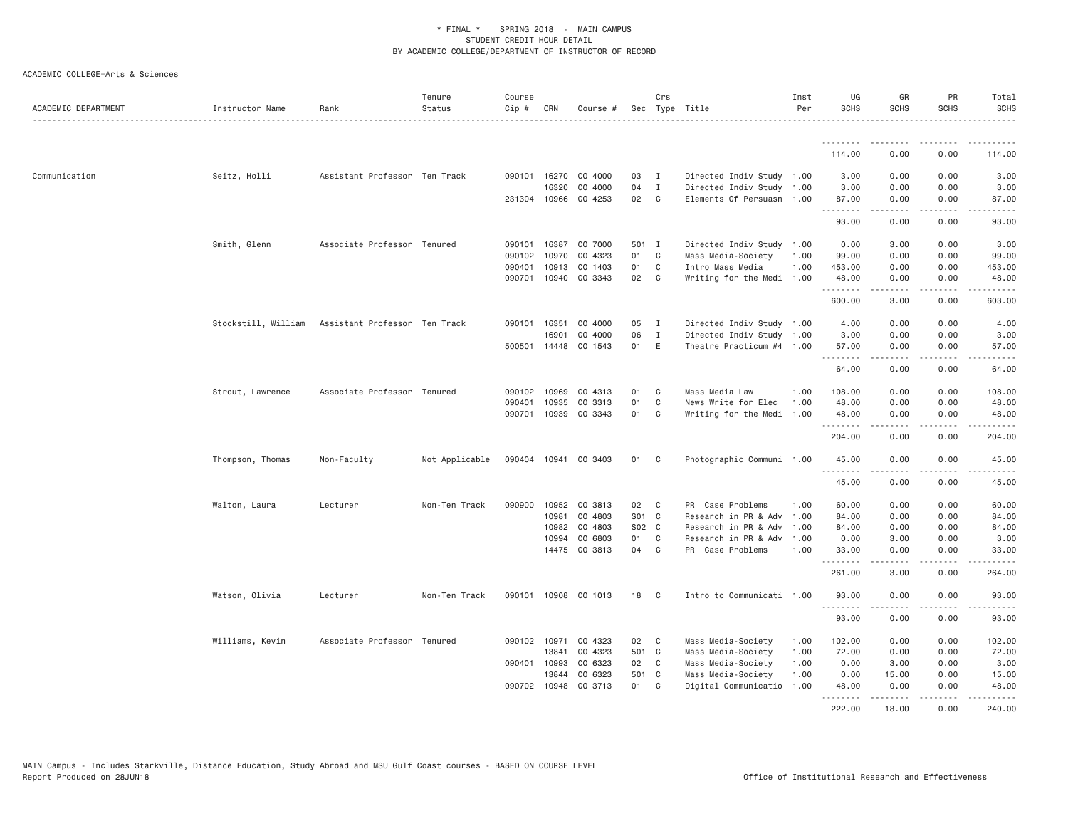\* FINAL \* SPRING 2018 - MAIN CAMPUS
STUDENT CREDIT HOUR DETAIL
BY ACADEMIC COLLEGE/DEPARTMENT OF INSTRUCTOR OF RECORD

ACADEMIC COLLEGE=Arts & Sciences

| ACADEMIC DEPARTMENT | Instructor Name | Rank | Tenure Status | Course Cip # | CRN | Course # | Sec | Crs Type | Title | Inst Per | UG SCHS | GR SCHS | PR SCHS | Total SCHS |
|---|---|---|---|---|---|---|---|---|---|---|---|---|---|---|
| | | | | | | | | | | | 114.00 | 0.00 | 0.00 | 114.00 |
| Communication | Seitz, Holli | Assistant Professor | Ten Track | 090101 | 16270 | CO 4000 | 03 | I | Directed Indiv Study | 1.00 | 3.00 | 0.00 | 0.00 | 3.00 |
| | | | | | 16320 | CO 4000 | 04 | I | Directed Indiv Study | 1.00 | 3.00 | 0.00 | 0.00 | 3.00 |
| | | | | 231304 | 10966 | CO 4253 | 02 | C | Elements Of Persuasn | 1.00 | 87.00 | 0.00 | 0.00 | 87.00 |
| | | | | | | | | | | | 93.00 | 0.00 | 0.00 | 93.00 |
| | Smith, Glenn | Associate Professor | Tenured | 090101 | 16387 | CO 7000 | 501 | I | Directed Indiv Study | 1.00 | 0.00 | 3.00 | 0.00 | 3.00 |
| | | | | 090102 | 10970 | CO 4323 | 01 | C | Mass Media-Society | 1.00 | 99.00 | 0.00 | 0.00 | 99.00 |
| | | | | 090401 | 10913 | CO 1403 | 01 | C | Intro Mass Media | 1.00 | 453.00 | 0.00 | 0.00 | 453.00 |
| | | | | 090701 | 10940 | CO 3343 | 02 | C | Writing for the Medi | 1.00 | 48.00 | 0.00 | 0.00 | 48.00 |
| | | | | | | | | | | | 600.00 | 3.00 | 0.00 | 603.00 |
| | Stockstill, William | Assistant Professor | Ten Track | 090101 | 16351 | CO 4000 | 05 | I | Directed Indiv Study | 1.00 | 4.00 | 0.00 | 0.00 | 4.00 |
| | | | | | 16901 | CO 4000 | 06 | I | Directed Indiv Study | 1.00 | 3.00 | 0.00 | 0.00 | 3.00 |
| | | | | 500501 | 14448 | CO 1543 | 01 | E | Theatre Practicum #4 | 1.00 | 57.00 | 0.00 | 0.00 | 57.00 |
| | | | | | | | | | | | 64.00 | 0.00 | 0.00 | 64.00 |
| | Strout, Lawrence | Associate Professor | Tenured | 090102 | 10969 | CO 4313 | 01 | C | Mass Media Law | 1.00 | 108.00 | 0.00 | 0.00 | 108.00 |
| | | | | 090401 | 10935 | CO 3313 | 01 | C | News Write for Elec | 1.00 | 48.00 | 0.00 | 0.00 | 48.00 |
| | | | | 090701 | 10939 | CO 3343 | 01 | C | Writing for the Medi | 1.00 | 48.00 | 0.00 | 0.00 | 48.00 |
| | | | | | | | | | | | 204.00 | 0.00 | 0.00 | 204.00 |
| | Thompson, Thomas | Non-Faculty | Not Applicable | 090404 | 10941 | CO 3403 | 01 | C | Photographic Communi | 1.00 | 45.00 | 0.00 | 0.00 | 45.00 |
| | | | | | | | | | | | 45.00 | 0.00 | 0.00 | 45.00 |
| | Walton, Laura | Lecturer | Non-Ten Track | 090900 | 10952 | CO 3813 | 02 | C | PR Case Problems | 1.00 | 60.00 | 0.00 | 0.00 | 60.00 |
| | | | | | 10981 | CO 4803 | S01 | C | Research in PR & Adv | 1.00 | 84.00 | 0.00 | 0.00 | 84.00 |
| | | | | | 10982 | CO 4803 | S02 | C | Research in PR & Adv | 1.00 | 84.00 | 0.00 | 0.00 | 84.00 |
| | | | | | 10994 | CO 6803 | 01 | C | Research in PR & Adv | 1.00 | 0.00 | 3.00 | 0.00 | 3.00 |
| | | | | | 14475 | CO 3813 | 04 | C | PR Case Problems | 1.00 | 33.00 | 0.00 | 0.00 | 33.00 |
| | | | | | | | | | | | 261.00 | 3.00 | 0.00 | 264.00 |
| | Watson, Olivia | Lecturer | Non-Ten Track | 090101 | 10908 | CO 1013 | 18 | C | Intro to Communicati | 1.00 | 93.00 | 0.00 | 0.00 | 93.00 |
| | | | | | | | | | | | 93.00 | 0.00 | 0.00 | 93.00 |
| | Williams, Kevin | Associate Professor | Tenured | 090102 | 10971 | CO 4323 | 02 | C | Mass Media-Society | 1.00 | 102.00 | 0.00 | 0.00 | 102.00 |
| | | | | | 13841 | CO 4323 | 501 | C | Mass Media-Society | 1.00 | 72.00 | 0.00 | 0.00 | 72.00 |
| | | | | 090401 | 10993 | CO 6323 | 02 | C | Mass Media-Society | 1.00 | 0.00 | 3.00 | 0.00 | 3.00 |
| | | | | | 13844 | CO 6323 | 501 | C | Mass Media-Society | 1.00 | 0.00 | 15.00 | 0.00 | 15.00 |
| | | | | 090702 | 10948 | CO 3713 | 01 | C | Digital Communicatio | 1.00 | 48.00 | 0.00 | 0.00 | 48.00 |
| | | | | | | | | | | | 222.00 | 18.00 | 0.00 | 240.00 |

MAIN Campus - Includes Starkville, Distance Education, Study Abroad and MSU Gulf Coast courses - BASED ON COURSE LEVEL
Report Produced on 28JUN18 Office of Institutional Research and Effectiveness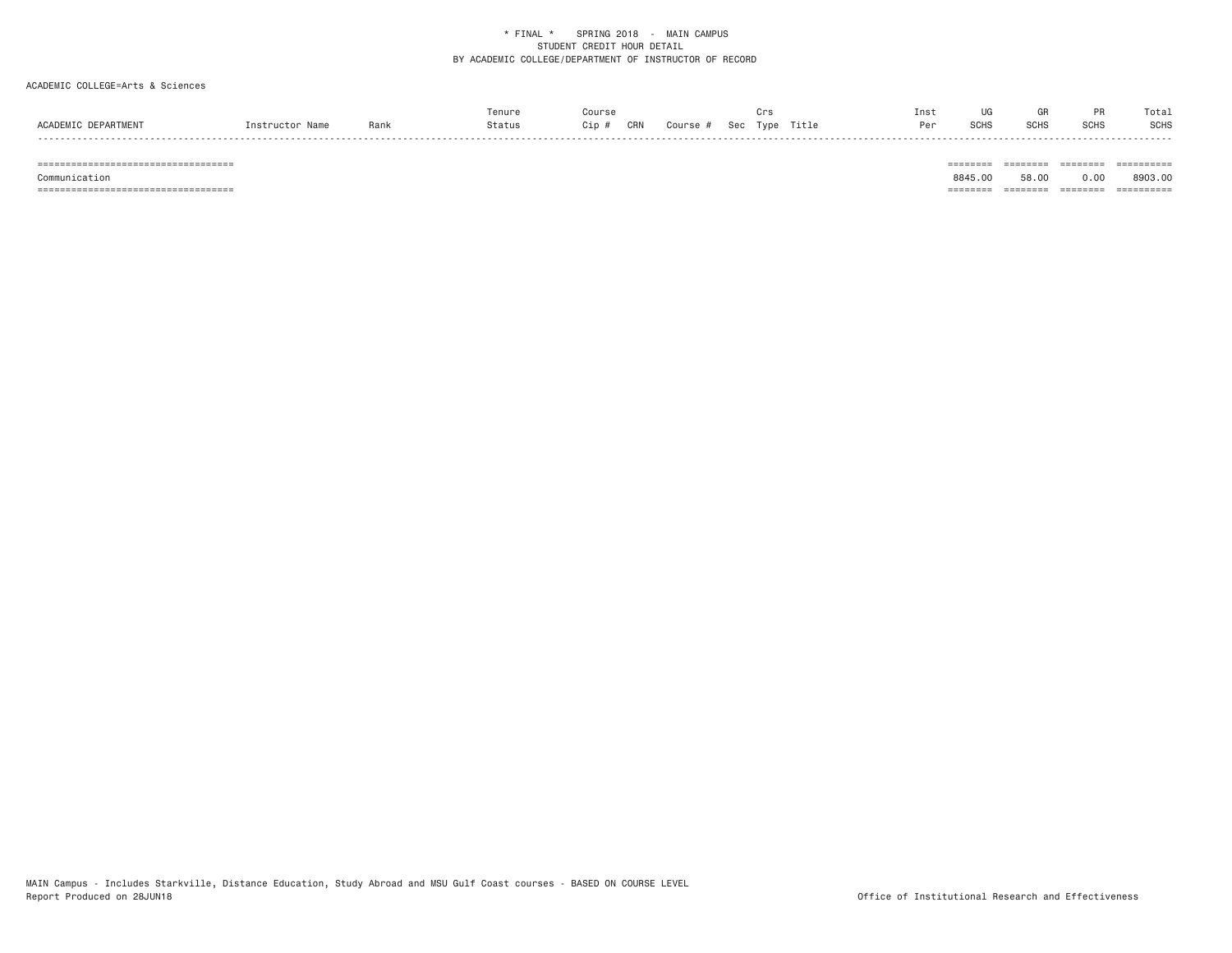\* FINAL \*    SPRING 2018  -  MAIN CAMPUS
STUDENT CREDIT HOUR DETAIL
BY ACADEMIC COLLEGE/DEPARTMENT OF INSTRUCTOR OF RECORD

ACADEMIC COLLEGE=Arts & Sciences

| ACADEMIC DEPARTMENT | Instructor Name | Rank | Tenure Status | Course Cip # | CRN | Course # | Sec | Crs Type | Title | Inst Per | UG SCHS | GR SCHS | PR SCHS | Total SCHS |
|---|---|---|---|---|---|---|---|---|---|---|---|---|---|---|
| Communication | | | | | | | | | | | 8845.00 | 58.00 | 0.00 | 8903.00 |

MAIN Campus - Includes Starkville, Distance Education, Study Abroad and MSU Gulf Coast courses - BASED ON COURSE LEVEL
Report Produced on 28JUN18

Office of Institutional Research and Effectiveness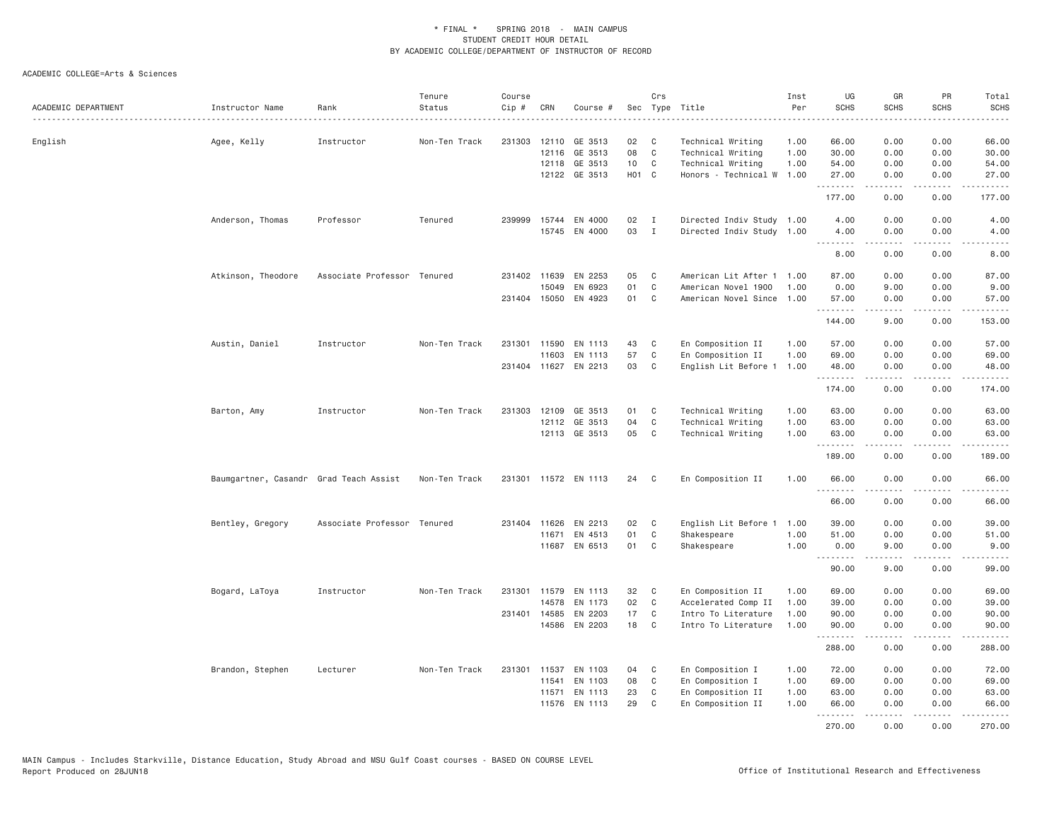\* FINAL \* SPRING 2018 - MAIN CAMPUS
STUDENT CREDIT HOUR DETAIL
BY ACADEMIC COLLEGE/DEPARTMENT OF INSTRUCTOR OF RECORD

ACADEMIC COLLEGE=Arts & Sciences

| ACADEMIC DEPARTMENT | Instructor Name | Rank | Tenure Status | Course Cip # | CRN | Course # | Sec | Crs Type | Title | Inst Per | UG SCHS | GR SCHS | PR SCHS | Total SCHS |
|---|---|---|---|---|---|---|---|---|---|---|---|---|---|---|
| English | Agee, Kelly | Instructor | Non-Ten Track | 231303 | 12110 | GE 3513 | 02 | C | Technical Writing | 1.00 | 66.00 | 0.00 | 0.00 | 66.00 |
| | | | | | 12116 | GE 3513 | 08 | C | Technical Writing | 1.00 | 30.00 | 0.00 | 0.00 | 30.00 |
| | | | | | 12118 | GE 3513 | 10 | C | Technical Writing | 1.00 | 54.00 | 0.00 | 0.00 | 54.00 |
| | | | | | 12122 | GE 3513 | H01 | C | Honors - Technical W | 1.00 | 27.00 | 0.00 | 0.00 | 27.00 |
| | | | | | | | | | | | 177.00 | 0.00 | 0.00 | 177.00 |
| | Anderson, Thomas | Professor | Tenured | 239999 | 15744 | EN 4000 | 02 | I | Directed Indiv Study | 1.00 | 4.00 | 0.00 | 0.00 | 4.00 |
| | | | | | 15745 | EN 4000 | 03 | I | Directed Indiv Study | 1.00 | 4.00 | 0.00 | 0.00 | 4.00 |
| | | | | | | | | | | | 8.00 | 0.00 | 0.00 | 8.00 |
| | Atkinson, Theodore | Associate Professor | Tenured | 231402 | 11639 | EN 2253 | 05 | C | American Lit After 1 | 1.00 | 87.00 | 0.00 | 0.00 | 87.00 |
| | | | | | 15049 | EN 6923 | 01 | C | American Novel 1900 | 1.00 | 0.00 | 9.00 | 0.00 | 9.00 |
| | | | | 231404 | 15050 | EN 4923 | 01 | C | American Novel Since | 1.00 | 57.00 | 0.00 | 0.00 | 57.00 |
| | | | | | | | | | | | 144.00 | 9.00 | 0.00 | 153.00 |
| | Austin, Daniel | Instructor | Non-Ten Track | 231301 | 11590 | EN 1113 | 43 | C | En Composition II | 1.00 | 57.00 | 0.00 | 0.00 | 57.00 |
| | | | | | 11603 | EN 1113 | 57 | C | En Composition II | 1.00 | 69.00 | 0.00 | 0.00 | 69.00 |
| | | | | 231404 | 11627 | EN 2213 | 03 | C | English Lit Before 1 | 1.00 | 48.00 | 0.00 | 0.00 | 48.00 |
| | | | | | | | | | | | 174.00 | 0.00 | 0.00 | 174.00 |
| | Barton, Amy | Instructor | Non-Ten Track | 231303 | 12109 | GE 3513 | 01 | C | Technical Writing | 1.00 | 63.00 | 0.00 | 0.00 | 63.00 |
| | | | | | 12112 | GE 3513 | 04 | C | Technical Writing | 1.00 | 63.00 | 0.00 | 0.00 | 63.00 |
| | | | | | 12113 | GE 3513 | 05 | C | Technical Writing | 1.00 | 63.00 | 0.00 | 0.00 | 63.00 |
| | | | | | | | | | | | 189.00 | 0.00 | 0.00 | 189.00 |
| | Baumgartner, Casandr | Grad Teach Assist | Non-Ten Track | 231301 | 11572 | EN 1113 | 24 | C | En Composition II | 1.00 | 66.00 | 0.00 | 0.00 | 66.00 |
| | | | | | | | | | | | 66.00 | 0.00 | 0.00 | 66.00 |
| | Bentley, Gregory | Associate Professor | Tenured | 231404 | 11626 | EN 2213 | 02 | C | English Lit Before 1 | 1.00 | 39.00 | 0.00 | 0.00 | 39.00 |
| | | | | | 11671 | EN 4513 | 01 | C | Shakespeare | 1.00 | 51.00 | 0.00 | 0.00 | 51.00 |
| | | | | | 11687 | EN 6513 | 01 | C | Shakespeare | 1.00 | 0.00 | 9.00 | 0.00 | 9.00 |
| | | | | | | | | | | | 90.00 | 9.00 | 0.00 | 99.00 |
| | Bogard, LaToya | Instructor | Non-Ten Track | 231301 | 11579 | EN 1113 | 32 | C | En Composition II | 1.00 | 69.00 | 0.00 | 0.00 | 69.00 |
| | | | | | 14578 | EN 1173 | 02 | C | Accelerated Comp II | 1.00 | 39.00 | 0.00 | 0.00 | 39.00 |
| | | | | 231401 | 14585 | EN 2203 | 17 | C | Intro To Literature | 1.00 | 90.00 | 0.00 | 0.00 | 90.00 |
| | | | | | 14586 | EN 2203 | 18 | C | Intro To Literature | 1.00 | 90.00 | 0.00 | 0.00 | 90.00 |
| | | | | | | | | | | | 288.00 | 0.00 | 0.00 | 288.00 |
| | Brandon, Stephen | Lecturer | Non-Ten Track | 231301 | 11537 | EN 1103 | 04 | C | En Composition I | 1.00 | 72.00 | 0.00 | 0.00 | 72.00 |
| | | | | | 11541 | EN 1103 | 08 | C | En Composition I | 1.00 | 69.00 | 0.00 | 0.00 | 69.00 |
| | | | | | 11571 | EN 1113 | 23 | C | En Composition II | 1.00 | 63.00 | 0.00 | 0.00 | 63.00 |
| | | | | | 11576 | EN 1113 | 29 | C | En Composition II | 1.00 | 66.00 | 0.00 | 0.00 | 66.00 |
| | | | | | | | | | | | 270.00 | 0.00 | 0.00 | 270.00 |

MAIN Campus - Includes Starkville, Distance Education, Study Abroad and MSU Gulf Coast courses - BASED ON COURSE LEVEL
Report Produced on 28JUN18

Office of Institutional Research and Effectiveness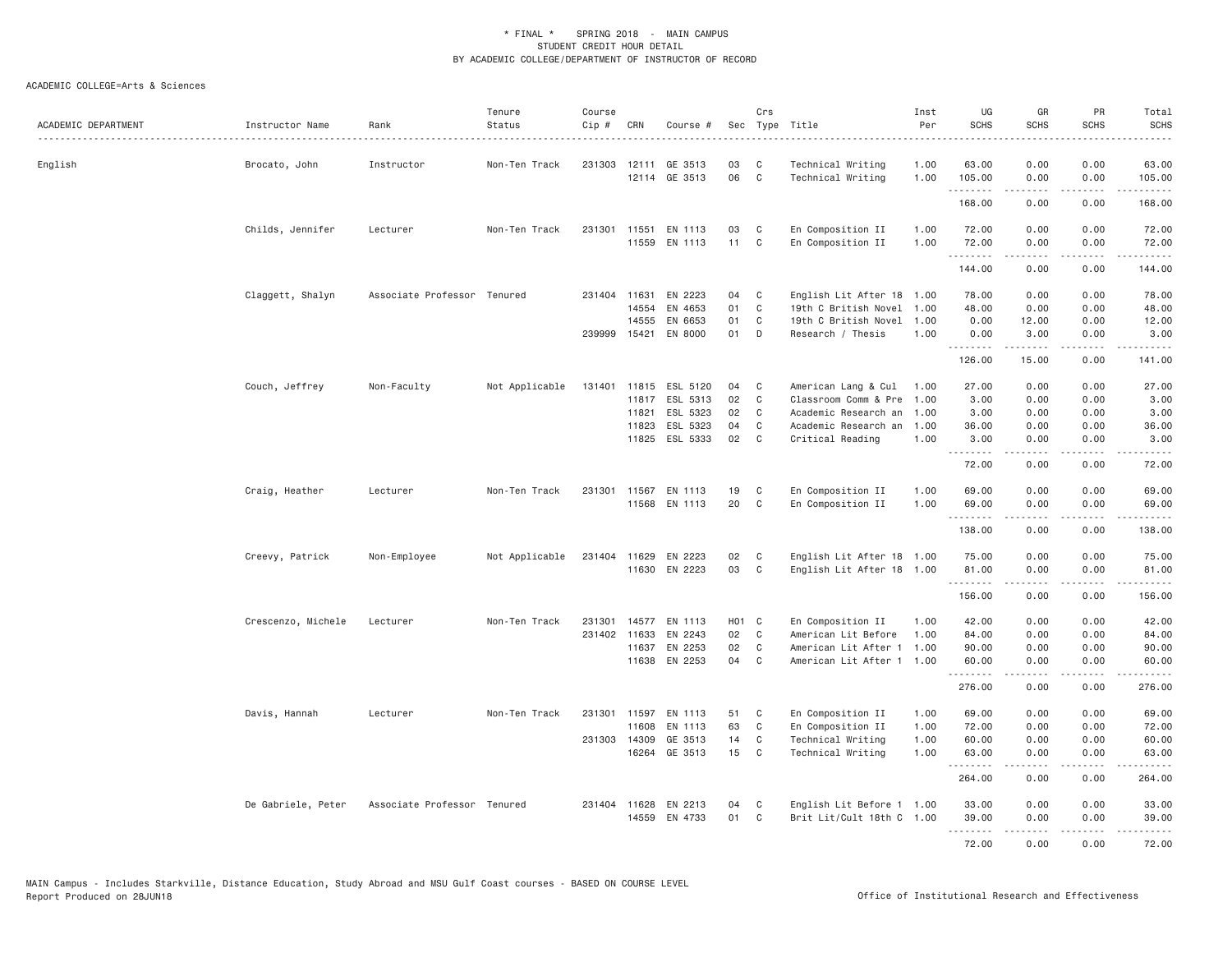\* FINAL \* SPRING 2018 - MAIN CAMPUS
STUDENT CREDIT HOUR DETAIL
BY ACADEMIC COLLEGE/DEPARTMENT OF INSTRUCTOR OF RECORD

ACADEMIC COLLEGE=Arts & Sciences

| ACADEMIC DEPARTMENT | Instructor Name | Rank | Tenure Status | Course Cip # | CRN | Course # | Sec | Crs Type | Title | Inst Per | UG SCHS | GR SCHS | PR SCHS | Total SCHS |
|---|---|---|---|---|---|---|---|---|---|---|---|---|---|---|
| English | Brocato, John | Instructor | Non-Ten Track | 231303 | 12111 | GE 3513 | 03 | C | Technical Writing | 1.00 | 63.00 | 0.00 | 0.00 | 63.00 |
| | | | | | 12114 | GE 3513 | 06 | C | Technical Writing | 1.00 | 105.00 | 0.00 | 0.00 | 105.00 |
| | | | | | | | | | | | 168.00 | 0.00 | 0.00 | 168.00 |
| | Childs, Jennifer | Lecturer | Non-Ten Track | 231301 | 11551 | EN 1113 | 03 | C | En Composition II | 1.00 | 72.00 | 0.00 | 0.00 | 72.00 |
| | | | | | 11559 | EN 1113 | 11 | C | En Composition II | 1.00 | 72.00 | 0.00 | 0.00 | 72.00 |
| | | | | | | | | | | | 144.00 | 0.00 | 0.00 | 144.00 |
| | Claggett, Shalyn | Associate Professor | Tenured | 231404 | 11631 | EN 2223 | 04 | C | English Lit After 18 | 1.00 | 78.00 | 0.00 | 0.00 | 78.00 |
| | | | | | 14554 | EN 4653 | 01 | C | 19th C British Novel | 1.00 | 48.00 | 0.00 | 0.00 | 48.00 |
| | | | | | 14555 | EN 6653 | 01 | C | 19th C British Novel | 1.00 | 0.00 | 12.00 | 0.00 | 12.00 |
| | | | | 239999 | 15421 | EN 8000 | 01 | D | Research / Thesis | 1.00 | 0.00 | 3.00 | 0.00 | 3.00 |
| | | | | | | | | | | | 126.00 | 15.00 | 0.00 | 141.00 |
| | Couch, Jeffrey | Non-Faculty | Not Applicable | 131401 | 11815 | ESL 5120 | 04 | C | American Lang & Cul | 1.00 | 27.00 | 0.00 | 0.00 | 27.00 |
| | | | | | 11817 | ESL 5313 | 02 | C | Classroom Comm & Pre | 1.00 | 3.00 | 0.00 | 0.00 | 3.00 |
| | | | | | 11821 | ESL 5323 | 02 | C | Academic Research an | 1.00 | 3.00 | 0.00 | 0.00 | 3.00 |
| | | | | | 11823 | ESL 5323 | 04 | C | Academic Research an | 1.00 | 36.00 | 0.00 | 0.00 | 36.00 |
| | | | | | 11825 | ESL 5333 | 02 | C | Critical Reading | 1.00 | 3.00 | 0.00 | 0.00 | 3.00 |
| | | | | | | | | | | | 72.00 | 0.00 | 0.00 | 72.00 |
| | Craig, Heather | Lecturer | Non-Ten Track | 231301 | 11567 | EN 1113 | 19 | C | En Composition II | 1.00 | 69.00 | 0.00 | 0.00 | 69.00 |
| | | | | | 11568 | EN 1113 | 20 | C | En Composition II | 1.00 | 69.00 | 0.00 | 0.00 | 69.00 |
| | | | | | | | | | | | 138.00 | 0.00 | 0.00 | 138.00 |
| | Creevy, Patrick | Non-Employee | Not Applicable | 231404 | 11629 | EN 2223 | 02 | C | English Lit After 18 | 1.00 | 75.00 | 0.00 | 0.00 | 75.00 |
| | | | | | 11630 | EN 2223 | 03 | C | English Lit After 18 | 1.00 | 81.00 | 0.00 | 0.00 | 81.00 |
| | | | | | | | | | | | 156.00 | 0.00 | 0.00 | 156.00 |
| | Crescenzo, Michele | Lecturer | Non-Ten Track | 231301 | 14577 | EN 1113 | H01 | C | En Composition II | 1.00 | 42.00 | 0.00 | 0.00 | 42.00 |
| | | | | 231402 | 11633 | EN 2243 | 02 | C | American Lit Before | 1.00 | 84.00 | 0.00 | 0.00 | 84.00 |
| | | | | | 11637 | EN 2253 | 02 | C | American Lit After 1 | 1.00 | 90.00 | 0.00 | 0.00 | 90.00 |
| | | | | | 11638 | EN 2253 | 04 | C | American Lit After 1 | 1.00 | 60.00 | 0.00 | 0.00 | 60.00 |
| | | | | | | | | | | | 276.00 | 0.00 | 0.00 | 276.00 |
| | Davis, Hannah | Lecturer | Non-Ten Track | 231301 | 11597 | EN 1113 | 51 | C | En Composition II | 1.00 | 69.00 | 0.00 | 0.00 | 69.00 |
| | | | | | 11608 | EN 1113 | 63 | C | En Composition II | 1.00 | 72.00 | 0.00 | 0.00 | 72.00 |
| | | | | 231303 | 14309 | GE 3513 | 14 | C | Technical Writing | 1.00 | 60.00 | 0.00 | 0.00 | 60.00 |
| | | | | | 16264 | GE 3513 | 15 | C | Technical Writing | 1.00 | 63.00 | 0.00 | 0.00 | 63.00 |
| | | | | | | | | | | | 264.00 | 0.00 | 0.00 | 264.00 |
| | De Gabriele, Peter | Associate Professor | Tenured | 231404 | 11628 | EN 2213 | 04 | C | English Lit Before 1 | 1.00 | 33.00 | 0.00 | 0.00 | 33.00 |
| | | | | | 14559 | EN 4733 | 01 | C | Brit Lit/Cult 18th C | 1.00 | 39.00 | 0.00 | 0.00 | 39.00 |
| | | | | | | | | | | | 72.00 | 0.00 | 0.00 | 72.00 |

MAIN Campus - Includes Starkville, Distance Education, Study Abroad and MSU Gulf Coast courses - BASED ON COURSE LEVEL
Report Produced on 28JUN18

Office of Institutional Research and Effectiveness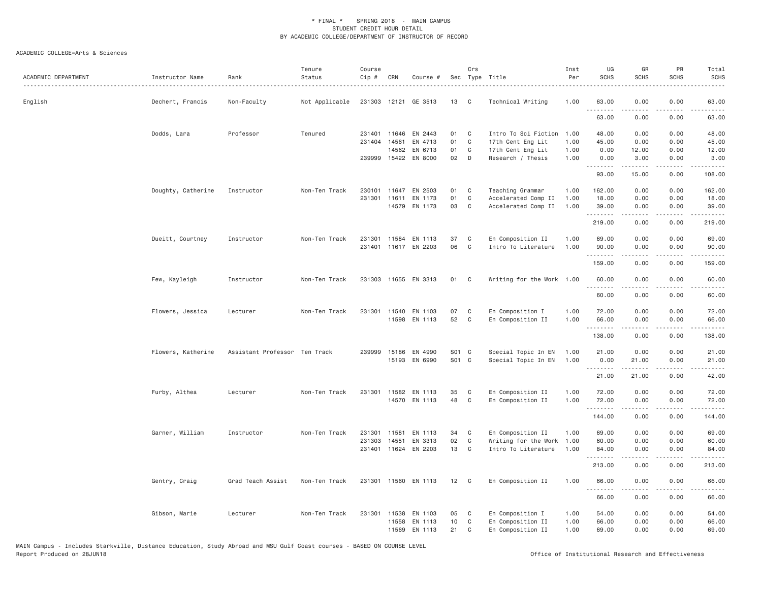\* FINAL \* SPRING 2018 - MAIN CAMPUS
STUDENT CREDIT HOUR DETAIL
BY ACADEMIC COLLEGE/DEPARTMENT OF INSTRUCTOR OF RECORD

ACADEMIC COLLEGE=Arts & Sciences

| ACADEMIC DEPARTMENT | Instructor Name | Rank | Tenure Status | Course Cip # | CRN | Course # | Sec | Crs Type | Title | Inst Per | UG SCHS | GR SCHS | PR SCHS | Total SCHS |
|---|---|---|---|---|---|---|---|---|---|---|---|---|---|---|
| English | Dechert, Francis | Non-Faculty | Not Applicable | 231303 | 12121 | GE 3513 | 13 | C | Technical Writing | 1.00 | 63.00 | 0.00 | 0.00 | 63.00 |
| | | | | | | | | | | | 63.00 | 0.00 | 0.00 | 63.00 |
| | Dodds, Lara | Professor | Tenured | 231401 | 11646 | EN 2443 | 01 | C | Intro To Sci Fiction | 1.00 | 48.00 | 0.00 | 0.00 | 48.00 |
| | | | | 231404 | 14561 | EN 4713 | 01 | C | 17th Cent Eng Lit | 1.00 | 45.00 | 0.00 | 0.00 | 45.00 |
| | | | | | 14562 | EN 6713 | 01 | C | 17th Cent Eng Lit | 1.00 | 0.00 | 12.00 | 0.00 | 12.00 |
| | | | | 239999 | 15422 | EN 8000 | 02 | D | Research / Thesis | 1.00 | 0.00 | 3.00 | 0.00 | 3.00 |
| | | | | | | | | | | | 93.00 | 15.00 | 0.00 | 108.00 |
| | Doughty, Catherine | Instructor | Non-Ten Track | 230101 | 11647 | EN 2503 | 01 | C | Teaching Grammar | 1.00 | 162.00 | 0.00 | 0.00 | 162.00 |
| | | | | 231301 | 11611 | EN 1173 | 01 | C | Accelerated Comp II | 1.00 | 18.00 | 0.00 | 0.00 | 18.00 |
| | | | | | 14579 | EN 1173 | 03 | C | Accelerated Comp II | 1.00 | 39.00 | 0.00 | 0.00 | 39.00 |
| | | | | | | | | | | | 219.00 | 0.00 | 0.00 | 219.00 |
| | Dueitt, Courtney | Instructor | Non-Ten Track | 231301 | 11584 | EN 1113 | 37 | C | En Composition II | 1.00 | 69.00 | 0.00 | 0.00 | 69.00 |
| | | | | 231401 | 11617 | EN 2203 | 06 | C | Intro To Literature | 1.00 | 90.00 | 0.00 | 0.00 | 90.00 |
| | | | | | | | | | | | 159.00 | 0.00 | 0.00 | 159.00 |
| | Few, Kayleigh | Instructor | Non-Ten Track | 231303 | 11655 | EN 3313 | 01 | C | Writing for the Work | 1.00 | 60.00 | 0.00 | 0.00 | 60.00 |
| | | | | | | | | | | | 60.00 | 0.00 | 0.00 | 60.00 |
| | Flowers, Jessica | Lecturer | Non-Ten Track | 231301 | 11540 | EN 1103 | 07 | C | En Composition I | 1.00 | 72.00 | 0.00 | 0.00 | 72.00 |
| | | | | | 11598 | EN 1113 | 52 | C | En Composition II | 1.00 | 66.00 | 0.00 | 0.00 | 66.00 |
| | | | | | | | | | | | 138.00 | 0.00 | 0.00 | 138.00 |
| | Flowers, Katherine | Assistant Professor | Ten Track | 239999 | 15186 | EN 4990 | S01 | C | Special Topic In EN | 1.00 | 21.00 | 0.00 | 0.00 | 21.00 |
| | | | | | 15193 | EN 6990 | S01 | C | Special Topic In EN | 1.00 | 0.00 | 21.00 | 0.00 | 21.00 |
| | | | | | | | | | | | 21.00 | 21.00 | 0.00 | 42.00 |
| | Furby, Althea | Lecturer | Non-Ten Track | 231301 | 11582 | EN 1113 | 35 | C | En Composition II | 1.00 | 72.00 | 0.00 | 0.00 | 72.00 |
| | | | | | 14570 | EN 1113 | 48 | C | En Composition II | 1.00 | 72.00 | 0.00 | 0.00 | 72.00 |
| | | | | | | | | | | | 144.00 | 0.00 | 0.00 | 144.00 |
| | Garner, William | Instructor | Non-Ten Track | 231301 | 11581 | EN 1113 | 34 | C | En Composition II | 1.00 | 69.00 | 0.00 | 0.00 | 69.00 |
| | | | | 231303 | 14551 | EN 3313 | 02 | C | Writing for the Work | 1.00 | 60.00 | 0.00 | 0.00 | 60.00 |
| | | | | 231401 | 11624 | EN 2203 | 13 | C | Intro To Literature | 1.00 | 84.00 | 0.00 | 0.00 | 84.00 |
| | | | | | | | | | | | 213.00 | 0.00 | 0.00 | 213.00 |
| | Gentry, Craig | Grad Teach Assist | Non-Ten Track | 231301 | 11560 | EN 1113 | 12 | C | En Composition II | 1.00 | 66.00 | 0.00 | 0.00 | 66.00 |
| | | | | | | | | | | | 66.00 | 0.00 | 0.00 | 66.00 |
| | Gibson, Marie | Lecturer | Non-Ten Track | 231301 | 11538 | EN 1103 | 05 | C | En Composition I | 1.00 | 54.00 | 0.00 | 0.00 | 54.00 |
| | | | | | 11558 | EN 1113 | 10 | C | En Composition II | 1.00 | 66.00 | 0.00 | 0.00 | 66.00 |
| | | | | | 11569 | EN 1113 | 21 | C | En Composition II | 1.00 | 69.00 | 0.00 | 0.00 | 69.00 |

MAIN Campus - Includes Starkville, Distance Education, Study Abroad and MSU Gulf Coast courses - BASED ON COURSE LEVEL
Report Produced on 28JUN18 Office of Institutional Research and Effectiveness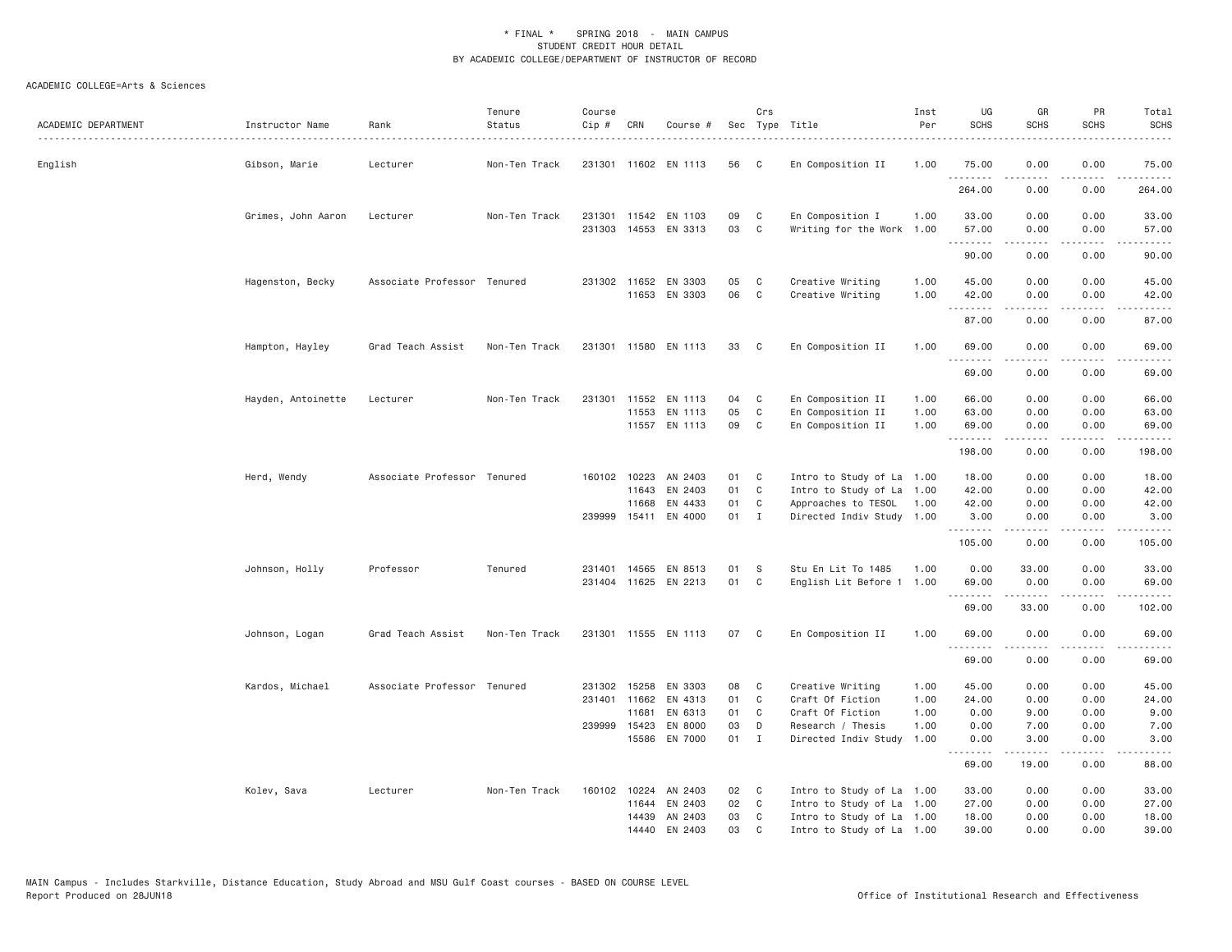\* FINAL \* SPRING 2018 - MAIN CAMPUS
STUDENT CREDIT HOUR DETAIL
BY ACADEMIC COLLEGE/DEPARTMENT OF INSTRUCTOR OF RECORD

ACADEMIC COLLEGE=Arts & Sciences

| ACADEMIC DEPARTMENT | Instructor Name | Rank | Tenure Status | Course Cip # | CRN | Course # | Sec | Crs Type | Title | Inst Per | UG SCHS | GR SCHS | PR SCHS | Total SCHS |
|---|---|---|---|---|---|---|---|---|---|---|---|---|---|---|
| English | Gibson, Marie | Lecturer | Non-Ten Track | 231301 | 11602 | EN 1113 | 56 | C | En Composition II | 1.00 | 75.00 | 0.00 | 0.00 | 75.00 |
| | | | | | | | | | | | 264.00 | 0.00 | 0.00 | 264.00 |
| | Grimes, John Aaron | Lecturer | Non-Ten Track | 231301 | 11542 | EN 1103 | 09 | C | En Composition I | 1.00 | 33.00 | 0.00 | 0.00 | 33.00 |
| | | | | 231303 | 14553 | EN 3313 | 03 | C | Writing for the Work | 1.00 | 57.00 | 0.00 | 0.00 | 57.00 |
| | | | | | | | | | | | 90.00 | 0.00 | 0.00 | 90.00 |
| | Hagenston, Becky | Associate Professor | Tenured | 231302 | 11652 | EN 3303 | 05 | C | Creative Writing | 1.00 | 45.00 | 0.00 | 0.00 | 45.00 |
| | | | | | 11653 | EN 3303 | 06 | C | Creative Writing | 1.00 | 42.00 | 0.00 | 0.00 | 42.00 |
| | | | | | | | | | | | 87.00 | 0.00 | 0.00 | 87.00 |
| | Hampton, Hayley | Grad Teach Assist | Non-Ten Track | 231301 | 11580 | EN 1113 | 33 | C | En Composition II | 1.00 | 69.00 | 0.00 | 0.00 | 69.00 |
| | | | | | | | | | | | 69.00 | 0.00 | 0.00 | 69.00 |
| | Hayden, Antoinette | Lecturer | Non-Ten Track | 231301 | 11552 | EN 1113 | 04 | C | En Composition II | 1.00 | 66.00 | 0.00 | 0.00 | 66.00 |
| | | | | | 11553 | EN 1113 | 05 | C | En Composition II | 1.00 | 63.00 | 0.00 | 0.00 | 63.00 |
| | | | | | 11557 | EN 1113 | 09 | C | En Composition II | 1.00 | 69.00 | 0.00 | 0.00 | 69.00 |
| | | | | | | | | | | | 198.00 | 0.00 | 0.00 | 198.00 |
| | Herd, Wendy | Associate Professor | Tenured | 160102 | 10223 | AN 2403 | 01 | C | Intro to Study of La | 1.00 | 18.00 | 0.00 | 0.00 | 18.00 |
| | | | | | 11643 | EN 2403 | 01 | C | Intro to Study of La | 1.00 | 42.00 | 0.00 | 0.00 | 42.00 |
| | | | | | 11668 | EN 4433 | 01 | C | Approaches to TESOL | 1.00 | 42.00 | 0.00 | 0.00 | 42.00 |
| | | | | 239999 | 15411 | EN 4000 | 01 | I | Directed Indiv Study | 1.00 | 3.00 | 0.00 | 0.00 | 3.00 |
| | | | | | | | | | | | 105.00 | 0.00 | 0.00 | 105.00 |
| | Johnson, Holly | Professor | Tenured | 231401 | 14565 | EN 8513 | 01 | S | Stu En Lit To 1485 | 1.00 | 0.00 | 33.00 | 0.00 | 33.00 |
| | | | | 231404 | 11625 | EN 2213 | 01 | C | English Lit Before 1 | 1.00 | 69.00 | 0.00 | 0.00 | 69.00 |
| | | | | | | | | | | | 69.00 | 33.00 | 0.00 | 102.00 |
| | Johnson, Logan | Grad Teach Assist | Non-Ten Track | 231301 | 11555 | EN 1113 | 07 | C | En Composition II | 1.00 | 69.00 | 0.00 | 0.00 | 69.00 |
| | | | | | | | | | | | 69.00 | 0.00 | 0.00 | 69.00 |
| | Kardos, Michael | Associate Professor | Tenured | 231302 | 15258 | EN 3303 | 08 | C | Creative Writing | 1.00 | 45.00 | 0.00 | 0.00 | 45.00 |
| | | | | 231401 | 11662 | EN 4313 | 01 | C | Craft Of Fiction | 1.00 | 24.00 | 0.00 | 0.00 | 24.00 |
| | | | | | 11681 | EN 6313 | 01 | C | Craft Of Fiction | 1.00 | 0.00 | 9.00 | 0.00 | 9.00 |
| | | | | 239999 | 15423 | EN 8000 | 03 | D | Research / Thesis | 1.00 | 0.00 | 7.00 | 0.00 | 7.00 |
| | | | | | 15586 | EN 7000 | 01 | I | Directed Indiv Study | 1.00 | 0.00 | 3.00 | 0.00 | 3.00 |
| | | | | | | | | | | | 69.00 | 19.00 | 0.00 | 88.00 |
| | Kolev, Sava | Lecturer | Non-Ten Track | 160102 | 10224 | AN 2403 | 02 | C | Intro to Study of La | 1.00 | 33.00 | 0.00 | 0.00 | 33.00 |
| | | | | | 11644 | EN 2403 | 02 | C | Intro to Study of La | 1.00 | 27.00 | 0.00 | 0.00 | 27.00 |
| | | | | | 14439 | AN 2403 | 03 | C | Intro to Study of La | 1.00 | 18.00 | 0.00 | 0.00 | 18.00 |
| | | | | | 14440 | EN 2403 | 03 | C | Intro to Study of La | 1.00 | 39.00 | 0.00 | 0.00 | 39.00 |

MAIN Campus - Includes Starkville, Distance Education, Study Abroad and MSU Gulf Coast courses - BASED ON COURSE LEVEL
Report Produced on 28JUN18 Office of Institutional Research and Effectiveness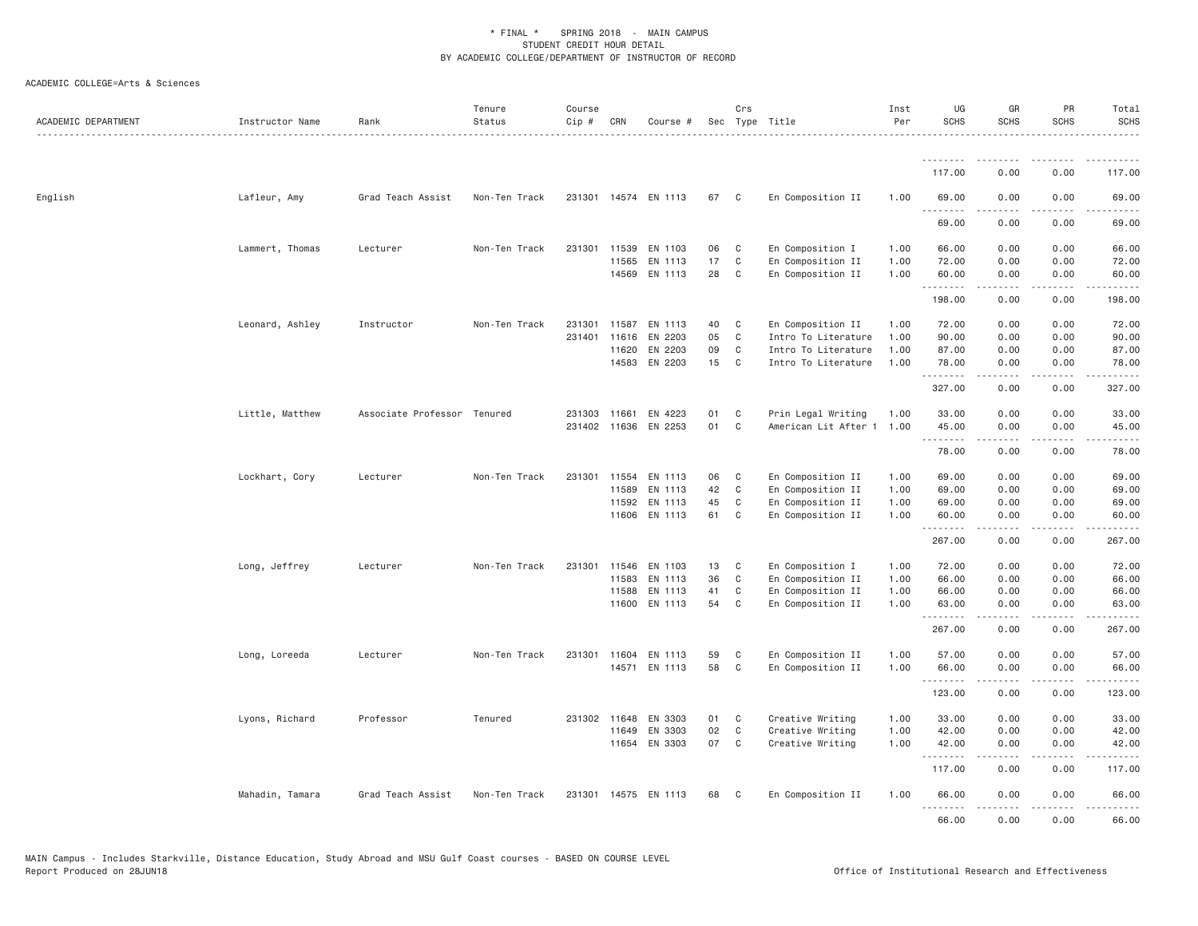\* FINAL \*    SPRING 2018 - MAIN CAMPUS
STUDENT CREDIT HOUR DETAIL
BY ACADEMIC COLLEGE/DEPARTMENT OF INSTRUCTOR OF RECORD

ACADEMIC COLLEGE=Arts & Sciences

| ACADEMIC DEPARTMENT | Instructor Name | Rank | Tenure Status | Course Cip # | CRN | Course # | Sec | Crs Type | Title | Inst Per | UG SCHS | GR SCHS | PR SCHS | Total SCHS |
|---|---|---|---|---|---|---|---|---|---|---|---|---|---|---|
| | | | | | | | | | | | 117.00 | 0.00 | 0.00 | 117.00 |
| English | Lafleur, Amy | Grad Teach Assist | Non-Ten Track | 231301 | 14574 | EN 1113 | 67 | C | En Composition II | 1.00 | 69.00 | 0.00 | 0.00 | 69.00 |
| | | | | | | | | | | | 69.00 | 0.00 | 0.00 | 69.00 |
| | Lammert, Thomas | Lecturer | Non-Ten Track | 231301 | 11539 | EN 1103 | 06 | C | En Composition I | 1.00 | 66.00 | 0.00 | 0.00 | 66.00 |
| | | | | | 11565 | EN 1113 | 17 | C | En Composition II | 1.00 | 72.00 | 0.00 | 0.00 | 72.00 |
| | | | | | 14569 | EN 1113 | 28 | C | En Composition II | 1.00 | 60.00 | 0.00 | 0.00 | 60.00 |
| | | | | | | | | | | | 198.00 | 0.00 | 0.00 | 198.00 |
| | Leonard, Ashley | Instructor | Non-Ten Track | 231301 | 11587 | EN 1113 | 40 | C | En Composition II | 1.00 | 72.00 | 0.00 | 0.00 | 72.00 |
| | | | | 231401 | 11616 | EN 2203 | 05 | C | Intro To Literature | 1.00 | 90.00 | 0.00 | 0.00 | 90.00 |
| | | | | | 11620 | EN 2203 | 09 | C | Intro To Literature | 1.00 | 87.00 | 0.00 | 0.00 | 87.00 |
| | | | | | 14583 | EN 2203 | 15 | C | Intro To Literature | 1.00 | 78.00 | 0.00 | 0.00 | 78.00 |
| | | | | | | | | | | | 327.00 | 0.00 | 0.00 | 327.00 |
| | Little, Matthew | Associate Professor | Tenured | 231303 | 11661 | EN 4223 | 01 | C | Prin Legal Writing | 1.00 | 33.00 | 0.00 | 0.00 | 33.00 |
| | | | | 231402 | 11636 | EN 2253 | 01 | C | American Lit After 1 | 1.00 | 45.00 | 0.00 | 0.00 | 45.00 |
| | | | | | | | | | | | 78.00 | 0.00 | 0.00 | 78.00 |
| | Lockhart, Cory | Lecturer | Non-Ten Track | 231301 | 11554 | EN 1113 | 06 | C | En Composition II | 1.00 | 69.00 | 0.00 | 0.00 | 69.00 |
| | | | | | 11589 | EN 1113 | 42 | C | En Composition II | 1.00 | 69.00 | 0.00 | 0.00 | 69.00 |
| | | | | | 11592 | EN 1113 | 45 | C | En Composition II | 1.00 | 69.00 | 0.00 | 0.00 | 69.00 |
| | | | | | 11606 | EN 1113 | 61 | C | En Composition II | 1.00 | 60.00 | 0.00 | 0.00 | 60.00 |
| | | | | | | | | | | | 267.00 | 0.00 | 0.00 | 267.00 |
| | Long, Jeffrey | Lecturer | Non-Ten Track | 231301 | 11546 | EN 1103 | 13 | C | En Composition I | 1.00 | 72.00 | 0.00 | 0.00 | 72.00 |
| | | | | | 11583 | EN 1113 | 36 | C | En Composition II | 1.00 | 66.00 | 0.00 | 0.00 | 66.00 |
| | | | | | 11588 | EN 1113 | 41 | C | En Composition II | 1.00 | 66.00 | 0.00 | 0.00 | 66.00 |
| | | | | | 11600 | EN 1113 | 54 | C | En Composition II | 1.00 | 63.00 | 0.00 | 0.00 | 63.00 |
| | | | | | | | | | | | 267.00 | 0.00 | 0.00 | 267.00 |
| | Long, Loreeda | Lecturer | Non-Ten Track | 231301 | 11604 | EN 1113 | 59 | C | En Composition II | 1.00 | 57.00 | 0.00 | 0.00 | 57.00 |
| | | | | | 14571 | EN 1113 | 58 | C | En Composition II | 1.00 | 66.00 | 0.00 | 0.00 | 66.00 |
| | | | | | | | | | | | 123.00 | 0.00 | 0.00 | 123.00 |
| | Lyons, Richard | Professor | Tenured | 231302 | 11648 | EN 3303 | 01 | C | Creative Writing | 1.00 | 33.00 | 0.00 | 0.00 | 33.00 |
| | | | | | 11649 | EN 3303 | 02 | C | Creative Writing | 1.00 | 42.00 | 0.00 | 0.00 | 42.00 |
| | | | | | 11654 | EN 3303 | 07 | C | Creative Writing | 1.00 | 42.00 | 0.00 | 0.00 | 42.00 |
| | | | | | | | | | | | 117.00 | 0.00 | 0.00 | 117.00 |
| | Mahadin, Tamara | Grad Teach Assist | Non-Ten Track | 231301 | 14575 | EN 1113 | 68 | C | En Composition II | 1.00 | 66.00 | 0.00 | 0.00 | 66.00 |
| | | | | | | | | | | | 66.00 | 0.00 | 0.00 | 66.00 |

MAIN Campus - Includes Starkville, Distance Education, Study Abroad and MSU Gulf Coast courses - BASED ON COURSE LEVEL
Report Produced on 28JUN18    Office of Institutional Research and Effectiveness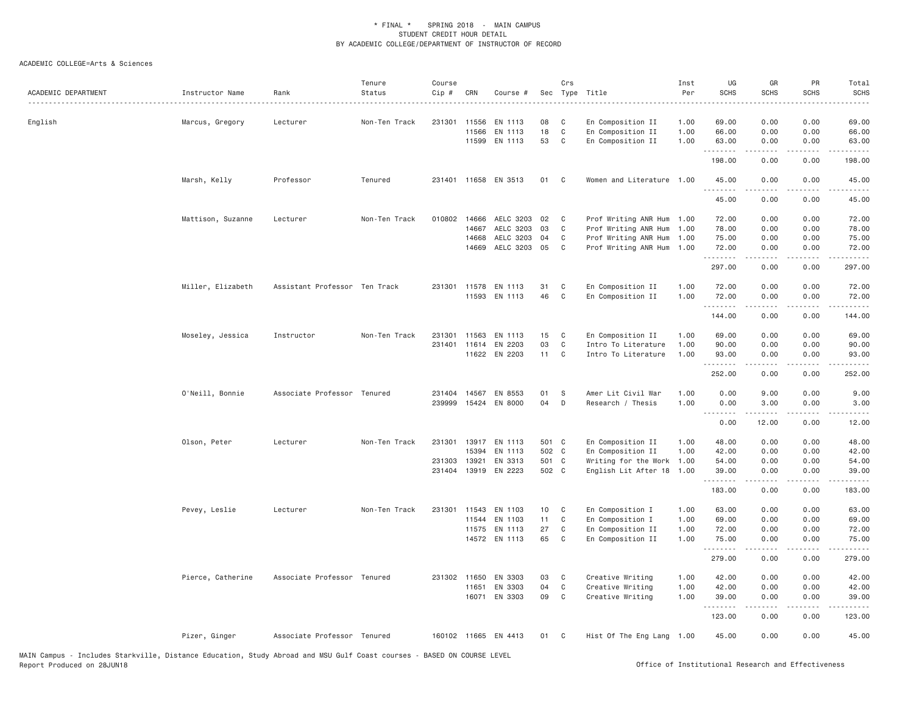ACADEMIC COLLEGE=Arts & Sciences

| ACADEMIC DEPARTMENT | Instructor Name | Rank | Tenure Status | Course Cip # | CRN | Course # | Sec | Crs Type | Title | Inst Per | UG SCHS | GR SCHS | PR SCHS | Total SCHS |
|---|---|---|---|---|---|---|---|---|---|---|---|---|---|---|
| English | Marcus, Gregory | Lecturer | Non-Ten Track | 231301 | 11556 | EN 1113 | 08 | C | En Composition II | 1.00 | 69.00 | 0.00 | 0.00 | 69.00 |
| | | | | | 11566 | EN 1113 | 18 | C | En Composition II | 1.00 | 66.00 | 0.00 | 0.00 | 66.00 |
| | | | | | 11599 | EN 1113 | 53 | C | En Composition II | 1.00 | 63.00 | 0.00 | 0.00 | 63.00 |
| | | | | | | | | | | | 198.00 | 0.00 | 0.00 | 198.00 |
| | Marsh, Kelly | Professor | Tenured | 231401 | 11658 | EN 3513 | 01 | C | Women and Literature | 1.00 | 45.00 | 0.00 | 0.00 | 45.00 |
| | | | | | | | | | | | 45.00 | 0.00 | 0.00 | 45.00 |
| | Mattison, Suzanne | Lecturer | Non-Ten Track | 010802 | 14666 | AELC 3203 | 02 | C | Prof Writing ANR Hum | 1.00 | 72.00 | 0.00 | 0.00 | 72.00 |
| | | | | | 14667 | AELC 3203 | 03 | C | Prof Writing ANR Hum | 1.00 | 78.00 | 0.00 | 0.00 | 78.00 |
| | | | | | 14668 | AELC 3203 | 04 | C | Prof Writing ANR Hum | 1.00 | 75.00 | 0.00 | 0.00 | 75.00 |
| | | | | | 14669 | AELC 3203 | 05 | C | Prof Writing ANR Hum | 1.00 | 72.00 | 0.00 | 0.00 | 72.00 |
| | | | | | | | | | | | 297.00 | 0.00 | 0.00 | 297.00 |
| | Miller, Elizabeth | Assistant Professor | Ten Track | 231301 | 11578 | EN 1113 | 31 | C | En Composition II | 1.00 | 72.00 | 0.00 | 0.00 | 72.00 |
| | | | | | 11593 | EN 1113 | 46 | C | En Composition II | 1.00 | 72.00 | 0.00 | 0.00 | 72.00 |
| | | | | | | | | | | | 144.00 | 0.00 | 0.00 | 144.00 |
| | Moseley, Jessica | Instructor | Non-Ten Track | 231301 | 11563 | EN 1113 | 15 | C | En Composition II | 1.00 | 69.00 | 0.00 | 0.00 | 69.00 |
| | | | | 231401 | 11614 | EN 2203 | 03 | C | Intro To Literature | 1.00 | 90.00 | 0.00 | 0.00 | 90.00 |
| | | | | | 11622 | EN 2203 | 11 | C | Intro To Literature | 1.00 | 93.00 | 0.00 | 0.00 | 93.00 |
| | | | | | | | | | | | 252.00 | 0.00 | 0.00 | 252.00 |
| | O'Neill, Bonnie | Associate Professor | Tenured | 231404 | 14567 | EN 8553 | 01 | S | Amer Lit Civil War | 1.00 | 0.00 | 9.00 | 0.00 | 9.00 |
| | | | | 239999 | 15424 | EN 8000 | 04 | D | Research / Thesis | 1.00 | 0.00 | 3.00 | 0.00 | 3.00 |
| | | | | | | | | | | | 0.00 | 12.00 | 0.00 | 12.00 |
| | Olson, Peter | Lecturer | Non-Ten Track | 231301 | 13917 | EN 1113 | 501 | C | En Composition II | 1.00 | 48.00 | 0.00 | 0.00 | 48.00 |
| | | | | | 15394 | EN 1113 | 502 | C | En Composition II | 1.00 | 42.00 | 0.00 | 0.00 | 42.00 |
| | | | | 231303 | 13921 | EN 3313 | 501 | C | Writing for the Work | 1.00 | 54.00 | 0.00 | 0.00 | 54.00 |
| | | | | 231404 | 13919 | EN 2223 | 502 | C | English Lit After 18 | 1.00 | 39.00 | 0.00 | 0.00 | 39.00 |
| | | | | | | | | | | | 183.00 | 0.00 | 0.00 | 183.00 |
| | Pevey, Leslie | Lecturer | Non-Ten Track | 231301 | 11543 | EN 1103 | 10 | C | En Composition I | 1.00 | 63.00 | 0.00 | 0.00 | 63.00 |
| | | | | | 11544 | EN 1103 | 11 | C | En Composition I | 1.00 | 69.00 | 0.00 | 0.00 | 69.00 |
| | | | | | 11575 | EN 1113 | 27 | C | En Composition II | 1.00 | 72.00 | 0.00 | 0.00 | 72.00 |
| | | | | | 14572 | EN 1113 | 65 | C | En Composition II | 1.00 | 75.00 | 0.00 | 0.00 | 75.00 |
| | | | | | | | | | | | 279.00 | 0.00 | 0.00 | 279.00 |
| | Pierce, Catherine | Associate Professor | Tenured | 231302 | 11650 | EN 3303 | 03 | C | Creative Writing | 1.00 | 42.00 | 0.00 | 0.00 | 42.00 |
| | | | | | 11651 | EN 3303 | 04 | C | Creative Writing | 1.00 | 42.00 | 0.00 | 0.00 | 42.00 |
| | | | | | 16071 | EN 3303 | 09 | C | Creative Writing | 1.00 | 39.00 | 0.00 | 0.00 | 39.00 |
| | | | | | | | | | | | 123.00 | 0.00 | 0.00 | 123.00 |
| | Pizer, Ginger | Associate Professor | Tenured | 160102 | 11665 | EN 4413 | 01 | C | Hist Of The Eng Lang | 1.00 | 45.00 | 0.00 | 0.00 | 45.00 |

MAIN Campus - Includes Starkville, Distance Education, Study Abroad and MSU Gulf Coast courses - BASED ON COURSE LEVEL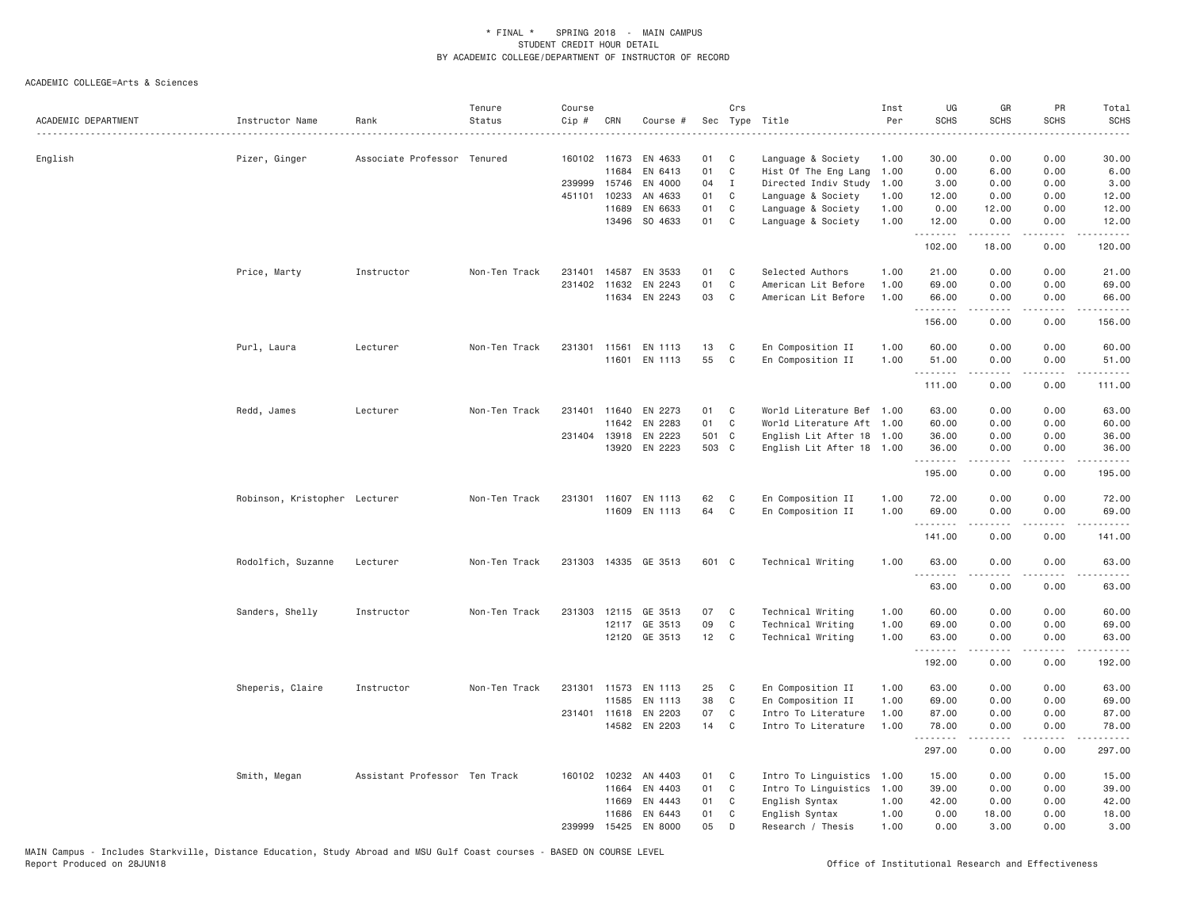\* FINAL \* SPRING 2018 - MAIN CAMPUS
STUDENT CREDIT HOUR DETAIL
BY ACADEMIC COLLEGE/DEPARTMENT OF INSTRUCTOR OF RECORD

ACADEMIC COLLEGE=Arts & Sciences

| ACADEMIC DEPARTMENT | Instructor Name | Rank | Tenure Status | Course Cip # | CRN | Course # | Sec | Crs Type | Title | Inst Per | UG SCHS | GR SCHS | PR SCHS | Total SCHS |
|---|---|---|---|---|---|---|---|---|---|---|---|---|---|---|
| English | Pizer, Ginger | Associate Professor | Tenured | 160102 | 11673 | EN 4633 | 01 | C | Language & Society | 1.00 | 30.00 | 0.00 | 0.00 | 30.00 |
| | | | | | 11684 | EN 6413 | 01 | C | Hist Of The Eng Lang | 1.00 | 0.00 | 6.00 | 0.00 | 6.00 |
| | | | | 239999 | 15746 | EN 4000 | 04 | I | Directed Indiv Study | 1.00 | 3.00 | 0.00 | 0.00 | 3.00 |
| | | | | 451101 | 10233 | AN 4633 | 01 | C | Language & Society | 1.00 | 12.00 | 0.00 | 0.00 | 12.00 |
| | | | | | 11689 | EN 6633 | 01 | C | Language & Society | 1.00 | 0.00 | 12.00 | 0.00 | 12.00 |
| | | | | | 13496 | SO 4633 | 01 | C | Language & Society | 1.00 | 12.00 | 0.00 | 0.00 | 12.00 |
| | | | | | | | | | | | 102.00 | 18.00 | 0.00 | 120.00 |
| | Price, Marty | Instructor | Non-Ten Track | 231401 | 14587 | EN 3533 | 01 | C | Selected Authors | 1.00 | 21.00 | 0.00 | 0.00 | 21.00 |
| | | | | 231402 | 11632 | EN 2243 | 01 | C | American Lit Before | 1.00 | 69.00 | 0.00 | 0.00 | 69.00 |
| | | | | | 11634 | EN 2243 | 03 | C | American Lit Before | 1.00 | 66.00 | 0.00 | 0.00 | 66.00 |
| | | | | | | | | | | | 156.00 | 0.00 | 0.00 | 156.00 |
| | Purl, Laura | Lecturer | Non-Ten Track | 231301 | 11561 | EN 1113 | 13 | C | En Composition II | 1.00 | 60.00 | 0.00 | 0.00 | 60.00 |
| | | | | | 11601 | EN 1113 | 55 | C | En Composition II | 1.00 | 51.00 | 0.00 | 0.00 | 51.00 |
| | | | | | | | | | | | 111.00 | 0.00 | 0.00 | 111.00 |
| | Redd, James | Lecturer | Non-Ten Track | 231401 | 11640 | EN 2273 | 01 | C | World Literature Bef | 1.00 | 63.00 | 0.00 | 0.00 | 63.00 |
| | | | | | 11642 | EN 2283 | 01 | C | World Literature Aft | 1.00 | 60.00 | 0.00 | 0.00 | 60.00 |
| | | | | 231404 | 13918 | EN 2223 | 501 | C | English Lit After 18 | 1.00 | 36.00 | 0.00 | 0.00 | 36.00 |
| | | | | | 13920 | EN 2223 | 503 | C | English Lit After 18 | 1.00 | 36.00 | 0.00 | 0.00 | 36.00 |
| | | | | | | | | | | | 195.00 | 0.00 | 0.00 | 195.00 |
| | Robinson, Kristopher | Lecturer | Non-Ten Track | 231301 | 11607 | EN 1113 | 62 | C | En Composition II | 1.00 | 72.00 | 0.00 | 0.00 | 72.00 |
| | | | | | 11609 | EN 1113 | 64 | C | En Composition II | 1.00 | 69.00 | 0.00 | 0.00 | 69.00 |
| | | | | | | | | | | | 141.00 | 0.00 | 0.00 | 141.00 |
| | Rodolfich, Suzanne | Lecturer | Non-Ten Track | 231303 | 14335 | GE 3513 | 601 | C | Technical Writing | 1.00 | 63.00 | 0.00 | 0.00 | 63.00 |
| | | | | | | | | | | | 63.00 | 0.00 | 0.00 | 63.00 |
| | Sanders, Shelly | Instructor | Non-Ten Track | 231303 | 12115 | GE 3513 | 07 | C | Technical Writing | 1.00 | 60.00 | 0.00 | 0.00 | 60.00 |
| | | | | | 12117 | GE 3513 | 09 | C | Technical Writing | 1.00 | 69.00 | 0.00 | 0.00 | 69.00 |
| | | | | | 12120 | GE 3513 | 12 | C | Technical Writing | 1.00 | 63.00 | 0.00 | 0.00 | 63.00 |
| | | | | | | | | | | | 192.00 | 0.00 | 0.00 | 192.00 |
| | Sheperis, Claire | Instructor | Non-Ten Track | 231301 | 11573 | EN 1113 | 25 | C | En Composition II | 1.00 | 63.00 | 0.00 | 0.00 | 63.00 |
| | | | | | 11585 | EN 1113 | 38 | C | En Composition II | 1.00 | 69.00 | 0.00 | 0.00 | 69.00 |
| | | | | 231401 | 11618 | EN 2203 | 07 | C | Intro To Literature | 1.00 | 87.00 | 0.00 | 0.00 | 87.00 |
| | | | | | 14582 | EN 2203 | 14 | C | Intro To Literature | 1.00 | 78.00 | 0.00 | 0.00 | 78.00 |
| | | | | | | | | | | | 297.00 | 0.00 | 0.00 | 297.00 |
| | Smith, Megan | Assistant Professor | Ten Track | 160102 | 10232 | AN 4403 | 01 | C | Intro To Linguistics | 1.00 | 15.00 | 0.00 | 0.00 | 15.00 |
| | | | | | 11664 | EN 4403 | 01 | C | Intro To Linguistics | 1.00 | 39.00 | 0.00 | 0.00 | 39.00 |
| | | | | | 11669 | EN 4443 | 01 | C | English Syntax | 1.00 | 42.00 | 0.00 | 0.00 | 42.00 |
| | | | | | 11686 | EN 6443 | 01 | C | English Syntax | 1.00 | 0.00 | 18.00 | 0.00 | 18.00 |
| | | | | 239999 | 15425 | EN 8000 | 05 | D | Research / Thesis | 1.00 | 0.00 | 3.00 | 0.00 | 3.00 |

MAIN Campus - Includes Starkville, Distance Education, Study Abroad and MSU Gulf Coast courses - BASED ON COURSE LEVEL
Report Produced on 28JUN18 Office of Institutional Research and Effectiveness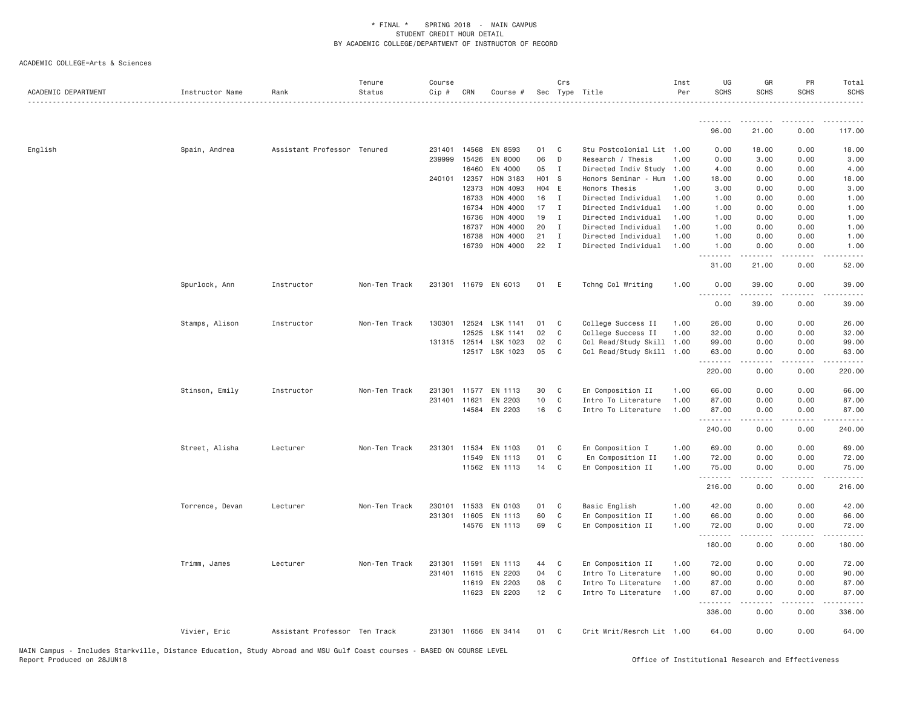# * FINAL * SPRING 2018 - MAIN CAMPUS
## STUDENT CREDIT HOUR DETAIL
### BY ACADEMIC COLLEGE/DEPARTMENT OF INSTRUCTOR OF RECORD

ACADEMIC COLLEGE=Arts & Sciences

| ACADEMIC DEPARTMENT | Instructor Name | Rank | Tenure Status | Course Cip # | CRN | Course # | Sec | Crs Type | Title | Inst Per | UG SCHS | GR SCHS | PR SCHS | Total SCHS |
|---|---|---|---|---|---|---|---|---|---|---|---|---|---|---|
| | | | | | | | | | | | 96.00 | 21.00 | 0.00 | 117.00 |
| English | Spain, Andrea | Assistant Professor | Tenured | 231401 | 14568 | EN 8593 | 01 | C | Stu Postcolonial Lit | 1.00 | 0.00 | 18.00 | 0.00 | 18.00 |
| | | | | 239999 | 15426 | EN 8000 | 06 | D | Research / Thesis | 1.00 | 0.00 | 3.00 | 0.00 | 3.00 |
| | | | | | 16460 | EN 4000 | 05 | I | Directed Indiv Study | 1.00 | 4.00 | 0.00 | 0.00 | 4.00 |
| | | | | 240101 | 12357 | HON 3183 | H01 | S | Honors Seminar - Hum | 1.00 | 18.00 | 0.00 | 0.00 | 18.00 |
| | | | | | 12373 | HON 4093 | H04 | E | Honors Thesis | 1.00 | 3.00 | 0.00 | 0.00 | 3.00 |
| | | | | | 16733 | HON 4000 | 16 | I | Directed Individual | 1.00 | 1.00 | 0.00 | 0.00 | 1.00 |
| | | | | | 16734 | HON 4000 | 17 | I | Directed Individual | 1.00 | 1.00 | 0.00 | 0.00 | 1.00 |
| | | | | | 16736 | HON 4000 | 19 | I | Directed Individual | 1.00 | 1.00 | 0.00 | 0.00 | 1.00 |
| | | | | | 16737 | HON 4000 | 20 | I | Directed Individual | 1.00 | 1.00 | 0.00 | 0.00 | 1.00 |
| | | | | | 16738 | HON 4000 | 21 | I | Directed Individual | 1.00 | 1.00 | 0.00 | 0.00 | 1.00 |
| | | | | | 16739 | HON 4000 | 22 | I | Directed Individual | 1.00 | 1.00 | 0.00 | 0.00 | 1.00 |
| | | | | | | | | | | | 31.00 | 21.00 | 0.00 | 52.00 |
| | Spurlock, Ann | Instructor | Non-Ten Track | 231301 | 11679 | EN 6013 | 01 | E | Tchng Col Writing | 1.00 | 0.00 | 39.00 | 0.00 | 39.00 |
| | | | | | | | | | | | 0.00 | 39.00 | 0.00 | 39.00 |
| | Stamps, Alison | Instructor | Non-Ten Track | 130301 | 12524 | LSK 1141 | 01 | C | College Success II | 1.00 | 26.00 | 0.00 | 0.00 | 26.00 |
| | | | | | 12525 | LSK 1141 | 02 | C | College Success II | 1.00 | 32.00 | 0.00 | 0.00 | 32.00 |
| | | | | 131315 | 12514 | LSK 1023 | 02 | C | Col Read/Study Skill | 1.00 | 99.00 | 0.00 | 0.00 | 99.00 |
| | | | | | 12517 | LSK 1023 | 05 | C | Col Read/Study Skill | 1.00 | 63.00 | 0.00 | 0.00 | 63.00 |
| | | | | | | | | | | | 220.00 | 0.00 | 0.00 | 220.00 |
| | Stinson, Emily | Instructor | Non-Ten Track | 231301 | 11577 | EN 1113 | 30 | C | En Composition II | 1.00 | 66.00 | 0.00 | 0.00 | 66.00 |
| | | | | 231401 | 11621 | EN 2203 | 10 | C | Intro To Literature | 1.00 | 87.00 | 0.00 | 0.00 | 87.00 |
| | | | | | 14584 | EN 2203 | 16 | C | Intro To Literature | 1.00 | 87.00 | 0.00 | 0.00 | 87.00 |
| | | | | | | | | | | | 240.00 | 0.00 | 0.00 | 240.00 |
| | Street, Alisha | Lecturer | Non-Ten Track | 231301 | 11534 | EN 1103 | 01 | C | En Composition I | 1.00 | 69.00 | 0.00 | 0.00 | 69.00 |
| | | | | | 11549 | EN 1113 | 01 | C | En Composition II | 1.00 | 72.00 | 0.00 | 0.00 | 72.00 |
| | | | | | 11562 | EN 1113 | 14 | C | En Composition II | 1.00 | 75.00 | 0.00 | 0.00 | 75.00 |
| | | | | | | | | | | | 216.00 | 0.00 | 0.00 | 216.00 |
| | Torrence, Devan | Lecturer | Non-Ten Track | 230101 | 11533 | EN 0103 | 01 | C | Basic English | 1.00 | 42.00 | 0.00 | 0.00 | 42.00 |
| | | | | 231301 | 11605 | EN 1113 | 60 | C | En Composition II | 1.00 | 66.00 | 0.00 | 0.00 | 66.00 |
| | | | | | 14576 | EN 1113 | 69 | C | En Composition II | 1.00 | 72.00 | 0.00 | 0.00 | 72.00 |
| | | | | | | | | | | | 180.00 | 0.00 | 0.00 | 180.00 |
| | Trimm, James | Lecturer | Non-Ten Track | 231301 | 11591 | EN 1113 | 44 | C | En Composition II | 1.00 | 72.00 | 0.00 | 0.00 | 72.00 |
| | | | | 231401 | 11615 | EN 2203 | 04 | C | Intro To Literature | 1.00 | 90.00 | 0.00 | 0.00 | 90.00 |
| | | | | | 11619 | EN 2203 | 08 | C | Intro To Literature | 1.00 | 87.00 | 0.00 | 0.00 | 87.00 |
| | | | | | 11623 | EN 2203 | 12 | C | Intro To Literature | 1.00 | 87.00 | 0.00 | 0.00 | 87.00 |
| | | | | | | | | | | | 336.00 | 0.00 | 0.00 | 336.00 |
| | Vivier, Eric | Assistant Professor | Ten Track | 231301 | 11656 | EN 3414 | 01 | C | Crit Writ/Resrch Lit | 1.00 | 64.00 | 0.00 | 0.00 | 64.00 |

MAIN Campus - Includes Starkville, Distance Education, Study Abroad and MSU Gulf Coast courses - BASED ON COURSE LEVEL
Report Produced on 28JUN18

Office of Institutional Research and Effectiveness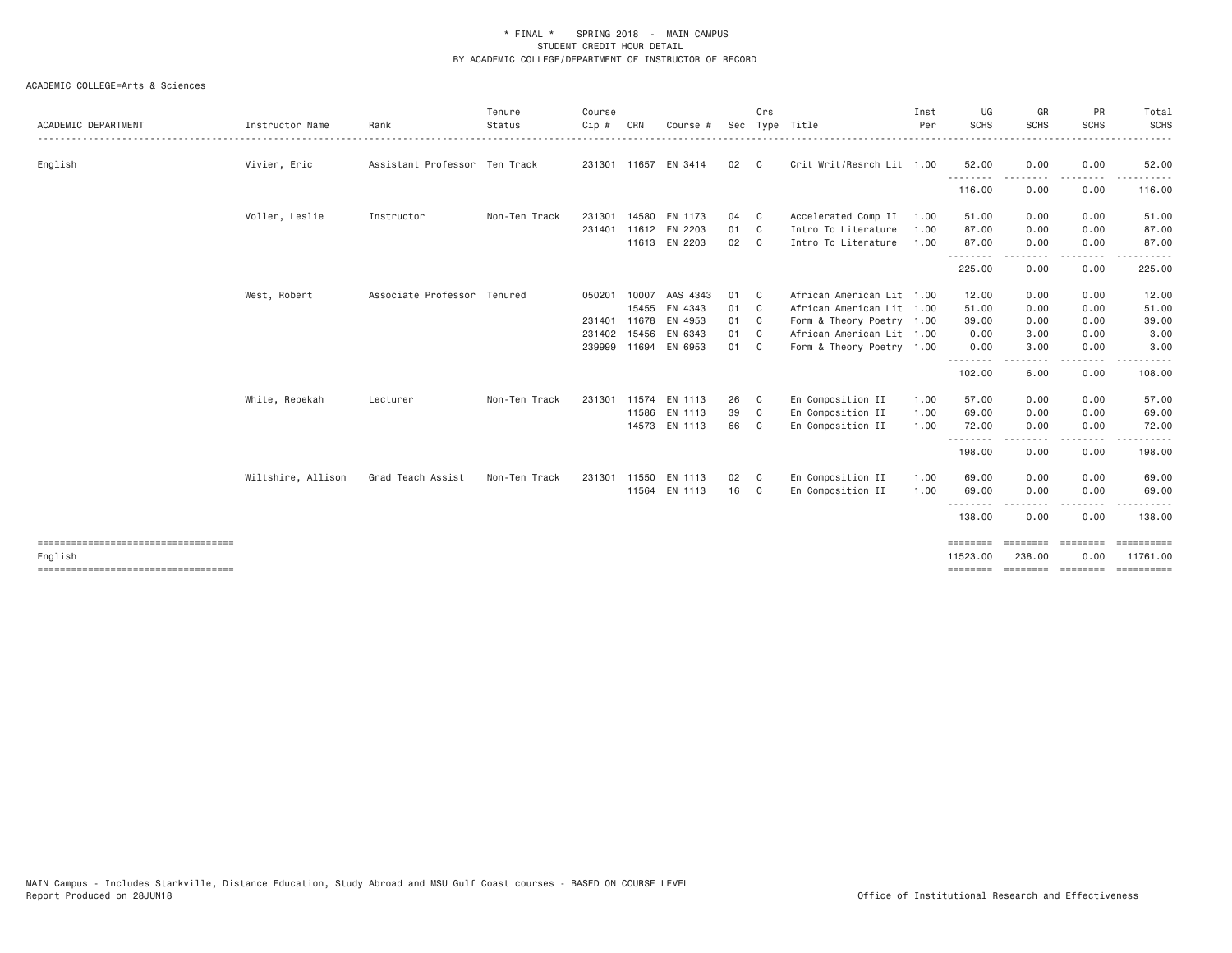\* FINAL \* SPRING 2018 - MAIN CAMPUS
STUDENT CREDIT HOUR DETAIL
BY ACADEMIC COLLEGE/DEPARTMENT OF INSTRUCTOR OF RECORD

ACADEMIC COLLEGE=Arts & Sciences

| ACADEMIC DEPARTMENT | Instructor Name | Rank | Tenure Status | Course Cip # | CRN | Course # | Sec | Crs Type | Title | Inst Per | UG SCHS | GR SCHS | PR SCHS | Total SCHS |
|---|---|---|---|---|---|---|---|---|---|---|---|---|---|---|
| English | Vivier, Eric | Assistant Professor | Ten Track | 231301 | 11657 | EN 3414 | 02 | C | Crit Writ/Resrch Lit | 1.00 | 52.00 | 0.00 | 0.00 | 52.00 |
| | | | | | | | | | | | 116.00 | 0.00 | 0.00 | 116.00 |
| | Voller, Leslie | Instructor | Non-Ten Track | 231301 | 14580 | EN 1173 | 04 | C | Accelerated Comp II | 1.00 | 51.00 | 0.00 | 0.00 | 51.00 |
| | | | | 231401 | 11612 | EN 2203 | 01 | C | Intro To Literature | 1.00 | 87.00 | 0.00 | 0.00 | 87.00 |
| | | | | | 11613 | EN 2203 | 02 | C | Intro To Literature | 1.00 | 87.00 | 0.00 | 0.00 | 87.00 |
| | | | | | | | | | | | 225.00 | 0.00 | 0.00 | 225.00 |
| | West, Robert | Associate Professor | Tenured | 050201 | 10007 | AAS 4343 | 01 | C | African American Lit | 1.00 | 12.00 | 0.00 | 0.00 | 12.00 |
| | | | | | 15455 | EN 4343 | 01 | C | African American Lit | 1.00 | 51.00 | 0.00 | 0.00 | 51.00 |
| | | | | 231401 | 11678 | EN 4953 | 01 | C | Form & Theory Poetry | 1.00 | 39.00 | 0.00 | 0.00 | 39.00 |
| | | | | 231402 | 15456 | EN 6343 | 01 | C | African American Lit | 1.00 | 0.00 | 3.00 | 0.00 | 3.00 |
| | | | | 239999 | 11694 | EN 6953 | 01 | C | Form & Theory Poetry | 1.00 | 0.00 | 3.00 | 0.00 | 3.00 |
| | | | | | | | | | | | 102.00 | 6.00 | 0.00 | 108.00 |
| | White, Rebekah | Lecturer | Non-Ten Track | 231301 | 11574 | EN 1113 | 26 | C | En Composition II | 1.00 | 57.00 | 0.00 | 0.00 | 57.00 |
| | | | | | 11586 | EN 1113 | 39 | C | En Composition II | 1.00 | 69.00 | 0.00 | 0.00 | 69.00 |
| | | | | | 14573 | EN 1113 | 66 | C | En Composition II | 1.00 | 72.00 | 0.00 | 0.00 | 72.00 |
| | | | | | | | | | | | 198.00 | 0.00 | 0.00 | 198.00 |
| | Wiltshire, Allison | Grad Teach Assist | Non-Ten Track | 231301 | 11550 | EN 1113 | 02 | C | En Composition II | 1.00 | 69.00 | 0.00 | 0.00 | 69.00 |
| | | | | | 11564 | EN 1113 | 16 | C | En Composition II | 1.00 | 69.00 | 0.00 | 0.00 | 69.00 |
| | | | | | | | | | | | 138.00 | 0.00 | 0.00 | 138.00 |
| English | | | | | | | | | | | 11523.00 | 238.00 | 0.00 | 11761.00 |

MAIN Campus - Includes Starkville, Distance Education, Study Abroad and MSU Gulf Coast courses - BASED ON COURSE LEVEL
Report Produced on 28JUN18

Office of Institutional Research and Effectiveness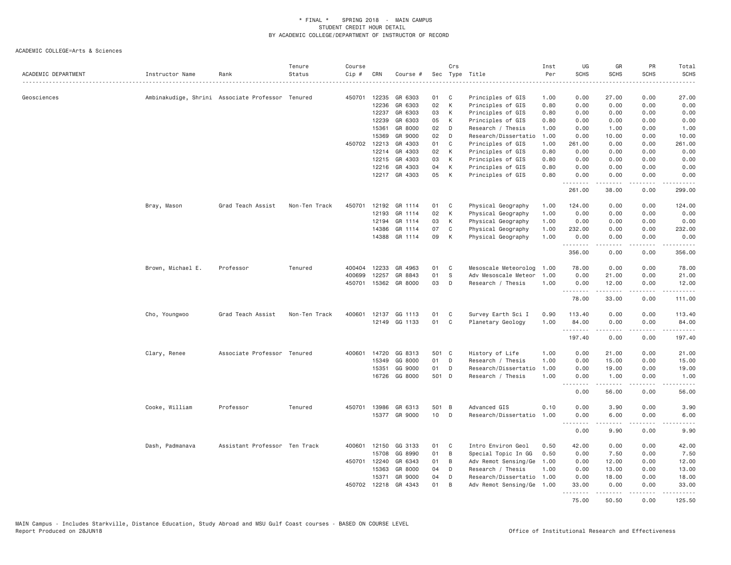\* FINAL \* SPRING 2018 - MAIN CAMPUS
STUDENT CREDIT HOUR DETAIL
BY ACADEMIC COLLEGE/DEPARTMENT OF INSTRUCTOR OF RECORD

ACADEMIC COLLEGE=Arts & Sciences

| ACADEMIC DEPARTMENT | Instructor Name | Rank | Tenure Status | Course Cip # | CRN | Course # | Sec | Crs Type | Title | Inst Per | UG SCHS | GR SCHS | PR SCHS | Total SCHS |
|---|---|---|---|---|---|---|---|---|---|---|---|---|---|---|
| Geosciences | Ambinakudige, Shrini | Associate Professor | Tenured | 450701 | 12235 | GR 6303 | 01 | C | Principles of GIS | 1.00 | 0.00 | 27.00 | 0.00 | 27.00 |
| | | | | | 12236 | GR 6303 | 02 | K | Principles of GIS | 0.80 | 0.00 | 0.00 | 0.00 | 0.00 |
| | | | | | 12237 | GR 6303 | 03 | K | Principles of GIS | 0.80 | 0.00 | 0.00 | 0.00 | 0.00 |
| | | | | | 12239 | GR 6303 | 05 | K | Principles of GIS | 0.80 | 0.00 | 0.00 | 0.00 | 0.00 |
| | | | | | 15361 | GR 8000 | 02 | D | Research / Thesis | 1.00 | 0.00 | 1.00 | 0.00 | 1.00 |
| | | | | | 15369 | GR 9000 | 02 | D | Research/Dissertatio | 1.00 | 0.00 | 10.00 | 0.00 | 10.00 |
| | | | | 450702 | 12213 | GR 4303 | 01 | C | Principles of GIS | 1.00 | 261.00 | 0.00 | 0.00 | 261.00 |
| | | | | | 12214 | GR 4303 | 02 | K | Principles of GIS | 0.80 | 0.00 | 0.00 | 0.00 | 0.00 |
| | | | | | 12215 | GR 4303 | 03 | K | Principles of GIS | 0.80 | 0.00 | 0.00 | 0.00 | 0.00 |
| | | | | | 12216 | GR 4303 | 04 | K | Principles of GIS | 0.80 | 0.00 | 0.00 | 0.00 | 0.00 |
| | | | | | 12217 | GR 4303 | 05 | K | Principles of GIS | 0.80 | 0.00 | 0.00 | 0.00 | 0.00 |
| | | | | | | | | | | | 261.00 | 38.00 | 0.00 | 299.00 |
| | Bray, Mason | Grad Teach Assist | Non-Ten Track | 450701 | 12192 | GR 1114 | 01 | C | Physical Geography | 1.00 | 124.00 | 0.00 | 0.00 | 124.00 |
| | | | | | 12193 | GR 1114 | 02 | K | Physical Geography | 1.00 | 0.00 | 0.00 | 0.00 | 0.00 |
| | | | | | 12194 | GR 1114 | 03 | K | Physical Geography | 1.00 | 0.00 | 0.00 | 0.00 | 0.00 |
| | | | | | 14386 | GR 1114 | 07 | C | Physical Geography | 1.00 | 232.00 | 0.00 | 0.00 | 232.00 |
| | | | | | 14388 | GR 1114 | 09 | K | Physical Geography | 1.00 | 0.00 | 0.00 | 0.00 | 0.00 |
| | | | | | | | | | | | 356.00 | 0.00 | 0.00 | 356.00 |
| | Brown, Michael E. | Professor | Tenured | 400404 | 12233 | GR 4963 | 01 | C | Mesoscale Meteorolog | 1.00 | 78.00 | 0.00 | 0.00 | 78.00 |
| | | | | 400699 | 12257 | GR 8843 | 01 | S | Adv Mesoscale Meteor | 1.00 | 0.00 | 21.00 | 0.00 | 21.00 |
| | | | | 450701 | 15362 | GR 8000 | 03 | D | Research / Thesis | 1.00 | 0.00 | 12.00 | 0.00 | 12.00 |
| | | | | | | | | | | | 78.00 | 33.00 | 0.00 | 111.00 |
| | Cho, Youngwoo | Grad Teach Assist | Non-Ten Track | 400601 | 12137 | GG 1113 | 01 | C | Survey Earth Sci I | 0.90 | 113.40 | 0.00 | 0.00 | 113.40 |
| | | | | | 12149 | GG 1133 | 01 | C | Planetary Geology | 1.00 | 84.00 | 0.00 | 0.00 | 84.00 |
| | | | | | | | | | | | 197.40 | 0.00 | 0.00 | 197.40 |
| | Clary, Renee | Associate Professor | Tenured | 400601 | 14720 | GG 8313 | 501 | C | History of Life | 1.00 | 0.00 | 21.00 | 0.00 | 21.00 |
| | | | | | 15349 | GG 8000 | 01 | D | Research / Thesis | 1.00 | 0.00 | 15.00 | 0.00 | 15.00 |
| | | | | | 15351 | GG 9000 | 01 | D | Research/Dissertatio | 1.00 | 0.00 | 19.00 | 0.00 | 19.00 |
| | | | | | 16726 | GG 8000 | 501 | D | Research / Thesis | 1.00 | 0.00 | 1.00 | 0.00 | 1.00 |
| | | | | | | | | | | | 0.00 | 56.00 | 0.00 | 56.00 |
| | Cooke, William | Professor | Tenured | 450701 | 13986 | GR 6313 | 501 | B | Advanced GIS | 0.10 | 0.00 | 3.90 | 0.00 | 3.90 |
| | | | | | 15377 | GR 9000 | 10 | D | Research/Dissertatio | 1.00 | 0.00 | 6.00 | 0.00 | 6.00 |
| | | | | | | | | | | | 0.00 | 9.90 | 0.00 | 9.90 |
| | Dash, Padmanava | Assistant Professor | Ten Track | 400601 | 12150 | GG 3133 | 01 | C | Intro Environ Geol | 0.50 | 42.00 | 0.00 | 0.00 | 42.00 |
| | | | | | 15708 | GG 8990 | 01 | B | Special Topic In GG | 0.50 | 0.00 | 7.50 | 0.00 | 7.50 |
| | | | | 450701 | 12240 | GR 6343 | 01 | B | Adv Remot Sensing/Ge | 1.00 | 0.00 | 12.00 | 0.00 | 12.00 |
| | | | | | 15363 | GR 8000 | 04 | D | Research / Thesis | 1.00 | 0.00 | 13.00 | 0.00 | 13.00 |
| | | | | | 15371 | GR 9000 | 04 | D | Research/Dissertatio | 1.00 | 0.00 | 18.00 | 0.00 | 18.00 |
| | | | | 450702 | 12218 | GR 4343 | 01 | B | Adv Remot Sensing/Ge | 1.00 | 33.00 | 0.00 | 0.00 | 33.00 |
| | | | | | | | | | | | 75.00 | 50.50 | 0.00 | 125.50 |

MAIN Campus - Includes Starkville, Distance Education, Study Abroad and MSU Gulf Coast courses - BASED ON COURSE LEVEL
Report Produced on 28JUN18

Office of Institutional Research and Effectiveness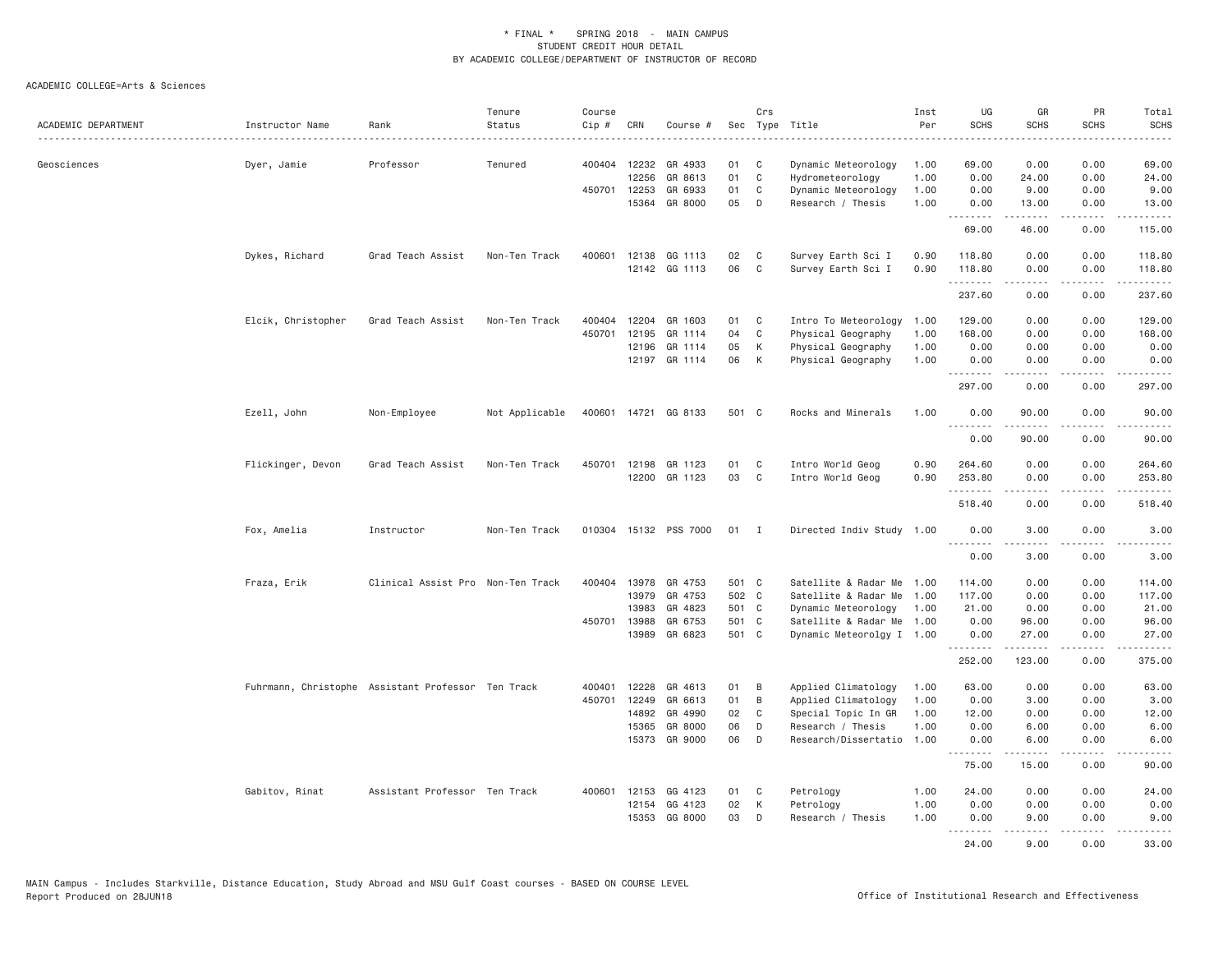\* FINAL \* SPRING 2018 - MAIN CAMPUS
STUDENT CREDIT HOUR DETAIL
BY ACADEMIC COLLEGE/DEPARTMENT OF INSTRUCTOR OF RECORD

ACADEMIC COLLEGE=Arts & Sciences

| ACADEMIC DEPARTMENT | Instructor Name | Rank | Tenure Status | Course Cip # | CRN | Course # | Sec | Crs Type | Title | Inst Per | UG SCHS | GR SCHS | PR SCHS | Total SCHS |
|---|---|---|---|---|---|---|---|---|---|---|---|---|---|---|
| Geosciences | Dyer, Jamie | Professor | Tenured | 400404 | 12232 | GR 4933 | 01 | C | Dynamic Meteorology | 1.00 | 69.00 | 0.00 | 0.00 | 69.00 |
| | | | | | 12256 | GR 8613 | 01 | C | Hydrometeorology | 1.00 | 0.00 | 24.00 | 0.00 | 24.00 |
| | | | | 450701 | 12253 | GR 6933 | 01 | C | Dynamic Meteorology | 1.00 | 0.00 | 9.00 | 0.00 | 9.00 |
| | | | | | 15364 | GR 8000 | 05 | D | Research / Thesis | 1.00 | 0.00 | 13.00 | 0.00 | 13.00 |
| | | | | | | | | | | | 69.00 | 46.00 | 0.00 | 115.00 |
| | Dykes, Richard | Grad Teach Assist | Non-Ten Track | 400601 | 12138 | GG 1113 | 02 | C | Survey Earth Sci I | 0.90 | 118.80 | 0.00 | 0.00 | 118.80 |
| | | | | | 12142 | GG 1113 | 06 | C | Survey Earth Sci I | 0.90 | 118.80 | 0.00 | 0.00 | 118.80 |
| | | | | | | | | | | | 237.60 | 0.00 | 0.00 | 237.60 |
| | Elcik, Christopher | Grad Teach Assist | Non-Ten Track | 400404 | 12204 | GR 1603 | 01 | C | Intro To Meteorology | 1.00 | 129.00 | 0.00 | 0.00 | 129.00 |
| | | | | 450701 | 12195 | GR 1114 | 04 | C | Physical Geography | 1.00 | 168.00 | 0.00 | 0.00 | 168.00 |
| | | | | | 12196 | GR 1114 | 05 | K | Physical Geography | 1.00 | 0.00 | 0.00 | 0.00 | 0.00 |
| | | | | | 12197 | GR 1114 | 06 | K | Physical Geography | 1.00 | 0.00 | 0.00 | 0.00 | 0.00 |
| | | | | | | | | | | | 297.00 | 0.00 | 0.00 | 297.00 |
| | Ezell, John | Non-Employee | Not Applicable | 400601 | 14721 | GG 8133 | 501 | C | Rocks and Minerals | 1.00 | 0.00 | 90.00 | 0.00 | 90.00 |
| | | | | | | | | | | | 0.00 | 90.00 | 0.00 | 90.00 |
| | Flickinger, Devon | Grad Teach Assist | Non-Ten Track | 450701 | 12198 | GR 1123 | 01 | C | Intro World Geog | 0.90 | 264.60 | 0.00 | 0.00 | 264.60 |
| | | | | | 12200 | GR 1123 | 03 | C | Intro World Geog | 0.90 | 253.80 | 0.00 | 0.00 | 253.80 |
| | | | | | | | | | | | 518.40 | 0.00 | 0.00 | 518.40 |
| | Fox, Amelia | Instructor | Non-Ten Track | 010304 | 15132 | PSS 7000 | 01 | I | Directed Indiv Study | 1.00 | 0.00 | 3.00 | 0.00 | 3.00 |
| | | | | | | | | | | | 0.00 | 3.00 | 0.00 | 3.00 |
| | Fraza, Erik | Clinical Assist Pro | Non-Ten Track | 400404 | 13978 | GR 4753 | 501 | C | Satellite & Radar Me | 1.00 | 114.00 | 0.00 | 0.00 | 114.00 |
| | | | | | 13979 | GR 4753 | 502 | C | Satellite & Radar Me | 1.00 | 117.00 | 0.00 | 0.00 | 117.00 |
| | | | | | 13983 | GR 4823 | 501 | C | Dynamic Meteorology | 1.00 | 21.00 | 0.00 | 0.00 | 21.00 |
| | | | | 450701 | 13988 | GR 6753 | 501 | C | Satellite & Radar Me | 1.00 | 0.00 | 96.00 | 0.00 | 96.00 |
| | | | | | 13989 | GR 6823 | 501 | C | Dynamic Meteorolgy I | 1.00 | 0.00 | 27.00 | 0.00 | 27.00 |
| | | | | | | | | | | | 252.00 | 123.00 | 0.00 | 375.00 |
| | Fuhrmann, Christophe | Assistant Professor | Ten Track | 400401 | 12228 | GR 4613 | 01 | B | Applied Climatology | 1.00 | 63.00 | 0.00 | 0.00 | 63.00 |
| | | | | 450701 | 12249 | GR 6613 | 01 | B | Applied Climatology | 1.00 | 0.00 | 3.00 | 0.00 | 3.00 |
| | | | | | 14892 | GR 4990 | 02 | C | Special Topic In GR | 1.00 | 12.00 | 0.00 | 0.00 | 12.00 |
| | | | | | 15365 | GR 8000 | 06 | D | Research / Thesis | 1.00 | 0.00 | 6.00 | 0.00 | 6.00 |
| | | | | | 15373 | GR 9000 | 06 | D | Research/Dissertatio | 1.00 | 0.00 | 6.00 | 0.00 | 6.00 |
| | | | | | | | | | | | 75.00 | 15.00 | 0.00 | 90.00 |
| | Gabitov, Rinat | Assistant Professor | Ten Track | 400601 | 12153 | GG 4123 | 01 | C | Petrology | 1.00 | 24.00 | 0.00 | 0.00 | 24.00 |
| | | | | | 12154 | GG 4123 | 02 | K | Petrology | 1.00 | 0.00 | 0.00 | 0.00 | 0.00 |
| | | | | | 15353 | GG 8000 | 03 | D | Research / Thesis | 1.00 | 0.00 | 9.00 | 0.00 | 9.00 |
| | | | | | | | | | | | 24.00 | 9.00 | 0.00 | 33.00 |

MAIN Campus - Includes Starkville, Distance Education, Study Abroad and MSU Gulf Coast courses - BASED ON COURSE LEVEL
Report Produced on 28JUN18 Office of Institutional Research and Effectiveness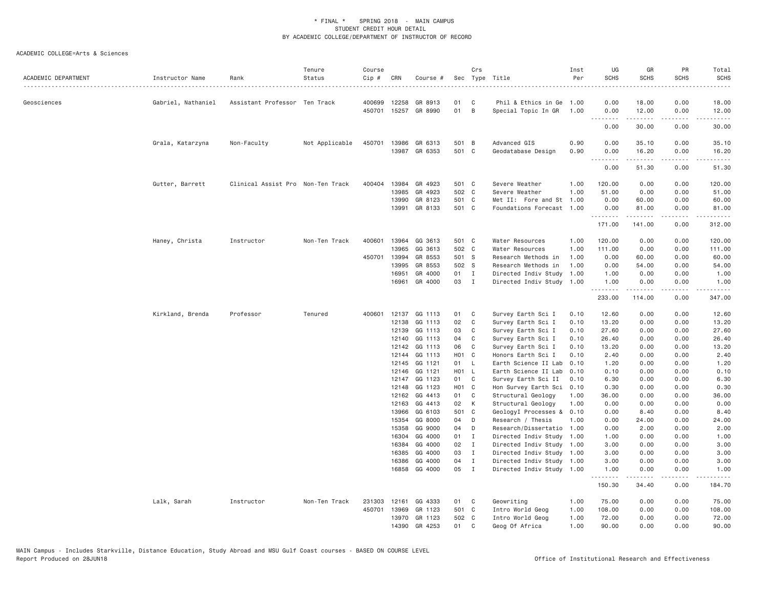* FINAL * SPRING 2018 - MAIN CAMPUS
STUDENT CREDIT HOUR DETAIL
BY ACADEMIC COLLEGE/DEPARTMENT OF INSTRUCTOR OF RECORD

ACADEMIC COLLEGE=Arts & Sciences

| ACADEMIC DEPARTMENT | Instructor Name | Rank | Tenure Status | Course Cip # | CRN | Course # | Sec | Crs Type | Title | Inst Per | UG SCHS | GR SCHS | PR SCHS | Total SCHS |
|---|---|---|---|---|---|---|---|---|---|---|---|---|---|---|
| Geosciences | Gabriel, Nathaniel | Assistant Professor | Ten Track | 400699 | 12258 | GR 8913 | 01 | C | Phil & Ethics in Ge | 1.00 | 0.00 | 18.00 | 0.00 | 18.00 |
| | | | | 450701 | 15257 | GR 8990 | 01 | B | Special Topic In GR | 1.00 | 0.00 | 12.00 | 0.00 | 12.00 |
| | | | | | | | | | | | 0.00 | 30.00 | 0.00 | 30.00 |
| | Grala, Katarzyna | Non-Faculty | Not Applicable | 450701 | 13986 | GR 6313 | 501 | B | Advanced GIS | 0.90 | 0.00 | 35.10 | 0.00 | 35.10 |
| | | | | | 13987 | GR 6353 | 501 | C | Geodatabase Design | 0.90 | 0.00 | 16.20 | 0.00 | 16.20 |
| | | | | | | | | | | | 0.00 | 51.30 | 0.00 | 51.30 |
| | Gutter, Barrett | Clinical Assist Pro | Non-Ten Track | 400404 | 13984 | GR 4923 | 501 | C | Severe Weather | 1.00 | 120.00 | 0.00 | 0.00 | 120.00 |
| | | | | | 13985 | GR 4923 | 502 | C | Severe Weather | 1.00 | 51.00 | 0.00 | 0.00 | 51.00 |
| | | | | | 13990 | GR 8123 | 501 | C | Met II: Fore and St | 1.00 | 0.00 | 60.00 | 0.00 | 60.00 |
| | | | | | 13991 | GR 8133 | 501 | C | Foundations Forecast | 1.00 | 0.00 | 81.00 | 0.00 | 81.00 |
| | | | | | | | | | | | 171.00 | 141.00 | 0.00 | 312.00 |
| | Haney, Christa | Instructor | Non-Ten Track | 400601 | 13964 | GG 3613 | 501 | C | Water Resources | 1.00 | 120.00 | 0.00 | 0.00 | 120.00 |
| | | | | | 13965 | GG 3613 | 502 | C | Water Resources | 1.00 | 111.00 | 0.00 | 0.00 | 111.00 |
| | | | | 450701 | 13994 | GR 8553 | 501 | S | Research Methods in | 1.00 | 0.00 | 60.00 | 0.00 | 60.00 |
| | | | | | 13995 | GR 8553 | 502 | S | Research Methods in | 1.00 | 0.00 | 54.00 | 0.00 | 54.00 |
| | | | | | 16951 | GR 4000 | 01 | I | Directed Indiv Study | 1.00 | 1.00 | 0.00 | 0.00 | 1.00 |
| | | | | | 16961 | GR 4000 | 03 | I | Directed Indiv Study | 1.00 | 1.00 | 0.00 | 0.00 | 1.00 |
| | | | | | | | | | | | 233.00 | 114.00 | 0.00 | 347.00 |
| | Kirkland, Brenda | Professor | Tenured | 400601 | 12137 | GG 1113 | 01 | C | Survey Earth Sci I | 0.10 | 12.60 | 0.00 | 0.00 | 12.60 |
| | | | | | 12138 | GG 1113 | 02 | C | Survey Earth Sci I | 0.10 | 13.20 | 0.00 | 0.00 | 13.20 |
| | | | | | 12139 | GG 1113 | 03 | C | Survey Earth Sci I | 0.10 | 27.60 | 0.00 | 0.00 | 27.60 |
| | | | | | 12140 | GG 1113 | 04 | C | Survey Earth Sci I | 0.10 | 26.40 | 0.00 | 0.00 | 26.40 |
| | | | | | 12142 | GG 1113 | 06 | C | Survey Earth Sci I | 0.10 | 13.20 | 0.00 | 0.00 | 13.20 |
| | | | | | 12144 | GG 1113 | H01 | C | Honors Earth Sci I | 0.10 | 2.40 | 0.00 | 0.00 | 2.40 |
| | | | | | 12145 | GG 1121 | 01 | L | Earth Science II Lab | 0.10 | 1.20 | 0.00 | 0.00 | 1.20 |
| | | | | | 12146 | GG 1121 | H01 | L | Earth Science II Lab | 0.10 | 0.10 | 0.00 | 0.00 | 0.10 |
| | | | | | 12147 | GG 1123 | 01 | C | Survey Earth Sci II | 0.10 | 6.30 | 0.00 | 0.00 | 6.30 |
| | | | | | 12148 | GG 1123 | H01 | C | Hon Survey Earth Sci | 0.10 | 0.30 | 0.00 | 0.00 | 0.30 |
| | | | | | 12162 | GG 4413 | 01 | C | Structural Geology | 1.00 | 36.00 | 0.00 | 0.00 | 36.00 |
| | | | | | 12163 | GG 4413 | 02 | K | Structural Geology | 1.00 | 0.00 | 0.00 | 0.00 | 0.00 |
| | | | | | 13966 | GG 6103 | 501 | C | GeologyI Processes & | 0.10 | 0.00 | 8.40 | 0.00 | 8.40 |
| | | | | | 15354 | GG 8000 | 04 | D | Research / Thesis | 1.00 | 0.00 | 24.00 | 0.00 | 24.00 |
| | | | | | 15358 | GG 9000 | 04 | D | Research/Dissertatio | 1.00 | 0.00 | 2.00 | 0.00 | 2.00 |
| | | | | | 16304 | GG 4000 | 01 | I | Directed Indiv Study | 1.00 | 1.00 | 0.00 | 0.00 | 1.00 |
| | | | | | 16384 | GG 4000 | 02 | I | Directed Indiv Study | 1.00 | 3.00 | 0.00 | 0.00 | 3.00 |
| | | | | | 16385 | GG 4000 | 03 | I | Directed Indiv Study | 1.00 | 3.00 | 0.00 | 0.00 | 3.00 |
| | | | | | 16386 | GG 4000 | 04 | I | Directed Indiv Study | 1.00 | 3.00 | 0.00 | 0.00 | 3.00 |
| | | | | | 16858 | GG 4000 | 05 | I | Directed Indiv Study | 1.00 | 1.00 | 0.00 | 0.00 | 1.00 |
| | | | | | | | | | | | 150.30 | 34.40 | 0.00 | 184.70 |
| | Lalk, Sarah | Instructor | Non-Ten Track | 231303 | 12161 | GG 4333 | 01 | C | Geowriting | 1.00 | 75.00 | 0.00 | 0.00 | 75.00 |
| | | | | 450701 | 13969 | GR 1123 | 501 | C | Intro World Geog | 1.00 | 108.00 | 0.00 | 0.00 | 108.00 |
| | | | | | 13970 | GR 1123 | 502 | C | Intro World Geog | 1.00 | 72.00 | 0.00 | 0.00 | 72.00 |
| | | | | | 14390 | GR 4253 | 01 | C | Geog Of Africa | 1.00 | 90.00 | 0.00 | 0.00 | 90.00 |

MAIN Campus - Includes Starkville, Distance Education, Study Abroad and MSU Gulf Coast courses - BASED ON COURSE LEVEL
Report Produced on 28JUN18 Office of Institutional Research and Effectiveness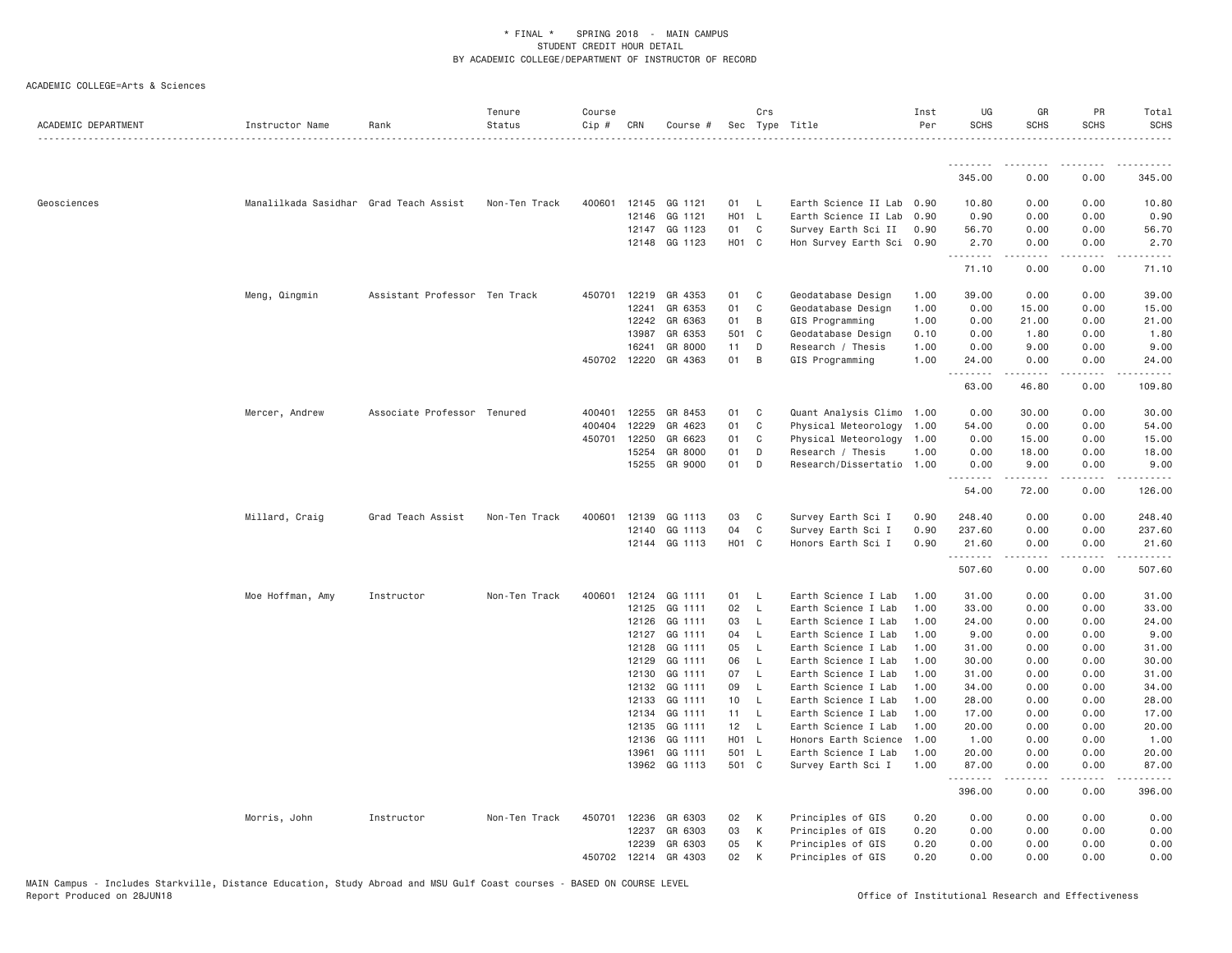* FINAL * SPRING 2018 - MAIN CAMPUS
STUDENT CREDIT HOUR DETAIL
BY ACADEMIC COLLEGE/DEPARTMENT OF INSTRUCTOR OF RECORD

ACADEMIC COLLEGE=Arts & Sciences

| ACADEMIC DEPARTMENT | Instructor Name | Rank | Tenure Status | Course Cip # | CRN | Course # | Sec | Crs Type | Title | Inst Per | UG SCHS | GR SCHS | PR SCHS | Total SCHS |
|---|---|---|---|---|---|---|---|---|---|---|---|---|---|---|
| | | | | | | | | | | | 345.00 | 0.00 | 0.00 | 345.00 |
| Geosciences | Manalilkada Sasidhar | Grad Teach Assist | Non-Ten Track | 400601 | 12145 | GG 1121 | 01 | L | Earth Science II Lab | 0.90 | 10.80 | 0.00 | 0.00 | 10.80 |
| | | | | | 12146 | GG 1121 | H01 | L | Earth Science II Lab | 0.90 | 0.90 | 0.00 | 0.00 | 0.90 |
| | | | | | 12147 | GG 1123 | 01 | C | Survey Earth Sci II | 0.90 | 56.70 | 0.00 | 0.00 | 56.70 |
| | | | | | 12148 | GG 1123 | H01 | C | Hon Survey Earth Sci | 0.90 | 2.70 | 0.00 | 0.00 | 2.70 |
| | | | | | | | | | | | 71.10 | 0.00 | 0.00 | 71.10 |
| | Meng, Qingmin | Assistant Professor | Ten Track | 450701 | 12219 | GR 4353 | 01 | C | Geodatabase Design | 1.00 | 39.00 | 0.00 | 0.00 | 39.00 |
| | | | | | 12241 | GR 6353 | 01 | C | Geodatabase Design | 1.00 | 0.00 | 15.00 | 0.00 | 15.00 |
| | | | | | 12242 | GR 6363 | 01 | B | GIS Programming | 1.00 | 0.00 | 21.00 | 0.00 | 21.00 |
| | | | | | 13987 | GR 6353 | 501 | C | Geodatabase Design | 0.10 | 0.00 | 1.80 | 0.00 | 1.80 |
| | | | | | 16241 | GR 8000 | 11 | D | Research / Thesis | 1.00 | 0.00 | 9.00 | 0.00 | 9.00 |
| | | | | 450702 | 12220 | GR 4363 | 01 | B | GIS Programming | 1.00 | 24.00 | 0.00 | 0.00 | 24.00 |
| | | | | | | | | | | | 63.00 | 46.80 | 0.00 | 109.80 |
| | Mercer, Andrew | Associate Professor | Tenured | 400401 | 12255 | GR 8453 | 01 | C | Quant Analysis Climo | 1.00 | 0.00 | 30.00 | 0.00 | 30.00 |
| | | | | 400404 | 12229 | GR 4623 | 01 | C | Physical Meteorology | 1.00 | 54.00 | 0.00 | 0.00 | 54.00 |
| | | | | 450701 | 12250 | GR 6623 | 01 | C | Physical Meteorology | 1.00 | 0.00 | 15.00 | 0.00 | 15.00 |
| | | | | | 15254 | GR 8000 | 01 | D | Research / Thesis | 1.00 | 0.00 | 18.00 | 0.00 | 18.00 |
| | | | | | 15255 | GR 9000 | 01 | D | Research/Dissertatio | 1.00 | 0.00 | 9.00 | 0.00 | 9.00 |
| | | | | | | | | | | | 54.00 | 72.00 | 0.00 | 126.00 |
| | Millard, Craig | Grad Teach Assist | Non-Ten Track | 400601 | 12139 | GG 1113 | 03 | C | Survey Earth Sci I | 0.90 | 248.40 | 0.00 | 0.00 | 248.40 |
| | | | | | 12140 | GG 1113 | 04 | C | Survey Earth Sci I | 0.90 | 237.60 | 0.00 | 0.00 | 237.60 |
| | | | | | 12144 | GG 1113 | H01 | C | Honors Earth Sci I | 0.90 | 21.60 | 0.00 | 0.00 | 21.60 |
| | | | | | | | | | | | 507.60 | 0.00 | 0.00 | 507.60 |
| | Moe Hoffman, Amy | Instructor | Non-Ten Track | 400601 | 12124 | GG 1111 | 01 | L | Earth Science I Lab | 1.00 | 31.00 | 0.00 | 0.00 | 31.00 |
| | | | | | 12125 | GG 1111 | 02 | L | Earth Science I Lab | 1.00 | 33.00 | 0.00 | 0.00 | 33.00 |
| | | | | | 12126 | GG 1111 | 03 | L | Earth Science I Lab | 1.00 | 24.00 | 0.00 | 0.00 | 24.00 |
| | | | | | 12127 | GG 1111 | 04 | L | Earth Science I Lab | 1.00 | 9.00 | 0.00 | 0.00 | 9.00 |
| | | | | | 12128 | GG 1111 | 05 | L | Earth Science I Lab | 1.00 | 31.00 | 0.00 | 0.00 | 31.00 |
| | | | | | 12129 | GG 1111 | 06 | L | Earth Science I Lab | 1.00 | 30.00 | 0.00 | 0.00 | 30.00 |
| | | | | | 12130 | GG 1111 | 07 | L | Earth Science I Lab | 1.00 | 31.00 | 0.00 | 0.00 | 31.00 |
| | | | | | 12132 | GG 1111 | 09 | L | Earth Science I Lab | 1.00 | 34.00 | 0.00 | 0.00 | 34.00 |
| | | | | | 12133 | GG 1111 | 10 | L | Earth Science I Lab | 1.00 | 28.00 | 0.00 | 0.00 | 28.00 |
| | | | | | 12134 | GG 1111 | 11 | L | Earth Science I Lab | 1.00 | 17.00 | 0.00 | 0.00 | 17.00 |
| | | | | | 12135 | GG 1111 | 12 | L | Earth Science I Lab | 1.00 | 20.00 | 0.00 | 0.00 | 20.00 |
| | | | | | 12136 | GG 1111 | H01 | L | Honors Earth Science | 1.00 | 1.00 | 0.00 | 0.00 | 1.00 |
| | | | | | 13961 | GG 1111 | 501 | L | Earth Science I Lab | 1.00 | 20.00 | 0.00 | 0.00 | 20.00 |
| | | | | | 13962 | GG 1113 | 501 | C | Survey Earth Sci I | 1.00 | 87.00 | 0.00 | 0.00 | 87.00 |
| | | | | | | | | | | | 396.00 | 0.00 | 0.00 | 396.00 |
| | Morris, John | Instructor | Non-Ten Track | 450701 | 12236 | GR 6303 | 02 | K | Principles of GIS | 0.20 | 0.00 | 0.00 | 0.00 | 0.00 |
| | | | | | 12237 | GR 6303 | 03 | K | Principles of GIS | 0.20 | 0.00 | 0.00 | 0.00 | 0.00 |
| | | | | | 12239 | GR 6303 | 05 | K | Principles of GIS | 0.20 | 0.00 | 0.00 | 0.00 | 0.00 |
| | | | | 450702 | 12214 | GR 4303 | 02 | K | Principles of GIS | 0.20 | 0.00 | 0.00 | 0.00 | 0.00 |

MAIN Campus - Includes Starkville, Distance Education, Study Abroad and MSU Gulf Coast courses - BASED ON COURSE LEVEL
Report Produced on 28JUN18 Office of Institutional Research and Effectiveness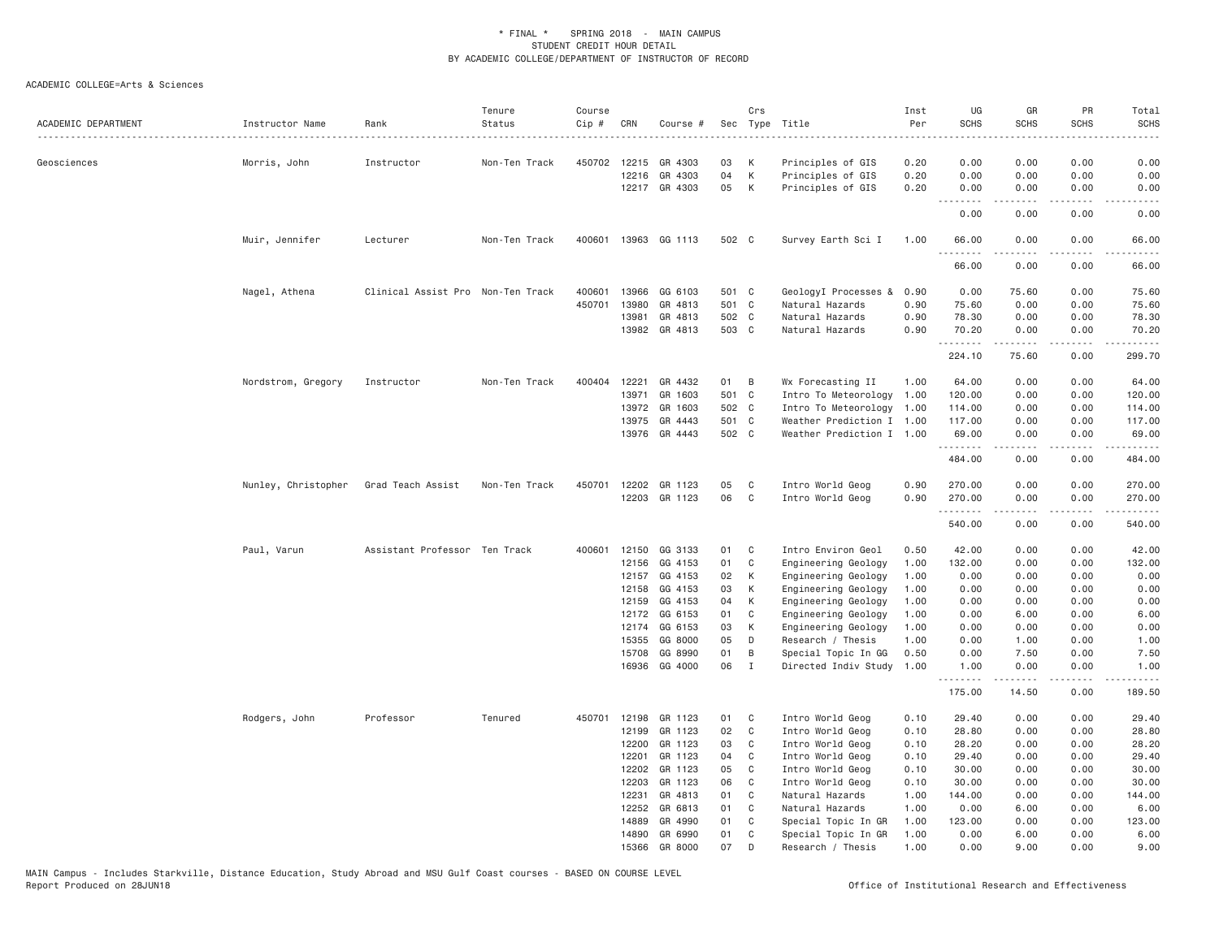\* FINAL \* SPRING 2018 - MAIN CAMPUS
STUDENT CREDIT HOUR DETAIL
BY ACADEMIC COLLEGE/DEPARTMENT OF INSTRUCTOR OF RECORD

ACADEMIC COLLEGE=Arts & Sciences

| ACADEMIC DEPARTMENT | Instructor Name | Rank | Tenure Status | Course Cip # | CRN | Course # | Sec | Crs Type | Title | Inst Per | UG SCHS | GR SCHS | PR SCHS | Total SCHS |
|---|---|---|---|---|---|---|---|---|---|---|---|---|---|---|
| Geosciences | Morris, John | Instructor | Non-Ten Track | 450702 | 12215 | GR 4303 | 03 | K | Principles of GIS | 0.20 | 0.00 | 0.00 | 0.00 | 0.00 |
| | | | | | 12216 | GR 4303 | 04 | K | Principles of GIS | 0.20 | 0.00 | 0.00 | 0.00 | 0.00 |
| | | | | | 12217 | GR 4303 | 05 | K | Principles of GIS | 0.20 | 0.00 | 0.00 | 0.00 | 0.00 |
| | | | | | | | | | | | 0.00 | 0.00 | 0.00 | 0.00 |
| | Muir, Jennifer | Lecturer | Non-Ten Track | 400601 | 13963 | GG 1113 | 502 | C | Survey Earth Sci I | 1.00 | 66.00 | 0.00 | 0.00 | 66.00 |
| | | | | | | | | | | | 66.00 | 0.00 | 0.00 | 66.00 |
| | Nagel, Athena | Clinical Assist Pro | Non-Ten Track | 400601 | 13966 | GG 6103 | 501 | C | GeologyI Processes & | 0.90 | 0.00 | 75.60 | 0.00 | 75.60 |
| | | | | 450701 | 13980 | GR 4813 | 501 | C | Natural Hazards | 0.90 | 75.60 | 0.00 | 0.00 | 75.60 |
| | | | | | 13981 | GR 4813 | 502 | C | Natural Hazards | 0.90 | 78.30 | 0.00 | 0.00 | 78.30 |
| | | | | | 13982 | GR 4813 | 503 | C | Natural Hazards | 0.90 | 70.20 | 0.00 | 0.00 | 70.20 |
| | | | | | | | | | | | 224.10 | 75.60 | 0.00 | 299.70 |
| | Nordstrom, Gregory | Instructor | Non-Ten Track | 400404 | 12221 | GR 4432 | 01 | B | Wx Forecasting II | 1.00 | 64.00 | 0.00 | 0.00 | 64.00 |
| | | | | | 13971 | GR 1603 | 501 | C | Intro To Meteorology | 1.00 | 120.00 | 0.00 | 0.00 | 120.00 |
| | | | | | 13972 | GR 1603 | 502 | C | Intro To Meteorology | 1.00 | 114.00 | 0.00 | 0.00 | 114.00 |
| | | | | | 13975 | GR 4443 | 501 | C | Weather Prediction I | 1.00 | 117.00 | 0.00 | 0.00 | 117.00 |
| | | | | | 13976 | GR 4443 | 502 | C | Weather Prediction I | 1.00 | 69.00 | 0.00 | 0.00 | 69.00 |
| | | | | | | | | | | | 484.00 | 0.00 | 0.00 | 484.00 |
| | Nunley, Christopher | Grad Teach Assist | Non-Ten Track | 450701 | 12202 | GR 1123 | 05 | C | Intro World Geog | 0.90 | 270.00 | 0.00 | 0.00 | 270.00 |
| | | | | | 12203 | GR 1123 | 06 | C | Intro World Geog | 0.90 | 270.00 | 0.00 | 0.00 | 270.00 |
| | | | | | | | | | | | 540.00 | 0.00 | 0.00 | 540.00 |
| | Paul, Varun | Assistant Professor | Ten Track | 400601 | 12150 | GG 3133 | 01 | C | Intro Environ Geol | 0.50 | 42.00 | 0.00 | 0.00 | 42.00 |
| | | | | | 12156 | GG 4153 | 01 | C | Engineering Geology | 1.00 | 132.00 | 0.00 | 0.00 | 132.00 |
| | | | | | 12157 | GG 4153 | 02 | K | Engineering Geology | 1.00 | 0.00 | 0.00 | 0.00 | 0.00 |
| | | | | | 12158 | GG 4153 | 03 | K | Engineering Geology | 1.00 | 0.00 | 0.00 | 0.00 | 0.00 |
| | | | | | 12159 | GG 4153 | 04 | K | Engineering Geology | 1.00 | 0.00 | 0.00 | 0.00 | 0.00 |
| | | | | | 12172 | GG 6153 | 01 | C | Engineering Geology | 1.00 | 0.00 | 6.00 | 0.00 | 6.00 |
| | | | | | 12174 | GG 6153 | 03 | K | Engineering Geology | 1.00 | 0.00 | 0.00 | 0.00 | 0.00 |
| | | | | | 15355 | GG 8000 | 05 | D | Research / Thesis | 1.00 | 0.00 | 1.00 | 0.00 | 1.00 |
| | | | | | 15708 | GG 8990 | 01 | B | Special Topic In GG | 0.50 | 0.00 | 7.50 | 0.00 | 7.50 |
| | | | | | 16936 | GG 4000 | 06 | I | Directed Indiv Study | 1.00 | 1.00 | 0.00 | 0.00 | 1.00 |
| | | | | | | | | | | | 175.00 | 14.50 | 0.00 | 189.50 |
| | Rodgers, John | Professor | Tenured | 450701 | 12198 | GR 1123 | 01 | C | Intro World Geog | 0.10 | 29.40 | 0.00 | 0.00 | 29.40 |
| | | | | | 12199 | GR 1123 | 02 | C | Intro World Geog | 0.10 | 28.80 | 0.00 | 0.00 | 28.80 |
| | | | | | 12200 | GR 1123 | 03 | C | Intro World Geog | 0.10 | 28.20 | 0.00 | 0.00 | 28.20 |
| | | | | | 12201 | GR 1123 | 04 | C | Intro World Geog | 0.10 | 29.40 | 0.00 | 0.00 | 29.40 |
| | | | | | 12202 | GR 1123 | 05 | C | Intro World Geog | 0.10 | 30.00 | 0.00 | 0.00 | 30.00 |
| | | | | | 12203 | GR 1123 | 06 | C | Intro World Geog | 0.10 | 30.00 | 0.00 | 0.00 | 30.00 |
| | | | | | 12231 | GR 4813 | 01 | C | Natural Hazards | 1.00 | 144.00 | 0.00 | 0.00 | 144.00 |
| | | | | | 12252 | GR 6813 | 01 | C | Natural Hazards | 1.00 | 0.00 | 6.00 | 0.00 | 6.00 |
| | | | | | 14889 | GR 4990 | 01 | C | Special Topic In GR | 1.00 | 123.00 | 0.00 | 0.00 | 123.00 |
| | | | | | 14890 | GR 6990 | 01 | C | Special Topic In GR | 1.00 | 0.00 | 6.00 | 0.00 | 6.00 |
| | | | | | 15366 | GR 8000 | 07 | D | Research / Thesis | 1.00 | 0.00 | 9.00 | 0.00 | 9.00 |

MAIN Campus - Includes Starkville, Distance Education, Study Abroad and MSU Gulf Coast courses - BASED ON COURSE LEVEL
Report Produced on 28JUN18 Office of Institutional Research and Effectiveness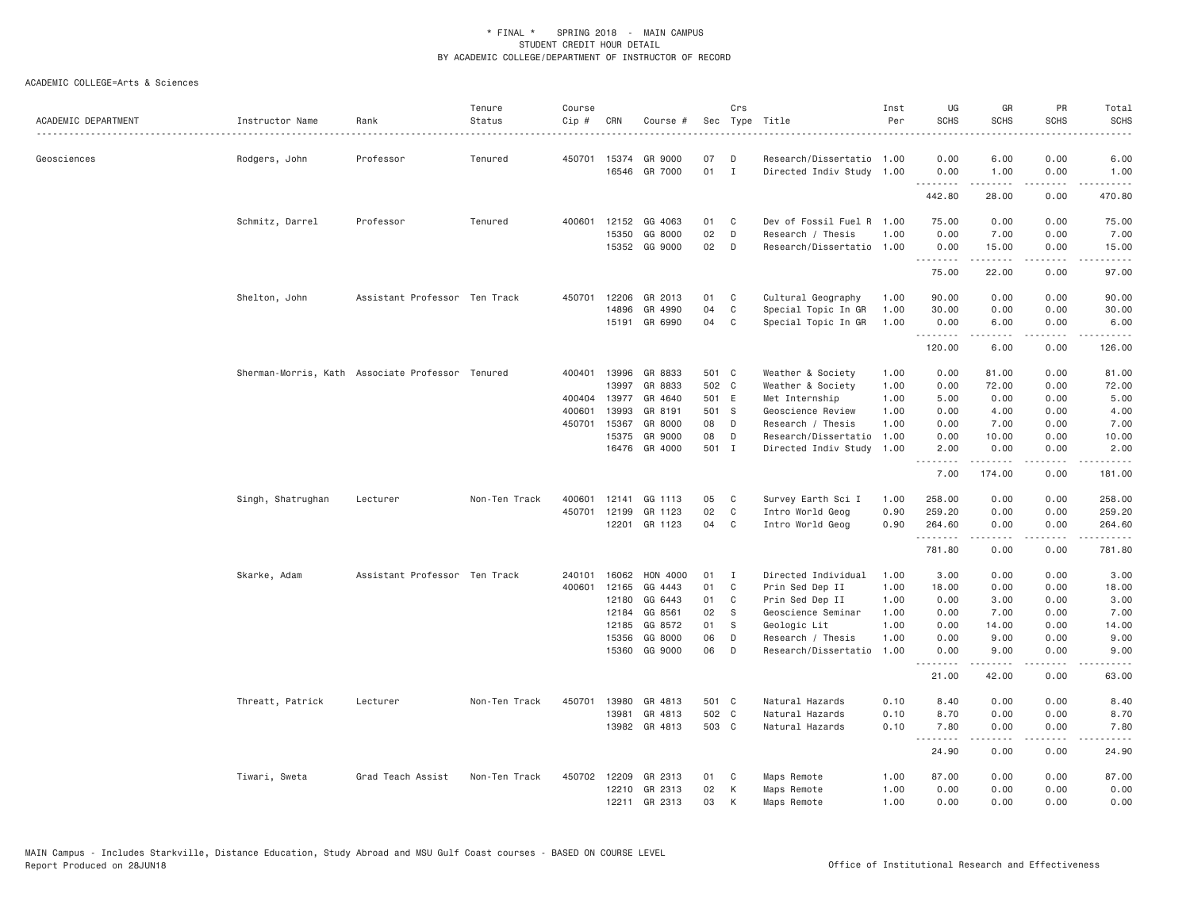* FINAL * SPRING 2018 - MAIN CAMPUS
STUDENT CREDIT HOUR DETAIL
BY ACADEMIC COLLEGE/DEPARTMENT OF INSTRUCTOR OF RECORD

ACADEMIC COLLEGE=Arts & Sciences

| ACADEMIC DEPARTMENT | Instructor Name | Rank | Tenure Status | Course Cip # | CRN | Course # | Sec | Crs Type | Title | Inst Per | UG SCHS | GR SCHS | PR SCHS | Total SCHS |
|---|---|---|---|---|---|---|---|---|---|---|---|---|---|---|
| Geosciences | Rodgers, John | Professor | Tenured | 450701 | 15374 | GR 9000 | 07 | D | Research/Dissertatio | 1.00 | 0.00 | 6.00 | 0.00 | 6.00 |
| | | | | | 16546 | GR 7000 | 01 | I | Directed Indiv Study | 1.00 | 0.00 | 1.00 | 0.00 | 1.00 |
| | | | | | | | | | | | 442.80 | 28.00 | 0.00 | 470.80 |
| | Schmitz, Darrel | Professor | Tenured | 400601 | 12152 | GG 4063 | 01 | C | Dev of Fossil Fuel R | 1.00 | 75.00 | 0.00 | 0.00 | 75.00 |
| | | | | | 15350 | GG 8000 | 02 | D | Research / Thesis | 1.00 | 0.00 | 7.00 | 0.00 | 7.00 |
| | | | | | 15352 | GG 9000 | 02 | D | Research/Dissertatio | 1.00 | 0.00 | 15.00 | 0.00 | 15.00 |
| | | | | | | | | | | | 75.00 | 22.00 | 0.00 | 97.00 |
| | Shelton, John | Assistant Professor | Ten Track | 450701 | 12206 | GR 2013 | 01 | C | Cultural Geography | 1.00 | 90.00 | 0.00 | 0.00 | 90.00 |
| | | | | | 14896 | GR 4990 | 04 | C | Special Topic In GR | 1.00 | 30.00 | 0.00 | 0.00 | 30.00 |
| | | | | | 15191 | GR 6990 | 04 | C | Special Topic In GR | 1.00 | 0.00 | 6.00 | 0.00 | 6.00 |
| | | | | | | | | | | | 120.00 | 6.00 | 0.00 | 126.00 |
| | Sherman-Morris, Kath | Associate Professor | Tenured | 400401 | 13996 | GR 8833 | 501 | C | Weather & Society | 1.00 | 0.00 | 81.00 | 0.00 | 81.00 |
| | | | | | 13997 | GR 8833 | 502 | C | Weather & Society | 1.00 | 0.00 | 72.00 | 0.00 | 72.00 |
| | | | | 400404 | 13977 | GR 4640 | 501 | E | Met Internship | 1.00 | 5.00 | 0.00 | 0.00 | 5.00 |
| | | | | 400601 | 13993 | GR 8191 | 501 | S | Geoscience Review | 1.00 | 0.00 | 4.00 | 0.00 | 4.00 |
| | | | | 450701 | 15367 | GR 8000 | 08 | D | Research / Thesis | 1.00 | 0.00 | 7.00 | 0.00 | 7.00 |
| | | | | | 15375 | GR 9000 | 08 | D | Research/Dissertatio | 1.00 | 0.00 | 10.00 | 0.00 | 10.00 |
| | | | | | 16476 | GR 4000 | 501 | I | Directed Indiv Study | 1.00 | 2.00 | 0.00 | 0.00 | 2.00 |
| | | | | | | | | | | | 7.00 | 174.00 | 0.00 | 181.00 |
| | Singh, Shatrughan | Lecturer | Non-Ten Track | 400601 | 12141 | GG 1113 | 05 | C | Survey Earth Sci I | 1.00 | 258.00 | 0.00 | 0.00 | 258.00 |
| | | | | 450701 | 12199 | GR 1123 | 02 | C | Intro World Geog | 0.90 | 259.20 | 0.00 | 0.00 | 259.20 |
| | | | | | 12201 | GR 1123 | 04 | C | Intro World Geog | 0.90 | 264.60 | 0.00 | 0.00 | 264.60 |
| | | | | | | | | | | | 781.80 | 0.00 | 0.00 | 781.80 |
| | Skarke, Adam | Assistant Professor | Ten Track | 240101 | 16062 | HON 4000 | 01 | I | Directed Individual | 1.00 | 3.00 | 0.00 | 0.00 | 3.00 |
| | | | | 400601 | 12165 | GG 4443 | 01 | C | Prin Sed Dep II | 1.00 | 18.00 | 0.00 | 0.00 | 18.00 |
| | | | | | 12180 | GG 6443 | 01 | C | Prin Sed Dep II | 1.00 | 0.00 | 3.00 | 0.00 | 3.00 |
| | | | | | 12184 | GG 8561 | 02 | S | Geoscience Seminar | 1.00 | 0.00 | 7.00 | 0.00 | 7.00 |
| | | | | | 12185 | GG 8572 | 01 | S | Geologic Lit | 1.00 | 0.00 | 14.00 | 0.00 | 14.00 |
| | | | | | 15356 | GG 8000 | 06 | D | Research / Thesis | 1.00 | 0.00 | 9.00 | 0.00 | 9.00 |
| | | | | | 15360 | GG 9000 | 06 | D | Research/Dissertatio | 1.00 | 0.00 | 9.00 | 0.00 | 9.00 |
| | | | | | | | | | | | 21.00 | 42.00 | 0.00 | 63.00 |
| | Threatt, Patrick | Lecturer | Non-Ten Track | 450701 | 13980 | GR 4813 | 501 | C | Natural Hazards | 0.10 | 8.40 | 0.00 | 0.00 | 8.40 |
| | | | | | 13981 | GR 4813 | 502 | C | Natural Hazards | 0.10 | 8.70 | 0.00 | 0.00 | 8.70 |
| | | | | | 13982 | GR 4813 | 503 | C | Natural Hazards | 0.10 | 7.80 | 0.00 | 0.00 | 7.80 |
| | | | | | | | | | | | 24.90 | 0.00 | 0.00 | 24.90 |
| | Tiwari, Sweta | Grad Teach Assist | Non-Ten Track | 450702 | 12209 | GR 2313 | 01 | C | Maps Remote | 1.00 | 87.00 | 0.00 | 0.00 | 87.00 |
| | | | | | 12210 | GR 2313 | 02 | K | Maps Remote | 1.00 | 0.00 | 0.00 | 0.00 | 0.00 |
| | | | | | 12211 | GR 2313 | 03 | K | Maps Remote | 1.00 | 0.00 | 0.00 | 0.00 | 0.00 |

MAIN Campus - Includes Starkville, Distance Education, Study Abroad and MSU Gulf Coast courses - BASED ON COURSE LEVEL
Report Produced on 28JUN18 Office of Institutional Research and Effectiveness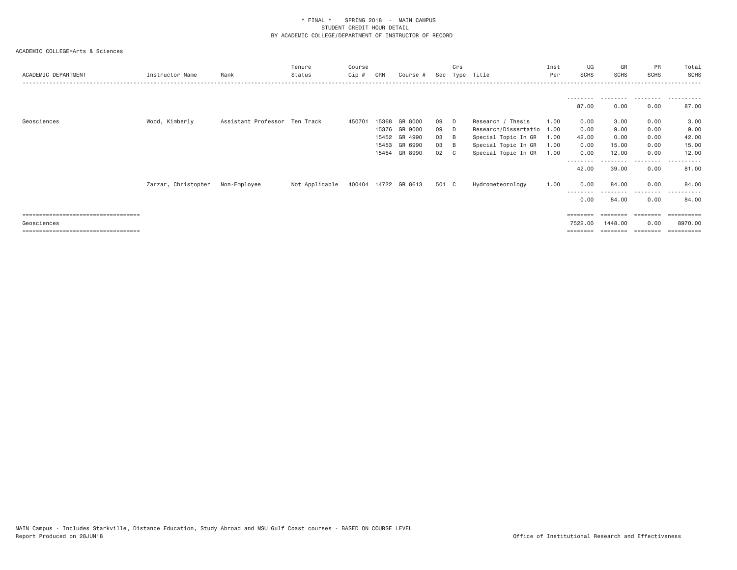\* FINAL \*   SPRING 2018 - MAIN CAMPUS
STUDENT CREDIT HOUR DETAIL
BY ACADEMIC COLLEGE/DEPARTMENT OF INSTRUCTOR OF RECORD

ACADEMIC COLLEGE=Arts & Sciences

| ACADEMIC DEPARTMENT | Instructor Name | Rank | Tenure Status | Course Cip # | CRN | Course # | Sec | Crs Type | Title | Inst Per | UG SCHS | GR SCHS | PR SCHS | Total SCHS |
|---|---|---|---|---|---|---|---|---|---|---|---|---|---|---|
| | | | | | | | | | | | 87.00 | 0.00 | 0.00 | 87.00 |
| Geosciences | Wood, Kimberly | Assistant Professor | Ten Track | 450701 | 15368 | GR 8000 | 09 | D | Research / Thesis | 1.00 | 0.00 | 3.00 | 0.00 | 3.00 |
| | | | | | 15376 | GR 9000 | 09 | D | Research/Dissertatio | 1.00 | 0.00 | 9.00 | 0.00 | 9.00 |
| | | | | | 15452 | GR 4990 | 03 | B | Special Topic In GR | 1.00 | 42.00 | 0.00 | 0.00 | 42.00 |
| | | | | | 15453 | GR 6990 | 03 | B | Special Topic In GR | 1.00 | 0.00 | 15.00 | 0.00 | 15.00 |
| | | | | | 15454 | GR 8990 | 02 | C | Special Topic In GR | 1.00 | 0.00 | 12.00 | 0.00 | 12.00 |
| | | | | | | | | | | | 42.00 | 39.00 | 0.00 | 81.00 |
| | Zarzar, Christopher | Non-Employee | Not Applicable | 400404 | 14722 | GR 8613 | 501 | C | Hydrometeorology | 1.00 | 0.00 | 84.00 | 0.00 | 84.00 |
| | | | | | | | | | | | 0.00 | 84.00 | 0.00 | 84.00 |
| Geosciences | | | | | | | | | | | 7522.00 | 1448.00 | 0.00 | 8970.00 |

MAIN Campus - Includes Starkville, Distance Education, Study Abroad and MSU Gulf Coast courses - BASED ON COURSE LEVEL
Report Produced on 28JUN18    Office of Institutional Research and Effectiveness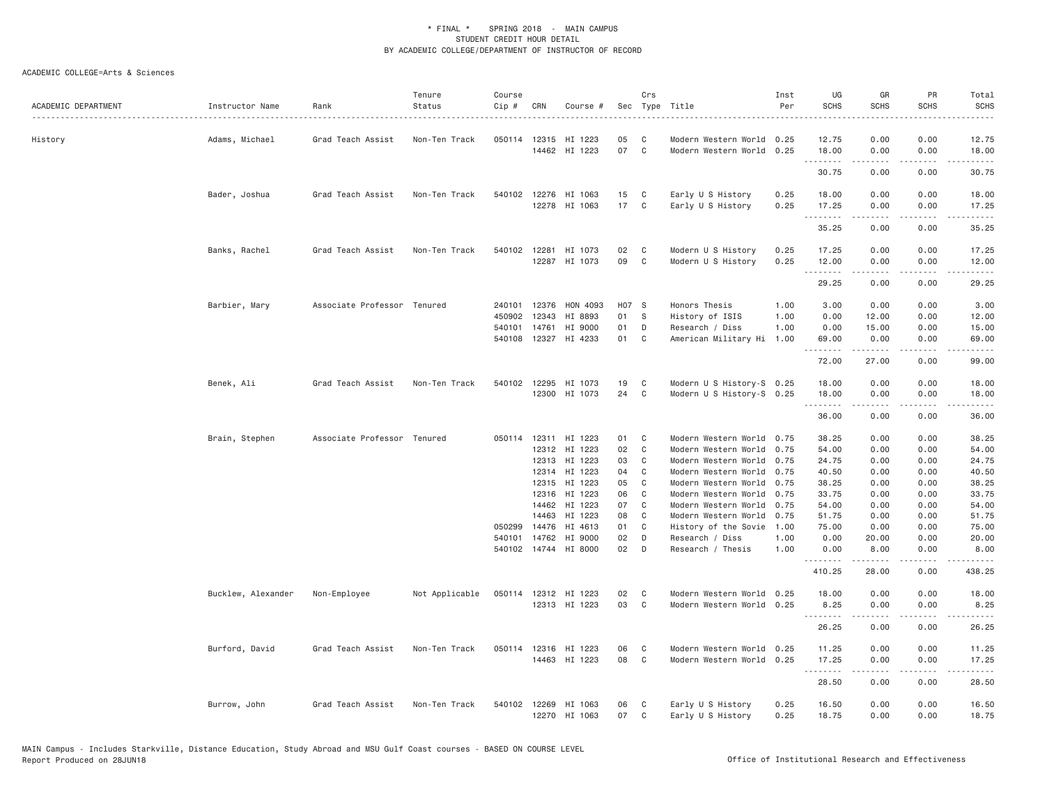# * FINAL * SPRING 2018 - MAIN CAMPUS
## STUDENT CREDIT HOUR DETAIL
## BY ACADEMIC COLLEGE/DEPARTMENT OF INSTRUCTOR OF RECORD

ACADEMIC COLLEGE=Arts & Sciences

| ACADEMIC DEPARTMENT | Instructor Name | Rank | Tenure Status | Course Cip # | CRN | Course # | Sec | Crs Type | Title | Inst Per | UG SCHS | GR SCHS | PR SCHS | Total SCHS |
|---|---|---|---|---|---|---|---|---|---|---|---|---|---|---|
| History | Adams, Michael | Grad Teach Assist | Non-Ten Track | 050114 | 12315 | HI 1223 | 05 | C | Modern Western World | 0.25 | 12.75 | 0.00 | 0.00 | 12.75 |
| | | | | | 14462 | HI 1223 | 07 | C | Modern Western World | 0.25 | 18.00 | 0.00 | 0.00 | 18.00 |
| | | | | | | | | | | | 30.75 | 0.00 | 0.00 | 30.75 |
| | Bader, Joshua | Grad Teach Assist | Non-Ten Track | 540102 | 12276 | HI 1063 | 15 | C | Early U S History | 0.25 | 18.00 | 0.00 | 0.00 | 18.00 |
| | | | | | 12278 | HI 1063 | 17 | C | Early U S History | 0.25 | 17.25 | 0.00 | 0.00 | 17.25 |
| | | | | | | | | | | | 35.25 | 0.00 | 0.00 | 35.25 |
| | Banks, Rachel | Grad Teach Assist | Non-Ten Track | 540102 | 12281 | HI 1073 | 02 | C | Modern U S History | 0.25 | 17.25 | 0.00 | 0.00 | 17.25 |
| | | | | | 12287 | HI 1073 | 09 | C | Modern U S History | 0.25 | 12.00 | 0.00 | 0.00 | 12.00 |
| | | | | | | | | | | | 29.25 | 0.00 | 0.00 | 29.25 |
| | Barbier, Mary | Associate Professor | Tenured | 240101 | 12376 | HON 4093 | H07 | S | Honors Thesis | 1.00 | 3.00 | 0.00 | 0.00 | 3.00 |
| | | | | 450902 | 12343 | HI 8893 | 01 | S | History of ISIS | 1.00 | 0.00 | 12.00 | 0.00 | 12.00 |
| | | | | 540101 | 14761 | HI 9000 | 01 | D | Research / Diss | 1.00 | 0.00 | 15.00 | 0.00 | 15.00 |
| | | | | 540108 | 12327 | HI 4233 | 01 | C | American Military Hi | 1.00 | 69.00 | 0.00 | 0.00 | 69.00 |
| | | | | | | | | | | | 72.00 | 27.00 | 0.00 | 99.00 |
| | Benek, Ali | Grad Teach Assist | Non-Ten Track | 540102 | 12295 | HI 1073 | 19 | C | Modern U S History-S | 0.25 | 18.00 | 0.00 | 0.00 | 18.00 |
| | | | | | 12300 | HI 1073 | 24 | C | Modern U S History-S | 0.25 | 18.00 | 0.00 | 0.00 | 18.00 |
| | | | | | | | | | | | 36.00 | 0.00 | 0.00 | 36.00 |
| | Brain, Stephen | Associate Professor | Tenured | 050114 | 12311 | HI 1223 | 01 | C | Modern Western World | 0.75 | 38.25 | 0.00 | 0.00 | 38.25 |
| | | | | | 12312 | HI 1223 | 02 | C | Modern Western World | 0.75 | 54.00 | 0.00 | 0.00 | 54.00 |
| | | | | | 12313 | HI 1223 | 03 | C | Modern Western World | 0.75 | 24.75 | 0.00 | 0.00 | 24.75 |
| | | | | | 12314 | HI 1223 | 04 | C | Modern Western World | 0.75 | 40.50 | 0.00 | 0.00 | 40.50 |
| | | | | | 12315 | HI 1223 | 05 | C | Modern Western World | 0.75 | 38.25 | 0.00 | 0.00 | 38.25 |
| | | | | | 12316 | HI 1223 | 06 | C | Modern Western World | 0.75 | 33.75 | 0.00 | 0.00 | 33.75 |
| | | | | | 14462 | HI 1223 | 07 | C | Modern Western World | 0.75 | 54.00 | 0.00 | 0.00 | 54.00 |
| | | | | | 14463 | HI 1223 | 08 | C | Modern Western World | 0.75 | 51.75 | 0.00 | 0.00 | 51.75 |
| | | | | 050299 | 14476 | HI 4613 | 01 | C | History of the Sovie | 1.00 | 75.00 | 0.00 | 0.00 | 75.00 |
| | | | | 540101 | 14762 | HI 9000 | 02 | D | Research / Diss | 1.00 | 0.00 | 20.00 | 0.00 | 20.00 |
| | | | | 540102 | 14744 | HI 8000 | 02 | D | Research / Thesis | 1.00 | 0.00 | 8.00 | 0.00 | 8.00 |
| | | | | | | | | | | | 410.25 | 28.00 | 0.00 | 438.25 |
| | Bucklew, Alexander | Non-Employee | Not Applicable | 050114 | 12312 | HI 1223 | 02 | C | Modern Western World | 0.25 | 18.00 | 0.00 | 0.00 | 18.00 |
| | | | | | 12313 | HI 1223 | 03 | C | Modern Western World | 0.25 | 8.25 | 0.00 | 0.00 | 8.25 |
| | | | | | | | | | | | 26.25 | 0.00 | 0.00 | 26.25 |
| | Burford, David | Grad Teach Assist | Non-Ten Track | 050114 | 12316 | HI 1223 | 06 | C | Modern Western World | 0.25 | 11.25 | 0.00 | 0.00 | 11.25 |
| | | | | | 14463 | HI 1223 | 08 | C | Modern Western World | 0.25 | 17.25 | 0.00 | 0.00 | 17.25 |
| | | | | | | | | | | | 28.50 | 0.00 | 0.00 | 28.50 |
| | Burrow, John | Grad Teach Assist | Non-Ten Track | 540102 | 12269 | HI 1063 | 06 | C | Early U S History | 0.25 | 16.50 | 0.00 | 0.00 | 16.50 |
| | | | | | 12270 | HI 1063 | 07 | C | Early U S History | 0.25 | 18.75 | 0.00 | 0.00 | 18.75 |

MAIN Campus - Includes Starkville, Distance Education, Study Abroad and MSU Gulf Coast courses - BASED ON COURSE LEVEL
Report Produced on 28JUN18 Office of Institutional Research and Effectiveness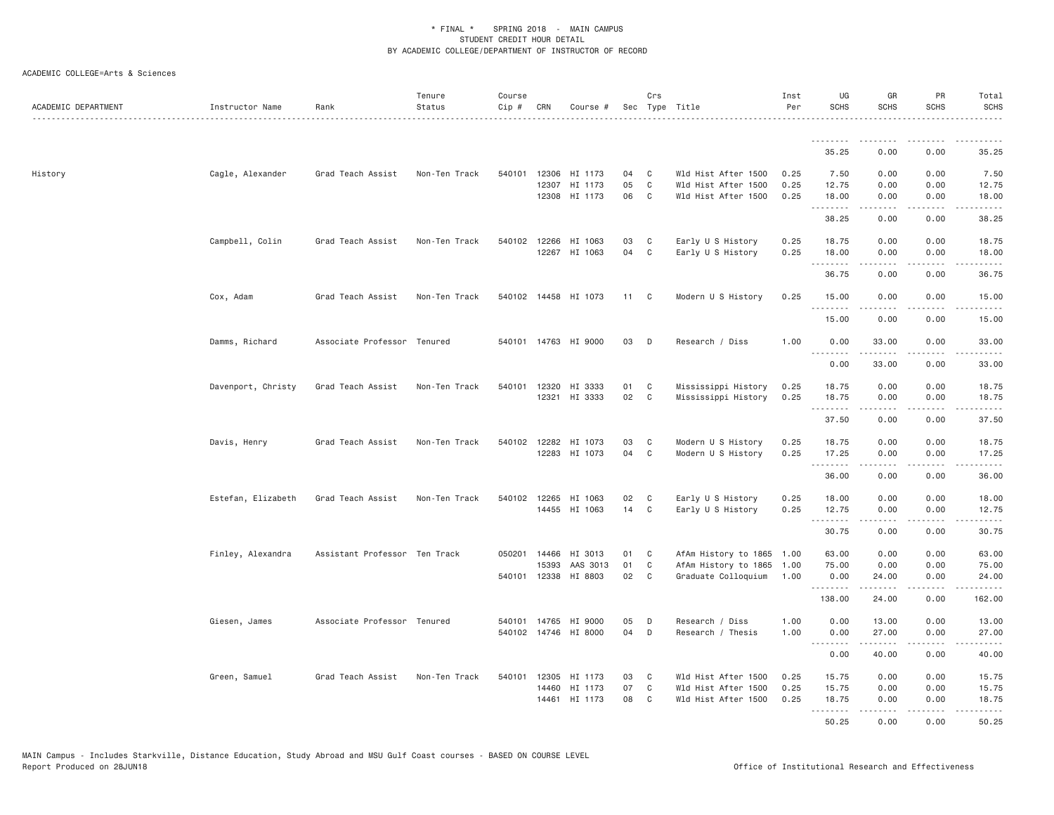\* FINAL \* SPRING 2018 - MAIN CAMPUS
STUDENT CREDIT HOUR DETAIL
BY ACADEMIC COLLEGE/DEPARTMENT OF INSTRUCTOR OF RECORD

ACADEMIC COLLEGE=Arts & Sciences

| ACADEMIC DEPARTMENT | Instructor Name | Rank | Tenure Status | Course Cip # | CRN | Course # | Sec | Crs Type | Title | Inst Per | UG SCHS | GR SCHS | PR SCHS | Total SCHS |
|---|---|---|---|---|---|---|---|---|---|---|---|---|---|---|
| | | | | | | | | | | | 35.25 | 0.00 | 0.00 | 35.25 |
| History | Cagle, Alexander | Grad Teach Assist | Non-Ten Track | 540101 | 12306 | HI 1173 | 04 | C | Wld Hist After 1500 | 0.25 | 7.50 | 0.00 | 0.00 | 7.50 |
| | | | | | 12307 | HI 1173 | 05 | C | Wld Hist After 1500 | 0.25 | 12.75 | 0.00 | 0.00 | 12.75 |
| | | | | | 12308 | HI 1173 | 06 | C | Wld Hist After 1500 | 0.25 | 18.00 | 0.00 | 0.00 | 18.00 |
| | | | | | | | | | | | 38.25 | 0.00 | 0.00 | 38.25 |
| | Campbell, Colin | Grad Teach Assist | Non-Ten Track | 540102 | 12266 | HI 1063 | 03 | C | Early U S History | 0.25 | 18.75 | 0.00 | 0.00 | 18.75 |
| | | | | | 12267 | HI 1063 | 04 | C | Early U S History | 0.25 | 18.00 | 0.00 | 0.00 | 18.00 |
| | | | | | | | | | | | 36.75 | 0.00 | 0.00 | 36.75 |
| | Cox, Adam | Grad Teach Assist | Non-Ten Track | 540102 | 14458 | HI 1073 | 11 | C | Modern U S History | 0.25 | 15.00 | 0.00 | 0.00 | 15.00 |
| | | | | | | | | | | | 15.00 | 0.00 | 0.00 | 15.00 |
| | Damms, Richard | Associate Professor | Tenured | 540101 | 14763 | HI 9000 | 03 | D | Research / Diss | 1.00 | 0.00 | 33.00 | 0.00 | 33.00 |
| | | | | | | | | | | | 0.00 | 33.00 | 0.00 | 33.00 |
| | Davenport, Christy | Grad Teach Assist | Non-Ten Track | 540101 | 12320 | HI 3333 | 01 | C | Mississippi History | 0.25 | 18.75 | 0.00 | 0.00 | 18.75 |
| | | | | | 12321 | HI 3333 | 02 | C | Mississippi History | 0.25 | 18.75 | 0.00 | 0.00 | 18.75 |
| | | | | | | | | | | | 37.50 | 0.00 | 0.00 | 37.50 |
| | Davis, Henry | Grad Teach Assist | Non-Ten Track | 540102 | 12282 | HI 1073 | 03 | C | Modern U S History | 0.25 | 18.75 | 0.00 | 0.00 | 18.75 |
| | | | | | 12283 | HI 1073 | 04 | C | Modern U S History | 0.25 | 17.25 | 0.00 | 0.00 | 17.25 |
| | | | | | | | | | | | 36.00 | 0.00 | 0.00 | 36.00 |
| | Estefan, Elizabeth | Grad Teach Assist | Non-Ten Track | 540102 | 12265 | HI 1063 | 02 | C | Early U S History | 0.25 | 18.00 | 0.00 | 0.00 | 18.00 |
| | | | | | 14455 | HI 1063 | 14 | C | Early U S History | 0.25 | 12.75 | 0.00 | 0.00 | 12.75 |
| | | | | | | | | | | | 30.75 | 0.00 | 0.00 | 30.75 |
| | Finley, Alexandra | Assistant Professor | Ten Track | 050201 | 14466 | HI 3013 | 01 | C | AfAm History to 1865 | 1.00 | 63.00 | 0.00 | 0.00 | 63.00 |
| | | | | | 15393 | AAS 3013 | 01 | C | AfAm History to 1865 | 1.00 | 75.00 | 0.00 | 0.00 | 75.00 |
| | | | | 540101 | 12338 | HI 8803 | 02 | C | Graduate Colloquium | 1.00 | 0.00 | 24.00 | 0.00 | 24.00 |
| | | | | | | | | | | | 138.00 | 24.00 | 0.00 | 162.00 |
| | Giesen, James | Associate Professor | Tenured | 540101 | 14765 | HI 9000 | 05 | D | Research / Diss | 1.00 | 0.00 | 13.00 | 0.00 | 13.00 |
| | | | | 540102 | 14746 | HI 8000 | 04 | D | Research / Thesis | 1.00 | 0.00 | 27.00 | 0.00 | 27.00 |
| | | | | | | | | | | | 0.00 | 40.00 | 0.00 | 40.00 |
| | Green, Samuel | Grad Teach Assist | Non-Ten Track | 540101 | 12305 | HI 1173 | 03 | C | Wld Hist After 1500 | 0.25 | 15.75 | 0.00 | 0.00 | 15.75 |
| | | | | | 14460 | HI 1173 | 07 | C | Wld Hist After 1500 | 0.25 | 15.75 | 0.00 | 0.00 | 15.75 |
| | | | | | 14461 | HI 1173 | 08 | C | Wld Hist After 1500 | 0.25 | 18.75 | 0.00 | 0.00 | 18.75 |
| | | | | | | | | | | | 50.25 | 0.00 | 0.00 | 50.25 |

MAIN Campus - Includes Starkville, Distance Education, Study Abroad and MSU Gulf Coast courses - BASED ON COURSE LEVEL
Report Produced on 28JUN18 Office of Institutional Research and Effectiveness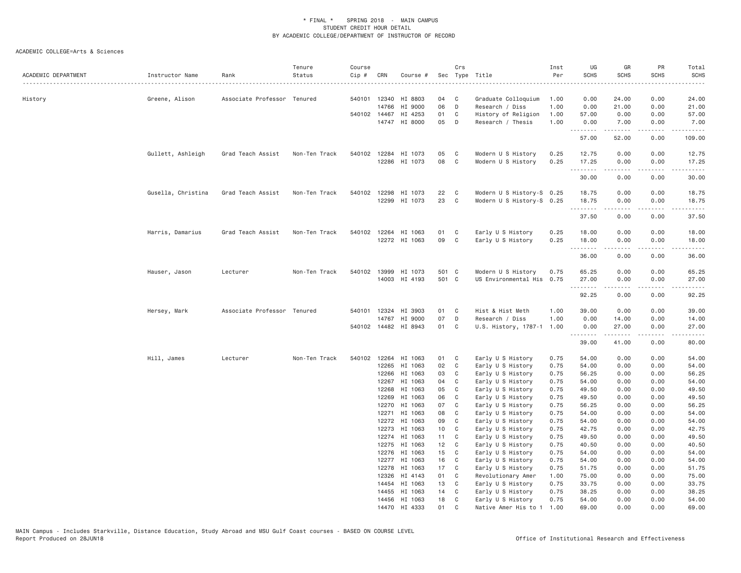\* FINAL \* SPRING 2018 - MAIN CAMPUS
STUDENT CREDIT HOUR DETAIL
BY ACADEMIC COLLEGE/DEPARTMENT OF INSTRUCTOR OF RECORD

ACADEMIC COLLEGE=Arts & Sciences

| ACADEMIC DEPARTMENT | Instructor Name | Rank | Tenure Status | Course Cip # | CRN | Course # | Sec | Crs Type | Title | Inst Per | UG SCHS | GR SCHS | PR SCHS | Total SCHS |
|---|---|---|---|---|---|---|---|---|---|---|---|---|---|---|
| History | Greene, Alison | Associate Professor | Tenured | 540101 | 12340 | HI 8803 | 04 | C | Graduate Colloquium | 1.00 | 0.00 | 24.00 | 0.00 | 24.00 |
| | | | | | 14766 | HI 9000 | 06 | D | Research / Diss | 1.00 | 0.00 | 21.00 | 0.00 | 21.00 |
| | | | | 540102 | 14467 | HI 4253 | 01 | C | History of Religion | 1.00 | 57.00 | 0.00 | 0.00 | 57.00 |
| | | | | | 14747 | HI 8000 | 05 | D | Research / Thesis | 1.00 | 0.00 | 7.00 | 0.00 | 7.00 |
| | | | | | | | | | | | 57.00 | 52.00 | 0.00 | 109.00 |
| | Gullett, Ashleigh | Grad Teach Assist | Non-Ten Track | 540102 | 12284 | HI 1073 | 05 | C | Modern U S History | 0.25 | 12.75 | 0.00 | 0.00 | 12.75 |
| | | | | | 12286 | HI 1073 | 08 | C | Modern U S History | 0.25 | 17.25 | 0.00 | 0.00 | 17.25 |
| | | | | | | | | | | | 30.00 | 0.00 | 0.00 | 30.00 |
| | Gusella, Christina | Grad Teach Assist | Non-Ten Track | 540102 | 12298 | HI 1073 | 22 | C | Modern U S History-S | 0.25 | 18.75 | 0.00 | 0.00 | 18.75 |
| | | | | | 12299 | HI 1073 | 23 | C | Modern U S History-S | 0.25 | 18.75 | 0.00 | 0.00 | 18.75 |
| | | | | | | | | | | | 37.50 | 0.00 | 0.00 | 37.50 |
| | Harris, Damarius | Grad Teach Assist | Non-Ten Track | 540102 | 12264 | HI 1063 | 01 | C | Early U S History | 0.25 | 18.00 | 0.00 | 0.00 | 18.00 |
| | | | | | 12272 | HI 1063 | 09 | C | Early U S History | 0.25 | 18.00 | 0.00 | 0.00 | 18.00 |
| | | | | | | | | | | | 36.00 | 0.00 | 0.00 | 36.00 |
| | Hauser, Jason | Lecturer | Non-Ten Track | 540102 | 13999 | HI 1073 | 501 | C | Modern U S History | 0.75 | 65.25 | 0.00 | 0.00 | 65.25 |
| | | | | | 14003 | HI 4193 | 501 | C | US Environmental His | 0.75 | 27.00 | 0.00 | 0.00 | 27.00 |
| | | | | | | | | | | | 92.25 | 0.00 | 0.00 | 92.25 |
| | Hersey, Mark | Associate Professor | Tenured | 540101 | 12324 | HI 3903 | 01 | C | Hist & Hist Meth | 1.00 | 39.00 | 0.00 | 0.00 | 39.00 |
| | | | | | 14767 | HI 9000 | 07 | D | Research / Diss | 1.00 | 0.00 | 14.00 | 0.00 | 14.00 |
| | | | | 540102 | 14482 | HI 8943 | 01 | C | U.S. History, 1787-1 | 1.00 | 0.00 | 27.00 | 0.00 | 27.00 |
| | | | | | | | | | | | 39.00 | 41.00 | 0.00 | 80.00 |
| | Hill, James | Lecturer | Non-Ten Track | 540102 | 12264 | HI 1063 | 01 | C | Early U S History | 0.75 | 54.00 | 0.00 | 0.00 | 54.00 |
| | | | | | 12265 | HI 1063 | 02 | C | Early U S History | 0.75 | 54.00 | 0.00 | 0.00 | 54.00 |
| | | | | | 12266 | HI 1063 | 03 | C | Early U S History | 0.75 | 56.25 | 0.00 | 0.00 | 56.25 |
| | | | | | 12267 | HI 1063 | 04 | C | Early U S History | 0.75 | 54.00 | 0.00 | 0.00 | 54.00 |
| | | | | | 12268 | HI 1063 | 05 | C | Early U S History | 0.75 | 49.50 | 0.00 | 0.00 | 49.50 |
| | | | | | 12269 | HI 1063 | 06 | C | Early U S History | 0.75 | 49.50 | 0.00 | 0.00 | 49.50 |
| | | | | | 12270 | HI 1063 | 07 | C | Early U S History | 0.75 | 56.25 | 0.00 | 0.00 | 56.25 |
| | | | | | 12271 | HI 1063 | 08 | C | Early U S History | 0.75 | 54.00 | 0.00 | 0.00 | 54.00 |
| | | | | | 12272 | HI 1063 | 09 | C | Early U S History | 0.75 | 54.00 | 0.00 | 0.00 | 54.00 |
| | | | | | 12273 | HI 1063 | 10 | C | Early U S History | 0.75 | 42.75 | 0.00 | 0.00 | 42.75 |
| | | | | | 12274 | HI 1063 | 11 | C | Early U S History | 0.75 | 49.50 | 0.00 | 0.00 | 49.50 |
| | | | | | 12275 | HI 1063 | 12 | C | Early U S History | 0.75 | 40.50 | 0.00 | 0.00 | 40.50 |
| | | | | | 12276 | HI 1063 | 15 | C | Early U S History | 0.75 | 54.00 | 0.00 | 0.00 | 54.00 |
| | | | | | 12277 | HI 1063 | 16 | C | Early U S History | 0.75 | 54.00 | 0.00 | 0.00 | 54.00 |
| | | | | | 12278 | HI 1063 | 17 | C | Early U S History | 0.75 | 51.75 | 0.00 | 0.00 | 51.75 |
| | | | | | 12326 | HI 4143 | 01 | C | Revolutionary Amer | 1.00 | 75.00 | 0.00 | 0.00 | 75.00 |
| | | | | | 14454 | HI 1063 | 13 | C | Early U S History | 0.75 | 33.75 | 0.00 | 0.00 | 33.75 |
| | | | | | 14455 | HI 1063 | 14 | C | Early U S History | 0.75 | 38.25 | 0.00 | 0.00 | 38.25 |
| | | | | | 14456 | HI 1063 | 18 | C | Early U S History | 0.75 | 54.00 | 0.00 | 0.00 | 54.00 |
| | | | | | 14470 | HI 4333 | 01 | C | Native Amer His to 1 | 1.00 | 69.00 | 0.00 | 0.00 | 69.00 |

MAIN Campus - Includes Starkville, Distance Education, Study Abroad and MSU Gulf Coast courses - BASED ON COURSE LEVEL
Report Produced on 28JUN18

Office of Institutional Research and Effectiveness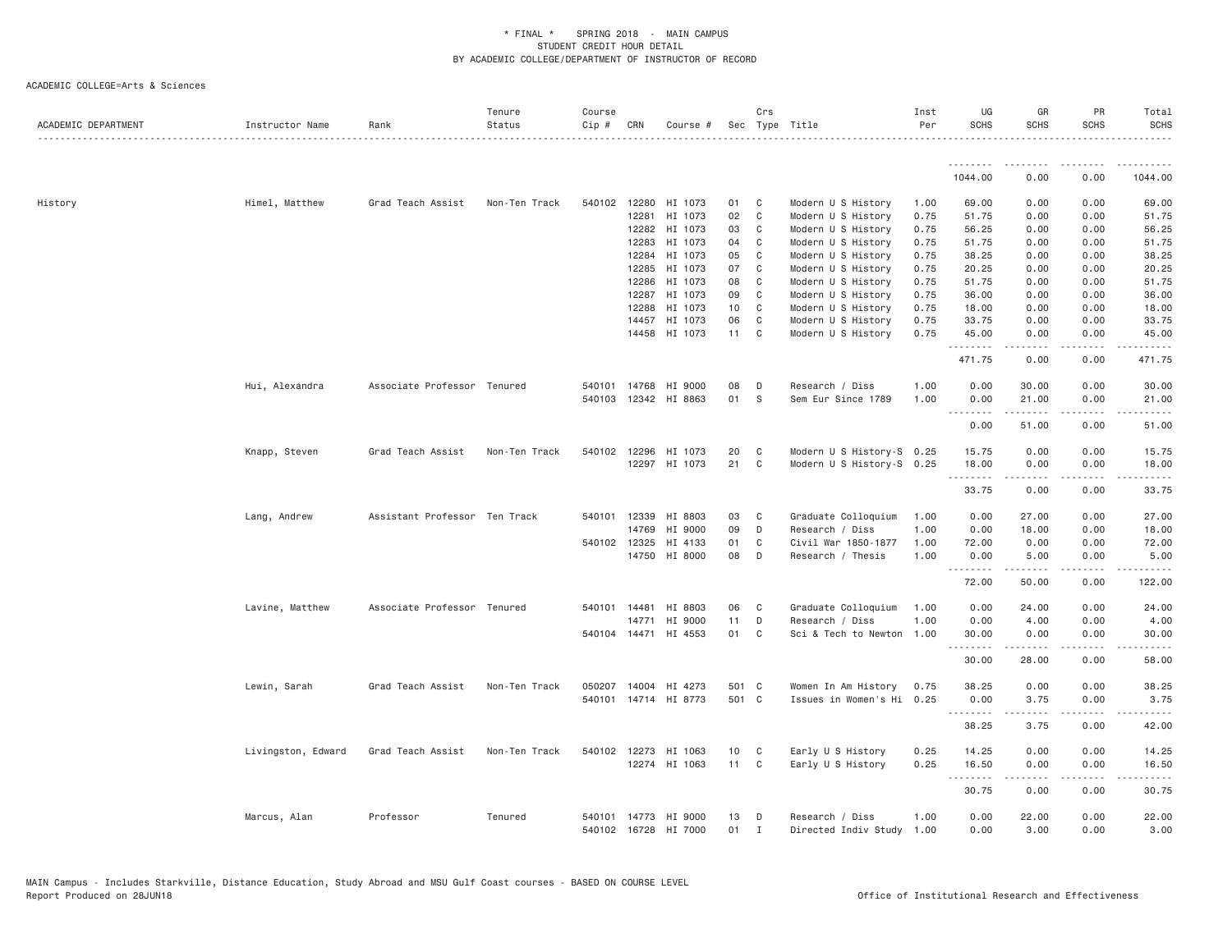\* FINAL \* SPRING 2018 - MAIN CAMPUS
STUDENT CREDIT HOUR DETAIL
BY ACADEMIC COLLEGE/DEPARTMENT OF INSTRUCTOR OF RECORD

ACADEMIC COLLEGE=Arts & Sciences

| ACADEMIC DEPARTMENT | Instructor Name | Rank | Tenure Status | Course Cip # | CRN | Course # | Sec | Crs Type | Title | Inst Per | UG SCHS | GR SCHS | PR SCHS | Total SCHS |
|---|---|---|---|---|---|---|---|---|---|---|---|---|---|---|
| | | | | | | | | | | | 1044.00 | 0.00 | 0.00 | 1044.00 |
| History | Himel, Matthew | Grad Teach Assist | Non-Ten Track | 540102 | 12280 | HI 1073 | 01 | C | Modern U S History | 1.00 | 69.00 | 0.00 | 0.00 | 69.00 |
| | | | | | 12281 | HI 1073 | 02 | C | Modern U S History | 0.75 | 51.75 | 0.00 | 0.00 | 51.75 |
| | | | | | 12282 | HI 1073 | 03 | C | Modern U S History | 0.75 | 56.25 | 0.00 | 0.00 | 56.25 |
| | | | | | 12283 | HI 1073 | 04 | C | Modern U S History | 0.75 | 51.75 | 0.00 | 0.00 | 51.75 |
| | | | | | 12284 | HI 1073 | 05 | C | Modern U S History | 0.75 | 38.25 | 0.00 | 0.00 | 38.25 |
| | | | | | 12285 | HI 1073 | 07 | C | Modern U S History | 0.75 | 20.25 | 0.00 | 0.00 | 20.25 |
| | | | | | 12286 | HI 1073 | 08 | C | Modern U S History | 0.75 | 51.75 | 0.00 | 0.00 | 51.75 |
| | | | | | 12287 | HI 1073 | 09 | C | Modern U S History | 0.75 | 36.00 | 0.00 | 0.00 | 36.00 |
| | | | | | 12288 | HI 1073 | 10 | C | Modern U S History | 0.75 | 18.00 | 0.00 | 0.00 | 18.00 |
| | | | | | 14457 | HI 1073 | 06 | C | Modern U S History | 0.75 | 33.75 | 0.00 | 0.00 | 33.75 |
| | | | | | 14458 | HI 1073 | 11 | C | Modern U S History | 0.75 | 45.00 | 0.00 | 0.00 | 45.00 |
| | | | | | | | | | | | 471.75 | 0.00 | 0.00 | 471.75 |
| | Hui, Alexandra | Associate Professor | Tenured | 540101 | 14768 | HI 9000 | 08 | D | Research / Diss | 1.00 | 0.00 | 30.00 | 0.00 | 30.00 |
| | | | | 540103 | 12342 | HI 8863 | 01 | S | Sem Eur Since 1789 | 1.00 | 0.00 | 21.00 | 0.00 | 21.00 |
| | | | | | | | | | | | 0.00 | 51.00 | 0.00 | 51.00 |
| | Knapp, Steven | Grad Teach Assist | Non-Ten Track | 540102 | 12296 | HI 1073 | 20 | C | Modern U S History-S | 0.25 | 15.75 | 0.00 | 0.00 | 15.75 |
| | | | | | 12297 | HI 1073 | 21 | C | Modern U S History-S | 0.25 | 18.00 | 0.00 | 0.00 | 18.00 |
| | | | | | | | | | | | 33.75 | 0.00 | 0.00 | 33.75 |
| | Lang, Andrew | Assistant Professor | Ten Track | 540101 | 12339 | HI 8803 | 03 | C | Graduate Colloquium | 1.00 | 0.00 | 27.00 | 0.00 | 27.00 |
| | | | | | 14769 | HI 9000 | 09 | D | Research / Diss | 1.00 | 0.00 | 18.00 | 0.00 | 18.00 |
| | | | | 540102 | 12325 | HI 4133 | 01 | C | Civil War 1850-1877 | 1.00 | 72.00 | 0.00 | 0.00 | 72.00 |
| | | | | | 14750 | HI 8000 | 08 | D | Research / Thesis | 1.00 | 0.00 | 5.00 | 0.00 | 5.00 |
| | | | | | | | | | | | 72.00 | 50.00 | 0.00 | 122.00 |
| | Lavine, Matthew | Associate Professor | Tenured | 540101 | 14481 | HI 8803 | 06 | C | Graduate Colloquium | 1.00 | 0.00 | 24.00 | 0.00 | 24.00 |
| | | | | | 14771 | HI 9000 | 11 | D | Research / Diss | 1.00 | 0.00 | 4.00 | 0.00 | 4.00 |
| | | | | 540104 | 14471 | HI 4553 | 01 | C | Sci & Tech to Newton | 1.00 | 30.00 | 0.00 | 0.00 | 30.00 |
| | | | | | | | | | | | 30.00 | 28.00 | 0.00 | 58.00 |
| | Lewin, Sarah | Grad Teach Assist | Non-Ten Track | 050207 | 14004 | HI 4273 | 501 | C | Women In Am History | 0.75 | 38.25 | 0.00 | 0.00 | 38.25 |
| | | | | 540101 | 14714 | HI 8773 | 501 | C | Issues in Women's Hi | 0.25 | 0.00 | 3.75 | 0.00 | 3.75 |
| | | | | | | | | | | | 38.25 | 3.75 | 0.00 | 42.00 |
| | Livingston, Edward | Grad Teach Assist | Non-Ten Track | 540102 | 12273 | HI 1063 | 10 | C | Early U S History | 0.25 | 14.25 | 0.00 | 0.00 | 14.25 |
| | | | | | 12274 | HI 1063 | 11 | C | Early U S History | 0.25 | 16.50 | 0.00 | 0.00 | 16.50 |
| | | | | | | | | | | | 30.75 | 0.00 | 0.00 | 30.75 |
| | Marcus, Alan | Professor | Tenured | 540101 | 14773 | HI 9000 | 13 | D | Research / Diss | 1.00 | 0.00 | 22.00 | 0.00 | 22.00 |
| | | | | 540102 | 16728 | HI 7000 | 01 | I | Directed Indiv Study | 1.00 | 0.00 | 3.00 | 0.00 | 3.00 |

MAIN Campus - Includes Starkville, Distance Education, Study Abroad and MSU Gulf Coast courses - BASED ON COURSE LEVEL
Report Produced on 28JUN18 Office of Institutional Research and Effectiveness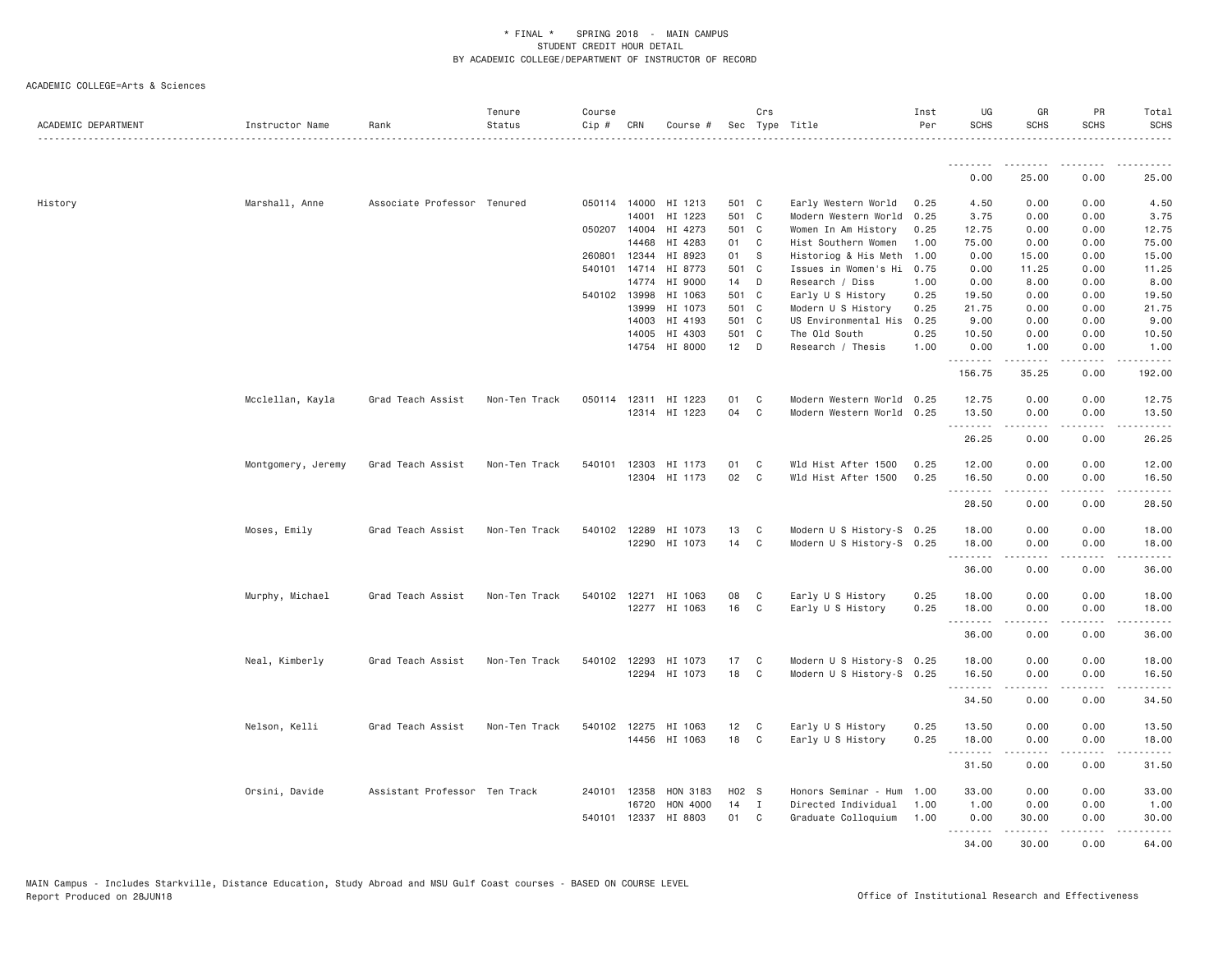\* FINAL \*    SPRING 2018  -  MAIN CAMPUS
STUDENT CREDIT HOUR DETAIL
BY ACADEMIC COLLEGE/DEPARTMENT OF INSTRUCTOR OF RECORD

ACADEMIC COLLEGE=Arts & Sciences

| ACADEMIC DEPARTMENT | Instructor Name | Rank | Tenure Status | Course Cip # | CRN | Course # | Sec | Crs Type | Title | Inst Per | UG SCHS | GR SCHS | PR SCHS | Total SCHS |
|---|---|---|---|---|---|---|---|---|---|---|---|---|---|---|
| | | | | | | | | | | | 0.00 | 25.00 | 0.00 | 25.00 |
| History | Marshall, Anne | Associate Professor | Tenured | 050114 | 14000 | HI 1213 | 501 | C | Early Western World | 0.25 | 4.50 | 0.00 | 0.00 | 4.50 |
| | | | | | 14001 | HI 1223 | 501 | C | Modern Western World | 0.25 | 3.75 | 0.00 | 0.00 | 3.75 |
| | | | | 050207 | 14004 | HI 4273 | 501 | C | Women In Am History | 0.25 | 12.75 | 0.00 | 0.00 | 12.75 |
| | | | | | 14468 | HI 4283 | 01 | C | Hist Southern Women | 1.00 | 75.00 | 0.00 | 0.00 | 75.00 |
| | | | | 260801 | 12344 | HI 8923 | 01 | S | Historiog & His Meth | 1.00 | 0.00 | 15.00 | 0.00 | 15.00 |
| | | | | 540101 | 14714 | HI 8773 | 501 | C | Issues in Women's Hi | 0.75 | 0.00 | 11.25 | 0.00 | 11.25 |
| | | | | | 14774 | HI 9000 | 14 | D | Research / Diss | 1.00 | 0.00 | 8.00 | 0.00 | 8.00 |
| | | | | 540102 | 13998 | HI 1063 | 501 | C | Early U S History | 0.25 | 19.50 | 0.00 | 0.00 | 19.50 |
| | | | | | 13999 | HI 1073 | 501 | C | Modern U S History | 0.25 | 21.75 | 0.00 | 0.00 | 21.75 |
| | | | | | 14003 | HI 4193 | 501 | C | US Environmental His | 0.25 | 9.00 | 0.00 | 0.00 | 9.00 |
| | | | | | 14005 | HI 4303 | 501 | C | The Old South | 0.25 | 10.50 | 0.00 | 0.00 | 10.50 |
| | | | | | 14754 | HI 8000 | 12 | D | Research / Thesis | 1.00 | 0.00 | 1.00 | 0.00 | 1.00 |
| | | | | | | | | | | | 156.75 | 35.25 | 0.00 | 192.00 |
| | Mcclellan, Kayla | Grad Teach Assist | Non-Ten Track | 050114 | 12311 | HI 1223 | 01 | C | Modern Western World | 0.25 | 12.75 | 0.00 | 0.00 | 12.75 |
| | | | | | 12314 | HI 1223 | 04 | C | Modern Western World | 0.25 | 13.50 | 0.00 | 0.00 | 13.50 |
| | | | | | | | | | | | 26.25 | 0.00 | 0.00 | 26.25 |
| | Montgomery, Jeremy | Grad Teach Assist | Non-Ten Track | 540101 | 12303 | HI 1173 | 01 | C | Wld Hist After 1500 | 0.25 | 12.00 | 0.00 | 0.00 | 12.00 |
| | | | | | 12304 | HI 1173 | 02 | C | Wld Hist After 1500 | 0.25 | 16.50 | 0.00 | 0.00 | 16.50 |
| | | | | | | | | | | | 28.50 | 0.00 | 0.00 | 28.50 |
| | Moses, Emily | Grad Teach Assist | Non-Ten Track | 540102 | 12289 | HI 1073 | 13 | C | Modern U S History-S | 0.25 | 18.00 | 0.00 | 0.00 | 18.00 |
| | | | | | 12290 | HI 1073 | 14 | C | Modern U S History-S | 0.25 | 18.00 | 0.00 | 0.00 | 18.00 |
| | | | | | | | | | | | 36.00 | 0.00 | 0.00 | 36.00 |
| | Murphy, Michael | Grad Teach Assist | Non-Ten Track | 540102 | 12271 | HI 1063 | 08 | C | Early U S History | 0.25 | 18.00 | 0.00 | 0.00 | 18.00 |
| | | | | | 12277 | HI 1063 | 16 | C | Early U S History | 0.25 | 18.00 | 0.00 | 0.00 | 18.00 |
| | | | | | | | | | | | 36.00 | 0.00 | 0.00 | 36.00 |
| | Neal, Kimberly | Grad Teach Assist | Non-Ten Track | 540102 | 12293 | HI 1073 | 17 | C | Modern U S History-S | 0.25 | 18.00 | 0.00 | 0.00 | 18.00 |
| | | | | | 12294 | HI 1073 | 18 | C | Modern U S History-S | 0.25 | 16.50 | 0.00 | 0.00 | 16.50 |
| | | | | | | | | | | | 34.50 | 0.00 | 0.00 | 34.50 |
| | Nelson, Kelli | Grad Teach Assist | Non-Ten Track | 540102 | 12275 | HI 1063 | 12 | C | Early U S History | 0.25 | 13.50 | 0.00 | 0.00 | 13.50 |
| | | | | | 14456 | HI 1063 | 18 | C | Early U S History | 0.25 | 18.00 | 0.00 | 0.00 | 18.00 |
| | | | | | | | | | | | 31.50 | 0.00 | 0.00 | 31.50 |
| | Orsini, Davide | Assistant Professor | Ten Track | 240101 | 12358 | HON 3183 | H02 | S | Honors Seminar - Hum | 1.00 | 33.00 | 0.00 | 0.00 | 33.00 |
| | | | | | 16720 | HON 4000 | 14 | I | Directed Individual | 1.00 | 1.00 | 0.00 | 0.00 | 1.00 |
| | | | | 540101 | 12337 | HI 8803 | 01 | C | Graduate Colloquium | 1.00 | 0.00 | 30.00 | 0.00 | 30.00 |
| | | | | | | | | | | | 34.00 | 30.00 | 0.00 | 64.00 |

MAIN Campus - Includes Starkville, Distance Education, Study Abroad and MSU Gulf Coast courses - BASED ON COURSE LEVEL
Report Produced on 28JUN18    Office of Institutional Research and Effectiveness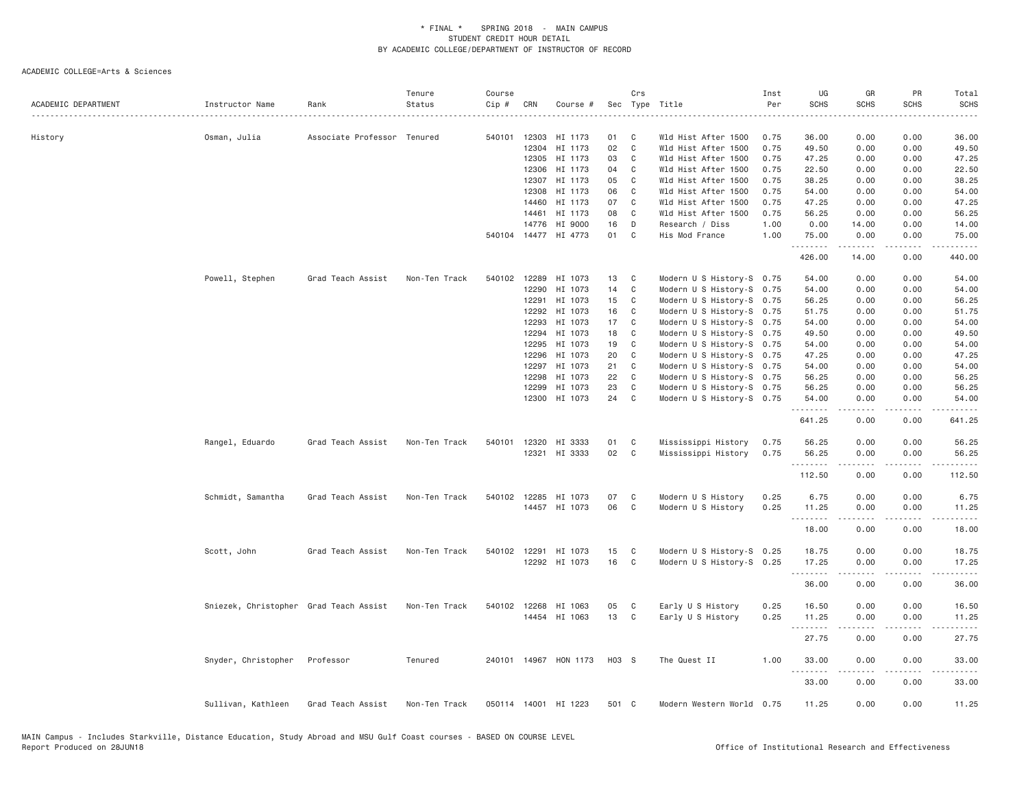* FINAL * SPRING 2018 - MAIN CAMPUS
STUDENT CREDIT HOUR DETAIL
BY ACADEMIC COLLEGE/DEPARTMENT OF INSTRUCTOR OF RECORD

ACADEMIC COLLEGE=Arts & Sciences

| ACADEMIC DEPARTMENT | Instructor Name | Rank | Tenure Status | Course Cip # | CRN | Course # | Sec | Crs Type | Title | Inst Per | UG SCHS | GR SCHS | PR SCHS | Total SCHS |
|---|---|---|---|---|---|---|---|---|---|---|---|---|---|---|
| History | Osman, Julia | Associate Professor | Tenured | 540101 | 12303 | HI 1173 | 01 | C | Wld Hist After 1500 | 0.75 | 36.00 | 0.00 | 0.00 | 36.00 |
| | | | | | 12304 | HI 1173 | 02 | C | Wld Hist After 1500 | 0.75 | 49.50 | 0.00 | 0.00 | 49.50 |
| | | | | | 12305 | HI 1173 | 03 | C | Wld Hist After 1500 | 0.75 | 47.25 | 0.00 | 0.00 | 47.25 |
| | | | | | 12306 | HI 1173 | 04 | C | Wld Hist After 1500 | 0.75 | 22.50 | 0.00 | 0.00 | 22.50 |
| | | | | | 12307 | HI 1173 | 05 | C | Wld Hist After 1500 | 0.75 | 38.25 | 0.00 | 0.00 | 38.25 |
| | | | | | 12308 | HI 1173 | 06 | C | Wld Hist After 1500 | 0.75 | 54.00 | 0.00 | 0.00 | 54.00 |
| | | | | | 14460 | HI 1173 | 07 | C | Wld Hist After 1500 | 0.75 | 47.25 | 0.00 | 0.00 | 47.25 |
| | | | | | 14461 | HI 1173 | 08 | C | Wld Hist After 1500 | 0.75 | 56.25 | 0.00 | 0.00 | 56.25 |
| | | | | | 14776 | HI 9000 | 16 | D | Research / Diss | 1.00 | 0.00 | 14.00 | 0.00 | 14.00 |
| | | | | 540104 | 14477 | HI 4773 | 01 | C | His Mod France | 1.00 | 75.00 | 0.00 | 0.00 | 75.00 |
| | | | | | | | | | | | 426.00 | 14.00 | 0.00 | 440.00 |
| | Powell, Stephen | Grad Teach Assist | Non-Ten Track | 540102 | 12289 | HI 1073 | 13 | C | Modern U S History-S | 0.75 | 54.00 | 0.00 | 0.00 | 54.00 |
| | | | | | 12290 | HI 1073 | 14 | C | Modern U S History-S | 0.75 | 54.00 | 0.00 | 0.00 | 54.00 |
| | | | | | 12291 | HI 1073 | 15 | C | Modern U S History-S | 0.75 | 56.25 | 0.00 | 0.00 | 56.25 |
| | | | | | 12292 | HI 1073 | 16 | C | Modern U S History-S | 0.75 | 51.75 | 0.00 | 0.00 | 51.75 |
| | | | | | 12293 | HI 1073 | 17 | C | Modern U S History-S | 0.75 | 54.00 | 0.00 | 0.00 | 54.00 |
| | | | | | 12294 | HI 1073 | 18 | C | Modern U S History-S | 0.75 | 49.50 | 0.00 | 0.00 | 49.50 |
| | | | | | 12295 | HI 1073 | 19 | C | Modern U S History-S | 0.75 | 54.00 | 0.00 | 0.00 | 54.00 |
| | | | | | 12296 | HI 1073 | 20 | C | Modern U S History-S | 0.75 | 47.25 | 0.00 | 0.00 | 47.25 |
| | | | | | 12297 | HI 1073 | 21 | C | Modern U S History-S | 0.75 | 54.00 | 0.00 | 0.00 | 54.00 |
| | | | | | 12298 | HI 1073 | 22 | C | Modern U S History-S | 0.75 | 56.25 | 0.00 | 0.00 | 56.25 |
| | | | | | 12299 | HI 1073 | 23 | C | Modern U S History-S | 0.75 | 56.25 | 0.00 | 0.00 | 56.25 |
| | | | | | 12300 | HI 1073 | 24 | C | Modern U S History-S | 0.75 | 54.00 | 0.00 | 0.00 | 54.00 |
| | | | | | | | | | | | 641.25 | 0.00 | 0.00 | 641.25 |
| | Rangel, Eduardo | Grad Teach Assist | Non-Ten Track | 540101 | 12320 | HI 3333 | 01 | C | Mississippi History | 0.75 | 56.25 | 0.00 | 0.00 | 56.25 |
| | | | | | 12321 | HI 3333 | 02 | C | Mississippi History | 0.75 | 56.25 | 0.00 | 0.00 | 56.25 |
| | | | | | | | | | | | 112.50 | 0.00 | 0.00 | 112.50 |
| | Schmidt, Samantha | Grad Teach Assist | Non-Ten Track | 540102 | 12285 | HI 1073 | 07 | C | Modern U S History | 0.25 | 6.75 | 0.00 | 0.00 | 6.75 |
| | | | | | 14457 | HI 1073 | 06 | C | Modern U S History | 0.25 | 11.25 | 0.00 | 0.00 | 11.25 |
| | | | | | | | | | | | 18.00 | 0.00 | 0.00 | 18.00 |
| | Scott, John | Grad Teach Assist | Non-Ten Track | 540102 | 12291 | HI 1073 | 15 | C | Modern U S History-S | 0.25 | 18.75 | 0.00 | 0.00 | 18.75 |
| | | | | | 12292 | HI 1073 | 16 | C | Modern U S History-S | 0.25 | 17.25 | 0.00 | 0.00 | 17.25 |
| | | | | | | | | | | | 36.00 | 0.00 | 0.00 | 36.00 |
| | Sniezek, Christopher | Grad Teach Assist | Non-Ten Track | 540102 | 12268 | HI 1063 | 05 | C | Early U S History | 0.25 | 16.50 | 0.00 | 0.00 | 16.50 |
| | | | | | 14454 | HI 1063 | 13 | C | Early U S History | 0.25 | 11.25 | 0.00 | 0.00 | 11.25 |
| | | | | | | | | | | | 27.75 | 0.00 | 0.00 | 27.75 |
| | Snyder, Christopher | Professor | Tenured | 240101 | 14967 | HON 1173 | H03 | S | The Quest II | 1.00 | 33.00 | 0.00 | 0.00 | 33.00 |
| | | | | | | | | | | | 33.00 | 0.00 | 0.00 | 33.00 |
| | Sullivan, Kathleen | Grad Teach Assist | Non-Ten Track | 050114 | 14001 | HI 1223 | 501 | C | Modern Western World | 0.75 | 11.25 | 0.00 | 0.00 | 11.25 |

MAIN Campus - Includes Starkville, Distance Education, Study Abroad and MSU Gulf Coast courses - BASED ON COURSE LEVEL
Report Produced on 28JUN18 Office of Institutional Research and Effectiveness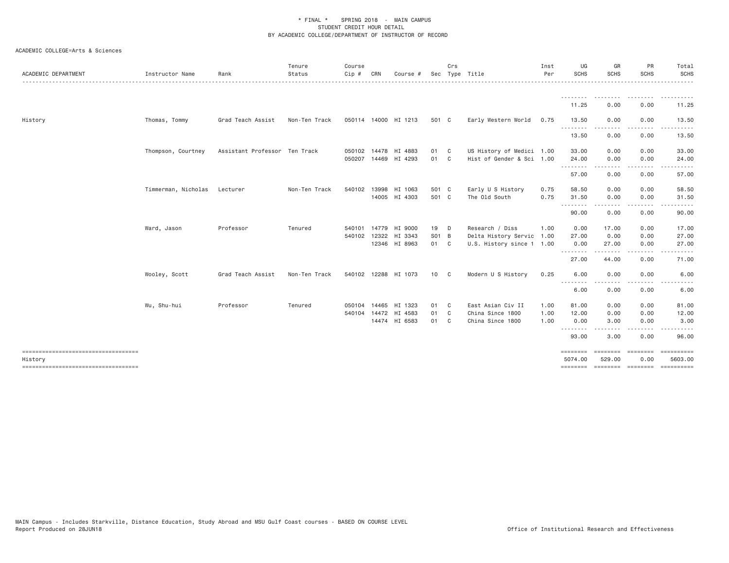\* FINAL \*    SPRING 2018  -  MAIN CAMPUS
STUDENT CREDIT HOUR DETAIL
BY ACADEMIC COLLEGE/DEPARTMENT OF INSTRUCTOR OF RECORD

ACADEMIC COLLEGE=Arts & Sciences

| ACADEMIC DEPARTMENT | Instructor Name | Rank | Tenure Status | Course Cip # | CRN | Course # | Sec | Crs Type | Title | Inst Per | UG SCHS | GR SCHS | PR SCHS | Total SCHS |
|---|---|---|---|---|---|---|---|---|---|---|---|---|---|---|
| | | | | | | | | | | | 11.25 | 0.00 | 0.00 | 11.25 |
| History | Thomas, Tommy | Grad Teach Assist | Non-Ten Track | 050114 | 14000 | HI 1213 | 501 | C | Early Western World | 0.75 | 13.50 | 0.00 | 0.00 | 13.50 |
| | | | | | | | | | | | 13.50 | 0.00 | 0.00 | 13.50 |
| | Thompson, Courtney | Assistant Professor | Ten Track | 050102 | 14478 | HI 4883 | 01 | C | US History of Medici | 1.00 | 33.00 | 0.00 | 0.00 | 33.00 |
| | | | | 050207 | 14469 | HI 4293 | 01 | C | Hist of Gender & Sci | 1.00 | 24.00 | 0.00 | 0.00 | 24.00 |
| | | | | | | | | | | | 57.00 | 0.00 | 0.00 | 57.00 |
| | Timmerman, Nicholas | Lecturer | Non-Ten Track | 540102 | 13998 | HI 1063 | 501 | C | Early U S History | 0.75 | 58.50 | 0.00 | 0.00 | 58.50 |
| | | | | | 14005 | HI 4303 | 501 | C | The Old South | 0.75 | 31.50 | 0.00 | 0.00 | 31.50 |
| | | | | | | | | | | | 90.00 | 0.00 | 0.00 | 90.00 |
| | Ward, Jason | Professor | Tenured | 540101 | 14779 | HI 9000 | 19 | D | Research / Diss | 1.00 | 0.00 | 17.00 | 0.00 | 17.00 |
| | | | | 540102 | 12322 | HI 3343 | S01 | B | Delta History Servic | 1.00 | 27.00 | 0.00 | 0.00 | 27.00 |
| | | | | | 12346 | HI 8963 | 01 | C | U.S. History since 1 | 1.00 | 0.00 | 27.00 | 0.00 | 27.00 |
| | | | | | | | | | | | 27.00 | 44.00 | 0.00 | 71.00 |
| | Wooley, Scott | Grad Teach Assist | Non-Ten Track | 540102 | 12288 | HI 1073 | 10 | C | Modern U S History | 0.25 | 6.00 | 0.00 | 0.00 | 6.00 |
| | | | | | | | | | | | 6.00 | 0.00 | 0.00 | 6.00 |
| | Wu, Shu-hui | Professor | Tenured | 050104 | 14465 | HI 1323 | 01 | C | East Asian Civ II | 1.00 | 81.00 | 0.00 | 0.00 | 81.00 |
| | | | | 540104 | 14472 | HI 4583 | 01 | C | China Since 1800 | 1.00 | 12.00 | 0.00 | 0.00 | 12.00 |
| | | | | | 14474 | HI 6583 | 01 | C | China Since 1800 | 1.00 | 0.00 | 3.00 | 0.00 | 3.00 |
| | | | | | | | | | | | 93.00 | 3.00 | 0.00 | 96.00 |
| History | | | | | | | | | | | 5074.00 | 529.00 | 0.00 | 5603.00 |

MAIN Campus - Includes Starkville, Distance Education, Study Abroad and MSU Gulf Coast courses - BASED ON COURSE LEVEL
Report Produced on 28JUN18

Office of Institutional Research and Effectiveness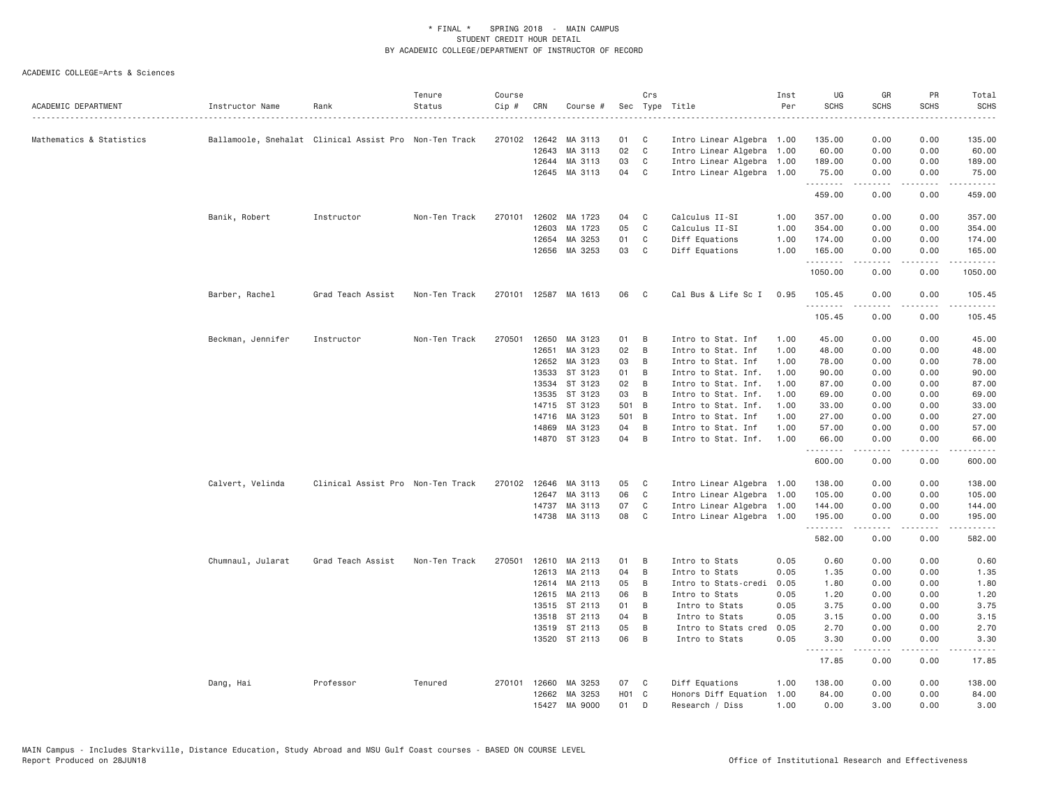\* FINAL \*    SPRING 2018  -  MAIN CAMPUS
STUDENT CREDIT HOUR DETAIL
BY ACADEMIC COLLEGE/DEPARTMENT OF INSTRUCTOR OF RECORD

ACADEMIC COLLEGE=Arts & Sciences

| ACADEMIC DEPARTMENT | Instructor Name | Rank | Tenure Status | Course Cip # | CRN | Course # | Sec | Crs Type | Title | Inst Per | UG SCHS | GR SCHS | PR SCHS | Total SCHS |
|---|---|---|---|---|---|---|---|---|---|---|---|---|---|---|
| Mathematics & Statistics | Ballamoole, Snehalat | Clinical Assist Pro | Non-Ten Track | 270102 | 12642 | MA 3113 | 01 | C | Intro Linear Algebra | 1.00 | 135.00 | 0.00 | 0.00 | 135.00 |
| | | | | | 12643 | MA 3113 | 02 | C | Intro Linear Algebra | 1.00 | 60.00 | 0.00 | 0.00 | 60.00 |
| | | | | | 12644 | MA 3113 | 03 | C | Intro Linear Algebra | 1.00 | 189.00 | 0.00 | 0.00 | 189.00 |
| | | | | | 12645 | MA 3113 | 04 | C | Intro Linear Algebra | 1.00 | 75.00 | 0.00 | 0.00 | 75.00 |
| | | | | | | | | | | | 459.00 | 0.00 | 0.00 | 459.00 |
| | Banik, Robert | Instructor | Non-Ten Track | 270101 | 12602 | MA 1723 | 04 | C | Calculus II-SI | 1.00 | 357.00 | 0.00 | 0.00 | 357.00 |
| | | | | | 12603 | MA 1723 | 05 | C | Calculus II-SI | 1.00 | 354.00 | 0.00 | 0.00 | 354.00 |
| | | | | | 12654 | MA 3253 | 01 | C | Diff Equations | 1.00 | 174.00 | 0.00 | 0.00 | 174.00 |
| | | | | | 12656 | MA 3253 | 03 | C | Diff Equations | 1.00 | 165.00 | 0.00 | 0.00 | 165.00 |
| | | | | | | | | | | | 1050.00 | 0.00 | 0.00 | 1050.00 |
| | Barber, Rachel | Grad Teach Assist | Non-Ten Track | 270101 | 12587 | MA 1613 | 06 | C | Cal Bus & Life Sc I | 0.95 | 105.45 | 0.00 | 0.00 | 105.45 |
| | | | | | | | | | | | 105.45 | 0.00 | 0.00 | 105.45 |
| | Beckman, Jennifer | Instructor | Non-Ten Track | 270501 | 12650 | MA 3123 | 01 | B | Intro to Stat. Inf | 1.00 | 45.00 | 0.00 | 0.00 | 45.00 |
| | | | | | 12651 | MA 3123 | 02 | B | Intro to Stat. Inf | 1.00 | 48.00 | 0.00 | 0.00 | 48.00 |
| | | | | | 12652 | MA 3123 | 03 | B | Intro to Stat. Inf | 1.00 | 78.00 | 0.00 | 0.00 | 78.00 |
| | | | | | 13533 | ST 3123 | 01 | B | Intro to Stat. Inf. | 1.00 | 90.00 | 0.00 | 0.00 | 90.00 |
| | | | | | 13534 | ST 3123 | 02 | B | Intro to Stat. Inf. | 1.00 | 87.00 | 0.00 | 0.00 | 87.00 |
| | | | | | 13535 | ST 3123 | 03 | B | Intro to Stat. Inf. | 1.00 | 69.00 | 0.00 | 0.00 | 69.00 |
| | | | | | 14715 | ST 3123 | 501 | B | Intro to Stat. Inf. | 1.00 | 33.00 | 0.00 | 0.00 | 33.00 |
| | | | | | 14716 | MA 3123 | 501 | B | Intro to Stat. Inf | 1.00 | 27.00 | 0.00 | 0.00 | 27.00 |
| | | | | | 14869 | MA 3123 | 04 | B | Intro to Stat. Inf | 1.00 | 57.00 | 0.00 | 0.00 | 57.00 |
| | | | | | 14870 | ST 3123 | 04 | B | Intro to Stat. Inf. | 1.00 | 66.00 | 0.00 | 0.00 | 66.00 |
| | | | | | | | | | | | 600.00 | 0.00 | 0.00 | 600.00 |
| | Calvert, Velinda | Clinical Assist Pro | Non-Ten Track | 270102 | 12646 | MA 3113 | 05 | C | Intro Linear Algebra | 1.00 | 138.00 | 0.00 | 0.00 | 138.00 |
| | | | | | 12647 | MA 3113 | 06 | C | Intro Linear Algebra | 1.00 | 105.00 | 0.00 | 0.00 | 105.00 |
| | | | | | 14737 | MA 3113 | 07 | C | Intro Linear Algebra | 1.00 | 144.00 | 0.00 | 0.00 | 144.00 |
| | | | | | 14738 | MA 3113 | 08 | C | Intro Linear Algebra | 1.00 | 195.00 | 0.00 | 0.00 | 195.00 |
| | | | | | | | | | | | 582.00 | 0.00 | 0.00 | 582.00 |
| | Chumnaul, Jularat | Grad Teach Assist | Non-Ten Track | 270501 | 12610 | MA 2113 | 01 | B | Intro to Stats | 0.05 | 0.60 | 0.00 | 0.00 | 0.60 |
| | | | | | 12613 | MA 2113 | 04 | B | Intro to Stats | 0.05 | 1.35 | 0.00 | 0.00 | 1.35 |
| | | | | | 12614 | MA 2113 | 05 | B | Intro to Stats-credi | 0.05 | 1.80 | 0.00 | 0.00 | 1.80 |
| | | | | | 12615 | MA 2113 | 06 | B | Intro to Stats | 0.05 | 1.20 | 0.00 | 0.00 | 1.20 |
| | | | | | 13515 | ST 2113 | 01 | B | Intro to Stats | 0.05 | 3.75 | 0.00 | 0.00 | 3.75 |
| | | | | | 13518 | ST 2113 | 04 | B | Intro to Stats | 0.05 | 3.15 | 0.00 | 0.00 | 3.15 |
| | | | | | 13519 | ST 2113 | 05 | B | Intro to Stats cred | 0.05 | 2.70 | 0.00 | 0.00 | 2.70 |
| | | | | | 13520 | ST 2113 | 06 | B | Intro to Stats | 0.05 | 3.30 | 0.00 | 0.00 | 3.30 |
| | | | | | | | | | | | 17.85 | 0.00 | 0.00 | 17.85 |
| | Dang, Hai | Professor | Tenured | 270101 | 12660 | MA 3253 | 07 | C | Diff Equations | 1.00 | 138.00 | 0.00 | 0.00 | 138.00 |
| | | | | | 12662 | MA 3253 | H01 | C | Honors Diff Equation | 1.00 | 84.00 | 0.00 | 0.00 | 84.00 |
| | | | | | 15427 | MA 9000 | 01 | D | Research / Diss | 1.00 | 0.00 | 3.00 | 0.00 | 3.00 |

MAIN Campus - Includes Starkville, Distance Education, Study Abroad and MSU Gulf Coast courses - BASED ON COURSE LEVEL
Report Produced on 28JUN18    Office of Institutional Research and Effectiveness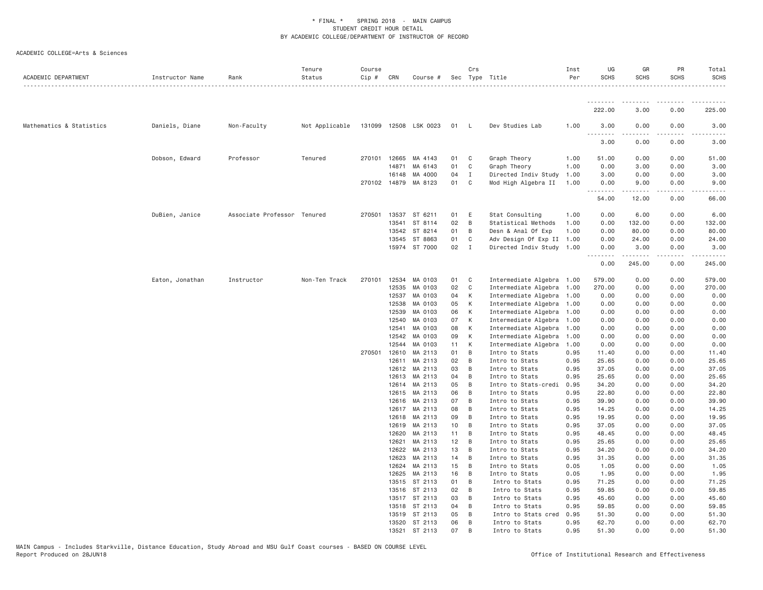\* FINAL \* SPRING 2018 - MAIN CAMPUS
STUDENT CREDIT HOUR DETAIL
BY ACADEMIC COLLEGE/DEPARTMENT OF INSTRUCTOR OF RECORD

ACADEMIC COLLEGE=Arts & Sciences

| ACADEMIC DEPARTMENT | Instructor Name | Rank | Tenure Status | Course Cip # | CRN | Course # | Sec | Crs Type | Title | Inst Per | UG SCHS | GR SCHS | PR SCHS | Total SCHS |
|---|---|---|---|---|---|---|---|---|---|---|---|---|---|---|
| | | | | | | | | | | | 222.00 | 3.00 | 0.00 | 225.00 |
| Mathematics & Statistics | Daniels, Diane | Non-Faculty | Not Applicable | 131099 | 12508 | LSK 0023 | 01 | L | Dev Studies Lab | 1.00 | 3.00 | 0.00 | 0.00 | 3.00 |
| | | | | | | | | | | | 3.00 | 0.00 | 0.00 | 3.00 |
| | Dobson, Edward | Professor | Tenured | 270101 | 12665 | MA 4143 | 01 | C | Graph Theory | 1.00 | 51.00 | 0.00 | 0.00 | 51.00 |
| | | | | | 14871 | MA 6143 | 01 | C | Graph Theory | 1.00 | 0.00 | 3.00 | 0.00 | 3.00 |
| | | | | | 16148 | MA 4000 | 04 | I | Directed Indiv Study | 1.00 | 3.00 | 0.00 | 0.00 | 3.00 |
| | | | | 270102 | 14879 | MA 8123 | 01 | C | Mod High Algebra II | 1.00 | 0.00 | 9.00 | 0.00 | 9.00 |
| | | | | | | | | | | | 54.00 | 12.00 | 0.00 | 66.00 |
| | DuBien, Janice | Associate Professor | Tenured | 270501 | 13537 | ST 6211 | 01 | E | Stat Consulting | 1.00 | 0.00 | 6.00 | 0.00 | 6.00 |
| | | | | | 13541 | ST 8114 | 02 | B | Statistical Methods | 1.00 | 0.00 | 132.00 | 0.00 | 132.00 |
| | | | | | 13542 | ST 8214 | 01 | B | Desn & Anal Of Exp | 1.00 | 0.00 | 80.00 | 0.00 | 80.00 |
| | | | | | 13545 | ST 8863 | 01 | C | Adv Design Of Exp II | 1.00 | 0.00 | 24.00 | 0.00 | 24.00 |
| | | | | | 15974 | ST 7000 | 02 | I | Directed Indiv Study | 1.00 | 0.00 | 3.00 | 0.00 | 3.00 |
| | | | | | | | | | | | 0.00 | 245.00 | 0.00 | 245.00 |
| | Eaton, Jonathan | Instructor | Non-Ten Track | 270101 | 12534 | MA 0103 | 01 | C | Intermediate Algebra | 1.00 | 579.00 | 0.00 | 0.00 | 579.00 |
| | | | | | 12535 | MA 0103 | 02 | C | Intermediate Algebra | 1.00 | 270.00 | 0.00 | 0.00 | 270.00 |
| | | | | | 12537 | MA 0103 | 04 | K | Intermediate Algebra | 1.00 | 0.00 | 0.00 | 0.00 | 0.00 |
| | | | | | 12538 | MA 0103 | 05 | K | Intermediate Algebra | 1.00 | 0.00 | 0.00 | 0.00 | 0.00 |
| | | | | | 12539 | MA 0103 | 06 | K | Intermediate Algebra | 1.00 | 0.00 | 0.00 | 0.00 | 0.00 |
| | | | | | 12540 | MA 0103 | 07 | K | Intermediate Algebra | 1.00 | 0.00 | 0.00 | 0.00 | 0.00 |
| | | | | | 12541 | MA 0103 | 08 | K | Intermediate Algebra | 1.00 | 0.00 | 0.00 | 0.00 | 0.00 |
| | | | | | 12542 | MA 0103 | 09 | K | Intermediate Algebra | 1.00 | 0.00 | 0.00 | 0.00 | 0.00 |
| | | | | | 12544 | MA 0103 | 11 | K | Intermediate Algebra | 1.00 | 0.00 | 0.00 | 0.00 | 0.00 |
| | | | | 270501 | 12610 | MA 2113 | 01 | B | Intro to Stats | 0.95 | 11.40 | 0.00 | 0.00 | 11.40 |
| | | | | | 12611 | MA 2113 | 02 | B | Intro to Stats | 0.95 | 25.65 | 0.00 | 0.00 | 25.65 |
| | | | | | 12612 | MA 2113 | 03 | B | Intro to Stats | 0.95 | 37.05 | 0.00 | 0.00 | 37.05 |
| | | | | | 12613 | MA 2113 | 04 | B | Intro to Stats | 0.95 | 25.65 | 0.00 | 0.00 | 25.65 |
| | | | | | 12614 | MA 2113 | 05 | B | Intro to Stats-credi | 0.95 | 34.20 | 0.00 | 0.00 | 34.20 |
| | | | | | 12615 | MA 2113 | 06 | B | Intro to Stats | 0.95 | 22.80 | 0.00 | 0.00 | 22.80 |
| | | | | | 12616 | MA 2113 | 07 | B | Intro to Stats | 0.95 | 39.90 | 0.00 | 0.00 | 39.90 |
| | | | | | 12617 | MA 2113 | 08 | B | Intro to Stats | 0.95 | 14.25 | 0.00 | 0.00 | 14.25 |
| | | | | | 12618 | MA 2113 | 09 | B | Intro to Stats | 0.95 | 19.95 | 0.00 | 0.00 | 19.95 |
| | | | | | 12619 | MA 2113 | 10 | B | Intro to Stats | 0.95 | 37.05 | 0.00 | 0.00 | 37.05 |
| | | | | | 12620 | MA 2113 | 11 | B | Intro to Stats | 0.95 | 48.45 | 0.00 | 0.00 | 48.45 |
| | | | | | 12621 | MA 2113 | 12 | B | Intro to Stats | 0.95 | 25.65 | 0.00 | 0.00 | 25.65 |
| | | | | | 12622 | MA 2113 | 13 | B | Intro to Stats | 0.95 | 34.20 | 0.00 | 0.00 | 34.20 |
| | | | | | 12623 | MA 2113 | 14 | B | Intro to Stats | 0.95 | 31.35 | 0.00 | 0.00 | 31.35 |
| | | | | | 12624 | MA 2113 | 15 | B | Intro to Stats | 0.05 | 1.05 | 0.00 | 0.00 | 1.05 |
| | | | | | 12625 | MA 2113 | 16 | B | Intro to Stats | 0.05 | 1.95 | 0.00 | 0.00 | 1.95 |
| | | | | | 13515 | ST 2113 | 01 | B | Intro to Stats | 0.95 | 71.25 | 0.00 | 0.00 | 71.25 |
| | | | | | 13516 | ST 2113 | 02 | B | Intro to Stats | 0.95 | 59.85 | 0.00 | 0.00 | 59.85 |
| | | | | | 13517 | ST 2113 | 03 | B | Intro to Stats | 0.95 | 45.60 | 0.00 | 0.00 | 45.60 |
| | | | | | 13518 | ST 2113 | 04 | B | Intro to Stats | 0.95 | 59.85 | 0.00 | 0.00 | 59.85 |
| | | | | | 13519 | ST 2113 | 05 | B | Intro to Stats cred | 0.95 | 51.30 | 0.00 | 0.00 | 51.30 |
| | | | | | 13520 | ST 2113 | 06 | B | Intro to Stats | 0.95 | 62.70 | 0.00 | 0.00 | 62.70 |
| | | | | | 13521 | ST 2113 | 07 | B | Intro to Stats | 0.95 | 51.30 | 0.00 | 0.00 | 51.30 |

MAIN Campus - Includes Starkville, Distance Education, Study Abroad and MSU Gulf Coast courses - BASED ON COURSE LEVEL
Report Produced on 28JUN18 — Office of Institutional Research and Effectiveness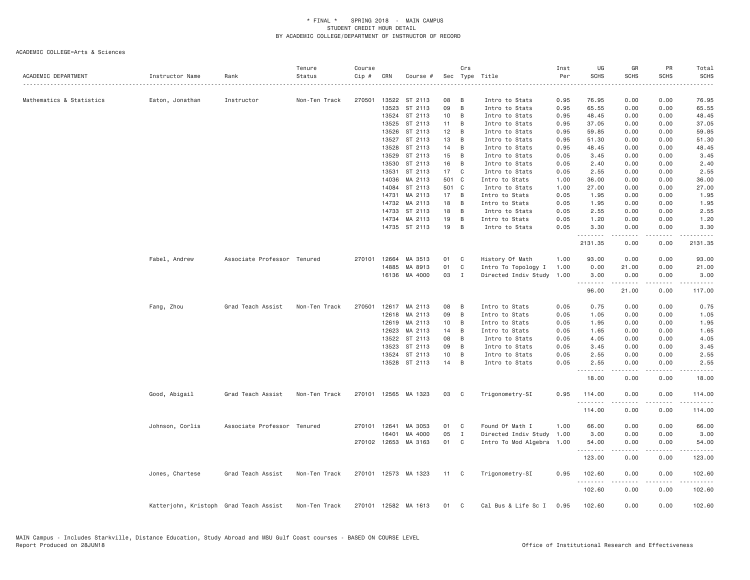\* FINAL \* SPRING 2018 - MAIN CAMPUS
STUDENT CREDIT HOUR DETAIL
BY ACADEMIC COLLEGE/DEPARTMENT OF INSTRUCTOR OF RECORD

ACADEMIC COLLEGE=Arts & Sciences

| ACADEMIC DEPARTMENT | Instructor Name | Rank | Tenure Status | Course Cip # | CRN | Course # | Sec | Crs Type | Title | Inst Per | UG SCHS | GR SCHS | PR SCHS | Total SCHS |
|---|---|---|---|---|---|---|---|---|---|---|---|---|---|---|
| Mathematics & Statistics | Eaton, Jonathan | Instructor | Non-Ten Track | 270501 | 13522 | ST 2113 | 08 | B | Intro to Stats | 0.95 | 76.95 | 0.00 | 0.00 | 76.95 |
| | | | | | 13523 | ST 2113 | 09 | B | Intro to Stats | 0.95 | 65.55 | 0.00 | 0.00 | 65.55 |
| | | | | | 13524 | ST 2113 | 10 | B | Intro to Stats | 0.95 | 48.45 | 0.00 | 0.00 | 48.45 |
| | | | | | 13525 | ST 2113 | 11 | B | Intro to Stats | 0.95 | 37.05 | 0.00 | 0.00 | 37.05 |
| | | | | | 13526 | ST 2113 | 12 | B | Intro to Stats | 0.95 | 59.85 | 0.00 | 0.00 | 59.85 |
| | | | | | 13527 | ST 2113 | 13 | B | Intro to Stats | 0.95 | 51.30 | 0.00 | 0.00 | 51.30 |
| | | | | | 13528 | ST 2113 | 14 | B | Intro to Stats | 0.95 | 48.45 | 0.00 | 0.00 | 48.45 |
| | | | | | 13529 | ST 2113 | 15 | B | Intro to Stats | 0.05 | 3.45 | 0.00 | 0.00 | 3.45 |
| | | | | | 13530 | ST 2113 | 16 | B | Intro to Stats | 0.05 | 2.40 | 0.00 | 0.00 | 2.40 |
| | | | | | 13531 | ST 2113 | 17 | C | Intro to Stats | 0.05 | 2.55 | 0.00 | 0.00 | 2.55 |
| | | | | | 14036 | MA 2113 | 501 | C | Intro to Stats | 1.00 | 36.00 | 0.00 | 0.00 | 36.00 |
| | | | | | 14084 | ST 2113 | 501 | C | Intro to Stats | 1.00 | 27.00 | 0.00 | 0.00 | 27.00 |
| | | | | | 14731 | MA 2113 | 17 | B | Intro to Stats | 0.05 | 1.95 | 0.00 | 0.00 | 1.95 |
| | | | | | 14732 | MA 2113 | 18 | B | Intro to Stats | 0.05 | 1.95 | 0.00 | 0.00 | 1.95 |
| | | | | | 14733 | ST 2113 | 18 | B | Intro to Stats | 0.05 | 2.55 | 0.00 | 0.00 | 2.55 |
| | | | | | 14734 | MA 2113 | 19 | B | Intro to Stats | 0.05 | 1.20 | 0.00 | 0.00 | 1.20 |
| | | | | | 14735 | ST 2113 | 19 | B | Intro to Stats | 0.05 | 3.30 | 0.00 | 0.00 | 3.30 |
| | | | | | | | | | | | 2131.35 | 0.00 | 0.00 | 2131.35 |
| | Fabel, Andrew | Associate Professor | Tenured | 270101 | 12664 | MA 3513 | 01 | C | History Of Math | 1.00 | 93.00 | 0.00 | 0.00 | 93.00 |
| | | | | | 14885 | MA 8913 | 01 | C | Intro To Topology I | 1.00 | 0.00 | 21.00 | 0.00 | 21.00 |
| | | | | | 16136 | MA 4000 | 03 | I | Directed Indiv Study | 1.00 | 3.00 | 0.00 | 0.00 | 3.00 |
| | | | | | | | | | | | 96.00 | 21.00 | 0.00 | 117.00 |
| | Fang, Zhou | Grad Teach Assist | Non-Ten Track | 270501 | 12617 | MA 2113 | 08 | B | Intro to Stats | 0.05 | 0.75 | 0.00 | 0.00 | 0.75 |
| | | | | | 12618 | MA 2113 | 09 | B | Intro to Stats | 0.05 | 1.05 | 0.00 | 0.00 | 1.05 |
| | | | | | 12619 | MA 2113 | 10 | B | Intro to Stats | 0.05 | 1.95 | 0.00 | 0.00 | 1.95 |
| | | | | | 12623 | MA 2113 | 14 | B | Intro to Stats | 0.05 | 1.65 | 0.00 | 0.00 | 1.65 |
| | | | | | 13522 | ST 2113 | 08 | B | Intro to Stats | 0.05 | 4.05 | 0.00 | 0.00 | 4.05 |
| | | | | | 13523 | ST 2113 | 09 | B | Intro to Stats | 0.05 | 3.45 | 0.00 | 0.00 | 3.45 |
| | | | | | 13524 | ST 2113 | 10 | B | Intro to Stats | 0.05 | 2.55 | 0.00 | 0.00 | 2.55 |
| | | | | | 13528 | ST 2113 | 14 | B | Intro to Stats | 0.05 | 2.55 | 0.00 | 0.00 | 2.55 |
| | | | | | | | | | | | 18.00 | 0.00 | 0.00 | 18.00 |
| | Good, Abigail | Grad Teach Assist | Non-Ten Track | 270101 | 12565 | MA 1323 | 03 | C | Trigonometry-SI | 0.95 | 114.00 | 0.00 | 0.00 | 114.00 |
| | | | | | | | | | | | 114.00 | 0.00 | 0.00 | 114.00 |
| | Johnson, Corlis | Associate Professor | Tenured | 270101 | 12641 | MA 3053 | 01 | C | Found Of Math I | 1.00 | 66.00 | 0.00 | 0.00 | 66.00 |
| | | | | | 16401 | MA 4000 | 05 | I | Directed Indiv Study | 1.00 | 3.00 | 0.00 | 0.00 | 3.00 |
| | | | | 270102 | 12653 | MA 3163 | 01 | C | Intro To Mod Algebra | 1.00 | 54.00 | 0.00 | 0.00 | 54.00 |
| | | | | | | | | | | | 123.00 | 0.00 | 0.00 | 123.00 |
| | Jones, Chartese | Grad Teach Assist | Non-Ten Track | 270101 | 12573 | MA 1323 | 11 | C | Trigonometry-SI | 0.95 | 102.60 | 0.00 | 0.00 | 102.60 |
| | | | | | | | | | | | 102.60 | 0.00 | 0.00 | 102.60 |
| | Katterjohn, Kristoph | Grad Teach Assist | Non-Ten Track | 270101 | 12582 | MA 1613 | 01 | C | Cal Bus & Life Sc I | 0.95 | 102.60 | 0.00 | 0.00 | 102.60 |

MAIN Campus - Includes Starkville, Distance Education, Study Abroad and MSU Gulf Coast courses - BASED ON COURSE LEVEL
Report Produced on 28JUN18 Office of Institutional Research and Effectiveness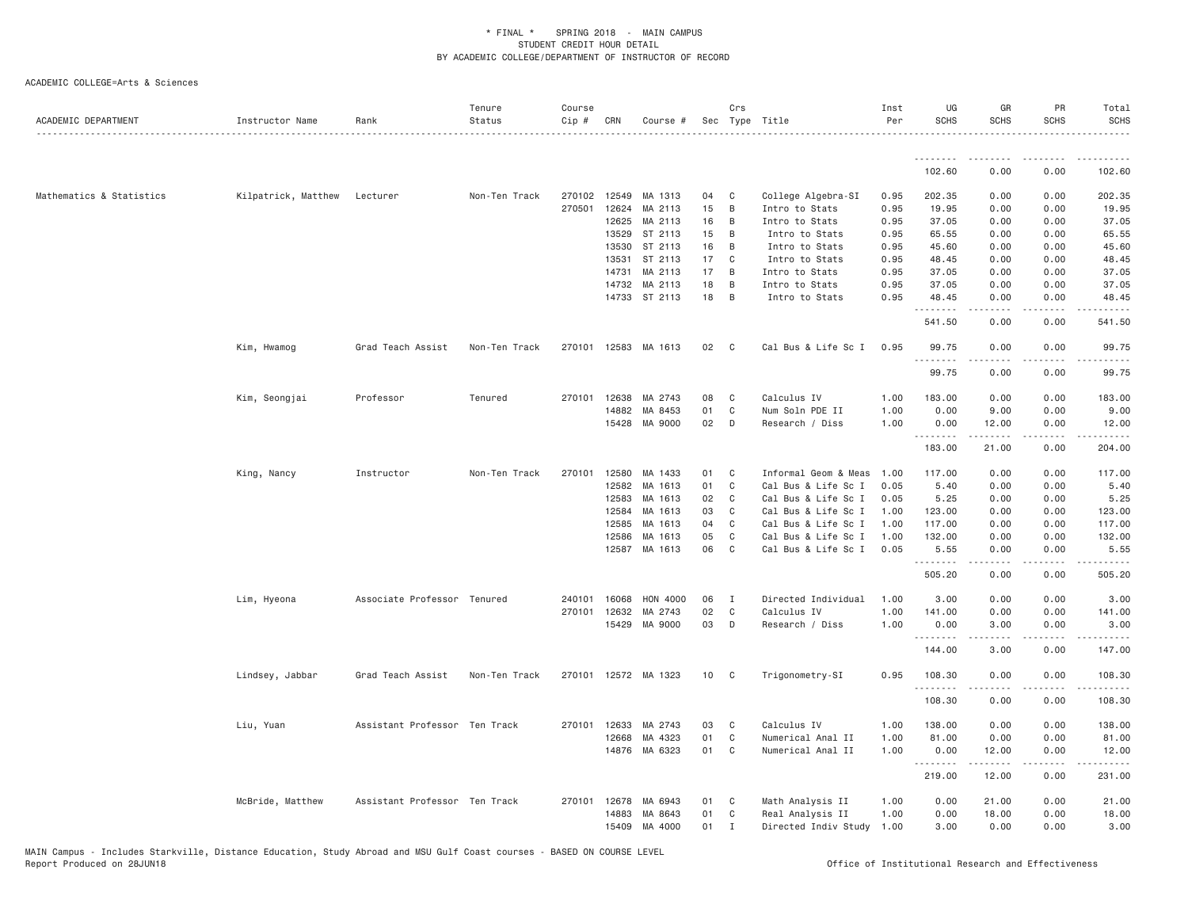ACADEMIC COLLEGE=Arts & Sciences

| ACADEMIC DEPARTMENT | Instructor Name | Rank | Tenure Status | Course Cip # | CRN | Course # | Sec | Crs Type | Title | Inst Per | UG SCHS | GR SCHS | PR SCHS | Total SCHS |
|---|---|---|---|---|---|---|---|---|---|---|---|---|---|---|
| | | | | | | | | | | | 102.60 | 0.00 | 0.00 | 102.60 |
| Mathematics & Statistics | Kilpatrick, Matthew | Lecturer | Non-Ten Track | 270102 | 12549 | MA 1313 | 04 | C | College Algebra-SI | 0.95 | 202.35 | 0.00 | 0.00 | 202.35 |
| | | | | 270501 | 12624 | MA 2113 | 15 | B | Intro to Stats | 0.95 | 19.95 | 0.00 | 0.00 | 19.95 |
| | | | | | 12625 | MA 2113 | 16 | B | Intro to Stats | 0.95 | 37.05 | 0.00 | 0.00 | 37.05 |
| | | | | | 13529 | ST 2113 | 15 | B | Intro to Stats | 0.95 | 65.55 | 0.00 | 0.00 | 65.55 |
| | | | | | 13530 | ST 2113 | 16 | B | Intro to Stats | 0.95 | 45.60 | 0.00 | 0.00 | 45.60 |
| | | | | | 13531 | ST 2113 | 17 | C | Intro to Stats | 0.95 | 48.45 | 0.00 | 0.00 | 48.45 |
| | | | | | 14731 | MA 2113 | 17 | B | Intro to Stats | 0.95 | 37.05 | 0.00 | 0.00 | 37.05 |
| | | | | | 14732 | MA 2113 | 18 | B | Intro to Stats | 0.95 | 37.05 | 0.00 | 0.00 | 37.05 |
| | | | | | 14733 | ST 2113 | 18 | B | Intro to Stats | 0.95 | 48.45 | 0.00 | 0.00 | 48.45 |
| | | | | | | | | | | | 541.50 | 0.00 | 0.00 | 541.50 |
| | Kim, Hwamog | Grad Teach Assist | Non-Ten Track | 270101 | 12583 | MA 1613 | 02 | C | Cal Bus & Life Sc I | 0.95 | 99.75 | 0.00 | 0.00 | 99.75 |
| | | | | | | | | | | | 99.75 | 0.00 | 0.00 | 99.75 |
| | Kim, Seongjai | Professor | Tenured | 270101 | 12638 | MA 2743 | 08 | C | Calculus IV | 1.00 | 183.00 | 0.00 | 0.00 | 183.00 |
| | | | | | 14882 | MA 8453 | 01 | C | Num Soln PDE II | 1.00 | 0.00 | 9.00 | 0.00 | 9.00 |
| | | | | | 15428 | MA 9000 | 02 | D | Research / Diss | 1.00 | 0.00 | 12.00 | 0.00 | 12.00 |
| | | | | | | | | | | | 183.00 | 21.00 | 0.00 | 204.00 |
| | King, Nancy | Instructor | Non-Ten Track | 270101 | 12580 | MA 1433 | 01 | C | Informal Geom & Meas | 1.00 | 117.00 | 0.00 | 0.00 | 117.00 |
| | | | | | 12582 | MA 1613 | 01 | C | Cal Bus & Life Sc I | 0.05 | 5.40 | 0.00 | 0.00 | 5.40 |
| | | | | | 12583 | MA 1613 | 02 | C | Cal Bus & Life Sc I | 0.05 | 5.25 | 0.00 | 0.00 | 5.25 |
| | | | | | 12584 | MA 1613 | 03 | C | Cal Bus & Life Sc I | 1.00 | 123.00 | 0.00 | 0.00 | 123.00 |
| | | | | | 12585 | MA 1613 | 04 | C | Cal Bus & Life Sc I | 1.00 | 117.00 | 0.00 | 0.00 | 117.00 |
| | | | | | 12586 | MA 1613 | 05 | C | Cal Bus & Life Sc I | 1.00 | 132.00 | 0.00 | 0.00 | 132.00 |
| | | | | | 12587 | MA 1613 | 06 | C | Cal Bus & Life Sc I | 0.05 | 5.55 | 0.00 | 0.00 | 5.55 |
| | | | | | | | | | | | 505.20 | 0.00 | 0.00 | 505.20 |
| | Lim, Hyeona | Associate Professor | Tenured | 240101 | 16068 | HON 4000 | 06 | I | Directed Individual | 1.00 | 3.00 | 0.00 | 0.00 | 3.00 |
| | | | | 270101 | 12632 | MA 2743 | 02 | C | Calculus IV | 1.00 | 141.00 | 0.00 | 0.00 | 141.00 |
| | | | | | 15429 | MA 9000 | 03 | D | Research / Diss | 1.00 | 0.00 | 3.00 | 0.00 | 3.00 |
| | | | | | | | | | | | 144.00 | 3.00 | 0.00 | 147.00 |
| | Lindsey, Jabbar | Grad Teach Assist | Non-Ten Track | 270101 | 12572 | MA 1323 | 10 | C | Trigonometry-SI | 0.95 | 108.30 | 0.00 | 0.00 | 108.30 |
| | | | | | | | | | | | 108.30 | 0.00 | 0.00 | 108.30 |
| | Liu, Yuan | Assistant Professor | Ten Track | 270101 | 12633 | MA 2743 | 03 | C | Calculus IV | 1.00 | 138.00 | 0.00 | 0.00 | 138.00 |
| | | | | | 12668 | MA 4323 | 01 | C | Numerical Anal II | 1.00 | 81.00 | 0.00 | 0.00 | 81.00 |
| | | | | | 14876 | MA 6323 | 01 | C | Numerical Anal II | 1.00 | 0.00 | 12.00 | 0.00 | 12.00 |
| | | | | | | | | | | | 219.00 | 12.00 | 0.00 | 231.00 |
| | McBride, Matthew | Assistant Professor | Ten Track | 270101 | 12678 | MA 6943 | 01 | C | Math Analysis II | 1.00 | 0.00 | 21.00 | 0.00 | 21.00 |
| | | | | | 14883 | MA 8643 | 01 | C | Real Analysis II | 1.00 | 0.00 | 18.00 | 0.00 | 18.00 |
| | | | | | 15409 | MA 4000 | 01 | I | Directed Indiv Study | 1.00 | 3.00 | 0.00 | 0.00 | 3.00 |

MAIN Campus - Includes Starkville, Distance Education, Study Abroad and MSU Gulf Coast courses - BASED ON COURSE LEVEL
Report Produced on 28JUN18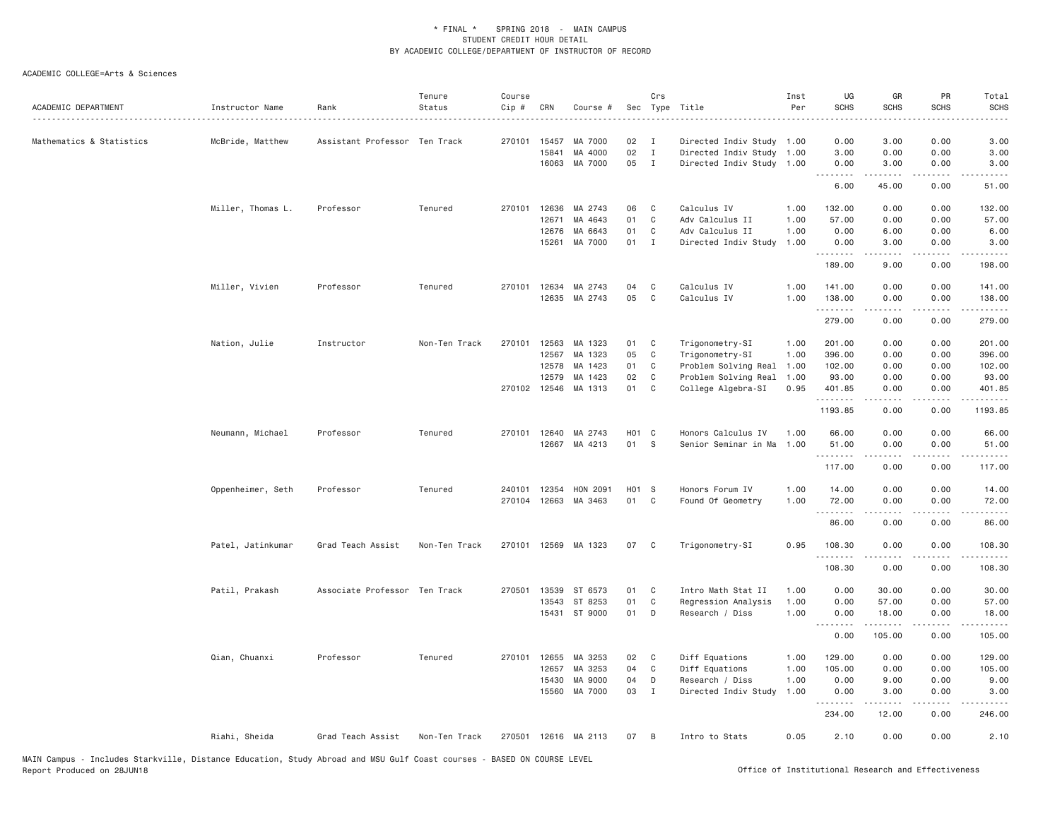\* FINAL \* SPRING 2018 - MAIN CAMPUS
STUDENT CREDIT HOUR DETAIL
BY ACADEMIC COLLEGE/DEPARTMENT OF INSTRUCTOR OF RECORD

ACADEMIC COLLEGE=Arts & Sciences

| ACADEMIC DEPARTMENT | Instructor Name | Rank | Tenure Status | Course Cip # | CRN | Course # | Sec | Crs Type | Title | Inst Per | UG SCHS | GR SCHS | PR SCHS | Total SCHS |
|---|---|---|---|---|---|---|---|---|---|---|---|---|---|---|
| Mathematics & Statistics | McBride, Matthew | Assistant Professor | Ten Track | 270101 | 15457 | MA 7000 | 02 | I | Directed Indiv Study | 1.00 | 0.00 | 3.00 | 0.00 | 3.00 |
| | | | | | 15841 | MA 4000 | 02 | I | Directed Indiv Study | 1.00 | 3.00 | 0.00 | 0.00 | 3.00 |
| | | | | | 16063 | MA 7000 | 05 | I | Directed Indiv Study | 1.00 | 0.00 | 3.00 | 0.00 | 3.00 |
| | | | | | | | | | | | 6.00 | 45.00 | 0.00 | 51.00 |
| | Miller, Thomas L. | Professor | Tenured | 270101 | 12636 | MA 2743 | 06 | C | Calculus IV | 1.00 | 132.00 | 0.00 | 0.00 | 132.00 |
| | | | | | 12671 | MA 4643 | 01 | C | Adv Calculus II | 1.00 | 57.00 | 0.00 | 0.00 | 57.00 |
| | | | | | 12676 | MA 6643 | 01 | C | Adv Calculus II | 1.00 | 0.00 | 6.00 | 0.00 | 6.00 |
| | | | | | 15261 | MA 7000 | 01 | I | Directed Indiv Study | 1.00 | 0.00 | 3.00 | 0.00 | 3.00 |
| | | | | | | | | | | | 189.00 | 9.00 | 0.00 | 198.00 |
| | Miller, Vivien | Professor | Tenured | 270101 | 12634 | MA 2743 | 04 | C | Calculus IV | 1.00 | 141.00 | 0.00 | 0.00 | 141.00 |
| | | | | | 12635 | MA 2743 | 05 | C | Calculus IV | 1.00 | 138.00 | 0.00 | 0.00 | 138.00 |
| | | | | | | | | | | | 279.00 | 0.00 | 0.00 | 279.00 |
| | Nation, Julie | Instructor | Non-Ten Track | 270101 | 12563 | MA 1323 | 01 | C | Trigonometry-SI | 1.00 | 201.00 | 0.00 | 0.00 | 201.00 |
| | | | | | 12567 | MA 1323 | 05 | C | Trigonometry-SI | 1.00 | 396.00 | 0.00 | 0.00 | 396.00 |
| | | | | | 12578 | MA 1423 | 01 | C | Problem Solving Real | 1.00 | 102.00 | 0.00 | 0.00 | 102.00 |
| | | | | | 12579 | MA 1423 | 02 | C | Problem Solving Real | 1.00 | 93.00 | 0.00 | 0.00 | 93.00 |
| | | | | 270102 | 12546 | MA 1313 | 01 | C | College Algebra-SI | 0.95 | 401.85 | 0.00 | 0.00 | 401.85 |
| | | | | | | | | | | | 1193.85 | 0.00 | 0.00 | 1193.85 |
| | Neumann, Michael | Professor | Tenured | 270101 | 12640 | MA 2743 | H01 | C | Honors Calculus IV | 1.00 | 66.00 | 0.00 | 0.00 | 66.00 |
| | | | | | 12667 | MA 4213 | 01 | S | Senior Seminar in Ma | 1.00 | 51.00 | 0.00 | 0.00 | 51.00 |
| | | | | | | | | | | | 117.00 | 0.00 | 0.00 | 117.00 |
| | Oppenheimer, Seth | Professor | Tenured | 240101 | 12354 | HON 2091 | H01 | S | Honors Forum IV | 1.00 | 14.00 | 0.00 | 0.00 | 14.00 |
| | | | | 270104 | 12663 | MA 3463 | 01 | C | Found Of Geometry | 1.00 | 72.00 | 0.00 | 0.00 | 72.00 |
| | | | | | | | | | | | 86.00 | 0.00 | 0.00 | 86.00 |
| | Patel, Jatinkumar | Grad Teach Assist | Non-Ten Track | 270101 | 12569 | MA 1323 | 07 | C | Trigonometry-SI | 0.95 | 108.30 | 0.00 | 0.00 | 108.30 |
| | | | | | | | | | | | 108.30 | 0.00 | 0.00 | 108.30 |
| | Patil, Prakash | Associate Professor | Ten Track | 270501 | 13539 | ST 6573 | 01 | C | Intro Math Stat II | 1.00 | 0.00 | 30.00 | 0.00 | 30.00 |
| | | | | | 13543 | ST 8253 | 01 | C | Regression Analysis | 1.00 | 0.00 | 57.00 | 0.00 | 57.00 |
| | | | | | 15431 | ST 9000 | 01 | D | Research / Diss | 1.00 | 0.00 | 18.00 | 0.00 | 18.00 |
| | | | | | | | | | | | 0.00 | 105.00 | 0.00 | 105.00 |
| | Qian, Chuanxi | Professor | Tenured | 270101 | 12655 | MA 3253 | 02 | C | Diff Equations | 1.00 | 129.00 | 0.00 | 0.00 | 129.00 |
| | | | | | 12657 | MA 3253 | 04 | C | Diff Equations | 1.00 | 105.00 | 0.00 | 0.00 | 105.00 |
| | | | | | 15430 | MA 9000 | 04 | D | Research / Diss | 1.00 | 0.00 | 9.00 | 0.00 | 9.00 |
| | | | | | 15560 | MA 7000 | 03 | I | Directed Indiv Study | 1.00 | 0.00 | 3.00 | 0.00 | 3.00 |
| | | | | | | | | | | | 234.00 | 12.00 | 0.00 | 246.00 |
| | Riahi, Sheida | Grad Teach Assist | Non-Ten Track | 270501 | 12616 | MA 2113 | 07 | B | Intro to Stats | 0.05 | 2.10 | 0.00 | 0.00 | 2.10 |

MAIN Campus - Includes Starkville, Distance Education, Study Abroad and MSU Gulf Coast courses - BASED ON COURSE LEVEL
Report Produced on 28JUN18

Office of Institutional Research and Effectiveness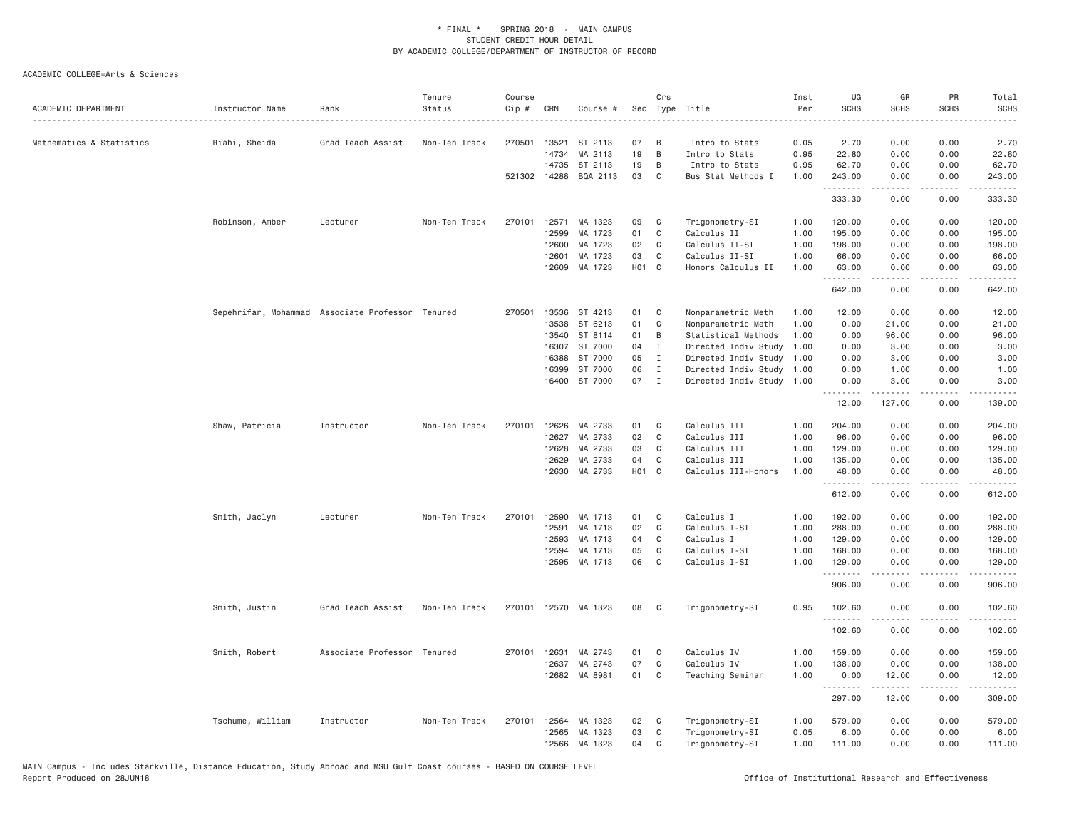\* FINAL \* SPRING 2018 - MAIN CAMPUS
STUDENT CREDIT HOUR DETAIL
BY ACADEMIC COLLEGE/DEPARTMENT OF INSTRUCTOR OF RECORD

ACADEMIC COLLEGE=Arts & Sciences

| ACADEMIC DEPARTMENT | Instructor Name | Rank | Tenure Status | Course Cip # | CRN | Course # | Sec | Crs Type | Title | Inst Per | UG SCHS | GR SCHS | PR SCHS | Total SCHS |
|---|---|---|---|---|---|---|---|---|---|---|---|---|---|---|
| Mathematics & Statistics | Riahi, Sheida | Grad Teach Assist | Non-Ten Track | 270501 | 13521 | ST 2113 | 07 | B | Intro to Stats | 0.05 | 2.70 | 0.00 | 0.00 | 2.70 |
| | | | | | 14734 | MA 2113 | 19 | B | Intro to Stats | 0.95 | 22.80 | 0.00 | 0.00 | 22.80 |
| | | | | | 14735 | ST 2113 | 19 | B | Intro to Stats | 0.95 | 62.70 | 0.00 | 0.00 | 62.70 |
| | | | | 521302 | 14288 | BQA 2113 | 03 | C | Bus Stat Methods I | 1.00 | 243.00 | 0.00 | 0.00 | 243.00 |
| | | | | | | | | | | | 333.30 | 0.00 | 0.00 | 333.30 |
| | Robinson, Amber | Lecturer | Non-Ten Track | 270101 | 12571 | MA 1323 | 09 | C | Trigonometry-SI | 1.00 | 120.00 | 0.00 | 0.00 | 120.00 |
| | | | | | 12599 | MA 1723 | 01 | C | Calculus II | 1.00 | 195.00 | 0.00 | 0.00 | 195.00 |
| | | | | | 12600 | MA 1723 | 02 | C | Calculus II-SI | 1.00 | 198.00 | 0.00 | 0.00 | 198.00 |
| | | | | | 12601 | MA 1723 | 03 | C | Calculus II-SI | 1.00 | 66.00 | 0.00 | 0.00 | 66.00 |
| | | | | | 12609 | MA 1723 | H01 | C | Honors Calculus II | 1.00 | 63.00 | 0.00 | 0.00 | 63.00 |
| | | | | | | | | | | | 642.00 | 0.00 | 0.00 | 642.00 |
| | Sepehrifar, Mohammad | Associate Professor | Tenured | 270501 | 13536 | ST 4213 | 01 | C | Nonparametric Meth | 1.00 | 12.00 | 0.00 | 0.00 | 12.00 |
| | | | | | 13538 | ST 6213 | 01 | C | Nonparametric Meth | 1.00 | 0.00 | 21.00 | 0.00 | 21.00 |
| | | | | | 13540 | ST 8114 | 01 | B | Statistical Methods | 1.00 | 0.00 | 96.00 | 0.00 | 96.00 |
| | | | | | 16307 | ST 7000 | 04 | I | Directed Indiv Study | 1.00 | 0.00 | 3.00 | 0.00 | 3.00 |
| | | | | | 16388 | ST 7000 | 05 | I | Directed Indiv Study | 1.00 | 0.00 | 3.00 | 0.00 | 3.00 |
| | | | | | 16399 | ST 7000 | 06 | I | Directed Indiv Study | 1.00 | 0.00 | 1.00 | 0.00 | 1.00 |
| | | | | | 16400 | ST 7000 | 07 | I | Directed Indiv Study | 1.00 | 0.00 | 3.00 | 0.00 | 3.00 |
| | | | | | | | | | | | 12.00 | 127.00 | 0.00 | 139.00 |
| | Shaw, Patricia | Instructor | Non-Ten Track | 270101 | 12626 | MA 2733 | 01 | C | Calculus III | 1.00 | 204.00 | 0.00 | 0.00 | 204.00 |
| | | | | | 12627 | MA 2733 | 02 | C | Calculus III | 1.00 | 96.00 | 0.00 | 0.00 | 96.00 |
| | | | | | 12628 | MA 2733 | 03 | C | Calculus III | 1.00 | 129.00 | 0.00 | 0.00 | 129.00 |
| | | | | | 12629 | MA 2733 | 04 | C | Calculus III | 1.00 | 135.00 | 0.00 | 0.00 | 135.00 |
| | | | | | 12630 | MA 2733 | H01 | C | Calculus III-Honors | 1.00 | 48.00 | 0.00 | 0.00 | 48.00 |
| | | | | | | | | | | | 612.00 | 0.00 | 0.00 | 612.00 |
| | Smith, Jaclyn | Lecturer | Non-Ten Track | 270101 | 12590 | MA 1713 | 01 | C | Calculus I | 1.00 | 192.00 | 0.00 | 0.00 | 192.00 |
| | | | | | 12591 | MA 1713 | 02 | C | Calculus I-SI | 1.00 | 288.00 | 0.00 | 0.00 | 288.00 |
| | | | | | 12593 | MA 1713 | 04 | C | Calculus I | 1.00 | 129.00 | 0.00 | 0.00 | 129.00 |
| | | | | | 12594 | MA 1713 | 05 | C | Calculus I-SI | 1.00 | 168.00 | 0.00 | 0.00 | 168.00 |
| | | | | | 12595 | MA 1713 | 06 | C | Calculus I-SI | 1.00 | 129.00 | 0.00 | 0.00 | 129.00 |
| | | | | | | | | | | | 906.00 | 0.00 | 0.00 | 906.00 |
| | Smith, Justin | Grad Teach Assist | Non-Ten Track | 270101 | 12570 | MA 1323 | 08 | C | Trigonometry-SI | 0.95 | 102.60 | 0.00 | 0.00 | 102.60 |
| | | | | | | | | | | | 102.60 | 0.00 | 0.00 | 102.60 |
| | Smith, Robert | Associate Professor | Tenured | 270101 | 12631 | MA 2743 | 01 | C | Calculus IV | 1.00 | 159.00 | 0.00 | 0.00 | 159.00 |
| | | | | | 12637 | MA 2743 | 07 | C | Calculus IV | 1.00 | 138.00 | 0.00 | 0.00 | 138.00 |
| | | | | | 12682 | MA 8981 | 01 | C | Teaching Seminar | 1.00 | 0.00 | 12.00 | 0.00 | 12.00 |
| | | | | | | | | | | | 297.00 | 12.00 | 0.00 | 309.00 |
| | Tschume, William | Instructor | Non-Ten Track | 270101 | 12564 | MA 1323 | 02 | C | Trigonometry-SI | 1.00 | 579.00 | 0.00 | 0.00 | 579.00 |
| | | | | | 12565 | MA 1323 | 03 | C | Trigonometry-SI | 0.05 | 6.00 | 0.00 | 0.00 | 6.00 |
| | | | | | 12566 | MA 1323 | 04 | C | Trigonometry-SI | 1.00 | 111.00 | 0.00 | 0.00 | 111.00 |

MAIN Campus - Includes Starkville, Distance Education, Study Abroad and MSU Gulf Coast courses - BASED ON COURSE LEVEL
Report Produced on 28JUN18 — Office of Institutional Research and Effectiveness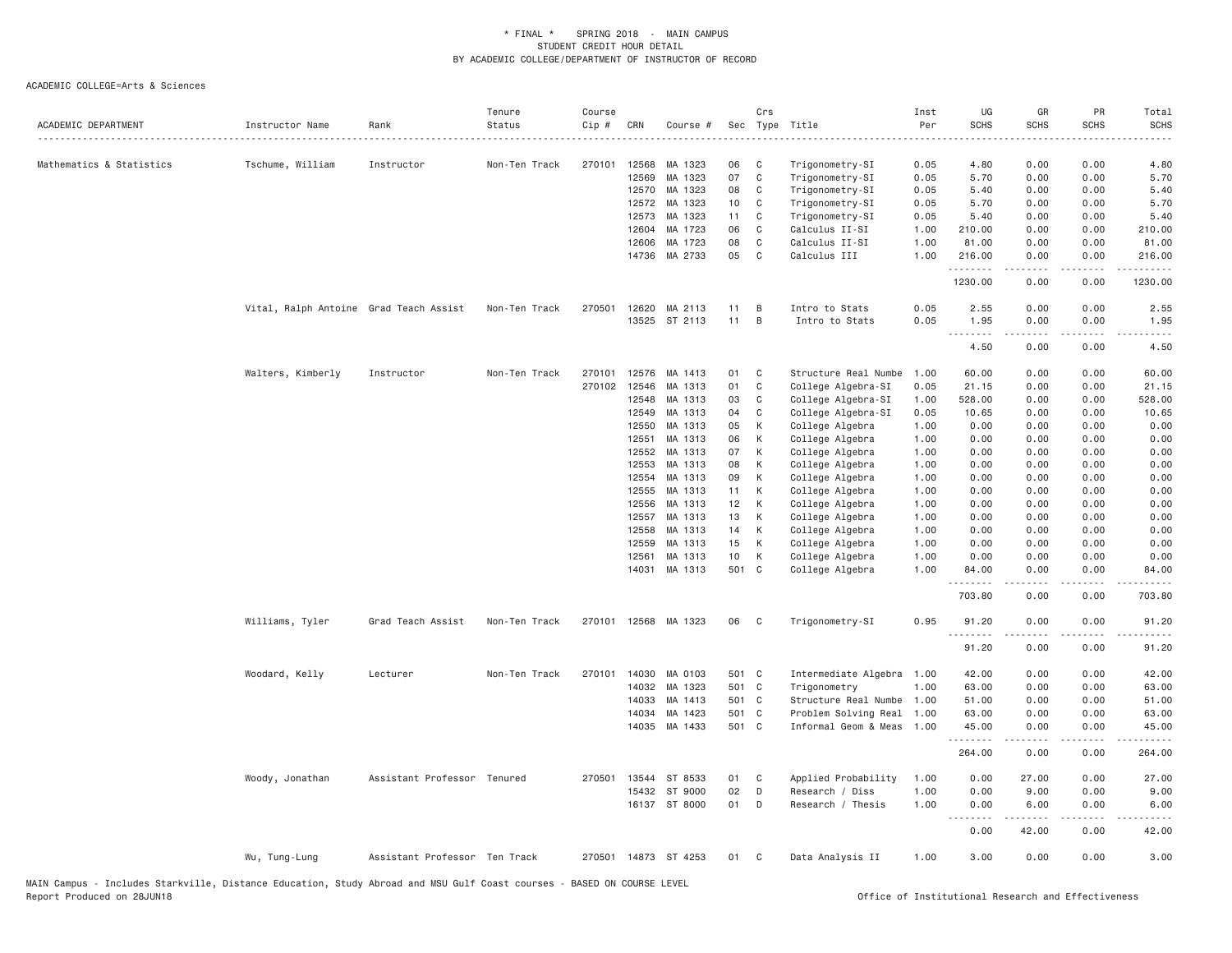* FINAL * SPRING 2018 - MAIN CAMPUS
STUDENT CREDIT HOUR DETAIL
BY ACADEMIC COLLEGE/DEPARTMENT OF INSTRUCTOR OF RECORD

ACADEMIC COLLEGE=Arts & Sciences

| ACADEMIC DEPARTMENT | Instructor Name | Rank | Tenure Status | Course Cip # | CRN | Course # | Sec | Crs Type | Title | Inst Per | UG SCHS | GR SCHS | PR SCHS | Total SCHS |
|---|---|---|---|---|---|---|---|---|---|---|---|---|---|---|
| Mathematics & Statistics | Tschume, William | Instructor | Non-Ten Track | 270101 | 12568 | MA 1323 | 06 | C | Trigonometry-SI | 0.05 | 4.80 | 0.00 | 0.00 | 4.80 |
| | | | | | 12569 | MA 1323 | 07 | C | Trigonometry-SI | 0.05 | 5.70 | 0.00 | 0.00 | 5.70 |
| | | | | | 12570 | MA 1323 | 08 | C | Trigonometry-SI | 0.05 | 5.40 | 0.00 | 0.00 | 5.40 |
| | | | | | 12572 | MA 1323 | 10 | C | Trigonometry-SI | 0.05 | 5.70 | 0.00 | 0.00 | 5.70 |
| | | | | | 12573 | MA 1323 | 11 | C | Trigonometry-SI | 0.05 | 5.40 | 0.00 | 0.00 | 5.40 |
| | | | | | 12604 | MA 1723 | 06 | C | Calculus II-SI | 1.00 | 210.00 | 0.00 | 0.00 | 210.00 |
| | | | | | 12606 | MA 1723 | 08 | C | Calculus II-SI | 1.00 | 81.00 | 0.00 | 0.00 | 81.00 |
| | | | | | 14736 | MA 2733 | 05 | C | Calculus III | 1.00 | 216.00 | 0.00 | 0.00 | 216.00 |
| | | | | | | | | | | | 1230.00 | 0.00 | 0.00 | 1230.00 |
| | Vital, Ralph Antoine | Grad Teach Assist | Non-Ten Track | 270501 | 12620 | MA 2113 | 11 | B | Intro to Stats | 0.05 | 2.55 | 0.00 | 0.00 | 2.55 |
| | | | | | 13525 | ST 2113 | 11 | B | Intro to Stats | 0.05 | 1.95 | 0.00 | 0.00 | 1.95 |
| | | | | | | | | | | | 4.50 | 0.00 | 0.00 | 4.50 |
| | Walters, Kimberly | Instructor | Non-Ten Track | 270101 | 12576 | MA 1413 | 01 | C | Structure Real Numbe | 1.00 | 60.00 | 0.00 | 0.00 | 60.00 |
| | | | | 270102 | 12546 | MA 1313 | 01 | C | College Algebra-SI | 0.05 | 21.15 | 0.00 | 0.00 | 21.15 |
| | | | | | 12548 | MA 1313 | 03 | C | College Algebra-SI | 1.00 | 528.00 | 0.00 | 0.00 | 528.00 |
| | | | | | 12549 | MA 1313 | 04 | C | College Algebra-SI | 0.05 | 10.65 | 0.00 | 0.00 | 10.65 |
| | | | | | 12550 | MA 1313 | 05 | K | College Algebra | 1.00 | 0.00 | 0.00 | 0.00 | 0.00 |
| | | | | | 12551 | MA 1313 | 06 | K | College Algebra | 1.00 | 0.00 | 0.00 | 0.00 | 0.00 |
| | | | | | 12552 | MA 1313 | 07 | K | College Algebra | 1.00 | 0.00 | 0.00 | 0.00 | 0.00 |
| | | | | | 12553 | MA 1313 | 08 | K | College Algebra | 1.00 | 0.00 | 0.00 | 0.00 | 0.00 |
| | | | | | 12554 | MA 1313 | 09 | K | College Algebra | 1.00 | 0.00 | 0.00 | 0.00 | 0.00 |
| | | | | | 12555 | MA 1313 | 11 | K | College Algebra | 1.00 | 0.00 | 0.00 | 0.00 | 0.00 |
| | | | | | 12556 | MA 1313 | 12 | K | College Algebra | 1.00 | 0.00 | 0.00 | 0.00 | 0.00 |
| | | | | | 12557 | MA 1313 | 13 | K | College Algebra | 1.00 | 0.00 | 0.00 | 0.00 | 0.00 |
| | | | | | 12558 | MA 1313 | 14 | K | College Algebra | 1.00 | 0.00 | 0.00 | 0.00 | 0.00 |
| | | | | | 12559 | MA 1313 | 15 | K | College Algebra | 1.00 | 0.00 | 0.00 | 0.00 | 0.00 |
| | | | | | 12561 | MA 1313 | 10 | K | College Algebra | 1.00 | 0.00 | 0.00 | 0.00 | 0.00 |
| | | | | | 14031 | MA 1313 | 501 | C | College Algebra | 1.00 | 84.00 | 0.00 | 0.00 | 84.00 |
| | | | | | | | | | | | 703.80 | 0.00 | 0.00 | 703.80 |
| | Williams, Tyler | Grad Teach Assist | Non-Ten Track | 270101 | 12568 | MA 1323 | 06 | C | Trigonometry-SI | 0.95 | 91.20 | 0.00 | 0.00 | 91.20 |
| | | | | | | | | | | | 91.20 | 0.00 | 0.00 | 91.20 |
| | Woodard, Kelly | Lecturer | Non-Ten Track | 270101 | 14030 | MA 0103 | 501 | C | Intermediate Algebra | 1.00 | 42.00 | 0.00 | 0.00 | 42.00 |
| | | | | | 14032 | MA 1323 | 501 | C | Trigonometry | 1.00 | 63.00 | 0.00 | 0.00 | 63.00 |
| | | | | | 14033 | MA 1413 | 501 | C | Structure Real Numbe | 1.00 | 51.00 | 0.00 | 0.00 | 51.00 |
| | | | | | 14034 | MA 1423 | 501 | C | Problem Solving Real | 1.00 | 63.00 | 0.00 | 0.00 | 63.00 |
| | | | | | 14035 | MA 1433 | 501 | C | Informal Geom & Meas | 1.00 | 45.00 | 0.00 | 0.00 | 45.00 |
| | | | | | | | | | | | 264.00 | 0.00 | 0.00 | 264.00 |
| | Woody, Jonathan | Assistant Professor | Tenured | 270501 | 13544 | ST 8533 | 01 | C | Applied Probability | 1.00 | 0.00 | 27.00 | 0.00 | 27.00 |
| | | | | | 15432 | ST 9000 | 02 | D | Research / Diss | 1.00 | 0.00 | 9.00 | 0.00 | 9.00 |
| | | | | | 16137 | ST 8000 | 01 | D | Research / Thesis | 1.00 | 0.00 | 6.00 | 0.00 | 6.00 |
| | | | | | | | | | | | 0.00 | 42.00 | 0.00 | 42.00 |
| | Wu, Tung-Lung | Assistant Professor | Ten Track | 270501 | 14873 | ST 4253 | 01 | C | Data Analysis II | 1.00 | 3.00 | 0.00 | 0.00 | 3.00 |

MAIN Campus - Includes Starkville, Distance Education, Study Abroad and MSU Gulf Coast courses - BASED ON COURSE LEVEL
Report Produced on 28JUN18 Office of Institutional Research and Effectiveness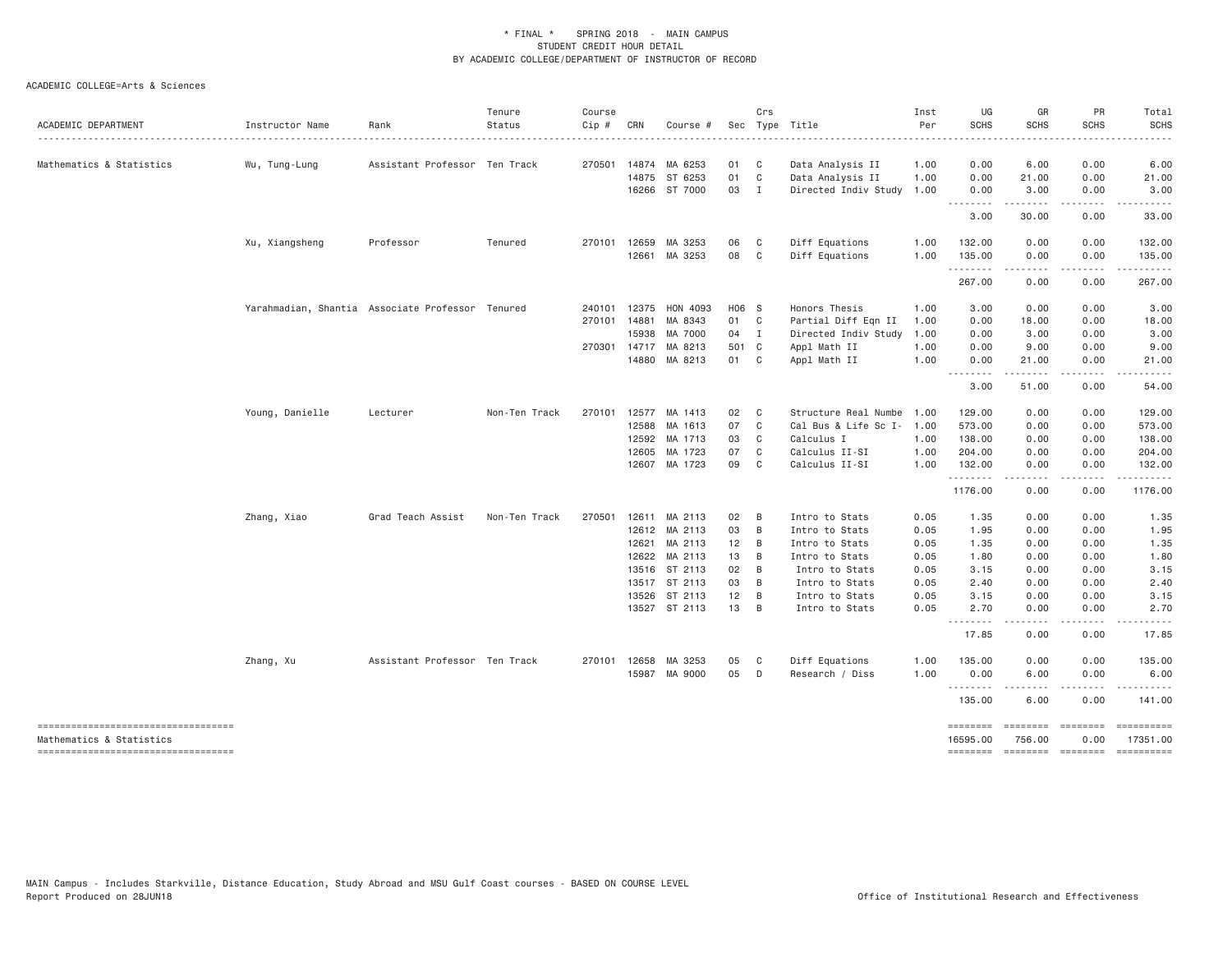\* FINAL \* SPRING 2018 - MAIN CAMPUS
STUDENT CREDIT HOUR DETAIL
BY ACADEMIC COLLEGE/DEPARTMENT OF INSTRUCTOR OF RECORD

ACADEMIC COLLEGE=Arts & Sciences

| ACADEMIC DEPARTMENT | Instructor Name | Rank | Tenure Status | Course Cip # | CRN | Course # | Sec | Crs Type | Title | Inst Per | UG SCHS | GR SCHS | PR SCHS | Total SCHS |
|---|---|---|---|---|---|---|---|---|---|---|---|---|---|---|
| Mathematics & Statistics | Wu, Tung-Lung | Assistant Professor | Ten Track | 270501 | 14874 | MA 6253 | 01 | C | Data Analysis II | 1.00 | 0.00 | 6.00 | 0.00 | 6.00 |
| | | | | | 14875 | ST 6253 | 01 | C | Data Analysis II | 1.00 | 0.00 | 21.00 | 0.00 | 21.00 |
| | | | | | 16266 | ST 7000 | 03 | I | Directed Indiv Study | 1.00 | 0.00 | 3.00 | 0.00 | 3.00 |
| | | | | | | | | | | | 3.00 | 30.00 | 0.00 | 33.00 |
| | Xu, Xiangsheng | Professor | Tenured | 270101 | 12659 | MA 3253 | 06 | C | Diff Equations | 1.00 | 132.00 | 0.00 | 0.00 | 132.00 |
| | | | | | 12661 | MA 3253 | 08 | C | Diff Equations | 1.00 | 135.00 | 0.00 | 0.00 | 135.00 |
| | | | | | | | | | | | 267.00 | 0.00 | 0.00 | 267.00 |
| | Yarahmadian, Shantia | Associate Professor | Tenured | 240101 | 12375 | HON 4093 | H06 | S | Honors Thesis | 1.00 | 3.00 | 0.00 | 0.00 | 3.00 |
| | | | | 270101 | 14881 | MA 8343 | 01 | C | Partial Diff Eqn II | 1.00 | 0.00 | 18.00 | 0.00 | 18.00 |
| | | | | | 15938 | MA 7000 | 04 | I | Directed Indiv Study | 1.00 | 0.00 | 3.00 | 0.00 | 3.00 |
| | | | | 270301 | 14717 | MA 8213 | 501 | C | Appl Math II | 1.00 | 0.00 | 9.00 | 0.00 | 9.00 |
| | | | | | 14880 | MA 8213 | 01 | C | Appl Math II | 1.00 | 0.00 | 21.00 | 0.00 | 21.00 |
| | | | | | | | | | | | 3.00 | 51.00 | 0.00 | 54.00 |
| | Young, Danielle | Lecturer | Non-Ten Track | 270101 | 12577 | MA 1413 | 02 | C | Structure Real Numbe | 1.00 | 129.00 | 0.00 | 0.00 | 129.00 |
| | | | | | 12588 | MA 1613 | 07 | C | Cal Bus & Life Sc I- | 1.00 | 573.00 | 0.00 | 0.00 | 573.00 |
| | | | | | 12592 | MA 1713 | 03 | C | Calculus I | 1.00 | 138.00 | 0.00 | 0.00 | 138.00 |
| | | | | | 12605 | MA 1723 | 07 | C | Calculus II-SI | 1.00 | 204.00 | 0.00 | 0.00 | 204.00 |
| | | | | | 12607 | MA 1723 | 09 | C | Calculus II-SI | 1.00 | 132.00 | 0.00 | 0.00 | 132.00 |
| | | | | | | | | | | | 1176.00 | 0.00 | 0.00 | 1176.00 |
| | Zhang, Xiao | Grad Teach Assist | Non-Ten Track | 270501 | 12611 | MA 2113 | 02 | B | Intro to Stats | 0.05 | 1.35 | 0.00 | 0.00 | 1.35 |
| | | | | | 12612 | MA 2113 | 03 | B | Intro to Stats | 0.05 | 1.95 | 0.00 | 0.00 | 1.95 |
| | | | | | 12621 | MA 2113 | 12 | B | Intro to Stats | 0.05 | 1.35 | 0.00 | 0.00 | 1.35 |
| | | | | | 12622 | MA 2113 | 13 | B | Intro to Stats | 0.05 | 1.80 | 0.00 | 0.00 | 1.80 |
| | | | | | 13516 | ST 2113 | 02 | B | Intro to Stats | 0.05 | 3.15 | 0.00 | 0.00 | 3.15 |
| | | | | | 13517 | ST 2113 | 03 | B | Intro to Stats | 0.05 | 2.40 | 0.00 | 0.00 | 2.40 |
| | | | | | 13526 | ST 2113 | 12 | B | Intro to Stats | 0.05 | 3.15 | 0.00 | 0.00 | 3.15 |
| | | | | | 13527 | ST 2113 | 13 | B | Intro to Stats | 0.05 | 2.70 | 0.00 | 0.00 | 2.70 |
| | | | | | | | | | | | 17.85 | 0.00 | 0.00 | 17.85 |
| | Zhang, Xu | Assistant Professor | Ten Track | 270101 | 12658 | MA 3253 | 05 | C | Diff Equations | 1.00 | 135.00 | 0.00 | 0.00 | 135.00 |
| | | | | | 15987 | MA 9000 | 05 | D | Research / Diss | 1.00 | 0.00 | 6.00 | 0.00 | 6.00 |
| | | | | | | | | | | | 135.00 | 6.00 | 0.00 | 141.00 |
| Mathematics & Statistics | | | | | | | | | | | 16595.00 | 756.00 | 0.00 | 17351.00 |

MAIN Campus - Includes Starkville, Distance Education, Study Abroad and MSU Gulf Coast courses - BASED ON COURSE LEVEL
Report Produced on 28JUN18

Office of Institutional Research and Effectiveness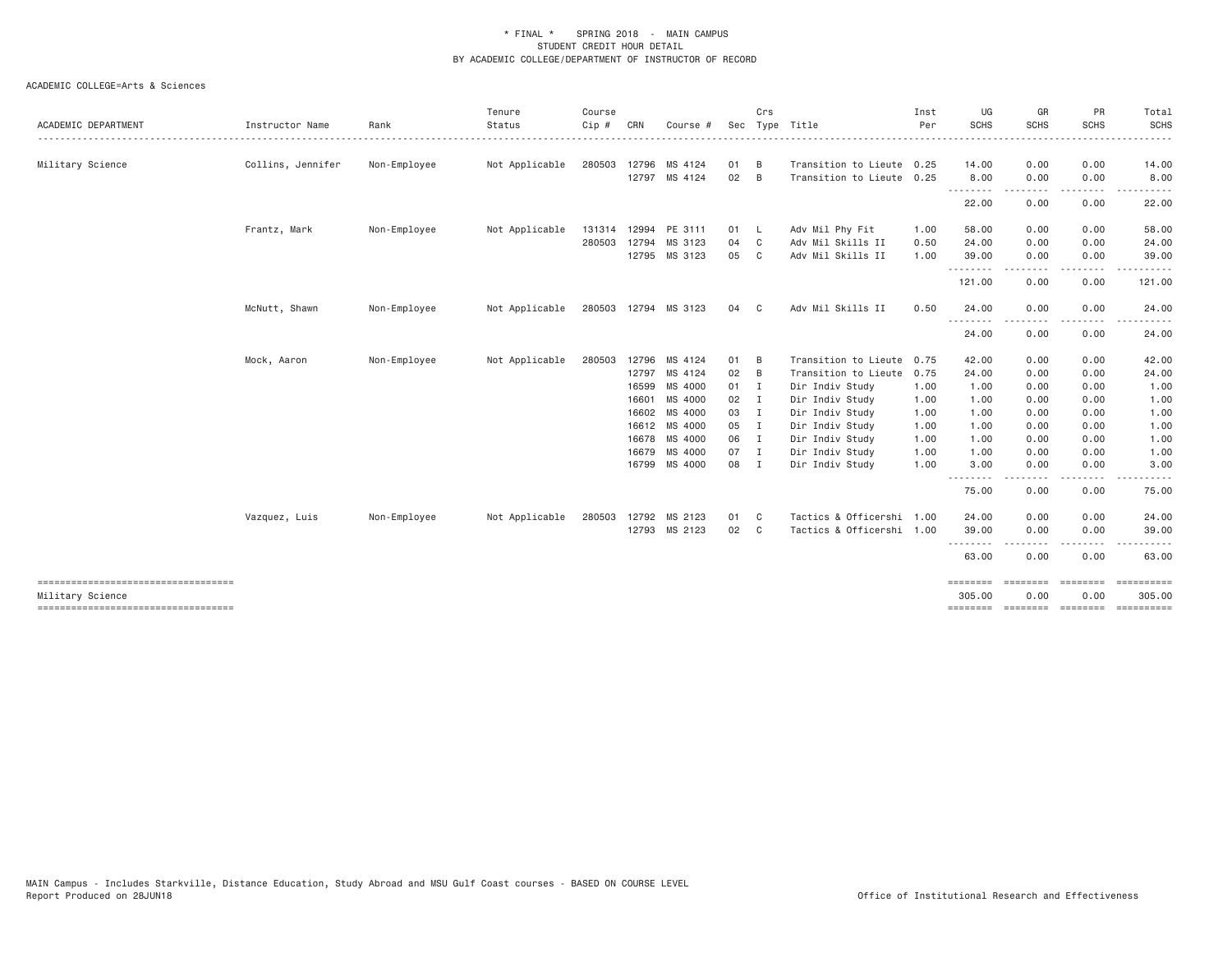\* FINAL \* SPRING 2018 - MAIN CAMPUS
STUDENT CREDIT HOUR DETAIL
BY ACADEMIC COLLEGE/DEPARTMENT OF INSTRUCTOR OF RECORD

ACADEMIC COLLEGE=Arts & Sciences

| ACADEMIC DEPARTMENT | Instructor Name | Rank | Tenure Status | Course Cip # | CRN | Course # | Sec | Crs Type | Title | Inst Per | UG SCHS | GR SCHS | PR SCHS | Total SCHS |
|---|---|---|---|---|---|---|---|---|---|---|---|---|---|---|
| Military Science | Collins, Jennifer | Non-Employee | Not Applicable | 280503 | 12796 | MS 4124 | 01 | B | Transition to Lieute | 0.25 | 14.00 | 0.00 | 0.00 | 14.00 |
| | | | | | 12797 | MS 4124 | 02 | B | Transition to Lieute | 0.25 | 8.00 | 0.00 | 0.00 | 8.00 |
| | | | | | | | | | | | 22.00 | 0.00 | 0.00 | 22.00 |
| | Frantz, Mark | Non-Employee | Not Applicable | 131314 | 12994 | PE 3111 | 01 | L | Adv Mil Phy Fit | 1.00 | 58.00 | 0.00 | 0.00 | 58.00 |
| | | | | 280503 | 12794 | MS 3123 | 04 | C | Adv Mil Skills II | 0.50 | 24.00 | 0.00 | 0.00 | 24.00 |
| | | | | | 12795 | MS 3123 | 05 | C | Adv Mil Skills II | 1.00 | 39.00 | 0.00 | 0.00 | 39.00 |
| | | | | | | | | | | | 121.00 | 0.00 | 0.00 | 121.00 |
| | McNutt, Shawn | Non-Employee | Not Applicable | 280503 | 12794 | MS 3123 | 04 | C | Adv Mil Skills II | 0.50 | 24.00 | 0.00 | 0.00 | 24.00 |
| | | | | | | | | | | | 24.00 | 0.00 | 0.00 | 24.00 |
| | Mock, Aaron | Non-Employee | Not Applicable | 280503 | 12796 | MS 4124 | 01 | B | Transition to Lieute | 0.75 | 42.00 | 0.00 | 0.00 | 42.00 |
| | | | | | 12797 | MS 4124 | 02 | B | Transition to Lieute | 0.75 | 24.00 | 0.00 | 0.00 | 24.00 |
| | | | | | 16599 | MS 4000 | 01 | I | Dir Indiv Study | 1.00 | 1.00 | 0.00 | 0.00 | 1.00 |
| | | | | | 16601 | MS 4000 | 02 | I | Dir Indiv Study | 1.00 | 1.00 | 0.00 | 0.00 | 1.00 |
| | | | | | 16602 | MS 4000 | 03 | I | Dir Indiv Study | 1.00 | 1.00 | 0.00 | 0.00 | 1.00 |
| | | | | | 16612 | MS 4000 | 05 | I | Dir Indiv Study | 1.00 | 1.00 | 0.00 | 0.00 | 1.00 |
| | | | | | 16678 | MS 4000 | 06 | I | Dir Indiv Study | 1.00 | 1.00 | 0.00 | 0.00 | 1.00 |
| | | | | | 16679 | MS 4000 | 07 | I | Dir Indiv Study | 1.00 | 1.00 | 0.00 | 0.00 | 1.00 |
| | | | | | 16799 | MS 4000 | 08 | I | Dir Indiv Study | 1.00 | 3.00 | 0.00 | 0.00 | 3.00 |
| | | | | | | | | | | | 75.00 | 0.00 | 0.00 | 75.00 |
| | Vazquez, Luis | Non-Employee | Not Applicable | 280503 | 12792 | MS 2123 | 01 | C | Tactics & Officershi | 1.00 | 24.00 | 0.00 | 0.00 | 24.00 |
| | | | | | 12793 | MS 2123 | 02 | C | Tactics & Officershi | 1.00 | 39.00 | 0.00 | 0.00 | 39.00 |
| | | | | | | | | | | | 63.00 | 0.00 | 0.00 | 63.00 |
| Military Science | | | | | | | | | | | 305.00 | 0.00 | 0.00 | 305.00 |

MAIN Campus - Includes Starkville, Distance Education, Study Abroad and MSU Gulf Coast courses - BASED ON COURSE LEVEL
Report Produced on 28JUN18 | Office of Institutional Research and Effectiveness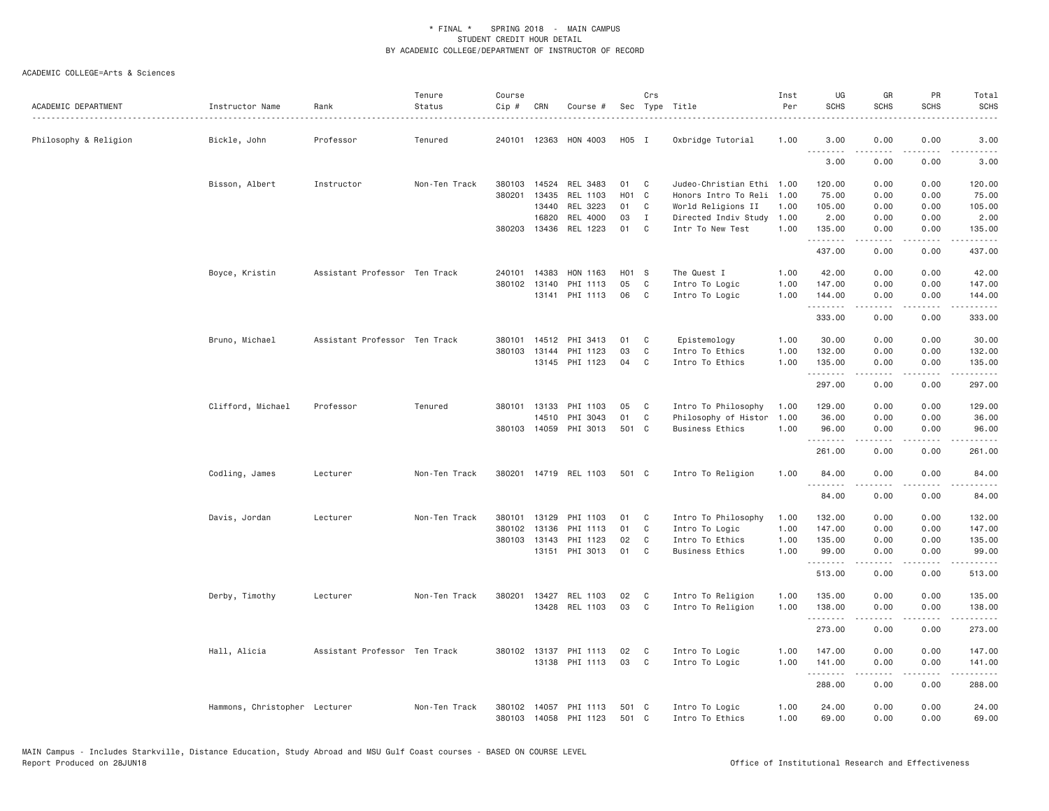\* FINAL \* SPRING 2018 - MAIN CAMPUS
STUDENT CREDIT HOUR DETAIL
BY ACADEMIC COLLEGE/DEPARTMENT OF INSTRUCTOR OF RECORD

ACADEMIC COLLEGE=Arts & Sciences

| ACADEMIC DEPARTMENT | Instructor Name | Rank | Tenure Status | Course Cip # | CRN | Course # | Sec | Crs Type | Title | Inst Per | UG SCHS | GR SCHS | PR SCHS | Total SCHS |
|---|---|---|---|---|---|---|---|---|---|---|---|---|---|---|
| Philosophy & Religion | Bickle, John | Professor | Tenured | 240101 | 12363 | HON 4003 | H05 | I | Oxbridge Tutorial | 1.00 | 3.00 | 0.00 | 0.00 | 3.00 |
| | | | | | | | | | | | 3.00 | 0.00 | 0.00 | 3.00 |
| | Bisson, Albert | Instructor | Non-Ten Track | 380103 | 14524 | REL 3483 | 01 | C | Judeo-Christian Ethi | 1.00 | 120.00 | 0.00 | 0.00 | 120.00 |
| | | | | 380201 | 13435 | REL 1103 | H01 | C | Honors Intro To Reli | 1.00 | 75.00 | 0.00 | 0.00 | 75.00 |
| | | | | | 13440 | REL 3223 | 01 | C | World Religions II | 1.00 | 105.00 | 0.00 | 0.00 | 105.00 |
| | | | | | 16820 | REL 4000 | 03 | I | Directed Indiv Study | 1.00 | 2.00 | 0.00 | 0.00 | 2.00 |
| | | | | 380203 | 13436 | REL 1223 | 01 | C | Intr To New Test | 1.00 | 135.00 | 0.00 | 0.00 | 135.00 |
| | | | | | | | | | | | 437.00 | 0.00 | 0.00 | 437.00 |
| | Boyce, Kristin | Assistant Professor | Ten Track | 240101 | 14383 | HON 1163 | H01 | S | The Quest I | 1.00 | 42.00 | 0.00 | 0.00 | 42.00 |
| | | | | 380102 | 13140 | PHI 1113 | 05 | C | Intro To Logic | 1.00 | 147.00 | 0.00 | 0.00 | 147.00 |
| | | | | | 13141 | PHI 1113 | 06 | C | Intro To Logic | 1.00 | 144.00 | 0.00 | 0.00 | 144.00 |
| | | | | | | | | | | | 333.00 | 0.00 | 0.00 | 333.00 |
| | Bruno, Michael | Assistant Professor | Ten Track | 380101 | 14512 | PHI 3413 | 01 | C | Epistemology | 1.00 | 30.00 | 0.00 | 0.00 | 30.00 |
| | | | | 380103 | 13144 | PHI 1123 | 03 | C | Intro To Ethics | 1.00 | 132.00 | 0.00 | 0.00 | 132.00 |
| | | | | | 13145 | PHI 1123 | 04 | C | Intro To Ethics | 1.00 | 135.00 | 0.00 | 0.00 | 135.00 |
| | | | | | | | | | | | 297.00 | 0.00 | 0.00 | 297.00 |
| | Clifford, Michael | Professor | Tenured | 380101 | 13133 | PHI 1103 | 05 | C | Intro To Philosophy | 1.00 | 129.00 | 0.00 | 0.00 | 129.00 |
| | | | | | 14510 | PHI 3043 | 01 | C | Philosophy of Histor | 1.00 | 36.00 | 0.00 | 0.00 | 36.00 |
| | | | | 380103 | 14059 | PHI 3013 | 501 | C | Business Ethics | 1.00 | 96.00 | 0.00 | 0.00 | 96.00 |
| | | | | | | | | | | | 261.00 | 0.00 | 0.00 | 261.00 |
| | Codling, James | Lecturer | Non-Ten Track | 380201 | 14719 | REL 1103 | 501 | C | Intro To Religion | 1.00 | 84.00 | 0.00 | 0.00 | 84.00 |
| | | | | | | | | | | | 84.00 | 0.00 | 0.00 | 84.00 |
| | Davis, Jordan | Lecturer | Non-Ten Track | 380101 | 13129 | PHI 1103 | 01 | C | Intro To Philosophy | 1.00 | 132.00 | 0.00 | 0.00 | 132.00 |
| | | | | 380102 | 13136 | PHI 1113 | 01 | C | Intro To Logic | 1.00 | 147.00 | 0.00 | 0.00 | 147.00 |
| | | | | 380103 | 13143 | PHI 1123 | 02 | C | Intro To Ethics | 1.00 | 135.00 | 0.00 | 0.00 | 135.00 |
| | | | | | 13151 | PHI 3013 | 01 | C | Business Ethics | 1.00 | 99.00 | 0.00 | 0.00 | 99.00 |
| | | | | | | | | | | | 513.00 | 0.00 | 0.00 | 513.00 |
| | Derby, Timothy | Lecturer | Non-Ten Track | 380201 | 13427 | REL 1103 | 02 | C | Intro To Religion | 1.00 | 135.00 | 0.00 | 0.00 | 135.00 |
| | | | | | 13428 | REL 1103 | 03 | C | Intro To Religion | 1.00 | 138.00 | 0.00 | 0.00 | 138.00 |
| | | | | | | | | | | | 273.00 | 0.00 | 0.00 | 273.00 |
| | Hall, Alicia | Assistant Professor | Ten Track | 380102 | 13137 | PHI 1113 | 02 | C | Intro To Logic | 1.00 | 147.00 | 0.00 | 0.00 | 147.00 |
| | | | | | 13138 | PHI 1113 | 03 | C | Intro To Logic | 1.00 | 141.00 | 0.00 | 0.00 | 141.00 |
| | | | | | | | | | | | 288.00 | 0.00 | 0.00 | 288.00 |
| | Hammons, Christopher | Lecturer | Non-Ten Track | 380102 | 14057 | PHI 1113 | 501 | C | Intro To Logic | 1.00 | 24.00 | 0.00 | 0.00 | 24.00 |
| | | | | 380103 | 14058 | PHI 1123 | 501 | C | Intro To Ethics | 1.00 | 69.00 | 0.00 | 0.00 | 69.00 |

MAIN Campus - Includes Starkville, Distance Education, Study Abroad and MSU Gulf Coast courses - BASED ON COURSE LEVEL
Report Produced on 28JUN18 Office of Institutional Research and Effectiveness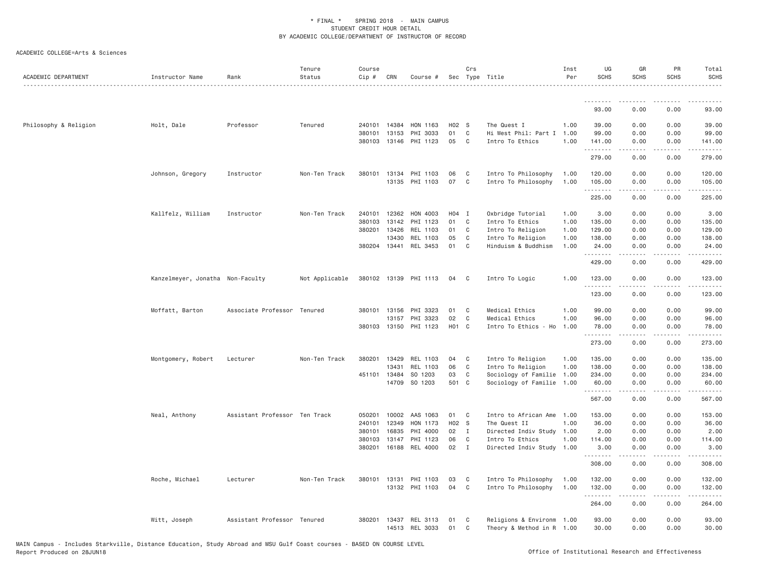ACADEMIC COLLEGE=Arts & Sciences

| ACADEMIC DEPARTMENT | Instructor Name | Rank | Tenure Status | Course Cip # | CRN | Course # | Sec | Crs Type | Title | Inst Per | UG SCHS | GR SCHS | PR SCHS | Total SCHS |
|---|---|---|---|---|---|---|---|---|---|---|---|---|---|---|
| | | | | | | | | | | | 93.00 | 0.00 | 0.00 | 93.00 |
| Philosophy & Religion | Holt, Dale | Professor | Tenured | 240101 | 14384 | HON 1163 | H02 | S | The Quest I | 1.00 | 39.00 | 0.00 | 0.00 | 39.00 |
| | | | | 380101 | 13153 | PHI 3033 | 01 | C | Hi West Phil: Part I | 1.00 | 99.00 | 0.00 | 0.00 | 99.00 |
| | | | | 380103 | 13146 | PHI 1123 | 05 | C | Intro To Ethics | 1.00 | 141.00 | 0.00 | 0.00 | 141.00 |
| | | | | | | | | | | | 279.00 | 0.00 | 0.00 | 279.00 |
| | Johnson, Gregory | Instructor | Non-Ten Track | 380101 | 13134 | PHI 1103 | 06 | C | Intro To Philosophy | 1.00 | 120.00 | 0.00 | 0.00 | 120.00 |
| | | | | | 13135 | PHI 1103 | 07 | C | Intro To Philosophy | 1.00 | 105.00 | 0.00 | 0.00 | 105.00 |
| | | | | | | | | | | | 225.00 | 0.00 | 0.00 | 225.00 |
| | Kallfelz, William | Instructor | Non-Ten Track | 240101 | 12362 | HON 4003 | H04 | I | Oxbridge Tutorial | 1.00 | 3.00 | 0.00 | 0.00 | 3.00 |
| | | | | 380103 | 13142 | PHI 1123 | 01 | C | Intro To Ethics | 1.00 | 135.00 | 0.00 | 0.00 | 135.00 |
| | | | | 380201 | 13426 | REL 1103 | 01 | C | Intro To Religion | 1.00 | 129.00 | 0.00 | 0.00 | 129.00 |
| | | | | | 13430 | REL 1103 | 05 | C | Intro To Religion | 1.00 | 138.00 | 0.00 | 0.00 | 138.00 |
| | | | | 380204 | 13441 | REL 3453 | 01 | C | Hinduism & Buddhism | 1.00 | 24.00 | 0.00 | 0.00 | 24.00 |
| | | | | | | | | | | | 429.00 | 0.00 | 0.00 | 429.00 |
| | Kanzelmeyer, Jonatha | Non-Faculty | Not Applicable | 380102 | 13139 | PHI 1113 | 04 | C | Intro To Logic | 1.00 | 123.00 | 0.00 | 0.00 | 123.00 |
| | | | | | | | | | | | 123.00 | 0.00 | 0.00 | 123.00 |
| | Moffatt, Barton | Associate Professor | Tenured | 380101 | 13156 | PHI 3323 | 01 | C | Medical Ethics | 1.00 | 99.00 | 0.00 | 0.00 | 99.00 |
| | | | | | 13157 | PHI 3323 | 02 | C | Medical Ethics | 1.00 | 96.00 | 0.00 | 0.00 | 96.00 |
| | | | | 380103 | 13150 | PHI 1123 | H01 | C | Intro To Ethics - Ho | 1.00 | 78.00 | 0.00 | 0.00 | 78.00 |
| | | | | | | | | | | | 273.00 | 0.00 | 0.00 | 273.00 |
| | Montgomery, Robert | Lecturer | Non-Ten Track | 380201 | 13429 | REL 1103 | 04 | C | Intro To Religion | 1.00 | 135.00 | 0.00 | 0.00 | 135.00 |
| | | | | | 13431 | REL 1103 | 06 | C | Intro To Religion | 1.00 | 138.00 | 0.00 | 0.00 | 138.00 |
| | | | | 451101 | 13484 | SO 1203 | 03 | C | Sociology of Familie | 1.00 | 234.00 | 0.00 | 0.00 | 234.00 |
| | | | | | 14709 | SO 1203 | 501 | C | Sociology of Familie | 1.00 | 60.00 | 0.00 | 0.00 | 60.00 |
| | | | | | | | | | | | 567.00 | 0.00 | 0.00 | 567.00 |
| | Neal, Anthony | Assistant Professor | Ten Track | 050201 | 10002 | AAS 1063 | 01 | C | Intro to African Ame | 1.00 | 153.00 | 0.00 | 0.00 | 153.00 |
| | | | | 240101 | 12349 | HON 1173 | H02 | S | The Quest II | 1.00 | 36.00 | 0.00 | 0.00 | 36.00 |
| | | | | 380101 | 16835 | PHI 4000 | 02 | I | Directed Indiv Study | 1.00 | 2.00 | 0.00 | 0.00 | 2.00 |
| | | | | 380103 | 13147 | PHI 1123 | 06 | C | Intro To Ethics | 1.00 | 114.00 | 0.00 | 0.00 | 114.00 |
| | | | | 380201 | 16188 | REL 4000 | 02 | I | Directed Indiv Study | 1.00 | 3.00 | 0.00 | 0.00 | 3.00 |
| | | | | | | | | | | | 308.00 | 0.00 | 0.00 | 308.00 |
| | Roche, Michael | Lecturer | Non-Ten Track | 380101 | 13131 | PHI 1103 | 03 | C | Intro To Philosophy | 1.00 | 132.00 | 0.00 | 0.00 | 132.00 |
| | | | | | 13132 | PHI 1103 | 04 | C | Intro To Philosophy | 1.00 | 132.00 | 0.00 | 0.00 | 132.00 |
| | | | | | | | | | | | 264.00 | 0.00 | 0.00 | 264.00 |
| | Witt, Joseph | Assistant Professor | Tenured | 380201 | 13437 | REL 3113 | 01 | C | Religions & Environm | 1.00 | 93.00 | 0.00 | 0.00 | 93.00 |
| | | | | | 14513 | REL 3033 | 01 | C | Theory & Method in R | 1.00 | 30.00 | 0.00 | 0.00 | 30.00 |

MAIN Campus - Includes Starkville, Distance Education, Study Abroad and MSU Gulf Coast courses - BASED ON COURSE LEVEL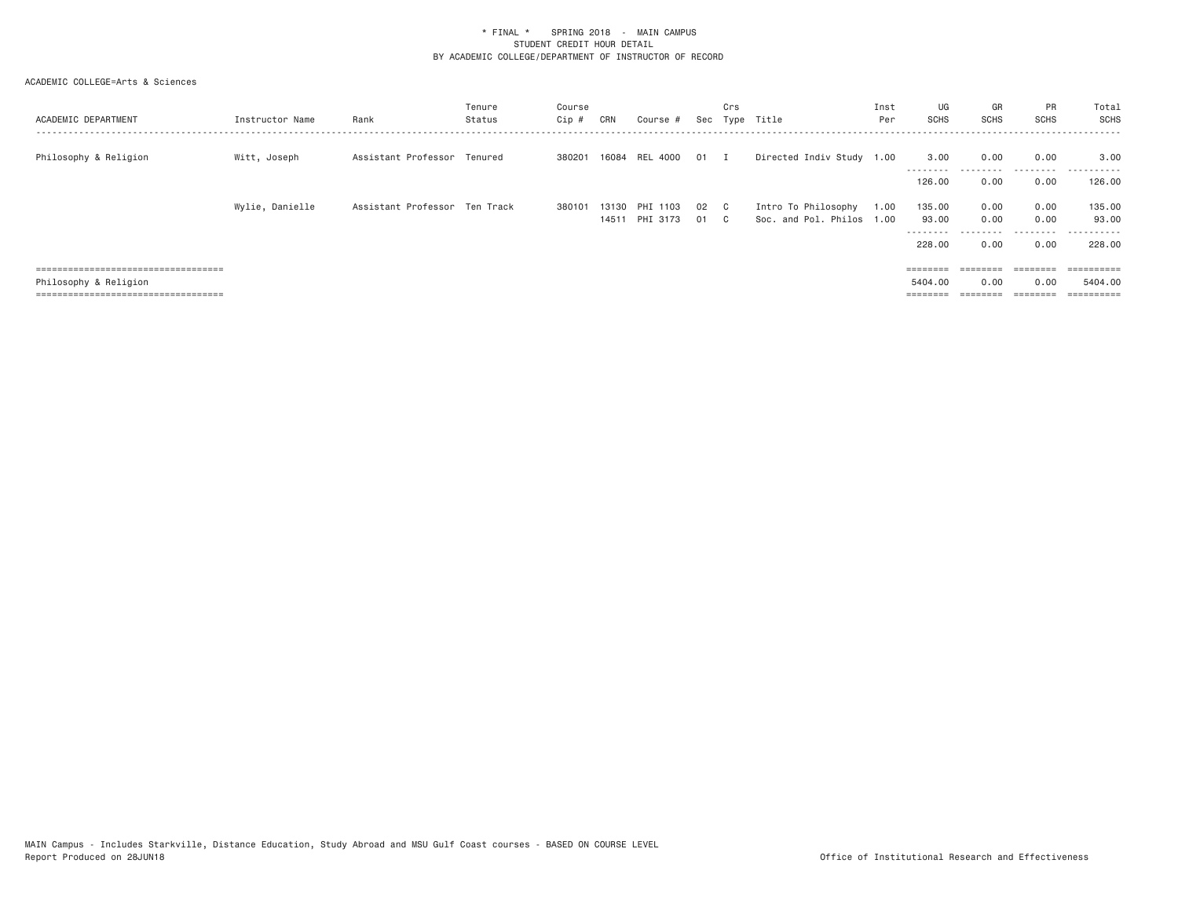\* FINAL \*    SPRING 2018  -  MAIN CAMPUS
STUDENT CREDIT HOUR DETAIL
BY ACADEMIC COLLEGE/DEPARTMENT OF INSTRUCTOR OF RECORD

ACADEMIC COLLEGE=Arts & Sciences

| ACADEMIC DEPARTMENT | Instructor Name | Rank | Tenure Status | Course Cip # | CRN | Course # | Sec | Crs Type | Title | Inst Per | UG SCHS | GR SCHS | PR SCHS | Total SCHS |
|---|---|---|---|---|---|---|---|---|---|---|---|---|---|---|
| Philosophy & Religion | Witt, Joseph | Assistant Professor | Tenured | 380201 | 16084 | REL 4000 | 01 | I | Directed Indiv Study | 1.00 | 3.00 | 0.00 | 0.00 | 3.00 |
| | | | | | | | | | | | 126.00 | 0.00 | 0.00 | 126.00 |
| | Wylie, Danielle | Assistant Professor | Ten Track | 380101 | 13130 | PHI 1103 | 02 | C | Intro To Philosophy | 1.00 | 135.00 | 0.00 | 0.00 | 135.00 |
| | | | | | 14511 | PHI 3173 | 01 | C | Soc. and Pol. Philos | 1.00 | 93.00 | 0.00 | 0.00 | 93.00 |
| | | | | | | | | | | | 228.00 | 0.00 | 0.00 | 228.00 |
| Philosophy & Religion | | | | | | | | | | | 5404.00 | 0.00 | 0.00 | 5404.00 |

MAIN Campus - Includes Starkville, Distance Education, Study Abroad and MSU Gulf Coast courses - BASED ON COURSE LEVEL
Report Produced on 28JUN18    Office of Institutional Research and Effectiveness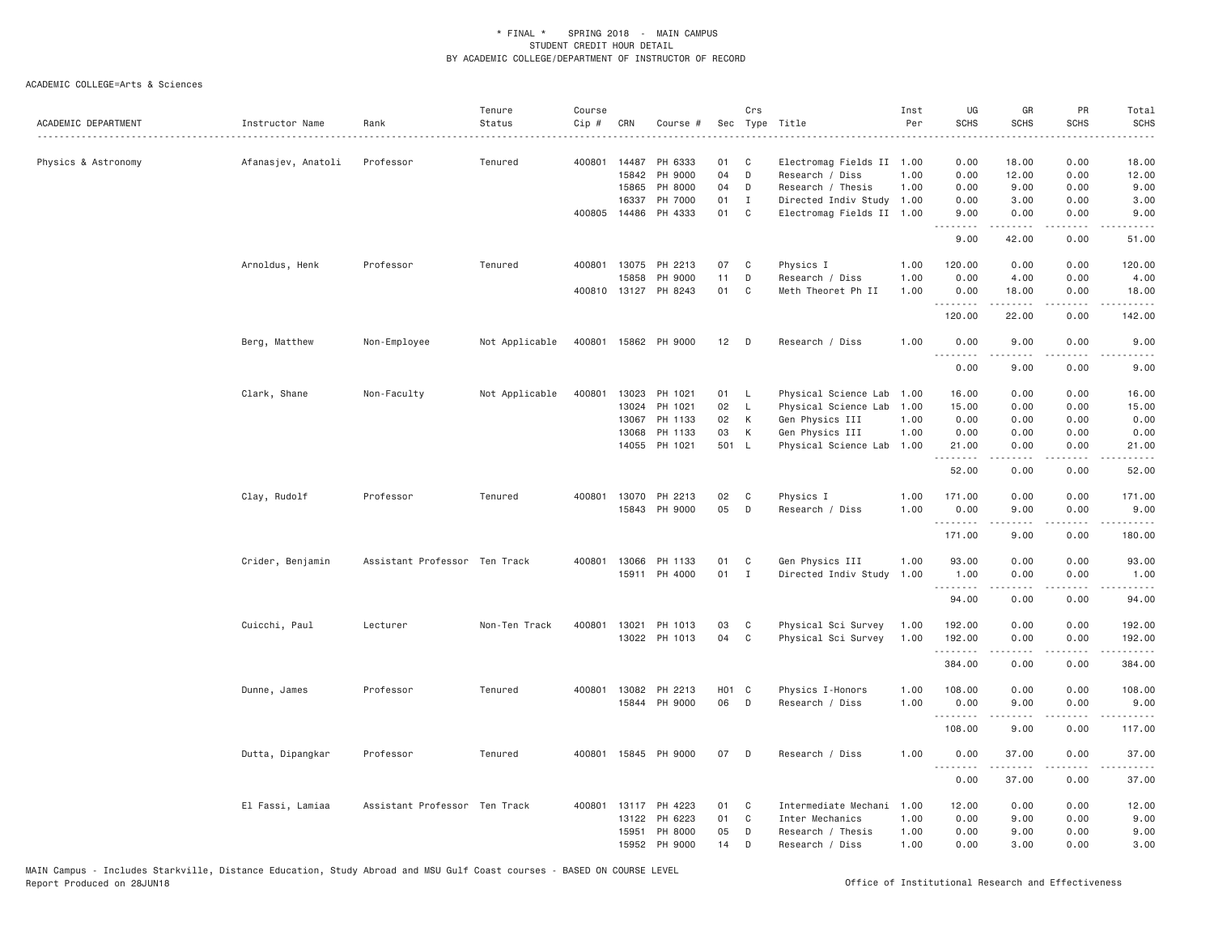\* FINAL \* SPRING 2018 - MAIN CAMPUS
STUDENT CREDIT HOUR DETAIL
BY ACADEMIC COLLEGE/DEPARTMENT OF INSTRUCTOR OF RECORD

ACADEMIC COLLEGE=Arts & Sciences

| ACADEMIC DEPARTMENT | Instructor Name | Rank | Tenure Status | Course Cip # | CRN | Course # | Sec | Crs Type | Title | Inst Per | UG SCHS | GR SCHS | PR SCHS | Total SCHS |
|---|---|---|---|---|---|---|---|---|---|---|---|---|---|---|
| Physics & Astronomy | Afanasjev, Anatoli | Professor | Tenured | 400801 | 14487 | PH 6333 | 01 | C | Electromag Fields II | 1.00 | 0.00 | 18.00 | 0.00 | 18.00 |
| | | | | | 15842 | PH 9000 | 04 | D | Research / Diss | 1.00 | 0.00 | 12.00 | 0.00 | 12.00 |
| | | | | | 15865 | PH 8000 | 04 | D | Research / Thesis | 1.00 | 0.00 | 9.00 | 0.00 | 9.00 |
| | | | | | 16337 | PH 7000 | 01 | I | Directed Indiv Study | 1.00 | 0.00 | 3.00 | 0.00 | 3.00 |
| | | | | 400805 | 14486 | PH 4333 | 01 | C | Electromag Fields II | 1.00 | 9.00 | 0.00 | 0.00 | 9.00 |
| | | | | | | | | | | | 9.00 | 42.00 | 0.00 | 51.00 |
| | Arnoldus, Henk | Professor | Tenured | 400801 | 13075 | PH 2213 | 07 | C | Physics I | 1.00 | 120.00 | 0.00 | 0.00 | 120.00 |
| | | | | | 15858 | PH 9000 | 11 | D | Research / Diss | 1.00 | 0.00 | 4.00 | 0.00 | 4.00 |
| | | | | 400810 | 13127 | PH 8243 | 01 | C | Meth Theoret Ph II | 1.00 | 0.00 | 18.00 | 0.00 | 18.00 |
| | | | | | | | | | | | 120.00 | 22.00 | 0.00 | 142.00 |
| | Berg, Matthew | Non-Employee | Not Applicable | 400801 | 15862 | PH 9000 | 12 | D | Research / Diss | 1.00 | 0.00 | 9.00 | 0.00 | 9.00 |
| | | | | | | | | | | | 0.00 | 9.00 | 0.00 | 9.00 |
| | Clark, Shane | Non-Faculty | Not Applicable | 400801 | 13023 | PH 1021 | 01 | L | Physical Science Lab | 1.00 | 16.00 | 0.00 | 0.00 | 16.00 |
| | | | | | 13024 | PH 1021 | 02 | L | Physical Science Lab | 1.00 | 15.00 | 0.00 | 0.00 | 15.00 |
| | | | | | 13067 | PH 1133 | 02 | K | Gen Physics III | 1.00 | 0.00 | 0.00 | 0.00 | 0.00 |
| | | | | | 13068 | PH 1133 | 03 | K | Gen Physics III | 1.00 | 0.00 | 0.00 | 0.00 | 0.00 |
| | | | | | 14055 | PH 1021 | 501 | L | Physical Science Lab | 1.00 | 21.00 | 0.00 | 0.00 | 21.00 |
| | | | | | | | | | | | 52.00 | 0.00 | 0.00 | 52.00 |
| | Clay, Rudolf | Professor | Tenured | 400801 | 13070 | PH 2213 | 02 | C | Physics I | 1.00 | 171.00 | 0.00 | 0.00 | 171.00 |
| | | | | | 15843 | PH 9000 | 05 | D | Research / Diss | 1.00 | 0.00 | 9.00 | 0.00 | 9.00 |
| | | | | | | | | | | | 171.00 | 9.00 | 0.00 | 180.00 |
| | Crider, Benjamin | Assistant Professor | Ten Track | 400801 | 13066 | PH 1133 | 01 | C | Gen Physics III | 1.00 | 93.00 | 0.00 | 0.00 | 93.00 |
| | | | | | 15911 | PH 4000 | 01 | I | Directed Indiv Study | 1.00 | 1.00 | 0.00 | 0.00 | 1.00 |
| | | | | | | | | | | | 94.00 | 0.00 | 0.00 | 94.00 |
| | Cuicchi, Paul | Lecturer | Non-Ten Track | 400801 | 13021 | PH 1013 | 03 | C | Physical Sci Survey | 1.00 | 192.00 | 0.00 | 0.00 | 192.00 |
| | | | | | 13022 | PH 1013 | 04 | C | Physical Sci Survey | 1.00 | 192.00 | 0.00 | 0.00 | 192.00 |
| | | | | | | | | | | | 384.00 | 0.00 | 0.00 | 384.00 |
| | Dunne, James | Professor | Tenured | 400801 | 13082 | PH 2213 | H01 | C | Physics I-Honors | 1.00 | 108.00 | 0.00 | 0.00 | 108.00 |
| | | | | | 15844 | PH 9000 | 06 | D | Research / Diss | 1.00 | 0.00 | 9.00 | 0.00 | 9.00 |
| | | | | | | | | | | | 108.00 | 9.00 | 0.00 | 117.00 |
| | Dutta, Dipangkar | Professor | Tenured | 400801 | 15845 | PH 9000 | 07 | D | Research / Diss | 1.00 | 0.00 | 37.00 | 0.00 | 37.00 |
| | | | | | | | | | | | 0.00 | 37.00 | 0.00 | 37.00 |
| | El Fassi, Lamiaa | Assistant Professor | Ten Track | 400801 | 13117 | PH 4223 | 01 | C | Intermediate Mechani | 1.00 | 12.00 | 0.00 | 0.00 | 12.00 |
| | | | | | 13122 | PH 6223 | 01 | C | Inter Mechanics | 1.00 | 0.00 | 9.00 | 0.00 | 9.00 |
| | | | | | 15951 | PH 8000 | 05 | D | Research / Thesis | 1.00 | 0.00 | 9.00 | 0.00 | 9.00 |
| | | | | | 15952 | PH 9000 | 14 | D | Research / Diss | 1.00 | 0.00 | 3.00 | 0.00 | 3.00 |

MAIN Campus - Includes Starkville, Distance Education, Study Abroad and MSU Gulf Coast courses - BASED ON COURSE LEVEL
Report Produced on 28JUN18

Office of Institutional Research and Effectiveness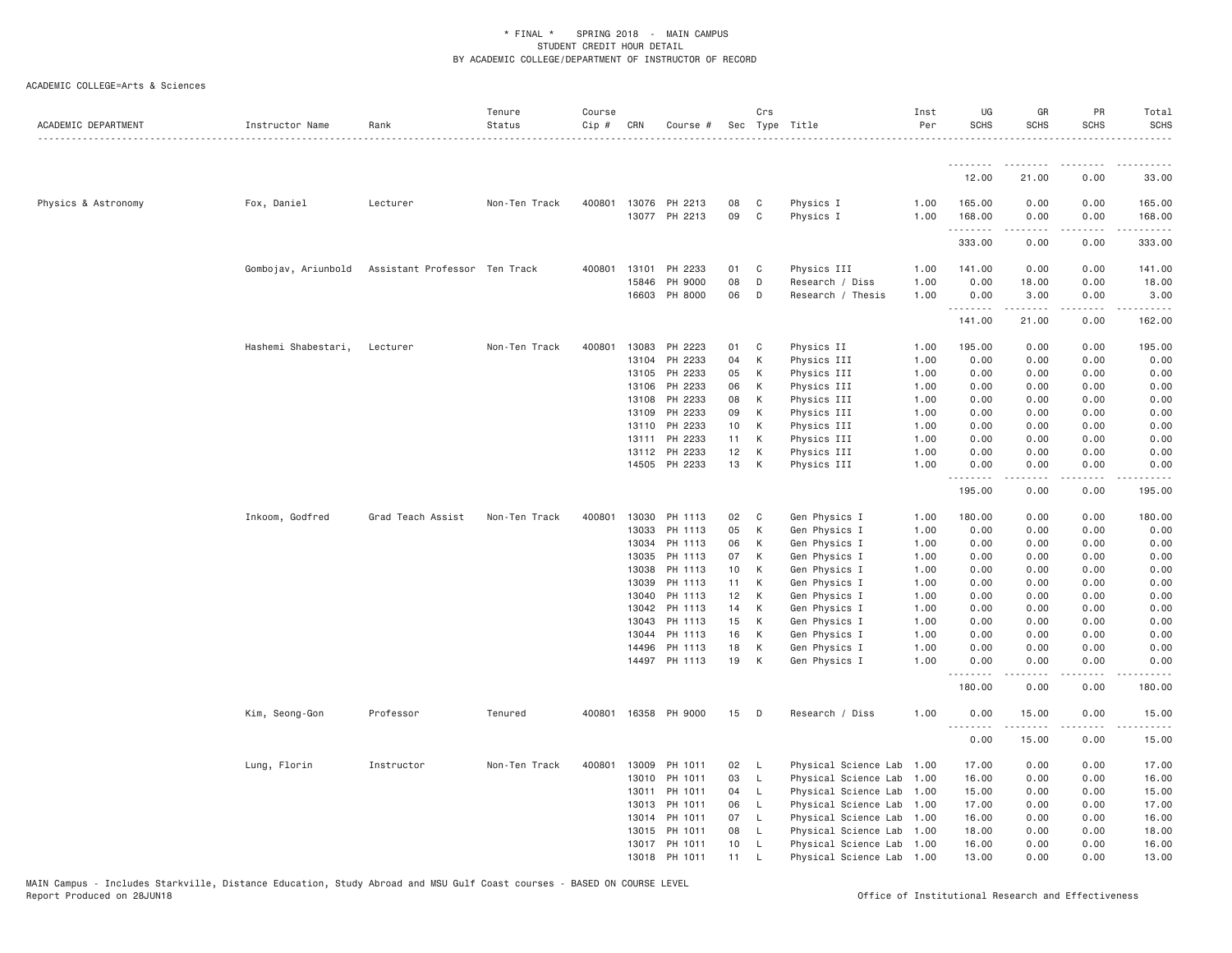* FINAL * SPRING 2018 - MAIN CAMPUS
STUDENT CREDIT HOUR DETAIL
BY ACADEMIC COLLEGE/DEPARTMENT OF INSTRUCTOR OF RECORD

ACADEMIC COLLEGE=Arts & Sciences

| ACADEMIC DEPARTMENT | Instructor Name | Rank | Tenure Status | Course Cip # | CRN | Course # | Sec | Crs Type | Title | Inst Per | UG SCHS | GR SCHS | PR SCHS | Total SCHS |
|---|---|---|---|---|---|---|---|---|---|---|---|---|---|---|
| | | | | | | | | | | | 12.00 | 21.00 | 0.00 | 33.00 |
| Physics & Astronomy | Fox, Daniel | Lecturer | Non-Ten Track | 400801 | 13076 | PH 2213 | 08 | C | Physics I | 1.00 | 165.00 | 0.00 | 0.00 | 165.00 |
| | | | | | 13077 | PH 2213 | 09 | C | Physics I | 1.00 | 168.00 | 0.00 | 0.00 | 168.00 |
| | | | | | | | | | | | 333.00 | 0.00 | 0.00 | 333.00 |
| | Gombojav, Ariunbold | Assistant Professor | Ten Track | 400801 | 13101 | PH 2233 | 01 | C | Physics III | 1.00 | 141.00 | 0.00 | 0.00 | 141.00 |
| | | | | | 15846 | PH 9000 | 08 | D | Research / Diss | 1.00 | 0.00 | 18.00 | 0.00 | 18.00 |
| | | | | | 16603 | PH 8000 | 06 | D | Research / Thesis | 1.00 | 0.00 | 3.00 | 0.00 | 3.00 |
| | | | | | | | | | | | 141.00 | 21.00 | 0.00 | 162.00 |
| | Hashemi Shabestari, | Lecturer | Non-Ten Track | 400801 | 13083 | PH 2223 | 01 | C | Physics II | 1.00 | 195.00 | 0.00 | 0.00 | 195.00 |
| | | | | | 13104 | PH 2233 | 04 | K | Physics III | 1.00 | 0.00 | 0.00 | 0.00 | 0.00 |
| | | | | | 13105 | PH 2233 | 05 | K | Physics III | 1.00 | 0.00 | 0.00 | 0.00 | 0.00 |
| | | | | | 13106 | PH 2233 | 06 | K | Physics III | 1.00 | 0.00 | 0.00 | 0.00 | 0.00 |
| | | | | | 13108 | PH 2233 | 08 | K | Physics III | 1.00 | 0.00 | 0.00 | 0.00 | 0.00 |
| | | | | | 13109 | PH 2233 | 09 | K | Physics III | 1.00 | 0.00 | 0.00 | 0.00 | 0.00 |
| | | | | | 13110 | PH 2233 | 10 | K | Physics III | 1.00 | 0.00 | 0.00 | 0.00 | 0.00 |
| | | | | | 13111 | PH 2233 | 11 | K | Physics III | 1.00 | 0.00 | 0.00 | 0.00 | 0.00 |
| | | | | | 13112 | PH 2233 | 12 | K | Physics III | 1.00 | 0.00 | 0.00 | 0.00 | 0.00 |
| | | | | | 14505 | PH 2233 | 13 | K | Physics III | 1.00 | 0.00 | 0.00 | 0.00 | 0.00 |
| | | | | | | | | | | | 195.00 | 0.00 | 0.00 | 195.00 |
| | Inkoom, Godfred | Grad Teach Assist | Non-Ten Track | 400801 | 13030 | PH 1113 | 02 | C | Gen Physics I | 1.00 | 180.00 | 0.00 | 0.00 | 180.00 |
| | | | | | 13033 | PH 1113 | 05 | K | Gen Physics I | 1.00 | 0.00 | 0.00 | 0.00 | 0.00 |
| | | | | | 13034 | PH 1113 | 06 | K | Gen Physics I | 1.00 | 0.00 | 0.00 | 0.00 | 0.00 |
| | | | | | 13035 | PH 1113 | 07 | K | Gen Physics I | 1.00 | 0.00 | 0.00 | 0.00 | 0.00 |
| | | | | | 13038 | PH 1113 | 10 | K | Gen Physics I | 1.00 | 0.00 | 0.00 | 0.00 | 0.00 |
| | | | | | 13039 | PH 1113 | 11 | K | Gen Physics I | 1.00 | 0.00 | 0.00 | 0.00 | 0.00 |
| | | | | | 13040 | PH 1113 | 12 | K | Gen Physics I | 1.00 | 0.00 | 0.00 | 0.00 | 0.00 |
| | | | | | 13042 | PH 1113 | 14 | K | Gen Physics I | 1.00 | 0.00 | 0.00 | 0.00 | 0.00 |
| | | | | | 13043 | PH 1113 | 15 | K | Gen Physics I | 1.00 | 0.00 | 0.00 | 0.00 | 0.00 |
| | | | | | 13044 | PH 1113 | 16 | K | Gen Physics I | 1.00 | 0.00 | 0.00 | 0.00 | 0.00 |
| | | | | | 14496 | PH 1113 | 18 | K | Gen Physics I | 1.00 | 0.00 | 0.00 | 0.00 | 0.00 |
| | | | | | 14497 | PH 1113 | 19 | K | Gen Physics I | 1.00 | 0.00 | 0.00 | 0.00 | 0.00 |
| | | | | | | | | | | | 180.00 | 0.00 | 0.00 | 180.00 |
| | Kim, Seong-Gon | Professor | Tenured | 400801 | 16358 | PH 9000 | 15 | D | Research / Diss | 1.00 | 0.00 | 15.00 | 0.00 | 15.00 |
| | | | | | | | | | | | 0.00 | 15.00 | 0.00 | 15.00 |
| | Lung, Florin | Instructor | Non-Ten Track | 400801 | 13009 | PH 1011 | 02 | L | Physical Science Lab | 1.00 | 17.00 | 0.00 | 0.00 | 17.00 |
| | | | | | 13010 | PH 1011 | 03 | L | Physical Science Lab | 1.00 | 16.00 | 0.00 | 0.00 | 16.00 |
| | | | | | 13011 | PH 1011 | 04 | L | Physical Science Lab | 1.00 | 15.00 | 0.00 | 0.00 | 15.00 |
| | | | | | 13013 | PH 1011 | 06 | L | Physical Science Lab | 1.00 | 17.00 | 0.00 | 0.00 | 17.00 |
| | | | | | 13014 | PH 1011 | 07 | L | Physical Science Lab | 1.00 | 16.00 | 0.00 | 0.00 | 16.00 |
| | | | | | 13015 | PH 1011 | 08 | L | Physical Science Lab | 1.00 | 18.00 | 0.00 | 0.00 | 18.00 |
| | | | | | 13017 | PH 1011 | 10 | L | Physical Science Lab | 1.00 | 16.00 | 0.00 | 0.00 | 16.00 |
| | | | | | 13018 | PH 1011 | 11 | L | Physical Science Lab | 1.00 | 13.00 | 0.00 | 0.00 | 13.00 |

MAIN Campus - Includes Starkville, Distance Education, Study Abroad and MSU Gulf Coast courses - BASED ON COURSE LEVEL
Report Produced on 28JUN18

Office of Institutional Research and Effectiveness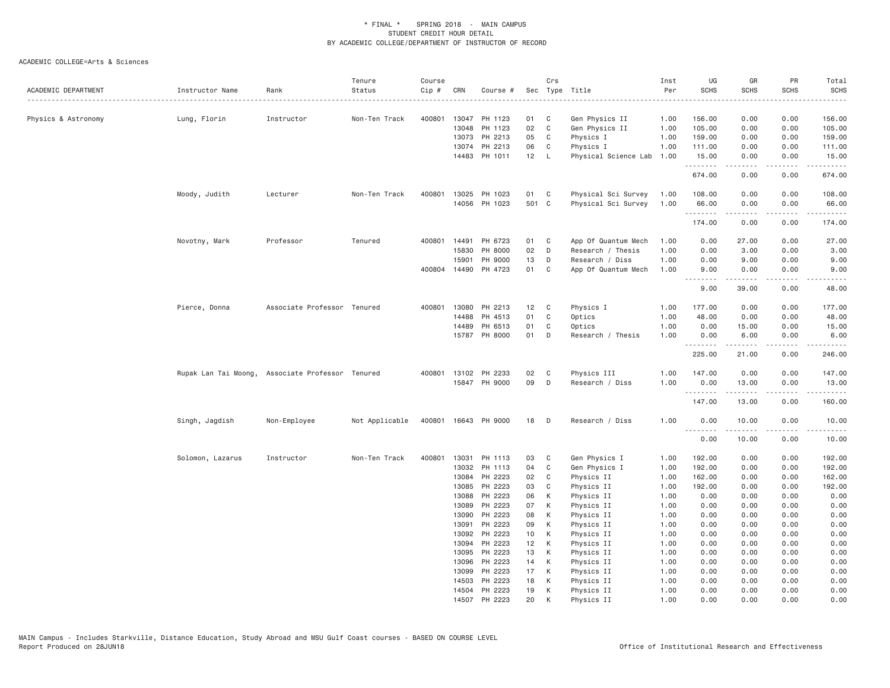\* FINAL \* SPRING 2018 - MAIN CAMPUS
STUDENT CREDIT HOUR DETAIL
BY ACADEMIC COLLEGE/DEPARTMENT OF INSTRUCTOR OF RECORD

ACADEMIC COLLEGE=Arts & Sciences

| ACADEMIC DEPARTMENT | Instructor Name | Rank | Tenure Status | Course Cip # | CRN | Course # | Sec | Crs Type | Title | Inst Per | UG SCHS | GR SCHS | PR SCHS | Total SCHS |
|---|---|---|---|---|---|---|---|---|---|---|---|---|---|---|
| Physics & Astronomy | Lung, Florin | Instructor | Non-Ten Track | 400801 | 13047 | PH 1123 | 01 | C | Gen Physics II | 1.00 | 156.00 | 0.00 | 0.00 | 156.00 |
| | | | | | 13048 | PH 1123 | 02 | C | Gen Physics II | 1.00 | 105.00 | 0.00 | 0.00 | 105.00 |
| | | | | | 13073 | PH 2213 | 05 | C | Physics I | 1.00 | 159.00 | 0.00 | 0.00 | 159.00 |
| | | | | | 13074 | PH 2213 | 06 | C | Physics I | 1.00 | 111.00 | 0.00 | 0.00 | 111.00 |
| | | | | | 14483 | PH 1011 | 12 | L | Physical Science Lab | 1.00 | 15.00 | 0.00 | 0.00 | 15.00 |
| | | | | | | | | | | | 674.00 | 0.00 | 0.00 | 674.00 |
| | Moody, Judith | Lecturer | Non-Ten Track | 400801 | 13025 | PH 1023 | 01 | C | Physical Sci Survey | 1.00 | 108.00 | 0.00 | 0.00 | 108.00 |
| | | | | | 14056 | PH 1023 | 501 | C | Physical Sci Survey | 1.00 | 66.00 | 0.00 | 0.00 | 66.00 |
| | | | | | | | | | | | 174.00 | 0.00 | 0.00 | 174.00 |
| | Novotny, Mark | Professor | Tenured | 400801 | 14491 | PH 6723 | 01 | C | App Of Quantum Mech | 1.00 | 0.00 | 27.00 | 0.00 | 27.00 |
| | | | | | 15830 | PH 8000 | 02 | D | Research / Thesis | 1.00 | 0.00 | 3.00 | 0.00 | 3.00 |
| | | | | | 15901 | PH 9000 | 13 | D | Research / Diss | 1.00 | 0.00 | 9.00 | 0.00 | 9.00 |
| | | | | 400804 | 14490 | PH 4723 | 01 | C | App Of Quantum Mech | 1.00 | 9.00 | 0.00 | 0.00 | 9.00 |
| | | | | | | | | | | | 9.00 | 39.00 | 0.00 | 48.00 |
| | Pierce, Donna | Associate Professor | Tenured | 400801 | 13080 | PH 2213 | 12 | C | Physics I | 1.00 | 177.00 | 0.00 | 0.00 | 177.00 |
| | | | | | 14488 | PH 4513 | 01 | C | Optics | 1.00 | 48.00 | 0.00 | 0.00 | 48.00 |
| | | | | | 14489 | PH 6513 | 01 | C | Optics | 1.00 | 0.00 | 15.00 | 0.00 | 15.00 |
| | | | | | 15787 | PH 8000 | 01 | D | Research / Thesis | 1.00 | 0.00 | 6.00 | 0.00 | 6.00 |
| | | | | | | | | | | | 225.00 | 21.00 | 0.00 | 246.00 |
| | Rupak Lan Tai Moong, | Associate Professor | Tenured | 400801 | 13102 | PH 2233 | 02 | C | Physics III | 1.00 | 147.00 | 0.00 | 0.00 | 147.00 |
| | | | | | 15847 | PH 9000 | 09 | D | Research / Diss | 1.00 | 0.00 | 13.00 | 0.00 | 13.00 |
| | | | | | | | | | | | 147.00 | 13.00 | 0.00 | 160.00 |
| | Singh, Jagdish | Non-Employee | Not Applicable | 400801 | 16643 | PH 9000 | 18 | D | Research / Diss | 1.00 | 0.00 | 10.00 | 0.00 | 10.00 |
| | | | | | | | | | | | 0.00 | 10.00 | 0.00 | 10.00 |
| | Solomon, Lazarus | Instructor | Non-Ten Track | 400801 | 13031 | PH 1113 | 03 | C | Gen Physics I | 1.00 | 192.00 | 0.00 | 0.00 | 192.00 |
| | | | | | 13032 | PH 1113 | 04 | C | Gen Physics I | 1.00 | 192.00 | 0.00 | 0.00 | 192.00 |
| | | | | | 13084 | PH 2223 | 02 | C | Physics II | 1.00 | 162.00 | 0.00 | 0.00 | 162.00 |
| | | | | | 13085 | PH 2223 | 03 | C | Physics II | 1.00 | 192.00 | 0.00 | 0.00 | 192.00 |
| | | | | | 13088 | PH 2223 | 06 | K | Physics II | 1.00 | 0.00 | 0.00 | 0.00 | 0.00 |
| | | | | | 13089 | PH 2223 | 07 | K | Physics II | 1.00 | 0.00 | 0.00 | 0.00 | 0.00 |
| | | | | | 13090 | PH 2223 | 08 | K | Physics II | 1.00 | 0.00 | 0.00 | 0.00 | 0.00 |
| | | | | | 13091 | PH 2223 | 09 | K | Physics II | 1.00 | 0.00 | 0.00 | 0.00 | 0.00 |
| | | | | | 13092 | PH 2223 | 10 | K | Physics II | 1.00 | 0.00 | 0.00 | 0.00 | 0.00 |
| | | | | | 13094 | PH 2223 | 12 | K | Physics II | 1.00 | 0.00 | 0.00 | 0.00 | 0.00 |
| | | | | | 13095 | PH 2223 | 13 | K | Physics II | 1.00 | 0.00 | 0.00 | 0.00 | 0.00 |
| | | | | | 13096 | PH 2223 | 14 | K | Physics II | 1.00 | 0.00 | 0.00 | 0.00 | 0.00 |
| | | | | | 13099 | PH 2223 | 17 | K | Physics II | 1.00 | 0.00 | 0.00 | 0.00 | 0.00 |
| | | | | | 14503 | PH 2223 | 18 | K | Physics II | 1.00 | 0.00 | 0.00 | 0.00 | 0.00 |
| | | | | | 14504 | PH 2223 | 19 | K | Physics II | 1.00 | 0.00 | 0.00 | 0.00 | 0.00 |
| | | | | | 14507 | PH 2223 | 20 | K | Physics II | 1.00 | 0.00 | 0.00 | 0.00 | 0.00 |

MAIN Campus - Includes Starkville, Distance Education, Study Abroad and MSU Gulf Coast courses - BASED ON COURSE LEVEL
Report Produced on 28JUN18 Office of Institutional Research and Effectiveness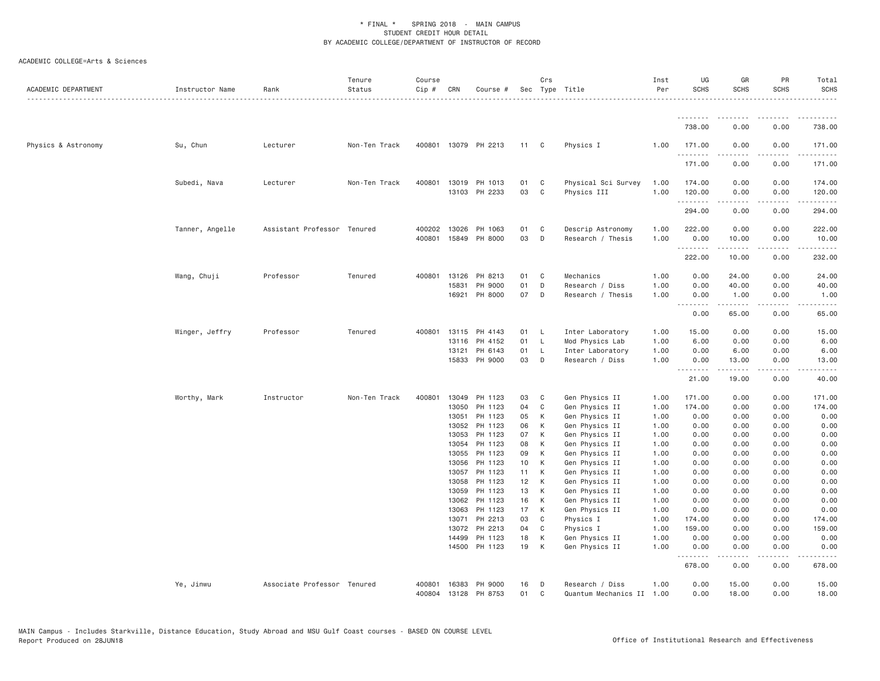\* FINAL \* SPRING 2018 - MAIN CAMPUS
STUDENT CREDIT HOUR DETAIL
BY ACADEMIC COLLEGE/DEPARTMENT OF INSTRUCTOR OF RECORD

ACADEMIC COLLEGE=Arts & Sciences

| ACADEMIC DEPARTMENT | Instructor Name | Rank | Tenure Status | Course Cip # | CRN | Course # | Sec | Crs Type | Title | Inst Per | UG SCHS | GR SCHS | PR SCHS | Total SCHS |
|---|---|---|---|---|---|---|---|---|---|---|---|---|---|---|
| | | | | | | | | | | | 738.00 | 0.00 | 0.00 | 738.00 |
| Physics & Astronomy | Su, Chun | Lecturer | Non-Ten Track | 400801 | 13079 | PH 2213 | 11 | C | Physics I | 1.00 | 171.00 | 0.00 | 0.00 | 171.00 |
| | | | | | | | | | | | 171.00 | 0.00 | 0.00 | 171.00 |
| | Subedi, Nava | Lecturer | Non-Ten Track | 400801 | 13019 | PH 1013 | 01 | C | Physical Sci Survey | 1.00 | 174.00 | 0.00 | 0.00 | 174.00 |
| | | | | | 13103 | PH 2233 | 03 | C | Physics III | 1.00 | 120.00 | 0.00 | 0.00 | 120.00 |
| | | | | | | | | | | | 294.00 | 0.00 | 0.00 | 294.00 |
| | Tanner, Angelle | Assistant Professor | Tenured | 400202 | 13026 | PH 1063 | 01 | C | Descrip Astronomy | 1.00 | 222.00 | 0.00 | 0.00 | 222.00 |
| | | | | 400801 | 15849 | PH 8000 | 03 | D | Research / Thesis | 1.00 | 0.00 | 10.00 | 0.00 | 10.00 |
| | | | | | | | | | | | 222.00 | 10.00 | 0.00 | 232.00 |
| | Wang, Chuji | Professor | Tenured | 400801 | 13126 | PH 8213 | 01 | C | Mechanics | 1.00 | 0.00 | 24.00 | 0.00 | 24.00 |
| | | | | | 15831 | PH 9000 | 01 | D | Research / Diss | 1.00 | 0.00 | 40.00 | 0.00 | 40.00 |
| | | | | | 16921 | PH 8000 | 07 | D | Research / Thesis | 1.00 | 0.00 | 1.00 | 0.00 | 1.00 |
| | | | | | | | | | | | 0.00 | 65.00 | 0.00 | 65.00 |
| | Winger, Jeffry | Professor | Tenured | 400801 | 13115 | PH 4143 | 01 | L | Inter Laboratory | 1.00 | 15.00 | 0.00 | 0.00 | 15.00 |
| | | | | | 13116 | PH 4152 | 01 | L | Mod Physics Lab | 1.00 | 6.00 | 0.00 | 0.00 | 6.00 |
| | | | | | 13121 | PH 6143 | 01 | L | Inter Laboratory | 1.00 | 0.00 | 6.00 | 0.00 | 6.00 |
| | | | | | 15833 | PH 9000 | 03 | D | Research / Diss | 1.00 | 0.00 | 13.00 | 0.00 | 13.00 |
| | | | | | | | | | | | 21.00 | 19.00 | 0.00 | 40.00 |
| | Worthy, Mark | Instructor | Non-Ten Track | 400801 | 13049 | PH 1123 | 03 | C | Gen Physics II | 1.00 | 171.00 | 0.00 | 0.00 | 171.00 |
| | | | | | 13050 | PH 1123 | 04 | C | Gen Physics II | 1.00 | 174.00 | 0.00 | 0.00 | 174.00 |
| | | | | | 13051 | PH 1123 | 05 | K | Gen Physics II | 1.00 | 0.00 | 0.00 | 0.00 | 0.00 |
| | | | | | 13052 | PH 1123 | 06 | K | Gen Physics II | 1.00 | 0.00 | 0.00 | 0.00 | 0.00 |
| | | | | | 13053 | PH 1123 | 07 | K | Gen Physics II | 1.00 | 0.00 | 0.00 | 0.00 | 0.00 |
| | | | | | 13054 | PH 1123 | 08 | K | Gen Physics II | 1.00 | 0.00 | 0.00 | 0.00 | 0.00 |
| | | | | | 13055 | PH 1123 | 09 | K | Gen Physics II | 1.00 | 0.00 | 0.00 | 0.00 | 0.00 |
| | | | | | 13056 | PH 1123 | 10 | K | Gen Physics II | 1.00 | 0.00 | 0.00 | 0.00 | 0.00 |
| | | | | | 13057 | PH 1123 | 11 | K | Gen Physics II | 1.00 | 0.00 | 0.00 | 0.00 | 0.00 |
| | | | | | 13058 | PH 1123 | 12 | K | Gen Physics II | 1.00 | 0.00 | 0.00 | 0.00 | 0.00 |
| | | | | | 13059 | PH 1123 | 13 | K | Gen Physics II | 1.00 | 0.00 | 0.00 | 0.00 | 0.00 |
| | | | | | 13062 | PH 1123 | 16 | K | Gen Physics II | 1.00 | 0.00 | 0.00 | 0.00 | 0.00 |
| | | | | | 13063 | PH 1123 | 17 | K | Gen Physics II | 1.00 | 0.00 | 0.00 | 0.00 | 0.00 |
| | | | | | 13071 | PH 2213 | 03 | C | Physics I | 1.00 | 174.00 | 0.00 | 0.00 | 174.00 |
| | | | | | 13072 | PH 2213 | 04 | C | Physics I | 1.00 | 159.00 | 0.00 | 0.00 | 159.00 |
| | | | | | 14499 | PH 1123 | 18 | K | Gen Physics II | 1.00 | 0.00 | 0.00 | 0.00 | 0.00 |
| | | | | | 14500 | PH 1123 | 19 | K | Gen Physics II | 1.00 | 0.00 | 0.00 | 0.00 | 0.00 |
| | | | | | | | | | | | 678.00 | 0.00 | 0.00 | 678.00 |
| | Ye, Jinwu | Associate Professor | Tenured | 400801 | 16383 | PH 9000 | 16 | D | Research / Diss | 1.00 | 0.00 | 15.00 | 0.00 | 15.00 |
| | | | | 400804 | 13128 | PH 8753 | 01 | C | Quantum Mechanics II | 1.00 | 0.00 | 18.00 | 0.00 | 18.00 |

MAIN Campus - Includes Starkville, Distance Education, Study Abroad and MSU Gulf Coast courses - BASED ON COURSE LEVEL
Report Produced on 28JUN18 Office of Institutional Research and Effectiveness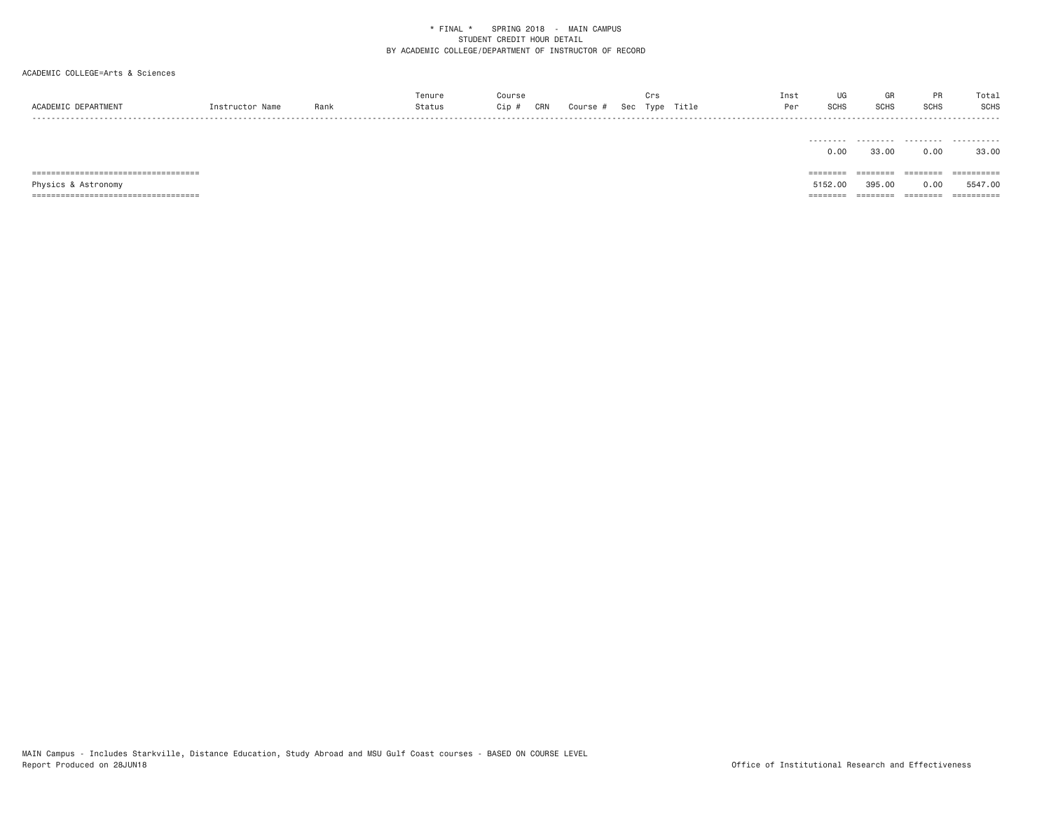* FINAL * SPRING 2018 - MAIN CAMPUS
STUDENT CREDIT HOUR DETAIL
BY ACADEMIC COLLEGE/DEPARTMENT OF INSTRUCTOR OF RECORD

ACADEMIC COLLEGE=Arts & Sciences

| ACADEMIC DEPARTMENT | Instructor Name | Rank | Tenure Status | Course Cip # | CRN | Course # | Sec | Crs Type | Title | Inst Per | UG SCHS | GR SCHS | PR SCHS | Total SCHS |
|---|---|---|---|---|---|---|---|---|---|---|---|---|---|---|
| | | | | | | | | | | | 0.00 | 33.00 | 0.00 | 33.00 |
| Physics & Astronomy | | | | | | | | | | | 5152.00 | 395.00 | 0.00 | 5547.00 |

MAIN Campus - Includes Starkville, Distance Education, Study Abroad and MSU Gulf Coast courses - BASED ON COURSE LEVEL
Report Produced on 28JUN18

Office of Institutional Research and Effectiveness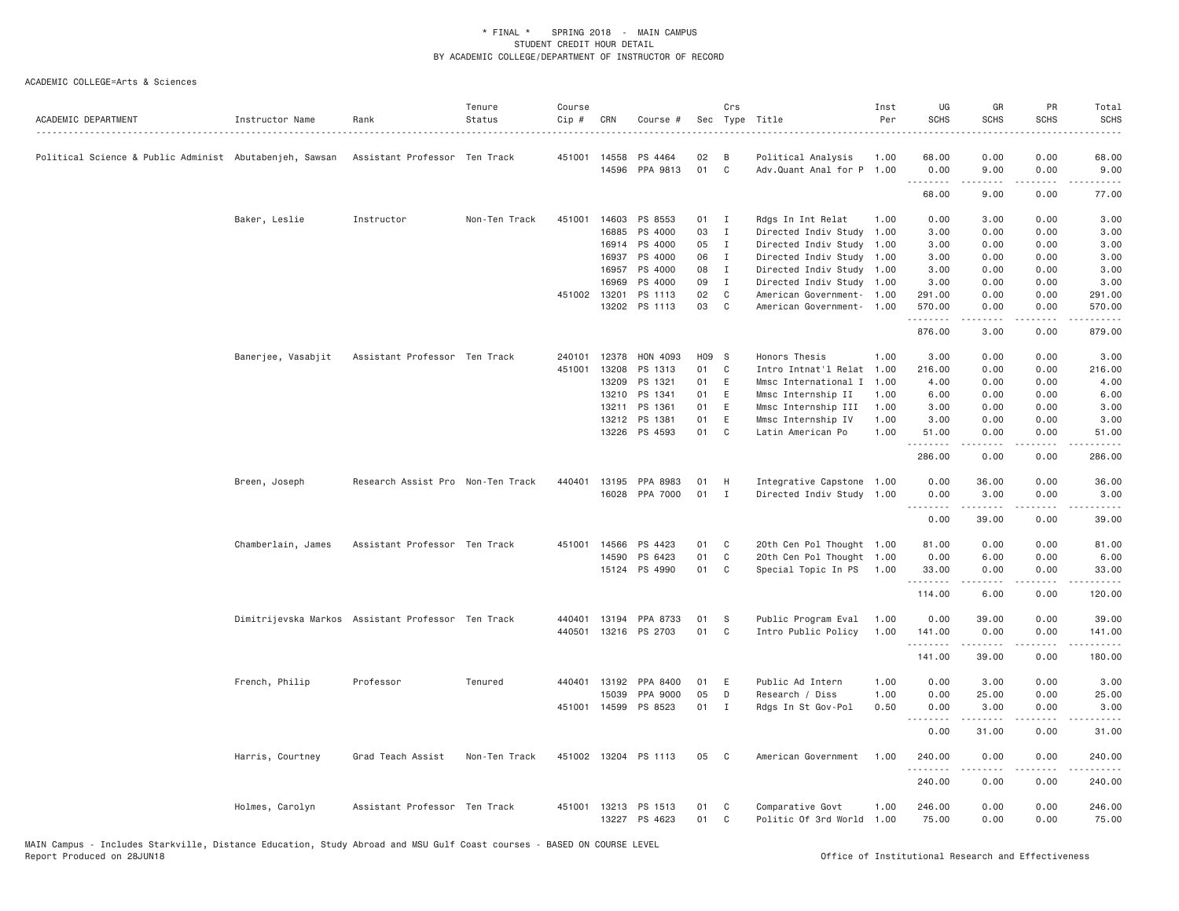\* FINAL \* SPRING 2018 - MAIN CAMPUS
STUDENT CREDIT HOUR DETAIL
BY ACADEMIC COLLEGE/DEPARTMENT OF INSTRUCTOR OF RECORD

ACADEMIC COLLEGE=Arts & Sciences

| ACADEMIC DEPARTMENT | Instructor Name | Rank | Tenure Status | Course Cip # | CRN | Course # | Sec | Crs Type | Title | Inst Per | UG SCHS | GR SCHS | PR SCHS | Total SCHS |
|---|---|---|---|---|---|---|---|---|---|---|---|---|---|---|
| Political Science & Public Administ | Abutabenjeh, Sawsan | Assistant Professor | Ten Track | 451001 | 14558 | PS 4464 | 02 | B | Political Analysis | 1.00 | 68.00 | 0.00 | 0.00 | 68.00 |
| | | | | | 14596 | PPA 9813 | 01 | C | Adv.Quant Anal for P | 1.00 | 0.00 | 9.00 | 0.00 | 9.00 |
| | | | | | | | | | | | 68.00 | 9.00 | 0.00 | 77.00 |
| | Baker, Leslie | Instructor | Non-Ten Track | 451001 | 14603 | PS 8553 | 01 | I | Rdgs In Int Relat | 1.00 | 0.00 | 3.00 | 0.00 | 3.00 |
| | | | | | 16885 | PS 4000 | 03 | I | Directed Indiv Study | 1.00 | 3.00 | 0.00 | 0.00 | 3.00 |
| | | | | | 16914 | PS 4000 | 05 | I | Directed Indiv Study | 1.00 | 3.00 | 0.00 | 0.00 | 3.00 |
| | | | | | 16937 | PS 4000 | 06 | I | Directed Indiv Study | 1.00 | 3.00 | 0.00 | 0.00 | 3.00 |
| | | | | | 16957 | PS 4000 | 08 | I | Directed Indiv Study | 1.00 | 3.00 | 0.00 | 0.00 | 3.00 |
| | | | | | 16969 | PS 4000 | 09 | I | Directed Indiv Study | 1.00 | 3.00 | 0.00 | 0.00 | 3.00 |
| | | | | 451002 | 13201 | PS 1113 | 02 | C | American Government- | 1.00 | 291.00 | 0.00 | 0.00 | 291.00 |
| | | | | | 13202 | PS 1113 | 03 | C | American Government- | 1.00 | 570.00 | 0.00 | 0.00 | 570.00 |
| | | | | | | | | | | | 876.00 | 3.00 | 0.00 | 879.00 |
| | Banerjee, Vasabjit | Assistant Professor | Ten Track | 240101 | 12378 | HON 4093 | H09 | S | Honors Thesis | 1.00 | 3.00 | 0.00 | 0.00 | 3.00 |
| | | | | 451001 | 13208 | PS 1313 | 01 | C | Intro Intnat'l Relat | 1.00 | 216.00 | 0.00 | 0.00 | 216.00 |
| | | | | | 13209 | PS 1321 | 01 | E | Mmsc International I | 1.00 | 4.00 | 0.00 | 0.00 | 4.00 |
| | | | | | 13210 | PS 1341 | 01 | E | Mmsc Internship II | 1.00 | 6.00 | 0.00 | 0.00 | 6.00 |
| | | | | | 13211 | PS 1361 | 01 | E | Mmsc Internship III | 1.00 | 3.00 | 0.00 | 0.00 | 3.00 |
| | | | | | 13212 | PS 1381 | 01 | E | Mmsc Internship IV | 1.00 | 3.00 | 0.00 | 0.00 | 3.00 |
| | | | | | 13226 | PS 4593 | 01 | C | Latin American Po | 1.00 | 51.00 | 0.00 | 0.00 | 51.00 |
| | | | | | | | | | | | 286.00 | 0.00 | 0.00 | 286.00 |
| | Breen, Joseph | Research Assist Pro | Non-Ten Track | 440401 | 13195 | PPA 8983 | 01 | H | Integrative Capstone | 1.00 | 0.00 | 36.00 | 0.00 | 36.00 |
| | | | | | 16028 | PPA 7000 | 01 | I | Directed Indiv Study | 1.00 | 0.00 | 3.00 | 0.00 | 3.00 |
| | | | | | | | | | | | 0.00 | 39.00 | 0.00 | 39.00 |
| | Chamberlain, James | Assistant Professor | Ten Track | 451001 | 14566 | PS 4423 | 01 | C | 20th Cen Pol Thought | 1.00 | 81.00 | 0.00 | 0.00 | 81.00 |
| | | | | | 14590 | PS 6423 | 01 | C | 20th Cen Pol Thought | 1.00 | 0.00 | 6.00 | 0.00 | 6.00 |
| | | | | | 15124 | PS 4990 | 01 | C | Special Topic In PS | 1.00 | 33.00 | 0.00 | 0.00 | 33.00 |
| | | | | | | | | | | | 114.00 | 6.00 | 0.00 | 120.00 |
| | Dimitrijevska Markos | Assistant Professor | Ten Track | 440401 | 13194 | PPA 8733 | 01 | S | Public Program Eval | 1.00 | 0.00 | 39.00 | 0.00 | 39.00 |
| | | | | 440501 | 13216 | PS 2703 | 01 | C | Intro Public Policy | 1.00 | 141.00 | 0.00 | 0.00 | 141.00 |
| | | | | | | | | | | | 141.00 | 39.00 | 0.00 | 180.00 |
| | French, Philip | Professor | Tenured | 440401 | 13192 | PPA 8400 | 01 | E | Public Ad Intern | 1.00 | 0.00 | 3.00 | 0.00 | 3.00 |
| | | | | | 15039 | PPA 9000 | 05 | D | Research / Diss | 1.00 | 0.00 | 25.00 | 0.00 | 25.00 |
| | | | | 451001 | 14599 | PS 8523 | 01 | I | Rdgs In St Gov-Pol | 0.50 | 0.00 | 3.00 | 0.00 | 3.00 |
| | | | | | | | | | | | 0.00 | 31.00 | 0.00 | 31.00 |
| | Harris, Courtney | Grad Teach Assist | Non-Ten Track | 451002 | 13204 | PS 1113 | 05 | C | American Government | 1.00 | 240.00 | 0.00 | 0.00 | 240.00 |
| | | | | | | | | | | | 240.00 | 0.00 | 0.00 | 240.00 |
| | Holmes, Carolyn | Assistant Professor | Ten Track | 451001 | 13213 | PS 1513 | 01 | C | Comparative Govt | 1.00 | 246.00 | 0.00 | 0.00 | 246.00 |
| | | | | | 13227 | PS 4623 | 01 | C | Politic Of 3rd World | 1.00 | 75.00 | 0.00 | 0.00 | 75.00 |

MAIN Campus - Includes Starkville, Distance Education, Study Abroad and MSU Gulf Coast courses - BASED ON COURSE LEVEL
Report Produced on 28JUN18 — Office of Institutional Research and Effectiveness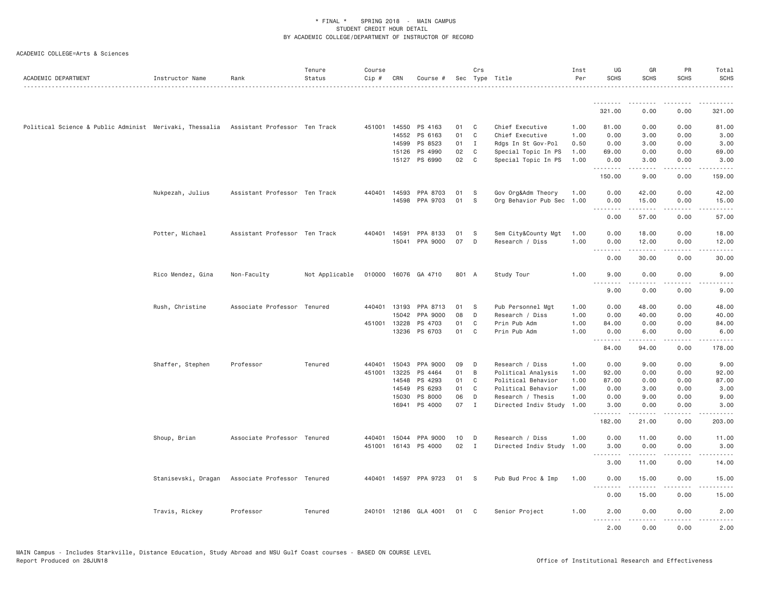\* FINAL \* SPRING 2018 - MAIN CAMPUS
STUDENT CREDIT HOUR DETAIL
BY ACADEMIC COLLEGE/DEPARTMENT OF INSTRUCTOR OF RECORD

ACADEMIC COLLEGE=Arts & Sciences

| ACADEMIC DEPARTMENT | Instructor Name | Rank | Tenure Status | Course Cip # | CRN | Course # | Sec | Crs Type | Title | Inst Per | UG SCHS | GR SCHS | PR SCHS | Total SCHS |
|---|---|---|---|---|---|---|---|---|---|---|---|---|---|---|
| | | | | | | | | | | | 321.00 | 0.00 | 0.00 | 321.00 |
| Political Science & Public Administ | Merivaki, Thessalia | Assistant Professor | Ten Track | 451001 | 14550 | PS 4163 | 01 | C | Chief Executive | 1.00 | 81.00 | 0.00 | 0.00 | 81.00 |
| | | | | | 14552 | PS 6163 | 01 | C | Chief Executive | 1.00 | 0.00 | 3.00 | 0.00 | 3.00 |
| | | | | | 14599 | PS 8523 | 01 | I | Rdgs In St Gov-Pol | 0.50 | 0.00 | 3.00 | 0.00 | 3.00 |
| | | | | | 15126 | PS 4990 | 02 | C | Special Topic In PS | 1.00 | 69.00 | 0.00 | 0.00 | 69.00 |
| | | | | | 15127 | PS 6990 | 02 | C | Special Topic In PS | 1.00 | 0.00 | 3.00 | 0.00 | 3.00 |
| | | | | | | | | | | | 150.00 | 9.00 | 0.00 | 159.00 |
| | Nukpezah, Julius | Assistant Professor | Ten Track | 440401 | 14593 | PPA 8703 | 01 | S | Gov Org&Adm Theory | 1.00 | 0.00 | 42.00 | 0.00 | 42.00 |
| | | | | | 14598 | PPA 9703 | 01 | S | Org Behavior Pub Sec | 1.00 | 0.00 | 15.00 | 0.00 | 15.00 |
| | | | | | | | | | | | 0.00 | 57.00 | 0.00 | 57.00 |
| | Potter, Michael | Assistant Professor | Ten Track | 440401 | 14591 | PPA 8133 | 01 | S | Sem City&County Mgt | 1.00 | 0.00 | 18.00 | 0.00 | 18.00 |
| | | | | | 15041 | PPA 9000 | 07 | D | Research / Diss | 1.00 | 0.00 | 12.00 | 0.00 | 12.00 |
| | | | | | | | | | | | 0.00 | 30.00 | 0.00 | 30.00 |
| | Rico Mendez, Gina | Non-Faculty | Not Applicable | 010000 | 16076 | GA 4710 | 801 | A | Study Tour | 1.00 | 9.00 | 0.00 | 0.00 | 9.00 |
| | | | | | | | | | | | 9.00 | 0.00 | 0.00 | 9.00 |
| | Rush, Christine | Associate Professor | Tenured | 440401 | 13193 | PPA 8713 | 01 | S | Pub Personnel Mgt | 1.00 | 0.00 | 48.00 | 0.00 | 48.00 |
| | | | | | 15042 | PPA 9000 | 08 | D | Research / Diss | 1.00 | 0.00 | 40.00 | 0.00 | 40.00 |
| | | | | 451001 | 13228 | PS 4703 | 01 | C | Prin Pub Adm | 1.00 | 84.00 | 0.00 | 0.00 | 84.00 |
| | | | | | 13236 | PS 6703 | 01 | C | Prin Pub Adm | 1.00 | 0.00 | 6.00 | 0.00 | 6.00 |
| | | | | | | | | | | | 84.00 | 94.00 | 0.00 | 178.00 |
| | Shaffer, Stephen | Professor | Tenured | 440401 | 15043 | PPA 9000 | 09 | D | Research / Diss | 1.00 | 0.00 | 9.00 | 0.00 | 9.00 |
| | | | | 451001 | 13225 | PS 4464 | 01 | B | Political Analysis | 1.00 | 92.00 | 0.00 | 0.00 | 92.00 |
| | | | | | 14548 | PS 4293 | 01 | C | Political Behavior | 1.00 | 87.00 | 0.00 | 0.00 | 87.00 |
| | | | | | 14549 | PS 6293 | 01 | C | Political Behavior | 1.00 | 0.00 | 3.00 | 0.00 | 3.00 |
| | | | | | 15030 | PS 8000 | 06 | D | Research / Thesis | 1.00 | 0.00 | 9.00 | 0.00 | 9.00 |
| | | | | | 16941 | PS 4000 | 07 | I | Directed Indiv Study | 1.00 | 3.00 | 0.00 | 0.00 | 3.00 |
| | | | | | | | | | | | 182.00 | 21.00 | 0.00 | 203.00 |
| | Shoup, Brian | Associate Professor | Tenured | 440401 | 15044 | PPA 9000 | 10 | D | Research / Diss | 1.00 | 0.00 | 11.00 | 0.00 | 11.00 |
| | | | | 451001 | 16143 | PS 4000 | 02 | I | Directed Indiv Study | 1.00 | 3.00 | 0.00 | 0.00 | 3.00 |
| | | | | | | | | | | | 3.00 | 11.00 | 0.00 | 14.00 |
| | Stanisevski, Dragan | Associate Professor | Tenured | 440401 | 14597 | PPA 9723 | 01 | S | Pub Bud Proc & Imp | 1.00 | 0.00 | 15.00 | 0.00 | 15.00 |
| | | | | | | | | | | | 0.00 | 15.00 | 0.00 | 15.00 |
| | Travis, Rickey | Professor | Tenured | 240101 | 12186 | GLA 4001 | 01 | C | Senior Project | 1.00 | 2.00 | 0.00 | 0.00 | 2.00 |
| | | | | | | | | | | | 2.00 | 0.00 | 0.00 | 2.00 |

MAIN Campus - Includes Starkville, Distance Education, Study Abroad and MSU Gulf Coast courses - BASED ON COURSE LEVEL
Report Produced on 28JUN18 Office of Institutional Research and Effectiveness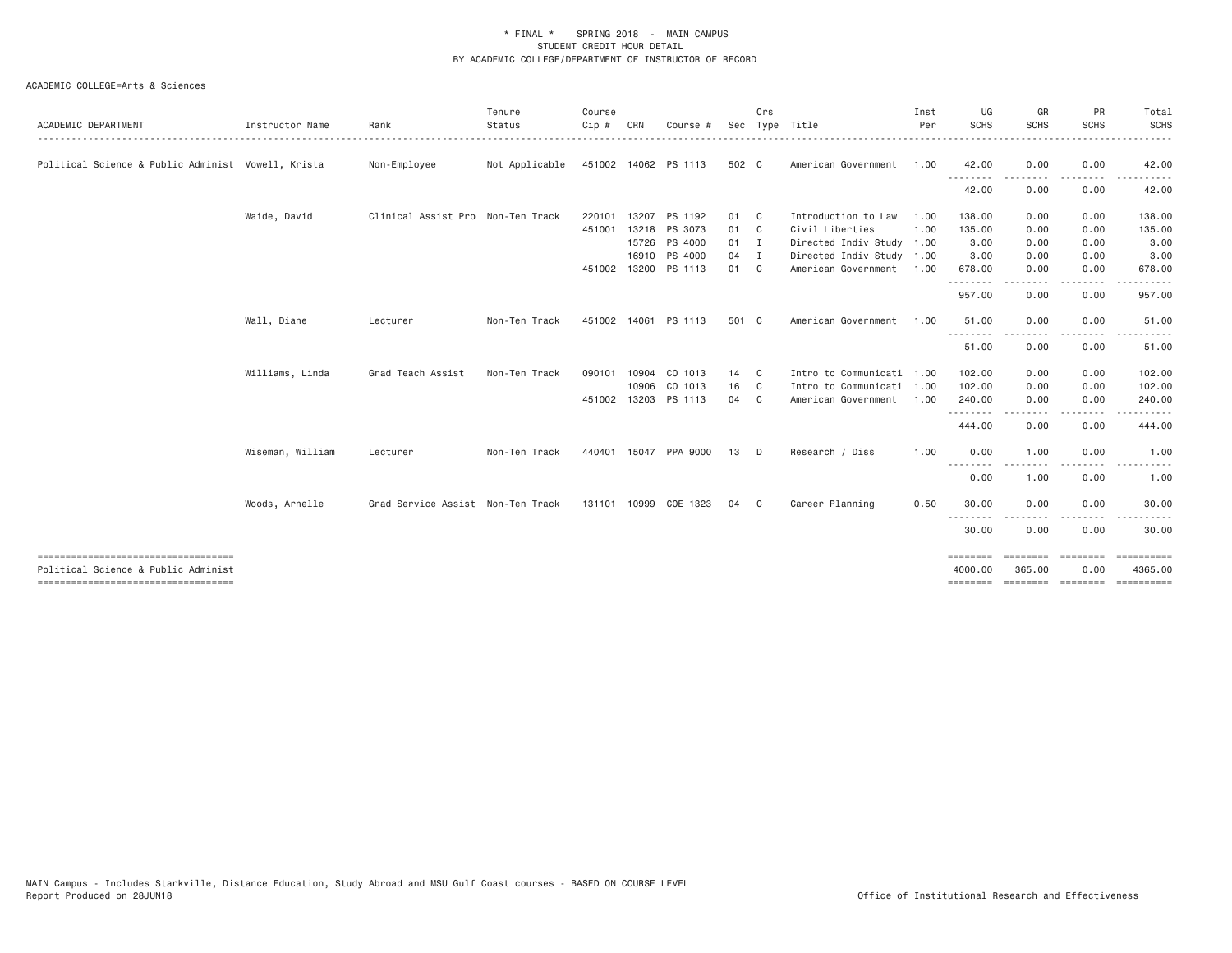* FINAL * SPRING 2018 - MAIN CAMPUS
STUDENT CREDIT HOUR DETAIL
BY ACADEMIC COLLEGE/DEPARTMENT OF INSTRUCTOR OF RECORD

ACADEMIC COLLEGE=Arts & Sciences

| ACADEMIC DEPARTMENT | Instructor Name | Rank | Tenure Status | Course Cip # | CRN | Course # | Sec | Crs Type | Title | Inst Per | UG SCHS | GR SCHS | PR SCHS | Total SCHS |
|---|---|---|---|---|---|---|---|---|---|---|---|---|---|---|
| Political Science & Public Administ | Vowell, Krista | Non-Employee | Not Applicable | 451002 | 14062 | PS 1113 | 502 | C | American Government | 1.00 | 42.00 | 0.00 | 0.00 | 42.00 |
| | | | | | | | | | | | 42.00 | 0.00 | 0.00 | 42.00 |
| | Waide, David | Clinical Assist Pro | Non-Ten Track | 220101 | 13207 | PS 1192 | 01 | C | Introduction to Law | 1.00 | 138.00 | 0.00 | 0.00 | 138.00 |
| | | | | 451001 | 13218 | PS 3073 | 01 | C | Civil Liberties | 1.00 | 135.00 | 0.00 | 0.00 | 135.00 |
| | | | | | 15726 | PS 4000 | 01 | I | Directed Indiv Study | 1.00 | 3.00 | 0.00 | 0.00 | 3.00 |
| | | | | | 16910 | PS 4000 | 04 | I | Directed Indiv Study | 1.00 | 3.00 | 0.00 | 0.00 | 3.00 |
| | | | | 451002 | 13200 | PS 1113 | 01 | C | American Government | 1.00 | 678.00 | 0.00 | 0.00 | 678.00 |
| | | | | | | | | | | | 957.00 | 0.00 | 0.00 | 957.00 |
| | Wall, Diane | Lecturer | Non-Ten Track | 451002 | 14061 | PS 1113 | 501 | C | American Government | 1.00 | 51.00 | 0.00 | 0.00 | 51.00 |
| | | | | | | | | | | | 51.00 | 0.00 | 0.00 | 51.00 |
| | Williams, Linda | Grad Teach Assist | Non-Ten Track | 090101 | 10904 | CO 1013 | 14 | C | Intro to Communicati | 1.00 | 102.00 | 0.00 | 0.00 | 102.00 |
| | | | | | 10906 | CO 1013 | 16 | C | Intro to Communicati | 1.00 | 102.00 | 0.00 | 0.00 | 102.00 |
| | | | | 451002 | 13203 | PS 1113 | 04 | C | American Government | 1.00 | 240.00 | 0.00 | 0.00 | 240.00 |
| | | | | | | | | | | | 444.00 | 0.00 | 0.00 | 444.00 |
| | Wiseman, William | Lecturer | Non-Ten Track | 440401 | 15047 | PPA 9000 | 13 | D | Research / Diss | 1.00 | 0.00 | 1.00 | 0.00 | 1.00 |
| | | | | | | | | | | | 0.00 | 1.00 | 0.00 | 1.00 |
| | Woods, Arnelle | Grad Service Assist | Non-Ten Track | 131101 | 10999 | COE 1323 | 04 | C | Career Planning | 0.50 | 30.00 | 0.00 | 0.00 | 30.00 |
| | | | | | | | | | | | 30.00 | 0.00 | 0.00 | 30.00 |
| Political Science & Public Administ | | | | | | | | | | | 4000.00 | 365.00 | 0.00 | 4365.00 |

MAIN Campus - Includes Starkville, Distance Education, Study Abroad and MSU Gulf Coast courses - BASED ON COURSE LEVEL
Report Produced on 28JUN18

Office of Institutional Research and Effectiveness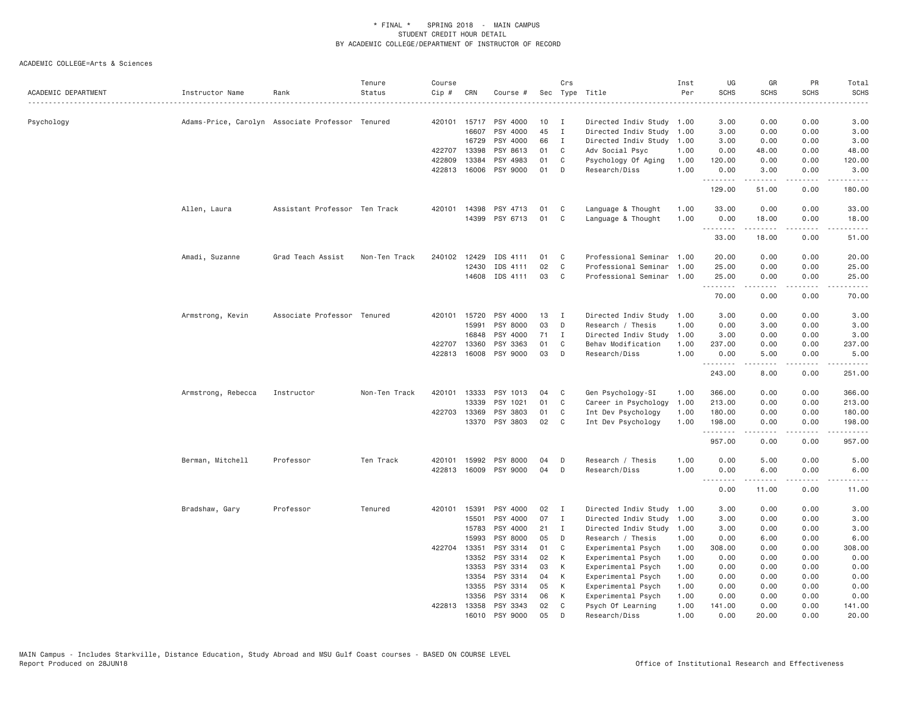\* FINAL \* SPRING 2018 - MAIN CAMPUS
STUDENT CREDIT HOUR DETAIL
BY ACADEMIC COLLEGE/DEPARTMENT OF INSTRUCTOR OF RECORD

ACADEMIC COLLEGE=Arts & Sciences

| ACADEMIC DEPARTMENT | Instructor Name | Rank | Tenure Status | Course Cip # | CRN | Course # | Sec | Crs Type | Title | Inst Per | UG SCHS | GR SCHS | PR SCHS | Total SCHS |
|---|---|---|---|---|---|---|---|---|---|---|---|---|---|---|
| Psychology | Adams-Price, Carolyn | Associate Professor | Tenured | 420101 | 15717 | PSY 4000 | 10 | I | Directed Indiv Study | 1.00 | 3.00 | 0.00 | 0.00 | 3.00 |
| | | | | | 16607 | PSY 4000 | 45 | I | Directed Indiv Study | 1.00 | 3.00 | 0.00 | 0.00 | 3.00 |
| | | | | | 16729 | PSY 4000 | 66 | I | Directed Indiv Study | 1.00 | 3.00 | 0.00 | 0.00 | 3.00 |
| | | | | 422707 | 13398 | PSY 8613 | 01 | C | Adv Social Psyc | 1.00 | 0.00 | 48.00 | 0.00 | 48.00 |
| | | | | 422809 | 13384 | PSY 4983 | 01 | C | Psychology Of Aging | 1.00 | 120.00 | 0.00 | 0.00 | 120.00 |
| | | | | 422813 | 16006 | PSY 9000 | 01 | D | Research/Diss | 1.00 | 0.00 | 3.00 | 0.00 | 3.00 |
| | | | | | | | | | | | 129.00 | 51.00 | 0.00 | 180.00 |
| | Allen, Laura | Assistant Professor | Ten Track | 420101 | 14398 | PSY 4713 | 01 | C | Language & Thought | 1.00 | 33.00 | 0.00 | 0.00 | 33.00 |
| | | | | | 14399 | PSY 6713 | 01 | C | Language & Thought | 1.00 | 0.00 | 18.00 | 0.00 | 18.00 |
| | | | | | | | | | | | 33.00 | 18.00 | 0.00 | 51.00 |
| | Amadi, Suzanne | Grad Teach Assist | Non-Ten Track | 240102 | 12429 | IDS 4111 | 01 | C | Professional Seminar | 1.00 | 20.00 | 0.00 | 0.00 | 20.00 |
| | | | | | 12430 | IDS 4111 | 02 | C | Professional Seminar | 1.00 | 25.00 | 0.00 | 0.00 | 25.00 |
| | | | | | 14608 | IDS 4111 | 03 | C | Professional Seminar | 1.00 | 25.00 | 0.00 | 0.00 | 25.00 |
| | | | | | | | | | | | 70.00 | 0.00 | 0.00 | 70.00 |
| | Armstrong, Kevin | Associate Professor | Tenured | 420101 | 15720 | PSY 4000 | 13 | I | Directed Indiv Study | 1.00 | 3.00 | 0.00 | 0.00 | 3.00 |
| | | | | | 15991 | PSY 8000 | 03 | D | Research / Thesis | 1.00 | 0.00 | 3.00 | 0.00 | 3.00 |
| | | | | | 16848 | PSY 4000 | 71 | I | Directed Indiv Study | 1.00 | 3.00 | 0.00 | 0.00 | 3.00 |
| | | | | 422707 | 13360 | PSY 3363 | 01 | C | Behav Modification | 1.00 | 237.00 | 0.00 | 0.00 | 237.00 |
| | | | | 422813 | 16008 | PSY 9000 | 03 | D | Research/Diss | 1.00 | 0.00 | 5.00 | 0.00 | 5.00 |
| | | | | | | | | | | | 243.00 | 8.00 | 0.00 | 251.00 |
| | Armstrong, Rebecca | Instructor | Non-Ten Track | 420101 | 13333 | PSY 1013 | 04 | C | Gen Psychology-SI | 1.00 | 366.00 | 0.00 | 0.00 | 366.00 |
| | | | | | 13339 | PSY 1021 | 01 | C | Career in Psychology | 1.00 | 213.00 | 0.00 | 0.00 | 213.00 |
| | | | | 422703 | 13369 | PSY 3803 | 01 | C | Int Dev Psychology | 1.00 | 180.00 | 0.00 | 0.00 | 180.00 |
| | | | | | 13370 | PSY 3803 | 02 | C | Int Dev Psychology | 1.00 | 198.00 | 0.00 | 0.00 | 198.00 |
| | | | | | | | | | | | 957.00 | 0.00 | 0.00 | 957.00 |
| | Berman, Mitchell | Professor | Ten Track | 420101 | 15992 | PSY 8000 | 04 | D | Research / Thesis | 1.00 | 0.00 | 5.00 | 0.00 | 5.00 |
| | | | | 422813 | 16009 | PSY 9000 | 04 | D | Research/Diss | 1.00 | 0.00 | 6.00 | 0.00 | 6.00 |
| | | | | | | | | | | | 0.00 | 11.00 | 0.00 | 11.00 |
| | Bradshaw, Gary | Professor | Tenured | 420101 | 15391 | PSY 4000 | 02 | I | Directed Indiv Study | 1.00 | 3.00 | 0.00 | 0.00 | 3.00 |
| | | | | | 15501 | PSY 4000 | 07 | I | Directed Indiv Study | 1.00 | 3.00 | 0.00 | 0.00 | 3.00 |
| | | | | | 15783 | PSY 4000 | 21 | I | Directed Indiv Study | 1.00 | 3.00 | 0.00 | 0.00 | 3.00 |
| | | | | | 15993 | PSY 8000 | 05 | D | Research / Thesis | 1.00 | 0.00 | 6.00 | 0.00 | 6.00 |
| | | | | 422704 | 13351 | PSY 3314 | 01 | C | Experimental Psych | 1.00 | 308.00 | 0.00 | 0.00 | 308.00 |
| | | | | | 13352 | PSY 3314 | 02 | K | Experimental Psych | 1.00 | 0.00 | 0.00 | 0.00 | 0.00 |
| | | | | | 13353 | PSY 3314 | 03 | K | Experimental Psych | 1.00 | 0.00 | 0.00 | 0.00 | 0.00 |
| | | | | | 13354 | PSY 3314 | 04 | K | Experimental Psych | 1.00 | 0.00 | 0.00 | 0.00 | 0.00 |
| | | | | | 13355 | PSY 3314 | 05 | K | Experimental Psych | 1.00 | 0.00 | 0.00 | 0.00 | 0.00 |
| | | | | | 13356 | PSY 3314 | 06 | K | Experimental Psych | 1.00 | 0.00 | 0.00 | 0.00 | 0.00 |
| | | | | 422813 | 13358 | PSY 3343 | 02 | C | Psych Of Learning | 1.00 | 141.00 | 0.00 | 0.00 | 141.00 |
| | | | | | 16010 | PSY 9000 | 05 | D | Research/Diss | 1.00 | 0.00 | 20.00 | 0.00 | 20.00 |

MAIN Campus - Includes Starkville, Distance Education, Study Abroad and MSU Gulf Coast courses - BASED ON COURSE LEVEL
Report Produced on 28JUN18 Office of Institutional Research and Effectiveness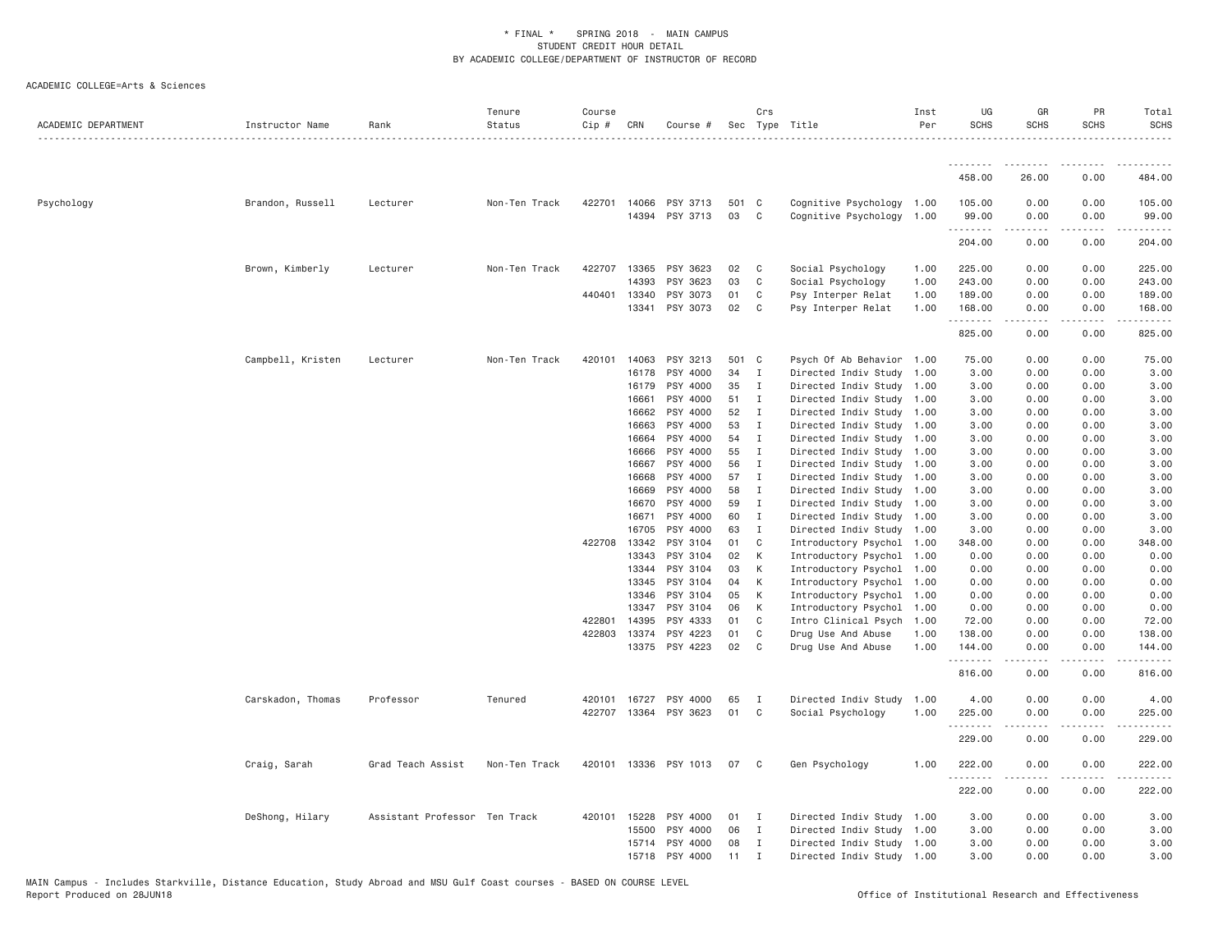\* FINAL \* SPRING 2018 - MAIN CAMPUS
STUDENT CREDIT HOUR DETAIL
BY ACADEMIC COLLEGE/DEPARTMENT OF INSTRUCTOR OF RECORD

ACADEMIC COLLEGE=Arts & Sciences

| ACADEMIC DEPARTMENT | Instructor Name | Rank | Tenure Status | Course Cip # | CRN | Course # | Sec | Crs Type | Title | Inst Per | UG SCHS | GR SCHS | PR SCHS | Total SCHS |
|---|---|---|---|---|---|---|---|---|---|---|---|---|---|---|
| | | | | | | | | | | | 458.00 | 26.00 | 0.00 | 484.00 |
| Psychology | Brandon, Russell | Lecturer | Non-Ten Track | 422701 | 14066 | PSY 3713 | 501 | C | Cognitive Psychology | 1.00 | 105.00 | 0.00 | 0.00 | 105.00 |
| | | | | | 14394 | PSY 3713 | 03 | C | Cognitive Psychology | 1.00 | 99.00 | 0.00 | 0.00 | 99.00 |
| | | | | | | | | | | | 204.00 | 0.00 | 0.00 | 204.00 |
| | Brown, Kimberly | Lecturer | Non-Ten Track | 422707 | 13365 | PSY 3623 | 02 | C | Social Psychology | 1.00 | 225.00 | 0.00 | 0.00 | 225.00 |
| | | | | | 14393 | PSY 3623 | 03 | C | Social Psychology | 1.00 | 243.00 | 0.00 | 0.00 | 243.00 |
| | | | | 440401 | 13340 | PSY 3073 | 01 | C | Psy Interper Relat | 1.00 | 189.00 | 0.00 | 0.00 | 189.00 |
| | | | | | 13341 | PSY 3073 | 02 | C | Psy Interper Relat | 1.00 | 168.00 | 0.00 | 0.00 | 168.00 |
| | | | | | | | | | | | 825.00 | 0.00 | 0.00 | 825.00 |
| | Campbell, Kristen | Lecturer | Non-Ten Track | 420101 | 14063 | PSY 3213 | 501 | C | Psych Of Ab Behavior | 1.00 | 75.00 | 0.00 | 0.00 | 75.00 |
| | | | | | 16178 | PSY 4000 | 34 | I | Directed Indiv Study | 1.00 | 3.00 | 0.00 | 0.00 | 3.00 |
| | | | | | 16179 | PSY 4000 | 35 | I | Directed Indiv Study | 1.00 | 3.00 | 0.00 | 0.00 | 3.00 |
| | | | | | 16661 | PSY 4000 | 51 | I | Directed Indiv Study | 1.00 | 3.00 | 0.00 | 0.00 | 3.00 |
| | | | | | 16662 | PSY 4000 | 52 | I | Directed Indiv Study | 1.00 | 3.00 | 0.00 | 0.00 | 3.00 |
| | | | | | 16663 | PSY 4000 | 53 | I | Directed Indiv Study | 1.00 | 3.00 | 0.00 | 0.00 | 3.00 |
| | | | | | 16664 | PSY 4000 | 54 | I | Directed Indiv Study | 1.00 | 3.00 | 0.00 | 0.00 | 3.00 |
| | | | | | 16666 | PSY 4000 | 55 | I | Directed Indiv Study | 1.00 | 3.00 | 0.00 | 0.00 | 3.00 |
| | | | | | 16667 | PSY 4000 | 56 | I | Directed Indiv Study | 1.00 | 3.00 | 0.00 | 0.00 | 3.00 |
| | | | | | 16668 | PSY 4000 | 57 | I | Directed Indiv Study | 1.00 | 3.00 | 0.00 | 0.00 | 3.00 |
| | | | | | 16669 | PSY 4000 | 58 | I | Directed Indiv Study | 1.00 | 3.00 | 0.00 | 0.00 | 3.00 |
| | | | | | 16670 | PSY 4000 | 59 | I | Directed Indiv Study | 1.00 | 3.00 | 0.00 | 0.00 | 3.00 |
| | | | | | 16671 | PSY 4000 | 60 | I | Directed Indiv Study | 1.00 | 3.00 | 0.00 | 0.00 | 3.00 |
| | | | | | 16705 | PSY 4000 | 63 | I | Directed Indiv Study | 1.00 | 3.00 | 0.00 | 0.00 | 3.00 |
| | | | | 422708 | 13342 | PSY 3104 | 01 | C | Introductory Psychol | 1.00 | 348.00 | 0.00 | 0.00 | 348.00 |
| | | | | | 13343 | PSY 3104 | 02 | K | Introductory Psychol | 1.00 | 0.00 | 0.00 | 0.00 | 0.00 |
| | | | | | 13344 | PSY 3104 | 03 | K | Introductory Psychol | 1.00 | 0.00 | 0.00 | 0.00 | 0.00 |
| | | | | | 13345 | PSY 3104 | 04 | K | Introductory Psychol | 1.00 | 0.00 | 0.00 | 0.00 | 0.00 |
| | | | | | 13346 | PSY 3104 | 05 | K | Introductory Psychol | 1.00 | 0.00 | 0.00 | 0.00 | 0.00 |
| | | | | | 13347 | PSY 3104 | 06 | K | Introductory Psychol | 1.00 | 0.00 | 0.00 | 0.00 | 0.00 |
| | | | | 422801 | 14395 | PSY 4333 | 01 | C | Intro Clinical Psych | 1.00 | 72.00 | 0.00 | 0.00 | 72.00 |
| | | | | 422803 | 13374 | PSY 4223 | 01 | C | Drug Use And Abuse | 1.00 | 138.00 | 0.00 | 0.00 | 138.00 |
| | | | | | 13375 | PSY 4223 | 02 | C | Drug Use And Abuse | 1.00 | 144.00 | 0.00 | 0.00 | 144.00 |
| | | | | | | | | | | | 816.00 | 0.00 | 0.00 | 816.00 |
| | Carskadon, Thomas | Professor | Tenured | 420101 | 16727 | PSY 4000 | 65 | I | Directed Indiv Study | 1.00 | 4.00 | 0.00 | 0.00 | 4.00 |
| | | | | 422707 | 13364 | PSY 3623 | 01 | C | Social Psychology | 1.00 | 225.00 | 0.00 | 0.00 | 225.00 |
| | | | | | | | | | | | 229.00 | 0.00 | 0.00 | 229.00 |
| | Craig, Sarah | Grad Teach Assist | Non-Ten Track | 420101 | 13336 | PSY 1013 | 07 | C | Gen Psychology | 1.00 | 222.00 | 0.00 | 0.00 | 222.00 |
| | | | | | | | | | | | 222.00 | 0.00 | 0.00 | 222.00 |
| | DeShong, Hilary | Assistant Professor | Ten Track | 420101 | 15228 | PSY 4000 | 01 | I | Directed Indiv Study | 1.00 | 3.00 | 0.00 | 0.00 | 3.00 |
| | | | | | 15500 | PSY 4000 | 06 | I | Directed Indiv Study | 1.00 | 3.00 | 0.00 | 0.00 | 3.00 |
| | | | | | 15714 | PSY 4000 | 08 | I | Directed Indiv Study | 1.00 | 3.00 | 0.00 | 0.00 | 3.00 |
| | | | | | 15718 | PSY 4000 | 11 | I | Directed Indiv Study | 1.00 | 3.00 | 0.00 | 0.00 | 3.00 |

MAIN Campus - Includes Starkville, Distance Education, Study Abroad and MSU Gulf Coast courses - BASED ON COURSE LEVEL
Report Produced on 28JUN18 Office of Institutional Research and Effectiveness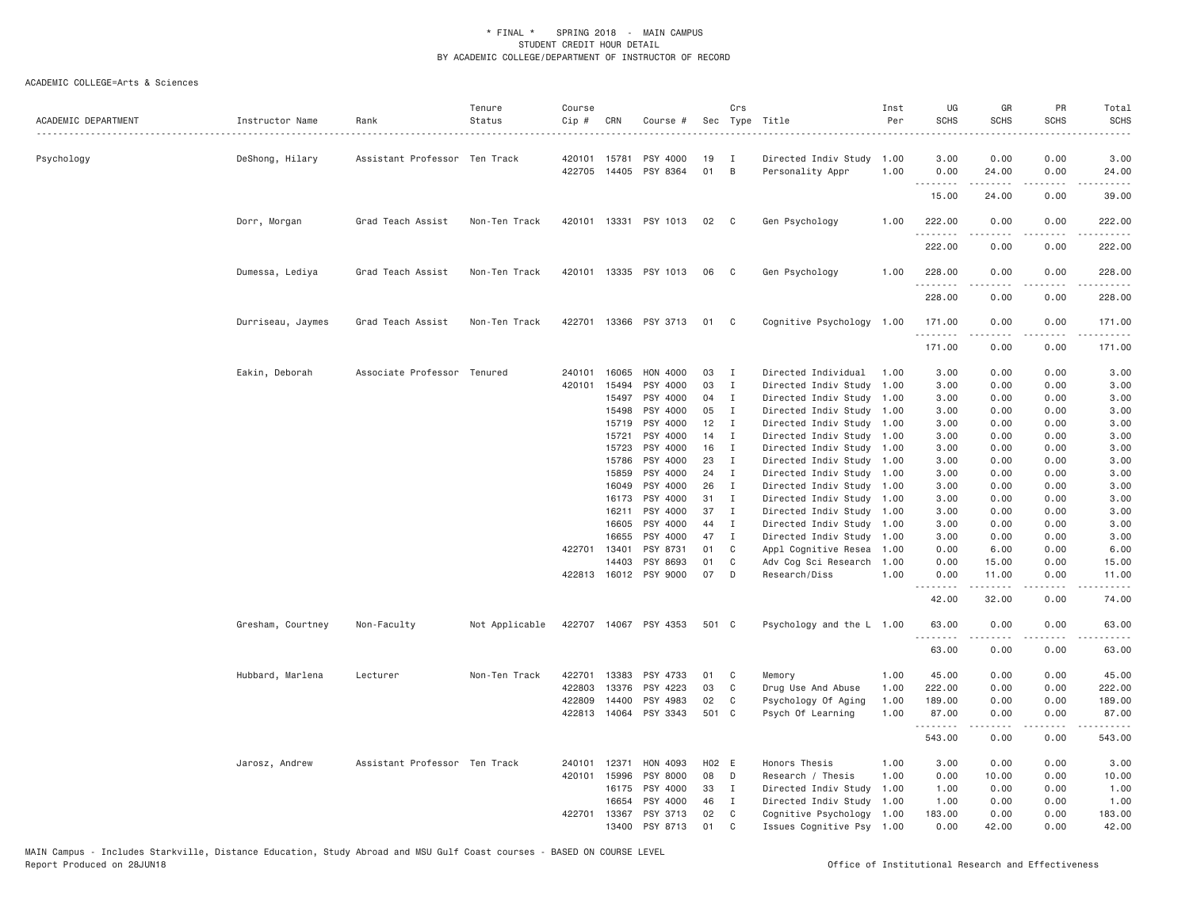\* FINAL \* SPRING 2018 - MAIN CAMPUS
STUDENT CREDIT HOUR DETAIL
BY ACADEMIC COLLEGE/DEPARTMENT OF INSTRUCTOR OF RECORD

ACADEMIC COLLEGE=Arts & Sciences

| ACADEMIC DEPARTMENT | Instructor Name | Rank | Tenure Status | Course Cip # | CRN | Course # | Sec | Crs Type | Title | Inst Per | UG SCHS | GR SCHS | PR SCHS | Total SCHS |
|---|---|---|---|---|---|---|---|---|---|---|---|---|---|---|
| Psychology | DeShong, Hilary | Assistant Professor | Ten Track | 420101 | 15781 | PSY 4000 | 19 | I | Directed Indiv Study | 1.00 | 3.00 | 0.00 | 0.00 | 3.00 |
| | | | | 422705 | 14405 | PSY 8364 | 01 | B | Personality Appr | 1.00 | 0.00 | 24.00 | 0.00 | 24.00 |
| | | | | | | | | | | | 15.00 | 24.00 | 0.00 | 39.00 |
| | Dorr, Morgan | Grad Teach Assist | Non-Ten Track | 420101 | 13331 | PSY 1013 | 02 | C | Gen Psychology | 1.00 | 222.00 | 0.00 | 0.00 | 222.00 |
| | | | | | | | | | | | 222.00 | 0.00 | 0.00 | 222.00 |
| | Dumessa, Lediya | Grad Teach Assist | Non-Ten Track | 420101 | 13335 | PSY 1013 | 06 | C | Gen Psychology | 1.00 | 228.00 | 0.00 | 0.00 | 228.00 |
| | | | | | | | | | | | 228.00 | 0.00 | 0.00 | 228.00 |
| | Durriseau, Jaymes | Grad Teach Assist | Non-Ten Track | 422701 | 13366 | PSY 3713 | 01 | C | Cognitive Psychology | 1.00 | 171.00 | 0.00 | 0.00 | 171.00 |
| | | | | | | | | | | | 171.00 | 0.00 | 0.00 | 171.00 |
| | Eakin, Deborah | Associate Professor | Tenured | 240101 | 16065 | HON 4000 | 03 | I | Directed Individual | 1.00 | 3.00 | 0.00 | 0.00 | 3.00 |
| | | | | 420101 | 15494 | PSY 4000 | 03 | I | Directed Indiv Study | 1.00 | 3.00 | 0.00 | 0.00 | 3.00 |
| | | | | | 15497 | PSY 4000 | 04 | I | Directed Indiv Study | 1.00 | 3.00 | 0.00 | 0.00 | 3.00 |
| | | | | | 15498 | PSY 4000 | 05 | I | Directed Indiv Study | 1.00 | 3.00 | 0.00 | 0.00 | 3.00 |
| | | | | | 15719 | PSY 4000 | 12 | I | Directed Indiv Study | 1.00 | 3.00 | 0.00 | 0.00 | 3.00 |
| | | | | | 15721 | PSY 4000 | 14 | I | Directed Indiv Study | 1.00 | 3.00 | 0.00 | 0.00 | 3.00 |
| | | | | | 15723 | PSY 4000 | 16 | I | Directed Indiv Study | 1.00 | 3.00 | 0.00 | 0.00 | 3.00 |
| | | | | | 15786 | PSY 4000 | 23 | I | Directed Indiv Study | 1.00 | 3.00 | 0.00 | 0.00 | 3.00 |
| | | | | | 15859 | PSY 4000 | 24 | I | Directed Indiv Study | 1.00 | 3.00 | 0.00 | 0.00 | 3.00 |
| | | | | | 16049 | PSY 4000 | 26 | I | Directed Indiv Study | 1.00 | 3.00 | 0.00 | 0.00 | 3.00 |
| | | | | | 16173 | PSY 4000 | 31 | I | Directed Indiv Study | 1.00 | 3.00 | 0.00 | 0.00 | 3.00 |
| | | | | | 16211 | PSY 4000 | 37 | I | Directed Indiv Study | 1.00 | 3.00 | 0.00 | 0.00 | 3.00 |
| | | | | | 16605 | PSY 4000 | 44 | I | Directed Indiv Study | 1.00 | 3.00 | 0.00 | 0.00 | 3.00 |
| | | | | | 16655 | PSY 4000 | 47 | I | Directed Indiv Study | 1.00 | 3.00 | 0.00 | 0.00 | 3.00 |
| | | | | 422701 | 13401 | PSY 8731 | 01 | C | Appl Cognitive Resea | 1.00 | 0.00 | 6.00 | 0.00 | 6.00 |
| | | | | | 14403 | PSY 8693 | 01 | C | Adv Cog Sci Research | 1.00 | 0.00 | 15.00 | 0.00 | 15.00 |
| | | | | 422813 | 16012 | PSY 9000 | 07 | D | Research/Diss | 1.00 | 0.00 | 11.00 | 0.00 | 11.00 |
| | | | | | | | | | | | 42.00 | 32.00 | 0.00 | 74.00 |
| | Gresham, Courtney | Non-Faculty | Not Applicable | 422707 | 14067 | PSY 4353 | 501 | C | Psychology and the L | 1.00 | 63.00 | 0.00 | 0.00 | 63.00 |
| | | | | | | | | | | | 63.00 | 0.00 | 0.00 | 63.00 |
| | Hubbard, Marlena | Lecturer | Non-Ten Track | 422701 | 13383 | PSY 4733 | 01 | C | Memory | 1.00 | 45.00 | 0.00 | 0.00 | 45.00 |
| | | | | 422803 | 13376 | PSY 4223 | 03 | C | Drug Use And Abuse | 1.00 | 222.00 | 0.00 | 0.00 | 222.00 |
| | | | | 422809 | 14400 | PSY 4983 | 02 | C | Psychology Of Aging | 1.00 | 189.00 | 0.00 | 0.00 | 189.00 |
| | | | | 422813 | 14064 | PSY 3343 | 501 | C | Psych Of Learning | 1.00 | 87.00 | 0.00 | 0.00 | 87.00 |
| | | | | | | | | | | | 543.00 | 0.00 | 0.00 | 543.00 |
| | Jarosz, Andrew | Assistant Professor | Ten Track | 240101 | 12371 | HON 4093 | H02 | E | Honors Thesis | 1.00 | 3.00 | 0.00 | 0.00 | 3.00 |
| | | | | 420101 | 15996 | PSY 8000 | 08 | D | Research / Thesis | 1.00 | 0.00 | 10.00 | 0.00 | 10.00 |
| | | | | | 16175 | PSY 4000 | 33 | I | Directed Indiv Study | 1.00 | 1.00 | 0.00 | 0.00 | 1.00 |
| | | | | | 16654 | PSY 4000 | 46 | I | Directed Indiv Study | 1.00 | 1.00 | 0.00 | 0.00 | 1.00 |
| | | | | 422701 | 13367 | PSY 3713 | 02 | C | Cognitive Psychology | 1.00 | 183.00 | 0.00 | 0.00 | 183.00 |
| | | | | | 13400 | PSY 8713 | 01 | C | Issues Cognitive Psy | 1.00 | 0.00 | 42.00 | 0.00 | 42.00 |

MAIN Campus - Includes Starkville, Distance Education, Study Abroad and MSU Gulf Coast courses - BASED ON COURSE LEVEL
Report Produced on 28JUN18 Office of Institutional Research and Effectiveness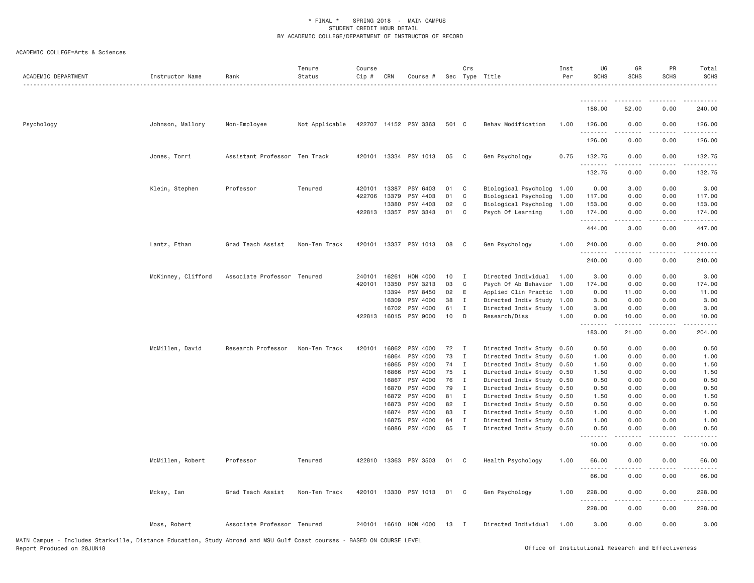* FINAL * SPRING 2018 - MAIN CAMPUS
STUDENT CREDIT HOUR DETAIL
BY ACADEMIC COLLEGE/DEPARTMENT OF INSTRUCTOR OF RECORD

ACADEMIC COLLEGE=Arts & Sciences

| ACADEMIC DEPARTMENT | Instructor Name | Rank | Tenure Status | Course Cip # | CRN | Course # | Sec | Crs Type | Title | Inst Per | UG SCHS | GR SCHS | PR SCHS | Total SCHS |
|---|---|---|---|---|---|---|---|---|---|---|---|---|---|---|
| | | | | | | | | | | | 188.00 | 52.00 | 0.00 | 240.00 |
| Psychology | Johnson, Mallory | Non-Employee | Not Applicable | 422707 | 14152 | PSY 3363 | 501 | C | Behav Modification | 1.00 | 126.00 | 0.00 | 0.00 | 126.00 |
| | | | | | | | | | | | 126.00 | 0.00 | 0.00 | 126.00 |
| | Jones, Torri | Assistant Professor | Ten Track | 420101 | 13334 | PSY 1013 | 05 | C | Gen Psychology | 0.75 | 132.75 | 0.00 | 0.00 | 132.75 |
| | | | | | | | | | | | 132.75 | 0.00 | 0.00 | 132.75 |
| | Klein, Stephen | Professor | Tenured | 420101 | 13387 | PSY 6403 | 01 | C | Biological Psycholog | 1.00 | 0.00 | 3.00 | 0.00 | 3.00 |
| | | | | 422706 | 13379 | PSY 4403 | 01 | C | Biological Psycholog | 1.00 | 117.00 | 0.00 | 0.00 | 117.00 |
| | | | | | 13380 | PSY 4403 | 02 | C | Biological Psycholog | 1.00 | 153.00 | 0.00 | 0.00 | 153.00 |
| | | | | 422813 | 13357 | PSY 3343 | 01 | C | Psych Of Learning | 1.00 | 174.00 | 0.00 | 0.00 | 174.00 |
| | | | | | | | | | | | 444.00 | 3.00 | 0.00 | 447.00 |
| | Lantz, Ethan | Grad Teach Assist | Non-Ten Track | 420101 | 13337 | PSY 1013 | 08 | C | Gen Psychology | 1.00 | 240.00 | 0.00 | 0.00 | 240.00 |
| | | | | | | | | | | | 240.00 | 0.00 | 0.00 | 240.00 |
| | McKinney, Clifford | Associate Professor | Tenured | 240101 | 16261 | HON 4000 | 10 | I | Directed Individual | 1.00 | 3.00 | 0.00 | 0.00 | 3.00 |
| | | | | 420101 | 13350 | PSY 3213 | 03 | C | Psych Of Ab Behavior | 1.00 | 174.00 | 0.00 | 0.00 | 174.00 |
| | | | | | 13394 | PSY 8450 | 02 | E | Applied Clin Practic | 1.00 | 0.00 | 11.00 | 0.00 | 11.00 |
| | | | | | 16309 | PSY 4000 | 38 | I | Directed Indiv Study | 1.00 | 3.00 | 0.00 | 0.00 | 3.00 |
| | | | | | 16702 | PSY 4000 | 61 | I | Directed Indiv Study | 1.00 | 3.00 | 0.00 | 0.00 | 3.00 |
| | | | | 422813 | 16015 | PSY 9000 | 10 | D | Research/Diss | 1.00 | 0.00 | 10.00 | 0.00 | 10.00 |
| | | | | | | | | | | | 183.00 | 21.00 | 0.00 | 204.00 |
| | McMillen, David | Research Professor | Non-Ten Track | 420101 | 16862 | PSY 4000 | 72 | I | Directed Indiv Study | 0.50 | 0.50 | 0.00 | 0.00 | 0.50 |
| | | | | | 16864 | PSY 4000 | 73 | I | Directed Indiv Study | 0.50 | 1.00 | 0.00 | 0.00 | 1.00 |
| | | | | | 16865 | PSY 4000 | 74 | I | Directed Indiv Study | 0.50 | 1.50 | 0.00 | 0.00 | 1.50 |
| | | | | | 16866 | PSY 4000 | 75 | I | Directed Indiv Study | 0.50 | 1.50 | 0.00 | 0.00 | 1.50 |
| | | | | | 16867 | PSY 4000 | 76 | I | Directed Indiv Study | 0.50 | 0.50 | 0.00 | 0.00 | 0.50 |
| | | | | | 16870 | PSY 4000 | 79 | I | Directed Indiv Study | 0.50 | 0.50 | 0.00 | 0.00 | 0.50 |
| | | | | | 16872 | PSY 4000 | 81 | I | Directed Indiv Study | 0.50 | 1.50 | 0.00 | 0.00 | 1.50 |
| | | | | | 16873 | PSY 4000 | 82 | I | Directed Indiv Study | 0.50 | 0.50 | 0.00 | 0.00 | 0.50 |
| | | | | | 16874 | PSY 4000 | 83 | I | Directed Indiv Study | 0.50 | 1.00 | 0.00 | 0.00 | 1.00 |
| | | | | | 16875 | PSY 4000 | 84 | I | Directed Indiv Study | 0.50 | 1.00 | 0.00 | 0.00 | 1.00 |
| | | | | | 16886 | PSY 4000 | 85 | I | Directed Indiv Study | 0.50 | 0.50 | 0.00 | 0.00 | 0.50 |
| | | | | | | | | | | | 10.00 | 0.00 | 0.00 | 10.00 |
| | McMillen, Robert | Professor | Tenured | 422810 | 13363 | PSY 3503 | 01 | C | Health Psychology | 1.00 | 66.00 | 0.00 | 0.00 | 66.00 |
| | | | | | | | | | | | 66.00 | 0.00 | 0.00 | 66.00 |
| | Mckay, Ian | Grad Teach Assist | Non-Ten Track | 420101 | 13330 | PSY 1013 | 01 | C | Gen Psychology | 1.00 | 228.00 | 0.00 | 0.00 | 228.00 |
| | | | | | | | | | | | 228.00 | 0.00 | 0.00 | 228.00 |
| | Moss, Robert | Associate Professor | Tenured | 240101 | 16610 | HON 4000 | 13 | I | Directed Individual | 1.00 | 3.00 | 0.00 | 0.00 | 3.00 |

MAIN Campus - Includes Starkville, Distance Education, Study Abroad and MSU Gulf Coast courses - BASED ON COURSE LEVEL
Report Produced on 28JUN18 Office of Institutional Research and Effectiveness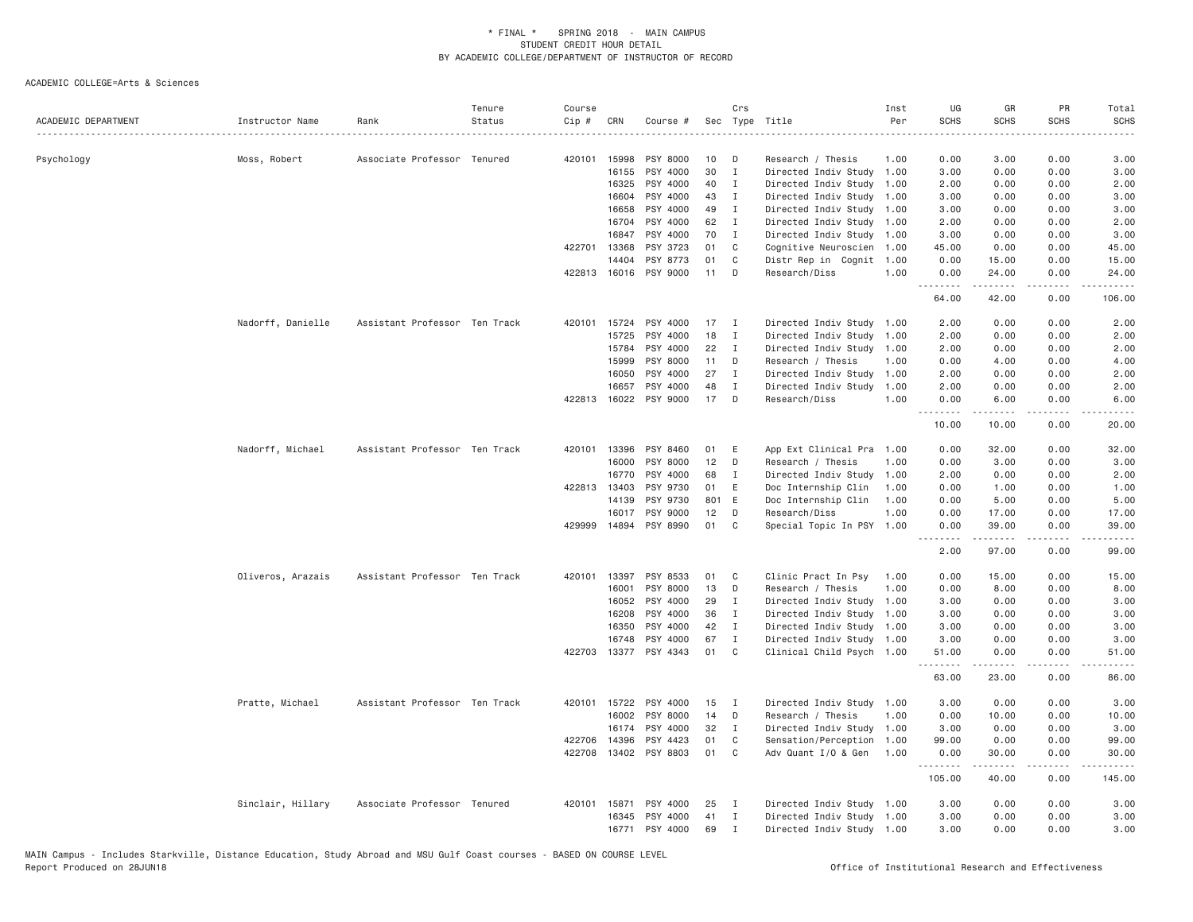\* FINAL \*  SPRING 2018 - MAIN CAMPUS
STUDENT CREDIT HOUR DETAIL
BY ACADEMIC COLLEGE/DEPARTMENT OF INSTRUCTOR OF RECORD

ACADEMIC COLLEGE=Arts & Sciences

| ACADEMIC DEPARTMENT | Instructor Name | Rank | Tenure Status | Course Cip # | CRN | Course # | Sec | Crs Type | Title | Inst Per | UG SCHS | GR SCHS | PR SCHS | Total SCHS |
|---|---|---|---|---|---|---|---|---|---|---|---|---|---|---|
| Psychology | Moss, Robert | Associate Professor | Tenured | 420101 | 15998 | PSY 8000 | 10 | D | Research / Thesis | 1.00 | 0.00 | 3.00 | 0.00 | 3.00 |
| | | | | | 16155 | PSY 4000 | 30 | I | Directed Indiv Study | 1.00 | 3.00 | 0.00 | 0.00 | 3.00 |
| | | | | | 16325 | PSY 4000 | 40 | I | Directed Indiv Study | 1.00 | 2.00 | 0.00 | 0.00 | 2.00 |
| | | | | | 16604 | PSY 4000 | 43 | I | Directed Indiv Study | 1.00 | 3.00 | 0.00 | 0.00 | 3.00 |
| | | | | | 16658 | PSY 4000 | 49 | I | Directed Indiv Study | 1.00 | 3.00 | 0.00 | 0.00 | 3.00 |
| | | | | | 16704 | PSY 4000 | 62 | I | Directed Indiv Study | 1.00 | 2.00 | 0.00 | 0.00 | 2.00 |
| | | | | | 16847 | PSY 4000 | 70 | I | Directed Indiv Study | 1.00 | 3.00 | 0.00 | 0.00 | 3.00 |
| | | | | 422701 | 13368 | PSY 3723 | 01 | C | Cognitive Neuroscien | 1.00 | 45.00 | 0.00 | 0.00 | 45.00 |
| | | | | | 14404 | PSY 8773 | 01 | C | Distr Rep in Cognit | 1.00 | 0.00 | 15.00 | 0.00 | 15.00 |
| | | | | 422813 | 16016 | PSY 9000 | 11 | D | Research/Diss | 1.00 | 0.00 | 24.00 | 0.00 | 24.00 |
| | | | | | | | | | | | 64.00 | 42.00 | 0.00 | 106.00 |
| | Nadorff, Danielle | Assistant Professor | Ten Track | 420101 | 15724 | PSY 4000 | 17 | I | Directed Indiv Study | 1.00 | 2.00 | 0.00 | 0.00 | 2.00 |
| | | | | | 15725 | PSY 4000 | 18 | I | Directed Indiv Study | 1.00 | 2.00 | 0.00 | 0.00 | 2.00 |
| | | | | | 15784 | PSY 4000 | 22 | I | Directed Indiv Study | 1.00 | 2.00 | 0.00 | 0.00 | 2.00 |
| | | | | | 15999 | PSY 8000 | 11 | D | Research / Thesis | 1.00 | 0.00 | 4.00 | 0.00 | 4.00 |
| | | | | | 16050 | PSY 4000 | 27 | I | Directed Indiv Study | 1.00 | 2.00 | 0.00 | 0.00 | 2.00 |
| | | | | | 16657 | PSY 4000 | 48 | I | Directed Indiv Study | 1.00 | 2.00 | 0.00 | 0.00 | 2.00 |
| | | | | 422813 | 16022 | PSY 9000 | 17 | D | Research/Diss | 1.00 | 0.00 | 6.00 | 0.00 | 6.00 |
| | | | | | | | | | | | 10.00 | 10.00 | 0.00 | 20.00 |
| | Nadorff, Michael | Assistant Professor | Ten Track | 420101 | 13396 | PSY 8460 | 01 | E | App Ext Clinical Pra | 1.00 | 0.00 | 32.00 | 0.00 | 32.00 |
| | | | | | 16000 | PSY 8000 | 12 | D | Research / Thesis | 1.00 | 0.00 | 3.00 | 0.00 | 3.00 |
| | | | | | 16770 | PSY 4000 | 68 | I | Directed Indiv Study | 1.00 | 2.00 | 0.00 | 0.00 | 2.00 |
| | | | | 422813 | 13403 | PSY 9730 | 01 | E | Doc Internship Clin | 1.00 | 0.00 | 1.00 | 0.00 | 1.00 |
| | | | | | 14139 | PSY 9730 | 801 | E | Doc Internship Clin | 1.00 | 0.00 | 5.00 | 0.00 | 5.00 |
| | | | | | 16017 | PSY 9000 | 12 | D | Research/Diss | 1.00 | 0.00 | 17.00 | 0.00 | 17.00 |
| | | | | 429999 | 14894 | PSY 8990 | 01 | C | Special Topic In PSY | 1.00 | 0.00 | 39.00 | 0.00 | 39.00 |
| | | | | | | | | | | | 2.00 | 97.00 | 0.00 | 99.00 |
| | Oliveros, Arazais | Assistant Professor | Ten Track | 420101 | 13397 | PSY 8533 | 01 | C | Clinic Pract In Psy | 1.00 | 0.00 | 15.00 | 0.00 | 15.00 |
| | | | | | 16001 | PSY 8000 | 13 | D | Research / Thesis | 1.00 | 0.00 | 8.00 | 0.00 | 8.00 |
| | | | | | 16052 | PSY 4000 | 29 | I | Directed Indiv Study | 1.00 | 3.00 | 0.00 | 0.00 | 3.00 |
| | | | | | 16208 | PSY 4000 | 36 | I | Directed Indiv Study | 1.00 | 3.00 | 0.00 | 0.00 | 3.00 |
| | | | | | 16350 | PSY 4000 | 42 | I | Directed Indiv Study | 1.00 | 3.00 | 0.00 | 0.00 | 3.00 |
| | | | | | 16748 | PSY 4000 | 67 | I | Directed Indiv Study | 1.00 | 3.00 | 0.00 | 0.00 | 3.00 |
| | | | | 422703 | 13377 | PSY 4343 | 01 | C | Clinical Child Psych | 1.00 | 51.00 | 0.00 | 0.00 | 51.00 |
| | | | | | | | | | | | 63.00 | 23.00 | 0.00 | 86.00 |
| | Pratte, Michael | Assistant Professor | Ten Track | 420101 | 15722 | PSY 4000 | 15 | I | Directed Indiv Study | 1.00 | 3.00 | 0.00 | 0.00 | 3.00 |
| | | | | | 16002 | PSY 8000 | 14 | D | Research / Thesis | 1.00 | 0.00 | 10.00 | 0.00 | 10.00 |
| | | | | | 16174 | PSY 4000 | 32 | I | Directed Indiv Study | 1.00 | 3.00 | 0.00 | 0.00 | 3.00 |
| | | | | 422706 | 14396 | PSY 4423 | 01 | C | Sensation/Perception | 1.00 | 99.00 | 0.00 | 0.00 | 99.00 |
| | | | | 422708 | 13402 | PSY 8803 | 01 | C | Adv Quant I/O & Gen | 1.00 | 0.00 | 30.00 | 0.00 | 30.00 |
| | | | | | | | | | | | 105.00 | 40.00 | 0.00 | 145.00 |
| | Sinclair, Hillary | Associate Professor | Tenured | 420101 | 15871 | PSY 4000 | 25 | I | Directed Indiv Study | 1.00 | 3.00 | 0.00 | 0.00 | 3.00 |
| | | | | | 16345 | PSY 4000 | 41 | I | Directed Indiv Study | 1.00 | 3.00 | 0.00 | 0.00 | 3.00 |
| | | | | | 16771 | PSY 4000 | 69 | I | Directed Indiv Study | 1.00 | 3.00 | 0.00 | 0.00 | 3.00 |

MAIN Campus - Includes Starkville, Distance Education, Study Abroad and MSU Gulf Coast courses - BASED ON COURSE LEVEL
Report Produced on 28JUN18 — Office of Institutional Research and Effectiveness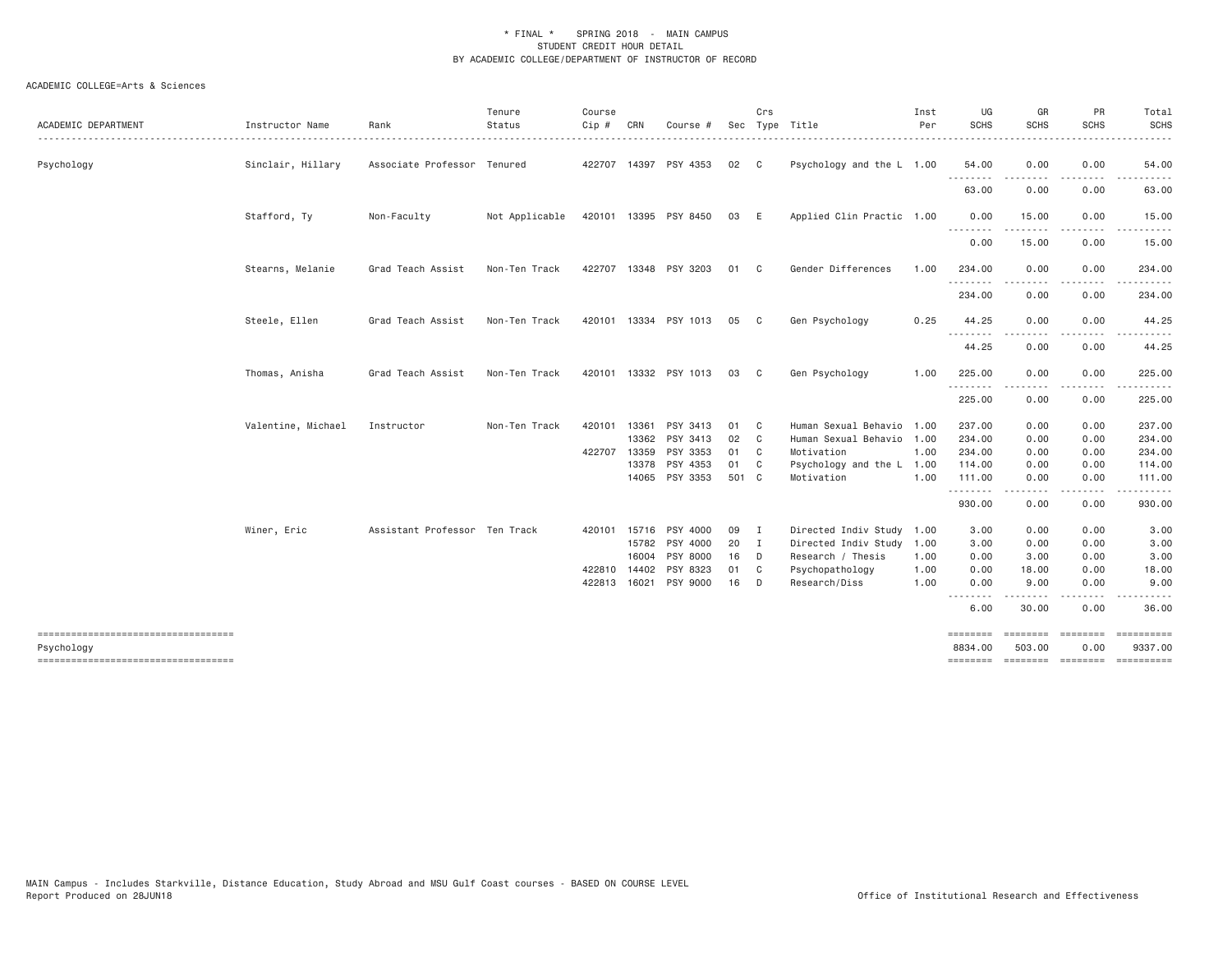\* FINAL \* SPRING 2018 - MAIN CAMPUS
STUDENT CREDIT HOUR DETAIL
BY ACADEMIC COLLEGE/DEPARTMENT OF INSTRUCTOR OF RECORD

ACADEMIC COLLEGE=Arts & Sciences

| ACADEMIC DEPARTMENT | Instructor Name | Rank | Tenure Status | Course Cip # | CRN | Course # | Sec | Crs Type | Title | Inst Per | UG SCHS | GR SCHS | PR SCHS | Total SCHS |
|---|---|---|---|---|---|---|---|---|---|---|---|---|---|---|
| Psychology | Sinclair, Hillary | Associate Professor | Tenured | 422707 | 14397 | PSY 4353 | 02 | C | Psychology and the L | 1.00 | 54.00 | 0.00 | 0.00 | 54.00 |
| | | | | | | | | | | | 63.00 | 0.00 | 0.00 | 63.00 |
| | Stafford, Ty | Non-Faculty | Not Applicable | 420101 | 13395 | PSY 8450 | 03 | E | Applied Clin Practic | 1.00 | 0.00 | 15.00 | 0.00 | 15.00 |
| | | | | | | | | | | | 0.00 | 15.00 | 0.00 | 15.00 |
| | Stearns, Melanie | Grad Teach Assist | Non-Ten Track | 422707 | 13348 | PSY 3203 | 01 | C | Gender Differences | 1.00 | 234.00 | 0.00 | 0.00 | 234.00 |
| | | | | | | | | | | | 234.00 | 0.00 | 0.00 | 234.00 |
| | Steele, Ellen | Grad Teach Assist | Non-Ten Track | 420101 | 13334 | PSY 1013 | 05 | C | Gen Psychology | 0.25 | 44.25 | 0.00 | 0.00 | 44.25 |
| | | | | | | | | | | | 44.25 | 0.00 | 0.00 | 44.25 |
| | Thomas, Anisha | Grad Teach Assist | Non-Ten Track | 420101 | 13332 | PSY 1013 | 03 | C | Gen Psychology | 1.00 | 225.00 | 0.00 | 0.00 | 225.00 |
| | | | | | | | | | | | 225.00 | 0.00 | 0.00 | 225.00 |
| | Valentine, Michael | Instructor | Non-Ten Track | 420101 | 13361 | PSY 3413 | 01 | C | Human Sexual Behavio | 1.00 | 237.00 | 0.00 | 0.00 | 237.00 |
| | | | | | 13362 | PSY 3413 | 02 | C | Human Sexual Behavio | 1.00 | 234.00 | 0.00 | 0.00 | 234.00 |
| | | | | 422707 | 13359 | PSY 3353 | 01 | C | Motivation | 1.00 | 234.00 | 0.00 | 0.00 | 234.00 |
| | | | | | 13378 | PSY 4353 | 01 | C | Psychology and the L | 1.00 | 114.00 | 0.00 | 0.00 | 114.00 |
| | | | | | 14065 | PSY 3353 | 501 | C | Motivation | 1.00 | 111.00 | 0.00 | 0.00 | 111.00 |
| | | | | | | | | | | | 930.00 | 0.00 | 0.00 | 930.00 |
| | Winer, Eric | Assistant Professor | Ten Track | 420101 | 15716 | PSY 4000 | 09 | I | Directed Indiv Study | 1.00 | 3.00 | 0.00 | 0.00 | 3.00 |
| | | | | | 15782 | PSY 4000 | 20 | I | Directed Indiv Study | 1.00 | 3.00 | 0.00 | 0.00 | 3.00 |
| | | | | | 16004 | PSY 8000 | 16 | D | Research / Thesis | 1.00 | 0.00 | 3.00 | 0.00 | 3.00 |
| | | | | 422810 | 14402 | PSY 8323 | 01 | C | Psychopathology | 1.00 | 0.00 | 18.00 | 0.00 | 18.00 |
| | | | | 422813 | 16021 | PSY 9000 | 16 | D | Research/Diss | 1.00 | 0.00 | 9.00 | 0.00 | 9.00 |
| | | | | | | | | | | | 6.00 | 30.00 | 0.00 | 36.00 |
| Psychology | | | | | | | | | | | 8834.00 | 503.00 | 0.00 | 9337.00 |

MAIN Campus - Includes Starkville, Distance Education, Study Abroad and MSU Gulf Coast courses - BASED ON COURSE LEVEL
Report Produced on 28JUN18

Office of Institutional Research and Effectiveness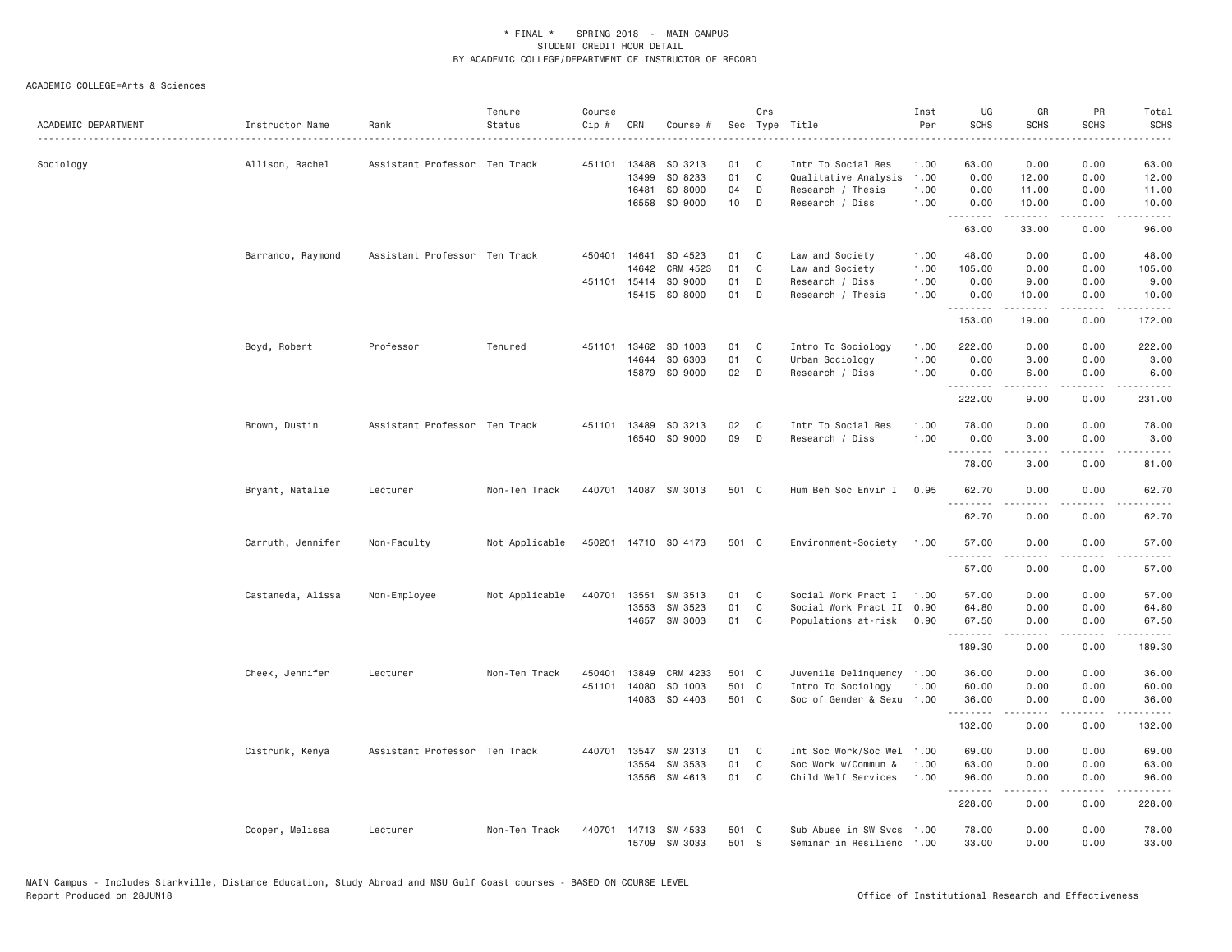\* FINAL \* SPRING 2018 - MAIN CAMPUS
STUDENT CREDIT HOUR DETAIL
BY ACADEMIC COLLEGE/DEPARTMENT OF INSTRUCTOR OF RECORD

ACADEMIC COLLEGE=Arts & Sciences

| ACADEMIC DEPARTMENT | Instructor Name | Rank | Tenure Status | Course Cip # | CRN | Course # | Sec | Crs Type | Title | Inst Per | UG SCHS | GR SCHS | PR SCHS | Total SCHS |
|---|---|---|---|---|---|---|---|---|---|---|---|---|---|---|
| Sociology | Allison, Rachel | Assistant Professor | Ten Track | 451101 | 13488 | SO 3213 | 01 | C | Intr To Social Res | 1.00 | 63.00 | 0.00 | 0.00 | 63.00 |
| | | | | | 13499 | SO 8233 | 01 | C | Qualitative Analysis | 1.00 | 0.00 | 12.00 | 0.00 | 12.00 |
| | | | | | 16481 | SO 8000 | 04 | D | Research / Thesis | 1.00 | 0.00 | 11.00 | 0.00 | 11.00 |
| | | | | | 16558 | SO 9000 | 10 | D | Research / Diss | 1.00 | 0.00 | 10.00 | 0.00 | 10.00 |
| | | | | | | | | | | | 63.00 | 33.00 | 0.00 | 96.00 |
| | Barranco, Raymond | Assistant Professor | Ten Track | 450401 | 14641 | SO 4523 | 01 | C | Law and Society | 1.00 | 48.00 | 0.00 | 0.00 | 48.00 |
| | | | | | 14642 | CRM 4523 | 01 | C | Law and Society | 1.00 | 105.00 | 0.00 | 0.00 | 105.00 |
| | | | | 451101 | 15414 | SO 9000 | 01 | D | Research / Diss | 1.00 | 0.00 | 9.00 | 0.00 | 9.00 |
| | | | | | 15415 | SO 8000 | 01 | D | Research / Thesis | 1.00 | 0.00 | 10.00 | 0.00 | 10.00 |
| | | | | | | | | | | | 153.00 | 19.00 | 0.00 | 172.00 |
| | Boyd, Robert | Professor | Tenured | 451101 | 13462 | SO 1003 | 01 | C | Intro To Sociology | 1.00 | 222.00 | 0.00 | 0.00 | 222.00 |
| | | | | | 14644 | SO 6303 | 01 | C | Urban Sociology | 1.00 | 0.00 | 3.00 | 0.00 | 3.00 |
| | | | | | 15879 | SO 9000 | 02 | D | Research / Diss | 1.00 | 0.00 | 6.00 | 0.00 | 6.00 |
| | | | | | | | | | | | 222.00 | 9.00 | 0.00 | 231.00 |
| | Brown, Dustin | Assistant Professor | Ten Track | 451101 | 13489 | SO 3213 | 02 | C | Intr To Social Res | 1.00 | 78.00 | 0.00 | 0.00 | 78.00 |
| | | | | | 16540 | SO 9000 | 09 | D | Research / Diss | 1.00 | 0.00 | 3.00 | 0.00 | 3.00 |
| | | | | | | | | | | | 78.00 | 3.00 | 0.00 | 81.00 |
| | Bryant, Natalie | Lecturer | Non-Ten Track | 440701 | 14087 | SW 3013 | 501 | C | Hum Beh Soc Envir I | 0.95 | 62.70 | 0.00 | 0.00 | 62.70 |
| | | | | | | | | | | | 62.70 | 0.00 | 0.00 | 62.70 |
| | Carruth, Jennifer | Non-Faculty | Not Applicable | 450201 | 14710 | SO 4173 | 501 | C | Environment-Society | 1.00 | 57.00 | 0.00 | 0.00 | 57.00 |
| | | | | | | | | | | | 57.00 | 0.00 | 0.00 | 57.00 |
| | Castaneda, Alissa | Non-Employee | Not Applicable | 440701 | 13551 | SW 3513 | 01 | C | Social Work Pract I | 1.00 | 57.00 | 0.00 | 0.00 | 57.00 |
| | | | | | 13553 | SW 3523 | 01 | C | Social Work Pract II | 0.90 | 64.80 | 0.00 | 0.00 | 64.80 |
| | | | | | 14657 | SW 3003 | 01 | C | Populations at-risk | 0.90 | 67.50 | 0.00 | 0.00 | 67.50 |
| | | | | | | | | | | | 189.30 | 0.00 | 0.00 | 189.30 |
| | Cheek, Jennifer | Lecturer | Non-Ten Track | 450401 | 13849 | CRM 4233 | 501 | C | Juvenile Delinquency | 1.00 | 36.00 | 0.00 | 0.00 | 36.00 |
| | | | | 451101 | 14080 | SO 1003 | 501 | C | Intro To Sociology | 1.00 | 60.00 | 0.00 | 0.00 | 60.00 |
| | | | | | 14083 | SO 4403 | 501 | C | Soc of Gender & Sexu | 1.00 | 36.00 | 0.00 | 0.00 | 36.00 |
| | | | | | | | | | | | 132.00 | 0.00 | 0.00 | 132.00 |
| | Cistrunk, Kenya | Assistant Professor | Ten Track | 440701 | 13547 | SW 2313 | 01 | C | Int Soc Work/Soc Wel | 1.00 | 69.00 | 0.00 | 0.00 | 69.00 |
| | | | | | 13554 | SW 3533 | 01 | C | Soc Work w/Commun & | 1.00 | 63.00 | 0.00 | 0.00 | 63.00 |
| | | | | | 13556 | SW 4613 | 01 | C | Child Welf Services | 1.00 | 96.00 | 0.00 | 0.00 | 96.00 |
| | | | | | | | | | | | 228.00 | 0.00 | 0.00 | 228.00 |
| | Cooper, Melissa | Lecturer | Non-Ten Track | 440701 | 14713 | SW 4533 | 501 | C | Sub Abuse in SW Svcs | 1.00 | 78.00 | 0.00 | 0.00 | 78.00 |
| | | | | | 15709 | SW 3033 | 501 | S | Seminar in Resilienc | 1.00 | 33.00 | 0.00 | 0.00 | 33.00 |

MAIN Campus - Includes Starkville, Distance Education, Study Abroad and MSU Gulf Coast courses - BASED ON COURSE LEVEL
Report Produced on 28JUN18 Office of Institutional Research and Effectiveness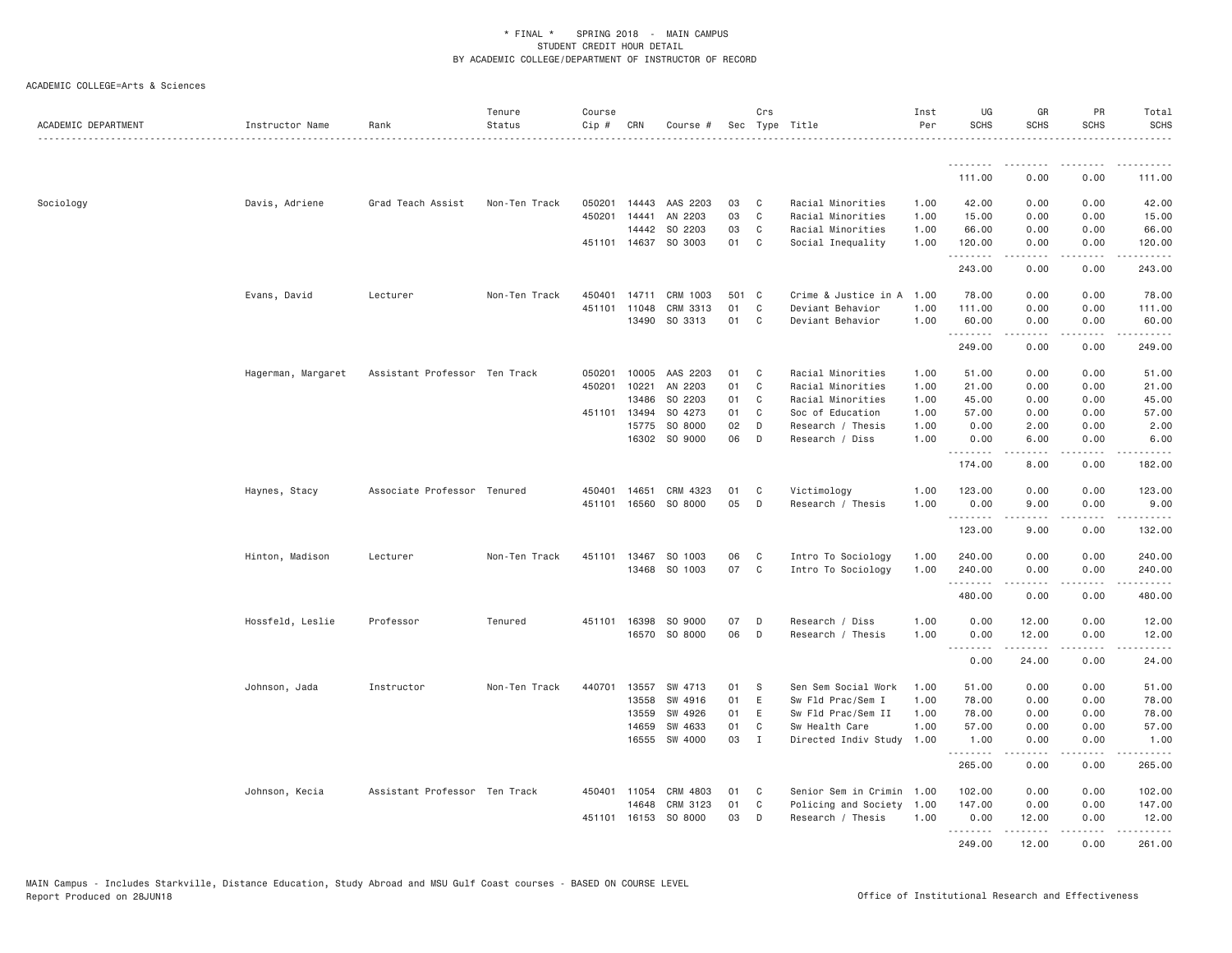* FINAL * SPRING 2018 - MAIN CAMPUS
STUDENT CREDIT HOUR DETAIL
BY ACADEMIC COLLEGE/DEPARTMENT OF INSTRUCTOR OF RECORD

ACADEMIC COLLEGE=Arts & Sciences

| ACADEMIC DEPARTMENT | Instructor Name | Rank | Tenure Status | Course Cip # | CRN | Course # | Sec | Crs Type | Title | Inst Per | UG SCHS | GR SCHS | PR SCHS | Total SCHS |
|---|---|---|---|---|---|---|---|---|---|---|---|---|---|---|
| | | | | | | | | | | | 111.00 | 0.00 | 0.00 | 111.00 |
| Sociology | Davis, Adriene | Grad Teach Assist | Non-Ten Track | 050201 | 14443 | AAS 2203 | 03 | C | Racial Minorities | 1.00 | 42.00 | 0.00 | 0.00 | 42.00 |
| | | | | 450201 | 14441 | AN 2203 | 03 | C | Racial Minorities | 1.00 | 15.00 | 0.00 | 0.00 | 15.00 |
| | | | | | 14442 | SO 2203 | 03 | C | Racial Minorities | 1.00 | 66.00 | 0.00 | 0.00 | 66.00 |
| | | | | 451101 | 14637 | SO 3003 | 01 | C | Social Inequality | 1.00 | 120.00 | 0.00 | 0.00 | 120.00 |
| | | | | | | | | | | | 243.00 | 0.00 | 0.00 | 243.00 |
| | Evans, David | Lecturer | Non-Ten Track | 450401 | 14711 | CRM 1003 | 501 | C | Crime & Justice in A | 1.00 | 78.00 | 0.00 | 0.00 | 78.00 |
| | | | | 451101 | 11048 | CRM 3313 | 01 | C | Deviant Behavior | 1.00 | 111.00 | 0.00 | 0.00 | 111.00 |
| | | | | | 13490 | SO 3313 | 01 | C | Deviant Behavior | 1.00 | 60.00 | 0.00 | 0.00 | 60.00 |
| | | | | | | | | | | | 249.00 | 0.00 | 0.00 | 249.00 |
| | Hagerman, Margaret | Assistant Professor | Ten Track | 050201 | 10005 | AAS 2203 | 01 | C | Racial Minorities | 1.00 | 51.00 | 0.00 | 0.00 | 51.00 |
| | | | | 450201 | 10221 | AN 2203 | 01 | C | Racial Minorities | 1.00 | 21.00 | 0.00 | 0.00 | 21.00 |
| | | | | | 13486 | SO 2203 | 01 | C | Racial Minorities | 1.00 | 45.00 | 0.00 | 0.00 | 45.00 |
| | | | | 451101 | 13494 | SO 4273 | 01 | C | Soc of Education | 1.00 | 57.00 | 0.00 | 0.00 | 57.00 |
| | | | | | 15775 | SO 8000 | 02 | D | Research / Thesis | 1.00 | 0.00 | 2.00 | 0.00 | 2.00 |
| | | | | | 16302 | SO 9000 | 06 | D | Research / Diss | 1.00 | 0.00 | 6.00 | 0.00 | 6.00 |
| | | | | | | | | | | | 174.00 | 8.00 | 0.00 | 182.00 |
| | Haynes, Stacy | Associate Professor | Tenured | 450401 | 14651 | CRM 4323 | 01 | C | Victimology | 1.00 | 123.00 | 0.00 | 0.00 | 123.00 |
| | | | | 451101 | 16560 | SO 8000 | 05 | D | Research / Thesis | 1.00 | 0.00 | 9.00 | 0.00 | 9.00 |
| | | | | | | | | | | | 123.00 | 9.00 | 0.00 | 132.00 |
| | Hinton, Madison | Lecturer | Non-Ten Track | 451101 | 13467 | SO 1003 | 06 | C | Intro To Sociology | 1.00 | 240.00 | 0.00 | 0.00 | 240.00 |
| | | | | | 13468 | SO 1003 | 07 | C | Intro To Sociology | 1.00 | 240.00 | 0.00 | 0.00 | 240.00 |
| | | | | | | | | | | | 480.00 | 0.00 | 0.00 | 480.00 |
| | Hossfeld, Leslie | Professor | Tenured | 451101 | 16398 | SO 9000 | 07 | D | Research / Diss | 1.00 | 0.00 | 12.00 | 0.00 | 12.00 |
| | | | | | 16570 | SO 8000 | 06 | D | Research / Thesis | 1.00 | 0.00 | 12.00 | 0.00 | 12.00 |
| | | | | | | | | | | | 0.00 | 24.00 | 0.00 | 24.00 |
| | Johnson, Jada | Instructor | Non-Ten Track | 440701 | 13557 | SW 4713 | 01 | S | Sen Sem Social Work | 1.00 | 51.00 | 0.00 | 0.00 | 51.00 |
| | | | | | 13558 | SW 4916 | 01 | E | Sw Fld Prac/Sem I | 1.00 | 78.00 | 0.00 | 0.00 | 78.00 |
| | | | | | 13559 | SW 4926 | 01 | E | Sw Fld Prac/Sem II | 1.00 | 78.00 | 0.00 | 0.00 | 78.00 |
| | | | | | 14659 | SW 4633 | 01 | C | Sw Health Care | 1.00 | 57.00 | 0.00 | 0.00 | 57.00 |
| | | | | | 16555 | SW 4000 | 03 | I | Directed Indiv Study | 1.00 | 1.00 | 0.00 | 0.00 | 1.00 |
| | | | | | | | | | | | 265.00 | 0.00 | 0.00 | 265.00 |
| | Johnson, Kecia | Assistant Professor | Ten Track | 450401 | 11054 | CRM 4803 | 01 | C | Senior Sem in Crimin | 1.00 | 102.00 | 0.00 | 0.00 | 102.00 |
| | | | | | 14648 | CRM 3123 | 01 | C | Policing and Society | 1.00 | 147.00 | 0.00 | 0.00 | 147.00 |
| | | | | 451101 | 16153 | SO 8000 | 03 | D | Research / Thesis | 1.00 | 0.00 | 12.00 | 0.00 | 12.00 |
| | | | | | | | | | | | 249.00 | 12.00 | 0.00 | 261.00 |

MAIN Campus - Includes Starkville, Distance Education, Study Abroad and MSU Gulf Coast courses - BASED ON COURSE LEVEL
Report Produced on 28JUN18 Office of Institutional Research and Effectiveness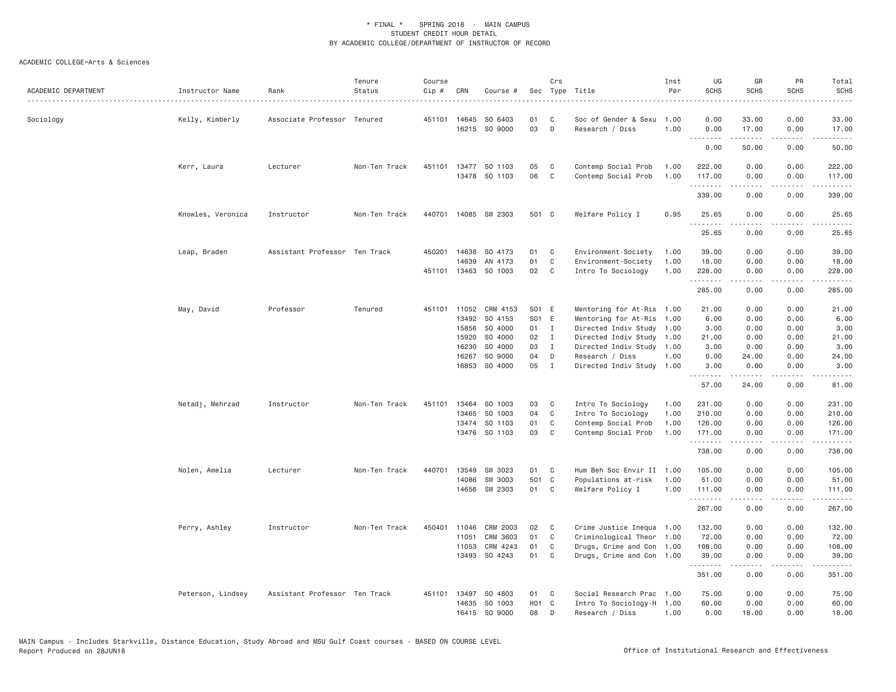\* FINAL \* SPRING 2018 - MAIN CAMPUS
STUDENT CREDIT HOUR DETAIL
BY ACADEMIC COLLEGE/DEPARTMENT OF INSTRUCTOR OF RECORD

ACADEMIC COLLEGE=Arts & Sciences

| ACADEMIC DEPARTMENT | Instructor Name | Rank | Tenure Status | Course Cip # | CRN | Course # | Sec | Crs Type | Title | Inst Per | UG SCHS | GR SCHS | PR SCHS | Total SCHS |
|---|---|---|---|---|---|---|---|---|---|---|---|---|---|---|
| Sociology | Kelly, Kimberly | Associate Professor | Tenured | 451101 | 14645 | SO 6403 | 01 | C | Soc of Gender & Sexu | 1.00 | 0.00 | 33.00 | 0.00 | 33.00 |
| | | | | | 16215 | SO 9000 | 03 | D | Research / Diss | 1.00 | 0.00 | 17.00 | 0.00 | 17.00 |
| | | | | | | | | | | | 0.00 | 50.00 | 0.00 | 50.00 |
| | Kerr, Laura | Lecturer | Non-Ten Track | 451101 | 13477 | SO 1103 | 05 | C | Contemp Social Prob | 1.00 | 222.00 | 0.00 | 0.00 | 222.00 |
| | | | | | 13478 | SO 1103 | 06 | C | Contemp Social Prob | 1.00 | 117.00 | 0.00 | 0.00 | 117.00 |
| | | | | | | | | | | | 339.00 | 0.00 | 0.00 | 339.00 |
| | Knowles, Veronica | Instructor | Non-Ten Track | 440701 | 14085 | SW 2303 | 501 | C | Welfare Policy I | 0.95 | 25.65 | 0.00 | 0.00 | 25.65 |
| | | | | | | | | | | | 25.65 | 0.00 | 0.00 | 25.65 |
| | Leap, Braden | Assistant Professor | Ten Track | 450201 | 14638 | SO 4173 | 01 | C | Environment-Society | 1.00 | 39.00 | 0.00 | 0.00 | 39.00 |
| | | | | | 14639 | AN 4173 | 01 | C | Environment-Society | 1.00 | 18.00 | 0.00 | 0.00 | 18.00 |
| | | | | 451101 | 13463 | SO 1003 | 02 | C | Intro To Sociology | 1.00 | 228.00 | 0.00 | 0.00 | 228.00 |
| | | | | | | | | | | | 285.00 | 0.00 | 0.00 | 285.00 |
| | May, David | Professor | Tenured | 451101 | 11052 | CRM 4153 | S01 | E | Mentoring for At-Ris | 1.00 | 21.00 | 0.00 | 0.00 | 21.00 |
| | | | | | 13492 | SO 4153 | S01 | E | Mentoring for At-Ris | 1.00 | 6.00 | 0.00 | 0.00 | 6.00 |
| | | | | | 15856 | SO 4000 | 01 | I | Directed Indiv Study | 1.00 | 3.00 | 0.00 | 0.00 | 3.00 |
| | | | | | 15920 | SO 4000 | 02 | I | Directed Indiv Study | 1.00 | 21.00 | 0.00 | 0.00 | 21.00 |
| | | | | | 16230 | SO 4000 | 03 | I | Directed Indiv Study | 1.00 | 3.00 | 0.00 | 0.00 | 3.00 |
| | | | | | 16267 | SO 9000 | 04 | D | Research / Diss | 1.00 | 0.00 | 24.00 | 0.00 | 24.00 |
| | | | | | 16853 | SO 4000 | 05 | I | Directed Indiv Study | 1.00 | 3.00 | 0.00 | 0.00 | 3.00 |
| | | | | | | | | | | | 57.00 | 24.00 | 0.00 | 81.00 |
| | Netadj, Mehrzad | Instructor | Non-Ten Track | 451101 | 13464 | SO 1003 | 03 | C | Intro To Sociology | 1.00 | 231.00 | 0.00 | 0.00 | 231.00 |
| | | | | | 13465 | SO 1003 | 04 | C | Intro To Sociology | 1.00 | 210.00 | 0.00 | 0.00 | 210.00 |
| | | | | | 13474 | SO 1103 | 01 | C | Contemp Social Prob | 1.00 | 126.00 | 0.00 | 0.00 | 126.00 |
| | | | | | 13476 | SO 1103 | 03 | C | Contemp Social Prob | 1.00 | 171.00 | 0.00 | 0.00 | 171.00 |
| | | | | | | | | | | | 738.00 | 0.00 | 0.00 | 738.00 |
| | Nolen, Amelia | Lecturer | Non-Ten Track | 440701 | 13549 | SW 3023 | 01 | C | Hum Beh Soc Envir II | 1.00 | 105.00 | 0.00 | 0.00 | 105.00 |
| | | | | | 14086 | SW 3003 | 501 | C | Populations at-risk | 1.00 | 51.00 | 0.00 | 0.00 | 51.00 |
| | | | | | 14656 | SW 2303 | 01 | C | Welfare Policy I | 1.00 | 111.00 | 0.00 | 0.00 | 111.00 |
| | | | | | | | | | | | 267.00 | 0.00 | 0.00 | 267.00 |
| | Perry, Ashley | Instructor | Non-Ten Track | 450401 | 11046 | CRM 2003 | 02 | C | Crime Justice Inequa | 1.00 | 132.00 | 0.00 | 0.00 | 132.00 |
| | | | | | 11051 | CRM 3603 | 01 | C | Criminological Theor | 1.00 | 72.00 | 0.00 | 0.00 | 72.00 |
| | | | | | 11053 | CRM 4243 | 01 | C | Drugs, Crime and Con | 1.00 | 108.00 | 0.00 | 0.00 | 108.00 |
| | | | | | 13493 | SO 4243 | 01 | C | Drugs, Crime and Con | 1.00 | 39.00 | 0.00 | 0.00 | 39.00 |
| | | | | | | | | | | | 351.00 | 0.00 | 0.00 | 351.00 |
| | Peterson, Lindsey | Assistant Professor | Ten Track | 451101 | 13497 | SO 4803 | 01 | C | Social Research Prac | 1.00 | 75.00 | 0.00 | 0.00 | 75.00 |
| | | | | | 14635 | SO 1003 | H01 | C | Intro To Sociology-H | 1.00 | 60.00 | 0.00 | 0.00 | 60.00 |
| | | | | | 16415 | SO 9000 | 08 | D | Research / Diss | 1.00 | 0.00 | 18.00 | 0.00 | 18.00 |

MAIN Campus - Includes Starkville, Distance Education, Study Abroad and MSU Gulf Coast courses - BASED ON COURSE LEVEL
Report Produced on 28JUN18 Office of Institutional Research and Effectiveness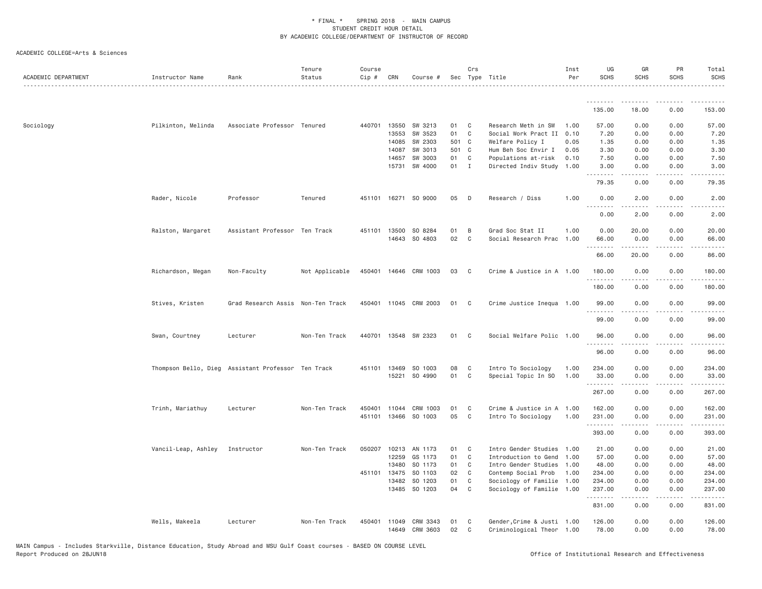\* FINAL \* SPRING 2018 - MAIN CAMPUS
STUDENT CREDIT HOUR DETAIL
BY ACADEMIC COLLEGE/DEPARTMENT OF INSTRUCTOR OF RECORD

ACADEMIC COLLEGE=Arts & Sciences

| ACADEMIC DEPARTMENT | Instructor Name | Rank | Tenure Status | Course Cip # | CRN | Course # | Sec | Crs Type | Title | Inst Per | UG SCHS | GR SCHS | PR SCHS | Total SCHS |
|---|---|---|---|---|---|---|---|---|---|---|---|---|---|---|
| | | | | | | | | | | | 135.00 | 18.00 | 0.00 | 153.00 |
| Sociology | Pilkinton, Melinda | Associate Professor | Tenured | 440701 | 13550 | SW 3213 | 01 | C | Research Meth in SW | 1.00 | 57.00 | 0.00 | 0.00 | 57.00 |
| | | | | | 13553 | SW 3523 | 01 | C | Social Work Pract II | 0.10 | 7.20 | 0.00 | 0.00 | 7.20 |
| | | | | | 14085 | SW 2303 | 501 | C | Welfare Policy I | 0.05 | 1.35 | 0.00 | 0.00 | 1.35 |
| | | | | | 14087 | SW 3013 | 501 | C | Hum Beh Soc Envir I | 0.05 | 3.30 | 0.00 | 0.00 | 3.30 |
| | | | | | 14657 | SW 3003 | 01 | C | Populations at-risk | 0.10 | 7.50 | 0.00 | 0.00 | 7.50 |
| | | | | | 15731 | SW 4000 | 01 | I | Directed Indiv Study | 1.00 | 3.00 | 0.00 | 0.00 | 3.00 |
| | | | | | | | | | | | 79.35 | 0.00 | 0.00 | 79.35 |
| | Rader, Nicole | Professor | Tenured | 451101 | 16271 | SO 9000 | 05 | D | Research / Diss | 1.00 | 0.00 | 2.00 | 0.00 | 2.00 |
| | | | | | | | | | | | 0.00 | 2.00 | 0.00 | 2.00 |
| | Ralston, Margaret | Assistant Professor | Ten Track | 451101 | 13500 | SO 8284 | 01 | B | Grad Soc Stat II | 1.00 | 0.00 | 20.00 | 0.00 | 20.00 |
| | | | | | 14643 | SO 4803 | 02 | C | Social Research Prac | 1.00 | 66.00 | 0.00 | 0.00 | 66.00 |
| | | | | | | | | | | | 66.00 | 20.00 | 0.00 | 86.00 |
| | Richardson, Megan | Non-Faculty | Not Applicable | 450401 | 14646 | CRM 1003 | 03 | C | Crime & Justice in A | 1.00 | 180.00 | 0.00 | 0.00 | 180.00 |
| | | | | | | | | | | | 180.00 | 0.00 | 0.00 | 180.00 |
| | Stives, Kristen | Grad Research Assis | Non-Ten Track | 450401 | 11045 | CRM 2003 | 01 | C | Crime Justice Inequa | 1.00 | 99.00 | 0.00 | 0.00 | 99.00 |
| | | | | | | | | | | | 99.00 | 0.00 | 0.00 | 99.00 |
| | Swan, Courtney | Lecturer | Non-Ten Track | 440701 | 13548 | SW 2323 | 01 | C | Social Welfare Polic | 1.00 | 96.00 | 0.00 | 0.00 | 96.00 |
| | | | | | | | | | | | 96.00 | 0.00 | 0.00 | 96.00 |
| | Thompson Bello, Dieg | Assistant Professor | Ten Track | 451101 | 13469 | SO 1003 | 08 | C | Intro To Sociology | 1.00 | 234.00 | 0.00 | 0.00 | 234.00 |
| | | | | | 15221 | SO 4990 | 01 | C | Special Topic In SO | 1.00 | 33.00 | 0.00 | 0.00 | 33.00 |
| | | | | | | | | | | | 267.00 | 0.00 | 0.00 | 267.00 |
| | Trinh, Mariathuy | Lecturer | Non-Ten Track | 450401 | 11044 | CRM 1003 | 01 | C | Crime & Justice in A | 1.00 | 162.00 | 0.00 | 0.00 | 162.00 |
| | | | | 451101 | 13466 | SO 1003 | 05 | C | Intro To Sociology | 1.00 | 231.00 | 0.00 | 0.00 | 231.00 |
| | | | | | | | | | | | 393.00 | 0.00 | 0.00 | 393.00 |
| | Vancil-Leap, Ashley | Instructor | Non-Ten Track | 050207 | 10213 | AN 1173 | 01 | C | Intro Gender Studies | 1.00 | 21.00 | 0.00 | 0.00 | 21.00 |
| | | | | | 12259 | GS 1173 | 01 | C | Introduction to Gend | 1.00 | 57.00 | 0.00 | 0.00 | 57.00 |
| | | | | | 13480 | SO 1173 | 01 | C | Intro Gender Studies | 1.00 | 48.00 | 0.00 | 0.00 | 48.00 |
| | | | | 451101 | 13475 | SO 1103 | 02 | C | Contemp Social Prob | 1.00 | 234.00 | 0.00 | 0.00 | 234.00 |
| | | | | | 13482 | SO 1203 | 01 | C | Sociology of Familie | 1.00 | 234.00 | 0.00 | 0.00 | 234.00 |
| | | | | | 13485 | SO 1203 | 04 | C | Sociology of Familie | 1.00 | 237.00 | 0.00 | 0.00 | 237.00 |
| | | | | | | | | | | | 831.00 | 0.00 | 0.00 | 831.00 |
| | Wells, Makeela | Lecturer | Non-Ten Track | 450401 | 11049 | CRM 3343 | 01 | C | Gender,Crime & Justi | 1.00 | 126.00 | 0.00 | 0.00 | 126.00 |
| | | | | | 14649 | CRM 3603 | 02 | C | Criminological Theor | 1.00 | 78.00 | 0.00 | 0.00 | 78.00 |

MAIN Campus - Includes Starkville, Distance Education, Study Abroad and MSU Gulf Coast courses - BASED ON COURSE LEVEL
Report Produced on 28JUN18 Office of Institutional Research and Effectiveness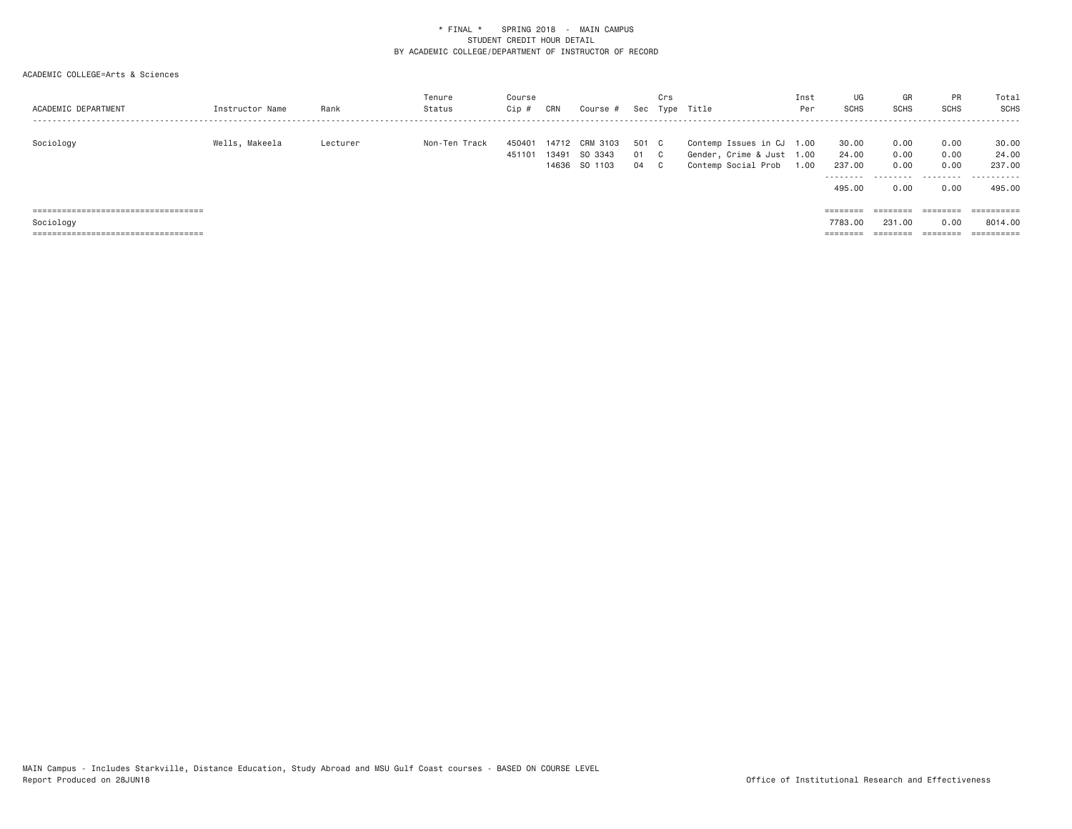\* FINAL \*    SPRING 2018  -  MAIN CAMPUS
STUDENT CREDIT HOUR DETAIL
BY ACADEMIC COLLEGE/DEPARTMENT OF INSTRUCTOR OF RECORD

ACADEMIC COLLEGE=Arts & Sciences

| ACADEMIC DEPARTMENT | Instructor Name | Rank | Tenure Status | Course Cip # | CRN | Course # | Sec | Crs Type | Title | Inst Per | UG SCHS | GR SCHS | PR SCHS | Total SCHS |
|---|---|---|---|---|---|---|---|---|---|---|---|---|---|---|
| Sociology | Wells, Makeela | Lecturer | Non-Ten Track | 450401 | 14712 | CRM 3103 | 501 | C | Contemp Issues in CJ | 1.00 | 30.00 | 0.00 | 0.00 | 30.00 |
| | | | | 451101 | 13491 | SO 3343 | 01 | C | Gender, Crime & Just | 1.00 | 24.00 | 0.00 | 0.00 | 24.00 |
| | | | | | 14636 | SO 1103 | 04 | C | Contemp Social Prob | 1.00 | 237.00 | 0.00 | 0.00 | 237.00 |
| | | | | | | | | | | | 495.00 | 0.00 | 0.00 | 495.00 |
| Sociology | | | | | | | | | | | 7783.00 | 231.00 | 0.00 | 8014.00 |

MAIN Campus - Includes Starkville, Distance Education, Study Abroad and MSU Gulf Coast courses - BASED ON COURSE LEVEL
Report Produced on 28JUN18

Office of Institutional Research and Effectiveness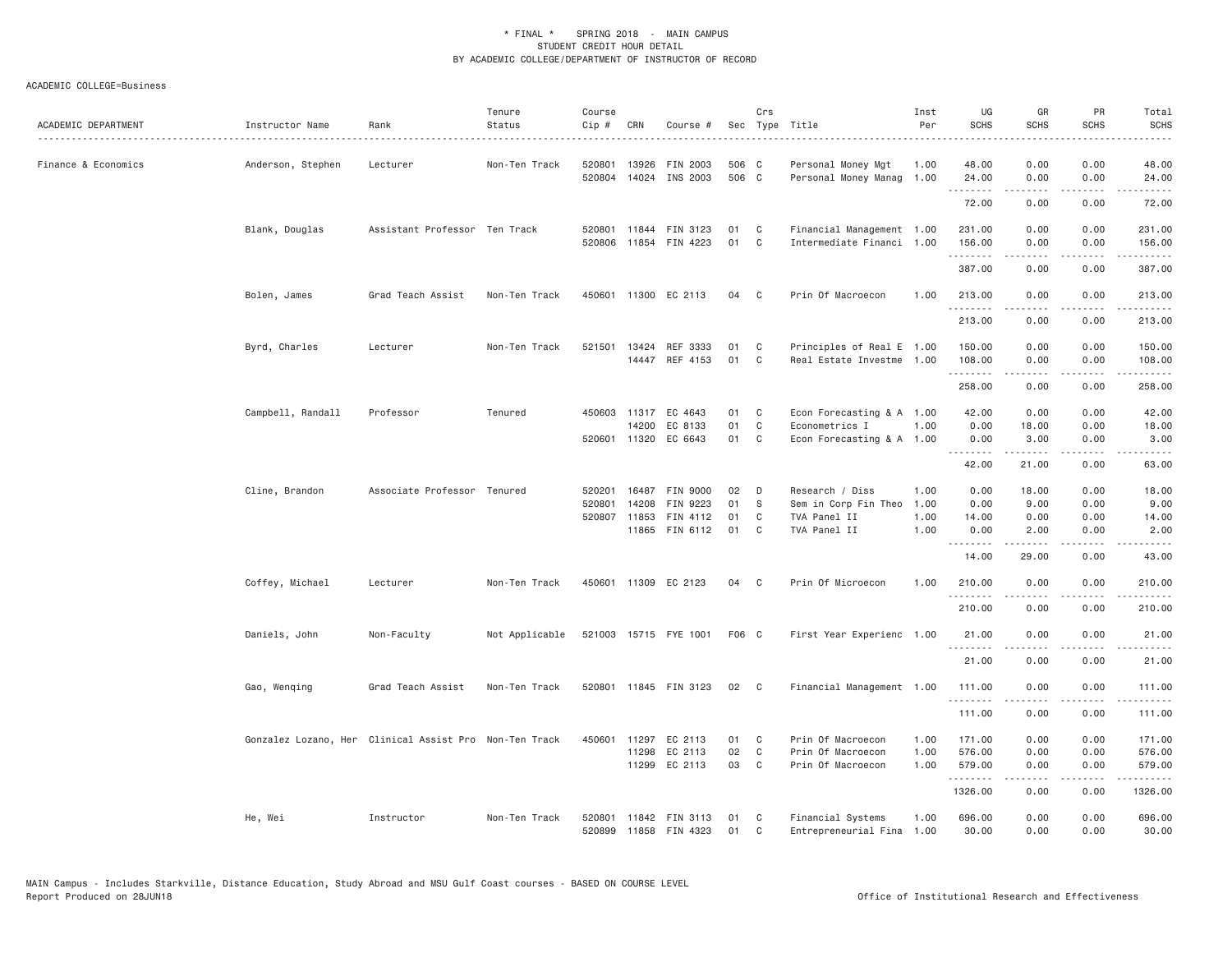\* FINAL \* SPRING 2018 - MAIN CAMPUS
STUDENT CREDIT HOUR DETAIL
BY ACADEMIC COLLEGE/DEPARTMENT OF INSTRUCTOR OF RECORD

ACADEMIC COLLEGE=Business

| ACADEMIC DEPARTMENT | Instructor Name | Rank | Tenure Status | Course Cip # | CRN | Course # | Sec | Crs Type | Title | Inst Per | UG SCHS | GR SCHS | PR SCHS | Total SCHS |
|---|---|---|---|---|---|---|---|---|---|---|---|---|---|---|
| Finance & Economics | Anderson, Stephen | Lecturer | Non-Ten Track | 520801 | 13926 | FIN 2003 | 506 | C | Personal Money Mgt | 1.00 | 48.00 | 0.00 | 0.00 | 48.00 |
| | | | | 520804 | 14024 | INS 2003 | 506 | C | Personal Money Manag | 1.00 | 24.00 | 0.00 | 0.00 | 24.00 |
| | | | | | | | | | | | 72.00 | 0.00 | 0.00 | 72.00 |
| | Blank, Douglas | Assistant Professor | Ten Track | 520801 | 11844 | FIN 3123 | 01 | C | Financial Management | 1.00 | 231.00 | 0.00 | 0.00 | 231.00 |
| | | | | 520806 | 11854 | FIN 4223 | 01 | C | Intermediate Financi | 1.00 | 156.00 | 0.00 | 0.00 | 156.00 |
| | | | | | | | | | | | 387.00 | 0.00 | 0.00 | 387.00 |
| | Bolen, James | Grad Teach Assist | Non-Ten Track | 450601 | 11300 | EC 2113 | 04 | C | Prin Of Macroecon | 1.00 | 213.00 | 0.00 | 0.00 | 213.00 |
| | | | | | | | | | | | 213.00 | 0.00 | 0.00 | 213.00 |
| | Byrd, Charles | Lecturer | Non-Ten Track | 521501 | 13424 | REF 3333 | 01 | C | Principles of Real E | 1.00 | 150.00 | 0.00 | 0.00 | 150.00 |
| | | | | | 14447 | REF 4153 | 01 | C | Real Estate Investme | 1.00 | 108.00 | 0.00 | 0.00 | 108.00 |
| | | | | | | | | | | | 258.00 | 0.00 | 0.00 | 258.00 |
| | Campbell, Randall | Professor | Tenured | 450603 | 11317 | EC 4643 | 01 | C | Econ Forecasting & A | 1.00 | 42.00 | 0.00 | 0.00 | 42.00 |
| | | | | | 14200 | EC 8133 | 01 | C | Econometrics I | 1.00 | 0.00 | 18.00 | 0.00 | 18.00 |
| | | | | 520601 | 11320 | EC 6643 | 01 | C | Econ Forecasting & A | 1.00 | 0.00 | 3.00 | 0.00 | 3.00 |
| | | | | | | | | | | | 42.00 | 21.00 | 0.00 | 63.00 |
| | Cline, Brandon | Associate Professor | Tenured | 520201 | 16487 | FIN 9000 | 02 | D | Research / Diss | 1.00 | 0.00 | 18.00 | 0.00 | 18.00 |
| | | | | 520801 | 14208 | FIN 9223 | 01 | S | Sem in Corp Fin Theo | 1.00 | 0.00 | 9.00 | 0.00 | 9.00 |
| | | | | 520807 | 11853 | FIN 4112 | 01 | C | TVA Panel II | 1.00 | 14.00 | 0.00 | 0.00 | 14.00 |
| | | | | | 11865 | FIN 6112 | 01 | C | TVA Panel II | 1.00 | 0.00 | 2.00 | 0.00 | 2.00 |
| | | | | | | | | | | | 14.00 | 29.00 | 0.00 | 43.00 |
| | Coffey, Michael | Lecturer | Non-Ten Track | 450601 | 11309 | EC 2123 | 04 | C | Prin Of Microecon | 1.00 | 210.00 | 0.00 | 0.00 | 210.00 |
| | | | | | | | | | | | 210.00 | 0.00 | 0.00 | 210.00 |
| | Daniels, John | Non-Faculty | Not Applicable | 521003 | 15715 | FYE 1001 | F06 | C | First Year Experienc | 1.00 | 21.00 | 0.00 | 0.00 | 21.00 |
| | | | | | | | | | | | 21.00 | 0.00 | 0.00 | 21.00 |
| | Gao, Wenqing | Grad Teach Assist | Non-Ten Track | 520801 | 11845 | FIN 3123 | 02 | C | Financial Management | 1.00 | 111.00 | 0.00 | 0.00 | 111.00 |
| | | | | | | | | | | | 111.00 | 0.00 | 0.00 | 111.00 |
| | Gonzalez Lozano, Her | Clinical Assist Pro | Non-Ten Track | 450601 | 11297 | EC 2113 | 01 | C | Prin Of Macroecon | 1.00 | 171.00 | 0.00 | 0.00 | 171.00 |
| | | | | | 11298 | EC 2113 | 02 | C | Prin Of Macroecon | 1.00 | 576.00 | 0.00 | 0.00 | 576.00 |
| | | | | | 11299 | EC 2113 | 03 | C | Prin Of Macroecon | 1.00 | 579.00 | 0.00 | 0.00 | 579.00 |
| | | | | | | | | | | | 1326.00 | 0.00 | 0.00 | 1326.00 |
| | He, Wei | Instructor | Non-Ten Track | 520801 | 11842 | FIN 3113 | 01 | C | Financial Systems | 1.00 | 696.00 | 0.00 | 0.00 | 696.00 |
| | | | | 520899 | 11858 | FIN 4323 | 01 | C | Entrepreneurial Fina | 1.00 | 30.00 | 0.00 | 0.00 | 30.00 |

MAIN Campus - Includes Starkville, Distance Education, Study Abroad and MSU Gulf Coast courses - BASED ON COURSE LEVEL
Report Produced on 28JUN18 Office of Institutional Research and Effectiveness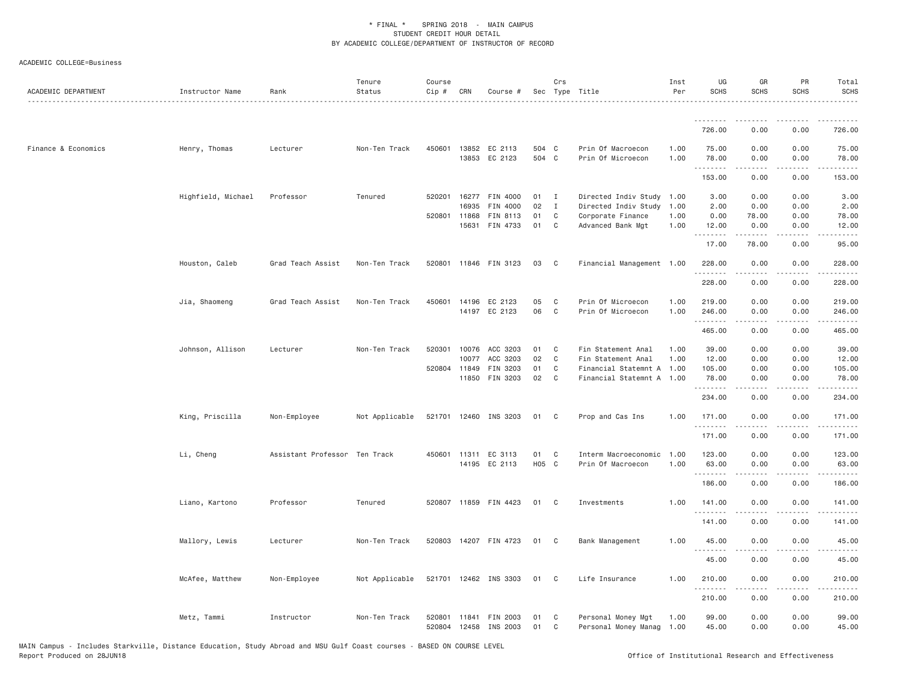* FINAL * SPRING 2018 - MAIN CAMPUS
STUDENT CREDIT HOUR DETAIL
BY ACADEMIC COLLEGE/DEPARTMENT OF INSTRUCTOR OF RECORD

ACADEMIC COLLEGE=Business

| ACADEMIC DEPARTMENT | Instructor Name | Rank | Tenure Status | Course Cip # | CRN | Course # | Sec | Crs Type | Title | Inst Per | UG SCHS | GR SCHS | PR SCHS | Total SCHS |
|---|---|---|---|---|---|---|---|---|---|---|---|---|---|---|
| | | | | | | | | | | | 726.00 | 0.00 | 0.00 | 726.00 |
| Finance & Economics | Henry, Thomas | Lecturer | Non-Ten Track | 450601 | 13852 | EC 2113 | 504 | C | Prin Of Macroecon | 1.00 | 75.00 | 0.00 | 0.00 | 75.00 |
| | | | | | 13853 | EC 2123 | 504 | C | Prin Of Microecon | 1.00 | 78.00 | 0.00 | 0.00 | 78.00 |
| | | | | | | | | | | | 153.00 | 0.00 | 0.00 | 153.00 |
| | Highfield, Michael | Professor | Tenured | 520201 | 16277 | FIN 4000 | 01 | I | Directed Indiv Study | 1.00 | 3.00 | 0.00 | 0.00 | 3.00 |
| | | | | | 16935 | FIN 4000 | 02 | I | Directed Indiv Study | 1.00 | 2.00 | 0.00 | 0.00 | 2.00 |
| | | | | 520801 | 11868 | FIN 8113 | 01 | C | Corporate Finance | 1.00 | 0.00 | 78.00 | 0.00 | 78.00 |
| | | | | | 15631 | FIN 4733 | 01 | C | Advanced Bank Mgt | 1.00 | 12.00 | 0.00 | 0.00 | 12.00 |
| | | | | | | | | | | | 17.00 | 78.00 | 0.00 | 95.00 |
| | Houston, Caleb | Grad Teach Assist | Non-Ten Track | 520801 | 11846 | FIN 3123 | 03 | C | Financial Management | 1.00 | 228.00 | 0.00 | 0.00 | 228.00 |
| | | | | | | | | | | | 228.00 | 0.00 | 0.00 | 228.00 |
| | Jia, Shaomeng | Grad Teach Assist | Non-Ten Track | 450601 | 14196 | EC 2123 | 05 | C | Prin Of Microecon | 1.00 | 219.00 | 0.00 | 0.00 | 219.00 |
| | | | | | 14197 | EC 2123 | 06 | C | Prin Of Microecon | 1.00 | 246.00 | 0.00 | 0.00 | 246.00 |
| | | | | | | | | | | | 465.00 | 0.00 | 0.00 | 465.00 |
| | Johnson, Allison | Lecturer | Non-Ten Track | 520301 | 10076 | ACC 3203 | 01 | C | Fin Statement Anal | 1.00 | 39.00 | 0.00 | 0.00 | 39.00 |
| | | | | | 10077 | ACC 3203 | 02 | C | Fin Statement Anal | 1.00 | 12.00 | 0.00 | 0.00 | 12.00 |
| | | | | 520804 | 11849 | FIN 3203 | 01 | C | Financial Statemnt A | 1.00 | 105.00 | 0.00 | 0.00 | 105.00 |
| | | | | | 11850 | FIN 3203 | 02 | C | Financial Statemnt A | 1.00 | 78.00 | 0.00 | 0.00 | 78.00 |
| | | | | | | | | | | | 234.00 | 0.00 | 0.00 | 234.00 |
| | King, Priscilla | Non-Employee | Not Applicable | 521701 | 12460 | INS 3203 | 01 | C | Prop and Cas Ins | 1.00 | 171.00 | 0.00 | 0.00 | 171.00 |
| | | | | | | | | | | | 171.00 | 0.00 | 0.00 | 171.00 |
| | Li, Cheng | Assistant Professor | Ten Track | 450601 | 11311 | EC 3113 | 01 | C | Interm Macroeconomic | 1.00 | 123.00 | 0.00 | 0.00 | 123.00 |
| | | | | | 14195 | EC 2113 | H05 | C | Prin Of Macroecon | 1.00 | 63.00 | 0.00 | 0.00 | 63.00 |
| | | | | | | | | | | | 186.00 | 0.00 | 0.00 | 186.00 |
| | Liano, Kartono | Professor | Tenured | 520807 | 11859 | FIN 4423 | 01 | C | Investments | 1.00 | 141.00 | 0.00 | 0.00 | 141.00 |
| | | | | | | | | | | | 141.00 | 0.00 | 0.00 | 141.00 |
| | Mallory, Lewis | Lecturer | Non-Ten Track | 520803 | 14207 | FIN 4723 | 01 | C | Bank Management | 1.00 | 45.00 | 0.00 | 0.00 | 45.00 |
| | | | | | | | | | | | 45.00 | 0.00 | 0.00 | 45.00 |
| | McAfee, Matthew | Non-Employee | Not Applicable | 521701 | 12462 | INS 3303 | 01 | C | Life Insurance | 1.00 | 210.00 | 0.00 | 0.00 | 210.00 |
| | | | | | | | | | | | 210.00 | 0.00 | 0.00 | 210.00 |
| | Metz, Tammi | Instructor | Non-Ten Track | 520801 | 11841 | FIN 2003 | 01 | C | Personal Money Mgt | 1.00 | 99.00 | 0.00 | 0.00 | 99.00 |
| | | | | 520804 | 12458 | INS 2003 | 01 | C | Personal Money Manag | 1.00 | 45.00 | 0.00 | 0.00 | 45.00 |

MAIN Campus - Includes Starkville, Distance Education, Study Abroad and MSU Gulf Coast courses - BASED ON COURSE LEVEL
Report Produced on 28JUN18 Office of Institutional Research and Effectiveness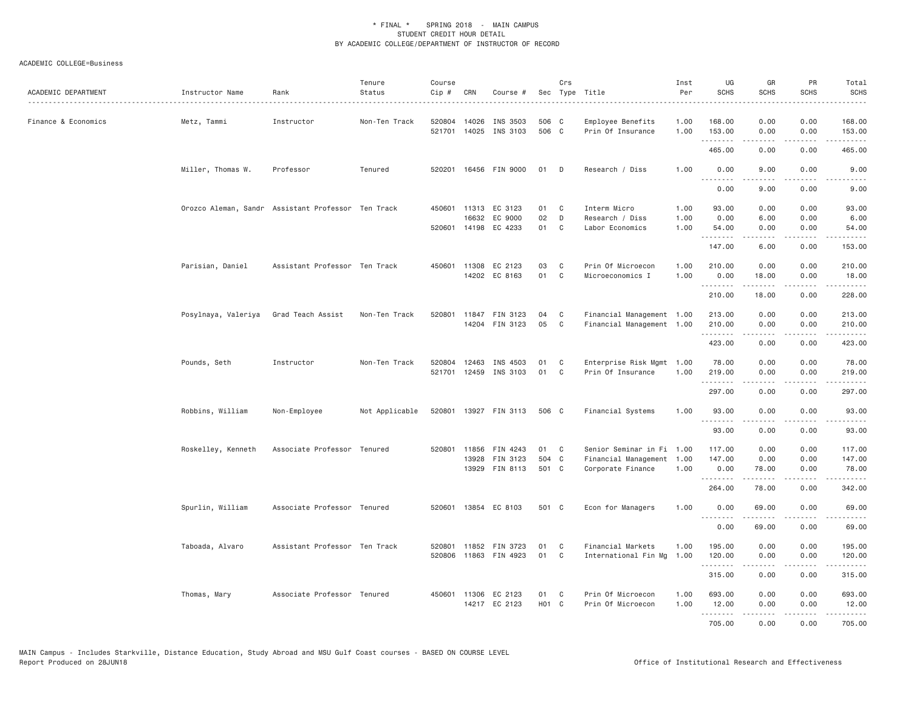\* FINAL \* SPRING 2018 - MAIN CAMPUS
STUDENT CREDIT HOUR DETAIL
BY ACADEMIC COLLEGE/DEPARTMENT OF INSTRUCTOR OF RECORD

ACADEMIC COLLEGE=Business

| ACADEMIC DEPARTMENT | Instructor Name | Rank | Tenure Status | Course Cip # | CRN | Course # | Sec | Crs Type | Title | Inst Per | UG SCHS | GR SCHS | PR SCHS | Total SCHS |
|---|---|---|---|---|---|---|---|---|---|---|---|---|---|---|
| Finance & Economics | Metz, Tammi | Instructor | Non-Ten Track | 520804 | 14026 | INS 3503 | 506 | C | Employee Benefits | 1.00 | 168.00 | 0.00 | 0.00 | 168.00 |
| | | | | 521701 | 14025 | INS 3103 | 506 | C | Prin Of Insurance | 1.00 | 153.00 | 0.00 | 0.00 | 153.00 |
| | | | | | | | | | | | 465.00 | 0.00 | 0.00 | 465.00 |
| | Miller, Thomas W. | Professor | Tenured | 520201 | 16456 | FIN 9000 | 01 | D | Research / Diss | 1.00 | 0.00 | 9.00 | 0.00 | 9.00 |
| | | | | | | | | | | | 0.00 | 9.00 | 0.00 | 9.00 |
| | Orozco Aleman, Sandr | Assistant Professor | Ten Track | 450601 | 11313 | EC 3123 | 01 | C | Interm Micro | 1.00 | 93.00 | 0.00 | 0.00 | 93.00 |
| | | | | | 16632 | EC 9000 | 02 | D | Research / Diss | 1.00 | 0.00 | 6.00 | 0.00 | 6.00 |
| | | | | 520601 | 14198 | EC 4233 | 01 | C | Labor Economics | 1.00 | 54.00 | 0.00 | 0.00 | 54.00 |
| | | | | | | | | | | | 147.00 | 6.00 | 0.00 | 153.00 |
| | Parisian, Daniel | Assistant Professor | Ten Track | 450601 | 11308 | EC 2123 | 03 | C | Prin Of Microecon | 1.00 | 210.00 | 0.00 | 0.00 | 210.00 |
| | | | | | 14202 | EC 8163 | 01 | C | Microeconomics I | 1.00 | 0.00 | 18.00 | 0.00 | 18.00 |
| | | | | | | | | | | | 210.00 | 18.00 | 0.00 | 228.00 |
| | Posylnaya, Valeriya | Grad Teach Assist | Non-Ten Track | 520801 | 11847 | FIN 3123 | 04 | C | Financial Management | 1.00 | 213.00 | 0.00 | 0.00 | 213.00 |
| | | | | | 14204 | FIN 3123 | 05 | C | Financial Management | 1.00 | 210.00 | 0.00 | 0.00 | 210.00 |
| | | | | | | | | | | | 423.00 | 0.00 | 0.00 | 423.00 |
| | Pounds, Seth | Instructor | Non-Ten Track | 520804 | 12463 | INS 4503 | 01 | C | Enterprise Risk Mgmt | 1.00 | 78.00 | 0.00 | 0.00 | 78.00 |
| | | | | 521701 | 12459 | INS 3103 | 01 | C | Prin Of Insurance | 1.00 | 219.00 | 0.00 | 0.00 | 219.00 |
| | | | | | | | | | | | 297.00 | 0.00 | 0.00 | 297.00 |
| | Robbins, William | Non-Employee | Not Applicable | 520801 | 13927 | FIN 3113 | 506 | C | Financial Systems | 1.00 | 93.00 | 0.00 | 0.00 | 93.00 |
| | | | | | | | | | | | 93.00 | 0.00 | 0.00 | 93.00 |
| | Roskelley, Kenneth | Associate Professor | Tenured | 520801 | 11856 | FIN 4243 | 01 | C | Senior Seminar in Fi | 1.00 | 117.00 | 0.00 | 0.00 | 117.00 |
| | | | | | 13928 | FIN 3123 | 504 | C | Financial Management | 1.00 | 147.00 | 0.00 | 0.00 | 147.00 |
| | | | | | 13929 | FIN 8113 | 501 | C | Corporate Finance | 1.00 | 0.00 | 78.00 | 0.00 | 78.00 |
| | | | | | | | | | | | 264.00 | 78.00 | 0.00 | 342.00 |
| | Spurlin, William | Associate Professor | Tenured | 520601 | 13854 | EC 8103 | 501 | C | Econ for Managers | 1.00 | 0.00 | 69.00 | 0.00 | 69.00 |
| | | | | | | | | | | | 0.00 | 69.00 | 0.00 | 69.00 |
| | Taboada, Alvaro | Assistant Professor | Ten Track | 520801 | 11852 | FIN 3723 | 01 | C | Financial Markets | 1.00 | 195.00 | 0.00 | 0.00 | 195.00 |
| | | | | 520806 | 11863 | FIN 4923 | 01 | C | International Fin Mg | 1.00 | 120.00 | 0.00 | 0.00 | 120.00 |
| | | | | | | | | | | | 315.00 | 0.00 | 0.00 | 315.00 |
| | Thomas, Mary | Associate Professor | Tenured | 450601 | 11306 | EC 2123 | 01 | C | Prin Of Microecon | 1.00 | 693.00 | 0.00 | 0.00 | 693.00 |
| | | | | | 14217 | EC 2123 | H01 | C | Prin Of Microecon | 1.00 | 12.00 | 0.00 | 0.00 | 12.00 |
| | | | | | | | | | | | 705.00 | 0.00 | 0.00 | 705.00 |

MAIN Campus - Includes Starkville, Distance Education, Study Abroad and MSU Gulf Coast courses - BASED ON COURSE LEVEL
Report Produced on 28JUN18 Office of Institutional Research and Effectiveness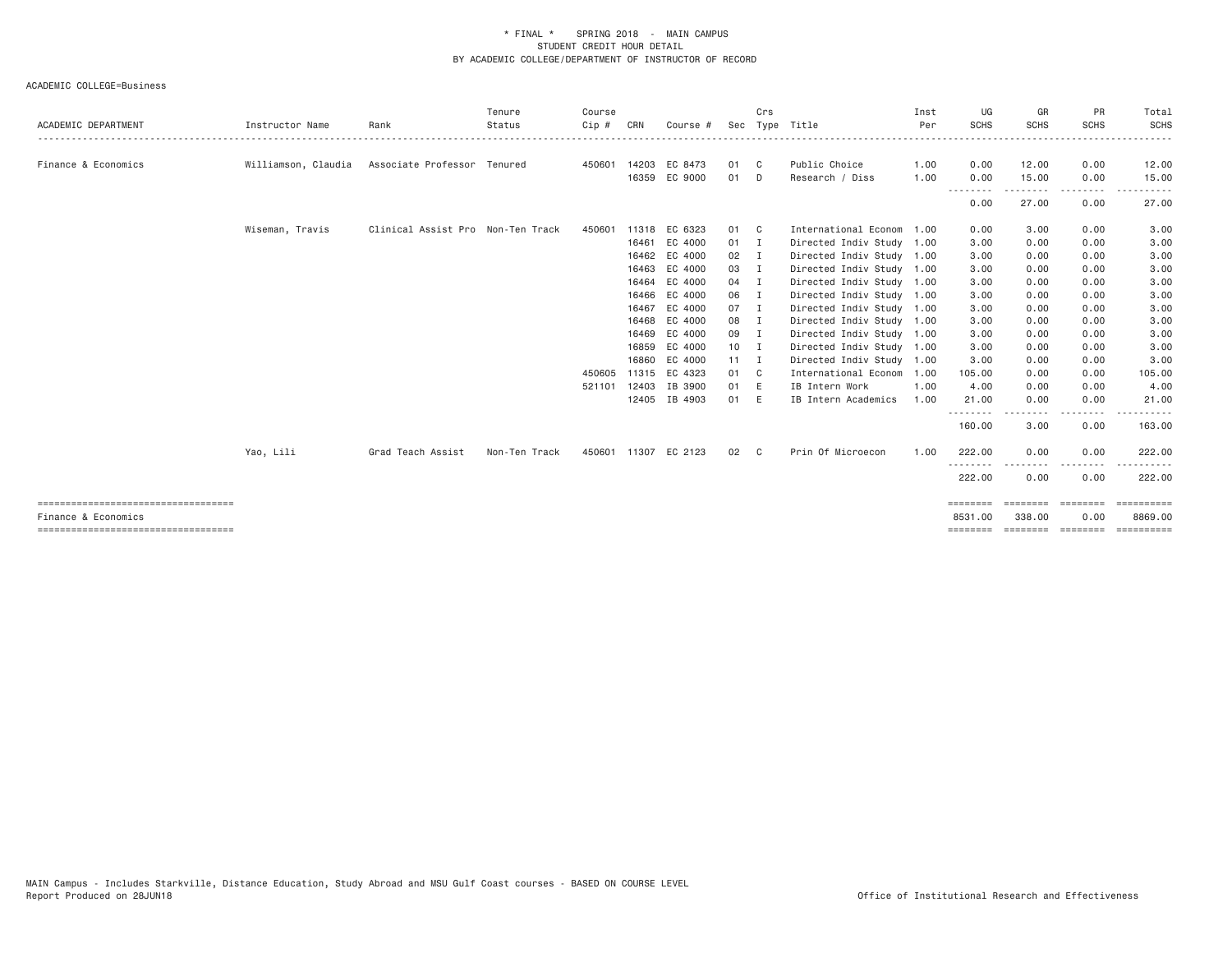* FINAL * SPRING 2018 - MAIN CAMPUS
STUDENT CREDIT HOUR DETAIL
BY ACADEMIC COLLEGE/DEPARTMENT OF INSTRUCTOR OF RECORD

ACADEMIC COLLEGE=Business

| ACADEMIC DEPARTMENT | Instructor Name | Rank | Tenure Status | Course Cip # | CRN | Course # | Sec | Crs Type | Title | Inst Per | UG SCHS | GR SCHS | PR SCHS | Total SCHS |
|---|---|---|---|---|---|---|---|---|---|---|---|---|---|---|
| Finance & Economics | Williamson, Claudia | Associate Professor | Tenured | 450601 | 14203 | EC 8473 | 01 | C | Public Choice | 1.00 | 0.00 | 12.00 | 0.00 | 12.00 |
| | | | | | 16359 | EC 9000 | 01 | D | Research / Diss | 1.00 | 0.00 | 15.00 | 0.00 | 15.00 |
| | | | | | | | | | | | 0.00 | 27.00 | 0.00 | 27.00 |
| | Wiseman, Travis | Clinical Assist Pro | Non-Ten Track | 450601 | 11318 | EC 6323 | 01 | C | International Econom | 1.00 | 0.00 | 3.00 | 0.00 | 3.00 |
| | | | | | 16461 | EC 4000 | 01 | I | Directed Indiv Study | 1.00 | 3.00 | 0.00 | 0.00 | 3.00 |
| | | | | | 16462 | EC 4000 | 02 | I | Directed Indiv Study | 1.00 | 3.00 | 0.00 | 0.00 | 3.00 |
| | | | | | 16463 | EC 4000 | 03 | I | Directed Indiv Study | 1.00 | 3.00 | 0.00 | 0.00 | 3.00 |
| | | | | | 16464 | EC 4000 | 04 | I | Directed Indiv Study | 1.00 | 3.00 | 0.00 | 0.00 | 3.00 |
| | | | | | 16466 | EC 4000 | 06 | I | Directed Indiv Study | 1.00 | 3.00 | 0.00 | 0.00 | 3.00 |
| | | | | | 16467 | EC 4000 | 07 | I | Directed Indiv Study | 1.00 | 3.00 | 0.00 | 0.00 | 3.00 |
| | | | | | 16468 | EC 4000 | 08 | I | Directed Indiv Study | 1.00 | 3.00 | 0.00 | 0.00 | 3.00 |
| | | | | | 16469 | EC 4000 | 09 | I | Directed Indiv Study | 1.00 | 3.00 | 0.00 | 0.00 | 3.00 |
| | | | | | 16859 | EC 4000 | 10 | I | Directed Indiv Study | 1.00 | 3.00 | 0.00 | 0.00 | 3.00 |
| | | | | | 16860 | EC 4000 | 11 | I | Directed Indiv Study | 1.00 | 3.00 | 0.00 | 0.00 | 3.00 |
| | | | | 450605 | 11315 | EC 4323 | 01 | C | International Econom | 1.00 | 105.00 | 0.00 | 0.00 | 105.00 |
| | | | | 521101 | 12403 | IB 3900 | 01 | E | IB Intern Work | 1.00 | 4.00 | 0.00 | 0.00 | 4.00 |
| | | | | | 12405 | IB 4903 | 01 | E | IB Intern Academics | 1.00 | 21.00 | 0.00 | 0.00 | 21.00 |
| | | | | | | | | | | | 160.00 | 3.00 | 0.00 | 163.00 |
| | Yao, Lili | Grad Teach Assist | Non-Ten Track | 450601 | 11307 | EC 2123 | 02 | C | Prin Of Microecon | 1.00 | 222.00 | 0.00 | 0.00 | 222.00 |
| | | | | | | | | | | | 222.00 | 0.00 | 0.00 | 222.00 |
| Finance & Economics | | | | | | | | | | | 8531.00 | 338.00 | 0.00 | 8869.00 |

MAIN Campus - Includes Starkville, Distance Education, Study Abroad and MSU Gulf Coast courses - BASED ON COURSE LEVEL
Report Produced on 28JUN18 Office of Institutional Research and Effectiveness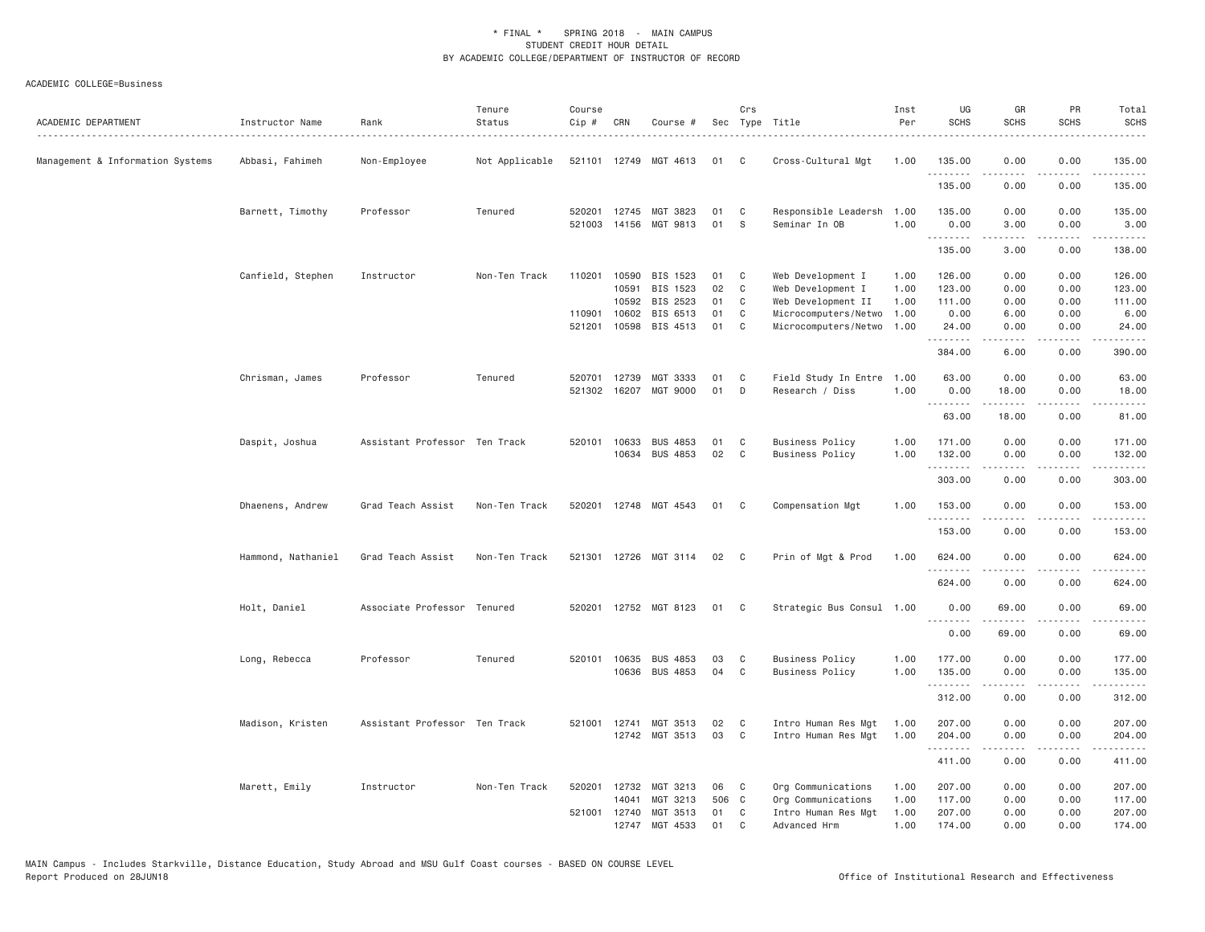\* FINAL \* SPRING 2018 - MAIN CAMPUS
STUDENT CREDIT HOUR DETAIL
BY ACADEMIC COLLEGE/DEPARTMENT OF INSTRUCTOR OF RECORD

ACADEMIC COLLEGE=Business

| ACADEMIC DEPARTMENT | Instructor Name | Rank | Tenure Status | Course Cip # | CRN | Course # | Sec | Crs Type | Title | Inst Per | UG SCHS | GR SCHS | PR SCHS | Total SCHS |
|---|---|---|---|---|---|---|---|---|---|---|---|---|---|---|
| Management & Information Systems | Abbasi, Fahimeh | Non-Employee | Not Applicable | 521101 | 12749 | MGT 4613 | 01 | C | Cross-Cultural Mgt | 1.00 | 135.00 | 0.00 | 0.00 | 135.00 |
| | | | | | | | | | | | 135.00 | 0.00 | 0.00 | 135.00 |
| | Barnett, Timothy | Professor | Tenured | 520201 | 12745 | MGT 3823 | 01 | C | Responsible Leadersh | 1.00 | 135.00 | 0.00 | 0.00 | 135.00 |
| | | | | 521003 | 14156 | MGT 9813 | 01 | S | Seminar In OB | 1.00 | 0.00 | 3.00 | 0.00 | 3.00 |
| | | | | | | | | | | | 135.00 | 3.00 | 0.00 | 138.00 |
| | Canfield, Stephen | Instructor | Non-Ten Track | 110201 | 10590 | BIS 1523 | 01 | C | Web Development I | 1.00 | 126.00 | 0.00 | 0.00 | 126.00 |
| | | | | | 10591 | BIS 1523 | 02 | C | Web Development I | 1.00 | 123.00 | 0.00 | 0.00 | 123.00 |
| | | | | | 10592 | BIS 2523 | 01 | C | Web Development II | 1.00 | 111.00 | 0.00 | 0.00 | 111.00 |
| | | | | 110901 | 10602 | BIS 6513 | 01 | C | Microcomputers/Netwo | 1.00 | 0.00 | 6.00 | 0.00 | 6.00 |
| | | | | 521201 | 10598 | BIS 4513 | 01 | C | Microcomputers/Netwo | 1.00 | 24.00 | 0.00 | 0.00 | 24.00 |
| | | | | | | | | | | | 384.00 | 6.00 | 0.00 | 390.00 |
| | Chrisman, James | Professor | Tenured | 520701 | 12739 | MGT 3333 | 01 | C | Field Study In Entre | 1.00 | 63.00 | 0.00 | 0.00 | 63.00 |
| | | | | 521302 | 16207 | MGT 9000 | 01 | D | Research / Diss | 1.00 | 0.00 | 18.00 | 0.00 | 18.00 |
| | | | | | | | | | | | 63.00 | 18.00 | 0.00 | 81.00 |
| | Daspit, Joshua | Assistant Professor | Ten Track | 520101 | 10633 | BUS 4853 | 01 | C | Business Policy | 1.00 | 171.00 | 0.00 | 0.00 | 171.00 |
| | | | | | 10634 | BUS 4853 | 02 | C | Business Policy | 1.00 | 132.00 | 0.00 | 0.00 | 132.00 |
| | | | | | | | | | | | 303.00 | 0.00 | 0.00 | 303.00 |
| | Dhaenens, Andrew | Grad Teach Assist | Non-Ten Track | 520201 | 12748 | MGT 4543 | 01 | C | Compensation Mgt | 1.00 | 153.00 | 0.00 | 0.00 | 153.00 |
| | | | | | | | | | | | 153.00 | 0.00 | 0.00 | 153.00 |
| | Hammond, Nathaniel | Grad Teach Assist | Non-Ten Track | 521301 | 12726 | MGT 3114 | 02 | C | Prin of Mgt & Prod | 1.00 | 624.00 | 0.00 | 0.00 | 624.00 |
| | | | | | | | | | | | 624.00 | 0.00 | 0.00 | 624.00 |
| | Holt, Daniel | Associate Professor | Tenured | 520201 | 12752 | MGT 8123 | 01 | C | Strategic Bus Consul | 1.00 | 0.00 | 69.00 | 0.00 | 69.00 |
| | | | | | | | | | | | 0.00 | 69.00 | 0.00 | 69.00 |
| | Long, Rebecca | Professor | Tenured | 520101 | 10635 | BUS 4853 | 03 | C | Business Policy | 1.00 | 177.00 | 0.00 | 0.00 | 177.00 |
| | | | | | 10636 | BUS 4853 | 04 | C | Business Policy | 1.00 | 135.00 | 0.00 | 0.00 | 135.00 |
| | | | | | | | | | | | 312.00 | 0.00 | 0.00 | 312.00 |
| | Madison, Kristen | Assistant Professor | Ten Track | 521001 | 12741 | MGT 3513 | 02 | C | Intro Human Res Mgt | 1.00 | 207.00 | 0.00 | 0.00 | 207.00 |
| | | | | | 12742 | MGT 3513 | 03 | C | Intro Human Res Mgt | 1.00 | 204.00 | 0.00 | 0.00 | 204.00 |
| | | | | | | | | | | | 411.00 | 0.00 | 0.00 | 411.00 |
| | Marett, Emily | Instructor | Non-Ten Track | 520201 | 12732 | MGT 3213 | 06 | C | Org Communications | 1.00 | 207.00 | 0.00 | 0.00 | 207.00 |
| | | | | | 14041 | MGT 3213 | 506 | C | Org Communications | 1.00 | 117.00 | 0.00 | 0.00 | 117.00 |
| | | | | 521001 | 12740 | MGT 3513 | 01 | C | Intro Human Res Mgt | 1.00 | 207.00 | 0.00 | 0.00 | 207.00 |
| | | | | | 12747 | MGT 4533 | 01 | C | Advanced Hrm | 1.00 | 174.00 | 0.00 | 0.00 | 174.00 |

MAIN Campus - Includes Starkville, Distance Education, Study Abroad and MSU Gulf Coast courses - BASED ON COURSE LEVEL
Report Produced on 28JUN18 — Office of Institutional Research and Effectiveness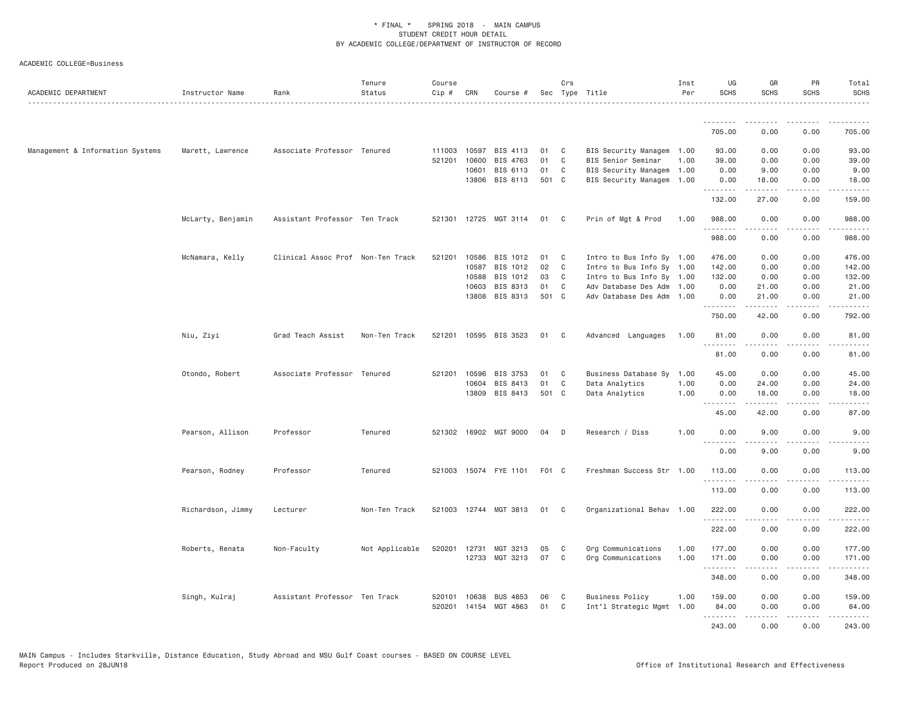\* FINAL \* SPRING 2018 - MAIN CAMPUS
STUDENT CREDIT HOUR DETAIL
BY ACADEMIC COLLEGE/DEPARTMENT OF INSTRUCTOR OF RECORD

ACADEMIC COLLEGE=Business

| ACADEMIC DEPARTMENT | Instructor Name | Rank | Tenure Status | Course Cip # | CRN | Course # | Sec | Crs Type | Title | Inst Per | UG SCHS | GR SCHS | PR SCHS | Total SCHS |
|---|---|---|---|---|---|---|---|---|---|---|---|---|---|---|
| | | | | | | | | | | | 705.00 | 0.00 | 0.00 | 705.00 |
| Management & Information Systems | Marett, Lawrence | Associate Professor | Tenured | 111003 | 10597 | BIS 4113 | 01 | C | BIS Security Managem | 1.00 | 93.00 | 0.00 | 0.00 | 93.00 |
| | | | | 521201 | 10600 | BIS 4763 | 01 | C | BIS Senior Seminar | 1.00 | 39.00 | 0.00 | 0.00 | 39.00 |
| | | | | | 10601 | BIS 6113 | 01 | C | BIS Security Managem | 1.00 | 0.00 | 9.00 | 0.00 | 9.00 |
| | | | | | 13806 | BIS 6113 | 501 | C | BIS Security Managem | 1.00 | 0.00 | 18.00 | 0.00 | 18.00 |
| | | | | | | | | | | | 132.00 | 27.00 | 0.00 | 159.00 |
| | McLarty, Benjamin | Assistant Professor | Ten Track | 521301 | 12725 | MGT 3114 | 01 | C | Prin of Mgt & Prod | 1.00 | 988.00 | 0.00 | 0.00 | 988.00 |
| | | | | | | | | | | | 988.00 | 0.00 | 0.00 | 988.00 |
| | McNamara, Kelly | Clinical Assoc Prof | Non-Ten Track | 521201 | 10586 | BIS 1012 | 01 | C | Intro to Bus Info Sy | 1.00 | 476.00 | 0.00 | 0.00 | 476.00 |
| | | | | | 10587 | BIS 1012 | 02 | C | Intro to Bus Info Sy | 1.00 | 142.00 | 0.00 | 0.00 | 142.00 |
| | | | | | 10588 | BIS 1012 | 03 | C | Intro to Bus Info Sy | 1.00 | 132.00 | 0.00 | 0.00 | 132.00 |
| | | | | | 10603 | BIS 8313 | 01 | C | Adv Database Des Adm | 1.00 | 0.00 | 21.00 | 0.00 | 21.00 |
| | | | | | 13808 | BIS 8313 | 501 | C | Adv Database Des Adm | 1.00 | 0.00 | 21.00 | 0.00 | 21.00 |
| | | | | | | | | | | | 750.00 | 42.00 | 0.00 | 792.00 |
| | Niu, Ziyi | Grad Teach Assist | Non-Ten Track | 521201 | 10595 | BIS 3523 | 01 | C | Advanced Languages | 1.00 | 81.00 | 0.00 | 0.00 | 81.00 |
| | | | | | | | | | | | 81.00 | 0.00 | 0.00 | 81.00 |
| | Otondo, Robert | Associate Professor | Tenured | 521201 | 10596 | BIS 3753 | 01 | C | Business Database Sy | 1.00 | 45.00 | 0.00 | 0.00 | 45.00 |
| | | | | | 10604 | BIS 8413 | 01 | C | Data Analytics | 1.00 | 0.00 | 24.00 | 0.00 | 24.00 |
| | | | | | 13809 | BIS 8413 | 501 | C | Data Analytics | 1.00 | 0.00 | 18.00 | 0.00 | 18.00 |
| | | | | | | | | | | | 45.00 | 42.00 | 0.00 | 87.00 |
| | Pearson, Allison | Professor | Tenured | 521302 | 16902 | MGT 9000 | 04 | D | Research / Diss | 1.00 | 0.00 | 9.00 | 0.00 | 9.00 |
| | | | | | | | | | | | 0.00 | 9.00 | 0.00 | 9.00 |
| | Pearson, Rodney | Professor | Tenured | 521003 | 15074 | FYE 1101 | F01 | C | Freshman Success Str | 1.00 | 113.00 | 0.00 | 0.00 | 113.00 |
| | | | | | | | | | | | 113.00 | 0.00 | 0.00 | 113.00 |
| | Richardson, Jimmy | Lecturer | Non-Ten Track | 521003 | 12744 | MGT 3813 | 01 | C | Organizational Behav | 1.00 | 222.00 | 0.00 | 0.00 | 222.00 |
| | | | | | | | | | | | 222.00 | 0.00 | 0.00 | 222.00 |
| | Roberts, Renata | Non-Faculty | Not Applicable | 520201 | 12731 | MGT 3213 | 05 | C | Org Communications | 1.00 | 177.00 | 0.00 | 0.00 | 177.00 |
| | | | | | 12733 | MGT 3213 | 07 | C | Org Communications | 1.00 | 171.00 | 0.00 | 0.00 | 171.00 |
| | | | | | | | | | | | 348.00 | 0.00 | 0.00 | 348.00 |
| | Singh, Kulraj | Assistant Professor | Ten Track | 520101 | 10638 | BUS 4853 | 06 | C | Business Policy | 1.00 | 159.00 | 0.00 | 0.00 | 159.00 |
| | | | | 520201 | 14154 | MGT 4863 | 01 | C | Int"l Strategic Mgmt | 1.00 | 84.00 | 0.00 | 0.00 | 84.00 |
| | | | | | | | | | | | 243.00 | 0.00 | 0.00 | 243.00 |

MAIN Campus - Includes Starkville, Distance Education, Study Abroad and MSU Gulf Coast courses - BASED ON COURSE LEVEL
Report Produced on 28JUN18 Office of Institutional Research and Effectiveness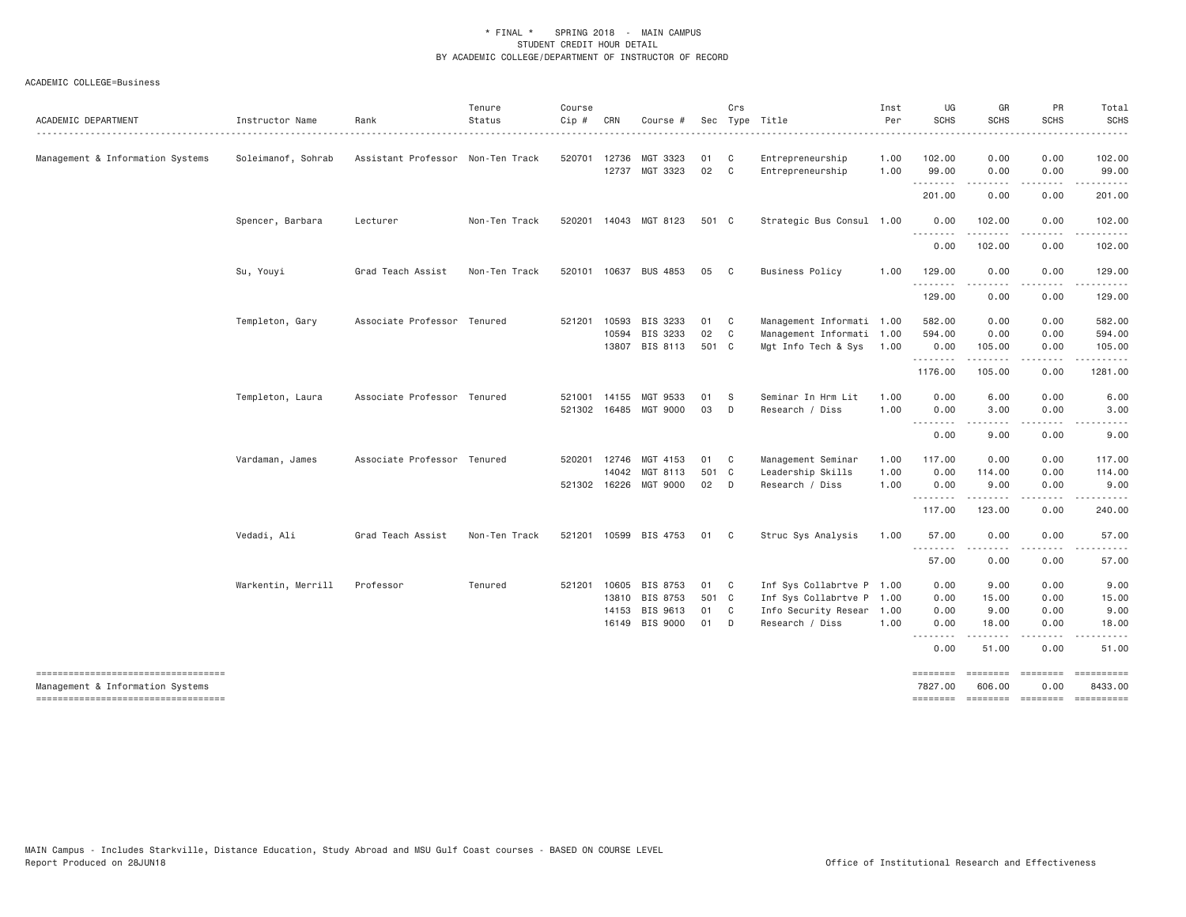\* FINAL \*  SPRING 2018 - MAIN CAMPUS
STUDENT CREDIT HOUR DETAIL
BY ACADEMIC COLLEGE/DEPARTMENT OF INSTRUCTOR OF RECORD

ACADEMIC COLLEGE=Business

| ACADEMIC DEPARTMENT | Instructor Name | Rank | Tenure Status | Course Cip # | CRN | Course # | Sec | Crs Type | Title | Inst Per | UG SCHS | GR SCHS | PR SCHS | Total SCHS |
|---|---|---|---|---|---|---|---|---|---|---|---|---|---|---|
| Management & Information Systems | Soleimanof, Sohrab | Assistant Professor | Non-Ten Track | 520701 | 12736 | MGT 3323 | 01 | C | Entrepreneurship | 1.00 | 102.00 | 0.00 | 0.00 | 102.00 |
| | | | | | 12737 | MGT 3323 | 02 | C | Entrepreneurship | 1.00 | 99.00 | 0.00 | 0.00 | 99.00 |
| | | | | | | | | | | | 201.00 | 0.00 | 0.00 | 201.00 |
| | Spencer, Barbara | Lecturer | Non-Ten Track | 520201 | 14043 | MGT 8123 | 501 | C | Strategic Bus Consul | 1.00 | 0.00 | 102.00 | 0.00 | 102.00 |
| | | | | | | | | | | | 0.00 | 102.00 | 0.00 | 102.00 |
| | Su, Youyi | Grad Teach Assist | Non-Ten Track | 520101 | 10637 | BUS 4853 | 05 | C | Business Policy | 1.00 | 129.00 | 0.00 | 0.00 | 129.00 |
| | | | | | | | | | | | 129.00 | 0.00 | 0.00 | 129.00 |
| | Templeton, Gary | Associate Professor | Tenured | 521201 | 10593 | BIS 3233 | 01 | C | Management Informati | 1.00 | 582.00 | 0.00 | 0.00 | 582.00 |
| | | | | | 10594 | BIS 3233 | 02 | C | Management Informati | 1.00 | 594.00 | 0.00 | 0.00 | 594.00 |
| | | | | | 13807 | BIS 8113 | 501 | C | Mgt Info Tech & Sys | 1.00 | 0.00 | 105.00 | 0.00 | 105.00 |
| | | | | | | | | | | | 1176.00 | 105.00 | 0.00 | 1281.00 |
| | Templeton, Laura | Associate Professor | Tenured | 521001 | 14155 | MGT 9533 | 01 | S | Seminar In Hrm Lit | 1.00 | 0.00 | 6.00 | 0.00 | 6.00 |
| | | | | 521302 | 16485 | MGT 9000 | 03 | D | Research / Diss | 1.00 | 0.00 | 3.00 | 0.00 | 3.00 |
| | | | | | | | | | | | 0.00 | 9.00 | 0.00 | 9.00 |
| | Vardaman, James | Associate Professor | Tenured | 520201 | 12746 | MGT 4153 | 01 | C | Management Seminar | 1.00 | 117.00 | 0.00 | 0.00 | 117.00 |
| | | | | | 14042 | MGT 8113 | 501 | C | Leadership Skills | 1.00 | 0.00 | 114.00 | 0.00 | 114.00 |
| | | | | 521302 | 16226 | MGT 9000 | 02 | D | Research / Diss | 1.00 | 0.00 | 9.00 | 0.00 | 9.00 |
| | | | | | | | | | | | 117.00 | 123.00 | 0.00 | 240.00 |
| | Vedadi, Ali | Grad Teach Assist | Non-Ten Track | 521201 | 10599 | BIS 4753 | 01 | C | Struc Sys Analysis | 1.00 | 57.00 | 0.00 | 0.00 | 57.00 |
| | | | | | | | | | | | 57.00 | 0.00 | 0.00 | 57.00 |
| | Warkentin, Merrill | Professor | Tenured | 521201 | 10605 | BIS 8753 | 01 | C | Inf Sys Collabrtve P | 1.00 | 0.00 | 9.00 | 0.00 | 9.00 |
| | | | | | 13810 | BIS 8753 | 501 | C | Inf Sys Collabrtve P | 1.00 | 0.00 | 15.00 | 0.00 | 15.00 |
| | | | | | 14153 | BIS 9613 | 01 | C | Info Security Resear | 1.00 | 0.00 | 9.00 | 0.00 | 9.00 |
| | | | | | 16149 | BIS 9000 | 01 | D | Research / Diss | 1.00 | 0.00 | 18.00 | 0.00 | 18.00 |
| | | | | | | | | | | | 0.00 | 51.00 | 0.00 | 51.00 |
| Management & Information Systems | | | | | | | | | | | 7827.00 | 606.00 | 0.00 | 8433.00 |

MAIN Campus - Includes Starkville, Distance Education, Study Abroad and MSU Gulf Coast courses - BASED ON COURSE LEVEL
Report Produced on 28JUN18 | Office of Institutional Research and Effectiveness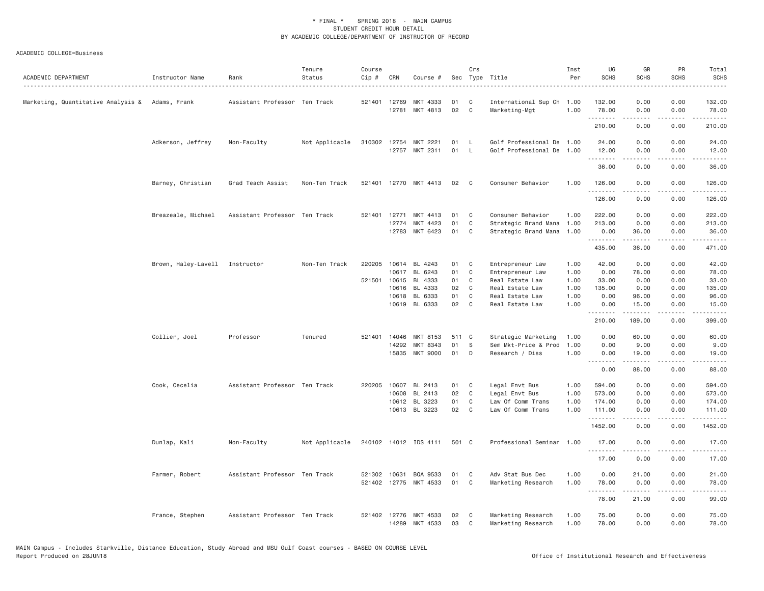\* FINAL \* SPRING 2018 - MAIN CAMPUS
STUDENT CREDIT HOUR DETAIL
BY ACADEMIC COLLEGE/DEPARTMENT OF INSTRUCTOR OF RECORD

ACADEMIC COLLEGE=Business

| ACADEMIC DEPARTMENT | Instructor Name | Rank | Tenure Status | Course Cip # | CRN | Course # | Sec | Crs Type | Title | Inst Per | UG SCHS | GR SCHS | PR SCHS | Total SCHS |
|---|---|---|---|---|---|---|---|---|---|---|---|---|---|---|
| Marketing, Quantitative Analysis & | Adams, Frank | Assistant Professor | Ten Track | 521401 | 12769 | MKT 4333 | 01 | C | International Sup Ch | 1.00 | 132.00 | 0.00 | 0.00 | 132.00 |
| | | | | | 12781 | MKT 4813 | 02 | C | Marketing-Mgt | 1.00 | 78.00 | 0.00 | 0.00 | 78.00 |
| | | | | | | | | | | | 210.00 | 0.00 | 0.00 | 210.00 |
| | Adkerson, Jeffrey | Non-Faculty | Not Applicable | 310302 | 12754 | MKT 2221 | 01 | L | Golf Professional De | 1.00 | 24.00 | 0.00 | 0.00 | 24.00 |
| | | | | | 12757 | MKT 2311 | 01 | L | Golf Professional De | 1.00 | 12.00 | 0.00 | 0.00 | 12.00 |
| | | | | | | | | | | | 36.00 | 0.00 | 0.00 | 36.00 |
| | Barney, Christian | Grad Teach Assist | Non-Ten Track | 521401 | 12770 | MKT 4413 | 02 | C | Consumer Behavior | 1.00 | 126.00 | 0.00 | 0.00 | 126.00 |
| | | | | | | | | | | | 126.00 | 0.00 | 0.00 | 126.00 |
| | Breazeale, Michael | Assistant Professor | Ten Track | 521401 | 12771 | MKT 4413 | 01 | C | Consumer Behavior | 1.00 | 222.00 | 0.00 | 0.00 | 222.00 |
| | | | | | 12774 | MKT 4423 | 01 | C | Strategic Brand Mana | 1.00 | 213.00 | 0.00 | 0.00 | 213.00 |
| | | | | | 12783 | MKT 6423 | 01 | C | Strategic Brand Mana | 1.00 | 0.00 | 36.00 | 0.00 | 36.00 |
| | | | | | | | | | | | 435.00 | 36.00 | 0.00 | 471.00 |
| | Brown, Haley-Lavell | Instructor | Non-Ten Track | 220205 | 10614 | BL 4243 | 01 | C | Entrepreneur Law | 1.00 | 42.00 | 0.00 | 0.00 | 42.00 |
| | | | | | 10617 | BL 6243 | 01 | C | Entrepreneur Law | 1.00 | 0.00 | 78.00 | 0.00 | 78.00 |
| | | | | 521501 | 10615 | BL 4333 | 01 | C | Real Estate Law | 1.00 | 33.00 | 0.00 | 0.00 | 33.00 |
| | | | | | 10616 | BL 4333 | 02 | C | Real Estate Law | 1.00 | 135.00 | 0.00 | 0.00 | 135.00 |
| | | | | | 10618 | BL 6333 | 01 | C | Real Estate Law | 1.00 | 0.00 | 96.00 | 0.00 | 96.00 |
| | | | | | 10619 | BL 6333 | 02 | C | Real Estate Law | 1.00 | 0.00 | 15.00 | 0.00 | 15.00 |
| | | | | | | | | | | | 210.00 | 189.00 | 0.00 | 399.00 |
| | Collier, Joel | Professor | Tenured | 521401 | 14046 | MKT 8153 | 511 | C | Strategic Marketing | 1.00 | 0.00 | 60.00 | 0.00 | 60.00 |
| | | | | | 14292 | MKT 8343 | 01 | S | Sem Mkt-Price & Prod | 1.00 | 0.00 | 9.00 | 0.00 | 9.00 |
| | | | | | 15835 | MKT 9000 | 01 | D | Research / Diss | 1.00 | 0.00 | 19.00 | 0.00 | 19.00 |
| | | | | | | | | | | | 0.00 | 88.00 | 0.00 | 88.00 |
| | Cook, Cecelia | Assistant Professor | Ten Track | 220205 | 10607 | BL 2413 | 01 | C | Legal Envt Bus | 1.00 | 594.00 | 0.00 | 0.00 | 594.00 |
| | | | | | 10608 | BL 2413 | 02 | C | Legal Envt Bus | 1.00 | 573.00 | 0.00 | 0.00 | 573.00 |
| | | | | | 10612 | BL 3223 | 01 | C | Law Of Comm Trans | 1.00 | 174.00 | 0.00 | 0.00 | 174.00 |
| | | | | | 10613 | BL 3223 | 02 | C | Law Of Comm Trans | 1.00 | 111.00 | 0.00 | 0.00 | 111.00 |
| | | | | | | | | | | | 1452.00 | 0.00 | 0.00 | 1452.00 |
| | Dunlap, Kali | Non-Faculty | Not Applicable | 240102 | 14012 | IDS 4111 | 501 | C | Professional Seminar | 1.00 | 17.00 | 0.00 | 0.00 | 17.00 |
| | | | | | | | | | | | 17.00 | 0.00 | 0.00 | 17.00 |
| | Farmer, Robert | Assistant Professor | Ten Track | 521302 | 10631 | BQA 9533 | 01 | C | Adv Stat Bus Dec | 1.00 | 0.00 | 21.00 | 0.00 | 21.00 |
| | | | | 521402 | 12775 | MKT 4533 | 01 | C | Marketing Research | 1.00 | 78.00 | 0.00 | 0.00 | 78.00 |
| | | | | | | | | | | | 78.00 | 21.00 | 0.00 | 99.00 |
| | France, Stephen | Assistant Professor | Ten Track | 521402 | 12776 | MKT 4533 | 02 | C | Marketing Research | 1.00 | 75.00 | 0.00 | 0.00 | 75.00 |
| | | | | | 14289 | MKT 4533 | 03 | C | Marketing Research | 1.00 | 78.00 | 0.00 | 0.00 | 78.00 |

MAIN Campus - Includes Starkville, Distance Education, Study Abroad and MSU Gulf Coast courses - BASED ON COURSE LEVEL
Report Produced on 28JUN18 Office of Institutional Research and Effectiveness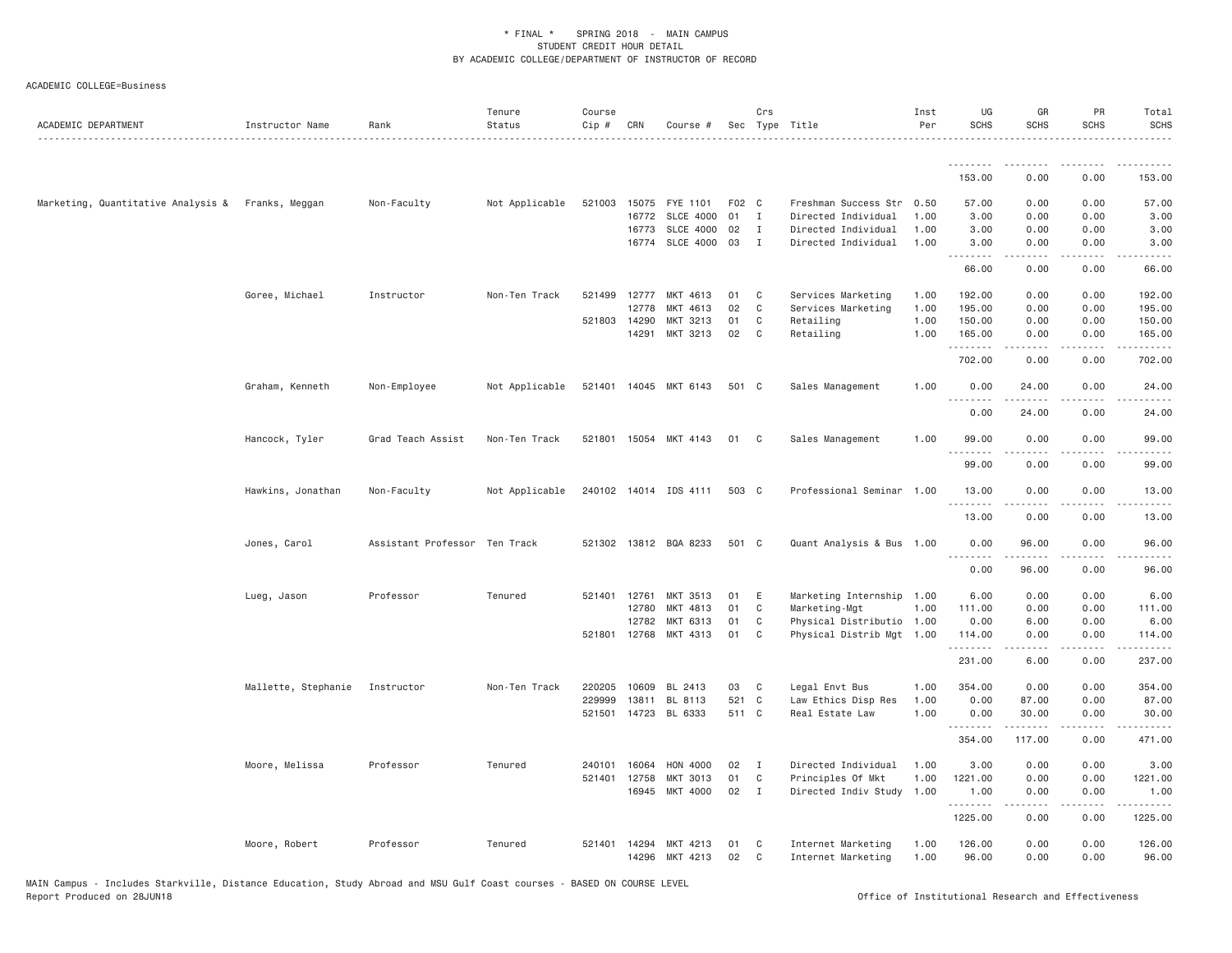* FINAL * SPRING 2018 - MAIN CAMPUS
STUDENT CREDIT HOUR DETAIL
BY ACADEMIC COLLEGE/DEPARTMENT OF INSTRUCTOR OF RECORD

ACADEMIC COLLEGE=Business

| ACADEMIC DEPARTMENT | Instructor Name | Rank | Tenure Status | Course Cip # | CRN | Course # | Sec | Crs Type | Title | Inst Per | UG SCHS | GR SCHS | PR SCHS | Total SCHS |
|---|---|---|---|---|---|---|---|---|---|---|---|---|---|---|
| | | | | | | | | | | | 153.00 | 0.00 | 0.00 | 153.00 |
| Marketing, Quantitative Analysis & | Franks, Meggan | Non-Faculty | Not Applicable | 521003 | 15075 | FYE 1101 | F02 | C | Freshman Success Str | 0.50 | 57.00 | 0.00 | 0.00 | 57.00 |
| | | | | | 16772 | SLCE 4000 | 01 | I | Directed Individual | 1.00 | 3.00 | 0.00 | 0.00 | 3.00 |
| | | | | | 16773 | SLCE 4000 | 02 | I | Directed Individual | 1.00 | 3.00 | 0.00 | 0.00 | 3.00 |
| | | | | | 16774 | SLCE 4000 | 03 | I | Directed Individual | 1.00 | 3.00 | 0.00 | 0.00 | 3.00 |
| | | | | | | | | | | | 66.00 | 0.00 | 0.00 | 66.00 |
| | Goree, Michael | Instructor | Non-Ten Track | 521499 | 12777 | MKT 4613 | 01 | C | Services Marketing | 1.00 | 192.00 | 0.00 | 0.00 | 192.00 |
| | | | | | 12778 | MKT 4613 | 02 | C | Services Marketing | 1.00 | 195.00 | 0.00 | 0.00 | 195.00 |
| | | | | 521803 | 14290 | MKT 3213 | 01 | C | Retailing | 1.00 | 150.00 | 0.00 | 0.00 | 150.00 |
| | | | | | 14291 | MKT 3213 | 02 | C | Retailing | 1.00 | 165.00 | 0.00 | 0.00 | 165.00 |
| | | | | | | | | | | | 702.00 | 0.00 | 0.00 | 702.00 |
| | Graham, Kenneth | Non-Employee | Not Applicable | 521401 | 14045 | MKT 6143 | 501 | C | Sales Management | 1.00 | 0.00 | 24.00 | 0.00 | 24.00 |
| | | | | | | | | | | | 0.00 | 24.00 | 0.00 | 24.00 |
| | Hancock, Tyler | Grad Teach Assist | Non-Ten Track | 521801 | 15054 | MKT 4143 | 01 | C | Sales Management | 1.00 | 99.00 | 0.00 | 0.00 | 99.00 |
| | | | | | | | | | | | 99.00 | 0.00 | 0.00 | 99.00 |
| | Hawkins, Jonathan | Non-Faculty | Not Applicable | 240102 | 14014 | IDS 4111 | 503 | C | Professional Seminar | 1.00 | 13.00 | 0.00 | 0.00 | 13.00 |
| | | | | | | | | | | | 13.00 | 0.00 | 0.00 | 13.00 |
| | Jones, Carol | Assistant Professor | Ten Track | 521302 | 13812 | BQA 8233 | 501 | C | Quant Analysis & Bus | 1.00 | 0.00 | 96.00 | 0.00 | 96.00 |
| | | | | | | | | | | | 0.00 | 96.00 | 0.00 | 96.00 |
| | Lueg, Jason | Professor | Tenured | 521401 | 12761 | MKT 3513 | 01 | E | Marketing Internship | 1.00 | 6.00 | 0.00 | 0.00 | 6.00 |
| | | | | | 12780 | MKT 4813 | 01 | C | Marketing-Mgt | 1.00 | 111.00 | 0.00 | 0.00 | 111.00 |
| | | | | | 12782 | MKT 6313 | 01 | C | Physical Distributio | 1.00 | 0.00 | 6.00 | 0.00 | 6.00 |
| | | | | 521801 | 12768 | MKT 4313 | 01 | C | Physical Distrib Mgt | 1.00 | 114.00 | 0.00 | 0.00 | 114.00 |
| | | | | | | | | | | | 231.00 | 6.00 | 0.00 | 237.00 |
| | Mallette, Stephanie | Instructor | Non-Ten Track | 220205 | 10609 | BL 2413 | 03 | C | Legal Envt Bus | 1.00 | 354.00 | 0.00 | 0.00 | 354.00 |
| | | | | 229999 | 13811 | BL 8113 | 521 | C | Law Ethics Disp Res | 1.00 | 0.00 | 87.00 | 0.00 | 87.00 |
| | | | | 521501 | 14723 | BL 6333 | 511 | C | Real Estate Law | 1.00 | 0.00 | 30.00 | 0.00 | 30.00 |
| | | | | | | | | | | | 354.00 | 117.00 | 0.00 | 471.00 |
| | Moore, Melissa | Professor | Tenured | 240101 | 16064 | HON 4000 | 02 | I | Directed Individual | 1.00 | 3.00 | 0.00 | 0.00 | 3.00 |
| | | | | 521401 | 12758 | MKT 3013 | 01 | C | Principles Of Mkt | 1.00 | 1221.00 | 0.00 | 0.00 | 1221.00 |
| | | | | | 16945 | MKT 4000 | 02 | I | Directed Indiv Study | 1.00 | 1.00 | 0.00 | 0.00 | 1.00 |
| | | | | | | | | | | | 1225.00 | 0.00 | 0.00 | 1225.00 |
| | Moore, Robert | Professor | Tenured | 521401 | 14294 | MKT 4213 | 01 | C | Internet Marketing | 1.00 | 126.00 | 0.00 | 0.00 | 126.00 |
| | | | | | 14296 | MKT 4213 | 02 | C | Internet Marketing | 1.00 | 96.00 | 0.00 | 0.00 | 96.00 |

MAIN Campus - Includes Starkville, Distance Education, Study Abroad and MSU Gulf Coast courses - BASED ON COURSE LEVEL
Report Produced on 28JUN18 Office of Institutional Research and Effectiveness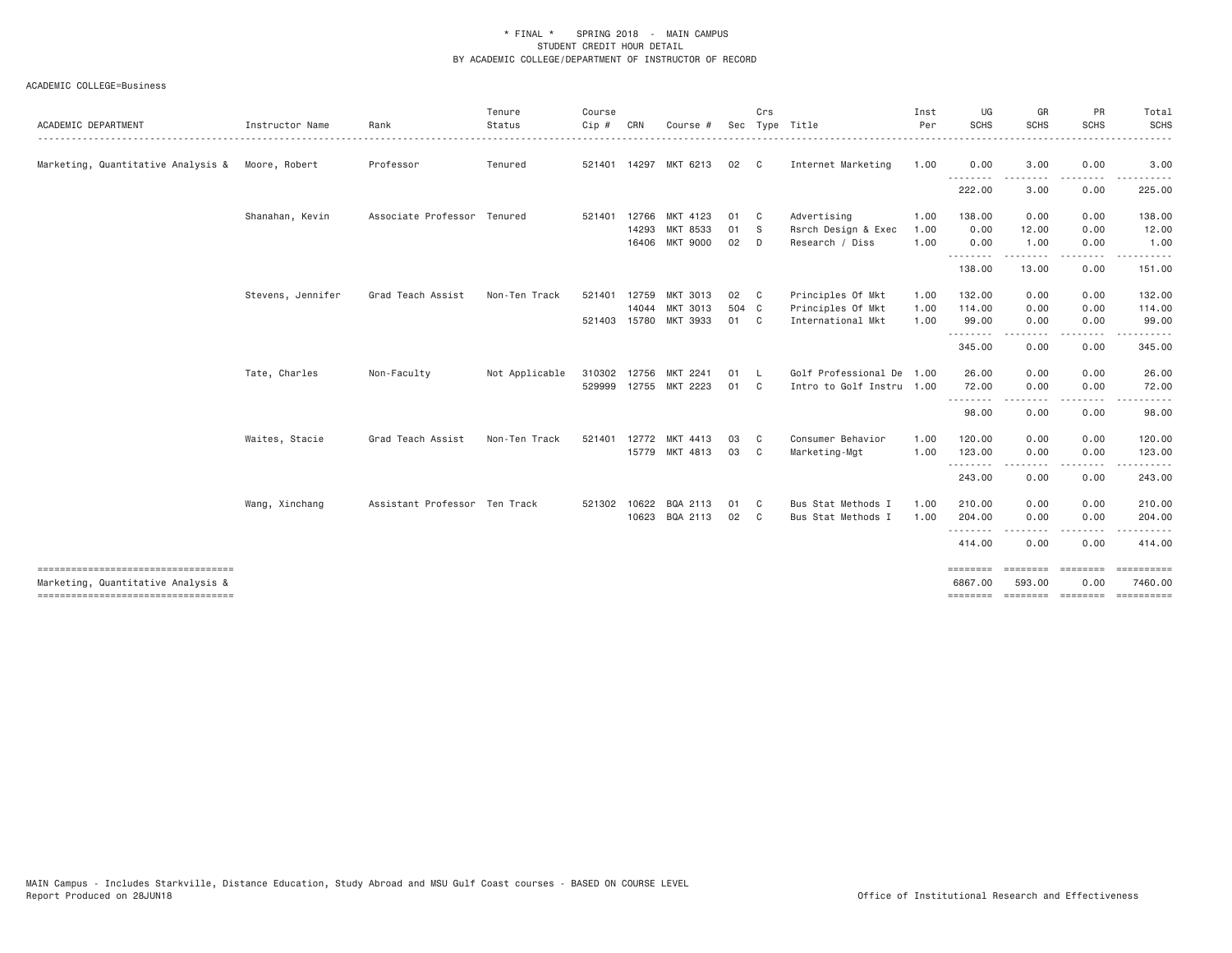\* FINAL \* SPRING 2018 - MAIN CAMPUS
STUDENT CREDIT HOUR DETAIL
BY ACADEMIC COLLEGE/DEPARTMENT OF INSTRUCTOR OF RECORD

ACADEMIC COLLEGE=Business

| ACADEMIC DEPARTMENT | Instructor Name | Rank | Tenure Status | Course Cip # | CRN | Course # | Sec | Crs Type | Title | Inst Per | UG SCHS | GR SCHS | PR SCHS | Total SCHS |
|---|---|---|---|---|---|---|---|---|---|---|---|---|---|---|
| Marketing, Quantitative Analysis & | Moore, Robert | Professor | Tenured | 521401 | 14297 | MKT 6213 | 02 | C | Internet Marketing | 1.00 | 0.00 | 3.00 | 0.00 | 3.00 |
| | | | | | | | | | | | 222.00 | 3.00 | 0.00 | 225.00 |
| | Shanahan, Kevin | Associate Professor | Tenured | 521401 | 12766 | MKT 4123 | 01 | C | Advertising | 1.00 | 138.00 | 0.00 | 0.00 | 138.00 |
| | | | | | 14293 | MKT 8533 | 01 | S | Rsrch Design & Exec | 1.00 | 0.00 | 12.00 | 0.00 | 12.00 |
| | | | | | 16406 | MKT 9000 | 02 | D | Research / Diss | 1.00 | 0.00 | 1.00 | 0.00 | 1.00 |
| | | | | | | | | | | | 138.00 | 13.00 | 0.00 | 151.00 |
| | Stevens, Jennifer | Grad Teach Assist | Non-Ten Track | 521401 | 12759 | MKT 3013 | 02 | C | Principles Of Mkt | 1.00 | 132.00 | 0.00 | 0.00 | 132.00 |
| | | | | | 14044 | MKT 3013 | 504 | C | Principles Of Mkt | 1.00 | 114.00 | 0.00 | 0.00 | 114.00 |
| | | | | 521403 | 15780 | MKT 3933 | 01 | C | International Mkt | 1.00 | 99.00 | 0.00 | 0.00 | 99.00 |
| | | | | | | | | | | | 345.00 | 0.00 | 0.00 | 345.00 |
| | Tate, Charles | Non-Faculty | Not Applicable | 310302 | 12756 | MKT 2241 | 01 | L | Golf Professional De | 1.00 | 26.00 | 0.00 | 0.00 | 26.00 |
| | | | | 529999 | 12755 | MKT 2223 | 01 | C | Intro to Golf Instru | 1.00 | 72.00 | 0.00 | 0.00 | 72.00 |
| | | | | | | | | | | | 98.00 | 0.00 | 0.00 | 98.00 |
| | Waites, Stacie | Grad Teach Assist | Non-Ten Track | 521401 | 12772 | MKT 4413 | 03 | C | Consumer Behavior | 1.00 | 120.00 | 0.00 | 0.00 | 120.00 |
| | | | | | 15779 | MKT 4813 | 03 | C | Marketing-Mgt | 1.00 | 123.00 | 0.00 | 0.00 | 123.00 |
| | | | | | | | | | | | 243.00 | 0.00 | 0.00 | 243.00 |
| | Wang, Xinchang | Assistant Professor | Ten Track | 521302 | 10622 | BQA 2113 | 01 | C | Bus Stat Methods I | 1.00 | 210.00 | 0.00 | 0.00 | 210.00 |
| | | | | | 10623 | BQA 2113 | 02 | C | Bus Stat Methods I | 1.00 | 204.00 | 0.00 | 0.00 | 204.00 |
| | | | | | | | | | | | 414.00 | 0.00 | 0.00 | 414.00 |
| Marketing, Quantitative Analysis & | | | | | | | | | | | 6867.00 | 593.00 | 0.00 | 7460.00 |

MAIN Campus - Includes Starkville, Distance Education, Study Abroad and MSU Gulf Coast courses - BASED ON COURSE LEVEL
Report Produced on 28JUN18

Office of Institutional Research and Effectiveness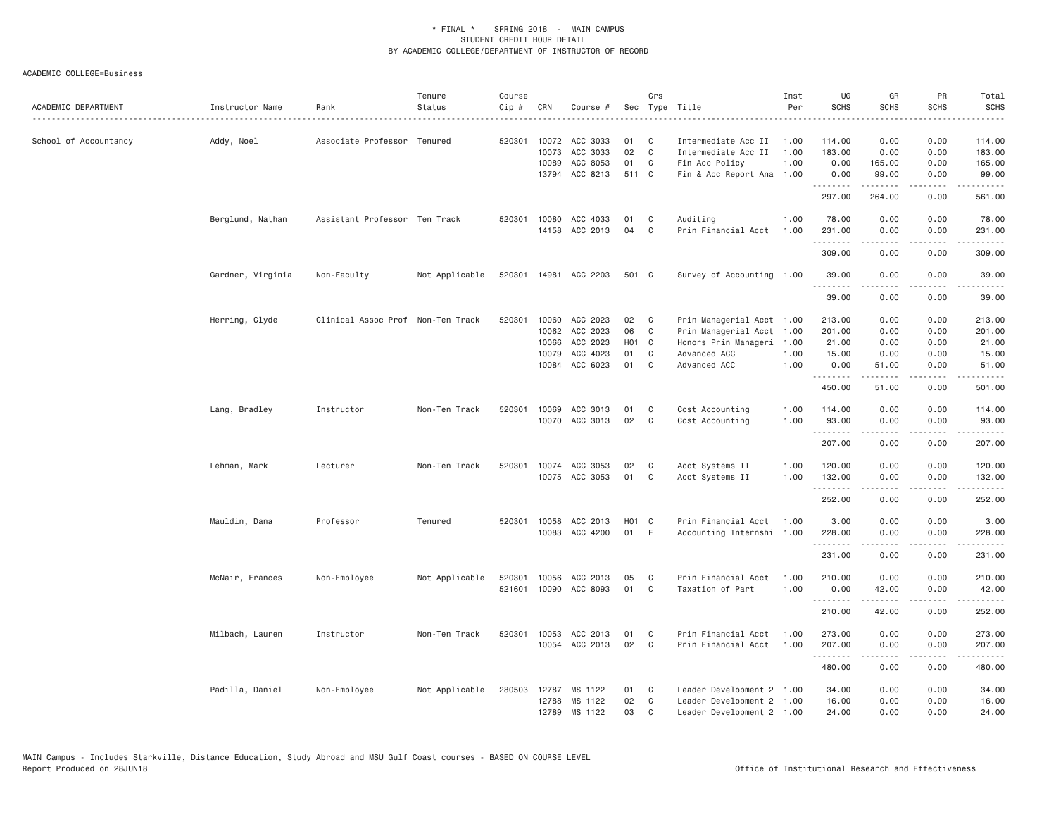\* FINAL \* SPRING 2018 - MAIN CAMPUS
STUDENT CREDIT HOUR DETAIL
BY ACADEMIC COLLEGE/DEPARTMENT OF INSTRUCTOR OF RECORD

ACADEMIC COLLEGE=Business

| ACADEMIC DEPARTMENT | Instructor Name | Rank | Tenure Status | Course Cip # | CRN | Course # | Sec | Crs Type | Title | Inst Per | UG SCHS | GR SCHS | PR SCHS | Total SCHS |
|---|---|---|---|---|---|---|---|---|---|---|---|---|---|---|
| School of Accountancy | Addy, Noel | Associate Professor | Tenured | 520301 | 10072 | ACC 3033 | 01 | C | Intermediate Acc II | 1.00 | 114.00 | 0.00 | 0.00 | 114.00 |
| | | | | | 10073 | ACC 3033 | 02 | C | Intermediate Acc II | 1.00 | 183.00 | 0.00 | 0.00 | 183.00 |
| | | | | | 10089 | ACC 8053 | 01 | C | Fin Acc Policy | 1.00 | 0.00 | 165.00 | 0.00 | 165.00 |
| | | | | | 13794 | ACC 8213 | 511 | C | Fin & Acc Report Ana | 1.00 | 0.00 | 99.00 | 0.00 | 99.00 |
| | | | | | | | | | | | 297.00 | 264.00 | 0.00 | 561.00 |
| | Berglund, Nathan | Assistant Professor | Ten Track | 520301 | 10080 | ACC 4033 | 01 | C | Auditing | 1.00 | 78.00 | 0.00 | 0.00 | 78.00 |
| | | | | | 14158 | ACC 2013 | 04 | C | Prin Financial Acct | 1.00 | 231.00 | 0.00 | 0.00 | 231.00 |
| | | | | | | | | | | | 309.00 | 0.00 | 0.00 | 309.00 |
| | Gardner, Virginia | Non-Faculty | Not Applicable | 520301 | 14981 | ACC 2203 | 501 | C | Survey of Accounting | 1.00 | 39.00 | 0.00 | 0.00 | 39.00 |
| | | | | | | | | | | | 39.00 | 0.00 | 0.00 | 39.00 |
| | Herring, Clyde | Clinical Assoc Prof | Non-Ten Track | 520301 | 10060 | ACC 2023 | 02 | C | Prin Managerial Acct | 1.00 | 213.00 | 0.00 | 0.00 | 213.00 |
| | | | | | 10062 | ACC 2023 | 06 | C | Prin Managerial Acct | 1.00 | 201.00 | 0.00 | 0.00 | 201.00 |
| | | | | | 10066 | ACC 2023 | H01 | C | Honors Prin Manageri | 1.00 | 21.00 | 0.00 | 0.00 | 21.00 |
| | | | | | 10079 | ACC 4023 | 01 | C | Advanced ACC | 1.00 | 15.00 | 0.00 | 0.00 | 15.00 |
| | | | | | 10084 | ACC 6023 | 01 | C | Advanced ACC | 1.00 | 0.00 | 51.00 | 0.00 | 51.00 |
| | | | | | | | | | | | 450.00 | 51.00 | 0.00 | 501.00 |
| | Lang, Bradley | Instructor | Non-Ten Track | 520301 | 10069 | ACC 3013 | 01 | C | Cost Accounting | 1.00 | 114.00 | 0.00 | 0.00 | 114.00 |
| | | | | | 10070 | ACC 3013 | 02 | C | Cost Accounting | 1.00 | 93.00 | 0.00 | 0.00 | 93.00 |
| | | | | | | | | | | | 207.00 | 0.00 | 0.00 | 207.00 |
| | Lehman, Mark | Lecturer | Non-Ten Track | 520301 | 10074 | ACC 3053 | 02 | C | Acct Systems II | 1.00 | 120.00 | 0.00 | 0.00 | 120.00 |
| | | | | | 10075 | ACC 3053 | 01 | C | Acct Systems II | 1.00 | 132.00 | 0.00 | 0.00 | 132.00 |
| | | | | | | | | | | | 252.00 | 0.00 | 0.00 | 252.00 |
| | Mauldin, Dana | Professor | Tenured | 520301 | 10058 | ACC 2013 | H01 | C | Prin Financial Acct | 1.00 | 3.00 | 0.00 | 0.00 | 3.00 |
| | | | | | 10083 | ACC 4200 | 01 | E | Accounting Internshi | 1.00 | 228.00 | 0.00 | 0.00 | 228.00 |
| | | | | | | | | | | | 231.00 | 0.00 | 0.00 | 231.00 |
| | McNair, Frances | Non-Employee | Not Applicable | 520301 | 10056 | ACC 2013 | 05 | C | Prin Financial Acct | 1.00 | 210.00 | 0.00 | 0.00 | 210.00 |
| | | | | 521601 | 10090 | ACC 8093 | 01 | C | Taxation of Part | 1.00 | 0.00 | 42.00 | 0.00 | 42.00 |
| | | | | | | | | | | | 210.00 | 42.00 | 0.00 | 252.00 |
| | Milbach, Lauren | Instructor | Non-Ten Track | 520301 | 10053 | ACC 2013 | 01 | C | Prin Financial Acct | 1.00 | 273.00 | 0.00 | 0.00 | 273.00 |
| | | | | | 10054 | ACC 2013 | 02 | C | Prin Financial Acct | 1.00 | 207.00 | 0.00 | 0.00 | 207.00 |
| | | | | | | | | | | | 480.00 | 0.00 | 0.00 | 480.00 |
| | Padilla, Daniel | Non-Employee | Not Applicable | 280503 | 12787 | MS 1122 | 01 | C | Leader Development 2 | 1.00 | 34.00 | 0.00 | 0.00 | 34.00 |
| | | | | | 12788 | MS 1122 | 02 | C | Leader Development 2 | 1.00 | 16.00 | 0.00 | 0.00 | 16.00 |
| | | | | | 12789 | MS 1122 | 03 | C | Leader Development 2 | 1.00 | 24.00 | 0.00 | 0.00 | 24.00 |

MAIN Campus - Includes Starkville, Distance Education, Study Abroad and MSU Gulf Coast courses - BASED ON COURSE LEVEL
Report Produced on 28JUN18 Office of Institutional Research and Effectiveness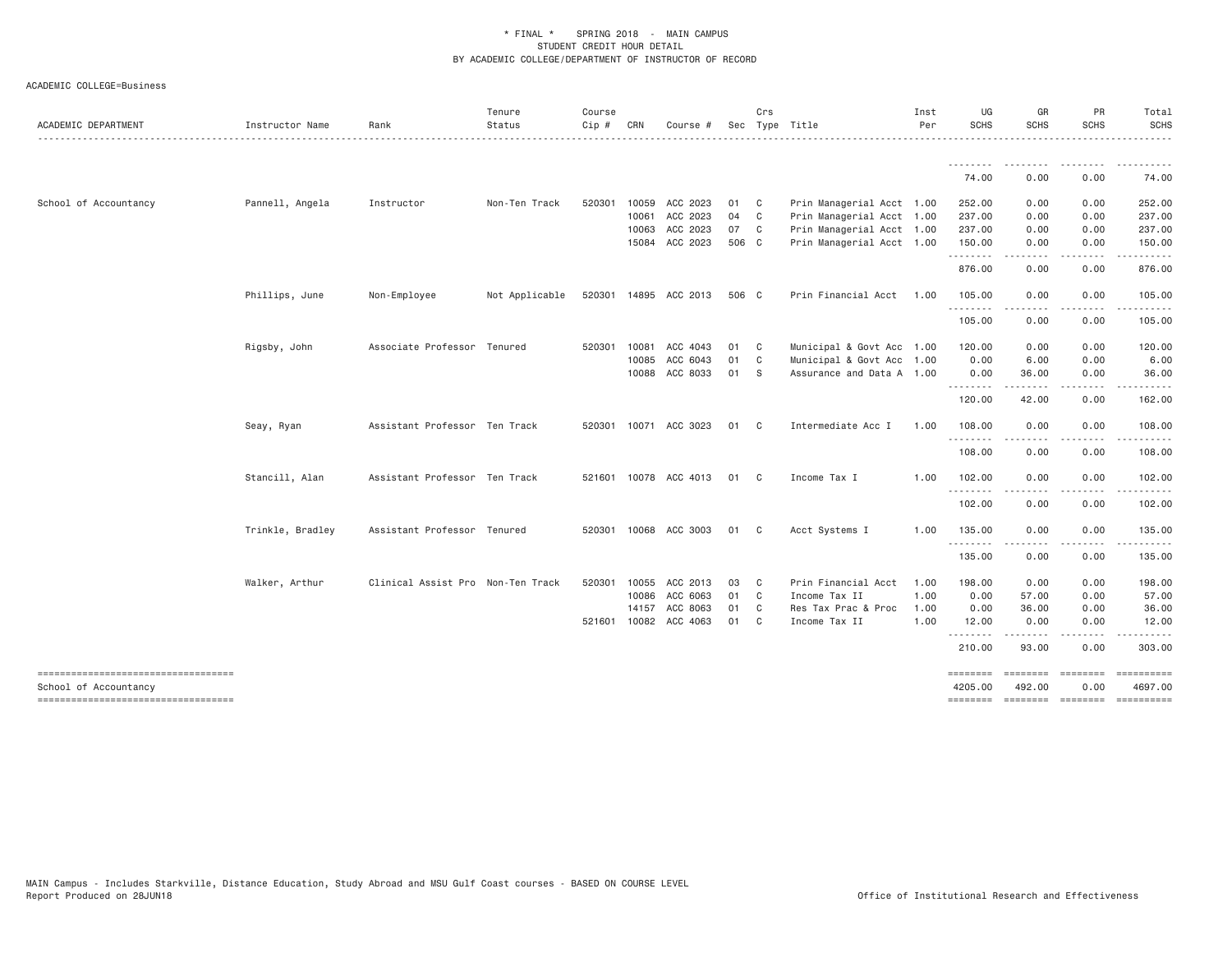\* FINAL \* SPRING 2018 - MAIN CAMPUS
STUDENT CREDIT HOUR DETAIL
BY ACADEMIC COLLEGE/DEPARTMENT OF INSTRUCTOR OF RECORD

ACADEMIC COLLEGE=Business

| ACADEMIC DEPARTMENT | Instructor Name | Rank | Tenure Status | Course Cip # | CRN | Course # | Sec | Crs Type | Title | Inst Per | UG SCHS | GR SCHS | PR SCHS | Total SCHS |
|---|---|---|---|---|---|---|---|---|---|---|---|---|---|---|
| | | | | | | | | | | | 74.00 | 0.00 | 0.00 | 74.00 |
| School of Accountancy | Pannell, Angela | Instructor | Non-Ten Track | 520301 | 10059 | ACC 2023 | 01 | C | Prin Managerial Acct | 1.00 | 252.00 | 0.00 | 0.00 | 252.00 |
| | | | | | 10061 | ACC 2023 | 04 | C | Prin Managerial Acct | 1.00 | 237.00 | 0.00 | 0.00 | 237.00 |
| | | | | | 10063 | ACC 2023 | 07 | C | Prin Managerial Acct | 1.00 | 237.00 | 0.00 | 0.00 | 237.00 |
| | | | | | 15084 | ACC 2023 | 506 | C | Prin Managerial Acct | 1.00 | 150.00 | 0.00 | 0.00 | 150.00 |
| | | | | | | | | | | | 876.00 | 0.00 | 0.00 | 876.00 |
| | Phillips, June | Non-Employee | Not Applicable | 520301 | 14895 | ACC 2013 | 506 | C | Prin Financial Acct | 1.00 | 105.00 | 0.00 | 0.00 | 105.00 |
| | | | | | | | | | | | 105.00 | 0.00 | 0.00 | 105.00 |
| | Rigsby, John | Associate Professor | Tenured | 520301 | 10081 | ACC 4043 | 01 | C | Municipal & Govt Acc | 1.00 | 120.00 | 0.00 | 0.00 | 120.00 |
| | | | | | 10085 | ACC 6043 | 01 | C | Municipal & Govt Acc | 1.00 | 0.00 | 6.00 | 0.00 | 6.00 |
| | | | | | 10088 | ACC 8033 | 01 | S | Assurance and Data A | 1.00 | 0.00 | 36.00 | 0.00 | 36.00 |
| | | | | | | | | | | | 120.00 | 42.00 | 0.00 | 162.00 |
| | Seay, Ryan | Assistant Professor | Ten Track | 520301 | 10071 | ACC 3023 | 01 | C | Intermediate Acc I | 1.00 | 108.00 | 0.00 | 0.00 | 108.00 |
| | | | | | | | | | | | 108.00 | 0.00 | 0.00 | 108.00 |
| | Stancill, Alan | Assistant Professor | Ten Track | 521601 | 10078 | ACC 4013 | 01 | C | Income Tax I | 1.00 | 102.00 | 0.00 | 0.00 | 102.00 |
| | | | | | | | | | | | 102.00 | 0.00 | 0.00 | 102.00 |
| | Trinkle, Bradley | Assistant Professor | Tenured | 520301 | 10068 | ACC 3003 | 01 | C | Acct Systems I | 1.00 | 135.00 | 0.00 | 0.00 | 135.00 |
| | | | | | | | | | | | 135.00 | 0.00 | 0.00 | 135.00 |
| | Walker, Arthur | Clinical Assist Pro | Non-Ten Track | 520301 | 10055 | ACC 2013 | 03 | C | Prin Financial Acct | 1.00 | 198.00 | 0.00 | 0.00 | 198.00 |
| | | | | | 10086 | ACC 6063 | 01 | C | Income Tax II | 1.00 | 0.00 | 57.00 | 0.00 | 57.00 |
| | | | | | 14157 | ACC 8063 | 01 | C | Res Tax Prac & Proc | 1.00 | 0.00 | 36.00 | 0.00 | 36.00 |
| | | | | 521601 | 10082 | ACC 4063 | 01 | C | Income Tax II | 1.00 | 12.00 | 0.00 | 0.00 | 12.00 |
| | | | | | | | | | | | 210.00 | 93.00 | 0.00 | 303.00 |
| School of Accountancy | | | | | | | | | | | 4205.00 | 492.00 | 0.00 | 4697.00 |

MAIN Campus - Includes Starkville, Distance Education, Study Abroad and MSU Gulf Coast courses - BASED ON COURSE LEVEL
Report Produced on 28JUN18 Office of Institutional Research and Effectiveness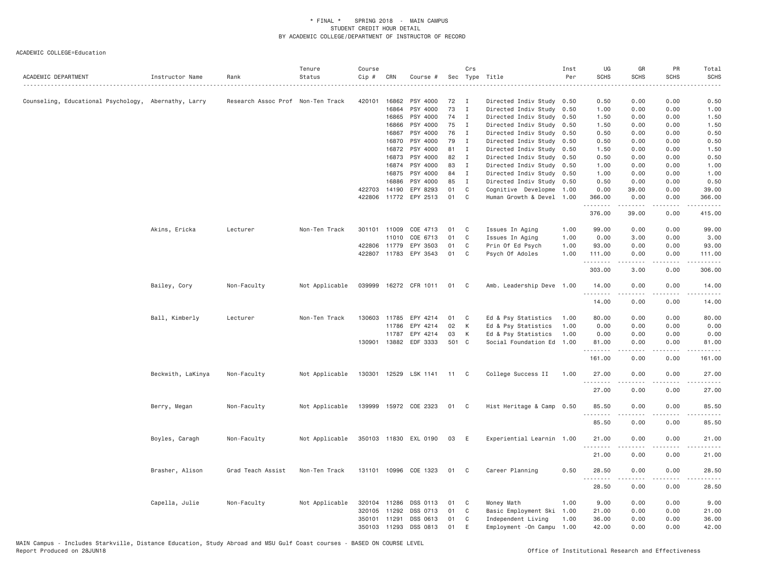\* FINAL \* SPRING 2018 - MAIN CAMPUS
STUDENT CREDIT HOUR DETAIL
BY ACADEMIC COLLEGE/DEPARTMENT OF INSTRUCTOR OF RECORD

ACADEMIC COLLEGE=Education

| ACADEMIC DEPARTMENT | Instructor Name | Rank | Tenure Status | Course Cip # | CRN | Course # | Sec | Crs Type | Title | Inst Per | UG SCHS | GR SCHS | PR SCHS | Total SCHS |
|---|---|---|---|---|---|---|---|---|---|---|---|---|---|---|
| Counseling, Educational Psychology, | Abernathy, Larry | Research Assoc Prof | Non-Ten Track | 420101 | 16862 | PSY 4000 | 72 | I | Directed Indiv Study | 0.50 | 0.50 | 0.00 | 0.00 | 0.50 |
| | | | | | 16864 | PSY 4000 | 73 | I | Directed Indiv Study | 0.50 | 1.00 | 0.00 | 0.00 | 1.00 |
| | | | | | 16865 | PSY 4000 | 74 | I | Directed Indiv Study | 0.50 | 1.50 | 0.00 | 0.00 | 1.50 |
| | | | | | 16866 | PSY 4000 | 75 | I | Directed Indiv Study | 0.50 | 1.50 | 0.00 | 0.00 | 1.50 |
| | | | | | 16867 | PSY 4000 | 76 | I | Directed Indiv Study | 0.50 | 0.50 | 0.00 | 0.00 | 0.50 |
| | | | | | 16870 | PSY 4000 | 79 | I | Directed Indiv Study | 0.50 | 0.50 | 0.00 | 0.00 | 0.50 |
| | | | | | 16872 | PSY 4000 | 81 | I | Directed Indiv Study | 0.50 | 1.50 | 0.00 | 0.00 | 1.50 |
| | | | | | 16873 | PSY 4000 | 82 | I | Directed Indiv Study | 0.50 | 0.50 | 0.00 | 0.00 | 0.50 |
| | | | | | 16874 | PSY 4000 | 83 | I | Directed Indiv Study | 0.50 | 1.00 | 0.00 | 0.00 | 1.00 |
| | | | | | 16875 | PSY 4000 | 84 | I | Directed Indiv Study | 0.50 | 1.00 | 0.00 | 0.00 | 1.00 |
| | | | | | 16886 | PSY 4000 | 85 | I | Directed Indiv Study | 0.50 | 0.50 | 0.00 | 0.00 | 0.50 |
| | | | | 422703 | 14190 | EPY 8293 | 01 | C | Cognitive Developme | 1.00 | 0.00 | 39.00 | 0.00 | 39.00 |
| | | | | 422806 | 11772 | EPY 2513 | 01 | C | Human Growth & Devel | 1.00 | 366.00 | 0.00 | 0.00 | 366.00 |
| | | | | | | | | | | | 376.00 | 39.00 | 0.00 | 415.00 |
| | Akins, Ericka | Lecturer | Non-Ten Track | 301101 | 11009 | COE 4713 | 01 | C | Issues In Aging | 1.00 | 99.00 | 0.00 | 0.00 | 99.00 |
| | | | | | 11010 | COE 6713 | 01 | C | Issues In Aging | 1.00 | 0.00 | 3.00 | 0.00 | 3.00 |
| | | | | 422806 | 11779 | EPY 3503 | 01 | C | Prin Of Ed Psych | 1.00 | 93.00 | 0.00 | 0.00 | 93.00 |
| | | | | 422807 | 11783 | EPY 3543 | 01 | C | Psych Of Adoles | 1.00 | 111.00 | 0.00 | 0.00 | 111.00 |
| | | | | | | | | | | | 303.00 | 3.00 | 0.00 | 306.00 |
| | Bailey, Cory | Non-Faculty | Not Applicable | 039999 | 16272 | CFR 1011 | 01 | C | Amb. Leadership Deve | 1.00 | 14.00 | 0.00 | 0.00 | 14.00 |
| | | | | | | | | | | | 14.00 | 0.00 | 0.00 | 14.00 |
| | Ball, Kimberly | Lecturer | Non-Ten Track | 130603 | 11785 | EPY 4214 | 01 | C | Ed & Psy Statistics | 1.00 | 80.00 | 0.00 | 0.00 | 80.00 |
| | | | | | 11786 | EPY 4214 | 02 | K | Ed & Psy Statistics | 1.00 | 0.00 | 0.00 | 0.00 | 0.00 |
| | | | | | 11787 | EPY 4214 | 03 | K | Ed & Psy Statistics | 1.00 | 0.00 | 0.00 | 0.00 | 0.00 |
| | | | | 130901 | 13882 | EDF 3333 | 501 | C | Social Foundation Ed | 1.00 | 81.00 | 0.00 | 0.00 | 81.00 |
| | | | | | | | | | | | 161.00 | 0.00 | 0.00 | 161.00 |
| | Beckwith, LaKinya | Non-Faculty | Not Applicable | 130301 | 12529 | LSK 1141 | 11 | C | College Success II | 1.00 | 27.00 | 0.00 | 0.00 | 27.00 |
| | | | | | | | | | | | 27.00 | 0.00 | 0.00 | 27.00 |
| | Berry, Megan | Non-Faculty | Not Applicable | 139999 | 15972 | COE 2323 | 01 | C | Hist Heritage & Camp | 0.50 | 85.50 | 0.00 | 0.00 | 85.50 |
| | | | | | | | | | | | 85.50 | 0.00 | 0.00 | 85.50 |
| | Boyles, Caragh | Non-Faculty | Not Applicable | 350103 | 11830 | EXL 0190 | 03 | E | Experiential Learnin | 1.00 | 21.00 | 0.00 | 0.00 | 21.00 |
| | | | | | | | | | | | 21.00 | 0.00 | 0.00 | 21.00 |
| | Brasher, Alison | Grad Teach Assist | Non-Ten Track | 131101 | 10996 | COE 1323 | 01 | C | Career Planning | 0.50 | 28.50 | 0.00 | 0.00 | 28.50 |
| | | | | | | | | | | | 28.50 | 0.00 | 0.00 | 28.50 |
| | Capella, Julie | Non-Faculty | Not Applicable | 320104 | 11286 | DSS 0113 | 01 | C | Money Math | 1.00 | 9.00 | 0.00 | 0.00 | 9.00 |
| | | | | 320105 | 11292 | DSS 0713 | 01 | C | Basic Employment Ski | 1.00 | 21.00 | 0.00 | 0.00 | 21.00 |
| | | | | 350101 | 11291 | DSS 0613 | 01 | C | Independent Living | 1.00 | 36.00 | 0.00 | 0.00 | 36.00 |
| | | | | 350103 | 11293 | DSS 0813 | 01 | E | Employment -On Campu | 1.00 | 42.00 | 0.00 | 0.00 | 42.00 |

MAIN Campus - Includes Starkville, Distance Education, Study Abroad and MSU Gulf Coast courses - BASED ON COURSE LEVEL
Report Produced on 28JUN18 Office of Institutional Research and Effectiveness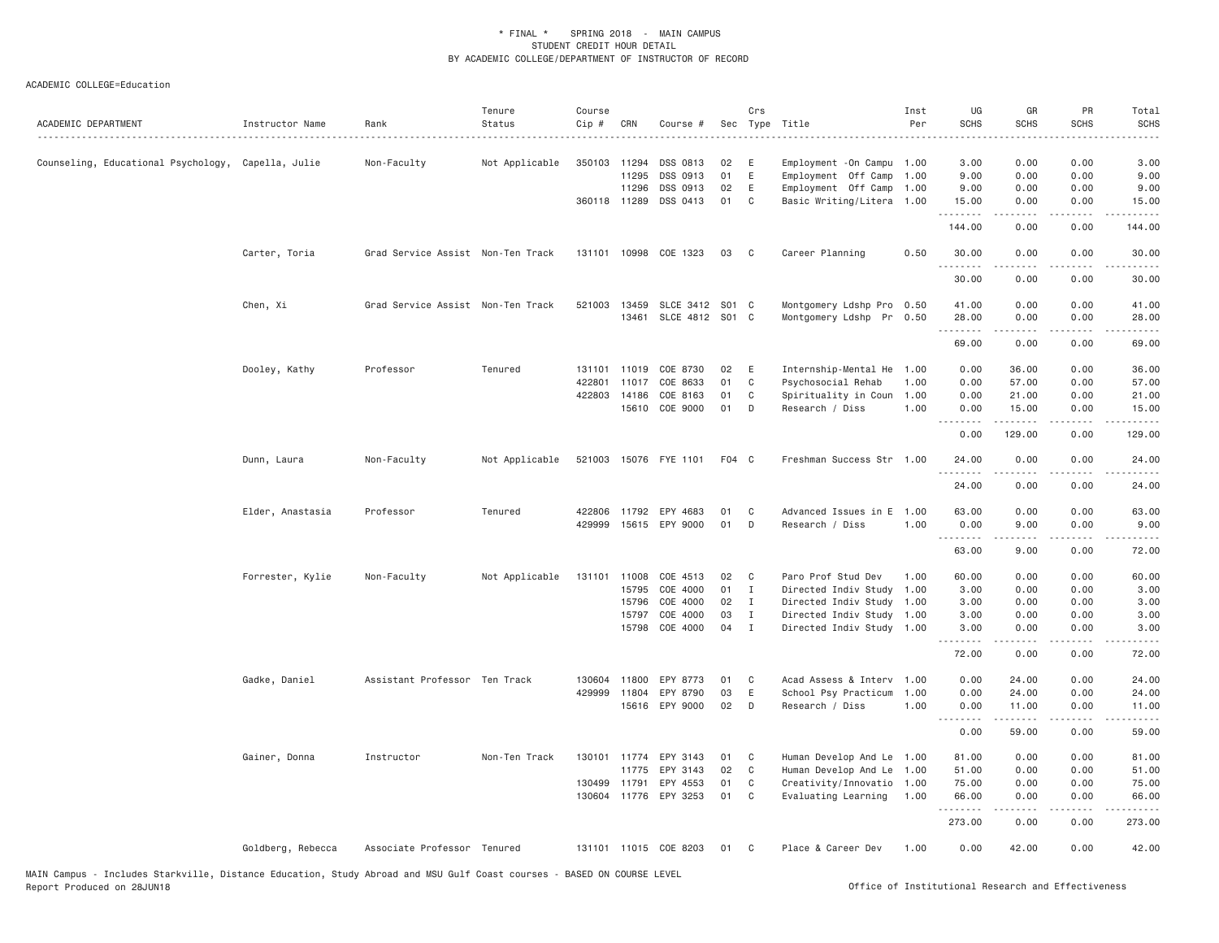* FINAL * SPRING 2018 - MAIN CAMPUS
STUDENT CREDIT HOUR DETAIL
BY ACADEMIC COLLEGE/DEPARTMENT OF INSTRUCTOR OF RECORD

ACADEMIC COLLEGE=Education

| ACADEMIC DEPARTMENT | Instructor Name | Rank | Tenure Status | Course Cip # | CRN | Course # | Sec | Crs Type | Title | Inst Per | UG SCHS | GR SCHS | PR SCHS | Total SCHS |
|---|---|---|---|---|---|---|---|---|---|---|---|---|---|---|
| Counseling, Educational Psychology, | Capella, Julie | Non-Faculty | Not Applicable | 350103 | 11294 | DSS 0813 | 02 | E | Employment -On Campu | 1.00 | 3.00 | 0.00 | 0.00 | 3.00 |
| | | | | | 11295 | DSS 0913 | 01 | E | Employment Off Camp | 1.00 | 9.00 | 0.00 | 0.00 | 9.00 |
| | | | | | 11296 | DSS 0913 | 02 | E | Employment Off Camp | 1.00 | 9.00 | 0.00 | 0.00 | 9.00 |
| | | | | 360118 | 11289 | DSS 0413 | 01 | C | Basic Writing/Litera | 1.00 | 15.00 | 0.00 | 0.00 | 15.00 |
| | | | | | | | | | | | 144.00 | 0.00 | 0.00 | 144.00 |
| | Carter, Toria | Grad Service Assist | Non-Ten Track | 131101 | 10998 | COE 1323 | 03 | C | Career Planning | 0.50 | 30.00 | 0.00 | 0.00 | 30.00 |
| | | | | | | | | | | | 30.00 | 0.00 | 0.00 | 30.00 |
| | Chen, Xi | Grad Service Assist | Non-Ten Track | 521003 | 13459 | SLCE 3412 | S01 | C | Montgomery Ldshp Pro | 0.50 | 41.00 | 0.00 | 0.00 | 41.00 |
| | | | | | 13461 | SLCE 4812 | S01 | C | Montgomery Ldshp Pr | 0.50 | 28.00 | 0.00 | 0.00 | 28.00 |
| | | | | | | | | | | | 69.00 | 0.00 | 0.00 | 69.00 |
| | Dooley, Kathy | Professor | Tenured | 131101 | 11019 | COE 8730 | 02 | E | Internship-Mental He | 1.00 | 0.00 | 36.00 | 0.00 | 36.00 |
| | | | | 422801 | 11017 | COE 8633 | 01 | C | Psychosocial Rehab | 1.00 | 0.00 | 57.00 | 0.00 | 57.00 |
| | | | | 422803 | 14186 | COE 8163 | 01 | C | Spirituality in Coun | 1.00 | 0.00 | 21.00 | 0.00 | 21.00 |
| | | | | | 15610 | COE 9000 | 01 | D | Research / Diss | 1.00 | 0.00 | 15.00 | 0.00 | 15.00 |
| | | | | | | | | | | | 0.00 | 129.00 | 0.00 | 129.00 |
| | Dunn, Laura | Non-Faculty | Not Applicable | 521003 | 15076 | FYE 1101 | F04 | C | Freshman Success Str | 1.00 | 24.00 | 0.00 | 0.00 | 24.00 |
| | | | | | | | | | | | 24.00 | 0.00 | 0.00 | 24.00 |
| | Elder, Anastasia | Professor | Tenured | 422806 | 11792 | EPY 4683 | 01 | C | Advanced Issues in E | 1.00 | 63.00 | 0.00 | 0.00 | 63.00 |
| | | | | 429999 | 15615 | EPY 9000 | 01 | D | Research / Diss | 1.00 | 0.00 | 9.00 | 0.00 | 9.00 |
| | | | | | | | | | | | 63.00 | 9.00 | 0.00 | 72.00 |
| | Forrester, Kylie | Non-Faculty | Not Applicable | 131101 | 11008 | COE 4513 | 02 | C | Paro Prof Stud Dev | 1.00 | 60.00 | 0.00 | 0.00 | 60.00 |
| | | | | | 15795 | COE 4000 | 01 | I | Directed Indiv Study | 1.00 | 3.00 | 0.00 | 0.00 | 3.00 |
| | | | | | 15796 | COE 4000 | 02 | I | Directed Indiv Study | 1.00 | 3.00 | 0.00 | 0.00 | 3.00 |
| | | | | | 15797 | COE 4000 | 03 | I | Directed Indiv Study | 1.00 | 3.00 | 0.00 | 0.00 | 3.00 |
| | | | | | 15798 | COE 4000 | 04 | I | Directed Indiv Study | 1.00 | 3.00 | 0.00 | 0.00 | 3.00 |
| | | | | | | | | | | | 72.00 | 0.00 | 0.00 | 72.00 |
| | Gadke, Daniel | Assistant Professor | Ten Track | 130604 | 11800 | EPY 8773 | 01 | C | Acad Assess & Interv | 1.00 | 0.00 | 24.00 | 0.00 | 24.00 |
| | | | | 429999 | 11804 | EPY 8790 | 03 | E | School Psy Practicum | 1.00 | 0.00 | 24.00 | 0.00 | 24.00 |
| | | | | | 15616 | EPY 9000 | 02 | D | Research / Diss | 1.00 | 0.00 | 11.00 | 0.00 | 11.00 |
| | | | | | | | | | | | 0.00 | 59.00 | 0.00 | 59.00 |
| | Gainer, Donna | Instructor | Non-Ten Track | 130101 | 11774 | EPY 3143 | 01 | C | Human Develop And Le | 1.00 | 81.00 | 0.00 | 0.00 | 81.00 |
| | | | | | 11775 | EPY 3143 | 02 | C | Human Develop And Le | 1.00 | 51.00 | 0.00 | 0.00 | 51.00 |
| | | | | 130499 | 11791 | EPY 4553 | 01 | C | Creativity/Innovatio | 1.00 | 75.00 | 0.00 | 0.00 | 75.00 |
| | | | | 130604 | 11776 | EPY 3253 | 01 | C | Evaluating Learning | 1.00 | 66.00 | 0.00 | 0.00 | 66.00 |
| | | | | | | | | | | | 273.00 | 0.00 | 0.00 | 273.00 |
| | Goldberg, Rebecca | Associate Professor | Tenured | 131101 | 11015 | COE 8203 | 01 | C | Place & Career Dev | 1.00 | 0.00 | 42.00 | 0.00 | 42.00 |

MAIN Campus - Includes Starkville, Distance Education, Study Abroad and MSU Gulf Coast courses - BASED ON COURSE LEVEL
Report Produced on 28JUN18 | Office of Institutional Research and Effectiveness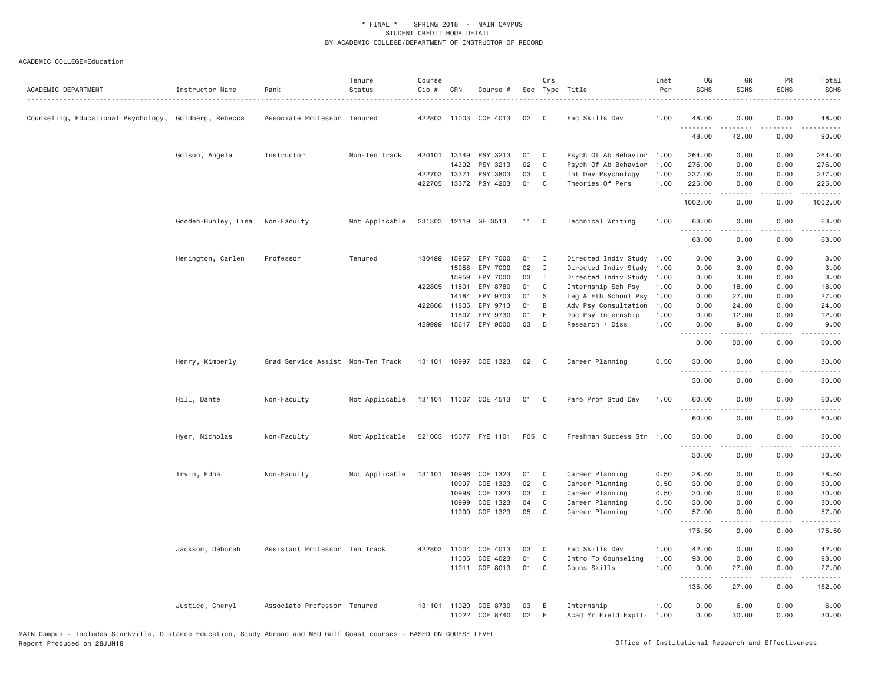* FINAL * SPRING 2018 - MAIN CAMPUS
STUDENT CREDIT HOUR DETAIL
BY ACADEMIC COLLEGE/DEPARTMENT OF INSTRUCTOR OF RECORD

ACADEMIC COLLEGE=Education

| ACADEMIC DEPARTMENT | Instructor Name | Rank | Tenure Status | Course Cip # | CRN | Course # | Sec | Crs Type | Title | Inst Per | UG SCHS | GR SCHS | PR SCHS | Total SCHS |
|---|---|---|---|---|---|---|---|---|---|---|---|---|---|---|
| Counseling, Educational Psychology, | Goldberg, Rebecca | Associate Professor | Tenured | 422803 | 11003 | COE 4013 | 02 | C | Fac Skills Dev | 1.00 | 48.00 | 0.00 | 0.00 | 48.00 |
| | | | | | | | | | | | 48.00 | 42.00 | 0.00 | 90.00 |
| | Golson, Angela | Instructor | Non-Ten Track | 420101 | 13349 | PSY 3213 | 01 | C | Psych Of Ab Behavior | 1.00 | 264.00 | 0.00 | 0.00 | 264.00 |
| | | | | | 14392 | PSY 3213 | 02 | C | Psych Of Ab Behavior | 1.00 | 276.00 | 0.00 | 0.00 | 276.00 |
| | | | | 422703 | 13371 | PSY 3803 | 03 | C | Int Dev Psychology | 1.00 | 237.00 | 0.00 | 0.00 | 237.00 |
| | | | | 422705 | 13372 | PSY 4203 | 01 | C | Theories Of Pers | 1.00 | 225.00 | 0.00 | 0.00 | 225.00 |
| | | | | | | | | | | | 1002.00 | 0.00 | 0.00 | 1002.00 |
| | Gooden-Hunley, Lisa | Non-Faculty | Not Applicable | 231303 | 12119 | GE 3513 | 11 | C | Technical Writing | 1.00 | 63.00 | 0.00 | 0.00 | 63.00 |
| | | | | | | | | | | | 63.00 | 0.00 | 0.00 | 63.00 |
| | Henington, Carlen | Professor | Tenured | 130499 | 15957 | EPY 7000 | 01 | I | Directed Indiv Study | 1.00 | 0.00 | 3.00 | 0.00 | 3.00 |
| | | | | | 15958 | EPY 7000 | 02 | I | Directed Indiv Study | 1.00 | 0.00 | 3.00 | 0.00 | 3.00 |
| | | | | | 15959 | EPY 7000 | 03 | I | Directed Indiv Study | 1.00 | 0.00 | 3.00 | 0.00 | 3.00 |
| | | | | 422805 | 11801 | EPY 8780 | 01 | C | Internship Sch Psy | 1.00 | 0.00 | 18.00 | 0.00 | 18.00 |
| | | | | | 14184 | EPY 9703 | 01 | S | Leg & Eth School Psy | 1.00 | 0.00 | 27.00 | 0.00 | 27.00 |
| | | | | 422806 | 11805 | EPY 9713 | 01 | B | Adv Psy Consultation | 1.00 | 0.00 | 24.00 | 0.00 | 24.00 |
| | | | | | 11807 | EPY 9730 | 01 | E | Doc Psy Internship | 1.00 | 0.00 | 12.00 | 0.00 | 12.00 |
| | | | | 429999 | 15617 | EPY 9000 | 03 | D | Research / Diss | 1.00 | 0.00 | 9.00 | 0.00 | 9.00 |
| | | | | | | | | | | | 0.00 | 99.00 | 0.00 | 99.00 |
| | Henry, Kimberly | Grad Service Assist | Non-Ten Track | 131101 | 10997 | COE 1323 | 02 | C | Career Planning | 0.50 | 30.00 | 0.00 | 0.00 | 30.00 |
| | | | | | | | | | | | 30.00 | 0.00 | 0.00 | 30.00 |
| | Hill, Dante | Non-Faculty | Not Applicable | 131101 | 11007 | COE 4513 | 01 | C | Paro Prof Stud Dev | 1.00 | 60.00 | 0.00 | 0.00 | 60.00 |
| | | | | | | | | | | | 60.00 | 0.00 | 0.00 | 60.00 |
| | Hyer, Nicholas | Non-Faculty | Not Applicable | 521003 | 15077 | FYE 1101 | F05 | C | Freshman Success Str | 1.00 | 30.00 | 0.00 | 0.00 | 30.00 |
| | | | | | | | | | | | 30.00 | 0.00 | 0.00 | 30.00 |
| | Irvin, Edna | Non-Faculty | Not Applicable | 131101 | 10996 | COE 1323 | 01 | C | Career Planning | 0.50 | 28.50 | 0.00 | 0.00 | 28.50 |
| | | | | | 10997 | COE 1323 | 02 | C | Career Planning | 0.50 | 30.00 | 0.00 | 0.00 | 30.00 |
| | | | | | 10998 | COE 1323 | 03 | C | Career Planning | 0.50 | 30.00 | 0.00 | 0.00 | 30.00 |
| | | | | | 10999 | COE 1323 | 04 | C | Career Planning | 0.50 | 30.00 | 0.00 | 0.00 | 30.00 |
| | | | | | 11000 | COE 1323 | 05 | C | Career Planning | 1.00 | 57.00 | 0.00 | 0.00 | 57.00 |
| | | | | | | | | | | | 175.50 | 0.00 | 0.00 | 175.50 |
| | Jackson, Deborah | Assistant Professor | Ten Track | 422803 | 11004 | COE 4013 | 03 | C | Fac Skills Dev | 1.00 | 42.00 | 0.00 | 0.00 | 42.00 |
| | | | | | 11005 | COE 4023 | 01 | C | Intro To Counseling | 1.00 | 93.00 | 0.00 | 0.00 | 93.00 |
| | | | | | 11011 | COE 8013 | 01 | C | Couns Skills | 1.00 | 0.00 | 27.00 | 0.00 | 27.00 |
| | | | | | | | | | | | 135.00 | 27.00 | 0.00 | 162.00 |
| | Justice, Cheryl | Associate Professor | Tenured | 131101 | 11020 | COE 8730 | 03 | E | Internship | 1.00 | 0.00 | 6.00 | 0.00 | 6.00 |
| | | | | | 11022 | COE 8740 | 02 | E | Acad Yr Field ExpII- | 1.00 | 0.00 | 30.00 | 0.00 | 30.00 |

MAIN Campus - Includes Starkville, Distance Education, Study Abroad and MSU Gulf Coast courses - BASED ON COURSE LEVEL
Report Produced on 28JUN18 Office of Institutional Research and Effectiveness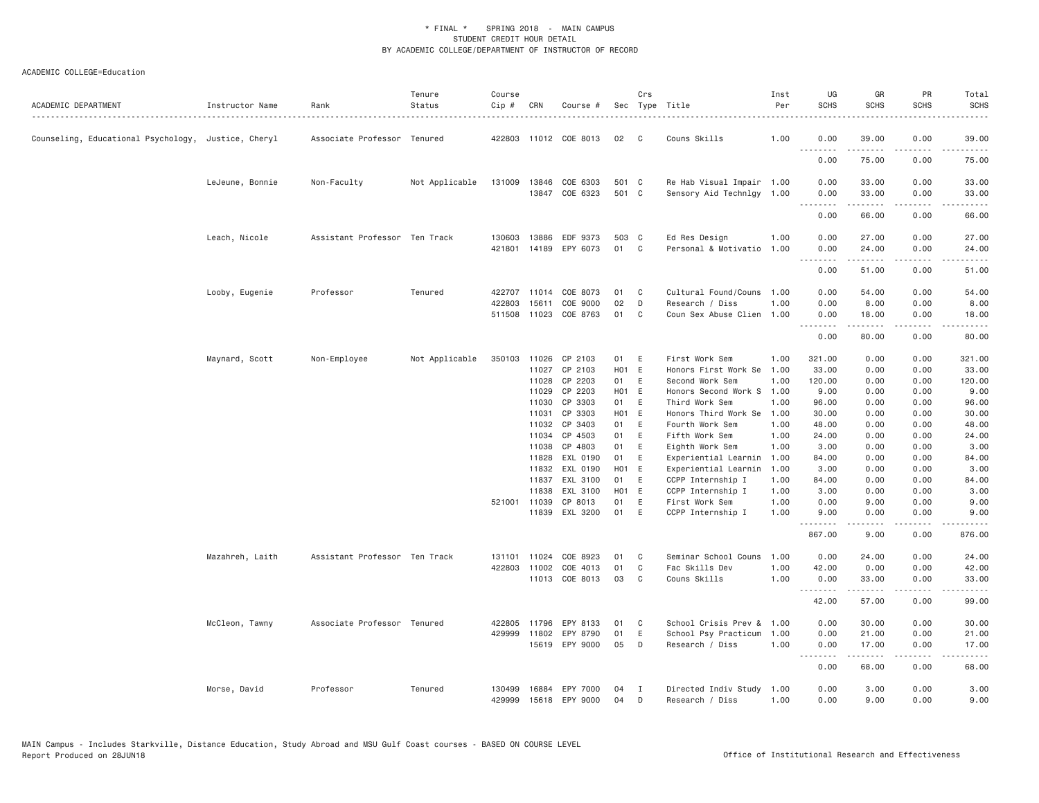\* FINAL \* SPRING 2018 - MAIN CAMPUS
STUDENT CREDIT HOUR DETAIL
BY ACADEMIC COLLEGE/DEPARTMENT OF INSTRUCTOR OF RECORD

ACADEMIC COLLEGE=Education

| ACADEMIC DEPARTMENT | Instructor Name | Rank | Tenure Status | Course Cip # | CRN | Course # | Sec | Crs Type | Title | Inst Per | UG SCHS | GR SCHS | PR SCHS | Total SCHS |
|---|---|---|---|---|---|---|---|---|---|---|---|---|---|---|
| Counseling, Educational Psychology, | Justice, Cheryl | Associate Professor | Tenured | 422803 | 11012 | COE 8013 | 02 | C | Couns Skills | 1.00 | 0.00 | 39.00 | 0.00 | 39.00 |
| | | | | | | | | | | | 0.00 | 75.00 | 0.00 | 75.00 |
| | LeJeune, Bonnie | Non-Faculty | Not Applicable | 131009 | 13846 | COE 6303 | 501 | C | Re Hab Visual Impair | 1.00 | 0.00 | 33.00 | 0.00 | 33.00 |
| | | | | | 13847 | COE 6323 | 501 | C | Sensory Aid Technlgy | 1.00 | 0.00 | 33.00 | 0.00 | 33.00 |
| | | | | | | | | | | | 0.00 | 66.00 | 0.00 | 66.00 |
| | Leach, Nicole | Assistant Professor | Ten Track | 130603 | 13886 | EDF 9373 | 503 | C | Ed Res Design | 1.00 | 0.00 | 27.00 | 0.00 | 27.00 |
| | | | | 421801 | 14189 | EPY 6073 | 01 | C | Personal & Motivatio | 1.00 | 0.00 | 24.00 | 0.00 | 24.00 |
| | | | | | | | | | | | 0.00 | 51.00 | 0.00 | 51.00 |
| | Looby, Eugenie | Professor | Tenured | 422707 | 11014 | COE 8073 | 01 | C | Cultural Found/Couns | 1.00 | 0.00 | 54.00 | 0.00 | 54.00 |
| | | | | 422803 | 15611 | COE 9000 | 02 | D | Research / Diss | 1.00 | 0.00 | 8.00 | 0.00 | 8.00 |
| | | | | 511508 | 11023 | COE 8763 | 01 | C | Coun Sex Abuse Clien | 1.00 | 0.00 | 18.00 | 0.00 | 18.00 |
| | | | | | | | | | | | 0.00 | 80.00 | 0.00 | 80.00 |
| | Maynard, Scott | Non-Employee | Not Applicable | 350103 | 11026 | CP 2103 | 01 | E | First Work Sem | 1.00 | 321.00 | 0.00 | 0.00 | 321.00 |
| | | | | | 11027 | CP 2103 | H01 | E | Honors First Work Se | 1.00 | 33.00 | 0.00 | 0.00 | 33.00 |
| | | | | | 11028 | CP 2203 | 01 | E | Second Work Sem | 1.00 | 120.00 | 0.00 | 0.00 | 120.00 |
| | | | | | 11029 | CP 2203 | H01 | E | Honors Second Work S | 1.00 | 9.00 | 0.00 | 0.00 | 9.00 |
| | | | | | 11030 | CP 3303 | 01 | E | Third Work Sem | 1.00 | 96.00 | 0.00 | 0.00 | 96.00 |
| | | | | | 11031 | CP 3303 | H01 | E | Honors Third Work Se | 1.00 | 30.00 | 0.00 | 0.00 | 30.00 |
| | | | | | 11032 | CP 3403 | 01 | E | Fourth Work Sem | 1.00 | 48.00 | 0.00 | 0.00 | 48.00 |
| | | | | | 11034 | CP 4503 | 01 | E | Fifth Work Sem | 1.00 | 24.00 | 0.00 | 0.00 | 24.00 |
| | | | | | 11038 | CP 4803 | 01 | E | Eighth Work Sem | 1.00 | 3.00 | 0.00 | 0.00 | 3.00 |
| | | | | | 11828 | EXL 0190 | 01 | E | Experiential Learnin | 1.00 | 84.00 | 0.00 | 0.00 | 84.00 |
| | | | | | 11832 | EXL 0190 | H01 | E | Experiential Learnin | 1.00 | 3.00 | 0.00 | 0.00 | 3.00 |
| | | | | | 11837 | EXL 3100 | 01 | E | CCPP Internship I | 1.00 | 84.00 | 0.00 | 0.00 | 84.00 |
| | | | | | 11838 | EXL 3100 | H01 | E | CCPP Internship I | 1.00 | 3.00 | 0.00 | 0.00 | 3.00 |
| | | | | 521001 | 11039 | CP 8013 | 01 | E | First Work Sem | 1.00 | 0.00 | 9.00 | 0.00 | 9.00 |
| | | | | | 11839 | EXL 3200 | 01 | E | CCPP Internship I | 1.00 | 9.00 | 0.00 | 0.00 | 9.00 |
| | | | | | | | | | | | 867.00 | 9.00 | 0.00 | 876.00 |
| | Mazahreh, Laith | Assistant Professor | Ten Track | 131101 | 11024 | COE 8923 | 01 | C | Seminar School Couns | 1.00 | 0.00 | 24.00 | 0.00 | 24.00 |
| | | | | 422803 | 11002 | COE 4013 | 01 | C | Fac Skills Dev | 1.00 | 42.00 | 0.00 | 0.00 | 42.00 |
| | | | | | 11013 | COE 8013 | 03 | C | Couns Skills | 1.00 | 0.00 | 33.00 | 0.00 | 33.00 |
| | | | | | | | | | | | 42.00 | 57.00 | 0.00 | 99.00 |
| | McCleon, Tawny | Associate Professor | Tenured | 422805 | 11796 | EPY 8133 | 01 | C | School Crisis Prev & | 1.00 | 0.00 | 30.00 | 0.00 | 30.00 |
| | | | | 429999 | 11802 | EPY 8790 | 01 | E | School Psy Practicum | 1.00 | 0.00 | 21.00 | 0.00 | 21.00 |
| | | | | | 15619 | EPY 9000 | 05 | D | Research / Diss | 1.00 | 0.00 | 17.00 | 0.00 | 17.00 |
| | | | | | | | | | | | 0.00 | 68.00 | 0.00 | 68.00 |
| | Morse, David | Professor | Tenured | 130499 | 16884 | EPY 7000 | 04 | I | Directed Indiv Study | 1.00 | 0.00 | 3.00 | 0.00 | 3.00 |
| | | | | 429999 | 15618 | EPY 9000 | 04 | D | Research / Diss | 1.00 | 0.00 | 9.00 | 0.00 | 9.00 |

MAIN Campus - Includes Starkville, Distance Education, Study Abroad and MSU Gulf Coast courses - BASED ON COURSE LEVEL
Report Produced on 28JUN18 Office of Institutional Research and Effectiveness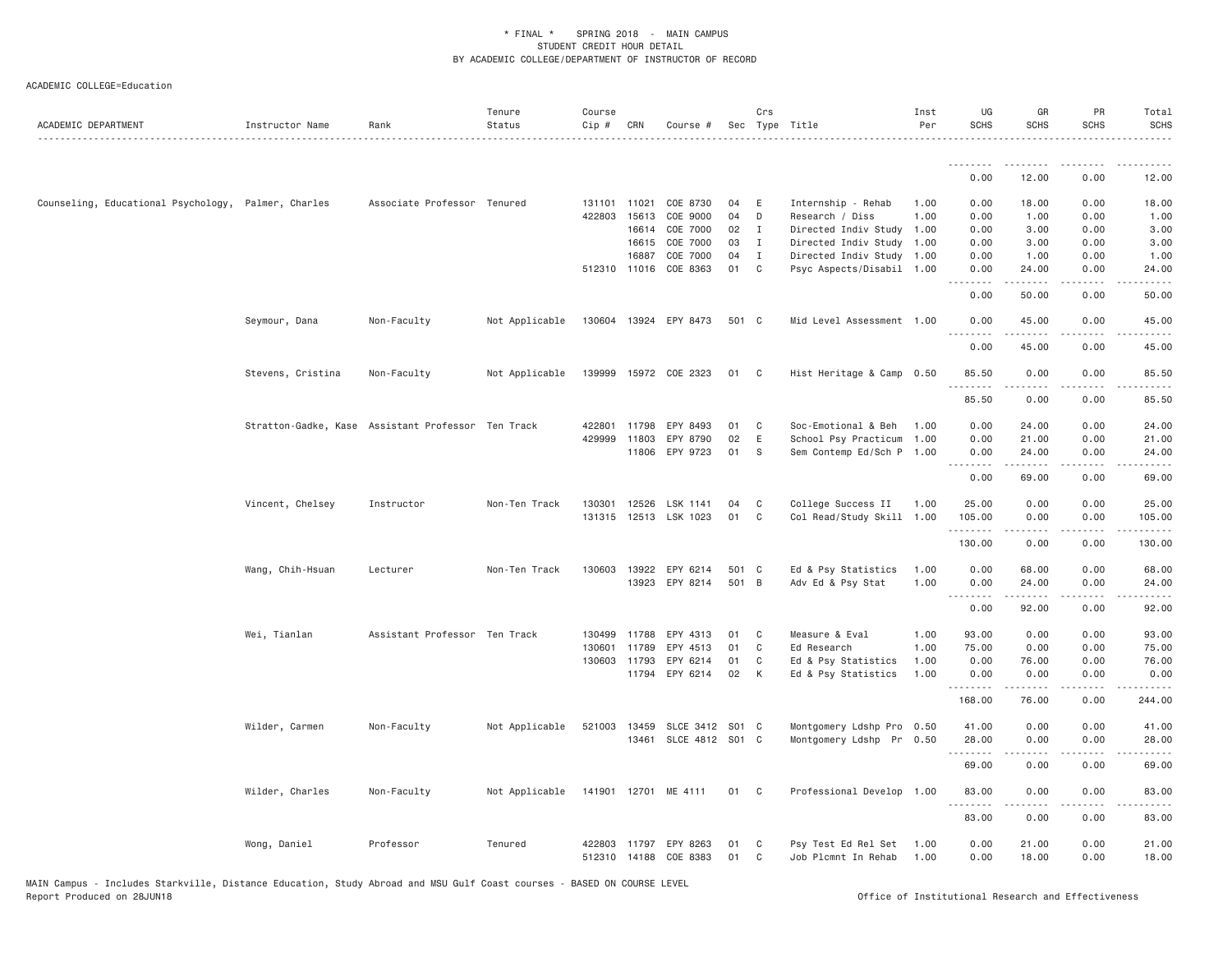* FINAL * SPRING 2018 - MAIN CAMPUS
STUDENT CREDIT HOUR DETAIL
BY ACADEMIC COLLEGE/DEPARTMENT OF INSTRUCTOR OF RECORD

ACADEMIC COLLEGE=Education

| ACADEMIC DEPARTMENT | Instructor Name | Rank | Tenure Status | Course Cip # | CRN | Course # | Sec | Crs Type | Title | Inst Per | UG SCHS | GR SCHS | PR SCHS | Total SCHS |
|---|---|---|---|---|---|---|---|---|---|---|---|---|---|---|
| | | | | | | | | | | | 0.00 | 12.00 | 0.00 | 12.00 |
| Counseling, Educational Psychology, | Palmer, Charles | Associate Professor | Tenured | 131101 | 11021 | COE 8730 | 04 | E | Internship - Rehab | 1.00 | 0.00 | 18.00 | 0.00 | 18.00 |
| | | | | 422803 | 15613 | COE 9000 | 04 | D | Research / Diss | 1.00 | 0.00 | 1.00 | 0.00 | 1.00 |
| | | | | | 16614 | COE 7000 | 02 | I | Directed Indiv Study | 1.00 | 0.00 | 3.00 | 0.00 | 3.00 |
| | | | | | 16615 | COE 7000 | 03 | I | Directed Indiv Study | 1.00 | 0.00 | 3.00 | 0.00 | 3.00 |
| | | | | | 16887 | COE 7000 | 04 | I | Directed Indiv Study | 1.00 | 0.00 | 1.00 | 0.00 | 1.00 |
| | | | | 512310 | 11016 | COE 8363 | 01 | C | Psyc Aspects/Disabil | 1.00 | 0.00 | 24.00 | 0.00 | 24.00 |
| | | | | | | | | | | | 0.00 | 50.00 | 0.00 | 50.00 |
| | Seymour, Dana | Non-Faculty | Not Applicable | 130604 | 13924 | EPY 8473 | 501 | C | Mid Level Assessment | 1.00 | 0.00 | 45.00 | 0.00 | 45.00 |
| | | | | | | | | | | | 0.00 | 45.00 | 0.00 | 45.00 |
| | Stevens, Cristina | Non-Faculty | Not Applicable | 139999 | 15972 | COE 2323 | 01 | C | Hist Heritage & Camp | 0.50 | 85.50 | 0.00 | 0.00 | 85.50 |
| | | | | | | | | | | | 85.50 | 0.00 | 0.00 | 85.50 |
| | Stratton-Gadke, Kase | Assistant Professor | Ten Track | 422801 | 11798 | EPY 8493 | 01 | C | Soc-Emotional & Beh | 1.00 | 0.00 | 24.00 | 0.00 | 24.00 |
| | | | | 429999 | 11803 | EPY 8790 | 02 | E | School Psy Practicum | 1.00 | 0.00 | 21.00 | 0.00 | 21.00 |
| | | | | | 11806 | EPY 9723 | 01 | S | Sem Contemp Ed/Sch P | 1.00 | 0.00 | 24.00 | 0.00 | 24.00 |
| | | | | | | | | | | | 0.00 | 69.00 | 0.00 | 69.00 |
| | Vincent, Chelsey | Instructor | Non-Ten Track | 130301 | 12526 | LSK 1141 | 04 | C | College Success II | 1.00 | 25.00 | 0.00 | 0.00 | 25.00 |
| | | | | 131315 | 12513 | LSK 1023 | 01 | C | Col Read/Study Skill | 1.00 | 105.00 | 0.00 | 0.00 | 105.00 |
| | | | | | | | | | | | 130.00 | 0.00 | 0.00 | 130.00 |
| | Wang, Chih-Hsuan | Lecturer | Non-Ten Track | 130603 | 13922 | EPY 6214 | 501 | C | Ed & Psy Statistics | 1.00 | 0.00 | 68.00 | 0.00 | 68.00 |
| | | | | | 13923 | EPY 8214 | 501 | B | Adv Ed & Psy Stat | 1.00 | 0.00 | 24.00 | 0.00 | 24.00 |
| | | | | | | | | | | | 0.00 | 92.00 | 0.00 | 92.00 |
| | Wei, Tianlan | Assistant Professor | Ten Track | 130499 | 11788 | EPY 4313 | 01 | C | Measure & Eval | 1.00 | 93.00 | 0.00 | 0.00 | 93.00 |
| | | | | 130601 | 11789 | EPY 4513 | 01 | C | Ed Research | 1.00 | 75.00 | 0.00 | 0.00 | 75.00 |
| | | | | 130603 | 11793 | EPY 6214 | 01 | C | Ed & Psy Statistics | 1.00 | 0.00 | 76.00 | 0.00 | 76.00 |
| | | | | | 11794 | EPY 6214 | 02 | K | Ed & Psy Statistics | 1.00 | 0.00 | 0.00 | 0.00 | 0.00 |
| | | | | | | | | | | | 168.00 | 76.00 | 0.00 | 244.00 |
| | Wilder, Carmen | Non-Faculty | Not Applicable | 521003 | 13459 | SLCE 3412 | S01 | C | Montgomery Ldshp Pro | 0.50 | 41.00 | 0.00 | 0.00 | 41.00 |
| | | | | | 13461 | SLCE 4812 | S01 | C | Montgomery Ldshp Pr | 0.50 | 28.00 | 0.00 | 0.00 | 28.00 |
| | | | | | | | | | | | 69.00 | 0.00 | 0.00 | 69.00 |
| | Wilder, Charles | Non-Faculty | Not Applicable | 141901 | 12701 | ME 4111 | 01 | C | Professional Develop | 1.00 | 83.00 | 0.00 | 0.00 | 83.00 |
| | | | | | | | | | | | 83.00 | 0.00 | 0.00 | 83.00 |
| | Wong, Daniel | Professor | Tenured | 422803 | 11797 | EPY 8263 | 01 | C | Psy Test Ed Rel Set | 1.00 | 0.00 | 21.00 | 0.00 | 21.00 |
| | | | | 512310 | 14188 | COE 8383 | 01 | C | Job Plcmnt In Rehab | 1.00 | 0.00 | 18.00 | 0.00 | 18.00 |

MAIN Campus - Includes Starkville, Distance Education, Study Abroad and MSU Gulf Coast courses - BASED ON COURSE LEVEL
Report Produced on 28JUN18 Office of Institutional Research and Effectiveness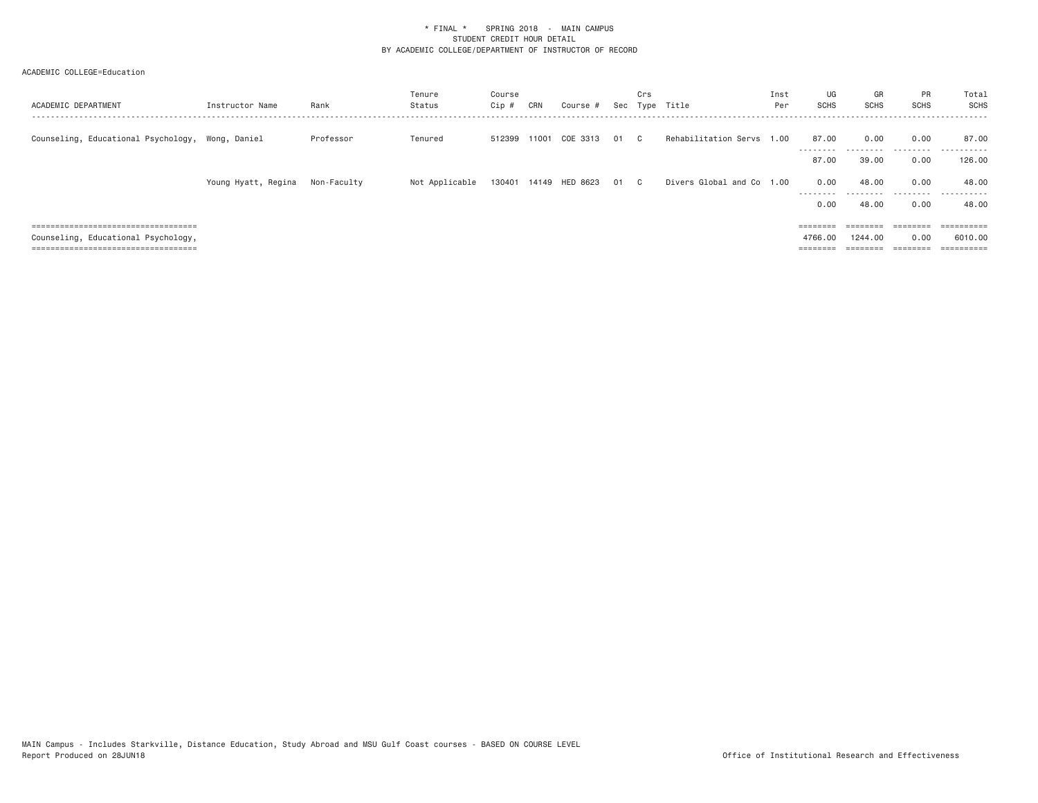* FINAL * SPRING 2018 - MAIN CAMPUS
STUDENT CREDIT HOUR DETAIL
BY ACADEMIC COLLEGE/DEPARTMENT OF INSTRUCTOR OF RECORD

ACADEMIC COLLEGE=Education

| ACADEMIC DEPARTMENT | Instructor Name | Rank | Tenure Status | Course Cip # | CRN | Course # | Sec | Crs Type | Title | Inst Per | UG SCHS | GR SCHS | PR SCHS | Total SCHS |
|---|---|---|---|---|---|---|---|---|---|---|---|---|---|---|
| Counseling, Educational Psychology, | Wong, Daniel | Professor | Tenured | 512399 | 11001 | COE 3313 | 01 | C | Rehabilitation Servs | 1.00 | 87.00 | 0.00 | 0.00 | 87.00 |
| | | | | | | | | | | | 87.00 | 39.00 | 0.00 | 126.00 |
| | Young Hyatt, Regina | Non-Faculty | Not Applicable | 130401 | 14149 | HED 8623 | 01 | C | Divers Global and Co | 1.00 | 0.00 | 48.00 | 0.00 | 48.00 |
| | | | | | | | | | | | 0.00 | 48.00 | 0.00 | 48.00 |
| Counseling, Educational Psychology, | | | | | | | | | | | 4766.00 | 1244.00 | 0.00 | 6010.00 |

MAIN Campus - Includes Starkville, Distance Education, Study Abroad and MSU Gulf Coast courses - BASED ON COURSE LEVEL
Report Produced on 28JUN18

Office of Institutional Research and Effectiveness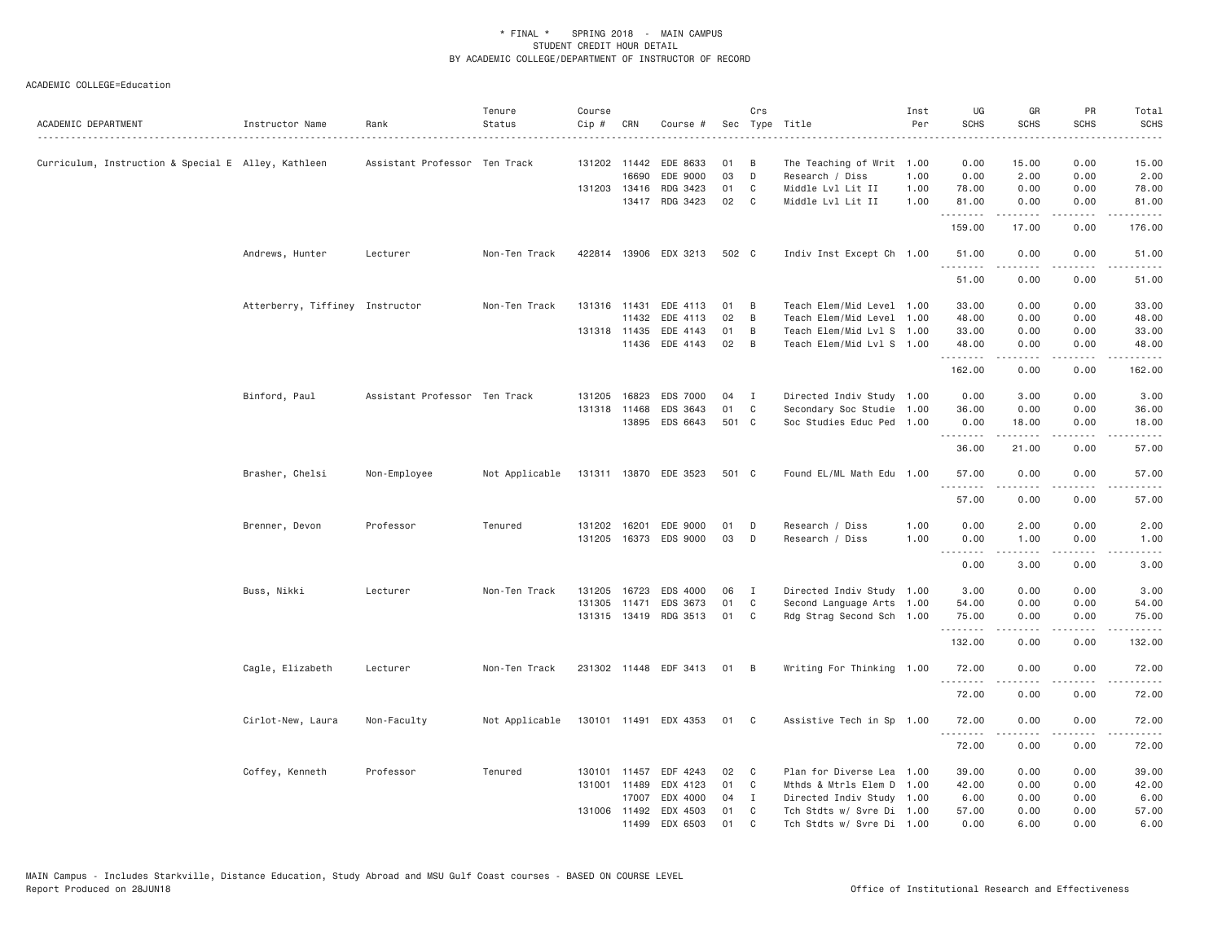\* FINAL \* SPRING 2018 - MAIN CAMPUS
STUDENT CREDIT HOUR DETAIL
BY ACADEMIC COLLEGE/DEPARTMENT OF INSTRUCTOR OF RECORD

ACADEMIC COLLEGE=Education

| ACADEMIC DEPARTMENT | Instructor Name | Rank | Tenure Status | Course Cip # | CRN | Course # | Sec | Crs Type | Title | Inst Per | UG SCHS | GR SCHS | PR SCHS | Total SCHS |
|---|---|---|---|---|---|---|---|---|---|---|---|---|---|---|
| Curriculum, Instruction & Special E | Alley, Kathleen | Assistant Professor | Ten Track | 131202 | 11442 | EDE 8633 | 01 | B | The Teaching of Writ | 1.00 | 0.00 | 15.00 | 0.00 | 15.00 |
| | | | | | 16690 | EDE 9000 | 03 | D | Research / Diss | 1.00 | 0.00 | 2.00 | 0.00 | 2.00 |
| | | | | 131203 | 13416 | RDG 3423 | 01 | C | Middle Lvl Lit II | 1.00 | 78.00 | 0.00 | 0.00 | 78.00 |
| | | | | | 13417 | RDG 3423 | 02 | C | Middle Lvl Lit II | 1.00 | 81.00 | 0.00 | 0.00 | 81.00 |
| | | | | | | | | | | | 159.00 | 17.00 | 0.00 | 176.00 |
| | Andrews, Hunter | Lecturer | Non-Ten Track | 422814 | 13906 | EDX 3213 | 502 | C | Indiv Inst Except Ch | 1.00 | 51.00 | 0.00 | 0.00 | 51.00 |
| | | | | | | | | | | | 51.00 | 0.00 | 0.00 | 51.00 |
| | Atterberry, Tiffiney | Instructor | Non-Ten Track | 131316 | 11431 | EDE 4113 | 01 | B | Teach Elem/Mid Level | 1.00 | 33.00 | 0.00 | 0.00 | 33.00 |
| | | | | | 11432 | EDE 4113 | 02 | B | Teach Elem/Mid Level | 1.00 | 48.00 | 0.00 | 0.00 | 48.00 |
| | | | | 131318 | 11435 | EDE 4143 | 01 | B | Teach Elem/Mid Lvl S | 1.00 | 33.00 | 0.00 | 0.00 | 33.00 |
| | | | | | 11436 | EDE 4143 | 02 | B | Teach Elem/Mid Lvl S | 1.00 | 48.00 | 0.00 | 0.00 | 48.00 |
| | | | | | | | | | | | 162.00 | 0.00 | 0.00 | 162.00 |
| | Binford, Paul | Assistant Professor | Ten Track | 131205 | 16823 | EDS 7000 | 04 | I | Directed Indiv Study | 1.00 | 0.00 | 3.00 | 0.00 | 3.00 |
| | | | | 131318 | 11468 | EDS 3643 | 01 | C | Secondary Soc Studie | 1.00 | 36.00 | 0.00 | 0.00 | 36.00 |
| | | | | | 13895 | EDS 6643 | 501 | C | Soc Studies Educ Ped | 1.00 | 0.00 | 18.00 | 0.00 | 18.00 |
| | | | | | | | | | | | 36.00 | 21.00 | 0.00 | 57.00 |
| | Brasher, Chelsi | Non-Employee | Not Applicable | 131311 | 13870 | EDE 3523 | 501 | C | Found EL/ML Math Edu | 1.00 | 57.00 | 0.00 | 0.00 | 57.00 |
| | | | | | | | | | | | 57.00 | 0.00 | 0.00 | 57.00 |
| | Brenner, Devon | Professor | Tenured | 131202 | 16201 | EDE 9000 | 01 | D | Research / Diss | 1.00 | 0.00 | 2.00 | 0.00 | 2.00 |
| | | | | 131205 | 16373 | EDS 9000 | 03 | D | Research / Diss | 1.00 | 0.00 | 1.00 | 0.00 | 1.00 |
| | | | | | | | | | | | 0.00 | 3.00 | 0.00 | 3.00 |
| | Buss, Nikki | Lecturer | Non-Ten Track | 131205 | 16723 | EDS 4000 | 06 | I | Directed Indiv Study | 1.00 | 3.00 | 0.00 | 0.00 | 3.00 |
| | | | | 131305 | 11471 | EDS 3673 | 01 | C | Second Language Arts | 1.00 | 54.00 | 0.00 | 0.00 | 54.00 |
| | | | | 131315 | 13419 | RDG 3513 | 01 | C | Rdg Strag Second Sch | 1.00 | 75.00 | 0.00 | 0.00 | 75.00 |
| | | | | | | | | | | | 132.00 | 0.00 | 0.00 | 132.00 |
| | Cagle, Elizabeth | Lecturer | Non-Ten Track | 231302 | 11448 | EDF 3413 | 01 | B | Writing For Thinking | 1.00 | 72.00 | 0.00 | 0.00 | 72.00 |
| | | | | | | | | | | | 72.00 | 0.00 | 0.00 | 72.00 |
| | Cirlot-New, Laura | Non-Faculty | Not Applicable | 130101 | 11491 | EDX 4353 | 01 | C | Assistive Tech in Sp | 1.00 | 72.00 | 0.00 | 0.00 | 72.00 |
| | | | | | | | | | | | 72.00 | 0.00 | 0.00 | 72.00 |
| | Coffey, Kenneth | Professor | Tenured | 130101 | 11457 | EDF 4243 | 02 | C | Plan for Diverse Lea | 1.00 | 39.00 | 0.00 | 0.00 | 39.00 |
| | | | | 131001 | 11489 | EDX 4123 | 01 | C | Mthds & Mtrls Elem D | 1.00 | 42.00 | 0.00 | 0.00 | 42.00 |
| | | | | | 17007 | EDX 4000 | 04 | I | Directed Indiv Study | 1.00 | 6.00 | 0.00 | 0.00 | 6.00 |
| | | | | 131006 | 11492 | EDX 4503 | 01 | C | Tch Stdts w/ Svre Di | 1.00 | 57.00 | 0.00 | 0.00 | 57.00 |
| | | | | | 11499 | EDX 6503 | 01 | C | Tch Stdts w/ Svre Di | 1.00 | 0.00 | 6.00 | 0.00 | 6.00 |

MAIN Campus - Includes Starkville, Distance Education, Study Abroad and MSU Gulf Coast courses - BASED ON COURSE LEVEL
Report Produced on 28JUN18 Office of Institutional Research and Effectiveness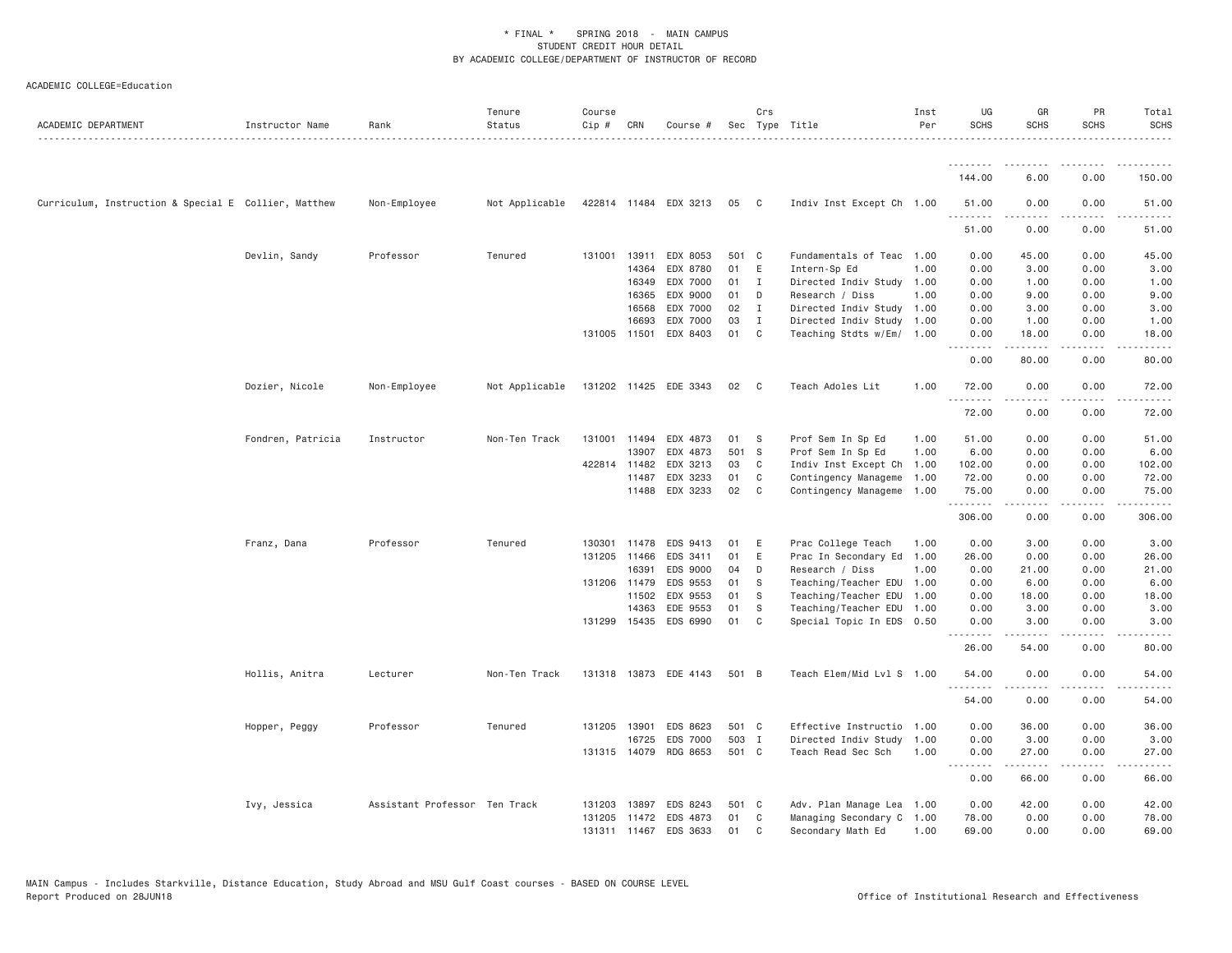\* FINAL \* SPRING 2018 - MAIN CAMPUS
STUDENT CREDIT HOUR DETAIL
BY ACADEMIC COLLEGE/DEPARTMENT OF INSTRUCTOR OF RECORD

ACADEMIC COLLEGE=Education

| ACADEMIC DEPARTMENT | Instructor Name | Rank | Tenure Status | Course Cip # | CRN | Course # | Sec | Crs Type | Title | Inst Per | UG SCHS | GR SCHS | PR SCHS | Total SCHS |
|---|---|---|---|---|---|---|---|---|---|---|---|---|---|---|
| | | | | | | | | | | | 144.00 | 6.00 | 0.00 | 150.00 |
| Curriculum, Instruction & Special E | Collier, Matthew | Non-Employee | Not Applicable | 422814 | 11484 | EDX 3213 | 05 | C | Indiv Inst Except Ch | 1.00 | 51.00 | 0.00 | 0.00 | 51.00 |
| | | | | | | | | | | | 51.00 | 0.00 | 0.00 | 51.00 |
| | Devlin, Sandy | Professor | Tenured | 131001 | 13911 | EDX 8053 | 501 | C | Fundamentals of Teac | 1.00 | 0.00 | 45.00 | 0.00 | 45.00 |
| | | | | | 14364 | EDX 8780 | 01 | E | Intern-Sp Ed | 1.00 | 0.00 | 3.00 | 0.00 | 3.00 |
| | | | | | 16349 | EDX 7000 | 01 | I | Directed Indiv Study | 1.00 | 0.00 | 1.00 | 0.00 | 1.00 |
| | | | | | 16365 | EDX 9000 | 01 | D | Research / Diss | 1.00 | 0.00 | 9.00 | 0.00 | 9.00 |
| | | | | | 16568 | EDX 7000 | 02 | I | Directed Indiv Study | 1.00 | 0.00 | 3.00 | 0.00 | 3.00 |
| | | | | | 16693 | EDX 7000 | 03 | I | Directed Indiv Study | 1.00 | 0.00 | 1.00 | 0.00 | 1.00 |
| | | | | 131005 | 11501 | EDX 8403 | 01 | C | Teaching Stdts w/Em/ | 1.00 | 0.00 | 18.00 | 0.00 | 18.00 |
| | | | | | | | | | | | 0.00 | 80.00 | 0.00 | 80.00 |
| | Dozier, Nicole | Non-Employee | Not Applicable | 131202 | 11425 | EDE 3343 | 02 | C | Teach Adoles Lit | 1.00 | 72.00 | 0.00 | 0.00 | 72.00 |
| | | | | | | | | | | | 72.00 | 0.00 | 0.00 | 72.00 |
| | Fondren, Patricia | Instructor | Non-Ten Track | 131001 | 11494 | EDX 4873 | 01 | S | Prof Sem In Sp Ed | 1.00 | 51.00 | 0.00 | 0.00 | 51.00 |
| | | | | | 13907 | EDX 4873 | 501 | S | Prof Sem In Sp Ed | 1.00 | 6.00 | 0.00 | 0.00 | 6.00 |
| | | | | 422814 | 11482 | EDX 3213 | 03 | C | Indiv Inst Except Ch | 1.00 | 102.00 | 0.00 | 0.00 | 102.00 |
| | | | | | 11487 | EDX 3233 | 01 | C | Contingency Manageme | 1.00 | 72.00 | 0.00 | 0.00 | 72.00 |
| | | | | | 11488 | EDX 3233 | 02 | C | Contingency Manageme | 1.00 | 75.00 | 0.00 | 0.00 | 75.00 |
| | | | | | | | | | | | 306.00 | 0.00 | 0.00 | 306.00 |
| | Franz, Dana | Professor | Tenured | 130301 | 11478 | EDS 9413 | 01 | E | Prac College Teach | 1.00 | 0.00 | 3.00 | 0.00 | 3.00 |
| | | | | 131205 | 11466 | EDS 3411 | 01 | E | Prac In Secondary Ed | 1.00 | 26.00 | 0.00 | 0.00 | 26.00 |
| | | | | | 16391 | EDS 9000 | 04 | D | Research / Diss | 1.00 | 0.00 | 21.00 | 0.00 | 21.00 |
| | | | | 131206 | 11479 | EDS 9553 | 01 | S | Teaching/Teacher EDU | 1.00 | 0.00 | 6.00 | 0.00 | 6.00 |
| | | | | | 11502 | EDX 9553 | 01 | S | Teaching/Teacher EDU | 1.00 | 0.00 | 18.00 | 0.00 | 18.00 |
| | | | | | 14363 | EDE 9553 | 01 | S | Teaching/Teacher EDU | 1.00 | 0.00 | 3.00 | 0.00 | 3.00 |
| | | | | 131299 | 15435 | EDS 6990 | 01 | C | Special Topic In EDS | 0.50 | 0.00 | 3.00 | 0.00 | 3.00 |
| | | | | | | | | | | | 26.00 | 54.00 | 0.00 | 80.00 |
| | Hollis, Anitra | Lecturer | Non-Ten Track | 131318 | 13873 | EDE 4143 | 501 | B | Teach Elem/Mid Lvl S | 1.00 | 54.00 | 0.00 | 0.00 | 54.00 |
| | | | | | | | | | | | 54.00 | 0.00 | 0.00 | 54.00 |
| | Hopper, Peggy | Professor | Tenured | 131205 | 13901 | EDS 8623 | 501 | C | Effective Instructio | 1.00 | 0.00 | 36.00 | 0.00 | 36.00 |
| | | | | | 16725 | EDS 7000 | 503 | I | Directed Indiv Study | 1.00 | 0.00 | 3.00 | 0.00 | 3.00 |
| | | | | 131315 | 14079 | RDG 8653 | 501 | C | Teach Read Sec Sch | 1.00 | 0.00 | 27.00 | 0.00 | 27.00 |
| | | | | | | | | | | | 0.00 | 66.00 | 0.00 | 66.00 |
| | Ivy, Jessica | Assistant Professor | Ten Track | 131203 | 13897 | EDS 8243 | 501 | C | Adv. Plan Manage Lea | 1.00 | 0.00 | 42.00 | 0.00 | 42.00 |
| | | | | 131205 | 11472 | EDS 4873 | 01 | C | Managing Secondary C | 1.00 | 78.00 | 0.00 | 0.00 | 78.00 |
| | | | | 131311 | 11467 | EDS 3633 | 01 | C | Secondary Math Ed | 1.00 | 69.00 | 0.00 | 0.00 | 69.00 |

MAIN Campus - Includes Starkville, Distance Education, Study Abroad and MSU Gulf Coast courses - BASED ON COURSE LEVEL
Report Produced on 28JUN18 Office of Institutional Research and Effectiveness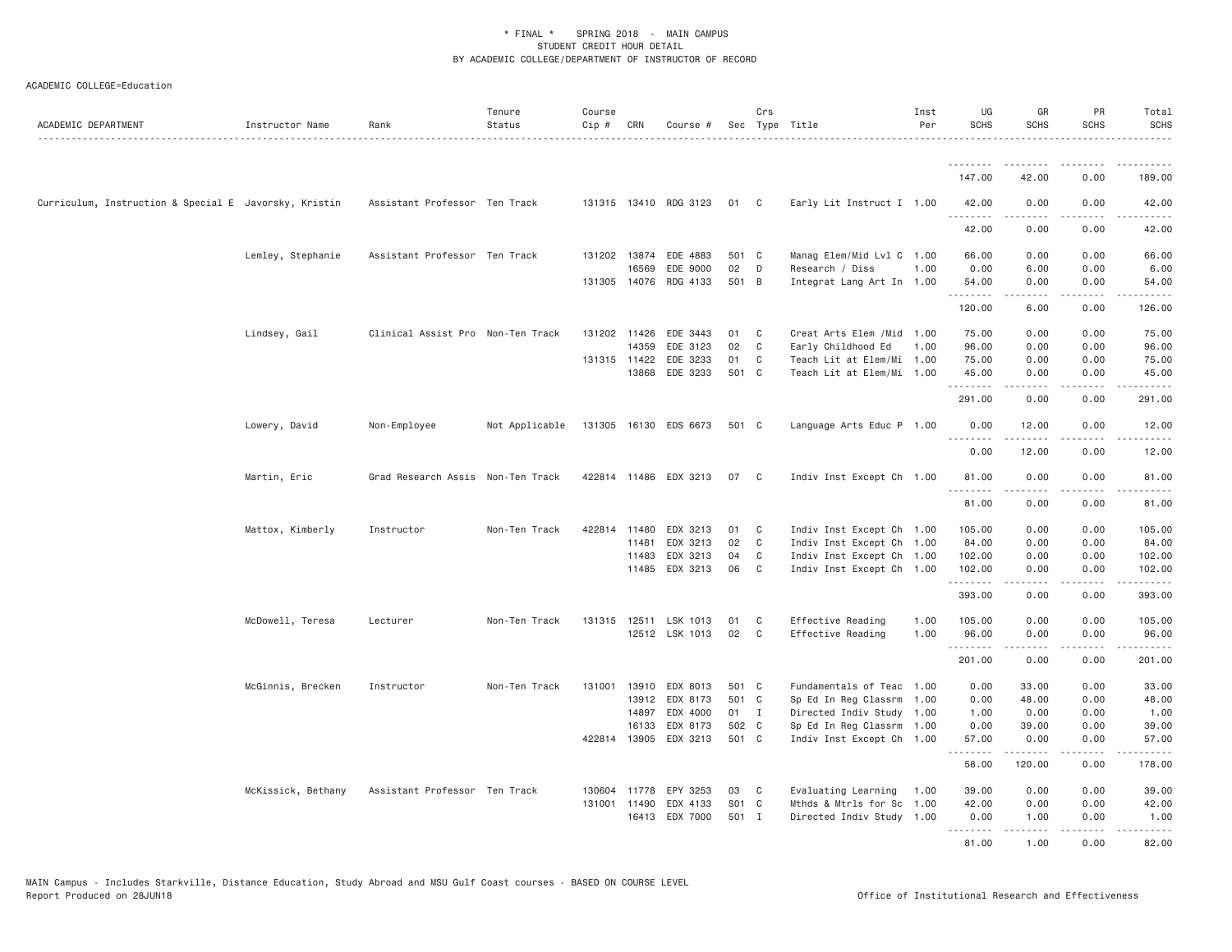\* FINAL \* SPRING 2018 - MAIN CAMPUS
STUDENT CREDIT HOUR DETAIL
BY ACADEMIC COLLEGE/DEPARTMENT OF INSTRUCTOR OF RECORD

ACADEMIC COLLEGE=Education

| ACADEMIC DEPARTMENT | Instructor Name | Rank | Tenure Status | Course Cip # | CRN | Course # | Sec | Crs Type | Title | Inst Per | UG SCHS | GR SCHS | PR SCHS | Total SCHS |
|---|---|---|---|---|---|---|---|---|---|---|---|---|---|---|
| | | | | | | | | | | | 147.00 | 42.00 | 0.00 | 189.00 |
| Curriculum, Instruction & Special E | Javorsky, Kristin | Assistant Professor | Ten Track | 131315 | 13410 | RDG 3123 | 01 | C | Early Lit Instruct I | 1.00 | 42.00 | 0.00 | 0.00 | 42.00 |
| | | | | | | | | | | | 42.00 | 0.00 | 0.00 | 42.00 |
| | Lemley, Stephanie | Assistant Professor | Ten Track | 131202 | 13874 | EDE 4883 | 501 | C | Manag Elem/Mid Lvl C | 1.00 | 66.00 | 0.00 | 0.00 | 66.00 |
| | | | | | 16569 | EDE 9000 | 02 | D | Research / Diss | 1.00 | 0.00 | 6.00 | 0.00 | 6.00 |
| | | | | 131305 | 14076 | RDG 4133 | 501 | B | Integrat Lang Art In | 1.00 | 54.00 | 0.00 | 0.00 | 54.00 |
| | | | | | | | | | | | 120.00 | 6.00 | 0.00 | 126.00 |
| | Lindsey, Gail | Clinical Assist Pro | Non-Ten Track | 131202 | 11426 | EDE 3443 | 01 | C | Creat Arts Elem /Mid | 1.00 | 75.00 | 0.00 | 0.00 | 75.00 |
| | | | | | 14359 | EDE 3123 | 02 | C | Early Childhood Ed | 1.00 | 96.00 | 0.00 | 0.00 | 96.00 |
| | | | | 131315 | 11422 | EDE 3233 | 01 | C | Teach Lit at Elem/Mi | 1.00 | 75.00 | 0.00 | 0.00 | 75.00 |
| | | | | | 13868 | EDE 3233 | 501 | C | Teach Lit at Elem/Mi | 1.00 | 45.00 | 0.00 | 0.00 | 45.00 |
| | | | | | | | | | | | 291.00 | 0.00 | 0.00 | 291.00 |
| | Lowery, David | Non-Employee | Not Applicable | 131305 | 16130 | EDS 6673 | 501 | C | Language Arts Educ P | 1.00 | 0.00 | 12.00 | 0.00 | 12.00 |
| | | | | | | | | | | | 0.00 | 12.00 | 0.00 | 12.00 |
| | Martin, Eric | Grad Research Assis | Non-Ten Track | 422814 | 11486 | EDX 3213 | 07 | C | Indiv Inst Except Ch | 1.00 | 81.00 | 0.00 | 0.00 | 81.00 |
| | | | | | | | | | | | 81.00 | 0.00 | 0.00 | 81.00 |
| | Mattox, Kimberly | Instructor | Non-Ten Track | 422814 | 11480 | EDX 3213 | 01 | C | Indiv Inst Except Ch | 1.00 | 105.00 | 0.00 | 0.00 | 105.00 |
| | | | | | 11481 | EDX 3213 | 02 | C | Indiv Inst Except Ch | 1.00 | 84.00 | 0.00 | 0.00 | 84.00 |
| | | | | | 11483 | EDX 3213 | 04 | C | Indiv Inst Except Ch | 1.00 | 102.00 | 0.00 | 0.00 | 102.00 |
| | | | | | 11485 | EDX 3213 | 06 | C | Indiv Inst Except Ch | 1.00 | 102.00 | 0.00 | 0.00 | 102.00 |
| | | | | | | | | | | | 393.00 | 0.00 | 0.00 | 393.00 |
| | McDowell, Teresa | Lecturer | Non-Ten Track | 131315 | 12511 | LSK 1013 | 01 | C | Effective Reading | 1.00 | 105.00 | 0.00 | 0.00 | 105.00 |
| | | | | | 12512 | LSK 1013 | 02 | C | Effective Reading | 1.00 | 96.00 | 0.00 | 0.00 | 96.00 |
| | | | | | | | | | | | 201.00 | 0.00 | 0.00 | 201.00 |
| | McGinnis, Brecken | Instructor | Non-Ten Track | 131001 | 13910 | EDX 8013 | 501 | C | Fundamentals of Teac | 1.00 | 0.00 | 33.00 | 0.00 | 33.00 |
| | | | | | 13912 | EDX 8173 | 501 | C | Sp Ed In Reg Classrm | 1.00 | 0.00 | 48.00 | 0.00 | 48.00 |
| | | | | | 14897 | EDX 4000 | 01 | I | Directed Indiv Study | 1.00 | 1.00 | 0.00 | 0.00 | 1.00 |
| | | | | | 16133 | EDX 8173 | 502 | C | Sp Ed In Reg Classrm | 1.00 | 0.00 | 39.00 | 0.00 | 39.00 |
| | | | | 422814 | 13905 | EDX 3213 | 501 | C | Indiv Inst Except Ch | 1.00 | 57.00 | 0.00 | 0.00 | 57.00 |
| | | | | | | | | | | | 58.00 | 120.00 | 0.00 | 178.00 |
| | McKissick, Bethany | Assistant Professor | Ten Track | 130604 | 11778 | EPY 3253 | 03 | C | Evaluating Learning | 1.00 | 39.00 | 0.00 | 0.00 | 39.00 |
| | | | | 131001 | 11490 | EDX 4133 | S01 | C | Mthds & Mtrls for Sc | 1.00 | 42.00 | 0.00 | 0.00 | 42.00 |
| | | | | | 16413 | EDX 7000 | 501 | I | Directed Indiv Study | 1.00 | 0.00 | 1.00 | 0.00 | 1.00 |
| | | | | | | | | | | | 81.00 | 1.00 | 0.00 | 82.00 |

MAIN Campus - Includes Starkville, Distance Education, Study Abroad and MSU Gulf Coast courses - BASED ON COURSE LEVEL
Report Produced on 28JUN18 Office of Institutional Research and Effectiveness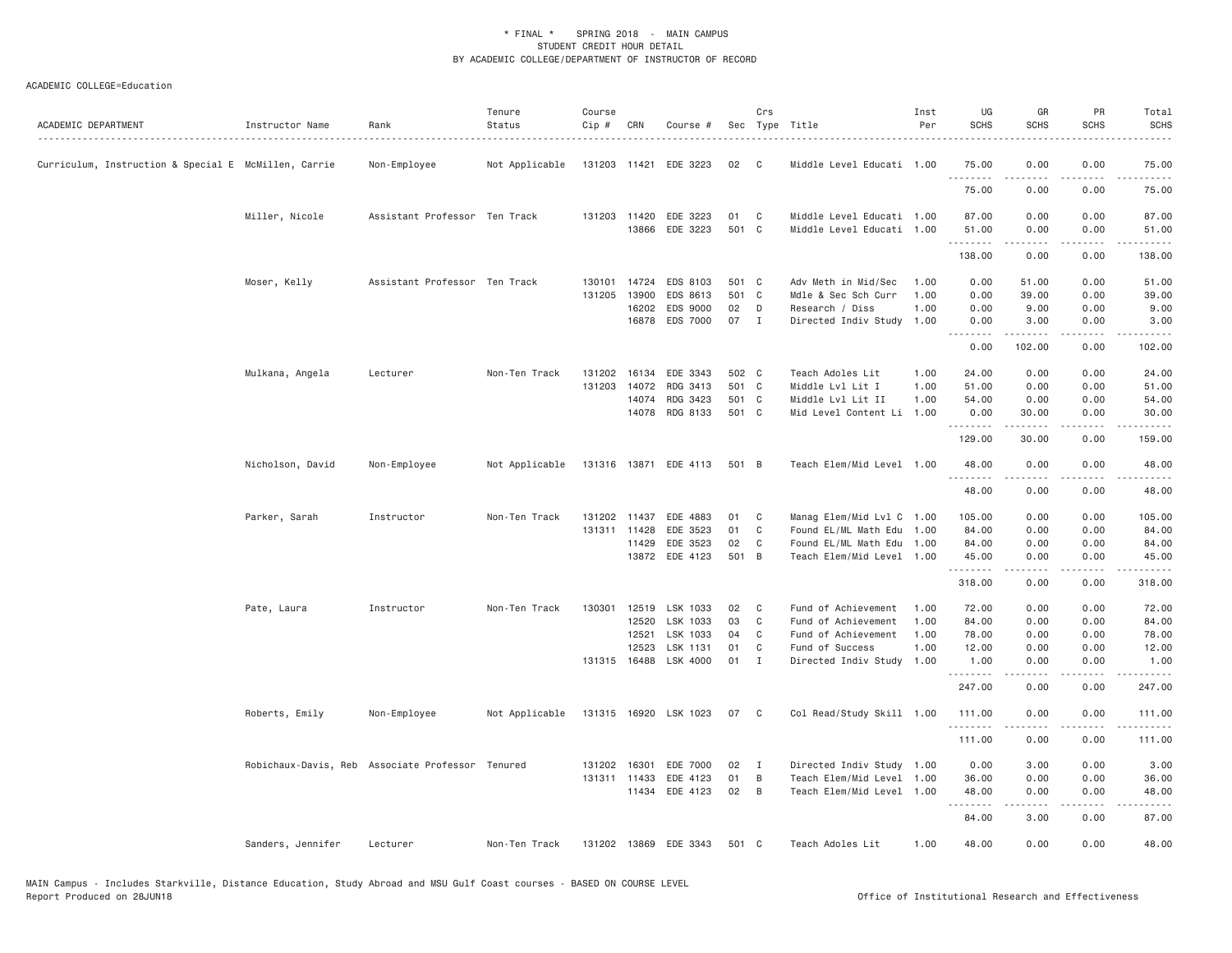\* FINAL \* SPRING 2018 - MAIN CAMPUS
STUDENT CREDIT HOUR DETAIL
BY ACADEMIC COLLEGE/DEPARTMENT OF INSTRUCTOR OF RECORD

ACADEMIC COLLEGE=Education

| ACADEMIC DEPARTMENT | Instructor Name | Rank | Tenure Status | Course Cip # | CRN | Course # | Sec | Crs Type | Title | Inst Per | UG SCHS | GR SCHS | PR SCHS | Total SCHS |
|---|---|---|---|---|---|---|---|---|---|---|---|---|---|---|
| Curriculum, Instruction & Special E | McMillen, Carrie | Non-Employee | Not Applicable | 131203 | 11421 | EDE 3223 | 02 | C | Middle Level Educati | 1.00 | 75.00 | 0.00 | 0.00 | 75.00 |
| | | | | | | | | | | | 75.00 | 0.00 | 0.00 | 75.00 |
| | Miller, Nicole | Assistant Professor | Ten Track | 131203 | 11420 | EDE 3223 | 01 | C | Middle Level Educati | 1.00 | 87.00 | 0.00 | 0.00 | 87.00 |
| | | | | | 13866 | EDE 3223 | 501 | C | Middle Level Educati | 1.00 | 51.00 | 0.00 | 0.00 | 51.00 |
| | | | | | | | | | | | 138.00 | 0.00 | 0.00 | 138.00 |
| | Moser, Kelly | Assistant Professor | Ten Track | 130101 | 14724 | EDS 8103 | 501 | C | Adv Meth in Mid/Sec | 1.00 | 0.00 | 51.00 | 0.00 | 51.00 |
| | | | | 131205 | 13900 | EDS 8613 | 501 | C | Mdle & Sec Sch Curr | 1.00 | 0.00 | 39.00 | 0.00 | 39.00 |
| | | | | | 16202 | EDS 9000 | 02 | D | Research / Diss | 1.00 | 0.00 | 9.00 | 0.00 | 9.00 |
| | | | | | 16878 | EDS 7000 | 07 | I | Directed Indiv Study | 1.00 | 0.00 | 3.00 | 0.00 | 3.00 |
| | | | | | | | | | | | 0.00 | 102.00 | 0.00 | 102.00 |
| | Mulkana, Angela | Lecturer | Non-Ten Track | 131202 | 16134 | EDE 3343 | 502 | C | Teach Adoles Lit | 1.00 | 24.00 | 0.00 | 0.00 | 24.00 |
| | | | | 131203 | 14072 | RDG 3413 | 501 | C | Middle Lvl Lit I | 1.00 | 51.00 | 0.00 | 0.00 | 51.00 |
| | | | | | 14074 | RDG 3423 | 501 | C | Middle Lvl Lit II | 1.00 | 54.00 | 0.00 | 0.00 | 54.00 |
| | | | | | 14078 | RDG 8133 | 501 | C | Mid Level Content Li | 1.00 | 0.00 | 30.00 | 0.00 | 30.00 |
| | | | | | | | | | | | 129.00 | 30.00 | 0.00 | 159.00 |
| | Nicholson, David | Non-Employee | Not Applicable | 131316 | 13871 | EDE 4113 | 501 | B | Teach Elem/Mid Level | 1.00 | 48.00 | 0.00 | 0.00 | 48.00 |
| | | | | | | | | | | | 48.00 | 0.00 | 0.00 | 48.00 |
| | Parker, Sarah | Instructor | Non-Ten Track | 131202 | 11437 | EDE 4883 | 01 | C | Manag Elem/Mid Lvl C | 1.00 | 105.00 | 0.00 | 0.00 | 105.00 |
| | | | | 131311 | 11428 | EDE 3523 | 01 | C | Found EL/ML Math Edu | 1.00 | 84.00 | 0.00 | 0.00 | 84.00 |
| | | | | | 11429 | EDE 3523 | 02 | C | Found EL/ML Math Edu | 1.00 | 84.00 | 0.00 | 0.00 | 84.00 |
| | | | | | 13872 | EDE 4123 | 501 | B | Teach Elem/Mid Level | 1.00 | 45.00 | 0.00 | 0.00 | 45.00 |
| | | | | | | | | | | | 318.00 | 0.00 | 0.00 | 318.00 |
| | Pate, Laura | Instructor | Non-Ten Track | 130301 | 12519 | LSK 1033 | 02 | C | Fund of Achievement | 1.00 | 72.00 | 0.00 | 0.00 | 72.00 |
| | | | | | 12520 | LSK 1033 | 03 | C | Fund of Achievement | 1.00 | 84.00 | 0.00 | 0.00 | 84.00 |
| | | | | | 12521 | LSK 1033 | 04 | C | Fund of Achievement | 1.00 | 78.00 | 0.00 | 0.00 | 78.00 |
| | | | | | 12523 | LSK 1131 | 01 | C | Fund of Success | 1.00 | 12.00 | 0.00 | 0.00 | 12.00 |
| | | | | 131315 | 16488 | LSK 4000 | 01 | I | Directed Indiv Study | 1.00 | 1.00 | 0.00 | 0.00 | 1.00 |
| | | | | | | | | | | | 247.00 | 0.00 | 0.00 | 247.00 |
| | Roberts, Emily | Non-Employee | Not Applicable | 131315 | 16920 | LSK 1023 | 07 | C | Col Read/Study Skill | 1.00 | 111.00 | 0.00 | 0.00 | 111.00 |
| | | | | | | | | | | | 111.00 | 0.00 | 0.00 | 111.00 |
| | Robichaux-Davis, Reb | Associate Professor | Tenured | 131202 | 16301 | EDE 7000 | 02 | I | Directed Indiv Study | 1.00 | 0.00 | 3.00 | 0.00 | 3.00 |
| | | | | 131311 | 11433 | EDE 4123 | 01 | B | Teach Elem/Mid Level | 1.00 | 36.00 | 0.00 | 0.00 | 36.00 |
| | | | | | 11434 | EDE 4123 | 02 | B | Teach Elem/Mid Level | 1.00 | 48.00 | 0.00 | 0.00 | 48.00 |
| | | | | | | | | | | | 84.00 | 3.00 | 0.00 | 87.00 |
| | Sanders, Jennifer | Lecturer | Non-Ten Track | 131202 | 13869 | EDE 3343 | 501 | C | Teach Adoles Lit | 1.00 | 48.00 | 0.00 | 0.00 | 48.00 |

MAIN Campus - Includes Starkville, Distance Education, Study Abroad and MSU Gulf Coast courses - BASED ON COURSE LEVEL
Report Produced on 28JUN18 Office of Institutional Research and Effectiveness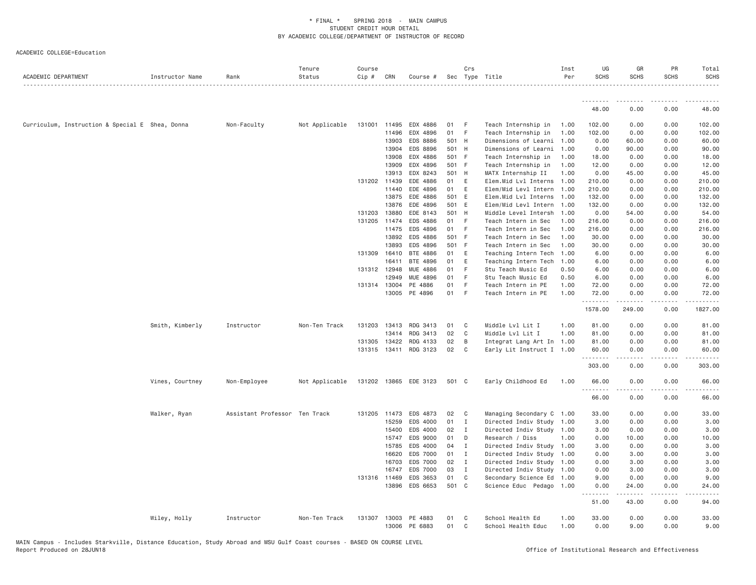ACADEMIC COLLEGE=Education

| ACADEMIC DEPARTMENT | Instructor Name | Rank | Tenure Status | Course Cip # | CRN | Course # | Sec | Crs Type | Title | Inst Per | UG SCHS | GR SCHS | PR SCHS | Total SCHS |
|---|---|---|---|---|---|---|---|---|---|---|---|---|---|---|
| | | | | | | | | | | | 48.00 | 0.00 | 0.00 | 48.00 |
| Curriculum, Instruction & Special E | Shea, Donna | Non-Faculty | Not Applicable | 131001 | 11495 | EDX 4886 | 01 | F | Teach Internship in | 1.00 | 102.00 | 0.00 | 0.00 | 102.00 |
| | | | | | 11496 | EDX 4896 | 01 | F | Teach Internship in | 1.00 | 102.00 | 0.00 | 0.00 | 102.00 |
| | | | | | 13903 | EDS 8886 | 501 | H | Dimensions of Learni | 1.00 | 0.00 | 60.00 | 0.00 | 60.00 |
| | | | | | 13904 | EDS 8896 | 501 | H | Dimensions of Learni | 1.00 | 0.00 | 90.00 | 0.00 | 90.00 |
| | | | | | 13908 | EDX 4886 | 501 | F | Teach Internship in | 1.00 | 18.00 | 0.00 | 0.00 | 18.00 |
| | | | | | 13909 | EDX 4896 | 501 | F | Teach Internship in | 1.00 | 12.00 | 0.00 | 0.00 | 12.00 |
| | | | | | 13913 | EDX 8243 | 501 | H | MATX Internship II | 1.00 | 0.00 | 45.00 | 0.00 | 45.00 |
| | | | | 131202 | 11439 | EDE 4886 | 01 | E | Elem.Mid Lvl Interns | 1.00 | 210.00 | 0.00 | 0.00 | 210.00 |
| | | | | | 11440 | EDE 4896 | 01 | E | Elem/Mid Levl Intern | 1.00 | 210.00 | 0.00 | 0.00 | 210.00 |
| | | | | | 13875 | EDE 4886 | 501 | E | Elem.Mid Lvl Interns | 1.00 | 132.00 | 0.00 | 0.00 | 132.00 |
| | | | | | 13876 | EDE 4896 | 501 | E | Elem/Mid Levl Intern | 1.00 | 132.00 | 0.00 | 0.00 | 132.00 |
| | | | | 131203 | 13880 | EDE 8143 | 501 | H | Middle Level Intersh | 1.00 | 0.00 | 54.00 | 0.00 | 54.00 |
| | | | | 131205 | 11474 | EDS 4886 | 01 | F | Teach Intern in Sec | 1.00 | 216.00 | 0.00 | 0.00 | 216.00 |
| | | | | | 11475 | EDS 4896 | 01 | F | Teach Intern in Sec | 1.00 | 216.00 | 0.00 | 0.00 | 216.00 |
| | | | | | 13892 | EDS 4886 | 501 | F | Teach Intern in Sec | 1.00 | 30.00 | 0.00 | 0.00 | 30.00 |
| | | | | | 13893 | EDS 4896 | 501 | F | Teach Intern in Sec | 1.00 | 30.00 | 0.00 | 0.00 | 30.00 |
| | | | | 131309 | 16410 | BTE 4886 | 01 | E | Teaching Intern Tech | 1.00 | 6.00 | 0.00 | 0.00 | 6.00 |
| | | | | | 16411 | BTE 4896 | 01 | E | Teaching Intern Tech | 1.00 | 6.00 | 0.00 | 0.00 | 6.00 |
| | | | | 131312 | 12948 | MUE 4886 | 01 | F | Stu Teach Music Ed | 0.50 | 6.00 | 0.00 | 0.00 | 6.00 |
| | | | | | 12949 | MUE 4896 | 01 | F | Stu Teach Music Ed | 0.50 | 6.00 | 0.00 | 0.00 | 6.00 |
| | | | | 131314 | 13004 | PE 4886 | 01 | F | Teach Intern in PE | 1.00 | 72.00 | 0.00 | 0.00 | 72.00 |
| | | | | | 13005 | PE 4896 | 01 | F | Teach Intern in PE | 1.00 | 72.00 | 0.00 | 0.00 | 72.00 |
| | | | | | | | | | | | 1578.00 | 249.00 | 0.00 | 1827.00 |
| | Smith, Kimberly | Instructor | Non-Ten Track | 131203 | 13413 | RDG 3413 | 01 | C | Middle Lvl Lit I | 1.00 | 81.00 | 0.00 | 0.00 | 81.00 |
| | | | | | 13414 | RDG 3413 | 02 | C | Middle Lvl Lit I | 1.00 | 81.00 | 0.00 | 0.00 | 81.00 |
| | | | | 131305 | 13422 | RDG 4133 | 02 | B | Integrat Lang Art In | 1.00 | 81.00 | 0.00 | 0.00 | 81.00 |
| | | | | 131315 | 13411 | RDG 3123 | 02 | C | Early Lit Instruct I | 1.00 | 60.00 | 0.00 | 0.00 | 60.00 |
| | | | | | | | | | | | 303.00 | 0.00 | 0.00 | 303.00 |
| | Vines, Courtney | Non-Employee | Not Applicable | 131202 | 13865 | EDE 3123 | 501 | C | Early Childhood Ed | 1.00 | 66.00 | 0.00 | 0.00 | 66.00 |
| | | | | | | | | | | | 66.00 | 0.00 | 0.00 | 66.00 |
| | Walker, Ryan | Assistant Professor | Ten Track | 131205 | 11473 | EDS 4873 | 02 | C | Managing Secondary C | 1.00 | 33.00 | 0.00 | 0.00 | 33.00 |
| | | | | | 15259 | EDS 4000 | 01 | I | Directed Indiv Study | 1.00 | 3.00 | 0.00 | 0.00 | 3.00 |
| | | | | | 15400 | EDS 4000 | 02 | I | Directed Indiv Study | 1.00 | 3.00 | 0.00 | 0.00 | 3.00 |
| | | | | | 15747 | EDS 9000 | 01 | D | Research / Diss | 1.00 | 0.00 | 10.00 | 0.00 | 10.00 |
| | | | | | 15785 | EDS 4000 | 04 | I | Directed Indiv Study | 1.00 | 3.00 | 0.00 | 0.00 | 3.00 |
| | | | | | 16620 | EDS 7000 | 01 | I | Directed Indiv Study | 1.00 | 0.00 | 3.00 | 0.00 | 3.00 |
| | | | | | 16703 | EDS 7000 | 02 | I | Directed Indiv Study | 1.00 | 0.00 | 3.00 | 0.00 | 3.00 |
| | | | | | 16747 | EDS 7000 | 03 | I | Directed Indiv Study | 1.00 | 0.00 | 3.00 | 0.00 | 3.00 |
| | | | | 131316 | 11469 | EDS 3653 | 01 | C | Secondary Science Ed | 1.00 | 9.00 | 0.00 | 0.00 | 9.00 |
| | | | | | 13896 | EDS 6653 | 501 | C | Science Educ Pedago | 1.00 | 0.00 | 24.00 | 0.00 | 24.00 |
| | | | | | | | | | | | 51.00 | 43.00 | 0.00 | 94.00 |
| | Wiley, Holly | Instructor | Non-Ten Track | 131307 | 13003 | PE 4883 | 01 | C | School Health Ed | 1.00 | 33.00 | 0.00 | 0.00 | 33.00 |
| | | | | | 13006 | PE 6883 | 01 | C | School Health Educ | 1.00 | 0.00 | 9.00 | 0.00 | 9.00 |

MAIN Campus - Includes Starkville, Distance Education, Study Abroad and MSU Gulf Coast courses - BASED ON COURSE LEVEL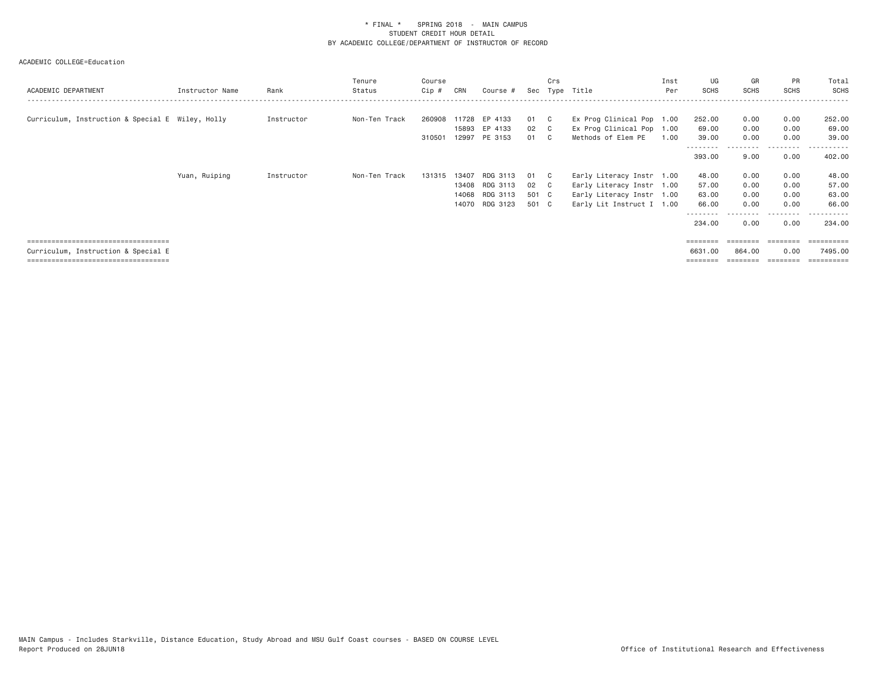\* FINAL \* SPRING 2018 - MAIN CAMPUS
STUDENT CREDIT HOUR DETAIL
BY ACADEMIC COLLEGE/DEPARTMENT OF INSTRUCTOR OF RECORD

ACADEMIC COLLEGE=Education

| ACADEMIC DEPARTMENT | Instructor Name | Rank | Tenure Status | Course Cip # | CRN | Course # | Sec | Crs Type | Title | Inst Per | UG SCHS | GR SCHS | PR SCHS | Total SCHS |
|---|---|---|---|---|---|---|---|---|---|---|---|---|---|---|
| Curriculum, Instruction & Special E | Wiley, Holly | Instructor | Non-Ten Track | 260908 | 11728 | EP 4133 | 01 | C | Ex Prog Clinical Pop | 1.00 | 252.00 | 0.00 | 0.00 | 252.00 |
| | | | | | 15893 | EP 4133 | 02 | C | Ex Prog Clinical Pop | 1.00 | 69.00 | 0.00 | 0.00 | 69.00 |
| | | | | 310501 | 12997 | PE 3153 | 01 | C | Methods of Elem PE | 1.00 | 39.00 | 0.00 | 0.00 | 39.00 |
| | | | | | | | | | | | 393.00 | 9.00 | 0.00 | 402.00 |
| | Yuan, Ruiping | Instructor | Non-Ten Track | 131315 | 13407 | RDG 3113 | 01 | C | Early Literacy Instr | 1.00 | 48.00 | 0.00 | 0.00 | 48.00 |
| | | | | | 13408 | RDG 3113 | 02 | C | Early Literacy Instr | 1.00 | 57.00 | 0.00 | 0.00 | 57.00 |
| | | | | | 14068 | RDG 3113 | 501 | C | Early Literacy Instr | 1.00 | 63.00 | 0.00 | 0.00 | 63.00 |
| | | | | | 14070 | RDG 3123 | 501 | C | Early Lit Instruct I | 1.00 | 66.00 | 0.00 | 0.00 | 66.00 |
| | | | | | | | | | | | 234.00 | 0.00 | 0.00 | 234.00 |
| Curriculum, Instruction & Special E | | | | | | | | | | | 6631.00 | 864.00 | 0.00 | 7495.00 |

MAIN Campus - Includes Starkville, Distance Education, Study Abroad and MSU Gulf Coast courses - BASED ON COURSE LEVEL
Report Produced on 28JUN18

Office of Institutional Research and Effectiveness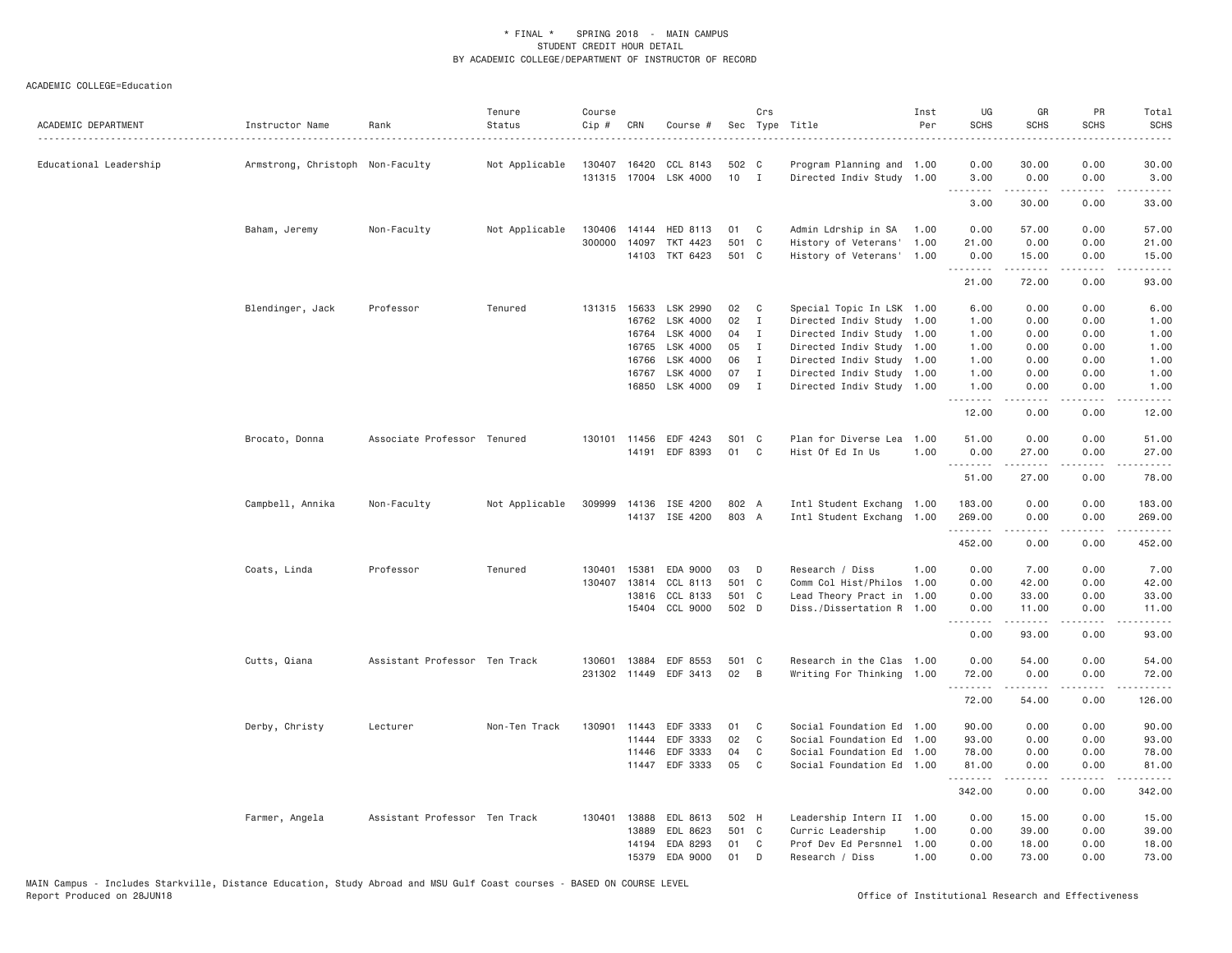* FINAL * SPRING 2018 - MAIN CAMPUS
STUDENT CREDIT HOUR DETAIL
BY ACADEMIC COLLEGE/DEPARTMENT OF INSTRUCTOR OF RECORD

ACADEMIC COLLEGE=Education

| ACADEMIC DEPARTMENT | Instructor Name | Rank | Tenure Status | Course Cip # | CRN | Course # | Sec | Crs Type | Title | Inst Per | UG SCHS | GR SCHS | PR SCHS | Total SCHS |
|---|---|---|---|---|---|---|---|---|---|---|---|---|---|---|
| Educational Leadership | Armstrong, Christoph | Non-Faculty | Not Applicable | 130407 | 16420 | CCL 8143 | 502 | C | Program Planning and | 1.00 | 0.00 | 30.00 | 0.00 | 30.00 |
| | | | | 131315 | 17004 | LSK 4000 | 10 | I | Directed Indiv Study | 1.00 | 3.00 | 0.00 | 0.00 | 3.00 |
| | | | | | | | | | | | 3.00 | 30.00 | 0.00 | 33.00 |
| | Baham, Jeremy | Non-Faculty | Not Applicable | 130406 | 14144 | HED 8113 | 01 | C | Admin Ldrship in SA | 1.00 | 0.00 | 57.00 | 0.00 | 57.00 |
| | | | | 300000 | 14097 | TKT 4423 | 501 | C | History of Veterans' | 1.00 | 21.00 | 0.00 | 0.00 | 21.00 |
| | | | | | 14103 | TKT 6423 | 501 | C | History of Veterans' | 1.00 | 0.00 | 15.00 | 0.00 | 15.00 |
| | | | | | | | | | | | 21.00 | 72.00 | 0.00 | 93.00 |
| | Blendinger, Jack | Professor | Tenured | 131315 | 15633 | LSK 2990 | 02 | C | Special Topic In LSK | 1.00 | 6.00 | 0.00 | 0.00 | 6.00 |
| | | | | | 16762 | LSK 4000 | 02 | I | Directed Indiv Study | 1.00 | 1.00 | 0.00 | 0.00 | 1.00 |
| | | | | | 16764 | LSK 4000 | 04 | I | Directed Indiv Study | 1.00 | 1.00 | 0.00 | 0.00 | 1.00 |
| | | | | | 16765 | LSK 4000 | 05 | I | Directed Indiv Study | 1.00 | 1.00 | 0.00 | 0.00 | 1.00 |
| | | | | | 16766 | LSK 4000 | 06 | I | Directed Indiv Study | 1.00 | 1.00 | 0.00 | 0.00 | 1.00 |
| | | | | | 16767 | LSK 4000 | 07 | I | Directed Indiv Study | 1.00 | 1.00 | 0.00 | 0.00 | 1.00 |
| | | | | | 16850 | LSK 4000 | 09 | I | Directed Indiv Study | 1.00 | 1.00 | 0.00 | 0.00 | 1.00 |
| | | | | | | | | | | | 12.00 | 0.00 | 0.00 | 12.00 |
| | Brocato, Donna | Associate Professor | Tenured | 130101 | 11456 | EDF 4243 | S01 | C | Plan for Diverse Lea | 1.00 | 51.00 | 0.00 | 0.00 | 51.00 |
| | | | | | 14191 | EDF 8393 | 01 | C | Hist Of Ed In Us | 1.00 | 0.00 | 27.00 | 0.00 | 27.00 |
| | | | | | | | | | | | 51.00 | 27.00 | 0.00 | 78.00 |
| | Campbell, Annika | Non-Faculty | Not Applicable | 309999 | 14136 | ISE 4200 | 802 | A | Intl Student Exchang | 1.00 | 183.00 | 0.00 | 0.00 | 183.00 |
| | | | | | 14137 | ISE 4200 | 803 | A | Intl Student Exchang | 1.00 | 269.00 | 0.00 | 0.00 | 269.00 |
| | | | | | | | | | | | 452.00 | 0.00 | 0.00 | 452.00 |
| | Coats, Linda | Professor | Tenured | 130401 | 15381 | EDA 9000 | 03 | D | Research / Diss | 1.00 | 0.00 | 7.00 | 0.00 | 7.00 |
| | | | | 130407 | 13814 | CCL 8113 | 501 | C | Comm Col Hist/Philos | 1.00 | 0.00 | 42.00 | 0.00 | 42.00 |
| | | | | | 13816 | CCL 8133 | 501 | C | Lead Theory Pract in | 1.00 | 0.00 | 33.00 | 0.00 | 33.00 |
| | | | | | 15404 | CCL 9000 | 502 | D | Diss./Dissertation R | 1.00 | 0.00 | 11.00 | 0.00 | 11.00 |
| | | | | | | | | | | | 0.00 | 93.00 | 0.00 | 93.00 |
| | Cutts, Qiana | Assistant Professor | Ten Track | 130601 | 13884 | EDF 8553 | 501 | C | Research in the Clas | 1.00 | 0.00 | 54.00 | 0.00 | 54.00 |
| | | | | 231302 | 11449 | EDF 3413 | 02 | B | Writing For Thinking | 1.00 | 72.00 | 0.00 | 0.00 | 72.00 |
| | | | | | | | | | | | 72.00 | 54.00 | 0.00 | 126.00 |
| | Derby, Christy | Lecturer | Non-Ten Track | 130901 | 11443 | EDF 3333 | 01 | C | Social Foundation Ed | 1.00 | 90.00 | 0.00 | 0.00 | 90.00 |
| | | | | | 11444 | EDF 3333 | 02 | C | Social Foundation Ed | 1.00 | 93.00 | 0.00 | 0.00 | 93.00 |
| | | | | | 11446 | EDF 3333 | 04 | C | Social Foundation Ed | 1.00 | 78.00 | 0.00 | 0.00 | 78.00 |
| | | | | | 11447 | EDF 3333 | 05 | C | Social Foundation Ed | 1.00 | 81.00 | 0.00 | 0.00 | 81.00 |
| | | | | | | | | | | | 342.00 | 0.00 | 0.00 | 342.00 |
| | Farmer, Angela | Assistant Professor | Ten Track | 130401 | 13888 | EDL 8613 | 502 | H | Leadership Intern II | 1.00 | 0.00 | 15.00 | 0.00 | 15.00 |
| | | | | | 13889 | EDL 8623 | 501 | C | Curric Leadership | 1.00 | 0.00 | 39.00 | 0.00 | 39.00 |
| | | | | | 14194 | EDA 8293 | 01 | C | Prof Dev Ed Persnnel | 1.00 | 0.00 | 18.00 | 0.00 | 18.00 |
| | | | | | 15379 | EDA 9000 | 01 | D | Research / Diss | 1.00 | 0.00 | 73.00 | 0.00 | 73.00 |

MAIN Campus - Includes Starkville, Distance Education, Study Abroad and MSU Gulf Coast courses - BASED ON COURSE LEVEL
Report Produced on 28JUN18 — Office of Institutional Research and Effectiveness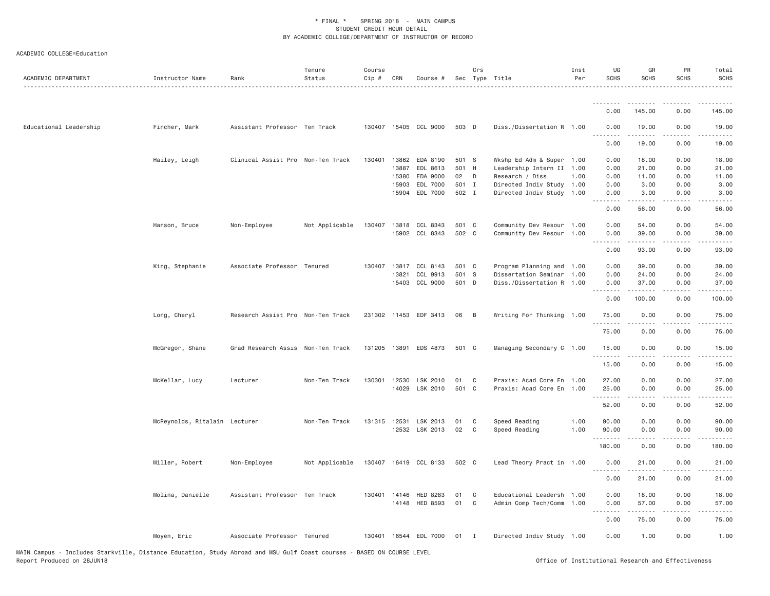* FINAL * SPRING 2018 - MAIN CAMPUS
STUDENT CREDIT HOUR DETAIL
BY ACADEMIC COLLEGE/DEPARTMENT OF INSTRUCTOR OF RECORD

ACADEMIC COLLEGE=Education

| ACADEMIC DEPARTMENT | Instructor Name | Rank | Tenure Status | Course Cip # | CRN | Course # | Sec | Crs Type | Title | Inst Per | UG SCHS | GR SCHS | PR SCHS | Total SCHS |
|---|---|---|---|---|---|---|---|---|---|---|---|---|---|---|
| | | | | | | | | | | | 0.00 | 145.00 | 0.00 | 145.00 |
| Educational Leadership | Fincher, Mark | Assistant Professor | Ten Track | 130407 | 15405 | CCL 9000 | 503 | D | Diss./Dissertation R | 1.00 | 0.00 | 19.00 | 0.00 | 19.00 |
| | | | | | | | | | | | 0.00 | 19.00 | 0.00 | 19.00 |
| | Hailey, Leigh | Clinical Assist Pro | Non-Ten Track | 130401 | 13862 | EDA 8190 | 501 | S | Wkshp Ed Adm & Super | 1.00 | 0.00 | 18.00 | 0.00 | 18.00 |
| | | | | | 13887 | EDL 8613 | 501 | H | Leadership Intern II | 1.00 | 0.00 | 21.00 | 0.00 | 21.00 |
| | | | | | 15380 | EDA 9000 | 02 | D | Research / Diss | 1.00 | 0.00 | 11.00 | 0.00 | 11.00 |
| | | | | | 15903 | EDL 7000 | 501 | I | Directed Indiv Study | 1.00 | 0.00 | 3.00 | 0.00 | 3.00 |
| | | | | | 15904 | EDL 7000 | 502 | I | Directed Indiv Study | 1.00 | 0.00 | 3.00 | 0.00 | 3.00 |
| | | | | | | | | | | | 0.00 | 56.00 | 0.00 | 56.00 |
| | Hanson, Bruce | Non-Employee | Not Applicable | 130407 | 13818 | CCL 8343 | 501 | C | Community Dev Resour | 1.00 | 0.00 | 54.00 | 0.00 | 54.00 |
| | | | | | 15902 | CCL 8343 | 502 | C | Community Dev Resour | 1.00 | 0.00 | 39.00 | 0.00 | 39.00 |
| | | | | | | | | | | | 0.00 | 93.00 | 0.00 | 93.00 |
| | King, Stephanie | Associate Professor | Tenured | 130407 | 13817 | CCL 8143 | 501 | C | Program Planning and | 1.00 | 0.00 | 39.00 | 0.00 | 39.00 |
| | | | | | 13821 | CCL 9913 | 501 | S | Dissertation Seminar | 1.00 | 0.00 | 24.00 | 0.00 | 24.00 |
| | | | | | 15403 | CCL 9000 | 501 | D | Diss./Dissertation R | 1.00 | 0.00 | 37.00 | 0.00 | 37.00 |
| | | | | | | | | | | | 0.00 | 100.00 | 0.00 | 100.00 |
| | Long, Cheryl | Research Assist Pro | Non-Ten Track | 231302 | 11453 | EDF 3413 | 06 | B | Writing For Thinking | 1.00 | 75.00 | 0.00 | 0.00 | 75.00 |
| | | | | | | | | | | | 75.00 | 0.00 | 0.00 | 75.00 |
| | McGregor, Shane | Grad Research Assis | Non-Ten Track | 131205 | 13891 | EDS 4873 | 501 | C | Managing Secondary C | 1.00 | 15.00 | 0.00 | 0.00 | 15.00 |
| | | | | | | | | | | | 15.00 | 0.00 | 0.00 | 15.00 |
| | McKellar, Lucy | Lecturer | Non-Ten Track | 130301 | 12530 | LSK 2010 | 01 | C | Praxis: Acad Core En | 1.00 | 27.00 | 0.00 | 0.00 | 27.00 |
| | | | | | 14029 | LSK 2010 | 501 | C | Praxis: Acad Core En | 1.00 | 25.00 | 0.00 | 0.00 | 25.00 |
| | | | | | | | | | | | 52.00 | 0.00 | 0.00 | 52.00 |
| | McReynolds, Ritalain | Lecturer | Non-Ten Track | 131315 | 12531 | LSK 2013 | 01 | C | Speed Reading | 1.00 | 90.00 | 0.00 | 0.00 | 90.00 |
| | | | | | 12532 | LSK 2013 | 02 | C | Speed Reading | 1.00 | 90.00 | 0.00 | 0.00 | 90.00 |
| | | | | | | | | | | | 180.00 | 0.00 | 0.00 | 180.00 |
| | Miller, Robert | Non-Employee | Not Applicable | 130407 | 16419 | CCL 8133 | 502 | C | Lead Theory Pract in | 1.00 | 0.00 | 21.00 | 0.00 | 21.00 |
| | | | | | | | | | | | 0.00 | 21.00 | 0.00 | 21.00 |
| | Molina, Danielle | Assistant Professor | Ten Track | 130401 | 14146 | HED 8283 | 01 | C | Educational Leadersh | 1.00 | 0.00 | 18.00 | 0.00 | 18.00 |
| | | | | | 14148 | HED 8593 | 01 | C | Admin Comp Tech/Comm | 1.00 | 0.00 | 57.00 | 0.00 | 57.00 |
| | | | | | | | | | | | 0.00 | 75.00 | 0.00 | 75.00 |
| | Moyen, Eric | Associate Professor | Tenured | 130401 | 16544 | EDL 7000 | 01 | I | Directed Indiv Study | 1.00 | 0.00 | 1.00 | 0.00 | 1.00 |

MAIN Campus - Includes Starkville, Distance Education, Study Abroad and MSU Gulf Coast courses - BASED ON COURSE LEVEL
Report Produced on 28JUN18 Office of Institutional Research and Effectiveness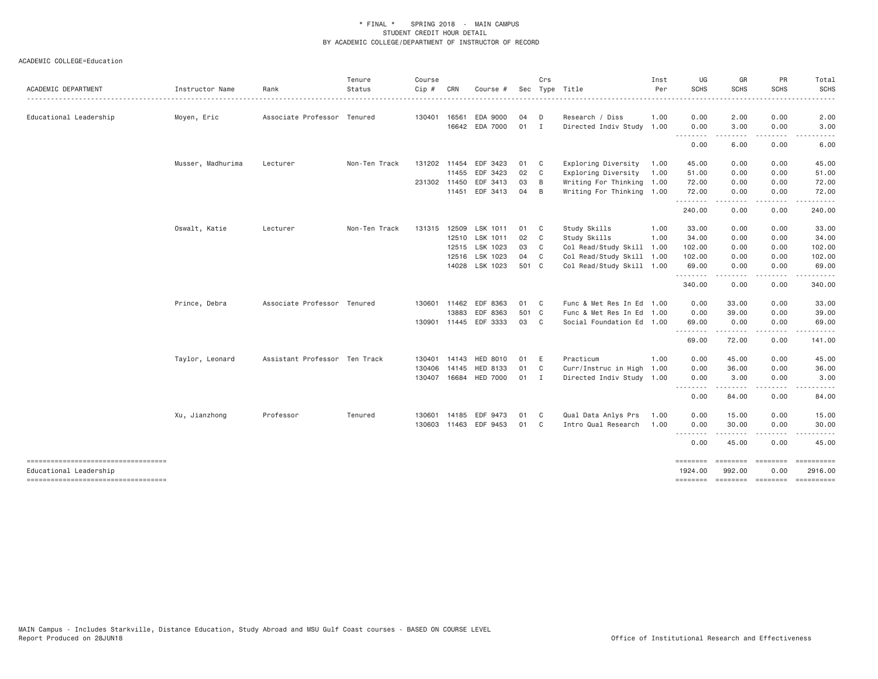* FINAL * SPRING 2018 - MAIN CAMPUS
STUDENT CREDIT HOUR DETAIL
BY ACADEMIC COLLEGE/DEPARTMENT OF INSTRUCTOR OF RECORD

ACADEMIC COLLEGE=Education

| ACADEMIC DEPARTMENT | Instructor Name | Rank | Tenure Status | Course Cip # | CRN | Course # | Sec | Crs Type | Title | Inst Per | UG SCHS | GR SCHS | PR SCHS | Total SCHS |
|---|---|---|---|---|---|---|---|---|---|---|---|---|---|---|
| Educational Leadership | Moyen, Eric | Associate Professor | Tenured | 130401 | 16561 | EDA 9000 | 04 | D | Research / Diss | 1.00 | 0.00 | 2.00 | 0.00 | 2.00 |
| | | | | | 16642 | EDA 7000 | 01 | I | Directed Indiv Study | 1.00 | 0.00 | 3.00 | 0.00 | 3.00 |
| | | | | | | | | | | | 0.00 | 6.00 | 0.00 | 6.00 |
| | Musser, Madhurima | Lecturer | Non-Ten Track | 131202 | 11454 | EDF 3423 | 01 | C | Exploring Diversity | 1.00 | 45.00 | 0.00 | 0.00 | 45.00 |
| | | | | | 11455 | EDF 3423 | 02 | C | Exploring Diversity | 1.00 | 51.00 | 0.00 | 0.00 | 51.00 |
| | | | | 231302 | 11450 | EDF 3413 | 03 | B | Writing For Thinking | 1.00 | 72.00 | 0.00 | 0.00 | 72.00 |
| | | | | | 11451 | EDF 3413 | 04 | B | Writing For Thinking | 1.00 | 72.00 | 0.00 | 0.00 | 72.00 |
| | | | | | | | | | | | 240.00 | 0.00 | 0.00 | 240.00 |
| | Oswalt, Katie | Lecturer | Non-Ten Track | 131315 | 12509 | LSK 1011 | 01 | C | Study Skills | 1.00 | 33.00 | 0.00 | 0.00 | 33.00 |
| | | | | | 12510 | LSK 1011 | 02 | C | Study Skills | 1.00 | 34.00 | 0.00 | 0.00 | 34.00 |
| | | | | | 12515 | LSK 1023 | 03 | C | Col Read/Study Skill | 1.00 | 102.00 | 0.00 | 0.00 | 102.00 |
| | | | | | 12516 | LSK 1023 | 04 | C | Col Read/Study Skill | 1.00 | 102.00 | 0.00 | 0.00 | 102.00 |
| | | | | | 14028 | LSK 1023 | 501 | C | Col Read/Study Skill | 1.00 | 69.00 | 0.00 | 0.00 | 69.00 |
| | | | | | | | | | | | 340.00 | 0.00 | 0.00 | 340.00 |
| | Prince, Debra | Associate Professor | Tenured | 130601 | 11462 | EDF 8363 | 01 | C | Func & Met Res In Ed | 1.00 | 0.00 | 33.00 | 0.00 | 33.00 |
| | | | | | 13883 | EDF 8363 | 501 | C | Func & Met Res In Ed | 1.00 | 0.00 | 39.00 | 0.00 | 39.00 |
| | | | | 130901 | 11445 | EDF 3333 | 03 | C | Social Foundation Ed | 1.00 | 69.00 | 0.00 | 0.00 | 69.00 |
| | | | | | | | | | | | 69.00 | 72.00 | 0.00 | 141.00 |
| | Taylor, Leonard | Assistant Professor | Ten Track | 130401 | 14143 | HED 8010 | 01 | E | Practicum | 1.00 | 0.00 | 45.00 | 0.00 | 45.00 |
| | | | | 130406 | 14145 | HED 8133 | 01 | C | Curr/Instruc in High | 1.00 | 0.00 | 36.00 | 0.00 | 36.00 |
| | | | | 130407 | 16684 | HED 7000 | 01 | I | Directed Indiv Study | 1.00 | 0.00 | 3.00 | 0.00 | 3.00 |
| | | | | | | | | | | | 0.00 | 84.00 | 0.00 | 84.00 |
| | Xu, Jianzhong | Professor | Tenured | 130601 | 14185 | EDF 9473 | 01 | C | Qual Data Anlys Prs | 1.00 | 0.00 | 15.00 | 0.00 | 15.00 |
| | | | | 130603 | 11463 | EDF 9453 | 01 | C | Intro Qual Research | 1.00 | 0.00 | 30.00 | 0.00 | 30.00 |
| | | | | | | | | | | | 0.00 | 45.00 | 0.00 | 45.00 |
| Educational Leadership | | | | | | | | | | | 1924.00 | 992.00 | 0.00 | 2916.00 |

MAIN Campus - Includes Starkville, Distance Education, Study Abroad and MSU Gulf Coast courses - BASED ON COURSE LEVEL
Report Produced on 28JUN18

Office of Institutional Research and Effectiveness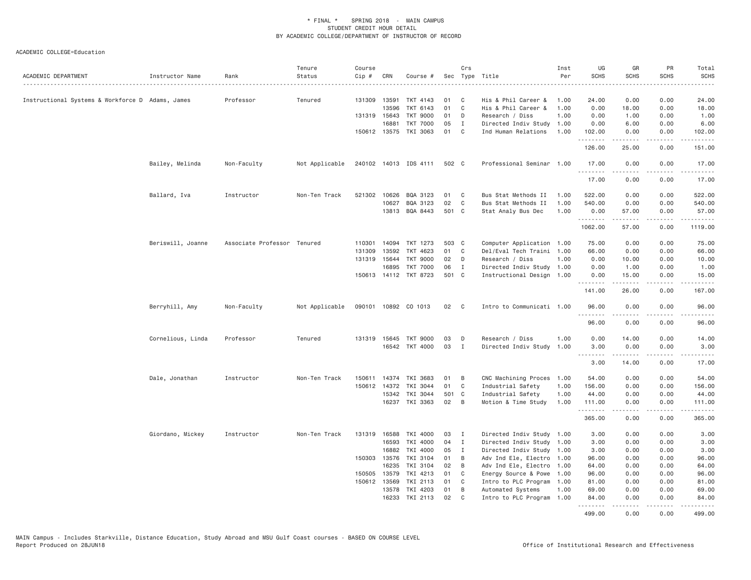* FINAL * SPRING 2018 - MAIN CAMPUS
STUDENT CREDIT HOUR DETAIL
BY ACADEMIC COLLEGE/DEPARTMENT OF INSTRUCTOR OF RECORD

ACADEMIC COLLEGE=Education

| ACADEMIC DEPARTMENT | Instructor Name | Rank | Tenure Status | Course Cip # | CRN | Course # | Sec | Crs Type | Title | Inst Per | UG SCHS | GR SCHS | PR SCHS | Total SCHS |
|---|---|---|---|---|---|---|---|---|---|---|---|---|---|---|
| Instructional Systems & Workforce D | Adams, James | Professor | Tenured | 131309 | 13591 | TKT 4143 | 01 | C | His & Phil Career & | 1.00 | 24.00 | 0.00 | 0.00 | 24.00 |
| | | | | | 13596 | TKT 6143 | 01 | C | His & Phil Career & | 1.00 | 0.00 | 18.00 | 0.00 | 18.00 |
| | | | | 131319 | 15643 | TKT 9000 | 01 | D | Research / Diss | 1.00 | 0.00 | 1.00 | 0.00 | 1.00 |
| | | | | | 16881 | TKT 7000 | 05 | I | Directed Indiv Study | 1.00 | 0.00 | 6.00 | 0.00 | 6.00 |
| | | | | 150612 | 13575 | TKI 3063 | 01 | C | Ind Human Relations | 1.00 | 102.00 | 0.00 | 0.00 | 102.00 |
| | | | | | | | | | | | 126.00 | 25.00 | 0.00 | 151.00 |
| | Bailey, Melinda | Non-Faculty | Not Applicable | 240102 | 14013 | IDS 4111 | 502 | C | Professional Seminar | 1.00 | 17.00 | 0.00 | 0.00 | 17.00 |
| | | | | | | | | | | | 17.00 | 0.00 | 0.00 | 17.00 |
| | Ballard, Iva | Instructor | Non-Ten Track | 521302 | 10626 | BQA 3123 | 01 | C | Bus Stat Methods II | 1.00 | 522.00 | 0.00 | 0.00 | 522.00 |
| | | | | | 10627 | BQA 3123 | 02 | C | Bus Stat Methods II | 1.00 | 540.00 | 0.00 | 0.00 | 540.00 |
| | | | | | 13813 | BQA 8443 | 501 | C | Stat Analy Bus Dec | 1.00 | 0.00 | 57.00 | 0.00 | 57.00 |
| | | | | | | | | | | | 1062.00 | 57.00 | 0.00 | 1119.00 |
| | Beriswill, Joanne | Associate Professor | Tenured | 110301 | 14094 | TKT 1273 | 503 | C | Computer Application | 1.00 | 75.00 | 0.00 | 0.00 | 75.00 |
| | | | | 131309 | 13592 | TKT 4623 | 01 | C | Del/Eval Tech Traini | 1.00 | 66.00 | 0.00 | 0.00 | 66.00 |
| | | | | 131319 | 15644 | TKT 9000 | 02 | D | Research / Diss | 1.00 | 0.00 | 10.00 | 0.00 | 10.00 |
| | | | | | 16895 | TKT 7000 | 06 | I | Directed Indiv Study | 1.00 | 0.00 | 1.00 | 0.00 | 1.00 |
| | | | | 150613 | 14112 | TKT 8723 | 501 | C | Instructional Design | 1.00 | 0.00 | 15.00 | 0.00 | 15.00 |
| | | | | | | | | | | | 141.00 | 26.00 | 0.00 | 167.00 |
| | Berryhill, Amy | Non-Faculty | Not Applicable | 090101 | 10892 | CO 1013 | 02 | C | Intro to Communicati | 1.00 | 96.00 | 0.00 | 0.00 | 96.00 |
| | | | | | | | | | | | 96.00 | 0.00 | 0.00 | 96.00 |
| | Cornelious, Linda | Professor | Tenured | 131319 | 15645 | TKT 9000 | 03 | D | Research / Diss | 1.00 | 0.00 | 14.00 | 0.00 | 14.00 |
| | | | | | 16542 | TKT 4000 | 03 | I | Directed Indiv Study | 1.00 | 3.00 | 0.00 | 0.00 | 3.00 |
| | | | | | | | | | | | 3.00 | 14.00 | 0.00 | 17.00 |
| | Dale, Jonathan | Instructor | Non-Ten Track | 150611 | 14374 | TKI 3683 | 01 | B | CNC Machining Proces | 1.00 | 54.00 | 0.00 | 0.00 | 54.00 |
| | | | | 150612 | 14372 | TKI 3044 | 01 | C | Industrial Safety | 1.00 | 156.00 | 0.00 | 0.00 | 156.00 |
| | | | | | 15342 | TKI 3044 | 501 | C | Industrial Safety | 1.00 | 44.00 | 0.00 | 0.00 | 44.00 |
| | | | | | 16237 | TKI 3363 | 02 | B | Motion & Time Study | 1.00 | 111.00 | 0.00 | 0.00 | 111.00 |
| | | | | | | | | | | | 365.00 | 0.00 | 0.00 | 365.00 |
| | Giordano, Mickey | Instructor | Non-Ten Track | 131319 | 16588 | TKI 4000 | 03 | I | Directed Indiv Study | 1.00 | 3.00 | 0.00 | 0.00 | 3.00 |
| | | | | | 16593 | TKI 4000 | 04 | I | Directed Indiv Study | 1.00 | 3.00 | 0.00 | 0.00 | 3.00 |
| | | | | | 16882 | TKI 4000 | 05 | I | Directed Indiv Study | 1.00 | 3.00 | 0.00 | 0.00 | 3.00 |
| | | | | 150303 | 13576 | TKI 3104 | 01 | B | Adv Ind Ele, Electro | 1.00 | 96.00 | 0.00 | 0.00 | 96.00 |
| | | | | | 16235 | TKI 3104 | 02 | B | Adv Ind Ele, Electro | 1.00 | 64.00 | 0.00 | 0.00 | 64.00 |
| | | | | 150505 | 13579 | TKI 4213 | 01 | C | Energy Source & Powe | 1.00 | 96.00 | 0.00 | 0.00 | 96.00 |
| | | | | 150612 | 13569 | TKI 2113 | 01 | C | Intro to PLC Program | 1.00 | 81.00 | 0.00 | 0.00 | 81.00 |
| | | | | | 13578 | TKI 4203 | 01 | B | Automated Systems | 1.00 | 69.00 | 0.00 | 0.00 | 69.00 |
| | | | | | 16233 | TKI 2113 | 02 | C | Intro to PLC Program | 1.00 | 84.00 | 0.00 | 0.00 | 84.00 |
| | | | | | | | | | | | 499.00 | 0.00 | 0.00 | 499.00 |

MAIN Campus - Includes Starkville, Distance Education, Study Abroad and MSU Gulf Coast courses - BASED ON COURSE LEVEL
Report Produced on 28JUN18 — Office of Institutional Research and Effectiveness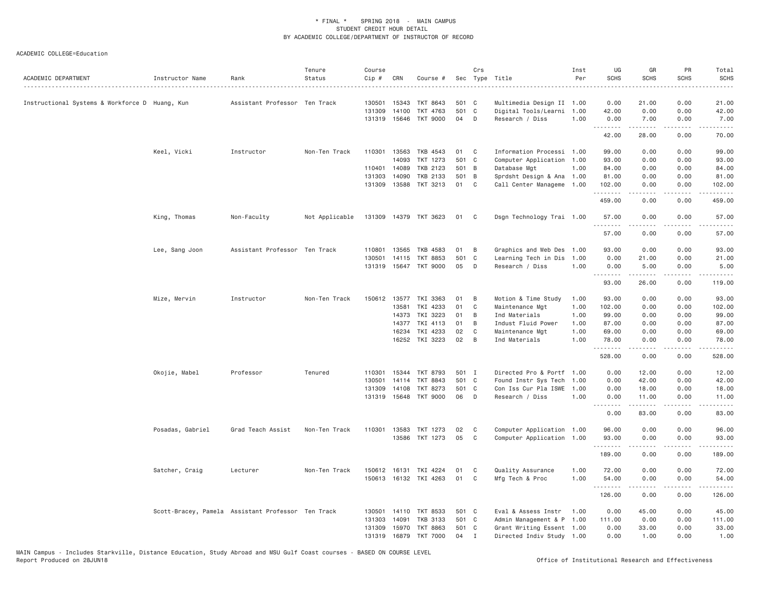* FINAL * SPRING 2018 - MAIN CAMPUS
STUDENT CREDIT HOUR DETAIL
BY ACADEMIC COLLEGE/DEPARTMENT OF INSTRUCTOR OF RECORD

ACADEMIC COLLEGE=Education

| ACADEMIC DEPARTMENT | Instructor Name | Rank | Tenure Status | Course Cip # | CRN | Course # | Sec | Crs Type | Title | Inst Per | UG SCHS | GR SCHS | PR SCHS | Total SCHS |
|---|---|---|---|---|---|---|---|---|---|---|---|---|---|---|
| Instructional Systems & Workforce D | Huang, Kun | Assistant Professor | Ten Track | 130501 | 15343 | TKT 8643 | 501 | C | Multimedia Design II | 1.00 | 0.00 | 21.00 | 0.00 | 21.00 |
| | | | | 131309 | 14100 | TKT 4763 | 501 | C | Digital Tools/Learni | 1.00 | 42.00 | 0.00 | 0.00 | 42.00 |
| | | | | 131319 | 15646 | TKT 9000 | 04 | D | Research / Diss | 1.00 | 0.00 | 7.00 | 0.00 | 7.00 |
| | | | | | | | | | | | 42.00 | 28.00 | 0.00 | 70.00 |
| | Keel, Vicki | Instructor | Non-Ten Track | 110301 | 13563 | TKB 4543 | 01 | C | Information Processi | 1.00 | 99.00 | 0.00 | 0.00 | 99.00 |
| | | | | | 14093 | TKT 1273 | 501 | C | Computer Application | 1.00 | 93.00 | 0.00 | 0.00 | 93.00 |
| | | | | 110401 | 14089 | TKB 2123 | 501 | B | Database Mgt | 1.00 | 84.00 | 0.00 | 0.00 | 84.00 |
| | | | | 131303 | 14090 | TKB 2133 | 501 | B | Sprdsht Design & Ana | 1.00 | 81.00 | 0.00 | 0.00 | 81.00 |
| | | | | 131309 | 13588 | TKT 3213 | 01 | C | Call Center Manageme | 1.00 | 102.00 | 0.00 | 0.00 | 102.00 |
| | | | | | | | | | | | 459.00 | 0.00 | 0.00 | 459.00 |
| | King, Thomas | Non-Faculty | Not Applicable | 131309 | 14379 | TKT 3623 | 01 | C | Dsgn Technology Trai | 1.00 | 57.00 | 0.00 | 0.00 | 57.00 |
| | | | | | | | | | | | 57.00 | 0.00 | 0.00 | 57.00 |
| | Lee, Sang Joon | Assistant Professor | Ten Track | 110801 | 13565 | TKB 4583 | 01 | B | Graphics and Web Des | 1.00 | 93.00 | 0.00 | 0.00 | 93.00 |
| | | | | 130501 | 14115 | TKT 8853 | 501 | C | Learning Tech in Dis | 1.00 | 0.00 | 21.00 | 0.00 | 21.00 |
| | | | | 131319 | 15647 | TKT 9000 | 05 | D | Research / Diss | 1.00 | 0.00 | 5.00 | 0.00 | 5.00 |
| | | | | | | | | | | | 93.00 | 26.00 | 0.00 | 119.00 |
| | Mize, Mervin | Instructor | Non-Ten Track | 150612 | 13577 | TKI 3363 | 01 | B | Motion & Time Study | 1.00 | 93.00 | 0.00 | 0.00 | 93.00 |
| | | | | | 13581 | TKI 4233 | 01 | C | Maintenance Mgt | 1.00 | 102.00 | 0.00 | 0.00 | 102.00 |
| | | | | | 14373 | TKI 3223 | 01 | B | Ind Materials | 1.00 | 99.00 | 0.00 | 0.00 | 99.00 |
| | | | | | 14377 | TKI 4113 | 01 | B | Indust Fluid Power | 1.00 | 87.00 | 0.00 | 0.00 | 87.00 |
| | | | | | 16234 | TKI 4233 | 02 | C | Maintenance Mgt | 1.00 | 69.00 | 0.00 | 0.00 | 69.00 |
| | | | | | 16252 | TKI 3223 | 02 | B | Ind Materials | 1.00 | 78.00 | 0.00 | 0.00 | 78.00 |
| | | | | | | | | | | | 528.00 | 0.00 | 0.00 | 528.00 |
| | Okojie, Mabel | Professor | Tenured | 110301 | 15344 | TKT 8793 | 501 | I | Directed Pro & Portf | 1.00 | 0.00 | 12.00 | 0.00 | 12.00 |
| | | | | 130501 | 14114 | TKT 8843 | 501 | C | Found Instr Sys Tech | 1.00 | 0.00 | 42.00 | 0.00 | 42.00 |
| | | | | 131309 | 14108 | TKT 8273 | 501 | C | Con Iss Cur Pla ISWE | 1.00 | 0.00 | 18.00 | 0.00 | 18.00 |
| | | | | 131319 | 15648 | TKT 9000 | 06 | D | Research / Diss | 1.00 | 0.00 | 11.00 | 0.00 | 11.00 |
| | | | | | | | | | | | 0.00 | 83.00 | 0.00 | 83.00 |
| | Posadas, Gabriel | Grad Teach Assist | Non-Ten Track | 110301 | 13583 | TKT 1273 | 02 | C | Computer Application | 1.00 | 96.00 | 0.00 | 0.00 | 96.00 |
| | | | | | 13586 | TKT 1273 | 05 | C | Computer Application | 1.00 | 93.00 | 0.00 | 0.00 | 93.00 |
| | | | | | | | | | | | 189.00 | 0.00 | 0.00 | 189.00 |
| | Satcher, Craig | Lecturer | Non-Ten Track | 150612 | 16131 | TKI 4224 | 01 | C | Quality Assurance | 1.00 | 72.00 | 0.00 | 0.00 | 72.00 |
| | | | | 150613 | 16132 | TKI 4263 | 01 | C | Mfg Tech & Proc | 1.00 | 54.00 | 0.00 | 0.00 | 54.00 |
| | | | | | | | | | | | 126.00 | 0.00 | 0.00 | 126.00 |
| | Scott-Bracey, Pamela | Assistant Professor | Ten Track | 130501 | 14110 | TKT 8533 | 501 | C | Eval & Assess Instr | 1.00 | 0.00 | 45.00 | 0.00 | 45.00 |
| | | | | 131303 | 14091 | TKB 3133 | 501 | C | Admin Management & P | 1.00 | 111.00 | 0.00 | 0.00 | 111.00 |
| | | | | 131309 | 15970 | TKT 8863 | 501 | C | Grant Writing Essent | 1.00 | 0.00 | 33.00 | 0.00 | 33.00 |
| | | | | 131319 | 16879 | TKT 7000 | 04 | I | Directed Indiv Study | 1.00 | 0.00 | 1.00 | 0.00 | 1.00 |

MAIN Campus - Includes Starkville, Distance Education, Study Abroad and MSU Gulf Coast courses - BASED ON COURSE LEVEL
Report Produced on 28JUN18

Office of Institutional Research and Effectiveness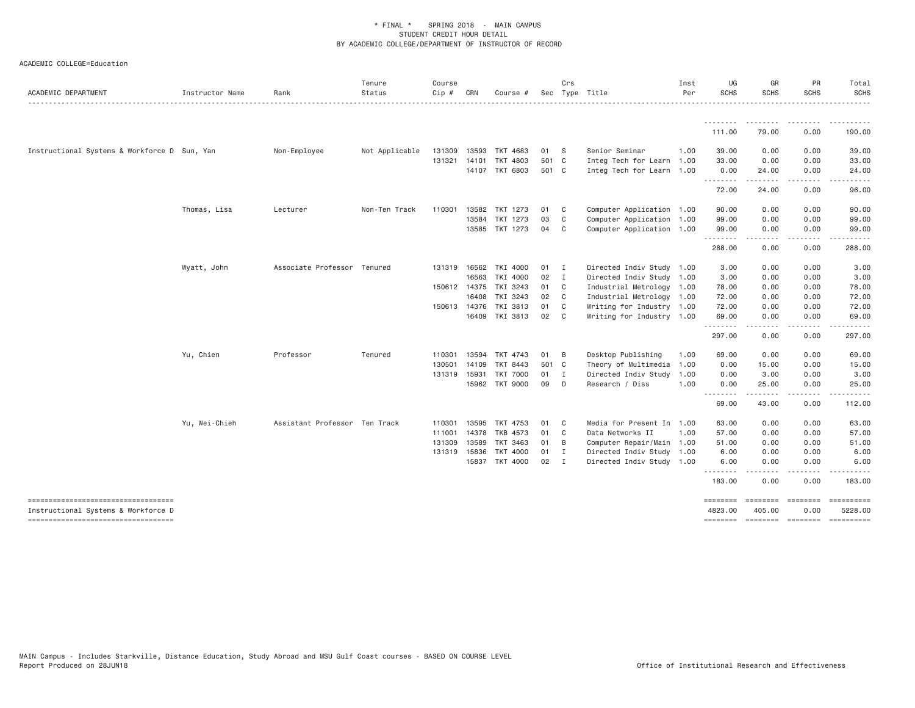\* FINAL \*    SPRING 2018  -  MAIN CAMPUS
STUDENT CREDIT HOUR DETAIL
BY ACADEMIC COLLEGE/DEPARTMENT OF INSTRUCTOR OF RECORD

ACADEMIC COLLEGE=Education

| ACADEMIC DEPARTMENT | Instructor Name | Rank | Tenure Status | Course Cip # | CRN | Course # | Sec | Crs Type | Title | Inst Per | UG SCHS | GR SCHS | PR SCHS | Total SCHS |
|---|---|---|---|---|---|---|---|---|---|---|---|---|---|---|
| | | | | | | | | | | | 111.00 | 79.00 | 0.00 | 190.00 |
| Instructional Systems & Workforce D | Sun, Yan | Non-Employee | Not Applicable | 131309 | 13593 | TKT 4683 | 01 | S | Senior Seminar | 1.00 | 39.00 | 0.00 | 0.00 | 39.00 |
| | | | | 131321 | 14101 | TKT 4803 | 501 | C | Integ Tech for Learn | 1.00 | 33.00 | 0.00 | 0.00 | 33.00 |
| | | | | | 14107 | TKT 6803 | 501 | C | Integ Tech for Learn | 1.00 | 0.00 | 24.00 | 0.00 | 24.00 |
| | | | | | | | | | | | 72.00 | 24.00 | 0.00 | 96.00 |
| | Thomas, Lisa | Lecturer | Non-Ten Track | 110301 | 13582 | TKT 1273 | 01 | C | Computer Application | 1.00 | 90.00 | 0.00 | 0.00 | 90.00 |
| | | | | | 13584 | TKT 1273 | 03 | C | Computer Application | 1.00 | 99.00 | 0.00 | 0.00 | 99.00 |
| | | | | | 13585 | TKT 1273 | 04 | C | Computer Application | 1.00 | 99.00 | 0.00 | 0.00 | 99.00 |
| | | | | | | | | | | | 288.00 | 0.00 | 0.00 | 288.00 |
| | Wyatt, John | Associate Professor | Tenured | 131319 | 16562 | TKI 4000 | 01 | I | Directed Indiv Study | 1.00 | 3.00 | 0.00 | 0.00 | 3.00 |
| | | | | | 16563 | TKI 4000 | 02 | I | Directed Indiv Study | 1.00 | 3.00 | 0.00 | 0.00 | 3.00 |
| | | | | 150612 | 14375 | TKI 3243 | 01 | C | Industrial Metrology | 1.00 | 78.00 | 0.00 | 0.00 | 78.00 |
| | | | | | 16408 | TKI 3243 | 02 | C | Industrial Metrology | 1.00 | 72.00 | 0.00 | 0.00 | 72.00 |
| | | | | 150613 | 14376 | TKI 3813 | 01 | C | Writing for Industry | 1.00 | 72.00 | 0.00 | 0.00 | 72.00 |
| | | | | | 16409 | TKI 3813 | 02 | C | Writing for Industry | 1.00 | 69.00 | 0.00 | 0.00 | 69.00 |
| | | | | | | | | | | | 297.00 | 0.00 | 0.00 | 297.00 |
| | Yu, Chien | Professor | Tenured | 110301 | 13594 | TKT 4743 | 01 | B | Desktop Publishing | 1.00 | 69.00 | 0.00 | 0.00 | 69.00 |
| | | | | 130501 | 14109 | TKT 8443 | 501 | C | Theory of Multimedia | 1.00 | 0.00 | 15.00 | 0.00 | 15.00 |
| | | | | 131319 | 15931 | TKT 7000 | 01 | I | Directed Indiv Study | 1.00 | 0.00 | 3.00 | 0.00 | 3.00 |
| | | | | | 15962 | TKT 9000 | 09 | D | Research / Diss | 1.00 | 0.00 | 25.00 | 0.00 | 25.00 |
| | | | | | | | | | | | 69.00 | 43.00 | 0.00 | 112.00 |
| | Yu, Wei-Chieh | Assistant Professor | Ten Track | 110301 | 13595 | TKT 4753 | 01 | C | Media for Present In | 1.00 | 63.00 | 0.00 | 0.00 | 63.00 |
| | | | | 111001 | 14378 | TKB 4573 | 01 | C | Data Networks II | 1.00 | 57.00 | 0.00 | 0.00 | 57.00 |
| | | | | 131309 | 13589 | TKT 3463 | 01 | B | Computer Repair/Main | 1.00 | 51.00 | 0.00 | 0.00 | 51.00 |
| | | | | 131319 | 15836 | TKT 4000 | 01 | I | Directed Indiv Study | 1.00 | 6.00 | 0.00 | 0.00 | 6.00 |
| | | | | | 15837 | TKT 4000 | 02 | I | Directed Indiv Study | 1.00 | 6.00 | 0.00 | 0.00 | 6.00 |
| | | | | | | | | | | | 183.00 | 0.00 | 0.00 | 183.00 |
| Instructional Systems & Workforce D | | | | | | | | | | | 4823.00 | 405.00 | 0.00 | 5228.00 |

MAIN Campus - Includes Starkville, Distance Education, Study Abroad and MSU Gulf Coast courses - BASED ON COURSE LEVEL
Report Produced on 28JUN18    Office of Institutional Research and Effectiveness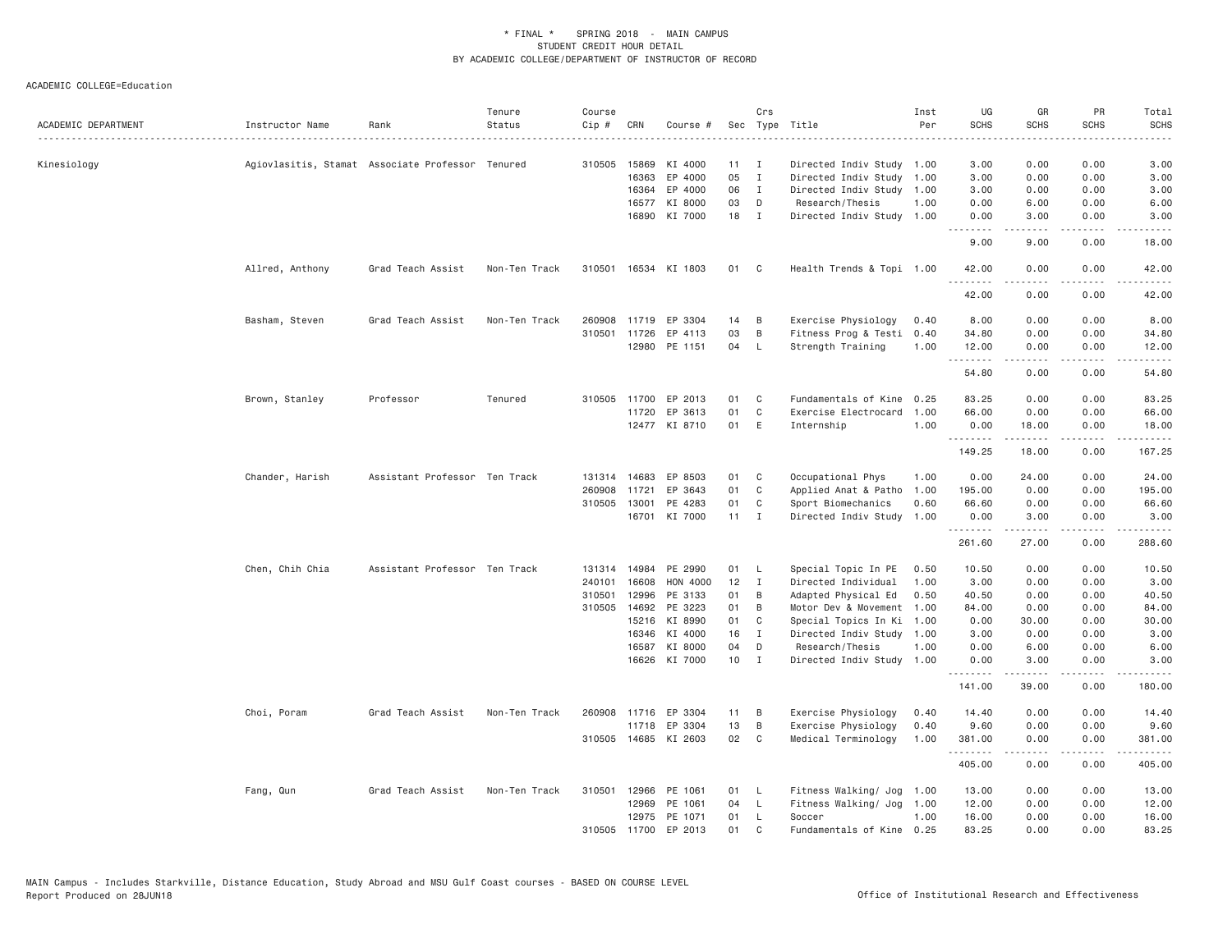\* FINAL \* SPRING 2018 - MAIN CAMPUS
STUDENT CREDIT HOUR DETAIL
BY ACADEMIC COLLEGE/DEPARTMENT OF INSTRUCTOR OF RECORD

ACADEMIC COLLEGE=Education

| ACADEMIC DEPARTMENT | Instructor Name | Rank | Tenure Status | Course Cip # | CRN | Course # | Sec | Crs Type | Title | Inst Per | UG SCHS | GR SCHS | PR SCHS | Total SCHS |
|---|---|---|---|---|---|---|---|---|---|---|---|---|---|---|
| Kinesiology | Agiovlasitis, Stamat | Associate Professor | Tenured | 310505 | 15869 | KI 4000 | 11 | I | Directed Indiv Study | 1.00 | 3.00 | 0.00 | 0.00 | 3.00 |
| | | | | | 16363 | EP 4000 | 05 | I | Directed Indiv Study | 1.00 | 3.00 | 0.00 | 0.00 | 3.00 |
| | | | | | 16364 | EP 4000 | 06 | I | Directed Indiv Study | 1.00 | 3.00 | 0.00 | 0.00 | 3.00 |
| | | | | | 16577 | KI 8000 | 03 | D | Research/Thesis | 1.00 | 0.00 | 6.00 | 0.00 | 6.00 |
| | | | | | 16890 | KI 7000 | 18 | I | Directed Indiv Study | 1.00 | 0.00 | 3.00 | 0.00 | 3.00 |
| | | | | | | | | | | | 9.00 | 9.00 | 0.00 | 18.00 |
| | Allred, Anthony | Grad Teach Assist | Non-Ten Track | 310501 | 16534 | KI 1803 | 01 | C | Health Trends & Topi | 1.00 | 42.00 | 0.00 | 0.00 | 42.00 |
| | | | | | | | | | | | 42.00 | 0.00 | 0.00 | 42.00 |
| | Basham, Steven | Grad Teach Assist | Non-Ten Track | 260908 | 11719 | EP 3304 | 14 | B | Exercise Physiology | 0.40 | 8.00 | 0.00 | 0.00 | 8.00 |
| | | | | 310501 | 11726 | EP 4113 | 03 | B | Fitness Prog & Testi | 0.40 | 34.80 | 0.00 | 0.00 | 34.80 |
| | | | | | 12980 | PE 1151 | 04 | L | Strength Training | 1.00 | 12.00 | 0.00 | 0.00 | 12.00 |
| | | | | | | | | | | | 54.80 | 0.00 | 0.00 | 54.80 |
| | Brown, Stanley | Professor | Tenured | 310505 | 11700 | EP 2013 | 01 | C | Fundamentals of Kine | 0.25 | 83.25 | 0.00 | 0.00 | 83.25 |
| | | | | | 11720 | EP 3613 | 01 | C | Exercise Electrocard | 1.00 | 66.00 | 0.00 | 0.00 | 66.00 |
| | | | | | 12477 | KI 8710 | 01 | E | Internship | 1.00 | 0.00 | 18.00 | 0.00 | 18.00 |
| | | | | | | | | | | | 149.25 | 18.00 | 0.00 | 167.25 |
| | Chander, Harish | Assistant Professor | Ten Track | 131314 | 14683 | EP 8503 | 01 | C | Occupational Phys | 1.00 | 0.00 | 24.00 | 0.00 | 24.00 |
| | | | | 260908 | 11721 | EP 3643 | 01 | C | Applied Anat & Patho | 1.00 | 195.00 | 0.00 | 0.00 | 195.00 |
| | | | | 310505 | 13001 | PE 4283 | 01 | C | Sport Biomechanics | 0.60 | 66.60 | 0.00 | 0.00 | 66.60 |
| | | | | | 16701 | KI 7000 | 11 | I | Directed Indiv Study | 1.00 | 0.00 | 3.00 | 0.00 | 3.00 |
| | | | | | | | | | | | 261.60 | 27.00 | 0.00 | 288.60 |
| | Chen, Chih Chia | Assistant Professor | Ten Track | 131314 | 14984 | PE 2990 | 01 | L | Special Topic In PE | 0.50 | 10.50 | 0.00 | 0.00 | 10.50 |
| | | | | 240101 | 16608 | HON 4000 | 12 | I | Directed Individual | 1.00 | 3.00 | 0.00 | 0.00 | 3.00 |
| | | | | 310501 | 12996 | PE 3133 | 01 | B | Adapted Physical Ed | 0.50 | 40.50 | 0.00 | 0.00 | 40.50 |
| | | | | 310505 | 14692 | PE 3223 | 01 | B | Motor Dev & Movement | 1.00 | 84.00 | 0.00 | 0.00 | 84.00 |
| | | | | | 15216 | KI 8990 | 01 | C | Special Topics In Ki | 1.00 | 0.00 | 30.00 | 0.00 | 30.00 |
| | | | | | 16346 | KI 4000 | 16 | I | Directed Indiv Study | 1.00 | 3.00 | 0.00 | 0.00 | 3.00 |
| | | | | | 16587 | KI 8000 | 04 | D | Research/Thesis | 1.00 | 0.00 | 6.00 | 0.00 | 6.00 |
| | | | | | 16626 | KI 7000 | 10 | I | Directed Indiv Study | 1.00 | 0.00 | 3.00 | 0.00 | 3.00 |
| | | | | | | | | | | | 141.00 | 39.00 | 0.00 | 180.00 |
| | Choi, Poram | Grad Teach Assist | Non-Ten Track | 260908 | 11716 | EP 3304 | 11 | B | Exercise Physiology | 0.40 | 14.40 | 0.00 | 0.00 | 14.40 |
| | | | | | 11718 | EP 3304 | 13 | B | Exercise Physiology | 0.40 | 9.60 | 0.00 | 0.00 | 9.60 |
| | | | | 310505 | 14685 | KI 2603 | 02 | C | Medical Terminology | 1.00 | 381.00 | 0.00 | 0.00 | 381.00 |
| | | | | | | | | | | | 405.00 | 0.00 | 0.00 | 405.00 |
| | Fang, Qun | Grad Teach Assist | Non-Ten Track | 310501 | 12966 | PE 1061 | 01 | L | Fitness Walking/ Jog | 1.00 | 13.00 | 0.00 | 0.00 | 13.00 |
| | | | | | 12969 | PE 1061 | 04 | L | Fitness Walking/ Jog | 1.00 | 12.00 | 0.00 | 0.00 | 12.00 |
| | | | | | 12975 | PE 1071 | 01 | L | Soccer | 1.00 | 16.00 | 0.00 | 0.00 | 16.00 |
| | | | | 310505 | 11700 | EP 2013 | 01 | C | Fundamentals of Kine | 0.25 | 83.25 | 0.00 | 0.00 | 83.25 |

MAIN Campus - Includes Starkville, Distance Education, Study Abroad and MSU Gulf Coast courses - BASED ON COURSE LEVEL
Report Produced on 28JUN18 Office of Institutional Research and Effectiveness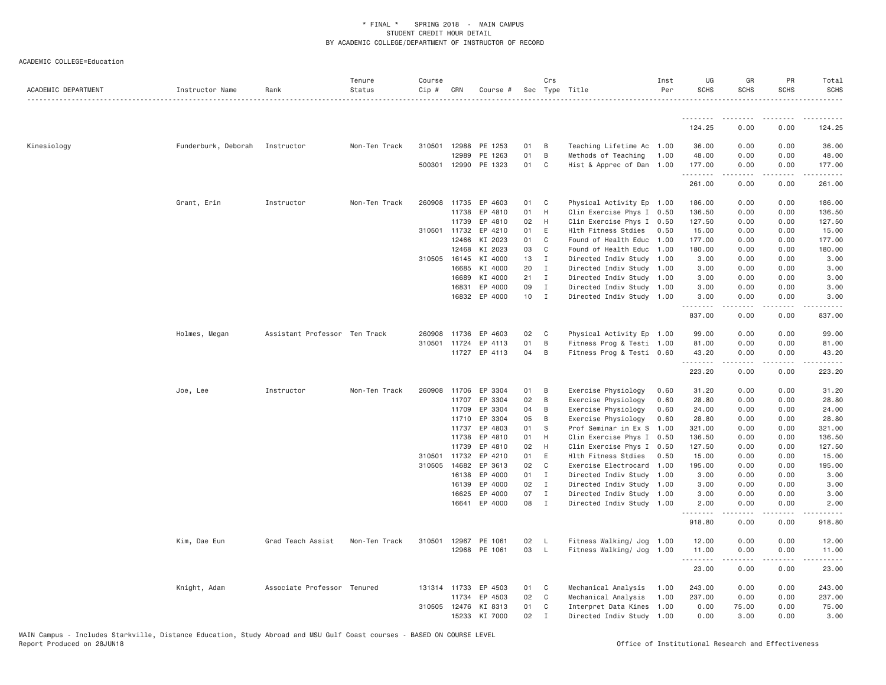# * FINAL * SPRING 2018 - MAIN CAMPUS
## STUDENT CREDIT HOUR DETAIL
## BY ACADEMIC COLLEGE/DEPARTMENT OF INSTRUCTOR OF RECORD

ACADEMIC COLLEGE=Education

| ACADEMIC DEPARTMENT | Instructor Name | Rank | Tenure Status | Course Cip # | CRN | Course # | Sec | Crs Type | Title | Inst Per | UG SCHS | GR SCHS | PR SCHS | Total SCHS |
|---|---|---|---|---|---|---|---|---|---|---|---|---|---|---|
| | | | | | | | | | | | 124.25 | 0.00 | 0.00 | 124.25 |
| Kinesiology | Funderburk, Deborah | Instructor | Non-Ten Track | 310501 | 12988 | PE 1253 | 01 | B | Teaching Lifetime Ac | 1.00 | 36.00 | 0.00 | 0.00 | 36.00 |
| | | | | | 12989 | PE 1263 | 01 | B | Methods of Teaching | 1.00 | 48.00 | 0.00 | 0.00 | 48.00 |
| | | | | 500301 | 12990 | PE 1323 | 01 | C | Hist & Apprec of Dan | 1.00 | 177.00 | 0.00 | 0.00 | 177.00 |
| | | | | | | | | | | | 261.00 | 0.00 | 0.00 | 261.00 |
| | Grant, Erin | Instructor | Non-Ten Track | 260908 | 11735 | EP 4603 | 01 | C | Physical Activity Ep | 1.00 | 186.00 | 0.00 | 0.00 | 186.00 |
| | | | | | 11738 | EP 4810 | 01 | H | Clin Exercise Phys I | 0.50 | 136.50 | 0.00 | 0.00 | 136.50 |
| | | | | | 11739 | EP 4810 | 02 | H | Clin Exercise Phys I | 0.50 | 127.50 | 0.00 | 0.00 | 127.50 |
| | | | | 310501 | 11732 | EP 4210 | 01 | E | Hlth Fitness Stdies | 0.50 | 15.00 | 0.00 | 0.00 | 15.00 |
| | | | | | 12466 | KI 2023 | 01 | C | Found of Health Educ | 1.00 | 177.00 | 0.00 | 0.00 | 177.00 |
| | | | | | 12468 | KI 2023 | 03 | C | Found of Health Educ | 1.00 | 180.00 | 0.00 | 0.00 | 180.00 |
| | | | | 310505 | 16145 | KI 4000 | 13 | I | Directed Indiv Study | 1.00 | 3.00 | 0.00 | 0.00 | 3.00 |
| | | | | | 16685 | KI 4000 | 20 | I | Directed Indiv Study | 1.00 | 3.00 | 0.00 | 0.00 | 3.00 |
| | | | | | 16689 | KI 4000 | 21 | I | Directed Indiv Study | 1.00 | 3.00 | 0.00 | 0.00 | 3.00 |
| | | | | | 16831 | EP 4000 | 09 | I | Directed Indiv Study | 1.00 | 3.00 | 0.00 | 0.00 | 3.00 |
| | | | | | 16832 | EP 4000 | 10 | I | Directed Indiv Study | 1.00 | 3.00 | 0.00 | 0.00 | 3.00 |
| | | | | | | | | | | | 837.00 | 0.00 | 0.00 | 837.00 |
| | Holmes, Megan | Assistant Professor | Ten Track | 260908 | 11736 | EP 4603 | 02 | C | Physical Activity Ep | 1.00 | 99.00 | 0.00 | 0.00 | 99.00 |
| | | | | 310501 | 11724 | EP 4113 | 01 | B | Fitness Prog & Testi | 1.00 | 81.00 | 0.00 | 0.00 | 81.00 |
| | | | | | 11727 | EP 4113 | 04 | B | Fitness Prog & Testi | 0.60 | 43.20 | 0.00 | 0.00 | 43.20 |
| | | | | | | | | | | | 223.20 | 0.00 | 0.00 | 223.20 |
| | Joe, Lee | Instructor | Non-Ten Track | 260908 | 11706 | EP 3304 | 01 | B | Exercise Physiology | 0.60 | 31.20 | 0.00 | 0.00 | 31.20 |
| | | | | | 11707 | EP 3304 | 02 | B | Exercise Physiology | 0.60 | 28.80 | 0.00 | 0.00 | 28.80 |
| | | | | | 11709 | EP 3304 | 04 | B | Exercise Physiology | 0.60 | 24.00 | 0.00 | 0.00 | 24.00 |
| | | | | | 11710 | EP 3304 | 05 | B | Exercise Physiology | 0.60 | 28.80 | 0.00 | 0.00 | 28.80 |
| | | | | | 11737 | EP 4803 | 01 | S | Prof Seminar in Ex S | 1.00 | 321.00 | 0.00 | 0.00 | 321.00 |
| | | | | | 11738 | EP 4810 | 01 | H | Clin Exercise Phys I | 0.50 | 136.50 | 0.00 | 0.00 | 136.50 |
| | | | | | 11739 | EP 4810 | 02 | H | Clin Exercise Phys I | 0.50 | 127.50 | 0.00 | 0.00 | 127.50 |
| | | | | 310501 | 11732 | EP 4210 | 01 | E | Hlth Fitness Stdies | 0.50 | 15.00 | 0.00 | 0.00 | 15.00 |
| | | | | 310505 | 14682 | EP 3613 | 02 | C | Exercise Electrocard | 1.00 | 195.00 | 0.00 | 0.00 | 195.00 |
| | | | | | 16138 | EP 4000 | 01 | I | Directed Indiv Study | 1.00 | 3.00 | 0.00 | 0.00 | 3.00 |
| | | | | | 16139 | EP 4000 | 02 | I | Directed Indiv Study | 1.00 | 3.00 | 0.00 | 0.00 | 3.00 |
| | | | | | 16625 | EP 4000 | 07 | I | Directed Indiv Study | 1.00 | 3.00 | 0.00 | 0.00 | 3.00 |
| | | | | | 16641 | EP 4000 | 08 | I | Directed Indiv Study | 1.00 | 2.00 | 0.00 | 0.00 | 2.00 |
| | | | | | | | | | | | 918.80 | 0.00 | 0.00 | 918.80 |
| | Kim, Dae Eun | Grad Teach Assist | Non-Ten Track | 310501 | 12967 | PE 1061 | 02 | L | Fitness Walking/ Jog | 1.00 | 12.00 | 0.00 | 0.00 | 12.00 |
| | | | | | 12968 | PE 1061 | 03 | L | Fitness Walking/ Jog | 1.00 | 11.00 | 0.00 | 0.00 | 11.00 |
| | | | | | | | | | | | 23.00 | 0.00 | 0.00 | 23.00 |
| | Knight, Adam | Associate Professor | Tenured | 131314 | 11733 | EP 4503 | 01 | C | Mechanical Analysis | 1.00 | 243.00 | 0.00 | 0.00 | 243.00 |
| | | | | | 11734 | EP 4503 | 02 | C | Mechanical Analysis | 1.00 | 237.00 | 0.00 | 0.00 | 237.00 |
| | | | | 310505 | 12476 | KI 8313 | 01 | C | Interpret Data Kines | 1.00 | 0.00 | 75.00 | 0.00 | 75.00 |
| | | | | | 15233 | KI 7000 | 02 | I | Directed Indiv Study | 1.00 | 0.00 | 3.00 | 0.00 | 3.00 |

MAIN Campus - Includes Starkville, Distance Education, Study Abroad and MSU Gulf Coast courses - BASED ON COURSE LEVEL
Report Produced on 28JUN18 Office of Institutional Research and Effectiveness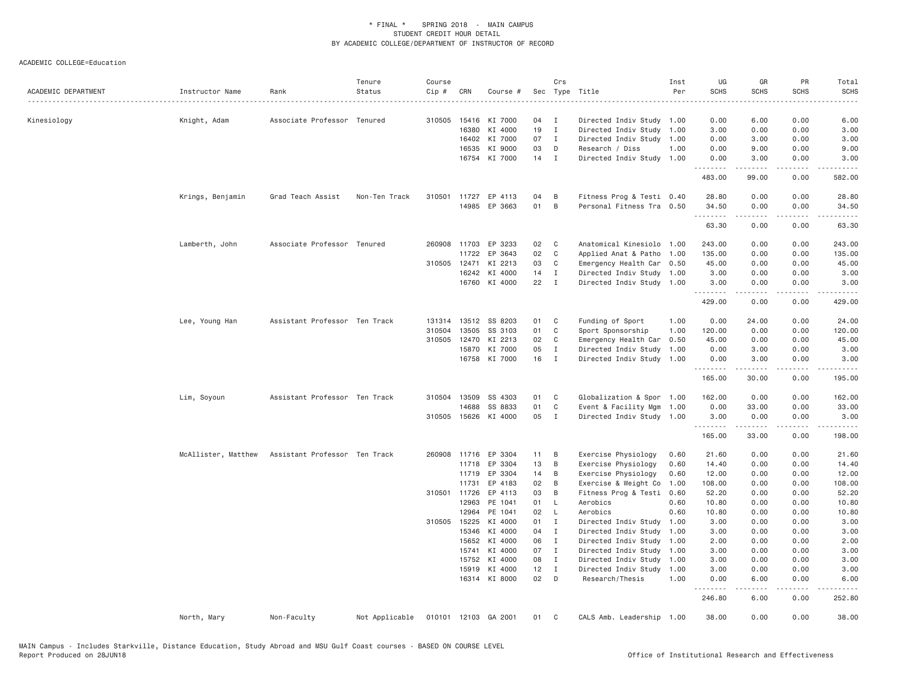\* FINAL \* SPRING 2018 - MAIN CAMPUS
STUDENT CREDIT HOUR DETAIL
BY ACADEMIC COLLEGE/DEPARTMENT OF INSTRUCTOR OF RECORD

ACADEMIC COLLEGE=Education

| ACADEMIC DEPARTMENT | Instructor Name | Rank | Tenure Status | Course Cip # | CRN | Course # | Sec | Crs Type | Title | Inst Per | UG SCHS | GR SCHS | PR SCHS | Total SCHS |
|---|---|---|---|---|---|---|---|---|---|---|---|---|---|---|
| Kinesiology | Knight, Adam | Associate Professor | Tenured | 310505 | 15416 | KI 7000 | 04 | I | Directed Indiv Study | 1.00 | 0.00 | 6.00 | 0.00 | 6.00 |
| | | | | | 16380 | KI 4000 | 19 | I | Directed Indiv Study | 1.00 | 3.00 | 0.00 | 0.00 | 3.00 |
| | | | | | 16402 | KI 7000 | 07 | I | Directed Indiv Study | 1.00 | 0.00 | 3.00 | 0.00 | 3.00 |
| | | | | | 16535 | KI 9000 | 03 | D | Research / Diss | 1.00 | 0.00 | 9.00 | 0.00 | 9.00 |
| | | | | | 16754 | KI 7000 | 14 | I | Directed Indiv Study | 1.00 | 0.00 | 3.00 | 0.00 | 3.00 |
| | | | | | | | | | | | 483.00 | 99.00 | 0.00 | 582.00 |
| | Krings, Benjamin | Grad Teach Assist | Non-Ten Track | 310501 | 11727 | EP 4113 | 04 | B | Fitness Prog & Testi | 0.40 | 28.80 | 0.00 | 0.00 | 28.80 |
| | | | | | 14985 | EP 3663 | 01 | B | Personal Fitness Tra | 0.50 | 34.50 | 0.00 | 0.00 | 34.50 |
| | | | | | | | | | | | 63.30 | 0.00 | 0.00 | 63.30 |
| | Lamberth, John | Associate Professor | Tenured | 260908 | 11703 | EP 3233 | 02 | C | Anatomical Kinesiolo | 1.00 | 243.00 | 0.00 | 0.00 | 243.00 |
| | | | | | 11722 | EP 3643 | 02 | C | Applied Anat & Patho | 1.00 | 135.00 | 0.00 | 0.00 | 135.00 |
| | | | | 310505 | 12471 | KI 2213 | 03 | C | Emergency Health Car | 0.50 | 45.00 | 0.00 | 0.00 | 45.00 |
| | | | | | 16242 | KI 4000 | 14 | I | Directed Indiv Study | 1.00 | 3.00 | 0.00 | 0.00 | 3.00 |
| | | | | | 16760 | KI 4000 | 22 | I | Directed Indiv Study | 1.00 | 3.00 | 0.00 | 0.00 | 3.00 |
| | | | | | | | | | | | 429.00 | 0.00 | 0.00 | 429.00 |
| | Lee, Young Han | Assistant Professor | Ten Track | 131314 | 13512 | SS 8203 | 01 | C | Funding of Sport | 1.00 | 0.00 | 24.00 | 0.00 | 24.00 |
| | | | | 310504 | 13505 | SS 3103 | 01 | C | Sport Sponsorship | 1.00 | 120.00 | 0.00 | 0.00 | 120.00 |
| | | | | 310505 | 12470 | KI 2213 | 02 | C | Emergency Health Car | 0.50 | 45.00 | 0.00 | 0.00 | 45.00 |
| | | | | | 15870 | KI 7000 | 05 | I | Directed Indiv Study | 1.00 | 0.00 | 3.00 | 0.00 | 3.00 |
| | | | | | 16758 | KI 7000 | 16 | I | Directed Indiv Study | 1.00 | 0.00 | 3.00 | 0.00 | 3.00 |
| | | | | | | | | | | | 165.00 | 30.00 | 0.00 | 195.00 |
| | Lim, Soyoun | Assistant Professor | Ten Track | 310504 | 13509 | SS 4303 | 01 | C | Globalization & Spor | 1.00 | 162.00 | 0.00 | 0.00 | 162.00 |
| | | | | | 14688 | SS 8833 | 01 | C | Event & Facility Mgm | 1.00 | 0.00 | 33.00 | 0.00 | 33.00 |
| | | | | 310505 | 15626 | KI 4000 | 05 | I | Directed Indiv Study | 1.00 | 3.00 | 0.00 | 0.00 | 3.00 |
| | | | | | | | | | | | 165.00 | 33.00 | 0.00 | 198.00 |
| | McAllister, Matthew | Assistant Professor | Ten Track | 260908 | 11716 | EP 3304 | 11 | B | Exercise Physiology | 0.60 | 21.60 | 0.00 | 0.00 | 21.60 |
| | | | | | 11718 | EP 3304 | 13 | B | Exercise Physiology | 0.60 | 14.40 | 0.00 | 0.00 | 14.40 |
| | | | | | 11719 | EP 3304 | 14 | B | Exercise Physiology | 0.60 | 12.00 | 0.00 | 0.00 | 12.00 |
| | | | | | 11731 | EP 4183 | 02 | B | Exercise & Weight Co | 1.00 | 108.00 | 0.00 | 0.00 | 108.00 |
| | | | | 310501 | 11726 | EP 4113 | 03 | B | Fitness Prog & Testi | 0.60 | 52.20 | 0.00 | 0.00 | 52.20 |
| | | | | | 12963 | PE 1041 | 01 | L | Aerobics | 0.60 | 10.80 | 0.00 | 0.00 | 10.80 |
| | | | | | 12964 | PE 1041 | 02 | L | Aerobics | 0.60 | 10.80 | 0.00 | 0.00 | 10.80 |
| | | | | 310505 | 15225 | KI 4000 | 01 | I | Directed Indiv Study | 1.00 | 3.00 | 0.00 | 0.00 | 3.00 |
| | | | | | 15346 | KI 4000 | 04 | I | Directed Indiv Study | 1.00 | 3.00 | 0.00 | 0.00 | 3.00 |
| | | | | | 15652 | KI 4000 | 06 | I | Directed Indiv Study | 1.00 | 2.00 | 0.00 | 0.00 | 2.00 |
| | | | | | 15741 | KI 4000 | 07 | I | Directed Indiv Study | 1.00 | 3.00 | 0.00 | 0.00 | 3.00 |
| | | | | | 15752 | KI 4000 | 08 | I | Directed Indiv Study | 1.00 | 3.00 | 0.00 | 0.00 | 3.00 |
| | | | | | 15919 | KI 4000 | 12 | I | Directed Indiv Study | 1.00 | 3.00 | 0.00 | 0.00 | 3.00 |
| | | | | | 16314 | KI 8000 | 02 | D | Research/Thesis | 1.00 | 0.00 | 6.00 | 0.00 | 6.00 |
| | | | | | | | | | | | 246.80 | 6.00 | 0.00 | 252.80 |
| | North, Mary | Non-Faculty | Not Applicable | 010101 | 12103 | GA 2001 | 01 | C | CALS Amb. Leadership | 1.00 | 38.00 | 0.00 | 0.00 | 38.00 |

MAIN Campus - Includes Starkville, Distance Education, Study Abroad and MSU Gulf Coast courses - BASED ON COURSE LEVEL
Report Produced on 28JUN18 — Office of Institutional Research and Effectiveness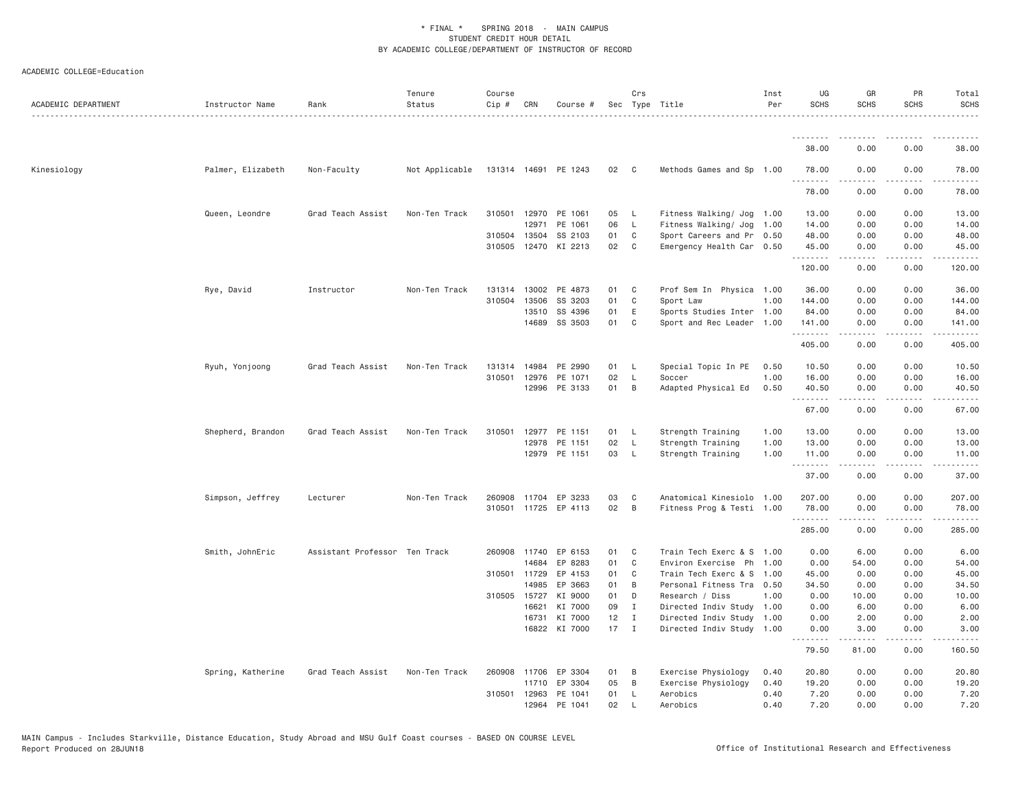* FINAL * SPRING 2018 - MAIN CAMPUS
STUDENT CREDIT HOUR DETAIL
BY ACADEMIC COLLEGE/DEPARTMENT OF INSTRUCTOR OF RECORD

ACADEMIC COLLEGE=Education

| ACADEMIC DEPARTMENT | Instructor Name | Rank | Tenure Status | Course Cip # | CRN | Course # | Sec | Crs Type | Title | Inst Per | UG SCHS | GR SCHS | PR SCHS | Total SCHS |
|---|---|---|---|---|---|---|---|---|---|---|---|---|---|---|
| | | | | | | | | | | | 38.00 | 0.00 | 0.00 | 38.00 |
| Kinesiology | Palmer, Elizabeth | Non-Faculty | Not Applicable | 131314 | 14691 | PE 1243 | 02 | C | Methods Games and Sp | 1.00 | 78.00 | 0.00 | 0.00 | 78.00 |
| | | | | | | | | | | | 78.00 | 0.00 | 0.00 | 78.00 |
| | Queen, Leondre | Grad Teach Assist | Non-Ten Track | 310501 | 12970 | PE 1061 | 05 | L | Fitness Walking/ Jog | 1.00 | 13.00 | 0.00 | 0.00 | 13.00 |
| | | | | | 12971 | PE 1061 | 06 | L | Fitness Walking/ Jog | 1.00 | 14.00 | 0.00 | 0.00 | 14.00 |
| | | | | 310504 | 13504 | SS 2103 | 01 | C | Sport Careers and Pr | 0.50 | 48.00 | 0.00 | 0.00 | 48.00 |
| | | | | 310505 | 12470 | KI 2213 | 02 | C | Emergency Health Car | 0.50 | 45.00 | 0.00 | 0.00 | 45.00 |
| | | | | | | | | | | | 120.00 | 0.00 | 0.00 | 120.00 |
| | Rye, David | Instructor | Non-Ten Track | 131314 | 13002 | PE 4873 | 01 | C | Prof Sem In Physica | 1.00 | 36.00 | 0.00 | 0.00 | 36.00 |
| | | | | 310504 | 13506 | SS 3203 | 01 | C | Sport Law | 1.00 | 144.00 | 0.00 | 0.00 | 144.00 |
| | | | | | 13510 | SS 4396 | 01 | E | Sports Studies Inter | 1.00 | 84.00 | 0.00 | 0.00 | 84.00 |
| | | | | | 14689 | SS 3503 | 01 | C | Sport and Rec Leader | 1.00 | 141.00 | 0.00 | 0.00 | 141.00 |
| | | | | | | | | | | | 405.00 | 0.00 | 0.00 | 405.00 |
| | Ryuh, Yonjoong | Grad Teach Assist | Non-Ten Track | 131314 | 14984 | PE 2990 | 01 | L | Special Topic In PE | 0.50 | 10.50 | 0.00 | 0.00 | 10.50 |
| | | | | 310501 | 12976 | PE 1071 | 02 | L | Soccer | 1.00 | 16.00 | 0.00 | 0.00 | 16.00 |
| | | | | | 12996 | PE 3133 | 01 | B | Adapted Physical Ed | 0.50 | 40.50 | 0.00 | 0.00 | 40.50 |
| | | | | | | | | | | | 67.00 | 0.00 | 0.00 | 67.00 |
| | Shepherd, Brandon | Grad Teach Assist | Non-Ten Track | 310501 | 12977 | PE 1151 | 01 | L | Strength Training | 1.00 | 13.00 | 0.00 | 0.00 | 13.00 |
| | | | | | 12978 | PE 1151 | 02 | L | Strength Training | 1.00 | 13.00 | 0.00 | 0.00 | 13.00 |
| | | | | | 12979 | PE 1151 | 03 | L | Strength Training | 1.00 | 11.00 | 0.00 | 0.00 | 11.00 |
| | | | | | | | | | | | 37.00 | 0.00 | 0.00 | 37.00 |
| | Simpson, Jeffrey | Lecturer | Non-Ten Track | 260908 | 11704 | EP 3233 | 03 | C | Anatomical Kinesiolo | 1.00 | 207.00 | 0.00 | 0.00 | 207.00 |
| | | | | 310501 | 11725 | EP 4113 | 02 | B | Fitness Prog & Testi | 1.00 | 78.00 | 0.00 | 0.00 | 78.00 |
| | | | | | | | | | | | 285.00 | 0.00 | 0.00 | 285.00 |
| | Smith, JohnEric | Assistant Professor | Ten Track | 260908 | 11740 | EP 6153 | 01 | C | Train Tech Exerc & S | 1.00 | 0.00 | 6.00 | 0.00 | 6.00 |
| | | | | | 14684 | EP 8283 | 01 | C | Environ Exercise Ph | 1.00 | 0.00 | 54.00 | 0.00 | 54.00 |
| | | | | 310501 | 11729 | EP 4153 | 01 | C | Train Tech Exerc & S | 1.00 | 45.00 | 0.00 | 0.00 | 45.00 |
| | | | | | 14985 | EP 3663 | 01 | B | Personal Fitness Tra | 0.50 | 34.50 | 0.00 | 0.00 | 34.50 |
| | | | | 310505 | 15727 | KI 9000 | 01 | D | Research / Diss | 1.00 | 0.00 | 10.00 | 0.00 | 10.00 |
| | | | | | 16621 | KI 7000 | 09 | I | Directed Indiv Study | 1.00 | 0.00 | 6.00 | 0.00 | 6.00 |
| | | | | | 16731 | KI 7000 | 12 | I | Directed Indiv Study | 1.00 | 0.00 | 2.00 | 0.00 | 2.00 |
| | | | | | 16822 | KI 7000 | 17 | I | Directed Indiv Study | 1.00 | 0.00 | 3.00 | 0.00 | 3.00 |
| | | | | | | | | | | | 79.50 | 81.00 | 0.00 | 160.50 |
| | Spring, Katherine | Grad Teach Assist | Non-Ten Track | 260908 | 11706 | EP 3304 | 01 | B | Exercise Physiology | 0.40 | 20.80 | 0.00 | 0.00 | 20.80 |
| | | | | | 11710 | EP 3304 | 05 | B | Exercise Physiology | 0.40 | 19.20 | 0.00 | 0.00 | 19.20 |
| | | | | 310501 | 12963 | PE 1041 | 01 | L | Aerobics | 0.40 | 7.20 | 0.00 | 0.00 | 7.20 |
| | | | | | 12964 | PE 1041 | 02 | L | Aerobics | 0.40 | 7.20 | 0.00 | 0.00 | 7.20 |

MAIN Campus - Includes Starkville, Distance Education, Study Abroad and MSU Gulf Coast courses - BASED ON COURSE LEVEL
Report Produced on 28JUN18 Office of Institutional Research and Effectiveness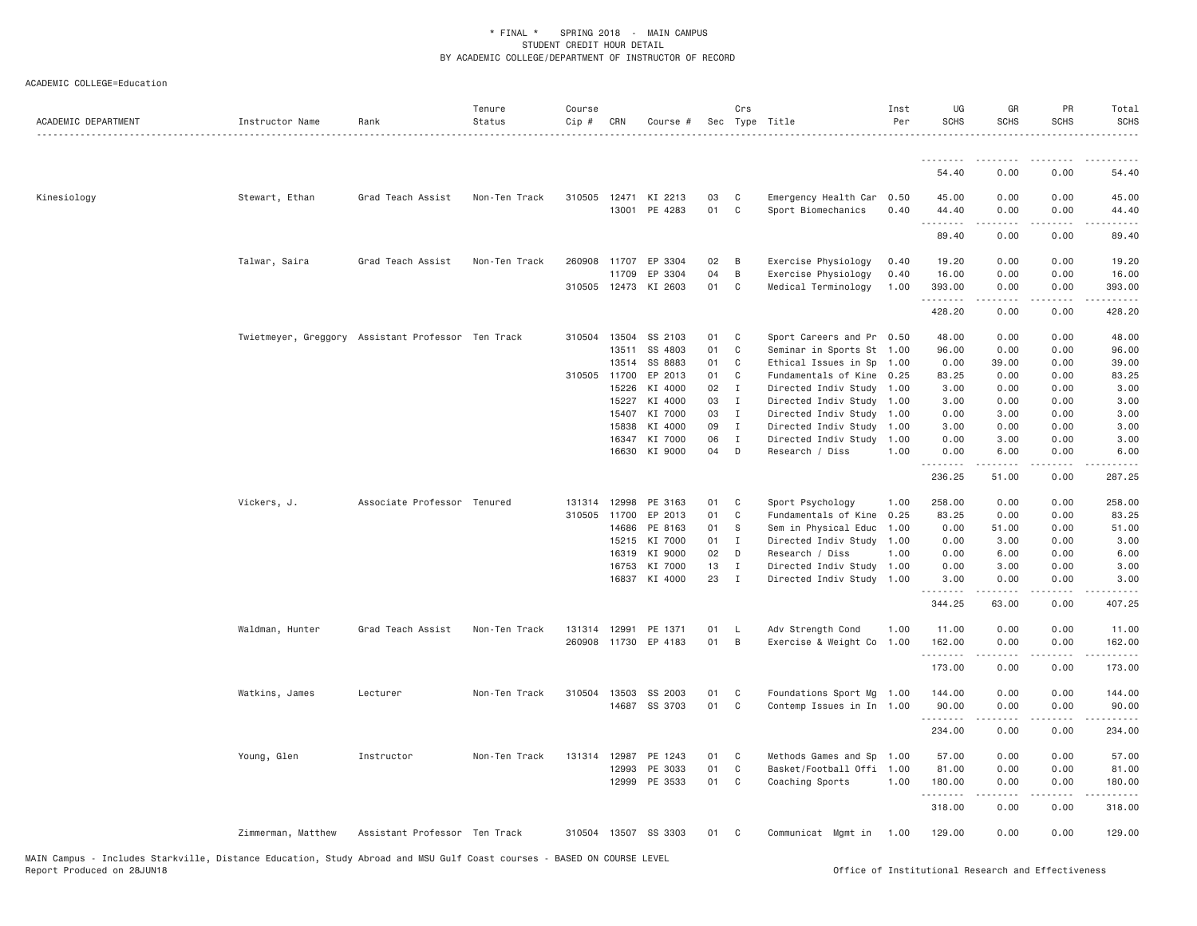* FINAL * SPRING 2018 - MAIN CAMPUS
STUDENT CREDIT HOUR DETAIL
BY ACADEMIC COLLEGE/DEPARTMENT OF INSTRUCTOR OF RECORD

ACADEMIC COLLEGE=Education

| ACADEMIC DEPARTMENT | Instructor Name | Rank | Tenure Status | Course Cip # | CRN | Course # | Sec | Crs Type | Title | Inst Per | UG SCHS | GR SCHS | PR SCHS | Total SCHS |
|---|---|---|---|---|---|---|---|---|---|---|---|---|---|---|
| | | | | | | | | | | | 54.40 | 0.00 | 0.00 | 54.40 |
| Kinesiology | Stewart, Ethan | Grad Teach Assist | Non-Ten Track | 310505 | 12471 | KI 2213 | 03 | C | Emergency Health Car | 0.50 | 45.00 | 0.00 | 0.00 | 45.00 |
| | | | | | 13001 | PE 4283 | 01 | C | Sport Biomechanics | 0.40 | 44.40 | 0.00 | 0.00 | 44.40 |
| | | | | | | | | | | | 89.40 | 0.00 | 0.00 | 89.40 |
| | Talwar, Saira | Grad Teach Assist | Non-Ten Track | 260908 | 11707 | EP 3304 | 02 | B | Exercise Physiology | 0.40 | 19.20 | 0.00 | 0.00 | 19.20 |
| | | | | | 11709 | EP 3304 | 04 | B | Exercise Physiology | 0.40 | 16.00 | 0.00 | 0.00 | 16.00 |
| | | | | 310505 | 12473 | KI 2603 | 01 | C | Medical Terminology | 1.00 | 393.00 | 0.00 | 0.00 | 393.00 |
| | | | | | | | | | | | 428.20 | 0.00 | 0.00 | 428.20 |
| | Twietmeyer, Greggory | Assistant Professor | Ten Track | 310504 | 13504 | SS 2103 | 01 | C | Sport Careers and Pr | 0.50 | 48.00 | 0.00 | 0.00 | 48.00 |
| | | | | | 13511 | SS 4803 | 01 | C | Seminar in Sports St | 1.00 | 96.00 | 0.00 | 0.00 | 96.00 |
| | | | | | 13514 | SS 8883 | 01 | C | Ethical Issues in Sp | 1.00 | 0.00 | 39.00 | 0.00 | 39.00 |
| | | | | 310505 | 11700 | EP 2013 | 01 | C | Fundamentals of Kine | 0.25 | 83.25 | 0.00 | 0.00 | 83.25 |
| | | | | | 15226 | KI 4000 | 02 | I | Directed Indiv Study | 1.00 | 3.00 | 0.00 | 0.00 | 3.00 |
| | | | | | 15227 | KI 4000 | 03 | I | Directed Indiv Study | 1.00 | 3.00 | 0.00 | 0.00 | 3.00 |
| | | | | | 15407 | KI 7000 | 03 | I | Directed Indiv Study | 1.00 | 0.00 | 3.00 | 0.00 | 3.00 |
| | | | | | 15838 | KI 4000 | 09 | I | Directed Indiv Study | 1.00 | 3.00 | 0.00 | 0.00 | 3.00 |
| | | | | | 16347 | KI 7000 | 06 | I | Directed Indiv Study | 1.00 | 0.00 | 3.00 | 0.00 | 3.00 |
| | | | | | 16630 | KI 9000 | 04 | D | Research / Diss | 1.00 | 0.00 | 6.00 | 0.00 | 6.00 |
| | | | | | | | | | | | 236.25 | 51.00 | 0.00 | 287.25 |
| | Vickers, J. | Associate Professor | Tenured | 131314 | 12998 | PE 3163 | 01 | C | Sport Psychology | 1.00 | 258.00 | 0.00 | 0.00 | 258.00 |
| | | | | 310505 | 11700 | EP 2013 | 01 | C | Fundamentals of Kine | 0.25 | 83.25 | 0.00 | 0.00 | 83.25 |
| | | | | | 14686 | PE 8163 | 01 | S | Sem in Physical Educ | 1.00 | 0.00 | 51.00 | 0.00 | 51.00 |
| | | | | | 15215 | KI 7000 | 01 | I | Directed Indiv Study | 1.00 | 0.00 | 3.00 | 0.00 | 3.00 |
| | | | | | 16319 | KI 9000 | 02 | D | Research / Diss | 1.00 | 0.00 | 6.00 | 0.00 | 6.00 |
| | | | | | 16753 | KI 7000 | 13 | I | Directed Indiv Study | 1.00 | 0.00 | 3.00 | 0.00 | 3.00 |
| | | | | | 16837 | KI 4000 | 23 | I | Directed Indiv Study | 1.00 | 3.00 | 0.00 | 0.00 | 3.00 |
| | | | | | | | | | | | 344.25 | 63.00 | 0.00 | 407.25 |
| | Waldman, Hunter | Grad Teach Assist | Non-Ten Track | 131314 | 12991 | PE 1371 | 01 | L | Adv Strength Cond | 1.00 | 11.00 | 0.00 | 0.00 | 11.00 |
| | | | | 260908 | 11730 | EP 4183 | 01 | B | Exercise & Weight Co | 1.00 | 162.00 | 0.00 | 0.00 | 162.00 |
| | | | | | | | | | | | 173.00 | 0.00 | 0.00 | 173.00 |
| | Watkins, James | Lecturer | Non-Ten Track | 310504 | 13503 | SS 2003 | 01 | C | Foundations Sport Mg | 1.00 | 144.00 | 0.00 | 0.00 | 144.00 |
| | | | | | 14687 | SS 3703 | 01 | C | Contemp Issues in In | 1.00 | 90.00 | 0.00 | 0.00 | 90.00 |
| | | | | | | | | | | | 234.00 | 0.00 | 0.00 | 234.00 |
| | Young, Glen | Instructor | Non-Ten Track | 131314 | 12987 | PE 1243 | 01 | C | Methods Games and Sp | 1.00 | 57.00 | 0.00 | 0.00 | 57.00 |
| | | | | | 12993 | PE 3033 | 01 | C | Basket/Football Offi | 1.00 | 81.00 | 0.00 | 0.00 | 81.00 |
| | | | | | 12999 | PE 3533 | 01 | C | Coaching Sports | 1.00 | 180.00 | 0.00 | 0.00 | 180.00 |
| | | | | | | | | | | | 318.00 | 0.00 | 0.00 | 318.00 |
| | Zimmerman, Matthew | Assistant Professor | Ten Track | 310504 | 13507 | SS 3303 | 01 | C | Communicat Mgmt in | 1.00 | 129.00 | 0.00 | 0.00 | 129.00 |

MAIN Campus - Includes Starkville, Distance Education, Study Abroad and MSU Gulf Coast courses - BASED ON COURSE LEVEL
Report Produced on 28JUN18 Office of Institutional Research and Effectiveness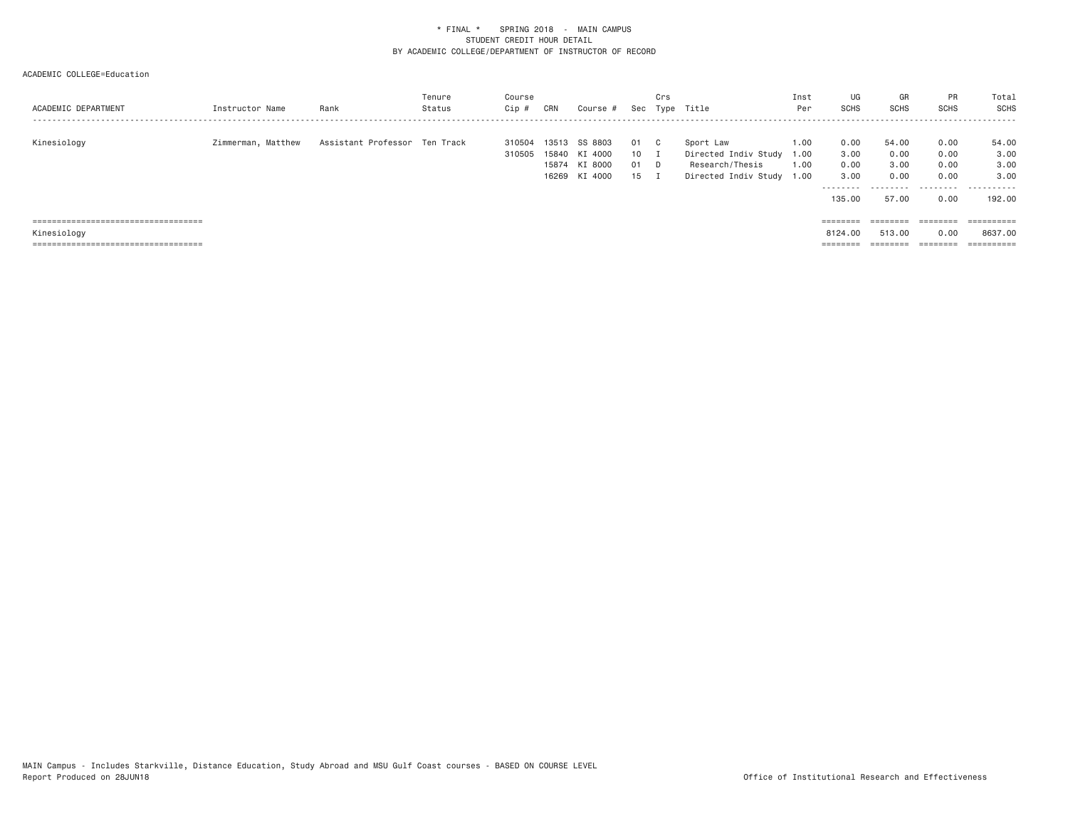\* FINAL \* SPRING 2018 - MAIN CAMPUS
STUDENT CREDIT HOUR DETAIL
BY ACADEMIC COLLEGE/DEPARTMENT OF INSTRUCTOR OF RECORD

ACADEMIC COLLEGE=Education

| ACADEMIC DEPARTMENT | Instructor Name | Rank | Tenure Status | Course Cip # | CRN | Course # | Sec | Crs Type | Title | Inst Per | UG SCHS | GR SCHS | PR SCHS | Total SCHS |
|---|---|---|---|---|---|---|---|---|---|---|---|---|---|---|
| Kinesiology | Zimmerman, Matthew | Assistant Professor | Ten Track | 310504 | 13513 | SS 8803 | 01 | C | Sport Law | 1.00 | 0.00 | 54.00 | 0.00 | 54.00 |
| | | | | 310505 | 15840 | KI 4000 | 10 | I | Directed Indiv Study | 1.00 | 3.00 | 0.00 | 0.00 | 3.00 |
| | | | | | 15874 | KI 8000 | 01 | D | Research/Thesis | 1.00 | 0.00 | 3.00 | 0.00 | 3.00 |
| | | | | | 16269 | KI 4000 | 15 | I | Directed Indiv Study | 1.00 | 3.00 | 0.00 | 0.00 | 3.00 |
| | | | | | | | | | | | 135.00 | 57.00 | 0.00 | 192.00 |
| Kinesiology | | | | | | | | | | | 8124.00 | 513.00 | 0.00 | 8637.00 |

MAIN Campus - Includes Starkville, Distance Education, Study Abroad and MSU Gulf Coast courses - BASED ON COURSE LEVEL
Report Produced on 28JUN18

Office of Institutional Research and Effectiveness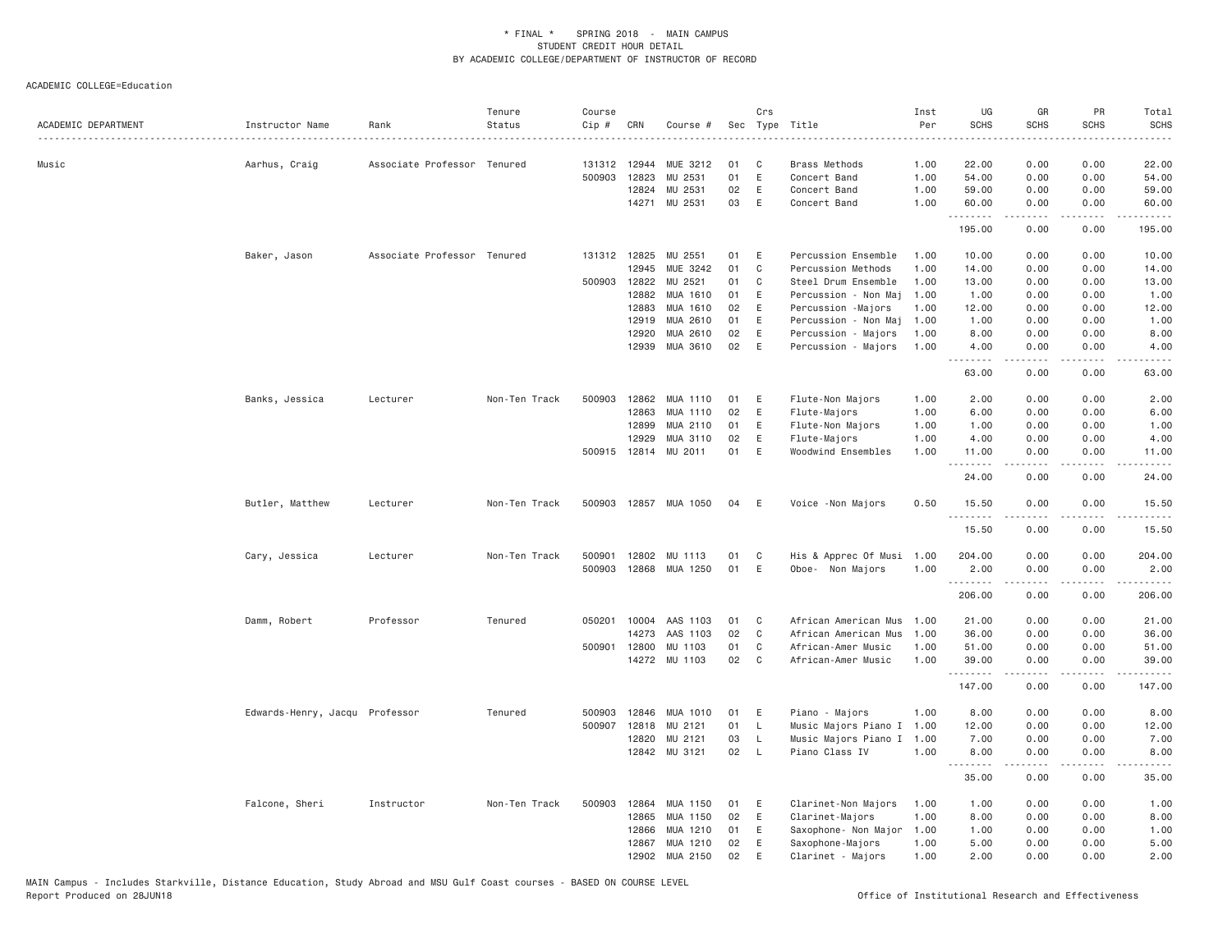\* FINAL \* SPRING 2018 - MAIN CAMPUS
STUDENT CREDIT HOUR DETAIL
BY ACADEMIC COLLEGE/DEPARTMENT OF INSTRUCTOR OF RECORD

ACADEMIC COLLEGE=Education

| ACADEMIC DEPARTMENT | Instructor Name | Rank | Tenure Status | Course Cip # | CRN | Course # | Sec | Crs Type | Title | Inst Per | UG SCHS | GR SCHS | PR SCHS | Total SCHS |
|---|---|---|---|---|---|---|---|---|---|---|---|---|---|---|
| Music | Aarhus, Craig | Associate Professor | Tenured | 131312 | 12944 | MUE 3212 | 01 | C | Brass Methods | 1.00 | 22.00 | 0.00 | 0.00 | 22.00 |
| | | | | 500903 | 12823 | MU 2531 | 01 | E | Concert Band | 1.00 | 54.00 | 0.00 | 0.00 | 54.00 |
| | | | | | 12824 | MU 2531 | 02 | E | Concert Band | 1.00 | 59.00 | 0.00 | 0.00 | 59.00 |
| | | | | | 14271 | MU 2531 | 03 | E | Concert Band | 1.00 | 60.00 | 0.00 | 0.00 | 60.00 |
| | | | | | | | | | | | 195.00 | 0.00 | 0.00 | 195.00 |
| | Baker, Jason | Associate Professor | Tenured | 131312 | 12825 | MU 2551 | 01 | E | Percussion Ensemble | 1.00 | 10.00 | 0.00 | 0.00 | 10.00 |
| | | | | | 12945 | MUE 3242 | 01 | C | Percussion Methods | 1.00 | 14.00 | 0.00 | 0.00 | 14.00 |
| | | | | 500903 | 12822 | MU 2521 | 01 | C | Steel Drum Ensemble | 1.00 | 13.00 | 0.00 | 0.00 | 13.00 |
| | | | | | 12882 | MUA 1610 | 01 | E | Percussion - Non Maj | 1.00 | 1.00 | 0.00 | 0.00 | 1.00 |
| | | | | | 12883 | MUA 1610 | 02 | E | Percussion -Majors | 1.00 | 12.00 | 0.00 | 0.00 | 12.00 |
| | | | | | 12919 | MUA 2610 | 01 | E | Percussion - Non Maj | 1.00 | 1.00 | 0.00 | 0.00 | 1.00 |
| | | | | | 12920 | MUA 2610 | 02 | E | Percussion - Majors | 1.00 | 8.00 | 0.00 | 0.00 | 8.00 |
| | | | | | 12939 | MUA 3610 | 02 | E | Percussion - Majors | 1.00 | 4.00 | 0.00 | 0.00 | 4.00 |
| | | | | | | | | | | | 63.00 | 0.00 | 0.00 | 63.00 |
| | Banks, Jessica | Lecturer | Non-Ten Track | 500903 | 12862 | MUA 1110 | 01 | E | Flute-Non Majors | 1.00 | 2.00 | 0.00 | 0.00 | 2.00 |
| | | | | | 12863 | MUA 1110 | 02 | E | Flute-Majors | 1.00 | 6.00 | 0.00 | 0.00 | 6.00 |
| | | | | | 12899 | MUA 2110 | 01 | E | Flute-Non Majors | 1.00 | 1.00 | 0.00 | 0.00 | 1.00 |
| | | | | | 12929 | MUA 3110 | 02 | E | Flute-Majors | 1.00 | 4.00 | 0.00 | 0.00 | 4.00 |
| | | | | 500915 | 12814 | MU 2011 | 01 | E | Woodwind Ensembles | 1.00 | 11.00 | 0.00 | 0.00 | 11.00 |
| | | | | | | | | | | | 24.00 | 0.00 | 0.00 | 24.00 |
| | Butler, Matthew | Lecturer | Non-Ten Track | 500903 | 12857 | MUA 1050 | 04 | E | Voice -Non Majors | 0.50 | 15.50 | 0.00 | 0.00 | 15.50 |
| | | | | | | | | | | | 15.50 | 0.00 | 0.00 | 15.50 |
| | Cary, Jessica | Lecturer | Non-Ten Track | 500901 | 12802 | MU 1113 | 01 | C | His & Apprec Of Musi | 1.00 | 204.00 | 0.00 | 0.00 | 204.00 |
| | | | | 500903 | 12868 | MUA 1250 | 01 | E | Oboe- Non Majors | 1.00 | 2.00 | 0.00 | 0.00 | 2.00 |
| | | | | | | | | | | | 206.00 | 0.00 | 0.00 | 206.00 |
| | Damm, Robert | Professor | Tenured | 050201 | 10004 | AAS 1103 | 01 | C | African American Mus | 1.00 | 21.00 | 0.00 | 0.00 | 21.00 |
| | | | | | 14273 | AAS 1103 | 02 | C | African American Mus | 1.00 | 36.00 | 0.00 | 0.00 | 36.00 |
| | | | | 500901 | 12800 | MU 1103 | 01 | C | African-Amer Music | 1.00 | 51.00 | 0.00 | 0.00 | 51.00 |
| | | | | | 14272 | MU 1103 | 02 | C | African-Amer Music | 1.00 | 39.00 | 0.00 | 0.00 | 39.00 |
| | | | | | | | | | | | 147.00 | 0.00 | 0.00 | 147.00 |
| | Edwards-Henry, Jacqu | Professor | Tenured | 500903 | 12846 | MUA 1010 | 01 | E | Piano - Majors | 1.00 | 8.00 | 0.00 | 0.00 | 8.00 |
| | | | | 500907 | 12818 | MU 2121 | 01 | L | Music Majors Piano I | 1.00 | 12.00 | 0.00 | 0.00 | 12.00 |
| | | | | | 12820 | MU 2121 | 03 | L | Music Majors Piano I | 1.00 | 7.00 | 0.00 | 0.00 | 7.00 |
| | | | | | 12842 | MU 3121 | 02 | L | Piano Class IV | 1.00 | 8.00 | 0.00 | 0.00 | 8.00 |
| | | | | | | | | | | | 35.00 | 0.00 | 0.00 | 35.00 |
| | Falcone, Sheri | Instructor | Non-Ten Track | 500903 | 12864 | MUA 1150 | 01 | E | Clarinet-Non Majors | 1.00 | 1.00 | 0.00 | 0.00 | 1.00 |
| | | | | | 12865 | MUA 1150 | 02 | E | Clarinet-Majors | 1.00 | 8.00 | 0.00 | 0.00 | 8.00 |
| | | | | | 12866 | MUA 1210 | 01 | E | Saxophone- Non Major | 1.00 | 1.00 | 0.00 | 0.00 | 1.00 |
| | | | | | 12867 | MUA 1210 | 02 | E | Saxophone-Majors | 1.00 | 5.00 | 0.00 | 0.00 | 5.00 |
| | | | | | 12902 | MUA 2150 | 02 | E | Clarinet - Majors | 1.00 | 2.00 | 0.00 | 0.00 | 2.00 |

MAIN Campus - Includes Starkville, Distance Education, Study Abroad and MSU Gulf Coast courses - BASED ON COURSE LEVEL
Report Produced on 28JUN18

Office of Institutional Research and Effectiveness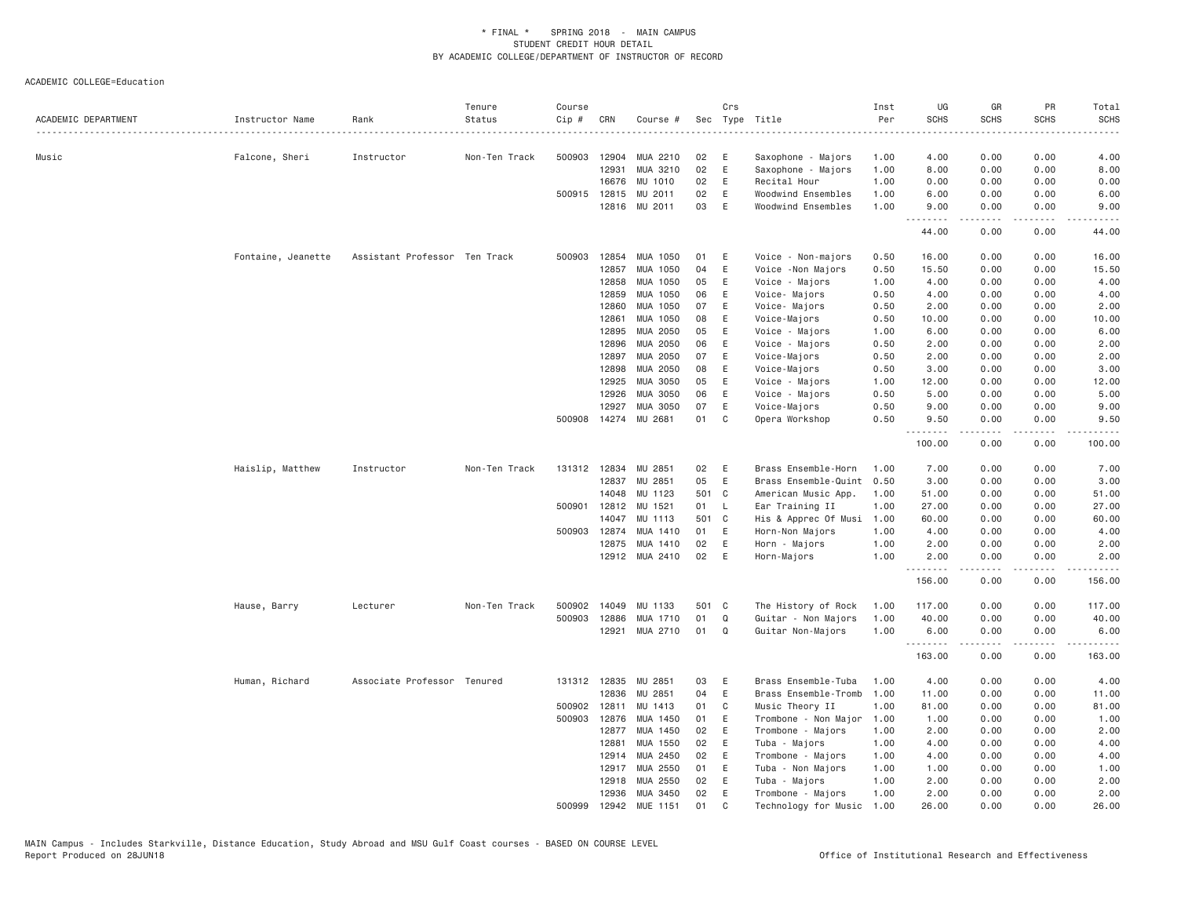\* FINAL \* SPRING 2018 - MAIN CAMPUS
STUDENT CREDIT HOUR DETAIL
BY ACADEMIC COLLEGE/DEPARTMENT OF INSTRUCTOR OF RECORD

ACADEMIC COLLEGE=Education

| ACADEMIC DEPARTMENT | Instructor Name | Rank | Tenure Status | Course Cip # | CRN | Course # | Sec | Crs Type | Title | Inst Per | UG SCHS | GR SCHS | PR SCHS | Total SCHS |
|---|---|---|---|---|---|---|---|---|---|---|---|---|---|---|
| Music | Falcone, Sheri | Instructor | Non-Ten Track | 500903 | 12904 | MUA 2210 | 02 | E | Saxophone - Majors | 1.00 | 4.00 | 0.00 | 0.00 | 4.00 |
| | | | | | 12931 | MUA 3210 | 02 | E | Saxophone - Majors | 1.00 | 8.00 | 0.00 | 0.00 | 8.00 |
| | | | | | 16676 | MU 1010 | 02 | E | Recital Hour | 1.00 | 0.00 | 0.00 | 0.00 | 0.00 |
| | | | | 500915 | 12815 | MU 2011 | 02 | E | Woodwind Ensembles | 1.00 | 6.00 | 0.00 | 0.00 | 6.00 |
| | | | | | 12816 | MU 2011 | 03 | E | Woodwind Ensembles | 1.00 | 9.00 | 0.00 | 0.00 | 9.00 |
| | | | | | | | | | | | 44.00 | 0.00 | 0.00 | 44.00 |
| | Fontaine, Jeanette | Assistant Professor | Ten Track | 500903 | 12854 | MUA 1050 | 01 | E | Voice - Non-majors | 0.50 | 16.00 | 0.00 | 0.00 | 16.00 |
| | | | | | 12857 | MUA 1050 | 04 | E | Voice -Non Majors | 0.50 | 15.50 | 0.00 | 0.00 | 15.50 |
| | | | | | 12858 | MUA 1050 | 05 | E | Voice - Majors | 1.00 | 4.00 | 0.00 | 0.00 | 4.00 |
| | | | | | 12859 | MUA 1050 | 06 | E | Voice- Majors | 0.50 | 4.00 | 0.00 | 0.00 | 4.00 |
| | | | | | 12860 | MUA 1050 | 07 | E | Voice- Majors | 0.50 | 2.00 | 0.00 | 0.00 | 2.00 |
| | | | | | 12861 | MUA 1050 | 08 | E | Voice-Majors | 0.50 | 10.00 | 0.00 | 0.00 | 10.00 |
| | | | | | 12895 | MUA 2050 | 05 | E | Voice - Majors | 1.00 | 6.00 | 0.00 | 0.00 | 6.00 |
| | | | | | 12896 | MUA 2050 | 06 | E | Voice - Majors | 0.50 | 2.00 | 0.00 | 0.00 | 2.00 |
| | | | | | 12897 | MUA 2050 | 07 | E | Voice-Majors | 0.50 | 2.00 | 0.00 | 0.00 | 2.00 |
| | | | | | 12898 | MUA 2050 | 08 | E | Voice-Majors | 0.50 | 3.00 | 0.00 | 0.00 | 3.00 |
| | | | | | 12925 | MUA 3050 | 05 | E | Voice - Majors | 1.00 | 12.00 | 0.00 | 0.00 | 12.00 |
| | | | | | 12926 | MUA 3050 | 06 | E | Voice - Majors | 0.50 | 5.00 | 0.00 | 0.00 | 5.00 |
| | | | | | 12927 | MUA 3050 | 07 | E | Voice-Majors | 0.50 | 9.00 | 0.00 | 0.00 | 9.00 |
| | | | | 500908 | 14274 | MU 2681 | 01 | C | Opera Workshop | 0.50 | 9.50 | 0.00 | 0.00 | 9.50 |
| | | | | | | | | | | | 100.00 | 0.00 | 0.00 | 100.00 |
| | Haislip, Matthew | Instructor | Non-Ten Track | 131312 | 12834 | MU 2851 | 02 | E | Brass Ensemble-Horn | 1.00 | 7.00 | 0.00 | 0.00 | 7.00 |
| | | | | | 12837 | MU 2851 | 05 | E | Brass Ensemble-Quint | 0.50 | 3.00 | 0.00 | 0.00 | 3.00 |
| | | | | | 14048 | MU 1123 | 501 | C | American Music App. | 1.00 | 51.00 | 0.00 | 0.00 | 51.00 |
| | | | | 500901 | 12812 | MU 1521 | 01 | L | Ear Training II | 1.00 | 27.00 | 0.00 | 0.00 | 27.00 |
| | | | | | 14047 | MU 1113 | 501 | C | His & Apprec Of Musi | 1.00 | 60.00 | 0.00 | 0.00 | 60.00 |
| | | | | 500903 | 12874 | MUA 1410 | 01 | E | Horn-Non Majors | 1.00 | 4.00 | 0.00 | 0.00 | 4.00 |
| | | | | | 12875 | MUA 1410 | 02 | E | Horn - Majors | 1.00 | 2.00 | 0.00 | 0.00 | 2.00 |
| | | | | | 12912 | MUA 2410 | 02 | E | Horn-Majors | 1.00 | 2.00 | 0.00 | 0.00 | 2.00 |
| | | | | | | | | | | | 156.00 | 0.00 | 0.00 | 156.00 |
| | Hause, Barry | Lecturer | Non-Ten Track | 500902 | 14049 | MU 1133 | 501 | C | The History of Rock | 1.00 | 117.00 | 0.00 | 0.00 | 117.00 |
| | | | | 500903 | 12886 | MUA 1710 | 01 | Q | Guitar - Non Majors | 1.00 | 40.00 | 0.00 | 0.00 | 40.00 |
| | | | | | 12921 | MUA 2710 | 01 | Q | Guitar Non-Majors | 1.00 | 6.00 | 0.00 | 0.00 | 6.00 |
| | | | | | | | | | | | 163.00 | 0.00 | 0.00 | 163.00 |
| | Human, Richard | Associate Professor | Tenured | 131312 | 12835 | MU 2851 | 03 | E | Brass Ensemble-Tuba | 1.00 | 4.00 | 0.00 | 0.00 | 4.00 |
| | | | | | 12836 | MU 2851 | 04 | E | Brass Ensemble-Tromb | 1.00 | 11.00 | 0.00 | 0.00 | 11.00 |
| | | | | 500902 | 12811 | MU 1413 | 01 | C | Music Theory II | 1.00 | 81.00 | 0.00 | 0.00 | 81.00 |
| | | | | 500903 | 12876 | MUA 1450 | 01 | E | Trombone - Non Major | 1.00 | 1.00 | 0.00 | 0.00 | 1.00 |
| | | | | | 12877 | MUA 1450 | 02 | E | Trombone - Majors | 1.00 | 2.00 | 0.00 | 0.00 | 2.00 |
| | | | | | 12881 | MUA 1550 | 02 | E | Tuba - Majors | 1.00 | 4.00 | 0.00 | 0.00 | 4.00 |
| | | | | | 12914 | MUA 2450 | 02 | E | Trombone - Majors | 1.00 | 4.00 | 0.00 | 0.00 | 4.00 |
| | | | | | 12917 | MUA 2550 | 01 | E | Tuba - Non Majors | 1.00 | 1.00 | 0.00 | 0.00 | 1.00 |
| | | | | | 12918 | MUA 2550 | 02 | E | Tuba - Majors | 1.00 | 2.00 | 0.00 | 0.00 | 2.00 |
| | | | | | 12936 | MUA 3450 | 02 | E | Trombone - Majors | 1.00 | 2.00 | 0.00 | 0.00 | 2.00 |
| | | | | 500999 | 12942 | MUE 1151 | 01 | C | Technology for Music | 1.00 | 26.00 | 0.00 | 0.00 | 26.00 |

MAIN Campus - Includes Starkville, Distance Education, Study Abroad and MSU Gulf Coast courses - BASED ON COURSE LEVEL
Report Produced on 28JUN18 Office of Institutional Research and Effectiveness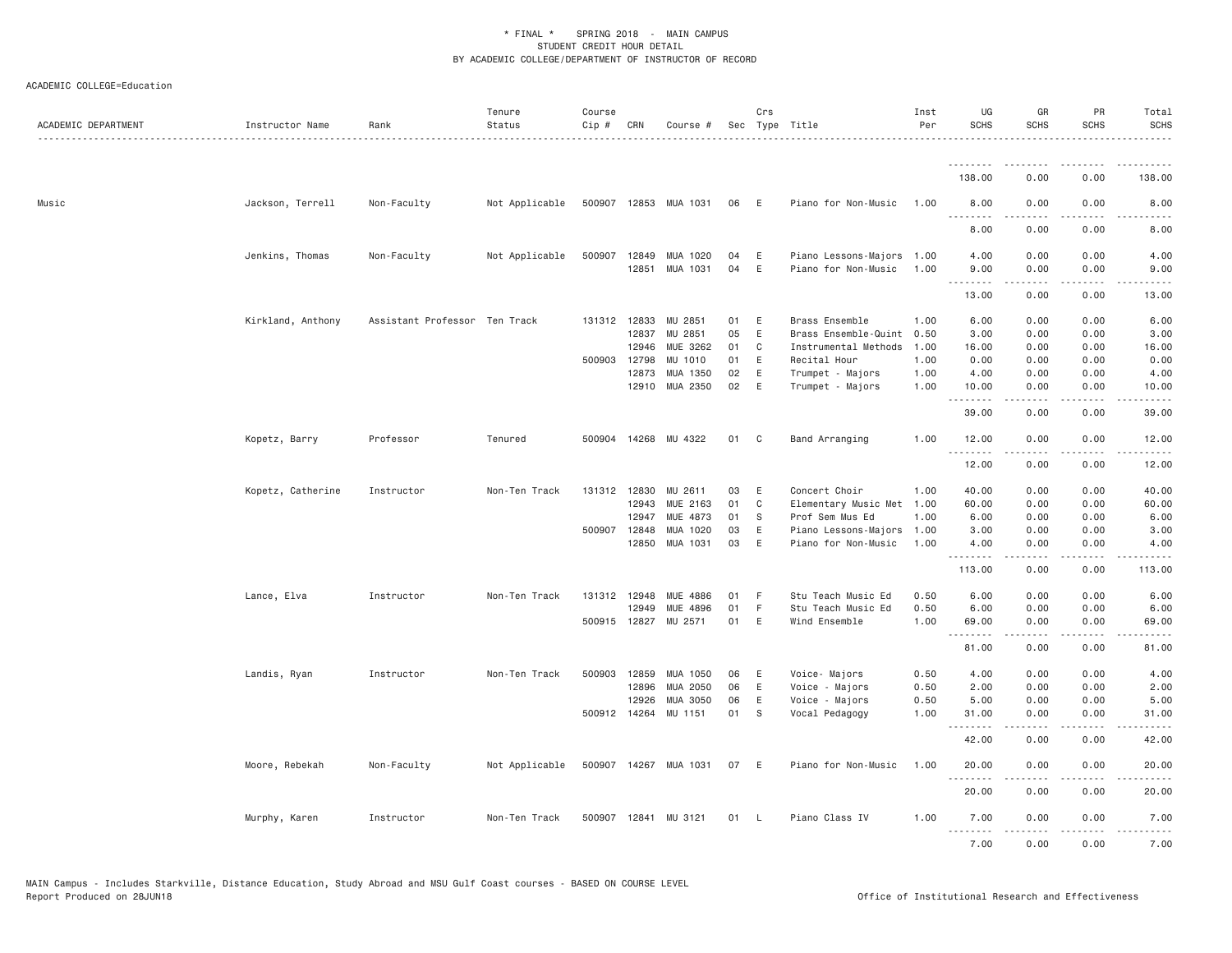* FINAL * SPRING 2018 - MAIN CAMPUS
STUDENT CREDIT HOUR DETAIL
BY ACADEMIC COLLEGE/DEPARTMENT OF INSTRUCTOR OF RECORD

ACADEMIC COLLEGE=Education

| ACADEMIC DEPARTMENT | Instructor Name | Rank | Tenure Status | Course Cip # | CRN | Course # | Sec | Crs Type | Title | Inst Per | UG SCHS | GR SCHS | PR SCHS | Total SCHS |
|---|---|---|---|---|---|---|---|---|---|---|---|---|---|---|
| | | | | | | | | | | | 138.00 | 0.00 | 0.00 | 138.00 |
| Music | Jackson, Terrell | Non-Faculty | Not Applicable | 500907 | 12853 | MUA 1031 | 06 | E | Piano for Non-Music | 1.00 | 8.00 | 0.00 | 0.00 | 8.00 |
| | | | | | | | | | | | 8.00 | 0.00 | 0.00 | 8.00 |
| | Jenkins, Thomas | Non-Faculty | Not Applicable | 500907 | 12849 | MUA 1020 | 04 | E | Piano Lessons-Majors | 1.00 | 4.00 | 0.00 | 0.00 | 4.00 |
| | | | | | 12851 | MUA 1031 | 04 | E | Piano for Non-Music | 1.00 | 9.00 | 0.00 | 0.00 | 9.00 |
| | | | | | | | | | | | 13.00 | 0.00 | 0.00 | 13.00 |
| | Kirkland, Anthony | Assistant Professor | Ten Track | 131312 | 12833 | MU 2851 | 01 | E | Brass Ensemble | 1.00 | 6.00 | 0.00 | 0.00 | 6.00 |
| | | | | | 12837 | MU 2851 | 05 | E | Brass Ensemble-Quint | 0.50 | 3.00 | 0.00 | 0.00 | 3.00 |
| | | | | | 12946 | MUE 3262 | 01 | C | Instrumental Methods | 1.00 | 16.00 | 0.00 | 0.00 | 16.00 |
| | | | | 500903 | 12798 | MU 1010 | 01 | E | Recital Hour | 1.00 | 0.00 | 0.00 | 0.00 | 0.00 |
| | | | | | 12873 | MUA 1350 | 02 | E | Trumpet - Majors | 1.00 | 4.00 | 0.00 | 0.00 | 4.00 |
| | | | | | 12910 | MUA 2350 | 02 | E | Trumpet - Majors | 1.00 | 10.00 | 0.00 | 0.00 | 10.00 |
| | | | | | | | | | | | 39.00 | 0.00 | 0.00 | 39.00 |
| | Kopetz, Barry | Professor | Tenured | 500904 | 14268 | MU 4322 | 01 | C | Band Arranging | 1.00 | 12.00 | 0.00 | 0.00 | 12.00 |
| | | | | | | | | | | | 12.00 | 0.00 | 0.00 | 12.00 |
| | Kopetz, Catherine | Instructor | Non-Ten Track | 131312 | 12830 | MU 2611 | 03 | E | Concert Choir | 1.00 | 40.00 | 0.00 | 0.00 | 40.00 |
| | | | | | 12943 | MUE 2163 | 01 | C | Elementary Music Met | 1.00 | 60.00 | 0.00 | 0.00 | 60.00 |
| | | | | | 12947 | MUE 4873 | 01 | S | Prof Sem Mus Ed | 1.00 | 6.00 | 0.00 | 0.00 | 6.00 |
| | | | | 500907 | 12848 | MUA 1020 | 03 | E | Piano Lessons-Majors | 1.00 | 3.00 | 0.00 | 0.00 | 3.00 |
| | | | | | 12850 | MUA 1031 | 03 | E | Piano for Non-Music | 1.00 | 4.00 | 0.00 | 0.00 | 4.00 |
| | | | | | | | | | | | 113.00 | 0.00 | 0.00 | 113.00 |
| | Lance, Elva | Instructor | Non-Ten Track | 131312 | 12948 | MUE 4886 | 01 | F | Stu Teach Music Ed | 0.50 | 6.00 | 0.00 | 0.00 | 6.00 |
| | | | | | 12949 | MUE 4896 | 01 | F | Stu Teach Music Ed | 0.50 | 6.00 | 0.00 | 0.00 | 6.00 |
| | | | | 500915 | 12827 | MU 2571 | 01 | E | Wind Ensemble | 1.00 | 69.00 | 0.00 | 0.00 | 69.00 |
| | | | | | | | | | | | 81.00 | 0.00 | 0.00 | 81.00 |
| | Landis, Ryan | Instructor | Non-Ten Track | 500903 | 12859 | MUA 1050 | 06 | E | Voice- Majors | 0.50 | 4.00 | 0.00 | 0.00 | 4.00 |
| | | | | | 12896 | MUA 2050 | 06 | E | Voice - Majors | 0.50 | 2.00 | 0.00 | 0.00 | 2.00 |
| | | | | | 12926 | MUA 3050 | 06 | E | Voice - Majors | 0.50 | 5.00 | 0.00 | 0.00 | 5.00 |
| | | | | 500912 | 14264 | MU 1151 | 01 | S | Vocal Pedagogy | 1.00 | 31.00 | 0.00 | 0.00 | 31.00 |
| | | | | | | | | | | | 42.00 | 0.00 | 0.00 | 42.00 |
| | Moore, Rebekah | Non-Faculty | Not Applicable | 500907 | 14267 | MUA 1031 | 07 | E | Piano for Non-Music | 1.00 | 20.00 | 0.00 | 0.00 | 20.00 |
| | | | | | | | | | | | 20.00 | 0.00 | 0.00 | 20.00 |
| | Murphy, Karen | Instructor | Non-Ten Track | 500907 | 12841 | MU 3121 | 01 | L | Piano Class IV | 1.00 | 7.00 | 0.00 | 0.00 | 7.00 |
| | | | | | | | | | | | 7.00 | 0.00 | 0.00 | 7.00 |

MAIN Campus - Includes Starkville, Distance Education, Study Abroad and MSU Gulf Coast courses - BASED ON COURSE LEVEL
Report Produced on 28JUN18 Office of Institutional Research and Effectiveness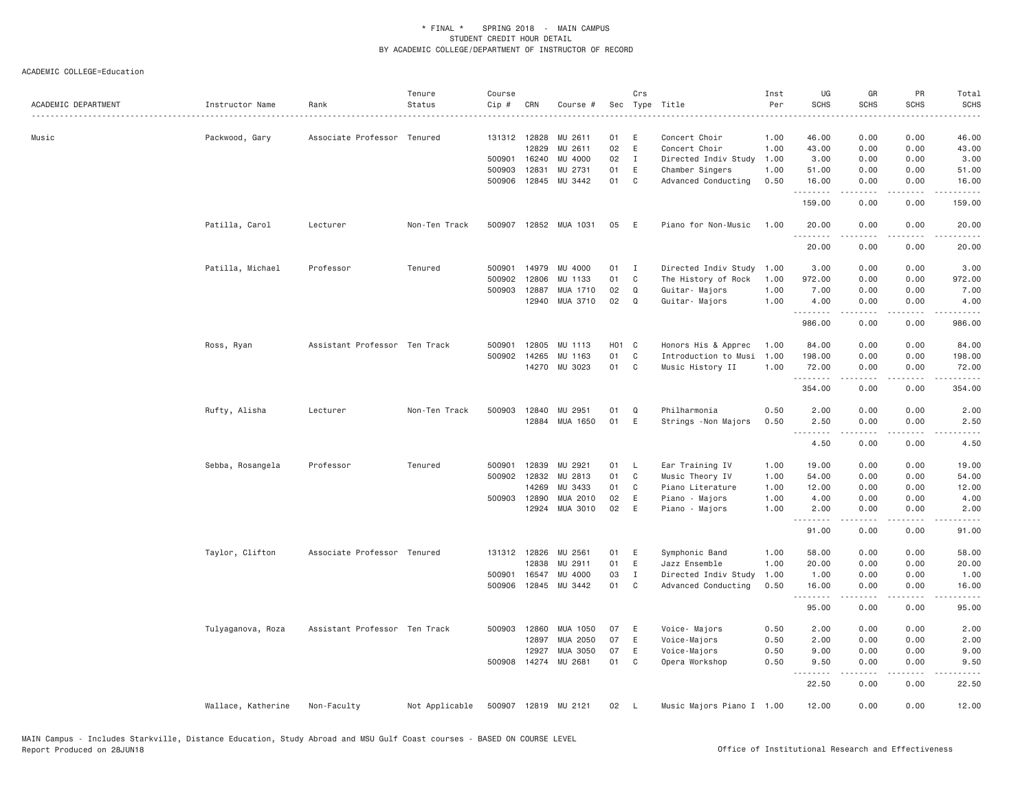\* FINAL \* SPRING 2018 - MAIN CAMPUS
STUDENT CREDIT HOUR DETAIL
BY ACADEMIC COLLEGE/DEPARTMENT OF INSTRUCTOR OF RECORD

ACADEMIC COLLEGE=Education

| ACADEMIC DEPARTMENT | Instructor Name | Rank | Tenure Status | Course Cip # | CRN | Course # | Sec | Crs Type | Title | Inst Per | UG SCHS | GR SCHS | PR SCHS | Total SCHS |
|---|---|---|---|---|---|---|---|---|---|---|---|---|---|---|
| Music | Packwood, Gary | Associate Professor | Tenured | 131312 | 12828 | MU 2611 | 01 | E | Concert Choir | 1.00 | 46.00 | 0.00 | 0.00 | 46.00 |
| | | | | | 12829 | MU 2611 | 02 | E | Concert Choir | 1.00 | 43.00 | 0.00 | 0.00 | 43.00 |
| | | | | 500901 | 16240 | MU 4000 | 02 | I | Directed Indiv Study | 1.00 | 3.00 | 0.00 | 0.00 | 3.00 |
| | | | | 500903 | 12831 | MU 2731 | 01 | E | Chamber Singers | 1.00 | 51.00 | 0.00 | 0.00 | 51.00 |
| | | | | 500906 | 12845 | MU 3442 | 01 | C | Advanced Conducting | 0.50 | 16.00 | 0.00 | 0.00 | 16.00 |
| | | | | | | | | | | | 159.00 | 0.00 | 0.00 | 159.00 |
| | Patilla, Carol | Lecturer | Non-Ten Track | 500907 | 12852 | MUA 1031 | 05 | E | Piano for Non-Music | 1.00 | 20.00 | 0.00 | 0.00 | 20.00 |
| | | | | | | | | | | | 20.00 | 0.00 | 0.00 | 20.00 |
| | Patilla, Michael | Professor | Tenured | 500901 | 14979 | MU 4000 | 01 | I | Directed Indiv Study | 1.00 | 3.00 | 0.00 | 0.00 | 3.00 |
| | | | | 500902 | 12806 | MU 1133 | 01 | C | The History of Rock | 1.00 | 972.00 | 0.00 | 0.00 | 972.00 |
| | | | | 500903 | 12887 | MUA 1710 | 02 | Q | Guitar- Majors | 1.00 | 7.00 | 0.00 | 0.00 | 7.00 |
| | | | | | 12940 | MUA 3710 | 02 | Q | Guitar- Majors | 1.00 | 4.00 | 0.00 | 0.00 | 4.00 |
| | | | | | | | | | | | 986.00 | 0.00 | 0.00 | 986.00 |
| | Ross, Ryan | Assistant Professor | Ten Track | 500901 | 12805 | MU 1113 | H01 | C | Honors His & Apprec | 1.00 | 84.00 | 0.00 | 0.00 | 84.00 |
| | | | | 500902 | 14265 | MU 1163 | 01 | C | Introduction to Musi | 1.00 | 198.00 | 0.00 | 0.00 | 198.00 |
| | | | | | 14270 | MU 3023 | 01 | C | Music History II | 1.00 | 72.00 | 0.00 | 0.00 | 72.00 |
| | | | | | | | | | | | 354.00 | 0.00 | 0.00 | 354.00 |
| | Rufty, Alisha | Lecturer | Non-Ten Track | 500903 | 12840 | MU 2951 | 01 | Q | Philharmonia | 0.50 | 2.00 | 0.00 | 0.00 | 2.00 |
| | | | | | 12884 | MUA 1650 | 01 | E | Strings -Non Majors | 0.50 | 2.50 | 0.00 | 0.00 | 2.50 |
| | | | | | | | | | | | 4.50 | 0.00 | 0.00 | 4.50 |
| | Sebba, Rosangela | Professor | Tenured | 500901 | 12839 | MU 2921 | 01 | L | Ear Training IV | 1.00 | 19.00 | 0.00 | 0.00 | 19.00 |
| | | | | 500902 | 12832 | MU 2813 | 01 | C | Music Theory IV | 1.00 | 54.00 | 0.00 | 0.00 | 54.00 |
| | | | | | 14269 | MU 3433 | 01 | C | Piano Literature | 1.00 | 12.00 | 0.00 | 0.00 | 12.00 |
| | | | | 500903 | 12890 | MUA 2010 | 02 | E | Piano - Majors | 1.00 | 4.00 | 0.00 | 0.00 | 4.00 |
| | | | | | 12924 | MUA 3010 | 02 | E | Piano - Majors | 1.00 | 2.00 | 0.00 | 0.00 | 2.00 |
| | | | | | | | | | | | 91.00 | 0.00 | 0.00 | 91.00 |
| | Taylor, Clifton | Associate Professor | Tenured | 131312 | 12826 | MU 2561 | 01 | E | Symphonic Band | 1.00 | 58.00 | 0.00 | 0.00 | 58.00 |
| | | | | | 12838 | MU 2911 | 01 | E | Jazz Ensemble | 1.00 | 20.00 | 0.00 | 0.00 | 20.00 |
| | | | | 500901 | 16547 | MU 4000 | 03 | I | Directed Indiv Study | 1.00 | 1.00 | 0.00 | 0.00 | 1.00 |
| | | | | 500906 | 12845 | MU 3442 | 01 | C | Advanced Conducting | 0.50 | 16.00 | 0.00 | 0.00 | 16.00 |
| | | | | | | | | | | | 95.00 | 0.00 | 0.00 | 95.00 |
| | Tulyaganova, Roza | Assistant Professor | Ten Track | 500903 | 12860 | MUA 1050 | 07 | E | Voice- Majors | 0.50 | 2.00 | 0.00 | 0.00 | 2.00 |
| | | | | | 12897 | MUA 2050 | 07 | E | Voice-Majors | 0.50 | 2.00 | 0.00 | 0.00 | 2.00 |
| | | | | | 12927 | MUA 3050 | 07 | E | Voice-Majors | 0.50 | 9.00 | 0.00 | 0.00 | 9.00 |
| | | | | 500908 | 14274 | MU 2681 | 01 | C | Opera Workshop | 0.50 | 9.50 | 0.00 | 0.00 | 9.50 |
| | | | | | | | | | | | 22.50 | 0.00 | 0.00 | 22.50 |
| | Wallace, Katherine | Non-Faculty | Not Applicable | 500907 | 12819 | MU 2121 | 02 | L | Music Majors Piano I | 1.00 | 12.00 | 0.00 | 0.00 | 12.00 |

MAIN Campus - Includes Starkville, Distance Education, Study Abroad and MSU Gulf Coast courses - BASED ON COURSE LEVEL
Report Produced on 28JUN18

Office of Institutional Research and Effectiveness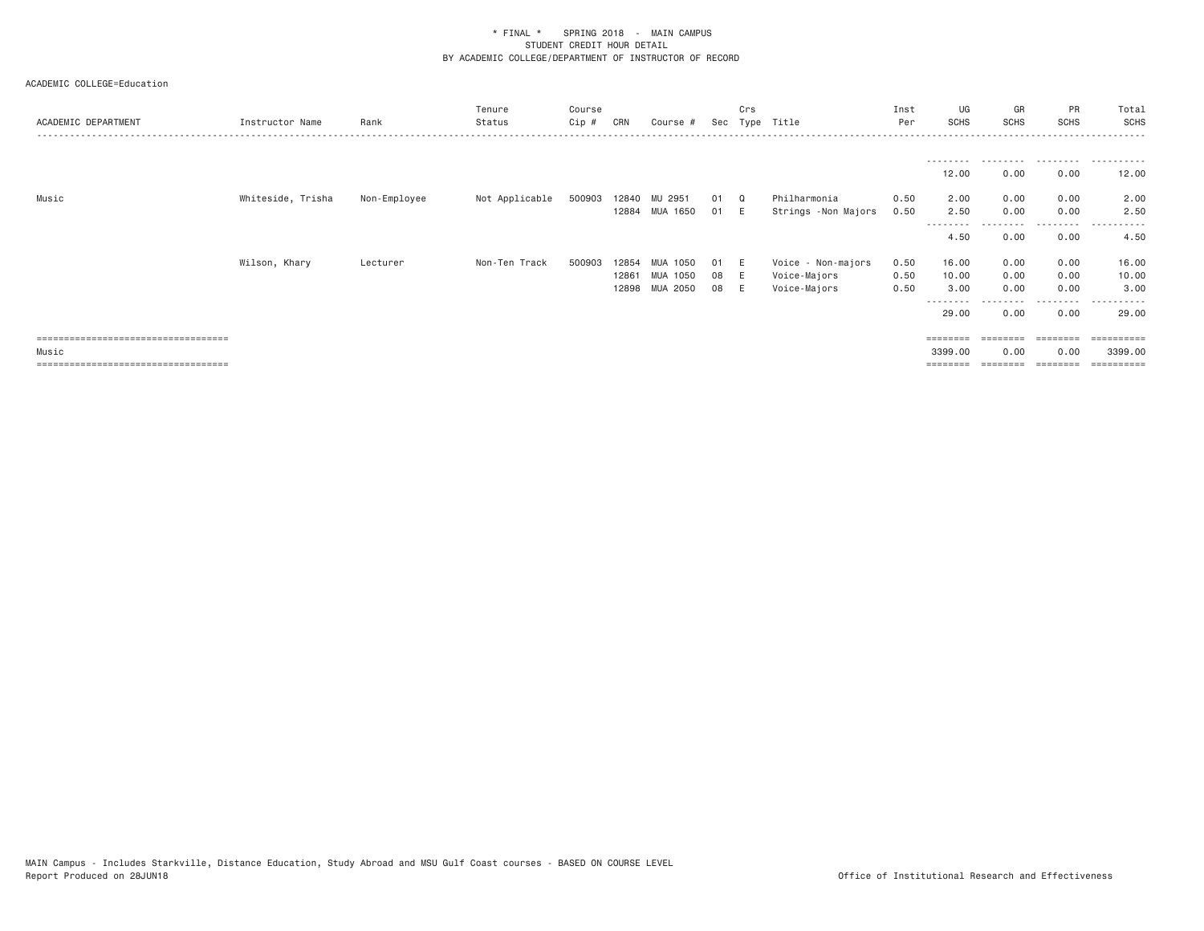* FINAL *    SPRING 2018 - MAIN CAMPUS
STUDENT CREDIT HOUR DETAIL
BY ACADEMIC COLLEGE/DEPARTMENT OF INSTRUCTOR OF RECORD

ACADEMIC COLLEGE=Education

| ACADEMIC DEPARTMENT | Instructor Name | Rank | Tenure Status | Course Cip # | CRN | Course # | Sec | Crs Type | Title | Inst Per | UG SCHS | GR SCHS | PR SCHS | Total SCHS |
|---|---|---|---|---|---|---|---|---|---|---|---|---|---|---|
| | | | | | | | | | | | 12.00 | 0.00 | 0.00 | 12.00 |
| Music | Whiteside, Trisha | Non-Employee | Not Applicable | 500903 | 12840 | MU 2951 | 01 | Q | Philharmonia | 0.50 | 2.00 | 0.00 | 0.00 | 2.00 |
| | | | | | 12884 | MUA 1650 | 01 | E | Strings -Non Majors | 0.50 | 2.50 | 0.00 | 0.00 | 2.50 |
| | | | | | | | | | | | 4.50 | 0.00 | 0.00 | 4.50 |
| | Wilson, Khary | Lecturer | Non-Ten Track | 500903 | 12854 | MUA 1050 | 01 | E | Voice - Non-majors | 0.50 | 16.00 | 0.00 | 0.00 | 16.00 |
| | | | | | 12861 | MUA 1050 | 08 | E | Voice-Majors | 0.50 | 10.00 | 0.00 | 0.00 | 10.00 |
| | | | | | 12898 | MUA 2050 | 08 | E | Voice-Majors | 0.50 | 3.00 | 0.00 | 0.00 | 3.00 |
| | | | | | | | | | | | 29.00 | 0.00 | 0.00 | 29.00 |
| Music | | | | | | | | | | | 3399.00 | 0.00 | 0.00 | 3399.00 |

MAIN Campus - Includes Starkville, Distance Education, Study Abroad and MSU Gulf Coast courses - BASED ON COURSE LEVEL
Report Produced on 28JUN18    Office of Institutional Research and Effectiveness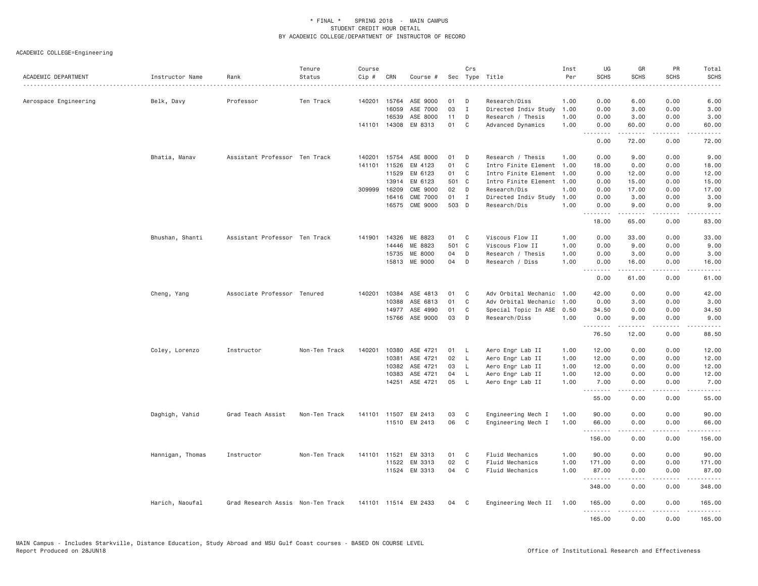# * FINAL * SPRING 2018 - MAIN CAMPUS
## STUDENT CREDIT HOUR DETAIL
## BY ACADEMIC COLLEGE/DEPARTMENT OF INSTRUCTOR OF RECORD

ACADEMIC COLLEGE=Engineering

| ACADEMIC DEPARTMENT | Instructor Name | Rank | Tenure Status | Course Cip # | CRN | Course # | Sec | Crs Type | Title | Inst Per | UG SCHS | GR SCHS | PR SCHS | Total SCHS |
|---|---|---|---|---|---|---|---|---|---|---|---|---|---|---|
| Aerospace Engineering | Belk, Davy | Professor | Ten Track | 140201 | 15764 | ASE 9000 | 01 | D | Research/Diss | 1.00 | 0.00 | 6.00 | 0.00 | 6.00 |
| | | | | | 16059 | ASE 7000 | 03 | I | Directed Indiv Study | 1.00 | 0.00 | 3.00 | 0.00 | 3.00 |
| | | | | | 16539 | ASE 8000 | 11 | D | Research / Thesis | 1.00 | 0.00 | 3.00 | 0.00 | 3.00 |
| | | | | 141101 | 14308 | EM 8313 | 01 | C | Advanced Dynamics | 1.00 | 0.00 | 60.00 | 0.00 | 60.00 |
| | | | | | | | | | | | 0.00 | 72.00 | 0.00 | 72.00 |
| | Bhatia, Manav | Assistant Professor | Ten Track | 140201 | 15754 | ASE 8000 | 01 | D | Research / Thesis | 1.00 | 0.00 | 9.00 | 0.00 | 9.00 |
| | | | | 141101 | 11526 | EM 4123 | 01 | C | Intro Finite Element | 1.00 | 18.00 | 0.00 | 0.00 | 18.00 |
| | | | | | 11529 | EM 6123 | 01 | C | Intro Finite Element | 1.00 | 0.00 | 12.00 | 0.00 | 12.00 |
| | | | | | 13914 | EM 6123 | 501 | C | Intro Finite Element | 1.00 | 0.00 | 15.00 | 0.00 | 15.00 |
| | | | | 309999 | 16209 | CME 9000 | 02 | D | Research/Dis | 1.00 | 0.00 | 17.00 | 0.00 | 17.00 |
| | | | | | 16416 | CME 7000 | 01 | I | Directed Indiv Study | 1.00 | 0.00 | 3.00 | 0.00 | 3.00 |
| | | | | | 16575 | CME 9000 | 503 | D | Research/Dis | 1.00 | 0.00 | 9.00 | 0.00 | 9.00 |
| | | | | | | | | | | | 18.00 | 65.00 | 0.00 | 83.00 |
| | Bhushan, Shanti | Assistant Professor | Ten Track | 141901 | 14326 | ME 8823 | 01 | C | Viscous Flow II | 1.00 | 0.00 | 33.00 | 0.00 | 33.00 |
| | | | | | 14446 | ME 8823 | 501 | C | Viscous Flow II | 1.00 | 0.00 | 9.00 | 0.00 | 9.00 |
| | | | | | 15735 | ME 8000 | 04 | D | Research / Thesis | 1.00 | 0.00 | 3.00 | 0.00 | 3.00 |
| | | | | | 15813 | ME 9000 | 04 | D | Research / Diss | 1.00 | 0.00 | 16.00 | 0.00 | 16.00 |
| | | | | | | | | | | | 0.00 | 61.00 | 0.00 | 61.00 |
| | Cheng, Yang | Associate Professor | Tenured | 140201 | 10384 | ASE 4813 | 01 | C | Adv Orbital Mechanic | 1.00 | 42.00 | 0.00 | 0.00 | 42.00 |
| | | | | | 10388 | ASE 6813 | 01 | C | Adv Orbital Mechanic | 1.00 | 0.00 | 3.00 | 0.00 | 3.00 |
| | | | | | 14977 | ASE 4990 | 01 | C | Special Topic In ASE | 0.50 | 34.50 | 0.00 | 0.00 | 34.50 |
| | | | | | 15766 | ASE 9000 | 03 | D | Research/Diss | 1.00 | 0.00 | 9.00 | 0.00 | 9.00 |
| | | | | | | | | | | | 76.50 | 12.00 | 0.00 | 88.50 |
| | Coley, Lorenzo | Instructor | Non-Ten Track | 140201 | 10380 | ASE 4721 | 01 | L | Aero Engr Lab II | 1.00 | 12.00 | 0.00 | 0.00 | 12.00 |
| | | | | | 10381 | ASE 4721 | 02 | L | Aero Engr Lab II | 1.00 | 12.00 | 0.00 | 0.00 | 12.00 |
| | | | | | 10382 | ASE 4721 | 03 | L | Aero Engr Lab II | 1.00 | 12.00 | 0.00 | 0.00 | 12.00 |
| | | | | | 10383 | ASE 4721 | 04 | L | Aero Engr Lab II | 1.00 | 12.00 | 0.00 | 0.00 | 12.00 |
| | | | | | 14251 | ASE 4721 | 05 | L | Aero Engr Lab II | 1.00 | 7.00 | 0.00 | 0.00 | 7.00 |
| | | | | | | | | | | | 55.00 | 0.00 | 0.00 | 55.00 |
| | Daghigh, Vahid | Grad Teach Assist | Non-Ten Track | 141101 | 11507 | EM 2413 | 03 | C | Engineering Mech I | 1.00 | 90.00 | 0.00 | 0.00 | 90.00 |
| | | | | | 11510 | EM 2413 | 06 | C | Engineering Mech I | 1.00 | 66.00 | 0.00 | 0.00 | 66.00 |
| | | | | | | | | | | | 156.00 | 0.00 | 0.00 | 156.00 |
| | Hannigan, Thomas | Instructor | Non-Ten Track | 141101 | 11521 | EM 3313 | 01 | C | Fluid Mechanics | 1.00 | 90.00 | 0.00 | 0.00 | 90.00 |
| | | | | | 11522 | EM 3313 | 02 | C | Fluid Mechanics | 1.00 | 171.00 | 0.00 | 0.00 | 171.00 |
| | | | | | 11524 | EM 3313 | 04 | C | Fluid Mechanics | 1.00 | 87.00 | 0.00 | 0.00 | 87.00 |
| | | | | | | | | | | | 348.00 | 0.00 | 0.00 | 348.00 |
| | Harich, Naoufal | Grad Research Assis | Non-Ten Track | 141101 | 11514 | EM 2433 | 04 | C | Engineering Mech II | 1.00 | 165.00 | 0.00 | 0.00 | 165.00 |
| | | | | | | | | | | | 165.00 | 0.00 | 0.00 | 165.00 |

MAIN Campus - Includes Starkville, Distance Education, Study Abroad and MSU Gulf Coast courses - BASED ON COURSE LEVEL
Report Produced on 28JUN18 Office of Institutional Research and Effectiveness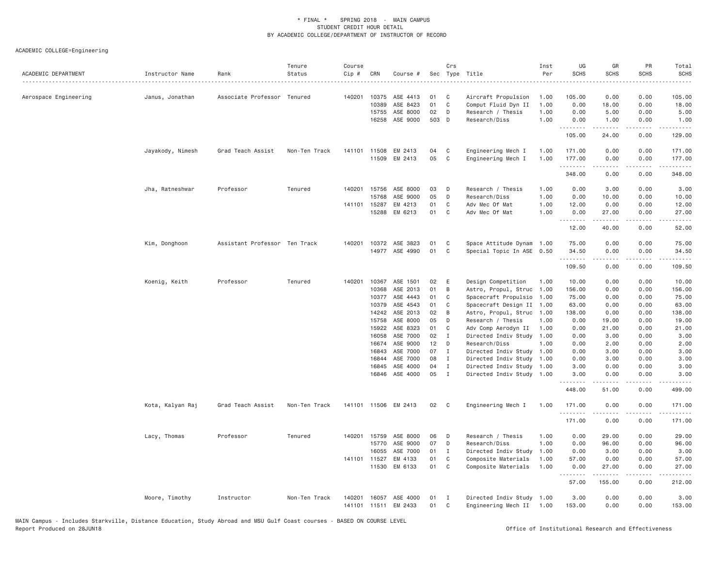\* FINAL \* SPRING 2018 - MAIN CAMPUS
STUDENT CREDIT HOUR DETAIL
BY ACADEMIC COLLEGE/DEPARTMENT OF INSTRUCTOR OF RECORD

ACADEMIC COLLEGE=Engineering

| ACADEMIC DEPARTMENT | Instructor Name | Rank | Tenure Status | Course Cip # | CRN | Course # | Sec | Crs Type | Title | Inst Per | UG SCHS | GR SCHS | PR SCHS | Total SCHS |
|---|---|---|---|---|---|---|---|---|---|---|---|---|---|---|
| Aerospace Engineering | Janus, Jonathan | Associate Professor | Tenured | 140201 | 10375 | ASE 4413 | 01 | C | Aircraft Propulsion | 1.00 | 105.00 | 0.00 | 0.00 | 105.00 |
| | | | | | 10389 | ASE 8423 | 01 | C | Comput Fluid Dyn II | 1.00 | 0.00 | 18.00 | 0.00 | 18.00 |
| | | | | | 15755 | ASE 8000 | 02 | D | Research / Thesis | 1.00 | 0.00 | 5.00 | 0.00 | 5.00 |
| | | | | | 16258 | ASE 9000 | 503 | D | Research/Diss | 1.00 | 0.00 | 1.00 | 0.00 | 1.00 |
| | | | | | | | | | | | 105.00 | 24.00 | 0.00 | 129.00 |
| | Jayakody, Nimesh | Grad Teach Assist | Non-Ten Track | 141101 | 11508 | EM 2413 | 04 | C | Engineering Mech I | 1.00 | 171.00 | 0.00 | 0.00 | 171.00 |
| | | | | | 11509 | EM 2413 | 05 | C | Engineering Mech I | 1.00 | 177.00 | 0.00 | 0.00 | 177.00 |
| | | | | | | | | | | | 348.00 | 0.00 | 0.00 | 348.00 |
| | Jha, Ratneshwar | Professor | Tenured | 140201 | 15756 | ASE 8000 | 03 | D | Research / Thesis | 1.00 | 0.00 | 3.00 | 0.00 | 3.00 |
| | | | | | 15768 | ASE 9000 | 05 | D | Research/Diss | 1.00 | 0.00 | 10.00 | 0.00 | 10.00 |
| | | | | 141101 | 15287 | EM 4213 | 01 | C | Adv Mec Of Mat | 1.00 | 12.00 | 0.00 | 0.00 | 12.00 |
| | | | | | 15288 | EM 6213 | 01 | C | Adv Mec Of Mat | 1.00 | 0.00 | 27.00 | 0.00 | 27.00 |
| | | | | | | | | | | | 12.00 | 40.00 | 0.00 | 52.00 |
| | Kim, Donghoon | Assistant Professor | Ten Track | 140201 | 10372 | ASE 3823 | 01 | C | Space Attitude Dynam | 1.00 | 75.00 | 0.00 | 0.00 | 75.00 |
| | | | | | 14977 | ASE 4990 | 01 | C | Special Topic In ASE | 0.50 | 34.50 | 0.00 | 0.00 | 34.50 |
| | | | | | | | | | | | 109.50 | 0.00 | 0.00 | 109.50 |
| | Koenig, Keith | Professor | Tenured | 140201 | 10367 | ASE 1501 | 02 | E | Design Competition | 1.00 | 10.00 | 0.00 | 0.00 | 10.00 |
| | | | | | 10368 | ASE 2013 | 01 | B | Astro, Propul, Struc | 1.00 | 156.00 | 0.00 | 0.00 | 156.00 |
| | | | | | 10377 | ASE 4443 | 01 | C | Spacecraft Propulsio | 1.00 | 75.00 | 0.00 | 0.00 | 75.00 |
| | | | | | 10379 | ASE 4543 | 01 | C | Spacecraft Design II | 1.00 | 63.00 | 0.00 | 0.00 | 63.00 |
| | | | | | 14242 | ASE 2013 | 02 | B | Astro, Propul, Struc | 1.00 | 138.00 | 0.00 | 0.00 | 138.00 |
| | | | | | 15758 | ASE 8000 | 05 | D | Research / Thesis | 1.00 | 0.00 | 19.00 | 0.00 | 19.00 |
| | | | | | 15922 | ASE 8323 | 01 | C | Adv Comp Aerodyn II | 1.00 | 0.00 | 21.00 | 0.00 | 21.00 |
| | | | | | 16058 | ASE 7000 | 02 | I | Directed Indiv Study | 1.00 | 0.00 | 3.00 | 0.00 | 3.00 |
| | | | | | 16674 | ASE 9000 | 12 | D | Research/Diss | 1.00 | 0.00 | 2.00 | 0.00 | 2.00 |
| | | | | | 16843 | ASE 7000 | 07 | I | Directed Indiv Study | 1.00 | 0.00 | 3.00 | 0.00 | 3.00 |
| | | | | | 16844 | ASE 7000 | 08 | I | Directed Indiv Study | 1.00 | 0.00 | 3.00 | 0.00 | 3.00 |
| | | | | | 16845 | ASE 4000 | 04 | I | Directed Indiv Study | 1.00 | 3.00 | 0.00 | 0.00 | 3.00 |
| | | | | | 16846 | ASE 4000 | 05 | I | Directed Indiv Study | 1.00 | 3.00 | 0.00 | 0.00 | 3.00 |
| | | | | | | | | | | | 448.00 | 51.00 | 0.00 | 499.00 |
| | Kota, Kalyan Raj | Grad Teach Assist | Non-Ten Track | 141101 | 11506 | EM 2413 | 02 | C | Engineering Mech I | 1.00 | 171.00 | 0.00 | 0.00 | 171.00 |
| | | | | | | | | | | | 171.00 | 0.00 | 0.00 | 171.00 |
| | Lacy, Thomas | Professor | Tenured | 140201 | 15759 | ASE 8000 | 06 | D | Research / Thesis | 1.00 | 0.00 | 29.00 | 0.00 | 29.00 |
| | | | | | 15770 | ASE 9000 | 07 | D | Research/Diss | 1.00 | 0.00 | 96.00 | 0.00 | 96.00 |
| | | | | | 16055 | ASE 7000 | 01 | I | Directed Indiv Study | 1.00 | 0.00 | 3.00 | 0.00 | 3.00 |
| | | | | 141101 | 11527 | EM 4133 | 01 | C | Composite Materials | 1.00 | 57.00 | 0.00 | 0.00 | 57.00 |
| | | | | | 11530 | EM 6133 | 01 | C | Composite Materials | 1.00 | 0.00 | 27.00 | 0.00 | 27.00 |
| | | | | | | | | | | | 57.00 | 155.00 | 0.00 | 212.00 |
| | Moore, Timothy | Instructor | Non-Ten Track | 140201 | 16057 | ASE 4000 | 01 | I | Directed Indiv Study | 1.00 | 3.00 | 0.00 | 0.00 | 3.00 |
| | | | | 141101 | 11511 | EM 2433 | 01 | C | Engineering Mech II | 1.00 | 153.00 | 0.00 | 0.00 | 153.00 |

MAIN Campus - Includes Starkville, Distance Education, Study Abroad and MSU Gulf Coast courses - BASED ON COURSE LEVEL
Report Produced on 28JUN18 Office of Institutional Research and Effectiveness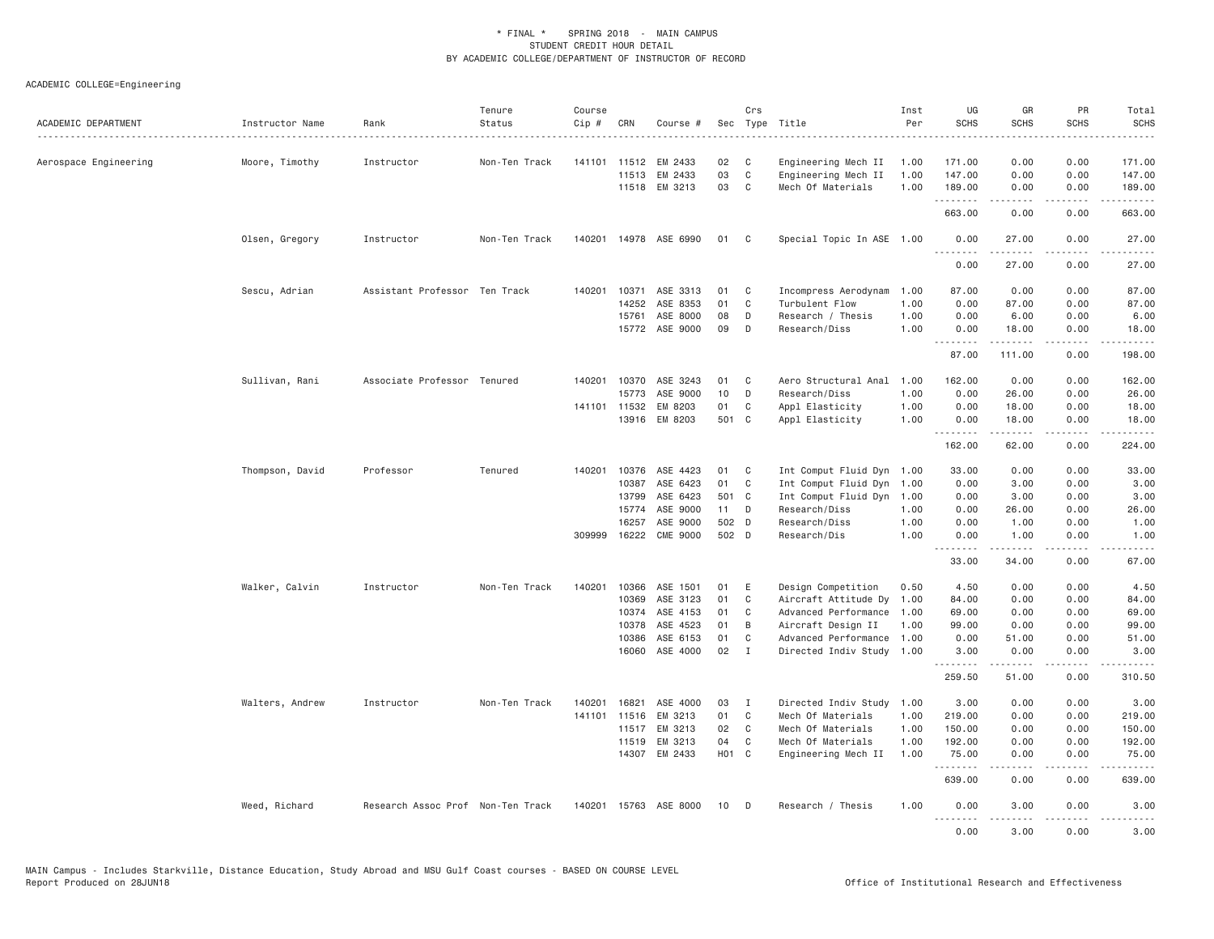\* FINAL \* SPRING 2018 - MAIN CAMPUS
STUDENT CREDIT HOUR DETAIL
BY ACADEMIC COLLEGE/DEPARTMENT OF INSTRUCTOR OF RECORD

ACADEMIC COLLEGE=Engineering

| ACADEMIC DEPARTMENT | Instructor Name | Rank | Tenure Status | Course Cip # | CRN | Course # | Sec | Crs Type | Title | Inst Per | UG SCHS | GR SCHS | PR SCHS | Total SCHS |
|---|---|---|---|---|---|---|---|---|---|---|---|---|---|---|
| Aerospace Engineering | Moore, Timothy | Instructor | Non-Ten Track | 141101 | 11512 | EM 2433 | 02 | C | Engineering Mech II | 1.00 | 171.00 | 0.00 | 0.00 | 171.00 |
| | | | | | 11513 | EM 2433 | 03 | C | Engineering Mech II | 1.00 | 147.00 | 0.00 | 0.00 | 147.00 |
| | | | | | 11518 | EM 3213 | 03 | C | Mech Of Materials | 1.00 | 189.00 | 0.00 | 0.00 | 189.00 |
| | | | | | | | | | | | 663.00 | 0.00 | 0.00 | 663.00 |
| | Olsen, Gregory | Instructor | Non-Ten Track | 140201 | 14978 | ASE 6990 | 01 | C | Special Topic In ASE | 1.00 | 0.00 | 27.00 | 0.00 | 27.00 |
| | | | | | | | | | | | 0.00 | 27.00 | 0.00 | 27.00 |
| | Sescu, Adrian | Assistant Professor | Ten Track | 140201 | 10371 | ASE 3313 | 01 | C | Incompress Aerodynam | 1.00 | 87.00 | 0.00 | 0.00 | 87.00 |
| | | | | | 14252 | ASE 8353 | 01 | C | Turbulent Flow | 1.00 | 0.00 | 87.00 | 0.00 | 87.00 |
| | | | | | 15761 | ASE 8000 | 08 | D | Research / Thesis | 1.00 | 0.00 | 6.00 | 0.00 | 6.00 |
| | | | | | 15772 | ASE 9000 | 09 | D | Research/Diss | 1.00 | 0.00 | 18.00 | 0.00 | 18.00 |
| | | | | | | | | | | | 87.00 | 111.00 | 0.00 | 198.00 |
| | Sullivan, Rani | Associate Professor | Tenured | 140201 | 10370 | ASE 3243 | 01 | C | Aero Structural Anal | 1.00 | 162.00 | 0.00 | 0.00 | 162.00 |
| | | | | | 15773 | ASE 9000 | 10 | D | Research/Diss | 1.00 | 0.00 | 26.00 | 0.00 | 26.00 |
| | | | | 141101 | 11532 | EM 8203 | 01 | C | Appl Elasticity | 1.00 | 0.00 | 18.00 | 0.00 | 18.00 |
| | | | | | 13916 | EM 8203 | 501 | C | Appl Elasticity | 1.00 | 0.00 | 18.00 | 0.00 | 18.00 |
| | | | | | | | | | | | 162.00 | 62.00 | 0.00 | 224.00 |
| | Thompson, David | Professor | Tenured | 140201 | 10376 | ASE 4423 | 01 | C | Int Comput Fluid Dyn | 1.00 | 33.00 | 0.00 | 0.00 | 33.00 |
| | | | | | 10387 | ASE 6423 | 01 | C | Int Comput Fluid Dyn | 1.00 | 0.00 | 3.00 | 0.00 | 3.00 |
| | | | | | 13799 | ASE 6423 | 501 | C | Int Comput Fluid Dyn | 1.00 | 0.00 | 3.00 | 0.00 | 3.00 |
| | | | | | 15774 | ASE 9000 | 11 | D | Research/Diss | 1.00 | 0.00 | 26.00 | 0.00 | 26.00 |
| | | | | | 16257 | ASE 9000 | 502 | D | Research/Diss | 1.00 | 0.00 | 1.00 | 0.00 | 1.00 |
| | | | | 309999 | 16222 | CME 9000 | 502 | D | Research/Dis | 1.00 | 0.00 | 1.00 | 0.00 | 1.00 |
| | | | | | | | | | | | 33.00 | 34.00 | 0.00 | 67.00 |
| | Walker, Calvin | Instructor | Non-Ten Track | 140201 | 10366 | ASE 1501 | 01 | E | Design Competition | 0.50 | 4.50 | 0.00 | 0.00 | 4.50 |
| | | | | | 10369 | ASE 3123 | 01 | C | Aircraft Attitude Dy | 1.00 | 84.00 | 0.00 | 0.00 | 84.00 |
| | | | | | 10374 | ASE 4153 | 01 | C | Advanced Performance | 1.00 | 69.00 | 0.00 | 0.00 | 69.00 |
| | | | | | 10378 | ASE 4523 | 01 | B | Aircraft Design II | 1.00 | 99.00 | 0.00 | 0.00 | 99.00 |
| | | | | | 10386 | ASE 6153 | 01 | C | Advanced Performance | 1.00 | 0.00 | 51.00 | 0.00 | 51.00 |
| | | | | | 16060 | ASE 4000 | 02 | I | Directed Indiv Study | 1.00 | 3.00 | 0.00 | 0.00 | 3.00 |
| | | | | | | | | | | | 259.50 | 51.00 | 0.00 | 310.50 |
| | Walters, Andrew | Instructor | Non-Ten Track | 140201 | 16821 | ASE 4000 | 03 | I | Directed Indiv Study | 1.00 | 3.00 | 0.00 | 0.00 | 3.00 |
| | | | | 141101 | 11516 | EM 3213 | 01 | C | Mech Of Materials | 1.00 | 219.00 | 0.00 | 0.00 | 219.00 |
| | | | | | 11517 | EM 3213 | 02 | C | Mech Of Materials | 1.00 | 150.00 | 0.00 | 0.00 | 150.00 |
| | | | | | 11519 | EM 3213 | 04 | C | Mech Of Materials | 1.00 | 192.00 | 0.00 | 0.00 | 192.00 |
| | | | | | 14307 | EM 2433 | H01 | C | Engineering Mech II | 1.00 | 75.00 | 0.00 | 0.00 | 75.00 |
| | | | | | | | | | | | 639.00 | 0.00 | 0.00 | 639.00 |
| | Weed, Richard | Research Assoc Prof | Non-Ten Track | 140201 | 15763 | ASE 8000 | 10 | D | Research / Thesis | 1.00 | 0.00 | 3.00 | 0.00 | 3.00 |
| | | | | | | | | | | | 0.00 | 3.00 | 0.00 | 3.00 |

MAIN Campus - Includes Starkville, Distance Education, Study Abroad and MSU Gulf Coast courses - BASED ON COURSE LEVEL
Report Produced on 28JUN18 Office of Institutional Research and Effectiveness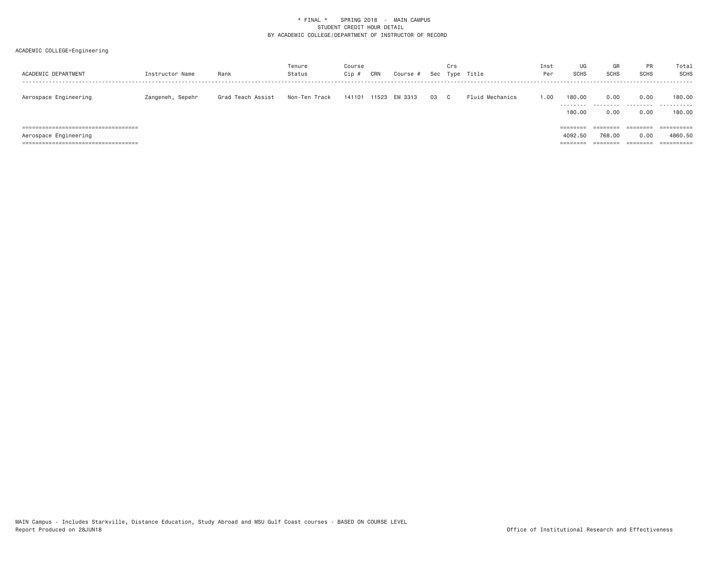\* FINAL \*    SPRING 2018  -  MAIN CAMPUS
STUDENT CREDIT HOUR DETAIL
BY ACADEMIC COLLEGE/DEPARTMENT OF INSTRUCTOR OF RECORD

ACADEMIC COLLEGE=Engineering

| ACADEMIC DEPARTMENT | Instructor Name | Rank | Tenure Status | Course Cip # | CRN | Course # | Sec | Crs Type | Title | Inst Per | UG SCHS | GR SCHS | PR SCHS | Total SCHS |
|---|---|---|---|---|---|---|---|---|---|---|---|---|---|---|
| Aerospace Engineering | Zangeneh, Sepehr | Grad Teach Assist | Non-Ten Track | 141101 | 11523 | EM 3313 | 03 | C | Fluid Mechanics | 1.00 | 180.00 | 0.00 | 0.00 | 180.00 |
| | | | | | | | | | | | 180.00 | 0.00 | 0.00 | 180.00 |
| Aerospace Engineering | | | | | | | | | | | 4092.50 | 768.00 | 0.00 | 4860.50 |

MAIN Campus - Includes Starkville, Distance Education, Study Abroad and MSU Gulf Coast courses - BASED ON COURSE LEVEL
Report Produced on 28JUN18

Office of Institutional Research and Effectiveness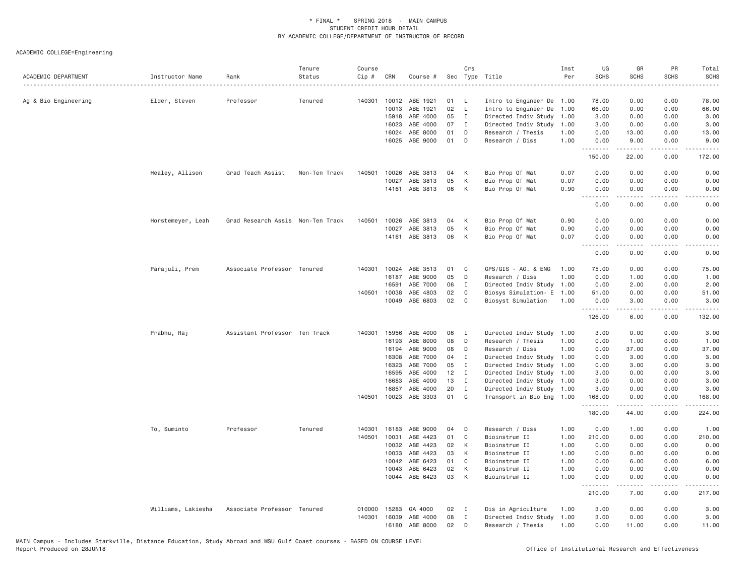\* FINAL \* SPRING 2018 - MAIN CAMPUS
STUDENT CREDIT HOUR DETAIL
BY ACADEMIC COLLEGE/DEPARTMENT OF INSTRUCTOR OF RECORD

ACADEMIC COLLEGE=Engineering

| ACADEMIC DEPARTMENT | Instructor Name | Rank | Tenure Status | Course Cip # | CRN | Course # | Sec | Crs Type | Title | Inst Per | UG SCHS | GR SCHS | PR SCHS | Total SCHS |
|---|---|---|---|---|---|---|---|---|---|---|---|---|---|---|
| Ag & Bio Engineering | Elder, Steven | Professor | Tenured | 140301 | 10012 | ABE 1921 | 01 | L | Intro to Engineer De | 1.00 | 78.00 | 0.00 | 0.00 | 78.00 |
| | | | | | 10013 | ABE 1921 | 02 | L | Intro to Engineer De | 1.00 | 66.00 | 0.00 | 0.00 | 66.00 |
| | | | | | 15918 | ABE 4000 | 05 | I | Directed Indiv Study | 1.00 | 3.00 | 0.00 | 0.00 | 3.00 |
| | | | | | 16023 | ABE 4000 | 07 | I | Directed Indiv Study | 1.00 | 3.00 | 0.00 | 0.00 | 3.00 |
| | | | | | 16024 | ABE 8000 | 01 | D | Research / Thesis | 1.00 | 0.00 | 13.00 | 0.00 | 13.00 |
| | | | | | 16025 | ABE 9000 | 01 | D | Research / Diss | 1.00 | 0.00 | 9.00 | 0.00 | 9.00 |
| | | | | | | | | | | | 150.00 | 22.00 | 0.00 | 172.00 |
| | Healey, Allison | Grad Teach Assist | Non-Ten Track | 140501 | 10026 | ABE 3813 | 04 | K | Bio Prop Of Mat | 0.07 | 0.00 | 0.00 | 0.00 | 0.00 |
| | | | | | 10027 | ABE 3813 | 05 | K | Bio Prop Of Mat | 0.07 | 0.00 | 0.00 | 0.00 | 0.00 |
| | | | | | 14161 | ABE 3813 | 06 | K | Bio Prop Of Mat | 0.90 | 0.00 | 0.00 | 0.00 | 0.00 |
| | | | | | | | | | | | 0.00 | 0.00 | 0.00 | 0.00 |
| | Horstemeyer, Leah | Grad Research Assis | Non-Ten Track | 140501 | 10026 | ABE 3813 | 04 | K | Bio Prop Of Mat | 0.90 | 0.00 | 0.00 | 0.00 | 0.00 |
| | | | | | 10027 | ABE 3813 | 05 | K | Bio Prop Of Mat | 0.90 | 0.00 | 0.00 | 0.00 | 0.00 |
| | | | | | 14161 | ABE 3813 | 06 | K | Bio Prop Of Mat | 0.07 | 0.00 | 0.00 | 0.00 | 0.00 |
| | | | | | | | | | | | 0.00 | 0.00 | 0.00 | 0.00 |
| | Parajuli, Prem | Associate Professor | Tenured | 140301 | 10024 | ABE 3513 | 01 | C | GPS/GIS - AG. & ENG | 1.00 | 75.00 | 0.00 | 0.00 | 75.00 |
| | | | | | 16187 | ABE 9000 | 05 | D | Research / Diss | 1.00 | 0.00 | 1.00 | 0.00 | 1.00 |
| | | | | | 16591 | ABE 7000 | 06 | I | Directed Indiv Study | 1.00 | 0.00 | 2.00 | 0.00 | 2.00 |
| | | | | 140501 | 10038 | ABE 4803 | 02 | C | Biosys Simulation- E | 1.00 | 51.00 | 0.00 | 0.00 | 51.00 |
| | | | | | 10049 | ABE 6803 | 02 | C | Biosyst Simulation | 1.00 | 0.00 | 3.00 | 0.00 | 3.00 |
| | | | | | | | | | | | 126.00 | 6.00 | 0.00 | 132.00 |
| | Prabhu, Raj | Assistant Professor | Ten Track | 140301 | 15956 | ABE 4000 | 06 | I | Directed Indiv Study | 1.00 | 3.00 | 0.00 | 0.00 | 3.00 |
| | | | | | 16193 | ABE 8000 | 08 | D | Research / Thesis | 1.00 | 0.00 | 1.00 | 0.00 | 1.00 |
| | | | | | 16194 | ABE 9000 | 08 | D | Research / Diss | 1.00 | 0.00 | 37.00 | 0.00 | 37.00 |
| | | | | | 16308 | ABE 7000 | 04 | I | Directed Indiv Study | 1.00 | 0.00 | 3.00 | 0.00 | 3.00 |
| | | | | | 16323 | ABE 7000 | 05 | I | Directed Indiv Study | 1.00 | 0.00 | 3.00 | 0.00 | 3.00 |
| | | | | | 16595 | ABE 4000 | 12 | I | Directed Indiv Study | 1.00 | 3.00 | 0.00 | 0.00 | 3.00 |
| | | | | | 16683 | ABE 4000 | 13 | I | Directed Indiv Study | 1.00 | 3.00 | 0.00 | 0.00 | 3.00 |
| | | | | | 16857 | ABE 4000 | 20 | I | Directed Indiv Study | 1.00 | 3.00 | 0.00 | 0.00 | 3.00 |
| | | | | 140501 | 10023 | ABE 3303 | 01 | C | Transport in Bio Eng | 1.00 | 168.00 | 0.00 | 0.00 | 168.00 |
| | | | | | | | | | | | 180.00 | 44.00 | 0.00 | 224.00 |
| | To, Suminto | Professor | Tenured | 140301 | 16183 | ABE 9000 | 04 | D | Research / Diss | 1.00 | 0.00 | 1.00 | 0.00 | 1.00 |
| | | | | 140501 | 10031 | ABE 4423 | 01 | C | Bioinstrum II | 1.00 | 210.00 | 0.00 | 0.00 | 210.00 |
| | | | | | 10032 | ABE 4423 | 02 | K | Bioinstrum II | 1.00 | 0.00 | 0.00 | 0.00 | 0.00 |
| | | | | | 10033 | ABE 4423 | 03 | K | Bioinstrum II | 1.00 | 0.00 | 0.00 | 0.00 | 0.00 |
| | | | | | 10042 | ABE 6423 | 01 | C | Bioinstrum II | 1.00 | 0.00 | 6.00 | 0.00 | 6.00 |
| | | | | | 10043 | ABE 6423 | 02 | K | Bioinstrum II | 1.00 | 0.00 | 0.00 | 0.00 | 0.00 |
| | | | | | 10044 | ABE 6423 | 03 | K | Bioinstrum II | 1.00 | 0.00 | 0.00 | 0.00 | 0.00 |
| | | | | | | | | | | | 210.00 | 7.00 | 0.00 | 217.00 |
| | Williams, Lakiesha | Associate Professor | Tenured | 010000 | 15283 | GA 4000 | 02 | I | Dis in Agriculture | 1.00 | 3.00 | 0.00 | 0.00 | 3.00 |
| | | | | 140301 | 16039 | ABE 4000 | 08 | I | Directed Indiv Study | 1.00 | 3.00 | 0.00 | 0.00 | 3.00 |
| | | | | | 16180 | ABE 8000 | 02 | D | Research / Thesis | 1.00 | 0.00 | 11.00 | 0.00 | 11.00 |

MAIN Campus - Includes Starkville, Distance Education, Study Abroad and MSU Gulf Coast courses - BASED ON COURSE LEVEL
Report Produced on 28JUN18

Office of Institutional Research and Effectiveness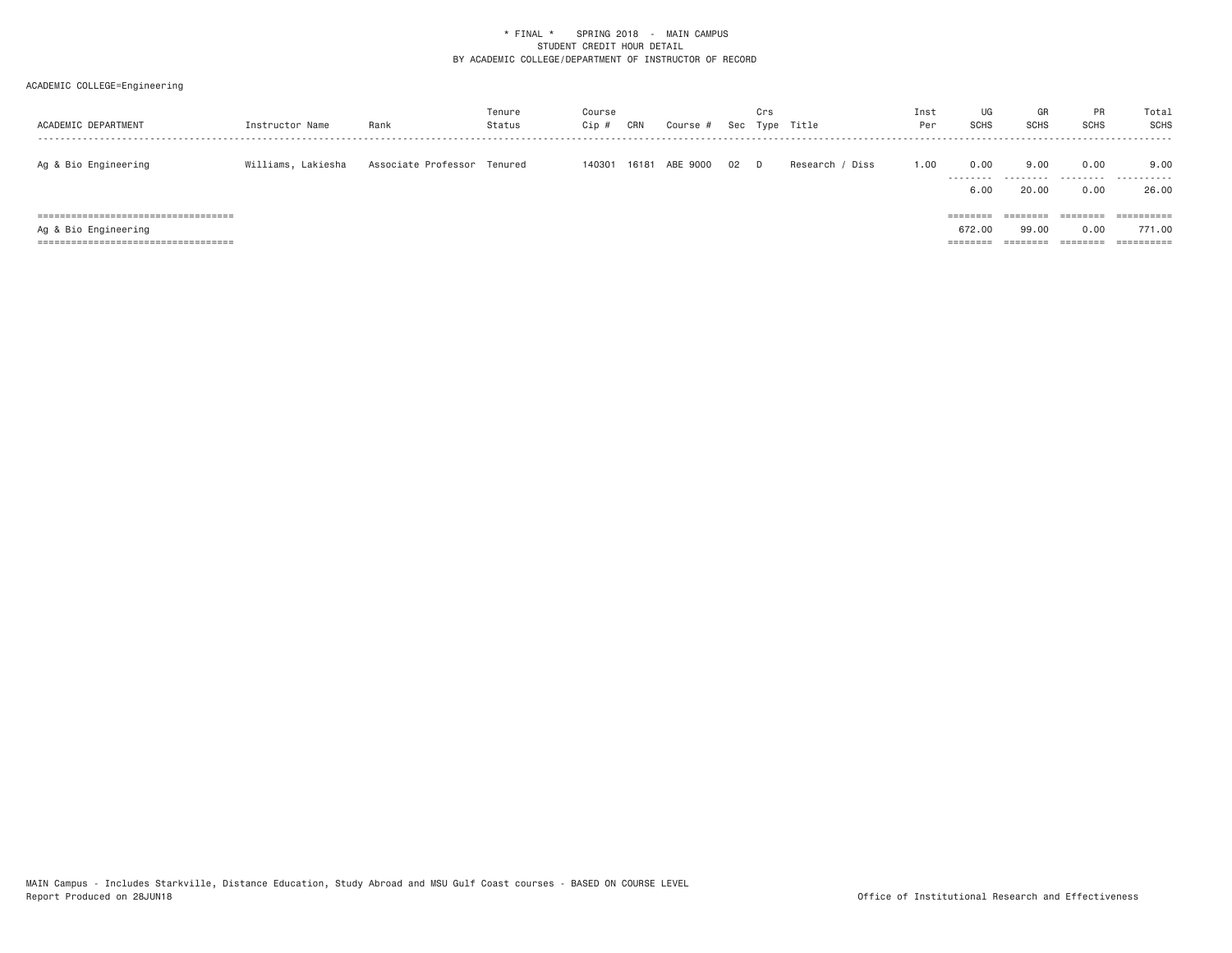* FINAL * SPRING 2018 - MAIN CAMPUS
STUDENT CREDIT HOUR DETAIL
BY ACADEMIC COLLEGE/DEPARTMENT OF INSTRUCTOR OF RECORD

ACADEMIC COLLEGE=Engineering

| ACADEMIC DEPARTMENT | Instructor Name | Rank | Tenure Status | Course Cip # | CRN | Course # | Sec | Crs Type | Title | Inst Per | UG SCHS | GR SCHS | PR SCHS | Total SCHS |
|---|---|---|---|---|---|---|---|---|---|---|---|---|---|---|
| Ag & Bio Engineering | Williams, Lakiesha | Associate Professor | Tenured | 140301 | 16181 | ABE 9000 | 02 | D | Research / Diss | 1.00 | 0.00 | 9.00 | 0.00 | 9.00 |
| | | | | | | | | | | | 6.00 | 20.00 | 0.00 | 26.00 |
| Ag & Bio Engineering | | | | | | | | | | | 672.00 | 99.00 | 0.00 | 771.00 |

MAIN Campus - Includes Starkville, Distance Education, Study Abroad and MSU Gulf Coast courses - BASED ON COURSE LEVEL
Report Produced on 28JUN18

Office of Institutional Research and Effectiveness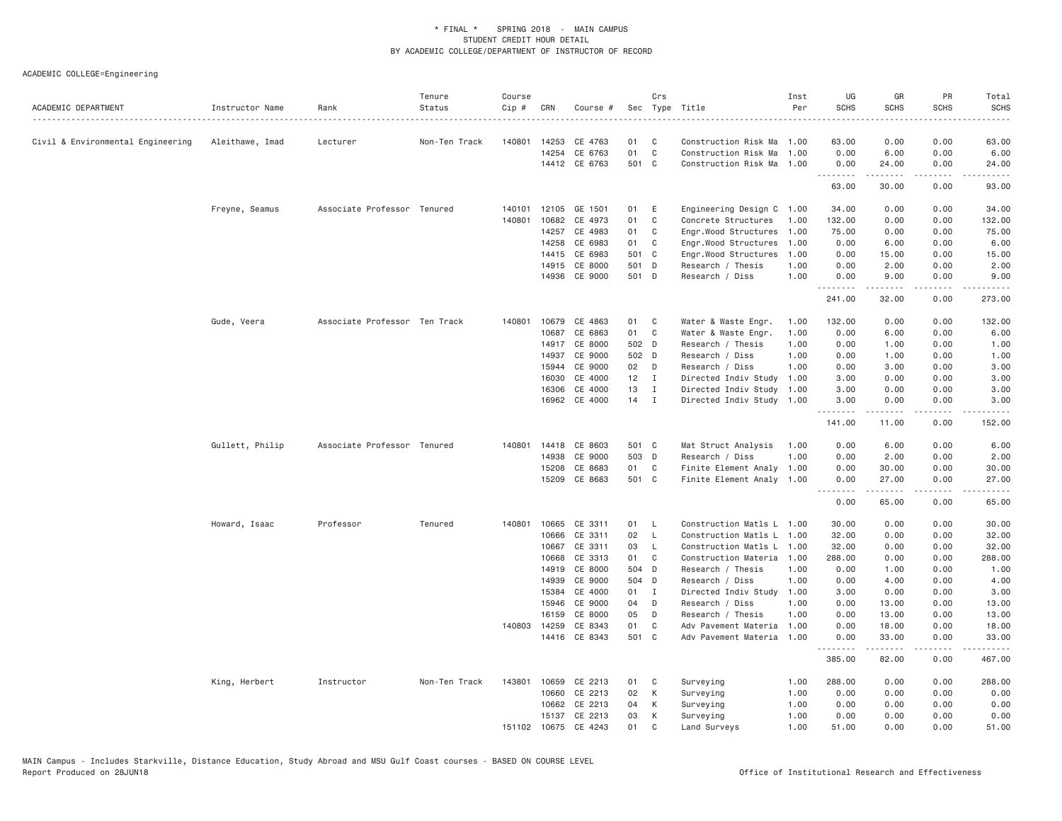\* FINAL \*    SPRING 2018 - MAIN CAMPUS
STUDENT CREDIT HOUR DETAIL
BY ACADEMIC COLLEGE/DEPARTMENT OF INSTRUCTOR OF RECORD

ACADEMIC COLLEGE=Engineering

| ACADEMIC DEPARTMENT | Instructor Name | Rank | Tenure Status | Course Cip # | CRN | Course # | Sec | Crs Type | Title | Inst Per | UG SCHS | GR SCHS | PR SCHS | Total SCHS |
|---|---|---|---|---|---|---|---|---|---|---|---|---|---|---|
| Civil & Environmental Engineering | Aleithawe, Imad | Lecturer | Non-Ten Track | 140801 | 14253 | CE 4763 | 01 | C | Construction Risk Ma | 1.00 | 63.00 | 0.00 | 0.00 | 63.00 |
| | | | | | 14254 | CE 6763 | 01 | C | Construction Risk Ma | 1.00 | 0.00 | 6.00 | 0.00 | 6.00 |
| | | | | | 14412 | CE 6763 | 501 | C | Construction Risk Ma | 1.00 | 0.00 | 24.00 | 0.00 | 24.00 |
| | | | | | | | | | | | 63.00 | 30.00 | 0.00 | 93.00 |
| | Freyne, Seamus | Associate Professor | Tenured | 140101 | 12105 | GE 1501 | 01 | E | Engineering Design C | 1.00 | 34.00 | 0.00 | 0.00 | 34.00 |
| | | | | 140801 | 10682 | CE 4973 | 01 | C | Concrete Structures | 1.00 | 132.00 | 0.00 | 0.00 | 132.00 |
| | | | | | 14257 | CE 4983 | 01 | C | Engr.Wood Structures | 1.00 | 75.00 | 0.00 | 0.00 | 75.00 |
| | | | | | 14258 | CE 6983 | 01 | C | Engr.Wood Structures | 1.00 | 0.00 | 6.00 | 0.00 | 6.00 |
| | | | | | 14415 | CE 6983 | 501 | C | Engr.Wood Structures | 1.00 | 0.00 | 15.00 | 0.00 | 15.00 |
| | | | | | 14915 | CE 8000 | 501 | D | Research / Thesis | 1.00 | 0.00 | 2.00 | 0.00 | 2.00 |
| | | | | | 14936 | CE 9000 | 501 | D | Research / Diss | 1.00 | 0.00 | 9.00 | 0.00 | 9.00 |
| | | | | | | | | | | | 241.00 | 32.00 | 0.00 | 273.00 |
| | Gude, Veera | Associate Professor | Ten Track | 140801 | 10679 | CE 4863 | 01 | C | Water & Waste Engr. | 1.00 | 132.00 | 0.00 | 0.00 | 132.00 |
| | | | | | 10687 | CE 6863 | 01 | C | Water & Waste Engr. | 1.00 | 0.00 | 6.00 | 0.00 | 6.00 |
| | | | | | 14917 | CE 8000 | 502 | D | Research / Thesis | 1.00 | 0.00 | 1.00 | 0.00 | 1.00 |
| | | | | | 14937 | CE 9000 | 502 | D | Research / Diss | 1.00 | 0.00 | 1.00 | 0.00 | 1.00 |
| | | | | | 15944 | CE 9000 | 02 | D | Research / Diss | 1.00 | 0.00 | 3.00 | 0.00 | 3.00 |
| | | | | | 16030 | CE 4000 | 12 | I | Directed Indiv Study | 1.00 | 3.00 | 0.00 | 0.00 | 3.00 |
| | | | | | 16306 | CE 4000 | 13 | I | Directed Indiv Study | 1.00 | 3.00 | 0.00 | 0.00 | 3.00 |
| | | | | | 16962 | CE 4000 | 14 | I | Directed Indiv Study | 1.00 | 3.00 | 0.00 | 0.00 | 3.00 |
| | | | | | | | | | | | 141.00 | 11.00 | 0.00 | 152.00 |
| | Gullett, Philip | Associate Professor | Tenured | 140801 | 14418 | CE 8603 | 501 | C | Mat Struct Analysis | 1.00 | 0.00 | 6.00 | 0.00 | 6.00 |
| | | | | | 14938 | CE 9000 | 503 | D | Research / Diss | 1.00 | 0.00 | 2.00 | 0.00 | 2.00 |
| | | | | | 15208 | CE 8683 | 01 | C | Finite Element Analy | 1.00 | 0.00 | 30.00 | 0.00 | 30.00 |
| | | | | | 15209 | CE 8683 | 501 | C | Finite Element Analy | 1.00 | 0.00 | 27.00 | 0.00 | 27.00 |
| | | | | | | | | | | | 0.00 | 65.00 | 0.00 | 65.00 |
| | Howard, Isaac | Professor | Tenured | 140801 | 10665 | CE 3311 | 01 | L | Construction Matls L | 1.00 | 30.00 | 0.00 | 0.00 | 30.00 |
| | | | | | 10666 | CE 3311 | 02 | L | Construction Matls L | 1.00 | 32.00 | 0.00 | 0.00 | 32.00 |
| | | | | | 10667 | CE 3311 | 03 | L | Construction Matls L | 1.00 | 32.00 | 0.00 | 0.00 | 32.00 |
| | | | | | 10668 | CE 3313 | 01 | C | Construction Materia | 1.00 | 288.00 | 0.00 | 0.00 | 288.00 |
| | | | | | 14919 | CE 8000 | 504 | D | Research / Thesis | 1.00 | 0.00 | 1.00 | 0.00 | 1.00 |
| | | | | | 14939 | CE 9000 | 504 | D | Research / Diss | 1.00 | 0.00 | 4.00 | 0.00 | 4.00 |
| | | | | | 15384 | CE 4000 | 01 | I | Directed Indiv Study | 1.00 | 3.00 | 0.00 | 0.00 | 3.00 |
| | | | | | 15946 | CE 9000 | 04 | D | Research / Diss | 1.00 | 0.00 | 13.00 | 0.00 | 13.00 |
| | | | | | 16159 | CE 8000 | 05 | D | Research / Thesis | 1.00 | 0.00 | 13.00 | 0.00 | 13.00 |
| | | | | 140803 | 14259 | CE 8343 | 01 | C | Adv Pavement Materia | 1.00 | 0.00 | 18.00 | 0.00 | 18.00 |
| | | | | | 14416 | CE 8343 | 501 | C | Adv Pavement Materia | 1.00 | 0.00 | 33.00 | 0.00 | 33.00 |
| | | | | | | | | | | | 385.00 | 82.00 | 0.00 | 467.00 |
| | King, Herbert | Instructor | Non-Ten Track | 143801 | 10659 | CE 2213 | 01 | C | Surveying | 1.00 | 288.00 | 0.00 | 0.00 | 288.00 |
| | | | | | 10660 | CE 2213 | 02 | K | Surveying | 1.00 | 0.00 | 0.00 | 0.00 | 0.00 |
| | | | | | 10662 | CE 2213 | 04 | K | Surveying | 1.00 | 0.00 | 0.00 | 0.00 | 0.00 |
| | | | | | 15137 | CE 2213 | 03 | K | Surveying | 1.00 | 0.00 | 0.00 | 0.00 | 0.00 |
| | | | | 151102 | 10675 | CE 4243 | 01 | C | Land Surveys | 1.00 | 51.00 | 0.00 | 0.00 | 51.00 |

MAIN Campus - Includes Starkville, Distance Education, Study Abroad and MSU Gulf Coast courses - BASED ON COURSE LEVEL
Report Produced on 28JUN18    Office of Institutional Research and Effectiveness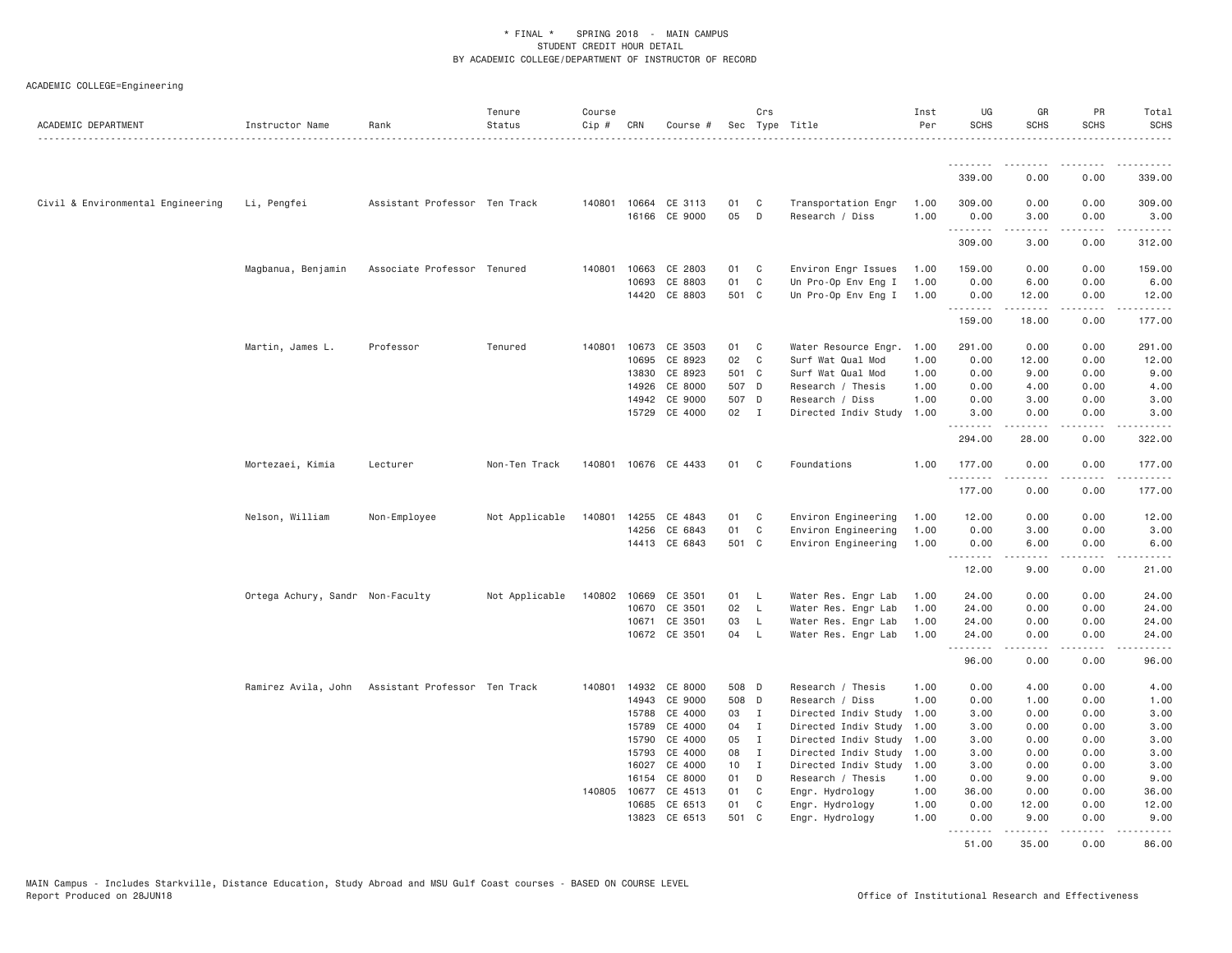* FINAL * SPRING 2018 - MAIN CAMPUS
STUDENT CREDIT HOUR DETAIL
BY ACADEMIC COLLEGE/DEPARTMENT OF INSTRUCTOR OF RECORD

ACADEMIC COLLEGE=Engineering

| ACADEMIC DEPARTMENT | Instructor Name | Rank | Tenure Status | Course Cip # | CRN | Course # | Sec | Crs Type | Title | Inst Per | UG SCHS | GR SCHS | PR SCHS | Total SCHS |
|---|---|---|---|---|---|---|---|---|---|---|---|---|---|---|
| | | | | | | | | | | | 339.00 | 0.00 | 0.00 | 339.00 |
| Civil & Environmental Engineering | Li, Pengfei | Assistant Professor | Ten Track | 140801 | 10664 | CE 3113 | 01 | C | Transportation Engr | 1.00 | 309.00 | 0.00 | 0.00 | 309.00 |
| | | | | | 16166 | CE 9000 | 05 | D | Research / Diss | 1.00 | 0.00 | 3.00 | 0.00 | 3.00 |
| | | | | | | | | | | | 309.00 | 3.00 | 0.00 | 312.00 |
| | Magbanua, Benjamin | Associate Professor | Tenured | 140801 | 10663 | CE 2803 | 01 | C | Environ Engr Issues | 1.00 | 159.00 | 0.00 | 0.00 | 159.00 |
| | | | | | 10693 | CE 8803 | 01 | C | Un Pro-Op Env Eng I | 1.00 | 0.00 | 6.00 | 0.00 | 6.00 |
| | | | | | 14420 | CE 8803 | 501 | C | Un Pro-Op Env Eng I | 1.00 | 0.00 | 12.00 | 0.00 | 12.00 |
| | | | | | | | | | | | 159.00 | 18.00 | 0.00 | 177.00 |
| | Martin, James L. | Professor | Tenured | 140801 | 10673 | CE 3503 | 01 | C | Water Resource Engr. | 1.00 | 291.00 | 0.00 | 0.00 | 291.00 |
| | | | | | 10695 | CE 8923 | 02 | C | Surf Wat Qual Mod | 1.00 | 0.00 | 12.00 | 0.00 | 12.00 |
| | | | | | 13830 | CE 8923 | 501 | C | Surf Wat Qual Mod | 1.00 | 0.00 | 9.00 | 0.00 | 9.00 |
| | | | | | 14926 | CE 8000 | 507 | D | Research / Thesis | 1.00 | 0.00 | 4.00 | 0.00 | 4.00 |
| | | | | | 14942 | CE 9000 | 507 | D | Research / Diss | 1.00 | 0.00 | 3.00 | 0.00 | 3.00 |
| | | | | | 15729 | CE 4000 | 02 | I | Directed Indiv Study | 1.00 | 3.00 | 0.00 | 0.00 | 3.00 |
| | | | | | | | | | | | 294.00 | 28.00 | 0.00 | 322.00 |
| | Mortezaei, Kimia | Lecturer | Non-Ten Track | 140801 | 10676 | CE 4433 | 01 | C | Foundations | 1.00 | 177.00 | 0.00 | 0.00 | 177.00 |
| | | | | | | | | | | | 177.00 | 0.00 | 0.00 | 177.00 |
| | Nelson, William | Non-Employee | Not Applicable | 140801 | 14255 | CE 4843 | 01 | C | Environ Engineering | 1.00 | 12.00 | 0.00 | 0.00 | 12.00 |
| | | | | | 14256 | CE 6843 | 01 | C | Environ Engineering | 1.00 | 0.00 | 3.00 | 0.00 | 3.00 |
| | | | | | 14413 | CE 6843 | 501 | C | Environ Engineering | 1.00 | 0.00 | 6.00 | 0.00 | 6.00 |
| | | | | | | | | | | | 12.00 | 9.00 | 0.00 | 21.00 |
| | Ortega Achury, Sandr | Non-Faculty | Not Applicable | 140802 | 10669 | CE 3501 | 01 | L | Water Res. Engr Lab | 1.00 | 24.00 | 0.00 | 0.00 | 24.00 |
| | | | | | 10670 | CE 3501 | 02 | L | Water Res. Engr Lab | 1.00 | 24.00 | 0.00 | 0.00 | 24.00 |
| | | | | | 10671 | CE 3501 | 03 | L | Water Res. Engr Lab | 1.00 | 24.00 | 0.00 | 0.00 | 24.00 |
| | | | | | 10672 | CE 3501 | 04 | L | Water Res. Engr Lab | 1.00 | 24.00 | 0.00 | 0.00 | 24.00 |
| | | | | | | | | | | | 96.00 | 0.00 | 0.00 | 96.00 |
| | Ramirez Avila, John | Assistant Professor | Ten Track | 140801 | 14932 | CE 8000 | 508 | D | Research / Thesis | 1.00 | 0.00 | 4.00 | 0.00 | 4.00 |
| | | | | | 14943 | CE 9000 | 508 | D | Research / Diss | 1.00 | 0.00 | 1.00 | 0.00 | 1.00 |
| | | | | | 15788 | CE 4000 | 03 | I | Directed Indiv Study | 1.00 | 3.00 | 0.00 | 0.00 | 3.00 |
| | | | | | 15789 | CE 4000 | 04 | I | Directed Indiv Study | 1.00 | 3.00 | 0.00 | 0.00 | 3.00 |
| | | | | | 15790 | CE 4000 | 05 | I | Directed Indiv Study | 1.00 | 3.00 | 0.00 | 0.00 | 3.00 |
| | | | | | 15793 | CE 4000 | 08 | I | Directed Indiv Study | 1.00 | 3.00 | 0.00 | 0.00 | 3.00 |
| | | | | | 16027 | CE 4000 | 10 | I | Directed Indiv Study | 1.00 | 3.00 | 0.00 | 0.00 | 3.00 |
| | | | | | 16154 | CE 8000 | 01 | D | Research / Thesis | 1.00 | 0.00 | 9.00 | 0.00 | 9.00 |
| | | | | 140805 | 10677 | CE 4513 | 01 | C | Engr. Hydrology | 1.00 | 36.00 | 0.00 | 0.00 | 36.00 |
| | | | | | 10685 | CE 6513 | 01 | C | Engr. Hydrology | 1.00 | 0.00 | 12.00 | 0.00 | 12.00 |
| | | | | | 13823 | CE 6513 | 501 | C | Engr. Hydrology | 1.00 | 0.00 | 9.00 | 0.00 | 9.00 |
| | | | | | | | | | | | 51.00 | 35.00 | 0.00 | 86.00 |

MAIN Campus - Includes Starkville, Distance Education, Study Abroad and MSU Gulf Coast courses - BASED ON COURSE LEVEL
Report Produced on 28JUN18 Office of Institutional Research and Effectiveness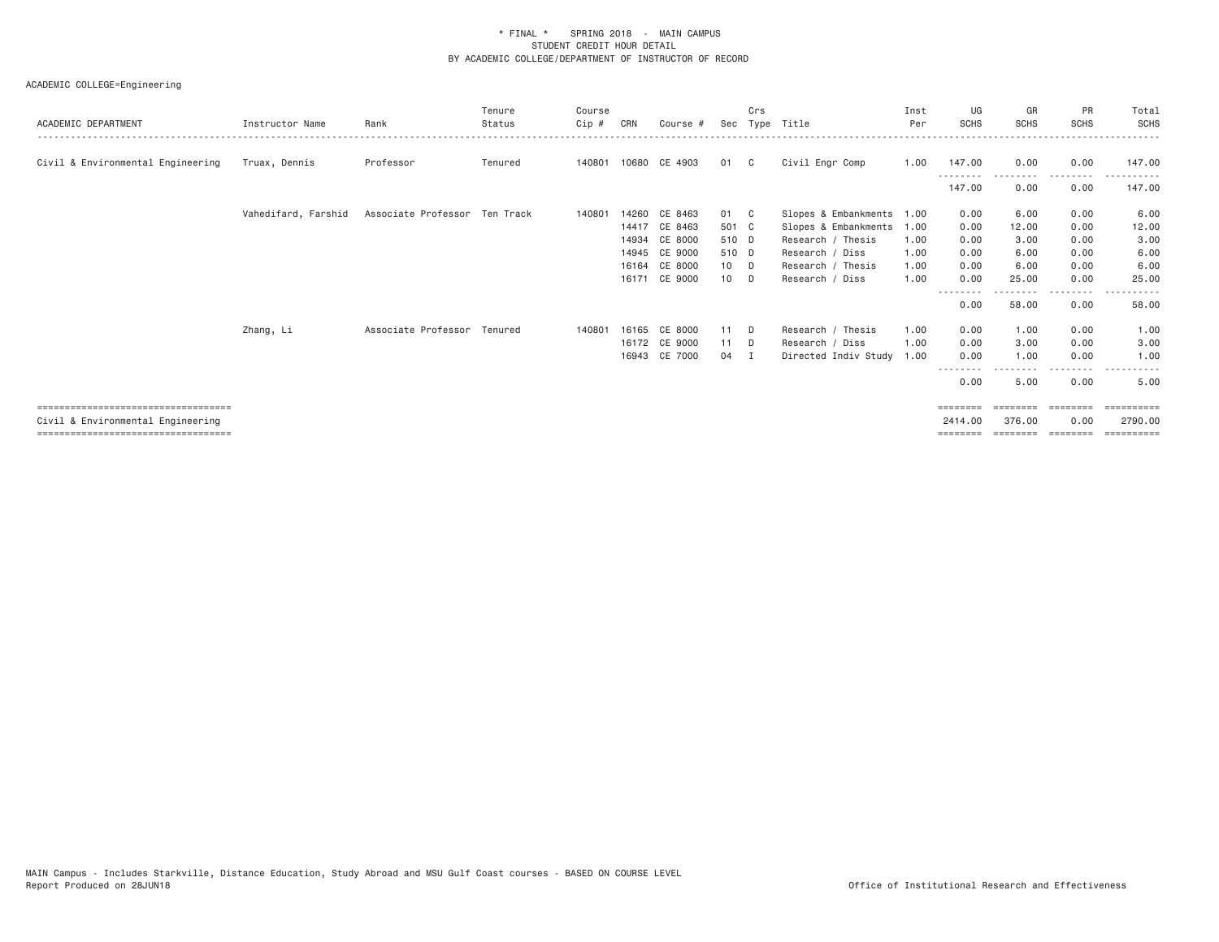\* FINAL \*   SPRING 2018  -  MAIN CAMPUS
STUDENT CREDIT HOUR DETAIL
BY ACADEMIC COLLEGE/DEPARTMENT OF INSTRUCTOR OF RECORD

ACADEMIC COLLEGE=Engineering

| ACADEMIC DEPARTMENT | Instructor Name | Rank | Tenure Status | Course Cip # | CRN | Course # | Sec | Crs Type | Title | Inst Per | UG SCHS | GR SCHS | PR SCHS | Total SCHS |
|---|---|---|---|---|---|---|---|---|---|---|---|---|---|---|
| Civil & Environmental Engineering | Truax, Dennis | Professor | Tenured | 140801 | 10680 | CE 4903 | 01 | C | Civil Engr Comp | 1.00 | 147.00 | 0.00 | 0.00 | 147.00 |
| | | | | | | | | | | | 147.00 | 0.00 | 0.00 | 147.00 |
| | Vahedifard, Farshid | Associate Professor | Ten Track | 140801 | 14260 | CE 8463 | 01 | C | Slopes & Embankments | 1.00 | 0.00 | 6.00 | 0.00 | 6.00 |
| | | | | | 14417 | CE 8463 | 501 | C | Slopes & Embankments | 1.00 | 0.00 | 12.00 | 0.00 | 12.00 |
| | | | | | 14934 | CE 8000 | 510 | D | Research / Thesis | 1.00 | 0.00 | 3.00 | 0.00 | 3.00 |
| | | | | | 14945 | CE 9000 | 510 | D | Research / Diss | 1.00 | 0.00 | 6.00 | 0.00 | 6.00 |
| | | | | | 16164 | CE 8000 | 10 | D | Research / Thesis | 1.00 | 0.00 | 6.00 | 0.00 | 6.00 |
| | | | | | 16171 | CE 9000 | 10 | D | Research / Diss | 1.00 | 0.00 | 25.00 | 0.00 | 25.00 |
| | | | | | | | | | | | 0.00 | 58.00 | 0.00 | 58.00 |
| | Zhang, Li | Associate Professor | Tenured | 140801 | 16165 | CE 8000 | 11 | D | Research / Thesis | 1.00 | 0.00 | 1.00 | 0.00 | 1.00 |
| | | | | | 16172 | CE 9000 | 11 | D | Research / Diss | 1.00 | 0.00 | 3.00 | 0.00 | 3.00 |
| | | | | | 16943 | CE 7000 | 04 | I | Directed Indiv Study | 1.00 | 0.00 | 1.00 | 0.00 | 1.00 |
| | | | | | | | | | | | 0.00 | 5.00 | 0.00 | 5.00 |
| Civil & Environmental Engineering | | | | | | | | | | | 2414.00 | 376.00 | 0.00 | 2790.00 |

MAIN Campus - Includes Starkville, Distance Education, Study Abroad and MSU Gulf Coast courses - BASED ON COURSE LEVEL
Report Produced on 28JUN18

Office of Institutional Research and Effectiveness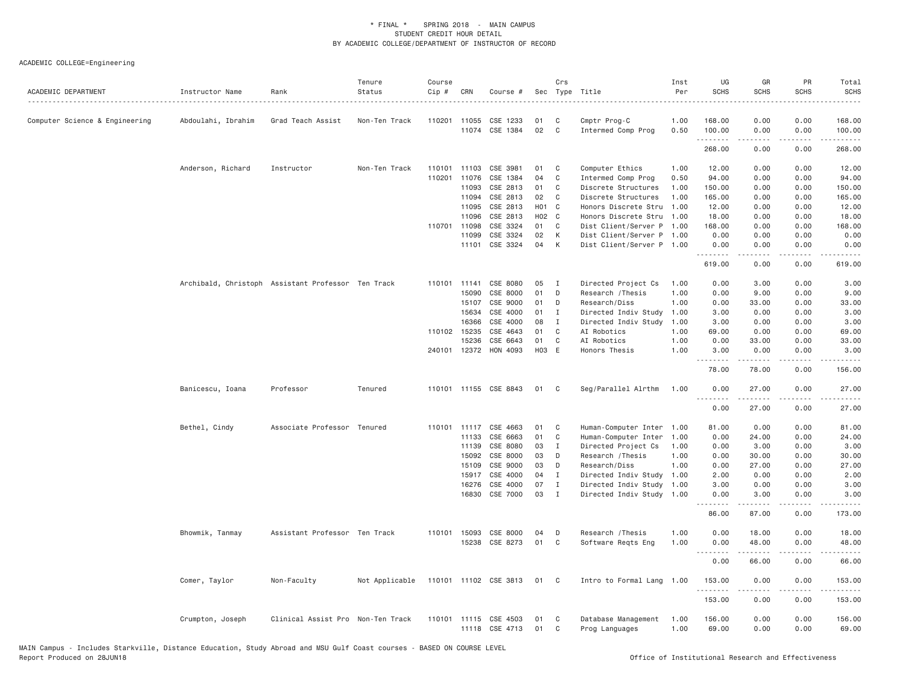\* FINAL \* SPRING 2018 - MAIN CAMPUS
STUDENT CREDIT HOUR DETAIL
BY ACADEMIC COLLEGE/DEPARTMENT OF INSTRUCTOR OF RECORD

ACADEMIC COLLEGE=Engineering

| ACADEMIC DEPARTMENT | Instructor Name | Rank | Tenure Status | Course Cip # | CRN | Course # | Sec | Crs Type | Title | Inst Per | UG SCHS | GR SCHS | PR SCHS | Total SCHS |
|---|---|---|---|---|---|---|---|---|---|---|---|---|---|---|
| Computer Science & Engineering | Abdoulahi, Ibrahim | Grad Teach Assist | Non-Ten Track | 110201 | 11055 | CSE 1233 | 01 | C | Cmptr Prog-C | 1.00 | 168.00 | 0.00 | 0.00 | 168.00 |
| | | | | | 11074 | CSE 1384 | 02 | C | Intermed Comp Prog | 0.50 | 100.00 | 0.00 | 0.00 | 100.00 |
| | | | | | | | | | | | 268.00 | 0.00 | 0.00 | 268.00 |
| | Anderson, Richard | Instructor | Non-Ten Track | 110101 | 11103 | CSE 3981 | 01 | C | Computer Ethics | 1.00 | 12.00 | 0.00 | 0.00 | 12.00 |
| | | | | 110201 | 11076 | CSE 1384 | 04 | C | Intermed Comp Prog | 0.50 | 94.00 | 0.00 | 0.00 | 94.00 |
| | | | | | 11093 | CSE 2813 | 01 | C | Discrete Structures | 1.00 | 150.00 | 0.00 | 0.00 | 150.00 |
| | | | | | 11094 | CSE 2813 | 02 | C | Discrete Structures | 1.00 | 165.00 | 0.00 | 0.00 | 165.00 |
| | | | | | 11095 | CSE 2813 | H01 | C | Honors Discrete Stru | 1.00 | 12.00 | 0.00 | 0.00 | 12.00 |
| | | | | | 11096 | CSE 2813 | H02 | C | Honors Discrete Stru | 1.00 | 18.00 | 0.00 | 0.00 | 18.00 |
| | | | | 110701 | 11098 | CSE 3324 | 01 | C | Dist Client/Server P | 1.00 | 168.00 | 0.00 | 0.00 | 168.00 |
| | | | | | 11099 | CSE 3324 | 02 | K | Dist Client/Server P | 1.00 | 0.00 | 0.00 | 0.00 | 0.00 |
| | | | | | 11101 | CSE 3324 | 04 | K | Dist Client/Server P | 1.00 | 0.00 | 0.00 | 0.00 | 0.00 |
| | | | | | | | | | | | 619.00 | 0.00 | 0.00 | 619.00 |
| | Archibald, Christoph | Assistant Professor | Ten Track | 110101 | 11141 | CSE 8080 | 05 | I | Directed Project Cs | 1.00 | 0.00 | 3.00 | 0.00 | 3.00 |
| | | | | | 15090 | CSE 8000 | 01 | D | Research /Thesis | 1.00 | 0.00 | 9.00 | 0.00 | 9.00 |
| | | | | | 15107 | CSE 9000 | 01 | D | Research/Diss | 1.00 | 0.00 | 33.00 | 0.00 | 33.00 |
| | | | | | 15634 | CSE 4000 | 01 | I | Directed Indiv Study | 1.00 | 3.00 | 0.00 | 0.00 | 3.00 |
| | | | | | 16366 | CSE 4000 | 08 | I | Directed Indiv Study | 1.00 | 3.00 | 0.00 | 0.00 | 3.00 |
| | | | | 110102 | 15235 | CSE 4643 | 01 | C | AI Robotics | 1.00 | 69.00 | 0.00 | 0.00 | 69.00 |
| | | | | | 15236 | CSE 6643 | 01 | C | AI Robotics | 1.00 | 0.00 | 33.00 | 0.00 | 33.00 |
| | | | | 240101 | 12372 | HON 4093 | H03 | E | Honors Thesis | 1.00 | 3.00 | 0.00 | 0.00 | 3.00 |
| | | | | | | | | | | | 78.00 | 78.00 | 0.00 | 156.00 |
| | Banicescu, Ioana | Professor | Tenured | 110101 | 11155 | CSE 8843 | 01 | C | Seg/Parallel Alrthm | 1.00 | 0.00 | 27.00 | 0.00 | 27.00 |
| | | | | | | | | | | | 0.00 | 27.00 | 0.00 | 27.00 |
| | Bethel, Cindy | Associate Professor | Tenured | 110101 | 11117 | CSE 4663 | 01 | C | Human-Computer Inter | 1.00 | 81.00 | 0.00 | 0.00 | 81.00 |
| | | | | | 11133 | CSE 6663 | 01 | C | Human-Computer Inter | 1.00 | 0.00 | 24.00 | 0.00 | 24.00 |
| | | | | | 11139 | CSE 8080 | 03 | I | Directed Project Cs | 1.00 | 0.00 | 3.00 | 0.00 | 3.00 |
| | | | | | 15092 | CSE 8000 | 03 | D | Research /Thesis | 1.00 | 0.00 | 30.00 | 0.00 | 30.00 |
| | | | | | 15109 | CSE 9000 | 03 | D | Research/Diss | 1.00 | 0.00 | 27.00 | 0.00 | 27.00 |
| | | | | | 15917 | CSE 4000 | 04 | I | Directed Indiv Study | 1.00 | 2.00 | 0.00 | 0.00 | 2.00 |
| | | | | | 16276 | CSE 4000 | 07 | I | Directed Indiv Study | 1.00 | 3.00 | 0.00 | 0.00 | 3.00 |
| | | | | | 16830 | CSE 7000 | 03 | I | Directed Indiv Study | 1.00 | 0.00 | 3.00 | 0.00 | 3.00 |
| | | | | | | | | | | | 86.00 | 87.00 | 0.00 | 173.00 |
| | Bhowmik, Tanmay | Assistant Professor | Ten Track | 110101 | 15093 | CSE 8000 | 04 | D | Research /Thesis | 1.00 | 0.00 | 18.00 | 0.00 | 18.00 |
| | | | | | 15238 | CSE 8273 | 01 | C | Software Reqts Eng | 1.00 | 0.00 | 48.00 | 0.00 | 48.00 |
| | | | | | | | | | | | 0.00 | 66.00 | 0.00 | 66.00 |
| | Comer, Taylor | Non-Faculty | Not Applicable | 110101 | 11102 | CSE 3813 | 01 | C | Intro to Formal Lang | 1.00 | 153.00 | 0.00 | 0.00 | 153.00 |
| | | | | | | | | | | | 153.00 | 0.00 | 0.00 | 153.00 |
| | Crumpton, Joseph | Clinical Assist Pro | Non-Ten Track | 110101 | 11115 | CSE 4503 | 01 | C | Database Management | 1.00 | 156.00 | 0.00 | 0.00 | 156.00 |
| | | | | | 11118 | CSE 4713 | 01 | C | Prog Languages | 1.00 | 69.00 | 0.00 | 0.00 | 69.00 |

MAIN Campus - Includes Starkville, Distance Education, Study Abroad and MSU Gulf Coast courses - BASED ON COURSE LEVEL
Report Produced on 28JUN18 Office of Institutional Research and Effectiveness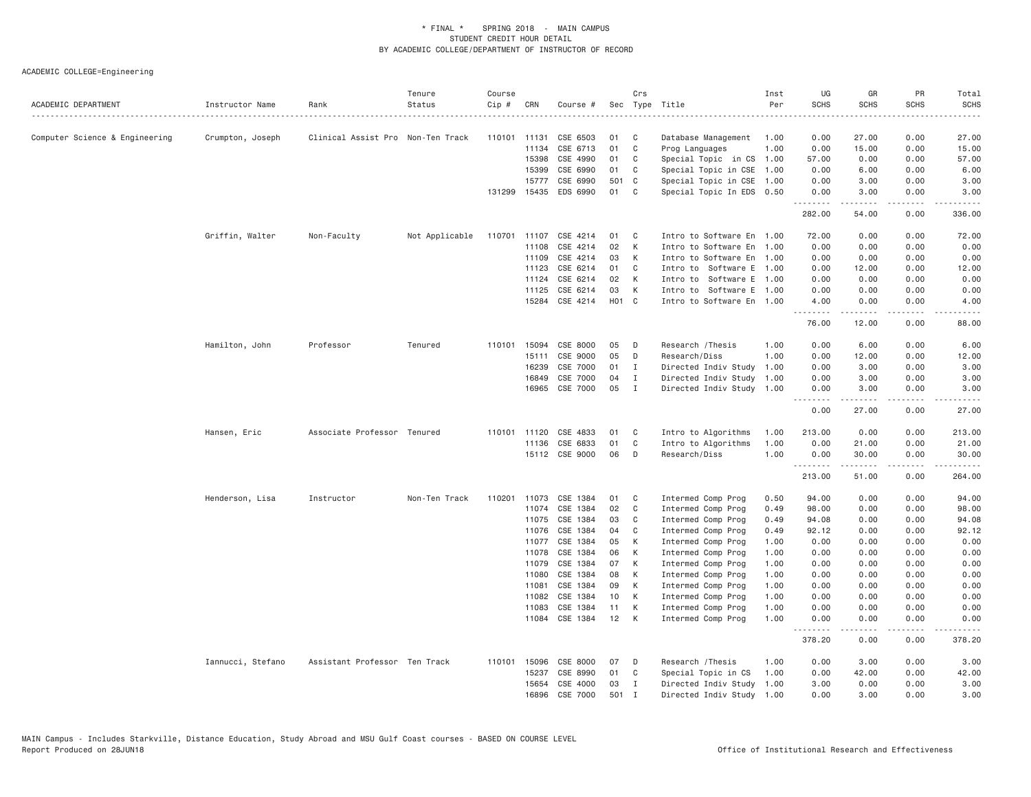\* FINAL \* SPRING 2018 - MAIN CAMPUS
STUDENT CREDIT HOUR DETAIL
BY ACADEMIC COLLEGE/DEPARTMENT OF INSTRUCTOR OF RECORD

ACADEMIC COLLEGE=Engineering

| ACADEMIC DEPARTMENT | Instructor Name | Rank | Tenure Status | Course Cip # | CRN | Course # | Sec | Crs Type | Title | Inst Per | UG SCHS | GR SCHS | PR SCHS | Total SCHS |
|---|---|---|---|---|---|---|---|---|---|---|---|---|---|---|
| Computer Science & Engineering | Crumpton, Joseph | Clinical Assist Pro | Non-Ten Track | 110101 | 11131 | CSE 6503 | 01 | C | Database Management | 1.00 | 0.00 | 27.00 | 0.00 | 27.00 |
| | | | | | 11134 | CSE 6713 | 01 | C | Prog Languages | 1.00 | 0.00 | 15.00 | 0.00 | 15.00 |
| | | | | | 15398 | CSE 4990 | 01 | C | Special Topic in CS | 1.00 | 57.00 | 0.00 | 0.00 | 57.00 |
| | | | | | 15399 | CSE 6990 | 01 | C | Special Topic in CSE | 1.00 | 0.00 | 6.00 | 0.00 | 6.00 |
| | | | | | 15777 | CSE 6990 | 501 | C | Special Topic in CSE | 1.00 | 0.00 | 3.00 | 0.00 | 3.00 |
| | | | | 131299 | 15435 | EDS 6990 | 01 | C | Special Topic In EDS | 0.50 | 0.00 | 3.00 | 0.00 | 3.00 |
| | | | | | | | | | | | 282.00 | 54.00 | 0.00 | 336.00 |
| | Griffin, Walter | Non-Faculty | Not Applicable | 110701 | 11107 | CSE 4214 | 01 | C | Intro to Software En | 1.00 | 72.00 | 0.00 | 0.00 | 72.00 |
| | | | | | 11108 | CSE 4214 | 02 | K | Intro to Software En | 1.00 | 0.00 | 0.00 | 0.00 | 0.00 |
| | | | | | 11109 | CSE 4214 | 03 | K | Intro to Software En | 1.00 | 0.00 | 0.00 | 0.00 | 0.00 |
| | | | | | 11123 | CSE 6214 | 01 | C | Intro to Software E | 1.00 | 0.00 | 12.00 | 0.00 | 12.00 |
| | | | | | 11124 | CSE 6214 | 02 | K | Intro to Software E | 1.00 | 0.00 | 0.00 | 0.00 | 0.00 |
| | | | | | 11125 | CSE 6214 | 03 | K | Intro to Software E | 1.00 | 0.00 | 0.00 | 0.00 | 0.00 |
| | | | | | 15284 | CSE 4214 | H01 | C | Intro to Software En | 1.00 | 4.00 | 0.00 | 0.00 | 4.00 |
| | | | | | | | | | | | 76.00 | 12.00 | 0.00 | 88.00 |
| | Hamilton, John | Professor | Tenured | 110101 | 15094 | CSE 8000 | 05 | D | Research /Thesis | 1.00 | 0.00 | 6.00 | 0.00 | 6.00 |
| | | | | | 15111 | CSE 9000 | 05 | D | Research/Diss | 1.00 | 0.00 | 12.00 | 0.00 | 12.00 |
| | | | | | 16239 | CSE 7000 | 01 | I | Directed Indiv Study | 1.00 | 0.00 | 3.00 | 0.00 | 3.00 |
| | | | | | 16849 | CSE 7000 | 04 | I | Directed Indiv Study | 1.00 | 0.00 | 3.00 | 0.00 | 3.00 |
| | | | | | 16965 | CSE 7000 | 05 | I | Directed Indiv Study | 1.00 | 0.00 | 3.00 | 0.00 | 3.00 |
| | | | | | | | | | | | 0.00 | 27.00 | 0.00 | 27.00 |
| | Hansen, Eric | Associate Professor | Tenured | 110101 | 11120 | CSE 4833 | 01 | C | Intro to Algorithms | 1.00 | 213.00 | 0.00 | 0.00 | 213.00 |
| | | | | | 11136 | CSE 6833 | 01 | C | Intro to Algorithms | 1.00 | 0.00 | 21.00 | 0.00 | 21.00 |
| | | | | | 15112 | CSE 9000 | 06 | D | Research/Diss | 1.00 | 0.00 | 30.00 | 0.00 | 30.00 |
| | | | | | | | | | | | 213.00 | 51.00 | 0.00 | 264.00 |
| | Henderson, Lisa | Instructor | Non-Ten Track | 110201 | 11073 | CSE 1384 | 01 | C | Intermed Comp Prog | 0.50 | 94.00 | 0.00 | 0.00 | 94.00 |
| | | | | | 11074 | CSE 1384 | 02 | C | Intermed Comp Prog | 0.49 | 98.00 | 0.00 | 0.00 | 98.00 |
| | | | | | 11075 | CSE 1384 | 03 | C | Intermed Comp Prog | 0.49 | 94.08 | 0.00 | 0.00 | 94.08 |
| | | | | | 11076 | CSE 1384 | 04 | C | Intermed Comp Prog | 0.49 | 92.12 | 0.00 | 0.00 | 92.12 |
| | | | | | 11077 | CSE 1384 | 05 | K | Intermed Comp Prog | 1.00 | 0.00 | 0.00 | 0.00 | 0.00 |
| | | | | | 11078 | CSE 1384 | 06 | K | Intermed Comp Prog | 1.00 | 0.00 | 0.00 | 0.00 | 0.00 |
| | | | | | 11079 | CSE 1384 | 07 | K | Intermed Comp Prog | 1.00 | 0.00 | 0.00 | 0.00 | 0.00 |
| | | | | | 11080 | CSE 1384 | 08 | K | Intermed Comp Prog | 1.00 | 0.00 | 0.00 | 0.00 | 0.00 |
| | | | | | 11081 | CSE 1384 | 09 | K | Intermed Comp Prog | 1.00 | 0.00 | 0.00 | 0.00 | 0.00 |
| | | | | | 11082 | CSE 1384 | 10 | K | Intermed Comp Prog | 1.00 | 0.00 | 0.00 | 0.00 | 0.00 |
| | | | | | 11083 | CSE 1384 | 11 | K | Intermed Comp Prog | 1.00 | 0.00 | 0.00 | 0.00 | 0.00 |
| | | | | | 11084 | CSE 1384 | 12 | K | Intermed Comp Prog | 1.00 | 0.00 | 0.00 | 0.00 | 0.00 |
| | | | | | | | | | | | 378.20 | 0.00 | 0.00 | 378.20 |
| | Iannucci, Stefano | Assistant Professor | Ten Track | 110101 | 15096 | CSE 8000 | 07 | D | Research /Thesis | 1.00 | 0.00 | 3.00 | 0.00 | 3.00 |
| | | | | | 15237 | CSE 8990 | 01 | C | Special Topic in CS | 1.00 | 0.00 | 42.00 | 0.00 | 42.00 |
| | | | | | 15654 | CSE 4000 | 03 | I | Directed Indiv Study | 1.00 | 3.00 | 0.00 | 0.00 | 3.00 |
| | | | | | 16896 | CSE 7000 | 501 | I | Directed Indiv Study | 1.00 | 0.00 | 3.00 | 0.00 | 3.00 |

MAIN Campus - Includes Starkville, Distance Education, Study Abroad and MSU Gulf Coast courses - BASED ON COURSE LEVEL
Report Produced on 28JUN18 Office of Institutional Research and Effectiveness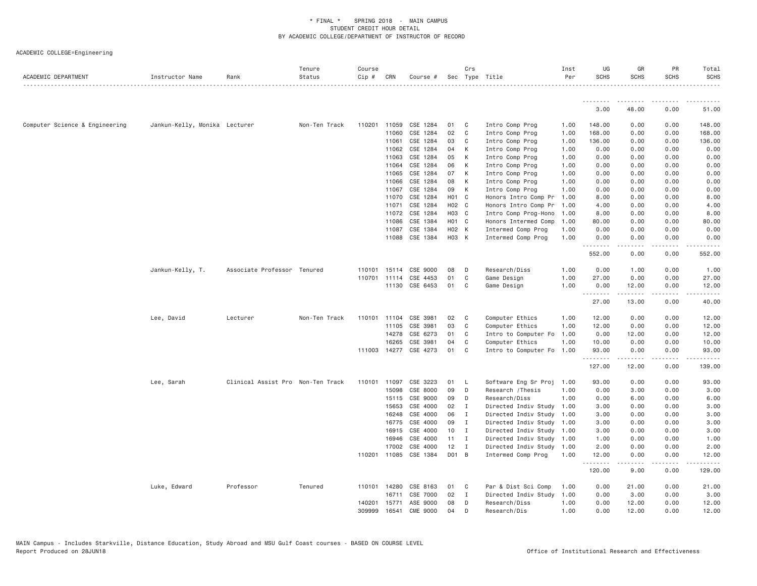\* FINAL \* SPRING 2018 - MAIN CAMPUS
STUDENT CREDIT HOUR DETAIL
BY ACADEMIC COLLEGE/DEPARTMENT OF INSTRUCTOR OF RECORD

ACADEMIC COLLEGE=Engineering

| ACADEMIC DEPARTMENT | Instructor Name | Rank | Tenure Status | Course Cip # | CRN | Course # | Sec | Crs Type | Title | Inst Per | UG SCHS | GR SCHS | PR SCHS | Total SCHS |
|---|---|---|---|---|---|---|---|---|---|---|---|---|---|---|
| | | | | | | | | | | | 3.00 | 48.00 | 0.00 | 51.00 |
| Computer Science & Engineering | Jankun-Kelly, Monika | Lecturer | Non-Ten Track | 110201 | 11059 | CSE 1284 | 01 | C | Intro Comp Prog | 1.00 | 148.00 | 0.00 | 0.00 | 148.00 |
| | | | | | 11060 | CSE 1284 | 02 | C | Intro Comp Prog | 1.00 | 168.00 | 0.00 | 0.00 | 168.00 |
| | | | | | 11061 | CSE 1284 | 03 | C | Intro Comp Prog | 1.00 | 136.00 | 0.00 | 0.00 | 136.00 |
| | | | | | 11062 | CSE 1284 | 04 | K | Intro Comp Prog | 1.00 | 0.00 | 0.00 | 0.00 | 0.00 |
| | | | | | 11063 | CSE 1284 | 05 | K | Intro Comp Prog | 1.00 | 0.00 | 0.00 | 0.00 | 0.00 |
| | | | | | 11064 | CSE 1284 | 06 | K | Intro Comp Prog | 1.00 | 0.00 | 0.00 | 0.00 | 0.00 |
| | | | | | 11065 | CSE 1284 | 07 | K | Intro Comp Prog | 1.00 | 0.00 | 0.00 | 0.00 | 0.00 |
| | | | | | 11066 | CSE 1284 | 08 | K | Intro Comp Prog | 1.00 | 0.00 | 0.00 | 0.00 | 0.00 |
| | | | | | 11067 | CSE 1284 | 09 | K | Intro Comp Prog | 1.00 | 0.00 | 0.00 | 0.00 | 0.00 |
| | | | | | 11070 | CSE 1284 | H01 | C | Honors Intro Comp Pr | 1.00 | 8.00 | 0.00 | 0.00 | 8.00 |
| | | | | | 11071 | CSE 1284 | H02 | C | Honors Intro Comp Pr | 1.00 | 4.00 | 0.00 | 0.00 | 4.00 |
| | | | | | 11072 | CSE 1284 | H03 | C | Intro Comp Prog-Hono | 1.00 | 8.00 | 0.00 | 0.00 | 8.00 |
| | | | | | 11086 | CSE 1384 | H01 | C | Honors Intermed Comp | 1.00 | 80.00 | 0.00 | 0.00 | 80.00 |
| | | | | | 11087 | CSE 1384 | H02 | K | Intermed Comp Prog | 1.00 | 0.00 | 0.00 | 0.00 | 0.00 |
| | | | | | 11088 | CSE 1384 | H03 | K | Intermed Comp Prog | 1.00 | 0.00 | 0.00 | 0.00 | 0.00 |
| | | | | | | | | | | | 552.00 | 0.00 | 0.00 | 552.00 |
| | Jankun-Kelly, T. | Associate Professor | Tenured | 110101 | 15114 | CSE 9000 | 08 | D | Research/Diss | 1.00 | 0.00 | 1.00 | 0.00 | 1.00 |
| | | | | 110701 | 11114 | CSE 4453 | 01 | C | Game Design | 1.00 | 27.00 | 0.00 | 0.00 | 27.00 |
| | | | | | 11130 | CSE 6453 | 01 | C | Game Design | 1.00 | 0.00 | 12.00 | 0.00 | 12.00 |
| | | | | | | | | | | | 27.00 | 13.00 | 0.00 | 40.00 |
| | Lee, David | Lecturer | Non-Ten Track | 110101 | 11104 | CSE 3981 | 02 | C | Computer Ethics | 1.00 | 12.00 | 0.00 | 0.00 | 12.00 |
| | | | | | 11105 | CSE 3981 | 03 | C | Computer Ethics | 1.00 | 12.00 | 0.00 | 0.00 | 12.00 |
| | | | | | 14278 | CSE 6273 | 01 | C | Intro to Computer Fo | 1.00 | 0.00 | 12.00 | 0.00 | 12.00 |
| | | | | | 16265 | CSE 3981 | 04 | C | Computer Ethics | 1.00 | 10.00 | 0.00 | 0.00 | 10.00 |
| | | | | 111003 | 14277 | CSE 4273 | 01 | C | Intro to Computer Fo | 1.00 | 93.00 | 0.00 | 0.00 | 93.00 |
| | | | | | | | | | | | 127.00 | 12.00 | 0.00 | 139.00 |
| | Lee, Sarah | Clinical Assist Pro | Non-Ten Track | 110101 | 11097 | CSE 3223 | 01 | L | Software Eng Sr Proj | 1.00 | 93.00 | 0.00 | 0.00 | 93.00 |
| | | | | | 15098 | CSE 8000 | 09 | D | Research /Thesis | 1.00 | 0.00 | 3.00 | 0.00 | 3.00 |
| | | | | | 15115 | CSE 9000 | 09 | D | Research/Diss | 1.00 | 0.00 | 6.00 | 0.00 | 6.00 |
| | | | | | 15653 | CSE 4000 | 02 | I | Directed Indiv Study | 1.00 | 3.00 | 0.00 | 0.00 | 3.00 |
| | | | | | 16248 | CSE 4000 | 06 | I | Directed Indiv Study | 1.00 | 3.00 | 0.00 | 0.00 | 3.00 |
| | | | | | 16775 | CSE 4000 | 09 | I | Directed Indiv Study | 1.00 | 3.00 | 0.00 | 0.00 | 3.00 |
| | | | | | 16915 | CSE 4000 | 10 | I | Directed Indiv Study | 1.00 | 3.00 | 0.00 | 0.00 | 3.00 |
| | | | | | 16946 | CSE 4000 | 11 | I | Directed Indiv Study | 1.00 | 1.00 | 0.00 | 0.00 | 1.00 |
| | | | | | 17002 | CSE 4000 | 12 | I | Directed Indiv Study | 1.00 | 2.00 | 0.00 | 0.00 | 2.00 |
| | | | | 110201 | 11085 | CSE 1384 | D01 | B | Intermed Comp Prog | 1.00 | 12.00 | 0.00 | 0.00 | 12.00 |
| | | | | | | | | | | | 120.00 | 9.00 | 0.00 | 129.00 |
| | Luke, Edward | Professor | Tenured | 110101 | 14280 | CSE 8163 | 01 | C | Par & Dist Sci Comp | 1.00 | 0.00 | 21.00 | 0.00 | 21.00 |
| | | | | | 16711 | CSE 7000 | 02 | I | Directed Indiv Study | 1.00 | 0.00 | 3.00 | 0.00 | 3.00 |
| | | | | 140201 | 15771 | ASE 9000 | 08 | D | Research/Diss | 1.00 | 0.00 | 12.00 | 0.00 | 12.00 |
| | | | | 309999 | 16541 | CME 9000 | 04 | D | Research/Dis | 1.00 | 0.00 | 12.00 | 0.00 | 12.00 |

MAIN Campus - Includes Starkville, Distance Education, Study Abroad and MSU Gulf Coast courses - BASED ON COURSE LEVEL
Report Produced on 28JUN18

Office of Institutional Research and Effectiveness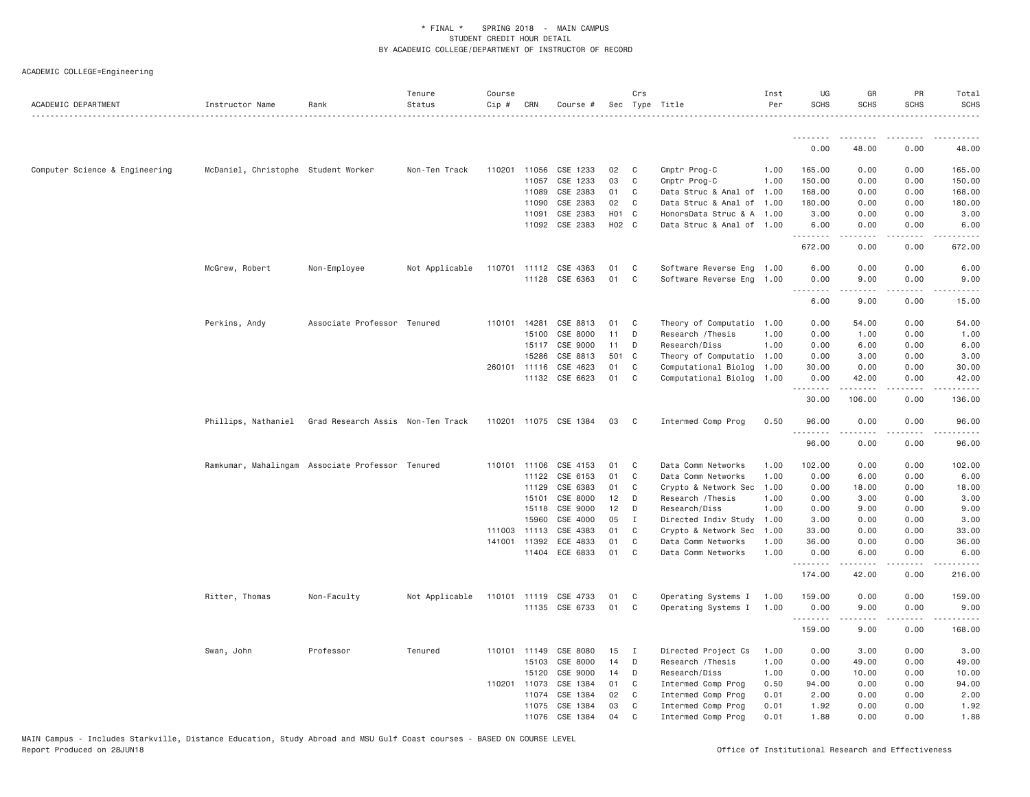\* FINAL \* SPRING 2018 - MAIN CAMPUS
STUDENT CREDIT HOUR DETAIL
BY ACADEMIC COLLEGE/DEPARTMENT OF INSTRUCTOR OF RECORD

ACADEMIC COLLEGE=Engineering

| ACADEMIC DEPARTMENT | Instructor Name | Rank | Tenure Status | Course Cip # | CRN | Course # | Sec | Crs Type | Title | Inst Per | UG SCHS | GR SCHS | PR SCHS | Total SCHS |
|---|---|---|---|---|---|---|---|---|---|---|---|---|---|---|
| | | | | | | | | | | | 0.00 | 48.00 | 0.00 | 48.00 |
| Computer Science & Engineering | McDaniel, Christophe | Student Worker | Non-Ten Track | 110201 | 11056 | CSE 1233 | 02 | C | Cmptr Prog-C | 1.00 | 165.00 | 0.00 | 0.00 | 165.00 |
| | | | | | 11057 | CSE 1233 | 03 | C | Cmptr Prog-C | 1.00 | 150.00 | 0.00 | 0.00 | 150.00 |
| | | | | | 11089 | CSE 2383 | 01 | C | Data Struc & Anal of | 1.00 | 168.00 | 0.00 | 0.00 | 168.00 |
| | | | | | 11090 | CSE 2383 | 02 | C | Data Struc & Anal of | 1.00 | 180.00 | 0.00 | 0.00 | 180.00 |
| | | | | | 11091 | CSE 2383 | H01 | C | HonorsData Struc & A | 1.00 | 3.00 | 0.00 | 0.00 | 3.00 |
| | | | | | 11092 | CSE 2383 | H02 | C | Data Struc & Anal of | 1.00 | 6.00 | 0.00 | 0.00 | 6.00 |
| | | | | | | | | | | | 672.00 | 0.00 | 0.00 | 672.00 |
| | McGrew, Robert | Non-Employee | Not Applicable | 110701 | 11112 | CSE 4363 | 01 | C | Software Reverse Eng | 1.00 | 6.00 | 0.00 | 0.00 | 6.00 |
| | | | | | 11128 | CSE 6363 | 01 | C | Software Reverse Eng | 1.00 | 0.00 | 9.00 | 0.00 | 9.00 |
| | | | | | | | | | | | 6.00 | 9.00 | 0.00 | 15.00 |
| | Perkins, Andy | Associate Professor | Tenured | 110101 | 14281 | CSE 8813 | 01 | C | Theory of Computatio | 1.00 | 0.00 | 54.00 | 0.00 | 54.00 |
| | | | | | 15100 | CSE 8000 | 11 | D | Research /Thesis | 1.00 | 0.00 | 1.00 | 0.00 | 1.00 |
| | | | | | 15117 | CSE 9000 | 11 | D | Research/Diss | 1.00 | 0.00 | 6.00 | 0.00 | 6.00 |
| | | | | | 15286 | CSE 8813 | 501 | C | Theory of Computatio | 1.00 | 0.00 | 3.00 | 0.00 | 3.00 |
| | | | | 260101 | 11116 | CSE 4623 | 01 | C | Computational Biolog | 1.00 | 30.00 | 0.00 | 0.00 | 30.00 |
| | | | | | 11132 | CSE 6623 | 01 | C | Computational Biolog | 1.00 | 0.00 | 42.00 | 0.00 | 42.00 |
| | | | | | | | | | | | 30.00 | 106.00 | 0.00 | 136.00 |
| | Phillips, Nathaniel | Grad Research Assis | Non-Ten Track | 110201 | 11075 | CSE 1384 | 03 | C | Intermed Comp Prog | 0.50 | 96.00 | 0.00 | 0.00 | 96.00 |
| | | | | | | | | | | | 96.00 | 0.00 | 0.00 | 96.00 |
| | Ramkumar, Mahalingam | Associate Professor | Tenured | 110101 | 11106 | CSE 4153 | 01 | C | Data Comm Networks | 1.00 | 102.00 | 0.00 | 0.00 | 102.00 |
| | | | | | 11122 | CSE 6153 | 01 | C | Data Comm Networks | 1.00 | 0.00 | 6.00 | 0.00 | 6.00 |
| | | | | | 11129 | CSE 6383 | 01 | C | Crypto & Network Sec | 1.00 | 0.00 | 18.00 | 0.00 | 18.00 |
| | | | | | 15101 | CSE 8000 | 12 | D | Research /Thesis | 1.00 | 0.00 | 3.00 | 0.00 | 3.00 |
| | | | | | 15118 | CSE 9000 | 12 | D | Research/Diss | 1.00 | 0.00 | 9.00 | 0.00 | 9.00 |
| | | | | | 15960 | CSE 4000 | 05 | I | Directed Indiv Study | 1.00 | 3.00 | 0.00 | 0.00 | 3.00 |
| | | | | 111003 | 11113 | CSE 4383 | 01 | C | Crypto & Network Sec | 1.00 | 33.00 | 0.00 | 0.00 | 33.00 |
| | | | | 141001 | 11392 | ECE 4833 | 01 | C | Data Comm Networks | 1.00 | 36.00 | 0.00 | 0.00 | 36.00 |
| | | | | | 11404 | ECE 6833 | 01 | C | Data Comm Networks | 1.00 | 0.00 | 6.00 | 0.00 | 6.00 |
| | | | | | | | | | | | 174.00 | 42.00 | 0.00 | 216.00 |
| | Ritter, Thomas | Non-Faculty | Not Applicable | 110101 | 11119 | CSE 4733 | 01 | C | Operating Systems I | 1.00 | 159.00 | 0.00 | 0.00 | 159.00 |
| | | | | | 11135 | CSE 6733 | 01 | C | Operating Systems I | 1.00 | 0.00 | 9.00 | 0.00 | 9.00 |
| | | | | | | | | | | | 159.00 | 9.00 | 0.00 | 168.00 |
| | Swan, John | Professor | Tenured | 110101 | 11149 | CSE 8080 | 15 | I | Directed Project Cs | 1.00 | 0.00 | 3.00 | 0.00 | 3.00 |
| | | | | | 15103 | CSE 8000 | 14 | D | Research /Thesis | 1.00 | 0.00 | 49.00 | 0.00 | 49.00 |
| | | | | | 15120 | CSE 9000 | 14 | D | Research/Diss | 1.00 | 0.00 | 10.00 | 0.00 | 10.00 |
| | | | | 110201 | 11073 | CSE 1384 | 01 | C | Intermed Comp Prog | 0.50 | 94.00 | 0.00 | 0.00 | 94.00 |
| | | | | | 11074 | CSE 1384 | 02 | C | Intermed Comp Prog | 0.01 | 2.00 | 0.00 | 0.00 | 2.00 |
| | | | | | 11075 | CSE 1384 | 03 | C | Intermed Comp Prog | 0.01 | 1.92 | 0.00 | 0.00 | 1.92 |
| | | | | | 11076 | CSE 1384 | 04 | C | Intermed Comp Prog | 0.01 | 1.88 | 0.00 | 0.00 | 1.88 |

MAIN Campus - Includes Starkville, Distance Education, Study Abroad and MSU Gulf Coast courses - BASED ON COURSE LEVEL
Report Produced on 28JUN18 — Office of Institutional Research and Effectiveness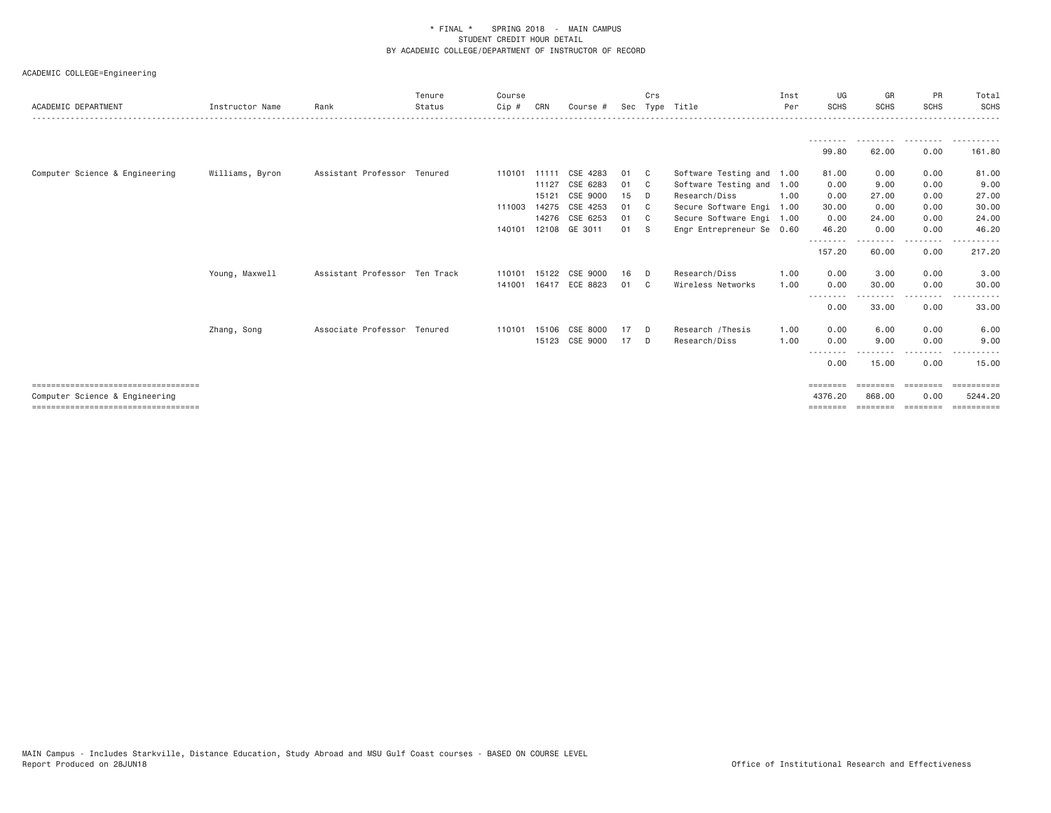\* FINAL \*    SPRING 2018 - MAIN CAMPUS
STUDENT CREDIT HOUR DETAIL
BY ACADEMIC COLLEGE/DEPARTMENT OF INSTRUCTOR OF RECORD

ACADEMIC COLLEGE=Engineering

| ACADEMIC DEPARTMENT | Instructor Name | Rank | Tenure Status | Course Cip # | CRN | Course # | Sec | Crs Type | Title | Inst Per | UG SCHS | GR SCHS | PR SCHS | Total SCHS |
|---|---|---|---|---|---|---|---|---|---|---|---|---|---|---|
| | | | | | | | | | | | 99.80 | 62.00 | 0.00 | 161.80 |
| Computer Science & Engineering | Williams, Byron | Assistant Professor | Tenured | 110101 | 11111 | CSE 4283 | 01 | C | Software Testing and | 1.00 | 81.00 | 0.00 | 0.00 | 81.00 |
| | | | | | 11127 | CSE 6283 | 01 | C | Software Testing and | 1.00 | 0.00 | 9.00 | 0.00 | 9.00 |
| | | | | | 15121 | CSE 9000 | 15 | D | Research/Diss | 1.00 | 0.00 | 27.00 | 0.00 | 27.00 |
| | | | | 111003 | 14275 | CSE 4253 | 01 | C | Secure Software Engi | 1.00 | 30.00 | 0.00 | 0.00 | 30.00 |
| | | | | | 14276 | CSE 6253 | 01 | C | Secure Software Engi | 1.00 | 0.00 | 24.00 | 0.00 | 24.00 |
| | | | | 140101 | 12108 | GE 3011 | 01 | S | Engr Entrepreneur Se | 0.60 | 46.20 | 0.00 | 0.00 | 46.20 |
| | | | | | | | | | | | 157.20 | 60.00 | 0.00 | 217.20 |
| | Young, Maxwell | Assistant Professor | Ten Track | 110101 | 15122 | CSE 9000 | 16 | D | Research/Diss | 1.00 | 0.00 | 3.00 | 0.00 | 3.00 |
| | | | | 141001 | 16417 | ECE 8823 | 01 | C | Wireless Networks | 1.00 | 0.00 | 30.00 | 0.00 | 30.00 |
| | | | | | | | | | | | 0.00 | 33.00 | 0.00 | 33.00 |
| | Zhang, Song | Associate Professor | Tenured | 110101 | 15106 | CSE 8000 | 17 | D | Research /Thesis | 1.00 | 0.00 | 6.00 | 0.00 | 6.00 |
| | | | | | 15123 | CSE 9000 | 17 | D | Research/Diss | 1.00 | 0.00 | 9.00 | 0.00 | 9.00 |
| | | | | | | | | | | | 0.00 | 15.00 | 0.00 | 15.00 |
| Computer Science & Engineering | | | | | | | | | | | 4376.20 | 868.00 | 0.00 | 5244.20 |

MAIN Campus - Includes Starkville, Distance Education, Study Abroad and MSU Gulf Coast courses - BASED ON COURSE LEVEL
Report Produced on 28JUN18    Office of Institutional Research and Effectiveness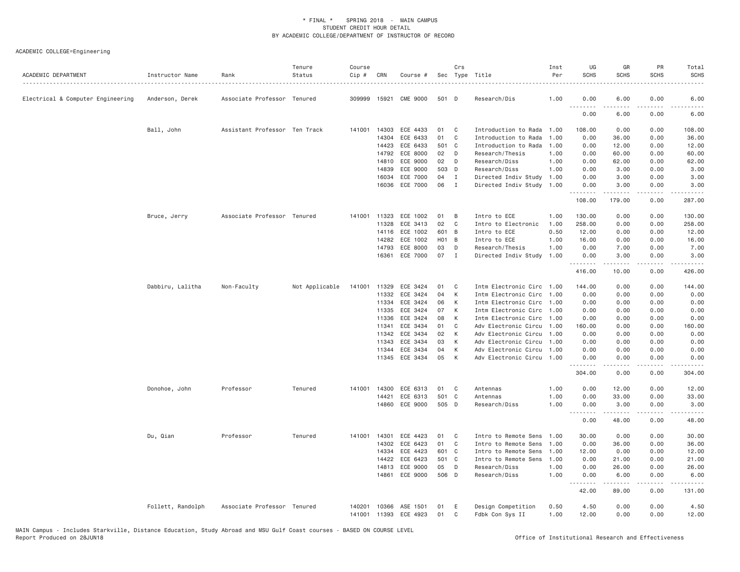\* FINAL \* SPRING 2018 - MAIN CAMPUS
STUDENT CREDIT HOUR DETAIL
BY ACADEMIC COLLEGE/DEPARTMENT OF INSTRUCTOR OF RECORD

ACADEMIC COLLEGE=Engineering

| ACADEMIC DEPARTMENT | Instructor Name | Rank | Tenure Status | Course Cip # | CRN | Course # | Sec | Crs Type | Title | Inst Per | UG SCHS | GR SCHS | PR SCHS | Total SCHS |
|---|---|---|---|---|---|---|---|---|---|---|---|---|---|---|
| Electrical & Computer Engineering | Anderson, Derek | Associate Professor | Tenured | 309999 | 15921 | CME 9000 | 501 | D | Research/Dis | 1.00 | 0.00 | 6.00 | 0.00 | 6.00 |
| | | | | | | | | | | | 0.00 | 6.00 | 0.00 | 6.00 |
| | Ball, John | Assistant Professor | Ten Track | 141001 | 14303 | ECE 4433 | 01 | C | Introduction to Rada | 1.00 | 108.00 | 0.00 | 0.00 | 108.00 |
| | | | | | 14304 | ECE 6433 | 01 | C | Introduction to Rada | 1.00 | 0.00 | 36.00 | 0.00 | 36.00 |
| | | | | | 14423 | ECE 6433 | 501 | C | Introduction to Rada | 1.00 | 0.00 | 12.00 | 0.00 | 12.00 |
| | | | | | 14792 | ECE 8000 | 02 | D | Research/Thesis | 1.00 | 0.00 | 60.00 | 0.00 | 60.00 |
| | | | | | 14810 | ECE 9000 | 02 | D | Research/Diss | 1.00 | 0.00 | 62.00 | 0.00 | 62.00 |
| | | | | | 14839 | ECE 9000 | 503 | D | Research/Diss | 1.00 | 0.00 | 3.00 | 0.00 | 3.00 |
| | | | | | 16034 | ECE 7000 | 04 | I | Directed Indiv Study | 1.00 | 0.00 | 3.00 | 0.00 | 3.00 |
| | | | | | 16036 | ECE 7000 | 06 | I | Directed Indiv Study | 1.00 | 0.00 | 3.00 | 0.00 | 3.00 |
| | | | | | | | | | | | 108.00 | 179.00 | 0.00 | 287.00 |
| | Bruce, Jerry | Associate Professor | Tenured | 141001 | 11323 | ECE 1002 | 01 | B | Intro to ECE | 1.00 | 130.00 | 0.00 | 0.00 | 130.00 |
| | | | | | 11328 | ECE 3413 | 02 | C | Intro to Electronic | 1.00 | 258.00 | 0.00 | 0.00 | 258.00 |
| | | | | | 14116 | ECE 1002 | 601 | B | Intro to ECE | 0.50 | 12.00 | 0.00 | 0.00 | 12.00 |
| | | | | | 14282 | ECE 1002 | H01 | B | Intro to ECE | 1.00 | 16.00 | 0.00 | 0.00 | 16.00 |
| | | | | | 14793 | ECE 8000 | 03 | D | Research/Thesis | 1.00 | 0.00 | 7.00 | 0.00 | 7.00 |
| | | | | | 16361 | ECE 7000 | 07 | I | Directed Indiv Study | 1.00 | 0.00 | 3.00 | 0.00 | 3.00 |
| | | | | | | | | | | | 416.00 | 10.00 | 0.00 | 426.00 |
| | Dabbiru, Lalitha | Non-Faculty | Not Applicable | 141001 | 11329 | ECE 3424 | 01 | C | Intm Electronic Circ | 1.00 | 144.00 | 0.00 | 0.00 | 144.00 |
| | | | | | 11332 | ECE 3424 | 04 | K | Intm Electronic Circ | 1.00 | 0.00 | 0.00 | 0.00 | 0.00 |
| | | | | | 11334 | ECE 3424 | 06 | K | Intm Electronic Circ | 1.00 | 0.00 | 0.00 | 0.00 | 0.00 |
| | | | | | 11335 | ECE 3424 | 07 | K | Intm Electronic Circ | 1.00 | 0.00 | 0.00 | 0.00 | 0.00 |
| | | | | | 11336 | ECE 3424 | 08 | K | Intm Electronic Circ | 1.00 | 0.00 | 0.00 | 0.00 | 0.00 |
| | | | | | 11341 | ECE 3434 | 01 | C | Adv Electronic Circu | 1.00 | 160.00 | 0.00 | 0.00 | 160.00 |
| | | | | | 11342 | ECE 3434 | 02 | K | Adv Electronic Circu | 1.00 | 0.00 | 0.00 | 0.00 | 0.00 |
| | | | | | 11343 | ECE 3434 | 03 | K | Adv Electronic Circu | 1.00 | 0.00 | 0.00 | 0.00 | 0.00 |
| | | | | | 11344 | ECE 3434 | 04 | K | Adv Electronic Circu | 1.00 | 0.00 | 0.00 | 0.00 | 0.00 |
| | | | | | 11345 | ECE 3434 | 05 | K | Adv Electronic Circu | 1.00 | 0.00 | 0.00 | 0.00 | 0.00 |
| | | | | | | | | | | | 304.00 | 0.00 | 0.00 | 304.00 |
| | Donohoe, John | Professor | Tenured | 141001 | 14300 | ECE 6313 | 01 | C | Antennas | 1.00 | 0.00 | 12.00 | 0.00 | 12.00 |
| | | | | | 14421 | ECE 6313 | 501 | C | Antennas | 1.00 | 0.00 | 33.00 | 0.00 | 33.00 |
| | | | | | 14860 | ECE 9000 | 505 | D | Research/Diss | 1.00 | 0.00 | 3.00 | 0.00 | 3.00 |
| | | | | | | | | | | | 0.00 | 48.00 | 0.00 | 48.00 |
| | Du, Qian | Professor | Tenured | 141001 | 14301 | ECE 4423 | 01 | C | Intro to Remote Sens | 1.00 | 30.00 | 0.00 | 0.00 | 30.00 |
| | | | | | 14302 | ECE 6423 | 01 | C | Intro to Remote Sens | 1.00 | 0.00 | 36.00 | 0.00 | 36.00 |
| | | | | | 14334 | ECE 4423 | 601 | C | Intro to Remote Sens | 1.00 | 12.00 | 0.00 | 0.00 | 12.00 |
| | | | | | 14422 | ECE 6423 | 501 | C | Intro to Remote Sens | 1.00 | 0.00 | 21.00 | 0.00 | 21.00 |
| | | | | | 14813 | ECE 9000 | 05 | D | Research/Diss | 1.00 | 0.00 | 26.00 | 0.00 | 26.00 |
| | | | | | 14861 | ECE 9000 | 506 | D | Research/Diss | 1.00 | 0.00 | 6.00 | 0.00 | 6.00 |
| | | | | | | | | | | | 42.00 | 89.00 | 0.00 | 131.00 |
| | Follett, Randolph | Associate Professor | Tenured | 140201 | 10366 | ASE 1501 | 01 | E | Design Competition | 0.50 | 4.50 | 0.00 | 0.00 | 4.50 |
| | | | | 141001 | 11393 | ECE 4923 | 01 | C | Fdbk Con Sys II | 1.00 | 12.00 | 0.00 | 0.00 | 12.00 |

MAIN Campus - Includes Starkville, Distance Education, Study Abroad and MSU Gulf Coast courses - BASED ON COURSE LEVEL
Report Produced on 28JUN18 — Office of Institutional Research and Effectiveness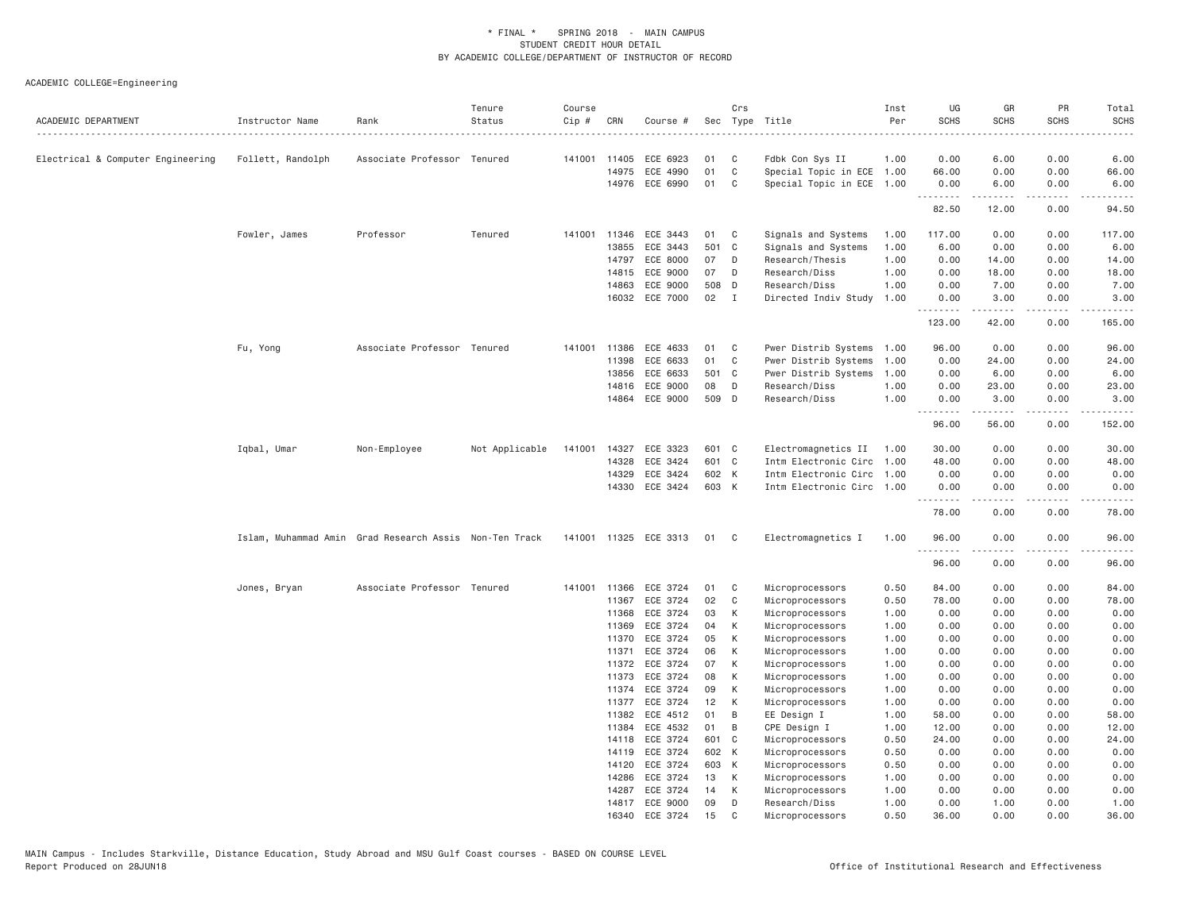\* FINAL \* SPRING 2018 - MAIN CAMPUS
STUDENT CREDIT HOUR DETAIL
BY ACADEMIC COLLEGE/DEPARTMENT OF INSTRUCTOR OF RECORD

ACADEMIC COLLEGE=Engineering

| ACADEMIC DEPARTMENT | Instructor Name | Rank | Tenure Status | Course Cip # | CRN | Course # | Sec | Crs Type | Title | Inst Per | UG SCHS | GR SCHS | PR SCHS | Total SCHS |
|---|---|---|---|---|---|---|---|---|---|---|---|---|---|---|
| Electrical & Computer Engineering | Follett, Randolph | Associate Professor | Tenured | 141001 | 11405 | ECE 6923 | 01 | C | Fdbk Con Sys II | 1.00 | 0.00 | 6.00 | 0.00 | 6.00 |
| | | | | | 14975 | ECE 4990 | 01 | C | Special Topic in ECE | 1.00 | 66.00 | 0.00 | 0.00 | 66.00 |
| | | | | | 14976 | ECE 6990 | 01 | C | Special Topic in ECE | 1.00 | 0.00 | 6.00 | 0.00 | 6.00 |
| | | | | | | | | | | | 82.50 | 12.00 | 0.00 | 94.50 |
| | Fowler, James | Professor | Tenured | 141001 | 11346 | ECE 3443 | 01 | C | Signals and Systems | 1.00 | 117.00 | 0.00 | 0.00 | 117.00 |
| | | | | | 13855 | ECE 3443 | 501 | C | Signals and Systems | 1.00 | 6.00 | 0.00 | 0.00 | 6.00 |
| | | | | | 14797 | ECE 8000 | 07 | D | Research/Thesis | 1.00 | 0.00 | 14.00 | 0.00 | 14.00 |
| | | | | | 14815 | ECE 9000 | 07 | D | Research/Diss | 1.00 | 0.00 | 18.00 | 0.00 | 18.00 |
| | | | | | 14863 | ECE 9000 | 508 | D | Research/Diss | 1.00 | 0.00 | 7.00 | 0.00 | 7.00 |
| | | | | | 16032 | ECE 7000 | 02 | I | Directed Indiv Study | 1.00 | 0.00 | 3.00 | 0.00 | 3.00 |
| | | | | | | | | | | | 123.00 | 42.00 | 0.00 | 165.00 |
| | Fu, Yong | Associate Professor | Tenured | 141001 | 11386 | ECE 4633 | 01 | C | Pwer Distrib Systems | 1.00 | 96.00 | 0.00 | 0.00 | 96.00 |
| | | | | | 11398 | ECE 6633 | 01 | C | Pwer Distrib Systems | 1.00 | 0.00 | 24.00 | 0.00 | 24.00 |
| | | | | | 13856 | ECE 6633 | 501 | C | Pwer Distrib Systems | 1.00 | 0.00 | 6.00 | 0.00 | 6.00 |
| | | | | | 14816 | ECE 9000 | 08 | D | Research/Diss | 1.00 | 0.00 | 23.00 | 0.00 | 23.00 |
| | | | | | 14864 | ECE 9000 | 509 | D | Research/Diss | 1.00 | 0.00 | 3.00 | 0.00 | 3.00 |
| | | | | | | | | | | | 96.00 | 56.00 | 0.00 | 152.00 |
| | Iqbal, Umar | Non-Employee | Not Applicable | 141001 | 14327 | ECE 3323 | 601 | C | Electromagnetics II | 1.00 | 30.00 | 0.00 | 0.00 | 30.00 |
| | | | | | 14328 | ECE 3424 | 601 | C | Intm Electronic Circ | 1.00 | 48.00 | 0.00 | 0.00 | 48.00 |
| | | | | | 14329 | ECE 3424 | 602 | K | Intm Electronic Circ | 1.00 | 0.00 | 0.00 | 0.00 | 0.00 |
| | | | | | 14330 | ECE 3424 | 603 | K | Intm Electronic Circ | 1.00 | 0.00 | 0.00 | 0.00 | 0.00 |
| | | | | | | | | | | | 78.00 | 0.00 | 0.00 | 78.00 |
| | Islam, Muhammad Amin | Grad Research Assis | Non-Ten Track | 141001 | 11325 | ECE 3313 | 01 | C | Electromagnetics I | 1.00 | 96.00 | 0.00 | 0.00 | 96.00 |
| | | | | | | | | | | | 96.00 | 0.00 | 0.00 | 96.00 |
| | Jones, Bryan | Associate Professor | Tenured | 141001 | 11366 | ECE 3724 | 01 | C | Microprocessors | 0.50 | 84.00 | 0.00 | 0.00 | 84.00 |
| | | | | | 11367 | ECE 3724 | 02 | C | Microprocessors | 0.50 | 78.00 | 0.00 | 0.00 | 78.00 |
| | | | | | 11368 | ECE 3724 | 03 | K | Microprocessors | 1.00 | 0.00 | 0.00 | 0.00 | 0.00 |
| | | | | | 11369 | ECE 3724 | 04 | K | Microprocessors | 1.00 | 0.00 | 0.00 | 0.00 | 0.00 |
| | | | | | 11370 | ECE 3724 | 05 | K | Microprocessors | 1.00 | 0.00 | 0.00 | 0.00 | 0.00 |
| | | | | | 11371 | ECE 3724 | 06 | K | Microprocessors | 1.00 | 0.00 | 0.00 | 0.00 | 0.00 |
| | | | | | 11372 | ECE 3724 | 07 | K | Microprocessors | 1.00 | 0.00 | 0.00 | 0.00 | 0.00 |
| | | | | | 11373 | ECE 3724 | 08 | K | Microprocessors | 1.00 | 0.00 | 0.00 | 0.00 | 0.00 |
| | | | | | 11374 | ECE 3724 | 09 | K | Microprocessors | 1.00 | 0.00 | 0.00 | 0.00 | 0.00 |
| | | | | | 11377 | ECE 3724 | 12 | K | Microprocessors | 1.00 | 0.00 | 0.00 | 0.00 | 0.00 |
| | | | | | 11382 | ECE 4512 | 01 | B | EE Design I | 1.00 | 58.00 | 0.00 | 0.00 | 58.00 |
| | | | | | 11384 | ECE 4532 | 01 | B | CPE Design I | 1.00 | 12.00 | 0.00 | 0.00 | 12.00 |
| | | | | | 14118 | ECE 3724 | 601 | C | Microprocessors | 0.50 | 24.00 | 0.00 | 0.00 | 24.00 |
| | | | | | 14119 | ECE 3724 | 602 | K | Microprocessors | 0.50 | 0.00 | 0.00 | 0.00 | 0.00 |
| | | | | | 14120 | ECE 3724 | 603 | K | Microprocessors | 0.50 | 0.00 | 0.00 | 0.00 | 0.00 |
| | | | | | 14286 | ECE 3724 | 13 | K | Microprocessors | 1.00 | 0.00 | 0.00 | 0.00 | 0.00 |
| | | | | | 14287 | ECE 3724 | 14 | K | Microprocessors | 1.00 | 0.00 | 0.00 | 0.00 | 0.00 |
| | | | | | 14817 | ECE 9000 | 09 | D | Research/Diss | 1.00 | 0.00 | 1.00 | 0.00 | 1.00 |
| | | | | | 16340 | ECE 3724 | 15 | C | Microprocessors | 0.50 | 36.00 | 0.00 | 0.00 | 36.00 |

MAIN Campus - Includes Starkville, Distance Education, Study Abroad and MSU Gulf Coast courses - BASED ON COURSE LEVEL
Report Produced on 28JUN18 Office of Institutional Research and Effectiveness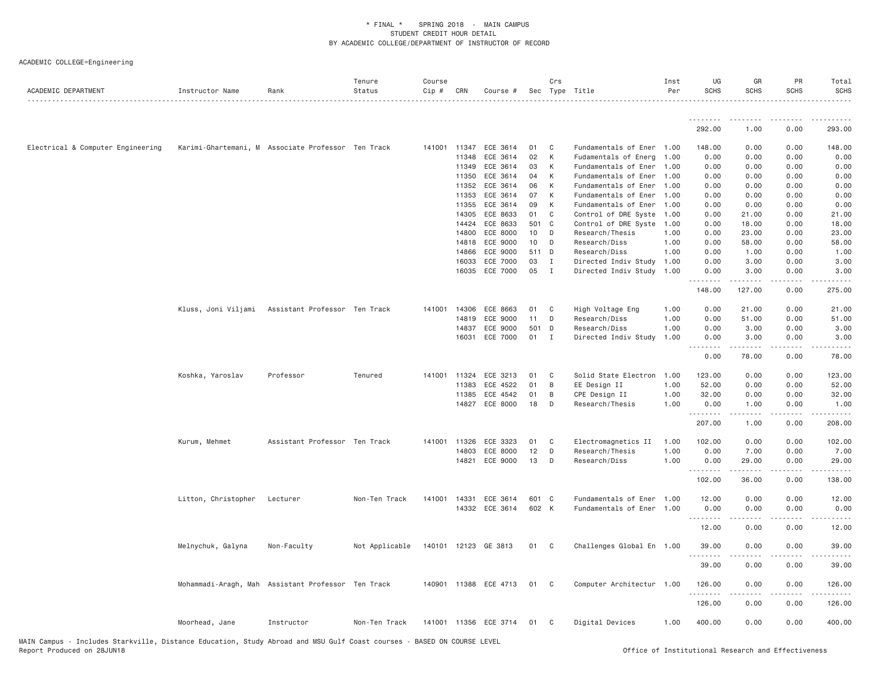\* FINAL \* SPRING 2018 - MAIN CAMPUS
STUDENT CREDIT HOUR DETAIL
BY ACADEMIC COLLEGE/DEPARTMENT OF INSTRUCTOR OF RECORD

ACADEMIC COLLEGE=Engineering

| ACADEMIC DEPARTMENT | Instructor Name | Rank | Tenure Status | Course Cip # | CRN | Course # | Sec | Crs Type | Title | Inst Per | UG SCHS | GR SCHS | PR SCHS | Total SCHS |
|---|---|---|---|---|---|---|---|---|---|---|---|---|---|---|
| | | | | | | | | | | | 292.00 | 1.00 | 0.00 | 293.00 |
| Electrical & Computer Engineering | Karimi-Ghartemani, M | Associate Professor | Ten Track | 141001 | 11347 | ECE 3614 | 01 | C | Fundamentals of Ener | 1.00 | 148.00 | 0.00 | 0.00 | 148.00 |
| | | | | | 11348 | ECE 3614 | 02 | K | Fudamentals of Energ | 1.00 | 0.00 | 0.00 | 0.00 | 0.00 |
| | | | | | 11349 | ECE 3614 | 03 | K | Fundamentals of Ener | 1.00 | 0.00 | 0.00 | 0.00 | 0.00 |
| | | | | | 11350 | ECE 3614 | 04 | K | Fundamentals of Ener | 1.00 | 0.00 | 0.00 | 0.00 | 0.00 |
| | | | | | 11352 | ECE 3614 | 06 | K | Fundamentals of Ener | 1.00 | 0.00 | 0.00 | 0.00 | 0.00 |
| | | | | | 11353 | ECE 3614 | 07 | K | Fundamentals of Ener | 1.00 | 0.00 | 0.00 | 0.00 | 0.00 |
| | | | | | 11355 | ECE 3614 | 09 | K | Fundamentals of Ener | 1.00 | 0.00 | 0.00 | 0.00 | 0.00 |
| | | | | | 14305 | ECE 8633 | 01 | C | Control of DRE Syste | 1.00 | 0.00 | 21.00 | 0.00 | 21.00 |
| | | | | | 14424 | ECE 8633 | 501 | C | Control of DRE Syste | 1.00 | 0.00 | 18.00 | 0.00 | 18.00 |
| | | | | | 14800 | ECE 8000 | 10 | D | Research/Thesis | 1.00 | 0.00 | 23.00 | 0.00 | 23.00 |
| | | | | | 14818 | ECE 9000 | 10 | D | Research/Diss | 1.00 | 0.00 | 58.00 | 0.00 | 58.00 |
| | | | | | 14866 | ECE 9000 | 511 | D | Research/Diss | 1.00 | 0.00 | 1.00 | 0.00 | 1.00 |
| | | | | | 16033 | ECE 7000 | 03 | I | Directed Indiv Study | 1.00 | 0.00 | 3.00 | 0.00 | 3.00 |
| | | | | | 16035 | ECE 7000 | 05 | I | Directed Indiv Study | 1.00 | 0.00 | 3.00 | 0.00 | 3.00 |
| | | | | | | | | | | | 148.00 | 127.00 | 0.00 | 275.00 |
| | Kluss, Joni Viljami | Assistant Professor | Ten Track | 141001 | 14306 | ECE 8663 | 01 | C | High Voltage Eng | 1.00 | 0.00 | 21.00 | 0.00 | 21.00 |
| | | | | | 14819 | ECE 9000 | 11 | D | Research/Diss | 1.00 | 0.00 | 51.00 | 0.00 | 51.00 |
| | | | | | 14837 | ECE 9000 | 501 | D | Research/Diss | 1.00 | 0.00 | 3.00 | 0.00 | 3.00 |
| | | | | | 16031 | ECE 7000 | 01 | I | Directed Indiv Study | 1.00 | 0.00 | 3.00 | 0.00 | 3.00 |
| | | | | | | | | | | | 0.00 | 78.00 | 0.00 | 78.00 |
| | Koshka, Yaroslav | Professor | Tenured | 141001 | 11324 | ECE 3213 | 01 | C | Solid State Electron | 1.00 | 123.00 | 0.00 | 0.00 | 123.00 |
| | | | | | 11383 | ECE 4522 | 01 | B | EE Design II | 1.00 | 52.00 | 0.00 | 0.00 | 52.00 |
| | | | | | 11385 | ECE 4542 | 01 | B | CPE Design II | 1.00 | 32.00 | 0.00 | 0.00 | 32.00 |
| | | | | | 14827 | ECE 8000 | 18 | D | Research/Thesis | 1.00 | 0.00 | 1.00 | 0.00 | 1.00 |
| | | | | | | | | | | | 207.00 | 1.00 | 0.00 | 208.00 |
| | Kurum, Mehmet | Assistant Professor | Ten Track | 141001 | 11326 | ECE 3323 | 01 | C | Electromagnetics II | 1.00 | 102.00 | 0.00 | 0.00 | 102.00 |
| | | | | | 14803 | ECE 8000 | 12 | D | Research/Thesis | 1.00 | 0.00 | 7.00 | 0.00 | 7.00 |
| | | | | | 14821 | ECE 9000 | 13 | D | Research/Diss | 1.00 | 0.00 | 29.00 | 0.00 | 29.00 |
| | | | | | | | | | | | 102.00 | 36.00 | 0.00 | 138.00 |
| | Litton, Christopher | Lecturer | Non-Ten Track | 141001 | 14331 | ECE 3614 | 601 | C | Fundamentals of Ener | 1.00 | 12.00 | 0.00 | 0.00 | 12.00 |
| | | | | | 14332 | ECE 3614 | 602 | K | Fundamentals of Ener | 1.00 | 0.00 | 0.00 | 0.00 | 0.00 |
| | | | | | | | | | | | 12.00 | 0.00 | 0.00 | 12.00 |
| | Melnychuk, Galyna | Non-Faculty | Not Applicable | 140101 | 12123 | GE 3813 | 01 | C | Challenges Global En | 1.00 | 39.00 | 0.00 | 0.00 | 39.00 |
| | | | | | | | | | | | 39.00 | 0.00 | 0.00 | 39.00 |
| | Mohammadi-Aragh, Mah | Assistant Professor | Ten Track | 140901 | 11388 | ECE 4713 | 01 | C | Computer Architectur | 1.00 | 126.00 | 0.00 | 0.00 | 126.00 |
| | | | | | | | | | | | 126.00 | 0.00 | 0.00 | 126.00 |
| | Moorhead, Jane | Instructor | Non-Ten Track | 141001 | 11356 | ECE 3714 | 01 | C | Digital Devices | 1.00 | 400.00 | 0.00 | 0.00 | 400.00 |

MAIN Campus - Includes Starkville, Distance Education, Study Abroad and MSU Gulf Coast courses - BASED ON COURSE LEVEL
Report Produced on 28JUN18 — Office of Institutional Research and Effectiveness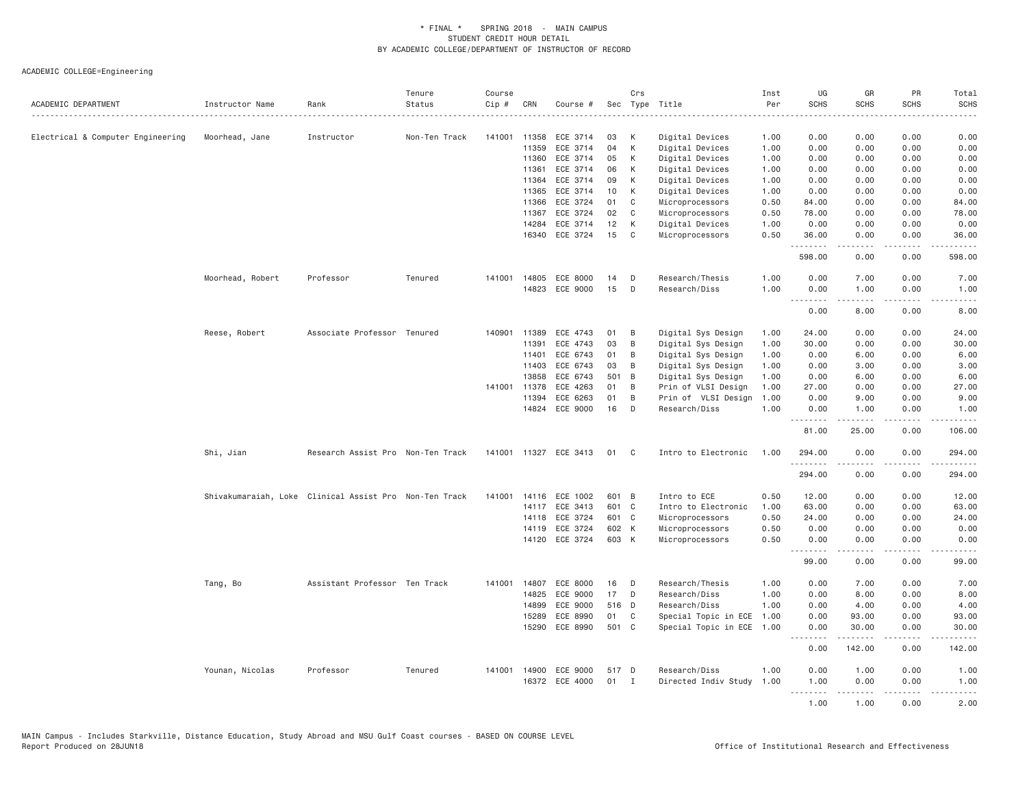\* FINAL \* SPRING 2018 - MAIN CAMPUS
STUDENT CREDIT HOUR DETAIL
BY ACADEMIC COLLEGE/DEPARTMENT OF INSTRUCTOR OF RECORD

ACADEMIC COLLEGE=Engineering

| ACADEMIC DEPARTMENT | Instructor Name | Rank | Tenure Status | Course Cip # | CRN | Course # | Sec | Crs Type | Title | Inst Per | UG SCHS | GR SCHS | PR SCHS | Total SCHS |
|---|---|---|---|---|---|---|---|---|---|---|---|---|---|---|
| Electrical & Computer Engineering | Moorhead, Jane | Instructor | Non-Ten Track | 141001 | 11358 | ECE 3714 | 03 | K | Digital Devices | 1.00 | 0.00 | 0.00 | 0.00 | 0.00 |
| | | | | | 11359 | ECE 3714 | 04 | K | Digital Devices | 1.00 | 0.00 | 0.00 | 0.00 | 0.00 |
| | | | | | 11360 | ECE 3714 | 05 | K | Digital Devices | 1.00 | 0.00 | 0.00 | 0.00 | 0.00 |
| | | | | | 11361 | ECE 3714 | 06 | K | Digital Devices | 1.00 | 0.00 | 0.00 | 0.00 | 0.00 |
| | | | | | 11364 | ECE 3714 | 09 | K | Digital Devices | 1.00 | 0.00 | 0.00 | 0.00 | 0.00 |
| | | | | | 11365 | ECE 3714 | 10 | K | Digital Devices | 1.00 | 0.00 | 0.00 | 0.00 | 0.00 |
| | | | | | 11366 | ECE 3724 | 01 | C | Microprocessors | 0.50 | 84.00 | 0.00 | 0.00 | 84.00 |
| | | | | | 11367 | ECE 3724 | 02 | C | Microprocessors | 0.50 | 78.00 | 0.00 | 0.00 | 78.00 |
| | | | | | 14284 | ECE 3714 | 12 | K | Digital Devices | 1.00 | 0.00 | 0.00 | 0.00 | 0.00 |
| | | | | | 16340 | ECE 3724 | 15 | C | Microprocessors | 0.50 | 36.00 | 0.00 | 0.00 | 36.00 |
| | | | | | | | | | | | 598.00 | 0.00 | 0.00 | 598.00 |
| | Moorhead, Robert | Professor | Tenured | 141001 | 14805 | ECE 8000 | 14 | D | Research/Thesis | 1.00 | 0.00 | 7.00 | 0.00 | 7.00 |
| | | | | | 14823 | ECE 9000 | 15 | D | Research/Diss | 1.00 | 0.00 | 1.00 | 0.00 | 1.00 |
| | | | | | | | | | | | 0.00 | 8.00 | 0.00 | 8.00 |
| | Reese, Robert | Associate Professor | Tenured | 140901 | 11389 | ECE 4743 | 01 | B | Digital Sys Design | 1.00 | 24.00 | 0.00 | 0.00 | 24.00 |
| | | | | | 11391 | ECE 4743 | 03 | B | Digital Sys Design | 1.00 | 30.00 | 0.00 | 0.00 | 30.00 |
| | | | | | 11401 | ECE 6743 | 01 | B | Digital Sys Design | 1.00 | 0.00 | 6.00 | 0.00 | 6.00 |
| | | | | | 11403 | ECE 6743 | 03 | B | Digital Sys Design | 1.00 | 0.00 | 3.00 | 0.00 | 3.00 |
| | | | | | 13858 | ECE 6743 | 501 | B | Digital Sys Design | 1.00 | 0.00 | 6.00 | 0.00 | 6.00 |
| | | | | 141001 | 11378 | ECE 4263 | 01 | B | Prin of VLSI Design | 1.00 | 27.00 | 0.00 | 0.00 | 27.00 |
| | | | | | 11394 | ECE 6263 | 01 | B | Prin of VLSI Design | 1.00 | 0.00 | 9.00 | 0.00 | 9.00 |
| | | | | | 14824 | ECE 9000 | 16 | D | Research/Diss | 1.00 | 0.00 | 1.00 | 0.00 | 1.00 |
| | | | | | | | | | | | 81.00 | 25.00 | 0.00 | 106.00 |
| | Shi, Jian | Research Assist Pro | Non-Ten Track | 141001 | 11327 | ECE 3413 | 01 | C | Intro to Electronic | 1.00 | 294.00 | 0.00 | 0.00 | 294.00 |
| | | | | | | | | | | | 294.00 | 0.00 | 0.00 | 294.00 |
| | Shivakumaraiah, Loke | Clinical Assist Pro | Non-Ten Track | 141001 | 14116 | ECE 1002 | 601 | B | Intro to ECE | 0.50 | 12.00 | 0.00 | 0.00 | 12.00 |
| | | | | | 14117 | ECE 3413 | 601 | C | Intro to Electronic | 1.00 | 63.00 | 0.00 | 0.00 | 63.00 |
| | | | | | 14118 | ECE 3724 | 601 | C | Microprocessors | 0.50 | 24.00 | 0.00 | 0.00 | 24.00 |
| | | | | | 14119 | ECE 3724 | 602 | K | Microprocessors | 0.50 | 0.00 | 0.00 | 0.00 | 0.00 |
| | | | | | 14120 | ECE 3724 | 603 | K | Microprocessors | 0.50 | 0.00 | 0.00 | 0.00 | 0.00 |
| | | | | | | | | | | | 99.00 | 0.00 | 0.00 | 99.00 |
| | Tang, Bo | Assistant Professor | Ten Track | 141001 | 14807 | ECE 8000 | 16 | D | Research/Thesis | 1.00 | 0.00 | 7.00 | 0.00 | 7.00 |
| | | | | | 14825 | ECE 9000 | 17 | D | Research/Diss | 1.00 | 0.00 | 8.00 | 0.00 | 8.00 |
| | | | | | 14899 | ECE 9000 | 516 | D | Research/Diss | 1.00 | 0.00 | 4.00 | 0.00 | 4.00 |
| | | | | | 15289 | ECE 8990 | 01 | C | Special Topic in ECE | 1.00 | 0.00 | 93.00 | 0.00 | 93.00 |
| | | | | | 15290 | ECE 8990 | 501 | C | Special Topic in ECE | 1.00 | 0.00 | 30.00 | 0.00 | 30.00 |
| | | | | | | | | | | | 0.00 | 142.00 | 0.00 | 142.00 |
| | Younan, Nicolas | Professor | Tenured | 141001 | 14900 | ECE 9000 | 517 | D | Research/Diss | 1.00 | 0.00 | 1.00 | 0.00 | 1.00 |
| | | | | | 16372 | ECE 4000 | 01 | I | Directed Indiv Study | 1.00 | 1.00 | 0.00 | 0.00 | 1.00 |
| | | | | | | | | | | | 1.00 | 1.00 | 0.00 | 2.00 |

MAIN Campus - Includes Starkville, Distance Education, Study Abroad and MSU Gulf Coast courses - BASED ON COURSE LEVEL
Report Produced on 28JUN18

Office of Institutional Research and Effectiveness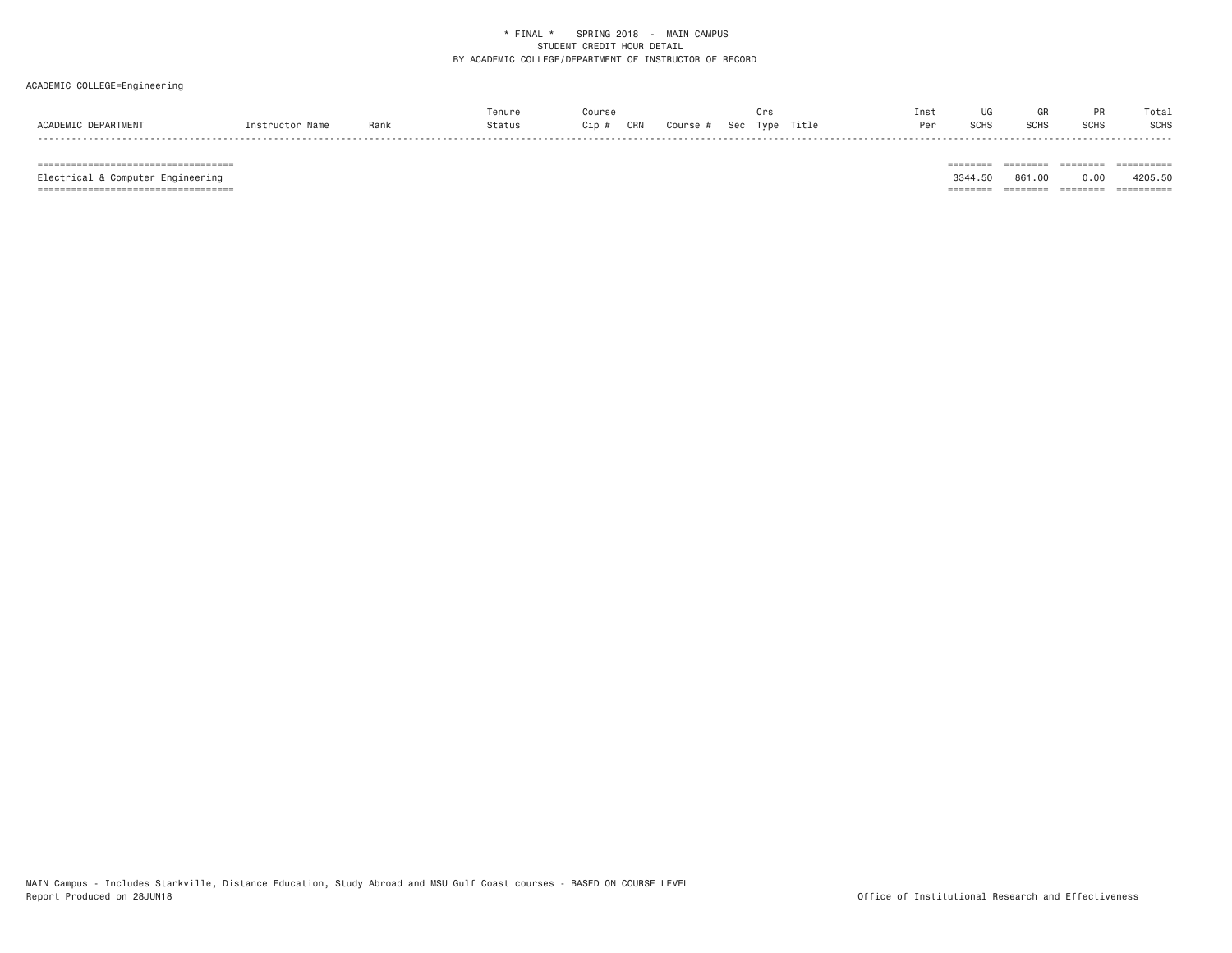* FINAL * SPRING 2018 - MAIN CAMPUS
STUDENT CREDIT HOUR DETAIL
BY ACADEMIC COLLEGE/DEPARTMENT OF INSTRUCTOR OF RECORD

ACADEMIC COLLEGE=Engineering

| ACADEMIC DEPARTMENT | Instructor Name | Rank | Tenure Status | Course Cip # | CRN | Course # | Sec | Crs Type | Title | Inst Per | UG SCHS | GR SCHS | PR SCHS | Total SCHS |
|---|---|---|---|---|---|---|---|---|---|---|---|---|---|---|
| Electrical & Computer Engineering | | | | | | | | | | | 3344.50 | 861.00 | 0.00 | 4205.50 |

MAIN Campus - Includes Starkville, Distance Education, Study Abroad and MSU Gulf Coast courses - BASED ON COURSE LEVEL
Report Produced on 28JUN18

Office of Institutional Research and Effectiveness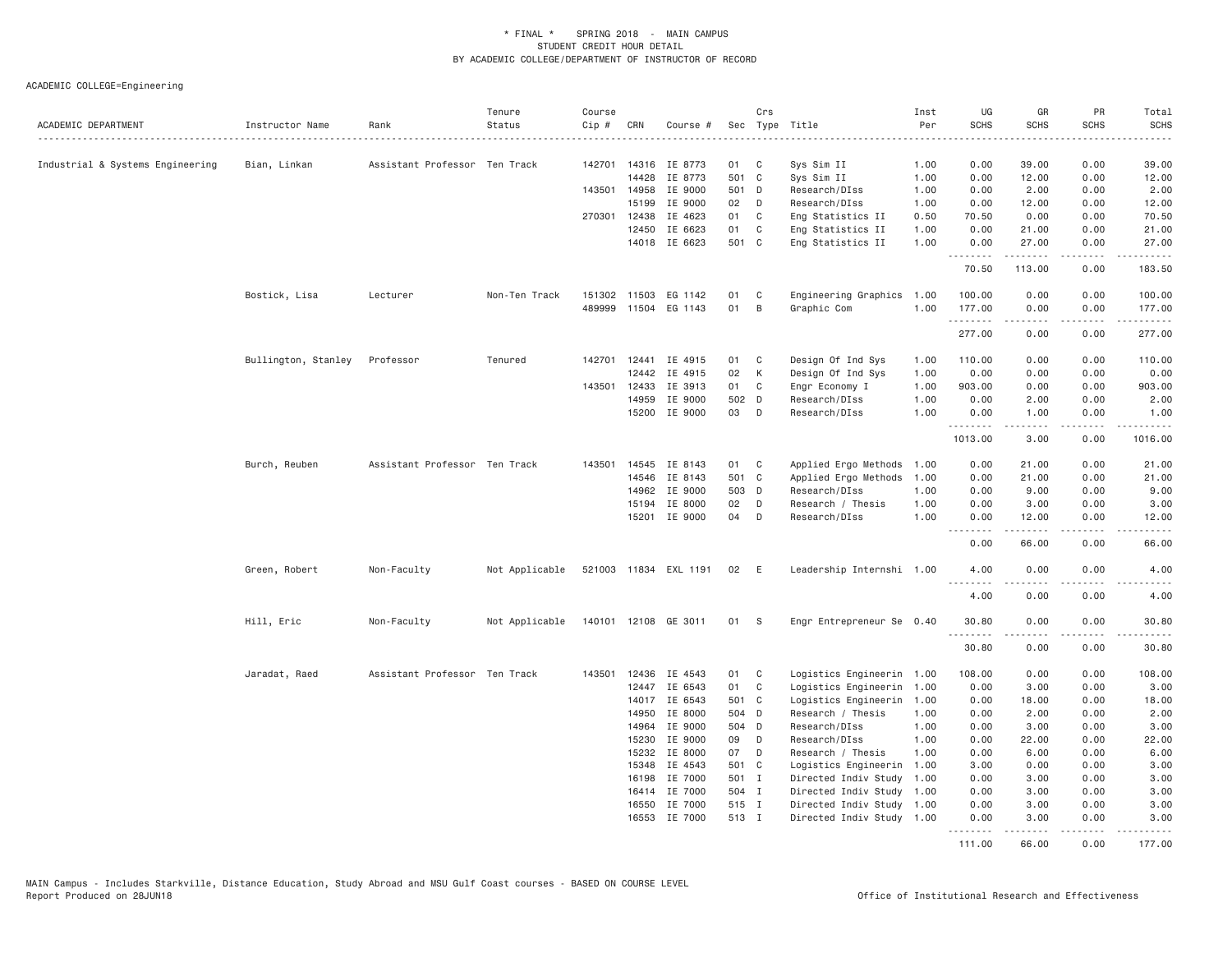\* FINAL \* SPRING 2018 - MAIN CAMPUS
STUDENT CREDIT HOUR DETAIL
BY ACADEMIC COLLEGE/DEPARTMENT OF INSTRUCTOR OF RECORD

ACADEMIC COLLEGE=Engineering

| ACADEMIC DEPARTMENT | Instructor Name | Rank | Tenure Status | Course Cip # | CRN | Course # | Sec | Crs Type | Title | Inst Per | UG SCHS | GR SCHS | PR SCHS | Total SCHS |
|---|---|---|---|---|---|---|---|---|---|---|---|---|---|---|
| Industrial & Systems Engineering | Bian, Linkan | Assistant Professor | Ten Track | 142701 | 14316 | IE 8773 | 01 | C | Sys Sim II | 1.00 | 0.00 | 39.00 | 0.00 | 39.00 |
| | | | | | 14428 | IE 8773 | 501 | C | Sys Sim II | 1.00 | 0.00 | 12.00 | 0.00 | 12.00 |
| | | | | 143501 | 14958 | IE 9000 | 501 | D | Research/DIss | 1.00 | 0.00 | 2.00 | 0.00 | 2.00 |
| | | | | | 15199 | IE 9000 | 02 | D | Research/DIss | 1.00 | 0.00 | 12.00 | 0.00 | 12.00 |
| | | | | 270301 | 12438 | IE 4623 | 01 | C | Eng Statistics II | 0.50 | 70.50 | 0.00 | 0.00 | 70.50 |
| | | | | | 12450 | IE 6623 | 01 | C | Eng Statistics II | 1.00 | 0.00 | 21.00 | 0.00 | 21.00 |
| | | | | | 14018 | IE 6623 | 501 | C | Eng Statistics II | 1.00 | 0.00 | 27.00 | 0.00 | 27.00 |
| | | | | | | | | | | | 70.50 | 113.00 | 0.00 | 183.50 |
| | Bostick, Lisa | Lecturer | Non-Ten Track | 151302 | 11503 | EG 1142 | 01 | C | Engineering Graphics | 1.00 | 100.00 | 0.00 | 0.00 | 100.00 |
| | | | | 489999 | 11504 | EG 1143 | 01 | B | Graphic Com | 1.00 | 177.00 | 0.00 | 0.00 | 177.00 |
| | | | | | | | | | | | 277.00 | 0.00 | 0.00 | 277.00 |
| | Bullington, Stanley | Professor | Tenured | 142701 | 12441 | IE 4915 | 01 | C | Design Of Ind Sys | 1.00 | 110.00 | 0.00 | 0.00 | 110.00 |
| | | | | | 12442 | IE 4915 | 02 | K | Design Of Ind Sys | 1.00 | 0.00 | 0.00 | 0.00 | 0.00 |
| | | | | 143501 | 12433 | IE 3913 | 01 | C | Engr Economy I | 1.00 | 903.00 | 0.00 | 0.00 | 903.00 |
| | | | | | 14959 | IE 9000 | 502 | D | Research/DIss | 1.00 | 0.00 | 2.00 | 0.00 | 2.00 |
| | | | | | 15200 | IE 9000 | 03 | D | Research/DIss | 1.00 | 0.00 | 1.00 | 0.00 | 1.00 |
| | | | | | | | | | | | 1013.00 | 3.00 | 0.00 | 1016.00 |
| | Burch, Reuben | Assistant Professor | Ten Track | 143501 | 14545 | IE 8143 | 01 | C | Applied Ergo Methods | 1.00 | 0.00 | 21.00 | 0.00 | 21.00 |
| | | | | | 14546 | IE 8143 | 501 | C | Applied Ergo Methods | 1.00 | 0.00 | 21.00 | 0.00 | 21.00 |
| | | | | | 14962 | IE 9000 | 503 | D | Research/DIss | 1.00 | 0.00 | 9.00 | 0.00 | 9.00 |
| | | | | | 15194 | IE 8000 | 02 | D | Research / Thesis | 1.00 | 0.00 | 3.00 | 0.00 | 3.00 |
| | | | | | 15201 | IE 9000 | 04 | D | Research/DIss | 1.00 | 0.00 | 12.00 | 0.00 | 12.00 |
| | | | | | | | | | | | 0.00 | 66.00 | 0.00 | 66.00 |
| | Green, Robert | Non-Faculty | Not Applicable | 521003 | 11834 | EXL 1191 | 02 | E | Leadership Internshi | 1.00 | 4.00 | 0.00 | 0.00 | 4.00 |
| | | | | | | | | | | | 4.00 | 0.00 | 0.00 | 4.00 |
| | Hill, Eric | Non-Faculty | Not Applicable | 140101 | 12108 | GE 3011 | 01 | S | Engr Entrepreneur Se | 0.40 | 30.80 | 0.00 | 0.00 | 30.80 |
| | | | | | | | | | | | 30.80 | 0.00 | 0.00 | 30.80 |
| | Jaradat, Raed | Assistant Professor | Ten Track | 143501 | 12436 | IE 4543 | 01 | C | Logistics Engineerin | 1.00 | 108.00 | 0.00 | 0.00 | 108.00 |
| | | | | | 12447 | IE 6543 | 01 | C | Logistics Engineerin | 1.00 | 0.00 | 3.00 | 0.00 | 3.00 |
| | | | | | 14017 | IE 6543 | 501 | C | Logistics Engineerin | 1.00 | 0.00 | 18.00 | 0.00 | 18.00 |
| | | | | | 14950 | IE 8000 | 504 | D | Research / Thesis | 1.00 | 0.00 | 2.00 | 0.00 | 2.00 |
| | | | | | 14964 | IE 9000 | 504 | D | Research/DIss | 1.00 | 0.00 | 3.00 | 0.00 | 3.00 |
| | | | | | 15230 | IE 9000 | 09 | D | Research/DIss | 1.00 | 0.00 | 22.00 | 0.00 | 22.00 |
| | | | | | 15232 | IE 8000 | 07 | D | Research / Thesis | 1.00 | 0.00 | 6.00 | 0.00 | 6.00 |
| | | | | | 15348 | IE 4543 | 501 | C | Logistics Engineerin | 1.00 | 3.00 | 0.00 | 0.00 | 3.00 |
| | | | | | 16198 | IE 7000 | 501 | I | Directed Indiv Study | 1.00 | 0.00 | 3.00 | 0.00 | 3.00 |
| | | | | | 16414 | IE 7000 | 504 | I | Directed Indiv Study | 1.00 | 0.00 | 3.00 | 0.00 | 3.00 |
| | | | | | 16550 | IE 7000 | 515 | I | Directed Indiv Study | 1.00 | 0.00 | 3.00 | 0.00 | 3.00 |
| | | | | | 16553 | IE 7000 | 513 | I | Directed Indiv Study | 1.00 | 0.00 | 3.00 | 0.00 | 3.00 |
| | | | | | | | | | | | 111.00 | 66.00 | 0.00 | 177.00 |

MAIN Campus - Includes Starkville, Distance Education, Study Abroad and MSU Gulf Coast courses - BASED ON COURSE LEVEL
Report Produced on 28JUN18 Office of Institutional Research and Effectiveness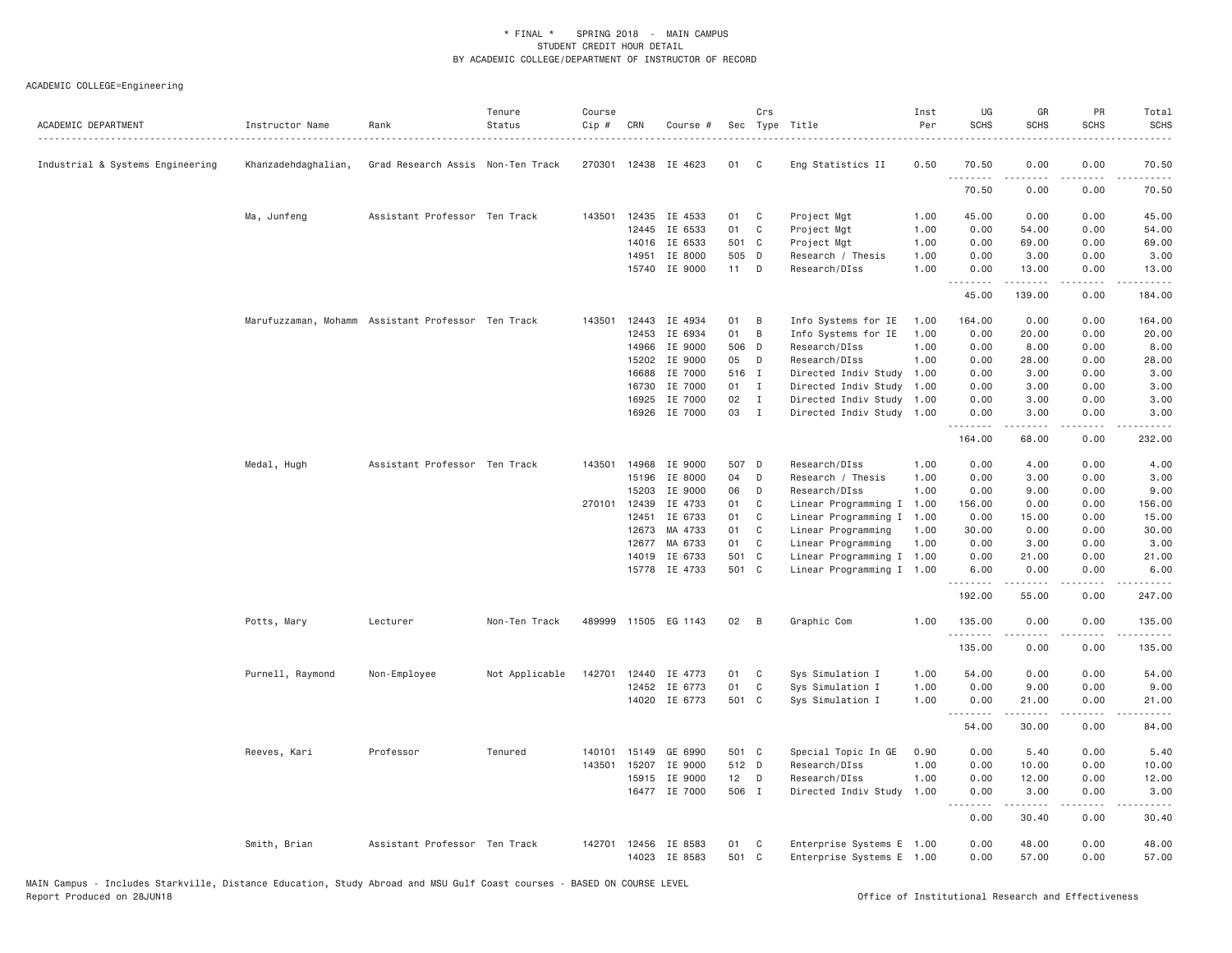ACADEMIC COLLEGE=Engineering

| ACADEMIC DEPARTMENT | Instructor Name | Rank | Tenure Status | Course Cip # | CRN | Course # | Sec | Crs Type | Title | Inst Per | UG SCHS | GR SCHS | PR SCHS | Total SCHS |
|---|---|---|---|---|---|---|---|---|---|---|---|---|---|---|
| Industrial & Systems Engineering | Khanzadehdaghalian, | Grad Research Assis | Non-Ten Track | 270301 | 12438 | IE 4623 | 01 | C | Eng Statistics II | 0.50 | 70.50 | 0.00 | 0.00 | 70.50 |
| | | | | | | | | | | | 70.50 | 0.00 | 0.00 | 70.50 |
| | Ma, Junfeng | Assistant Professor | Ten Track | 143501 | 12435 | IE 4533 | 01 | C | Project Mgt | 1.00 | 45.00 | 0.00 | 0.00 | 45.00 |
| | | | | | 12445 | IE 6533 | 01 | C | Project Mgt | 1.00 | 0.00 | 54.00 | 0.00 | 54.00 |
| | | | | | 14016 | IE 6533 | 501 | C | Project Mgt | 1.00 | 0.00 | 69.00 | 0.00 | 69.00 |
| | | | | | 14951 | IE 8000 | 505 | D | Research / Thesis | 1.00 | 0.00 | 3.00 | 0.00 | 3.00 |
| | | | | | 15740 | IE 9000 | 11 | D | Research/DIss | 1.00 | 0.00 | 13.00 | 0.00 | 13.00 |
| | | | | | | | | | | | 45.00 | 139.00 | 0.00 | 184.00 |
| | Marufuzzaman, Mohamm | Assistant Professor | Ten Track | 143501 | 12443 | IE 4934 | 01 | B | Info Systems for IE | 1.00 | 164.00 | 0.00 | 0.00 | 164.00 |
| | | | | | 12453 | IE 6934 | 01 | B | Info Systems for IE | 1.00 | 0.00 | 20.00 | 0.00 | 20.00 |
| | | | | | 14966 | IE 9000 | 506 | D | Research/DIss | 1.00 | 0.00 | 8.00 | 0.00 | 8.00 |
| | | | | | 15202 | IE 9000 | 05 | D | Research/DIss | 1.00 | 0.00 | 28.00 | 0.00 | 28.00 |
| | | | | | 16688 | IE 7000 | 516 | I | Directed Indiv Study | 1.00 | 0.00 | 3.00 | 0.00 | 3.00 |
| | | | | | 16730 | IE 7000 | 01 | I | Directed Indiv Study | 1.00 | 0.00 | 3.00 | 0.00 | 3.00 |
| | | | | | 16925 | IE 7000 | 02 | I | Directed Indiv Study | 1.00 | 0.00 | 3.00 | 0.00 | 3.00 |
| | | | | | 16926 | IE 7000 | 03 | I | Directed Indiv Study | 1.00 | 0.00 | 3.00 | 0.00 | 3.00 |
| | | | | | | | | | | | 164.00 | 68.00 | 0.00 | 232.00 |
| | Medal, Hugh | Assistant Professor | Ten Track | 143501 | 14968 | IE 9000 | 507 | D | Research/DIss | 1.00 | 0.00 | 4.00 | 0.00 | 4.00 |
| | | | | | 15196 | IE 8000 | 04 | D | Research / Thesis | 1.00 | 0.00 | 3.00 | 0.00 | 3.00 |
| | | | | | 15203 | IE 9000 | 06 | D | Research/DIss | 1.00 | 0.00 | 9.00 | 0.00 | 9.00 |
| | | | | 270101 | 12439 | IE 4733 | 01 | C | Linear Programming I | 1.00 | 156.00 | 0.00 | 0.00 | 156.00 |
| | | | | | 12451 | IE 6733 | 01 | C | Linear Programming I | 1.00 | 0.00 | 15.00 | 0.00 | 15.00 |
| | | | | | 12673 | MA 4733 | 01 | C | Linear Programming | 1.00 | 30.00 | 0.00 | 0.00 | 30.00 |
| | | | | | 12677 | MA 6733 | 01 | C | Linear Programming | 1.00 | 0.00 | 3.00 | 0.00 | 3.00 |
| | | | | | 14019 | IE 6733 | 501 | C | Linear Programming I | 1.00 | 0.00 | 21.00 | 0.00 | 21.00 |
| | | | | | 15778 | IE 4733 | 501 | C | Linear Programming I | 1.00 | 6.00 | 0.00 | 0.00 | 6.00 |
| | | | | | | | | | | | 192.00 | 55.00 | 0.00 | 247.00 |
| | Potts, Mary | Lecturer | Non-Ten Track | 489999 | 11505 | EG 1143 | 02 | B | Graphic Com | 1.00 | 135.00 | 0.00 | 0.00 | 135.00 |
| | | | | | | | | | | | 135.00 | 0.00 | 0.00 | 135.00 |
| | Purnell, Raymond | Non-Employee | Not Applicable | 142701 | 12440 | IE 4773 | 01 | C | Sys Simulation I | 1.00 | 54.00 | 0.00 | 0.00 | 54.00 |
| | | | | | 12452 | IE 6773 | 01 | C | Sys Simulation I | 1.00 | 0.00 | 9.00 | 0.00 | 9.00 |
| | | | | | 14020 | IE 6773 | 501 | C | Sys Simulation I | 1.00 | 0.00 | 21.00 | 0.00 | 21.00 |
| | | | | | | | | | | | 54.00 | 30.00 | 0.00 | 84.00 |
| | Reeves, Kari | Professor | Tenured | 140101 | 15149 | GE 6990 | 501 | C | Special Topic In GE | 0.90 | 0.00 | 5.40 | 0.00 | 5.40 |
| | | | | 143501 | 15207 | IE 9000 | 512 | D | Research/DIss | 1.00 | 0.00 | 10.00 | 0.00 | 10.00 |
| | | | | | 15915 | IE 9000 | 12 | D | Research/DIss | 1.00 | 0.00 | 12.00 | 0.00 | 12.00 |
| | | | | | 16477 | IE 7000 | 506 | I | Directed Indiv Study | 1.00 | 0.00 | 3.00 | 0.00 | 3.00 |
| | | | | | | | | | | | 0.00 | 30.40 | 0.00 | 30.40 |
| | Smith, Brian | Assistant Professor | Ten Track | 142701 | 12456 | IE 8583 | 01 | C | Enterprise Systems E | 1.00 | 0.00 | 48.00 | 0.00 | 48.00 |
| | | | | | 14023 | IE 8583 | 501 | C | Enterprise Systems E | 1.00 | 0.00 | 57.00 | 0.00 | 57.00 |

MAIN Campus - Includes Starkville, Distance Education, Study Abroad and MSU Gulf Coast courses - BASED ON COURSE LEVEL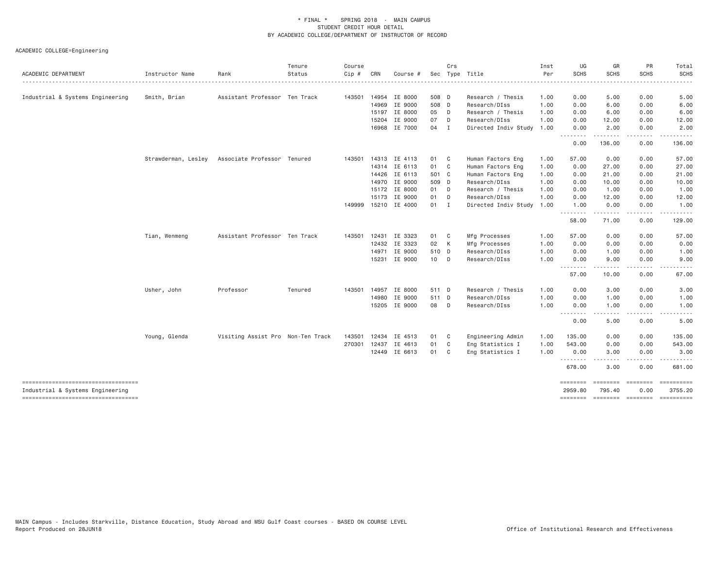\* FINAL \*    SPRING 2018 - MAIN CAMPUS
STUDENT CREDIT HOUR DETAIL
BY ACADEMIC COLLEGE/DEPARTMENT OF INSTRUCTOR OF RECORD

ACADEMIC COLLEGE=Engineering

| ACADEMIC DEPARTMENT | Instructor Name | Rank | Tenure Status | Course Cip # | CRN | Course # | Sec | Crs Type | Title | Inst Per | UG SCHS | GR SCHS | PR SCHS | Total SCHS |
|---|---|---|---|---|---|---|---|---|---|---|---|---|---|---|
| Industrial & Systems Engineering | Smith, Brian | Assistant Professor | Ten Track | 143501 | 14954 | IE 8000 | 508 | D | Research / Thesis | 1.00 | 0.00 | 5.00 | 0.00 | 5.00 |
| | | | | | 14969 | IE 9000 | 508 | D | Research/DIss | 1.00 | 0.00 | 6.00 | 0.00 | 6.00 |
| | | | | | 15197 | IE 8000 | 05 | D | Research / Thesis | 1.00 | 0.00 | 6.00 | 0.00 | 6.00 |
| | | | | | 15204 | IE 9000 | 07 | D | Research/DIss | 1.00 | 0.00 | 12.00 | 0.00 | 12.00 |
| | | | | | 16968 | IE 7000 | 04 | I | Directed Indiv Study | 1.00 | 0.00 | 2.00 | 0.00 | 2.00 |
| | | | | | | | | | | | 0.00 | 136.00 | 0.00 | 136.00 |
| | Strawderman, Lesley | Associate Professor | Tenured | 143501 | 14313 | IE 4113 | 01 | C | Human Factors Eng | 1.00 | 57.00 | 0.00 | 0.00 | 57.00 |
| | | | | | 14314 | IE 6113 | 01 | C | Human Factors Eng | 1.00 | 0.00 | 27.00 | 0.00 | 27.00 |
| | | | | | 14426 | IE 6113 | 501 | C | Human Factors Eng | 1.00 | 0.00 | 21.00 | 0.00 | 21.00 |
| | | | | | 14970 | IE 9000 | 509 | D | Research/DIss | 1.00 | 0.00 | 10.00 | 0.00 | 10.00 |
| | | | | | 15172 | IE 8000 | 01 | D | Research / Thesis | 1.00 | 0.00 | 1.00 | 0.00 | 1.00 |
| | | | | | 15173 | IE 9000 | 01 | D | Research/DIss | 1.00 | 0.00 | 12.00 | 0.00 | 12.00 |
| | | | | 149999 | 15210 | IE 4000 | 01 | I | Directed Indiv Study | 1.00 | 1.00 | 0.00 | 0.00 | 1.00 |
| | | | | | | | | | | | 58.00 | 71.00 | 0.00 | 129.00 |
| | Tian, Wenmeng | Assistant Professor | Ten Track | 143501 | 12431 | IE 3323 | 01 | C | Mfg Processes | 1.00 | 57.00 | 0.00 | 0.00 | 57.00 |
| | | | | | 12432 | IE 3323 | 02 | K | Mfg Processes | 1.00 | 0.00 | 0.00 | 0.00 | 0.00 |
| | | | | | 14971 | IE 9000 | 510 | D | Research/DIss | 1.00 | 0.00 | 1.00 | 0.00 | 1.00 |
| | | | | | 15231 | IE 9000 | 10 | D | Research/DIss | 1.00 | 0.00 | 9.00 | 0.00 | 9.00 |
| | | | | | | | | | | | 57.00 | 10.00 | 0.00 | 67.00 |
| | Usher, John | Professor | Tenured | 143501 | 14957 | IE 8000 | 511 | D | Research / Thesis | 1.00 | 0.00 | 3.00 | 0.00 | 3.00 |
| | | | | | 14980 | IE 9000 | 511 | D | Research/DIss | 1.00 | 0.00 | 1.00 | 0.00 | 1.00 |
| | | | | | 15205 | IE 9000 | 08 | D | Research/DIss | 1.00 | 0.00 | 1.00 | 0.00 | 1.00 |
| | | | | | | | | | | | 0.00 | 5.00 | 0.00 | 5.00 |
| | Young, Glenda | Visiting Assist Pro | Non-Ten Track | 143501 | 12434 | IE 4513 | 01 | C | Engineering Admin | 1.00 | 135.00 | 0.00 | 0.00 | 135.00 |
| | | | | 270301 | 12437 | IE 4613 | 01 | C | Eng Statistics I | 1.00 | 543.00 | 0.00 | 0.00 | 543.00 |
| | | | | | 12449 | IE 6613 | 01 | C | Eng Statistics I | 1.00 | 0.00 | 3.00 | 0.00 | 3.00 |
| | | | | | | | | | | | 678.00 | 3.00 | 0.00 | 681.00 |
| Industrial & Systems Engineering | | | | | | | | | | | 2959.80 | 795.40 | 0.00 | 3755.20 |

MAIN Campus - Includes Starkville, Distance Education, Study Abroad and MSU Gulf Coast courses - BASED ON COURSE LEVEL
Report Produced on 28JUN18    Office of Institutional Research and Effectiveness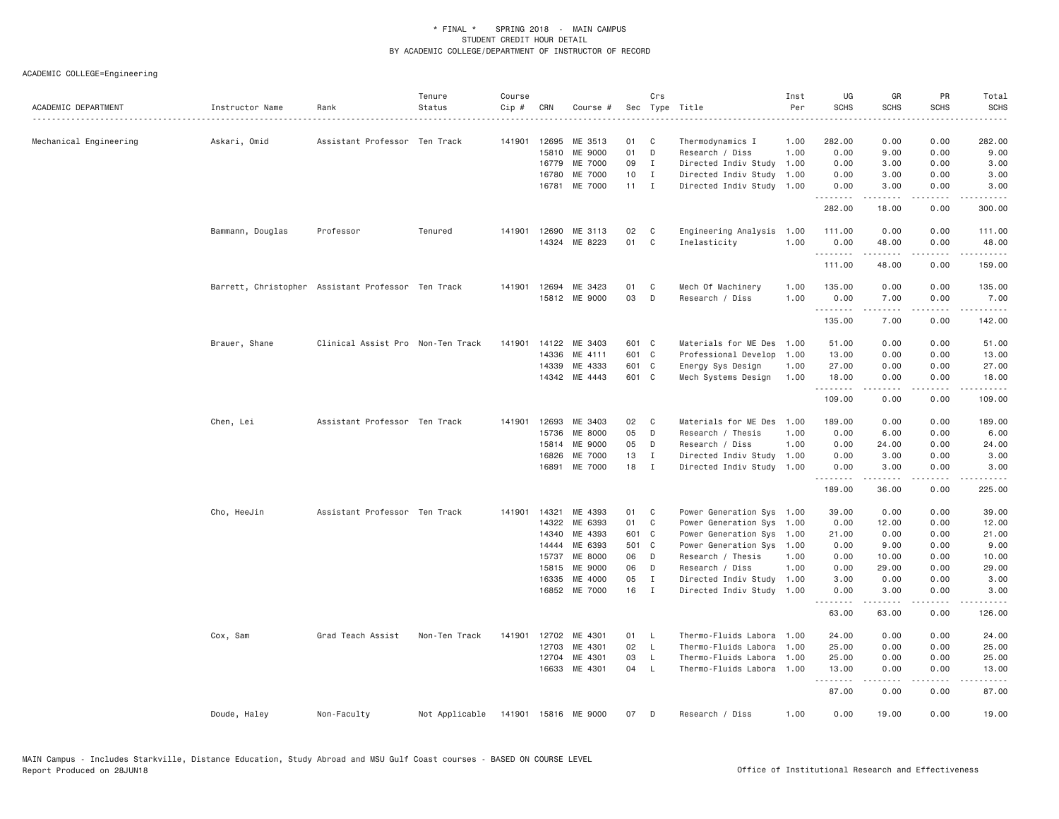* FINAL * SPRING 2018 - MAIN CAMPUS
STUDENT CREDIT HOUR DETAIL
BY ACADEMIC COLLEGE/DEPARTMENT OF INSTRUCTOR OF RECORD

ACADEMIC COLLEGE=Engineering

| ACADEMIC DEPARTMENT | Instructor Name | Rank | Tenure Status | Course Cip # | CRN | Course # | Sec | Crs Type | Title | Inst Per | UG SCHS | GR SCHS | PR SCHS | Total SCHS |
|---|---|---|---|---|---|---|---|---|---|---|---|---|---|---|
| Mechanical Engineering | Askari, Omid | Assistant Professor | Ten Track | 141901 | 12695 | ME 3513 | 01 | C | Thermodynamics I | 1.00 | 282.00 | 0.00 | 0.00 | 282.00 |
| | | | | | 15810 | ME 9000 | 01 | D | Research / Diss | 1.00 | 0.00 | 9.00 | 0.00 | 9.00 |
| | | | | | 16779 | ME 7000 | 09 | I | Directed Indiv Study | 1.00 | 0.00 | 3.00 | 0.00 | 3.00 |
| | | | | | 16780 | ME 7000 | 10 | I | Directed Indiv Study | 1.00 | 0.00 | 3.00 | 0.00 | 3.00 |
| | | | | | 16781 | ME 7000 | 11 | I | Directed Indiv Study | 1.00 | 0.00 | 3.00 | 0.00 | 3.00 |
| | | | | | | | | | | | 282.00 | 18.00 | 0.00 | 300.00 |
| | Bammann, Douglas | Professor | Tenured | 141901 | 12690 | ME 3113 | 02 | C | Engineering Analysis | 1.00 | 111.00 | 0.00 | 0.00 | 111.00 |
| | | | | | 14324 | ME 8223 | 01 | C | Inelasticity | 1.00 | 0.00 | 48.00 | 0.00 | 48.00 |
| | | | | | | | | | | | 111.00 | 48.00 | 0.00 | 159.00 |
| | Barrett, Christopher | Assistant Professor | Ten Track | 141901 | 12694 | ME 3423 | 01 | C | Mech Of Machinery | 1.00 | 135.00 | 0.00 | 0.00 | 135.00 |
| | | | | | 15812 | ME 9000 | 03 | D | Research / Diss | 1.00 | 0.00 | 7.00 | 0.00 | 7.00 |
| | | | | | | | | | | | 135.00 | 7.00 | 0.00 | 142.00 |
| | Brauer, Shane | Clinical Assist Pro | Non-Ten Track | 141901 | 14122 | ME 3403 | 601 | C | Materials for ME Des | 1.00 | 51.00 | 0.00 | 0.00 | 51.00 |
| | | | | | 14336 | ME 4111 | 601 | C | Professional Develop | 1.00 | 13.00 | 0.00 | 0.00 | 13.00 |
| | | | | | 14339 | ME 4333 | 601 | C | Energy Sys Design | 1.00 | 27.00 | 0.00 | 0.00 | 27.00 |
| | | | | | 14342 | ME 4443 | 601 | C | Mech Systems Design | 1.00 | 18.00 | 0.00 | 0.00 | 18.00 |
| | | | | | | | | | | | 109.00 | 0.00 | 0.00 | 109.00 |
| | Chen, Lei | Assistant Professor | Ten Track | 141901 | 12693 | ME 3403 | 02 | C | Materials for ME Des | 1.00 | 189.00 | 0.00 | 0.00 | 189.00 |
| | | | | | 15736 | ME 8000 | 05 | D | Research / Thesis | 1.00 | 0.00 | 6.00 | 0.00 | 6.00 |
| | | | | | 15814 | ME 9000 | 05 | D | Research / Diss | 1.00 | 0.00 | 24.00 | 0.00 | 24.00 |
| | | | | | 16826 | ME 7000 | 13 | I | Directed Indiv Study | 1.00 | 0.00 | 3.00 | 0.00 | 3.00 |
| | | | | | 16891 | ME 7000 | 18 | I | Directed Indiv Study | 1.00 | 0.00 | 3.00 | 0.00 | 3.00 |
| | | | | | | | | | | | 189.00 | 36.00 | 0.00 | 225.00 |
| | Cho, HeeJin | Assistant Professor | Ten Track | 141901 | 14321 | ME 4393 | 01 | C | Power Generation Sys | 1.00 | 39.00 | 0.00 | 0.00 | 39.00 |
| | | | | | 14322 | ME 6393 | 01 | C | Power Generation Sys | 1.00 | 0.00 | 12.00 | 0.00 | 12.00 |
| | | | | | 14340 | ME 4393 | 601 | C | Power Generation Sys | 1.00 | 21.00 | 0.00 | 0.00 | 21.00 |
| | | | | | 14444 | ME 6393 | 501 | C | Power Generation Sys | 1.00 | 0.00 | 9.00 | 0.00 | 9.00 |
| | | | | | 15737 | ME 8000 | 06 | D | Research / Thesis | 1.00 | 0.00 | 10.00 | 0.00 | 10.00 |
| | | | | | 15815 | ME 9000 | 06 | D | Research / Diss | 1.00 | 0.00 | 29.00 | 0.00 | 29.00 |
| | | | | | 16335 | ME 4000 | 05 | I | Directed Indiv Study | 1.00 | 3.00 | 0.00 | 0.00 | 3.00 |
| | | | | | 16852 | ME 7000 | 16 | I | Directed Indiv Study | 1.00 | 0.00 | 3.00 | 0.00 | 3.00 |
| | | | | | | | | | | | 63.00 | 63.00 | 0.00 | 126.00 |
| | Cox, Sam | Grad Teach Assist | Non-Ten Track | 141901 | 12702 | ME 4301 | 01 | L | Thermo-Fluids Labora | 1.00 | 24.00 | 0.00 | 0.00 | 24.00 |
| | | | | | 12703 | ME 4301 | 02 | L | Thermo-Fluids Labora | 1.00 | 25.00 | 0.00 | 0.00 | 25.00 |
| | | | | | 12704 | ME 4301 | 03 | L | Thermo-Fluids Labora | 1.00 | 25.00 | 0.00 | 0.00 | 25.00 |
| | | | | | 16633 | ME 4301 | 04 | L | Thermo-Fluids Labora | 1.00 | 13.00 | 0.00 | 0.00 | 13.00 |
| | | | | | | | | | | | 87.00 | 0.00 | 0.00 | 87.00 |
| | Doude, Haley | Non-Faculty | Not Applicable | 141901 | 15816 | ME 9000 | 07 | D | Research / Diss | 1.00 | 0.00 | 19.00 | 0.00 | 19.00 |

MAIN Campus - Includes Starkville, Distance Education, Study Abroad and MSU Gulf Coast courses - BASED ON COURSE LEVEL
Report Produced on 28JUN18 Office of Institutional Research and Effectiveness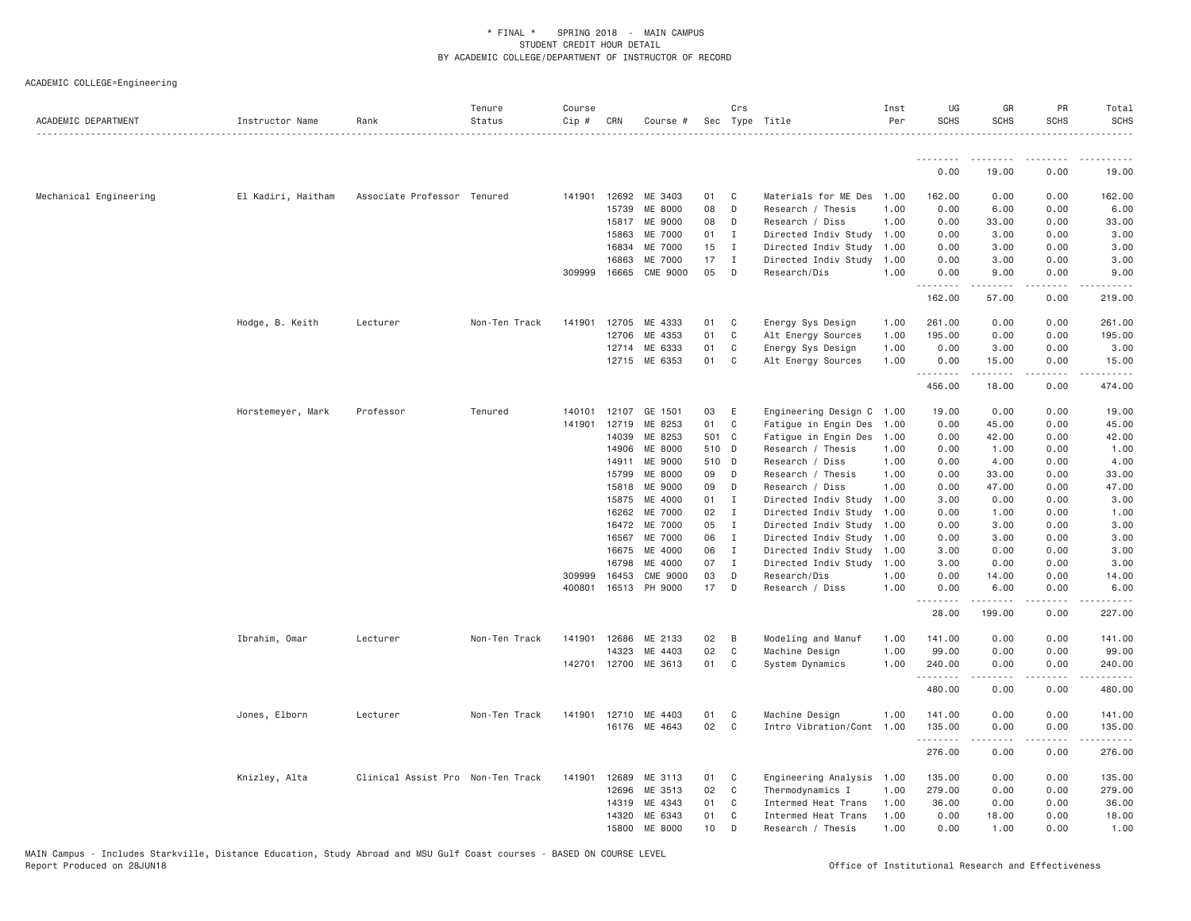ACADEMIC COLLEGE=Engineering

| ACADEMIC DEPARTMENT | Instructor Name | Rank | Tenure Status | Course Cip # | CRN | Course # | Sec | Crs Type | Title | Inst Per | UG SCHS | GR SCHS | PR SCHS | Total SCHS |
|---|---|---|---|---|---|---|---|---|---|---|---|---|---|---|
| | | | | | | | | | | | 0.00 | 19.00 | 0.00 | 19.00 |
| Mechanical Engineering | El Kadiri, Haitham | Associate Professor | Tenured | 141901 | 12692 | ME 3403 | 01 | C | Materials for ME Des | 1.00 | 162.00 | 0.00 | 0.00 | 162.00 |
| | | | | | 15739 | ME 8000 | 08 | D | Research / Thesis | 1.00 | 0.00 | 6.00 | 0.00 | 6.00 |
| | | | | | 15817 | ME 9000 | 08 | D | Research / Diss | 1.00 | 0.00 | 33.00 | 0.00 | 33.00 |
| | | | | | 15863 | ME 7000 | 01 | I | Directed Indiv Study | 1.00 | 0.00 | 3.00 | 0.00 | 3.00 |
| | | | | | 16834 | ME 7000 | 15 | I | Directed Indiv Study | 1.00 | 0.00 | 3.00 | 0.00 | 3.00 |
| | | | | | 16863 | ME 7000 | 17 | I | Directed Indiv Study | 1.00 | 0.00 | 3.00 | 0.00 | 3.00 |
| | | | | 309999 | 16665 | CME 9000 | 05 | D | Research/Dis | 1.00 | 0.00 | 9.00 | 0.00 | 9.00 |
| | | | | | | | | | | | 162.00 | 57.00 | 0.00 | 219.00 |
| | Hodge, B. Keith | Lecturer | Non-Ten Track | 141901 | 12705 | ME 4333 | 01 | C | Energy Sys Design | 1.00 | 261.00 | 0.00 | 0.00 | 261.00 |
| | | | | | 12706 | ME 4353 | 01 | C | Alt Energy Sources | 1.00 | 195.00 | 0.00 | 0.00 | 195.00 |
| | | | | | 12714 | ME 6333 | 01 | C | Energy Sys Design | 1.00 | 0.00 | 3.00 | 0.00 | 3.00 |
| | | | | | 12715 | ME 6353 | 01 | C | Alt Energy Sources | 1.00 | 0.00 | 15.00 | 0.00 | 15.00 |
| | | | | | | | | | | | 456.00 | 18.00 | 0.00 | 474.00 |
| | Horstemeyer, Mark | Professor | Tenured | 140101 | 12107 | GE 1501 | 03 | E | Engineering Design C | 1.00 | 19.00 | 0.00 | 0.00 | 19.00 |
| | | | | 141901 | 12719 | ME 8253 | 01 | C | Fatigue in Engin Des | 1.00 | 0.00 | 45.00 | 0.00 | 45.00 |
| | | | | | 14039 | ME 8253 | 501 | C | Fatigue in Engin Des | 1.00 | 0.00 | 42.00 | 0.00 | 42.00 |
| | | | | | 14906 | ME 8000 | 510 | D | Research / Thesis | 1.00 | 0.00 | 1.00 | 0.00 | 1.00 |
| | | | | | 14911 | ME 9000 | 510 | D | Research / Diss | 1.00 | 0.00 | 4.00 | 0.00 | 4.00 |
| | | | | | 15799 | ME 8000 | 09 | D | Research / Thesis | 1.00 | 0.00 | 33.00 | 0.00 | 33.00 |
| | | | | | 15818 | ME 9000 | 09 | D | Research / Diss | 1.00 | 0.00 | 47.00 | 0.00 | 47.00 |
| | | | | | 15875 | ME 4000 | 01 | I | Directed Indiv Study | 1.00 | 3.00 | 0.00 | 0.00 | 3.00 |
| | | | | | 16262 | ME 7000 | 02 | I | Directed Indiv Study | 1.00 | 0.00 | 1.00 | 0.00 | 1.00 |
| | | | | | 16472 | ME 7000 | 05 | I | Directed Indiv Study | 1.00 | 0.00 | 3.00 | 0.00 | 3.00 |
| | | | | | 16567 | ME 7000 | 06 | I | Directed Indiv Study | 1.00 | 0.00 | 3.00 | 0.00 | 3.00 |
| | | | | | 16675 | ME 4000 | 06 | I | Directed Indiv Study | 1.00 | 3.00 | 0.00 | 0.00 | 3.00 |
| | | | | | 16798 | ME 4000 | 07 | I | Directed Indiv Study | 1.00 | 3.00 | 0.00 | 0.00 | 3.00 |
| | | | | 309999 | 16453 | CME 9000 | 03 | D | Research/Dis | 1.00 | 0.00 | 14.00 | 0.00 | 14.00 |
| | | | | 400801 | 16513 | PH 9000 | 17 | D | Research / Diss | 1.00 | 0.00 | 6.00 | 0.00 | 6.00 |
| | | | | | | | | | | | 28.00 | 199.00 | 0.00 | 227.00 |
| | Ibrahim, Omar | Lecturer | Non-Ten Track | 141901 | 12686 | ME 2133 | 02 | B | Modeling and Manuf | 1.00 | 141.00 | 0.00 | 0.00 | 141.00 |
| | | | | | 14323 | ME 4403 | 02 | C | Machine Design | 1.00 | 99.00 | 0.00 | 0.00 | 99.00 |
| | | | | 142701 | 12700 | ME 3613 | 01 | C | System Dynamics | 1.00 | 240.00 | 0.00 | 0.00 | 240.00 |
| | | | | | | | | | | | 480.00 | 0.00 | 0.00 | 480.00 |
| | Jones, Elborn | Lecturer | Non-Ten Track | 141901 | 12710 | ME 4403 | 01 | C | Machine Design | 1.00 | 141.00 | 0.00 | 0.00 | 141.00 |
| | | | | | 16176 | ME 4643 | 02 | C | Intro Vibration/Cont | 1.00 | 135.00 | 0.00 | 0.00 | 135.00 |
| | | | | | | | | | | | 276.00 | 0.00 | 0.00 | 276.00 |
| | Knizley, Alta | Clinical Assist Pro | Non-Ten Track | 141901 | 12689 | ME 3113 | 01 | C | Engineering Analysis | 1.00 | 135.00 | 0.00 | 0.00 | 135.00 |
| | | | | | 12696 | ME 3513 | 02 | C | Thermodynamics I | 1.00 | 279.00 | 0.00 | 0.00 | 279.00 |
| | | | | | 14319 | ME 4343 | 01 | C | Intermed Heat Trans | 1.00 | 36.00 | 0.00 | 0.00 | 36.00 |
| | | | | | 14320 | ME 6343 | 01 | C | Intermed Heat Trans | 1.00 | 0.00 | 18.00 | 0.00 | 18.00 |
| | | | | | 15800 | ME 8000 | 10 | D | Research / Thesis | 1.00 | 0.00 | 1.00 | 0.00 | 1.00 |

MAIN Campus - Includes Starkville, Distance Education, Study Abroad and MSU Gulf Coast courses - BASED ON COURSE LEVEL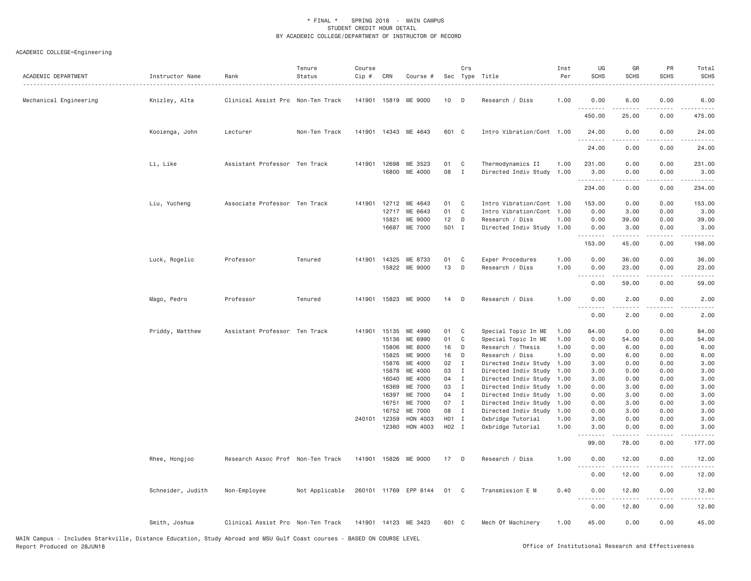\* FINAL \* SPRING 2018 - MAIN CAMPUS
STUDENT CREDIT HOUR DETAIL
BY ACADEMIC COLLEGE/DEPARTMENT OF INSTRUCTOR OF RECORD

ACADEMIC COLLEGE=Engineering

| ACADEMIC DEPARTMENT | Instructor Name | Rank | Tenure Status | Course Cip # | CRN | Course # | Sec | Crs Type | Title | Inst Per | UG SCHS | GR SCHS | PR SCHS | Total SCHS |
|---|---|---|---|---|---|---|---|---|---|---|---|---|---|---|
| Mechanical Engineering | Knizley, Alta | Clinical Assist Pro | Non-Ten Track | 141901 | 15819 | ME 9000 | 10 | D | Research / Diss | 1.00 | 0.00 | 6.00 | 0.00 | 6.00 |
| | | | | | | | | | | | 450.00 | 25.00 | 0.00 | 475.00 |
| | Kooienga, John | Lecturer | Non-Ten Track | 141901 | 14343 | ME 4643 | 601 | C | Intro Vibration/Cont | 1.00 | 24.00 | 0.00 | 0.00 | 24.00 |
| | | | | | | | | | | | 24.00 | 0.00 | 0.00 | 24.00 |
| | Li, Like | Assistant Professor | Ten Track | 141901 | 12698 | ME 3523 | 01 | C | Thermodynamics II | 1.00 | 231.00 | 0.00 | 0.00 | 231.00 |
| | | | | | 16800 | ME 4000 | 08 | I | Directed Indiv Study | 1.00 | 3.00 | 0.00 | 0.00 | 3.00 |
| | | | | | | | | | | | 234.00 | 0.00 | 0.00 | 234.00 |
| | Liu, Yucheng | Associate Professor | Ten Track | 141901 | 12712 | ME 4643 | 01 | C | Intro Vibration/Cont | 1.00 | 153.00 | 0.00 | 0.00 | 153.00 |
| | | | | | 12717 | ME 6643 | 01 | C | Intro Vibration/Cont | 1.00 | 0.00 | 3.00 | 0.00 | 3.00 |
| | | | | | 15821 | ME 9000 | 12 | D | Research / Diss | 1.00 | 0.00 | 39.00 | 0.00 | 39.00 |
| | | | | | 16687 | ME 7000 | 501 | I | Directed Indiv Study | 1.00 | 0.00 | 3.00 | 0.00 | 3.00 |
| | | | | | | | | | | | 153.00 | 45.00 | 0.00 | 198.00 |
| | Luck, Rogelio | Professor | Tenured | 141901 | 14325 | ME 8733 | 01 | C | Exper Procedures | 1.00 | 0.00 | 36.00 | 0.00 | 36.00 |
| | | | | | 15822 | ME 9000 | 13 | D | Research / Diss | 1.00 | 0.00 | 23.00 | 0.00 | 23.00 |
| | | | | | | | | | | | 0.00 | 59.00 | 0.00 | 59.00 |
| | Mago, Pedro | Professor | Tenured | 141901 | 15823 | ME 9000 | 14 | D | Research / Diss | 1.00 | 0.00 | 2.00 | 0.00 | 2.00 |
| | | | | | | | | | | | 0.00 | 2.00 | 0.00 | 2.00 |
| | Priddy, Matthew | Assistant Professor | Ten Track | 141901 | 15135 | ME 4990 | 01 | C | Special Topic In ME | 1.00 | 84.00 | 0.00 | 0.00 | 84.00 |
| | | | | | 15136 | ME 6990 | 01 | C | Special Topic In ME | 1.00 | 0.00 | 54.00 | 0.00 | 54.00 |
| | | | | | 15806 | ME 8000 | 16 | D | Research / Thesis | 1.00 | 0.00 | 6.00 | 0.00 | 6.00 |
| | | | | | 15825 | ME 9000 | 16 | D | Research / Diss | 1.00 | 0.00 | 6.00 | 0.00 | 6.00 |
| | | | | | 15876 | ME 4000 | 02 | I | Directed Indiv Study | 1.00 | 3.00 | 0.00 | 0.00 | 3.00 |
| | | | | | 15878 | ME 4000 | 03 | I | Directed Indiv Study | 1.00 | 3.00 | 0.00 | 0.00 | 3.00 |
| | | | | | 16040 | ME 4000 | 04 | I | Directed Indiv Study | 1.00 | 3.00 | 0.00 | 0.00 | 3.00 |
| | | | | | 16369 | ME 7000 | 03 | I | Directed Indiv Study | 1.00 | 0.00 | 3.00 | 0.00 | 3.00 |
| | | | | | 16397 | ME 7000 | 04 | I | Directed Indiv Study | 1.00 | 0.00 | 3.00 | 0.00 | 3.00 |
| | | | | | 16751 | ME 7000 | 07 | I | Directed Indiv Study | 1.00 | 0.00 | 3.00 | 0.00 | 3.00 |
| | | | | | 16752 | ME 7000 | 08 | I | Directed Indiv Study | 1.00 | 0.00 | 3.00 | 0.00 | 3.00 |
| | | | | 240101 | 12359 | HON 4003 | H01 | I | Oxbridge Tutorial | 1.00 | 3.00 | 0.00 | 0.00 | 3.00 |
| | | | | | 12360 | HON 4003 | H02 | I | Oxbridge Tutorial | 1.00 | 3.00 | 0.00 | 0.00 | 3.00 |
| | | | | | | | | | | | 99.00 | 78.00 | 0.00 | 177.00 |
| | Rhee, Hongjoo | Research Assoc Prof | Non-Ten Track | 141901 | 15826 | ME 9000 | 17 | D | Research / Diss | 1.00 | 0.00 | 12.00 | 0.00 | 12.00 |
| | | | | | | | | | | | 0.00 | 12.00 | 0.00 | 12.00 |
| | Schneider, Judith | Non-Employee | Not Applicable | 260101 | 11769 | EPP 8144 | 01 | C | Transmission E M | 0.40 | 0.00 | 12.80 | 0.00 | 12.80 |
| | | | | | | | | | | | 0.00 | 12.80 | 0.00 | 12.80 |
| | Smith, Joshua | Clinical Assist Pro | Non-Ten Track | 141901 | 14123 | ME 3423 | 601 | C | Mech Of Machinery | 1.00 | 45.00 | 0.00 | 0.00 | 45.00 |

MAIN Campus - Includes Starkville, Distance Education, Study Abroad and MSU Gulf Coast courses - BASED ON COURSE LEVEL
Report Produced on 28JUN18 Office of Institutional Research and Effectiveness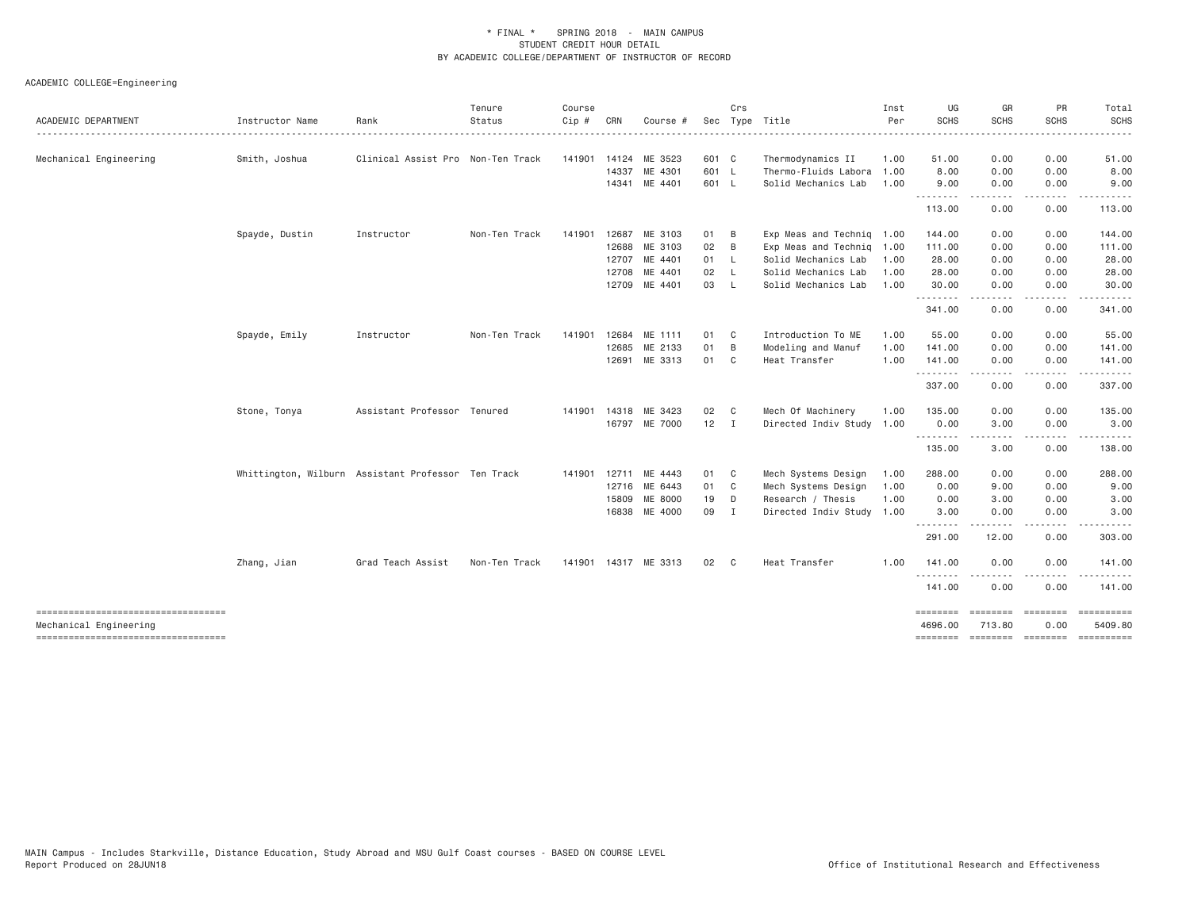\* FINAL \* SPRING 2018 - MAIN CAMPUS
STUDENT CREDIT HOUR DETAIL
BY ACADEMIC COLLEGE/DEPARTMENT OF INSTRUCTOR OF RECORD

ACADEMIC COLLEGE=Engineering

| ACADEMIC DEPARTMENT | Instructor Name | Rank | Tenure Status | Course Cip # | CRN | Course # | Sec | Crs Type | Title | Inst Per | UG SCHS | GR SCHS | PR SCHS | Total SCHS |
|---|---|---|---|---|---|---|---|---|---|---|---|---|---|---|
| Mechanical Engineering | Smith, Joshua | Clinical Assist Pro | Non-Ten Track | 141901 | 14124 | ME 3523 | 601 | C | Thermodynamics II | 1.00 | 51.00 | 0.00 | 0.00 | 51.00 |
| | | | | | 14337 | ME 4301 | 601 | L | Thermo-Fluids Labora | 1.00 | 8.00 | 0.00 | 0.00 | 8.00 |
| | | | | | 14341 | ME 4401 | 601 | L | Solid Mechanics Lab | 1.00 | 9.00 | 0.00 | 0.00 | 9.00 |
| | | | | | | | | | | | 113.00 | 0.00 | 0.00 | 113.00 |
| | Spayde, Dustin | Instructor | Non-Ten Track | 141901 | 12687 | ME 3103 | 01 | B | Exp Meas and Techniq | 1.00 | 144.00 | 0.00 | 0.00 | 144.00 |
| | | | | | 12688 | ME 3103 | 02 | B | Exp Meas and Techniq | 1.00 | 111.00 | 0.00 | 0.00 | 111.00 |
| | | | | | 12707 | ME 4401 | 01 | L | Solid Mechanics Lab | 1.00 | 28.00 | 0.00 | 0.00 | 28.00 |
| | | | | | 12708 | ME 4401 | 02 | L | Solid Mechanics Lab | 1.00 | 28.00 | 0.00 | 0.00 | 28.00 |
| | | | | | 12709 | ME 4401 | 03 | L | Solid Mechanics Lab | 1.00 | 30.00 | 0.00 | 0.00 | 30.00 |
| | | | | | | | | | | | 341.00 | 0.00 | 0.00 | 341.00 |
| | Spayde, Emily | Instructor | Non-Ten Track | 141901 | 12684 | ME 1111 | 01 | C | Introduction To ME | 1.00 | 55.00 | 0.00 | 0.00 | 55.00 |
| | | | | | 12685 | ME 2133 | 01 | B | Modeling and Manuf | 1.00 | 141.00 | 0.00 | 0.00 | 141.00 |
| | | | | | 12691 | ME 3313 | 01 | C | Heat Transfer | 1.00 | 141.00 | 0.00 | 0.00 | 141.00 |
| | | | | | | | | | | | 337.00 | 0.00 | 0.00 | 337.00 |
| | Stone, Tonya | Assistant Professor | Tenured | 141901 | 14318 | ME 3423 | 02 | C | Mech Of Machinery | 1.00 | 135.00 | 0.00 | 0.00 | 135.00 |
| | | | | | 16797 | ME 7000 | 12 | I | Directed Indiv Study | 1.00 | 0.00 | 3.00 | 0.00 | 3.00 |
| | | | | | | | | | | | 135.00 | 3.00 | 0.00 | 138.00 |
| | Whittington, Wilburn | Assistant Professor | Ten Track | 141901 | 12711 | ME 4443 | 01 | C | Mech Systems Design | 1.00 | 288.00 | 0.00 | 0.00 | 288.00 |
| | | | | | 12716 | ME 6443 | 01 | C | Mech Systems Design | 1.00 | 0.00 | 9.00 | 0.00 | 9.00 |
| | | | | | 15809 | ME 8000 | 19 | D | Research / Thesis | 1.00 | 0.00 | 3.00 | 0.00 | 3.00 |
| | | | | | 16838 | ME 4000 | 09 | I | Directed Indiv Study | 1.00 | 3.00 | 0.00 | 0.00 | 3.00 |
| | | | | | | | | | | | 291.00 | 12.00 | 0.00 | 303.00 |
| | Zhang, Jian | Grad Teach Assist | Non-Ten Track | 141901 | 14317 | ME 3313 | 02 | C | Heat Transfer | 1.00 | 141.00 | 0.00 | 0.00 | 141.00 |
| | | | | | | | | | | | 141.00 | 0.00 | 0.00 | 141.00 |
| Mechanical Engineering | | | | | | | | | | | 4696.00 | 713.80 | 0.00 | 5409.80 |

MAIN Campus - Includes Starkville, Distance Education, Study Abroad and MSU Gulf Coast courses - BASED ON COURSE LEVEL
Report Produced on 28JUN18 Office of Institutional Research and Effectiveness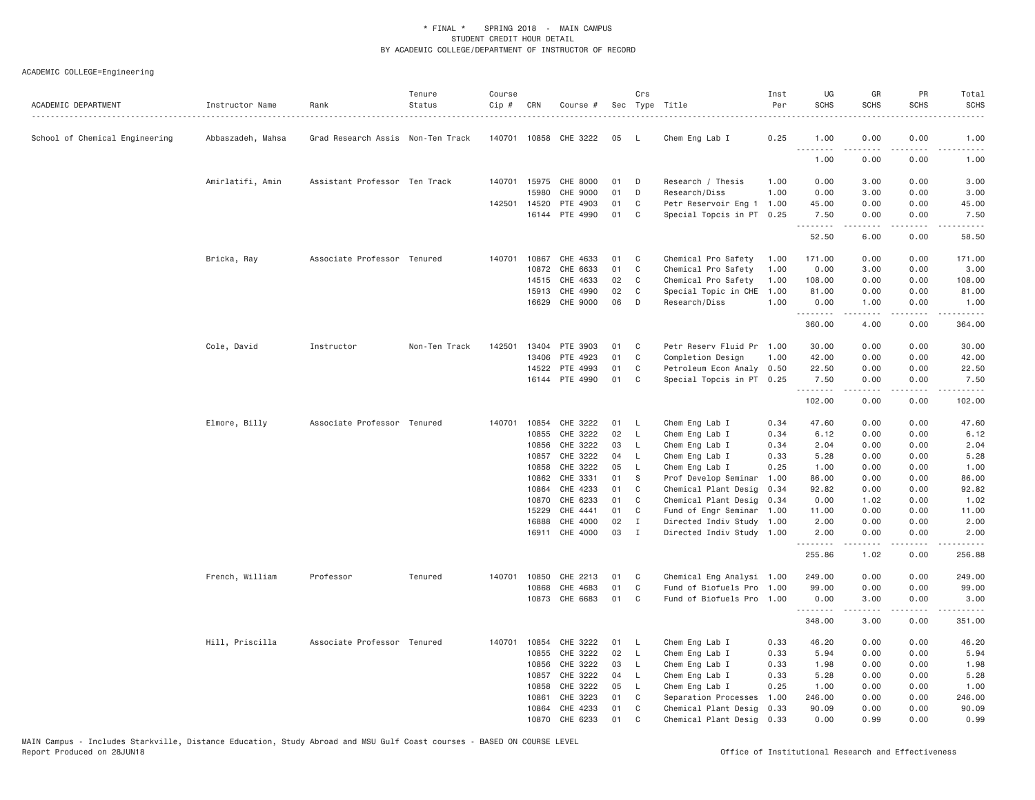# * FINAL * SPRING 2018 - MAIN CAMPUS
## STUDENT CREDIT HOUR DETAIL
## BY ACADEMIC COLLEGE/DEPARTMENT OF INSTRUCTOR OF RECORD

ACADEMIC COLLEGE=Engineering

| ACADEMIC DEPARTMENT | Instructor Name | Rank | Tenure Status | Course Cip # | CRN | Course # | Sec | Crs Type | Title | Inst Per | UG SCHS | GR SCHS | PR SCHS | Total SCHS |
|---|---|---|---|---|---|---|---|---|---|---|---|---|---|---|
| School of Chemical Engineering | Abbaszadeh, Mahsa | Grad Research Assis | Non-Ten Track | 140701 | 10858 | CHE 3222 | 05 | L | Chem Eng Lab I | 0.25 | 1.00 | 0.00 | 0.00 | 1.00 |
| | | | | | | | | | | | 1.00 | 0.00 | 0.00 | 1.00 |
| | Amirlatifi, Amin | Assistant Professor | Ten Track | 140701 | 15975 | CHE 8000 | 01 | D | Research / Thesis | 1.00 | 0.00 | 3.00 | 0.00 | 3.00 |
| | | | | | 15980 | CHE 9000 | 01 | D | Research/Diss | 1.00 | 0.00 | 3.00 | 0.00 | 3.00 |
| | | | | 142501 | 14520 | PTE 4903 | 01 | C | Petr Reservoir Eng 1 | 1.00 | 45.00 | 0.00 | 0.00 | 45.00 |
| | | | | | 16144 | PTE 4990 | 01 | C | Special Topcis in PT | 0.25 | 7.50 | 0.00 | 0.00 | 7.50 |
| | | | | | | | | | | | 52.50 | 6.00 | 0.00 | 58.50 |
| | Bricka, Ray | Associate Professor | Tenured | 140701 | 10867 | CHE 4633 | 01 | C | Chemical Pro Safety | 1.00 | 171.00 | 0.00 | 0.00 | 171.00 |
| | | | | | 10872 | CHE 6633 | 01 | C | Chemical Pro Safety | 1.00 | 0.00 | 3.00 | 0.00 | 3.00 |
| | | | | | 14515 | CHE 4633 | 02 | C | Chemical Pro Safety | 1.00 | 108.00 | 0.00 | 0.00 | 108.00 |
| | | | | | 15913 | CHE 4990 | 02 | C | Special Topic in CHE | 1.00 | 81.00 | 0.00 | 0.00 | 81.00 |
| | | | | | 16629 | CHE 9000 | 06 | D | Research/Diss | 1.00 | 0.00 | 1.00 | 0.00 | 1.00 |
| | | | | | | | | | | | 360.00 | 4.00 | 0.00 | 364.00 |
| | Cole, David | Instructor | Non-Ten Track | 142501 | 13404 | PTE 3903 | 01 | C | Petr Reserv Fluid Pr | 1.00 | 30.00 | 0.00 | 0.00 | 30.00 |
| | | | | | 13406 | PTE 4923 | 01 | C | Completion Design | 1.00 | 42.00 | 0.00 | 0.00 | 42.00 |
| | | | | | 14522 | PTE 4993 | 01 | C | Petroleum Econ Analy | 0.50 | 22.50 | 0.00 | 0.00 | 22.50 |
| | | | | | 16144 | PTE 4990 | 01 | C | Special Topcis in PT | 0.25 | 7.50 | 0.00 | 0.00 | 7.50 |
| | | | | | | | | | | | 102.00 | 0.00 | 0.00 | 102.00 |
| | Elmore, Billy | Associate Professor | Tenured | 140701 | 10854 | CHE 3222 | 01 | L | Chem Eng Lab I | 0.34 | 47.60 | 0.00 | 0.00 | 47.60 |
| | | | | | 10855 | CHE 3222 | 02 | L | Chem Eng Lab I | 0.34 | 6.12 | 0.00 | 0.00 | 6.12 |
| | | | | | 10856 | CHE 3222 | 03 | L | Chem Eng Lab I | 0.34 | 2.04 | 0.00 | 0.00 | 2.04 |
| | | | | | 10857 | CHE 3222 | 04 | L | Chem Eng Lab I | 0.33 | 5.28 | 0.00 | 0.00 | 5.28 |
| | | | | | 10858 | CHE 3222 | 05 | L | Chem Eng Lab I | 0.25 | 1.00 | 0.00 | 0.00 | 1.00 |
| | | | | | 10862 | CHE 3331 | 01 | S | Prof Develop Seminar | 1.00 | 86.00 | 0.00 | 0.00 | 86.00 |
| | | | | | 10864 | CHE 4233 | 01 | C | Chemical Plant Desig | 0.34 | 92.82 | 0.00 | 0.00 | 92.82 |
| | | | | | 10870 | CHE 6233 | 01 | C | Chemical Plant Desig | 0.34 | 0.00 | 1.02 | 0.00 | 1.02 |
| | | | | | 15229 | CHE 4441 | 01 | C | Fund of Engr Seminar | 1.00 | 11.00 | 0.00 | 0.00 | 11.00 |
| | | | | | 16888 | CHE 4000 | 02 | I | Directed Indiv Study | 1.00 | 2.00 | 0.00 | 0.00 | 2.00 |
| | | | | | 16911 | CHE 4000 | 03 | I | Directed Indiv Study | 1.00 | 2.00 | 0.00 | 0.00 | 2.00 |
| | | | | | | | | | | | 255.86 | 1.02 | 0.00 | 256.88 |
| | French, William | Professor | Tenured | 140701 | 10850 | CHE 2213 | 01 | C | Chemical Eng Analysi | 1.00 | 249.00 | 0.00 | 0.00 | 249.00 |
| | | | | | 10868 | CHE 4683 | 01 | C | Fund of Biofuels Pro | 1.00 | 99.00 | 0.00 | 0.00 | 99.00 |
| | | | | | 10873 | CHE 6683 | 01 | C | Fund of Biofuels Pro | 1.00 | 0.00 | 3.00 | 0.00 | 3.00 |
| | | | | | | | | | | | 348.00 | 3.00 | 0.00 | 351.00 |
| | Hill, Priscilla | Associate Professor | Tenured | 140701 | 10854 | CHE 3222 | 01 | L | Chem Eng Lab I | 0.33 | 46.20 | 0.00 | 0.00 | 46.20 |
| | | | | | 10855 | CHE 3222 | 02 | L | Chem Eng Lab I | 0.33 | 5.94 | 0.00 | 0.00 | 5.94 |
| | | | | | 10856 | CHE 3222 | 03 | L | Chem Eng Lab I | 0.33 | 1.98 | 0.00 | 0.00 | 1.98 |
| | | | | | 10857 | CHE 3222 | 04 | L | Chem Eng Lab I | 0.33 | 5.28 | 0.00 | 0.00 | 5.28 |
| | | | | | 10858 | CHE 3222 | 05 | L | Chem Eng Lab I | 0.25 | 1.00 | 0.00 | 0.00 | 1.00 |
| | | | | | 10861 | CHE 3223 | 01 | C | Separation Processes | 1.00 | 246.00 | 0.00 | 0.00 | 246.00 |
| | | | | | 10864 | CHE 4233 | 01 | C | Chemical Plant Desig | 0.33 | 90.09 | 0.00 | 0.00 | 90.09 |
| | | | | | 10870 | CHE 6233 | 01 | C | Chemical Plant Desig | 0.33 | 0.00 | 0.99 | 0.00 | 0.99 |

MAIN Campus - Includes Starkville, Distance Education, Study Abroad and MSU Gulf Coast courses - BASED ON COURSE LEVEL
Report Produced on 28JUN18 — Office of Institutional Research and Effectiveness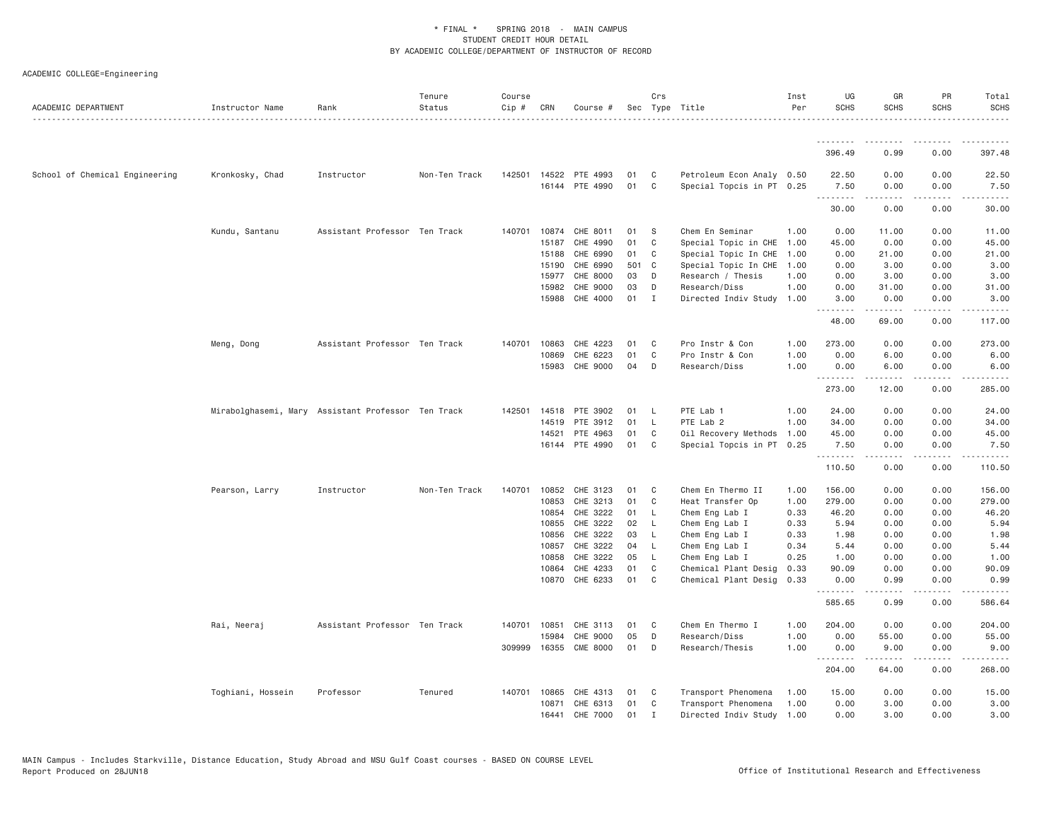* FINAL * SPRING 2018 - MAIN CAMPUS
STUDENT CREDIT HOUR DETAIL
BY ACADEMIC COLLEGE/DEPARTMENT OF INSTRUCTOR OF RECORD

ACADEMIC COLLEGE=Engineering

| ACADEMIC DEPARTMENT | Instructor Name | Rank | Tenure Status | Course Cip # | CRN | Course # | Sec | Crs Type | Title | Inst Per | UG SCHS | GR SCHS | PR SCHS | Total SCHS |
|---|---|---|---|---|---|---|---|---|---|---|---|---|---|---|
| | | | | | | | | | | | 396.49 | 0.99 | 0.00 | 397.48 |
| School of Chemical Engineering | Kronkosky, Chad | Instructor | Non-Ten Track | 142501 | 14522 | PTE 4993 | 01 | C | Petroleum Econ Analy | 0.50 | 22.50 | 0.00 | 0.00 | 22.50 |
| | | | | | 16144 | PTE 4990 | 01 | C | Special Topcis in PT | 0.25 | 7.50 | 0.00 | 0.00 | 7.50 |
| | | | | | | | | | | | 30.00 | 0.00 | 0.00 | 30.00 |
| | Kundu, Santanu | Assistant Professor | Ten Track | 140701 | 10874 | CHE 8011 | 01 | S | Chem En Seminar | 1.00 | 0.00 | 11.00 | 0.00 | 11.00 |
| | | | | | 15187 | CHE 4990 | 01 | C | Special Topic in CHE | 1.00 | 45.00 | 0.00 | 0.00 | 45.00 |
| | | | | | 15188 | CHE 6990 | 01 | C | Special Topic In CHE | 1.00 | 0.00 | 21.00 | 0.00 | 21.00 |
| | | | | | 15190 | CHE 6990 | 501 | C | Special Topic In CHE | 1.00 | 0.00 | 3.00 | 0.00 | 3.00 |
| | | | | | 15977 | CHE 8000 | 03 | D | Research / Thesis | 1.00 | 0.00 | 3.00 | 0.00 | 3.00 |
| | | | | | 15982 | CHE 9000 | 03 | D | Research/Diss | 1.00 | 0.00 | 31.00 | 0.00 | 31.00 |
| | | | | | 15988 | CHE 4000 | 01 | I | Directed Indiv Study | 1.00 | 3.00 | 0.00 | 0.00 | 3.00 |
| | | | | | | | | | | | 48.00 | 69.00 | 0.00 | 117.00 |
| | Meng, Dong | Assistant Professor | Ten Track | 140701 | 10863 | CHE 4223 | 01 | C | Pro Instr & Con | 1.00 | 273.00 | 0.00 | 0.00 | 273.00 |
| | | | | | 10869 | CHE 6223 | 01 | C | Pro Instr & Con | 1.00 | 0.00 | 6.00 | 0.00 | 6.00 |
| | | | | | 15983 | CHE 9000 | 04 | D | Research/Diss | 1.00 | 0.00 | 6.00 | 0.00 | 6.00 |
| | | | | | | | | | | | 273.00 | 12.00 | 0.00 | 285.00 |
| | Mirabolghasemi, Mary | Assistant Professor | Ten Track | 142501 | 14518 | PTE 3902 | 01 | L | PTE Lab 1 | 1.00 | 24.00 | 0.00 | 0.00 | 24.00 |
| | | | | | 14519 | PTE 3912 | 01 | L | PTE Lab 2 | 1.00 | 34.00 | 0.00 | 0.00 | 34.00 |
| | | | | | 14521 | PTE 4963 | 01 | C | Oil Recovery Methods | 1.00 | 45.00 | 0.00 | 0.00 | 45.00 |
| | | | | | 16144 | PTE 4990 | 01 | C | Special Topcis in PT | 0.25 | 7.50 | 0.00 | 0.00 | 7.50 |
| | | | | | | | | | | | 110.50 | 0.00 | 0.00 | 110.50 |
| | Pearson, Larry | Instructor | Non-Ten Track | 140701 | 10852 | CHE 3123 | 01 | C | Chem En Thermo II | 1.00 | 156.00 | 0.00 | 0.00 | 156.00 |
| | | | | | 10853 | CHE 3213 | 01 | C | Heat Transfer Op | 1.00 | 279.00 | 0.00 | 0.00 | 279.00 |
| | | | | | 10854 | CHE 3222 | 01 | L | Chem Eng Lab I | 0.33 | 46.20 | 0.00 | 0.00 | 46.20 |
| | | | | | 10855 | CHE 3222 | 02 | L | Chem Eng Lab I | 0.33 | 5.94 | 0.00 | 0.00 | 5.94 |
| | | | | | 10856 | CHE 3222 | 03 | L | Chem Eng Lab I | 0.33 | 1.98 | 0.00 | 0.00 | 1.98 |
| | | | | | 10857 | CHE 3222 | 04 | L | Chem Eng Lab I | 0.34 | 5.44 | 0.00 | 0.00 | 5.44 |
| | | | | | 10858 | CHE 3222 | 05 | L | Chem Eng Lab I | 0.25 | 1.00 | 0.00 | 0.00 | 1.00 |
| | | | | | 10864 | CHE 4233 | 01 | C | Chemical Plant Desig | 0.33 | 90.09 | 0.00 | 0.00 | 90.09 |
| | | | | | 10870 | CHE 6233 | 01 | C | Chemical Plant Desig | 0.33 | 0.00 | 0.99 | 0.00 | 0.99 |
| | | | | | | | | | | | 585.65 | 0.99 | 0.00 | 586.64 |
| | Rai, Neeraj | Assistant Professor | Ten Track | 140701 | 10851 | CHE 3113 | 01 | C | Chem En Thermo I | 1.00 | 204.00 | 0.00 | 0.00 | 204.00 |
| | | | | | 15984 | CHE 9000 | 05 | D | Research/Diss | 1.00 | 0.00 | 55.00 | 0.00 | 55.00 |
| | | | | 309999 | 16355 | CME 8000 | 01 | D | Research/Thesis | 1.00 | 0.00 | 9.00 | 0.00 | 9.00 |
| | | | | | | | | | | | 204.00 | 64.00 | 0.00 | 268.00 |
| | Toghiani, Hossein | Professor | Tenured | 140701 | 10865 | CHE 4313 | 01 | C | Transport Phenomena | 1.00 | 15.00 | 0.00 | 0.00 | 15.00 |
| | | | | | 10871 | CHE 6313 | 01 | C | Transport Phenomena | 1.00 | 0.00 | 3.00 | 0.00 | 3.00 |
| | | | | | 16441 | CHE 7000 | 01 | I | Directed Indiv Study | 1.00 | 0.00 | 3.00 | 0.00 | 3.00 |

MAIN Campus - Includes Starkville, Distance Education, Study Abroad and MSU Gulf Coast courses - BASED ON COURSE LEVEL
Report Produced on 28JUN18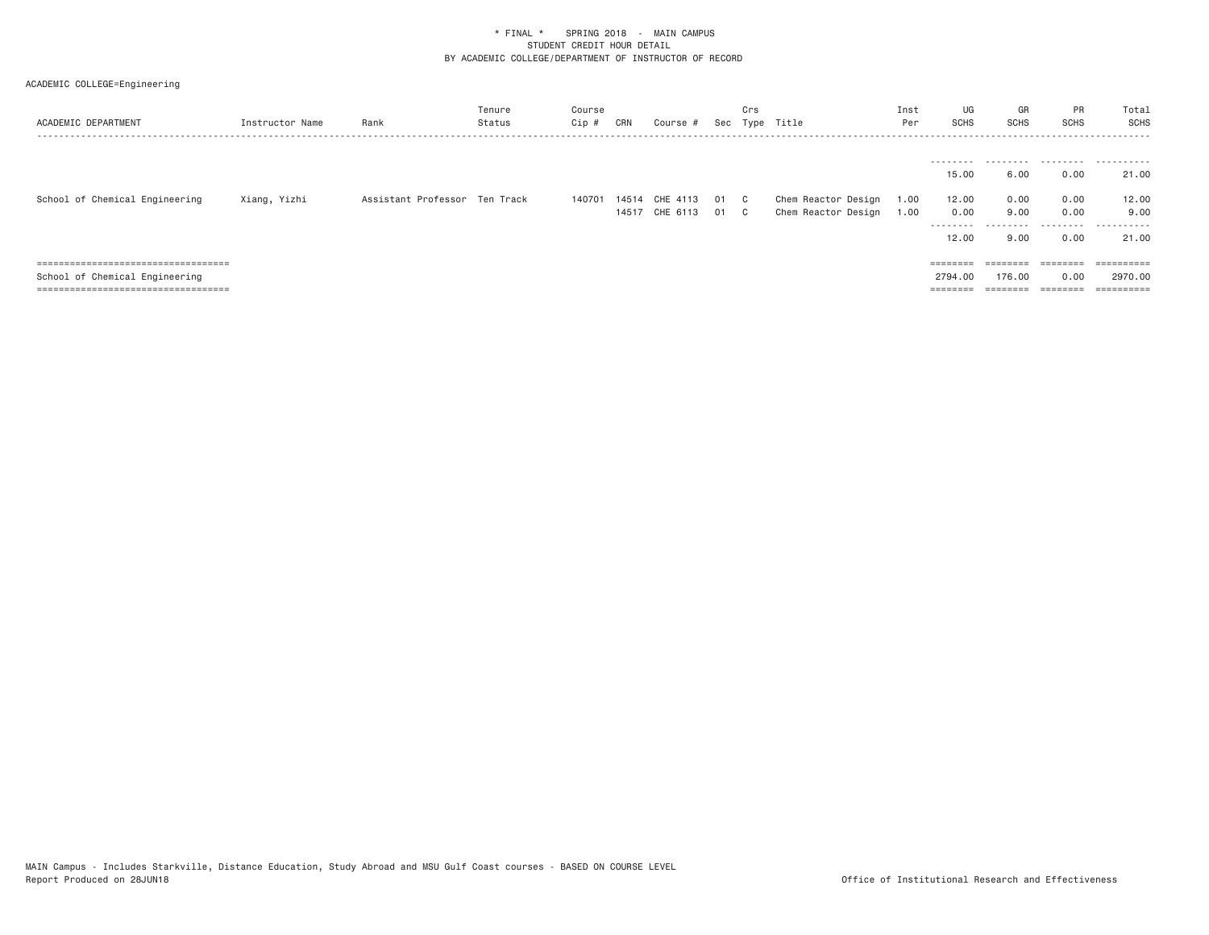\* FINAL \*    SPRING 2018  -  MAIN CAMPUS
STUDENT CREDIT HOUR DETAIL
BY ACADEMIC COLLEGE/DEPARTMENT OF INSTRUCTOR OF RECORD

ACADEMIC COLLEGE=Engineering

| ACADEMIC DEPARTMENT | Instructor Name | Rank | Tenure Status | Course Cip # | CRN | Course # | Sec | Crs Type | Title | Inst Per | UG SCHS | GR SCHS | PR SCHS | Total SCHS |
|---|---|---|---|---|---|---|---|---|---|---|---|---|---|---|
| | | | | | | | | | | | 15.00 | 6.00 | 0.00 | 21.00 |
| School of Chemical Engineering | Xiang, Yizhi | Assistant Professor | Ten Track | 140701 | 14514 | CHE 4113 | 01 | C | Chem Reactor Design | 1.00 | 12.00 | 0.00 | 0.00 | 12.00 |
| | | | | | 14517 | CHE 6113 | 01 | C | Chem Reactor Design | 1.00 | 0.00 | 9.00 | 0.00 | 9.00 |
| | | | | | | | | | | | 12.00 | 9.00 | 0.00 | 21.00 |
| School of Chemical Engineering | | | | | | | | | | | 2794.00 | 176.00 | 0.00 | 2970.00 |

MAIN Campus - Includes Starkville, Distance Education, Study Abroad and MSU Gulf Coast courses - BASED ON COURSE LEVEL
Report Produced on 28JUN18    Office of Institutional Research and Effectiveness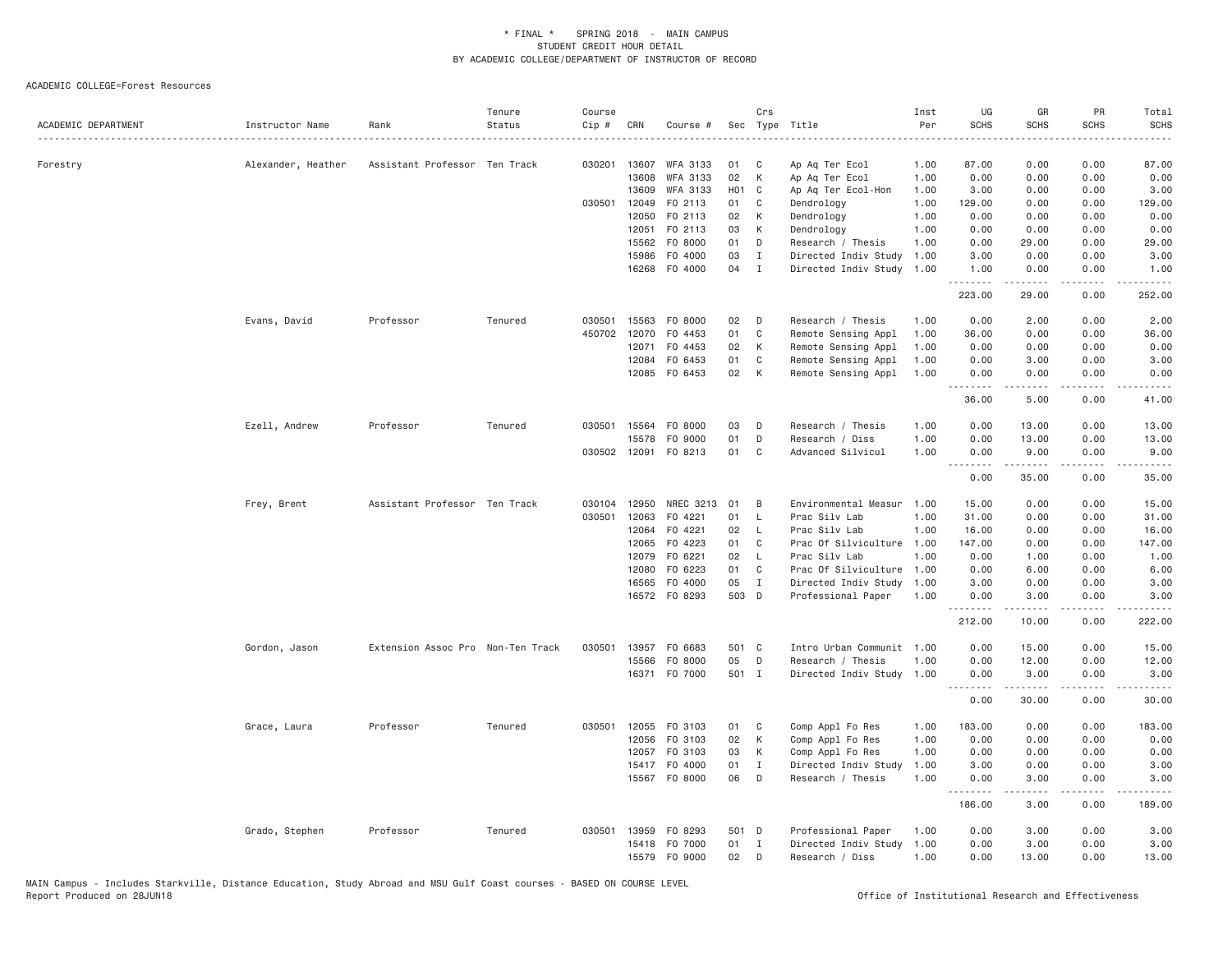\* FINAL \* SPRING 2018 - MAIN CAMPUS
STUDENT CREDIT HOUR DETAIL
BY ACADEMIC COLLEGE/DEPARTMENT OF INSTRUCTOR OF RECORD

ACADEMIC COLLEGE=Forest Resources

| ACADEMIC DEPARTMENT | Instructor Name | Rank | Tenure Status | Course Cip # | CRN | Course # | Sec | Crs Type | Title | Inst Per | UG SCHS | GR SCHS | PR SCHS | Total SCHS |
|---|---|---|---|---|---|---|---|---|---|---|---|---|---|---|
| Forestry | Alexander, Heather | Assistant Professor | Ten Track | 030201 | 13607 | WFA 3133 | 01 | C | Ap Aq Ter Ecol | 1.00 | 87.00 | 0.00 | 0.00 | 87.00 |
| | | | | | 13608 | WFA 3133 | 02 | K | Ap Aq Ter Ecol | 1.00 | 0.00 | 0.00 | 0.00 | 0.00 |
| | | | | | 13609 | WFA 3133 | H01 | C | Ap Aq Ter Ecol-Hon | 1.00 | 3.00 | 0.00 | 0.00 | 3.00 |
| | | | | 030501 | 12049 | FO 2113 | 01 | C | Dendrology | 1.00 | 129.00 | 0.00 | 0.00 | 129.00 |
| | | | | | 12050 | FO 2113 | 02 | K | Dendrology | 1.00 | 0.00 | 0.00 | 0.00 | 0.00 |
| | | | | | 12051 | FO 2113 | 03 | K | Dendrology | 1.00 | 0.00 | 0.00 | 0.00 | 0.00 |
| | | | | | 15562 | FO 8000 | 01 | D | Research / Thesis | 1.00 | 0.00 | 29.00 | 0.00 | 29.00 |
| | | | | | 15986 | FO 4000 | 03 | I | Directed Indiv Study | 1.00 | 3.00 | 0.00 | 0.00 | 3.00 |
| | | | | | 16268 | FO 4000 | 04 | I | Directed Indiv Study | 1.00 | 1.00 | 0.00 | 0.00 | 1.00 |
| | | | | | | | | | | | 223.00 | 29.00 | 0.00 | 252.00 |
| | Evans, David | Professor | Tenured | 030501 | 15563 | FO 8000 | 02 | D | Research / Thesis | 1.00 | 0.00 | 2.00 | 0.00 | 2.00 |
| | | | | 450702 | 12070 | FO 4453 | 01 | C | Remote Sensing Appl | 1.00 | 36.00 | 0.00 | 0.00 | 36.00 |
| | | | | | 12071 | FO 4453 | 02 | K | Remote Sensing Appl | 1.00 | 0.00 | 0.00 | 0.00 | 0.00 |
| | | | | | 12084 | FO 6453 | 01 | C | Remote Sensing Appl | 1.00 | 0.00 | 3.00 | 0.00 | 3.00 |
| | | | | | 12085 | FO 6453 | 02 | K | Remote Sensing Appl | 1.00 | 0.00 | 0.00 | 0.00 | 0.00 |
| | | | | | | | | | | | 36.00 | 5.00 | 0.00 | 41.00 |
| | Ezell, Andrew | Professor | Tenured | 030501 | 15564 | FO 8000 | 03 | D | Research / Thesis | 1.00 | 0.00 | 13.00 | 0.00 | 13.00 |
| | | | | | 15578 | FO 9000 | 01 | D | Research / Diss | 1.00 | 0.00 | 13.00 | 0.00 | 13.00 |
| | | | | 030502 | 12091 | FO 8213 | 01 | C | Advanced Silvicul | 1.00 | 0.00 | 9.00 | 0.00 | 9.00 |
| | | | | | | | | | | | 0.00 | 35.00 | 0.00 | 35.00 |
| | Frey, Brent | Assistant Professor | Ten Track | 030104 | 12950 | NREC 3213 | 01 | B | Environmental Measur | 1.00 | 15.00 | 0.00 | 0.00 | 15.00 |
| | | | | 030501 | 12063 | FO 4221 | 01 | L | Prac Silv Lab | 1.00 | 31.00 | 0.00 | 0.00 | 31.00 |
| | | | | | 12064 | FO 4221 | 02 | L | Prac Silv Lab | 1.00 | 16.00 | 0.00 | 0.00 | 16.00 |
| | | | | | 12065 | FO 4223 | 01 | C | Prac Of Silviculture | 1.00 | 147.00 | 0.00 | 0.00 | 147.00 |
| | | | | | 12079 | FO 6221 | 02 | L | Prac Silv Lab | 1.00 | 0.00 | 1.00 | 0.00 | 1.00 |
| | | | | | 12080 | FO 6223 | 01 | C | Prac Of Silviculture | 1.00 | 0.00 | 6.00 | 0.00 | 6.00 |
| | | | | | 16565 | FO 4000 | 05 | I | Directed Indiv Study | 1.00 | 3.00 | 0.00 | 0.00 | 3.00 |
| | | | | | 16572 | FO 8293 | 503 | D | Professional Paper | 1.00 | 0.00 | 3.00 | 0.00 | 3.00 |
| | | | | | | | | | | | 212.00 | 10.00 | 0.00 | 222.00 |
| | Gordon, Jason | Extension Assoc Pro | Non-Ten Track | 030501 | 13957 | FO 6683 | 501 | C | Intro Urban Communit | 1.00 | 0.00 | 15.00 | 0.00 | 15.00 |
| | | | | | 15566 | FO 8000 | 05 | D | Research / Thesis | 1.00 | 0.00 | 12.00 | 0.00 | 12.00 |
| | | | | | 16371 | FO 7000 | 501 | I | Directed Indiv Study | 1.00 | 0.00 | 3.00 | 0.00 | 3.00 |
| | | | | | | | | | | | 0.00 | 30.00 | 0.00 | 30.00 |
| | Grace, Laura | Professor | Tenured | 030501 | 12055 | FO 3103 | 01 | C | Comp Appl Fo Res | 1.00 | 183.00 | 0.00 | 0.00 | 183.00 |
| | | | | | 12056 | FO 3103 | 02 | K | Comp Appl Fo Res | 1.00 | 0.00 | 0.00 | 0.00 | 0.00 |
| | | | | | 12057 | FO 3103 | 03 | K | Comp Appl Fo Res | 1.00 | 0.00 | 0.00 | 0.00 | 0.00 |
| | | | | | 15417 | FO 4000 | 01 | I | Directed Indiv Study | 1.00 | 3.00 | 0.00 | 0.00 | 3.00 |
| | | | | | 15567 | FO 8000 | 06 | D | Research / Thesis | 1.00 | 0.00 | 3.00 | 0.00 | 3.00 |
| | | | | | | | | | | | 186.00 | 3.00 | 0.00 | 189.00 |
| | Grado, Stephen | Professor | Tenured | 030501 | 13959 | FO 8293 | 501 | D | Professional Paper | 1.00 | 0.00 | 3.00 | 0.00 | 3.00 |
| | | | | | 15418 | FO 7000 | 01 | I | Directed Indiv Study | 1.00 | 0.00 | 3.00 | 0.00 | 3.00 |
| | | | | | 15579 | FO 9000 | 02 | D | Research / Diss | 1.00 | 0.00 | 13.00 | 0.00 | 13.00 |

MAIN Campus - Includes Starkville, Distance Education, Study Abroad and MSU Gulf Coast courses - BASED ON COURSE LEVEL
Report Produced on 28JUN18 — Office of Institutional Research and Effectiveness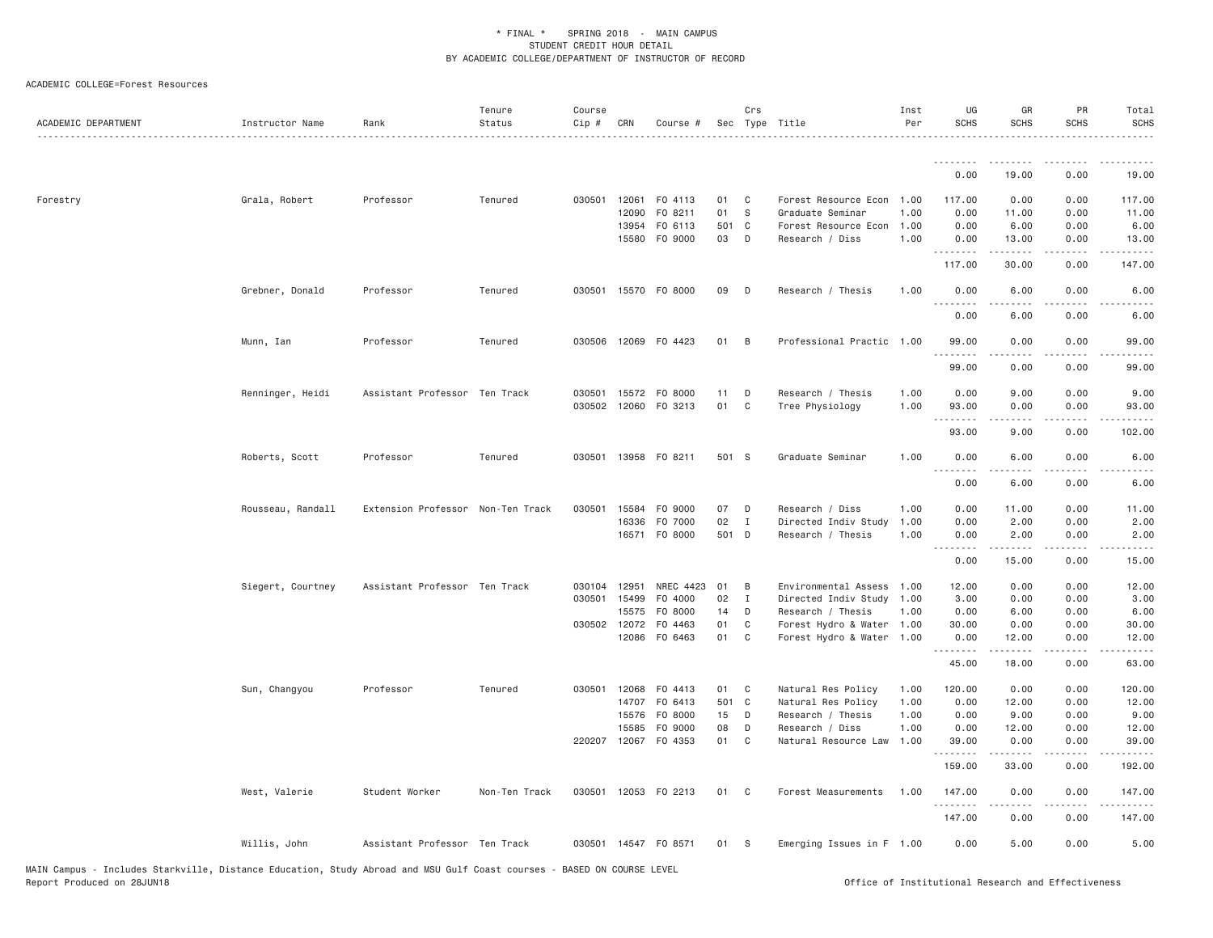* FINAL * SPRING 2018 - MAIN CAMPUS
STUDENT CREDIT HOUR DETAIL
BY ACADEMIC COLLEGE/DEPARTMENT OF INSTRUCTOR OF RECORD

ACADEMIC COLLEGE=Forest Resources

| ACADEMIC DEPARTMENT | Instructor Name | Rank | Tenure Status | Course Cip # | CRN | Course # | Sec | Crs Type | Title | Inst Per | UG SCHS | GR SCHS | PR SCHS | Total SCHS |
|---|---|---|---|---|---|---|---|---|---|---|---|---|---|---|
| | | | | | | | | | | | 0.00 | 19.00 | 0.00 | 19.00 |
| Forestry | Grala, Robert | Professor | Tenured | 030501 | 12061 | FO 4113 | 01 | C | Forest Resource Econ | 1.00 | 117.00 | 0.00 | 0.00 | 117.00 |
| | | | | | 12090 | FO 8211 | 01 | S | Graduate Seminar | 1.00 | 0.00 | 11.00 | 0.00 | 11.00 |
| | | | | | 13954 | FO 6113 | 501 | C | Forest Resource Econ | 1.00 | 0.00 | 6.00 | 0.00 | 6.00 |
| | | | | | 15580 | FO 9000 | 03 | D | Research / Diss | 1.00 | 0.00 | 13.00 | 0.00 | 13.00 |
| | | | | | | | | | | | 117.00 | 30.00 | 0.00 | 147.00 |
| | Grebner, Donald | Professor | Tenured | 030501 | 15570 | FO 8000 | 09 | D | Research / Thesis | 1.00 | 0.00 | 6.00 | 0.00 | 6.00 |
| | | | | | | | | | | | 0.00 | 6.00 | 0.00 | 6.00 |
| | Munn, Ian | Professor | Tenured | 030506 | 12069 | FO 4423 | 01 | B | Professional Practic | 1.00 | 99.00 | 0.00 | 0.00 | 99.00 |
| | | | | | | | | | | | 99.00 | 0.00 | 0.00 | 99.00 |
| | Renninger, Heidi | Assistant Professor | Ten Track | 030501 | 15572 | FO 8000 | 11 | D | Research / Thesis | 1.00 | 0.00 | 9.00 | 0.00 | 9.00 |
| | | | | 030502 | 12060 | FO 3213 | 01 | C | Tree Physiology | 1.00 | 93.00 | 0.00 | 0.00 | 93.00 |
| | | | | | | | | | | | 93.00 | 9.00 | 0.00 | 102.00 |
| | Roberts, Scott | Professor | Tenured | 030501 | 13958 | FO 8211 | 501 | S | Graduate Seminar | 1.00 | 0.00 | 6.00 | 0.00 | 6.00 |
| | | | | | | | | | | | 0.00 | 6.00 | 0.00 | 6.00 |
| | Rousseau, Randall | Extension Professor | Non-Ten Track | 030501 | 15584 | FO 9000 | 07 | D | Research / Diss | 1.00 | 0.00 | 11.00 | 0.00 | 11.00 |
| | | | | | 16336 | FO 7000 | 02 | I | Directed Indiv Study | 1.00 | 0.00 | 2.00 | 0.00 | 2.00 |
| | | | | | 16571 | FO 8000 | 501 | D | Research / Thesis | 1.00 | 0.00 | 2.00 | 0.00 | 2.00 |
| | | | | | | | | | | | 0.00 | 15.00 | 0.00 | 15.00 |
| | Siegert, Courtney | Assistant Professor | Ten Track | 030104 | 12951 | NREC 4423 | 01 | B | Environmental Assess | 1.00 | 12.00 | 0.00 | 0.00 | 12.00 |
| | | | | 030501 | 15499 | FO 4000 | 02 | I | Directed Indiv Study | 1.00 | 3.00 | 0.00 | 0.00 | 3.00 |
| | | | | | 15575 | FO 8000 | 14 | D | Research / Thesis | 1.00 | 0.00 | 6.00 | 0.00 | 6.00 |
| | | | | 030502 | 12072 | FO 4463 | 01 | C | Forest Hydro & Water | 1.00 | 30.00 | 0.00 | 0.00 | 30.00 |
| | | | | | 12086 | FO 6463 | 01 | C | Forest Hydro & Water | 1.00 | 0.00 | 12.00 | 0.00 | 12.00 |
| | | | | | | | | | | | 45.00 | 18.00 | 0.00 | 63.00 |
| | Sun, Changyou | Professor | Tenured | 030501 | 12068 | FO 4413 | 01 | C | Natural Res Policy | 1.00 | 120.00 | 0.00 | 0.00 | 120.00 |
| | | | | | 14707 | FO 6413 | 501 | C | Natural Res Policy | 1.00 | 0.00 | 12.00 | 0.00 | 12.00 |
| | | | | | 15576 | FO 8000 | 15 | D | Research / Thesis | 1.00 | 0.00 | 9.00 | 0.00 | 9.00 |
| | | | | | 15585 | FO 9000 | 08 | D | Research / Diss | 1.00 | 0.00 | 12.00 | 0.00 | 12.00 |
| | | | | 220207 | 12067 | FO 4353 | 01 | C | Natural Resource Law | 1.00 | 39.00 | 0.00 | 0.00 | 39.00 |
| | | | | | | | | | | | 159.00 | 33.00 | 0.00 | 192.00 |
| | West, Valerie | Student Worker | Non-Ten Track | 030501 | 12053 | FO 2213 | 01 | C | Forest Measurements | 1.00 | 147.00 | 0.00 | 0.00 | 147.00 |
| | | | | | | | | | | | 147.00 | 0.00 | 0.00 | 147.00 |
| | Willis, John | Assistant Professor | Ten Track | 030501 | 14547 | FO 8571 | 01 | S | Emerging Issues in F | 1.00 | 0.00 | 5.00 | 0.00 | 5.00 |

MAIN Campus - Includes Starkville, Distance Education, Study Abroad and MSU Gulf Coast courses - BASED ON COURSE LEVEL
Report Produced on 28JUN18

Office of Institutional Research and Effectiveness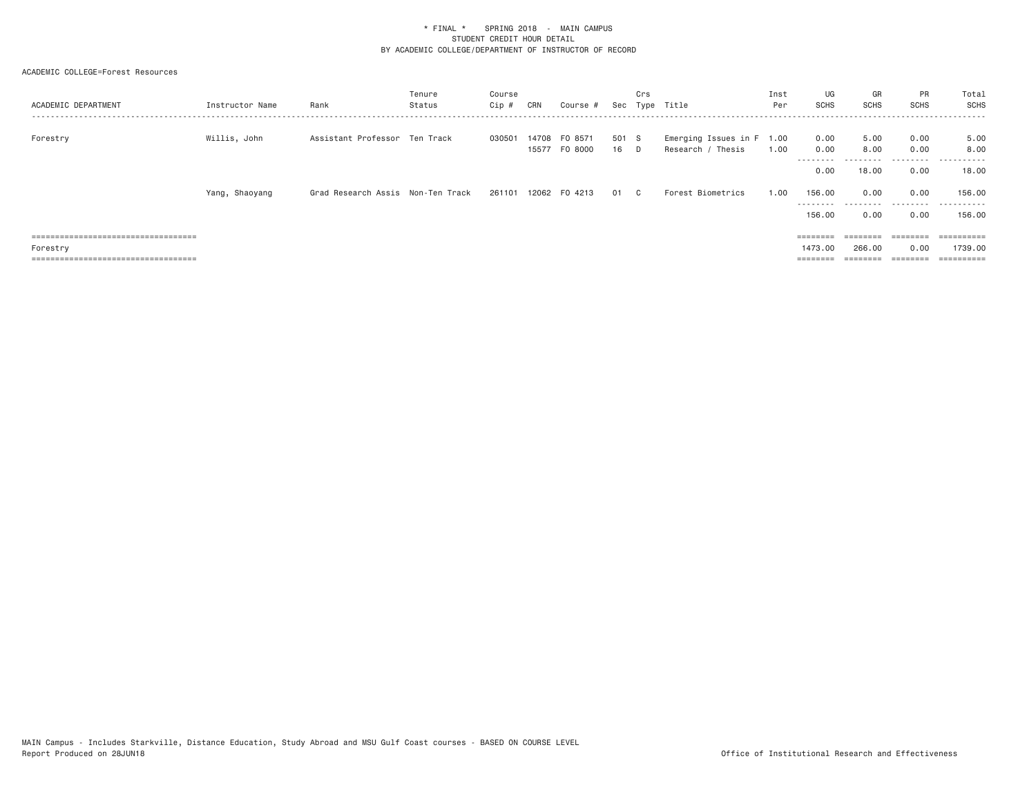* FINAL * SPRING 2018 - MAIN CAMPUS
STUDENT CREDIT HOUR DETAIL
BY ACADEMIC COLLEGE/DEPARTMENT OF INSTRUCTOR OF RECORD

ACADEMIC COLLEGE=Forest Resources

| ACADEMIC DEPARTMENT | Instructor Name | Rank | Tenure Status | Course Cip # | CRN | Course # | Sec | Crs Type | Title | Inst Per | UG SCHS | GR SCHS | PR SCHS | Total SCHS |
|---|---|---|---|---|---|---|---|---|---|---|---|---|---|---|
| Forestry | Willis, John | Assistant Professor | Ten Track | 030501 | 14708 | FO 8571 | 501 | S | Emerging Issues in F | 1.00 | 0.00 | 5.00 | 0.00 | 5.00 |
| | | | | | 15577 | FO 8000 | 16 | D | Research / Thesis | 1.00 | 0.00 | 8.00 | 0.00 | 8.00 |
| | | | | | | | | | | | 0.00 | 18.00 | 0.00 | 18.00 |
| | Yang, Shaoyang | Grad Research Assis | Non-Ten Track | 261101 | 12062 | FO 4213 | 01 | C | Forest Biometrics | 1.00 | 156.00 | 0.00 | 0.00 | 156.00 |
| | | | | | | | | | | | 156.00 | 0.00 | 0.00 | 156.00 |
| Forestry | | | | | | | | | | | 1473.00 | 266.00 | 0.00 | 1739.00 |

MAIN Campus - Includes Starkville, Distance Education, Study Abroad and MSU Gulf Coast courses - BASED ON COURSE LEVEL
Report Produced on 28JUN18 Office of Institutional Research and Effectiveness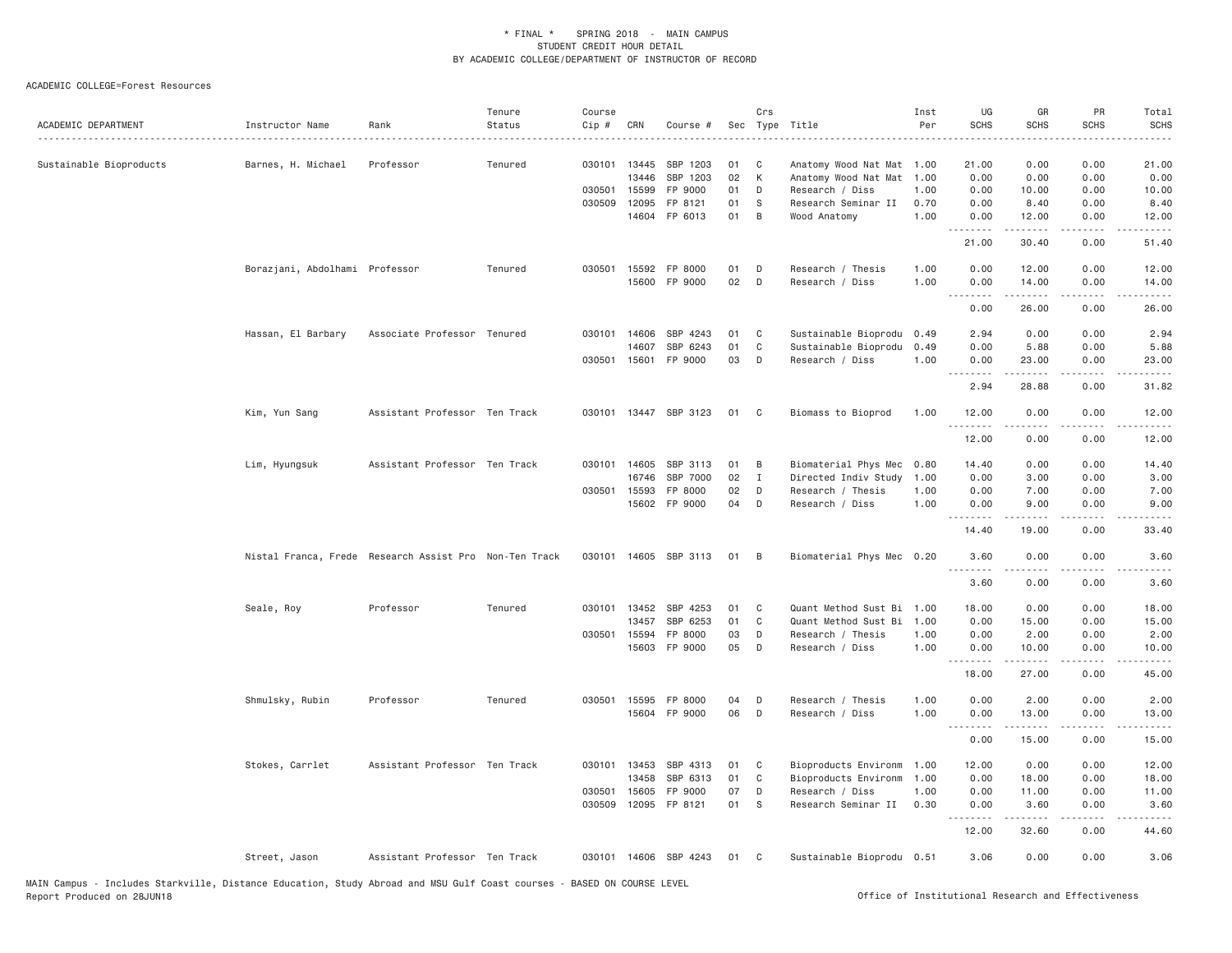\* FINAL \* SPRING 2018 - MAIN CAMPUS
STUDENT CREDIT HOUR DETAIL
BY ACADEMIC COLLEGE/DEPARTMENT OF INSTRUCTOR OF RECORD

ACADEMIC COLLEGE=Forest Resources

| ACADEMIC DEPARTMENT | Instructor Name | Rank | Tenure Status | Course Cip # | CRN | Course # | Sec | Crs Type | Title | Inst Per | UG SCHS | GR SCHS | PR SCHS | Total SCHS |
|---|---|---|---|---|---|---|---|---|---|---|---|---|---|---|
| Sustainable Bioproducts | Barnes, H. Michael | Professor | Tenured | 030101 | 13445 | SBP 1203 | 01 | C | Anatomy Wood Nat Mat | 1.00 | 21.00 | 0.00 | 0.00 | 21.00 |
| | | | | | 13446 | SBP 1203 | 02 | K | Anatomy Wood Nat Mat | 1.00 | 0.00 | 0.00 | 0.00 | 0.00 |
| | | | | 030501 | 15599 | FP 9000 | 01 | D | Research / Diss | 1.00 | 0.00 | 10.00 | 0.00 | 10.00 |
| | | | | 030509 | 12095 | FP 8121 | 01 | S | Research Seminar II | 0.70 | 0.00 | 8.40 | 0.00 | 8.40 |
| | | | | | 14604 | FP 6013 | 01 | B | Wood Anatomy | 1.00 | 0.00 | 12.00 | 0.00 | 12.00 |
| | | | | | | | | | | | 21.00 | 30.40 | 0.00 | 51.40 |
| | Borazjani, Abdolhami | Professor | Tenured | 030501 | 15592 | FP 8000 | 01 | D | Research / Thesis | 1.00 | 0.00 | 12.00 | 0.00 | 12.00 |
| | | | | | 15600 | FP 9000 | 02 | D | Research / Diss | 1.00 | 0.00 | 14.00 | 0.00 | 14.00 |
| | | | | | | | | | | | 0.00 | 26.00 | 0.00 | 26.00 |
| | Hassan, El Barbary | Associate Professor | Tenured | 030101 | 14606 | SBP 4243 | 01 | C | Sustainable Bioprodu | 0.49 | 2.94 | 0.00 | 0.00 | 2.94 |
| | | | | | 14607 | SBP 6243 | 01 | C | Sustainable Bioprodu | 0.49 | 0.00 | 5.88 | 0.00 | 5.88 |
| | | | | 030501 | 15601 | FP 9000 | 03 | D | Research / Diss | 1.00 | 0.00 | 23.00 | 0.00 | 23.00 |
| | | | | | | | | | | | 2.94 | 28.88 | 0.00 | 31.82 |
| | Kim, Yun Sang | Assistant Professor | Ten Track | 030101 | 13447 | SBP 3123 | 01 | C | Biomass to Bioprod | 1.00 | 12.00 | 0.00 | 0.00 | 12.00 |
| | | | | | | | | | | | 12.00 | 0.00 | 0.00 | 12.00 |
| | Lim, Hyungsuk | Assistant Professor | Ten Track | 030101 | 14605 | SBP 3113 | 01 | B | Biomaterial Phys Mec | 0.80 | 14.40 | 0.00 | 0.00 | 14.40 |
| | | | | | 16746 | SBP 7000 | 02 | I | Directed Indiv Study | 1.00 | 0.00 | 3.00 | 0.00 | 3.00 |
| | | | | 030501 | 15593 | FP 8000 | 02 | D | Research / Thesis | 1.00 | 0.00 | 7.00 | 0.00 | 7.00 |
| | | | | | 15602 | FP 9000 | 04 | D | Research / Diss | 1.00 | 0.00 | 9.00 | 0.00 | 9.00 |
| | | | | | | | | | | | 14.40 | 19.00 | 0.00 | 33.40 |
| | Nistal Franca, Frede | Research Assist Pro | Non-Ten Track | 030101 | 14605 | SBP 3113 | 01 | B | Biomaterial Phys Mec | 0.20 | 3.60 | 0.00 | 0.00 | 3.60 |
| | | | | | | | | | | | 3.60 | 0.00 | 0.00 | 3.60 |
| | Seale, Roy | Professor | Tenured | 030101 | 13452 | SBP 4253 | 01 | C | Quant Method Sust Bi | 1.00 | 18.00 | 0.00 | 0.00 | 18.00 |
| | | | | | 13457 | SBP 6253 | 01 | C | Quant Method Sust Bi | 1.00 | 0.00 | 15.00 | 0.00 | 15.00 |
| | | | | 030501 | 15594 | FP 8000 | 03 | D | Research / Thesis | 1.00 | 0.00 | 2.00 | 0.00 | 2.00 |
| | | | | | 15603 | FP 9000 | 05 | D | Research / Diss | 1.00 | 0.00 | 10.00 | 0.00 | 10.00 |
| | | | | | | | | | | | 18.00 | 27.00 | 0.00 | 45.00 |
| | Shmulsky, Rubin | Professor | Tenured | 030501 | 15595 | FP 8000 | 04 | D | Research / Thesis | 1.00 | 0.00 | 2.00 | 0.00 | 2.00 |
| | | | | | 15604 | FP 9000 | 06 | D | Research / Diss | 1.00 | 0.00 | 13.00 | 0.00 | 13.00 |
| | | | | | | | | | | | 0.00 | 15.00 | 0.00 | 15.00 |
| | Stokes, Carrlet | Assistant Professor | Ten Track | 030101 | 13453 | SBP 4313 | 01 | C | Bioproducts Environm | 1.00 | 12.00 | 0.00 | 0.00 | 12.00 |
| | | | | | 13458 | SBP 6313 | 01 | C | Bioproducts Environm | 1.00 | 0.00 | 18.00 | 0.00 | 18.00 |
| | | | | 030501 | 15605 | FP 9000 | 07 | D | Research / Diss | 1.00 | 0.00 | 11.00 | 0.00 | 11.00 |
| | | | | 030509 | 12095 | FP 8121 | 01 | S | Research Seminar II | 0.30 | 0.00 | 3.60 | 0.00 | 3.60 |
| | | | | | | | | | | | 12.00 | 32.60 | 0.00 | 44.60 |
| | Street, Jason | Assistant Professor | Ten Track | 030101 | 14606 | SBP 4243 | 01 | C | Sustainable Bioprodu | 0.51 | 3.06 | 0.00 | 0.00 | 3.06 |

MAIN Campus - Includes Starkville, Distance Education, Study Abroad and MSU Gulf Coast courses - BASED ON COURSE LEVEL
Report Produced on 28JUN18

Office of Institutional Research and Effectiveness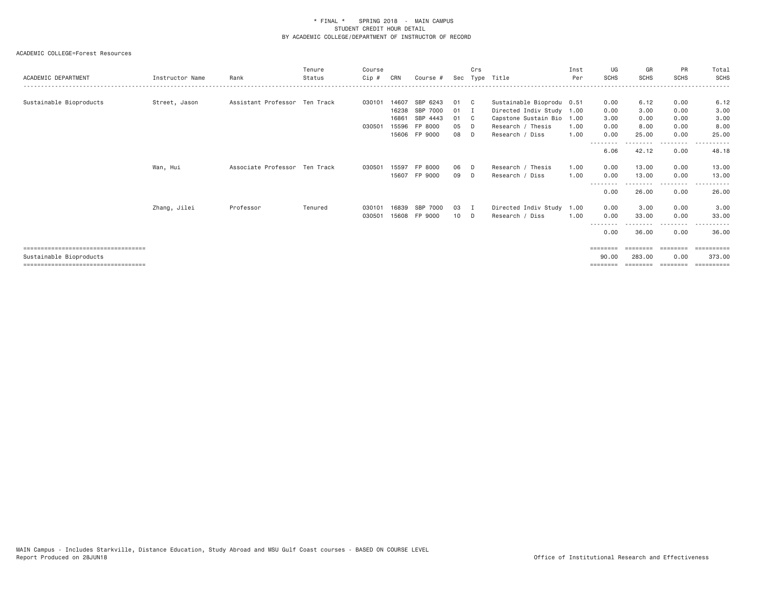* FINAL * SPRING 2018 - MAIN CAMPUS
STUDENT CREDIT HOUR DETAIL
BY ACADEMIC COLLEGE/DEPARTMENT OF INSTRUCTOR OF RECORD

ACADEMIC COLLEGE=Forest Resources

| ACADEMIC DEPARTMENT | Instructor Name | Rank | Tenure Status | Course Cip # | CRN | Course # | Sec | Crs Type | Title | Inst Per | UG SCHS | GR SCHS | PR SCHS | Total SCHS |
|---|---|---|---|---|---|---|---|---|---|---|---|---|---|---|
| Sustainable Bioproducts | Street, Jason | Assistant Professor | Ten Track | 030101 | 14607 | SBP 6243 | 01 | C | Sustainable Bioprodu | 0.51 | 0.00 | 6.12 | 0.00 | 6.12 |
| | | | | | 16238 | SBP 7000 | 01 | I | Directed Indiv Study | 1.00 | 0.00 | 3.00 | 0.00 | 3.00 |
| | | | | | 16861 | SBP 4443 | 01 | C | Capstone Sustain Bio | 1.00 | 3.00 | 0.00 | 0.00 | 3.00 |
| | | | | 030501 | 15596 | FP 8000 | 05 | D | Research / Thesis | 1.00 | 0.00 | 8.00 | 0.00 | 8.00 |
| | | | | | 15606 | FP 9000 | 08 | D | Research / Diss | 1.00 | 0.00 | 25.00 | 0.00 | 25.00 |
| | | | | | | | | | | | 6.06 | 42.12 | 0.00 | 48.18 |
| | Wan, Hui | Associate Professor | Ten Track | 030501 | 15597 | FP 8000 | 06 | D | Research / Thesis | 1.00 | 0.00 | 13.00 | 0.00 | 13.00 |
| | | | | | 15607 | FP 9000 | 09 | D | Research / Diss | 1.00 | 0.00 | 13.00 | 0.00 | 13.00 |
| | | | | | | | | | | | 0.00 | 26.00 | 0.00 | 26.00 |
| | Zhang, Jilei | Professor | Tenured | 030101 | 16839 | SBP 7000 | 03 | I | Directed Indiv Study | 1.00 | 0.00 | 3.00 | 0.00 | 3.00 |
| | | | | 030501 | 15608 | FP 9000 | 10 | D | Research / Diss | 1.00 | 0.00 | 33.00 | 0.00 | 33.00 |
| | | | | | | | | | | | 0.00 | 36.00 | 0.00 | 36.00 |
| Sustainable Bioproducts | | | | | | | | | | | 90.00 | 283.00 | 0.00 | 373.00 |

MAIN Campus - Includes Starkville, Distance Education, Study Abroad and MSU Gulf Coast courses - BASED ON COURSE LEVEL
Report Produced on 28JUN18

Office of Institutional Research and Effectiveness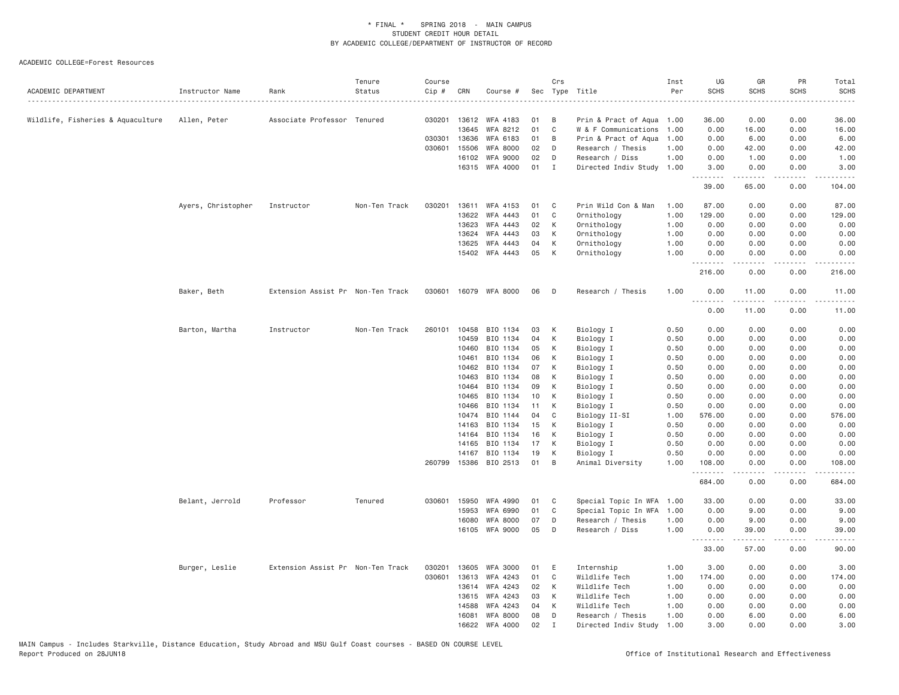\* FINAL \* SPRING 2018 - MAIN CAMPUS
STUDENT CREDIT HOUR DETAIL
BY ACADEMIC COLLEGE/DEPARTMENT OF INSTRUCTOR OF RECORD

ACADEMIC COLLEGE=Forest Resources

| ACADEMIC DEPARTMENT | Instructor Name | Rank | Tenure Status | Course Cip # | CRN | Course # | Sec | Crs Type | Title | Inst Per | UG SCHS | GR SCHS | PR SCHS | Total SCHS |
|---|---|---|---|---|---|---|---|---|---|---|---|---|---|---|
| Wildlife, Fisheries & Aquaculture | Allen, Peter | Associate Professor | Tenured | 030201 | 13612 | WFA 4183 | 01 | B | Prin & Pract of Aqua | 1.00 | 36.00 | 0.00 | 0.00 | 36.00 |
| | | | | | 13645 | WFA 8212 | 01 | C | W & F Communications | 1.00 | 0.00 | 16.00 | 0.00 | 16.00 |
| | | | | 030301 | 13636 | WFA 6183 | 01 | B | Prin & Pract of Aqua | 1.00 | 0.00 | 6.00 | 0.00 | 6.00 |
| | | | | 030601 | 15506 | WFA 8000 | 02 | D | Research / Thesis | 1.00 | 0.00 | 42.00 | 0.00 | 42.00 |
| | | | | | 16102 | WFA 9000 | 02 | D | Research / Diss | 1.00 | 0.00 | 1.00 | 0.00 | 1.00 |
| | | | | | 16315 | WFA 4000 | 01 | I | Directed Indiv Study | 1.00 | 3.00 | 0.00 | 0.00 | 3.00 |
| | | | | | | | | | | | 39.00 | 65.00 | 0.00 | 104.00 |
| | Ayers, Christopher | Instructor | Non-Ten Track | 030201 | 13611 | WFA 4153 | 01 | C | Prin Wild Con & Man | 1.00 | 87.00 | 0.00 | 0.00 | 87.00 |
| | | | | | 13622 | WFA 4443 | 01 | C | Ornithology | 1.00 | 129.00 | 0.00 | 0.00 | 129.00 |
| | | | | | 13623 | WFA 4443 | 02 | K | Ornithology | 1.00 | 0.00 | 0.00 | 0.00 | 0.00 |
| | | | | | 13624 | WFA 4443 | 03 | K | Ornithology | 1.00 | 0.00 | 0.00 | 0.00 | 0.00 |
| | | | | | 13625 | WFA 4443 | 04 | K | Ornithology | 1.00 | 0.00 | 0.00 | 0.00 | 0.00 |
| | | | | | 15402 | WFA 4443 | 05 | K | Ornithology | 1.00 | 0.00 | 0.00 | 0.00 | 0.00 |
| | | | | | | | | | | | 216.00 | 0.00 | 0.00 | 216.00 |
| | Baker, Beth | Extension Assist Pr | Non-Ten Track | 030601 | 16079 | WFA 8000 | 06 | D | Research / Thesis | 1.00 | 0.00 | 11.00 | 0.00 | 11.00 |
| | | | | | | | | | | | 0.00 | 11.00 | 0.00 | 11.00 |
| | Barton, Martha | Instructor | Non-Ten Track | 260101 | 10458 | BIO 1134 | 03 | K | Biology I | 0.50 | 0.00 | 0.00 | 0.00 | 0.00 |
| | | | | | 10459 | BIO 1134 | 04 | K | Biology I | 0.50 | 0.00 | 0.00 | 0.00 | 0.00 |
| | | | | | 10460 | BIO 1134 | 05 | K | Biology I | 0.50 | 0.00 | 0.00 | 0.00 | 0.00 |
| | | | | | 10461 | BIO 1134 | 06 | K | Biology I | 0.50 | 0.00 | 0.00 | 0.00 | 0.00 |
| | | | | | 10462 | BIO 1134 | 07 | K | Biology I | 0.50 | 0.00 | 0.00 | 0.00 | 0.00 |
| | | | | | 10463 | BIO 1134 | 08 | K | Biology I | 0.50 | 0.00 | 0.00 | 0.00 | 0.00 |
| | | | | | 10464 | BIO 1134 | 09 | K | Biology I | 0.50 | 0.00 | 0.00 | 0.00 | 0.00 |
| | | | | | 10465 | BIO 1134 | 10 | K | Biology I | 0.50 | 0.00 | 0.00 | 0.00 | 0.00 |
| | | | | | 10466 | BIO 1134 | 11 | K | Biology I | 0.50 | 0.00 | 0.00 | 0.00 | 0.00 |
| | | | | | 10474 | BIO 1144 | 04 | C | Biology II-SI | 1.00 | 576.00 | 0.00 | 0.00 | 576.00 |
| | | | | | 14163 | BIO 1134 | 15 | K | Biology I | 0.50 | 0.00 | 0.00 | 0.00 | 0.00 |
| | | | | | 14164 | BIO 1134 | 16 | K | Biology I | 0.50 | 0.00 | 0.00 | 0.00 | 0.00 |
| | | | | | 14165 | BIO 1134 | 17 | K | Biology I | 0.50 | 0.00 | 0.00 | 0.00 | 0.00 |
| | | | | | 14167 | BIO 1134 | 19 | K | Biology I | 0.50 | 0.00 | 0.00 | 0.00 | 0.00 |
| | | | | 260799 | 15386 | BIO 2513 | 01 | B | Animal Diversity | 1.00 | 108.00 | 0.00 | 0.00 | 108.00 |
| | | | | | | | | | | | 684.00 | 0.00 | 0.00 | 684.00 |
| | Belant, Jerrold | Professor | Tenured | 030601 | 15950 | WFA 4990 | 01 | C | Special Topic In WFA | 1.00 | 33.00 | 0.00 | 0.00 | 33.00 |
| | | | | | 15953 | WFA 6990 | 01 | C | Special Topic In WFA | 1.00 | 0.00 | 9.00 | 0.00 | 9.00 |
| | | | | | 16080 | WFA 8000 | 07 | D | Research / Thesis | 1.00 | 0.00 | 9.00 | 0.00 | 9.00 |
| | | | | | 16105 | WFA 9000 | 05 | D | Research / Diss | 1.00 | 0.00 | 39.00 | 0.00 | 39.00 |
| | | | | | | | | | | | 33.00 | 57.00 | 0.00 | 90.00 |
| | Burger, Leslie | Extension Assist Pr | Non-Ten Track | 030201 | 13605 | WFA 3000 | 01 | E | Internship | 1.00 | 3.00 | 0.00 | 0.00 | 3.00 |
| | | | | 030601 | 13613 | WFA 4243 | 01 | C | Wildlife Tech | 1.00 | 174.00 | 0.00 | 0.00 | 174.00 |
| | | | | | 13614 | WFA 4243 | 02 | K | Wildlife Tech | 1.00 | 0.00 | 0.00 | 0.00 | 0.00 |
| | | | | | 13615 | WFA 4243 | 03 | K | Wildlife Tech | 1.00 | 0.00 | 0.00 | 0.00 | 0.00 |
| | | | | | 14588 | WFA 4243 | 04 | K | Wildlife Tech | 1.00 | 0.00 | 0.00 | 0.00 | 0.00 |
| | | | | | 16081 | WFA 8000 | 08 | D | Research / Thesis | 1.00 | 0.00 | 6.00 | 0.00 | 6.00 |
| | | | | | 16622 | WFA 4000 | 02 | I | Directed Indiv Study | 1.00 | 3.00 | 0.00 | 0.00 | 3.00 |

MAIN Campus - Includes Starkville, Distance Education, Study Abroad and MSU Gulf Coast courses - BASED ON COURSE LEVEL
Report Produced on 28JUN18 — Office of Institutional Research and Effectiveness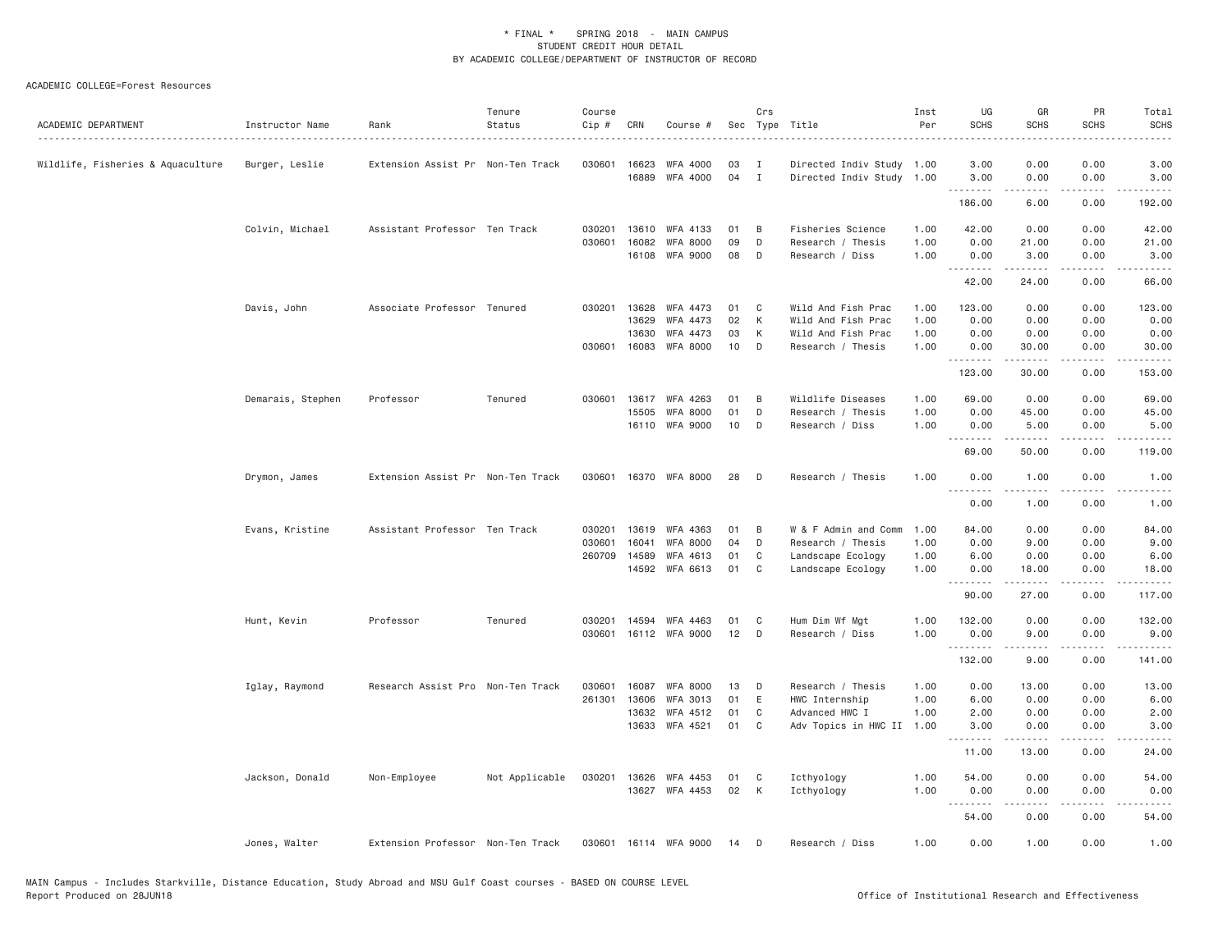\* FINAL \* SPRING 2018 - MAIN CAMPUS
STUDENT CREDIT HOUR DETAIL
BY ACADEMIC COLLEGE/DEPARTMENT OF INSTRUCTOR OF RECORD

ACADEMIC COLLEGE=Forest Resources

| ACADEMIC DEPARTMENT | Instructor Name | Rank | Tenure Status | Course Cip # | CRN | Course # | Sec | Crs Type | Title | Inst Per | UG SCHS | GR SCHS | PR SCHS | Total SCHS |
|---|---|---|---|---|---|---|---|---|---|---|---|---|---|---|
| Wildlife, Fisheries & Aquaculture | Burger, Leslie | Extension Assist Pr | Non-Ten Track | 030601 | 16623 | WFA 4000 | 03 | I | Directed Indiv Study | 1.00 | 3.00 | 0.00 | 0.00 | 3.00 |
| | | | | | 16889 | WFA 4000 | 04 | I | Directed Indiv Study | 1.00 | 3.00 | 0.00 | 0.00 | 3.00 |
| | | | | | | | | | | | 186.00 | 6.00 | 0.00 | 192.00 |
| | Colvin, Michael | Assistant Professor | Ten Track | 030201 | 13610 | WFA 4133 | 01 | B | Fisheries Science | 1.00 | 42.00 | 0.00 | 0.00 | 42.00 |
| | | | | 030601 | 16082 | WFA 8000 | 09 | D | Research / Thesis | 1.00 | 0.00 | 21.00 | 0.00 | 21.00 |
| | | | | | 16108 | WFA 9000 | 08 | D | Research / Diss | 1.00 | 0.00 | 3.00 | 0.00 | 3.00 |
| | | | | | | | | | | | 42.00 | 24.00 | 0.00 | 66.00 |
| | Davis, John | Associate Professor | Tenured | 030201 | 13628 | WFA 4473 | 01 | C | Wild And Fish Prac | 1.00 | 123.00 | 0.00 | 0.00 | 123.00 |
| | | | | | 13629 | WFA 4473 | 02 | K | Wild And Fish Prac | 1.00 | 0.00 | 0.00 | 0.00 | 0.00 |
| | | | | | 13630 | WFA 4473 | 03 | K | Wild And Fish Prac | 1.00 | 0.00 | 0.00 | 0.00 | 0.00 |
| | | | | 030601 | 16083 | WFA 8000 | 10 | D | Research / Thesis | 1.00 | 0.00 | 30.00 | 0.00 | 30.00 |
| | | | | | | | | | | | 123.00 | 30.00 | 0.00 | 153.00 |
| | Demarais, Stephen | Professor | Tenured | 030601 | 13617 | WFA 4263 | 01 | B | Wildlife Diseases | 1.00 | 69.00 | 0.00 | 0.00 | 69.00 |
| | | | | | 15505 | WFA 8000 | 01 | D | Research / Thesis | 1.00 | 0.00 | 45.00 | 0.00 | 45.00 |
| | | | | | 16110 | WFA 9000 | 10 | D | Research / Diss | 1.00 | 0.00 | 5.00 | 0.00 | 5.00 |
| | | | | | | | | | | | 69.00 | 50.00 | 0.00 | 119.00 |
| | Drymon, James | Extension Assist Pr | Non-Ten Track | 030601 | 16370 | WFA 8000 | 28 | D | Research / Thesis | 1.00 | 0.00 | 1.00 | 0.00 | 1.00 |
| | | | | | | | | | | | 0.00 | 1.00 | 0.00 | 1.00 |
| | Evans, Kristine | Assistant Professor | Ten Track | 030201 | 13619 | WFA 4363 | 01 | B | W & F Admin and Comm | 1.00 | 84.00 | 0.00 | 0.00 | 84.00 |
| | | | | 030601 | 16041 | WFA 8000 | 04 | D | Research / Thesis | 1.00 | 0.00 | 9.00 | 0.00 | 9.00 |
| | | | | 260709 | 14589 | WFA 4613 | 01 | C | Landscape Ecology | 1.00 | 6.00 | 0.00 | 0.00 | 6.00 |
| | | | | | 14592 | WFA 6613 | 01 | C | Landscape Ecology | 1.00 | 0.00 | 18.00 | 0.00 | 18.00 |
| | | | | | | | | | | | 90.00 | 27.00 | 0.00 | 117.00 |
| | Hunt, Kevin | Professor | Tenured | 030201 | 14594 | WFA 4463 | 01 | C | Hum Dim Wf Mgt | 1.00 | 132.00 | 0.00 | 0.00 | 132.00 |
| | | | | 030601 | 16112 | WFA 9000 | 12 | D | Research / Diss | 1.00 | 0.00 | 9.00 | 0.00 | 9.00 |
| | | | | | | | | | | | 132.00 | 9.00 | 0.00 | 141.00 |
| | Iglay, Raymond | Research Assist Pro | Non-Ten Track | 030601 | 16087 | WFA 8000 | 13 | D | Research / Thesis | 1.00 | 0.00 | 13.00 | 0.00 | 13.00 |
| | | | | 261301 | 13606 | WFA 3013 | 01 | E | HWC Internship | 1.00 | 6.00 | 0.00 | 0.00 | 6.00 |
| | | | | | 13632 | WFA 4512 | 01 | C | Advanced HWC I | 1.00 | 2.00 | 0.00 | 0.00 | 2.00 |
| | | | | | 13633 | WFA 4521 | 01 | C | Adv Topics in HWC II | 1.00 | 3.00 | 0.00 | 0.00 | 3.00 |
| | | | | | | | | | | | 11.00 | 13.00 | 0.00 | 24.00 |
| | Jackson, Donald | Non-Employee | Not Applicable | 030201 | 13626 | WFA 4453 | 01 | C | Icthyology | 1.00 | 54.00 | 0.00 | 0.00 | 54.00 |
| | | | | | 13627 | WFA 4453 | 02 | K | Icthyology | 1.00 | 0.00 | 0.00 | 0.00 | 0.00 |
| | | | | | | | | | | | 54.00 | 0.00 | 0.00 | 54.00 |
| | Jones, Walter | Extension Professor | Non-Ten Track | 030601 | 16114 | WFA 9000 | 14 | D | Research / Diss | 1.00 | 0.00 | 1.00 | 0.00 | 1.00 |

MAIN Campus - Includes Starkville, Distance Education, Study Abroad and MSU Gulf Coast courses - BASED ON COURSE LEVEL
Report Produced on 28JUN18 Office of Institutional Research and Effectiveness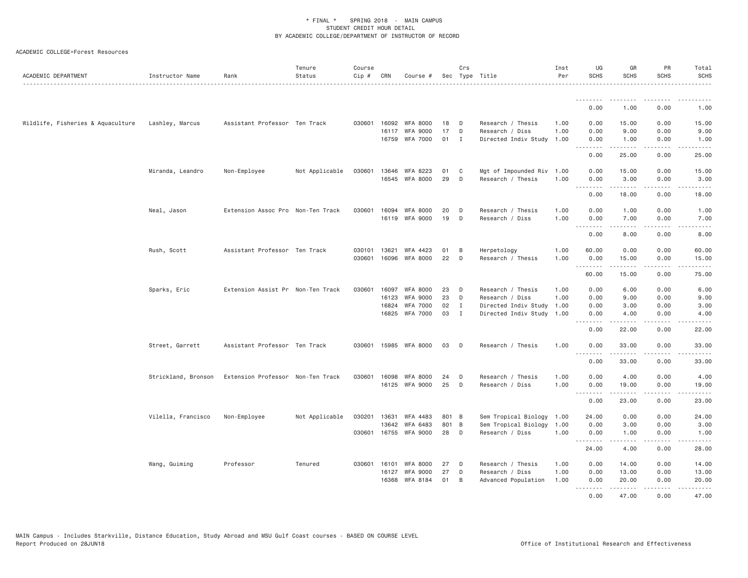ACADEMIC COLLEGE=Forest Resources

| ACADEMIC DEPARTMENT | Instructor Name | Rank | Tenure Status | Course Cip # | CRN | Course # | Sec | Crs Type | Title | Inst Per | UG SCHS | GR SCHS | PR SCHS | Total SCHS |
|---|---|---|---|---|---|---|---|---|---|---|---|---|---|---|
| | | | | | | | | | | | 0.00 | 1.00 | 0.00 | 1.00 |
| Wildlife, Fisheries & Aquaculture | Lashley, Marcus | Assistant Professor | Ten Track | 030601 | 16092 | WFA 8000 | 18 | D | Research / Thesis | 1.00 | 0.00 | 15.00 | 0.00 | 15.00 |
| | | | | | 16117 | WFA 9000 | 17 | D | Research / Diss | 1.00 | 0.00 | 9.00 | 0.00 | 9.00 |
| | | | | | 16759 | WFA 7000 | 01 | I | Directed Indiv Study | 1.00 | 0.00 | 1.00 | 0.00 | 1.00 |
| | | | | | | | | | | | 0.00 | 25.00 | 0.00 | 25.00 |
| | Miranda, Leandro | Non-Employee | Not Applicable | 030601 | 13646 | WFA 8223 | 01 | C | Mgt of Impounded Riv | 1.00 | 0.00 | 15.00 | 0.00 | 15.00 |
| | | | | | 16545 | WFA 8000 | 29 | D | Research / Thesis | 1.00 | 0.00 | 3.00 | 0.00 | 3.00 |
| | | | | | | | | | | | 0.00 | 18.00 | 0.00 | 18.00 |
| | Neal, Jason | Extension Assoc Pro | Non-Ten Track | 030601 | 16094 | WFA 8000 | 20 | D | Research / Thesis | 1.00 | 0.00 | 1.00 | 0.00 | 1.00 |
| | | | | | 16119 | WFA 9000 | 19 | D | Research / Diss | 1.00 | 0.00 | 7.00 | 0.00 | 7.00 |
| | | | | | | | | | | | 0.00 | 8.00 | 0.00 | 8.00 |
| | Rush, Scott | Assistant Professor | Ten Track | 030101 | 13621 | WFA 4423 | 01 | B | Herpetology | 1.00 | 60.00 | 0.00 | 0.00 | 60.00 |
| | | | | 030601 | 16096 | WFA 8000 | 22 | D | Research / Thesis | 1.00 | 0.00 | 15.00 | 0.00 | 15.00 |
| | | | | | | | | | | | 60.00 | 15.00 | 0.00 | 75.00 |
| | Sparks, Eric | Extension Assist Pr | Non-Ten Track | 030601 | 16097 | WFA 8000 | 23 | D | Research / Thesis | 1.00 | 0.00 | 6.00 | 0.00 | 6.00 |
| | | | | | 16123 | WFA 9000 | 23 | D | Research / Diss | 1.00 | 0.00 | 9.00 | 0.00 | 9.00 |
| | | | | | 16824 | WFA 7000 | 02 | I | Directed Indiv Study | 1.00 | 0.00 | 3.00 | 0.00 | 3.00 |
| | | | | | 16825 | WFA 7000 | 03 | I | Directed Indiv Study | 1.00 | 0.00 | 4.00 | 0.00 | 4.00 |
| | | | | | | | | | | | 0.00 | 22.00 | 0.00 | 22.00 |
| | Street, Garrett | Assistant Professor | Ten Track | 030601 | 15985 | WFA 8000 | 03 | D | Research / Thesis | 1.00 | 0.00 | 33.00 | 0.00 | 33.00 |
| | | | | | | | | | | | 0.00 | 33.00 | 0.00 | 33.00 |
| | Strickland, Bronson | Extension Professor | Non-Ten Track | 030601 | 16098 | WFA 8000 | 24 | D | Research / Thesis | 1.00 | 0.00 | 4.00 | 0.00 | 4.00 |
| | | | | | 16125 | WFA 9000 | 25 | D | Research / Diss | 1.00 | 0.00 | 19.00 | 0.00 | 19.00 |
| | | | | | | | | | | | 0.00 | 23.00 | 0.00 | 23.00 |
| | Vilella, Francisco | Non-Employee | Not Applicable | 030201 | 13631 | WFA 4483 | 801 | B | Sem Tropical Biology | 1.00 | 24.00 | 0.00 | 0.00 | 24.00 |
| | | | | | 13642 | WFA 6483 | 801 | B | Sem Tropical Biology | 1.00 | 0.00 | 3.00 | 0.00 | 3.00 |
| | | | | 030601 | 16755 | WFA 9000 | 28 | D | Research / Diss | 1.00 | 0.00 | 1.00 | 0.00 | 1.00 |
| | | | | | | | | | | | 24.00 | 4.00 | 0.00 | 28.00 |
| | Wang, Guiming | Professor | Tenured | 030601 | 16101 | WFA 8000 | 27 | D | Research / Thesis | 1.00 | 0.00 | 14.00 | 0.00 | 14.00 |
| | | | | | 16127 | WFA 9000 | 27 | D | Research / Diss | 1.00 | 0.00 | 13.00 | 0.00 | 13.00 |
| | | | | | 16368 | WFA 8184 | 01 | B | Advanced Population | 1.00 | 0.00 | 20.00 | 0.00 | 20.00 |
| | | | | | | | | | | | 0.00 | 47.00 | 0.00 | 47.00 |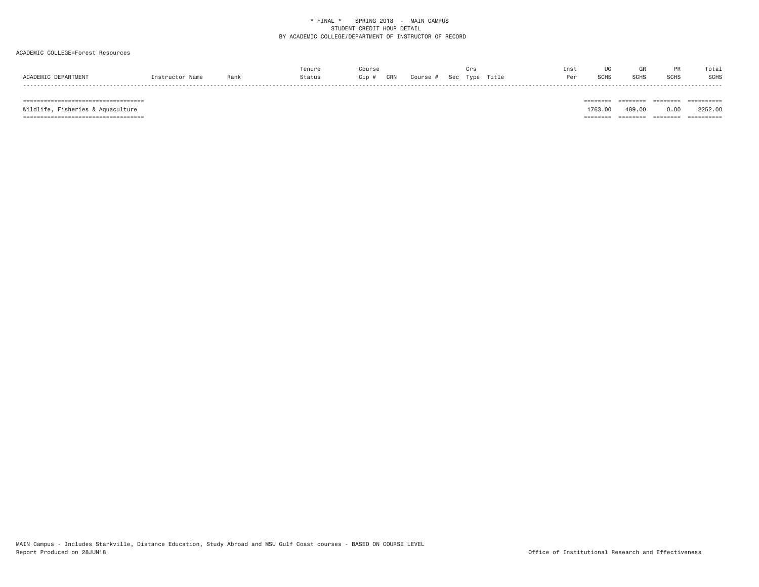\* FINAL \*    SPRING 2018  -  MAIN CAMPUS
STUDENT CREDIT HOUR DETAIL
BY ACADEMIC COLLEGE/DEPARTMENT OF INSTRUCTOR OF RECORD

ACADEMIC COLLEGE=Forest Resources

| ACADEMIC DEPARTMENT | Instructor Name | Rank | Tenure Status | Course Cip # | CRN | Course # | Sec | Crs Type | Title | Inst Per | UG SCHS | GR SCHS | PR SCHS | Total SCHS |
|---|---|---|---|---|---|---|---|---|---|---|---|---|---|---|
| Wildlife, Fisheries & Aquaculture | | | | | | | | | | | 1763.00 | 489.00 | 0.00 | 2252.00 |

MAIN Campus - Includes Starkville, Distance Education, Study Abroad and MSU Gulf Coast courses - BASED ON COURSE LEVEL
Report Produced on 28JUN18
Office of Institutional Research and Effectiveness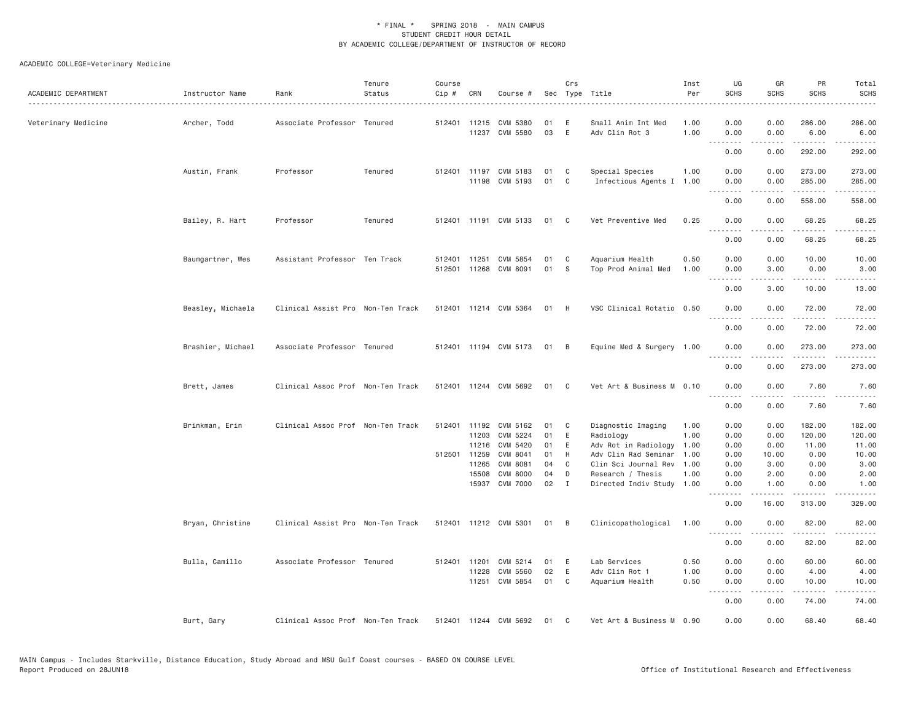# * FINAL * SPRING 2018 - MAIN CAMPUS
## STUDENT CREDIT HOUR DETAIL
## BY ACADEMIC COLLEGE/DEPARTMENT OF INSTRUCTOR OF RECORD

ACADEMIC COLLEGE=Veterinary Medicine

| ACADEMIC DEPARTMENT | Instructor Name | Rank | Tenure Status | Course Cip # | CRN | Course # | Sec | Crs Type | Title | Inst Per | UG SCHS | GR SCHS | PR SCHS | Total SCHS |
|---|---|---|---|---|---|---|---|---|---|---|---|---|---|---|
| Veterinary Medicine | Archer, Todd | Associate Professor | Tenured | 512401 | 11215 | CVM 5380 | 01 | E | Small Anim Int Med | 1.00 | 0.00 | 0.00 | 286.00 | 286.00 |
| | | | | | 11237 | CVM 5580 | 03 | E | Adv Clin Rot 3 | 1.00 | 0.00 | 0.00 | 6.00 | 6.00 |
| | | | | | | | | | | | 0.00 | 0.00 | 292.00 | 292.00 |
| | Austin, Frank | Professor | Tenured | 512401 | 11197 | CVM 5183 | 01 | C | Special Species | 1.00 | 0.00 | 0.00 | 273.00 | 273.00 |
| | | | | | 11198 | CVM 5193 | 01 | C | Infectious Agents I | 1.00 | 0.00 | 0.00 | 285.00 | 285.00 |
| | | | | | | | | | | | 0.00 | 0.00 | 558.00 | 558.00 |
| | Bailey, R. Hart | Professor | Tenured | 512401 | 11191 | CVM 5133 | 01 | C | Vet Preventive Med | 0.25 | 0.00 | 0.00 | 68.25 | 68.25 |
| | | | | | | | | | | | 0.00 | 0.00 | 68.25 | 68.25 |
| | Baumgartner, Wes | Assistant Professor | Ten Track | 512401 | 11251 | CVM 5854 | 01 | C | Aquarium Health | 0.50 | 0.00 | 0.00 | 10.00 | 10.00 |
| | | | | 512501 | 11268 | CVM 8091 | 01 | S | Top Prod Animal Med | 1.00 | 0.00 | 3.00 | 0.00 | 3.00 |
| | | | | | | | | | | | 0.00 | 3.00 | 10.00 | 13.00 |
| | Beasley, Michaela | Clinical Assist Pro | Non-Ten Track | 512401 | 11214 | CVM 5364 | 01 | H | VSC Clinical Rotatio | 0.50 | 0.00 | 0.00 | 72.00 | 72.00 |
| | | | | | | | | | | | 0.00 | 0.00 | 72.00 | 72.00 |
| | Brashier, Michael | Associate Professor | Tenured | 512401 | 11194 | CVM 5173 | 01 | B | Equine Med & Surgery | 1.00 | 0.00 | 0.00 | 273.00 | 273.00 |
| | | | | | | | | | | | 0.00 | 0.00 | 273.00 | 273.00 |
| | Brett, James | Clinical Assoc Prof | Non-Ten Track | 512401 | 11244 | CVM 5692 | 01 | C | Vet Art & Business M | 0.10 | 0.00 | 0.00 | 7.60 | 7.60 |
| | | | | | | | | | | | 0.00 | 0.00 | 7.60 | 7.60 |
| | Brinkman, Erin | Clinical Assoc Prof | Non-Ten Track | 512401 | 11192 | CVM 5162 | 01 | C | Diagnostic Imaging | 1.00 | 0.00 | 0.00 | 182.00 | 182.00 |
| | | | | | 11203 | CVM 5224 | 01 | E | Radiology | 1.00 | 0.00 | 0.00 | 120.00 | 120.00 |
| | | | | | 11216 | CVM 5420 | 01 | E | Adv Rot in Radiology | 1.00 | 0.00 | 0.00 | 11.00 | 11.00 |
| | | | | 512501 | 11259 | CVM 8041 | 01 | H | Adv Clin Rad Seminar | 1.00 | 0.00 | 10.00 | 0.00 | 10.00 |
| | | | | | 11265 | CVM 8081 | 04 | C | Clin Sci Journal Rev | 1.00 | 0.00 | 3.00 | 0.00 | 3.00 |
| | | | | | 15508 | CVM 8000 | 04 | D | Research / Thesis | 1.00 | 0.00 | 2.00 | 0.00 | 2.00 |
| | | | | | 15937 | CVM 7000 | 02 | I | Directed Indiv Study | 1.00 | 0.00 | 1.00 | 0.00 | 1.00 |
| | | | | | | | | | | | 0.00 | 16.00 | 313.00 | 329.00 |
| | Bryan, Christine | Clinical Assist Pro | Non-Ten Track | 512401 | 11212 | CVM 5301 | 01 | B | Clinicopathological | 1.00 | 0.00 | 0.00 | 82.00 | 82.00 |
| | | | | | | | | | | | 0.00 | 0.00 | 82.00 | 82.00 |
| | Bulla, Camillo | Associate Professor | Tenured | 512401 | 11201 | CVM 5214 | 01 | E | Lab Services | 0.50 | 0.00 | 0.00 | 60.00 | 60.00 |
| | | | | | 11228 | CVM 5560 | 02 | E | Adv Clin Rot 1 | 1.00 | 0.00 | 0.00 | 4.00 | 4.00 |
| | | | | | 11251 | CVM 5854 | 01 | C | Aquarium Health | 0.50 | 0.00 | 0.00 | 10.00 | 10.00 |
| | | | | | | | | | | | 0.00 | 0.00 | 74.00 | 74.00 |
| | Burt, Gary | Clinical Assoc Prof | Non-Ten Track | 512401 | 11244 | CVM 5692 | 01 | C | Vet Art & Business M | 0.90 | 0.00 | 0.00 | 68.40 | 68.40 |

MAIN Campus - Includes Starkville, Distance Education, Study Abroad and MSU Gulf Coast courses - BASED ON COURSE LEVEL
Report Produced on 28JUN18

Office of Institutional Research and Effectiveness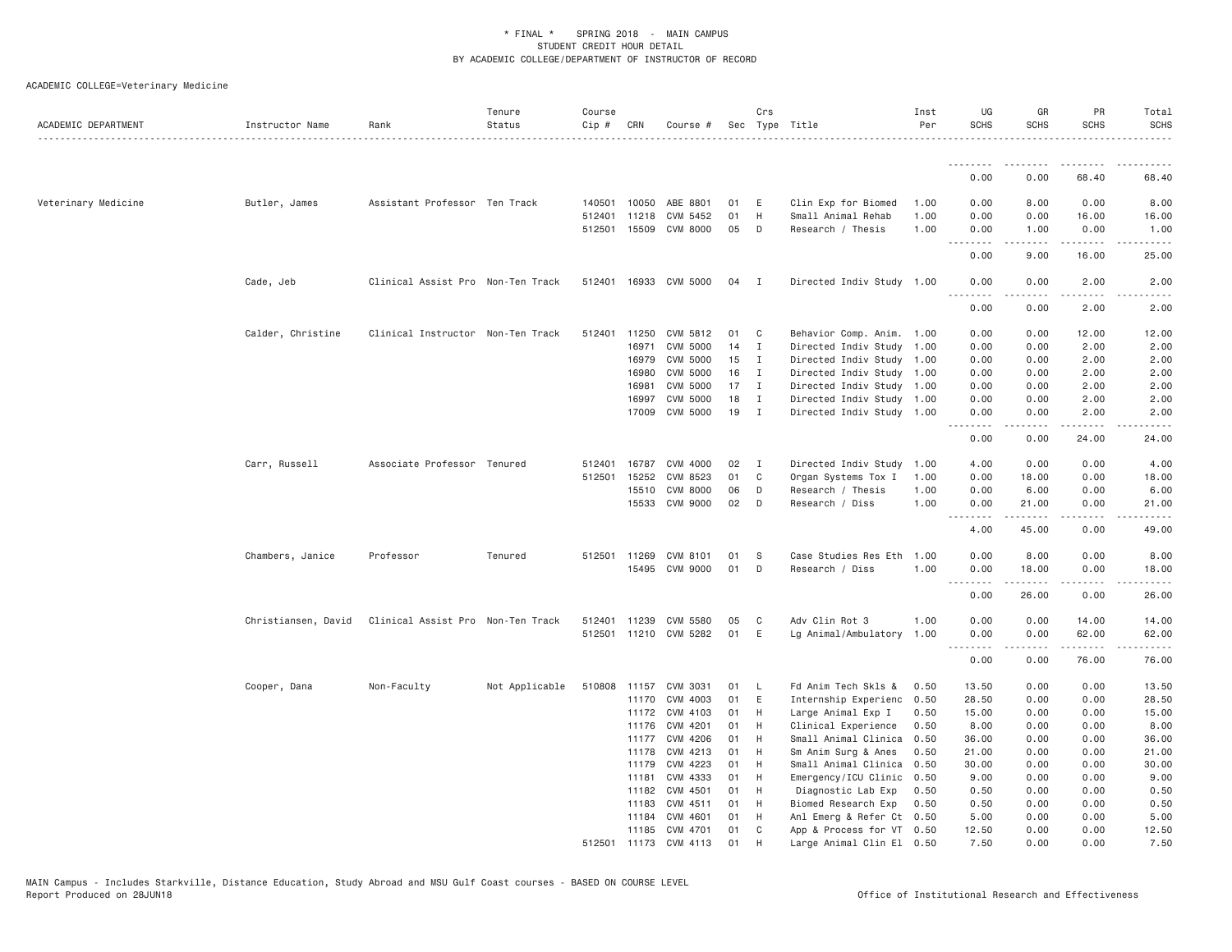\* FINAL \* SPRING 2018 - MAIN CAMPUS
STUDENT CREDIT HOUR DETAIL
BY ACADEMIC COLLEGE/DEPARTMENT OF INSTRUCTOR OF RECORD

ACADEMIC COLLEGE=Veterinary Medicine

| ACADEMIC DEPARTMENT | Instructor Name | Rank | Tenure Status | Course Cip # | CRN | Course # | Sec | Crs Type | Title | Inst Per | UG SCHS | GR SCHS | PR SCHS | Total SCHS |
|---|---|---|---|---|---|---|---|---|---|---|---|---|---|---|
| | | | | | | | | | | | 0.00 | 0.00 | 68.40 | 68.40 |
| Veterinary Medicine | Butler, James | Assistant Professor | Ten Track | 140501 | 10050 | ABE 8801 | 01 | E | Clin Exp for Biomed | 1.00 | 0.00 | 8.00 | 0.00 | 8.00 |
| | | | | 512401 | 11218 | CVM 5452 | 01 | H | Small Animal Rehab | 1.00 | 0.00 | 0.00 | 16.00 | 16.00 |
| | | | | 512501 | 15509 | CVM 8000 | 05 | D | Research / Thesis | 1.00 | 0.00 | 1.00 | 0.00 | 1.00 |
| | | | | | | | | | | | 0.00 | 9.00 | 16.00 | 25.00 |
| | Cade, Jeb | Clinical Assist Pro | Non-Ten Track | 512401 | 16933 | CVM 5000 | 04 | I | Directed Indiv Study | 1.00 | 0.00 | 0.00 | 2.00 | 2.00 |
| | | | | | | | | | | | 0.00 | 0.00 | 2.00 | 2.00 |
| | Calder, Christine | Clinical Instructor | Non-Ten Track | 512401 | 11250 | CVM 5812 | 01 | C | Behavior Comp. Anim. | 1.00 | 0.00 | 0.00 | 12.00 | 12.00 |
| | | | | | 16971 | CVM 5000 | 14 | I | Directed Indiv Study | 1.00 | 0.00 | 0.00 | 2.00 | 2.00 |
| | | | | | 16979 | CVM 5000 | 15 | I | Directed Indiv Study | 1.00 | 0.00 | 0.00 | 2.00 | 2.00 |
| | | | | | 16980 | CVM 5000 | 16 | I | Directed Indiv Study | 1.00 | 0.00 | 0.00 | 2.00 | 2.00 |
| | | | | | 16981 | CVM 5000 | 17 | I | Directed Indiv Study | 1.00 | 0.00 | 0.00 | 2.00 | 2.00 |
| | | | | | 16997 | CVM 5000 | 18 | I | Directed Indiv Study | 1.00 | 0.00 | 0.00 | 2.00 | 2.00 |
| | | | | | 17009 | CVM 5000 | 19 | I | Directed Indiv Study | 1.00 | 0.00 | 0.00 | 2.00 | 2.00 |
| | | | | | | | | | | | 0.00 | 0.00 | 24.00 | 24.00 |
| | Carr, Russell | Associate Professor | Tenured | 512401 | 16787 | CVM 4000 | 02 | I | Directed Indiv Study | 1.00 | 4.00 | 0.00 | 0.00 | 4.00 |
| | | | | 512501 | 15252 | CVM 8523 | 01 | C | Organ Systems Tox I | 1.00 | 0.00 | 18.00 | 0.00 | 18.00 |
| | | | | | 15510 | CVM 8000 | 06 | D | Research / Thesis | 1.00 | 0.00 | 6.00 | 0.00 | 6.00 |
| | | | | | 15533 | CVM 9000 | 02 | D | Research / Diss | 1.00 | 0.00 | 21.00 | 0.00 | 21.00 |
| | | | | | | | | | | | 4.00 | 45.00 | 0.00 | 49.00 |
| | Chambers, Janice | Professor | Tenured | 512501 | 11269 | CVM 8101 | 01 | S | Case Studies Res Eth | 1.00 | 0.00 | 8.00 | 0.00 | 8.00 |
| | | | | | 15495 | CVM 9000 | 01 | D | Research / Diss | 1.00 | 0.00 | 18.00 | 0.00 | 18.00 |
| | | | | | | | | | | | 0.00 | 26.00 | 0.00 | 26.00 |
| | Christiansen, David | Clinical Assist Pro | Non-Ten Track | 512401 | 11239 | CVM 5580 | 05 | C | Adv Clin Rot 3 | 1.00 | 0.00 | 0.00 | 14.00 | 14.00 |
| | | | | 512501 | 11210 | CVM 5282 | 01 | E | Lg Animal/Ambulatory | 1.00 | 0.00 | 0.00 | 62.00 | 62.00 |
| | | | | | | | | | | | 0.00 | 0.00 | 76.00 | 76.00 |
| | Cooper, Dana | Non-Faculty | Not Applicable | 510808 | 11157 | CVM 3031 | 01 | L | Fd Anim Tech Skls & | 0.50 | 13.50 | 0.00 | 0.00 | 13.50 |
| | | | | | 11170 | CVM 4003 | 01 | E | Internship Experienc | 0.50 | 28.50 | 0.00 | 0.00 | 28.50 |
| | | | | | 11172 | CVM 4103 | 01 | H | Large Animal Exp I | 0.50 | 15.00 | 0.00 | 0.00 | 15.00 |
| | | | | | 11176 | CVM 4201 | 01 | H | Clinical Experience | 0.50 | 8.00 | 0.00 | 0.00 | 8.00 |
| | | | | | 11177 | CVM 4206 | 01 | H | Small Animal Clinica | 0.50 | 36.00 | 0.00 | 0.00 | 36.00 |
| | | | | | 11178 | CVM 4213 | 01 | H | Sm Anim Surg & Anes | 0.50 | 21.00 | 0.00 | 0.00 | 21.00 |
| | | | | | 11179 | CVM 4223 | 01 | H | Small Animal Clinica | 0.50 | 30.00 | 0.00 | 0.00 | 30.00 |
| | | | | | 11181 | CVM 4333 | 01 | H | Emergency/ICU Clinic | 0.50 | 9.00 | 0.00 | 0.00 | 9.00 |
| | | | | | 11182 | CVM 4501 | 01 | H | Diagnostic Lab Exp | 0.50 | 0.50 | 0.00 | 0.00 | 0.50 |
| | | | | | 11183 | CVM 4511 | 01 | H | Biomed Research Exp | 0.50 | 0.50 | 0.00 | 0.00 | 0.50 |
| | | | | | 11184 | CVM 4601 | 01 | H | Anl Emerg & Refer Ct | 0.50 | 5.00 | 0.00 | 0.00 | 5.00 |
| | | | | | 11185 | CVM 4701 | 01 | C | App & Process for VT | 0.50 | 12.50 | 0.00 | 0.00 | 12.50 |
| | | | | 512501 | 11173 | CVM 4113 | 01 | H | Large Animal Clin El | 0.50 | 7.50 | 0.00 | 0.00 | 7.50 |

MAIN Campus - Includes Starkville, Distance Education, Study Abroad and MSU Gulf Coast courses - BASED ON COURSE LEVEL
Report Produced on 28JUN18 | Office of Institutional Research and Effectiveness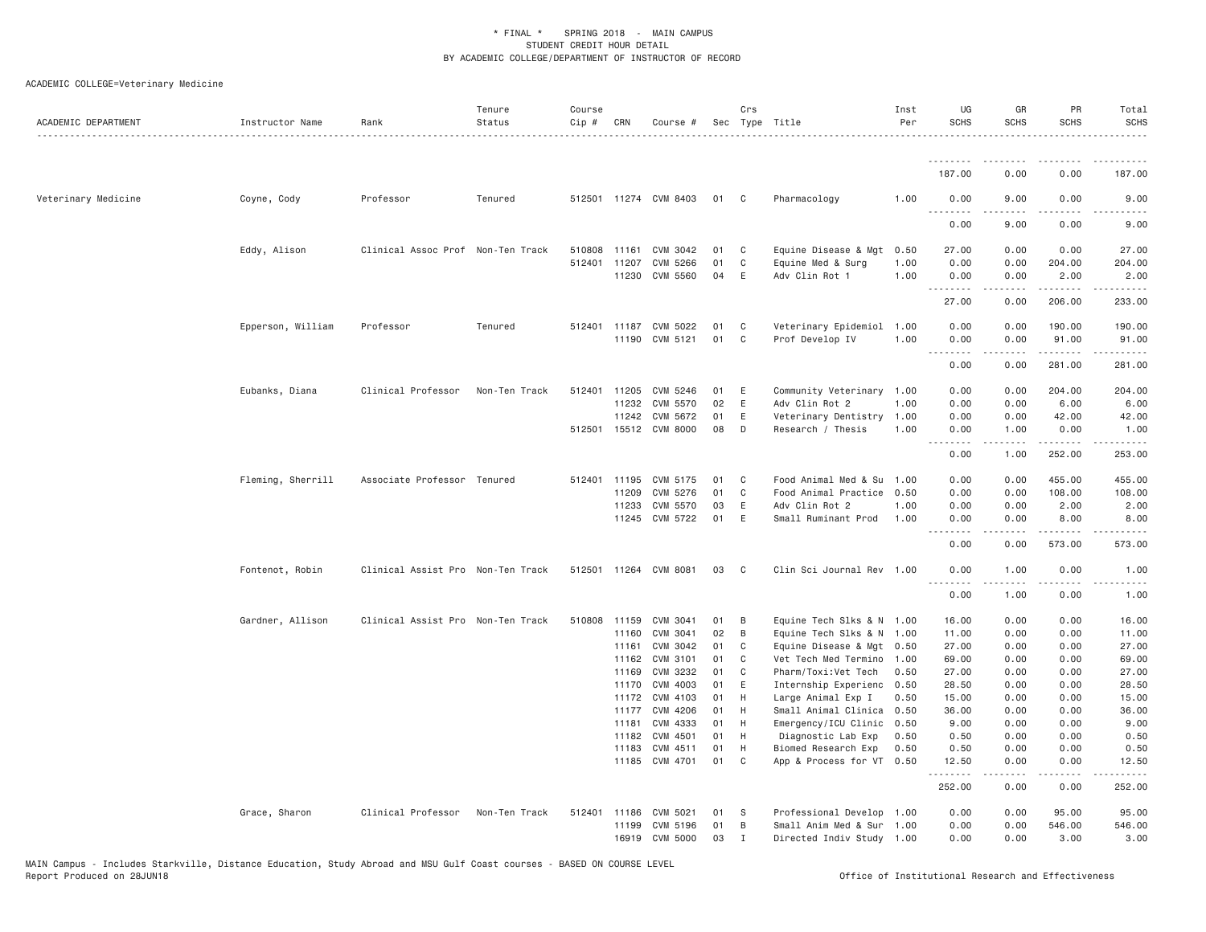# * FINAL * SPRING 2018 - MAIN CAMPUS
## STUDENT CREDIT HOUR DETAIL
## BY ACADEMIC COLLEGE/DEPARTMENT OF INSTRUCTOR OF RECORD

ACADEMIC COLLEGE=Veterinary Medicine

| ACADEMIC DEPARTMENT | Instructor Name | Rank | Tenure Status | Course Cip # | CRN | Course # | Sec | Crs Type | Title | Inst Per | UG SCHS | GR SCHS | PR SCHS | Total SCHS |
|---|---|---|---|---|---|---|---|---|---|---|---|---|---|---|
| | | | | | | | | | | | 187.00 | 0.00 | 0.00 | 187.00 |
| Veterinary Medicine | Coyne, Cody | Professor | Tenured | 512501 | 11274 | CVM 8403 | 01 | C | Pharmacology | 1.00 | 0.00 | 9.00 | 0.00 | 9.00 |
| | | | | | | | | | | | 0.00 | 9.00 | 0.00 | 9.00 |
| | Eddy, Alison | Clinical Assoc Prof | Non-Ten Track | 510808 | 11161 | CVM 3042 | 01 | C | Equine Disease & Mgt | 0.50 | 27.00 | 0.00 | 0.00 | 27.00 |
| | | | | 512401 | 11207 | CVM 5266 | 01 | C | Equine Med & Surg | 1.00 | 0.00 | 0.00 | 204.00 | 204.00 |
| | | | | | 11230 | CVM 5560 | 04 | E | Adv Clin Rot 1 | 1.00 | 0.00 | 0.00 | 2.00 | 2.00 |
| | | | | | | | | | | | 27.00 | 0.00 | 206.00 | 233.00 |
| | Epperson, William | Professor | Tenured | 512401 | 11187 | CVM 5022 | 01 | C | Veterinary Epidemiol | 1.00 | 0.00 | 0.00 | 190.00 | 190.00 |
| | | | | | 11190 | CVM 5121 | 01 | C | Prof Develop IV | 1.00 | 0.00 | 0.00 | 91.00 | 91.00 |
| | | | | | | | | | | | 0.00 | 0.00 | 281.00 | 281.00 |
| | Eubanks, Diana | Clinical Professor | Non-Ten Track | 512401 | 11205 | CVM 5246 | 01 | E | Community Veterinary | 1.00 | 0.00 | 0.00 | 204.00 | 204.00 |
| | | | | | 11232 | CVM 5570 | 02 | E | Adv Clin Rot 2 | 1.00 | 0.00 | 0.00 | 6.00 | 6.00 |
| | | | | | 11242 | CVM 5672 | 01 | E | Veterinary Dentistry | 1.00 | 0.00 | 0.00 | 42.00 | 42.00 |
| | | | | 512501 | 15512 | CVM 8000 | 08 | D | Research / Thesis | 1.00 | 0.00 | 1.00 | 0.00 | 1.00 |
| | | | | | | | | | | | 0.00 | 1.00 | 252.00 | 253.00 |
| | Fleming, Sherrill | Associate Professor | Tenured | 512401 | 11195 | CVM 5175 | 01 | C | Food Animal Med & Su | 1.00 | 0.00 | 0.00 | 455.00 | 455.00 |
| | | | | | 11209 | CVM 5276 | 01 | C | Food Animal Practice | 0.50 | 0.00 | 0.00 | 108.00 | 108.00 |
| | | | | | 11233 | CVM 5570 | 03 | E | Adv Clin Rot 2 | 1.00 | 0.00 | 0.00 | 2.00 | 2.00 |
| | | | | | 11245 | CVM 5722 | 01 | E | Small Ruminant Prod | 1.00 | 0.00 | 0.00 | 8.00 | 8.00 |
| | | | | | | | | | | | 0.00 | 0.00 | 573.00 | 573.00 |
| | Fontenot, Robin | Clinical Assist Pro | Non-Ten Track | 512501 | 11264 | CVM 8081 | 03 | C | Clin Sci Journal Rev | 1.00 | 0.00 | 1.00 | 0.00 | 1.00 |
| | | | | | | | | | | | 0.00 | 1.00 | 0.00 | 1.00 |
| | Gardner, Allison | Clinical Assist Pro | Non-Ten Track | 510808 | 11159 | CVM 3041 | 01 | B | Equine Tech Slks & N | 1.00 | 16.00 | 0.00 | 0.00 | 16.00 |
| | | | | | 11160 | CVM 3041 | 02 | B | Equine Tech Slks & N | 1.00 | 11.00 | 0.00 | 0.00 | 11.00 |
| | | | | | 11161 | CVM 3042 | 01 | C | Equine Disease & Mgt | 0.50 | 27.00 | 0.00 | 0.00 | 27.00 |
| | | | | | 11162 | CVM 3101 | 01 | C | Vet Tech Med Termino | 1.00 | 69.00 | 0.00 | 0.00 | 69.00 |
| | | | | | 11169 | CVM 3232 | 01 | C | Pharm/Toxi:Vet Tech | 0.50 | 27.00 | 0.00 | 0.00 | 27.00 |
| | | | | | 11170 | CVM 4003 | 01 | E | Internship Experienc | 0.50 | 28.50 | 0.00 | 0.00 | 28.50 |
| | | | | | 11172 | CVM 4103 | 01 | H | Large Animal Exp I | 0.50 | 15.00 | 0.00 | 0.00 | 15.00 |
| | | | | | 11177 | CVM 4206 | 01 | H | Small Animal Clinica | 0.50 | 36.00 | 0.00 | 0.00 | 36.00 |
| | | | | | 11181 | CVM 4333 | 01 | H | Emergency/ICU Clinic | 0.50 | 9.00 | 0.00 | 0.00 | 9.00 |
| | | | | | 11182 | CVM 4501 | 01 | H | Diagnostic Lab Exp | 0.50 | 0.50 | 0.00 | 0.00 | 0.50 |
| | | | | | 11183 | CVM 4511 | 01 | H | Biomed Research Exp | 0.50 | 0.50 | 0.00 | 0.00 | 0.50 |
| | | | | | 11185 | CVM 4701 | 01 | C | App & Process for VT | 0.50 | 12.50 | 0.00 | 0.00 | 12.50 |
| | | | | | | | | | | | 252.00 | 0.00 | 0.00 | 252.00 |
| | Grace, Sharon | Clinical Professor | Non-Ten Track | 512401 | 11186 | CVM 5021 | 01 | S | Professional Develop | 1.00 | 0.00 | 0.00 | 95.00 | 95.00 |
| | | | | | 11199 | CVM 5196 | 01 | B | Small Anim Med & Sur | 1.00 | 0.00 | 0.00 | 546.00 | 546.00 |
| | | | | | 16919 | CVM 5000 | 03 | I | Directed Indiv Study | 1.00 | 0.00 | 0.00 | 3.00 | 3.00 |

MAIN Campus - Includes Starkville, Distance Education, Study Abroad and MSU Gulf Coast courses - BASED ON COURSE LEVEL
Report Produced on 28JUN18

Office of Institutional Research and Effectiveness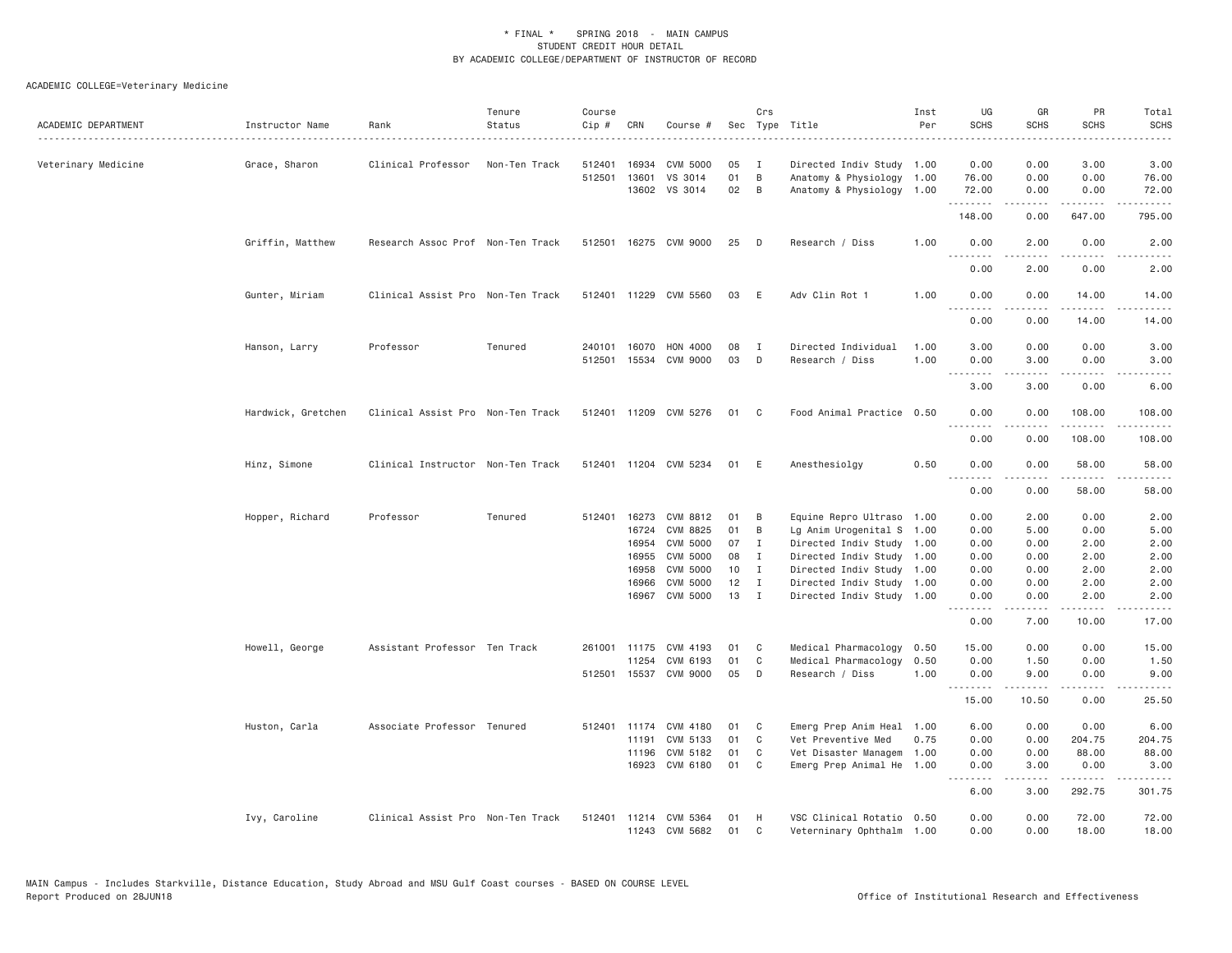\* FINAL \* SPRING 2018 - MAIN CAMPUS
STUDENT CREDIT HOUR DETAIL
BY ACADEMIC COLLEGE/DEPARTMENT OF INSTRUCTOR OF RECORD

ACADEMIC COLLEGE=Veterinary Medicine

| ACADEMIC DEPARTMENT | Instructor Name | Rank | Tenure Status | Course Cip # | CRN | Course # | Sec | Crs Type | Title | Inst Per | UG SCHS | GR SCHS | PR SCHS | Total SCHS |
|---|---|---|---|---|---|---|---|---|---|---|---|---|---|---|
| Veterinary Medicine | Grace, Sharon | Clinical Professor | Non-Ten Track | 512401 | 16934 | CVM 5000 | 05 | I | Directed Indiv Study | 1.00 | 0.00 | 0.00 | 3.00 | 3.00 |
| | | | | 512501 | 13601 | VS 3014 | 01 | B | Anatomy & Physiology | 1.00 | 76.00 | 0.00 | 0.00 | 76.00 |
| | | | | | 13602 | VS 3014 | 02 | B | Anatomy & Physiology | 1.00 | 72.00 | 0.00 | 0.00 | 72.00 |
| | | | | | | | | | | | 148.00 | 0.00 | 647.00 | 795.00 |
| | Griffin, Matthew | Research Assoc Prof | Non-Ten Track | 512501 | 16275 | CVM 9000 | 25 | D | Research / Diss | 1.00 | 0.00 | 2.00 | 0.00 | 2.00 |
| | | | | | | | | | | | 0.00 | 2.00 | 0.00 | 2.00 |
| | Gunter, Miriam | Clinical Assist Pro | Non-Ten Track | 512401 | 11229 | CVM 5560 | 03 | E | Adv Clin Rot 1 | 1.00 | 0.00 | 0.00 | 14.00 | 14.00 |
| | | | | | | | | | | | 0.00 | 0.00 | 14.00 | 14.00 |
| | Hanson, Larry | Professor | Tenured | 240101 | 16070 | HON 4000 | 08 | I | Directed Individual | 1.00 | 3.00 | 0.00 | 0.00 | 3.00 |
| | | | | 512501 | 15534 | CVM 9000 | 03 | D | Research / Diss | 1.00 | 0.00 | 3.00 | 0.00 | 3.00 |
| | | | | | | | | | | | 3.00 | 3.00 | 0.00 | 6.00 |
| | Hardwick, Gretchen | Clinical Assist Pro | Non-Ten Track | 512401 | 11209 | CVM 5276 | 01 | C | Food Animal Practice | 0.50 | 0.00 | 0.00 | 108.00 | 108.00 |
| | | | | | | | | | | | 0.00 | 0.00 | 108.00 | 108.00 |
| | Hinz, Simone | Clinical Instructor | Non-Ten Track | 512401 | 11204 | CVM 5234 | 01 | E | Anesthesiolgy | 0.50 | 0.00 | 0.00 | 58.00 | 58.00 |
| | | | | | | | | | | | 0.00 | 0.00 | 58.00 | 58.00 |
| | Hopper, Richard | Professor | Tenured | 512401 | 16273 | CVM 8812 | 01 | B | Equine Repro Ultraso | 1.00 | 0.00 | 2.00 | 0.00 | 2.00 |
| | | | | | 16724 | CVM 8825 | 01 | B | Lg Anim Urogenital S | 1.00 | 0.00 | 5.00 | 0.00 | 5.00 |
| | | | | | 16954 | CVM 5000 | 07 | I | Directed Indiv Study | 1.00 | 0.00 | 0.00 | 2.00 | 2.00 |
| | | | | | 16955 | CVM 5000 | 08 | I | Directed Indiv Study | 1.00 | 0.00 | 0.00 | 2.00 | 2.00 |
| | | | | | 16958 | CVM 5000 | 10 | I | Directed Indiv Study | 1.00 | 0.00 | 0.00 | 2.00 | 2.00 |
| | | | | | 16966 | CVM 5000 | 12 | I | Directed Indiv Study | 1.00 | 0.00 | 0.00 | 2.00 | 2.00 |
| | | | | | 16967 | CVM 5000 | 13 | I | Directed Indiv Study | 1.00 | 0.00 | 0.00 | 2.00 | 2.00 |
| | | | | | | | | | | | 0.00 | 7.00 | 10.00 | 17.00 |
| | Howell, George | Assistant Professor | Ten Track | 261001 | 11175 | CVM 4193 | 01 | C | Medical Pharmacology | 0.50 | 15.00 | 0.00 | 0.00 | 15.00 |
| | | | | | 11254 | CVM 6193 | 01 | C | Medical Pharmacology | 0.50 | 0.00 | 1.50 | 0.00 | 1.50 |
| | | | | 512501 | 15537 | CVM 9000 | 05 | D | Research / Diss | 1.00 | 0.00 | 9.00 | 0.00 | 9.00 |
| | | | | | | | | | | | 15.00 | 10.50 | 0.00 | 25.50 |
| | Huston, Carla | Associate Professor | Tenured | 512401 | 11174 | CVM 4180 | 01 | C | Emerg Prep Anim Heal | 1.00 | 6.00 | 0.00 | 0.00 | 6.00 |
| | | | | | 11191 | CVM 5133 | 01 | C | Vet Preventive Med | 0.75 | 0.00 | 0.00 | 204.75 | 204.75 |
| | | | | | 11196 | CVM 5182 | 01 | C | Vet Disaster Managem | 1.00 | 0.00 | 0.00 | 88.00 | 88.00 |
| | | | | | 16923 | CVM 6180 | 01 | C | Emerg Prep Animal He | 1.00 | 0.00 | 3.00 | 0.00 | 3.00 |
| | | | | | | | | | | | 6.00 | 3.00 | 292.75 | 301.75 |
| | Ivy, Caroline | Clinical Assist Pro | Non-Ten Track | 512401 | 11214 | CVM 5364 | 01 | H | VSC Clinical Rotatio | 0.50 | 0.00 | 0.00 | 72.00 | 72.00 |
| | | | | | 11243 | CVM 5682 | 01 | C | Veterninary Ophthalm | 1.00 | 0.00 | 0.00 | 18.00 | 18.00 |

MAIN Campus - Includes Starkville, Distance Education, Study Abroad and MSU Gulf Coast courses - BASED ON COURSE LEVEL
Report Produced on 28JUN18 Office of Institutional Research and Effectiveness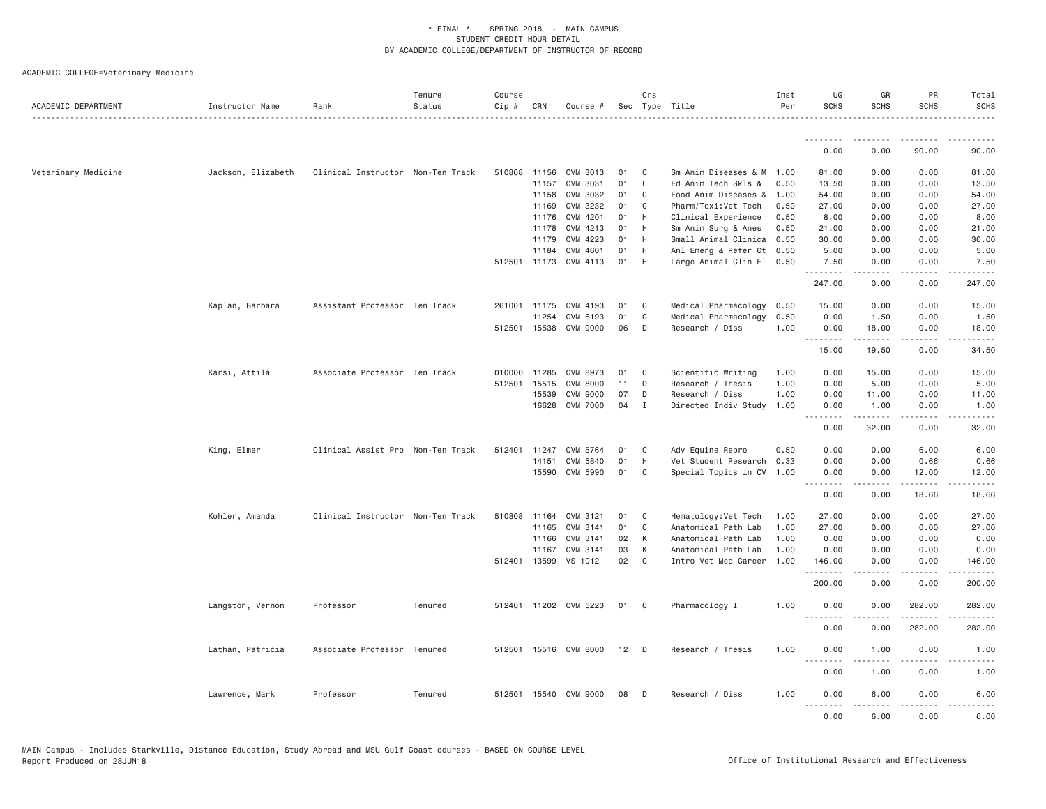* FINAL * SPRING 2018 - MAIN CAMPUS
STUDENT CREDIT HOUR DETAIL
BY ACADEMIC COLLEGE/DEPARTMENT OF INSTRUCTOR OF RECORD

ACADEMIC COLLEGE=Veterinary Medicine

| ACADEMIC DEPARTMENT | Instructor Name | Rank | Tenure Status | Course Cip # | CRN | Course # | Sec | Crs Type | Title | Inst Per | UG SCHS | GR SCHS | PR SCHS | Total SCHS |
|---|---|---|---|---|---|---|---|---|---|---|---|---|---|---|
| | | | | | | | | | | | 0.00 | 0.00 | 90.00 | 90.00 |
| Veterinary Medicine | Jackson, Elizabeth | Clinical Instructor | Non-Ten Track | 510808 | 11156 | CVM 3013 | 01 | C | Sm Anim Diseases & M | 1.00 | 81.00 | 0.00 | 0.00 | 81.00 |
| | | | | | 11157 | CVM 3031 | 01 | L | Fd Anim Tech Skls & | 0.50 | 13.50 | 0.00 | 0.00 | 13.50 |
| | | | | | 11158 | CVM 3032 | 01 | C | Food Anim Diseases & | 1.00 | 54.00 | 0.00 | 0.00 | 54.00 |
| | | | | | 11169 | CVM 3232 | 01 | C | Pharm/Toxi:Vet Tech | 0.50 | 27.00 | 0.00 | 0.00 | 27.00 |
| | | | | | 11176 | CVM 4201 | 01 | H | Clinical Experience | 0.50 | 8.00 | 0.00 | 0.00 | 8.00 |
| | | | | | 11178 | CVM 4213 | 01 | H | Sm Anim Surg & Anes | 0.50 | 21.00 | 0.00 | 0.00 | 21.00 |
| | | | | | 11179 | CVM 4223 | 01 | H | Small Animal Clinica | 0.50 | 30.00 | 0.00 | 0.00 | 30.00 |
| | | | | | 11184 | CVM 4601 | 01 | H | Anl Emerg & Refer Ct | 0.50 | 5.00 | 0.00 | 0.00 | 5.00 |
| | | | | 512501 | 11173 | CVM 4113 | 01 | H | Large Animal Clin El | 0.50 | 7.50 | 0.00 | 0.00 | 7.50 |
| | | | | | | | | | | | 247.00 | 0.00 | 0.00 | 247.00 |
| | Kaplan, Barbara | Assistant Professor | Ten Track | 261001 | 11175 | CVM 4193 | 01 | C | Medical Pharmacology | 0.50 | 15.00 | 0.00 | 0.00 | 15.00 |
| | | | | | 11254 | CVM 6193 | 01 | C | Medical Pharmacology | 0.50 | 0.00 | 1.50 | 0.00 | 1.50 |
| | | | | 512501 | 15538 | CVM 9000 | 06 | D | Research / Diss | 1.00 | 0.00 | 18.00 | 0.00 | 18.00 |
| | | | | | | | | | | | 15.00 | 19.50 | 0.00 | 34.50 |
| | Karsi, Attila | Associate Professor | Ten Track | 010000 | 11285 | CVM 8973 | 01 | C | Scientific Writing | 1.00 | 0.00 | 15.00 | 0.00 | 15.00 |
| | | | | 512501 | 15515 | CVM 8000 | 11 | D | Research / Thesis | 1.00 | 0.00 | 5.00 | 0.00 | 5.00 |
| | | | | | 15539 | CVM 9000 | 07 | D | Research / Diss | 1.00 | 0.00 | 11.00 | 0.00 | 11.00 |
| | | | | | 16628 | CVM 7000 | 04 | I | Directed Indiv Study | 1.00 | 0.00 | 1.00 | 0.00 | 1.00 |
| | | | | | | | | | | | 0.00 | 32.00 | 0.00 | 32.00 |
| | King, Elmer | Clinical Assist Pro | Non-Ten Track | 512401 | 11247 | CVM 5764 | 01 | C | Adv Equine Repro | 0.50 | 0.00 | 0.00 | 6.00 | 6.00 |
| | | | | | 14151 | CVM 5840 | 01 | H | Vet Student Research | 0.33 | 0.00 | 0.00 | 0.66 | 0.66 |
| | | | | | 15590 | CVM 5990 | 01 | C | Special Topics in CV | 1.00 | 0.00 | 0.00 | 12.00 | 12.00 |
| | | | | | | | | | | | 0.00 | 0.00 | 18.66 | 18.66 |
| | Kohler, Amanda | Clinical Instructor | Non-Ten Track | 510808 | 11164 | CVM 3121 | 01 | C | Hematology:Vet Tech | 1.00 | 27.00 | 0.00 | 0.00 | 27.00 |
| | | | | | 11165 | CVM 3141 | 01 | C | Anatomical Path Lab | 1.00 | 27.00 | 0.00 | 0.00 | 27.00 |
| | | | | | 11166 | CVM 3141 | 02 | K | Anatomical Path Lab | 1.00 | 0.00 | 0.00 | 0.00 | 0.00 |
| | | | | | 11167 | CVM 3141 | 03 | K | Anatomical Path Lab | 1.00 | 0.00 | 0.00 | 0.00 | 0.00 |
| | | | | 512401 | 13599 | VS 1012 | 02 | C | Intro Vet Med Career | 1.00 | 146.00 | 0.00 | 0.00 | 146.00 |
| | | | | | | | | | | | 200.00 | 0.00 | 0.00 | 200.00 |
| | Langston, Vernon | Professor | Tenured | 512401 | 11202 | CVM 5223 | 01 | C | Pharmacology I | 1.00 | 0.00 | 0.00 | 282.00 | 282.00 |
| | | | | | | | | | | | 0.00 | 0.00 | 282.00 | 282.00 |
| | Lathan, Patricia | Associate Professor | Tenured | 512501 | 15516 | CVM 8000 | 12 | D | Research / Thesis | 1.00 | 0.00 | 1.00 | 0.00 | 1.00 |
| | | | | | | | | | | | 0.00 | 1.00 | 0.00 | 1.00 |
| | Lawrence, Mark | Professor | Tenured | 512501 | 15540 | CVM 9000 | 08 | D | Research / Diss | 1.00 | 0.00 | 6.00 | 0.00 | 6.00 |
| | | | | | | | | | | | 0.00 | 6.00 | 0.00 | 6.00 |

MAIN Campus - Includes Starkville, Distance Education, Study Abroad and MSU Gulf Coast courses - BASED ON COURSE LEVEL
Report Produced on 28JUN18 Office of Institutional Research and Effectiveness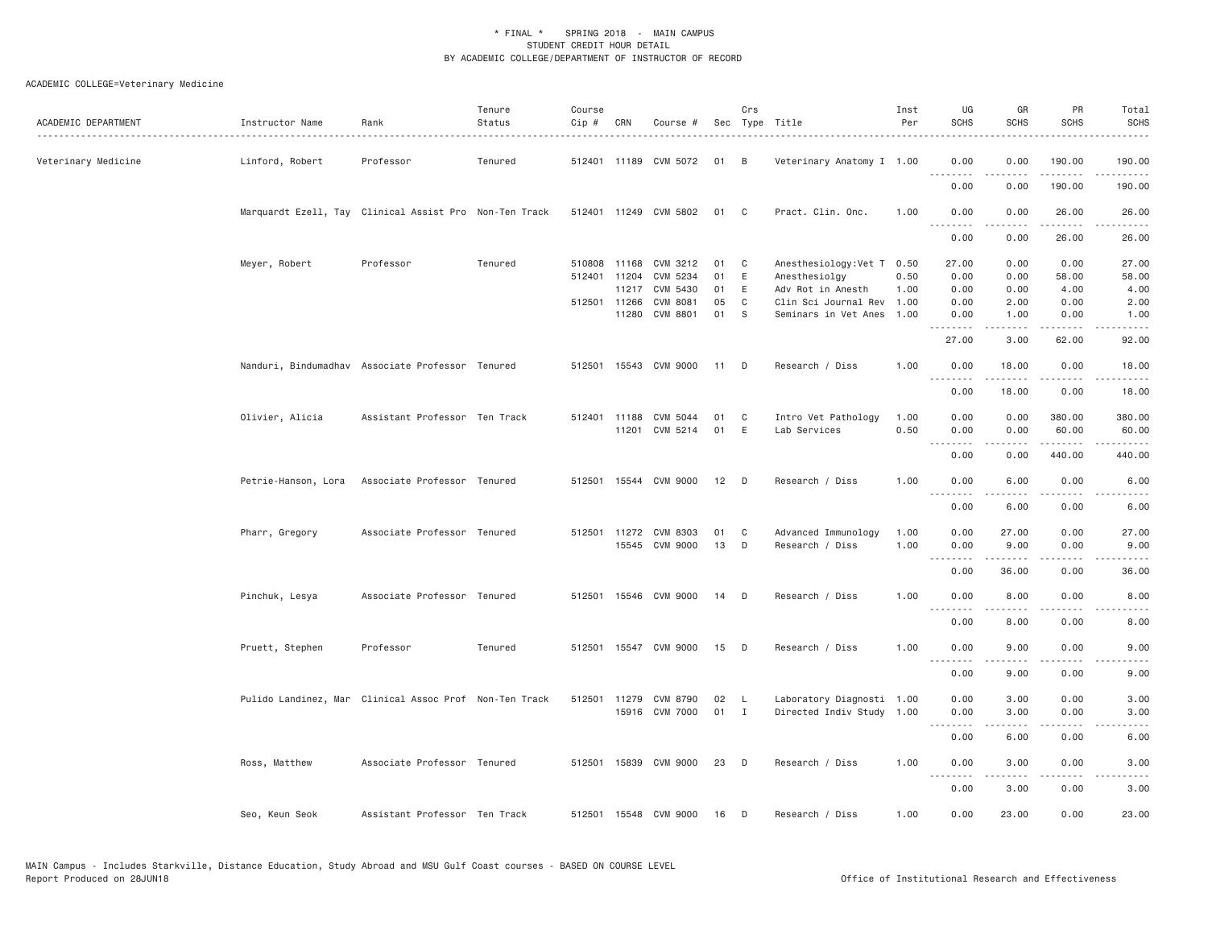\* FINAL \* SPRING 2018 - MAIN CAMPUS
STUDENT CREDIT HOUR DETAIL
BY ACADEMIC COLLEGE/DEPARTMENT OF INSTRUCTOR OF RECORD

ACADEMIC COLLEGE=Veterinary Medicine

| ACADEMIC DEPARTMENT | Instructor Name | Rank | Tenure Status | Course Cip # | CRN | Course # | Sec | Crs Type | Title | Inst Per | UG SCHS | GR SCHS | PR SCHS | Total SCHS |
|---|---|---|---|---|---|---|---|---|---|---|---|---|---|---|
| Veterinary Medicine | Linford, Robert | Professor | Tenured | 512401 | 11189 | CVM 5072 | 01 | B | Veterinary Anatomy I | 1.00 | 0.00 | 0.00 | 190.00 | 190.00 |
| | | | | | | | | | | | 0.00 | 0.00 | 190.00 | 190.00 |
| | Marquardt Ezell, Tay | Clinical Assist Pro | Non-Ten Track | 512401 | 11249 | CVM 5802 | 01 | C | Pract. Clin. Onc. | 1.00 | 0.00 | 0.00 | 26.00 | 26.00 |
| | | | | | | | | | | | 0.00 | 0.00 | 26.00 | 26.00 |
| | Meyer, Robert | Professor | Tenured | 510808 | 11168 | CVM 3212 | 01 | C | Anesthesiology:Vet T | 0.50 | 27.00 | 0.00 | 0.00 | 27.00 |
| | | | | 512401 | 11204 | CVM 5234 | 01 | E | Anesthesiolgy | 0.50 | 0.00 | 0.00 | 58.00 | 58.00 |
| | | | | | 11217 | CVM 5430 | 01 | E | Adv Rot in Anesth | 1.00 | 0.00 | 0.00 | 4.00 | 4.00 |
| | | | | 512501 | 11266 | CVM 8081 | 05 | C | Clin Sci Journal Rev | 1.00 | 0.00 | 2.00 | 0.00 | 2.00 |
| | | | | | 11280 | CVM 8801 | 01 | S | Seminars in Vet Anes | 1.00 | 0.00 | 1.00 | 0.00 | 1.00 |
| | | | | | | | | | | | 27.00 | 3.00 | 62.00 | 92.00 |
| | Nanduri, Bindumadhav | Associate Professor | Tenured | 512501 | 15543 | CVM 9000 | 11 | D | Research / Diss | 1.00 | 0.00 | 18.00 | 0.00 | 18.00 |
| | | | | | | | | | | | 0.00 | 18.00 | 0.00 | 18.00 |
| | Olivier, Alicia | Assistant Professor | Ten Track | 512401 | 11188 | CVM 5044 | 01 | C | Intro Vet Pathology | 1.00 | 0.00 | 0.00 | 380.00 | 380.00 |
| | | | | | 11201 | CVM 5214 | 01 | E | Lab Services | 0.50 | 0.00 | 0.00 | 60.00 | 60.00 |
| | | | | | | | | | | | 0.00 | 0.00 | 440.00 | 440.00 |
| | Petrie-Hanson, Lora | Associate Professor | Tenured | 512501 | 15544 | CVM 9000 | 12 | D | Research / Diss | 1.00 | 0.00 | 6.00 | 0.00 | 6.00 |
| | | | | | | | | | | | 0.00 | 6.00 | 0.00 | 6.00 |
| | Pharr, Gregory | Associate Professor | Tenured | 512501 | 11272 | CVM 8303 | 01 | C | Advanced Immunology | 1.00 | 0.00 | 27.00 | 0.00 | 27.00 |
| | | | | | 15545 | CVM 9000 | 13 | D | Research / Diss | 1.00 | 0.00 | 9.00 | 0.00 | 9.00 |
| | | | | | | | | | | | 0.00 | 36.00 | 0.00 | 36.00 |
| | Pinchuk, Lesya | Associate Professor | Tenured | 512501 | 15546 | CVM 9000 | 14 | D | Research / Diss | 1.00 | 0.00 | 8.00 | 0.00 | 8.00 |
| | | | | | | | | | | | 0.00 | 8.00 | 0.00 | 8.00 |
| | Pruett, Stephen | Professor | Tenured | 512501 | 15547 | CVM 9000 | 15 | D | Research / Diss | 1.00 | 0.00 | 9.00 | 0.00 | 9.00 |
| | | | | | | | | | | | 0.00 | 9.00 | 0.00 | 9.00 |
| | Pulido Landinez, Mar | Clinical Assoc Prof | Non-Ten Track | 512501 | 11279 | CVM 8790 | 02 | L | Laboratory Diagnosti | 1.00 | 0.00 | 3.00 | 0.00 | 3.00 |
| | | | | | 15916 | CVM 7000 | 01 | I | Directed Indiv Study | 1.00 | 0.00 | 3.00 | 0.00 | 3.00 |
| | | | | | | | | | | | 0.00 | 6.00 | 0.00 | 6.00 |
| | Ross, Matthew | Associate Professor | Tenured | 512501 | 15839 | CVM 9000 | 23 | D | Research / Diss | 1.00 | 0.00 | 3.00 | 0.00 | 3.00 |
| | | | | | | | | | | | 0.00 | 3.00 | 0.00 | 3.00 |
| | Seo, Keun Seok | Assistant Professor | Ten Track | 512501 | 15548 | CVM 9000 | 16 | D | Research / Diss | 1.00 | 0.00 | 23.00 | 0.00 | 23.00 |

MAIN Campus - Includes Starkville, Distance Education, Study Abroad and MSU Gulf Coast courses - BASED ON COURSE LEVEL
Report Produced on 28JUN18 Office of Institutional Research and Effectiveness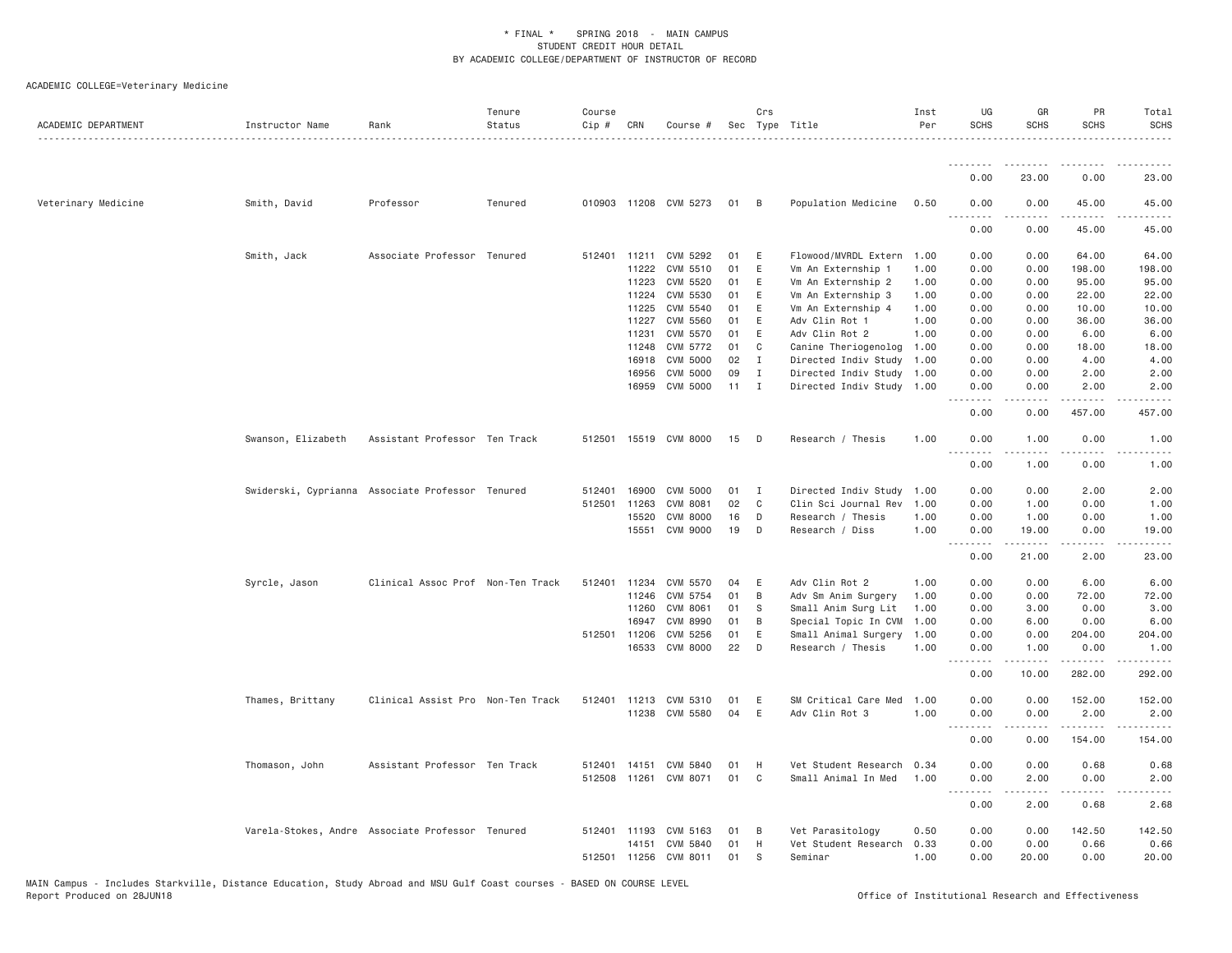ACADEMIC COLLEGE=Veterinary Medicine

| ACADEMIC DEPARTMENT | Instructor Name | Rank | Tenure Status | Course Cip # | CRN | Course # | Sec | Crs Type | Title | Inst Per | UG SCHS | GR SCHS | PR SCHS | Total SCHS |
|---|---|---|---|---|---|---|---|---|---|---|---|---|---|---|
| | | | | | | | | | | | 0.00 | 23.00 | 0.00 | 23.00 |
| Veterinary Medicine | Smith, David | Professor | Tenured | 010903 | 11208 | CVM 5273 | 01 | B | Population Medicine | 0.50 | 0.00 | 0.00 | 45.00 | 45.00 |
| | | | | | | | | | | | 0.00 | 0.00 | 45.00 | 45.00 |
| | Smith, Jack | Associate Professor | Tenured | 512401 | 11211 | CVM 5292 | 01 | E | Flowood/MVRDL Extern | 1.00 | 0.00 | 0.00 | 64.00 | 64.00 |
| | | | | | 11222 | CVM 5510 | 01 | E | Vm An Externship 1 | 1.00 | 0.00 | 0.00 | 198.00 | 198.00 |
| | | | | | 11223 | CVM 5520 | 01 | E | Vm An Externship 2 | 1.00 | 0.00 | 0.00 | 95.00 | 95.00 |
| | | | | | 11224 | CVM 5530 | 01 | E | Vm An Externship 3 | 1.00 | 0.00 | 0.00 | 22.00 | 22.00 |
| | | | | | 11225 | CVM 5540 | 01 | E | Vm An Externship 4 | 1.00 | 0.00 | 0.00 | 10.00 | 10.00 |
| | | | | | 11227 | CVM 5560 | 01 | E | Adv Clin Rot 1 | 1.00 | 0.00 | 0.00 | 36.00 | 36.00 |
| | | | | | 11231 | CVM 5570 | 01 | E | Adv Clin Rot 2 | 1.00 | 0.00 | 0.00 | 6.00 | 6.00 |
| | | | | | 11248 | CVM 5772 | 01 | C | Canine Theriogenolog | 1.00 | 0.00 | 0.00 | 18.00 | 18.00 |
| | | | | | 16918 | CVM 5000 | 02 | I | Directed Indiv Study | 1.00 | 0.00 | 0.00 | 4.00 | 4.00 |
| | | | | | 16956 | CVM 5000 | 09 | I | Directed Indiv Study | 1.00 | 0.00 | 0.00 | 2.00 | 2.00 |
| | | | | | 16959 | CVM 5000 | 11 | I | Directed Indiv Study | 1.00 | 0.00 | 0.00 | 2.00 | 2.00 |
| | | | | | | | | | | | 0.00 | 0.00 | 457.00 | 457.00 |
| | Swanson, Elizabeth | Assistant Professor | Ten Track | 512501 | 15519 | CVM 8000 | 15 | D | Research / Thesis | 1.00 | 0.00 | 1.00 | 0.00 | 1.00 |
| | | | | | | | | | | | 0.00 | 1.00 | 0.00 | 1.00 |
| | Swiderski, Cyprianna | Associate Professor | Tenured | 512401 | 16900 | CVM 5000 | 01 | I | Directed Indiv Study | 1.00 | 0.00 | 0.00 | 2.00 | 2.00 |
| | | | | 512501 | 11263 | CVM 8081 | 02 | C | Clin Sci Journal Rev | 1.00 | 0.00 | 1.00 | 0.00 | 1.00 |
| | | | | | 15520 | CVM 8000 | 16 | D | Research / Thesis | 1.00 | 0.00 | 1.00 | 0.00 | 1.00 |
| | | | | | 15551 | CVM 9000 | 19 | D | Research / Diss | 1.00 | 0.00 | 19.00 | 0.00 | 19.00 |
| | | | | | | | | | | | 0.00 | 21.00 | 2.00 | 23.00 |
| | Syrcle, Jason | Clinical Assoc Prof | Non-Ten Track | 512401 | 11234 | CVM 5570 | 04 | E | Adv Clin Rot 2 | 1.00 | 0.00 | 0.00 | 6.00 | 6.00 |
| | | | | | 11246 | CVM 5754 | 01 | B | Adv Sm Anim Surgery | 1.00 | 0.00 | 0.00 | 72.00 | 72.00 |
| | | | | | 11260 | CVM 8061 | 01 | S | Small Anim Surg Lit | 1.00 | 0.00 | 3.00 | 0.00 | 3.00 |
| | | | | | 16947 | CVM 8990 | 01 | B | Special Topic In CVM | 1.00 | 0.00 | 6.00 | 0.00 | 6.00 |
| | | | | 512501 | 11206 | CVM 5256 | 01 | E | Small Animal Surgery | 1.00 | 0.00 | 0.00 | 204.00 | 204.00 |
| | | | | | 16533 | CVM 8000 | 22 | D | Research / Thesis | 1.00 | 0.00 | 1.00 | 0.00 | 1.00 |
| | | | | | | | | | | | 0.00 | 10.00 | 282.00 | 292.00 |
| | Thames, Brittany | Clinical Assist Pro | Non-Ten Track | 512401 | 11213 | CVM 5310 | 01 | E | SM Critical Care Med | 1.00 | 0.00 | 0.00 | 152.00 | 152.00 |
| | | | | | 11238 | CVM 5580 | 04 | E | Adv Clin Rot 3 | 1.00 | 0.00 | 0.00 | 2.00 | 2.00 |
| | | | | | | | | | | | 0.00 | 0.00 | 154.00 | 154.00 |
| | Thomason, John | Assistant Professor | Ten Track | 512401 | 14151 | CVM 5840 | 01 | H | Vet Student Research | 0.34 | 0.00 | 0.00 | 0.68 | 0.68 |
| | | | | 512508 | 11261 | CVM 8071 | 01 | C | Small Animal In Med | 1.00 | 0.00 | 2.00 | 0.00 | 2.00 |
| | | | | | | | | | | | 0.00 | 2.00 | 0.68 | 2.68 |
| | Varela-Stokes, Andre | Associate Professor | Tenured | 512401 | 11193 | CVM 5163 | 01 | B | Vet Parasitology | 0.50 | 0.00 | 0.00 | 142.50 | 142.50 |
| | | | | | 14151 | CVM 5840 | 01 | H | Vet Student Research | 0.33 | 0.00 | 0.00 | 0.66 | 0.66 |
| | | | | 512501 | 11256 | CVM 8011 | 01 | S | Seminar | 1.00 | 0.00 | 20.00 | 0.00 | 20.00 |

MAIN Campus - Includes Starkville, Distance Education, Study Abroad and MSU Gulf Coast courses - BASED ON COURSE LEVEL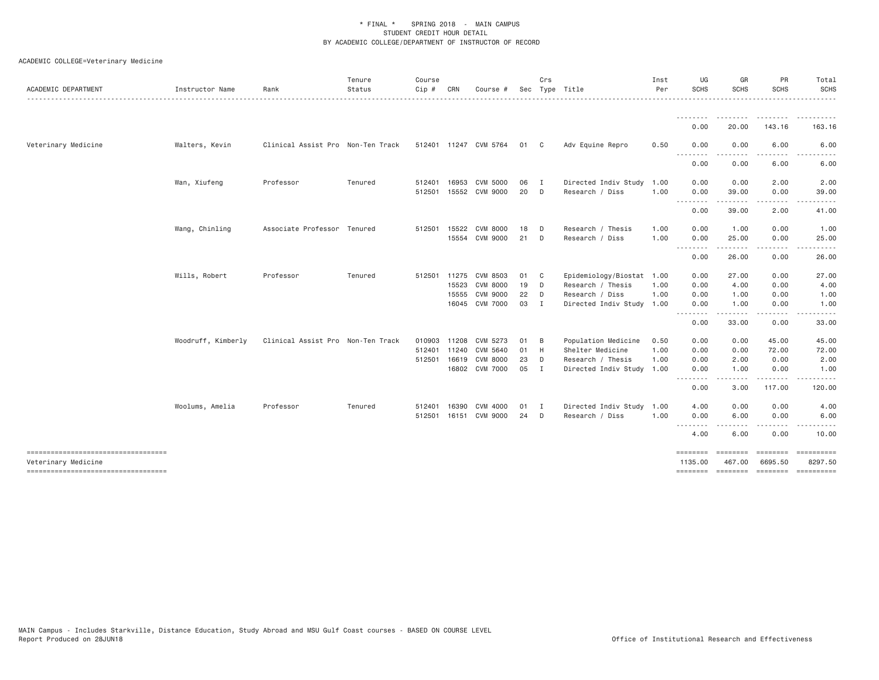\* FINAL \* SPRING 2018 - MAIN CAMPUS
STUDENT CREDIT HOUR DETAIL
BY ACADEMIC COLLEGE/DEPARTMENT OF INSTRUCTOR OF RECORD

ACADEMIC COLLEGE=Veterinary Medicine

| ACADEMIC DEPARTMENT | Instructor Name | Rank | Tenure Status | Course Cip # | CRN | Course # | Sec | Crs Type | Title | Inst Per | UG SCHS | GR SCHS | PR SCHS | Total SCHS |
|---|---|---|---|---|---|---|---|---|---|---|---|---|---|---|
| | | | | | | | | | | | 0.00 | 20.00 | 143.16 | 163.16 |
| Veterinary Medicine | Walters, Kevin | Clinical Assist Pro | Non-Ten Track | 512401 | 11247 | CVM 5764 | 01 | C | Adv Equine Repro | 0.50 | 0.00 | 0.00 | 6.00 | 6.00 |
| | | | | | | | | | | | 0.00 | 0.00 | 6.00 | 6.00 |
| | Wan, Xiufeng | Professor | Tenured | 512401 | 16953 | CVM 5000 | 06 | I | Directed Indiv Study | 1.00 | 0.00 | 0.00 | 2.00 | 2.00 |
| | | | | 512501 | 15552 | CVM 9000 | 20 | D | Research / Diss | 1.00 | 0.00 | 39.00 | 0.00 | 39.00 |
| | | | | | | | | | | | 0.00 | 39.00 | 2.00 | 41.00 |
| | Wang, Chinling | Associate Professor | Tenured | 512501 | 15522 | CVM 8000 | 18 | D | Research / Thesis | 1.00 | 0.00 | 1.00 | 0.00 | 1.00 |
| | | | | | 15554 | CVM 9000 | 21 | D | Research / Diss | 1.00 | 0.00 | 25.00 | 0.00 | 25.00 |
| | | | | | | | | | | | 0.00 | 26.00 | 0.00 | 26.00 |
| | Wills, Robert | Professor | Tenured | 512501 | 11275 | CVM 8503 | 01 | C | Epidemiology/Biostat | 1.00 | 0.00 | 27.00 | 0.00 | 27.00 |
| | | | | | 15523 | CVM 8000 | 19 | D | Research / Thesis | 1.00 | 0.00 | 4.00 | 0.00 | 4.00 |
| | | | | | 15555 | CVM 9000 | 22 | D | Research / Diss | 1.00 | 0.00 | 1.00 | 0.00 | 1.00 |
| | | | | | 16045 | CVM 7000 | 03 | I | Directed Indiv Study | 1.00 | 0.00 | 1.00 | 0.00 | 1.00 |
| | | | | | | | | | | | 0.00 | 33.00 | 0.00 | 33.00 |
| | Woodruff, Kimberly | Clinical Assist Pro | Non-Ten Track | 010903 | 11208 | CVM 5273 | 01 | B | Population Medicine | 0.50 | 0.00 | 0.00 | 45.00 | 45.00 |
| | | | | 512401 | 11240 | CVM 5640 | 01 | H | Shelter Medicine | 1.00 | 0.00 | 0.00 | 72.00 | 72.00 |
| | | | | 512501 | 16619 | CVM 8000 | 23 | D | Research / Thesis | 1.00 | 0.00 | 2.00 | 0.00 | 2.00 |
| | | | | | 16802 | CVM 7000 | 05 | I | Directed Indiv Study | 1.00 | 0.00 | 1.00 | 0.00 | 1.00 |
| | | | | | | | | | | | 0.00 | 3.00 | 117.00 | 120.00 |
| | Woolums, Amelia | Professor | Tenured | 512401 | 16390 | CVM 4000 | 01 | I | Directed Indiv Study | 1.00 | 4.00 | 0.00 | 0.00 | 4.00 |
| | | | | 512501 | 16151 | CVM 9000 | 24 | D | Research / Diss | 1.00 | 0.00 | 6.00 | 0.00 | 6.00 |
| | | | | | | | | | | | 4.00 | 6.00 | 0.00 | 10.00 |
| Veterinary Medicine | | | | | | | | | | | 1135.00 | 467.00 | 6695.50 | 8297.50 |

MAIN Campus - Includes Starkville, Distance Education, Study Abroad and MSU Gulf Coast courses - BASED ON COURSE LEVEL
Report Produced on 28JUN18

Office of Institutional Research and Effectiveness